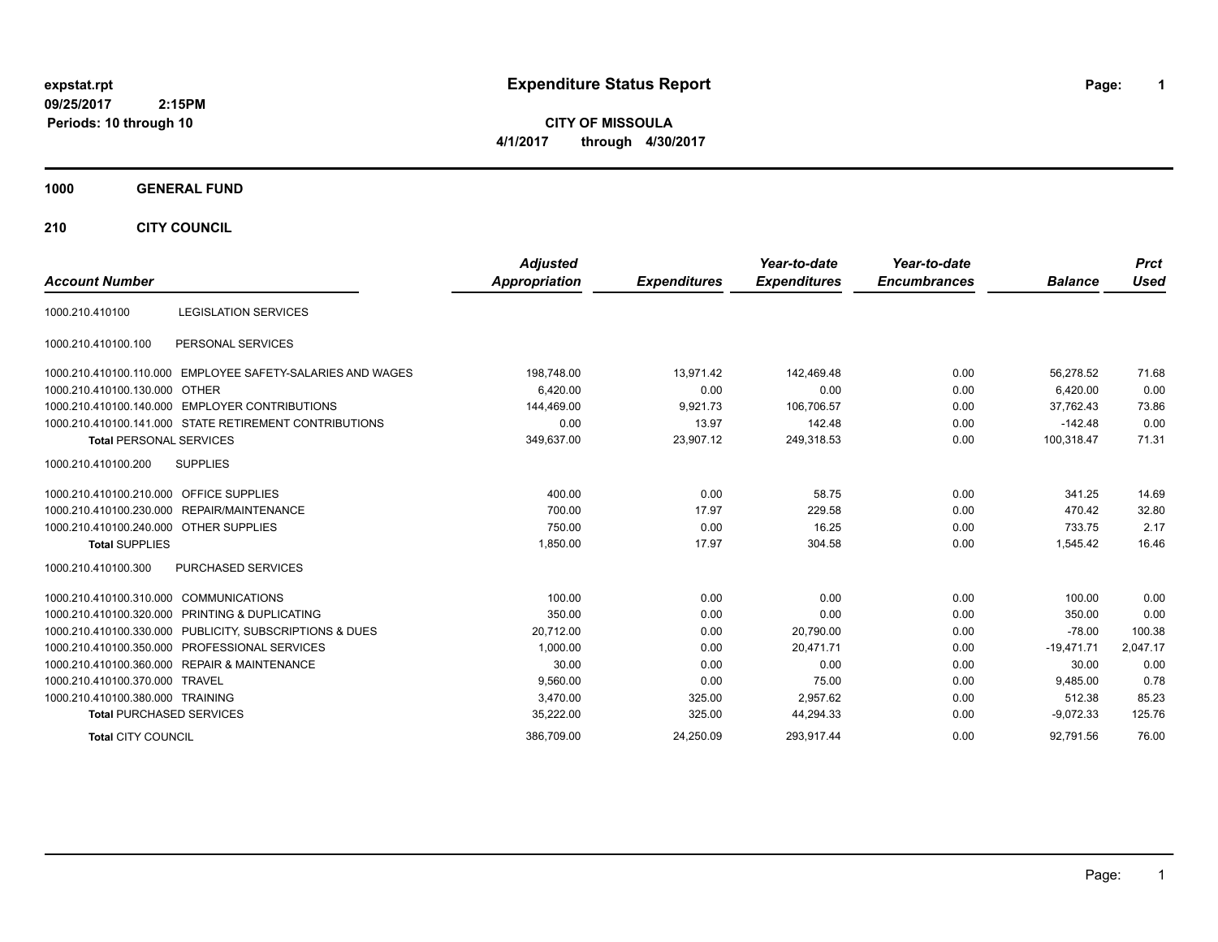expstat.rpt
09/25/2017 2:15PM
Periods: 10 through 10

# Expenditure Status Report

**CITY OF MISSOULA**
**4/1/2017 through 4/30/2017**

## 1000 GENERAL FUND

### 210 CITY COUNCIL

| Account Number | | Adjusted Appropriation | Expenditures | Year-to-date Expenditures | Year-to-date Encumbrances | Balance | Prct Used |
|---|---|---|---|---|---|---|---|
| 1000.210.410100 | LEGISLATION SERVICES | | | | | | |
| 1000.210.410100.100 | PERSONAL SERVICES | | | | | | |
| 1000.210.410100.110.000 | EMPLOYEE SAFETY-SALARIES AND WAGES | 198,748.00 | 13,971.42 | 142,469.48 | 0.00 | 56,278.52 | 71.68 |
| 1000.210.410100.130.000 | OTHER | 6,420.00 | 0.00 | 0.00 | 0.00 | 6,420.00 | 0.00 |
| 1000.210.410100.140.000 | EMPLOYER CONTRIBUTIONS | 144,469.00 | 9,921.73 | 106,706.57 | 0.00 | 37,762.43 | 73.86 |
| 1000.210.410100.141.000 | STATE RETIREMENT CONTRIBUTIONS | 0.00 | 13.97 | 142.48 | 0.00 | -142.48 | 0.00 |
| **Total** PERSONAL SERVICES | | 349,637.00 | 23,907.12 | 249,318.53 | 0.00 | 100,318.47 | 71.31 |
| 1000.210.410100.200 | SUPPLIES | | | | | | |
| 1000.210.410100.210.000 | OFFICE SUPPLIES | 400.00 | 0.00 | 58.75 | 0.00 | 341.25 | 14.69 |
| 1000.210.410100.230.000 | REPAIR/MAINTENANCE | 700.00 | 17.97 | 229.58 | 0.00 | 470.42 | 32.80 |
| 1000.210.410100.240.000 | OTHER SUPPLIES | 750.00 | 0.00 | 16.25 | 0.00 | 733.75 | 2.17 |
| **Total** SUPPLIES | | 1,850.00 | 17.97 | 304.58 | 0.00 | 1,545.42 | 16.46 |
| 1000.210.410100.300 | PURCHASED SERVICES | | | | | | |
| 1000.210.410100.310.000 | COMMUNICATIONS | 100.00 | 0.00 | 0.00 | 0.00 | 100.00 | 0.00 |
| 1000.210.410100.320.000 | PRINTING & DUPLICATING | 350.00 | 0.00 | 0.00 | 0.00 | 350.00 | 0.00 |
| 1000.210.410100.330.000 | PUBLICITY, SUBSCRIPTIONS & DUES | 20,712.00 | 0.00 | 20,790.00 | 0.00 | -78.00 | 100.38 |
| 1000.210.410100.350.000 | PROFESSIONAL SERVICES | 1,000.00 | 0.00 | 20,471.71 | 0.00 | -19,471.71 | 2,047.17 |
| 1000.210.410100.360.000 | REPAIR & MAINTENANCE | 30.00 | 0.00 | 0.00 | 0.00 | 30.00 | 0.00 |
| 1000.210.410100.370.000 | TRAVEL | 9,560.00 | 0.00 | 75.00 | 0.00 | 9,485.00 | 0.78 |
| 1000.210.410100.380.000 | TRAINING | 3,470.00 | 325.00 | 2,957.62 | 0.00 | 512.38 | 85.23 |
| **Total** PURCHASED SERVICES | | 35,222.00 | 325.00 | 44,294.33 | 0.00 | -9,072.33 | 125.76 |
| **Total** CITY COUNCIL | | 386,709.00 | 24,250.09 | 293,917.44 | 0.00 | 92,791.56 | 76.00 |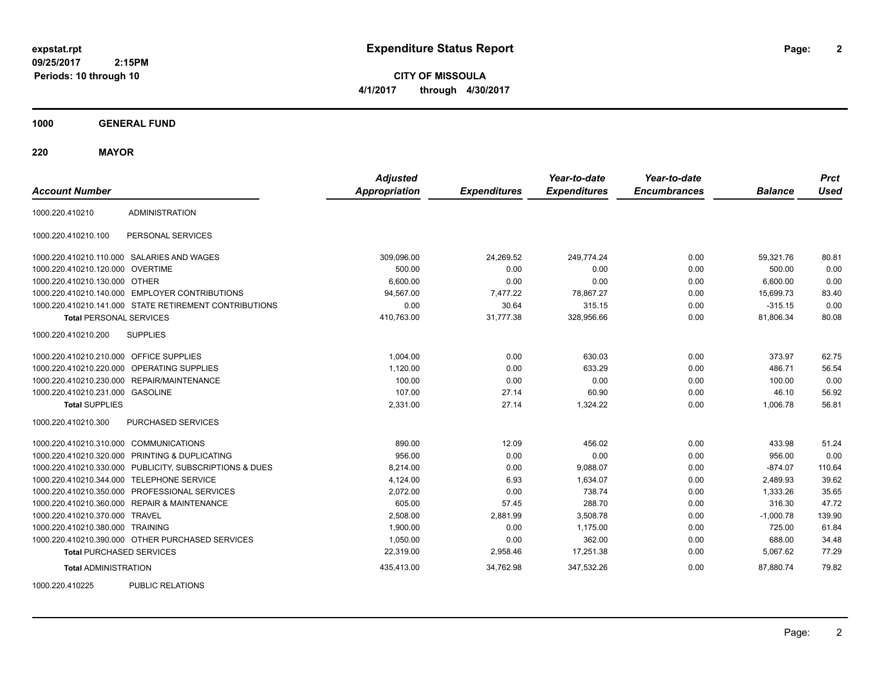**expstat.rpt**
**09/25/2017 2:15PM**
**Periods: 10 through 10**

# Expenditure Status Report

**CITY OF MISSOULA**
**4/1/2017 through 4/30/2017**

## 1000 GENERAL FUND

### 220 MAYOR

| Account Number | | Adjusted Appropriation | Expenditures | Year-to-date Expenditures | Year-to-date Encumbrances | Balance | Prct Used |
|---|---|---|---|---|---|---|---|
| 1000.220.410210 | ADMINISTRATION | | | | | | |
| 1000.220.410210.100 | PERSONAL SERVICES | | | | | | |
| 1000.220.410210.110.000 | SALARIES AND WAGES | 309,096.00 | 24,269.52 | 249,774.24 | 0.00 | 59,321.76 | 80.81 |
| 1000.220.410210.120.000 | OVERTIME | 500.00 | 0.00 | 0.00 | 0.00 | 500.00 | 0.00 |
| 1000.220.410210.130.000 | OTHER | 6,600.00 | 0.00 | 0.00 | 0.00 | 6,600.00 | 0.00 |
| 1000.220.410210.140.000 | EMPLOYER CONTRIBUTIONS | 94,567.00 | 7,477.22 | 78,867.27 | 0.00 | 15,699.73 | 83.40 |
| 1000.220.410210.141.000 | STATE RETIREMENT CONTRIBUTIONS | 0.00 | 30.64 | 315.15 | 0.00 | -315.15 | 0.00 |
| **Total** PERSONAL SERVICES | | 410,763.00 | 31,777.38 | 328,956.66 | 0.00 | 81,806.34 | 80.08 |
| 1000.220.410210.200 | SUPPLIES | | | | | | |
| 1000.220.410210.210.000 | OFFICE SUPPLIES | 1,004.00 | 0.00 | 630.03 | 0.00 | 373.97 | 62.75 |
| 1000.220.410210.220.000 | OPERATING SUPPLIES | 1,120.00 | 0.00 | 633.29 | 0.00 | 486.71 | 56.54 |
| 1000.220.410210.230.000 | REPAIR/MAINTENANCE | 100.00 | 0.00 | 0.00 | 0.00 | 100.00 | 0.00 |
| 1000.220.410210.231.000 | GASOLINE | 107.00 | 27.14 | 60.90 | 0.00 | 46.10 | 56.92 |
| **Total** SUPPLIES | | 2,331.00 | 27.14 | 1,324.22 | 0.00 | 1,006.78 | 56.81 |
| 1000.220.410210.300 | PURCHASED SERVICES | | | | | | |
| 1000.220.410210.310.000 | COMMUNICATIONS | 890.00 | 12.09 | 456.02 | 0.00 | 433.98 | 51.24 |
| 1000.220.410210.320.000 | PRINTING & DUPLICATING | 956.00 | 0.00 | 0.00 | 0.00 | 956.00 | 0.00 |
| 1000.220.410210.330.000 | PUBLICITY, SUBSCRIPTIONS & DUES | 8,214.00 | 0.00 | 9,088.07 | 0.00 | -874.07 | 110.64 |
| 1000.220.410210.344.000 | TELEPHONE SERVICE | 4,124.00 | 6.93 | 1,634.07 | 0.00 | 2,489.93 | 39.62 |
| 1000.220.410210.350.000 | PROFESSIONAL SERVICES | 2,072.00 | 0.00 | 738.74 | 0.00 | 1,333.26 | 35.65 |
| 1000.220.410210.360.000 | REPAIR & MAINTENANCE | 605.00 | 57.45 | 288.70 | 0.00 | 316.30 | 47.72 |
| 1000.220.410210.370.000 | TRAVEL | 2,508.00 | 2,881.99 | 3,508.78 | 0.00 | -1,000.78 | 139.90 |
| 1000.220.410210.380.000 | TRAINING | 1,900.00 | 0.00 | 1,175.00 | 0.00 | 725.00 | 61.84 |
| 1000.220.410210.390.000 | OTHER PURCHASED SERVICES | 1,050.00 | 0.00 | 362.00 | 0.00 | 688.00 | 34.48 |
| **Total** PURCHASED SERVICES | | 22,319.00 | 2,958.46 | 17,251.38 | 0.00 | 5,067.62 | 77.29 |
| **Total** ADMINISTRATION | | 435,413.00 | 34,762.98 | 347,532.26 | 0.00 | 87,880.74 | 79.82 |
| 1000.220.410225 | PUBLIC RELATIONS | | | | | | |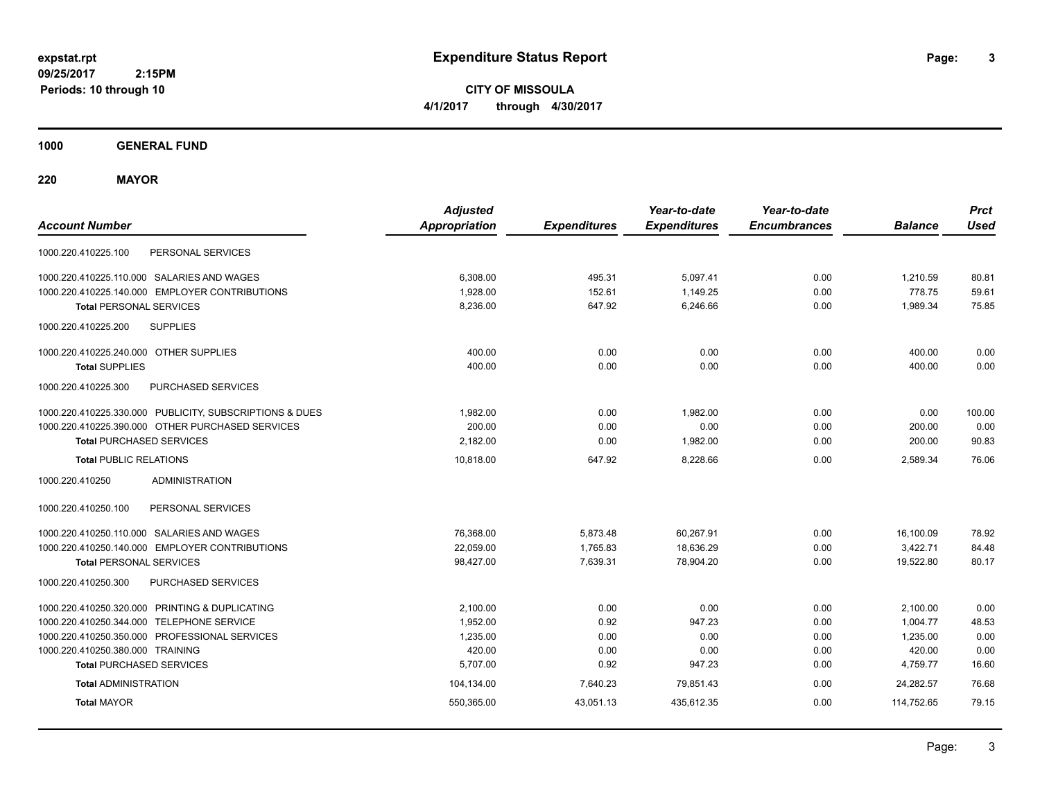**expstat.rpt**
**09/25/2017 2:15PM**
**Periods: 10 through 10**

# Expenditure Status Report

**CITY OF MISSOULA**
**4/1/2017 through 4/30/2017**

## 1000 GENERAL FUND

## 220 MAYOR

| Account Number | | Adjusted Appropriation | Expenditures | Year-to-date Expenditures | Year-to-date Encumbrances | Balance | Prct Used |
|---|---|---|---|---|---|---|---|
| 1000.220.410225.100 | PERSONAL SERVICES | | | | | | |
| 1000.220.410225.110.000 | SALARIES AND WAGES | 6,308.00 | 495.31 | 5,097.41 | 0.00 | 1,210.59 | 80.81 |
| 1000.220.410225.140.000 | EMPLOYER CONTRIBUTIONS | 1,928.00 | 152.61 | 1,149.25 | 0.00 | 778.75 | 59.61 |
| **Total** PERSONAL SERVICES | | 8,236.00 | 647.92 | 6,246.66 | 0.00 | 1,989.34 | 75.85 |
| 1000.220.410225.200 | SUPPLIES | | | | | | |
| 1000.220.410225.240.000 | OTHER SUPPLIES | 400.00 | 0.00 | 0.00 | 0.00 | 400.00 | 0.00 |
| **Total** SUPPLIES | | 400.00 | 0.00 | 0.00 | 0.00 | 400.00 | 0.00 |
| 1000.220.410225.300 | PURCHASED SERVICES | | | | | | |
| 1000.220.410225.330.000 | PUBLICITY, SUBSCRIPTIONS & DUES | 1,982.00 | 0.00 | 1,982.00 | 0.00 | 0.00 | 100.00 |
| 1000.220.410225.390.000 | OTHER PURCHASED SERVICES | 200.00 | 0.00 | 0.00 | 0.00 | 200.00 | 0.00 |
| **Total** PURCHASED SERVICES | | 2,182.00 | 0.00 | 1,982.00 | 0.00 | 200.00 | 90.83 |
| **Total** PUBLIC RELATIONS | | 10,818.00 | 647.92 | 8,228.66 | 0.00 | 2,589.34 | 76.06 |
| 1000.220.410250 | ADMINISTRATION | | | | | | |
| 1000.220.410250.100 | PERSONAL SERVICES | | | | | | |
| 1000.220.410250.110.000 | SALARIES AND WAGES | 76,368.00 | 5,873.48 | 60,267.91 | 0.00 | 16,100.09 | 78.92 |
| 1000.220.410250.140.000 | EMPLOYER CONTRIBUTIONS | 22,059.00 | 1,765.83 | 18,636.29 | 0.00 | 3,422.71 | 84.48 |
| **Total** PERSONAL SERVICES | | 98,427.00 | 7,639.31 | 78,904.20 | 0.00 | 19,522.80 | 80.17 |
| 1000.220.410250.300 | PURCHASED SERVICES | | | | | | |
| 1000.220.410250.320.000 | PRINTING & DUPLICATING | 2,100.00 | 0.00 | 0.00 | 0.00 | 2,100.00 | 0.00 |
| 1000.220.410250.344.000 | TELEPHONE SERVICE | 1,952.00 | 0.92 | 947.23 | 0.00 | 1,004.77 | 48.53 |
| 1000.220.410250.350.000 | PROFESSIONAL SERVICES | 1,235.00 | 0.00 | 0.00 | 0.00 | 1,235.00 | 0.00 |
| 1000.220.410250.380.000 | TRAINING | 420.00 | 0.00 | 0.00 | 0.00 | 420.00 | 0.00 |
| **Total** PURCHASED SERVICES | | 5,707.00 | 0.92 | 947.23 | 0.00 | 4,759.77 | 16.60 |
| **Total** ADMINISTRATION | | 104,134.00 | 7,640.23 | 79,851.43 | 0.00 | 24,282.57 | 76.68 |
| **Total** MAYOR | | 550,365.00 | 43,051.13 | 435,612.35 | 0.00 | 114,752.65 | 79.15 |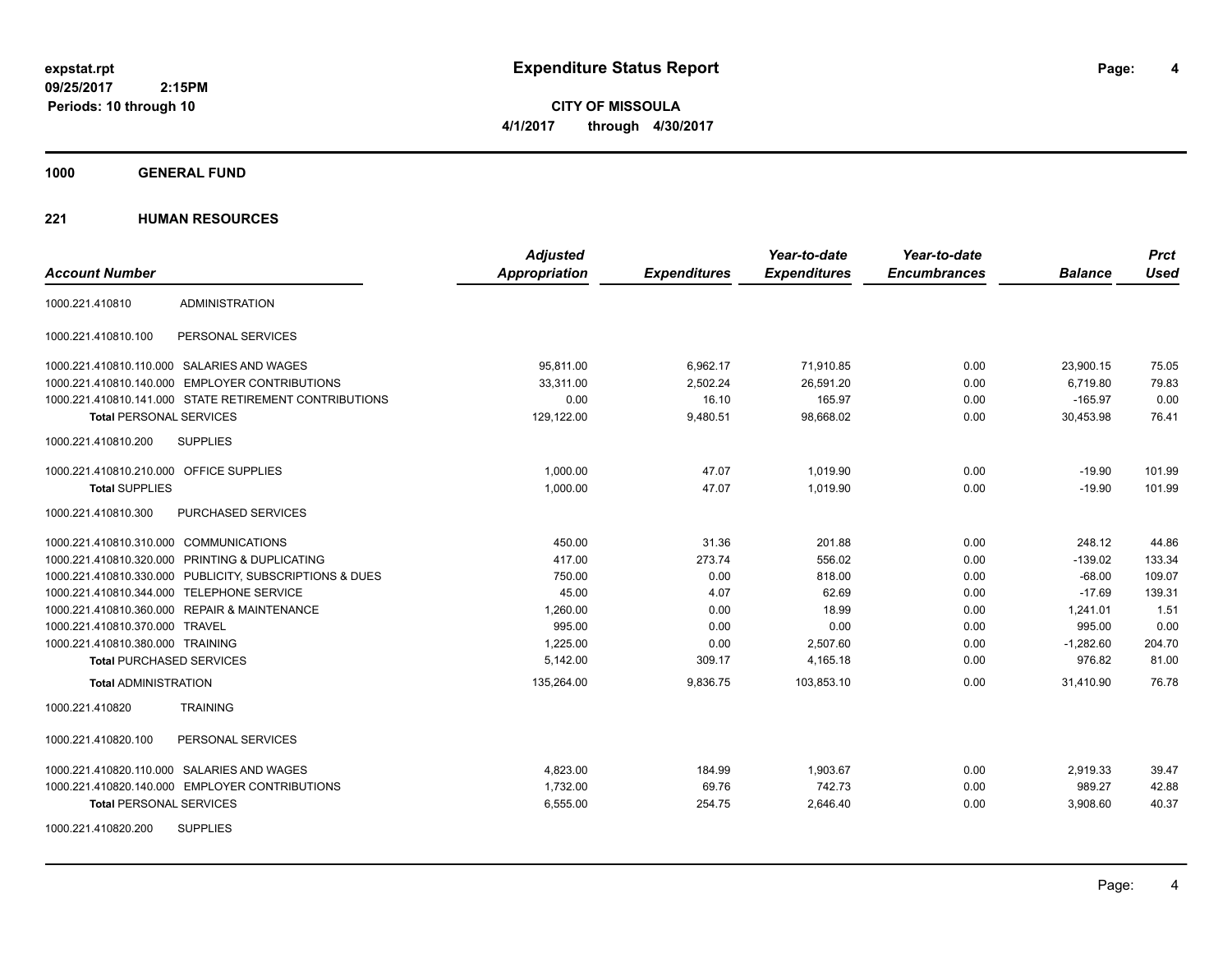**expstat.rpt**
**09/25/2017 2:15PM**
**Periods: 10 through 10**

# Expenditure Status Report

**CITY OF MISSOULA**
**4/1/2017 through 4/30/2017**

## 1000 GENERAL FUND

## 221 HUMAN RESOURCES

| Account Number | | Adjusted Appropriation | Expenditures | Year-to-date Expenditures | Year-to-date Encumbrances | Balance | Prct Used |
|---|---|---|---|---|---|---|---|
| 1000.221.410810 | ADMINISTRATION | | | | | | |
| 1000.221.410810.100 | PERSONAL SERVICES | | | | | | |
| 1000.221.410810.110.000 | SALARIES AND WAGES | 95,811.00 | 6,962.17 | 71,910.85 | 0.00 | 23,900.15 | 75.05 |
| 1000.221.410810.140.000 | EMPLOYER CONTRIBUTIONS | 33,311.00 | 2,502.24 | 26,591.20 | 0.00 | 6,719.80 | 79.83 |
| 1000.221.410810.141.000 | STATE RETIREMENT CONTRIBUTIONS | 0.00 | 16.10 | 165.97 | 0.00 | -165.97 | 0.00 |
| **Total** PERSONAL SERVICES | | 129,122.00 | 9,480.51 | 98,668.02 | 0.00 | 30,453.98 | 76.41 |
| 1000.221.410810.200 | SUPPLIES | | | | | | |
| 1000.221.410810.210.000 | OFFICE SUPPLIES | 1,000.00 | 47.07 | 1,019.90 | 0.00 | -19.90 | 101.99 |
| **Total** SUPPLIES | | 1,000.00 | 47.07 | 1,019.90 | 0.00 | -19.90 | 101.99 |
| 1000.221.410810.300 | PURCHASED SERVICES | | | | | | |
| 1000.221.410810.310.000 | COMMUNICATIONS | 450.00 | 31.36 | 201.88 | 0.00 | 248.12 | 44.86 |
| 1000.221.410810.320.000 | PRINTING & DUPLICATING | 417.00 | 273.74 | 556.02 | 0.00 | -139.02 | 133.34 |
| 1000.221.410810.330.000 | PUBLICITY, SUBSCRIPTIONS & DUES | 750.00 | 0.00 | 818.00 | 0.00 | -68.00 | 109.07 |
| 1000.221.410810.344.000 | TELEPHONE SERVICE | 45.00 | 4.07 | 62.69 | 0.00 | -17.69 | 139.31 |
| 1000.221.410810.360.000 | REPAIR & MAINTENANCE | 1,260.00 | 0.00 | 18.99 | 0.00 | 1,241.01 | 1.51 |
| 1000.221.410810.370.000 | TRAVEL | 995.00 | 0.00 | 0.00 | 0.00 | 995.00 | 0.00 |
| 1000.221.410810.380.000 | TRAINING | 1,225.00 | 0.00 | 2,507.60 | 0.00 | -1,282.60 | 204.70 |
| **Total** PURCHASED SERVICES | | 5,142.00 | 309.17 | 4,165.18 | 0.00 | 976.82 | 81.00 |
| **Total** ADMINISTRATION | | 135,264.00 | 9,836.75 | 103,853.10 | 0.00 | 31,410.90 | 76.78 |
| 1000.221.410820 | TRAINING | | | | | | |
| 1000.221.410820.100 | PERSONAL SERVICES | | | | | | |
| 1000.221.410820.110.000 | SALARIES AND WAGES | 4,823.00 | 184.99 | 1,903.67 | 0.00 | 2,919.33 | 39.47 |
| 1000.221.410820.140.000 | EMPLOYER CONTRIBUTIONS | 1,732.00 | 69.76 | 742.73 | 0.00 | 989.27 | 42.88 |
| **Total** PERSONAL SERVICES | | 6,555.00 | 254.75 | 2,646.40 | 0.00 | 3,908.60 | 40.37 |
| 1000.221.410820.200 | SUPPLIES | | | | | | |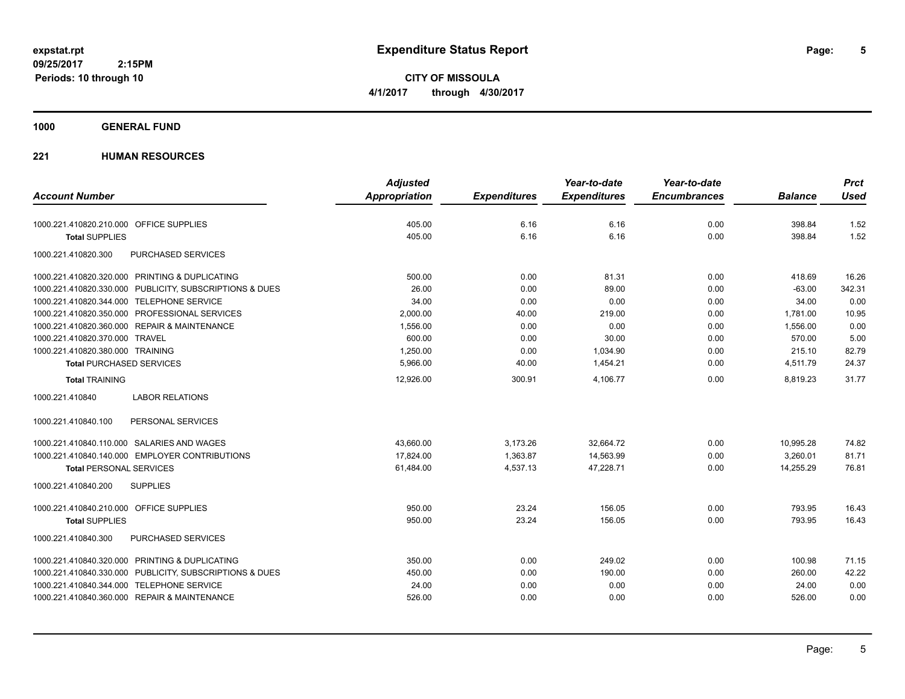**expstat.rpt**
**09/25/2017 2:15PM**
**Periods: 10 through 10**

# Expenditure Status Report

**CITY OF MISSOULA**
**4/1/2017 through 4/30/2017**

## 1000 GENERAL FUND

## 221 HUMAN RESOURCES

| Account Number | Adjusted Appropriation | Expenditures | Year-to-date Expenditures | Year-to-date Encumbrances | Balance | Prct Used |
|---|---|---|---|---|---|---|
| 1000.221.410820.210.000 OFFICE SUPPLIES | 405.00 | 6.16 | 6.16 | 0.00 | 398.84 | 1.52 |
| **Total** SUPPLIES | 405.00 | 6.16 | 6.16 | 0.00 | 398.84 | 1.52 |
| 1000.221.410820.300 PURCHASED SERVICES | | | | | | |
| 1000.221.410820.320.000 PRINTING & DUPLICATING | 500.00 | 0.00 | 81.31 | 0.00 | 418.69 | 16.26 |
| 1000.221.410820.330.000 PUBLICITY, SUBSCRIPTIONS & DUES | 26.00 | 0.00 | 89.00 | 0.00 | -63.00 | 342.31 |
| 1000.221.410820.344.000 TELEPHONE SERVICE | 34.00 | 0.00 | 0.00 | 0.00 | 34.00 | 0.00 |
| 1000.221.410820.350.000 PROFESSIONAL SERVICES | 2,000.00 | 40.00 | 219.00 | 0.00 | 1,781.00 | 10.95 |
| 1000.221.410820.360.000 REPAIR & MAINTENANCE | 1,556.00 | 0.00 | 0.00 | 0.00 | 1,556.00 | 0.00 |
| 1000.221.410820.370.000 TRAVEL | 600.00 | 0.00 | 30.00 | 0.00 | 570.00 | 5.00 |
| 1000.221.410820.380.000 TRAINING | 1,250.00 | 0.00 | 1,034.90 | 0.00 | 215.10 | 82.79 |
| **Total** PURCHASED SERVICES | 5,966.00 | 40.00 | 1,454.21 | 0.00 | 4,511.79 | 24.37 |
| **Total** TRAINING | 12,926.00 | 300.91 | 4,106.77 | 0.00 | 8,819.23 | 31.77 |
| 1000.221.410840 LABOR RELATIONS | | | | | | |
| 1000.221.410840.100 PERSONAL SERVICES | | | | | | |
| 1000.221.410840.110.000 SALARIES AND WAGES | 43,660.00 | 3,173.26 | 32,664.72 | 0.00 | 10,995.28 | 74.82 |
| 1000.221.410840.140.000 EMPLOYER CONTRIBUTIONS | 17,824.00 | 1,363.87 | 14,563.99 | 0.00 | 3,260.01 | 81.71 |
| **Total** PERSONAL SERVICES | 61,484.00 | 4,537.13 | 47,228.71 | 0.00 | 14,255.29 | 76.81 |
| 1000.221.410840.200 SUPPLIES | | | | | | |
| 1000.221.410840.210.000 OFFICE SUPPLIES | 950.00 | 23.24 | 156.05 | 0.00 | 793.95 | 16.43 |
| **Total** SUPPLIES | 950.00 | 23.24 | 156.05 | 0.00 | 793.95 | 16.43 |
| 1000.221.410840.300 PURCHASED SERVICES | | | | | | |
| 1000.221.410840.320.000 PRINTING & DUPLICATING | 350.00 | 0.00 | 249.02 | 0.00 | 100.98 | 71.15 |
| 1000.221.410840.330.000 PUBLICITY, SUBSCRIPTIONS & DUES | 450.00 | 0.00 | 190.00 | 0.00 | 260.00 | 42.22 |
| 1000.221.410840.344.000 TELEPHONE SERVICE | 24.00 | 0.00 | 0.00 | 0.00 | 24.00 | 0.00 |
| 1000.221.410840.360.000 REPAIR & MAINTENANCE | 526.00 | 0.00 | 0.00 | 0.00 | 526.00 | 0.00 |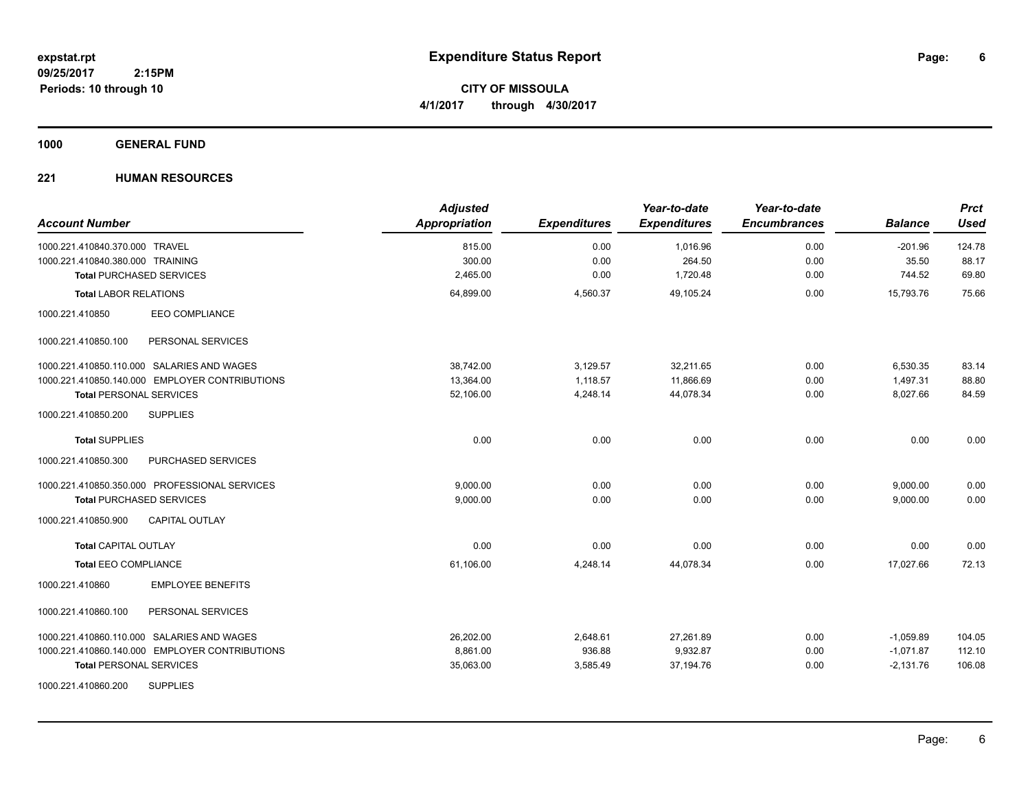# Expenditure Status Report

**CITY OF MISSOULA**

**4/1/2017 through 4/30/2017**

expstat.rpt
09/25/2017 2:15PM
Periods: 10 through 10

## 1000 GENERAL FUND

### 221 HUMAN RESOURCES

| Account Number | Adjusted Appropriation | Expenditures | Year-to-date Expenditures | Year-to-date Encumbrances | Balance | Prct Used |
|---|---|---|---|---|---|---|
| 1000.221.410840.370.000 TRAVEL | 815.00 | 0.00 | 1,016.96 | 0.00 | -201.96 | 124.78 |
| 1000.221.410840.380.000 TRAINING | 300.00 | 0.00 | 264.50 | 0.00 | 35.50 | 88.17 |
| **Total** PURCHASED SERVICES | 2,465.00 | 0.00 | 1,720.48 | 0.00 | 744.52 | 69.80 |
| **Total** LABOR RELATIONS | 64,899.00 | 4,560.37 | 49,105.24 | 0.00 | 15,793.76 | 75.66 |
| 1000.221.410850 EEO COMPLIANCE | | | | | | |
| 1000.221.410850.100 PERSONAL SERVICES | | | | | | |
| 1000.221.410850.110.000 SALARIES AND WAGES | 38,742.00 | 3,129.57 | 32,211.65 | 0.00 | 6,530.35 | 83.14 |
| 1000.221.410850.140.000 EMPLOYER CONTRIBUTIONS | 13,364.00 | 1,118.57 | 11,866.69 | 0.00 | 1,497.31 | 88.80 |
| **Total** PERSONAL SERVICES | 52,106.00 | 4,248.14 | 44,078.34 | 0.00 | 8,027.66 | 84.59 |
| 1000.221.410850.200 SUPPLIES | | | | | | |
| **Total** SUPPLIES | 0.00 | 0.00 | 0.00 | 0.00 | 0.00 | 0.00 |
| 1000.221.410850.300 PURCHASED SERVICES | | | | | | |
| 1000.221.410850.350.000 PROFESSIONAL SERVICES | 9,000.00 | 0.00 | 0.00 | 0.00 | 9,000.00 | 0.00 |
| **Total** PURCHASED SERVICES | 9,000.00 | 0.00 | 0.00 | 0.00 | 9,000.00 | 0.00 |
| 1000.221.410850.900 CAPITAL OUTLAY | | | | | | |
| **Total** CAPITAL OUTLAY | 0.00 | 0.00 | 0.00 | 0.00 | 0.00 | 0.00 |
| **Total** EEO COMPLIANCE | 61,106.00 | 4,248.14 | 44,078.34 | 0.00 | 17,027.66 | 72.13 |
| 1000.221.410860 EMPLOYEE BENEFITS | | | | | | |
| 1000.221.410860.100 PERSONAL SERVICES | | | | | | |
| 1000.221.410860.110.000 SALARIES AND WAGES | 26,202.00 | 2,648.61 | 27,261.89 | 0.00 | -1,059.89 | 104.05 |
| 1000.221.410860.140.000 EMPLOYER CONTRIBUTIONS | 8,861.00 | 936.88 | 9,932.87 | 0.00 | -1,071.87 | 112.10 |
| **Total** PERSONAL SERVICES | 35,063.00 | 3,585.49 | 37,194.76 | 0.00 | -2,131.76 | 106.08 |
| 1000.221.410860.200 SUPPLIES | | | | | | |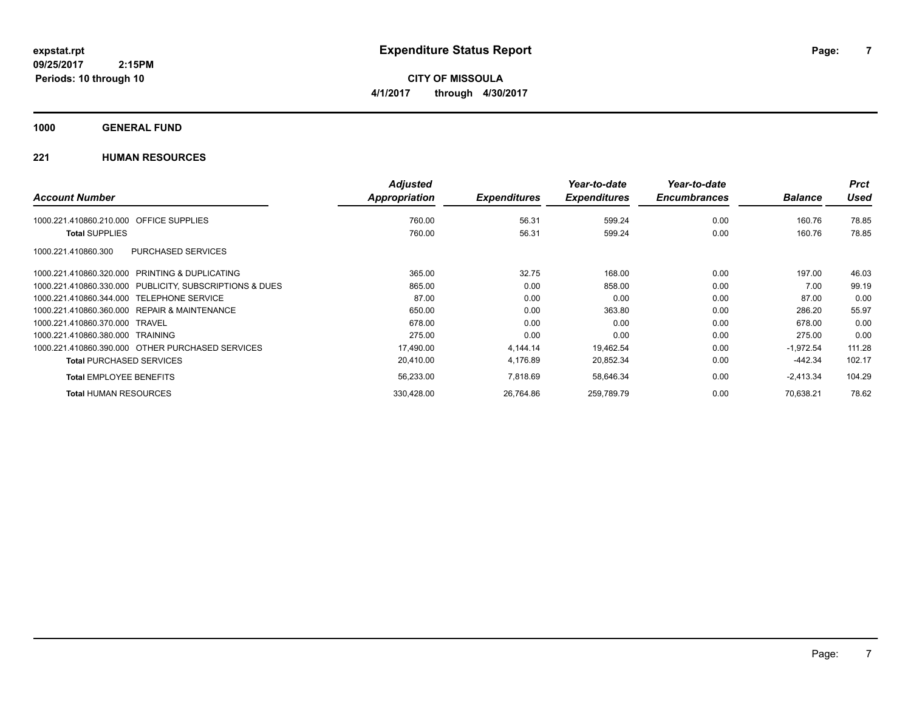**expstat.rpt**
**09/25/2017 2:15PM**
**Periods: 10 through 10**

# Expenditure Status Report

**CITY OF MISSOULA**
**4/1/2017 through 4/30/2017**

## 1000 GENERAL FUND

### 221 HUMAN RESOURCES

| Account Number | Adjusted Appropriation | Expenditures | Year-to-date Expenditures | Year-to-date Encumbrances | Balance | Prct Used |
|---|---|---|---|---|---|---|
| 1000.221.410860.210.000 OFFICE SUPPLIES | 760.00 | 56.31 | 599.24 | 0.00 | 160.76 | 78.85 |
| **Total** SUPPLIES | 760.00 | 56.31 | 599.24 | 0.00 | 160.76 | 78.85 |
| 1000.221.410860.300 PURCHASED SERVICES | | | | | | |
| 1000.221.410860.320.000 PRINTING & DUPLICATING | 365.00 | 32.75 | 168.00 | 0.00 | 197.00 | 46.03 |
| 1000.221.410860.330.000 PUBLICITY, SUBSCRIPTIONS & DUES | 865.00 | 0.00 | 858.00 | 0.00 | 7.00 | 99.19 |
| 1000.221.410860.344.000 TELEPHONE SERVICE | 87.00 | 0.00 | 0.00 | 0.00 | 87.00 | 0.00 |
| 1000.221.410860.360.000 REPAIR & MAINTENANCE | 650.00 | 0.00 | 363.80 | 0.00 | 286.20 | 55.97 |
| 1000.221.410860.370.000 TRAVEL | 678.00 | 0.00 | 0.00 | 0.00 | 678.00 | 0.00 |
| 1000.221.410860.380.000 TRAINING | 275.00 | 0.00 | 0.00 | 0.00 | 275.00 | 0.00 |
| 1000.221.410860.390.000 OTHER PURCHASED SERVICES | 17,490.00 | 4,144.14 | 19,462.54 | 0.00 | -1,972.54 | 111.28 |
| **Total** PURCHASED SERVICES | 20,410.00 | 4,176.89 | 20,852.34 | 0.00 | -442.34 | 102.17 |
| **Total** EMPLOYEE BENEFITS | 56,233.00 | 7,818.69 | 58,646.34 | 0.00 | -2,413.34 | 104.29 |
| **Total** HUMAN RESOURCES | 330,428.00 | 26,764.86 | 259,789.79 | 0.00 | 70,638.21 | 78.62 |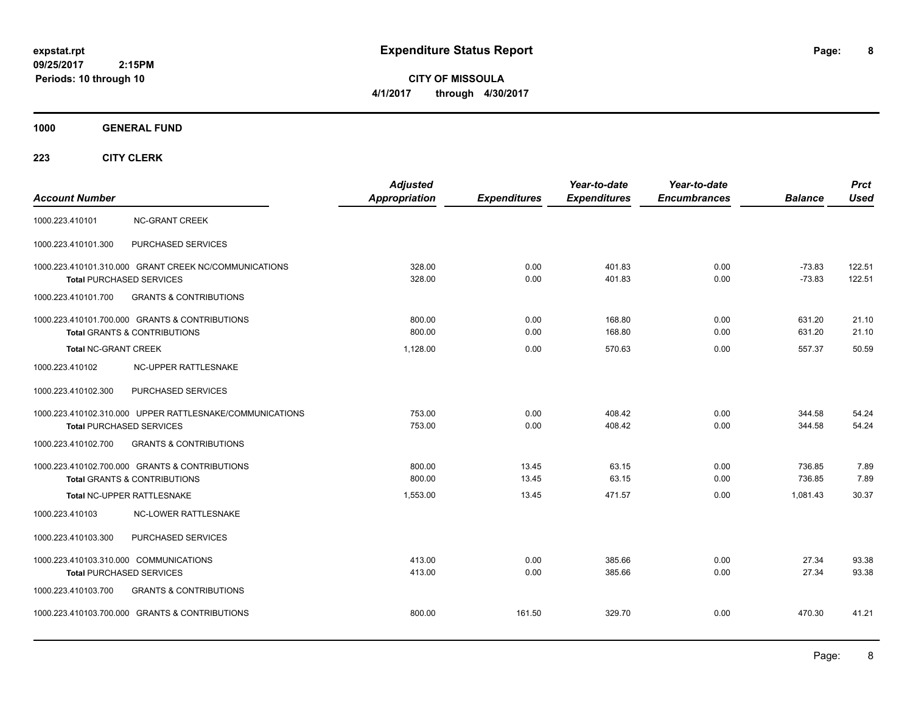# Expenditure Status Report

expstat.rpt
09/25/2017 2:15PM
Periods: 10 through 10

**CITY OF MISSOULA**
**4/1/2017 through 4/30/2017**

## 1000 GENERAL FUND

### 223 CITY CLERK

| Account Number | | Adjusted Appropriation | Expenditures | Year-to-date Expenditures | Year-to-date Encumbrances | Balance | Prct Used |
|---|---|---|---|---|---|---|---|
| 1000.223.410101 | NC-GRANT CREEK | | | | | | |
| 1000.223.410101.300 | PURCHASED SERVICES | | | | | | |
| 1000.223.410101.310.000 | GRANT CREEK NC/COMMUNICATIONS | 328.00 | 0.00 | 401.83 | 0.00 | -73.83 | 122.51 |
| **Total** PURCHASED SERVICES | | 328.00 | 0.00 | 401.83 | 0.00 | -73.83 | 122.51 |
| 1000.223.410101.700 | GRANTS & CONTRIBUTIONS | | | | | | |
| 1000.223.410101.700.000 | GRANTS & CONTRIBUTIONS | 800.00 | 0.00 | 168.80 | 0.00 | 631.20 | 21.10 |
| **Total** GRANTS & CONTRIBUTIONS | | 800.00 | 0.00 | 168.80 | 0.00 | 631.20 | 21.10 |
| **Total** NC-GRANT CREEK | | 1,128.00 | 0.00 | 570.63 | 0.00 | 557.37 | 50.59 |
| 1000.223.410102 | NC-UPPER RATTLESNAKE | | | | | | |
| 1000.223.410102.300 | PURCHASED SERVICES | | | | | | |
| 1000.223.410102.310.000 | UPPER RATTLESNAKE/COMMUNICATIONS | 753.00 | 0.00 | 408.42 | 0.00 | 344.58 | 54.24 |
| **Total** PURCHASED SERVICES | | 753.00 | 0.00 | 408.42 | 0.00 | 344.58 | 54.24 |
| 1000.223.410102.700 | GRANTS & CONTRIBUTIONS | | | | | | |
| 1000.223.410102.700.000 | GRANTS & CONTRIBUTIONS | 800.00 | 13.45 | 63.15 | 0.00 | 736.85 | 7.89 |
| **Total** GRANTS & CONTRIBUTIONS | | 800.00 | 13.45 | 63.15 | 0.00 | 736.85 | 7.89 |
| **Total** NC-UPPER RATTLESNAKE | | 1,553.00 | 13.45 | 471.57 | 0.00 | 1,081.43 | 30.37 |
| 1000.223.410103 | NC-LOWER RATTLESNAKE | | | | | | |
| 1000.223.410103.300 | PURCHASED SERVICES | | | | | | |
| 1000.223.410103.310.000 | COMMUNICATIONS | 413.00 | 0.00 | 385.66 | 0.00 | 27.34 | 93.38 |
| **Total** PURCHASED SERVICES | | 413.00 | 0.00 | 385.66 | 0.00 | 27.34 | 93.38 |
| 1000.223.410103.700 | GRANTS & CONTRIBUTIONS | | | | | | |
| 1000.223.410103.700.000 | GRANTS & CONTRIBUTIONS | 800.00 | 161.50 | 329.70 | 0.00 | 470.30 | 41.21 |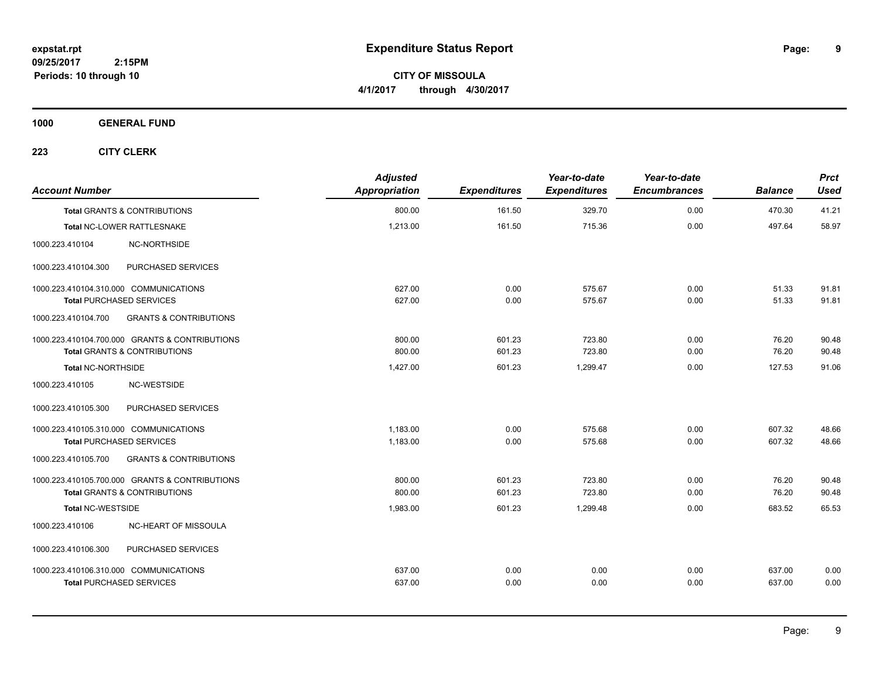**expstat.rpt**
**09/25/2017 2:15PM**
**Periods: 10 through 10**

# Expenditure Status Report

**CITY OF MISSOULA**
**4/1/2017 through 4/30/2017**

## 1000 GENERAL FUND

### 223 CITY CLERK

| Account Number | Adjusted Appropriation | Expenditures | Year-to-date Expenditures | Year-to-date Encumbrances | Balance | Prct Used |
|---|---|---|---|---|---|---|
| **Total** GRANTS & CONTRIBUTIONS | 800.00 | 161.50 | 329.70 | 0.00 | 470.30 | 41.21 |
| **Total** NC-LOWER RATTLESNAKE | 1,213.00 | 161.50 | 715.36 | 0.00 | 497.64 | 58.97 |
| 1000.223.410104 NC-NORTHSIDE | | | | | | |
| 1000.223.410104.300 PURCHASED SERVICES | | | | | | |
| 1000.223.410104.310.000 COMMUNICATIONS | 627.00 | 0.00 | 575.67 | 0.00 | 51.33 | 91.81 |
| **Total** PURCHASED SERVICES | 627.00 | 0.00 | 575.67 | 0.00 | 51.33 | 91.81 |
| 1000.223.410104.700 GRANTS & CONTRIBUTIONS | | | | | | |
| 1000.223.410104.700.000 GRANTS & CONTRIBUTIONS | 800.00 | 601.23 | 723.80 | 0.00 | 76.20 | 90.48 |
| **Total** GRANTS & CONTRIBUTIONS | 800.00 | 601.23 | 723.80 | 0.00 | 76.20 | 90.48 |
| **Total** NC-NORTHSIDE | 1,427.00 | 601.23 | 1,299.47 | 0.00 | 127.53 | 91.06 |
| 1000.223.410105 NC-WESTSIDE | | | | | | |
| 1000.223.410105.300 PURCHASED SERVICES | | | | | | |
| 1000.223.410105.310.000 COMMUNICATIONS | 1,183.00 | 0.00 | 575.68 | 0.00 | 607.32 | 48.66 |
| **Total** PURCHASED SERVICES | 1,183.00 | 0.00 | 575.68 | 0.00 | 607.32 | 48.66 |
| 1000.223.410105.700 GRANTS & CONTRIBUTIONS | | | | | | |
| 1000.223.410105.700.000 GRANTS & CONTRIBUTIONS | 800.00 | 601.23 | 723.80 | 0.00 | 76.20 | 90.48 |
| **Total** GRANTS & CONTRIBUTIONS | 800.00 | 601.23 | 723.80 | 0.00 | 76.20 | 90.48 |
| **Total** NC-WESTSIDE | 1,983.00 | 601.23 | 1,299.48 | 0.00 | 683.52 | 65.53 |
| 1000.223.410106 NC-HEART OF MISSOULA | | | | | | |
| 1000.223.410106.300 PURCHASED SERVICES | | | | | | |
| 1000.223.410106.310.000 COMMUNICATIONS | 637.00 | 0.00 | 0.00 | 0.00 | 637.00 | 0.00 |
| **Total** PURCHASED SERVICES | 637.00 | 0.00 | 0.00 | 0.00 | 637.00 | 0.00 |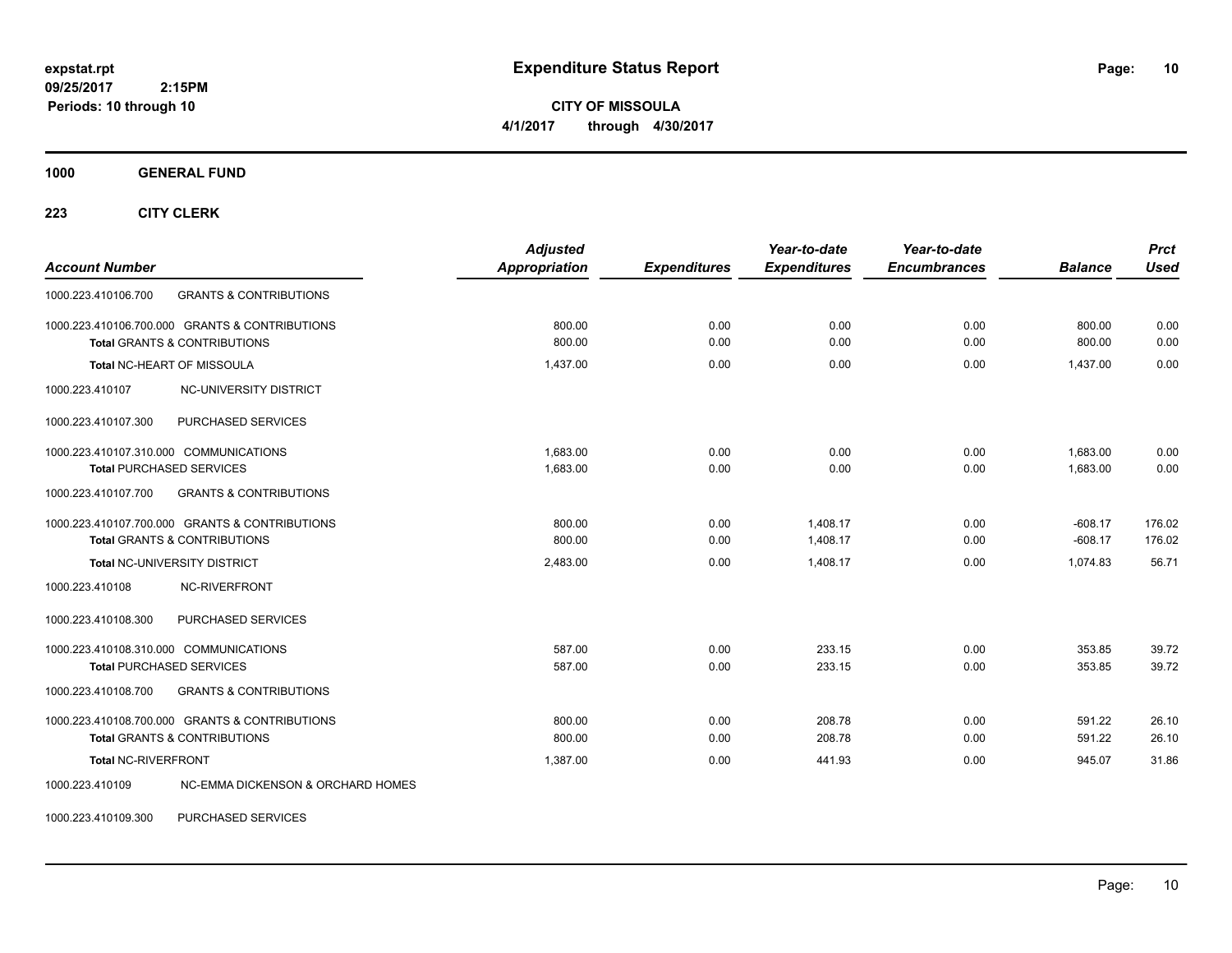**expstat.rpt**
**09/25/2017 2:15PM**
**Periods: 10 through 10**

# Expenditure Status Report

**CITY OF MISSOULA**
**4/1/2017 through 4/30/2017**

## 1000 GENERAL FUND

### 223 CITY CLERK

| Account Number | | Adjusted Appropriation | Expenditures | Year-to-date Expenditures | Year-to-date Encumbrances | Balance | Prct Used |
|---|---|---|---|---|---|---|---|
| 1000.223.410106.700 | GRANTS & CONTRIBUTIONS | | | | | | |
| 1000.223.410106.700.000 GRANTS & CONTRIBUTIONS | | 800.00 | 0.00 | 0.00 | 0.00 | 800.00 | 0.00 |
| **Total** GRANTS & CONTRIBUTIONS | | 800.00 | 0.00 | 0.00 | 0.00 | 800.00 | 0.00 |
| **Total** NC-HEART OF MISSOULA | | 1,437.00 | 0.00 | 0.00 | 0.00 | 1,437.00 | 0.00 |
| 1000.223.410107 | NC-UNIVERSITY DISTRICT | | | | | | |
| 1000.223.410107.300 | PURCHASED SERVICES | | | | | | |
| 1000.223.410107.310.000 COMMUNICATIONS | | 1,683.00 | 0.00 | 0.00 | 0.00 | 1,683.00 | 0.00 |
| **Total** PURCHASED SERVICES | | 1,683.00 | 0.00 | 0.00 | 0.00 | 1,683.00 | 0.00 |
| 1000.223.410107.700 | GRANTS & CONTRIBUTIONS | | | | | | |
| 1000.223.410107.700.000 GRANTS & CONTRIBUTIONS | | 800.00 | 0.00 | 1,408.17 | 0.00 | -608.17 | 176.02 |
| **Total** GRANTS & CONTRIBUTIONS | | 800.00 | 0.00 | 1,408.17 | 0.00 | -608.17 | 176.02 |
| **Total** NC-UNIVERSITY DISTRICT | | 2,483.00 | 0.00 | 1,408.17 | 0.00 | 1,074.83 | 56.71 |
| 1000.223.410108 | NC-RIVERFRONT | | | | | | |
| 1000.223.410108.300 | PURCHASED SERVICES | | | | | | |
| 1000.223.410108.310.000 COMMUNICATIONS | | 587.00 | 0.00 | 233.15 | 0.00 | 353.85 | 39.72 |
| **Total** PURCHASED SERVICES | | 587.00 | 0.00 | 233.15 | 0.00 | 353.85 | 39.72 |
| 1000.223.410108.700 | GRANTS & CONTRIBUTIONS | | | | | | |
| 1000.223.410108.700.000 GRANTS & CONTRIBUTIONS | | 800.00 | 0.00 | 208.78 | 0.00 | 591.22 | 26.10 |
| **Total** GRANTS & CONTRIBUTIONS | | 800.00 | 0.00 | 208.78 | 0.00 | 591.22 | 26.10 |
| **Total** NC-RIVERFRONT | | 1,387.00 | 0.00 | 441.93 | 0.00 | 945.07 | 31.86 |
| 1000.223.410109 | NC-EMMA DICKENSON & ORCHARD HOMES | | | | | | |
| 1000.223.410109.300 | PURCHASED SERVICES | | | | | | |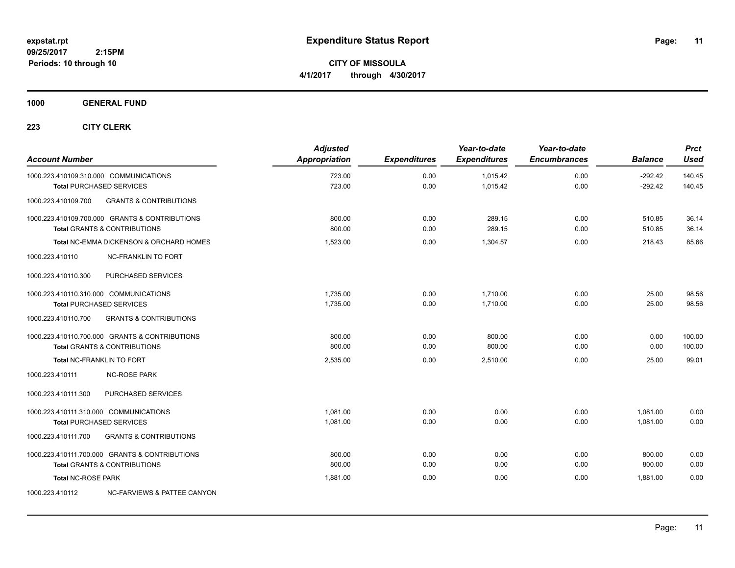# Expenditure Status Report

expstat.rpt
09/25/2017 2:15PM
Periods: 10 through 10

**CITY OF MISSOULA**
**4/1/2017 through 4/30/2017**

**1000 GENERAL FUND**

**223 CITY CLERK**

| Account Number | Adjusted Appropriation | Expenditures | Year-to-date Expenditures | Year-to-date Encumbrances | Balance | Prct Used |
|---|---|---|---|---|---|---|
| 1000.223.410109.310.000 COMMUNICATIONS | 723.00 | 0.00 | 1,015.42 | 0.00 | -292.42 | 140.45 |
| **Total** PURCHASED SERVICES | 723.00 | 0.00 | 1,015.42 | 0.00 | -292.42 | 140.45 |
| 1000.223.410109.700 GRANTS & CONTRIBUTIONS | | | | | | |
| 1000.223.410109.700.000 GRANTS & CONTRIBUTIONS | 800.00 | 0.00 | 289.15 | 0.00 | 510.85 | 36.14 |
| **Total** GRANTS & CONTRIBUTIONS | 800.00 | 0.00 | 289.15 | 0.00 | 510.85 | 36.14 |
| **Total** NC-EMMA DICKENSON & ORCHARD HOMES | 1,523.00 | 0.00 | 1,304.57 | 0.00 | 218.43 | 85.66 |
| 1000.223.410110 NC-FRANKLIN TO FORT | | | | | | |
| 1000.223.410110.300 PURCHASED SERVICES | | | | | | |
| 1000.223.410110.310.000 COMMUNICATIONS | 1,735.00 | 0.00 | 1,710.00 | 0.00 | 25.00 | 98.56 |
| **Total** PURCHASED SERVICES | 1,735.00 | 0.00 | 1,710.00 | 0.00 | 25.00 | 98.56 |
| 1000.223.410110.700 GRANTS & CONTRIBUTIONS | | | | | | |
| 1000.223.410110.700.000 GRANTS & CONTRIBUTIONS | 800.00 | 0.00 | 800.00 | 0.00 | 0.00 | 100.00 |
| **Total** GRANTS & CONTRIBUTIONS | 800.00 | 0.00 | 800.00 | 0.00 | 0.00 | 100.00 |
| **Total** NC-FRANKLIN TO FORT | 2,535.00 | 0.00 | 2,510.00 | 0.00 | 25.00 | 99.01 |
| 1000.223.410111 NC-ROSE PARK | | | | | | |
| 1000.223.410111.300 PURCHASED SERVICES | | | | | | |
| 1000.223.410111.310.000 COMMUNICATIONS | 1,081.00 | 0.00 | 0.00 | 0.00 | 1,081.00 | 0.00 |
| **Total** PURCHASED SERVICES | 1,081.00 | 0.00 | 0.00 | 0.00 | 1,081.00 | 0.00 |
| 1000.223.410111.700 GRANTS & CONTRIBUTIONS | | | | | | |
| 1000.223.410111.700.000 GRANTS & CONTRIBUTIONS | 800.00 | 0.00 | 0.00 | 0.00 | 800.00 | 0.00 |
| **Total** GRANTS & CONTRIBUTIONS | 800.00 | 0.00 | 0.00 | 0.00 | 800.00 | 0.00 |
| **Total** NC-ROSE PARK | 1,881.00 | 0.00 | 0.00 | 0.00 | 1,881.00 | 0.00 |
| 1000.223.410112 NC-FARVIEWS & PATTEE CANYON | | | | | | |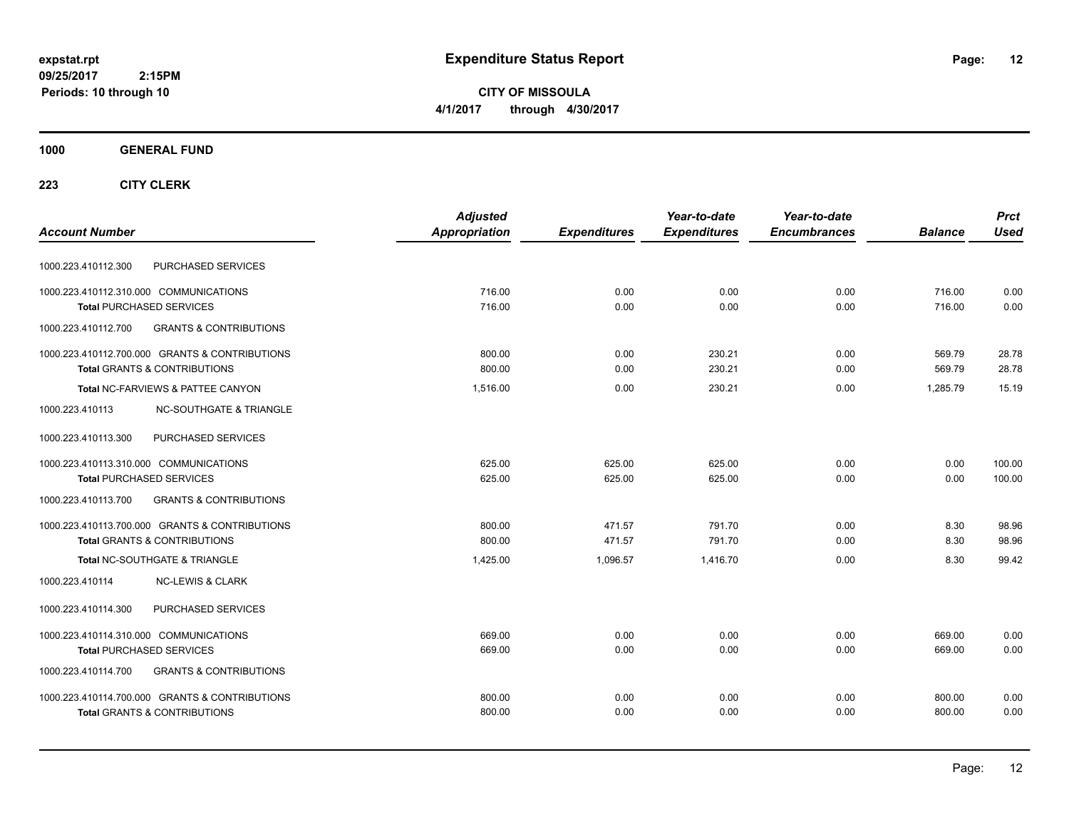expstat.rpt
09/25/2017 2:15PM
Periods: 10 through 10

# Expenditure Status Report

**CITY OF MISSOULA**
**4/1/2017 through 4/30/2017**

## 1000 GENERAL FUND

### 223 CITY CLERK

| Account Number | | Adjusted Appropriation | Expenditures | Year-to-date Expenditures | Year-to-date Encumbrances | Balance | Prct Used |
|---|---|---|---|---|---|---|---|
| 1000.223.410112.300 | PURCHASED SERVICES | | | | | | |
| 1000.223.410112.310.000 | COMMUNICATIONS | 716.00 | 0.00 | 0.00 | 0.00 | 716.00 | 0.00 |
| **Total** PURCHASED SERVICES | | 716.00 | 0.00 | 0.00 | 0.00 | 716.00 | 0.00 |
| 1000.223.410112.700 | GRANTS & CONTRIBUTIONS | | | | | | |
| 1000.223.410112.700.000 | GRANTS & CONTRIBUTIONS | 800.00 | 0.00 | 230.21 | 0.00 | 569.79 | 28.78 |
| **Total** GRANTS & CONTRIBUTIONS | | 800.00 | 0.00 | 230.21 | 0.00 | 569.79 | 28.78 |
| **Total** NC-FARVIEWS & PATTEE CANYON | | 1,516.00 | 0.00 | 230.21 | 0.00 | 1,285.79 | 15.19 |
| 1000.223.410113 | NC-SOUTHGATE & TRIANGLE | | | | | | |
| 1000.223.410113.300 | PURCHASED SERVICES | | | | | | |
| 1000.223.410113.310.000 | COMMUNICATIONS | 625.00 | 625.00 | 625.00 | 0.00 | 0.00 | 100.00 |
| **Total** PURCHASED SERVICES | | 625.00 | 625.00 | 625.00 | 0.00 | 0.00 | 100.00 |
| 1000.223.410113.700 | GRANTS & CONTRIBUTIONS | | | | | | |
| 1000.223.410113.700.000 | GRANTS & CONTRIBUTIONS | 800.00 | 471.57 | 791.70 | 0.00 | 8.30 | 98.96 |
| **Total** GRANTS & CONTRIBUTIONS | | 800.00 | 471.57 | 791.70 | 0.00 | 8.30 | 98.96 |
| **Total** NC-SOUTHGATE & TRIANGLE | | 1,425.00 | 1,096.57 | 1,416.70 | 0.00 | 8.30 | 99.42 |
| 1000.223.410114 | NC-LEWIS & CLARK | | | | | | |
| 1000.223.410114.300 | PURCHASED SERVICES | | | | | | |
| 1000.223.410114.310.000 | COMMUNICATIONS | 669.00 | 0.00 | 0.00 | 0.00 | 669.00 | 0.00 |
| **Total** PURCHASED SERVICES | | 669.00 | 0.00 | 0.00 | 0.00 | 669.00 | 0.00 |
| 1000.223.410114.700 | GRANTS & CONTRIBUTIONS | | | | | | |
| 1000.223.410114.700.000 | GRANTS & CONTRIBUTIONS | 800.00 | 0.00 | 0.00 | 0.00 | 800.00 | 0.00 |
| **Total** GRANTS & CONTRIBUTIONS | | 800.00 | 0.00 | 0.00 | 0.00 | 800.00 | 0.00 |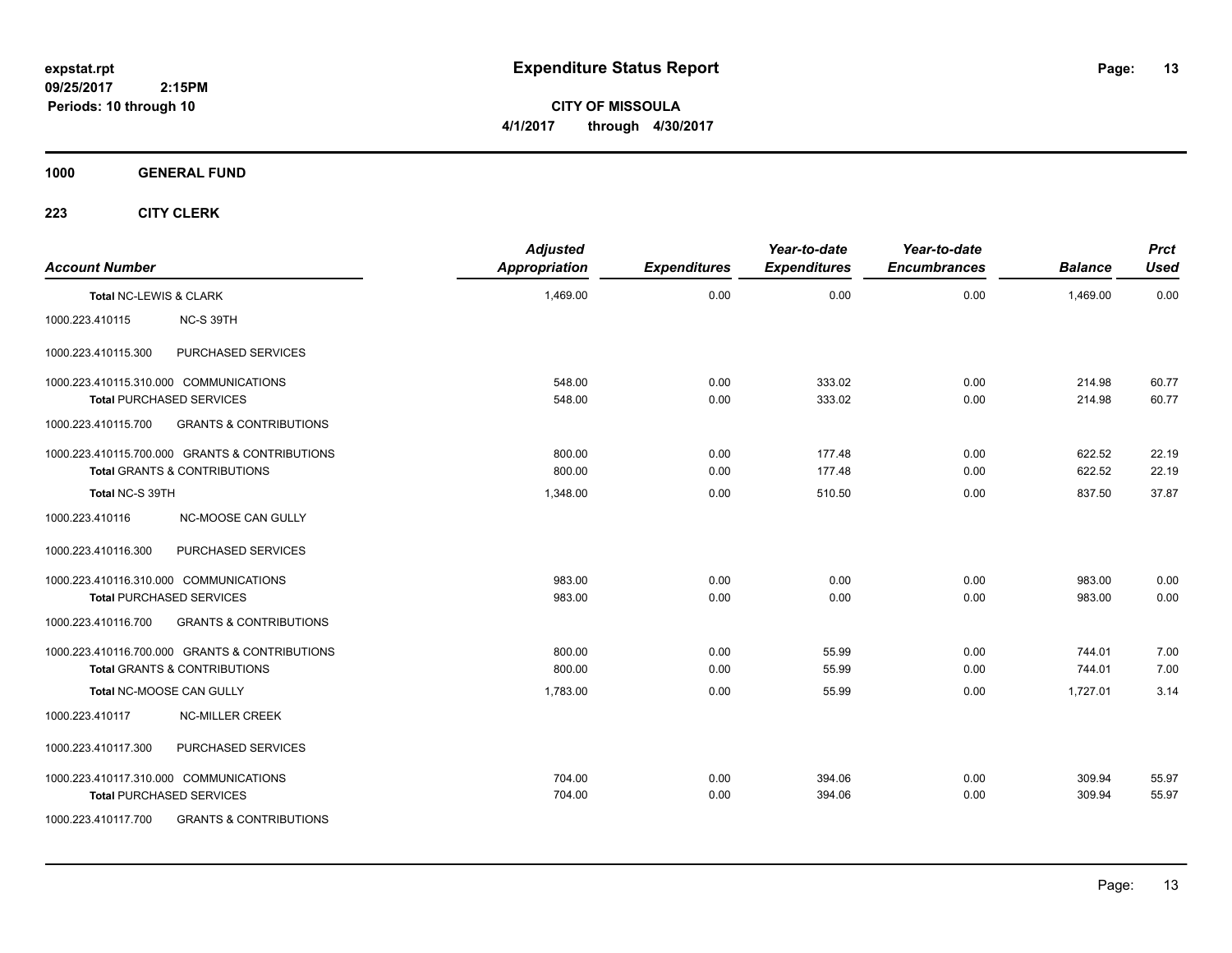**expstat.rpt**
**09/25/2017 2:15PM**
**Periods: 10 through 10**

# Expenditure Status Report

**CITY OF MISSOULA**
**4/1/2017 through 4/30/2017**

## 1000 GENERAL FUND

### 223 CITY CLERK

| Account Number | | Adjusted Appropriation | Expenditures | Year-to-date Expenditures | Year-to-date Encumbrances | Balance | Prct Used |
|---|---|---|---|---|---|---|---|
| **Total** NC-LEWIS & CLARK | | 1,469.00 | 0.00 | 0.00 | 0.00 | 1,469.00 | 0.00 |
| 1000.223.410115 | NC-S 39TH | | | | | | |
| 1000.223.410115.300 | PURCHASED SERVICES | | | | | | |
| 1000.223.410115.310.000 | COMMUNICATIONS | 548.00 | 0.00 | 333.02 | 0.00 | 214.98 | 60.77 |
| **Total** PURCHASED SERVICES | | 548.00 | 0.00 | 333.02 | 0.00 | 214.98 | 60.77 |
| 1000.223.410115.700 | GRANTS & CONTRIBUTIONS | | | | | | |
| 1000.223.410115.700.000 | GRANTS & CONTRIBUTIONS | 800.00 | 0.00 | 177.48 | 0.00 | 622.52 | 22.19 |
| **Total** GRANTS & CONTRIBUTIONS | | 800.00 | 0.00 | 177.48 | 0.00 | 622.52 | 22.19 |
| **Total** NC-S 39TH | | 1,348.00 | 0.00 | 510.50 | 0.00 | 837.50 | 37.87 |
| 1000.223.410116 | NC-MOOSE CAN GULLY | | | | | | |
| 1000.223.410116.300 | PURCHASED SERVICES | | | | | | |
| 1000.223.410116.310.000 | COMMUNICATIONS | 983.00 | 0.00 | 0.00 | 0.00 | 983.00 | 0.00 |
| **Total** PURCHASED SERVICES | | 983.00 | 0.00 | 0.00 | 0.00 | 983.00 | 0.00 |
| 1000.223.410116.700 | GRANTS & CONTRIBUTIONS | | | | | | |
| 1000.223.410116.700.000 | GRANTS & CONTRIBUTIONS | 800.00 | 0.00 | 55.99 | 0.00 | 744.01 | 7.00 |
| **Total** GRANTS & CONTRIBUTIONS | | 800.00 | 0.00 | 55.99 | 0.00 | 744.01 | 7.00 |
| **Total** NC-MOOSE CAN GULLY | | 1,783.00 | 0.00 | 55.99 | 0.00 | 1,727.01 | 3.14 |
| 1000.223.410117 | NC-MILLER CREEK | | | | | | |
| 1000.223.410117.300 | PURCHASED SERVICES | | | | | | |
| 1000.223.410117.310.000 | COMMUNICATIONS | 704.00 | 0.00 | 394.06 | 0.00 | 309.94 | 55.97 |
| **Total** PURCHASED SERVICES | | 704.00 | 0.00 | 394.06 | 0.00 | 309.94 | 55.97 |
| 1000.223.410117.700 | GRANTS & CONTRIBUTIONS | | | | | | |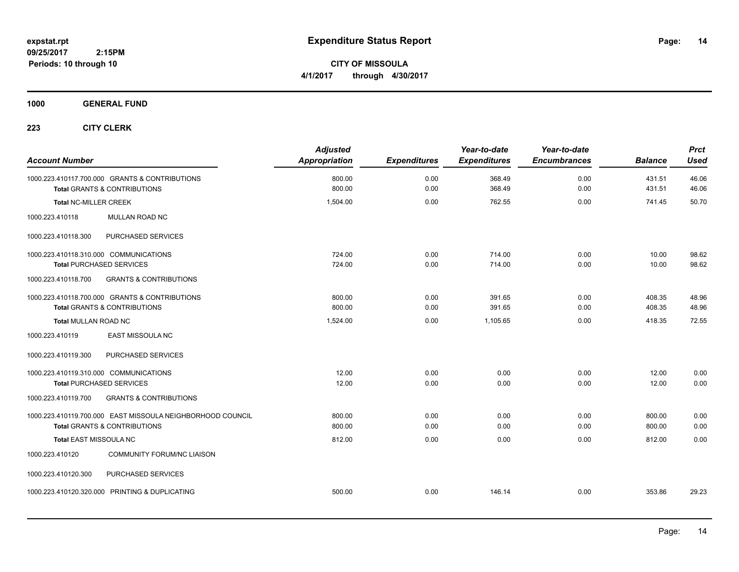**expstat.rpt**
**09/25/2017 2:15PM**
**Periods: 10 through 10**

# Expenditure Status Report

**CITY OF MISSOULA**
**4/1/2017 through 4/30/2017**

## 1000 GENERAL FUND

### 223 CITY CLERK

| Account Number | Adjusted Appropriation | Expenditures | Year-to-date Expenditures | Year-to-date Encumbrances | Balance | Prct Used |
|---|---|---|---|---|---|---|
| 1000.223.410117.700.000 GRANTS & CONTRIBUTIONS | 800.00 | 0.00 | 368.49 | 0.00 | 431.51 | 46.06 |
| **Total** GRANTS & CONTRIBUTIONS | 800.00 | 0.00 | 368.49 | 0.00 | 431.51 | 46.06 |
| **Total** NC-MILLER CREEK | 1,504.00 | 0.00 | 762.55 | 0.00 | 741.45 | 50.70 |
| 1000.223.410118 MULLAN ROAD NC | | | | | | |
| 1000.223.410118.300 PURCHASED SERVICES | | | | | | |
| 1000.223.410118.310.000 COMMUNICATIONS | 724.00 | 0.00 | 714.00 | 0.00 | 10.00 | 98.62 |
| **Total** PURCHASED SERVICES | 724.00 | 0.00 | 714.00 | 0.00 | 10.00 | 98.62 |
| 1000.223.410118.700 GRANTS & CONTRIBUTIONS | | | | | | |
| 1000.223.410118.700.000 GRANTS & CONTRIBUTIONS | 800.00 | 0.00 | 391.65 | 0.00 | 408.35 | 48.96 |
| **Total** GRANTS & CONTRIBUTIONS | 800.00 | 0.00 | 391.65 | 0.00 | 408.35 | 48.96 |
| **Total** MULLAN ROAD NC | 1,524.00 | 0.00 | 1,105.65 | 0.00 | 418.35 | 72.55 |
| 1000.223.410119 EAST MISSOULA NC | | | | | | |
| 1000.223.410119.300 PURCHASED SERVICES | | | | | | |
| 1000.223.410119.310.000 COMMUNICATIONS | 12.00 | 0.00 | 0.00 | 0.00 | 12.00 | 0.00 |
| **Total** PURCHASED SERVICES | 12.00 | 0.00 | 0.00 | 0.00 | 12.00 | 0.00 |
| 1000.223.410119.700 GRANTS & CONTRIBUTIONS | | | | | | |
| 1000.223.410119.700.000 EAST MISSOULA NEIGHBORHOOD COUNCIL | 800.00 | 0.00 | 0.00 | 0.00 | 800.00 | 0.00 |
| **Total** GRANTS & CONTRIBUTIONS | 800.00 | 0.00 | 0.00 | 0.00 | 800.00 | 0.00 |
| **Total** EAST MISSOULA NC | 812.00 | 0.00 | 0.00 | 0.00 | 812.00 | 0.00 |
| 1000.223.410120 COMMUNITY FORUM/NC LIAISON | | | | | | |
| 1000.223.410120.300 PURCHASED SERVICES | | | | | | |
| 1000.223.410120.320.000 PRINTING & DUPLICATING | 500.00 | 0.00 | 146.14 | 0.00 | 353.86 | 29.23 |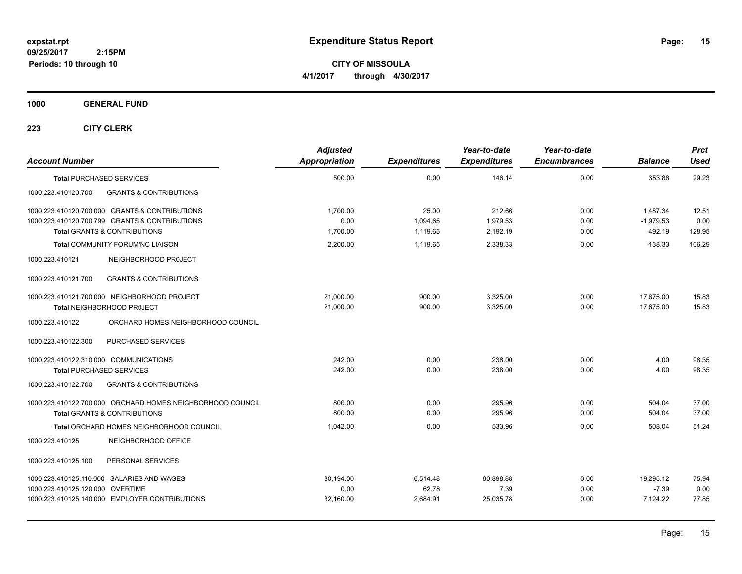# Expenditure Status Report

expstat.rpt
09/25/2017 2:15PM
Periods: 10 through 10

**CITY OF MISSOULA**
**4/1/2017 through 4/30/2017**

**1000 GENERAL FUND**

**223 CITY CLERK**

| Account Number | Adjusted Appropriation | Expenditures | Year-to-date Expenditures | Year-to-date Encumbrances | Balance | Prct Used |
|---|---|---|---|---|---|---|
| **Total** PURCHASED SERVICES | 500.00 | 0.00 | 146.14 | 0.00 | 353.86 | 29.23 |
| 1000.223.410120.700 GRANTS & CONTRIBUTIONS | | | | | | |
| 1000.223.410120.700.000 GRANTS & CONTRIBUTIONS | 1,700.00 | 25.00 | 212.66 | 0.00 | 1,487.34 | 12.51 |
| 1000.223.410120.700.799 GRANTS & CONTRIBUTIONS | 0.00 | 1,094.65 | 1,979.53 | 0.00 | -1,979.53 | 0.00 |
| **Total** GRANTS & CONTRIBUTIONS | 1,700.00 | 1,119.65 | 2,192.19 | 0.00 | -492.19 | 128.95 |
| **Total** COMMUNITY FORUM/NC LIAISON | 2,200.00 | 1,119.65 | 2,338.33 | 0.00 | -138.33 | 106.29 |
| 1000.223.410121 NEIGHBORHOOD PR0JECT | | | | | | |
| 1000.223.410121.700 GRANTS & CONTRIBUTIONS | | | | | | |
| 1000.223.410121.700.000 NEIGHBORHOOD PROJECT | 21,000.00 | 900.00 | 3,325.00 | 0.00 | 17,675.00 | 15.83 |
| **Total** NEIGHBORHOOD PR0JECT | 21,000.00 | 900.00 | 3,325.00 | 0.00 | 17,675.00 | 15.83 |
| 1000.223.410122 ORCHARD HOMES NEIGHBORHOOD COUNCIL | | | | | | |
| 1000.223.410122.300 PURCHASED SERVICES | | | | | | |
| 1000.223.410122.310.000 COMMUNICATIONS | 242.00 | 0.00 | 238.00 | 0.00 | 4.00 | 98.35 |
| **Total** PURCHASED SERVICES | 242.00 | 0.00 | 238.00 | 0.00 | 4.00 | 98.35 |
| 1000.223.410122.700 GRANTS & CONTRIBUTIONS | | | | | | |
| 1000.223.410122.700.000 ORCHARD HOMES NEIGHBORHOOD COUNCIL | 800.00 | 0.00 | 295.96 | 0.00 | 504.04 | 37.00 |
| **Total** GRANTS & CONTRIBUTIONS | 800.00 | 0.00 | 295.96 | 0.00 | 504.04 | 37.00 |
| **Total** ORCHARD HOMES NEIGHBORHOOD COUNCIL | 1,042.00 | 0.00 | 533.96 | 0.00 | 508.04 | 51.24 |
| 1000.223.410125 NEIGHBORHOOD OFFICE | | | | | | |
| 1000.223.410125.100 PERSONAL SERVICES | | | | | | |
| 1000.223.410125.110.000 SALARIES AND WAGES | 80,194.00 | 6,514.48 | 60,898.88 | 0.00 | 19,295.12 | 75.94 |
| 1000.223.410125.120.000 OVERTIME | 0.00 | 62.78 | 7.39 | 0.00 | -7.39 | 0.00 |
| 1000.223.410125.140.000 EMPLOYER CONTRIBUTIONS | 32,160.00 | 2,684.91 | 25,035.78 | 0.00 | 7,124.22 | 77.85 |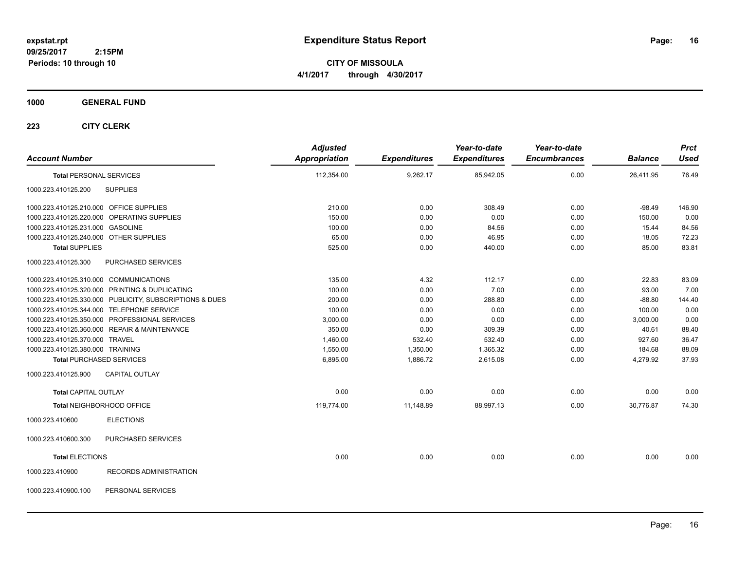**expstat.rpt**
**09/25/2017 2:15PM**
**Periods: 10 through 10**

# Expenditure Status Report

**CITY OF MISSOULA**
**4/1/2017 through 4/30/2017**

**1000 GENERAL FUND**

**223 CITY CLERK**

| Account Number | | Adjusted Appropriation | Expenditures | Year-to-date Expenditures | Year-to-date Encumbrances | Balance | Prct Used |
|---|---|---|---|---|---|---|---|
| **Total** PERSONAL SERVICES | | 112,354.00 | 9,262.17 | 85,942.05 | 0.00 | 26,411.95 | 76.49 |
| 1000.223.410125.200 | SUPPLIES | | | | | | |
| 1000.223.410125.210.000 | OFFICE SUPPLIES | 210.00 | 0.00 | 308.49 | 0.00 | -98.49 | 146.90 |
| 1000.223.410125.220.000 | OPERATING SUPPLIES | 150.00 | 0.00 | 0.00 | 0.00 | 150.00 | 0.00 |
| 1000.223.410125.231.000 | GASOLINE | 100.00 | 0.00 | 84.56 | 0.00 | 15.44 | 84.56 |
| 1000.223.410125.240.000 | OTHER SUPPLIES | 65.00 | 0.00 | 46.95 | 0.00 | 18.05 | 72.23 |
| **Total** SUPPLIES | | 525.00 | 0.00 | 440.00 | 0.00 | 85.00 | 83.81 |
| 1000.223.410125.300 | PURCHASED SERVICES | | | | | | |
| 1000.223.410125.310.000 | COMMUNICATIONS | 135.00 | 4.32 | 112.17 | 0.00 | 22.83 | 83.09 |
| 1000.223.410125.320.000 | PRINTING & DUPLICATING | 100.00 | 0.00 | 7.00 | 0.00 | 93.00 | 7.00 |
| 1000.223.410125.330.000 | PUBLICITY, SUBSCRIPTIONS & DUES | 200.00 | 0.00 | 288.80 | 0.00 | -88.80 | 144.40 |
| 1000.223.410125.344.000 | TELEPHONE SERVICE | 100.00 | 0.00 | 0.00 | 0.00 | 100.00 | 0.00 |
| 1000.223.410125.350.000 | PROFESSIONAL SERVICES | 3,000.00 | 0.00 | 0.00 | 0.00 | 3,000.00 | 0.00 |
| 1000.223.410125.360.000 | REPAIR & MAINTENANCE | 350.00 | 0.00 | 309.39 | 0.00 | 40.61 | 88.40 |
| 1000.223.410125.370.000 | TRAVEL | 1,460.00 | 532.40 | 532.40 | 0.00 | 927.60 | 36.47 |
| 1000.223.410125.380.000 | TRAINING | 1,550.00 | 1,350.00 | 1,365.32 | 0.00 | 184.68 | 88.09 |
| **Total** PURCHASED SERVICES | | 6,895.00 | 1,886.72 | 2,615.08 | 0.00 | 4,279.92 | 37.93 |
| 1000.223.410125.900 | CAPITAL OUTLAY | | | | | | |
| **Total** CAPITAL OUTLAY | | 0.00 | 0.00 | 0.00 | 0.00 | 0.00 | 0.00 |
| **Total** NEIGHBORHOOD OFFICE | | 119,774.00 | 11,148.89 | 88,997.13 | 0.00 | 30,776.87 | 74.30 |
| 1000.223.410600 | ELECTIONS | | | | | | |
| 1000.223.410600.300 | PURCHASED SERVICES | | | | | | |
| **Total** ELECTIONS | | 0.00 | 0.00 | 0.00 | 0.00 | 0.00 | 0.00 |
| 1000.223.410900 | RECORDS ADMINISTRATION | | | | | | |
| 1000.223.410900.100 | PERSONAL SERVICES | | | | | | |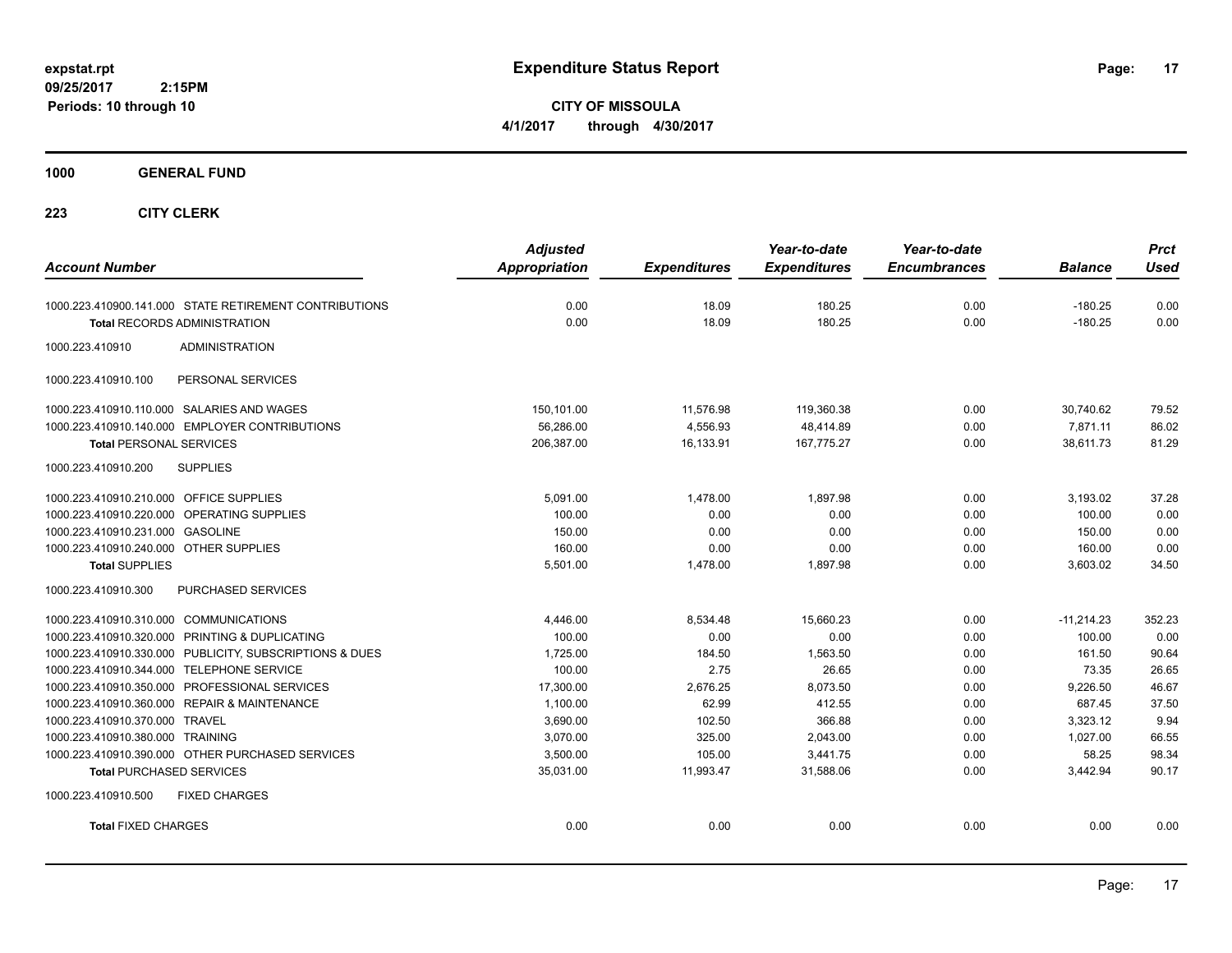# Expenditure Status Report

expstat.rpt
09/25/2017 2:15PM
Periods: 10 through 10

**CITY OF MISSOULA**
**4/1/2017 through 4/30/2017**

## 1000 GENERAL FUND

### 223 CITY CLERK

| Account Number | Adjusted Appropriation | Expenditures | Year-to-date Expenditures | Year-to-date Encumbrances | Balance | Prct Used |
|---|---|---|---|---|---|---|
| 1000.223.410900.141.000 STATE RETIREMENT CONTRIBUTIONS | 0.00 | 18.09 | 180.25 | 0.00 | -180.25 | 0.00 |
| **Total** RECORDS ADMINISTRATION | 0.00 | 18.09 | 180.25 | 0.00 | -180.25 | 0.00 |
| 1000.223.410910 ADMINISTRATION | | | | | | |
| 1000.223.410910.100 PERSONAL SERVICES | | | | | | |
| 1000.223.410910.110.000 SALARIES AND WAGES | 150,101.00 | 11,576.98 | 119,360.38 | 0.00 | 30,740.62 | 79.52 |
| 1000.223.410910.140.000 EMPLOYER CONTRIBUTIONS | 56,286.00 | 4,556.93 | 48,414.89 | 0.00 | 7,871.11 | 86.02 |
| **Total** PERSONAL SERVICES | 206,387.00 | 16,133.91 | 167,775.27 | 0.00 | 38,611.73 | 81.29 |
| 1000.223.410910.200 SUPPLIES | | | | | | |
| 1000.223.410910.210.000 OFFICE SUPPLIES | 5,091.00 | 1,478.00 | 1,897.98 | 0.00 | 3,193.02 | 37.28 |
| 1000.223.410910.220.000 OPERATING SUPPLIES | 100.00 | 0.00 | 0.00 | 0.00 | 100.00 | 0.00 |
| 1000.223.410910.231.000 GASOLINE | 150.00 | 0.00 | 0.00 | 0.00 | 150.00 | 0.00 |
| 1000.223.410910.240.000 OTHER SUPPLIES | 160.00 | 0.00 | 0.00 | 0.00 | 160.00 | 0.00 |
| **Total** SUPPLIES | 5,501.00 | 1,478.00 | 1,897.98 | 0.00 | 3,603.02 | 34.50 |
| 1000.223.410910.300 PURCHASED SERVICES | | | | | | |
| 1000.223.410910.310.000 COMMUNICATIONS | 4,446.00 | 8,534.48 | 15,660.23 | 0.00 | -11,214.23 | 352.23 |
| 1000.223.410910.320.000 PRINTING & DUPLICATING | 100.00 | 0.00 | 0.00 | 0.00 | 100.00 | 0.00 |
| 1000.223.410910.330.000 PUBLICITY, SUBSCRIPTIONS & DUES | 1,725.00 | 184.50 | 1,563.50 | 0.00 | 161.50 | 90.64 |
| 1000.223.410910.344.000 TELEPHONE SERVICE | 100.00 | 2.75 | 26.65 | 0.00 | 73.35 | 26.65 |
| 1000.223.410910.350.000 PROFESSIONAL SERVICES | 17,300.00 | 2,676.25 | 8,073.50 | 0.00 | 9,226.50 | 46.67 |
| 1000.223.410910.360.000 REPAIR & MAINTENANCE | 1,100.00 | 62.99 | 412.55 | 0.00 | 687.45 | 37.50 |
| 1000.223.410910.370.000 TRAVEL | 3,690.00 | 102.50 | 366.88 | 0.00 | 3,323.12 | 9.94 |
| 1000.223.410910.380.000 TRAINING | 3,070.00 | 325.00 | 2,043.00 | 0.00 | 1,027.00 | 66.55 |
| 1000.223.410910.390.000 OTHER PURCHASED SERVICES | 3,500.00 | 105.00 | 3,441.75 | 0.00 | 58.25 | 98.34 |
| **Total** PURCHASED SERVICES | 35,031.00 | 11,993.47 | 31,588.06 | 0.00 | 3,442.94 | 90.17 |
| 1000.223.410910.500 FIXED CHARGES | | | | | | |
| **Total** FIXED CHARGES | 0.00 | 0.00 | 0.00 | 0.00 | 0.00 | 0.00 |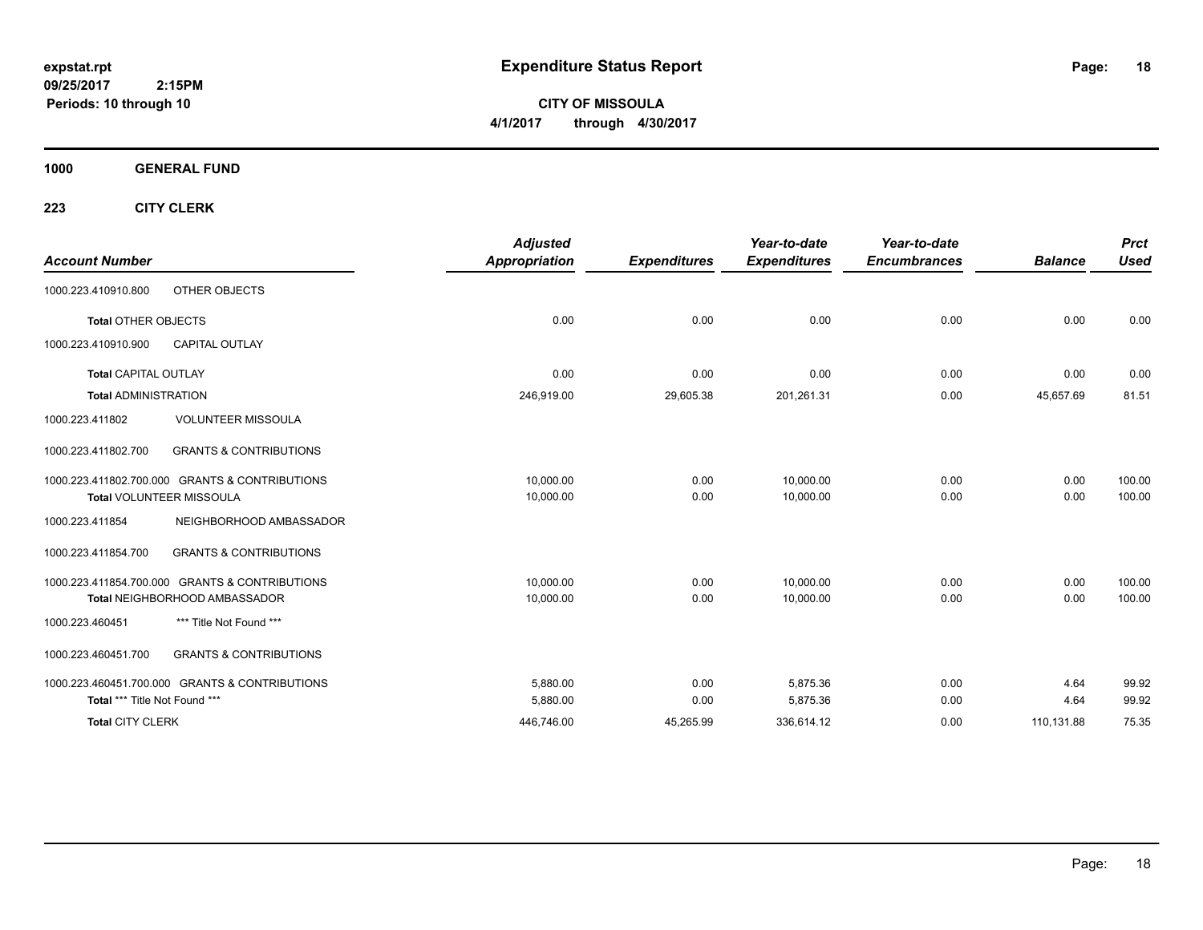**expstat.rpt**
**09/25/2017 2:15PM**
**Periods: 10 through 10**

# Expenditure Status Report

**CITY OF MISSOULA**
**4/1/2017 through 4/30/2017**

## 1000 GENERAL FUND

### 223 CITY CLERK

| Account Number | | Adjusted Appropriation | Expenditures | Year-to-date Expenditures | Year-to-date Encumbrances | Balance | Prct Used |
|---|---|---|---|---|---|---|---|
| 1000.223.410910.800 | OTHER OBJECTS | | | | | | |
| **Total** OTHER OBJECTS | | 0.00 | 0.00 | 0.00 | 0.00 | 0.00 | 0.00 |
| 1000.223.410910.900 | CAPITAL OUTLAY | | | | | | |
| **Total** CAPITAL OUTLAY | | 0.00 | 0.00 | 0.00 | 0.00 | 0.00 | 0.00 |
| **Total** ADMINISTRATION | | 246,919.00 | 29,605.38 | 201,261.31 | 0.00 | 45,657.69 | 81.51 |
| 1000.223.411802 | VOLUNTEER MISSOULA | | | | | | |
| 1000.223.411802.700 | GRANTS & CONTRIBUTIONS | | | | | | |
| 1000.223.411802.700.000 | GRANTS & CONTRIBUTIONS | 10,000.00 | 0.00 | 10,000.00 | 0.00 | 0.00 | 100.00 |
| **Total** VOLUNTEER MISSOULA | | 10,000.00 | 0.00 | 10,000.00 | 0.00 | 0.00 | 100.00 |
| 1000.223.411854 | NEIGHBORHOOD AMBASSADOR | | | | | | |
| 1000.223.411854.700 | GRANTS & CONTRIBUTIONS | | | | | | |
| 1000.223.411854.700.000 | GRANTS & CONTRIBUTIONS | 10,000.00 | 0.00 | 10,000.00 | 0.00 | 0.00 | 100.00 |
| **Total** NEIGHBORHOOD AMBASSADOR | | 10,000.00 | 0.00 | 10,000.00 | 0.00 | 0.00 | 100.00 |
| 1000.223.460451 | *** Title Not Found *** | | | | | | |
| 1000.223.460451.700 | GRANTS & CONTRIBUTIONS | | | | | | |
| 1000.223.460451.700.000 | GRANTS & CONTRIBUTIONS | 5,880.00 | 0.00 | 5,875.36 | 0.00 | 4.64 | 99.92 |
| **Total** *** Title Not Found *** | | 5,880.00 | 0.00 | 5,875.36 | 0.00 | 4.64 | 99.92 |
| **Total** CITY CLERK | | 446,746.00 | 45,265.99 | 336,614.12 | 0.00 | 110,131.88 | 75.35 |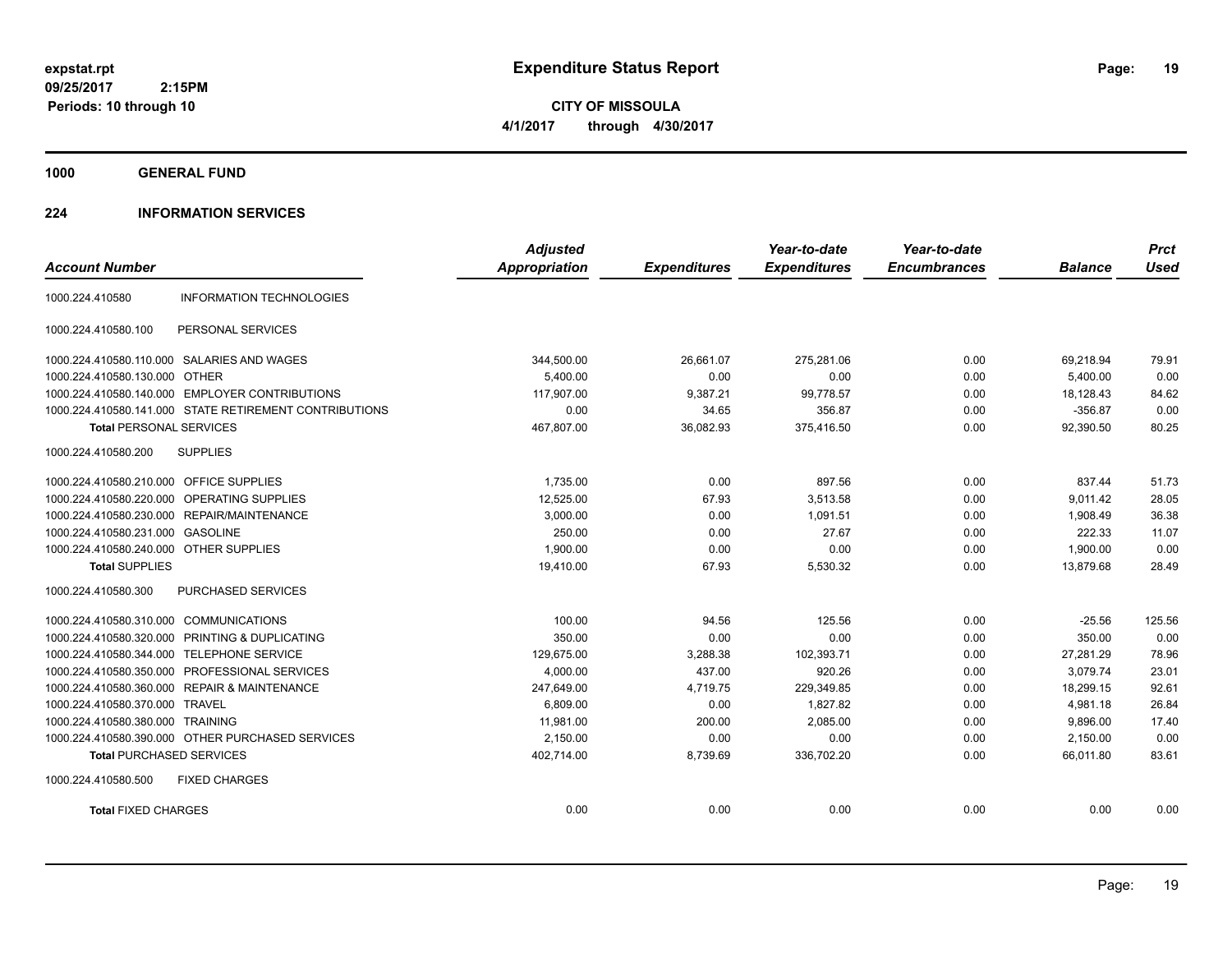# Expenditure Status Report

expstat.rpt
09/25/2017 2:15PM
Periods: 10 through 10

**CITY OF MISSOULA**
**4/1/2017 through 4/30/2017**

## 1000 GENERAL FUND

## 224 INFORMATION SERVICES

| Account Number | | Adjusted Appropriation | Expenditures | Year-to-date Expenditures | Year-to-date Encumbrances | Balance | Prct Used |
|---|---|---|---|---|---|---|---|
| 1000.224.410580 | INFORMATION TECHNOLOGIES | | | | | | |
| 1000.224.410580.100 | PERSONAL SERVICES | | | | | | |
| 1000.224.410580.110.000 | SALARIES AND WAGES | 344,500.00 | 26,661.07 | 275,281.06 | 0.00 | 69,218.94 | 79.91 |
| 1000.224.410580.130.000 | OTHER | 5,400.00 | 0.00 | 0.00 | 0.00 | 5,400.00 | 0.00 |
| 1000.224.410580.140.000 | EMPLOYER CONTRIBUTIONS | 117,907.00 | 9,387.21 | 99,778.57 | 0.00 | 18,128.43 | 84.62 |
| 1000.224.410580.141.000 | STATE RETIREMENT CONTRIBUTIONS | 0.00 | 34.65 | 356.87 | 0.00 | -356.87 | 0.00 |
| **Total** PERSONAL SERVICES | | 467,807.00 | 36,082.93 | 375,416.50 | 0.00 | 92,390.50 | 80.25 |
| 1000.224.410580.200 | SUPPLIES | | | | | | |
| 1000.224.410580.210.000 | OFFICE SUPPLIES | 1,735.00 | 0.00 | 897.56 | 0.00 | 837.44 | 51.73 |
| 1000.224.410580.220.000 | OPERATING SUPPLIES | 12,525.00 | 67.93 | 3,513.58 | 0.00 | 9,011.42 | 28.05 |
| 1000.224.410580.230.000 | REPAIR/MAINTENANCE | 3,000.00 | 0.00 | 1,091.51 | 0.00 | 1,908.49 | 36.38 |
| 1000.224.410580.231.000 | GASOLINE | 250.00 | 0.00 | 27.67 | 0.00 | 222.33 | 11.07 |
| 1000.224.410580.240.000 | OTHER SUPPLIES | 1,900.00 | 0.00 | 0.00 | 0.00 | 1,900.00 | 0.00 |
| **Total** SUPPLIES | | 19,410.00 | 67.93 | 5,530.32 | 0.00 | 13,879.68 | 28.49 |
| 1000.224.410580.300 | PURCHASED SERVICES | | | | | | |
| 1000.224.410580.310.000 | COMMUNICATIONS | 100.00 | 94.56 | 125.56 | 0.00 | -25.56 | 125.56 |
| 1000.224.410580.320.000 | PRINTING & DUPLICATING | 350.00 | 0.00 | 0.00 | 0.00 | 350.00 | 0.00 |
| 1000.224.410580.344.000 | TELEPHONE SERVICE | 129,675.00 | 3,288.38 | 102,393.71 | 0.00 | 27,281.29 | 78.96 |
| 1000.224.410580.350.000 | PROFESSIONAL SERVICES | 4,000.00 | 437.00 | 920.26 | 0.00 | 3,079.74 | 23.01 |
| 1000.224.410580.360.000 | REPAIR & MAINTENANCE | 247,649.00 | 4,719.75 | 229,349.85 | 0.00 | 18,299.15 | 92.61 |
| 1000.224.410580.370.000 | TRAVEL | 6,809.00 | 0.00 | 1,827.82 | 0.00 | 4,981.18 | 26.84 |
| 1000.224.410580.380.000 | TRAINING | 11,981.00 | 200.00 | 2,085.00 | 0.00 | 9,896.00 | 17.40 |
| 1000.224.410580.390.000 | OTHER PURCHASED SERVICES | 2,150.00 | 0.00 | 0.00 | 0.00 | 2,150.00 | 0.00 |
| **Total** PURCHASED SERVICES | | 402,714.00 | 8,739.69 | 336,702.20 | 0.00 | 66,011.80 | 83.61 |
| 1000.224.410580.500 | FIXED CHARGES | | | | | | |
| **Total** FIXED CHARGES | | 0.00 | 0.00 | 0.00 | 0.00 | 0.00 | 0.00 |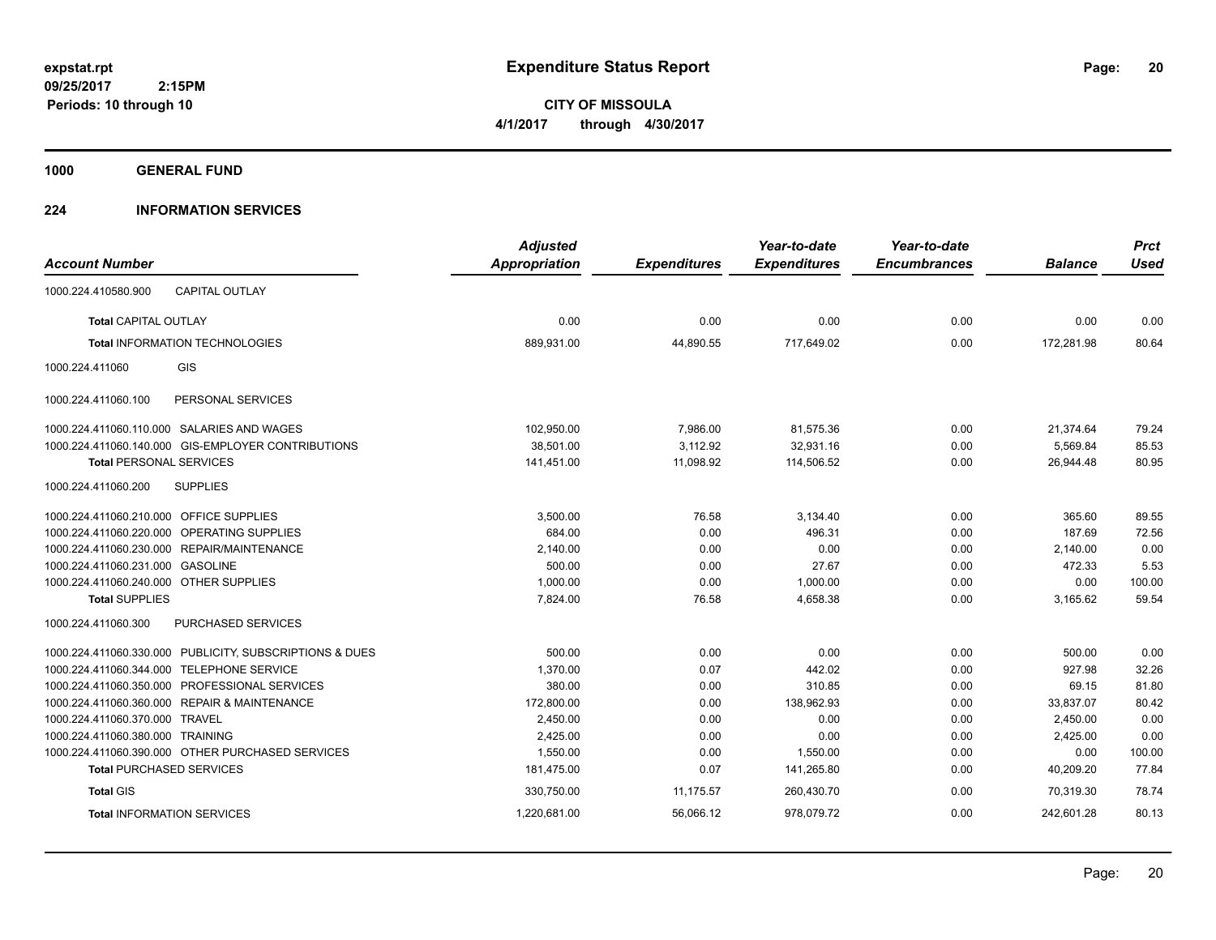expstat.rpt
09/25/2017 2:15PM
Periods: 10 through 10

# Expenditure Status Report

**CITY OF MISSOULA**
**4/1/2017 through 4/30/2017**

## 1000 GENERAL FUND

## 224 INFORMATION SERVICES

| Account Number | | Adjusted Appropriation | Expenditures | Year-to-date Expenditures | Year-to-date Encumbrances | Balance | Prct Used |
|---|---|---|---|---|---|---|---|
| 1000.224.410580.900 | CAPITAL OUTLAY | | | | | | |
| **Total** CAPITAL OUTLAY | | 0.00 | 0.00 | 0.00 | 0.00 | 0.00 | 0.00 |
| **Total** INFORMATION TECHNOLOGIES | | 889,931.00 | 44,890.55 | 717,649.02 | 0.00 | 172,281.98 | 80.64 |
| 1000.224.411060 | GIS | | | | | | |
| 1000.224.411060.100 | PERSONAL SERVICES | | | | | | |
| 1000.224.411060.110.000 | SALARIES AND WAGES | 102,950.00 | 7,986.00 | 81,575.36 | 0.00 | 21,374.64 | 79.24 |
| 1000.224.411060.140.000 | GIS-EMPLOYER CONTRIBUTIONS | 38,501.00 | 3,112.92 | 32,931.16 | 0.00 | 5,569.84 | 85.53 |
| **Total** PERSONAL SERVICES | | 141,451.00 | 11,098.92 | 114,506.52 | 0.00 | 26,944.48 | 80.95 |
| 1000.224.411060.200 | SUPPLIES | | | | | | |
| 1000.224.411060.210.000 | OFFICE SUPPLIES | 3,500.00 | 76.58 | 3,134.40 | 0.00 | 365.60 | 89.55 |
| 1000.224.411060.220.000 | OPERATING SUPPLIES | 684.00 | 0.00 | 496.31 | 0.00 | 187.69 | 72.56 |
| 1000.224.411060.230.000 | REPAIR/MAINTENANCE | 2,140.00 | 0.00 | 0.00 | 0.00 | 2,140.00 | 0.00 |
| 1000.224.411060.231.000 | GASOLINE | 500.00 | 0.00 | 27.67 | 0.00 | 472.33 | 5.53 |
| 1000.224.411060.240.000 | OTHER SUPPLIES | 1,000.00 | 0.00 | 1,000.00 | 0.00 | 0.00 | 100.00 |
| **Total** SUPPLIES | | 7,824.00 | 76.58 | 4,658.38 | 0.00 | 3,165.62 | 59.54 |
| 1000.224.411060.300 | PURCHASED SERVICES | | | | | | |
| 1000.224.411060.330.000 | PUBLICITY, SUBSCRIPTIONS & DUES | 500.00 | 0.00 | 0.00 | 0.00 | 500.00 | 0.00 |
| 1000.224.411060.344.000 | TELEPHONE SERVICE | 1,370.00 | 0.07 | 442.02 | 0.00 | 927.98 | 32.26 |
| 1000.224.411060.350.000 | PROFESSIONAL SERVICES | 380.00 | 0.00 | 310.85 | 0.00 | 69.15 | 81.80 |
| 1000.224.411060.360.000 | REPAIR & MAINTENANCE | 172,800.00 | 0.00 | 138,962.93 | 0.00 | 33,837.07 | 80.42 |
| 1000.224.411060.370.000 | TRAVEL | 2,450.00 | 0.00 | 0.00 | 0.00 | 2,450.00 | 0.00 |
| 1000.224.411060.380.000 | TRAINING | 2,425.00 | 0.00 | 0.00 | 0.00 | 2,425.00 | 0.00 |
| 1000.224.411060.390.000 | OTHER PURCHASED SERVICES | 1,550.00 | 0.00 | 1,550.00 | 0.00 | 0.00 | 100.00 |
| **Total** PURCHASED SERVICES | | 181,475.00 | 0.07 | 141,265.80 | 0.00 | 40,209.20 | 77.84 |
| **Total** GIS | | 330,750.00 | 11,175.57 | 260,430.70 | 0.00 | 70,319.30 | 78.74 |
| **Total** INFORMATION SERVICES | | 1,220,681.00 | 56,066.12 | 978,079.72 | 0.00 | 242,601.28 | 80.13 |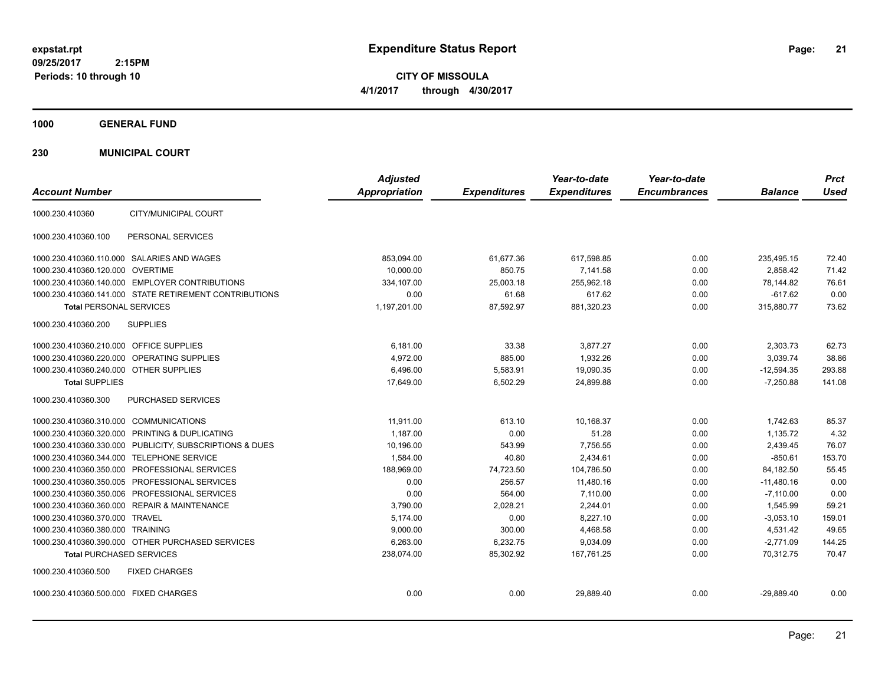**expstat.rpt**
**09/25/2017 2:15PM**
**Periods: 10 through 10**

# Expenditure Status Report

**CITY OF MISSOULA**
**4/1/2017 through 4/30/2017**

## 1000 GENERAL FUND

### 230 MUNICIPAL COURT

| Account Number | | Adjusted Appropriation | Expenditures | Year-to-date Expenditures | Year-to-date Encumbrances | Balance | Prct Used |
|---|---|---|---|---|---|---|---|
| 1000.230.410360 | CITY/MUNICIPAL COURT | | | | | | |
| 1000.230.410360.100 | PERSONAL SERVICES | | | | | | |
| 1000.230.410360.110.000 | SALARIES AND WAGES | 853,094.00 | 61,677.36 | 617,598.85 | 0.00 | 235,495.15 | 72.40 |
| 1000.230.410360.120.000 | OVERTIME | 10,000.00 | 850.75 | 7,141.58 | 0.00 | 2,858.42 | 71.42 |
| 1000.230.410360.140.000 | EMPLOYER CONTRIBUTIONS | 334,107.00 | 25,003.18 | 255,962.18 | 0.00 | 78,144.82 | 76.61 |
| 1000.230.410360.141.000 | STATE RETIREMENT CONTRIBUTIONS | 0.00 | 61.68 | 617.62 | 0.00 | -617.62 | 0.00 |
| **Total** PERSONAL SERVICES | | 1,197,201.00 | 87,592.97 | 881,320.23 | 0.00 | 315,880.77 | 73.62 |
| 1000.230.410360.200 | SUPPLIES | | | | | | |
| 1000.230.410360.210.000 | OFFICE SUPPLIES | 6,181.00 | 33.38 | 3,877.27 | 0.00 | 2,303.73 | 62.73 |
| 1000.230.410360.220.000 | OPERATING SUPPLIES | 4,972.00 | 885.00 | 1,932.26 | 0.00 | 3,039.74 | 38.86 |
| 1000.230.410360.240.000 | OTHER SUPPLIES | 6,496.00 | 5,583.91 | 19,090.35 | 0.00 | -12,594.35 | 293.88 |
| **Total** SUPPLIES | | 17,649.00 | 6,502.29 | 24,899.88 | 0.00 | -7,250.88 | 141.08 |
| 1000.230.410360.300 | PURCHASED SERVICES | | | | | | |
| 1000.230.410360.310.000 | COMMUNICATIONS | 11,911.00 | 613.10 | 10,168.37 | 0.00 | 1,742.63 | 85.37 |
| 1000.230.410360.320.000 | PRINTING & DUPLICATING | 1,187.00 | 0.00 | 51.28 | 0.00 | 1,135.72 | 4.32 |
| 1000.230.410360.330.000 | PUBLICITY, SUBSCRIPTIONS & DUES | 10,196.00 | 543.99 | 7,756.55 | 0.00 | 2,439.45 | 76.07 |
| 1000.230.410360.344.000 | TELEPHONE SERVICE | 1,584.00 | 40.80 | 2,434.61 | 0.00 | -850.61 | 153.70 |
| 1000.230.410360.350.000 | PROFESSIONAL SERVICES | 188,969.00 | 74,723.50 | 104,786.50 | 0.00 | 84,182.50 | 55.45 |
| 1000.230.410360.350.005 | PROFESSIONAL SERVICES | 0.00 | 256.57 | 11,480.16 | 0.00 | -11,480.16 | 0.00 |
| 1000.230.410360.350.006 | PROFESSIONAL SERVICES | 0.00 | 564.00 | 7,110.00 | 0.00 | -7,110.00 | 0.00 |
| 1000.230.410360.360.000 | REPAIR & MAINTENANCE | 3,790.00 | 2,028.21 | 2,244.01 | 0.00 | 1,545.99 | 59.21 |
| 1000.230.410360.370.000 | TRAVEL | 5,174.00 | 0.00 | 8,227.10 | 0.00 | -3,053.10 | 159.01 |
| 1000.230.410360.380.000 | TRAINING | 9,000.00 | 300.00 | 4,468.58 | 0.00 | 4,531.42 | 49.65 |
| 1000.230.410360.390.000 | OTHER PURCHASED SERVICES | 6,263.00 | 6,232.75 | 9,034.09 | 0.00 | -2,771.09 | 144.25 |
| **Total** PURCHASED SERVICES | | 238,074.00 | 85,302.92 | 167,761.25 | 0.00 | 70,312.75 | 70.47 |
| 1000.230.410360.500 | FIXED CHARGES | | | | | | |
| 1000.230.410360.500.000 | FIXED CHARGES | 0.00 | 0.00 | 29,889.40 | 0.00 | -29,889.40 | 0.00 |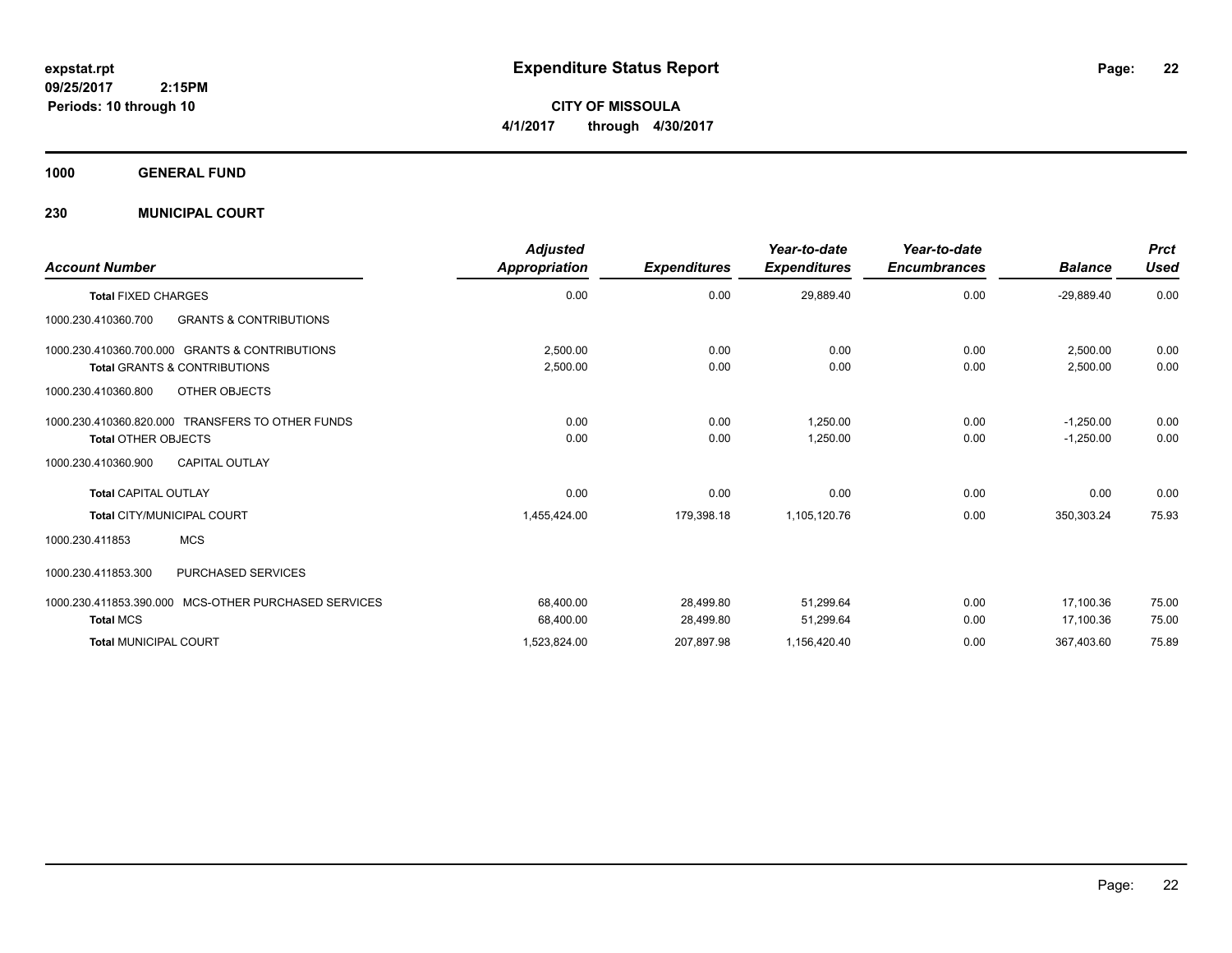# Expenditure Status Report

expstat.rpt
09/25/2017 2:15PM
Periods: 10 through 10

**CITY OF MISSOULA**
**4/1/2017 through 4/30/2017**

## 1000 GENERAL FUND

## 230 MUNICIPAL COURT

| Account Number | Adjusted Appropriation | Expenditures | Year-to-date Expenditures | Year-to-date Encumbrances | Balance | Prct Used |
|---|---|---|---|---|---|---|
| **Total FIXED CHARGES** | 0.00 | 0.00 | 29,889.40 | 0.00 | -29,889.40 | 0.00 |
| 1000.230.410360.700 GRANTS & CONTRIBUTIONS | | | | | | |
| 1000.230.410360.700.000 GRANTS & CONTRIBUTIONS | 2,500.00 | 0.00 | 0.00 | 0.00 | 2,500.00 | 0.00 |
| **Total GRANTS & CONTRIBUTIONS** | 2,500.00 | 0.00 | 0.00 | 0.00 | 2,500.00 | 0.00 |
| 1000.230.410360.800 OTHER OBJECTS | | | | | | |
| 1000.230.410360.820.000 TRANSFERS TO OTHER FUNDS | 0.00 | 0.00 | 1,250.00 | 0.00 | -1,250.00 | 0.00 |
| **Total OTHER OBJECTS** | 0.00 | 0.00 | 1,250.00 | 0.00 | -1,250.00 | 0.00 |
| 1000.230.410360.900 CAPITAL OUTLAY | | | | | | |
| **Total CAPITAL OUTLAY** | 0.00 | 0.00 | 0.00 | 0.00 | 0.00 | 0.00 |
| **Total CITY/MUNICIPAL COURT** | 1,455,424.00 | 179,398.18 | 1,105,120.76 | 0.00 | 350,303.24 | 75.93 |
| 1000.230.411853 MCS | | | | | | |
| 1000.230.411853.300 PURCHASED SERVICES | | | | | | |
| 1000.230.411853.390.000 MCS-OTHER PURCHASED SERVICES | 68,400.00 | 28,499.80 | 51,299.64 | 0.00 | 17,100.36 | 75.00 |
| **Total MCS** | 68,400.00 | 28,499.80 | 51,299.64 | 0.00 | 17,100.36 | 75.00 |
| **Total MUNICIPAL COURT** | 1,523,824.00 | 207,897.98 | 1,156,420.40 | 0.00 | 367,403.60 | 75.89 |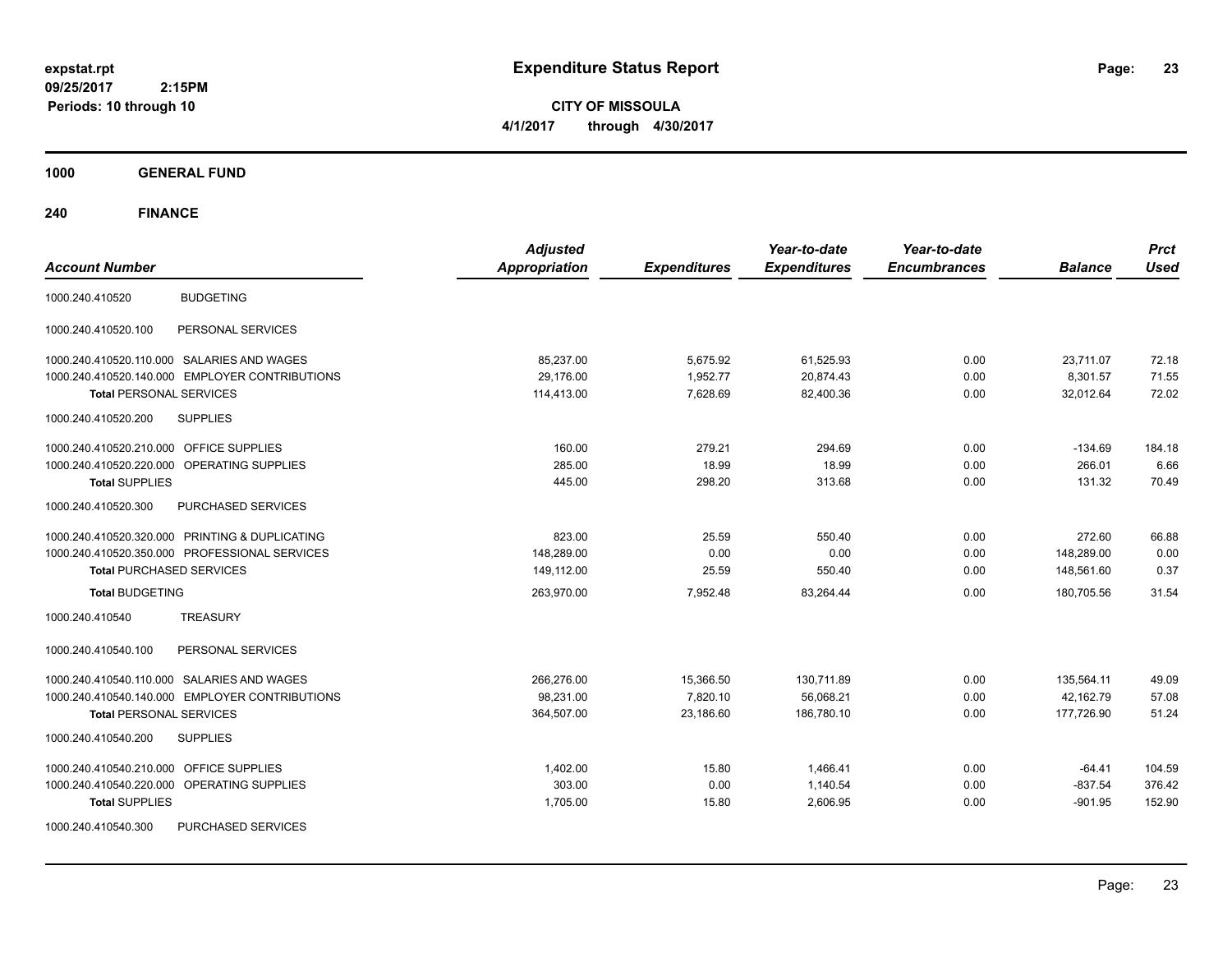**expstat.rpt**
**09/25/2017 2:15PM**
**Periods: 10 through 10**

# Expenditure Status Report

**CITY OF MISSOULA**
**4/1/2017 through 4/30/2017**

## 1000 GENERAL FUND

### 240 FINANCE

| Account Number | | Adjusted Appropriation | Expenditures | Year-to-date Expenditures | Year-to-date Encumbrances | Balance | Prct Used |
|---|---|---|---|---|---|---|---|
| 1000.240.410520 | BUDGETING | | | | | | |
| 1000.240.410520.100 | PERSONAL SERVICES | | | | | | |
| 1000.240.410520.110.000 | SALARIES AND WAGES | 85,237.00 | 5,675.92 | 61,525.93 | 0.00 | 23,711.07 | 72.18 |
| 1000.240.410520.140.000 | EMPLOYER CONTRIBUTIONS | 29,176.00 | 1,952.77 | 20,874.43 | 0.00 | 8,301.57 | 71.55 |
| **Total** PERSONAL SERVICES | | 114,413.00 | 7,628.69 | 82,400.36 | 0.00 | 32,012.64 | 72.02 |
| 1000.240.410520.200 | SUPPLIES | | | | | | |
| 1000.240.410520.210.000 | OFFICE SUPPLIES | 160.00 | 279.21 | 294.69 | 0.00 | -134.69 | 184.18 |
| 1000.240.410520.220.000 | OPERATING SUPPLIES | 285.00 | 18.99 | 18.99 | 0.00 | 266.01 | 6.66 |
| **Total** SUPPLIES | | 445.00 | 298.20 | 313.68 | 0.00 | 131.32 | 70.49 |
| 1000.240.410520.300 | PURCHASED SERVICES | | | | | | |
| 1000.240.410520.320.000 | PRINTING & DUPLICATING | 823.00 | 25.59 | 550.40 | 0.00 | 272.60 | 66.88 |
| 1000.240.410520.350.000 | PROFESSIONAL SERVICES | 148,289.00 | 0.00 | 0.00 | 0.00 | 148,289.00 | 0.00 |
| **Total** PURCHASED SERVICES | | 149,112.00 | 25.59 | 550.40 | 0.00 | 148,561.60 | 0.37 |
| **Total** BUDGETING | | 263,970.00 | 7,952.48 | 83,264.44 | 0.00 | 180,705.56 | 31.54 |
| 1000.240.410540 | TREASURY | | | | | | |
| 1000.240.410540.100 | PERSONAL SERVICES | | | | | | |
| 1000.240.410540.110.000 | SALARIES AND WAGES | 266,276.00 | 15,366.50 | 130,711.89 | 0.00 | 135,564.11 | 49.09 |
| 1000.240.410540.140.000 | EMPLOYER CONTRIBUTIONS | 98,231.00 | 7,820.10 | 56,068.21 | 0.00 | 42,162.79 | 57.08 |
| **Total** PERSONAL SERVICES | | 364,507.00 | 23,186.60 | 186,780.10 | 0.00 | 177,726.90 | 51.24 |
| 1000.240.410540.200 | SUPPLIES | | | | | | |
| 1000.240.410540.210.000 | OFFICE SUPPLIES | 1,402.00 | 15.80 | 1,466.41 | 0.00 | -64.41 | 104.59 |
| 1000.240.410540.220.000 | OPERATING SUPPLIES | 303.00 | 0.00 | 1,140.54 | 0.00 | -837.54 | 376.42 |
| **Total** SUPPLIES | | 1,705.00 | 15.80 | 2,606.95 | 0.00 | -901.95 | 152.90 |
| 1000.240.410540.300 | PURCHASED SERVICES | | | | | | |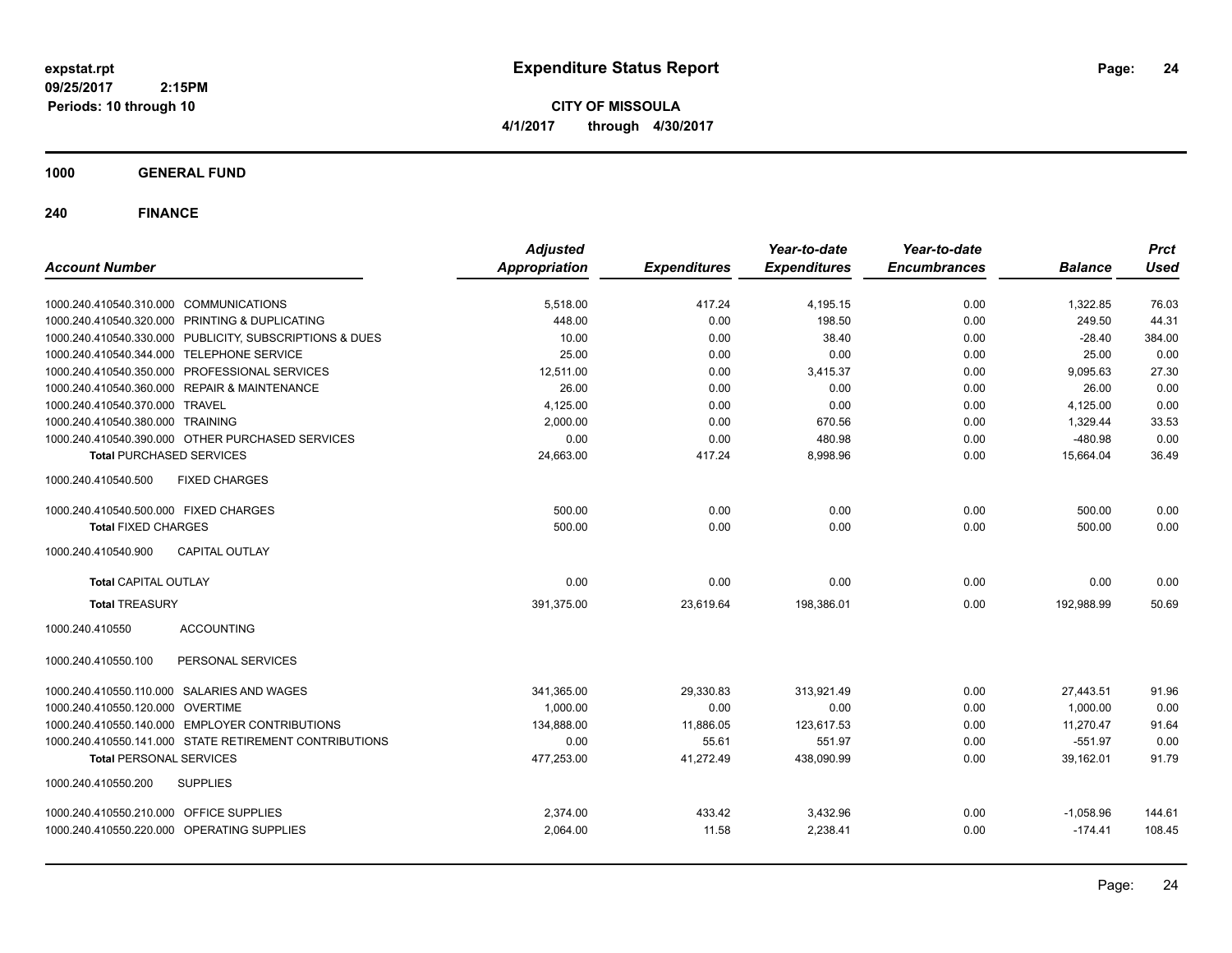# Expenditure Status Report

expstat.rpt
09/25/2017 2:15PM
Periods: 10 through 10

**CITY OF MISSOULA**
**4/1/2017 through 4/30/2017**

## 1000 GENERAL FUND

## 240 FINANCE

| Account Number | Adjusted Appropriation | Expenditures | Year-to-date Expenditures | Year-to-date Encumbrances | Balance | Prct Used |
|---|---|---|---|---|---|---|
| 1000.240.410540.310.000 COMMUNICATIONS | 5,518.00 | 417.24 | 4,195.15 | 0.00 | 1,322.85 | 76.03 |
| 1000.240.410540.320.000 PRINTING & DUPLICATING | 448.00 | 0.00 | 198.50 | 0.00 | 249.50 | 44.31 |
| 1000.240.410540.330.000 PUBLICITY, SUBSCRIPTIONS & DUES | 10.00 | 0.00 | 38.40 | 0.00 | -28.40 | 384.00 |
| 1000.240.410540.344.000 TELEPHONE SERVICE | 25.00 | 0.00 | 0.00 | 0.00 | 25.00 | 0.00 |
| 1000.240.410540.350.000 PROFESSIONAL SERVICES | 12,511.00 | 0.00 | 3,415.37 | 0.00 | 9,095.63 | 27.30 |
| 1000.240.410540.360.000 REPAIR & MAINTENANCE | 26.00 | 0.00 | 0.00 | 0.00 | 26.00 | 0.00 |
| 1000.240.410540.370.000 TRAVEL | 4,125.00 | 0.00 | 0.00 | 0.00 | 4,125.00 | 0.00 |
| 1000.240.410540.380.000 TRAINING | 2,000.00 | 0.00 | 670.56 | 0.00 | 1,329.44 | 33.53 |
| 1000.240.410540.390.000 OTHER PURCHASED SERVICES | 0.00 | 0.00 | 480.98 | 0.00 | -480.98 | 0.00 |
| **Total** PURCHASED SERVICES | 24,663.00 | 417.24 | 8,998.96 | 0.00 | 15,664.04 | 36.49 |
| 1000.240.410540.500 FIXED CHARGES | | | | | | |
| 1000.240.410540.500.000 FIXED CHARGES | 500.00 | 0.00 | 0.00 | 0.00 | 500.00 | 0.00 |
| **Total** FIXED CHARGES | 500.00 | 0.00 | 0.00 | 0.00 | 500.00 | 0.00 |
| 1000.240.410540.900 CAPITAL OUTLAY | | | | | | |
| **Total** CAPITAL OUTLAY | 0.00 | 0.00 | 0.00 | 0.00 | 0.00 | 0.00 |
| **Total** TREASURY | 391,375.00 | 23,619.64 | 198,386.01 | 0.00 | 192,988.99 | 50.69 |
| 1000.240.410550 ACCOUNTING | | | | | | |
| 1000.240.410550.100 PERSONAL SERVICES | | | | | | |
| 1000.240.410550.110.000 SALARIES AND WAGES | 341,365.00 | 29,330.83 | 313,921.49 | 0.00 | 27,443.51 | 91.96 |
| 1000.240.410550.120.000 OVERTIME | 1,000.00 | 0.00 | 0.00 | 0.00 | 1,000.00 | 0.00 |
| 1000.240.410550.140.000 EMPLOYER CONTRIBUTIONS | 134,888.00 | 11,886.05 | 123,617.53 | 0.00 | 11,270.47 | 91.64 |
| 1000.240.410550.141.000 STATE RETIREMENT CONTRIBUTIONS | 0.00 | 55.61 | 551.97 | 0.00 | -551.97 | 0.00 |
| **Total** PERSONAL SERVICES | 477,253.00 | 41,272.49 | 438,090.99 | 0.00 | 39,162.01 | 91.79 |
| 1000.240.410550.200 SUPPLIES | | | | | | |
| 1000.240.410550.210.000 OFFICE SUPPLIES | 2,374.00 | 433.42 | 3,432.96 | 0.00 | -1,058.96 | 144.61 |
| 1000.240.410550.220.000 OPERATING SUPPLIES | 2,064.00 | 11.58 | 2,238.41 | 0.00 | -174.41 | 108.45 |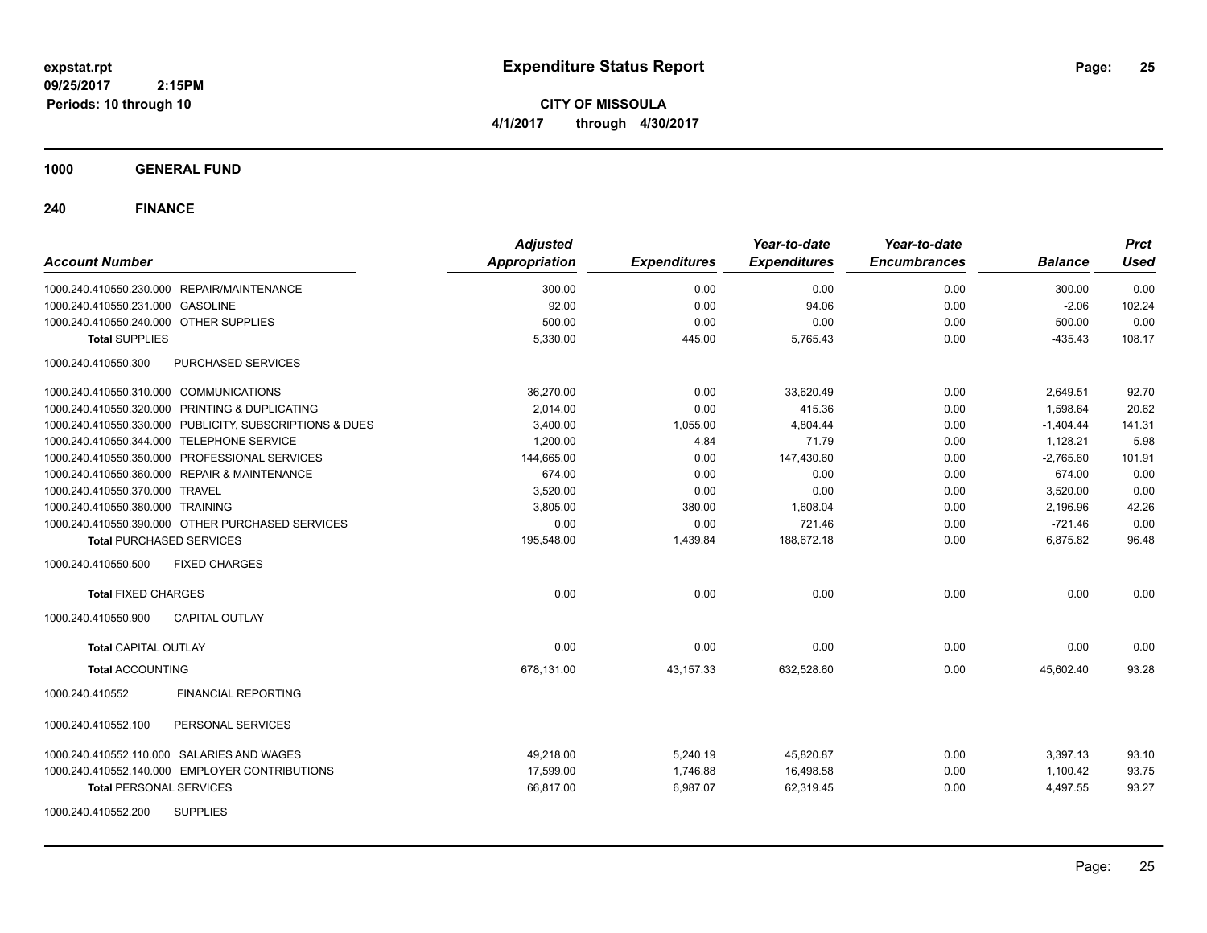# Expenditure Status Report

**CITY OF MISSOULA**

**4/1/2017 through 4/30/2017**

expstat.rpt
09/25/2017 2:15PM
Periods: 10 through 10

## 1000 GENERAL FUND

## 240 FINANCE

| Account Number | | Adjusted Appropriation | Expenditures | Year-to-date Expenditures | Year-to-date Encumbrances | Balance | Prct Used |
|---|---|---|---|---|---|---|---|
| 1000.240.410550.230.000 | REPAIR/MAINTENANCE | 300.00 | 0.00 | 0.00 | 0.00 | 300.00 | 0.00 |
| 1000.240.410550.231.000 | GASOLINE | 92.00 | 0.00 | 94.06 | 0.00 | -2.06 | 102.24 |
| 1000.240.410550.240.000 | OTHER SUPPLIES | 500.00 | 0.00 | 0.00 | 0.00 | 500.00 | 0.00 |
| **Total SUPPLIES** | | 5,330.00 | 445.00 | 5,765.43 | 0.00 | -435.43 | 108.17 |
| 1000.240.410550.300 | PURCHASED SERVICES | | | | | | |
| 1000.240.410550.310.000 | COMMUNICATIONS | 36,270.00 | 0.00 | 33,620.49 | 0.00 | 2,649.51 | 92.70 |
| 1000.240.410550.320.000 | PRINTING & DUPLICATING | 2,014.00 | 0.00 | 415.36 | 0.00 | 1,598.64 | 20.62 |
| 1000.240.410550.330.000 | PUBLICITY, SUBSCRIPTIONS & DUES | 3,400.00 | 1,055.00 | 4,804.44 | 0.00 | -1,404.44 | 141.31 |
| 1000.240.410550.344.000 | TELEPHONE SERVICE | 1,200.00 | 4.84 | 71.79 | 0.00 | 1,128.21 | 5.98 |
| 1000.240.410550.350.000 | PROFESSIONAL SERVICES | 144,665.00 | 0.00 | 147,430.60 | 0.00 | -2,765.60 | 101.91 |
| 1000.240.410550.360.000 | REPAIR & MAINTENANCE | 674.00 | 0.00 | 0.00 | 0.00 | 674.00 | 0.00 |
| 1000.240.410550.370.000 | TRAVEL | 3,520.00 | 0.00 | 0.00 | 0.00 | 3,520.00 | 0.00 |
| 1000.240.410550.380.000 | TRAINING | 3,805.00 | 380.00 | 1,608.04 | 0.00 | 2,196.96 | 42.26 |
| 1000.240.410550.390.000 | OTHER PURCHASED SERVICES | 0.00 | 0.00 | 721.46 | 0.00 | -721.46 | 0.00 |
| **Total PURCHASED SERVICES** | | 195,548.00 | 1,439.84 | 188,672.18 | 0.00 | 6,875.82 | 96.48 |
| 1000.240.410550.500 | FIXED CHARGES | | | | | | |
| **Total FIXED CHARGES** | | 0.00 | 0.00 | 0.00 | 0.00 | 0.00 | 0.00 |
| 1000.240.410550.900 | CAPITAL OUTLAY | | | | | | |
| **Total CAPITAL OUTLAY** | | 0.00 | 0.00 | 0.00 | 0.00 | 0.00 | 0.00 |
| **Total ACCOUNTING** | | 678,131.00 | 43,157.33 | 632,528.60 | 0.00 | 45,602.40 | 93.28 |
| 1000.240.410552 | FINANCIAL REPORTING | | | | | | |
| 1000.240.410552.100 | PERSONAL SERVICES | | | | | | |
| 1000.240.410552.110.000 | SALARIES AND WAGES | 49,218.00 | 5,240.19 | 45,820.87 | 0.00 | 3,397.13 | 93.10 |
| 1000.240.410552.140.000 | EMPLOYER CONTRIBUTIONS | 17,599.00 | 1,746.88 | 16,498.58 | 0.00 | 1,100.42 | 93.75 |
| **Total PERSONAL SERVICES** | | 66,817.00 | 6,987.07 | 62,319.45 | 0.00 | 4,497.55 | 93.27 |
| 1000.240.410552.200 | SUPPLIES | | | | | | |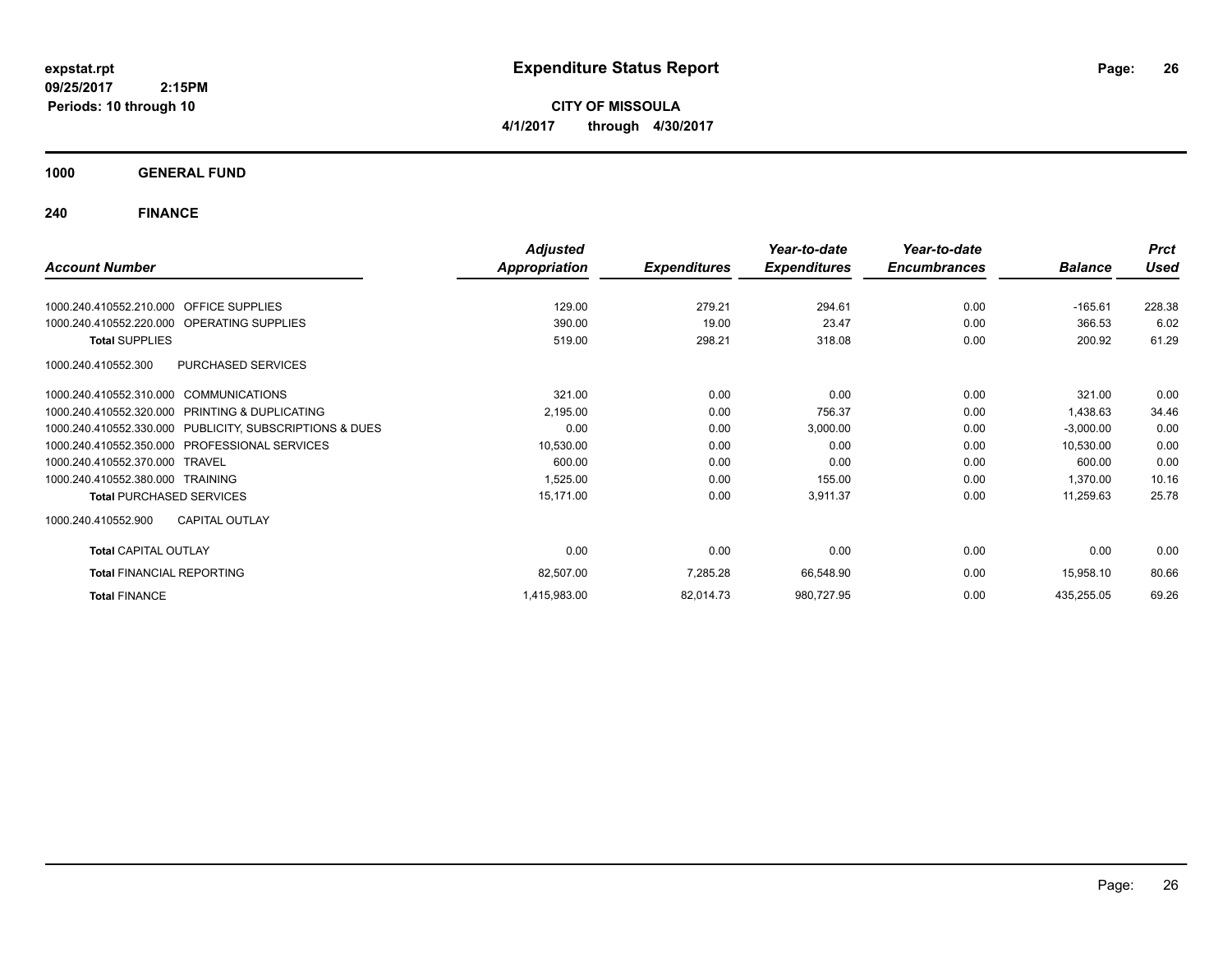# Expenditure Status Report

**expstat.rpt**
**09/25/2017 2:15PM**
**Periods: 10 through 10**

**CITY OF MISSOULA**
**4/1/2017 through 4/30/2017**

## 1000 GENERAL FUND

## 240 FINANCE

| Account Number | | Adjusted Appropriation | Expenditures | Year-to-date Expenditures | Year-to-date Encumbrances | Balance | Prct Used |
|---|---|---|---|---|---|---|---|
| 1000.240.410552.210.000 | OFFICE SUPPLIES | 129.00 | 279.21 | 294.61 | 0.00 | -165.61 | 228.38 |
| 1000.240.410552.220.000 | OPERATING SUPPLIES | 390.00 | 19.00 | 23.47 | 0.00 | 366.53 | 6.02 |
| **Total** SUPPLIES | | 519.00 | 298.21 | 318.08 | 0.00 | 200.92 | 61.29 |
| 1000.240.410552.300 | PURCHASED SERVICES | | | | | | |
| 1000.240.410552.310.000 | COMMUNICATIONS | 321.00 | 0.00 | 0.00 | 0.00 | 321.00 | 0.00 |
| 1000.240.410552.320.000 | PRINTING & DUPLICATING | 2,195.00 | 0.00 | 756.37 | 0.00 | 1,438.63 | 34.46 |
| 1000.240.410552.330.000 | PUBLICITY, SUBSCRIPTIONS & DUES | 0.00 | 0.00 | 3,000.00 | 0.00 | -3,000.00 | 0.00 |
| 1000.240.410552.350.000 | PROFESSIONAL SERVICES | 10,530.00 | 0.00 | 0.00 | 0.00 | 10,530.00 | 0.00 |
| 1000.240.410552.370.000 | TRAVEL | 600.00 | 0.00 | 0.00 | 0.00 | 600.00 | 0.00 |
| 1000.240.410552.380.000 | TRAINING | 1,525.00 | 0.00 | 155.00 | 0.00 | 1,370.00 | 10.16 |
| **Total** PURCHASED SERVICES | | 15,171.00 | 0.00 | 3,911.37 | 0.00 | 11,259.63 | 25.78 |
| 1000.240.410552.900 | CAPITAL OUTLAY | | | | | | |
| **Total** CAPITAL OUTLAY | | 0.00 | 0.00 | 0.00 | 0.00 | 0.00 | 0.00 |
| **Total** FINANCIAL REPORTING | | 82,507.00 | 7,285.28 | 66,548.90 | 0.00 | 15,958.10 | 80.66 |
| **Total** FINANCE | | 1,415,983.00 | 82,014.73 | 980,727.95 | 0.00 | 435,255.05 | 69.26 |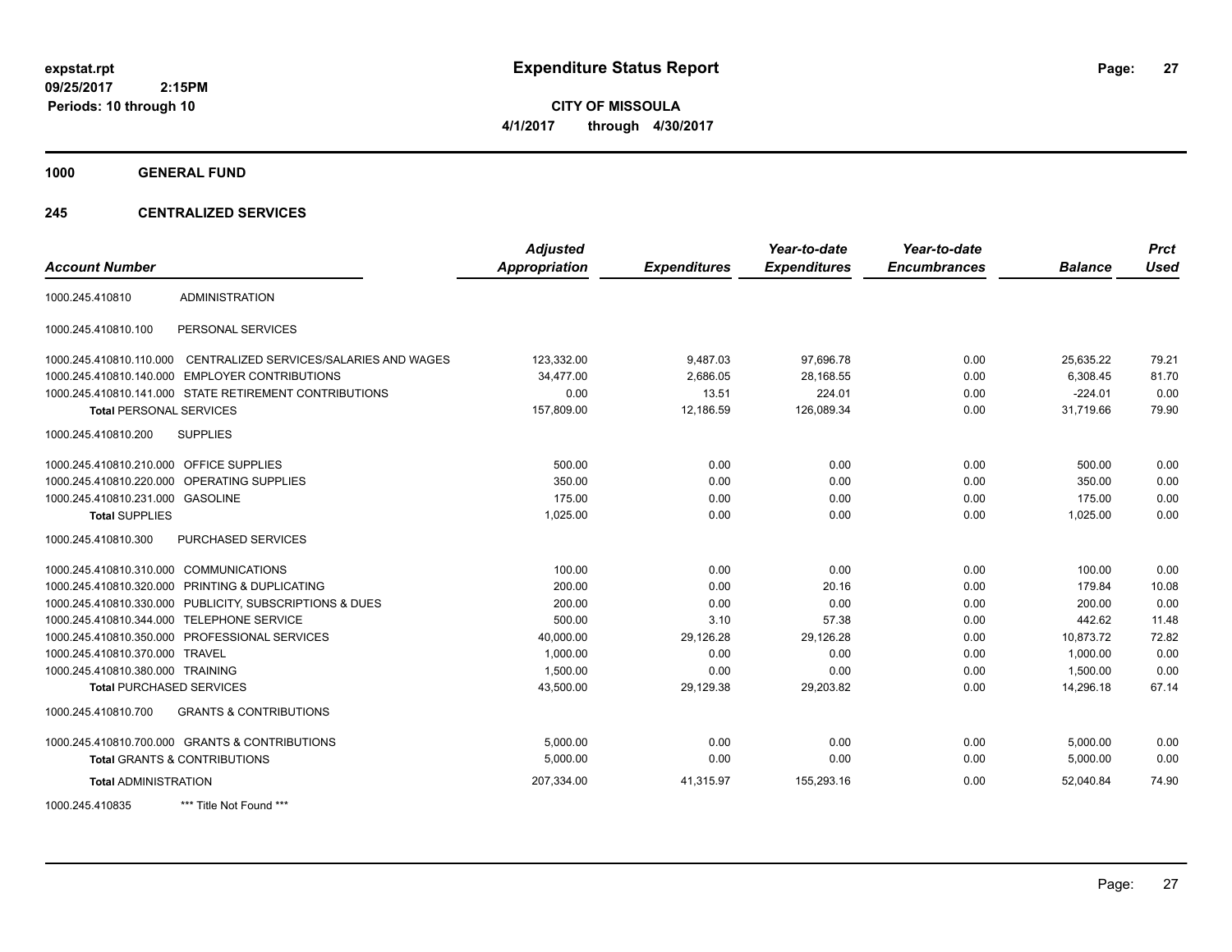**expstat.rpt**
**09/25/2017 2:15PM**
**Periods: 10 through 10**

# Expenditure Status Report

**CITY OF MISSOULA**
**4/1/2017 through 4/30/2017**

## 1000 GENERAL FUND

### 245 CENTRALIZED SERVICES

| Account Number | | *Adjusted Appropriation* | *Expenditures* | *Year-to-date Expenditures* | *Year-to-date Encumbrances* | *Balance* | *Prct Used* |
|---|---|---|---|---|---|---|---|
| 1000.245.410810 | ADMINISTRATION | | | | | | |
| 1000.245.410810.100 | PERSONAL SERVICES | | | | | | |
| 1000.245.410810.110.000 | CENTRALIZED SERVICES/SALARIES AND WAGES | 123,332.00 | 9,487.03 | 97,696.78 | 0.00 | 25,635.22 | 79.21 |
| 1000.245.410810.140.000 | EMPLOYER CONTRIBUTIONS | 34,477.00 | 2,686.05 | 28,168.55 | 0.00 | 6,308.45 | 81.70 |
| 1000.245.410810.141.000 | STATE RETIREMENT CONTRIBUTIONS | 0.00 | 13.51 | 224.01 | 0.00 | -224.01 | 0.00 |
| **Total** PERSONAL SERVICES | | 157,809.00 | 12,186.59 | 126,089.34 | 0.00 | 31,719.66 | 79.90 |
| 1000.245.410810.200 | SUPPLIES | | | | | | |
| 1000.245.410810.210.000 | OFFICE SUPPLIES | 500.00 | 0.00 | 0.00 | 0.00 | 500.00 | 0.00 |
| 1000.245.410810.220.000 | OPERATING SUPPLIES | 350.00 | 0.00 | 0.00 | 0.00 | 350.00 | 0.00 |
| 1000.245.410810.231.000 | GASOLINE | 175.00 | 0.00 | 0.00 | 0.00 | 175.00 | 0.00 |
| **Total** SUPPLIES | | 1,025.00 | 0.00 | 0.00 | 0.00 | 1,025.00 | 0.00 |
| 1000.245.410810.300 | PURCHASED SERVICES | | | | | | |
| 1000.245.410810.310.000 | COMMUNICATIONS | 100.00 | 0.00 | 0.00 | 0.00 | 100.00 | 0.00 |
| 1000.245.410810.320.000 | PRINTING & DUPLICATING | 200.00 | 0.00 | 20.16 | 0.00 | 179.84 | 10.08 |
| 1000.245.410810.330.000 | PUBLICITY, SUBSCRIPTIONS & DUES | 200.00 | 0.00 | 0.00 | 0.00 | 200.00 | 0.00 |
| 1000.245.410810.344.000 | TELEPHONE SERVICE | 500.00 | 3.10 | 57.38 | 0.00 | 442.62 | 11.48 |
| 1000.245.410810.350.000 | PROFESSIONAL SERVICES | 40,000.00 | 29,126.28 | 29,126.28 | 0.00 | 10,873.72 | 72.82 |
| 1000.245.410810.370.000 | TRAVEL | 1,000.00 | 0.00 | 0.00 | 0.00 | 1,000.00 | 0.00 |
| 1000.245.410810.380.000 | TRAINING | 1,500.00 | 0.00 | 0.00 | 0.00 | 1,500.00 | 0.00 |
| **Total** PURCHASED SERVICES | | 43,500.00 | 29,129.38 | 29,203.82 | 0.00 | 14,296.18 | 67.14 |
| 1000.245.410810.700 | GRANTS & CONTRIBUTIONS | | | | | | |
| 1000.245.410810.700.000 | GRANTS & CONTRIBUTIONS | 5,000.00 | 0.00 | 0.00 | 0.00 | 5,000.00 | 0.00 |
| **Total** GRANTS & CONTRIBUTIONS | | 5,000.00 | 0.00 | 0.00 | 0.00 | 5,000.00 | 0.00 |
| **Total** ADMINISTRATION | | 207,334.00 | 41,315.97 | 155,293.16 | 0.00 | 52,040.84 | 74.90 |
| 1000.245.410835 | *** Title Not Found *** | | | | | | |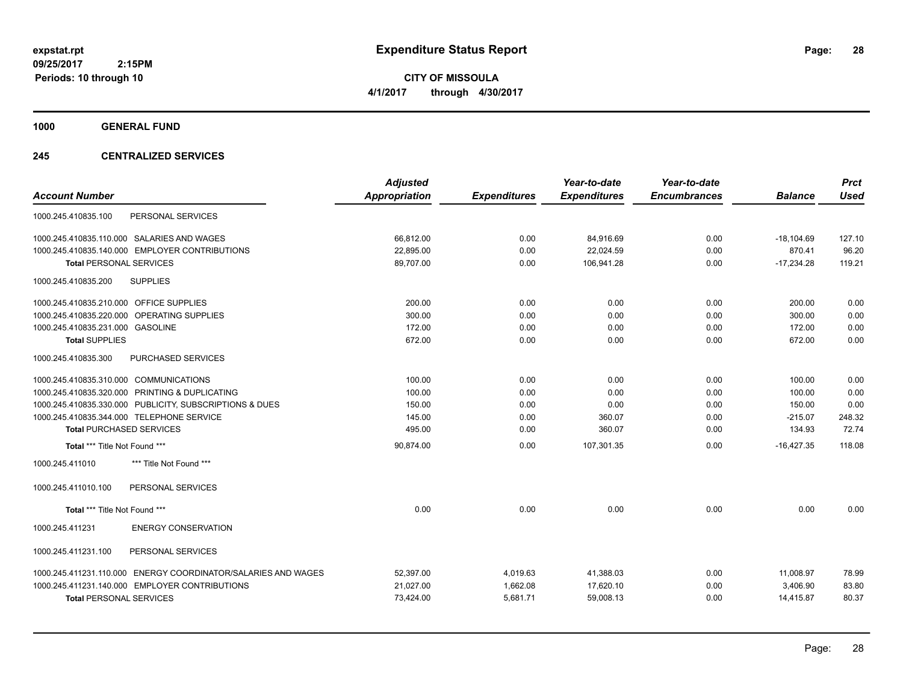expstat.rpt
09/25/2017 2:15PM
Periods: 10 through 10

# Expenditure Status Report

**CITY OF MISSOULA**
**4/1/2017 through 4/30/2017**

## 1000 GENERAL FUND

## 245 CENTRALIZED SERVICES

| Account Number | Adjusted Appropriation | Expenditures | Year-to-date Expenditures | Year-to-date Encumbrances | Balance | Prct Used |
|---|---|---|---|---|---|---|
| 1000.245.410835.100 PERSONAL SERVICES | | | | | | |
| 1000.245.410835.110.000 SALARIES AND WAGES | 66,812.00 | 0.00 | 84,916.69 | 0.00 | -18,104.69 | 127.10 |
| 1000.245.410835.140.000 EMPLOYER CONTRIBUTIONS | 22,895.00 | 0.00 | 22,024.59 | 0.00 | 870.41 | 96.20 |
| **Total** PERSONAL SERVICES | 89,707.00 | 0.00 | 106,941.28 | 0.00 | -17,234.28 | 119.21 |
| 1000.245.410835.200 SUPPLIES | | | | | | |
| 1000.245.410835.210.000 OFFICE SUPPLIES | 200.00 | 0.00 | 0.00 | 0.00 | 200.00 | 0.00 |
| 1000.245.410835.220.000 OPERATING SUPPLIES | 300.00 | 0.00 | 0.00 | 0.00 | 300.00 | 0.00 |
| 1000.245.410835.231.000 GASOLINE | 172.00 | 0.00 | 0.00 | 0.00 | 172.00 | 0.00 |
| **Total SUPPLIES** | 672.00 | 0.00 | 0.00 | 0.00 | 672.00 | 0.00 |
| 1000.245.410835.300 PURCHASED SERVICES | | | | | | |
| 1000.245.410835.310.000 COMMUNICATIONS | 100.00 | 0.00 | 0.00 | 0.00 | 100.00 | 0.00 |
| 1000.245.410835.320.000 PRINTING & DUPLICATING | 100.00 | 0.00 | 0.00 | 0.00 | 100.00 | 0.00 |
| 1000.245.410835.330.000 PUBLICITY, SUBSCRIPTIONS & DUES | 150.00 | 0.00 | 0.00 | 0.00 | 150.00 | 0.00 |
| 1000.245.410835.344.000 TELEPHONE SERVICE | 145.00 | 0.00 | 360.07 | 0.00 | -215.07 | 248.32 |
| **Total** PURCHASED SERVICES | 495.00 | 0.00 | 360.07 | 0.00 | 134.93 | 72.74 |
| **Total** *** Title Not Found *** | 90,874.00 | 0.00 | 107,301.35 | 0.00 | -16,427.35 | 118.08 |
| 1000.245.411010 *** Title Not Found *** | | | | | | |
| 1000.245.411010.100 PERSONAL SERVICES | | | | | | |
| **Total** *** Title Not Found *** | 0.00 | 0.00 | 0.00 | 0.00 | 0.00 | 0.00 |
| 1000.245.411231 ENERGY CONSERVATION | | | | | | |
| 1000.245.411231.100 PERSONAL SERVICES | | | | | | |
| 1000.245.411231.110.000 ENERGY COORDINATOR/SALARIES AND WAGES | 52,397.00 | 4,019.63 | 41,388.03 | 0.00 | 11,008.97 | 78.99 |
| 1000.245.411231.140.000 EMPLOYER CONTRIBUTIONS | 21,027.00 | 1,662.08 | 17,620.10 | 0.00 | 3,406.90 | 83.80 |
| **Total** PERSONAL SERVICES | 73,424.00 | 5,681.71 | 59,008.13 | 0.00 | 14,415.87 | 80.37 |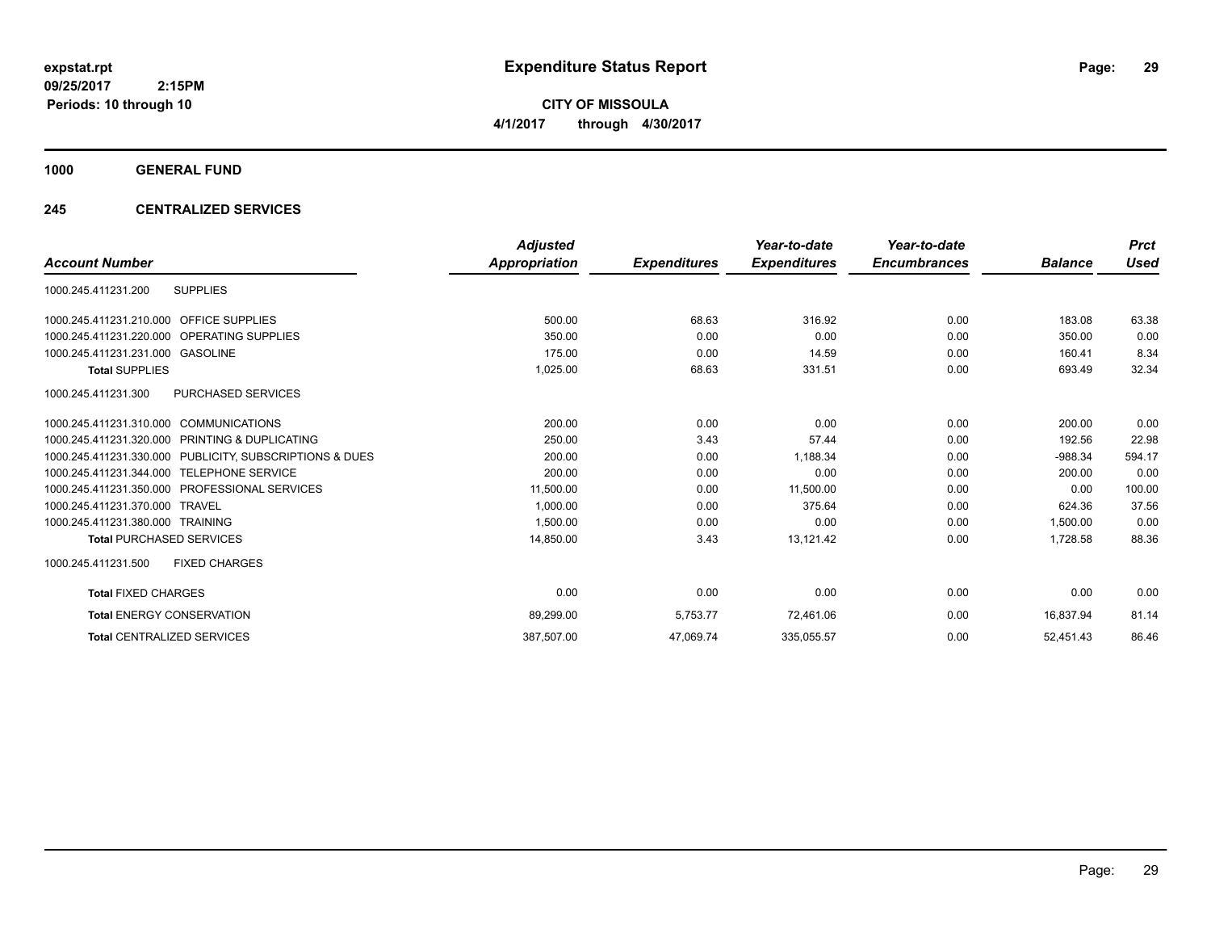**expstat.rpt**
**09/25/2017 2:15PM**
**Periods: 10 through 10**

# Expenditure Status Report

**CITY OF MISSOULA**
**4/1/2017 through 4/30/2017**

## 1000 GENERAL FUND

## 245 CENTRALIZED SERVICES

| Account Number | | Adjusted Appropriation | Expenditures | Year-to-date Expenditures | Year-to-date Encumbrances | Balance | Prct Used |
|---|---|---|---|---|---|---|---|
| 1000.245.411231.200 | SUPPLIES | | | | | | |
| 1000.245.411231.210.000 | OFFICE SUPPLIES | 500.00 | 68.63 | 316.92 | 0.00 | 183.08 | 63.38 |
| 1000.245.411231.220.000 | OPERATING SUPPLIES | 350.00 | 0.00 | 0.00 | 0.00 | 350.00 | 0.00 |
| 1000.245.411231.231.000 | GASOLINE | 175.00 | 0.00 | 14.59 | 0.00 | 160.41 | 8.34 |
| **Total** SUPPLIES | | 1,025.00 | 68.63 | 331.51 | 0.00 | 693.49 | 32.34 |
| 1000.245.411231.300 | PURCHASED SERVICES | | | | | | |
| 1000.245.411231.310.000 | COMMUNICATIONS | 200.00 | 0.00 | 0.00 | 0.00 | 200.00 | 0.00 |
| 1000.245.411231.320.000 | PRINTING & DUPLICATING | 250.00 | 3.43 | 57.44 | 0.00 | 192.56 | 22.98 |
| 1000.245.411231.330.000 | PUBLICITY, SUBSCRIPTIONS & DUES | 200.00 | 0.00 | 1,188.34 | 0.00 | -988.34 | 594.17 |
| 1000.245.411231.344.000 | TELEPHONE SERVICE | 200.00 | 0.00 | 0.00 | 0.00 | 200.00 | 0.00 |
| 1000.245.411231.350.000 | PROFESSIONAL SERVICES | 11,500.00 | 0.00 | 11,500.00 | 0.00 | 0.00 | 100.00 |
| 1000.245.411231.370.000 | TRAVEL | 1,000.00 | 0.00 | 375.64 | 0.00 | 624.36 | 37.56 |
| 1000.245.411231.380.000 | TRAINING | 1,500.00 | 0.00 | 0.00 | 0.00 | 1,500.00 | 0.00 |
| **Total** PURCHASED SERVICES | | 14,850.00 | 3.43 | 13,121.42 | 0.00 | 1,728.58 | 88.36 |
| 1000.245.411231.500 | FIXED CHARGES | | | | | | |
| **Total** FIXED CHARGES | | 0.00 | 0.00 | 0.00 | 0.00 | 0.00 | 0.00 |
| **Total** ENERGY CONSERVATION | | 89,299.00 | 5,753.77 | 72,461.06 | 0.00 | 16,837.94 | 81.14 |
| **Total** CENTRALIZED SERVICES | | 387,507.00 | 47,069.74 | 335,055.57 | 0.00 | 52,451.43 | 86.46 |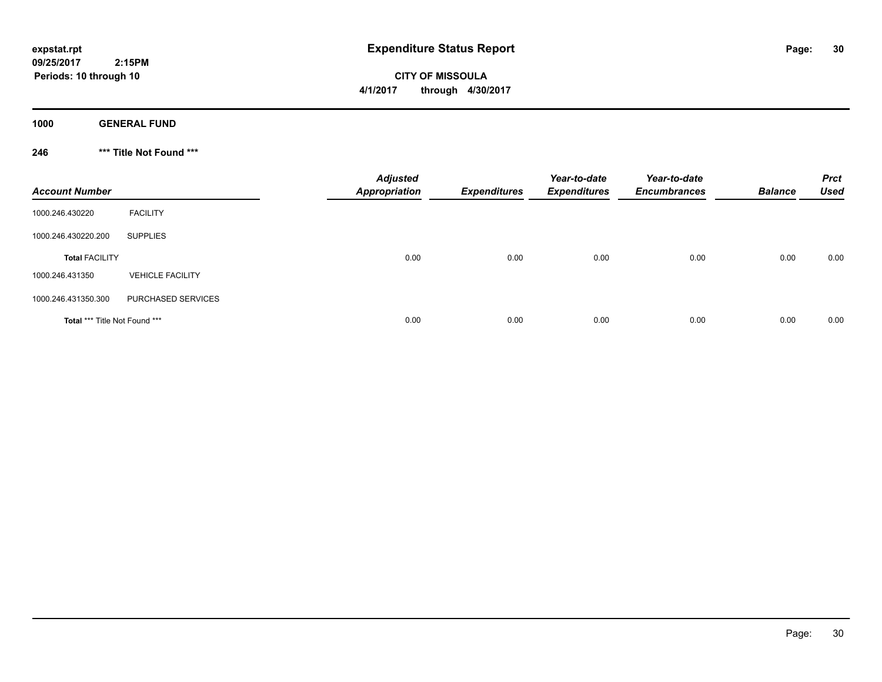**expstat.rpt**
**09/25/2017 2:15PM**
**Periods: 10 through 10**

# Expenditure Status Report

**CITY OF MISSOULA**
**4/1/2017 through 4/30/2017**

## 1000 GENERAL FUND

### 246 *** Title Not Found ***

| Account Number | | Adjusted Appropriation | Expenditures | Year-to-date Expenditures | Year-to-date Encumbrances | Balance | Prct Used |
|---|---|---|---|---|---|---|---|
| 1000.246.430220 | FACILITY | | | | | | |
| 1000.246.430220.200 | SUPPLIES | | | | | | |
| **Total** FACILITY | | 0.00 | 0.00 | 0.00 | 0.00 | 0.00 | 0.00 |
| 1000.246.431350 | VEHICLE FACILITY | | | | | | |
| 1000.246.431350.300 | PURCHASED SERVICES | | | | | | |
| **Total** *** Title Not Found *** | | 0.00 | 0.00 | 0.00 | 0.00 | 0.00 | 0.00 |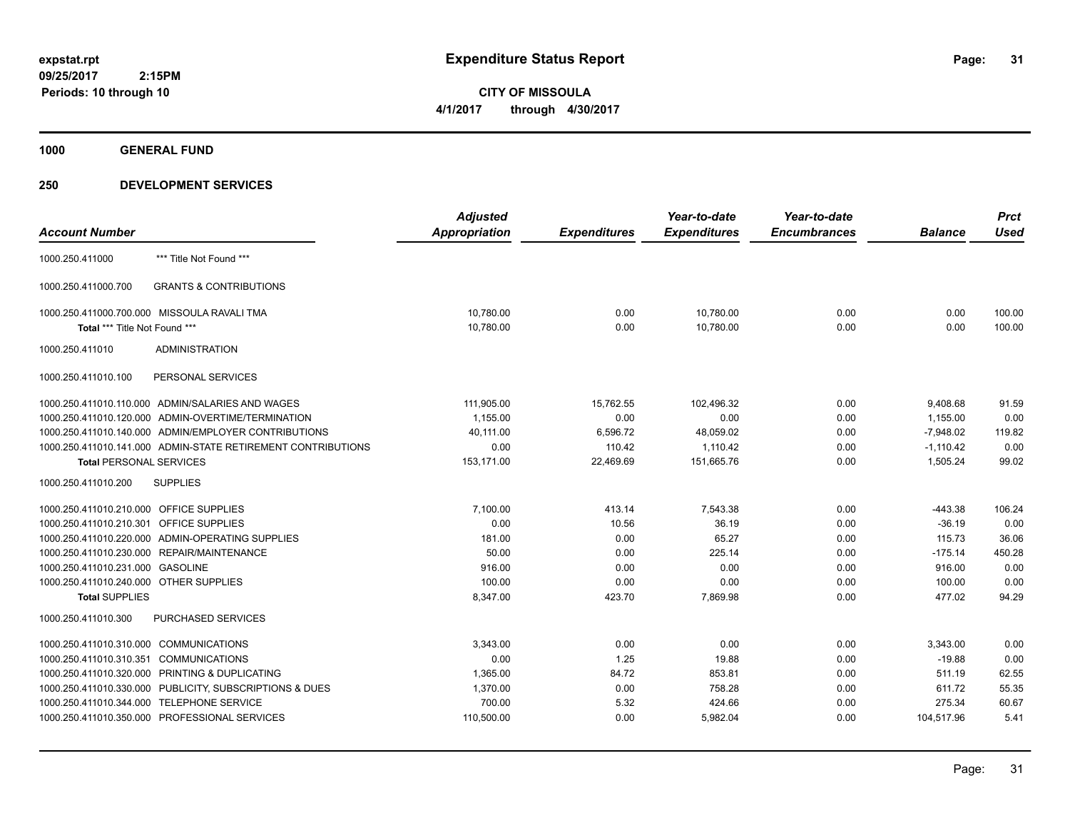expstat.rpt
09/25/2017 2:15PM
Periods: 10 through 10

# Expenditure Status Report

**CITY OF MISSOULA**
**4/1/2017 through 4/30/2017**

## 1000 GENERAL FUND

## 250 DEVELOPMENT SERVICES

| Account Number | | Adjusted Appropriation | Expenditures | Year-to-date Expenditures | Year-to-date Encumbrances | Balance | Prct Used |
|---|---|---|---|---|---|---|---|
| 1000.250.411000 | *** Title Not Found *** | | | | | | |
| 1000.250.411000.700 | GRANTS & CONTRIBUTIONS | | | | | | |
| 1000.250.411000.700.000 | MISSOULA RAVALI TMA | 10,780.00 | 0.00 | 10,780.00 | 0.00 | 0.00 | 100.00 |
| **Total** *** Title Not Found *** | | 10,780.00 | 0.00 | 10,780.00 | 0.00 | 0.00 | 100.00 |
| 1000.250.411010 | ADMINISTRATION | | | | | | |
| 1000.250.411010.100 | PERSONAL SERVICES | | | | | | |
| 1000.250.411010.110.000 | ADMIN/SALARIES AND WAGES | 111,905.00 | 15,762.55 | 102,496.32 | 0.00 | 9,408.68 | 91.59 |
| 1000.250.411010.120.000 | ADMIN-OVERTIME/TERMINATION | 1,155.00 | 0.00 | 0.00 | 0.00 | 1,155.00 | 0.00 |
| 1000.250.411010.140.000 | ADMIN/EMPLOYER CONTRIBUTIONS | 40,111.00 | 6,596.72 | 48,059.02 | 0.00 | -7,948.02 | 119.82 |
| 1000.250.411010.141.000 | ADMIN-STATE RETIREMENT CONTRIBUTIONS | 0.00 | 110.42 | 1,110.42 | 0.00 | -1,110.42 | 0.00 |
| **Total PERSONAL SERVICES** | | 153,171.00 | 22,469.69 | 151,665.76 | 0.00 | 1,505.24 | 99.02 |
| 1000.250.411010.200 | SUPPLIES | | | | | | |
| 1000.250.411010.210.000 | OFFICE SUPPLIES | 7,100.00 | 413.14 | 7,543.38 | 0.00 | -443.38 | 106.24 |
| 1000.250.411010.210.301 | OFFICE SUPPLIES | 0.00 | 10.56 | 36.19 | 0.00 | -36.19 | 0.00 |
| 1000.250.411010.220.000 | ADMIN-OPERATING SUPPLIES | 181.00 | 0.00 | 65.27 | 0.00 | 115.73 | 36.06 |
| 1000.250.411010.230.000 | REPAIR/MAINTENANCE | 50.00 | 0.00 | 225.14 | 0.00 | -175.14 | 450.28 |
| 1000.250.411010.231.000 | GASOLINE | 916.00 | 0.00 | 0.00 | 0.00 | 916.00 | 0.00 |
| 1000.250.411010.240.000 | OTHER SUPPLIES | 100.00 | 0.00 | 0.00 | 0.00 | 100.00 | 0.00 |
| **Total SUPPLIES** | | 8,347.00 | 423.70 | 7,869.98 | 0.00 | 477.02 | 94.29 |
| 1000.250.411010.300 | PURCHASED SERVICES | | | | | | |
| 1000.250.411010.310.000 | COMMUNICATIONS | 3,343.00 | 0.00 | 0.00 | 0.00 | 3,343.00 | 0.00 |
| 1000.250.411010.310.351 | COMMUNICATIONS | 0.00 | 1.25 | 19.88 | 0.00 | -19.88 | 0.00 |
| 1000.250.411010.320.000 | PRINTING & DUPLICATING | 1,365.00 | 84.72 | 853.81 | 0.00 | 511.19 | 62.55 |
| 1000.250.411010.330.000 | PUBLICITY, SUBSCRIPTIONS & DUES | 1,370.00 | 0.00 | 758.28 | 0.00 | 611.72 | 55.35 |
| 1000.250.411010.344.000 | TELEPHONE SERVICE | 700.00 | 5.32 | 424.66 | 0.00 | 275.34 | 60.67 |
| 1000.250.411010.350.000 | PROFESSIONAL SERVICES | 110,500.00 | 0.00 | 5,982.04 | 0.00 | 104,517.96 | 5.41 |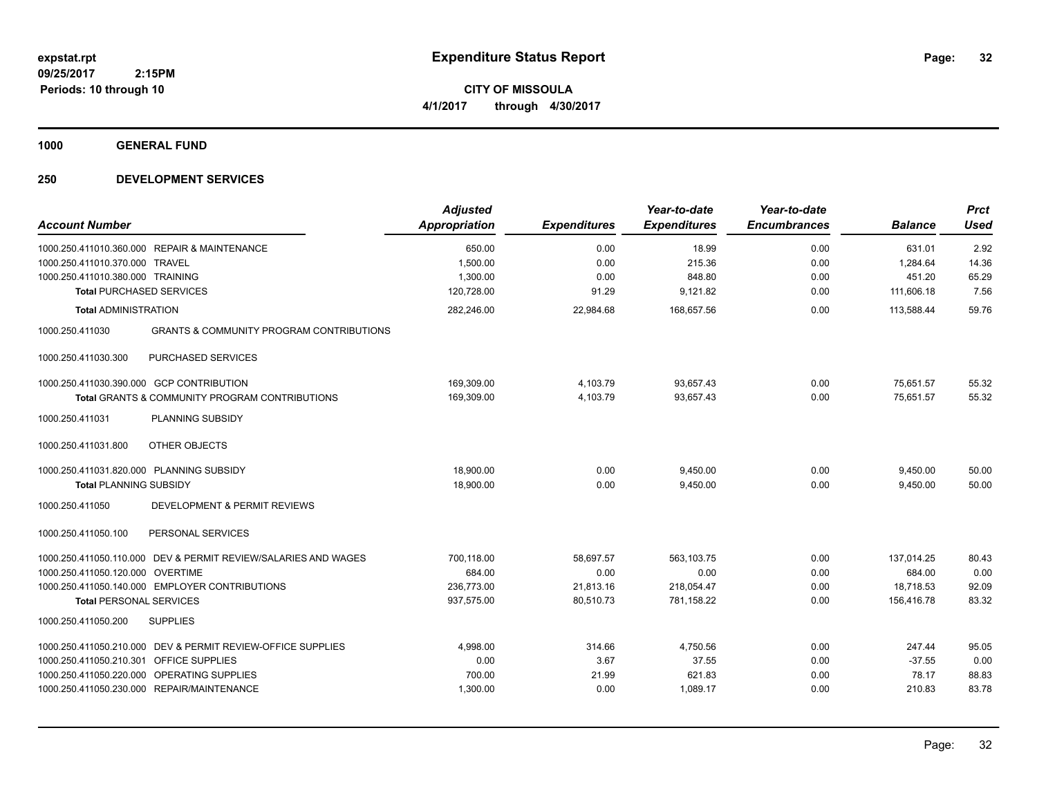# Expenditure Status Report

**CITY OF MISSOULA**

**4/1/2017 through 4/30/2017**

expstat.rpt
09/25/2017 2:15PM
Periods: 10 through 10

## 1000 GENERAL FUND

## 250 DEVELOPMENT SERVICES

| Account Number | | Adjusted Appropriation | Expenditures | Year-to-date Expenditures | Year-to-date Encumbrances | Balance | Prct Used |
|---|---|---|---|---|---|---|---|
| 1000.250.411010.360.000 | REPAIR & MAINTENANCE | 650.00 | 0.00 | 18.99 | 0.00 | 631.01 | 2.92 |
| 1000.250.411010.370.000 | TRAVEL | 1,500.00 | 0.00 | 215.36 | 0.00 | 1,284.64 | 14.36 |
| 1000.250.411010.380.000 | TRAINING | 1,300.00 | 0.00 | 848.80 | 0.00 | 451.20 | 65.29 |
| **Total** PURCHASED SERVICES | | 120,728.00 | 91.29 | 9,121.82 | 0.00 | 111,606.18 | 7.56 |
| **Total** ADMINISTRATION | | 282,246.00 | 22,984.68 | 168,657.56 | 0.00 | 113,588.44 | 59.76 |
| 1000.250.411030 | GRANTS & COMMUNITY PROGRAM CONTRIBUTIONS | | | | | | |
| 1000.250.411030.300 | PURCHASED SERVICES | | | | | | |
| 1000.250.411030.390.000 | GCP CONTRIBUTION | 169,309.00 | 4,103.79 | 93,657.43 | 0.00 | 75,651.57 | 55.32 |
| **Total** GRANTS & COMMUNITY PROGRAM CONTRIBUTIONS | | 169,309.00 | 4,103.79 | 93,657.43 | 0.00 | 75,651.57 | 55.32 |
| 1000.250.411031 | PLANNING SUBSIDY | | | | | | |
| 1000.250.411031.800 | OTHER OBJECTS | | | | | | |
| 1000.250.411031.820.000 | PLANNING SUBSIDY | 18,900.00 | 0.00 | 9,450.00 | 0.00 | 9,450.00 | 50.00 |
| **Total** PLANNING SUBSIDY | | 18,900.00 | 0.00 | 9,450.00 | 0.00 | 9,450.00 | 50.00 |
| 1000.250.411050 | DEVELOPMENT & PERMIT REVIEWS | | | | | | |
| 1000.250.411050.100 | PERSONAL SERVICES | | | | | | |
| 1000.250.411050.110.000 | DEV & PERMIT REVIEW/SALARIES AND WAGES | 700,118.00 | 58,697.57 | 563,103.75 | 0.00 | 137,014.25 | 80.43 |
| 1000.250.411050.120.000 | OVERTIME | 684.00 | 0.00 | 0.00 | 0.00 | 684.00 | 0.00 |
| 1000.250.411050.140.000 | EMPLOYER CONTRIBUTIONS | 236,773.00 | 21,813.16 | 218,054.47 | 0.00 | 18,718.53 | 92.09 |
| **Total** PERSONAL SERVICES | | 937,575.00 | 80,510.73 | 781,158.22 | 0.00 | 156,416.78 | 83.32 |
| 1000.250.411050.200 | SUPPLIES | | | | | | |
| 1000.250.411050.210.000 | DEV & PERMIT REVIEW-OFFICE SUPPLIES | 4,998.00 | 314.66 | 4,750.56 | 0.00 | 247.44 | 95.05 |
| 1000.250.411050.210.301 | OFFICE SUPPLIES | 0.00 | 3.67 | 37.55 | 0.00 | -37.55 | 0.00 |
| 1000.250.411050.220.000 | OPERATING SUPPLIES | 700.00 | 21.99 | 621.83 | 0.00 | 78.17 | 88.83 |
| 1000.250.411050.230.000 | REPAIR/MAINTENANCE | 1,300.00 | 0.00 | 1,089.17 | 0.00 | 210.83 | 83.78 |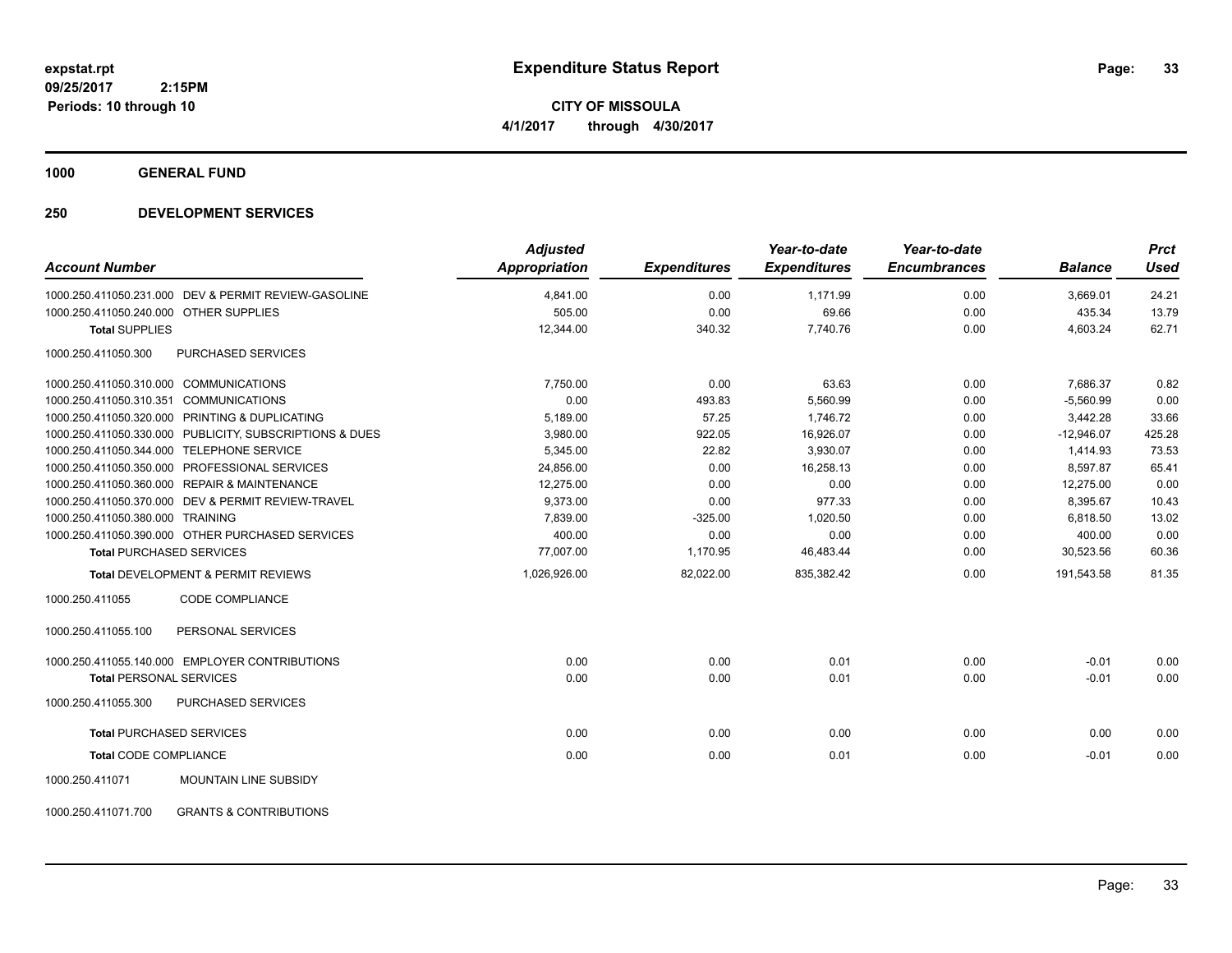# Expenditure Status Report

**CITY OF MISSOULA**

**4/1/2017 through 4/30/2017**

expstat.rpt
09/25/2017 2:15PM
Periods: 10 through 10

**1000 GENERAL FUND**

**250 DEVELOPMENT SERVICES**

| Account Number | | Adjusted Appropriation | Expenditures | Year-to-date Expenditures | Year-to-date Encumbrances | Balance | Prct Used |
|---|---|---|---|---|---|---|---|
| 1000.250.411050.231.000 | DEV & PERMIT REVIEW-GASOLINE | 4,841.00 | 0.00 | 1,171.99 | 0.00 | 3,669.01 | 24.21 |
| 1000.250.411050.240.000 | OTHER SUPPLIES | 505.00 | 0.00 | 69.66 | 0.00 | 435.34 | 13.79 |
| **Total** SUPPLIES | | 12,344.00 | 340.32 | 7,740.76 | 0.00 | 4,603.24 | 62.71 |
| 1000.250.411050.300 | PURCHASED SERVICES | | | | | | |
| 1000.250.411050.310.000 | COMMUNICATIONS | 7,750.00 | 0.00 | 63.63 | 0.00 | 7,686.37 | 0.82 |
| 1000.250.411050.310.351 | COMMUNICATIONS | 0.00 | 493.83 | 5,560.99 | 0.00 | -5,560.99 | 0.00 |
| 1000.250.411050.320.000 | PRINTING & DUPLICATING | 5,189.00 | 57.25 | 1,746.72 | 0.00 | 3,442.28 | 33.66 |
| 1000.250.411050.330.000 | PUBLICITY, SUBSCRIPTIONS & DUES | 3,980.00 | 922.05 | 16,926.07 | 0.00 | -12,946.07 | 425.28 |
| 1000.250.411050.344.000 | TELEPHONE SERVICE | 5,345.00 | 22.82 | 3,930.07 | 0.00 | 1,414.93 | 73.53 |
| 1000.250.411050.350.000 | PROFESSIONAL SERVICES | 24,856.00 | 0.00 | 16,258.13 | 0.00 | 8,597.87 | 65.41 |
| 1000.250.411050.360.000 | REPAIR & MAINTENANCE | 12,275.00 | 0.00 | 0.00 | 0.00 | 12,275.00 | 0.00 |
| 1000.250.411050.370.000 | DEV & PERMIT REVIEW-TRAVEL | 9,373.00 | 0.00 | 977.33 | 0.00 | 8,395.67 | 10.43 |
| 1000.250.411050.380.000 | TRAINING | 7,839.00 | -325.00 | 1,020.50 | 0.00 | 6,818.50 | 13.02 |
| 1000.250.411050.390.000 | OTHER PURCHASED SERVICES | 400.00 | 0.00 | 0.00 | 0.00 | 400.00 | 0.00 |
| **Total** PURCHASED SERVICES | | 77,007.00 | 1,170.95 | 46,483.44 | 0.00 | 30,523.56 | 60.36 |
| **Total** DEVELOPMENT & PERMIT REVIEWS | | 1,026,926.00 | 82,022.00 | 835,382.42 | 0.00 | 191,543.58 | 81.35 |
| 1000.250.411055 | CODE COMPLIANCE | | | | | | |
| 1000.250.411055.100 | PERSONAL SERVICES | | | | | | |
| 1000.250.411055.140.000 | EMPLOYER CONTRIBUTIONS | 0.00 | 0.00 | 0.01 | 0.00 | -0.01 | 0.00 |
| **Total** PERSONAL SERVICES | | 0.00 | 0.00 | 0.01 | 0.00 | -0.01 | 0.00 |
| 1000.250.411055.300 | PURCHASED SERVICES | | | | | | |
| **Total** PURCHASED SERVICES | | 0.00 | 0.00 | 0.00 | 0.00 | 0.00 | 0.00 |
| **Total** CODE COMPLIANCE | | 0.00 | 0.00 | 0.01 | 0.00 | -0.01 | 0.00 |
| 1000.250.411071 | MOUNTAIN LINE SUBSIDY | | | | | | |
| 1000.250.411071.700 | GRANTS & CONTRIBUTIONS | | | | | | |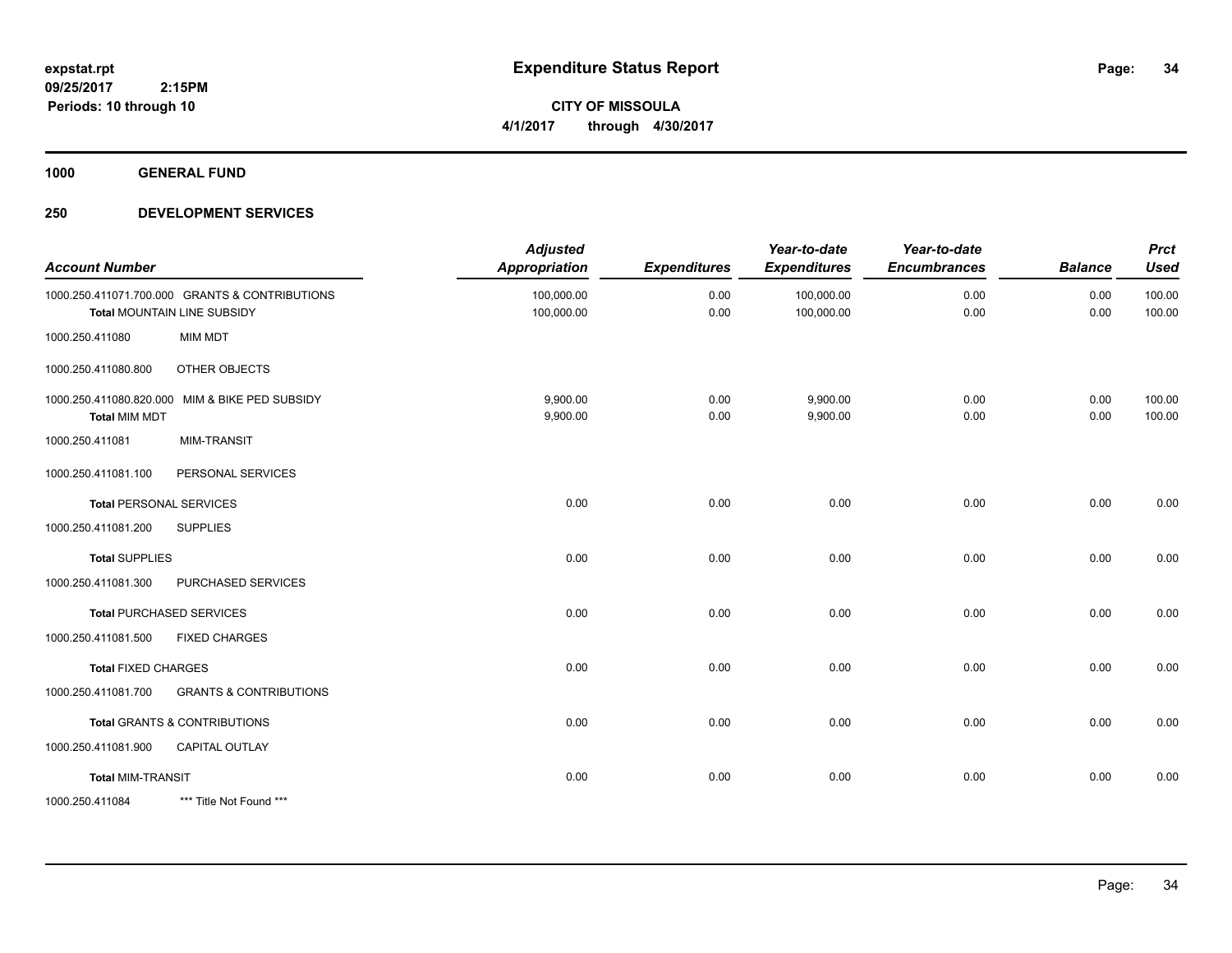**Expenditure Status Report**

**CITY OF MISSOULA**

**4/1/2017 through 4/30/2017**

expstat.rpt
09/25/2017 2:15PM
Periods: 10 through 10

## 1000 GENERAL FUND

## 250 DEVELOPMENT SERVICES

| Account Number | | Adjusted Appropriation | Expenditures | Year-to-date Expenditures | Year-to-date Encumbrances | Balance | Prct Used |
|---|---|---|---|---|---|---|---|
| 1000.250.411071.700.000 | GRANTS & CONTRIBUTIONS | 100,000.00 | 0.00 | 100,000.00 | 0.00 | 0.00 | 100.00 |
| **Total** MOUNTAIN LINE SUBSIDY | | 100,000.00 | 0.00 | 100,000.00 | 0.00 | 0.00 | 100.00 |
| 1000.250.411080 | MIM MDT | | | | | | |
| 1000.250.411080.800 | OTHER OBJECTS | | | | | | |
| 1000.250.411080.820.000 | MIM & BIKE PED SUBSIDY | 9,900.00 | 0.00 | 9,900.00 | 0.00 | 0.00 | 100.00 |
| **Total** MIM MDT | | 9,900.00 | 0.00 | 9,900.00 | 0.00 | 0.00 | 100.00 |
| 1000.250.411081 | MIM-TRANSIT | | | | | | |
| 1000.250.411081.100 | PERSONAL SERVICES | | | | | | |
| **Total** PERSONAL SERVICES | | 0.00 | 0.00 | 0.00 | 0.00 | 0.00 | 0.00 |
| 1000.250.411081.200 | SUPPLIES | | | | | | |
| **Total** SUPPLIES | | 0.00 | 0.00 | 0.00 | 0.00 | 0.00 | 0.00 |
| 1000.250.411081.300 | PURCHASED SERVICES | | | | | | |
| **Total** PURCHASED SERVICES | | 0.00 | 0.00 | 0.00 | 0.00 | 0.00 | 0.00 |
| 1000.250.411081.500 | FIXED CHARGES | | | | | | |
| **Total** FIXED CHARGES | | 0.00 | 0.00 | 0.00 | 0.00 | 0.00 | 0.00 |
| 1000.250.411081.700 | GRANTS & CONTRIBUTIONS | | | | | | |
| **Total** GRANTS & CONTRIBUTIONS | | 0.00 | 0.00 | 0.00 | 0.00 | 0.00 | 0.00 |
| 1000.250.411081.900 | CAPITAL OUTLAY | | | | | | |
| **Total** MIM-TRANSIT | | 0.00 | 0.00 | 0.00 | 0.00 | 0.00 | 0.00 |
| 1000.250.411084 | *** Title Not Found *** | | | | | | |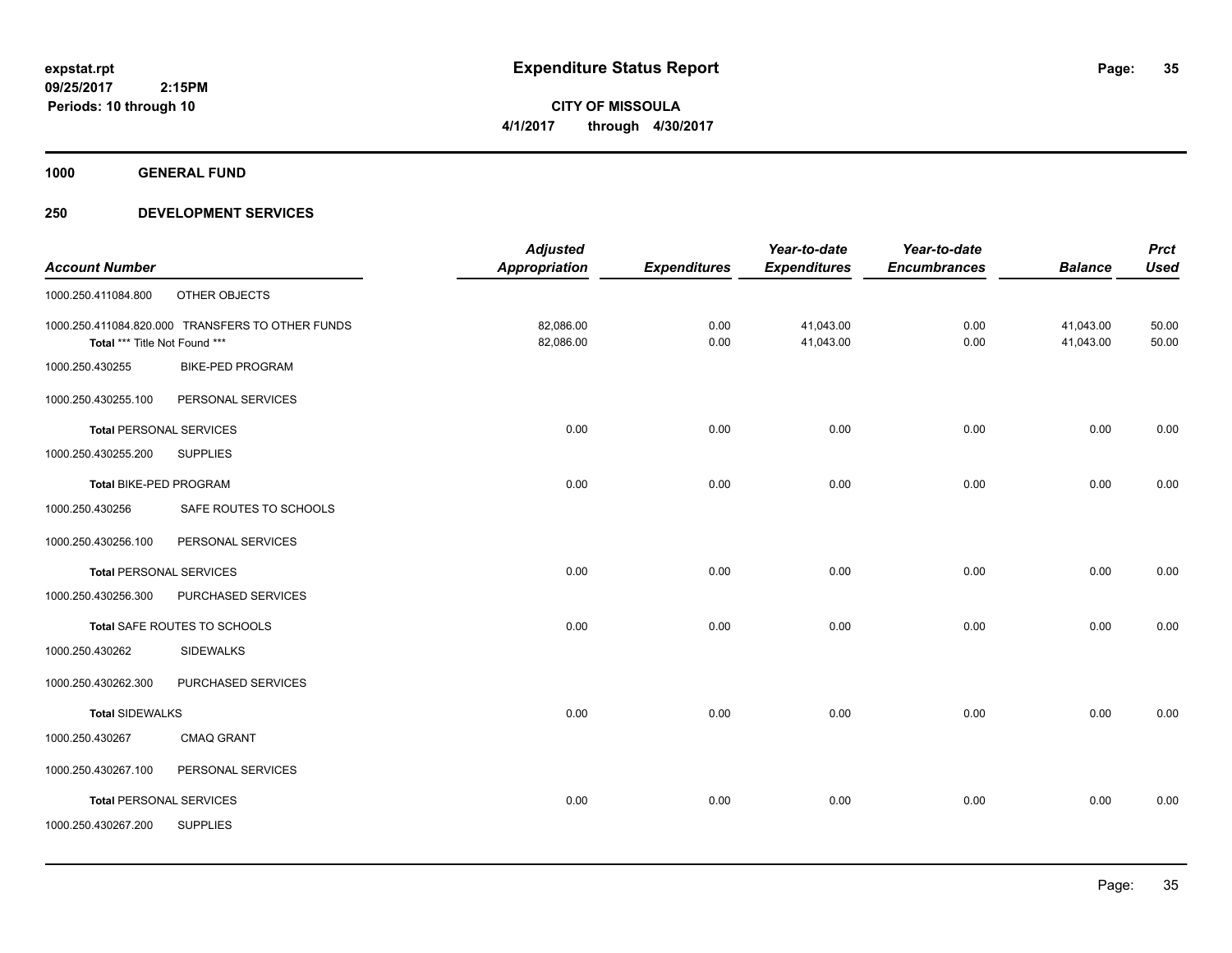**expstat.rpt**
**09/25/2017 2:15PM**
**Periods: 10 through 10**

# Expenditure Status Report

**CITY OF MISSOULA**
**4/1/2017 through 4/30/2017**

## 1000 GENERAL FUND

## 250 DEVELOPMENT SERVICES

| Account Number | | Adjusted Appropriation | Expenditures | Year-to-date Expenditures | Year-to-date Encumbrances | Balance | Prct Used |
|---|---|---|---|---|---|---|---|
| 1000.250.411084.800 | OTHER OBJECTS | | | | | | |
| 1000.250.411084.820.000 | TRANSFERS TO OTHER FUNDS | 82,086.00 | 0.00 | 41,043.00 | 0.00 | 41,043.00 | 50.00 |
| **Total** *** Title Not Found *** | | 82,086.00 | 0.00 | 41,043.00 | 0.00 | 41,043.00 | 50.00 |
| 1000.250.430255 | BIKE-PED PROGRAM | | | | | | |
| 1000.250.430255.100 | PERSONAL SERVICES | | | | | | |
| **Total** PERSONAL SERVICES | | 0.00 | 0.00 | 0.00 | 0.00 | 0.00 | 0.00 |
| 1000.250.430255.200 | SUPPLIES | | | | | | |
| **Total** BIKE-PED PROGRAM | | 0.00 | 0.00 | 0.00 | 0.00 | 0.00 | 0.00 |
| 1000.250.430256 | SAFE ROUTES TO SCHOOLS | | | | | | |
| 1000.250.430256.100 | PERSONAL SERVICES | | | | | | |
| **Total** PERSONAL SERVICES | | 0.00 | 0.00 | 0.00 | 0.00 | 0.00 | 0.00 |
| 1000.250.430256.300 | PURCHASED SERVICES | | | | | | |
| **Total** SAFE ROUTES TO SCHOOLS | | 0.00 | 0.00 | 0.00 | 0.00 | 0.00 | 0.00 |
| 1000.250.430262 | SIDEWALKS | | | | | | |
| 1000.250.430262.300 | PURCHASED SERVICES | | | | | | |
| **Total** SIDEWALKS | | 0.00 | 0.00 | 0.00 | 0.00 | 0.00 | 0.00 |
| 1000.250.430267 | CMAQ GRANT | | | | | | |
| 1000.250.430267.100 | PERSONAL SERVICES | | | | | | |
| **Total** PERSONAL SERVICES | | 0.00 | 0.00 | 0.00 | 0.00 | 0.00 | 0.00 |
| 1000.250.430267.200 | SUPPLIES | | | | | | |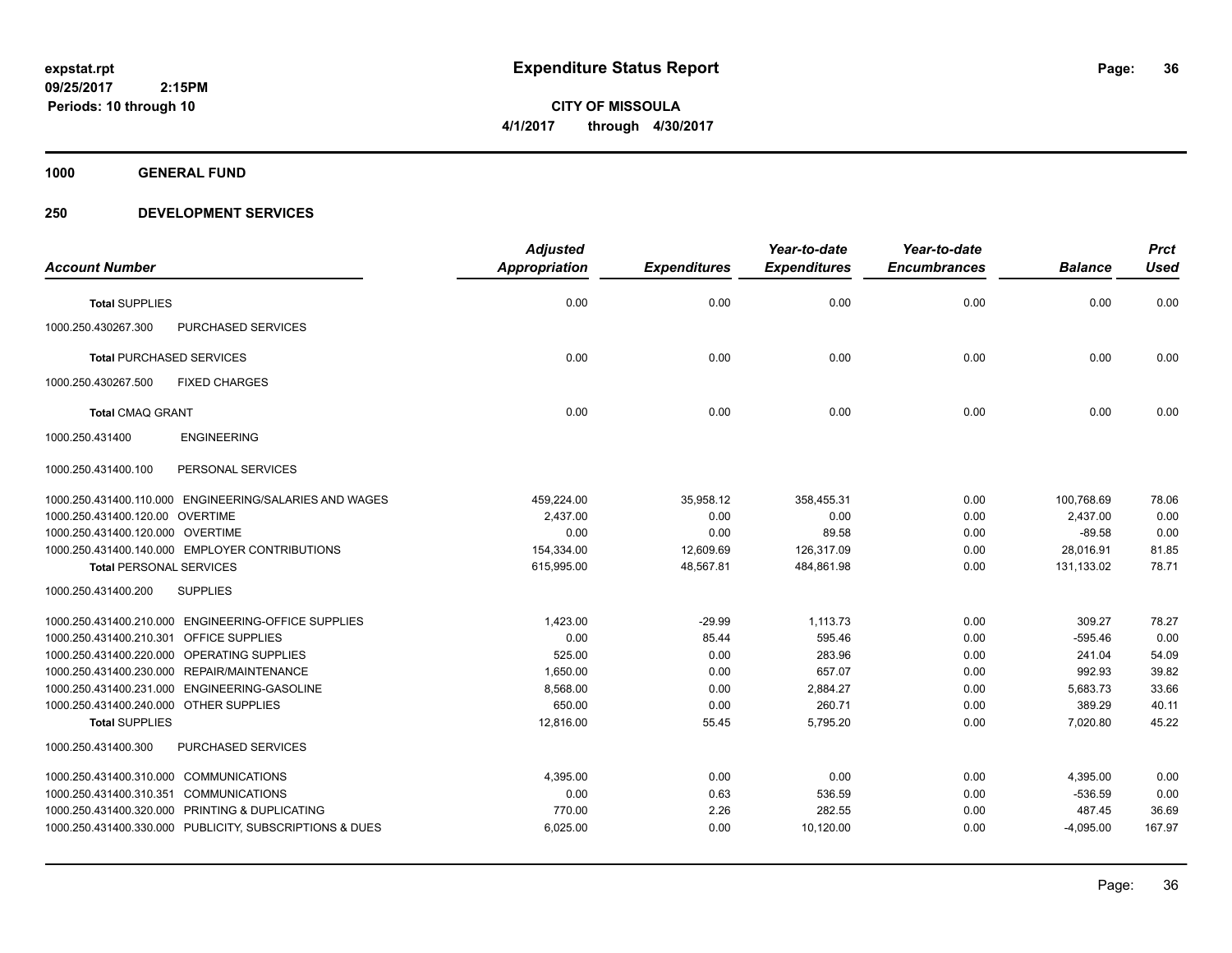**expstat.rpt**
**09/25/2017 2:15PM**
**Periods: 10 through 10**

# Expenditure Status Report

**CITY OF MISSOULA**
**4/1/2017 through 4/30/2017**

## 1000 GENERAL FUND

## 250 DEVELOPMENT SERVICES

| Account Number | | Adjusted Appropriation | Expenditures | Year-to-date Expenditures | Year-to-date Encumbrances | Balance | Prct Used |
|---|---|---|---|---|---|---|---|
| **Total SUPPLIES** | | 0.00 | 0.00 | 0.00 | 0.00 | 0.00 | 0.00 |
| 1000.250.430267.300 | PURCHASED SERVICES | | | | | | |
| **Total PURCHASED SERVICES** | | 0.00 | 0.00 | 0.00 | 0.00 | 0.00 | 0.00 |
| 1000.250.430267.500 | FIXED CHARGES | | | | | | |
| **Total CMAQ GRANT** | | 0.00 | 0.00 | 0.00 | 0.00 | 0.00 | 0.00 |
| 1000.250.431400 | ENGINEERING | | | | | | |
| 1000.250.431400.100 | PERSONAL SERVICES | | | | | | |
| 1000.250.431400.110.000 | ENGINEERING/SALARIES AND WAGES | 459,224.00 | 35,958.12 | 358,455.31 | 0.00 | 100,768.69 | 78.06 |
| 1000.250.431400.120.00 | OVERTIME | 2,437.00 | 0.00 | 0.00 | 0.00 | 2,437.00 | 0.00 |
| 1000.250.431400.120.000 | OVERTIME | 0.00 | 0.00 | 89.58 | 0.00 | -89.58 | 0.00 |
| 1000.250.431400.140.000 | EMPLOYER CONTRIBUTIONS | 154,334.00 | 12,609.69 | 126,317.09 | 0.00 | 28,016.91 | 81.85 |
| **Total PERSONAL SERVICES** | | 615,995.00 | 48,567.81 | 484,861.98 | 0.00 | 131,133.02 | 78.71 |
| 1000.250.431400.200 | SUPPLIES | | | | | | |
| 1000.250.431400.210.000 | ENGINEERING-OFFICE SUPPLIES | 1,423.00 | -29.99 | 1,113.73 | 0.00 | 309.27 | 78.27 |
| 1000.250.431400.210.301 | OFFICE SUPPLIES | 0.00 | 85.44 | 595.46 | 0.00 | -595.46 | 0.00 |
| 1000.250.431400.220.000 | OPERATING SUPPLIES | 525.00 | 0.00 | 283.96 | 0.00 | 241.04 | 54.09 |
| 1000.250.431400.230.000 | REPAIR/MAINTENANCE | 1,650.00 | 0.00 | 657.07 | 0.00 | 992.93 | 39.82 |
| 1000.250.431400.231.000 | ENGINEERING-GASOLINE | 8,568.00 | 0.00 | 2,884.27 | 0.00 | 5,683.73 | 33.66 |
| 1000.250.431400.240.000 | OTHER SUPPLIES | 650.00 | 0.00 | 260.71 | 0.00 | 389.29 | 40.11 |
| **Total SUPPLIES** | | 12,816.00 | 55.45 | 5,795.20 | 0.00 | 7,020.80 | 45.22 |
| 1000.250.431400.300 | PURCHASED SERVICES | | | | | | |
| 1000.250.431400.310.000 | COMMUNICATIONS | 4,395.00 | 0.00 | 0.00 | 0.00 | 4,395.00 | 0.00 |
| 1000.250.431400.310.351 | COMMUNICATIONS | 0.00 | 0.63 | 536.59 | 0.00 | -536.59 | 0.00 |
| 1000.250.431400.320.000 | PRINTING & DUPLICATING | 770.00 | 2.26 | 282.55 | 0.00 | 487.45 | 36.69 |
| 1000.250.431400.330.000 | PUBLICITY, SUBSCRIPTIONS & DUES | 6,025.00 | 0.00 | 10,120.00 | 0.00 | -4,095.00 | 167.97 |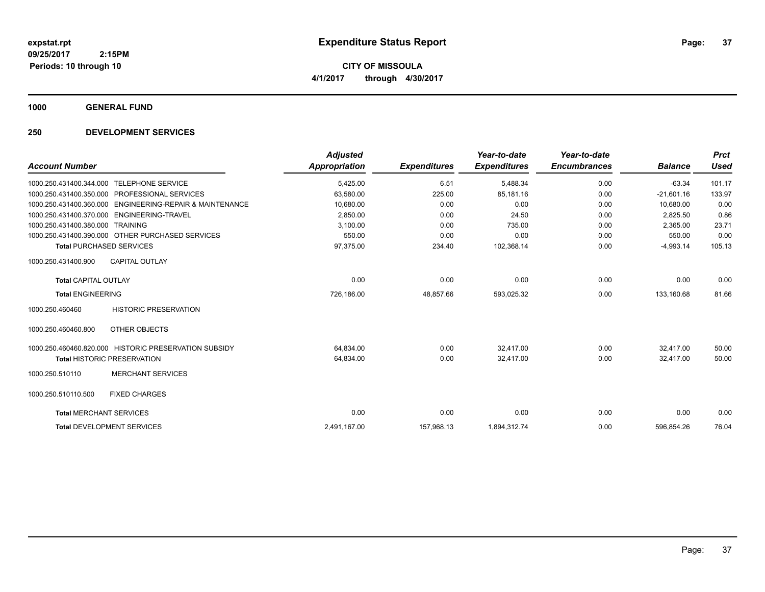**expstat.rpt**
**09/25/2017 2:15PM**
**Periods: 10 through 10**

# Expenditure Status Report

**CITY OF MISSOULA**
**4/1/2017 through 4/30/2017**

## 1000 GENERAL FUND

## 250 DEVELOPMENT SERVICES

| Account Number | | Adjusted Appropriation | Expenditures | Year-to-date Expenditures | Year-to-date Encumbrances | Balance | Prct Used |
|---|---|---|---|---|---|---|---|
| 1000.250.431400.344.000 | TELEPHONE SERVICE | 5,425.00 | 6.51 | 5,488.34 | 0.00 | -63.34 | 101.17 |
| 1000.250.431400.350.000 | PROFESSIONAL SERVICES | 63,580.00 | 225.00 | 85,181.16 | 0.00 | -21,601.16 | 133.97 |
| 1000.250.431400.360.000 | ENGINEERING-REPAIR & MAINTENANCE | 10,680.00 | 0.00 | 0.00 | 0.00 | 10,680.00 | 0.00 |
| 1000.250.431400.370.000 | ENGINEERING-TRAVEL | 2,850.00 | 0.00 | 24.50 | 0.00 | 2,825.50 | 0.86 |
| 1000.250.431400.380.000 | TRAINING | 3,100.00 | 0.00 | 735.00 | 0.00 | 2,365.00 | 23.71 |
| 1000.250.431400.390.000 | OTHER PURCHASED SERVICES | 550.00 | 0.00 | 0.00 | 0.00 | 550.00 | 0.00 |
| **Total** PURCHASED SERVICES | | 97,375.00 | 234.40 | 102,368.14 | 0.00 | -4,993.14 | 105.13 |
| 1000.250.431400.900 | CAPITAL OUTLAY | | | | | | |
| **Total** CAPITAL OUTLAY | | 0.00 | 0.00 | 0.00 | 0.00 | 0.00 | 0.00 |
| **Total** ENGINEERING | | 726,186.00 | 48,857.66 | 593,025.32 | 0.00 | 133,160.68 | 81.66 |
| 1000.250.460460 | HISTORIC PRESERVATION | | | | | | |
| 1000.250.460460.800 | OTHER OBJECTS | | | | | | |
| 1000.250.460460.820.000 | HISTORIC PRESERVATION SUBSIDY | 64,834.00 | 0.00 | 32,417.00 | 0.00 | 32,417.00 | 50.00 |
| **Total** HISTORIC PRESERVATION | | 64,834.00 | 0.00 | 32,417.00 | 0.00 | 32,417.00 | 50.00 |
| 1000.250.510110 | MERCHANT SERVICES | | | | | | |
| 1000.250.510110.500 | FIXED CHARGES | | | | | | |
| **Total** MERCHANT SERVICES | | 0.00 | 0.00 | 0.00 | 0.00 | 0.00 | 0.00 |
| **Total** DEVELOPMENT SERVICES | | 2,491,167.00 | 157,968.13 | 1,894,312.74 | 0.00 | 596,854.26 | 76.04 |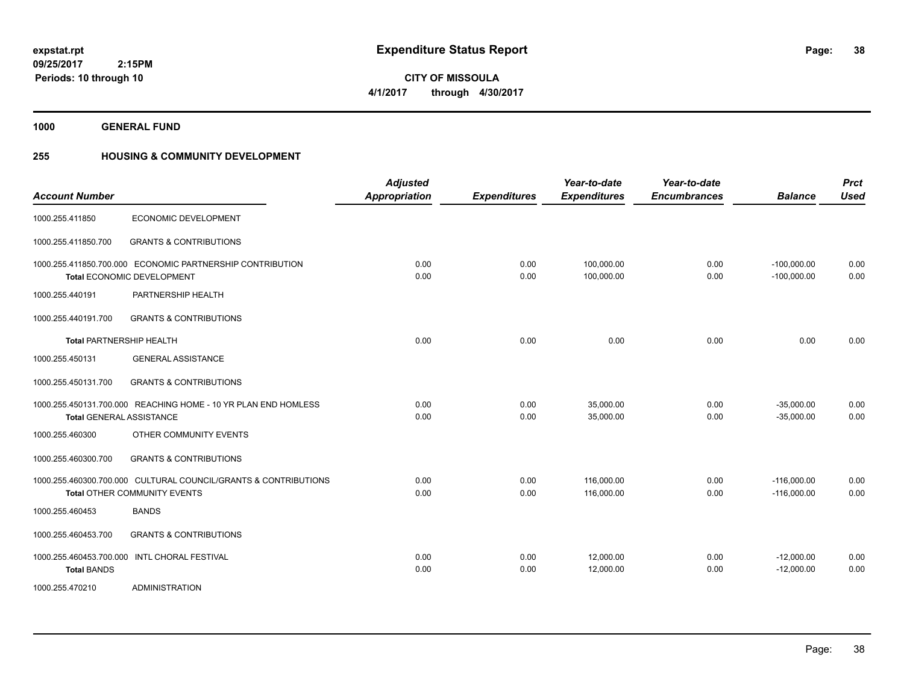# Expenditure Status Report

expstat.rpt
09/25/2017 2:15PM
Periods: 10 through 10

**CITY OF MISSOULA**
**4/1/2017 through 4/30/2017**

## 1000 GENERAL FUND

## 255 HOUSING & COMMUNITY DEVELOPMENT

| Account Number | | Adjusted Appropriation | Expenditures | Year-to-date Expenditures | Year-to-date Encumbrances | Balance | Prct Used |
|---|---|---|---|---|---|---|---|
| 1000.255.411850 | ECONOMIC DEVELOPMENT | | | | | | |
| 1000.255.411850.700 | GRANTS & CONTRIBUTIONS | | | | | | |
| 1000.255.411850.700.000 | ECONOMIC PARTNERSHIP CONTRIBUTION | 0.00 | 0.00 | 100,000.00 | 0.00 | -100,000.00 | 0.00 |
| **Total** ECONOMIC DEVELOPMENT | | 0.00 | 0.00 | 100,000.00 | 0.00 | -100,000.00 | 0.00 |
| 1000.255.440191 | PARTNERSHIP HEALTH | | | | | | |
| 1000.255.440191.700 | GRANTS & CONTRIBUTIONS | | | | | | |
| **Total** PARTNERSHIP HEALTH | | 0.00 | 0.00 | 0.00 | 0.00 | 0.00 | 0.00 |
| 1000.255.450131 | GENERAL ASSISTANCE | | | | | | |
| 1000.255.450131.700 | GRANTS & CONTRIBUTIONS | | | | | | |
| 1000.255.450131.700.000 | REACHING HOME - 10 YR PLAN END HOMLESS | 0.00 | 0.00 | 35,000.00 | 0.00 | -35,000.00 | 0.00 |
| **Total** GENERAL ASSISTANCE | | 0.00 | 0.00 | 35,000.00 | 0.00 | -35,000.00 | 0.00 |
| 1000.255.460300 | OTHER COMMUNITY EVENTS | | | | | | |
| 1000.255.460300.700 | GRANTS & CONTRIBUTIONS | | | | | | |
| 1000.255.460300.700.000 | CULTURAL COUNCIL/GRANTS & CONTRIBUTIONS | 0.00 | 0.00 | 116,000.00 | 0.00 | -116,000.00 | 0.00 |
| **Total** OTHER COMMUNITY EVENTS | | 0.00 | 0.00 | 116,000.00 | 0.00 | -116,000.00 | 0.00 |
| 1000.255.460453 | BANDS | | | | | | |
| 1000.255.460453.700 | GRANTS & CONTRIBUTIONS | | | | | | |
| 1000.255.460453.700.000 | INTL CHORAL FESTIVAL | 0.00 | 0.00 | 12,000.00 | 0.00 | -12,000.00 | 0.00 |
| **Total** BANDS | | 0.00 | 0.00 | 12,000.00 | 0.00 | -12,000.00 | 0.00 |
| 1000.255.470210 | ADMINISTRATION | | | | | | |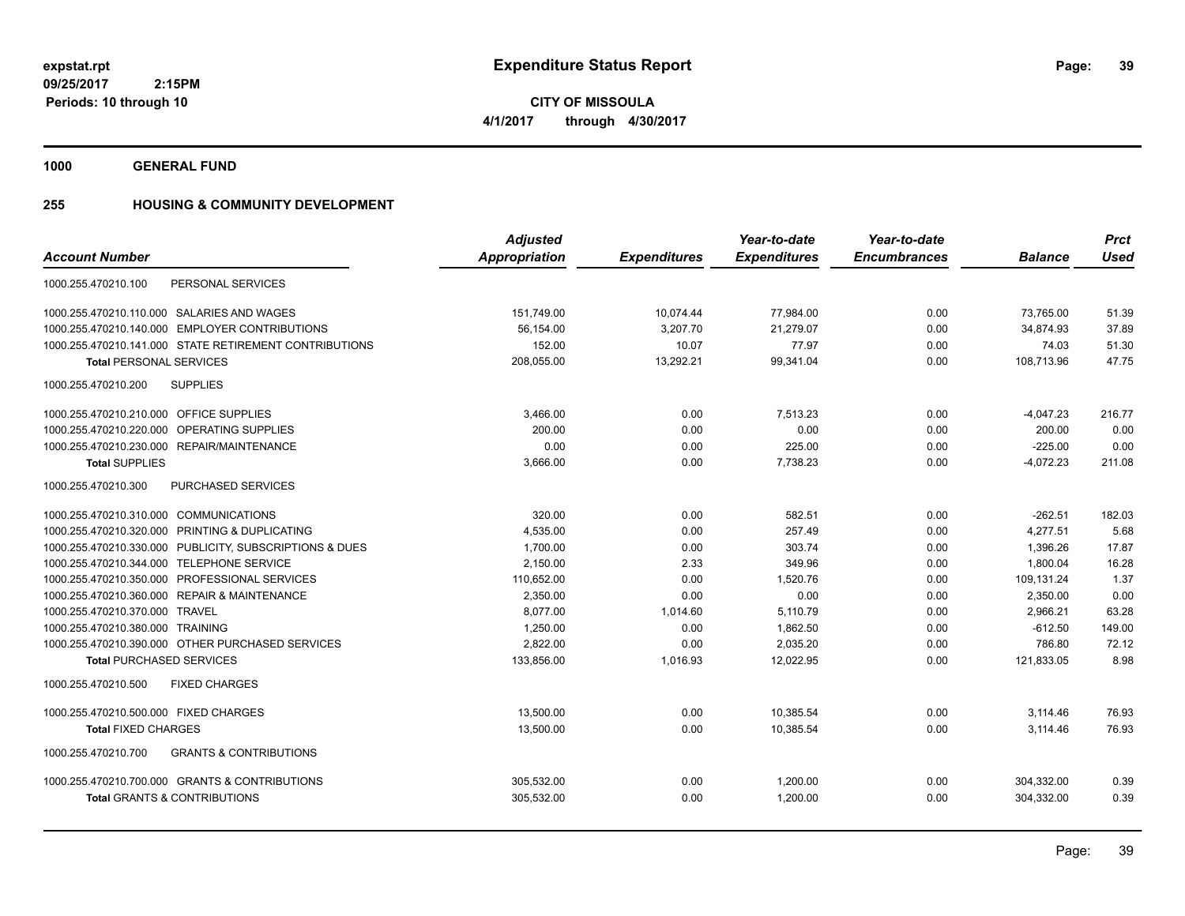# Expenditure Status Report

expstat.rpt
09/25/2017 2:15PM
Periods: 10 through 10

**CITY OF MISSOULA**
**4/1/2017 through 4/30/2017**

## 1000 GENERAL FUND

## 255 HOUSING & COMMUNITY DEVELOPMENT

| Account Number | Adjusted Appropriation | Expenditures | Year-to-date Expenditures | Year-to-date Encumbrances | Balance | Prct Used |
|---|---|---|---|---|---|---|
| 1000.255.470210.100 PERSONAL SERVICES | | | | | | |
| 1000.255.470210.110.000 SALARIES AND WAGES | 151,749.00 | 10,074.44 | 77,984.00 | 0.00 | 73,765.00 | 51.39 |
| 1000.255.470210.140.000 EMPLOYER CONTRIBUTIONS | 56,154.00 | 3,207.70 | 21,279.07 | 0.00 | 34,874.93 | 37.89 |
| 1000.255.470210.141.000 STATE RETIREMENT CONTRIBUTIONS | 152.00 | 10.07 | 77.97 | 0.00 | 74.03 | 51.30 |
| **Total** PERSONAL SERVICES | 208,055.00 | 13,292.21 | 99,341.04 | 0.00 | 108,713.96 | 47.75 |
| 1000.255.470210.200 SUPPLIES | | | | | | |
| 1000.255.470210.210.000 OFFICE SUPPLIES | 3,466.00 | 0.00 | 7,513.23 | 0.00 | -4,047.23 | 216.77 |
| 1000.255.470210.220.000 OPERATING SUPPLIES | 200.00 | 0.00 | 0.00 | 0.00 | 200.00 | 0.00 |
| 1000.255.470210.230.000 REPAIR/MAINTENANCE | 0.00 | 0.00 | 225.00 | 0.00 | -225.00 | 0.00 |
| **Total** SUPPLIES | 3,666.00 | 0.00 | 7,738.23 | 0.00 | -4,072.23 | 211.08 |
| 1000.255.470210.300 PURCHASED SERVICES | | | | | | |
| 1000.255.470210.310.000 COMMUNICATIONS | 320.00 | 0.00 | 582.51 | 0.00 | -262.51 | 182.03 |
| 1000.255.470210.320.000 PRINTING & DUPLICATING | 4,535.00 | 0.00 | 257.49 | 0.00 | 4,277.51 | 5.68 |
| 1000.255.470210.330.000 PUBLICITY, SUBSCRIPTIONS & DUES | 1,700.00 | 0.00 | 303.74 | 0.00 | 1,396.26 | 17.87 |
| 1000.255.470210.344.000 TELEPHONE SERVICE | 2,150.00 | 2.33 | 349.96 | 0.00 | 1,800.04 | 16.28 |
| 1000.255.470210.350.000 PROFESSIONAL SERVICES | 110,652.00 | 0.00 | 1,520.76 | 0.00 | 109,131.24 | 1.37 |
| 1000.255.470210.360.000 REPAIR & MAINTENANCE | 2,350.00 | 0.00 | 0.00 | 0.00 | 2,350.00 | 0.00 |
| 1000.255.470210.370.000 TRAVEL | 8,077.00 | 1,014.60 | 5,110.79 | 0.00 | 2,966.21 | 63.28 |
| 1000.255.470210.380.000 TRAINING | 1,250.00 | 0.00 | 1,862.50 | 0.00 | -612.50 | 149.00 |
| 1000.255.470210.390.000 OTHER PURCHASED SERVICES | 2,822.00 | 0.00 | 2,035.20 | 0.00 | 786.80 | 72.12 |
| **Total** PURCHASED SERVICES | 133,856.00 | 1,016.93 | 12,022.95 | 0.00 | 121,833.05 | 8.98 |
| 1000.255.470210.500 FIXED CHARGES | | | | | | |
| 1000.255.470210.500.000 FIXED CHARGES | 13,500.00 | 0.00 | 10,385.54 | 0.00 | 3,114.46 | 76.93 |
| **Total** FIXED CHARGES | 13,500.00 | 0.00 | 10,385.54 | 0.00 | 3,114.46 | 76.93 |
| 1000.255.470210.700 GRANTS & CONTRIBUTIONS | | | | | | |
| 1000.255.470210.700.000 GRANTS & CONTRIBUTIONS | 305,532.00 | 0.00 | 1,200.00 | 0.00 | 304,332.00 | 0.39 |
| **Total** GRANTS & CONTRIBUTIONS | 305,532.00 | 0.00 | 1,200.00 | 0.00 | 304,332.00 | 0.39 |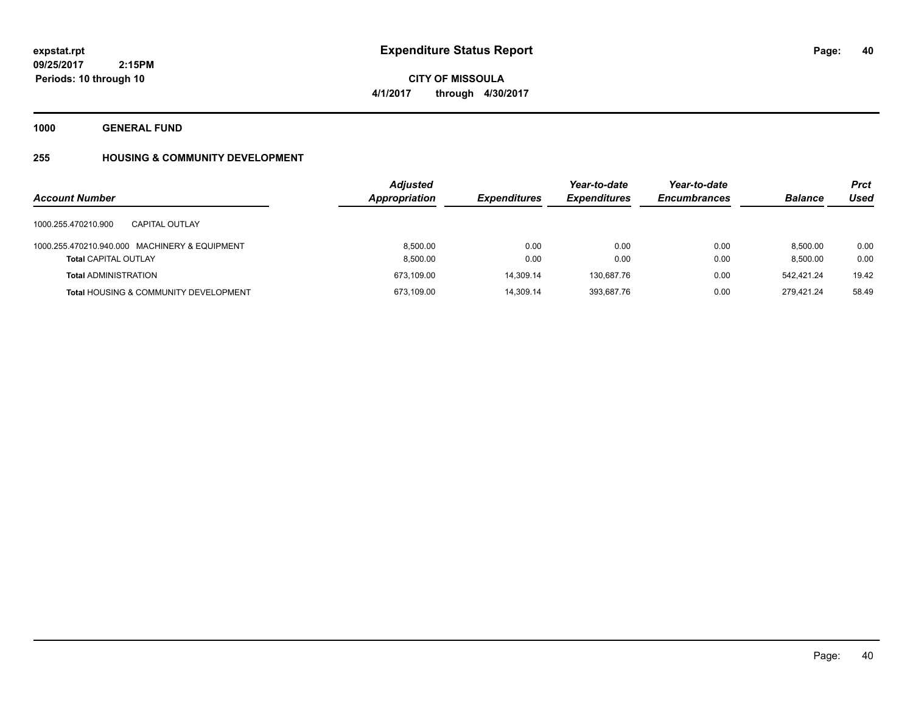# Expenditure Status Report

expstat.rpt
09/25/2017 2:15PM
Periods: 10 through 10

**CITY OF MISSOULA**
**4/1/2017 through 4/30/2017**

**1000 GENERAL FUND**

**255 HOUSING & COMMUNITY DEVELOPMENT**

| Account Number | Adjusted Appropriation | Expenditures | Year-to-date Expenditures | Year-to-date Encumbrances | Balance | Prct Used |
|---|---|---|---|---|---|---|
| 1000.255.470210.900 CAPITAL OUTLAY | | | | | | |
| 1000.255.470210.940.000 MACHINERY & EQUIPMENT | 8,500.00 | 0.00 | 0.00 | 0.00 | 8,500.00 | 0.00 |
| **Total** CAPITAL OUTLAY | 8,500.00 | 0.00 | 0.00 | 0.00 | 8,500.00 | 0.00 |
| **Total** ADMINISTRATION | 673,109.00 | 14,309.14 | 130,687.76 | 0.00 | 542,421.24 | 19.42 |
| **Total** HOUSING & COMMUNITY DEVELOPMENT | 673,109.00 | 14,309.14 | 393,687.76 | 0.00 | 279,421.24 | 58.49 |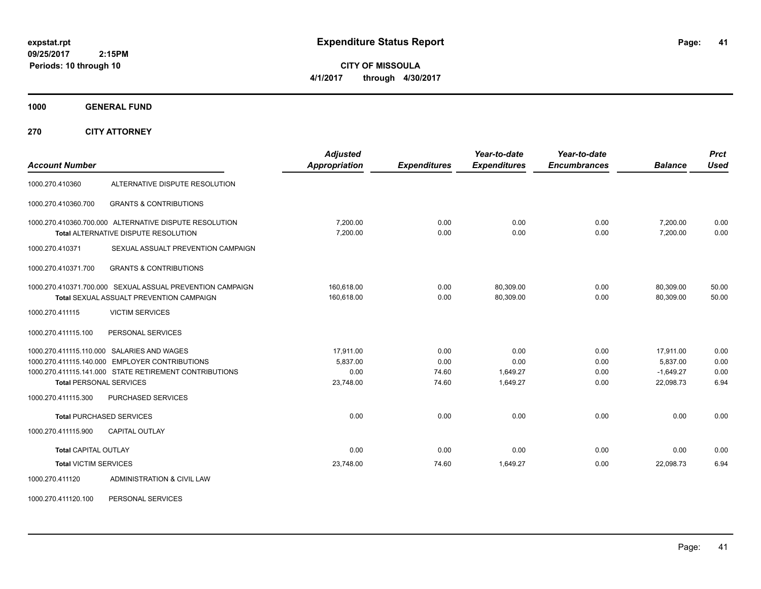**expstat.rpt**
**09/25/2017 2:15PM**
**Periods: 10 through 10**

# Expenditure Status Report

**CITY OF MISSOULA**
**4/1/2017 through 4/30/2017**

## 1000 GENERAL FUND

## 270 CITY ATTORNEY

| Account Number | | Adjusted Appropriation | Expenditures | Year-to-date Expenditures | Year-to-date Encumbrances | Balance | Prct Used |
|---|---|---|---|---|---|---|---|
| 1000.270.410360 | ALTERNATIVE DISPUTE RESOLUTION | | | | | | |
| 1000.270.410360.700 | GRANTS & CONTRIBUTIONS | | | | | | |
| 1000.270.410360.700.000 | ALTERNATIVE DISPUTE RESOLUTION | 7,200.00 | 0.00 | 0.00 | 0.00 | 7,200.00 | 0.00 |
| | **Total** ALTERNATIVE DISPUTE RESOLUTION | 7,200.00 | 0.00 | 0.00 | 0.00 | 7,200.00 | 0.00 |
| 1000.270.410371 | SEXUAL ASSUALT PREVENTION CAMPAIGN | | | | | | |
| 1000.270.410371.700 | GRANTS & CONTRIBUTIONS | | | | | | |
| 1000.270.410371.700.000 | SEXUAL ASSUAL PREVENTION CAMPAIGN | 160,618.00 | 0.00 | 80,309.00 | 0.00 | 80,309.00 | 50.00 |
| | **Total** SEXUAL ASSUALT PREVENTION CAMPAIGN | 160,618.00 | 0.00 | 80,309.00 | 0.00 | 80,309.00 | 50.00 |
| 1000.270.411115 | VICTIM SERVICES | | | | | | |
| 1000.270.411115.100 | PERSONAL SERVICES | | | | | | |
| 1000.270.411115.110.000 | SALARIES AND WAGES | 17,911.00 | 0.00 | 0.00 | 0.00 | 17,911.00 | 0.00 |
| 1000.270.411115.140.000 | EMPLOYER CONTRIBUTIONS | 5,837.00 | 0.00 | 0.00 | 0.00 | 5,837.00 | 0.00 |
| 1000.270.411115.141.000 | STATE RETIREMENT CONTRIBUTIONS | 0.00 | 74.60 | 1,649.27 | 0.00 | -1,649.27 | 0.00 |
| | **Total** PERSONAL SERVICES | 23,748.00 | 74.60 | 1,649.27 | 0.00 | 22,098.73 | 6.94 |
| 1000.270.411115.300 | PURCHASED SERVICES | | | | | | |
| | **Total** PURCHASED SERVICES | 0.00 | 0.00 | 0.00 | 0.00 | 0.00 | 0.00 |
| 1000.270.411115.900 | CAPITAL OUTLAY | | | | | | |
| | **Total** CAPITAL OUTLAY | 0.00 | 0.00 | 0.00 | 0.00 | 0.00 | 0.00 |
| | **Total** VICTIM SERVICES | 23,748.00 | 74.60 | 1,649.27 | 0.00 | 22,098.73 | 6.94 |
| 1000.270.411120 | ADMINISTRATION & CIVIL LAW | | | | | | |
| 1000.270.411120.100 | PERSONAL SERVICES | | | | | | |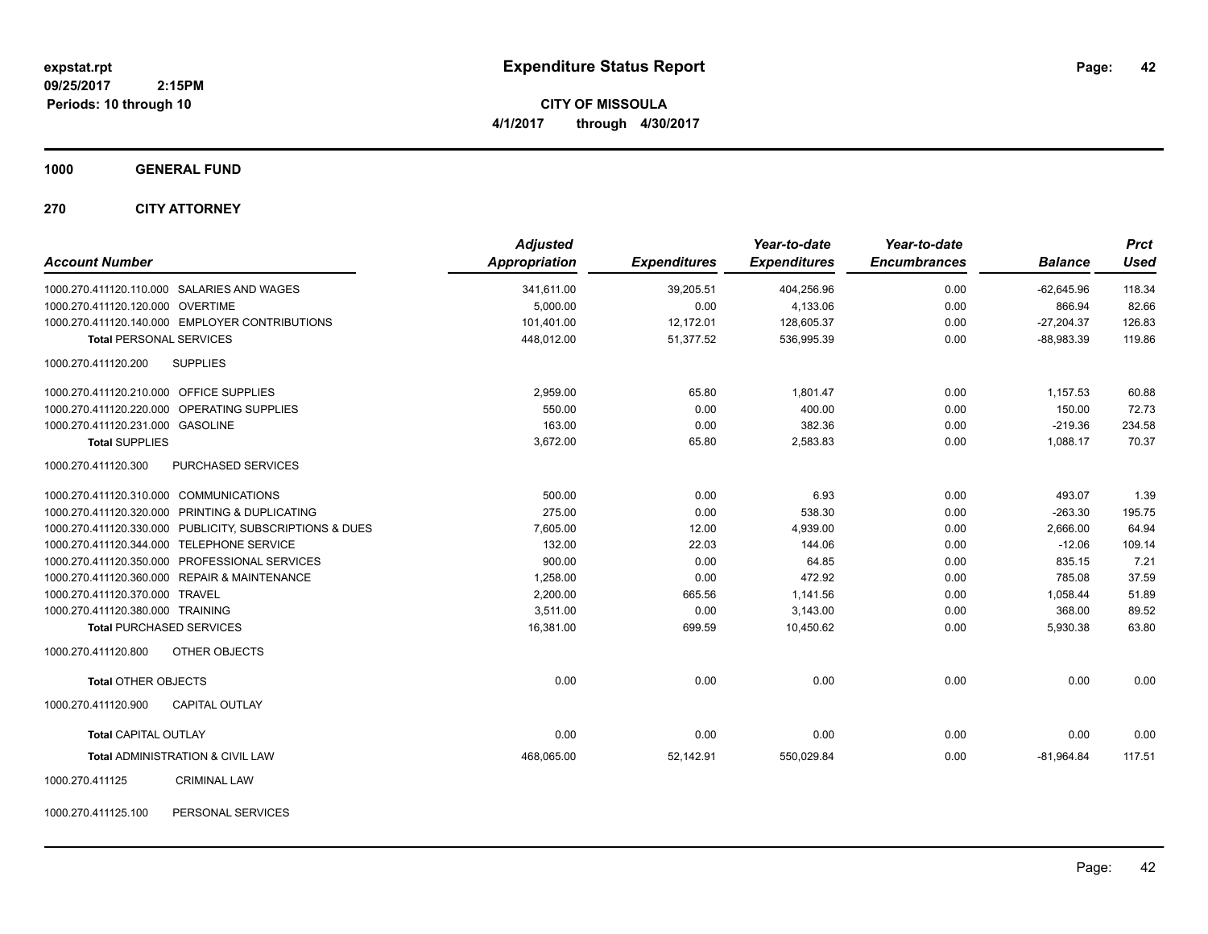**expstat.rpt**
**09/25/2017 2:15PM**
**Periods: 10 through 10**

# Expenditure Status Report

**CITY OF MISSOULA**
**4/1/2017 through 4/30/2017**

## 1000 GENERAL FUND

### 270 CITY ATTORNEY

| Account Number | Adjusted Appropriation | Expenditures | Year-to-date Expenditures | Year-to-date Encumbrances | Balance | Prct Used |
|---|---|---|---|---|---|---|
| 1000.270.411120.110.000 SALARIES AND WAGES | 341,611.00 | 39,205.51 | 404,256.96 | 0.00 | -62,645.96 | 118.34 |
| 1000.270.411120.120.000 OVERTIME | 5,000.00 | 0.00 | 4,133.06 | 0.00 | 866.94 | 82.66 |
| 1000.270.411120.140.000 EMPLOYER CONTRIBUTIONS | 101,401.00 | 12,172.01 | 128,605.37 | 0.00 | -27,204.37 | 126.83 |
| **Total** PERSONAL SERVICES | 448,012.00 | 51,377.52 | 536,995.39 | 0.00 | -88,983.39 | 119.86 |
| 1000.270.411120.200 SUPPLIES | | | | | | |
| 1000.270.411120.210.000 OFFICE SUPPLIES | 2,959.00 | 65.80 | 1,801.47 | 0.00 | 1,157.53 | 60.88 |
| 1000.270.411120.220.000 OPERATING SUPPLIES | 550.00 | 0.00 | 400.00 | 0.00 | 150.00 | 72.73 |
| 1000.270.411120.231.000 GASOLINE | 163.00 | 0.00 | 382.36 | 0.00 | -219.36 | 234.58 |
| **Total** SUPPLIES | 3,672.00 | 65.80 | 2,583.83 | 0.00 | 1,088.17 | 70.37 |
| 1000.270.411120.300 PURCHASED SERVICES | | | | | | |
| 1000.270.411120.310.000 COMMUNICATIONS | 500.00 | 0.00 | 6.93 | 0.00 | 493.07 | 1.39 |
| 1000.270.411120.320.000 PRINTING & DUPLICATING | 275.00 | 0.00 | 538.30 | 0.00 | -263.30 | 195.75 |
| 1000.270.411120.330.000 PUBLICITY, SUBSCRIPTIONS & DUES | 7,605.00 | 12.00 | 4,939.00 | 0.00 | 2,666.00 | 64.94 |
| 1000.270.411120.344.000 TELEPHONE SERVICE | 132.00 | 22.03 | 144.06 | 0.00 | -12.06 | 109.14 |
| 1000.270.411120.350.000 PROFESSIONAL SERVICES | 900.00 | 0.00 | 64.85 | 0.00 | 835.15 | 7.21 |
| 1000.270.411120.360.000 REPAIR & MAINTENANCE | 1,258.00 | 0.00 | 472.92 | 0.00 | 785.08 | 37.59 |
| 1000.270.411120.370.000 TRAVEL | 2,200.00 | 665.56 | 1,141.56 | 0.00 | 1,058.44 | 51.89 |
| 1000.270.411120.380.000 TRAINING | 3,511.00 | 0.00 | 3,143.00 | 0.00 | 368.00 | 89.52 |
| **Total** PURCHASED SERVICES | 16,381.00 | 699.59 | 10,450.62 | 0.00 | 5,930.38 | 63.80 |
| 1000.270.411120.800 OTHER OBJECTS | | | | | | |
| **Total** OTHER OBJECTS | 0.00 | 0.00 | 0.00 | 0.00 | 0.00 | 0.00 |
| 1000.270.411120.900 CAPITAL OUTLAY | | | | | | |
| **Total** CAPITAL OUTLAY | 0.00 | 0.00 | 0.00 | 0.00 | 0.00 | 0.00 |
| **Total** ADMINISTRATION & CIVIL LAW | 468,065.00 | 52,142.91 | 550,029.84 | 0.00 | -81,964.84 | 117.51 |
| 1000.270.411125 CRIMINAL LAW | | | | | | |
| 1000.270.411125.100 PERSONAL SERVICES | | | | | | |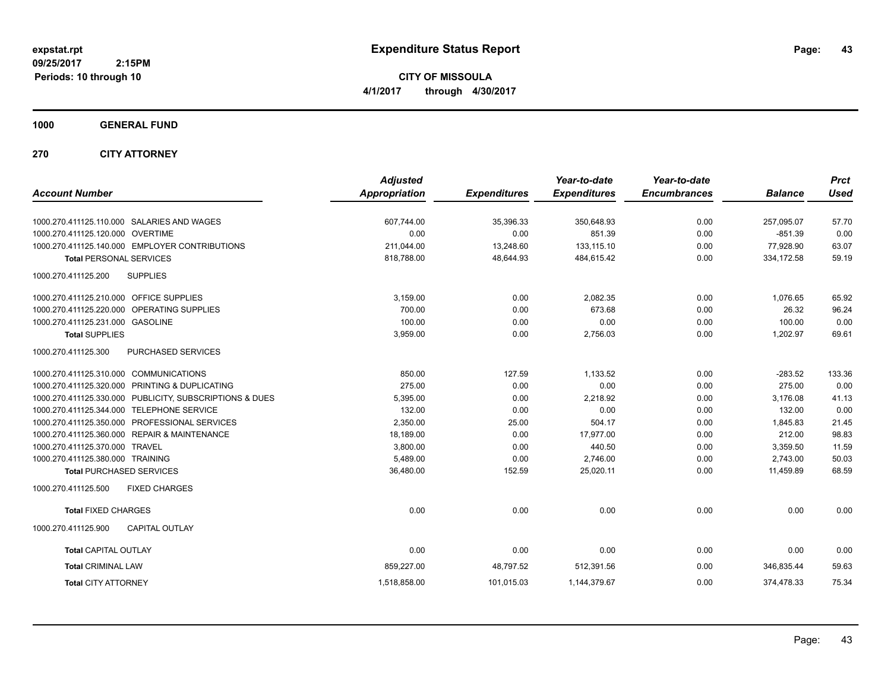expstat.rpt
09/25/2017 2:15PM
Periods: 10 through 10

# Expenditure Status Report

**CITY OF MISSOULA**
**4/1/2017 through 4/30/2017**

## 1000 GENERAL FUND

### 270 CITY ATTORNEY

| Account Number | Adjusted Appropriation | Expenditures | Year-to-date Expenditures | Year-to-date Encumbrances | Balance | Prct Used |
|---|---|---|---|---|---|---|
| 1000.270.411125.110.000 SALARIES AND WAGES | 607,744.00 | 35,396.33 | 350,648.93 | 0.00 | 257,095.07 | 57.70 |
| 1000.270.411125.120.000 OVERTIME | 0.00 | 0.00 | 851.39 | 0.00 | -851.39 | 0.00 |
| 1000.270.411125.140.000 EMPLOYER CONTRIBUTIONS | 211,044.00 | 13,248.60 | 133,115.10 | 0.00 | 77,928.90 | 63.07 |
| **Total** PERSONAL SERVICES | 818,788.00 | 48,644.93 | 484,615.42 | 0.00 | 334,172.58 | 59.19 |
| 1000.270.411125.200 SUPPLIES | | | | | | |
| 1000.270.411125.210.000 OFFICE SUPPLIES | 3,159.00 | 0.00 | 2,082.35 | 0.00 | 1,076.65 | 65.92 |
| 1000.270.411125.220.000 OPERATING SUPPLIES | 700.00 | 0.00 | 673.68 | 0.00 | 26.32 | 96.24 |
| 1000.270.411125.231.000 GASOLINE | 100.00 | 0.00 | 0.00 | 0.00 | 100.00 | 0.00 |
| **Total** SUPPLIES | 3,959.00 | 0.00 | 2,756.03 | 0.00 | 1,202.97 | 69.61 |
| 1000.270.411125.300 PURCHASED SERVICES | | | | | | |
| 1000.270.411125.310.000 COMMUNICATIONS | 850.00 | 127.59 | 1,133.52 | 0.00 | -283.52 | 133.36 |
| 1000.270.411125.320.000 PRINTING & DUPLICATING | 275.00 | 0.00 | 0.00 | 0.00 | 275.00 | 0.00 |
| 1000.270.411125.330.000 PUBLICITY, SUBSCRIPTIONS & DUES | 5,395.00 | 0.00 | 2,218.92 | 0.00 | 3,176.08 | 41.13 |
| 1000.270.411125.344.000 TELEPHONE SERVICE | 132.00 | 0.00 | 0.00 | 0.00 | 132.00 | 0.00 |
| 1000.270.411125.350.000 PROFESSIONAL SERVICES | 2,350.00 | 25.00 | 504.17 | 0.00 | 1,845.83 | 21.45 |
| 1000.270.411125.360.000 REPAIR & MAINTENANCE | 18,189.00 | 0.00 | 17,977.00 | 0.00 | 212.00 | 98.83 |
| 1000.270.411125.370.000 TRAVEL | 3,800.00 | 0.00 | 440.50 | 0.00 | 3,359.50 | 11.59 |
| 1000.270.411125.380.000 TRAINING | 5,489.00 | 0.00 | 2,746.00 | 0.00 | 2,743.00 | 50.03 |
| **Total** PURCHASED SERVICES | 36,480.00 | 152.59 | 25,020.11 | 0.00 | 11,459.89 | 68.59 |
| 1000.270.411125.500 FIXED CHARGES | | | | | | |
| **Total** FIXED CHARGES | 0.00 | 0.00 | 0.00 | 0.00 | 0.00 | 0.00 |
| 1000.270.411125.900 CAPITAL OUTLAY | | | | | | |
| **Total** CAPITAL OUTLAY | 0.00 | 0.00 | 0.00 | 0.00 | 0.00 | 0.00 |
| **Total** CRIMINAL LAW | 859,227.00 | 48,797.52 | 512,391.56 | 0.00 | 346,835.44 | 59.63 |
| **Total** CITY ATTORNEY | 1,518,858.00 | 101,015.03 | 1,144,379.67 | 0.00 | 374,478.33 | 75.34 |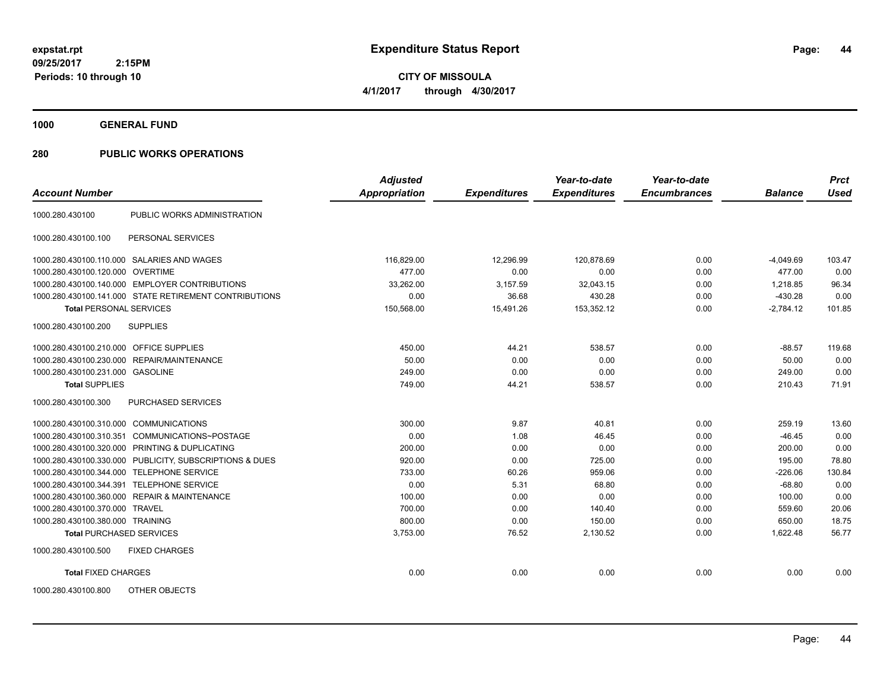expstat.rpt
09/25/2017 2:15PM
Periods: 10 through 10

# Expenditure Status Report

**CITY OF MISSOULA**
**4/1/2017 through 4/30/2017**

## 1000 GENERAL FUND

## 280 PUBLIC WORKS OPERATIONS

| Account Number | | Adjusted Appropriation | Expenditures | Year-to-date Expenditures | Year-to-date Encumbrances | Balance | Prct Used |
|---|---|---|---|---|---|---|---|
| 1000.280.430100 | PUBLIC WORKS ADMINISTRATION | | | | | | |
| 1000.280.430100.100 | PERSONAL SERVICES | | | | | | |
| 1000.280.430100.110.000 | SALARIES AND WAGES | 116,829.00 | 12,296.99 | 120,878.69 | 0.00 | -4,049.69 | 103.47 |
| 1000.280.430100.120.000 | OVERTIME | 477.00 | 0.00 | 0.00 | 0.00 | 477.00 | 0.00 |
| 1000.280.430100.140.000 | EMPLOYER CONTRIBUTIONS | 33,262.00 | 3,157.59 | 32,043.15 | 0.00 | 1,218.85 | 96.34 |
| 1000.280.430100.141.000 | STATE RETIREMENT CONTRIBUTIONS | 0.00 | 36.68 | 430.28 | 0.00 | -430.28 | 0.00 |
| **Total** PERSONAL SERVICES | | 150,568.00 | 15,491.26 | 153,352.12 | 0.00 | -2,784.12 | 101.85 |
| 1000.280.430100.200 | SUPPLIES | | | | | | |
| 1000.280.430100.210.000 | OFFICE SUPPLIES | 450.00 | 44.21 | 538.57 | 0.00 | -88.57 | 119.68 |
| 1000.280.430100.230.000 | REPAIR/MAINTENANCE | 50.00 | 0.00 | 0.00 | 0.00 | 50.00 | 0.00 |
| 1000.280.430100.231.000 | GASOLINE | 249.00 | 0.00 | 0.00 | 0.00 | 249.00 | 0.00 |
| **Total** SUPPLIES | | 749.00 | 44.21 | 538.57 | 0.00 | 210.43 | 71.91 |
| 1000.280.430100.300 | PURCHASED SERVICES | | | | | | |
| 1000.280.430100.310.000 | COMMUNICATIONS | 300.00 | 9.87 | 40.81 | 0.00 | 259.19 | 13.60 |
| 1000.280.430100.310.351 | COMMUNICATIONS~POSTAGE | 0.00 | 1.08 | 46.45 | 0.00 | -46.45 | 0.00 |
| 1000.280.430100.320.000 | PRINTING & DUPLICATING | 200.00 | 0.00 | 0.00 | 0.00 | 200.00 | 0.00 |
| 1000.280.430100.330.000 | PUBLICITY, SUBSCRIPTIONS & DUES | 920.00 | 0.00 | 725.00 | 0.00 | 195.00 | 78.80 |
| 1000.280.430100.344.000 | TELEPHONE SERVICE | 733.00 | 60.26 | 959.06 | 0.00 | -226.06 | 130.84 |
| 1000.280.430100.344.391 | TELEPHONE SERVICE | 0.00 | 5.31 | 68.80 | 0.00 | -68.80 | 0.00 |
| 1000.280.430100.360.000 | REPAIR & MAINTENANCE | 100.00 | 0.00 | 0.00 | 0.00 | 100.00 | 0.00 |
| 1000.280.430100.370.000 | TRAVEL | 700.00 | 0.00 | 140.40 | 0.00 | 559.60 | 20.06 |
| 1000.280.430100.380.000 | TRAINING | 800.00 | 0.00 | 150.00 | 0.00 | 650.00 | 18.75 |
| **Total** PURCHASED SERVICES | | 3,753.00 | 76.52 | 2,130.52 | 0.00 | 1,622.48 | 56.77 |
| 1000.280.430100.500 | FIXED CHARGES | | | | | | |
| **Total** FIXED CHARGES | | 0.00 | 0.00 | 0.00 | 0.00 | 0.00 | 0.00 |
| 1000.280.430100.800 | OTHER OBJECTS | | | | | | |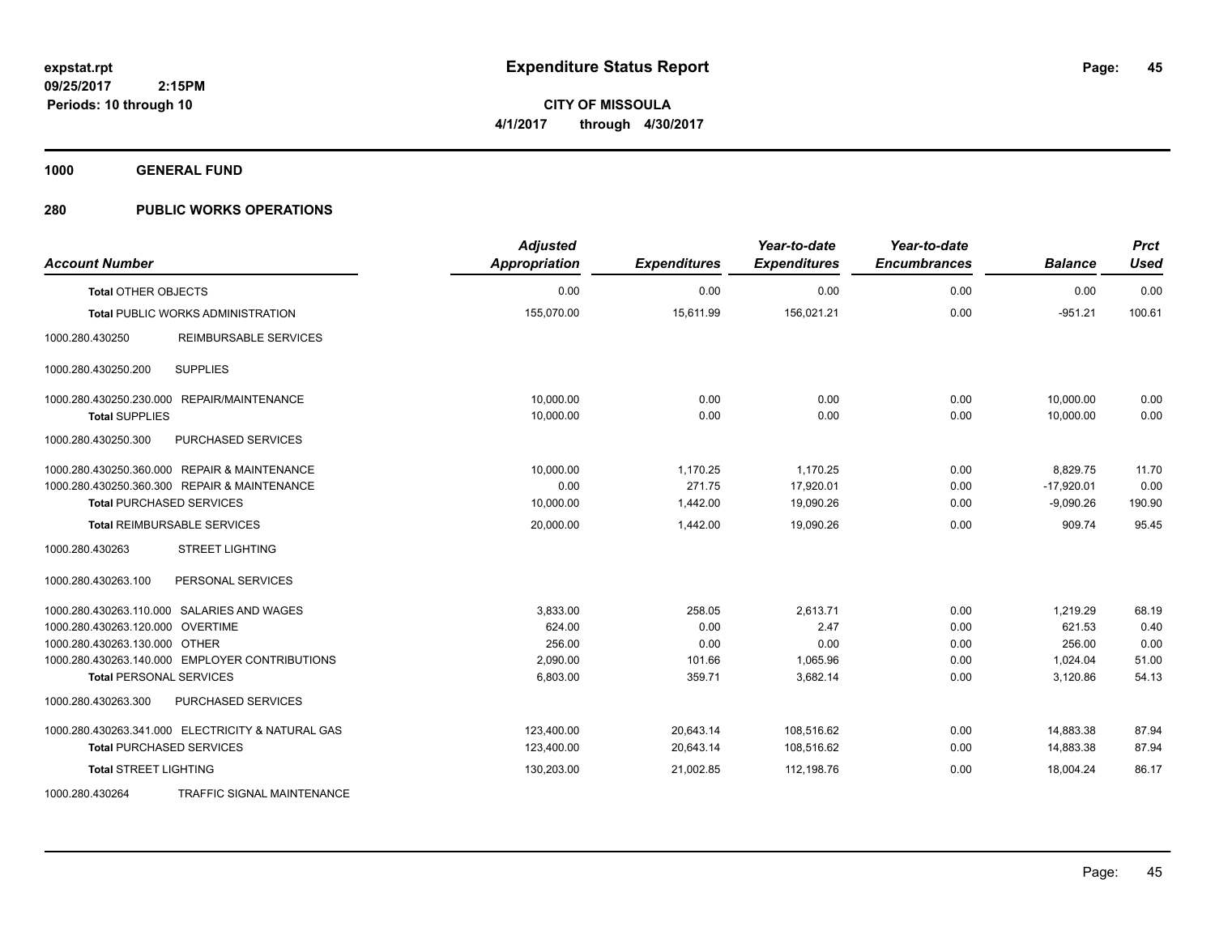**expstat.rpt**
**09/25/2017 2:15PM**
**Periods: 10 through 10**

# Expenditure Status Report

**CITY OF MISSOULA**
**4/1/2017 through 4/30/2017**

## 1000 GENERAL FUND

### 280 PUBLIC WORKS OPERATIONS

| Account Number | | Adjusted Appropriation | Expenditures | Year-to-date Expenditures | Year-to-date Encumbrances | Balance | Prct Used |
|---|---|---|---|---|---|---|---|
| **Total** OTHER OBJECTS | | 0.00 | 0.00 | 0.00 | 0.00 | 0.00 | 0.00 |
| **Total** PUBLIC WORKS ADMINISTRATION | | 155,070.00 | 15,611.99 | 156,021.21 | 0.00 | -951.21 | 100.61 |
| 1000.280.430250 | REIMBURSABLE SERVICES | | | | | | |
| 1000.280.430250.200 | SUPPLIES | | | | | | |
| 1000.280.430250.230.000 | REPAIR/MAINTENANCE | 10,000.00 | 0.00 | 0.00 | 0.00 | 10,000.00 | 0.00 |
| **Total** SUPPLIES | | 10,000.00 | 0.00 | 0.00 | 0.00 | 10,000.00 | 0.00 |
| 1000.280.430250.300 | PURCHASED SERVICES | | | | | | |
| 1000.280.430250.360.000 | REPAIR & MAINTENANCE | 10,000.00 | 1,170.25 | 1,170.25 | 0.00 | 8,829.75 | 11.70 |
| 1000.280.430250.360.300 | REPAIR & MAINTENANCE | 0.00 | 271.75 | 17,920.01 | 0.00 | -17,920.01 | 0.00 |
| **Total** PURCHASED SERVICES | | 10,000.00 | 1,442.00 | 19,090.26 | 0.00 | -9,090.26 | 190.90 |
| **Total** REIMBURSABLE SERVICES | | 20,000.00 | 1,442.00 | 19,090.26 | 0.00 | 909.74 | 95.45 |
| 1000.280.430263 | STREET LIGHTING | | | | | | |
| 1000.280.430263.100 | PERSONAL SERVICES | | | | | | |
| 1000.280.430263.110.000 | SALARIES AND WAGES | 3,833.00 | 258.05 | 2,613.71 | 0.00 | 1,219.29 | 68.19 |
| 1000.280.430263.120.000 | OVERTIME | 624.00 | 0.00 | 2.47 | 0.00 | 621.53 | 0.40 |
| 1000.280.430263.130.000 | OTHER | 256.00 | 0.00 | 0.00 | 0.00 | 256.00 | 0.00 |
| 1000.280.430263.140.000 | EMPLOYER CONTRIBUTIONS | 2,090.00 | 101.66 | 1,065.96 | 0.00 | 1,024.04 | 51.00 |
| **Total** PERSONAL SERVICES | | 6,803.00 | 359.71 | 3,682.14 | 0.00 | 3,120.86 | 54.13 |
| 1000.280.430263.300 | PURCHASED SERVICES | | | | | | |
| 1000.280.430263.341.000 | ELECTRICITY & NATURAL GAS | 123,400.00 | 20,643.14 | 108,516.62 | 0.00 | 14,883.38 | 87.94 |
| **Total** PURCHASED SERVICES | | 123,400.00 | 20,643.14 | 108,516.62 | 0.00 | 14,883.38 | 87.94 |
| **Total** STREET LIGHTING | | 130,203.00 | 21,002.85 | 112,198.76 | 0.00 | 18,004.24 | 86.17 |
| 1000.280.430264 | TRAFFIC SIGNAL MAINTENANCE | | | | | | |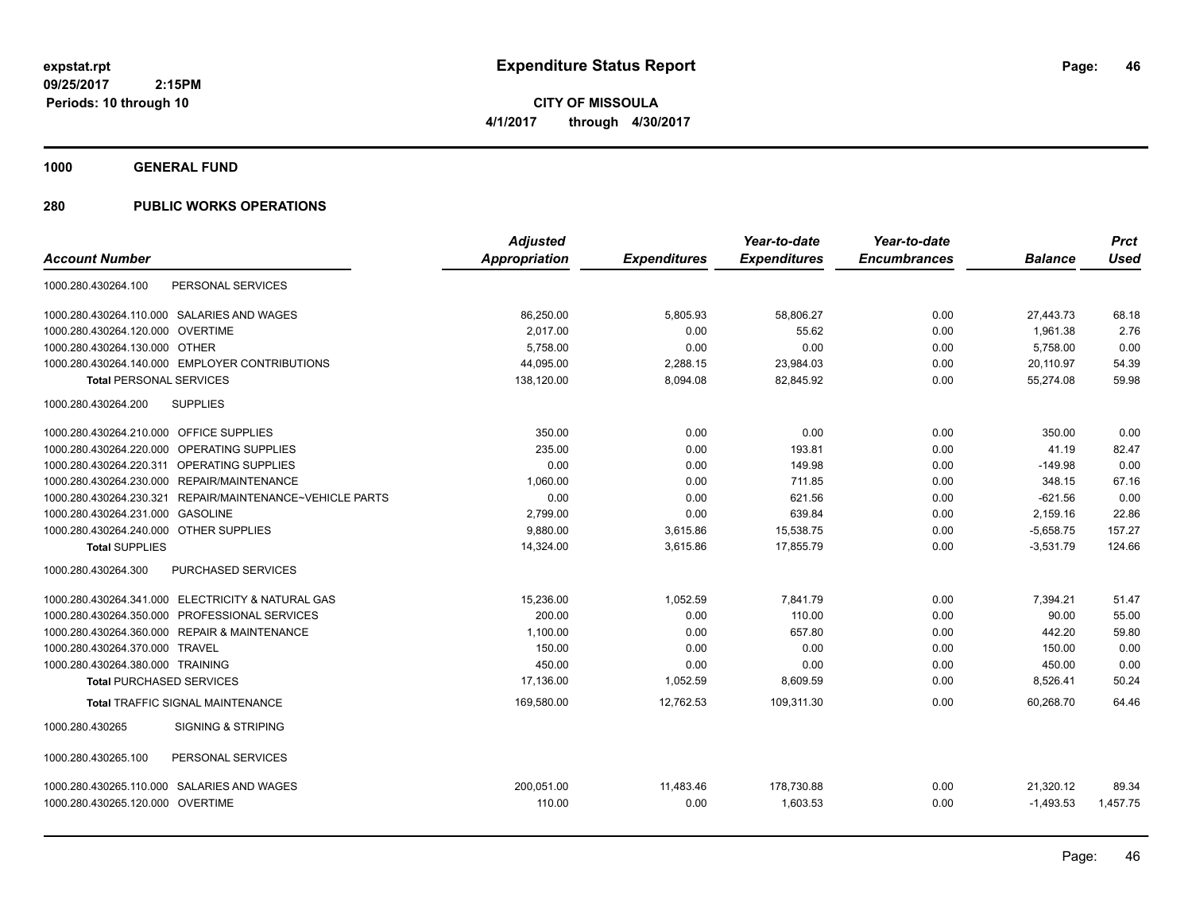# Expenditure Status Report

**CITY OF MISSOULA**

**4/1/2017 through 4/30/2017**

expstat.rpt
09/25/2017 2:15PM
Periods: 10 through 10

## 1000 GENERAL FUND

## 280 PUBLIC WORKS OPERATIONS

| Account Number | | Adjusted Appropriation | Expenditures | Year-to-date Expenditures | Year-to-date Encumbrances | Balance | Prct Used |
|---|---|---|---|---|---|---|---|
| 1000.280.430264.100 | PERSONAL SERVICES | | | | | | |
| 1000.280.430264.110.000 | SALARIES AND WAGES | 86,250.00 | 5,805.93 | 58,806.27 | 0.00 | 27,443.73 | 68.18 |
| 1000.280.430264.120.000 | OVERTIME | 2,017.00 | 0.00 | 55.62 | 0.00 | 1,961.38 | 2.76 |
| 1000.280.430264.130.000 | OTHER | 5,758.00 | 0.00 | 0.00 | 0.00 | 5,758.00 | 0.00 |
| 1000.280.430264.140.000 | EMPLOYER CONTRIBUTIONS | 44,095.00 | 2,288.15 | 23,984.03 | 0.00 | 20,110.97 | 54.39 |
| **Total** PERSONAL SERVICES | | 138,120.00 | 8,094.08 | 82,845.92 | 0.00 | 55,274.08 | 59.98 |
| 1000.280.430264.200 | SUPPLIES | | | | | | |
| 1000.280.430264.210.000 | OFFICE SUPPLIES | 350.00 | 0.00 | 0.00 | 0.00 | 350.00 | 0.00 |
| 1000.280.430264.220.000 | OPERATING SUPPLIES | 235.00 | 0.00 | 193.81 | 0.00 | 41.19 | 82.47 |
| 1000.280.430264.220.311 | OPERATING SUPPLIES | 0.00 | 0.00 | 149.98 | 0.00 | -149.98 | 0.00 |
| 1000.280.430264.230.000 | REPAIR/MAINTENANCE | 1,060.00 | 0.00 | 711.85 | 0.00 | 348.15 | 67.16 |
| 1000.280.430264.230.321 | REPAIR/MAINTENANCE~VEHICLE PARTS | 0.00 | 0.00 | 621.56 | 0.00 | -621.56 | 0.00 |
| 1000.280.430264.231.000 | GASOLINE | 2,799.00 | 0.00 | 639.84 | 0.00 | 2,159.16 | 22.86 |
| 1000.280.430264.240.000 | OTHER SUPPLIES | 9,880.00 | 3,615.86 | 15,538.75 | 0.00 | -5,658.75 | 157.27 |
| **Total** SUPPLIES | | 14,324.00 | 3,615.86 | 17,855.79 | 0.00 | -3,531.79 | 124.66 |
| 1000.280.430264.300 | PURCHASED SERVICES | | | | | | |
| 1000.280.430264.341.000 | ELECTRICITY & NATURAL GAS | 15,236.00 | 1,052.59 | 7,841.79 | 0.00 | 7,394.21 | 51.47 |
| 1000.280.430264.350.000 | PROFESSIONAL SERVICES | 200.00 | 0.00 | 110.00 | 0.00 | 90.00 | 55.00 |
| 1000.280.430264.360.000 | REPAIR & MAINTENANCE | 1,100.00 | 0.00 | 657.80 | 0.00 | 442.20 | 59.80 |
| 1000.280.430264.370.000 | TRAVEL | 150.00 | 0.00 | 0.00 | 0.00 | 150.00 | 0.00 |
| 1000.280.430264.380.000 | TRAINING | 450.00 | 0.00 | 0.00 | 0.00 | 450.00 | 0.00 |
| **Total** PURCHASED SERVICES | | 17,136.00 | 1,052.59 | 8,609.59 | 0.00 | 8,526.41 | 50.24 |
| **Total** TRAFFIC SIGNAL MAINTENANCE | | 169,580.00 | 12,762.53 | 109,311.30 | 0.00 | 60,268.70 | 64.46 |
| 1000.280.430265 | SIGNING & STRIPING | | | | | | |
| 1000.280.430265.100 | PERSONAL SERVICES | | | | | | |
| 1000.280.430265.110.000 | SALARIES AND WAGES | 200,051.00 | 11,483.46 | 178,730.88 | 0.00 | 21,320.12 | 89.34 |
| 1000.280.430265.120.000 | OVERTIME | 110.00 | 0.00 | 1,603.53 | 0.00 | -1,493.53 | 1,457.75 |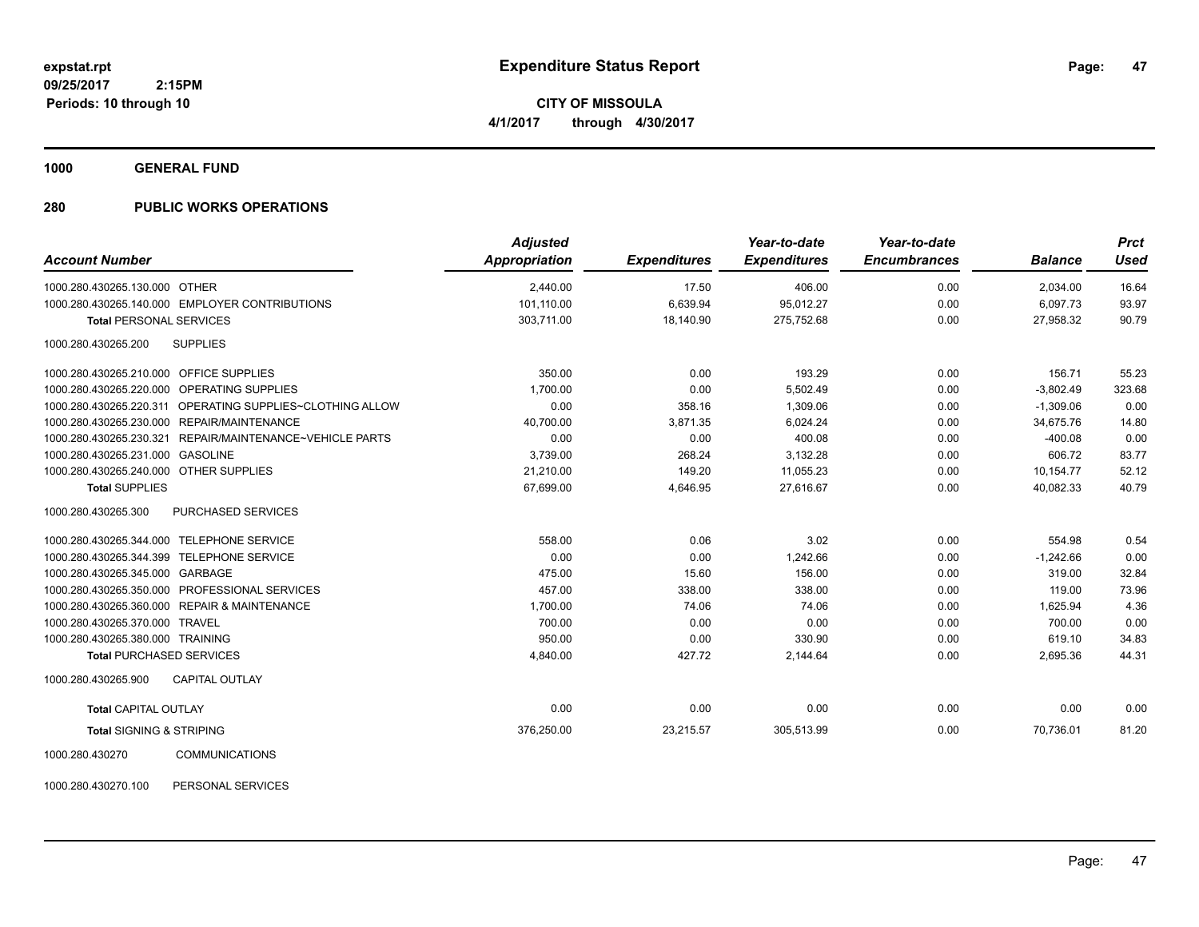**expstat.rpt**
**09/25/2017 2:15PM**
**Periods: 10 through 10**

# Expenditure Status Report

**CITY OF MISSOULA**
**4/1/2017 through 4/30/2017**

## 1000 GENERAL FUND

## 280 PUBLIC WORKS OPERATIONS

| Account Number | | Adjusted Appropriation | Expenditures | Year-to-date Expenditures | Year-to-date Encumbrances | Balance | Prct Used |
|---|---|---|---|---|---|---|---|
| 1000.280.430265.130.000 | OTHER | 2,440.00 | 17.50 | 406.00 | 0.00 | 2,034.00 | 16.64 |
| 1000.280.430265.140.000 | EMPLOYER CONTRIBUTIONS | 101,110.00 | 6,639.94 | 95,012.27 | 0.00 | 6,097.73 | 93.97 |
| **Total** PERSONAL SERVICES | | 303,711.00 | 18,140.90 | 275,752.68 | 0.00 | 27,958.32 | 90.79 |
| 1000.280.430265.200 | SUPPLIES | | | | | | |
| 1000.280.430265.210.000 | OFFICE SUPPLIES | 350.00 | 0.00 | 193.29 | 0.00 | 156.71 | 55.23 |
| 1000.280.430265.220.000 | OPERATING SUPPLIES | 1,700.00 | 0.00 | 5,502.49 | 0.00 | -3,802.49 | 323.68 |
| 1000.280.430265.220.311 | OPERATING SUPPLIES~CLOTHING ALLOW | 0.00 | 358.16 | 1,309.06 | 0.00 | -1,309.06 | 0.00 |
| 1000.280.430265.230.000 | REPAIR/MAINTENANCE | 40,700.00 | 3,871.35 | 6,024.24 | 0.00 | 34,675.76 | 14.80 |
| 1000.280.430265.230.321 | REPAIR/MAINTENANCE~VEHICLE PARTS | 0.00 | 0.00 | 400.08 | 0.00 | -400.08 | 0.00 |
| 1000.280.430265.231.000 | GASOLINE | 3,739.00 | 268.24 | 3,132.28 | 0.00 | 606.72 | 83.77 |
| 1000.280.430265.240.000 | OTHER SUPPLIES | 21,210.00 | 149.20 | 11,055.23 | 0.00 | 10,154.77 | 52.12 |
| **Total** SUPPLIES | | 67,699.00 | 4,646.95 | 27,616.67 | 0.00 | 40,082.33 | 40.79 |
| 1000.280.430265.300 | PURCHASED SERVICES | | | | | | |
| 1000.280.430265.344.000 | TELEPHONE SERVICE | 558.00 | 0.06 | 3.02 | 0.00 | 554.98 | 0.54 |
| 1000.280.430265.344.399 | TELEPHONE SERVICE | 0.00 | 0.00 | 1,242.66 | 0.00 | -1,242.66 | 0.00 |
| 1000.280.430265.345.000 | GARBAGE | 475.00 | 15.60 | 156.00 | 0.00 | 319.00 | 32.84 |
| 1000.280.430265.350.000 | PROFESSIONAL SERVICES | 457.00 | 338.00 | 338.00 | 0.00 | 119.00 | 73.96 |
| 1000.280.430265.360.000 | REPAIR & MAINTENANCE | 1,700.00 | 74.06 | 74.06 | 0.00 | 1,625.94 | 4.36 |
| 1000.280.430265.370.000 | TRAVEL | 700.00 | 0.00 | 0.00 | 0.00 | 700.00 | 0.00 |
| 1000.280.430265.380.000 | TRAINING | 950.00 | 0.00 | 330.90 | 0.00 | 619.10 | 34.83 |
| **Total** PURCHASED SERVICES | | 4,840.00 | 427.72 | 2,144.64 | 0.00 | 2,695.36 | 44.31 |
| 1000.280.430265.900 | CAPITAL OUTLAY | | | | | | |
| **Total** CAPITAL OUTLAY | | 0.00 | 0.00 | 0.00 | 0.00 | 0.00 | 0.00 |
| **Total** SIGNING & STRIPING | | 376,250.00 | 23,215.57 | 305,513.99 | 0.00 | 70,736.01 | 81.20 |
| 1000.280.430270 | COMMUNICATIONS | | | | | | |
| 1000.280.430270.100 | PERSONAL SERVICES | | | | | | |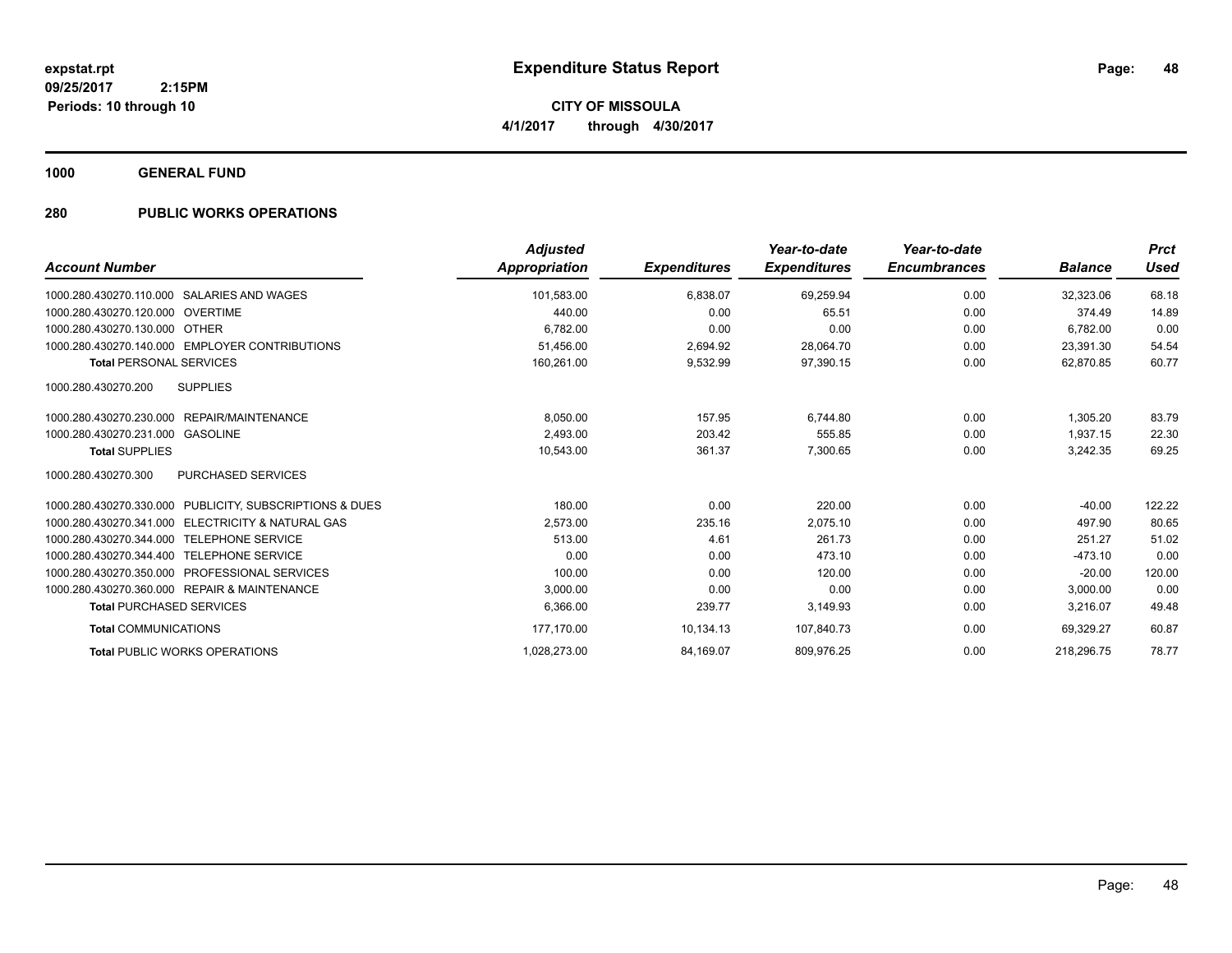**Expenditure Status Report**

expstat.rpt
09/25/2017 2:15PM
Periods: 10 through 10

**CITY OF MISSOULA**
**4/1/2017 through 4/30/2017**

## 1000 GENERAL FUND

## 280 PUBLIC WORKS OPERATIONS

| Account Number | | Adjusted Appropriation | Expenditures | Year-to-date Expenditures | Year-to-date Encumbrances | Balance | Prct Used |
|---|---|---|---|---|---|---|---|
| 1000.280.430270.110.000 | SALARIES AND WAGES | 101,583.00 | 6,838.07 | 69,259.94 | 0.00 | 32,323.06 | 68.18 |
| 1000.280.430270.120.000 | OVERTIME | 440.00 | 0.00 | 65.51 | 0.00 | 374.49 | 14.89 |
| 1000.280.430270.130.000 | OTHER | 6,782.00 | 0.00 | 0.00 | 0.00 | 6,782.00 | 0.00 |
| 1000.280.430270.140.000 | EMPLOYER CONTRIBUTIONS | 51,456.00 | 2,694.92 | 28,064.70 | 0.00 | 23,391.30 | 54.54 |
| **Total** PERSONAL SERVICES | | 160,261.00 | 9,532.99 | 97,390.15 | 0.00 | 62,870.85 | 60.77 |
| 1000.280.430270.200 | SUPPLIES | | | | | | |
| 1000.280.430270.230.000 | REPAIR/MAINTENANCE | 8,050.00 | 157.95 | 6,744.80 | 0.00 | 1,305.20 | 83.79 |
| 1000.280.430270.231.000 | GASOLINE | 2,493.00 | 203.42 | 555.85 | 0.00 | 1,937.15 | 22.30 |
| **Total** SUPPLIES | | 10,543.00 | 361.37 | 7,300.65 | 0.00 | 3,242.35 | 69.25 |
| 1000.280.430270.300 | PURCHASED SERVICES | | | | | | |
| 1000.280.430270.330.000 | PUBLICITY, SUBSCRIPTIONS & DUES | 180.00 | 0.00 | 220.00 | 0.00 | -40.00 | 122.22 |
| 1000.280.430270.341.000 | ELECTRICITY & NATURAL GAS | 2,573.00 | 235.16 | 2,075.10 | 0.00 | 497.90 | 80.65 |
| 1000.280.430270.344.000 | TELEPHONE SERVICE | 513.00 | 4.61 | 261.73 | 0.00 | 251.27 | 51.02 |
| 1000.280.430270.344.400 | TELEPHONE SERVICE | 0.00 | 0.00 | 473.10 | 0.00 | -473.10 | 0.00 |
| 1000.280.430270.350.000 | PROFESSIONAL SERVICES | 100.00 | 0.00 | 120.00 | 0.00 | -20.00 | 120.00 |
| 1000.280.430270.360.000 | REPAIR & MAINTENANCE | 3,000.00 | 0.00 | 0.00 | 0.00 | 3,000.00 | 0.00 |
| **Total** PURCHASED SERVICES | | 6,366.00 | 239.77 | 3,149.93 | 0.00 | 3,216.07 | 49.48 |
| **Total** COMMUNICATIONS | | 177,170.00 | 10,134.13 | 107,840.73 | 0.00 | 69,329.27 | 60.87 |
| **Total** PUBLIC WORKS OPERATIONS | | 1,028,273.00 | 84,169.07 | 809,976.25 | 0.00 | 218,296.75 | 78.77 |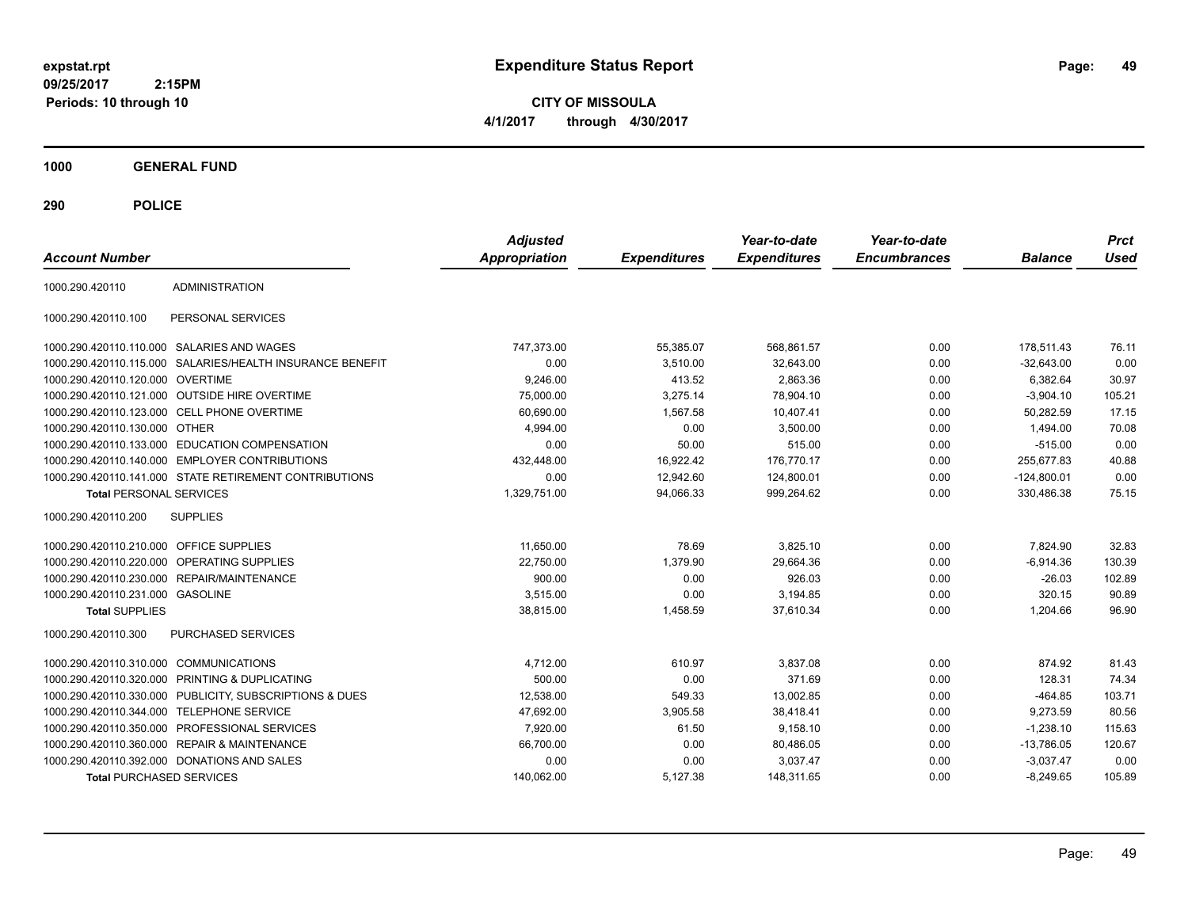**expstat.rpt**
**09/25/2017 2:15PM**
**Periods: 10 through 10**

# Expenditure Status Report

**CITY OF MISSOULA**
**4/1/2017 through 4/30/2017**

## 1000 GENERAL FUND

## 290 POLICE

| Account Number | | Adjusted Appropriation | Expenditures | Year-to-date Expenditures | Year-to-date Encumbrances | Balance | Prct Used |
|---|---|---|---|---|---|---|---|
| 1000.290.420110 | ADMINISTRATION | | | | | | |
| 1000.290.420110.100 | PERSONAL SERVICES | | | | | | |
| 1000.290.420110.110.000 | SALARIES AND WAGES | 747,373.00 | 55,385.07 | 568,861.57 | 0.00 | 178,511.43 | 76.11 |
| 1000.290.420110.115.000 | SALARIES/HEALTH INSURANCE BENEFIT | 0.00 | 3,510.00 | 32,643.00 | 0.00 | -32,643.00 | 0.00 |
| 1000.290.420110.120.000 | OVERTIME | 9,246.00 | 413.52 | 2,863.36 | 0.00 | 6,382.64 | 30.97 |
| 1000.290.420110.121.000 | OUTSIDE HIRE OVERTIME | 75,000.00 | 3,275.14 | 78,904.10 | 0.00 | -3,904.10 | 105.21 |
| 1000.290.420110.123.000 | CELL PHONE OVERTIME | 60,690.00 | 1,567.58 | 10,407.41 | 0.00 | 50,282.59 | 17.15 |
| 1000.290.420110.130.000 | OTHER | 4,994.00 | 0.00 | 3,500.00 | 0.00 | 1,494.00 | 70.08 |
| 1000.290.420110.133.000 | EDUCATION COMPENSATION | 0.00 | 50.00 | 515.00 | 0.00 | -515.00 | 0.00 |
| 1000.290.420110.140.000 | EMPLOYER CONTRIBUTIONS | 432,448.00 | 16,922.42 | 176,770.17 | 0.00 | 255,677.83 | 40.88 |
| 1000.290.420110.141.000 | STATE RETIREMENT CONTRIBUTIONS | 0.00 | 12,942.60 | 124,800.01 | 0.00 | -124,800.01 | 0.00 |
| **Total** PERSONAL SERVICES | | 1,329,751.00 | 94,066.33 | 999,264.62 | 0.00 | 330,486.38 | 75.15 |
| 1000.290.420110.200 | SUPPLIES | | | | | | |
| 1000.290.420110.210.000 | OFFICE SUPPLIES | 11,650.00 | 78.69 | 3,825.10 | 0.00 | 7,824.90 | 32.83 |
| 1000.290.420110.220.000 | OPERATING SUPPLIES | 22,750.00 | 1,379.90 | 29,664.36 | 0.00 | -6,914.36 | 130.39 |
| 1000.290.420110.230.000 | REPAIR/MAINTENANCE | 900.00 | 0.00 | 926.03 | 0.00 | -26.03 | 102.89 |
| 1000.290.420110.231.000 | GASOLINE | 3,515.00 | 0.00 | 3,194.85 | 0.00 | 320.15 | 90.89 |
| **Total** SUPPLIES | | 38,815.00 | 1,458.59 | 37,610.34 | 0.00 | 1,204.66 | 96.90 |
| 1000.290.420110.300 | PURCHASED SERVICES | | | | | | |
| 1000.290.420110.310.000 | COMMUNICATIONS | 4,712.00 | 610.97 | 3,837.08 | 0.00 | 874.92 | 81.43 |
| 1000.290.420110.320.000 | PRINTING & DUPLICATING | 500.00 | 0.00 | 371.69 | 0.00 | 128.31 | 74.34 |
| 1000.290.420110.330.000 | PUBLICITY, SUBSCRIPTIONS & DUES | 12,538.00 | 549.33 | 13,002.85 | 0.00 | -464.85 | 103.71 |
| 1000.290.420110.344.000 | TELEPHONE SERVICE | 47,692.00 | 3,905.58 | 38,418.41 | 0.00 | 9,273.59 | 80.56 |
| 1000.290.420110.350.000 | PROFESSIONAL SERVICES | 7,920.00 | 61.50 | 9,158.10 | 0.00 | -1,238.10 | 115.63 |
| 1000.290.420110.360.000 | REPAIR & MAINTENANCE | 66,700.00 | 0.00 | 80,486.05 | 0.00 | -13,786.05 | 120.67 |
| 1000.290.420110.392.000 | DONATIONS AND SALES | 0.00 | 0.00 | 3,037.47 | 0.00 | -3,037.47 | 0.00 |
| **Total** PURCHASED SERVICES | | 140,062.00 | 5,127.38 | 148,311.65 | 0.00 | -8,249.65 | 105.89 |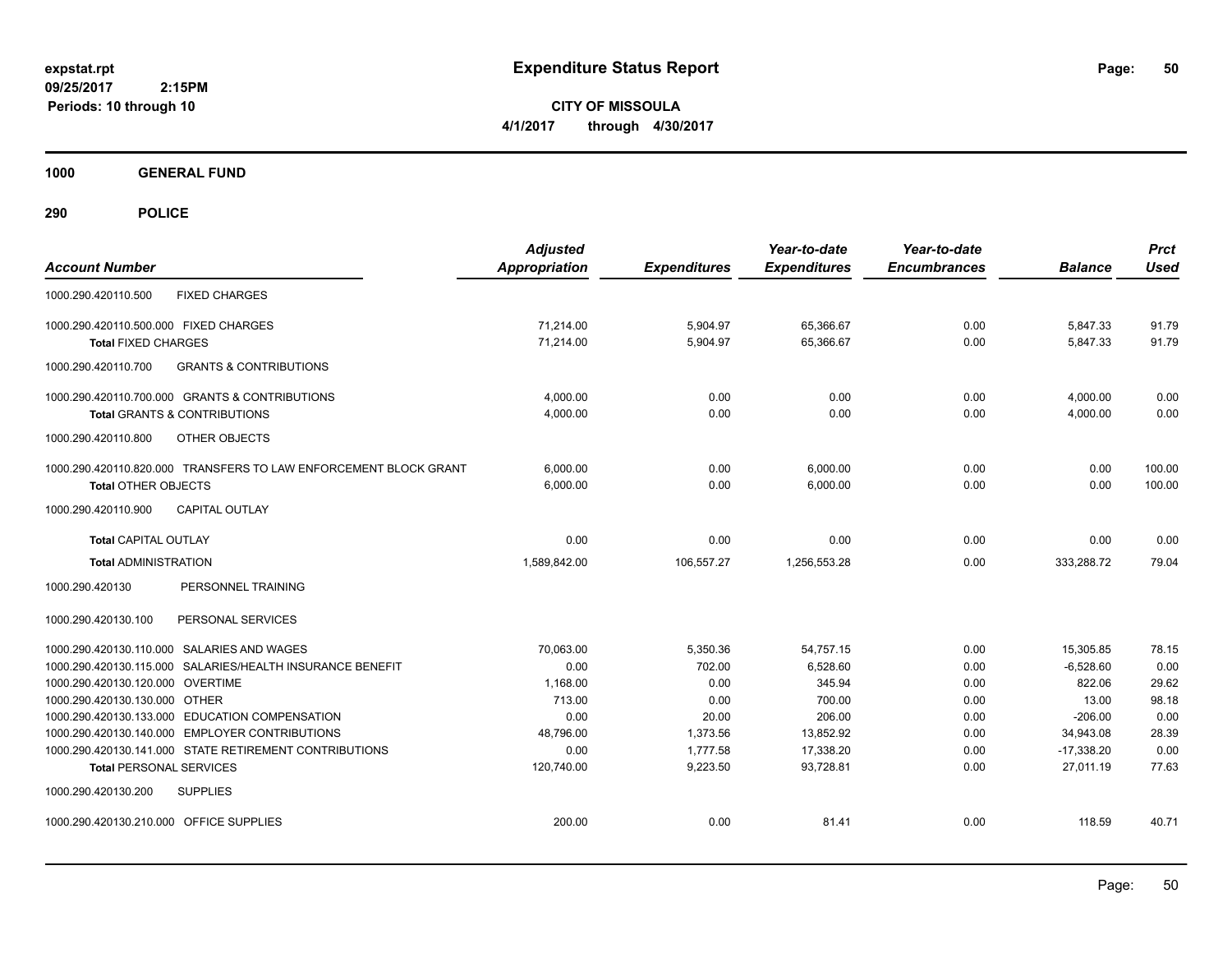**expstat.rpt**
**09/25/2017 2:15PM**
**Periods: 10 through 10**

# Expenditure Status Report

**CITY OF MISSOULA**
**4/1/2017 through 4/30/2017**

## 1000 GENERAL FUND

### 290 POLICE

| Account Number | | Adjusted Appropriation | Expenditures | Year-to-date Expenditures | Year-to-date Encumbrances | Balance | Prct Used |
|---|---|---|---|---|---|---|---|
| 1000.290.420110.500 | FIXED CHARGES | | | | | | |
| 1000.290.420110.500.000 | FIXED CHARGES | 71,214.00 | 5,904.97 | 65,366.67 | 0.00 | 5,847.33 | 91.79 |
| **Total** FIXED CHARGES | | 71,214.00 | 5,904.97 | 65,366.67 | 0.00 | 5,847.33 | 91.79 |
| 1000.290.420110.700 | GRANTS & CONTRIBUTIONS | | | | | | |
| 1000.290.420110.700.000 | GRANTS & CONTRIBUTIONS | 4,000.00 | 0.00 | 0.00 | 0.00 | 4,000.00 | 0.00 |
| **Total** GRANTS & CONTRIBUTIONS | | 4,000.00 | 0.00 | 0.00 | 0.00 | 4,000.00 | 0.00 |
| 1000.290.420110.800 | OTHER OBJECTS | | | | | | |
| 1000.290.420110.820.000 | TRANSFERS TO LAW ENFORCEMENT BLOCK GRANT | 6,000.00 | 0.00 | 6,000.00 | 0.00 | 0.00 | 100.00 |
| **Total** OTHER OBJECTS | | 6,000.00 | 0.00 | 6,000.00 | 0.00 | 0.00 | 100.00 |
| 1000.290.420110.900 | CAPITAL OUTLAY | | | | | | |
| **Total** CAPITAL OUTLAY | | 0.00 | 0.00 | 0.00 | 0.00 | 0.00 | 0.00 |
| **Total** ADMINISTRATION | | 1,589,842.00 | 106,557.27 | 1,256,553.28 | 0.00 | 333,288.72 | 79.04 |
| 1000.290.420130 | PERSONNEL TRAINING | | | | | | |
| 1000.290.420130.100 | PERSONAL SERVICES | | | | | | |
| 1000.290.420130.110.000 | SALARIES AND WAGES | 70,063.00 | 5,350.36 | 54,757.15 | 0.00 | 15,305.85 | 78.15 |
| 1000.290.420130.115.000 | SALARIES/HEALTH INSURANCE BENEFIT | 0.00 | 702.00 | 6,528.60 | 0.00 | -6,528.60 | 0.00 |
| 1000.290.420130.120.000 | OVERTIME | 1,168.00 | 0.00 | 345.94 | 0.00 | 822.06 | 29.62 |
| 1000.290.420130.130.000 | OTHER | 713.00 | 0.00 | 700.00 | 0.00 | 13.00 | 98.18 |
| 1000.290.420130.133.000 | EDUCATION COMPENSATION | 0.00 | 20.00 | 206.00 | 0.00 | -206.00 | 0.00 |
| 1000.290.420130.140.000 | EMPLOYER CONTRIBUTIONS | 48,796.00 | 1,373.56 | 13,852.92 | 0.00 | 34,943.08 | 28.39 |
| 1000.290.420130.141.000 | STATE RETIREMENT CONTRIBUTIONS | 0.00 | 1,777.58 | 17,338.20 | 0.00 | -17,338.20 | 0.00 |
| **Total** PERSONAL SERVICES | | 120,740.00 | 9,223.50 | 93,728.81 | 0.00 | 27,011.19 | 77.63 |
| 1000.290.420130.200 | SUPPLIES | | | | | | |
| 1000.290.420130.210.000 | OFFICE SUPPLIES | 200.00 | 0.00 | 81.41 | 0.00 | 118.59 | 40.71 |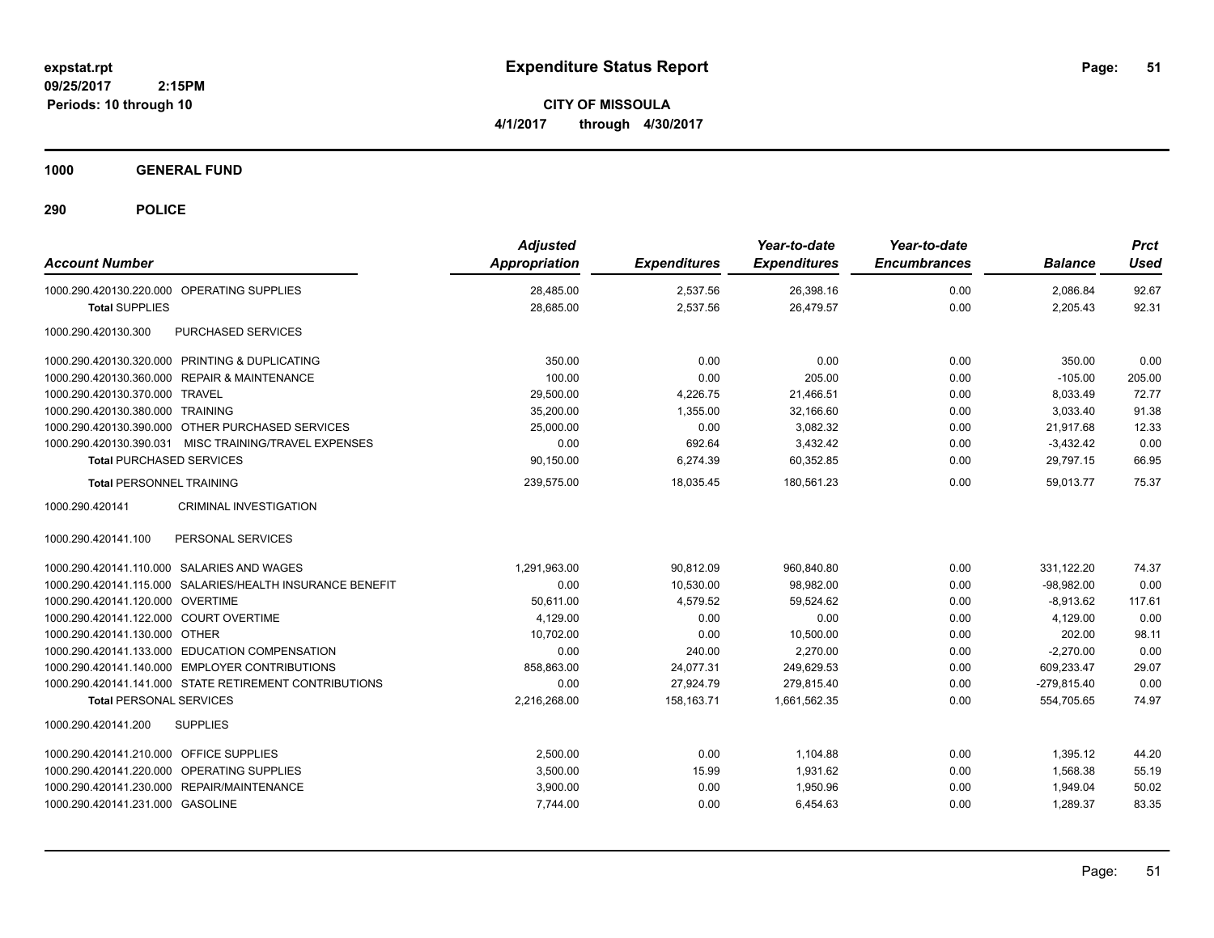**expstat.rpt**
**09/25/2017 2:15PM**
**Periods: 10 through 10**

# Expenditure Status Report

**CITY OF MISSOULA**
**4/1/2017 through 4/30/2017**

## 1000 GENERAL FUND

## 290 POLICE

| Account Number | Adjusted Appropriation | Expenditures | Year-to-date Expenditures | Year-to-date Encumbrances | Balance | Prct Used |
|---|---|---|---|---|---|---|
| 1000.290.420130.220.000 OPERATING SUPPLIES | 28,485.00 | 2,537.56 | 26,398.16 | 0.00 | 2,086.84 | 92.67 |
| **Total** SUPPLIES | 28,685.00 | 2,537.56 | 26,479.57 | 0.00 | 2,205.43 | 92.31 |
| 1000.290.420130.300 PURCHASED SERVICES | | | | | | |
| 1000.290.420130.320.000 PRINTING & DUPLICATING | 350.00 | 0.00 | 0.00 | 0.00 | 350.00 | 0.00 |
| 1000.290.420130.360.000 REPAIR & MAINTENANCE | 100.00 | 0.00 | 205.00 | 0.00 | -105.00 | 205.00 |
| 1000.290.420130.370.000 TRAVEL | 29,500.00 | 4,226.75 | 21,466.51 | 0.00 | 8,033.49 | 72.77 |
| 1000.290.420130.380.000 TRAINING | 35,200.00 | 1,355.00 | 32,166.60 | 0.00 | 3,033.40 | 91.38 |
| 1000.290.420130.390.000 OTHER PURCHASED SERVICES | 25,000.00 | 0.00 | 3,082.32 | 0.00 | 21,917.68 | 12.33 |
| 1000.290.420130.390.031 MISC TRAINING/TRAVEL EXPENSES | 0.00 | 692.64 | 3,432.42 | 0.00 | -3,432.42 | 0.00 |
| **Total** PURCHASED SERVICES | 90,150.00 | 6,274.39 | 60,352.85 | 0.00 | 29,797.15 | 66.95 |
| **Total** PERSONNEL TRAINING | 239,575.00 | 18,035.45 | 180,561.23 | 0.00 | 59,013.77 | 75.37 |
| 1000.290.420141 CRIMINAL INVESTIGATION | | | | | | |
| 1000.290.420141.100 PERSONAL SERVICES | | | | | | |
| 1000.290.420141.110.000 SALARIES AND WAGES | 1,291,963.00 | 90,812.09 | 960,840.80 | 0.00 | 331,122.20 | 74.37 |
| 1000.290.420141.115.000 SALARIES/HEALTH INSURANCE BENEFIT | 0.00 | 10,530.00 | 98,982.00 | 0.00 | -98,982.00 | 0.00 |
| 1000.290.420141.120.000 OVERTIME | 50,611.00 | 4,579.52 | 59,524.62 | 0.00 | -8,913.62 | 117.61 |
| 1000.290.420141.122.000 COURT OVERTIME | 4,129.00 | 0.00 | 0.00 | 0.00 | 4,129.00 | 0.00 |
| 1000.290.420141.130.000 OTHER | 10,702.00 | 0.00 | 10,500.00 | 0.00 | 202.00 | 98.11 |
| 1000.290.420141.133.000 EDUCATION COMPENSATION | 0.00 | 240.00 | 2,270.00 | 0.00 | -2,270.00 | 0.00 |
| 1000.290.420141.140.000 EMPLOYER CONTRIBUTIONS | 858,863.00 | 24,077.31 | 249,629.53 | 0.00 | 609,233.47 | 29.07 |
| 1000.290.420141.141.000 STATE RETIREMENT CONTRIBUTIONS | 0.00 | 27,924.79 | 279,815.40 | 0.00 | -279,815.40 | 0.00 |
| **Total** PERSONAL SERVICES | 2,216,268.00 | 158,163.71 | 1,661,562.35 | 0.00 | 554,705.65 | 74.97 |
| 1000.290.420141.200 SUPPLIES | | | | | | |
| 1000.290.420141.210.000 OFFICE SUPPLIES | 2,500.00 | 0.00 | 1,104.88 | 0.00 | 1,395.12 | 44.20 |
| 1000.290.420141.220.000 OPERATING SUPPLIES | 3,500.00 | 15.99 | 1,931.62 | 0.00 | 1,568.38 | 55.19 |
| 1000.290.420141.230.000 REPAIR/MAINTENANCE | 3,900.00 | 0.00 | 1,950.96 | 0.00 | 1,949.04 | 50.02 |
| 1000.290.420141.231.000 GASOLINE | 7,744.00 | 0.00 | 6,454.63 | 0.00 | 1,289.37 | 83.35 |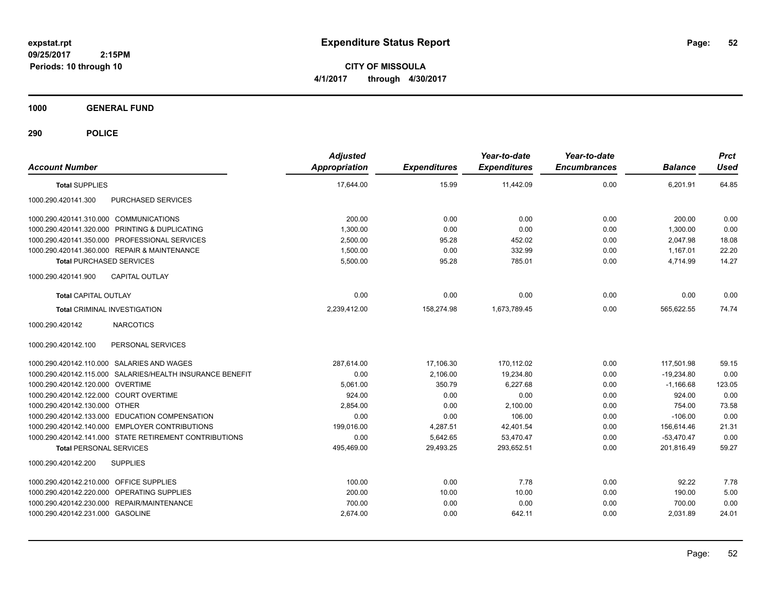**expstat.rpt**
**09/25/2017 2:15PM**
**Periods: 10 through 10**

# Expenditure Status Report

**CITY OF MISSOULA**
**4/1/2017 through 4/30/2017**

## 1000 GENERAL FUND

## 290 POLICE

| Account Number | Adjusted Appropriation | Expenditures | Year-to-date Expenditures | Year-to-date Encumbrances | Balance | Prct Used |
|---|---|---|---|---|---|---|
| **Total SUPPLIES** | 17,644.00 | 15.99 | 11,442.09 | 0.00 | 6,201.91 | 64.85 |
| 1000.290.420141.300 PURCHASED SERVICES | | | | | | |
| 1000.290.420141.310.000 COMMUNICATIONS | 200.00 | 0.00 | 0.00 | 0.00 | 200.00 | 0.00 |
| 1000.290.420141.320.000 PRINTING & DUPLICATING | 1,300.00 | 0.00 | 0.00 | 0.00 | 1,300.00 | 0.00 |
| 1000.290.420141.350.000 PROFESSIONAL SERVICES | 2,500.00 | 95.28 | 452.02 | 0.00 | 2,047.98 | 18.08 |
| 1000.290.420141.360.000 REPAIR & MAINTENANCE | 1,500.00 | 0.00 | 332.99 | 0.00 | 1,167.01 | 22.20 |
| **Total PURCHASED SERVICES** | 5,500.00 | 95.28 | 785.01 | 0.00 | 4,714.99 | 14.27 |
| 1000.290.420141.900 CAPITAL OUTLAY | | | | | | |
| **Total CAPITAL OUTLAY** | 0.00 | 0.00 | 0.00 | 0.00 | 0.00 | 0.00 |
| **Total CRIMINAL INVESTIGATION** | 2,239,412.00 | 158,274.98 | 1,673,789.45 | 0.00 | 565,622.55 | 74.74 |
| 1000.290.420142 NARCOTICS | | | | | | |
| 1000.290.420142.100 PERSONAL SERVICES | | | | | | |
| 1000.290.420142.110.000 SALARIES AND WAGES | 287,614.00 | 17,106.30 | 170,112.02 | 0.00 | 117,501.98 | 59.15 |
| 1000.290.420142.115.000 SALARIES/HEALTH INSURANCE BENEFIT | 0.00 | 2,106.00 | 19,234.80 | 0.00 | -19,234.80 | 0.00 |
| 1000.290.420142.120.000 OVERTIME | 5,061.00 | 350.79 | 6,227.68 | 0.00 | -1,166.68 | 123.05 |
| 1000.290.420142.122.000 COURT OVERTIME | 924.00 | 0.00 | 0.00 | 0.00 | 924.00 | 0.00 |
| 1000.290.420142.130.000 OTHER | 2,854.00 | 0.00 | 2,100.00 | 0.00 | 754.00 | 73.58 |
| 1000.290.420142.133.000 EDUCATION COMPENSATION | 0.00 | 0.00 | 106.00 | 0.00 | -106.00 | 0.00 |
| 1000.290.420142.140.000 EMPLOYER CONTRIBUTIONS | 199,016.00 | 4,287.51 | 42,401.54 | 0.00 | 156,614.46 | 21.31 |
| 1000.290.420142.141.000 STATE RETIREMENT CONTRIBUTIONS | 0.00 | 5,642.65 | 53,470.47 | 0.00 | -53,470.47 | 0.00 |
| **Total PERSONAL SERVICES** | 495,469.00 | 29,493.25 | 293,652.51 | 0.00 | 201,816.49 | 59.27 |
| 1000.290.420142.200 SUPPLIES | | | | | | |
| 1000.290.420142.210.000 OFFICE SUPPLIES | 100.00 | 0.00 | 7.78 | 0.00 | 92.22 | 7.78 |
| 1000.290.420142.220.000 OPERATING SUPPLIES | 200.00 | 10.00 | 10.00 | 0.00 | 190.00 | 5.00 |
| 1000.290.420142.230.000 REPAIR/MAINTENANCE | 700.00 | 0.00 | 0.00 | 0.00 | 700.00 | 0.00 |
| 1000.290.420142.231.000 GASOLINE | 2,674.00 | 0.00 | 642.11 | 0.00 | 2,031.89 | 24.01 |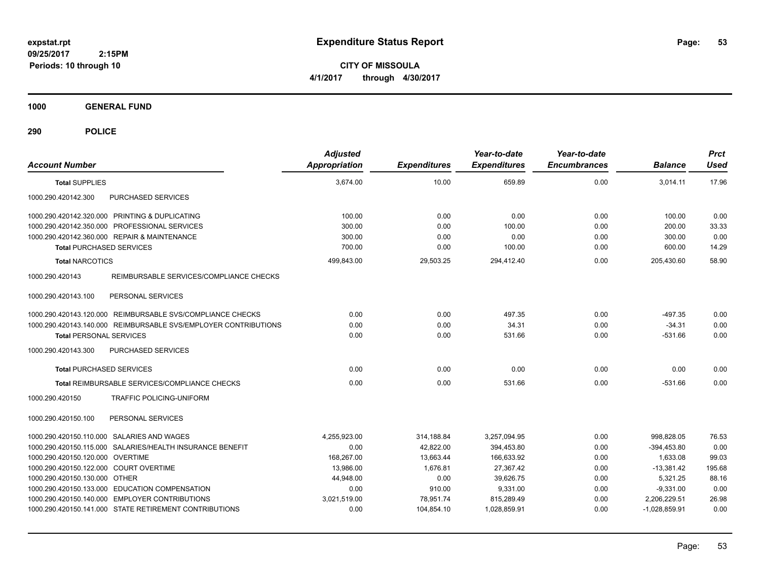# Expenditure Status Report

**CITY OF MISSOULA**

**4/1/2017 through 4/30/2017**

expstat.rpt
09/25/2017 2:15PM
Periods: 10 through 10

**1000 GENERAL FUND**

**290 POLICE**

| Account Number | Adjusted Appropriation | Expenditures | Year-to-date Expenditures | Year-to-date Encumbrances | Balance | Prct Used |
|---|---|---|---|---|---|---|
| **Total SUPPLIES** | 3,674.00 | 10.00 | 659.89 | 0.00 | 3,014.11 | 17.96 |
| 1000.290.420142.300 PURCHASED SERVICES | | | | | | |
| 1000.290.420142.320.000 PRINTING & DUPLICATING | 100.00 | 0.00 | 0.00 | 0.00 | 100.00 | 0.00 |
| 1000.290.420142.350.000 PROFESSIONAL SERVICES | 300.00 | 0.00 | 100.00 | 0.00 | 200.00 | 33.33 |
| 1000.290.420142.360.000 REPAIR & MAINTENANCE | 300.00 | 0.00 | 0.00 | 0.00 | 300.00 | 0.00 |
| **Total PURCHASED SERVICES** | 700.00 | 0.00 | 100.00 | 0.00 | 600.00 | 14.29 |
| **Total NARCOTICS** | 499,843.00 | 29,503.25 | 294,412.40 | 0.00 | 205,430.60 | 58.90 |
| 1000.290.420143 REIMBURSABLE SERVICES/COMPLIANCE CHECKS | | | | | | |
| 1000.290.420143.100 PERSONAL SERVICES | | | | | | |
| 1000.290.420143.120.000 REIMBURSABLE SVS/COMPLIANCE CHECKS | 0.00 | 0.00 | 497.35 | 0.00 | -497.35 | 0.00 |
| 1000.290.420143.140.000 REIMBURSABLE SVS/EMPLOYER CONTRIBUTIONS | 0.00 | 0.00 | 34.31 | 0.00 | -34.31 | 0.00 |
| **Total PERSONAL SERVICES** | 0.00 | 0.00 | 531.66 | 0.00 | -531.66 | 0.00 |
| 1000.290.420143.300 PURCHASED SERVICES | | | | | | |
| **Total PURCHASED SERVICES** | 0.00 | 0.00 | 0.00 | 0.00 | 0.00 | 0.00 |
| **Total REIMBURSABLE SERVICES/COMPLIANCE CHECKS** | 0.00 | 0.00 | 531.66 | 0.00 | -531.66 | 0.00 |
| 1000.290.420150 TRAFFIC POLICING-UNIFORM | | | | | | |
| 1000.290.420150.100 PERSONAL SERVICES | | | | | | |
| 1000.290.420150.110.000 SALARIES AND WAGES | 4,255,923.00 | 314,188.84 | 3,257,094.95 | 0.00 | 998,828.05 | 76.53 |
| 1000.290.420150.115.000 SALARIES/HEALTH INSURANCE BENEFIT | 0.00 | 42,822.00 | 394,453.80 | 0.00 | -394,453.80 | 0.00 |
| 1000.290.420150.120.000 OVERTIME | 168,267.00 | 13,663.44 | 166,633.92 | 0.00 | 1,633.08 | 99.03 |
| 1000.290.420150.122.000 COURT OVERTIME | 13,986.00 | 1,676.81 | 27,367.42 | 0.00 | -13,381.42 | 195.68 |
| 1000.290.420150.130.000 OTHER | 44,948.00 | 0.00 | 39,626.75 | 0.00 | 5,321.25 | 88.16 |
| 1000.290.420150.133.000 EDUCATION COMPENSATION | 0.00 | 910.00 | 9,331.00 | 0.00 | -9,331.00 | 0.00 |
| 1000.290.420150.140.000 EMPLOYER CONTRIBUTIONS | 3,021,519.00 | 78,951.74 | 815,289.49 | 0.00 | 2,206,229.51 | 26.98 |
| 1000.290.420150.141.000 STATE RETIREMENT CONTRIBUTIONS | 0.00 | 104,854.10 | 1,028,859.91 | 0.00 | -1,028,859.91 | 0.00 |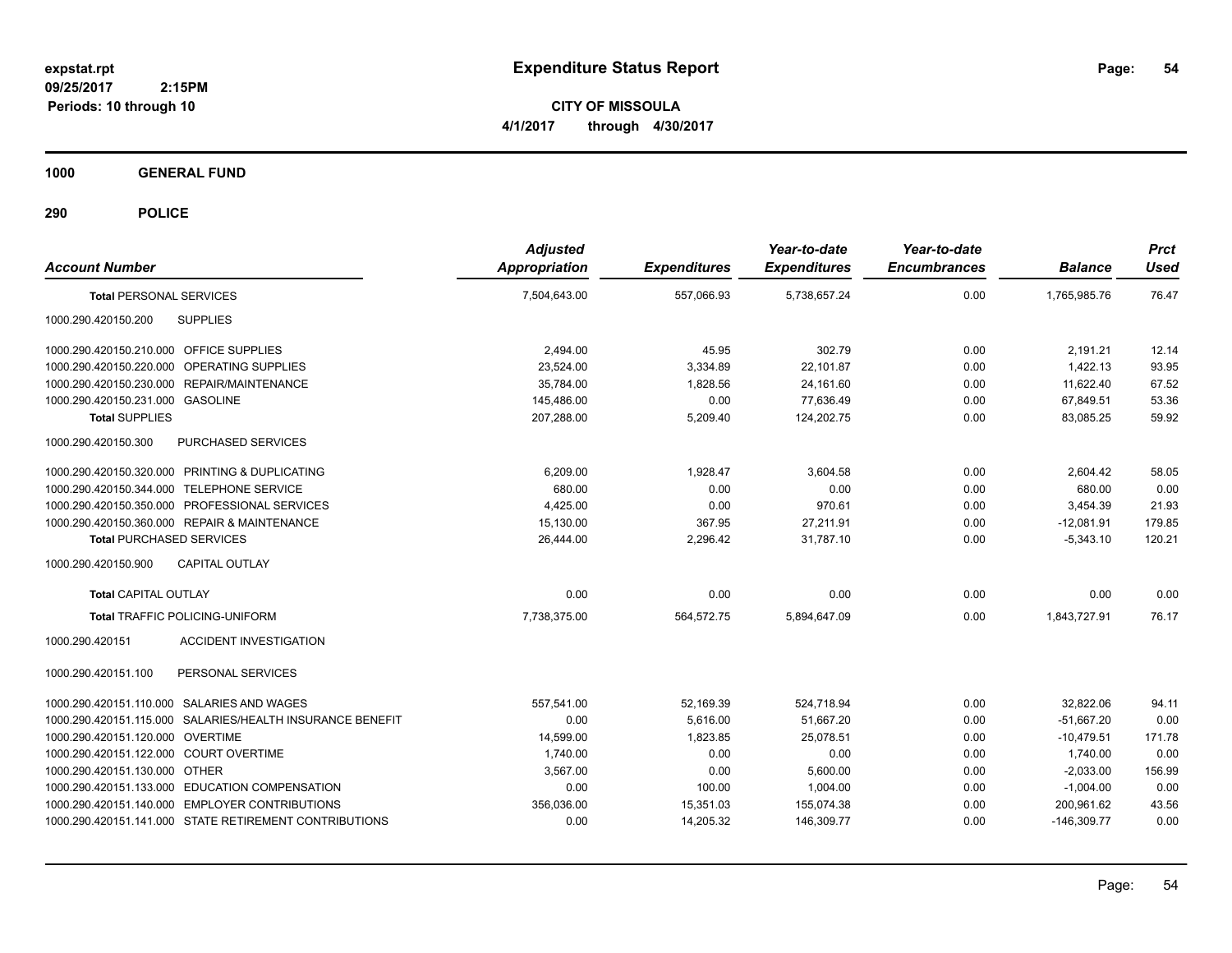**expstat.rpt**
**09/25/2017 2:15PM**
**Periods: 10 through 10**

# Expenditure Status Report

**CITY OF MISSOULA**
**4/1/2017 through 4/30/2017**

## 1000 GENERAL FUND

### 290 POLICE

| Account Number | | Adjusted Appropriation | Expenditures | Year-to-date Expenditures | Year-to-date Encumbrances | Balance | Prct Used |
|---|---|---|---|---|---|---|---|
| **Total** PERSONAL SERVICES | | 7,504,643.00 | 557,066.93 | 5,738,657.24 | 0.00 | 1,765,985.76 | 76.47 |
| 1000.290.420150.200 | SUPPLIES | | | | | | |
| 1000.290.420150.210.000 | OFFICE SUPPLIES | 2,494.00 | 45.95 | 302.79 | 0.00 | 2,191.21 | 12.14 |
| 1000.290.420150.220.000 | OPERATING SUPPLIES | 23,524.00 | 3,334.89 | 22,101.87 | 0.00 | 1,422.13 | 93.95 |
| 1000.290.420150.230.000 | REPAIR/MAINTENANCE | 35,784.00 | 1,828.56 | 24,161.60 | 0.00 | 11,622.40 | 67.52 |
| 1000.290.420150.231.000 | GASOLINE | 145,486.00 | 0.00 | 77,636.49 | 0.00 | 67,849.51 | 53.36 |
| **Total SUPPLIES** | | 207,288.00 | 5,209.40 | 124,202.75 | 0.00 | 83,085.25 | 59.92 |
| 1000.290.420150.300 | PURCHASED SERVICES | | | | | | |
| 1000.290.420150.320.000 | PRINTING & DUPLICATING | 6,209.00 | 1,928.47 | 3,604.58 | 0.00 | 2,604.42 | 58.05 |
| 1000.290.420150.344.000 | TELEPHONE SERVICE | 680.00 | 0.00 | 0.00 | 0.00 | 680.00 | 0.00 |
| 1000.290.420150.350.000 | PROFESSIONAL SERVICES | 4,425.00 | 0.00 | 970.61 | 0.00 | 3,454.39 | 21.93 |
| 1000.290.420150.360.000 | REPAIR & MAINTENANCE | 15,130.00 | 367.95 | 27,211.91 | 0.00 | -12,081.91 | 179.85 |
| **Total** PURCHASED SERVICES | | 26,444.00 | 2,296.42 | 31,787.10 | 0.00 | -5,343.10 | 120.21 |
| 1000.290.420150.900 | CAPITAL OUTLAY | | | | | | |
| **Total** CAPITAL OUTLAY | | 0.00 | 0.00 | 0.00 | 0.00 | 0.00 | 0.00 |
| **Total** TRAFFIC POLICING-UNIFORM | | 7,738,375.00 | 564,572.75 | 5,894,647.09 | 0.00 | 1,843,727.91 | 76.17 |
| 1000.290.420151 | ACCIDENT INVESTIGATION | | | | | | |
| 1000.290.420151.100 | PERSONAL SERVICES | | | | | | |
| 1000.290.420151.110.000 | SALARIES AND WAGES | 557,541.00 | 52,169.39 | 524,718.94 | 0.00 | 32,822.06 | 94.11 |
| 1000.290.420151.115.000 | SALARIES/HEALTH INSURANCE BENEFIT | 0.00 | 5,616.00 | 51,667.20 | 0.00 | -51,667.20 | 0.00 |
| 1000.290.420151.120.000 | OVERTIME | 14,599.00 | 1,823.85 | 25,078.51 | 0.00 | -10,479.51 | 171.78 |
| 1000.290.420151.122.000 | COURT OVERTIME | 1,740.00 | 0.00 | 0.00 | 0.00 | 1,740.00 | 0.00 |
| 1000.290.420151.130.000 | OTHER | 3,567.00 | 0.00 | 5,600.00 | 0.00 | -2,033.00 | 156.99 |
| 1000.290.420151.133.000 | EDUCATION COMPENSATION | 0.00 | 100.00 | 1,004.00 | 0.00 | -1,004.00 | 0.00 |
| 1000.290.420151.140.000 | EMPLOYER CONTRIBUTIONS | 356,036.00 | 15,351.03 | 155,074.38 | 0.00 | 200,961.62 | 43.56 |
| 1000.290.420151.141.000 | STATE RETIREMENT CONTRIBUTIONS | 0.00 | 14,205.32 | 146,309.77 | 0.00 | -146,309.77 | 0.00 |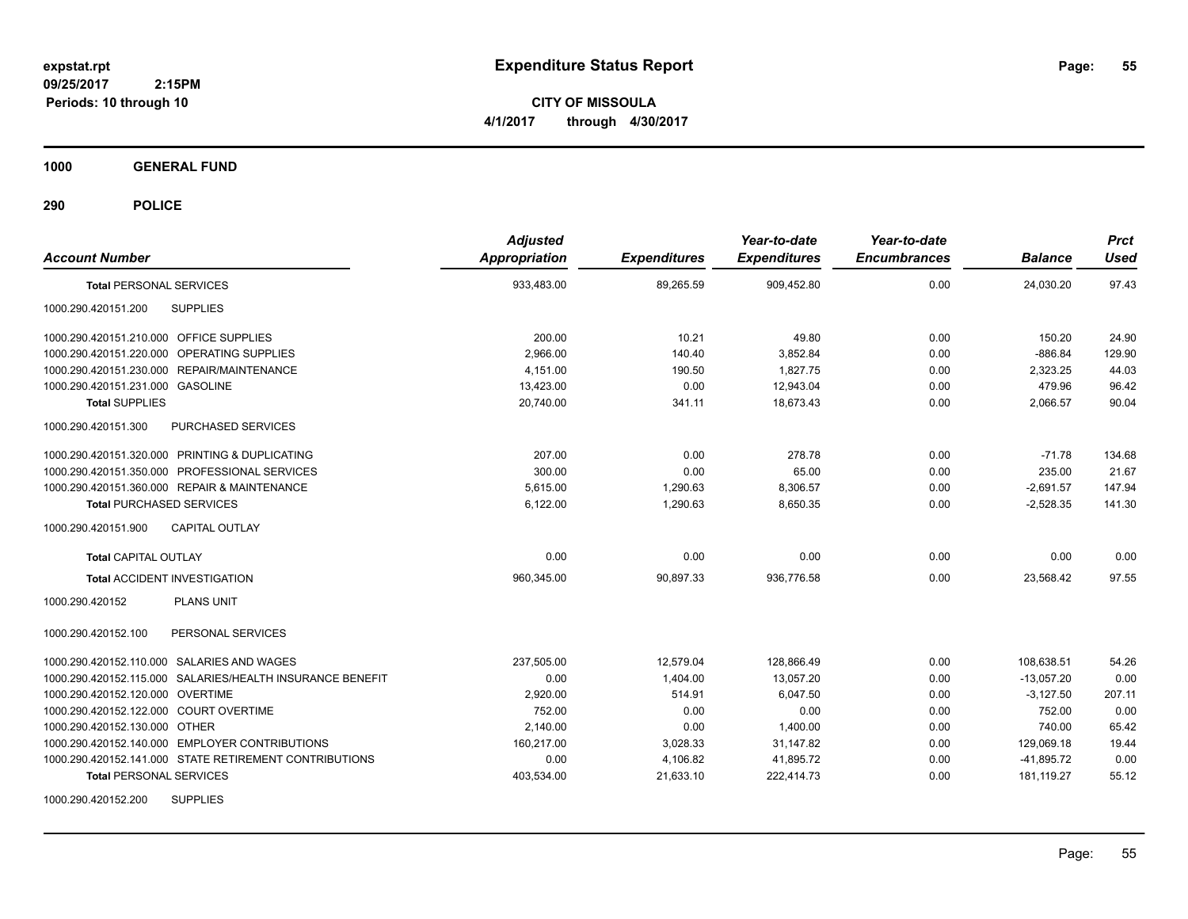**expstat.rpt**
**09/25/2017 2:15PM**
**Periods: 10 through 10**

# Expenditure Status Report

**CITY OF MISSOULA**
**4/1/2017 through 4/30/2017**

## 1000 GENERAL FUND

## 290 POLICE

| Account Number | Adjusted Appropriation | Expenditures | Year-to-date Expenditures | Year-to-date Encumbrances | Balance | Prct Used |
|---|---|---|---|---|---|---|
| **Total** PERSONAL SERVICES | 933,483.00 | 89,265.59 | 909,452.80 | 0.00 | 24,030.20 | 97.43 |
| 1000.290.420151.200 SUPPLIES | | | | | | |
| 1000.290.420151.210.000 OFFICE SUPPLIES | 200.00 | 10.21 | 49.80 | 0.00 | 150.20 | 24.90 |
| 1000.290.420151.220.000 OPERATING SUPPLIES | 2,966.00 | 140.40 | 3,852.84 | 0.00 | -886.84 | 129.90 |
| 1000.290.420151.230.000 REPAIR/MAINTENANCE | 4,151.00 | 190.50 | 1,827.75 | 0.00 | 2,323.25 | 44.03 |
| 1000.290.420151.231.000 GASOLINE | 13,423.00 | 0.00 | 12,943.04 | 0.00 | 479.96 | 96.42 |
| **Total SUPPLIES** | 20,740.00 | 341.11 | 18,673.43 | 0.00 | 2,066.57 | 90.04 |
| 1000.290.420151.300 PURCHASED SERVICES | | | | | | |
| 1000.290.420151.320.000 PRINTING & DUPLICATING | 207.00 | 0.00 | 278.78 | 0.00 | -71.78 | 134.68 |
| 1000.290.420151.350.000 PROFESSIONAL SERVICES | 300.00 | 0.00 | 65.00 | 0.00 | 235.00 | 21.67 |
| 1000.290.420151.360.000 REPAIR & MAINTENANCE | 5,615.00 | 1,290.63 | 8,306.57 | 0.00 | -2,691.57 | 147.94 |
| **Total PURCHASED SERVICES** | 6,122.00 | 1,290.63 | 8,650.35 | 0.00 | -2,528.35 | 141.30 |
| 1000.290.420151.900 CAPITAL OUTLAY | | | | | | |
| **Total CAPITAL OUTLAY** | 0.00 | 0.00 | 0.00 | 0.00 | 0.00 | 0.00 |
| **Total** ACCIDENT INVESTIGATION | 960,345.00 | 90,897.33 | 936,776.58 | 0.00 | 23,568.42 | 97.55 |
| 1000.290.420152 PLANS UNIT | | | | | | |
| 1000.290.420152.100 PERSONAL SERVICES | | | | | | |
| 1000.290.420152.110.000 SALARIES AND WAGES | 237,505.00 | 12,579.04 | 128,866.49 | 0.00 | 108,638.51 | 54.26 |
| 1000.290.420152.115.000 SALARIES/HEALTH INSURANCE BENEFIT | 0.00 | 1,404.00 | 13,057.20 | 0.00 | -13,057.20 | 0.00 |
| 1000.290.420152.120.000 OVERTIME | 2,920.00 | 514.91 | 6,047.50 | 0.00 | -3,127.50 | 207.11 |
| 1000.290.420152.122.000 COURT OVERTIME | 752.00 | 0.00 | 0.00 | 0.00 | 752.00 | 0.00 |
| 1000.290.420152.130.000 OTHER | 2,140.00 | 0.00 | 1,400.00 | 0.00 | 740.00 | 65.42 |
| 1000.290.420152.140.000 EMPLOYER CONTRIBUTIONS | 160,217.00 | 3,028.33 | 31,147.82 | 0.00 | 129,069.18 | 19.44 |
| 1000.290.420152.141.000 STATE RETIREMENT CONTRIBUTIONS | 0.00 | 4,106.82 | 41,895.72 | 0.00 | -41,895.72 | 0.00 |
| **Total PERSONAL SERVICES** | 403,534.00 | 21,633.10 | 222,414.73 | 0.00 | 181,119.27 | 55.12 |
| 1000.290.420152.200 SUPPLIES | | | | | | |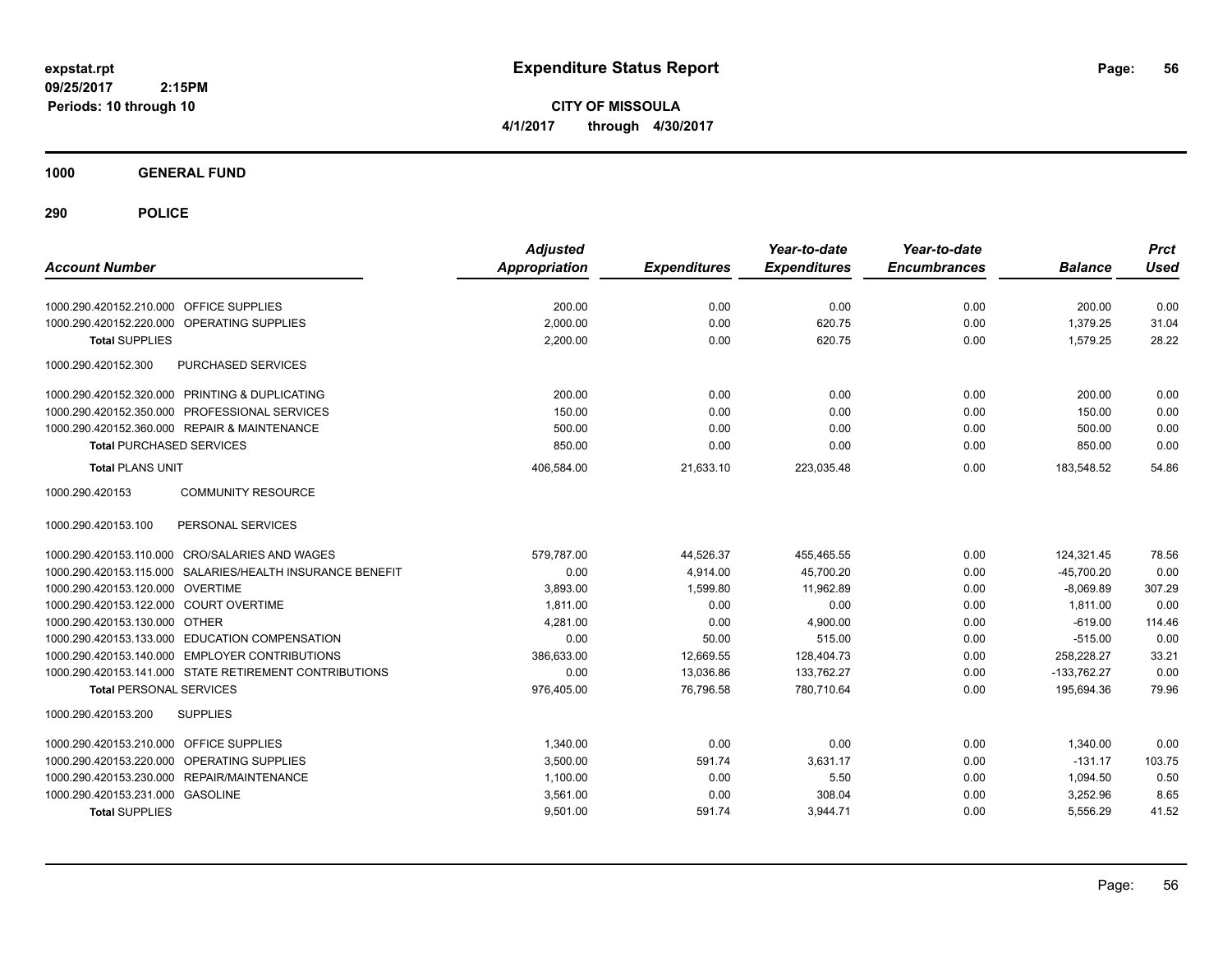**expstat.rpt**
**09/25/2017 2:15PM**
**Periods: 10 through 10**

# Expenditure Status Report

**CITY OF MISSOULA**
**4/1/2017 through 4/30/2017**

## 1000 GENERAL FUND

## 290 POLICE

| Account Number | | Adjusted Appropriation | Expenditures | Year-to-date Expenditures | Year-to-date Encumbrances | Balance | Prct Used |
|---|---|---|---|---|---|---|---|
| 1000.290.420152.210.000 | OFFICE SUPPLIES | 200.00 | 0.00 | 0.00 | 0.00 | 200.00 | 0.00 |
| 1000.290.420152.220.000 | OPERATING SUPPLIES | 2,000.00 | 0.00 | 620.75 | 0.00 | 1,379.25 | 31.04 |
| **Total** SUPPLIES | | 2,200.00 | 0.00 | 620.75 | 0.00 | 1,579.25 | 28.22 |
| 1000.290.420152.300 | PURCHASED SERVICES | | | | | | |
| 1000.290.420152.320.000 | PRINTING & DUPLICATING | 200.00 | 0.00 | 0.00 | 0.00 | 200.00 | 0.00 |
| 1000.290.420152.350.000 | PROFESSIONAL SERVICES | 150.00 | 0.00 | 0.00 | 0.00 | 150.00 | 0.00 |
| 1000.290.420152.360.000 | REPAIR & MAINTENANCE | 500.00 | 0.00 | 0.00 | 0.00 | 500.00 | 0.00 |
| **Total** PURCHASED SERVICES | | 850.00 | 0.00 | 0.00 | 0.00 | 850.00 | 0.00 |
| **Total** PLANS UNIT | | 406,584.00 | 21,633.10 | 223,035.48 | 0.00 | 183,548.52 | 54.86 |
| 1000.290.420153 | COMMUNITY RESOURCE | | | | | | |
| 1000.290.420153.100 | PERSONAL SERVICES | | | | | | |
| 1000.290.420153.110.000 | CRO/SALARIES AND WAGES | 579,787.00 | 44,526.37 | 455,465.55 | 0.00 | 124,321.45 | 78.56 |
| 1000.290.420153.115.000 | SALARIES/HEALTH INSURANCE BENEFIT | 0.00 | 4,914.00 | 45,700.20 | 0.00 | -45,700.20 | 0.00 |
| 1000.290.420153.120.000 | OVERTIME | 3,893.00 | 1,599.80 | 11,962.89 | 0.00 | -8,069.89 | 307.29 |
| 1000.290.420153.122.000 | COURT OVERTIME | 1,811.00 | 0.00 | 0.00 | 0.00 | 1,811.00 | 0.00 |
| 1000.290.420153.130.000 | OTHER | 4,281.00 | 0.00 | 4,900.00 | 0.00 | -619.00 | 114.46 |
| 1000.290.420153.133.000 | EDUCATION COMPENSATION | 0.00 | 50.00 | 515.00 | 0.00 | -515.00 | 0.00 |
| 1000.290.420153.140.000 | EMPLOYER CONTRIBUTIONS | 386,633.00 | 12,669.55 | 128,404.73 | 0.00 | 258,228.27 | 33.21 |
| 1000.290.420153.141.000 | STATE RETIREMENT CONTRIBUTIONS | 0.00 | 13,036.86 | 133,762.27 | 0.00 | -133,762.27 | 0.00 |
| **Total** PERSONAL SERVICES | | 976,405.00 | 76,796.58 | 780,710.64 | 0.00 | 195,694.36 | 79.96 |
| 1000.290.420153.200 | SUPPLIES | | | | | | |
| 1000.290.420153.210.000 | OFFICE SUPPLIES | 1,340.00 | 0.00 | 0.00 | 0.00 | 1,340.00 | 0.00 |
| 1000.290.420153.220.000 | OPERATING SUPPLIES | 3,500.00 | 591.74 | 3,631.17 | 0.00 | -131.17 | 103.75 |
| 1000.290.420153.230.000 | REPAIR/MAINTENANCE | 1,100.00 | 0.00 | 5.50 | 0.00 | 1,094.50 | 0.50 |
| 1000.290.420153.231.000 | GASOLINE | 3,561.00 | 0.00 | 308.04 | 0.00 | 3,252.96 | 8.65 |
| **Total** SUPPLIES | | 9,501.00 | 591.74 | 3,944.71 | 0.00 | 5,556.29 | 41.52 |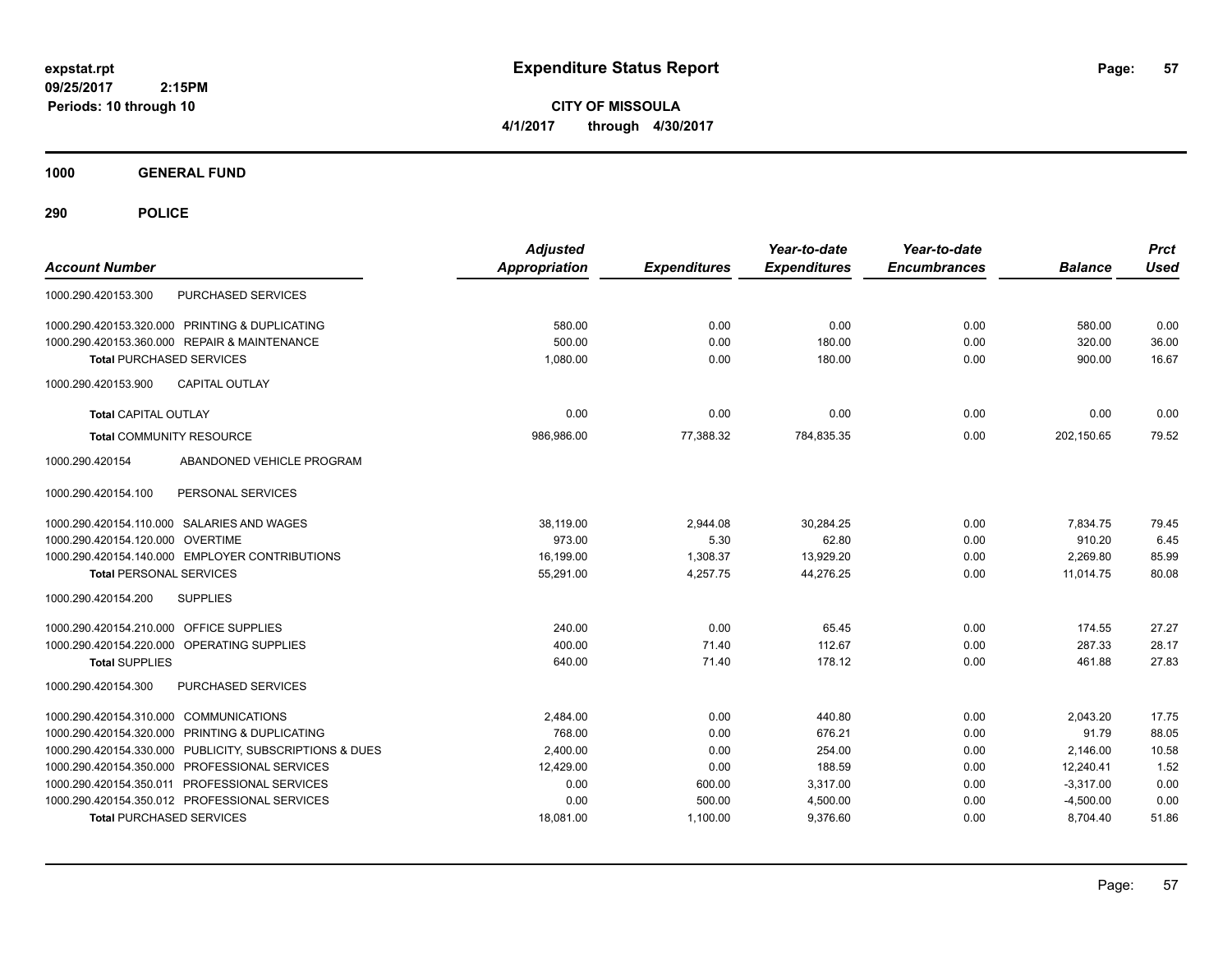**expstat.rpt**
**09/25/2017 2:15PM**
**Periods: 10 through 10**

# Expenditure Status Report

**CITY OF MISSOULA**
**4/1/2017 through 4/30/2017**

## 1000 GENERAL FUND

## 290 POLICE

| Account Number | | Adjusted Appropriation | Expenditures | Year-to-date Expenditures | Year-to-date Encumbrances | Balance | Prct Used |
|---|---|---|---|---|---|---|---|
| 1000.290.420153.300 | PURCHASED SERVICES | | | | | | |
| 1000.290.420153.320.000 | PRINTING & DUPLICATING | 580.00 | 0.00 | 0.00 | 0.00 | 580.00 | 0.00 |
| 1000.290.420153.360.000 | REPAIR & MAINTENANCE | 500.00 | 0.00 | 180.00 | 0.00 | 320.00 | 36.00 |
| **Total** PURCHASED SERVICES | | 1,080.00 | 0.00 | 180.00 | 0.00 | 900.00 | 16.67 |
| 1000.290.420153.900 | CAPITAL OUTLAY | | | | | | |
| **Total** CAPITAL OUTLAY | | 0.00 | 0.00 | 0.00 | 0.00 | 0.00 | 0.00 |
| **Total** COMMUNITY RESOURCE | | 986,986.00 | 77,388.32 | 784,835.35 | 0.00 | 202,150.65 | 79.52 |
| 1000.290.420154 | ABANDONED VEHICLE PROGRAM | | | | | | |
| 1000.290.420154.100 | PERSONAL SERVICES | | | | | | |
| 1000.290.420154.110.000 | SALARIES AND WAGES | 38,119.00 | 2,944.08 | 30,284.25 | 0.00 | 7,834.75 | 79.45 |
| 1000.290.420154.120.000 | OVERTIME | 973.00 | 5.30 | 62.80 | 0.00 | 910.20 | 6.45 |
| 1000.290.420154.140.000 | EMPLOYER CONTRIBUTIONS | 16,199.00 | 1,308.37 | 13,929.20 | 0.00 | 2,269.80 | 85.99 |
| **Total** PERSONAL SERVICES | | 55,291.00 | 4,257.75 | 44,276.25 | 0.00 | 11,014.75 | 80.08 |
| 1000.290.420154.200 | SUPPLIES | | | | | | |
| 1000.290.420154.210.000 | OFFICE SUPPLIES | 240.00 | 0.00 | 65.45 | 0.00 | 174.55 | 27.27 |
| 1000.290.420154.220.000 | OPERATING SUPPLIES | 400.00 | 71.40 | 112.67 | 0.00 | 287.33 | 28.17 |
| **Total** SUPPLIES | | 640.00 | 71.40 | 178.12 | 0.00 | 461.88 | 27.83 |
| 1000.290.420154.300 | PURCHASED SERVICES | | | | | | |
| 1000.290.420154.310.000 | COMMUNICATIONS | 2,484.00 | 0.00 | 440.80 | 0.00 | 2,043.20 | 17.75 |
| 1000.290.420154.320.000 | PRINTING & DUPLICATING | 768.00 | 0.00 | 676.21 | 0.00 | 91.79 | 88.05 |
| 1000.290.420154.330.000 | PUBLICITY, SUBSCRIPTIONS & DUES | 2,400.00 | 0.00 | 254.00 | 0.00 | 2,146.00 | 10.58 |
| 1000.290.420154.350.000 | PROFESSIONAL SERVICES | 12,429.00 | 0.00 | 188.59 | 0.00 | 12,240.41 | 1.52 |
| 1000.290.420154.350.011 | PROFESSIONAL SERVICES | 0.00 | 600.00 | 3,317.00 | 0.00 | -3,317.00 | 0.00 |
| 1000.290.420154.350.012 | PROFESSIONAL SERVICES | 0.00 | 500.00 | 4,500.00 | 0.00 | -4,500.00 | 0.00 |
| **Total** PURCHASED SERVICES | | 18,081.00 | 1,100.00 | 9,376.60 | 0.00 | 8,704.40 | 51.86 |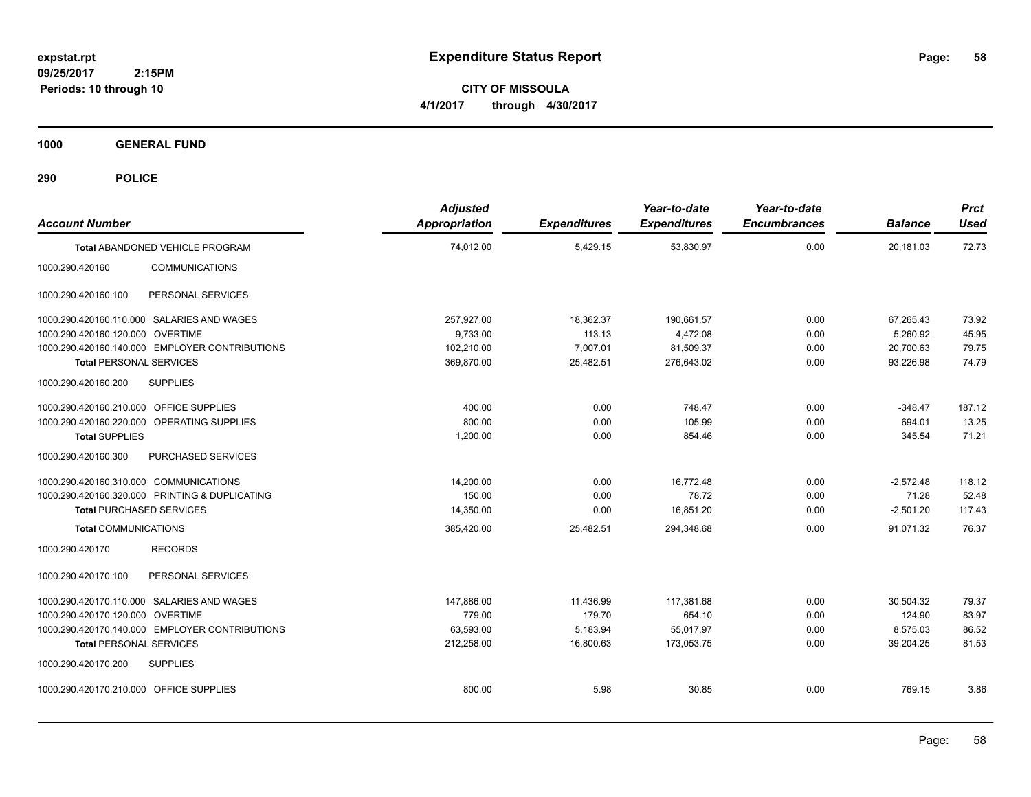# Expenditure Status Report

**CITY OF MISSOULA**

**4/1/2017 through 4/30/2017**

expstat.rpt
09/25/2017 2:15PM
Periods: 10 through 10

## 1000 GENERAL FUND

## 290 POLICE

| Account Number | | Adjusted Appropriation | Expenditures | Year-to-date Expenditures | Year-to-date Encumbrances | Balance | Prct Used |
|---|---|---|---|---|---|---|---|
| Total ABANDONED VEHICLE PROGRAM | | 74,012.00 | 5,429.15 | 53,830.97 | 0.00 | 20,181.03 | 72.73 |
| 1000.290.420160 | COMMUNICATIONS | | | | | | |
| 1000.290.420160.100 | PERSONAL SERVICES | | | | | | |
| 1000.290.420160.110.000 | SALARIES AND WAGES | 257,927.00 | 18,362.37 | 190,661.57 | 0.00 | 67,265.43 | 73.92 |
| 1000.290.420160.120.000 | OVERTIME | 9,733.00 | 113.13 | 4,472.08 | 0.00 | 5,260.92 | 45.95 |
| 1000.290.420160.140.000 | EMPLOYER CONTRIBUTIONS | 102,210.00 | 7,007.01 | 81,509.37 | 0.00 | 20,700.63 | 79.75 |
| Total PERSONAL SERVICES | | 369,870.00 | 25,482.51 | 276,643.02 | 0.00 | 93,226.98 | 74.79 |
| 1000.290.420160.200 | SUPPLIES | | | | | | |
| 1000.290.420160.210.000 | OFFICE SUPPLIES | 400.00 | 0.00 | 748.47 | 0.00 | -348.47 | 187.12 |
| 1000.290.420160.220.000 | OPERATING SUPPLIES | 800.00 | 0.00 | 105.99 | 0.00 | 694.01 | 13.25 |
| Total SUPPLIES | | 1,200.00 | 0.00 | 854.46 | 0.00 | 345.54 | 71.21 |
| 1000.290.420160.300 | PURCHASED SERVICES | | | | | | |
| 1000.290.420160.310.000 | COMMUNICATIONS | 14,200.00 | 0.00 | 16,772.48 | 0.00 | -2,572.48 | 118.12 |
| 1000.290.420160.320.000 | PRINTING & DUPLICATING | 150.00 | 0.00 | 78.72 | 0.00 | 71.28 | 52.48 |
| Total PURCHASED SERVICES | | 14,350.00 | 0.00 | 16,851.20 | 0.00 | -2,501.20 | 117.43 |
| Total COMMUNICATIONS | | 385,420.00 | 25,482.51 | 294,348.68 | 0.00 | 91,071.32 | 76.37 |
| 1000.290.420170 | RECORDS | | | | | | |
| 1000.290.420170.100 | PERSONAL SERVICES | | | | | | |
| 1000.290.420170.110.000 | SALARIES AND WAGES | 147,886.00 | 11,436.99 | 117,381.68 | 0.00 | 30,504.32 | 79.37 |
| 1000.290.420170.120.000 | OVERTIME | 779.00 | 179.70 | 654.10 | 0.00 | 124.90 | 83.97 |
| 1000.290.420170.140.000 | EMPLOYER CONTRIBUTIONS | 63,593.00 | 5,183.94 | 55,017.97 | 0.00 | 8,575.03 | 86.52 |
| Total PERSONAL SERVICES | | 212,258.00 | 16,800.63 | 173,053.75 | 0.00 | 39,204.25 | 81.53 |
| 1000.290.420170.200 | SUPPLIES | | | | | | |
| 1000.290.420170.210.000 | OFFICE SUPPLIES | 800.00 | 5.98 | 30.85 | 0.00 | 769.15 | 3.86 |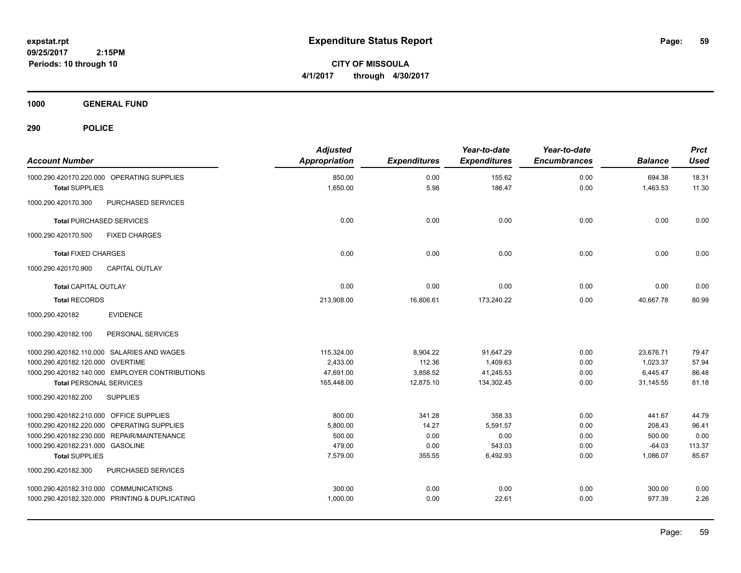# Expenditure Status Report

expstat.rpt
09/25/2017 2:15PM
Periods: 10 through 10

**CITY OF MISSOULA**
**4/1/2017 through 4/30/2017**

## 1000 GENERAL FUND

## 290 POLICE

| Account Number | Adjusted Appropriation | Expenditures | Year-to-date Expenditures | Year-to-date Encumbrances | Balance | Prct Used |
|---|---|---|---|---|---|---|
| 1000.290.420170.220.000 OPERATING SUPPLIES | 850.00 | 0.00 | 155.62 | 0.00 | 694.38 | 18.31 |
| **Total** SUPPLIES | 1,650.00 | 5.98 | 186.47 | 0.00 | 1,463.53 | 11.30 |
| 1000.290.420170.300 PURCHASED SERVICES | | | | | | |
| **Total** PURCHASED SERVICES | 0.00 | 0.00 | 0.00 | 0.00 | 0.00 | 0.00 |
| 1000.290.420170.500 FIXED CHARGES | | | | | | |
| **Total** FIXED CHARGES | 0.00 | 0.00 | 0.00 | 0.00 | 0.00 | 0.00 |
| 1000.290.420170.900 CAPITAL OUTLAY | | | | | | |
| **Total** CAPITAL OUTLAY | 0.00 | 0.00 | 0.00 | 0.00 | 0.00 | 0.00 |
| **Total** RECORDS | 213,908.00 | 16,806.61 | 173,240.22 | 0.00 | 40,667.78 | 80.99 |
| 1000.290.420182 EVIDENCE | | | | | | |
| 1000.290.420182.100 PERSONAL SERVICES | | | | | | |
| 1000.290.420182.110.000 SALARIES AND WAGES | 115,324.00 | 8,904.22 | 91,647.29 | 0.00 | 23,676.71 | 79.47 |
| 1000.290.420182.120.000 OVERTIME | 2,433.00 | 112.36 | 1,409.63 | 0.00 | 1,023.37 | 57.94 |
| 1000.290.420182.140.000 EMPLOYER CONTRIBUTIONS | 47,691.00 | 3,858.52 | 41,245.53 | 0.00 | 6,445.47 | 86.48 |
| **Total** PERSONAL SERVICES | 165,448.00 | 12,875.10 | 134,302.45 | 0.00 | 31,145.55 | 81.18 |
| 1000.290.420182.200 SUPPLIES | | | | | | |
| 1000.290.420182.210.000 OFFICE SUPPLIES | 800.00 | 341.28 | 358.33 | 0.00 | 441.67 | 44.79 |
| 1000.290.420182.220.000 OPERATING SUPPLIES | 5,800.00 | 14.27 | 5,591.57 | 0.00 | 208.43 | 96.41 |
| 1000.290.420182.230.000 REPAIR/MAINTENANCE | 500.00 | 0.00 | 0.00 | 0.00 | 500.00 | 0.00 |
| 1000.290.420182.231.000 GASOLINE | 479.00 | 0.00 | 543.03 | 0.00 | -64.03 | 113.37 |
| **Total** SUPPLIES | 7,579.00 | 355.55 | 6,492.93 | 0.00 | 1,086.07 | 85.67 |
| 1000.290.420182.300 PURCHASED SERVICES | | | | | | |
| 1000.290.420182.310.000 COMMUNICATIONS | 300.00 | 0.00 | 0.00 | 0.00 | 300.00 | 0.00 |
| 1000.290.420182.320.000 PRINTING & DUPLICATING | 1,000.00 | 0.00 | 22.61 | 0.00 | 977.39 | 2.26 |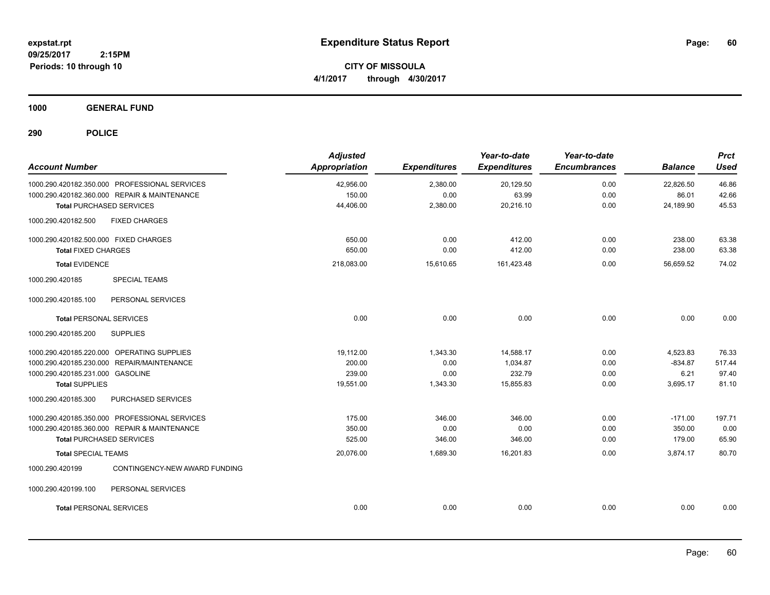**expstat.rpt**
**09/25/2017 2:15PM**
**Periods: 10 through 10**

# Expenditure Status Report

**CITY OF MISSOULA**
**4/1/2017 through 4/30/2017**

## 1000 GENERAL FUND

## 290 POLICE

| Account Number | Adjusted Appropriation | Expenditures | Year-to-date Expenditures | Year-to-date Encumbrances | Balance | Prct Used |
|---|---|---|---|---|---|---|
| 1000.290.420182.350.000 PROFESSIONAL SERVICES | 42,956.00 | 2,380.00 | 20,129.50 | 0.00 | 22,826.50 | 46.86 |
| 1000.290.420182.360.000 REPAIR & MAINTENANCE | 150.00 | 0.00 | 63.99 | 0.00 | 86.01 | 42.66 |
| **Total** PURCHASED SERVICES | 44,406.00 | 2,380.00 | 20,216.10 | 0.00 | 24,189.90 | 45.53 |
| 1000.290.420182.500 FIXED CHARGES | | | | | | |
| 1000.290.420182.500.000 FIXED CHARGES | 650.00 | 0.00 | 412.00 | 0.00 | 238.00 | 63.38 |
| **Total** FIXED CHARGES | 650.00 | 0.00 | 412.00 | 0.00 | 238.00 | 63.38 |
| **Total** EVIDENCE | 218,083.00 | 15,610.65 | 161,423.48 | 0.00 | 56,659.52 | 74.02 |
| 1000.290.420185 SPECIAL TEAMS | | | | | | |
| 1000.290.420185.100 PERSONAL SERVICES | | | | | | |
| **Total** PERSONAL SERVICES | 0.00 | 0.00 | 0.00 | 0.00 | 0.00 | 0.00 |
| 1000.290.420185.200 SUPPLIES | | | | | | |
| 1000.290.420185.220.000 OPERATING SUPPLIES | 19,112.00 | 1,343.30 | 14,588.17 | 0.00 | 4,523.83 | 76.33 |
| 1000.290.420185.230.000 REPAIR/MAINTENANCE | 200.00 | 0.00 | 1,034.87 | 0.00 | -834.87 | 517.44 |
| 1000.290.420185.231.000 GASOLINE | 239.00 | 0.00 | 232.79 | 0.00 | 6.21 | 97.40 |
| **Total** SUPPLIES | 19,551.00 | 1,343.30 | 15,855.83 | 0.00 | 3,695.17 | 81.10 |
| 1000.290.420185.300 PURCHASED SERVICES | | | | | | |
| 1000.290.420185.350.000 PROFESSIONAL SERVICES | 175.00 | 346.00 | 346.00 | 0.00 | -171.00 | 197.71 |
| 1000.290.420185.360.000 REPAIR & MAINTENANCE | 350.00 | 0.00 | 0.00 | 0.00 | 350.00 | 0.00 |
| **Total** PURCHASED SERVICES | 525.00 | 346.00 | 346.00 | 0.00 | 179.00 | 65.90 |
| **Total** SPECIAL TEAMS | 20,076.00 | 1,689.30 | 16,201.83 | 0.00 | 3,874.17 | 80.70 |
| 1000.290.420199 CONTINGENCY-NEW AWARD FUNDING | | | | | | |
| 1000.290.420199.100 PERSONAL SERVICES | | | | | | |
| **Total** PERSONAL SERVICES | 0.00 | 0.00 | 0.00 | 0.00 | 0.00 | 0.00 |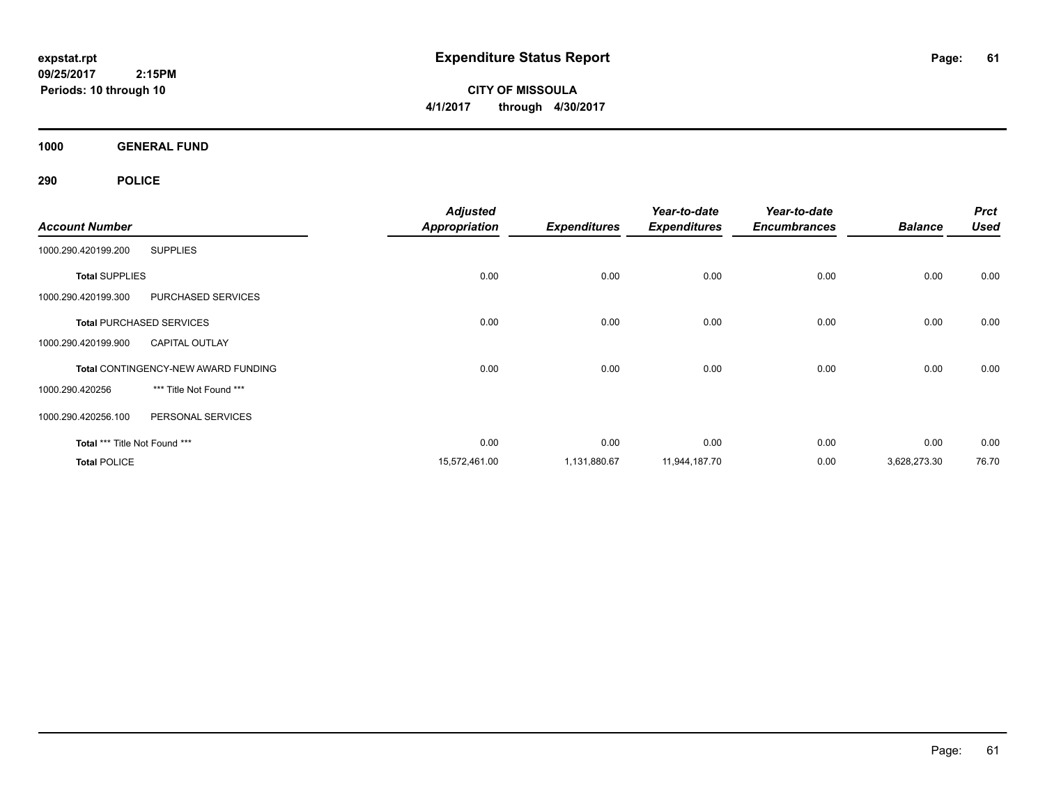# Expenditure Status Report

expstat.rpt
09/25/2017 2:15PM
Periods: 10 through 10

**CITY OF MISSOULA**
**4/1/2017 through 4/30/2017**

## 1000 GENERAL FUND

## 290 POLICE

| Account Number | | Adjusted Appropriation | Expenditures | Year-to-date Expenditures | Year-to-date Encumbrances | Balance | Prct Used |
|---|---|---|---|---|---|---|---|
| 1000.290.420199.200 | SUPPLIES | | | | | | |
| **Total** SUPPLIES | | 0.00 | 0.00 | 0.00 | 0.00 | 0.00 | 0.00 |
| 1000.290.420199.300 | PURCHASED SERVICES | | | | | | |
| **Total** PURCHASED SERVICES | | 0.00 | 0.00 | 0.00 | 0.00 | 0.00 | 0.00 |
| 1000.290.420199.900 | CAPITAL OUTLAY | | | | | | |
| **Total** CONTINGENCY-NEW AWARD FUNDING | | 0.00 | 0.00 | 0.00 | 0.00 | 0.00 | 0.00 |
| 1000.290.420256 | *** Title Not Found *** | | | | | | |
| 1000.290.420256.100 | PERSONAL SERVICES | | | | | | |
| **Total** *** Title Not Found *** | | 0.00 | 0.00 | 0.00 | 0.00 | 0.00 | 0.00 |
| **Total** POLICE | | 15,572,461.00 | 1,131,880.67 | 11,944,187.70 | 0.00 | 3,628,273.30 | 76.70 |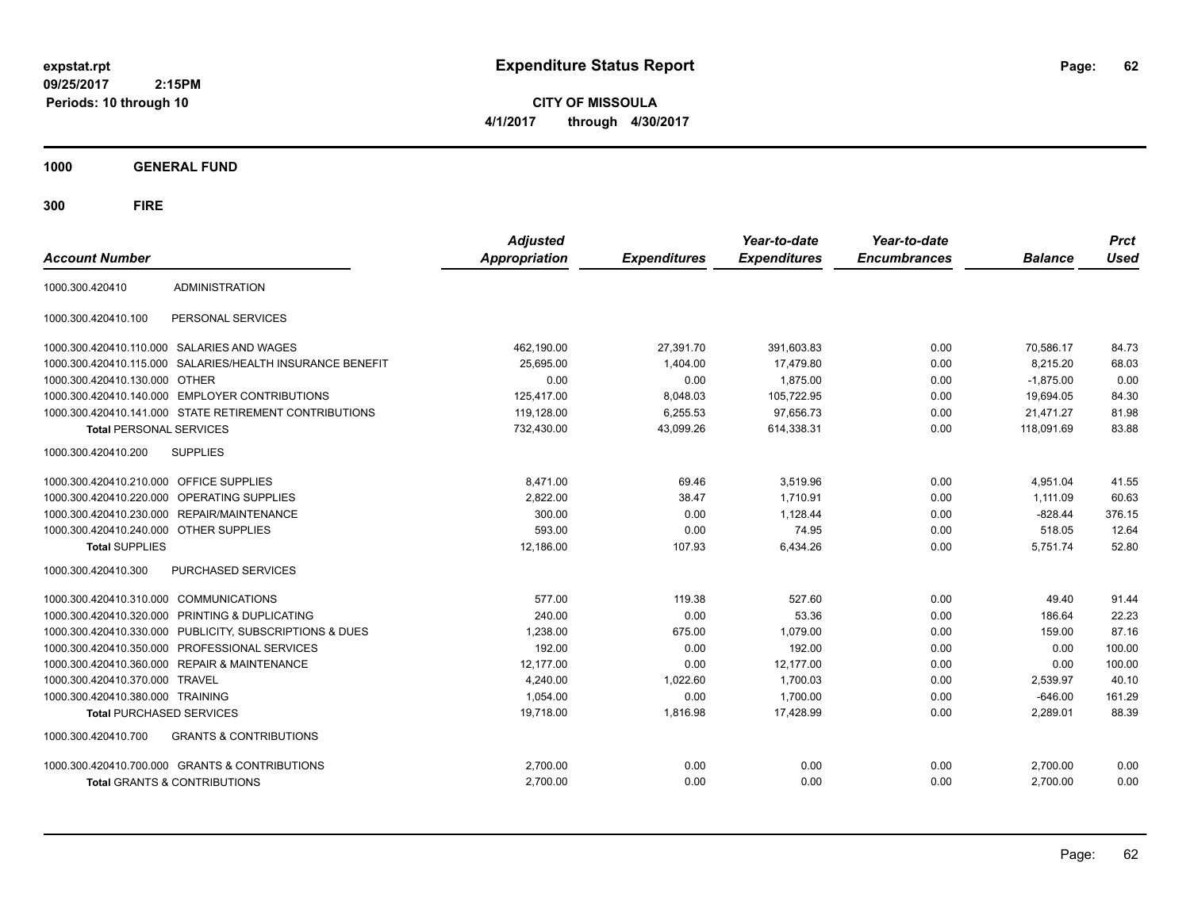expstat.rpt
09/25/2017 2:15PM
Periods: 10 through 10

# Expenditure Status Report

**CITY OF MISSOULA**
**4/1/2017 through 4/30/2017**

## 1000 GENERAL FUND

## 300 FIRE

| Account Number | | Adjusted Appropriation | Expenditures | Year-to-date Expenditures | Year-to-date Encumbrances | Balance | Prct Used |
|---|---|---|---|---|---|---|---|
| 1000.300.420410 | ADMINISTRATION | | | | | | |
| 1000.300.420410.100 | PERSONAL SERVICES | | | | | | |
| 1000.300.420410.110.000 | SALARIES AND WAGES | 462,190.00 | 27,391.70 | 391,603.83 | 0.00 | 70,586.17 | 84.73 |
| 1000.300.420410.115.000 | SALARIES/HEALTH INSURANCE BENEFIT | 25,695.00 | 1,404.00 | 17,479.80 | 0.00 | 8,215.20 | 68.03 |
| 1000.300.420410.130.000 | OTHER | 0.00 | 0.00 | 1,875.00 | 0.00 | -1,875.00 | 0.00 |
| 1000.300.420410.140.000 | EMPLOYER CONTRIBUTIONS | 125,417.00 | 8,048.03 | 105,722.95 | 0.00 | 19,694.05 | 84.30 |
| 1000.300.420410.141.000 | STATE RETIREMENT CONTRIBUTIONS | 119,128.00 | 6,255.53 | 97,656.73 | 0.00 | 21,471.27 | 81.98 |
| **Total** PERSONAL SERVICES | | 732,430.00 | 43,099.26 | 614,338.31 | 0.00 | 118,091.69 | 83.88 |
| 1000.300.420410.200 | SUPPLIES | | | | | | |
| 1000.300.420410.210.000 | OFFICE SUPPLIES | 8,471.00 | 69.46 | 3,519.96 | 0.00 | 4,951.04 | 41.55 |
| 1000.300.420410.220.000 | OPERATING SUPPLIES | 2,822.00 | 38.47 | 1,710.91 | 0.00 | 1,111.09 | 60.63 |
| 1000.300.420410.230.000 | REPAIR/MAINTENANCE | 300.00 | 0.00 | 1,128.44 | 0.00 | -828.44 | 376.15 |
| 1000.300.420410.240.000 | OTHER SUPPLIES | 593.00 | 0.00 | 74.95 | 0.00 | 518.05 | 12.64 |
| **Total** SUPPLIES | | 12,186.00 | 107.93 | 6,434.26 | 0.00 | 5,751.74 | 52.80 |
| 1000.300.420410.300 | PURCHASED SERVICES | | | | | | |
| 1000.300.420410.310.000 | COMMUNICATIONS | 577.00 | 119.38 | 527.60 | 0.00 | 49.40 | 91.44 |
| 1000.300.420410.320.000 | PRINTING & DUPLICATING | 240.00 | 0.00 | 53.36 | 0.00 | 186.64 | 22.23 |
| 1000.300.420410.330.000 | PUBLICITY, SUBSCRIPTIONS & DUES | 1,238.00 | 675.00 | 1,079.00 | 0.00 | 159.00 | 87.16 |
| 1000.300.420410.350.000 | PROFESSIONAL SERVICES | 192.00 | 0.00 | 192.00 | 0.00 | 0.00 | 100.00 |
| 1000.300.420410.360.000 | REPAIR & MAINTENANCE | 12,177.00 | 0.00 | 12,177.00 | 0.00 | 0.00 | 100.00 |
| 1000.300.420410.370.000 | TRAVEL | 4,240.00 | 1,022.60 | 1,700.03 | 0.00 | 2,539.97 | 40.10 |
| 1000.300.420410.380.000 | TRAINING | 1,054.00 | 0.00 | 1,700.00 | 0.00 | -646.00 | 161.29 |
| **Total** PURCHASED SERVICES | | 19,718.00 | 1,816.98 | 17,428.99 | 0.00 | 2,289.01 | 88.39 |
| 1000.300.420410.700 | GRANTS & CONTRIBUTIONS | | | | | | |
| 1000.300.420410.700.000 | GRANTS & CONTRIBUTIONS | 2,700.00 | 0.00 | 0.00 | 0.00 | 2,700.00 | 0.00 |
| **Total** GRANTS & CONTRIBUTIONS | | 2,700.00 | 0.00 | 0.00 | 0.00 | 2,700.00 | 0.00 |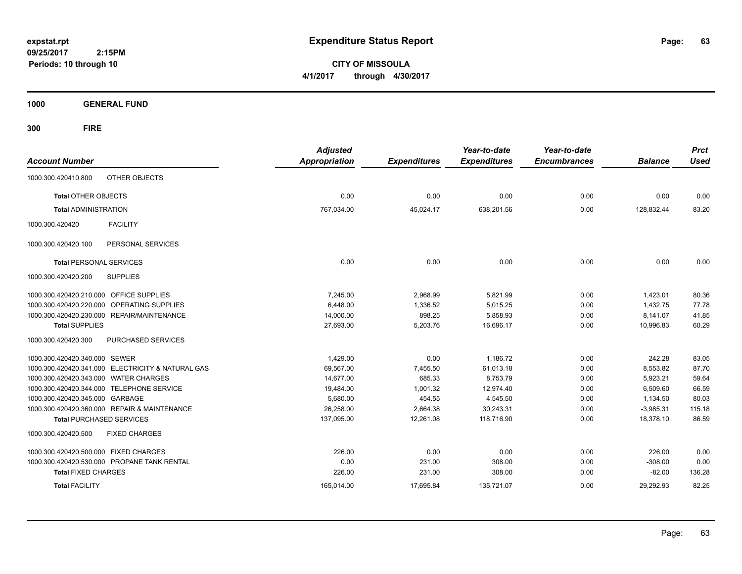# Expenditure Status Report

expstat.rpt
09/25/2017 2:15PM
Periods: 10 through 10

**CITY OF MISSOULA**
**4/1/2017 through 4/30/2017**

**1000 GENERAL FUND**

**300 FIRE**

| Account Number | | Adjusted Appropriation | Expenditures | Year-to-date Expenditures | Year-to-date Encumbrances | Balance | Prct Used |
|---|---|---|---|---|---|---|---|
| 1000.300.420410.800 | OTHER OBJECTS | | | | | | |
| **Total** OTHER OBJECTS | | 0.00 | 0.00 | 0.00 | 0.00 | 0.00 | 0.00 |
| **Total** ADMINISTRATION | | 767,034.00 | 45,024.17 | 638,201.56 | 0.00 | 128,832.44 | 83.20 |
| 1000.300.420420 | FACILITY | | | | | | |
| 1000.300.420420.100 | PERSONAL SERVICES | | | | | | |
| **Total** PERSONAL SERVICES | | 0.00 | 0.00 | 0.00 | 0.00 | 0.00 | 0.00 |
| 1000.300.420420.200 | SUPPLIES | | | | | | |
| 1000.300.420420.210.000 | OFFICE SUPPLIES | 7,245.00 | 2,968.99 | 5,821.99 | 0.00 | 1,423.01 | 80.36 |
| 1000.300.420420.220.000 | OPERATING SUPPLIES | 6,448.00 | 1,336.52 | 5,015.25 | 0.00 | 1,432.75 | 77.78 |
| 1000.300.420420.230.000 | REPAIR/MAINTENANCE | 14,000.00 | 898.25 | 5,858.93 | 0.00 | 8,141.07 | 41.85 |
| **Total** SUPPLIES | | 27,693.00 | 5,203.76 | 16,696.17 | 0.00 | 10,996.83 | 60.29 |
| 1000.300.420420.300 | PURCHASED SERVICES | | | | | | |
| 1000.300.420420.340.000 | SEWER | 1,429.00 | 0.00 | 1,186.72 | 0.00 | 242.28 | 83.05 |
| 1000.300.420420.341.000 | ELECTRICITY & NATURAL GAS | 69,567.00 | 7,455.50 | 61,013.18 | 0.00 | 8,553.82 | 87.70 |
| 1000.300.420420.343.000 | WATER CHARGES | 14,677.00 | 685.33 | 8,753.79 | 0.00 | 5,923.21 | 59.64 |
| 1000.300.420420.344.000 | TELEPHONE SERVICE | 19,484.00 | 1,001.32 | 12,974.40 | 0.00 | 6,509.60 | 66.59 |
| 1000.300.420420.345.000 | GARBAGE | 5,680.00 | 454.55 | 4,545.50 | 0.00 | 1,134.50 | 80.03 |
| 1000.300.420420.360.000 | REPAIR & MAINTENANCE | 26,258.00 | 2,664.38 | 30,243.31 | 0.00 | -3,985.31 | 115.18 |
| **Total** PURCHASED SERVICES | | 137,095.00 | 12,261.08 | 118,716.90 | 0.00 | 18,378.10 | 86.59 |
| 1000.300.420420.500 | FIXED CHARGES | | | | | | |
| 1000.300.420420.500.000 | FIXED CHARGES | 226.00 | 0.00 | 0.00 | 0.00 | 226.00 | 0.00 |
| 1000.300.420420.530.000 | PROPANE TANK RENTAL | 0.00 | 231.00 | 308.00 | 0.00 | -308.00 | 0.00 |
| **Total** FIXED CHARGES | | 226.00 | 231.00 | 308.00 | 0.00 | -82.00 | 136.28 |
| **Total** FACILITY | | 165,014.00 | 17,695.84 | 135,721.07 | 0.00 | 29,292.93 | 82.25 |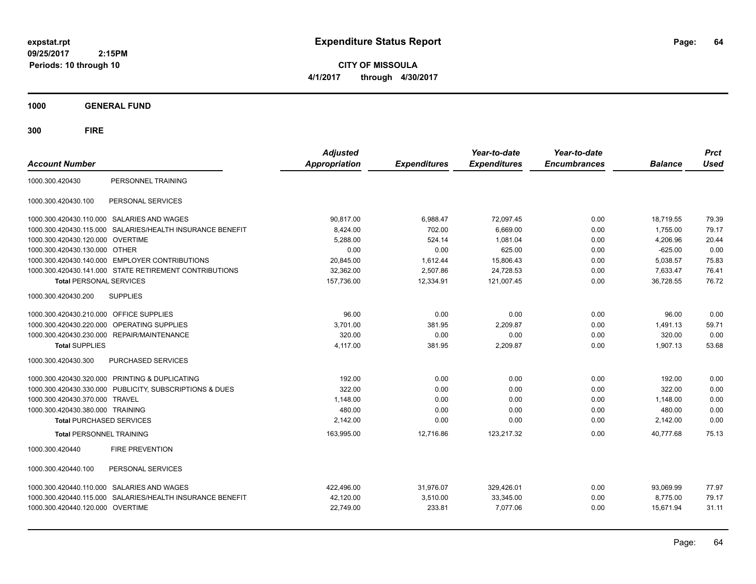**expstat.rpt**
**09/25/2017 2:15PM**
**Periods: 10 through 10**

# Expenditure Status Report

**CITY OF MISSOULA**
**4/1/2017 through 4/30/2017**

## 1000 GENERAL FUND

## 300 FIRE

| Account Number | | Adjusted Appropriation | Expenditures | Year-to-date Expenditures | Year-to-date Encumbrances | Balance | Prct Used |
|---|---|---|---|---|---|---|---|
| 1000.300.420430 | PERSONNEL TRAINING | | | | | | |
| 1000.300.420430.100 | PERSONAL SERVICES | | | | | | |
| 1000.300.420430.110.000 | SALARIES AND WAGES | 90,817.00 | 6,988.47 | 72,097.45 | 0.00 | 18,719.55 | 79.39 |
| 1000.300.420430.115.000 | SALARIES/HEALTH INSURANCE BENEFIT | 8,424.00 | 702.00 | 6,669.00 | 0.00 | 1,755.00 | 79.17 |
| 1000.300.420430.120.000 | OVERTIME | 5,288.00 | 524.14 | 1,081.04 | 0.00 | 4,206.96 | 20.44 |
| 1000.300.420430.130.000 | OTHER | 0.00 | 0.00 | 625.00 | 0.00 | -625.00 | 0.00 |
| 1000.300.420430.140.000 | EMPLOYER CONTRIBUTIONS | 20,845.00 | 1,612.44 | 15,806.43 | 0.00 | 5,038.57 | 75.83 |
| 1000.300.420430.141.000 | STATE RETIREMENT CONTRIBUTIONS | 32,362.00 | 2,507.86 | 24,728.53 | 0.00 | 7,633.47 | 76.41 |
| **Total** PERSONAL SERVICES | | 157,736.00 | 12,334.91 | 121,007.45 | 0.00 | 36,728.55 | 76.72 |
| 1000.300.420430.200 | SUPPLIES | | | | | | |
| 1000.300.420430.210.000 | OFFICE SUPPLIES | 96.00 | 0.00 | 0.00 | 0.00 | 96.00 | 0.00 |
| 1000.300.420430.220.000 | OPERATING SUPPLIES | 3,701.00 | 381.95 | 2,209.87 | 0.00 | 1,491.13 | 59.71 |
| 1000.300.420430.230.000 | REPAIR/MAINTENANCE | 320.00 | 0.00 | 0.00 | 0.00 | 320.00 | 0.00 |
| **Total** SUPPLIES | | 4,117.00 | 381.95 | 2,209.87 | 0.00 | 1,907.13 | 53.68 |
| 1000.300.420430.300 | PURCHASED SERVICES | | | | | | |
| 1000.300.420430.320.000 | PRINTING & DUPLICATING | 192.00 | 0.00 | 0.00 | 0.00 | 192.00 | 0.00 |
| 1000.300.420430.330.000 | PUBLICITY, SUBSCRIPTIONS & DUES | 322.00 | 0.00 | 0.00 | 0.00 | 322.00 | 0.00 |
| 1000.300.420430.370.000 | TRAVEL | 1,148.00 | 0.00 | 0.00 | 0.00 | 1,148.00 | 0.00 |
| 1000.300.420430.380.000 | TRAINING | 480.00 | 0.00 | 0.00 | 0.00 | 480.00 | 0.00 |
| **Total** PURCHASED SERVICES | | 2,142.00 | 0.00 | 0.00 | 0.00 | 2,142.00 | 0.00 |
| **Total** PERSONNEL TRAINING | | 163,995.00 | 12,716.86 | 123,217.32 | 0.00 | 40,777.68 | 75.13 |
| 1000.300.420440 | FIRE PREVENTION | | | | | | |
| 1000.300.420440.100 | PERSONAL SERVICES | | | | | | |
| 1000.300.420440.110.000 | SALARIES AND WAGES | 422,496.00 | 31,976.07 | 329,426.01 | 0.00 | 93,069.99 | 77.97 |
| 1000.300.420440.115.000 | SALARIES/HEALTH INSURANCE BENEFIT | 42,120.00 | 3,510.00 | 33,345.00 | 0.00 | 8,775.00 | 79.17 |
| 1000.300.420440.120.000 | OVERTIME | 22,749.00 | 233.81 | 7,077.06 | 0.00 | 15,671.94 | 31.11 |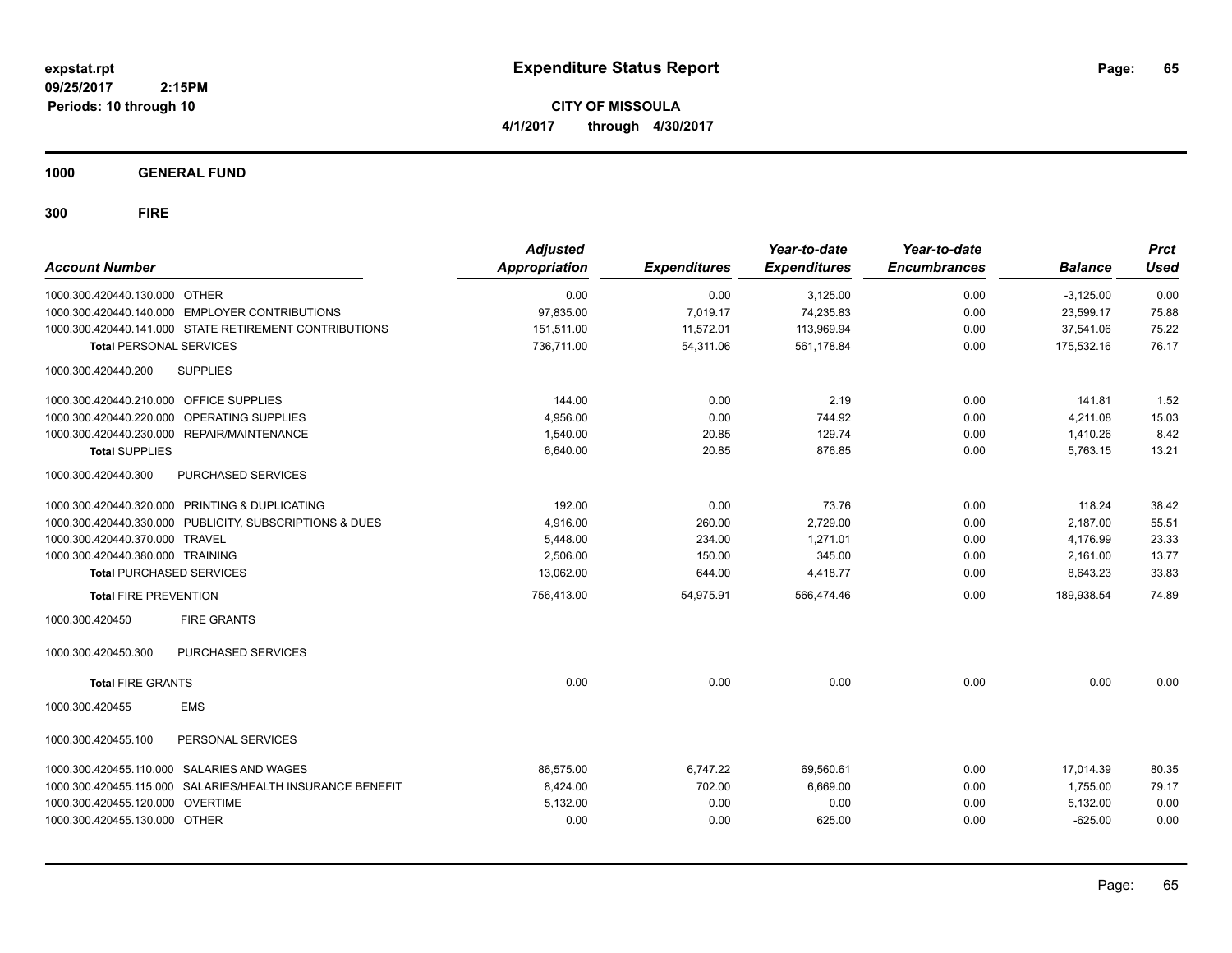**expstat.rpt**
**09/25/2017 2:15PM**
**Periods: 10 through 10**

# Expenditure Status Report

**CITY OF MISSOULA**
**4/1/2017 through 4/30/2017**

## 1000 GENERAL FUND

## 300 FIRE

| Account Number | | Adjusted Appropriation | Expenditures | Year-to-date Expenditures | Year-to-date Encumbrances | Balance | Prct Used |
|---|---|---|---|---|---|---|---|
| 1000.300.420440.130.000 | OTHER | 0.00 | 0.00 | 3,125.00 | 0.00 | -3,125.00 | 0.00 |
| 1000.300.420440.140.000 | EMPLOYER CONTRIBUTIONS | 97,835.00 | 7,019.17 | 74,235.83 | 0.00 | 23,599.17 | 75.88 |
| 1000.300.420440.141.000 | STATE RETIREMENT CONTRIBUTIONS | 151,511.00 | 11,572.01 | 113,969.94 | 0.00 | 37,541.06 | 75.22 |
| **Total** PERSONAL SERVICES | | 736,711.00 | 54,311.06 | 561,178.84 | 0.00 | 175,532.16 | 76.17 |
| 1000.300.420440.200 | SUPPLIES | | | | | | |
| 1000.300.420440.210.000 | OFFICE SUPPLIES | 144.00 | 0.00 | 2.19 | 0.00 | 141.81 | 1.52 |
| 1000.300.420440.220.000 | OPERATING SUPPLIES | 4,956.00 | 0.00 | 744.92 | 0.00 | 4,211.08 | 15.03 |
| 1000.300.420440.230.000 | REPAIR/MAINTENANCE | 1,540.00 | 20.85 | 129.74 | 0.00 | 1,410.26 | 8.42 |
| **Total** SUPPLIES | | 6,640.00 | 20.85 | 876.85 | 0.00 | 5,763.15 | 13.21 |
| 1000.300.420440.300 | PURCHASED SERVICES | | | | | | |
| 1000.300.420440.320.000 | PRINTING & DUPLICATING | 192.00 | 0.00 | 73.76 | 0.00 | 118.24 | 38.42 |
| 1000.300.420440.330.000 | PUBLICITY, SUBSCRIPTIONS & DUES | 4,916.00 | 260.00 | 2,729.00 | 0.00 | 2,187.00 | 55.51 |
| 1000.300.420440.370.000 | TRAVEL | 5,448.00 | 234.00 | 1,271.01 | 0.00 | 4,176.99 | 23.33 |
| 1000.300.420440.380.000 | TRAINING | 2,506.00 | 150.00 | 345.00 | 0.00 | 2,161.00 | 13.77 |
| **Total** PURCHASED SERVICES | | 13,062.00 | 644.00 | 4,418.77 | 0.00 | 8,643.23 | 33.83 |
| **Total** FIRE PREVENTION | | 756,413.00 | 54,975.91 | 566,474.46 | 0.00 | 189,938.54 | 74.89 |
| 1000.300.420450 | FIRE GRANTS | | | | | | |
| 1000.300.420450.300 | PURCHASED SERVICES | | | | | | |
| **Total** FIRE GRANTS | | 0.00 | 0.00 | 0.00 | 0.00 | 0.00 | 0.00 |
| 1000.300.420455 | EMS | | | | | | |
| 1000.300.420455.100 | PERSONAL SERVICES | | | | | | |
| 1000.300.420455.110.000 | SALARIES AND WAGES | 86,575.00 | 6,747.22 | 69,560.61 | 0.00 | 17,014.39 | 80.35 |
| 1000.300.420455.115.000 | SALARIES/HEALTH INSURANCE BENEFIT | 8,424.00 | 702.00 | 6,669.00 | 0.00 | 1,755.00 | 79.17 |
| 1000.300.420455.120.000 | OVERTIME | 5,132.00 | 0.00 | 0.00 | 0.00 | 5,132.00 | 0.00 |
| 1000.300.420455.130.000 | OTHER | 0.00 | 0.00 | 625.00 | 0.00 | -625.00 | 0.00 |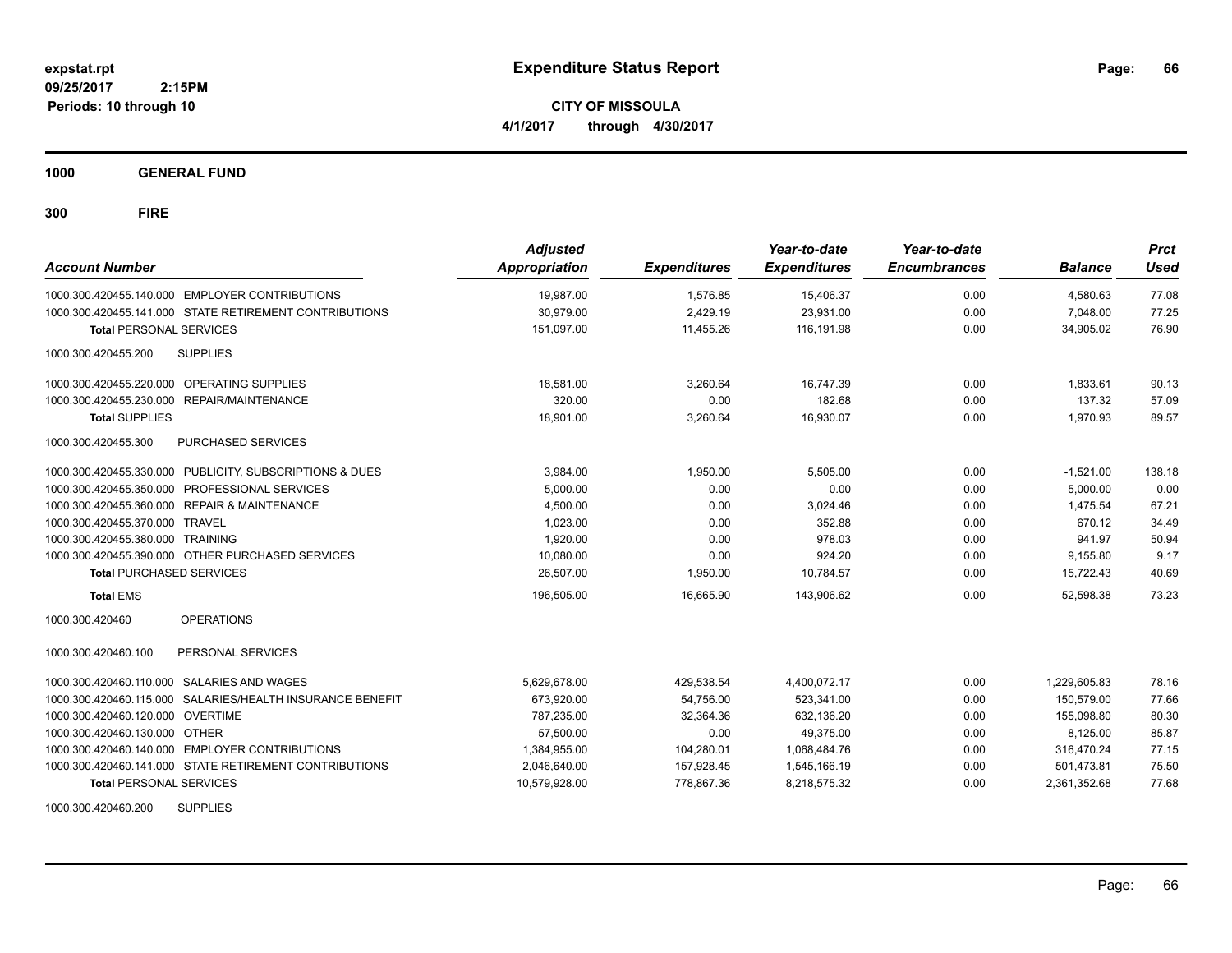**expstat.rpt**
**09/25/2017 2:15PM**
**Periods: 10 through 10**

# Expenditure Status Report

**CITY OF MISSOULA**
**4/1/2017 through 4/30/2017**

## 1000 GENERAL FUND

## 300 FIRE

| Account Number | Adjusted Appropriation | Expenditures | Year-to-date Expenditures | Year-to-date Encumbrances | Balance | Prct Used |
|---|---|---|---|---|---|---|
| 1000.300.420455.140.000 EMPLOYER CONTRIBUTIONS | 19,987.00 | 1,576.85 | 15,406.37 | 0.00 | 4,580.63 | 77.08 |
| 1000.300.420455.141.000 STATE RETIREMENT CONTRIBUTIONS | 30,979.00 | 2,429.19 | 23,931.00 | 0.00 | 7,048.00 | 77.25 |
| **Total** PERSONAL SERVICES | 151,097.00 | 11,455.26 | 116,191.98 | 0.00 | 34,905.02 | 76.90 |
| 1000.300.420455.200 SUPPLIES | | | | | | |
| 1000.300.420455.220.000 OPERATING SUPPLIES | 18,581.00 | 3,260.64 | 16,747.39 | 0.00 | 1,833.61 | 90.13 |
| 1000.300.420455.230.000 REPAIR/MAINTENANCE | 320.00 | 0.00 | 182.68 | 0.00 | 137.32 | 57.09 |
| **Total SUPPLIES** | 18,901.00 | 3,260.64 | 16,930.07 | 0.00 | 1,970.93 | 89.57 |
| 1000.300.420455.300 PURCHASED SERVICES | | | | | | |
| 1000.300.420455.330.000 PUBLICITY, SUBSCRIPTIONS & DUES | 3,984.00 | 1,950.00 | 5,505.00 | 0.00 | -1,521.00 | 138.18 |
| 1000.300.420455.350.000 PROFESSIONAL SERVICES | 5,000.00 | 0.00 | 0.00 | 0.00 | 5,000.00 | 0.00 |
| 1000.300.420455.360.000 REPAIR & MAINTENANCE | 4,500.00 | 0.00 | 3,024.46 | 0.00 | 1,475.54 | 67.21 |
| 1000.300.420455.370.000 TRAVEL | 1,023.00 | 0.00 | 352.88 | 0.00 | 670.12 | 34.49 |
| 1000.300.420455.380.000 TRAINING | 1,920.00 | 0.00 | 978.03 | 0.00 | 941.97 | 50.94 |
| 1000.300.420455.390.000 OTHER PURCHASED SERVICES | 10,080.00 | 0.00 | 924.20 | 0.00 | 9,155.80 | 9.17 |
| **Total** PURCHASED SERVICES | 26,507.00 | 1,950.00 | 10,784.57 | 0.00 | 15,722.43 | 40.69 |
| **Total** EMS | 196,505.00 | 16,665.90 | 143,906.62 | 0.00 | 52,598.38 | 73.23 |
| 1000.300.420460 OPERATIONS | | | | | | |
| 1000.300.420460.100 PERSONAL SERVICES | | | | | | |
| 1000.300.420460.110.000 SALARIES AND WAGES | 5,629,678.00 | 429,538.54 | 4,400,072.17 | 0.00 | 1,229,605.83 | 78.16 |
| 1000.300.420460.115.000 SALARIES/HEALTH INSURANCE BENEFIT | 673,920.00 | 54,756.00 | 523,341.00 | 0.00 | 150,579.00 | 77.66 |
| 1000.300.420460.120.000 OVERTIME | 787,235.00 | 32,364.36 | 632,136.20 | 0.00 | 155,098.80 | 80.30 |
| 1000.300.420460.130.000 OTHER | 57,500.00 | 0.00 | 49,375.00 | 0.00 | 8,125.00 | 85.87 |
| 1000.300.420460.140.000 EMPLOYER CONTRIBUTIONS | 1,384,955.00 | 104,280.01 | 1,068,484.76 | 0.00 | 316,470.24 | 77.15 |
| 1000.300.420460.141.000 STATE RETIREMENT CONTRIBUTIONS | 2,046,640.00 | 157,928.45 | 1,545,166.19 | 0.00 | 501,473.81 | 75.50 |
| **Total** PERSONAL SERVICES | 10,579,928.00 | 778,867.36 | 8,218,575.32 | 0.00 | 2,361,352.68 | 77.68 |
| 1000.300.420460.200 SUPPLIES | | | | | | |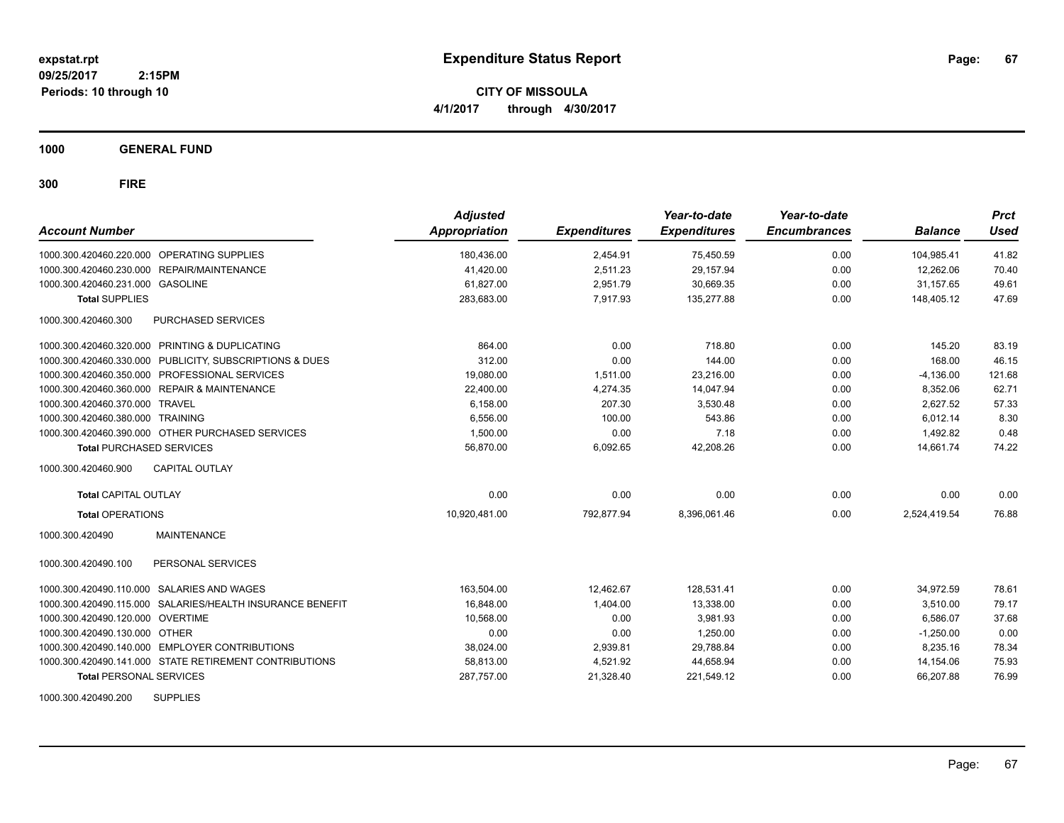**expstat.rpt**
**09/25/2017 2:15PM**
**Periods: 10 through 10**

# Expenditure Status Report

**CITY OF MISSOULA**
**4/1/2017 through 4/30/2017**

## 1000 GENERAL FUND

## 300 FIRE

| Account Number | | Adjusted Appropriation | Expenditures | Year-to-date Expenditures | Year-to-date Encumbrances | Balance | Prct Used |
|---|---|---|---|---|---|---|---|
| 1000.300.420460.220.000 | OPERATING SUPPLIES | 180,436.00 | 2,454.91 | 75,450.59 | 0.00 | 104,985.41 | 41.82 |
| 1000.300.420460.230.000 | REPAIR/MAINTENANCE | 41,420.00 | 2,511.23 | 29,157.94 | 0.00 | 12,262.06 | 70.40 |
| 1000.300.420460.231.000 | GASOLINE | 61,827.00 | 2,951.79 | 30,669.35 | 0.00 | 31,157.65 | 49.61 |
| **Total** SUPPLIES | | 283,683.00 | 7,917.93 | 135,277.88 | 0.00 | 148,405.12 | 47.69 |
| 1000.300.420460.300 | PURCHASED SERVICES | | | | | | |
| 1000.300.420460.320.000 | PRINTING & DUPLICATING | 864.00 | 0.00 | 718.80 | 0.00 | 145.20 | 83.19 |
| 1000.300.420460.330.000 | PUBLICITY, SUBSCRIPTIONS & DUES | 312.00 | 0.00 | 144.00 | 0.00 | 168.00 | 46.15 |
| 1000.300.420460.350.000 | PROFESSIONAL SERVICES | 19,080.00 | 1,511.00 | 23,216.00 | 0.00 | -4,136.00 | 121.68 |
| 1000.300.420460.360.000 | REPAIR & MAINTENANCE | 22,400.00 | 4,274.35 | 14,047.94 | 0.00 | 8,352.06 | 62.71 |
| 1000.300.420460.370.000 | TRAVEL | 6,158.00 | 207.30 | 3,530.48 | 0.00 | 2,627.52 | 57.33 |
| 1000.300.420460.380.000 | TRAINING | 6,556.00 | 100.00 | 543.86 | 0.00 | 6,012.14 | 8.30 |
| 1000.300.420460.390.000 | OTHER PURCHASED SERVICES | 1,500.00 | 0.00 | 7.18 | 0.00 | 1,492.82 | 0.48 |
| **Total** PURCHASED SERVICES | | 56,870.00 | 6,092.65 | 42,208.26 | 0.00 | 14,661.74 | 74.22 |
| 1000.300.420460.900 | CAPITAL OUTLAY | | | | | | |
| **Total** CAPITAL OUTLAY | | 0.00 | 0.00 | 0.00 | 0.00 | 0.00 | 0.00 |
| **Total** OPERATIONS | | 10,920,481.00 | 792,877.94 | 8,396,061.46 | 0.00 | 2,524,419.54 | 76.88 |
| 1000.300.420490 | MAINTENANCE | | | | | | |
| 1000.300.420490.100 | PERSONAL SERVICES | | | | | | |
| 1000.300.420490.110.000 | SALARIES AND WAGES | 163,504.00 | 12,462.67 | 128,531.41 | 0.00 | 34,972.59 | 78.61 |
| 1000.300.420490.115.000 | SALARIES/HEALTH INSURANCE BENEFIT | 16,848.00 | 1,404.00 | 13,338.00 | 0.00 | 3,510.00 | 79.17 |
| 1000.300.420490.120.000 | OVERTIME | 10,568.00 | 0.00 | 3,981.93 | 0.00 | 6,586.07 | 37.68 |
| 1000.300.420490.130.000 | OTHER | 0.00 | 0.00 | 1,250.00 | 0.00 | -1,250.00 | 0.00 |
| 1000.300.420490.140.000 | EMPLOYER CONTRIBUTIONS | 38,024.00 | 2,939.81 | 29,788.84 | 0.00 | 8,235.16 | 78.34 |
| 1000.300.420490.141.000 | STATE RETIREMENT CONTRIBUTIONS | 58,813.00 | 4,521.92 | 44,658.94 | 0.00 | 14,154.06 | 75.93 |
| **Total** PERSONAL SERVICES | | 287,757.00 | 21,328.40 | 221,549.12 | 0.00 | 66,207.88 | 76.99 |
| 1000.300.420490.200 | SUPPLIES | | | | | | |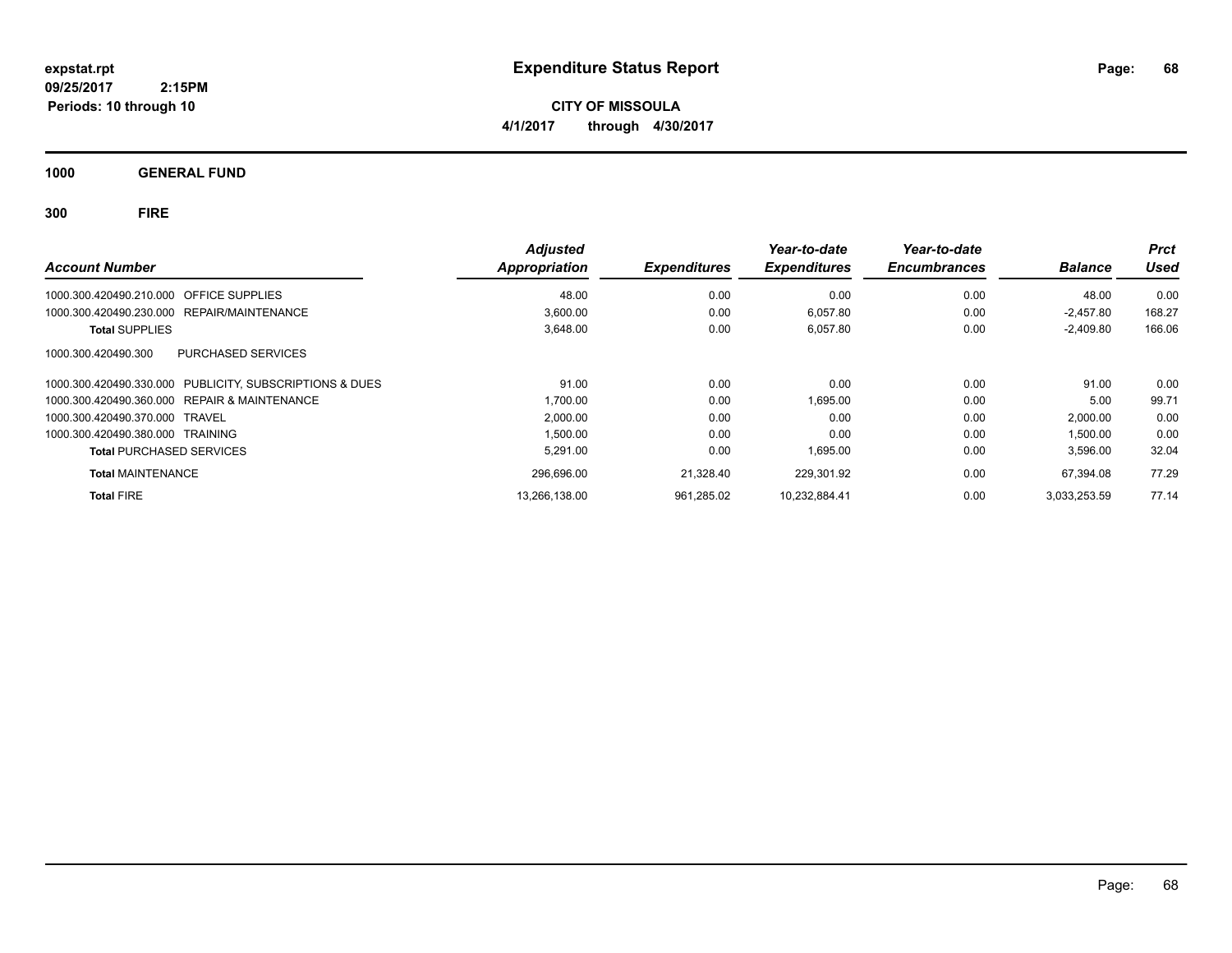**expstat.rpt**
**09/25/2017 2:15PM**
**Periods: 10 through 10**

# Expenditure Status Report

**CITY OF MISSOULA**
**4/1/2017 through 4/30/2017**

## 1000 GENERAL FUND

## 300 FIRE

| Account Number | | Adjusted Appropriation | Expenditures | Year-to-date Expenditures | Year-to-date Encumbrances | Balance | Prct Used |
|---|---|---|---|---|---|---|---|
| 1000.300.420490.210.000 | OFFICE SUPPLIES | 48.00 | 0.00 | 0.00 | 0.00 | 48.00 | 0.00 |
| 1000.300.420490.230.000 | REPAIR/MAINTENANCE | 3,600.00 | 0.00 | 6,057.80 | 0.00 | -2,457.80 | 168.27 |
| **Total** SUPPLIES | | 3,648.00 | 0.00 | 6,057.80 | 0.00 | -2,409.80 | 166.06 |
| 1000.300.420490.300 | PURCHASED SERVICES | | | | | | |
| 1000.300.420490.330.000 | PUBLICITY, SUBSCRIPTIONS & DUES | 91.00 | 0.00 | 0.00 | 0.00 | 91.00 | 0.00 |
| 1000.300.420490.360.000 | REPAIR & MAINTENANCE | 1,700.00 | 0.00 | 1,695.00 | 0.00 | 5.00 | 99.71 |
| 1000.300.420490.370.000 | TRAVEL | 2,000.00 | 0.00 | 0.00 | 0.00 | 2,000.00 | 0.00 |
| 1000.300.420490.380.000 | TRAINING | 1,500.00 | 0.00 | 0.00 | 0.00 | 1,500.00 | 0.00 |
| **Total** PURCHASED SERVICES | | 5,291.00 | 0.00 | 1,695.00 | 0.00 | 3,596.00 | 32.04 |
| **Total** MAINTENANCE | | 296,696.00 | 21,328.40 | 229,301.92 | 0.00 | 67,394.08 | 77.29 |
| **Total** FIRE | | 13,266,138.00 | 961,285.02 | 10,232,884.41 | 0.00 | 3,033,253.59 | 77.14 |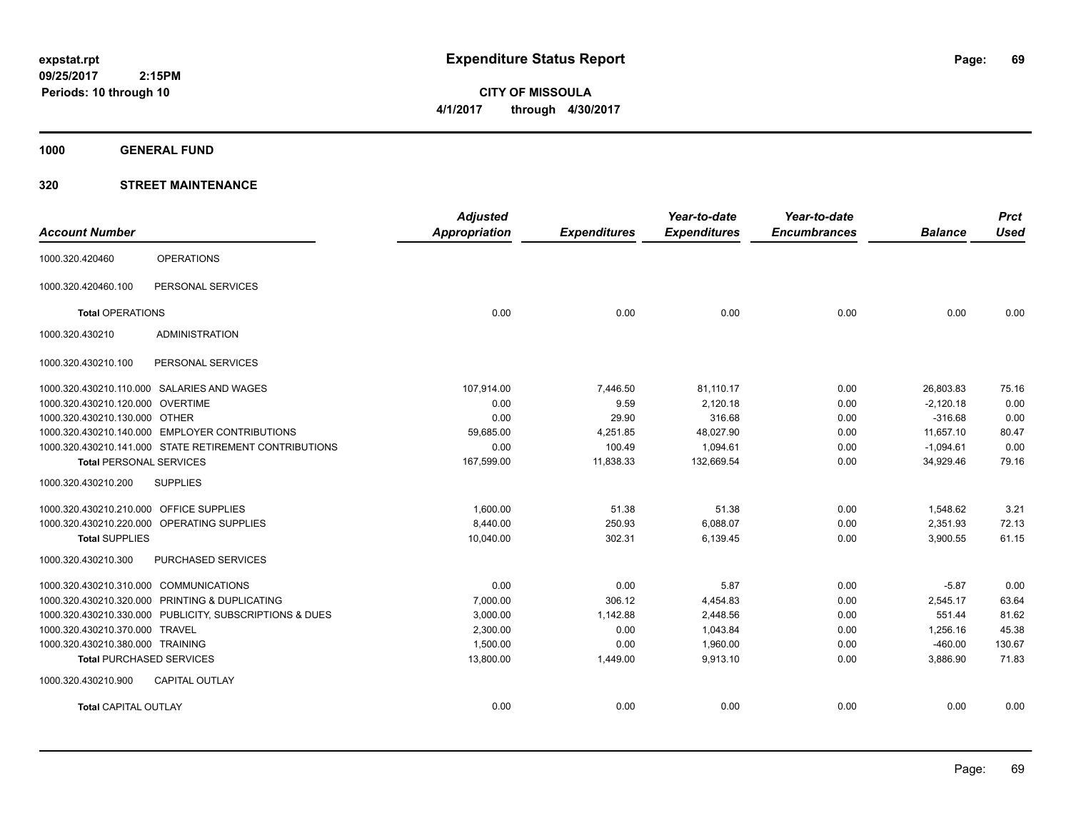**expstat.rpt**
**09/25/2017 2:15PM**
**Periods: 10 through 10**

# Expenditure Status Report

**CITY OF MISSOULA**
**4/1/2017 through 4/30/2017**

## 1000 GENERAL FUND

## 320 STREET MAINTENANCE

| Account Number | | Adjusted Appropriation | Expenditures | Year-to-date Expenditures | Year-to-date Encumbrances | Balance | Prct Used |
|---|---|---|---|---|---|---|---|
| 1000.320.420460 | OPERATIONS | | | | | | |
| 1000.320.420460.100 | PERSONAL SERVICES | | | | | | |
| **Total** OPERATIONS | | 0.00 | 0.00 | 0.00 | 0.00 | 0.00 | 0.00 |
| 1000.320.430210 | ADMINISTRATION | | | | | | |
| 1000.320.430210.100 | PERSONAL SERVICES | | | | | | |
| 1000.320.430210.110.000 | SALARIES AND WAGES | 107,914.00 | 7,446.50 | 81,110.17 | 0.00 | 26,803.83 | 75.16 |
| 1000.320.430210.120.000 | OVERTIME | 0.00 | 9.59 | 2,120.18 | 0.00 | -2,120.18 | 0.00 |
| 1000.320.430210.130.000 | OTHER | 0.00 | 29.90 | 316.68 | 0.00 | -316.68 | 0.00 |
| 1000.320.430210.140.000 | EMPLOYER CONTRIBUTIONS | 59,685.00 | 4,251.85 | 48,027.90 | 0.00 | 11,657.10 | 80.47 |
| 1000.320.430210.141.000 | STATE RETIREMENT CONTRIBUTIONS | 0.00 | 100.49 | 1,094.61 | 0.00 | -1,094.61 | 0.00 |
| **Total** PERSONAL SERVICES | | 167,599.00 | 11,838.33 | 132,669.54 | 0.00 | 34,929.46 | 79.16 |
| 1000.320.430210.200 | SUPPLIES | | | | | | |
| 1000.320.430210.210.000 | OFFICE SUPPLIES | 1,600.00 | 51.38 | 51.38 | 0.00 | 1,548.62 | 3.21 |
| 1000.320.430210.220.000 | OPERATING SUPPLIES | 8,440.00 | 250.93 | 6,088.07 | 0.00 | 2,351.93 | 72.13 |
| **Total** SUPPLIES | | 10,040.00 | 302.31 | 6,139.45 | 0.00 | 3,900.55 | 61.15 |
| 1000.320.430210.300 | PURCHASED SERVICES | | | | | | |
| 1000.320.430210.310.000 | COMMUNICATIONS | 0.00 | 0.00 | 5.87 | 0.00 | -5.87 | 0.00 |
| 1000.320.430210.320.000 | PRINTING & DUPLICATING | 7,000.00 | 306.12 | 4,454.83 | 0.00 | 2,545.17 | 63.64 |
| 1000.320.430210.330.000 | PUBLICITY, SUBSCRIPTIONS & DUES | 3,000.00 | 1,142.88 | 2,448.56 | 0.00 | 551.44 | 81.62 |
| 1000.320.430210.370.000 | TRAVEL | 2,300.00 | 0.00 | 1,043.84 | 0.00 | 1,256.16 | 45.38 |
| 1000.320.430210.380.000 | TRAINING | 1,500.00 | 0.00 | 1,960.00 | 0.00 | -460.00 | 130.67 |
| **Total** PURCHASED SERVICES | | 13,800.00 | 1,449.00 | 9,913.10 | 0.00 | 3,886.90 | 71.83 |
| 1000.320.430210.900 | CAPITAL OUTLAY | | | | | | |
| **Total** CAPITAL OUTLAY | | 0.00 | 0.00 | 0.00 | 0.00 | 0.00 | 0.00 |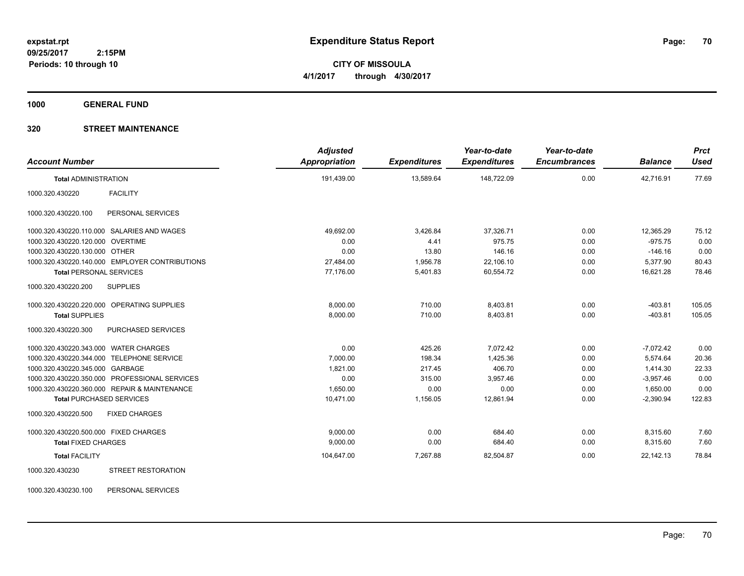**expstat.rpt**
**09/25/2017 2:15PM**
**Periods: 10 through 10**

# Expenditure Status Report

**CITY OF MISSOULA**
**4/1/2017 through 4/30/2017**

## 1000 GENERAL FUND

## 320 STREET MAINTENANCE

| Account Number | | Adjusted Appropriation | Expenditures | Year-to-date Expenditures | Year-to-date Encumbrances | Balance | Prct Used |
|---|---|---|---|---|---|---|---|
| **Total ADMINISTRATION** | | 191,439.00 | 13,589.64 | 148,722.09 | 0.00 | 42,716.91 | 77.69 |
| 1000.320.430220 | FACILITY | | | | | | |
| 1000.320.430220.100 | PERSONAL SERVICES | | | | | | |
| 1000.320.430220.110.000 | SALARIES AND WAGES | 49,692.00 | 3,426.84 | 37,326.71 | 0.00 | 12,365.29 | 75.12 |
| 1000.320.430220.120.000 | OVERTIME | 0.00 | 4.41 | 975.75 | 0.00 | -975.75 | 0.00 |
| 1000.320.430220.130.000 | OTHER | 0.00 | 13.80 | 146.16 | 0.00 | -146.16 | 0.00 |
| 1000.320.430220.140.000 | EMPLOYER CONTRIBUTIONS | 27,484.00 | 1,956.78 | 22,106.10 | 0.00 | 5,377.90 | 80.43 |
| **Total PERSONAL SERVICES** | | 77,176.00 | 5,401.83 | 60,554.72 | 0.00 | 16,621.28 | 78.46 |
| 1000.320.430220.200 | SUPPLIES | | | | | | |
| 1000.320.430220.220.000 | OPERATING SUPPLIES | 8,000.00 | 710.00 | 8,403.81 | 0.00 | -403.81 | 105.05 |
| **Total SUPPLIES** | | 8,000.00 | 710.00 | 8,403.81 | 0.00 | -403.81 | 105.05 |
| 1000.320.430220.300 | PURCHASED SERVICES | | | | | | |
| 1000.320.430220.343.000 | WATER CHARGES | 0.00 | 425.26 | 7,072.42 | 0.00 | -7,072.42 | 0.00 |
| 1000.320.430220.344.000 | TELEPHONE SERVICE | 7,000.00 | 198.34 | 1,425.36 | 0.00 | 5,574.64 | 20.36 |
| 1000.320.430220.345.000 | GARBAGE | 1,821.00 | 217.45 | 406.70 | 0.00 | 1,414.30 | 22.33 |
| 1000.320.430220.350.000 | PROFESSIONAL SERVICES | 0.00 | 315.00 | 3,957.46 | 0.00 | -3,957.46 | 0.00 |
| 1000.320.430220.360.000 | REPAIR & MAINTENANCE | 1,650.00 | 0.00 | 0.00 | 0.00 | 1,650.00 | 0.00 |
| **Total PURCHASED SERVICES** | | 10,471.00 | 1,156.05 | 12,861.94 | 0.00 | -2,390.94 | 122.83 |
| 1000.320.430220.500 | FIXED CHARGES | | | | | | |
| 1000.320.430220.500.000 | FIXED CHARGES | 9,000.00 | 0.00 | 684.40 | 0.00 | 8,315.60 | 7.60 |
| **Total FIXED CHARGES** | | 9,000.00 | 0.00 | 684.40 | 0.00 | 8,315.60 | 7.60 |
| **Total FACILITY** | | 104,647.00 | 7,267.88 | 82,504.87 | 0.00 | 22,142.13 | 78.84 |
| 1000.320.430230 | STREET RESTORATION | | | | | | |
| 1000.320.430230.100 | PERSONAL SERVICES | | | | | | |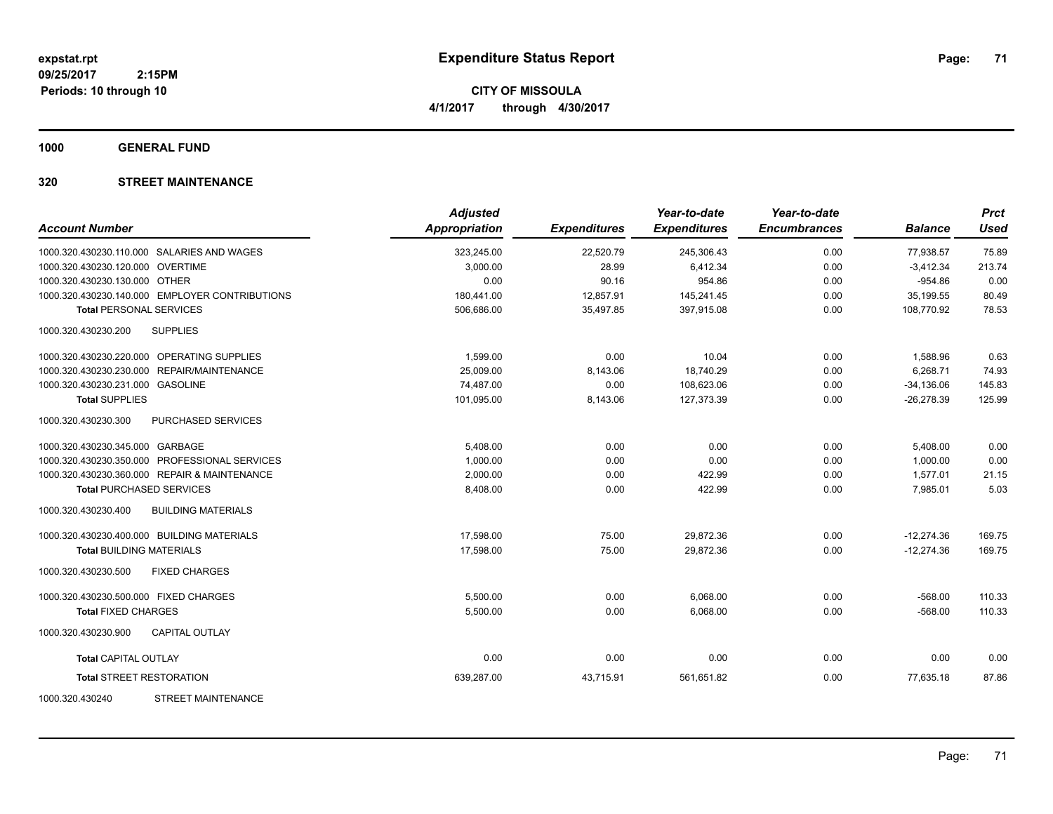**expstat.rpt**
**09/25/2017 2:15PM**
**Periods: 10 through 10**

# Expenditure Status Report

**CITY OF MISSOULA**
**4/1/2017 through 4/30/2017**

## 1000 GENERAL FUND

## 320 STREET MAINTENANCE

| Account Number | Adjusted Appropriation | Expenditures | Year-to-date Expenditures | Year-to-date Encumbrances | Balance | Prct Used |
|---|---|---|---|---|---|---|
| 1000.320.430230.110.000 SALARIES AND WAGES | 323,245.00 | 22,520.79 | 245,306.43 | 0.00 | 77,938.57 | 75.89 |
| 1000.320.430230.120.000 OVERTIME | 3,000.00 | 28.99 | 6,412.34 | 0.00 | -3,412.34 | 213.74 |
| 1000.320.430230.130.000 OTHER | 0.00 | 90.16 | 954.86 | 0.00 | -954.86 | 0.00 |
| 1000.320.430230.140.000 EMPLOYER CONTRIBUTIONS | 180,441.00 | 12,857.91 | 145,241.45 | 0.00 | 35,199.55 | 80.49 |
| **Total** PERSONAL SERVICES | 506,686.00 | 35,497.85 | 397,915.08 | 0.00 | 108,770.92 | 78.53 |
| 1000.320.430230.200 SUPPLIES | | | | | | |
| 1000.320.430230.220.000 OPERATING SUPPLIES | 1,599.00 | 0.00 | 10.04 | 0.00 | 1,588.96 | 0.63 |
| 1000.320.430230.230.000 REPAIR/MAINTENANCE | 25,009.00 | 8,143.06 | 18,740.29 | 0.00 | 6,268.71 | 74.93 |
| 1000.320.430230.231.000 GASOLINE | 74,487.00 | 0.00 | 108,623.06 | 0.00 | -34,136.06 | 145.83 |
| **Total** SUPPLIES | 101,095.00 | 8,143.06 | 127,373.39 | 0.00 | -26,278.39 | 125.99 |
| 1000.320.430230.300 PURCHASED SERVICES | | | | | | |
| 1000.320.430230.345.000 GARBAGE | 5,408.00 | 0.00 | 0.00 | 0.00 | 5,408.00 | 0.00 |
| 1000.320.430230.350.000 PROFESSIONAL SERVICES | 1,000.00 | 0.00 | 0.00 | 0.00 | 1,000.00 | 0.00 |
| 1000.320.430230.360.000 REPAIR & MAINTENANCE | 2,000.00 | 0.00 | 422.99 | 0.00 | 1,577.01 | 21.15 |
| **Total** PURCHASED SERVICES | 8,408.00 | 0.00 | 422.99 | 0.00 | 7,985.01 | 5.03 |
| 1000.320.430230.400 BUILDING MATERIALS | | | | | | |
| 1000.320.430230.400.000 BUILDING MATERIALS | 17,598.00 | 75.00 | 29,872.36 | 0.00 | -12,274.36 | 169.75 |
| **Total** BUILDING MATERIALS | 17,598.00 | 75.00 | 29,872.36 | 0.00 | -12,274.36 | 169.75 |
| 1000.320.430230.500 FIXED CHARGES | | | | | | |
| 1000.320.430230.500.000 FIXED CHARGES | 5,500.00 | 0.00 | 6,068.00 | 0.00 | -568.00 | 110.33 |
| **Total** FIXED CHARGES | 5,500.00 | 0.00 | 6,068.00 | 0.00 | -568.00 | 110.33 |
| 1000.320.430230.900 CAPITAL OUTLAY | | | | | | |
| **Total** CAPITAL OUTLAY | 0.00 | 0.00 | 0.00 | 0.00 | 0.00 | 0.00 |
| **Total** STREET RESTORATION | 639,287.00 | 43,715.91 | 561,651.82 | 0.00 | 77,635.18 | 87.86 |
| 1000.320.430240 STREET MAINTENANCE | | | | | | |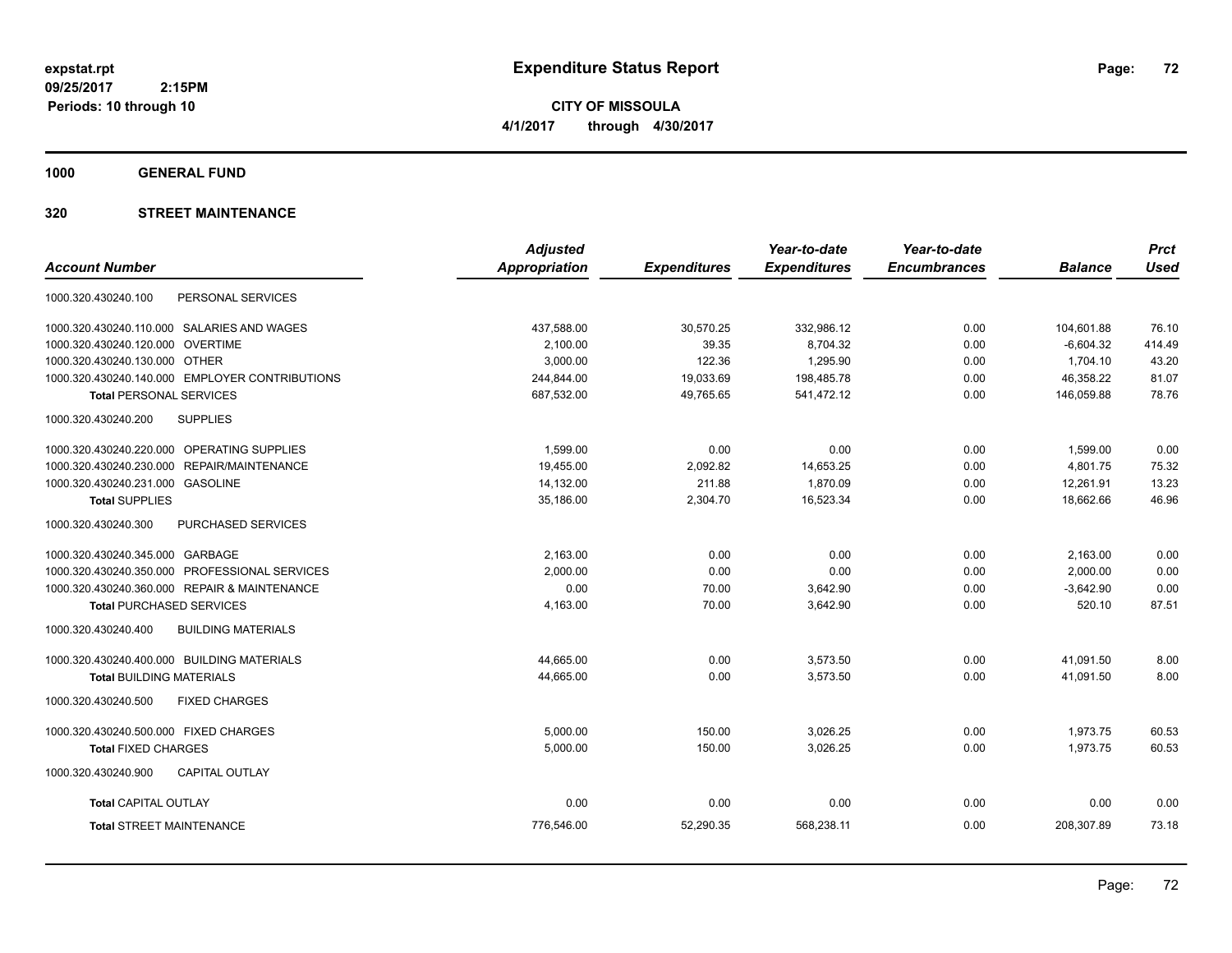**expstat.rpt**
**09/25/2017 2:15PM**
**Periods: 10 through 10**

# Expenditure Status Report

**CITY OF MISSOULA**
**4/1/2017 through 4/30/2017**

## 1000 GENERAL FUND

### 320 STREET MAINTENANCE

| Account Number | Adjusted Appropriation | Expenditures | Year-to-date Expenditures | Year-to-date Encumbrances | Balance | Prct Used |
|---|---|---|---|---|---|---|
| 1000.320.430240.100 PERSONAL SERVICES | | | | | | |
| 1000.320.430240.110.000 SALARIES AND WAGES | 437,588.00 | 30,570.25 | 332,986.12 | 0.00 | 104,601.88 | 76.10 |
| 1000.320.430240.120.000 OVERTIME | 2,100.00 | 39.35 | 8,704.32 | 0.00 | -6,604.32 | 414.49 |
| 1000.320.430240.130.000 OTHER | 3,000.00 | 122.36 | 1,295.90 | 0.00 | 1,704.10 | 43.20 |
| 1000.320.430240.140.000 EMPLOYER CONTRIBUTIONS | 244,844.00 | 19,033.69 | 198,485.78 | 0.00 | 46,358.22 | 81.07 |
| **Total** PERSONAL SERVICES | 687,532.00 | 49,765.65 | 541,472.12 | 0.00 | 146,059.88 | 78.76 |
| 1000.320.430240.200 SUPPLIES | | | | | | |
| 1000.320.430240.220.000 OPERATING SUPPLIES | 1,599.00 | 0.00 | 0.00 | 0.00 | 1,599.00 | 0.00 |
| 1000.320.430240.230.000 REPAIR/MAINTENANCE | 19,455.00 | 2,092.82 | 14,653.25 | 0.00 | 4,801.75 | 75.32 |
| 1000.320.430240.231.000 GASOLINE | 14,132.00 | 211.88 | 1,870.09 | 0.00 | 12,261.91 | 13.23 |
| **Total** SUPPLIES | 35,186.00 | 2,304.70 | 16,523.34 | 0.00 | 18,662.66 | 46.96 |
| 1000.320.430240.300 PURCHASED SERVICES | | | | | | |
| 1000.320.430240.345.000 GARBAGE | 2,163.00 | 0.00 | 0.00 | 0.00 | 2,163.00 | 0.00 |
| 1000.320.430240.350.000 PROFESSIONAL SERVICES | 2,000.00 | 0.00 | 0.00 | 0.00 | 2,000.00 | 0.00 |
| 1000.320.430240.360.000 REPAIR & MAINTENANCE | 0.00 | 70.00 | 3,642.90 | 0.00 | -3,642.90 | 0.00 |
| **Total** PURCHASED SERVICES | 4,163.00 | 70.00 | 3,642.90 | 0.00 | 520.10 | 87.51 |
| 1000.320.430240.400 BUILDING MATERIALS | | | | | | |
| 1000.320.430240.400.000 BUILDING MATERIALS | 44,665.00 | 0.00 | 3,573.50 | 0.00 | 41,091.50 | 8.00 |
| **Total** BUILDING MATERIALS | 44,665.00 | 0.00 | 3,573.50 | 0.00 | 41,091.50 | 8.00 |
| 1000.320.430240.500 FIXED CHARGES | | | | | | |
| 1000.320.430240.500.000 FIXED CHARGES | 5,000.00 | 150.00 | 3,026.25 | 0.00 | 1,973.75 | 60.53 |
| **Total** FIXED CHARGES | 5,000.00 | 150.00 | 3,026.25 | 0.00 | 1,973.75 | 60.53 |
| 1000.320.430240.900 CAPITAL OUTLAY | | | | | | |
| **Total** CAPITAL OUTLAY | 0.00 | 0.00 | 0.00 | 0.00 | 0.00 | 0.00 |
| **Total** STREET MAINTENANCE | 776,546.00 | 52,290.35 | 568,238.11 | 0.00 | 208,307.89 | 73.18 |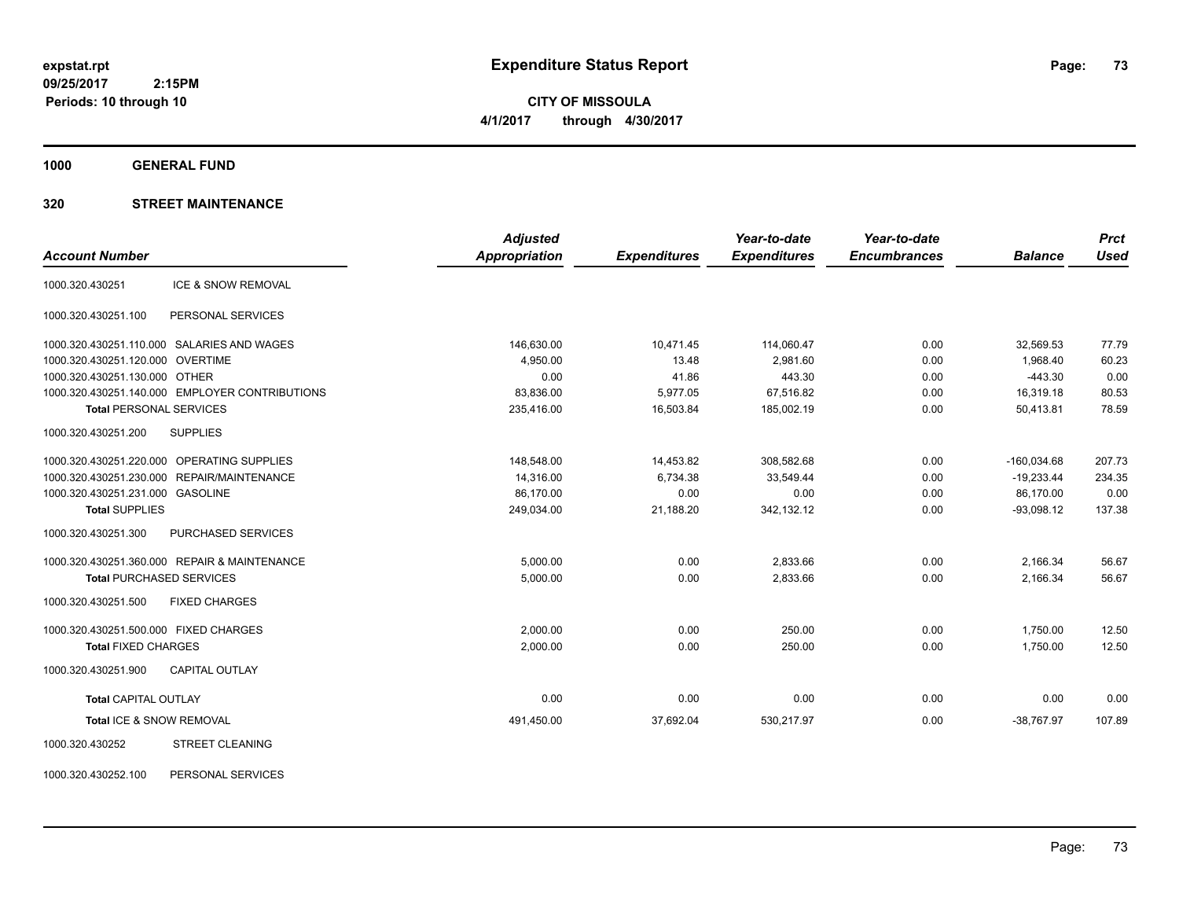**expstat.rpt**
**09/25/2017 2:15PM**
**Periods: 10 through 10**

# Expenditure Status Report

**CITY OF MISSOULA**
**4/1/2017 through 4/30/2017**

## 1000 GENERAL FUND

### 320 STREET MAINTENANCE

| Account Number | | Adjusted Appropriation | Expenditures | Year-to-date Expenditures | Year-to-date Encumbrances | Balance | Prct Used |
|---|---|---|---|---|---|---|---|
| 1000.320.430251 | ICE & SNOW REMOVAL | | | | | | |
| 1000.320.430251.100 | PERSONAL SERVICES | | | | | | |
| 1000.320.430251.110.000 | SALARIES AND WAGES | 146,630.00 | 10,471.45 | 114,060.47 | 0.00 | 32,569.53 | 77.79 |
| 1000.320.430251.120.000 | OVERTIME | 4,950.00 | 13.48 | 2,981.60 | 0.00 | 1,968.40 | 60.23 |
| 1000.320.430251.130.000 | OTHER | 0.00 | 41.86 | 443.30 | 0.00 | -443.30 | 0.00 |
| 1000.320.430251.140.000 | EMPLOYER CONTRIBUTIONS | 83,836.00 | 5,977.05 | 67,516.82 | 0.00 | 16,319.18 | 80.53 |
| **Total** PERSONAL SERVICES | | 235,416.00 | 16,503.84 | 185,002.19 | 0.00 | 50,413.81 | 78.59 |
| 1000.320.430251.200 | SUPPLIES | | | | | | |
| 1000.320.430251.220.000 | OPERATING SUPPLIES | 148,548.00 | 14,453.82 | 308,582.68 | 0.00 | -160,034.68 | 207.73 |
| 1000.320.430251.230.000 | REPAIR/MAINTENANCE | 14,316.00 | 6,734.38 | 33,549.44 | 0.00 | -19,233.44 | 234.35 |
| 1000.320.430251.231.000 | GASOLINE | 86,170.00 | 0.00 | 0.00 | 0.00 | 86,170.00 | 0.00 |
| **Total** SUPPLIES | | 249,034.00 | 21,188.20 | 342,132.12 | 0.00 | -93,098.12 | 137.38 |
| 1000.320.430251.300 | PURCHASED SERVICES | | | | | | |
| 1000.320.430251.360.000 | REPAIR & MAINTENANCE | 5,000.00 | 0.00 | 2,833.66 | 0.00 | 2,166.34 | 56.67 |
| **Total** PURCHASED SERVICES | | 5,000.00 | 0.00 | 2,833.66 | 0.00 | 2,166.34 | 56.67 |
| 1000.320.430251.500 | FIXED CHARGES | | | | | | |
| 1000.320.430251.500.000 | FIXED CHARGES | 2,000.00 | 0.00 | 250.00 | 0.00 | 1,750.00 | 12.50 |
| **Total** FIXED CHARGES | | 2,000.00 | 0.00 | 250.00 | 0.00 | 1,750.00 | 12.50 |
| 1000.320.430251.900 | CAPITAL OUTLAY | | | | | | |
| **Total** CAPITAL OUTLAY | | 0.00 | 0.00 | 0.00 | 0.00 | 0.00 | 0.00 |
| **Total** ICE & SNOW REMOVAL | | 491,450.00 | 37,692.04 | 530,217.97 | 0.00 | -38,767.97 | 107.89 |
| 1000.320.430252 | STREET CLEANING | | | | | | |
| 1000.320.430252.100 | PERSONAL SERVICES | | | | | | |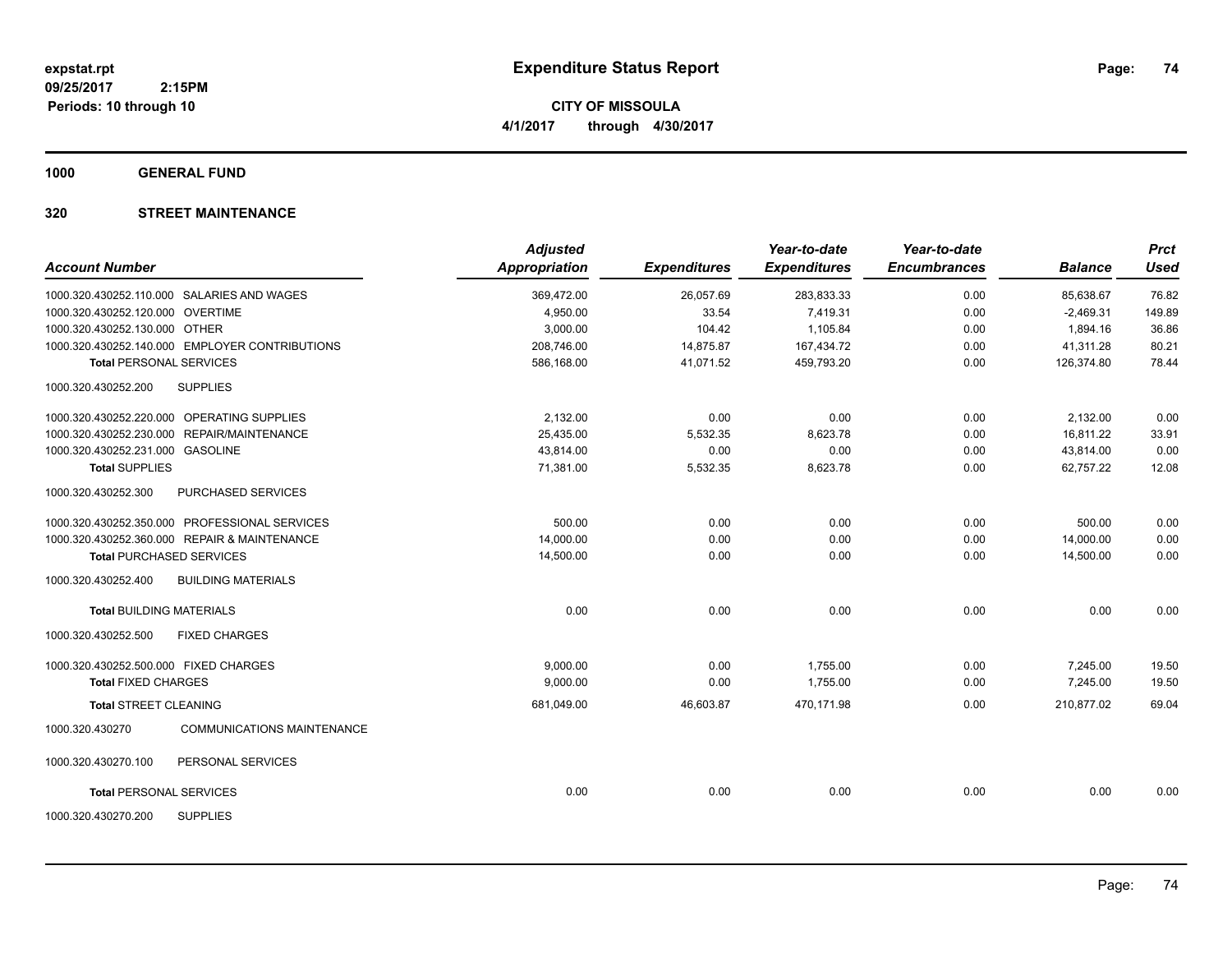# Expenditure Status Report

expstat.rpt
09/25/2017 2:15PM
Periods: 10 through 10

**CITY OF MISSOULA**
**4/1/2017 through 4/30/2017**

## 1000 GENERAL FUND

## 320 STREET MAINTENANCE

| Account Number | | Adjusted Appropriation | Expenditures | Year-to-date Expenditures | Year-to-date Encumbrances | Balance | Prct Used |
|---|---|---|---|---|---|---|---|
| 1000.320.430252.110.000 | SALARIES AND WAGES | 369,472.00 | 26,057.69 | 283,833.33 | 0.00 | 85,638.67 | 76.82 |
| 1000.320.430252.120.000 | OVERTIME | 4,950.00 | 33.54 | 7,419.31 | 0.00 | -2,469.31 | 149.89 |
| 1000.320.430252.130.000 | OTHER | 3,000.00 | 104.42 | 1,105.84 | 0.00 | 1,894.16 | 36.86 |
| 1000.320.430252.140.000 | EMPLOYER CONTRIBUTIONS | 208,746.00 | 14,875.87 | 167,434.72 | 0.00 | 41,311.28 | 80.21 |
| **Total** PERSONAL SERVICES | | 586,168.00 | 41,071.52 | 459,793.20 | 0.00 | 126,374.80 | 78.44 |
| 1000.320.430252.200 | SUPPLIES | | | | | | |
| 1000.320.430252.220.000 | OPERATING SUPPLIES | 2,132.00 | 0.00 | 0.00 | 0.00 | 2,132.00 | 0.00 |
| 1000.320.430252.230.000 | REPAIR/MAINTENANCE | 25,435.00 | 5,532.35 | 8,623.78 | 0.00 | 16,811.22 | 33.91 |
| 1000.320.430252.231.000 | GASOLINE | 43,814.00 | 0.00 | 0.00 | 0.00 | 43,814.00 | 0.00 |
| **Total** SUPPLIES | | 71,381.00 | 5,532.35 | 8,623.78 | 0.00 | 62,757.22 | 12.08 |
| 1000.320.430252.300 | PURCHASED SERVICES | | | | | | |
| 1000.320.430252.350.000 | PROFESSIONAL SERVICES | 500.00 | 0.00 | 0.00 | 0.00 | 500.00 | 0.00 |
| 1000.320.430252.360.000 | REPAIR & MAINTENANCE | 14,000.00 | 0.00 | 0.00 | 0.00 | 14,000.00 | 0.00 |
| **Total** PURCHASED SERVICES | | 14,500.00 | 0.00 | 0.00 | 0.00 | 14,500.00 | 0.00 |
| 1000.320.430252.400 | BUILDING MATERIALS | | | | | | |
| **Total** BUILDING MATERIALS | | 0.00 | 0.00 | 0.00 | 0.00 | 0.00 | 0.00 |
| 1000.320.430252.500 | FIXED CHARGES | | | | | | |
| 1000.320.430252.500.000 | FIXED CHARGES | 9,000.00 | 0.00 | 1,755.00 | 0.00 | 7,245.00 | 19.50 |
| **Total** FIXED CHARGES | | 9,000.00 | 0.00 | 1,755.00 | 0.00 | 7,245.00 | 19.50 |
| **Total** STREET CLEANING | | 681,049.00 | 46,603.87 | 470,171.98 | 0.00 | 210,877.02 | 69.04 |
| 1000.320.430270 | COMMUNICATIONS MAINTENANCE | | | | | | |
| 1000.320.430270.100 | PERSONAL SERVICES | | | | | | |
| **Total** PERSONAL SERVICES | | 0.00 | 0.00 | 0.00 | 0.00 | 0.00 | 0.00 |
| 1000.320.430270.200 | SUPPLIES | | | | | | |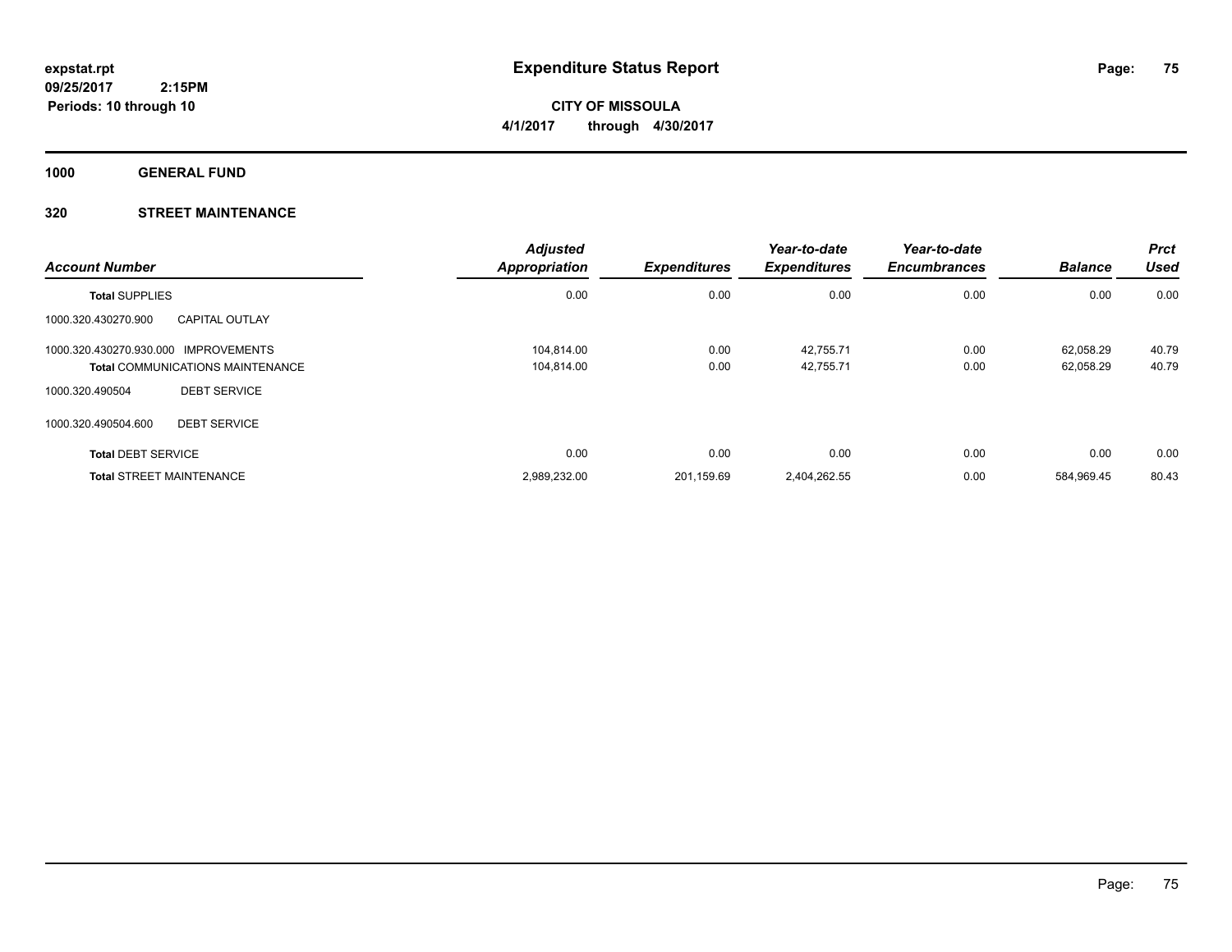# Expenditure Status Report

**expstat.rpt**
**09/25/2017 2:15PM**
**Periods: 10 through 10**

**CITY OF MISSOULA**
**4/1/2017 through 4/30/2017**

**1000 GENERAL FUND**

**320 STREET MAINTENANCE**

| Account Number | | Adjusted Appropriation | Expenditures | Year-to-date Expenditures | Year-to-date Encumbrances | Balance | Prct Used |
|---|---|---|---|---|---|---|---|
| **Total SUPPLIES** | | 0.00 | 0.00 | 0.00 | 0.00 | 0.00 | 0.00 |
| 1000.320.430270.900 | CAPITAL OUTLAY | | | | | | |
| 1000.320.430270.930.000 | IMPROVEMENTS | 104,814.00 | 0.00 | 42,755.71 | 0.00 | 62,058.29 | 40.79 |
| **Total COMMUNICATIONS MAINTENANCE** | | 104,814.00 | 0.00 | 42,755.71 | 0.00 | 62,058.29 | 40.79 |
| 1000.320.490504 | DEBT SERVICE | | | | | | |
| 1000.320.490504.600 | DEBT SERVICE | | | | | | |
| **Total DEBT SERVICE** | | 0.00 | 0.00 | 0.00 | 0.00 | 0.00 | 0.00 |
| **Total STREET MAINTENANCE** | | 2,989,232.00 | 201,159.69 | 2,404,262.55 | 0.00 | 584,969.45 | 80.43 |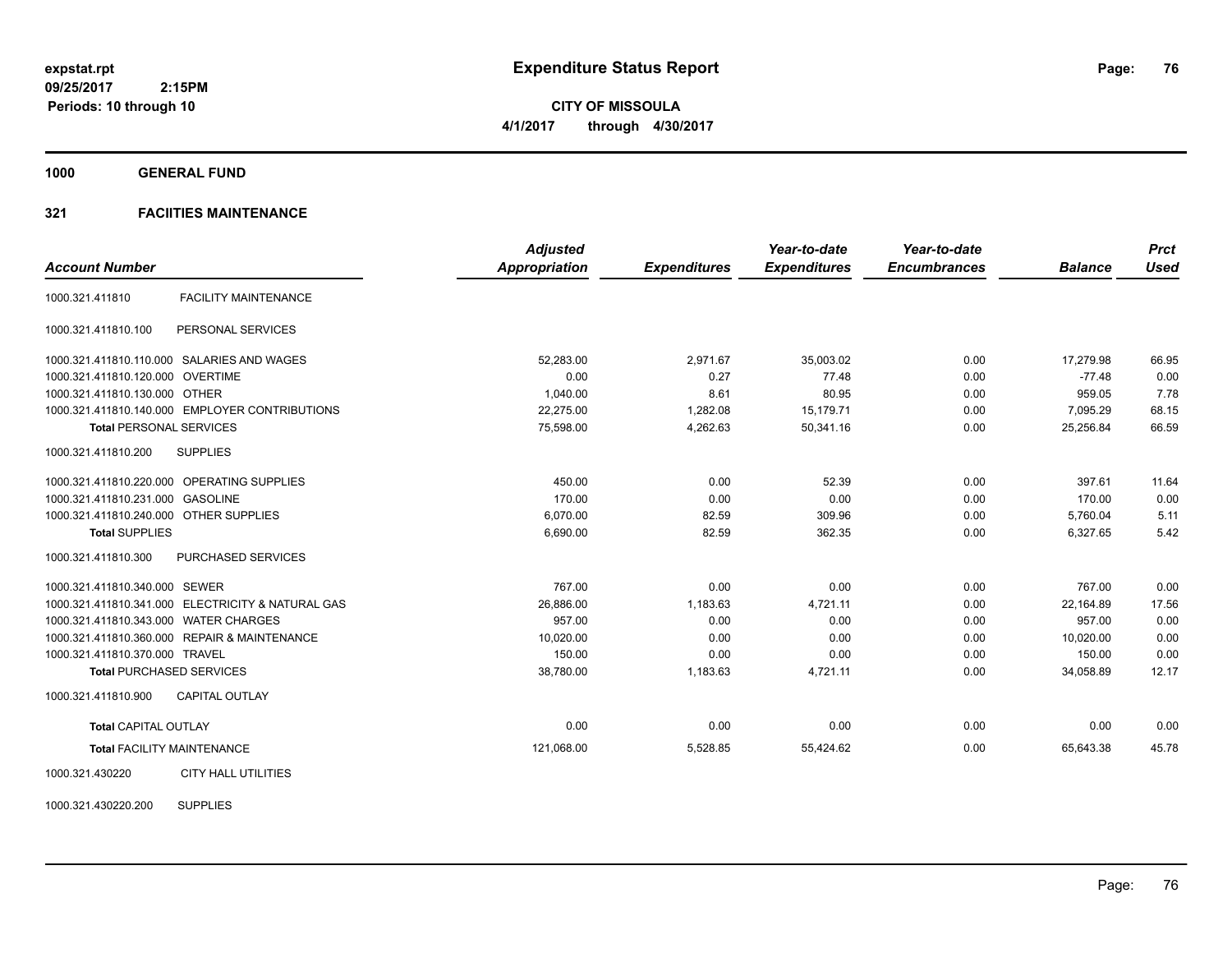# Expenditure Status Report

expstat.rpt
09/25/2017 2:15PM
Periods: 10 through 10

**CITY OF MISSOULA**
**4/1/2017 through 4/30/2017**

## 1000 GENERAL FUND

### 321 FACIITIES MAINTENANCE

| Account Number | | Adjusted Appropriation | Expenditures | Year-to-date Expenditures | Year-to-date Encumbrances | Balance | Prct Used |
|---|---|---|---|---|---|---|---|
| 1000.321.411810 | FACILITY MAINTENANCE | | | | | | |
| 1000.321.411810.100 | PERSONAL SERVICES | | | | | | |
| 1000.321.411810.110.000 | SALARIES AND WAGES | 52,283.00 | 2,971.67 | 35,003.02 | 0.00 | 17,279.98 | 66.95 |
| 1000.321.411810.120.000 | OVERTIME | 0.00 | 0.27 | 77.48 | 0.00 | -77.48 | 0.00 |
| 1000.321.411810.130.000 | OTHER | 1,040.00 | 8.61 | 80.95 | 0.00 | 959.05 | 7.78 |
| 1000.321.411810.140.000 | EMPLOYER CONTRIBUTIONS | 22,275.00 | 1,282.08 | 15,179.71 | 0.00 | 7,095.29 | 68.15 |
| **Total** PERSONAL SERVICES | | 75,598.00 | 4,262.63 | 50,341.16 | 0.00 | 25,256.84 | 66.59 |
| 1000.321.411810.200 | SUPPLIES | | | | | | |
| 1000.321.411810.220.000 | OPERATING SUPPLIES | 450.00 | 0.00 | 52.39 | 0.00 | 397.61 | 11.64 |
| 1000.321.411810.231.000 | GASOLINE | 170.00 | 0.00 | 0.00 | 0.00 | 170.00 | 0.00 |
| 1000.321.411810.240.000 | OTHER SUPPLIES | 6,070.00 | 82.59 | 309.96 | 0.00 | 5,760.04 | 5.11 |
| **Total** SUPPLIES | | 6,690.00 | 82.59 | 362.35 | 0.00 | 6,327.65 | 5.42 |
| 1000.321.411810.300 | PURCHASED SERVICES | | | | | | |
| 1000.321.411810.340.000 | SEWER | 767.00 | 0.00 | 0.00 | 0.00 | 767.00 | 0.00 |
| 1000.321.411810.341.000 | ELECTRICITY & NATURAL GAS | 26,886.00 | 1,183.63 | 4,721.11 | 0.00 | 22,164.89 | 17.56 |
| 1000.321.411810.343.000 | WATER CHARGES | 957.00 | 0.00 | 0.00 | 0.00 | 957.00 | 0.00 |
| 1000.321.411810.360.000 | REPAIR & MAINTENANCE | 10,020.00 | 0.00 | 0.00 | 0.00 | 10,020.00 | 0.00 |
| 1000.321.411810.370.000 | TRAVEL | 150.00 | 0.00 | 0.00 | 0.00 | 150.00 | 0.00 |
| **Total** PURCHASED SERVICES | | 38,780.00 | 1,183.63 | 4,721.11 | 0.00 | 34,058.89 | 12.17 |
| 1000.321.411810.900 | CAPITAL OUTLAY | | | | | | |
| **Total** CAPITAL OUTLAY | | 0.00 | 0.00 | 0.00 | 0.00 | 0.00 | 0.00 |
| **Total** FACILITY MAINTENANCE | | 121,068.00 | 5,528.85 | 55,424.62 | 0.00 | 65,643.38 | 45.78 |
| 1000.321.430220 | CITY HALL UTILITIES | | | | | | |
| 1000.321.430220.200 | SUPPLIES | | | | | | |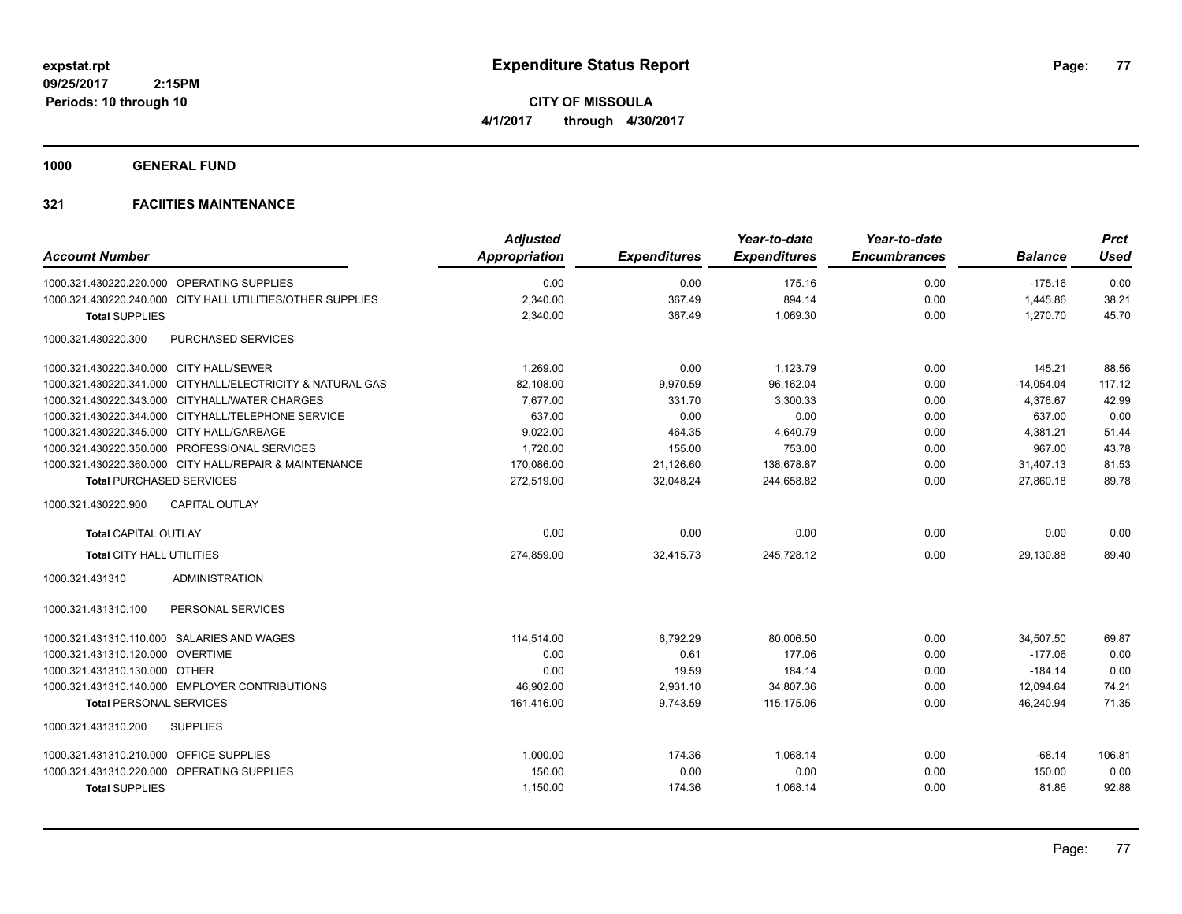# Expenditure Status Report

**CITY OF MISSOULA**

**4/1/2017 through 4/30/2017**

expstat.rpt
09/25/2017 2:15PM
Periods: 10 through 10

## 1000 GENERAL FUND

### 321 FACIITIES MAINTENANCE

| Account Number | | Adjusted Appropriation | Expenditures | Year-to-date Expenditures | Year-to-date Encumbrances | Balance | Prct Used |
|---|---|---|---|---|---|---|---|
| 1000.321.430220.220.000 | OPERATING SUPPLIES | 0.00 | 0.00 | 175.16 | 0.00 | -175.16 | 0.00 |
| 1000.321.430220.240.000 | CITY HALL UTILITIES/OTHER SUPPLIES | 2,340.00 | 367.49 | 894.14 | 0.00 | 1,445.86 | 38.21 |
| **Total** SUPPLIES | | 2,340.00 | 367.49 | 1,069.30 | 0.00 | 1,270.70 | 45.70 |
| 1000.321.430220.300 | PURCHASED SERVICES | | | | | | |
| 1000.321.430220.340.000 | CITY HALL/SEWER | 1,269.00 | 0.00 | 1,123.79 | 0.00 | 145.21 | 88.56 |
| 1000.321.430220.341.000 | CITYHALL/ELECTRICITY & NATURAL GAS | 82,108.00 | 9,970.59 | 96,162.04 | 0.00 | -14,054.04 | 117.12 |
| 1000.321.430220.343.000 | CITYHALL/WATER CHARGES | 7,677.00 | 331.70 | 3,300.33 | 0.00 | 4,376.67 | 42.99 |
| 1000.321.430220.344.000 | CITYHALL/TELEPHONE SERVICE | 637.00 | 0.00 | 0.00 | 0.00 | 637.00 | 0.00 |
| 1000.321.430220.345.000 | CITY HALL/GARBAGE | 9,022.00 | 464.35 | 4,640.79 | 0.00 | 4,381.21 | 51.44 |
| 1000.321.430220.350.000 | PROFESSIONAL SERVICES | 1,720.00 | 155.00 | 753.00 | 0.00 | 967.00 | 43.78 |
| 1000.321.430220.360.000 | CITY HALL/REPAIR & MAINTENANCE | 170,086.00 | 21,126.60 | 138,678.87 | 0.00 | 31,407.13 | 81.53 |
| **Total** PURCHASED SERVICES | | 272,519.00 | 32,048.24 | 244,658.82 | 0.00 | 27,860.18 | 89.78 |
| 1000.321.430220.900 | CAPITAL OUTLAY | | | | | | |
| **Total** CAPITAL OUTLAY | | 0.00 | 0.00 | 0.00 | 0.00 | 0.00 | 0.00 |
| **Total** CITY HALL UTILITIES | | 274,859.00 | 32,415.73 | 245,728.12 | 0.00 | 29,130.88 | 89.40 |
| 1000.321.431310 | ADMINISTRATION | | | | | | |
| 1000.321.431310.100 | PERSONAL SERVICES | | | | | | |
| 1000.321.431310.110.000 | SALARIES AND WAGES | 114,514.00 | 6,792.29 | 80,006.50 | 0.00 | 34,507.50 | 69.87 |
| 1000.321.431310.120.000 | OVERTIME | 0.00 | 0.61 | 177.06 | 0.00 | -177.06 | 0.00 |
| 1000.321.431310.130.000 | OTHER | 0.00 | 19.59 | 184.14 | 0.00 | -184.14 | 0.00 |
| 1000.321.431310.140.000 | EMPLOYER CONTRIBUTIONS | 46,902.00 | 2,931.10 | 34,807.36 | 0.00 | 12,094.64 | 74.21 |
| **Total** PERSONAL SERVICES | | 161,416.00 | 9,743.59 | 115,175.06 | 0.00 | 46,240.94 | 71.35 |
| 1000.321.431310.200 | SUPPLIES | | | | | | |
| 1000.321.431310.210.000 | OFFICE SUPPLIES | 1,000.00 | 174.36 | 1,068.14 | 0.00 | -68.14 | 106.81 |
| 1000.321.431310.220.000 | OPERATING SUPPLIES | 150.00 | 0.00 | 0.00 | 0.00 | 150.00 | 0.00 |
| **Total** SUPPLIES | | 1,150.00 | 174.36 | 1,068.14 | 0.00 | 81.86 | 92.88 |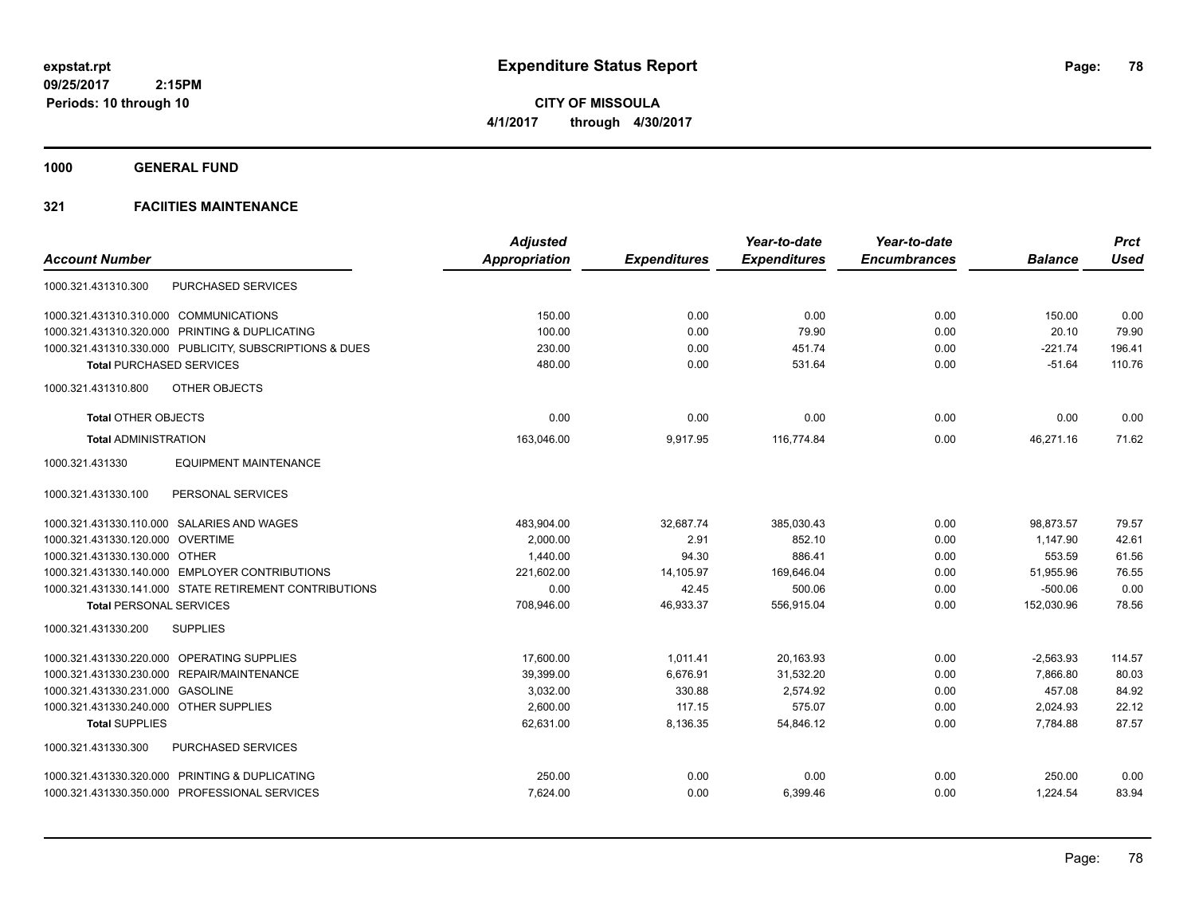# Expenditure Status Report

expstat.rpt
09/25/2017 2:15PM
Periods: 10 through 10

**CITY OF MISSOULA**
**4/1/2017 through 4/30/2017**

## 1000 GENERAL FUND

## 321 FACIITIES MAINTENANCE

| Account Number | Adjusted Appropriation | Expenditures | Year-to-date Expenditures | Year-to-date Encumbrances | Balance | Prct Used |
|---|---|---|---|---|---|---|
| 1000.321.431310.300 PURCHASED SERVICES | | | | | | |
| 1000.321.431310.310.000 COMMUNICATIONS | 150.00 | 0.00 | 0.00 | 0.00 | 150.00 | 0.00 |
| 1000.321.431310.320.000 PRINTING & DUPLICATING | 100.00 | 0.00 | 79.90 | 0.00 | 20.10 | 79.90 |
| 1000.321.431310.330.000 PUBLICITY, SUBSCRIPTIONS & DUES | 230.00 | 0.00 | 451.74 | 0.00 | -221.74 | 196.41 |
| **Total** PURCHASED SERVICES | 480.00 | 0.00 | 531.64 | 0.00 | -51.64 | 110.76 |
| 1000.321.431310.800 OTHER OBJECTS | | | | | | |
| **Total** OTHER OBJECTS | 0.00 | 0.00 | 0.00 | 0.00 | 0.00 | 0.00 |
| **Total** ADMINISTRATION | 163,046.00 | 9,917.95 | 116,774.84 | 0.00 | 46,271.16 | 71.62 |
| 1000.321.431330 EQUIPMENT MAINTENANCE | | | | | | |
| 1000.321.431330.100 PERSONAL SERVICES | | | | | | |
| 1000.321.431330.110.000 SALARIES AND WAGES | 483,904.00 | 32,687.74 | 385,030.43 | 0.00 | 98,873.57 | 79.57 |
| 1000.321.431330.120.000 OVERTIME | 2,000.00 | 2.91 | 852.10 | 0.00 | 1,147.90 | 42.61 |
| 1000.321.431330.130.000 OTHER | 1,440.00 | 94.30 | 886.41 | 0.00 | 553.59 | 61.56 |
| 1000.321.431330.140.000 EMPLOYER CONTRIBUTIONS | 221,602.00 | 14,105.97 | 169,646.04 | 0.00 | 51,955.96 | 76.55 |
| 1000.321.431330.141.000 STATE RETIREMENT CONTRIBUTIONS | 0.00 | 42.45 | 500.06 | 0.00 | -500.06 | 0.00 |
| **Total** PERSONAL SERVICES | 708,946.00 | 46,933.37 | 556,915.04 | 0.00 | 152,030.96 | 78.56 |
| 1000.321.431330.200 SUPPLIES | | | | | | |
| 1000.321.431330.220.000 OPERATING SUPPLIES | 17,600.00 | 1,011.41 | 20,163.93 | 0.00 | -2,563.93 | 114.57 |
| 1000.321.431330.230.000 REPAIR/MAINTENANCE | 39,399.00 | 6,676.91 | 31,532.20 | 0.00 | 7,866.80 | 80.03 |
| 1000.321.431330.231.000 GASOLINE | 3,032.00 | 330.88 | 2,574.92 | 0.00 | 457.08 | 84.92 |
| 1000.321.431330.240.000 OTHER SUPPLIES | 2,600.00 | 117.15 | 575.07 | 0.00 | 2,024.93 | 22.12 |
| **Total** SUPPLIES | 62,631.00 | 8,136.35 | 54,846.12 | 0.00 | 7,784.88 | 87.57 |
| 1000.321.431330.300 PURCHASED SERVICES | | | | | | |
| 1000.321.431330.320.000 PRINTING & DUPLICATING | 250.00 | 0.00 | 0.00 | 0.00 | 250.00 | 0.00 |
| 1000.321.431330.350.000 PROFESSIONAL SERVICES | 7,624.00 | 0.00 | 6,399.46 | 0.00 | 1,224.54 | 83.94 |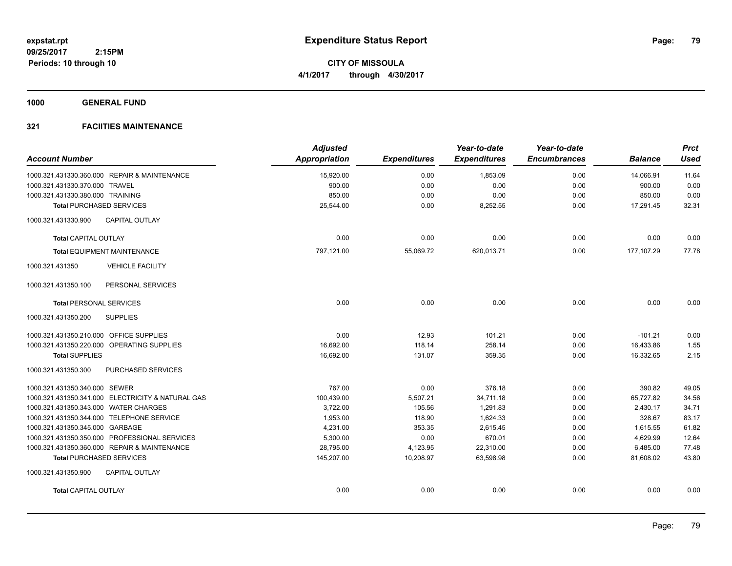**expstat.rpt**
**09/25/2017 2:15PM**
**Periods: 10 through 10**

# Expenditure Status Report

**CITY OF MISSOULA**
**4/1/2017 through 4/30/2017**

## 1000 GENERAL FUND

### 321 FACIITIES MAINTENANCE

| Account Number | Adjusted Appropriation | Expenditures | Year-to-date Expenditures | Year-to-date Encumbrances | Balance | Prct Used |
|---|---|---|---|---|---|---|
| 1000.321.431330.360.000 REPAIR & MAINTENANCE | 15,920.00 | 0.00 | 1,853.09 | 0.00 | 14,066.91 | 11.64 |
| 1000.321.431330.370.000 TRAVEL | 900.00 | 0.00 | 0.00 | 0.00 | 900.00 | 0.00 |
| 1000.321.431330.380.000 TRAINING | 850.00 | 0.00 | 0.00 | 0.00 | 850.00 | 0.00 |
| **Total** PURCHASED SERVICES | 25,544.00 | 0.00 | 8,252.55 | 0.00 | 17,291.45 | 32.31 |
| 1000.321.431330.900 CAPITAL OUTLAY | | | | | | |
| **Total** CAPITAL OUTLAY | 0.00 | 0.00 | 0.00 | 0.00 | 0.00 | 0.00 |
| **Total** EQUIPMENT MAINTENANCE | 797,121.00 | 55,069.72 | 620,013.71 | 0.00 | 177,107.29 | 77.78 |
| 1000.321.431350 VEHICLE FACILITY | | | | | | |
| 1000.321.431350.100 PERSONAL SERVICES | | | | | | |
| **Total** PERSONAL SERVICES | 0.00 | 0.00 | 0.00 | 0.00 | 0.00 | 0.00 |
| 1000.321.431350.200 SUPPLIES | | | | | | |
| 1000.321.431350.210.000 OFFICE SUPPLIES | 0.00 | 12.93 | 101.21 | 0.00 | -101.21 | 0.00 |
| 1000.321.431350.220.000 OPERATING SUPPLIES | 16,692.00 | 118.14 | 258.14 | 0.00 | 16,433.86 | 1.55 |
| **Total** SUPPLIES | 16,692.00 | 131.07 | 359.35 | 0.00 | 16,332.65 | 2.15 |
| 1000.321.431350.300 PURCHASED SERVICES | | | | | | |
| 1000.321.431350.340.000 SEWER | 767.00 | 0.00 | 376.18 | 0.00 | 390.82 | 49.05 |
| 1000.321.431350.341.000 ELECTRICITY & NATURAL GAS | 100,439.00 | 5,507.21 | 34,711.18 | 0.00 | 65,727.82 | 34.56 |
| 1000.321.431350.343.000 WATER CHARGES | 3,722.00 | 105.56 | 1,291.83 | 0.00 | 2,430.17 | 34.71 |
| 1000.321.431350.344.000 TELEPHONE SERVICE | 1,953.00 | 118.90 | 1,624.33 | 0.00 | 328.67 | 83.17 |
| 1000.321.431350.345.000 GARBAGE | 4,231.00 | 353.35 | 2,615.45 | 0.00 | 1,615.55 | 61.82 |
| 1000.321.431350.350.000 PROFESSIONAL SERVICES | 5,300.00 | 0.00 | 670.01 | 0.00 | 4,629.99 | 12.64 |
| 1000.321.431350.360.000 REPAIR & MAINTENANCE | 28,795.00 | 4,123.95 | 22,310.00 | 0.00 | 6,485.00 | 77.48 |
| **Total** PURCHASED SERVICES | 145,207.00 | 10,208.97 | 63,598.98 | 0.00 | 81,608.02 | 43.80 |
| 1000.321.431350.900 CAPITAL OUTLAY | | | | | | |
| **Total** CAPITAL OUTLAY | 0.00 | 0.00 | 0.00 | 0.00 | 0.00 | 0.00 |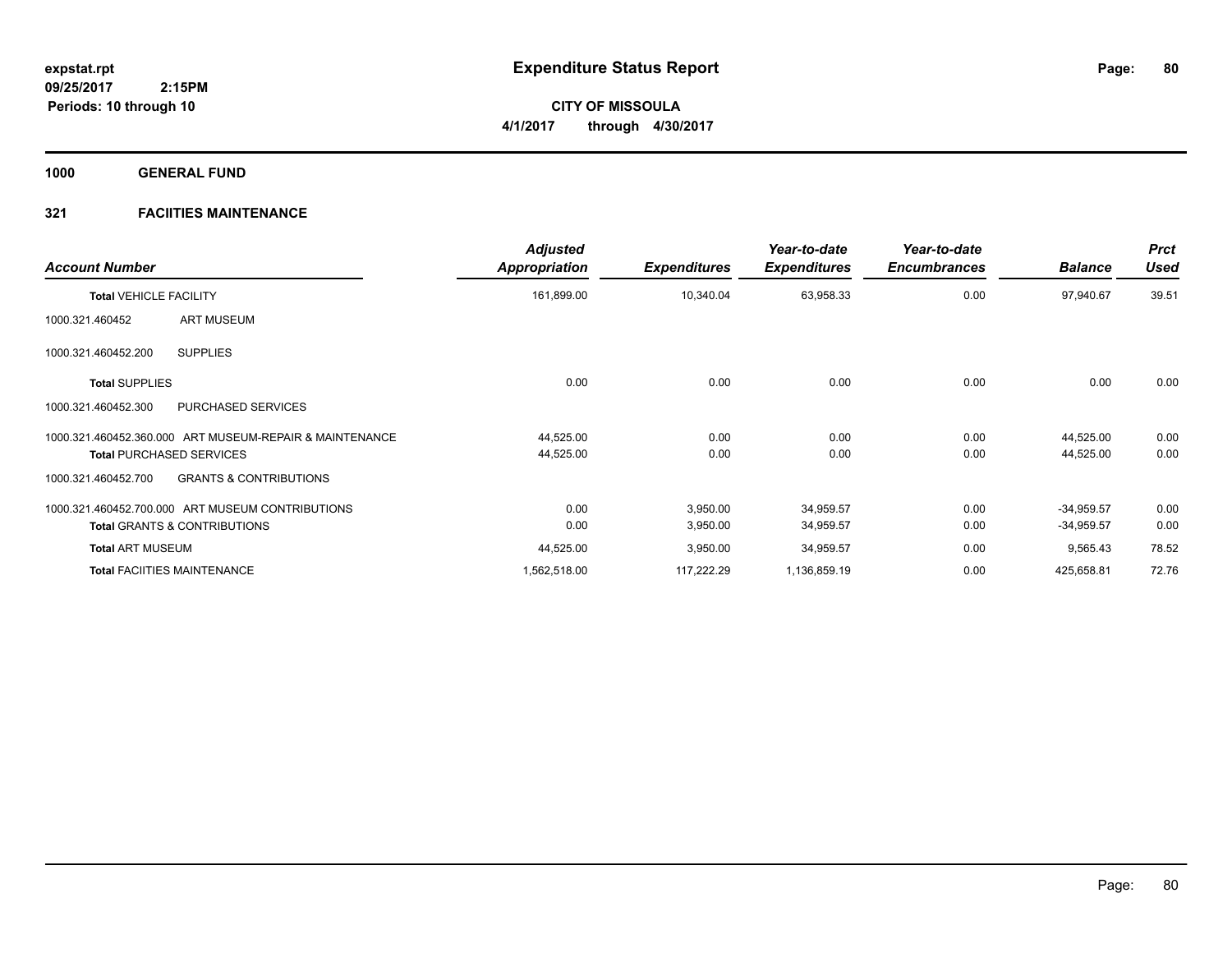# Expenditure Status Report

expstat.rpt
09/25/2017 2:15PM
Periods: 10 through 10

**CITY OF MISSOULA**
**4/1/2017 through 4/30/2017**

## 1000 GENERAL FUND

### 321 FACIITIES MAINTENANCE

| Account Number | | Adjusted Appropriation | Expenditures | Year-to-date Expenditures | Year-to-date Encumbrances | Balance | Prct Used |
|---|---|---|---|---|---|---|---|
| **Total VEHICLE FACILITY** | | 161,899.00 | 10,340.04 | 63,958.33 | 0.00 | 97,940.67 | 39.51 |
| 1000.321.460452 | ART MUSEUM | | | | | | |
| 1000.321.460452.200 | SUPPLIES | | | | | | |
| **Total SUPPLIES** | | 0.00 | 0.00 | 0.00 | 0.00 | 0.00 | 0.00 |
| 1000.321.460452.300 | PURCHASED SERVICES | | | | | | |
| 1000.321.460452.360.000 | ART MUSEUM-REPAIR & MAINTENANCE | 44,525.00 | 0.00 | 0.00 | 0.00 | 44,525.00 | 0.00 |
| **Total PURCHASED SERVICES** | | 44,525.00 | 0.00 | 0.00 | 0.00 | 44,525.00 | 0.00 |
| 1000.321.460452.700 | GRANTS & CONTRIBUTIONS | | | | | | |
| 1000.321.460452.700.000 | ART MUSEUM CONTRIBUTIONS | 0.00 | 3,950.00 | 34,959.57 | 0.00 | -34,959.57 | 0.00 |
| **Total GRANTS & CONTRIBUTIONS** | | 0.00 | 3,950.00 | 34,959.57 | 0.00 | -34,959.57 | 0.00 |
| **Total ART MUSEUM** | | 44,525.00 | 3,950.00 | 34,959.57 | 0.00 | 9,565.43 | 78.52 |
| **Total FACIITIES MAINTENANCE** | | 1,562,518.00 | 117,222.29 | 1,136,859.19 | 0.00 | 425,658.81 | 72.76 |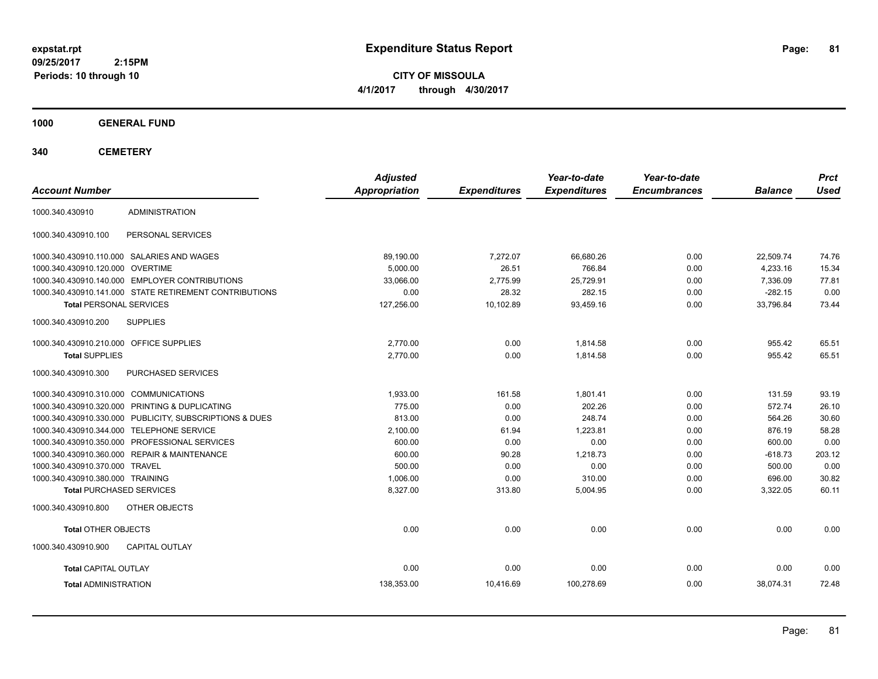expstat.rpt
09/25/2017 2:15PM
Periods: 10 through 10

# Expenditure Status Report

**CITY OF MISSOULA**
**4/1/2017 through 4/30/2017**

## 1000 GENERAL FUND

## 340 CEMETERY

| Account Number | | Adjusted Appropriation | Expenditures | Year-to-date Expenditures | Year-to-date Encumbrances | Balance | Prct Used |
|---|---|---|---|---|---|---|---|
| 1000.340.430910 | ADMINISTRATION | | | | | | |
| 1000.340.430910.100 | PERSONAL SERVICES | | | | | | |
| 1000.340.430910.110.000 | SALARIES AND WAGES | 89,190.00 | 7,272.07 | 66,680.26 | 0.00 | 22,509.74 | 74.76 |
| 1000.340.430910.120.000 | OVERTIME | 5,000.00 | 26.51 | 766.84 | 0.00 | 4,233.16 | 15.34 |
| 1000.340.430910.140.000 | EMPLOYER CONTRIBUTIONS | 33,066.00 | 2,775.99 | 25,729.91 | 0.00 | 7,336.09 | 77.81 |
| 1000.340.430910.141.000 | STATE RETIREMENT CONTRIBUTIONS | 0.00 | 28.32 | 282.15 | 0.00 | -282.15 | 0.00 |
| **Total** PERSONAL SERVICES | | 127,256.00 | 10,102.89 | 93,459.16 | 0.00 | 33,796.84 | 73.44 |
| 1000.340.430910.200 | SUPPLIES | | | | | | |
| 1000.340.430910.210.000 | OFFICE SUPPLIES | 2,770.00 | 0.00 | 1,814.58 | 0.00 | 955.42 | 65.51 |
| **Total** SUPPLIES | | 2,770.00 | 0.00 | 1,814.58 | 0.00 | 955.42 | 65.51 |
| 1000.340.430910.300 | PURCHASED SERVICES | | | | | | |
| 1000.340.430910.310.000 | COMMUNICATIONS | 1,933.00 | 161.58 | 1,801.41 | 0.00 | 131.59 | 93.19 |
| 1000.340.430910.320.000 | PRINTING & DUPLICATING | 775.00 | 0.00 | 202.26 | 0.00 | 572.74 | 26.10 |
| 1000.340.430910.330.000 | PUBLICITY, SUBSCRIPTIONS & DUES | 813.00 | 0.00 | 248.74 | 0.00 | 564.26 | 30.60 |
| 1000.340.430910.344.000 | TELEPHONE SERVICE | 2,100.00 | 61.94 | 1,223.81 | 0.00 | 876.19 | 58.28 |
| 1000.340.430910.350.000 | PROFESSIONAL SERVICES | 600.00 | 0.00 | 0.00 | 0.00 | 600.00 | 0.00 |
| 1000.340.430910.360.000 | REPAIR & MAINTENANCE | 600.00 | 90.28 | 1,218.73 | 0.00 | -618.73 | 203.12 |
| 1000.340.430910.370.000 | TRAVEL | 500.00 | 0.00 | 0.00 | 0.00 | 500.00 | 0.00 |
| 1000.340.430910.380.000 | TRAINING | 1,006.00 | 0.00 | 310.00 | 0.00 | 696.00 | 30.82 |
| **Total** PURCHASED SERVICES | | 8,327.00 | 313.80 | 5,004.95 | 0.00 | 3,322.05 | 60.11 |
| 1000.340.430910.800 | OTHER OBJECTS | | | | | | |
| **Total** OTHER OBJECTS | | 0.00 | 0.00 | 0.00 | 0.00 | 0.00 | 0.00 |
| 1000.340.430910.900 | CAPITAL OUTLAY | | | | | | |
| **Total** CAPITAL OUTLAY | | 0.00 | 0.00 | 0.00 | 0.00 | 0.00 | 0.00 |
| **Total** ADMINISTRATION | | 138,353.00 | 10,416.69 | 100,278.69 | 0.00 | 38,074.31 | 72.48 |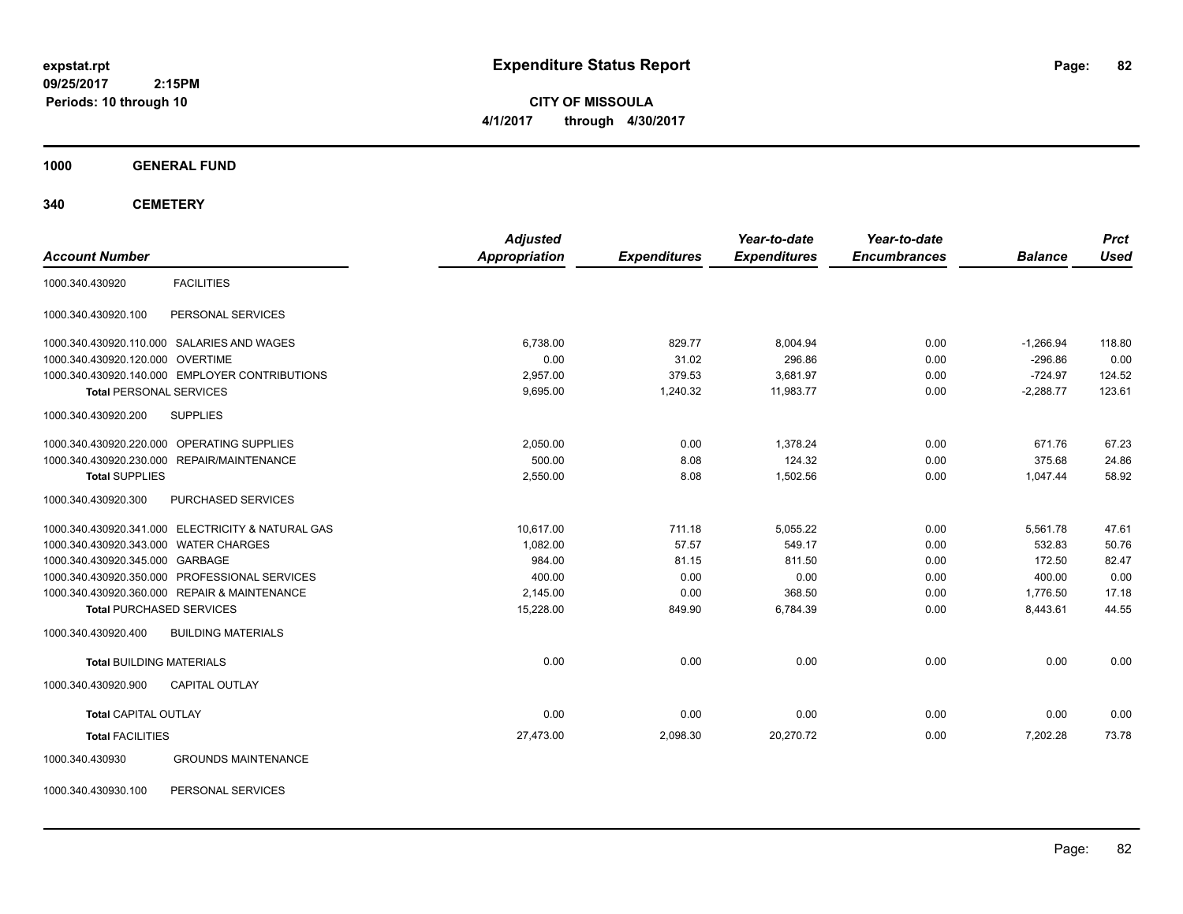**expstat.rpt**
**09/25/2017 2:15PM**
**Periods: 10 through 10**

# Expenditure Status Report

**CITY OF MISSOULA**
**4/1/2017 through 4/30/2017**

## 1000 GENERAL FUND

## 340 CEMETERY

| Account Number | | Adjusted Appropriation | Expenditures | Year-to-date Expenditures | Year-to-date Encumbrances | Balance | Prct Used |
|---|---|---|---|---|---|---|---|
| 1000.340.430920 | FACILITIES | | | | | | |
| 1000.340.430920.100 | PERSONAL SERVICES | | | | | | |
| 1000.340.430920.110.000 | SALARIES AND WAGES | 6,738.00 | 829.77 | 8,004.94 | 0.00 | -1,266.94 | 118.80 |
| 1000.340.430920.120.000 | OVERTIME | 0.00 | 31.02 | 296.86 | 0.00 | -296.86 | 0.00 |
| 1000.340.430920.140.000 | EMPLOYER CONTRIBUTIONS | 2,957.00 | 379.53 | 3,681.97 | 0.00 | -724.97 | 124.52 |
| **Total** PERSONAL SERVICES | | 9,695.00 | 1,240.32 | 11,983.77 | 0.00 | -2,288.77 | 123.61 |
| 1000.340.430920.200 | SUPPLIES | | | | | | |
| 1000.340.430920.220.000 | OPERATING SUPPLIES | 2,050.00 | 0.00 | 1,378.24 | 0.00 | 671.76 | 67.23 |
| 1000.340.430920.230.000 | REPAIR/MAINTENANCE | 500.00 | 8.08 | 124.32 | 0.00 | 375.68 | 24.86 |
| **Total** SUPPLIES | | 2,550.00 | 8.08 | 1,502.56 | 0.00 | 1,047.44 | 58.92 |
| 1000.340.430920.300 | PURCHASED SERVICES | | | | | | |
| 1000.340.430920.341.000 | ELECTRICITY & NATURAL GAS | 10,617.00 | 711.18 | 5,055.22 | 0.00 | 5,561.78 | 47.61 |
| 1000.340.430920.343.000 | WATER CHARGES | 1,082.00 | 57.57 | 549.17 | 0.00 | 532.83 | 50.76 |
| 1000.340.430920.345.000 | GARBAGE | 984.00 | 81.15 | 811.50 | 0.00 | 172.50 | 82.47 |
| 1000.340.430920.350.000 | PROFESSIONAL SERVICES | 400.00 | 0.00 | 0.00 | 0.00 | 400.00 | 0.00 |
| 1000.340.430920.360.000 | REPAIR & MAINTENANCE | 2,145.00 | 0.00 | 368.50 | 0.00 | 1,776.50 | 17.18 |
| **Total** PURCHASED SERVICES | | 15,228.00 | 849.90 | 6,784.39 | 0.00 | 8,443.61 | 44.55 |
| 1000.340.430920.400 | BUILDING MATERIALS | | | | | | |
| **Total** BUILDING MATERIALS | | 0.00 | 0.00 | 0.00 | 0.00 | 0.00 | 0.00 |
| 1000.340.430920.900 | CAPITAL OUTLAY | | | | | | |
| **Total** CAPITAL OUTLAY | | 0.00 | 0.00 | 0.00 | 0.00 | 0.00 | 0.00 |
| **Total** FACILITIES | | 27,473.00 | 2,098.30 | 20,270.72 | 0.00 | 7,202.28 | 73.78 |
| 1000.340.430930 | GROUNDS MAINTENANCE | | | | | | |
| 1000.340.430930.100 | PERSONAL SERVICES | | | | | | |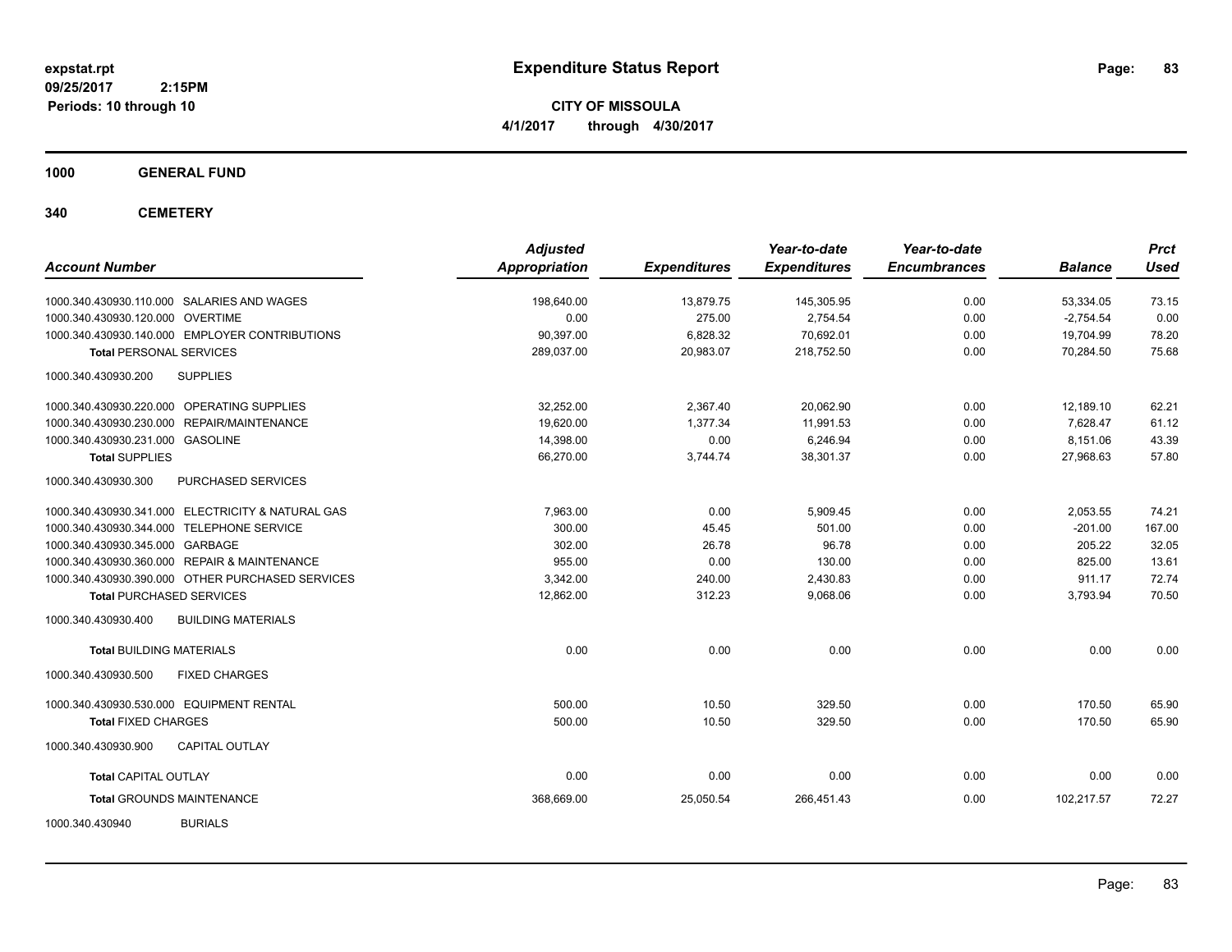**expstat.rpt**
**09/25/2017 2:15PM**
**Periods: 10 through 10**

# Expenditure Status Report

**CITY OF MISSOULA**
**4/1/2017 through 4/30/2017**

## 1000 GENERAL FUND

## 340 CEMETERY

| Account Number | Adjusted Appropriation | Expenditures | Year-to-date Expenditures | Year-to-date Encumbrances | Balance | Prct Used |
|---|---|---|---|---|---|---|
| 1000.340.430930.110.000 SALARIES AND WAGES | 198,640.00 | 13,879.75 | 145,305.95 | 0.00 | 53,334.05 | 73.15 |
| 1000.340.430930.120.000 OVERTIME | 0.00 | 275.00 | 2,754.54 | 0.00 | -2,754.54 | 0.00 |
| 1000.340.430930.140.000 EMPLOYER CONTRIBUTIONS | 90,397.00 | 6,828.32 | 70,692.01 | 0.00 | 19,704.99 | 78.20 |
| **Total** PERSONAL SERVICES | 289,037.00 | 20,983.07 | 218,752.50 | 0.00 | 70,284.50 | 75.68 |
| 1000.340.430930.200 SUPPLIES | | | | | | |
| 1000.340.430930.220.000 OPERATING SUPPLIES | 32,252.00 | 2,367.40 | 20,062.90 | 0.00 | 12,189.10 | 62.21 |
| 1000.340.430930.230.000 REPAIR/MAINTENANCE | 19,620.00 | 1,377.34 | 11,991.53 | 0.00 | 7,628.47 | 61.12 |
| 1000.340.430930.231.000 GASOLINE | 14,398.00 | 0.00 | 6,246.94 | 0.00 | 8,151.06 | 43.39 |
| **Total** SUPPLIES | 66,270.00 | 3,744.74 | 38,301.37 | 0.00 | 27,968.63 | 57.80 |
| 1000.340.430930.300 PURCHASED SERVICES | | | | | | |
| 1000.340.430930.341.000 ELECTRICITY & NATURAL GAS | 7,963.00 | 0.00 | 5,909.45 | 0.00 | 2,053.55 | 74.21 |
| 1000.340.430930.344.000 TELEPHONE SERVICE | 300.00 | 45.45 | 501.00 | 0.00 | -201.00 | 167.00 |
| 1000.340.430930.345.000 GARBAGE | 302.00 | 26.78 | 96.78 | 0.00 | 205.22 | 32.05 |
| 1000.340.430930.360.000 REPAIR & MAINTENANCE | 955.00 | 0.00 | 130.00 | 0.00 | 825.00 | 13.61 |
| 1000.340.430930.390.000 OTHER PURCHASED SERVICES | 3,342.00 | 240.00 | 2,430.83 | 0.00 | 911.17 | 72.74 |
| **Total** PURCHASED SERVICES | 12,862.00 | 312.23 | 9,068.06 | 0.00 | 3,793.94 | 70.50 |
| 1000.340.430930.400 BUILDING MATERIALS | | | | | | |
| **Total** BUILDING MATERIALS | 0.00 | 0.00 | 0.00 | 0.00 | 0.00 | 0.00 |
| 1000.340.430930.500 FIXED CHARGES | | | | | | |
| 1000.340.430930.530.000 EQUIPMENT RENTAL | 500.00 | 10.50 | 329.50 | 0.00 | 170.50 | 65.90 |
| **Total** FIXED CHARGES | 500.00 | 10.50 | 329.50 | 0.00 | 170.50 | 65.90 |
| 1000.340.430930.900 CAPITAL OUTLAY | | | | | | |
| **Total** CAPITAL OUTLAY | 0.00 | 0.00 | 0.00 | 0.00 | 0.00 | 0.00 |
| **Total** GROUNDS MAINTENANCE | 368,669.00 | 25,050.54 | 266,451.43 | 0.00 | 102,217.57 | 72.27 |
| 1000.340.430940 BURIALS | | | | | | |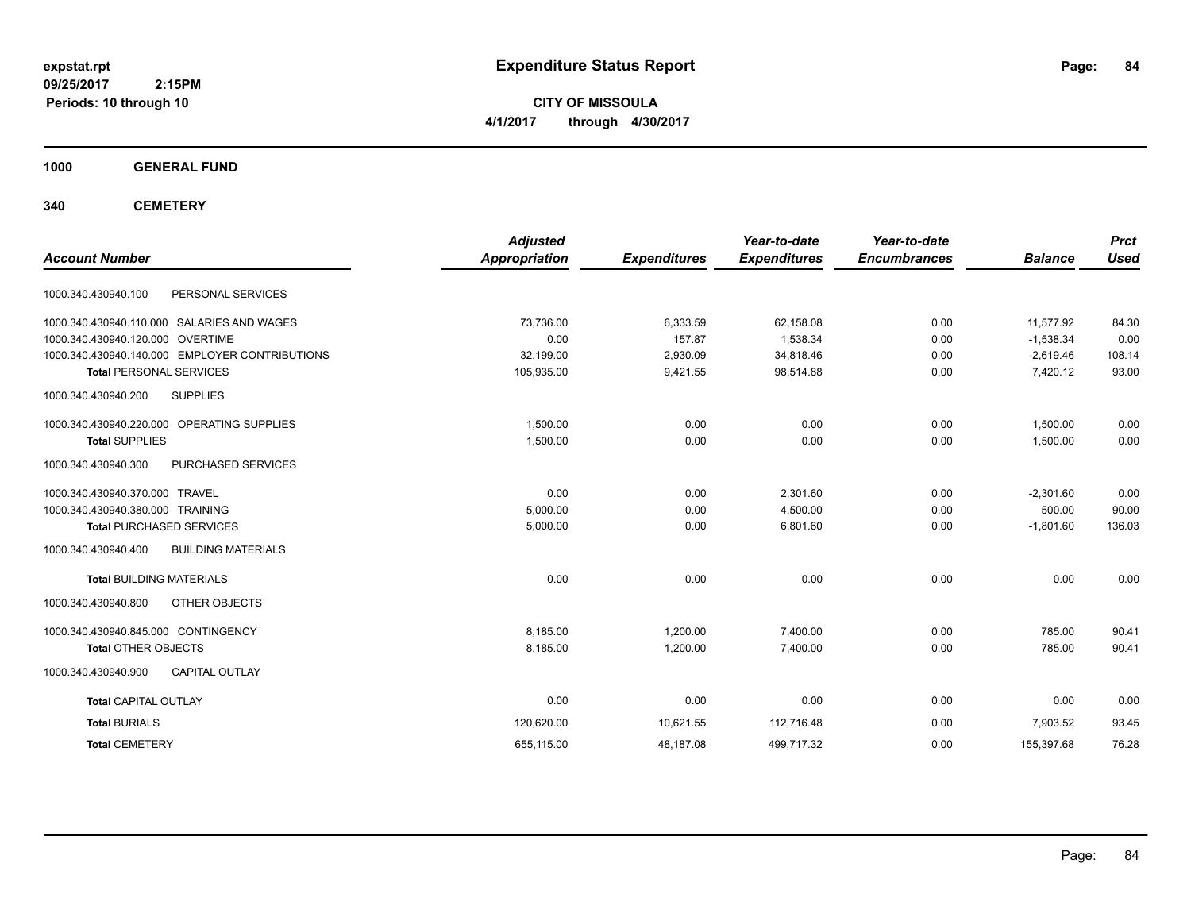**expstat.rpt**
**09/25/2017 2:15PM**
**Periods: 10 through 10**

# Expenditure Status Report

**CITY OF MISSOULA**
**4/1/2017 through 4/30/2017**

## 1000 GENERAL FUND

## 340 CEMETERY

| Account Number | | Adjusted Appropriation | Expenditures | Year-to-date Expenditures | Year-to-date Encumbrances | Balance | Prct Used |
|---|---|---|---|---|---|---|---|
| 1000.340.430940.100 | PERSONAL SERVICES | | | | | | |
| 1000.340.430940.110.000 | SALARIES AND WAGES | 73,736.00 | 6,333.59 | 62,158.08 | 0.00 | 11,577.92 | 84.30 |
| 1000.340.430940.120.000 | OVERTIME | 0.00 | 157.87 | 1,538.34 | 0.00 | -1,538.34 | 0.00 |
| 1000.340.430940.140.000 | EMPLOYER CONTRIBUTIONS | 32,199.00 | 2,930.09 | 34,818.46 | 0.00 | -2,619.46 | 108.14 |
| **Total** PERSONAL SERVICES | | 105,935.00 | 9,421.55 | 98,514.88 | 0.00 | 7,420.12 | 93.00 |
| 1000.340.430940.200 | SUPPLIES | | | | | | |
| 1000.340.430940.220.000 | OPERATING SUPPLIES | 1,500.00 | 0.00 | 0.00 | 0.00 | 1,500.00 | 0.00 |
| **Total** SUPPLIES | | 1,500.00 | 0.00 | 0.00 | 0.00 | 1,500.00 | 0.00 |
| 1000.340.430940.300 | PURCHASED SERVICES | | | | | | |
| 1000.340.430940.370.000 | TRAVEL | 0.00 | 0.00 | 2,301.60 | 0.00 | -2,301.60 | 0.00 |
| 1000.340.430940.380.000 | TRAINING | 5,000.00 | 0.00 | 4,500.00 | 0.00 | 500.00 | 90.00 |
| **Total** PURCHASED SERVICES | | 5,000.00 | 0.00 | 6,801.60 | 0.00 | -1,801.60 | 136.03 |
| 1000.340.430940.400 | BUILDING MATERIALS | | | | | | |
| **Total** BUILDING MATERIALS | | 0.00 | 0.00 | 0.00 | 0.00 | 0.00 | 0.00 |
| 1000.340.430940.800 | OTHER OBJECTS | | | | | | |
| 1000.340.430940.845.000 | CONTINGENCY | 8,185.00 | 1,200.00 | 7,400.00 | 0.00 | 785.00 | 90.41 |
| **Total** OTHER OBJECTS | | 8,185.00 | 1,200.00 | 7,400.00 | 0.00 | 785.00 | 90.41 |
| 1000.340.430940.900 | CAPITAL OUTLAY | | | | | | |
| **Total** CAPITAL OUTLAY | | 0.00 | 0.00 | 0.00 | 0.00 | 0.00 | 0.00 |
| **Total** BURIALS | | 120,620.00 | 10,621.55 | 112,716.48 | 0.00 | 7,903.52 | 93.45 |
| **Total** CEMETERY | | 655,115.00 | 48,187.08 | 499,717.32 | 0.00 | 155,397.68 | 76.28 |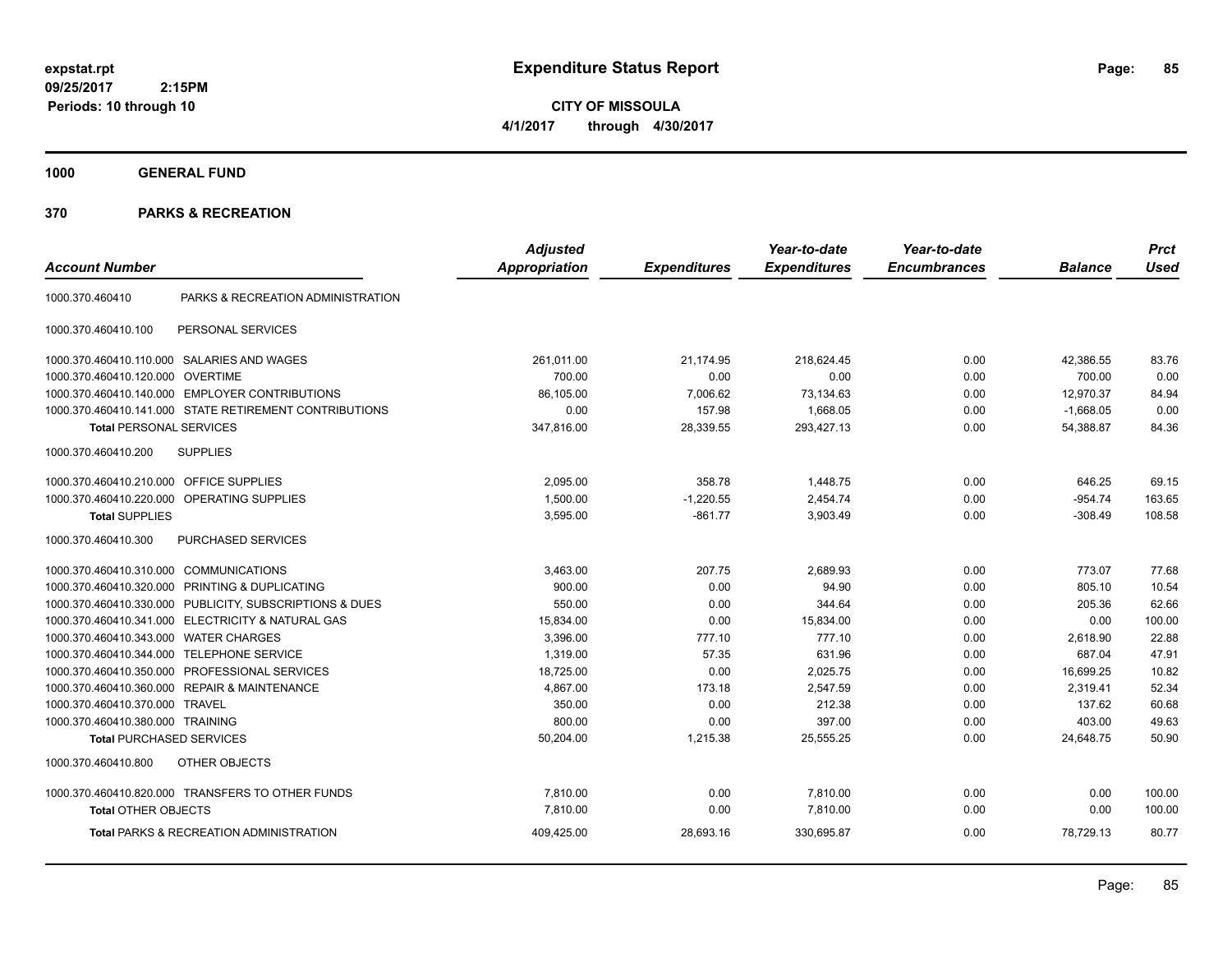**expstat.rpt**
**09/25/2017 2:15PM**
**Periods: 10 through 10**

# Expenditure Status Report

**CITY OF MISSOULA**
**4/1/2017 through 4/30/2017**

## 1000 GENERAL FUND

## 370 PARKS & RECREATION

| Account Number | | Adjusted Appropriation | Expenditures | Year-to-date Expenditures | Year-to-date Encumbrances | Balance | Prct Used |
|---|---|---|---|---|---|---|---|
| 1000.370.460410 | PARKS & RECREATION ADMINISTRATION | | | | | | |
| 1000.370.460410.100 | PERSONAL SERVICES | | | | | | |
| 1000.370.460410.110.000 | SALARIES AND WAGES | 261,011.00 | 21,174.95 | 218,624.45 | 0.00 | 42,386.55 | 83.76 |
| 1000.370.460410.120.000 | OVERTIME | 700.00 | 0.00 | 0.00 | 0.00 | 700.00 | 0.00 |
| 1000.370.460410.140.000 | EMPLOYER CONTRIBUTIONS | 86,105.00 | 7,006.62 | 73,134.63 | 0.00 | 12,970.37 | 84.94 |
| 1000.370.460410.141.000 | STATE RETIREMENT CONTRIBUTIONS | 0.00 | 157.98 | 1,668.05 | 0.00 | -1,668.05 | 0.00 |
| **Total** PERSONAL SERVICES | | 347,816.00 | 28,339.55 | 293,427.13 | 0.00 | 54,388.87 | 84.36 |
| 1000.370.460410.200 | SUPPLIES | | | | | | |
| 1000.370.460410.210.000 | OFFICE SUPPLIES | 2,095.00 | 358.78 | 1,448.75 | 0.00 | 646.25 | 69.15 |
| 1000.370.460410.220.000 | OPERATING SUPPLIES | 1,500.00 | -1,220.55 | 2,454.74 | 0.00 | -954.74 | 163.65 |
| **Total** SUPPLIES | | 3,595.00 | -861.77 | 3,903.49 | 0.00 | -308.49 | 108.58 |
| 1000.370.460410.300 | PURCHASED SERVICES | | | | | | |
| 1000.370.460410.310.000 | COMMUNICATIONS | 3,463.00 | 207.75 | 2,689.93 | 0.00 | 773.07 | 77.68 |
| 1000.370.460410.320.000 | PRINTING & DUPLICATING | 900.00 | 0.00 | 94.90 | 0.00 | 805.10 | 10.54 |
| 1000.370.460410.330.000 | PUBLICITY, SUBSCRIPTIONS & DUES | 550.00 | 0.00 | 344.64 | 0.00 | 205.36 | 62.66 |
| 1000.370.460410.341.000 | ELECTRICITY & NATURAL GAS | 15,834.00 | 0.00 | 15,834.00 | 0.00 | 0.00 | 100.00 |
| 1000.370.460410.343.000 | WATER CHARGES | 3,396.00 | 777.10 | 777.10 | 0.00 | 2,618.90 | 22.88 |
| 1000.370.460410.344.000 | TELEPHONE SERVICE | 1,319.00 | 57.35 | 631.96 | 0.00 | 687.04 | 47.91 |
| 1000.370.460410.350.000 | PROFESSIONAL SERVICES | 18,725.00 | 0.00 | 2,025.75 | 0.00 | 16,699.25 | 10.82 |
| 1000.370.460410.360.000 | REPAIR & MAINTENANCE | 4,867.00 | 173.18 | 2,547.59 | 0.00 | 2,319.41 | 52.34 |
| 1000.370.460410.370.000 | TRAVEL | 350.00 | 0.00 | 212.38 | 0.00 | 137.62 | 60.68 |
| 1000.370.460410.380.000 | TRAINING | 800.00 | 0.00 | 397.00 | 0.00 | 403.00 | 49.63 |
| **Total** PURCHASED SERVICES | | 50,204.00 | 1,215.38 | 25,555.25 | 0.00 | 24,648.75 | 50.90 |
| 1000.370.460410.800 | OTHER OBJECTS | | | | | | |
| 1000.370.460410.820.000 | TRANSFERS TO OTHER FUNDS | 7,810.00 | 0.00 | 7,810.00 | 0.00 | 0.00 | 100.00 |
| **Total** OTHER OBJECTS | | 7,810.00 | 0.00 | 7,810.00 | 0.00 | 0.00 | 100.00 |
| **Total** PARKS & RECREATION ADMINISTRATION | | 409,425.00 | 28,693.16 | 330,695.87 | 0.00 | 78,729.13 | 80.77 |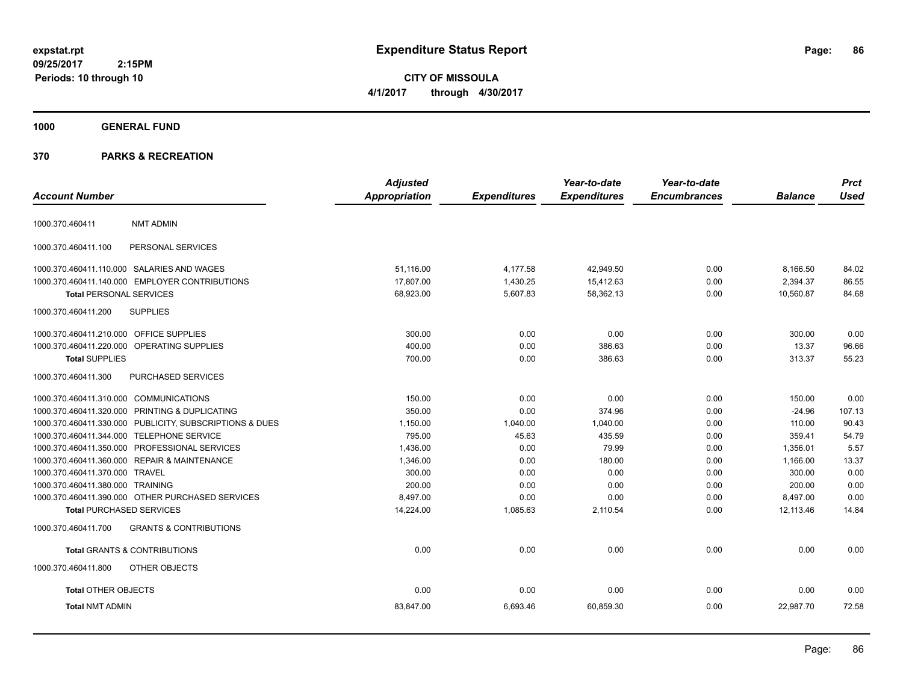**expstat.rpt**
**09/25/2017 2:15PM**
**Periods: 10 through 10**

# Expenditure Status Report

**CITY OF MISSOULA**
**4/1/2017 through 4/30/2017**

## 1000 GENERAL FUND

## 370 PARKS & RECREATION

| Account Number | | Adjusted Appropriation | Expenditures | Year-to-date Expenditures | Year-to-date Encumbrances | Balance | Prct Used |
|---|---|---|---|---|---|---|---|
| 1000.370.460411 | NMT ADMIN | | | | | | |
| 1000.370.460411.100 | PERSONAL SERVICES | | | | | | |
| 1000.370.460411.110.000 | SALARIES AND WAGES | 51,116.00 | 4,177.58 | 42,949.50 | 0.00 | 8,166.50 | 84.02 |
| 1000.370.460411.140.000 | EMPLOYER CONTRIBUTIONS | 17,807.00 | 1,430.25 | 15,412.63 | 0.00 | 2,394.37 | 86.55 |
| **Total** PERSONAL SERVICES | | 68,923.00 | 5,607.83 | 58,362.13 | 0.00 | 10,560.87 | 84.68 |
| 1000.370.460411.200 | SUPPLIES | | | | | | |
| 1000.370.460411.210.000 | OFFICE SUPPLIES | 300.00 | 0.00 | 0.00 | 0.00 | 300.00 | 0.00 |
| 1000.370.460411.220.000 | OPERATING SUPPLIES | 400.00 | 0.00 | 386.63 | 0.00 | 13.37 | 96.66 |
| **Total** SUPPLIES | | 700.00 | 0.00 | 386.63 | 0.00 | 313.37 | 55.23 |
| 1000.370.460411.300 | PURCHASED SERVICES | | | | | | |
| 1000.370.460411.310.000 | COMMUNICATIONS | 150.00 | 0.00 | 0.00 | 0.00 | 150.00 | 0.00 |
| 1000.370.460411.320.000 | PRINTING & DUPLICATING | 350.00 | 0.00 | 374.96 | 0.00 | -24.96 | 107.13 |
| 1000.370.460411.330.000 | PUBLICITY, SUBSCRIPTIONS & DUES | 1,150.00 | 1,040.00 | 1,040.00 | 0.00 | 110.00 | 90.43 |
| 1000.370.460411.344.000 | TELEPHONE SERVICE | 795.00 | 45.63 | 435.59 | 0.00 | 359.41 | 54.79 |
| 1000.370.460411.350.000 | PROFESSIONAL SERVICES | 1,436.00 | 0.00 | 79.99 | 0.00 | 1,356.01 | 5.57 |
| 1000.370.460411.360.000 | REPAIR & MAINTENANCE | 1,346.00 | 0.00 | 180.00 | 0.00 | 1,166.00 | 13.37 |
| 1000.370.460411.370.000 | TRAVEL | 300.00 | 0.00 | 0.00 | 0.00 | 300.00 | 0.00 |
| 1000.370.460411.380.000 | TRAINING | 200.00 | 0.00 | 0.00 | 0.00 | 200.00 | 0.00 |
| 1000.370.460411.390.000 | OTHER PURCHASED SERVICES | 8,497.00 | 0.00 | 0.00 | 0.00 | 8,497.00 | 0.00 |
| **Total** PURCHASED SERVICES | | 14,224.00 | 1,085.63 | 2,110.54 | 0.00 | 12,113.46 | 14.84 |
| 1000.370.460411.700 | GRANTS & CONTRIBUTIONS | | | | | | |
| **Total** GRANTS & CONTRIBUTIONS | | 0.00 | 0.00 | 0.00 | 0.00 | 0.00 | 0.00 |
| 1000.370.460411.800 | OTHER OBJECTS | | | | | | |
| **Total** OTHER OBJECTS | | 0.00 | 0.00 | 0.00 | 0.00 | 0.00 | 0.00 |
| **Total** NMT ADMIN | | 83,847.00 | 6,693.46 | 60,859.30 | 0.00 | 22,987.70 | 72.58 |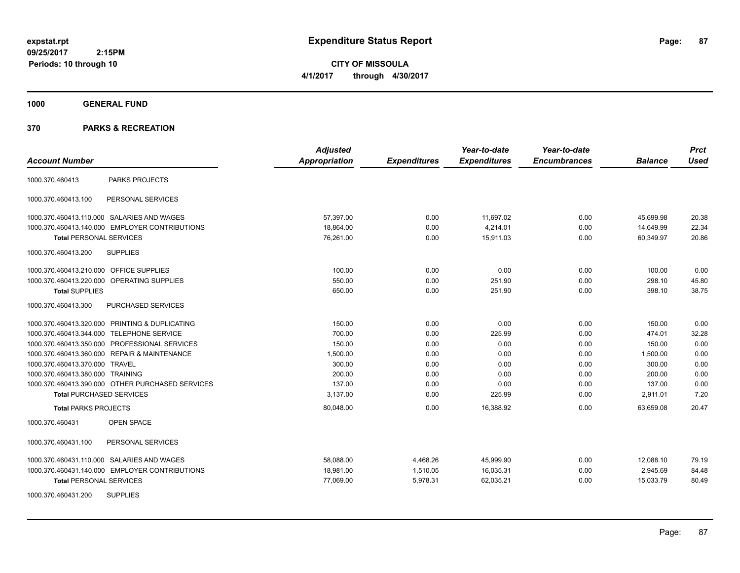**expstat.rpt**
**09/25/2017 2:15PM**
**Periods: 10 through 10**

# Expenditure Status Report

**CITY OF MISSOULA**
**4/1/2017 through 4/30/2017**

## 1000 GENERAL FUND

## 370 PARKS & RECREATION

| Account Number | | Adjusted Appropriation | Expenditures | Year-to-date Expenditures | Year-to-date Encumbrances | Balance | Prct Used |
|---|---|---|---|---|---|---|---|
| 1000.370.460413 | PARKS PROJECTS | | | | | | |
| 1000.370.460413.100 | PERSONAL SERVICES | | | | | | |
| 1000.370.460413.110.000 | SALARIES AND WAGES | 57,397.00 | 0.00 | 11,697.02 | 0.00 | 45,699.98 | 20.38 |
| 1000.370.460413.140.000 | EMPLOYER CONTRIBUTIONS | 18,864.00 | 0.00 | 4,214.01 | 0.00 | 14,649.99 | 22.34 |
| **Total** PERSONAL SERVICES | | 76,261.00 | 0.00 | 15,911.03 | 0.00 | 60,349.97 | 20.86 |
| 1000.370.460413.200 | SUPPLIES | | | | | | |
| 1000.370.460413.210.000 | OFFICE SUPPLIES | 100.00 | 0.00 | 0.00 | 0.00 | 100.00 | 0.00 |
| 1000.370.460413.220.000 | OPERATING SUPPLIES | 550.00 | 0.00 | 251.90 | 0.00 | 298.10 | 45.80 |
| **Total** SUPPLIES | | 650.00 | 0.00 | 251.90 | 0.00 | 398.10 | 38.75 |
| 1000.370.460413.300 | PURCHASED SERVICES | | | | | | |
| 1000.370.460413.320.000 | PRINTING & DUPLICATING | 150.00 | 0.00 | 0.00 | 0.00 | 150.00 | 0.00 |
| 1000.370.460413.344.000 | TELEPHONE SERVICE | 700.00 | 0.00 | 225.99 | 0.00 | 474.01 | 32.28 |
| 1000.370.460413.350.000 | PROFESSIONAL SERVICES | 150.00 | 0.00 | 0.00 | 0.00 | 150.00 | 0.00 |
| 1000.370.460413.360.000 | REPAIR & MAINTENANCE | 1,500.00 | 0.00 | 0.00 | 0.00 | 1,500.00 | 0.00 |
| 1000.370.460413.370.000 | TRAVEL | 300.00 | 0.00 | 0.00 | 0.00 | 300.00 | 0.00 |
| 1000.370.460413.380.000 | TRAINING | 200.00 | 0.00 | 0.00 | 0.00 | 200.00 | 0.00 |
| 1000.370.460413.390.000 | OTHER PURCHASED SERVICES | 137.00 | 0.00 | 0.00 | 0.00 | 137.00 | 0.00 |
| **Total** PURCHASED SERVICES | | 3,137.00 | 0.00 | 225.99 | 0.00 | 2,911.01 | 7.20 |
| **Total** PARKS PROJECTS | | 80,048.00 | 0.00 | 16,388.92 | 0.00 | 63,659.08 | 20.47 |
| 1000.370.460431 | OPEN SPACE | | | | | | |
| 1000.370.460431.100 | PERSONAL SERVICES | | | | | | |
| 1000.370.460431.110.000 | SALARIES AND WAGES | 58,088.00 | 4,468.26 | 45,999.90 | 0.00 | 12,088.10 | 79.19 |
| 1000.370.460431.140.000 | EMPLOYER CONTRIBUTIONS | 18,981.00 | 1,510.05 | 16,035.31 | 0.00 | 2,945.69 | 84.48 |
| **Total** PERSONAL SERVICES | | 77,069.00 | 5,978.31 | 62,035.21 | 0.00 | 15,033.79 | 80.49 |
| 1000.370.460431.200 | SUPPLIES | | | | | | |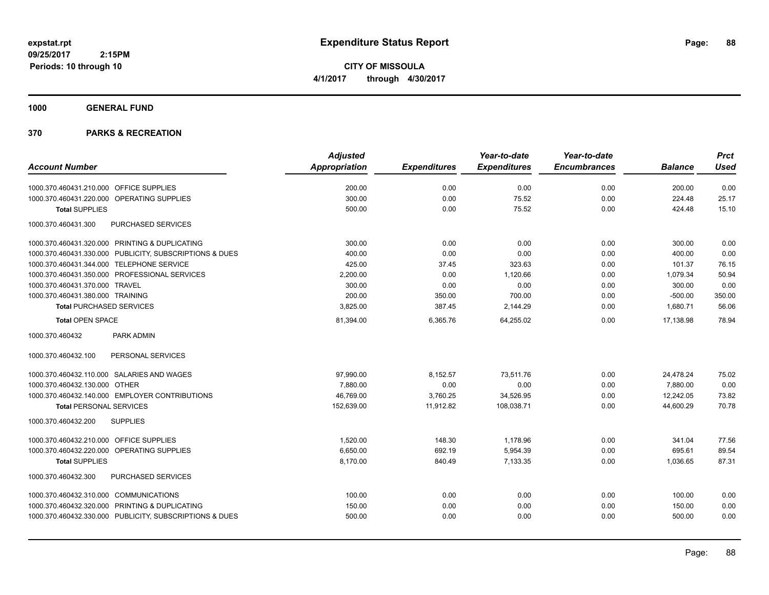**expstat.rpt**
**09/25/2017 2:15PM**
**Periods: 10 through 10**

# Expenditure Status Report

**CITY OF MISSOULA**
**4/1/2017 through 4/30/2017**

## 1000 GENERAL FUND

## 370 PARKS & RECREATION

| Account Number | Adjusted Appropriation | Expenditures | Year-to-date Expenditures | Year-to-date Encumbrances | Balance | Prct Used |
|---|---|---|---|---|---|---|
| 1000.370.460431.210.000 OFFICE SUPPLIES | 200.00 | 0.00 | 0.00 | 0.00 | 200.00 | 0.00 |
| 1000.370.460431.220.000 OPERATING SUPPLIES | 300.00 | 0.00 | 75.52 | 0.00 | 224.48 | 25.17 |
| **Total SUPPLIES** | 500.00 | 0.00 | 75.52 | 0.00 | 424.48 | 15.10 |
| 1000.370.460431.300 PURCHASED SERVICES | | | | | | |
| 1000.370.460431.320.000 PRINTING & DUPLICATING | 300.00 | 0.00 | 0.00 | 0.00 | 300.00 | 0.00 |
| 1000.370.460431.330.000 PUBLICITY, SUBSCRIPTIONS & DUES | 400.00 | 0.00 | 0.00 | 0.00 | 400.00 | 0.00 |
| 1000.370.460431.344.000 TELEPHONE SERVICE | 425.00 | 37.45 | 323.63 | 0.00 | 101.37 | 76.15 |
| 1000.370.460431.350.000 PROFESSIONAL SERVICES | 2,200.00 | 0.00 | 1,120.66 | 0.00 | 1,079.34 | 50.94 |
| 1000.370.460431.370.000 TRAVEL | 300.00 | 0.00 | 0.00 | 0.00 | 300.00 | 0.00 |
| 1000.370.460431.380.000 TRAINING | 200.00 | 350.00 | 700.00 | 0.00 | -500.00 | 350.00 |
| **Total PURCHASED SERVICES** | 3,825.00 | 387.45 | 2,144.29 | 0.00 | 1,680.71 | 56.06 |
| **Total OPEN SPACE** | 81,394.00 | 6,365.76 | 64,255.02 | 0.00 | 17,138.98 | 78.94 |
| 1000.370.460432 PARK ADMIN | | | | | | |
| 1000.370.460432.100 PERSONAL SERVICES | | | | | | |
| 1000.370.460432.110.000 SALARIES AND WAGES | 97,990.00 | 8,152.57 | 73,511.76 | 0.00 | 24,478.24 | 75.02 |
| 1000.370.460432.130.000 OTHER | 7,880.00 | 0.00 | 0.00 | 0.00 | 7,880.00 | 0.00 |
| 1000.370.460432.140.000 EMPLOYER CONTRIBUTIONS | 46,769.00 | 3,760.25 | 34,526.95 | 0.00 | 12,242.05 | 73.82 |
| **Total PERSONAL SERVICES** | 152,639.00 | 11,912.82 | 108,038.71 | 0.00 | 44,600.29 | 70.78 |
| 1000.370.460432.200 SUPPLIES | | | | | | |
| 1000.370.460432.210.000 OFFICE SUPPLIES | 1,520.00 | 148.30 | 1,178.96 | 0.00 | 341.04 | 77.56 |
| 1000.370.460432.220.000 OPERATING SUPPLIES | 6,650.00 | 692.19 | 5,954.39 | 0.00 | 695.61 | 89.54 |
| **Total SUPPLIES** | 8,170.00 | 840.49 | 7,133.35 | 0.00 | 1,036.65 | 87.31 |
| 1000.370.460432.300 PURCHASED SERVICES | | | | | | |
| 1000.370.460432.310.000 COMMUNICATIONS | 100.00 | 0.00 | 0.00 | 0.00 | 100.00 | 0.00 |
| 1000.370.460432.320.000 PRINTING & DUPLICATING | 150.00 | 0.00 | 0.00 | 0.00 | 150.00 | 0.00 |
| 1000.370.460432.330.000 PUBLICITY, SUBSCRIPTIONS & DUES | 500.00 | 0.00 | 0.00 | 0.00 | 500.00 | 0.00 |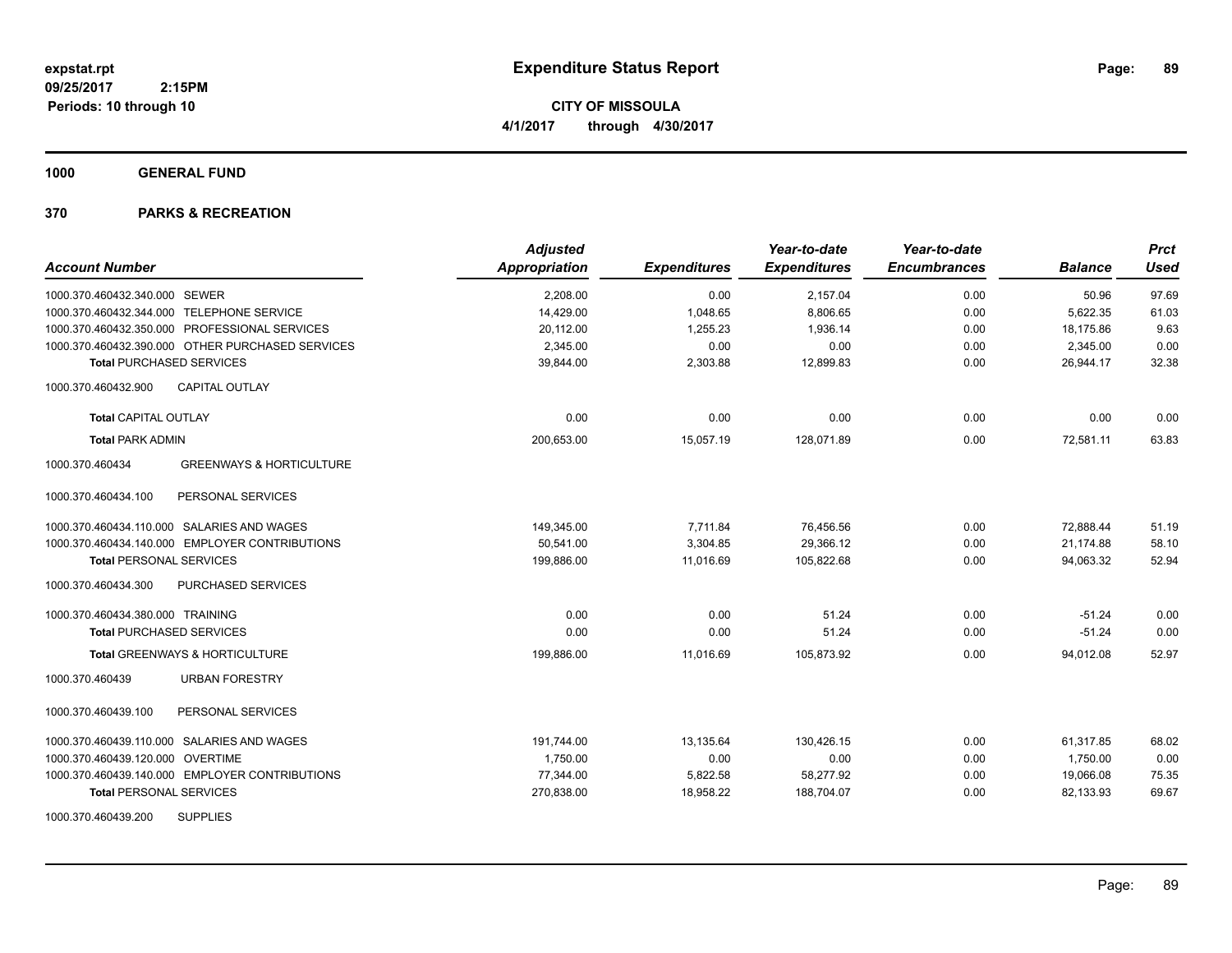**expstat.rpt**
**09/25/2017 2:15PM**
**Periods: 10 through 10**

# Expenditure Status Report

**CITY OF MISSOULA**
**4/1/2017 through 4/30/2017**

## 1000 GENERAL FUND

## 370 PARKS & RECREATION

| Account Number | Adjusted Appropriation | Expenditures | Year-to-date Expenditures | Year-to-date Encumbrances | Balance | Prct Used |
|---|---|---|---|---|---|---|
| 1000.370.460432.340.000 SEWER | 2,208.00 | 0.00 | 2,157.04 | 0.00 | 50.96 | 97.69 |
| 1000.370.460432.344.000 TELEPHONE SERVICE | 14,429.00 | 1,048.65 | 8,806.65 | 0.00 | 5,622.35 | 61.03 |
| 1000.370.460432.350.000 PROFESSIONAL SERVICES | 20,112.00 | 1,255.23 | 1,936.14 | 0.00 | 18,175.86 | 9.63 |
| 1000.370.460432.390.000 OTHER PURCHASED SERVICES | 2,345.00 | 0.00 | 0.00 | 0.00 | 2,345.00 | 0.00 |
| **Total** PURCHASED SERVICES | 39,844.00 | 2,303.88 | 12,899.83 | 0.00 | 26,944.17 | 32.38 |
| 1000.370.460432.900 CAPITAL OUTLAY | | | | | | |
| **Total** CAPITAL OUTLAY | 0.00 | 0.00 | 0.00 | 0.00 | 0.00 | 0.00 |
| **Total** PARK ADMIN | 200,653.00 | 15,057.19 | 128,071.89 | 0.00 | 72,581.11 | 63.83 |
| 1000.370.460434 GREENWAYS & HORTICULTURE | | | | | | |
| 1000.370.460434.100 PERSONAL SERVICES | | | | | | |
| 1000.370.460434.110.000 SALARIES AND WAGES | 149,345.00 | 7,711.84 | 76,456.56 | 0.00 | 72,888.44 | 51.19 |
| 1000.370.460434.140.000 EMPLOYER CONTRIBUTIONS | 50,541.00 | 3,304.85 | 29,366.12 | 0.00 | 21,174.88 | 58.10 |
| **Total** PERSONAL SERVICES | 199,886.00 | 11,016.69 | 105,822.68 | 0.00 | 94,063.32 | 52.94 |
| 1000.370.460434.300 PURCHASED SERVICES | | | | | | |
| 1000.370.460434.380.000 TRAINING | 0.00 | 0.00 | 51.24 | 0.00 | -51.24 | 0.00 |
| **Total** PURCHASED SERVICES | 0.00 | 0.00 | 51.24 | 0.00 | -51.24 | 0.00 |
| **Total** GREENWAYS & HORTICULTURE | 199,886.00 | 11,016.69 | 105,873.92 | 0.00 | 94,012.08 | 52.97 |
| 1000.370.460439 URBAN FORESTRY | | | | | | |
| 1000.370.460439.100 PERSONAL SERVICES | | | | | | |
| 1000.370.460439.110.000 SALARIES AND WAGES | 191,744.00 | 13,135.64 | 130,426.15 | 0.00 | 61,317.85 | 68.02 |
| 1000.370.460439.120.000 OVERTIME | 1,750.00 | 0.00 | 0.00 | 0.00 | 1,750.00 | 0.00 |
| 1000.370.460439.140.000 EMPLOYER CONTRIBUTIONS | 77,344.00 | 5,822.58 | 58,277.92 | 0.00 | 19,066.08 | 75.35 |
| **Total** PERSONAL SERVICES | 270,838.00 | 18,958.22 | 188,704.07 | 0.00 | 82,133.93 | 69.67 |
| 1000.370.460439.200 SUPPLIES | | | | | | |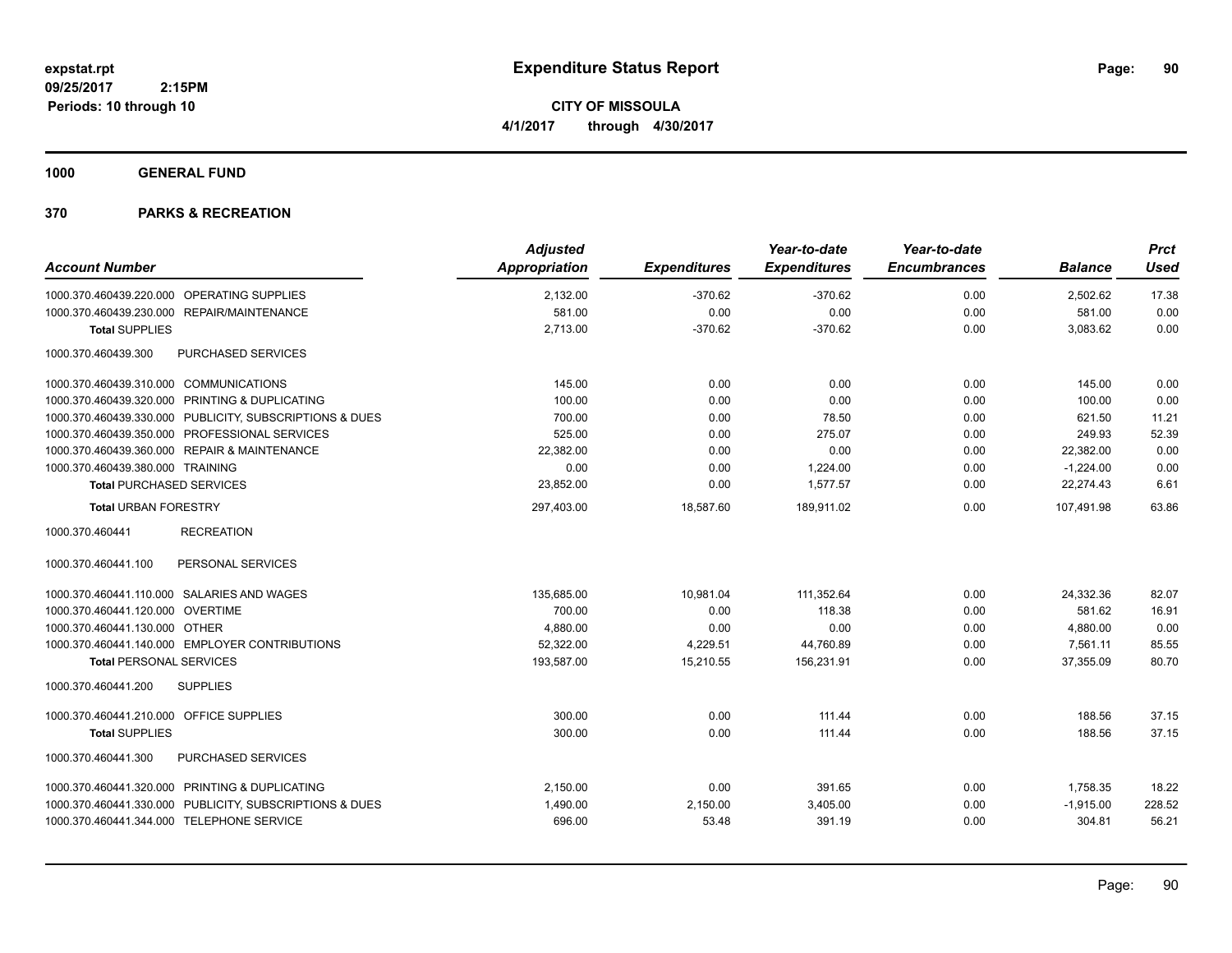# Expenditure Status Report

expstat.rpt
09/25/2017 2:15PM
Periods: 10 through 10

**CITY OF MISSOULA**
**4/1/2017 through 4/30/2017**

**1000 GENERAL FUND**

**370 PARKS & RECREATION**

| Account Number | | Adjusted Appropriation | Expenditures | Year-to-date Expenditures | Year-to-date Encumbrances | Balance | Prct Used |
|---|---|---|---|---|---|---|---|
| 1000.370.460439.220.000 | OPERATING SUPPLIES | 2,132.00 | -370.62 | -370.62 | 0.00 | 2,502.62 | 17.38 |
| 1000.370.460439.230.000 | REPAIR/MAINTENANCE | 581.00 | 0.00 | 0.00 | 0.00 | 581.00 | 0.00 |
| **Total** SUPPLIES | | 2,713.00 | -370.62 | -370.62 | 0.00 | 3,083.62 | 0.00 |
| 1000.370.460439.300 | PURCHASED SERVICES | | | | | | |
| 1000.370.460439.310.000 | COMMUNICATIONS | 145.00 | 0.00 | 0.00 | 0.00 | 145.00 | 0.00 |
| 1000.370.460439.320.000 | PRINTING & DUPLICATING | 100.00 | 0.00 | 0.00 | 0.00 | 100.00 | 0.00 |
| 1000.370.460439.330.000 | PUBLICITY, SUBSCRIPTIONS & DUES | 700.00 | 0.00 | 78.50 | 0.00 | 621.50 | 11.21 |
| 1000.370.460439.350.000 | PROFESSIONAL SERVICES | 525.00 | 0.00 | 275.07 | 0.00 | 249.93 | 52.39 |
| 1000.370.460439.360.000 | REPAIR & MAINTENANCE | 22,382.00 | 0.00 | 0.00 | 0.00 | 22,382.00 | 0.00 |
| 1000.370.460439.380.000 | TRAINING | 0.00 | 0.00 | 1,224.00 | 0.00 | -1,224.00 | 0.00 |
| **Total** PURCHASED SERVICES | | 23,852.00 | 0.00 | 1,577.57 | 0.00 | 22,274.43 | 6.61 |
| **Total** URBAN FORESTRY | | 297,403.00 | 18,587.60 | 189,911.02 | 0.00 | 107,491.98 | 63.86 |
| 1000.370.460441 | RECREATION | | | | | | |
| 1000.370.460441.100 | PERSONAL SERVICES | | | | | | |
| 1000.370.460441.110.000 | SALARIES AND WAGES | 135,685.00 | 10,981.04 | 111,352.64 | 0.00 | 24,332.36 | 82.07 |
| 1000.370.460441.120.000 | OVERTIME | 700.00 | 0.00 | 118.38 | 0.00 | 581.62 | 16.91 |
| 1000.370.460441.130.000 | OTHER | 4,880.00 | 0.00 | 0.00 | 0.00 | 4,880.00 | 0.00 |
| 1000.370.460441.140.000 | EMPLOYER CONTRIBUTIONS | 52,322.00 | 4,229.51 | 44,760.89 | 0.00 | 7,561.11 | 85.55 |
| **Total** PERSONAL SERVICES | | 193,587.00 | 15,210.55 | 156,231.91 | 0.00 | 37,355.09 | 80.70 |
| 1000.370.460441.200 | SUPPLIES | | | | | | |
| 1000.370.460441.210.000 | OFFICE SUPPLIES | 300.00 | 0.00 | 111.44 | 0.00 | 188.56 | 37.15 |
| **Total** SUPPLIES | | 300.00 | 0.00 | 111.44 | 0.00 | 188.56 | 37.15 |
| 1000.370.460441.300 | PURCHASED SERVICES | | | | | | |
| 1000.370.460441.320.000 | PRINTING & DUPLICATING | 2,150.00 | 0.00 | 391.65 | 0.00 | 1,758.35 | 18.22 |
| 1000.370.460441.330.000 | PUBLICITY, SUBSCRIPTIONS & DUES | 1,490.00 | 2,150.00 | 3,405.00 | 0.00 | -1,915.00 | 228.52 |
| 1000.370.460441.344.000 | TELEPHONE SERVICE | 696.00 | 53.48 | 391.19 | 0.00 | 304.81 | 56.21 |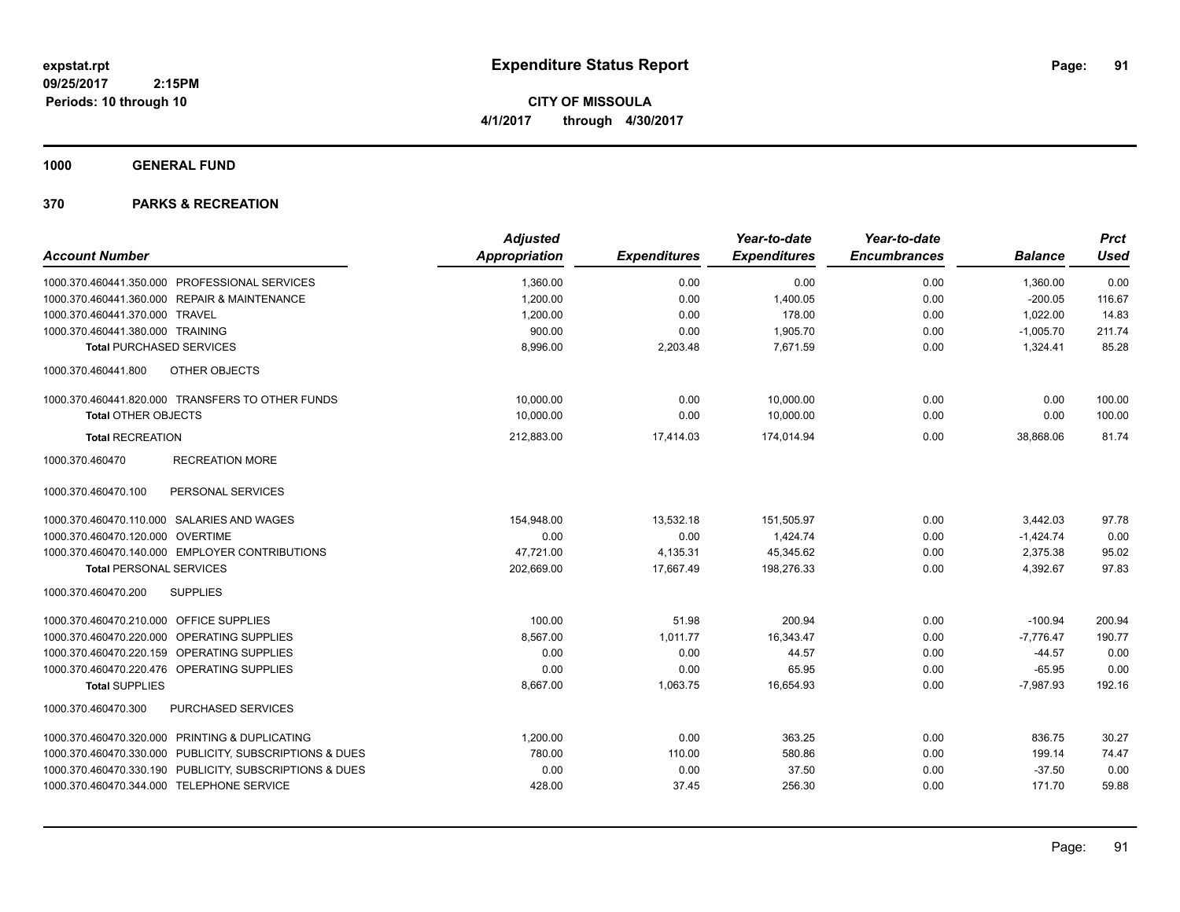# Expenditure Status Report

expstat.rpt
09/25/2017 2:15PM
Periods: 10 through 10

**CITY OF MISSOULA**
**4/1/2017 through 4/30/2017**

## 1000 GENERAL FUND

## 370 PARKS & RECREATION

| Account Number | Adjusted Appropriation | Expenditures | Year-to-date Expenditures | Year-to-date Encumbrances | Balance | Prct Used |
|---|---|---|---|---|---|---|
| 1000.370.460441.350.000 PROFESSIONAL SERVICES | 1,360.00 | 0.00 | 0.00 | 0.00 | 1,360.00 | 0.00 |
| 1000.370.460441.360.000 REPAIR & MAINTENANCE | 1,200.00 | 0.00 | 1,400.05 | 0.00 | -200.05 | 116.67 |
| 1000.370.460441.370.000 TRAVEL | 1,200.00 | 0.00 | 178.00 | 0.00 | 1,022.00 | 14.83 |
| 1000.370.460441.380.000 TRAINING | 900.00 | 0.00 | 1,905.70 | 0.00 | -1,005.70 | 211.74 |
| **Total** PURCHASED SERVICES | 8,996.00 | 2,203.48 | 7,671.59 | 0.00 | 1,324.41 | 85.28 |
| 1000.370.460441.800 OTHER OBJECTS | | | | | | |
| 1000.370.460441.820.000 TRANSFERS TO OTHER FUNDS | 10,000.00 | 0.00 | 10,000.00 | 0.00 | 0.00 | 100.00 |
| **Total** OTHER OBJECTS | 10,000.00 | 0.00 | 10,000.00 | 0.00 | 0.00 | 100.00 |
| **Total** RECREATION | 212,883.00 | 17,414.03 | 174,014.94 | 0.00 | 38,868.06 | 81.74 |
| 1000.370.460470 RECREATION MORE | | | | | | |
| 1000.370.460470.100 PERSONAL SERVICES | | | | | | |
| 1000.370.460470.110.000 SALARIES AND WAGES | 154,948.00 | 13,532.18 | 151,505.97 | 0.00 | 3,442.03 | 97.78 |
| 1000.370.460470.120.000 OVERTIME | 0.00 | 0.00 | 1,424.74 | 0.00 | -1,424.74 | 0.00 |
| 1000.370.460470.140.000 EMPLOYER CONTRIBUTIONS | 47,721.00 | 4,135.31 | 45,345.62 | 0.00 | 2,375.38 | 95.02 |
| **Total** PERSONAL SERVICES | 202,669.00 | 17,667.49 | 198,276.33 | 0.00 | 4,392.67 | 97.83 |
| 1000.370.460470.200 SUPPLIES | | | | | | |
| 1000.370.460470.210.000 OFFICE SUPPLIES | 100.00 | 51.98 | 200.94 | 0.00 | -100.94 | 200.94 |
| 1000.370.460470.220.000 OPERATING SUPPLIES | 8,567.00 | 1,011.77 | 16,343.47 | 0.00 | -7,776.47 | 190.77 |
| 1000.370.460470.220.159 OPERATING SUPPLIES | 0.00 | 0.00 | 44.57 | 0.00 | -44.57 | 0.00 |
| 1000.370.460470.220.476 OPERATING SUPPLIES | 0.00 | 0.00 | 65.95 | 0.00 | -65.95 | 0.00 |
| **Total** SUPPLIES | 8,667.00 | 1,063.75 | 16,654.93 | 0.00 | -7,987.93 | 192.16 |
| 1000.370.460470.300 PURCHASED SERVICES | | | | | | |
| 1000.370.460470.320.000 PRINTING & DUPLICATING | 1,200.00 | 0.00 | 363.25 | 0.00 | 836.75 | 30.27 |
| 1000.370.460470.330.000 PUBLICITY, SUBSCRIPTIONS & DUES | 780.00 | 110.00 | 580.86 | 0.00 | 199.14 | 74.47 |
| 1000.370.460470.330.190 PUBLICITY, SUBSCRIPTIONS & DUES | 0.00 | 0.00 | 37.50 | 0.00 | -37.50 | 0.00 |
| 1000.370.460470.344.000 TELEPHONE SERVICE | 428.00 | 37.45 | 256.30 | 0.00 | 171.70 | 59.88 |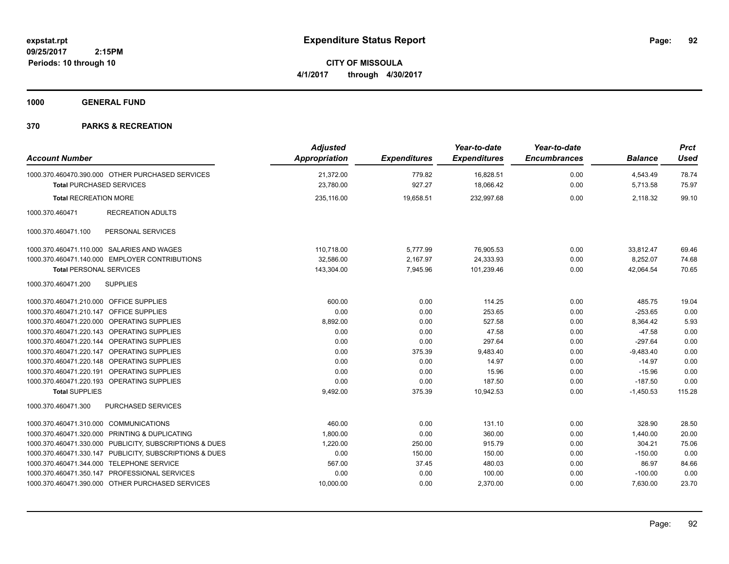**expstat.rpt**
**09/25/2017 2:15PM**
**Periods: 10 through 10**

# Expenditure Status Report

**CITY OF MISSOULA**
**4/1/2017 through 4/30/2017**

**1000 GENERAL FUND**

**370 PARKS & RECREATION**

| Account Number | Adjusted Appropriation | Expenditures | Year-to-date Expenditures | Year-to-date Encumbrances | Balance | Prct Used |
|---|---|---|---|---|---|---|
| 1000.370.460470.390.000 OTHER PURCHASED SERVICES | 21,372.00 | 779.82 | 16,828.51 | 0.00 | 4,543.49 | 78.74 |
| **Total** PURCHASED SERVICES | 23,780.00 | 927.27 | 18,066.42 | 0.00 | 5,713.58 | 75.97 |
| **Total** RECREATION MORE | 235,116.00 | 19,658.51 | 232,997.68 | 0.00 | 2,118.32 | 99.10 |
| 1000.370.460471 RECREATION ADULTS | | | | | | |
| 1000.370.460471.100 PERSONAL SERVICES | | | | | | |
| 1000.370.460471.110.000 SALARIES AND WAGES | 110,718.00 | 5,777.99 | 76,905.53 | 0.00 | 33,812.47 | 69.46 |
| 1000.370.460471.140.000 EMPLOYER CONTRIBUTIONS | 32,586.00 | 2,167.97 | 24,333.93 | 0.00 | 8,252.07 | 74.68 |
| **Total** PERSONAL SERVICES | 143,304.00 | 7,945.96 | 101,239.46 | 0.00 | 42,064.54 | 70.65 |
| 1000.370.460471.200 SUPPLIES | | | | | | |
| 1000.370.460471.210.000 OFFICE SUPPLIES | 600.00 | 0.00 | 114.25 | 0.00 | 485.75 | 19.04 |
| 1000.370.460471.210.147 OFFICE SUPPLIES | 0.00 | 0.00 | 253.65 | 0.00 | -253.65 | 0.00 |
| 1000.370.460471.220.000 OPERATING SUPPLIES | 8,892.00 | 0.00 | 527.58 | 0.00 | 8,364.42 | 5.93 |
| 1000.370.460471.220.143 OPERATING SUPPLIES | 0.00 | 0.00 | 47.58 | 0.00 | -47.58 | 0.00 |
| 1000.370.460471.220.144 OPERATING SUPPLIES | 0.00 | 0.00 | 297.64 | 0.00 | -297.64 | 0.00 |
| 1000.370.460471.220.147 OPERATING SUPPLIES | 0.00 | 375.39 | 9,483.40 | 0.00 | -9,483.40 | 0.00 |
| 1000.370.460471.220.148 OPERATING SUPPLIES | 0.00 | 0.00 | 14.97 | 0.00 | -14.97 | 0.00 |
| 1000.370.460471.220.191 OPERATING SUPPLIES | 0.00 | 0.00 | 15.96 | 0.00 | -15.96 | 0.00 |
| 1000.370.460471.220.193 OPERATING SUPPLIES | 0.00 | 0.00 | 187.50 | 0.00 | -187.50 | 0.00 |
| **Total** SUPPLIES | 9,492.00 | 375.39 | 10,942.53 | 0.00 | -1,450.53 | 115.28 |
| 1000.370.460471.300 PURCHASED SERVICES | | | | | | |
| 1000.370.460471.310.000 COMMUNICATIONS | 460.00 | 0.00 | 131.10 | 0.00 | 328.90 | 28.50 |
| 1000.370.460471.320.000 PRINTING & DUPLICATING | 1,800.00 | 0.00 | 360.00 | 0.00 | 1,440.00 | 20.00 |
| 1000.370.460471.330.000 PUBLICITY, SUBSCRIPTIONS & DUES | 1,220.00 | 250.00 | 915.79 | 0.00 | 304.21 | 75.06 |
| 1000.370.460471.330.147 PUBLICITY, SUBSCRIPTIONS & DUES | 0.00 | 150.00 | 150.00 | 0.00 | -150.00 | 0.00 |
| 1000.370.460471.344.000 TELEPHONE SERVICE | 567.00 | 37.45 | 480.03 | 0.00 | 86.97 | 84.66 |
| 1000.370.460471.350.147 PROFESSIONAL SERVICES | 0.00 | 0.00 | 100.00 | 0.00 | -100.00 | 0.00 |
| 1000.370.460471.390.000 OTHER PURCHASED SERVICES | 10,000.00 | 0.00 | 2,370.00 | 0.00 | 7,630.00 | 23.70 |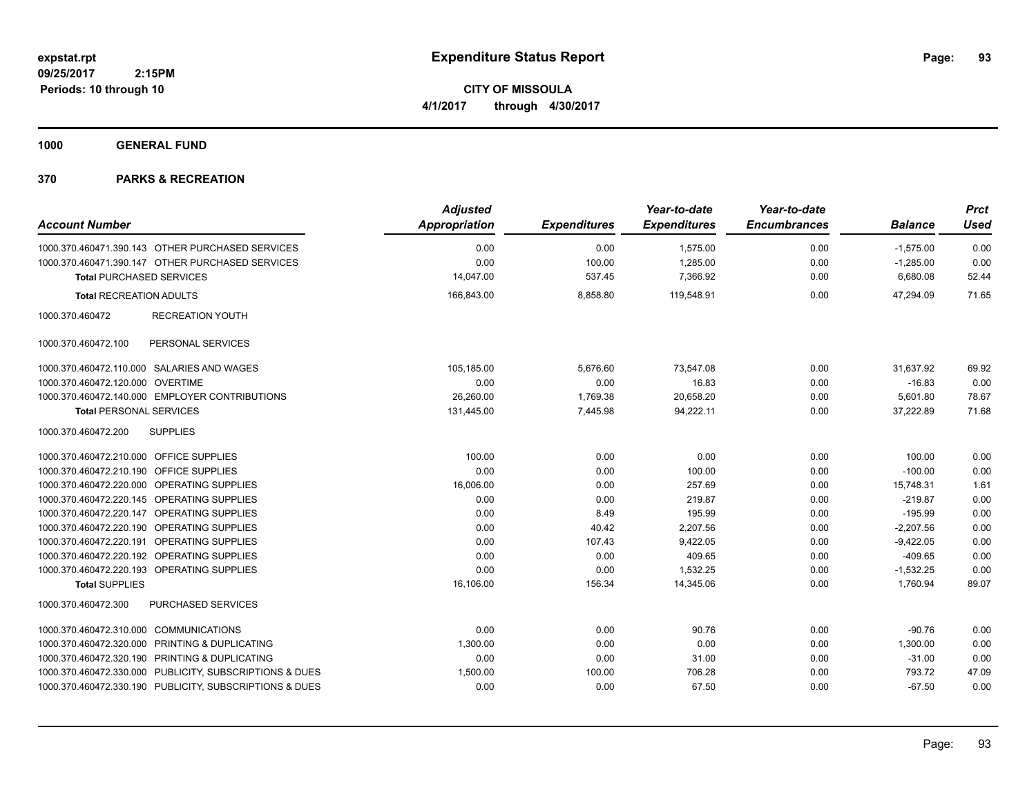expstat.rpt
09/25/2017 2:15PM
Periods: 10 through 10

# Expenditure Status Report

**CITY OF MISSOULA**
**4/1/2017 through 4/30/2017**

## 1000 GENERAL FUND

## 370 PARKS & RECREATION

| Account Number | Adjusted Appropriation | Expenditures | Year-to-date Expenditures | Year-to-date Encumbrances | Balance | Prct Used |
|---|---|---|---|---|---|---|
| 1000.370.460471.390.143 OTHER PURCHASED SERVICES | 0.00 | 0.00 | 1,575.00 | 0.00 | -1,575.00 | 0.00 |
| 1000.370.460471.390.147 OTHER PURCHASED SERVICES | 0.00 | 100.00 | 1,285.00 | 0.00 | -1,285.00 | 0.00 |
| **Total** PURCHASED SERVICES | 14,047.00 | 537.45 | 7,366.92 | 0.00 | 6,680.08 | 52.44 |
| **Total** RECREATION ADULTS | 166,843.00 | 8,858.80 | 119,548.91 | 0.00 | 47,294.09 | 71.65 |
| 1000.370.460472 RECREATION YOUTH | | | | | | |
| 1000.370.460472.100 PERSONAL SERVICES | | | | | | |
| 1000.370.460472.110.000 SALARIES AND WAGES | 105,185.00 | 5,676.60 | 73,547.08 | 0.00 | 31,637.92 | 69.92 |
| 1000.370.460472.120.000 OVERTIME | 0.00 | 0.00 | 16.83 | 0.00 | -16.83 | 0.00 |
| 1000.370.460472.140.000 EMPLOYER CONTRIBUTIONS | 26,260.00 | 1,769.38 | 20,658.20 | 0.00 | 5,601.80 | 78.67 |
| **Total** PERSONAL SERVICES | 131,445.00 | 7,445.98 | 94,222.11 | 0.00 | 37,222.89 | 71.68 |
| 1000.370.460472.200 SUPPLIES | | | | | | |
| 1000.370.460472.210.000 OFFICE SUPPLIES | 100.00 | 0.00 | 0.00 | 0.00 | 100.00 | 0.00 |
| 1000.370.460472.210.190 OFFICE SUPPLIES | 0.00 | 0.00 | 100.00 | 0.00 | -100.00 | 0.00 |
| 1000.370.460472.220.000 OPERATING SUPPLIES | 16,006.00 | 0.00 | 257.69 | 0.00 | 15,748.31 | 1.61 |
| 1000.370.460472.220.145 OPERATING SUPPLIES | 0.00 | 0.00 | 219.87 | 0.00 | -219.87 | 0.00 |
| 1000.370.460472.220.147 OPERATING SUPPLIES | 0.00 | 8.49 | 195.99 | 0.00 | -195.99 | 0.00 |
| 1000.370.460472.220.190 OPERATING SUPPLIES | 0.00 | 40.42 | 2,207.56 | 0.00 | -2,207.56 | 0.00 |
| 1000.370.460472.220.191 OPERATING SUPPLIES | 0.00 | 107.43 | 9,422.05 | 0.00 | -9,422.05 | 0.00 |
| 1000.370.460472.220.192 OPERATING SUPPLIES | 0.00 | 0.00 | 409.65 | 0.00 | -409.65 | 0.00 |
| 1000.370.460472.220.193 OPERATING SUPPLIES | 0.00 | 0.00 | 1,532.25 | 0.00 | -1,532.25 | 0.00 |
| **Total** SUPPLIES | 16,106.00 | 156.34 | 14,345.06 | 0.00 | 1,760.94 | 89.07 |
| 1000.370.460472.300 PURCHASED SERVICES | | | | | | |
| 1000.370.460472.310.000 COMMUNICATIONS | 0.00 | 0.00 | 90.76 | 0.00 | -90.76 | 0.00 |
| 1000.370.460472.320.000 PRINTING & DUPLICATING | 1,300.00 | 0.00 | 0.00 | 0.00 | 1,300.00 | 0.00 |
| 1000.370.460472.320.190 PRINTING & DUPLICATING | 0.00 | 0.00 | 31.00 | 0.00 | -31.00 | 0.00 |
| 1000.370.460472.330.000 PUBLICITY, SUBSCRIPTIONS & DUES | 1,500.00 | 100.00 | 706.28 | 0.00 | 793.72 | 47.09 |
| 1000.370.460472.330.190 PUBLICITY, SUBSCRIPTIONS & DUES | 0.00 | 0.00 | 67.50 | 0.00 | -67.50 | 0.00 |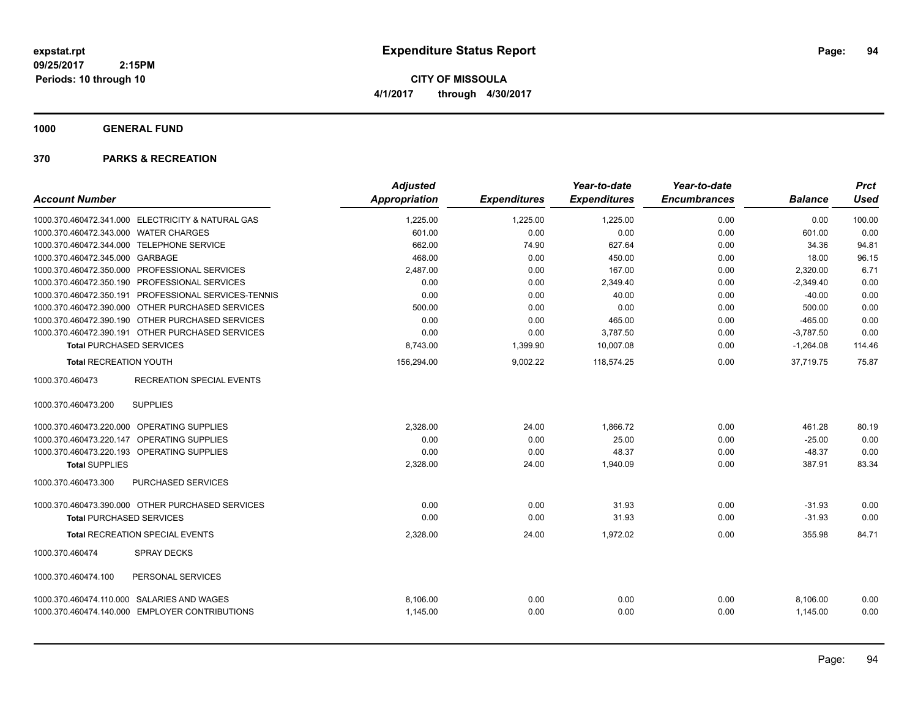**expstat.rpt**
**09/25/2017 2:15PM**
**Periods: 10 through 10**

# Expenditure Status Report

**CITY OF MISSOULA**
**4/1/2017 through 4/30/2017**

## 1000 GENERAL FUND

## 370 PARKS & RECREATION

| Account Number | Adjusted Appropriation | Expenditures | Year-to-date Expenditures | Year-to-date Encumbrances | Balance | Prct Used |
|---|---|---|---|---|---|---|
| 1000.370.460472.341.000 ELECTRICITY & NATURAL GAS | 1,225.00 | 1,225.00 | 1,225.00 | 0.00 | 0.00 | 100.00 |
| 1000.370.460472.343.000 WATER CHARGES | 601.00 | 0.00 | 0.00 | 0.00 | 601.00 | 0.00 |
| 1000.370.460472.344.000 TELEPHONE SERVICE | 662.00 | 74.90 | 627.64 | 0.00 | 34.36 | 94.81 |
| 1000.370.460472.345.000 GARBAGE | 468.00 | 0.00 | 450.00 | 0.00 | 18.00 | 96.15 |
| 1000.370.460472.350.000 PROFESSIONAL SERVICES | 2,487.00 | 0.00 | 167.00 | 0.00 | 2,320.00 | 6.71 |
| 1000.370.460472.350.190 PROFESSIONAL SERVICES | 0.00 | 0.00 | 2,349.40 | 0.00 | -2,349.40 | 0.00 |
| 1000.370.460472.350.191 PROFESSIONAL SERVICES-TENNIS | 0.00 | 0.00 | 40.00 | 0.00 | -40.00 | 0.00 |
| 1000.370.460472.390.000 OTHER PURCHASED SERVICES | 500.00 | 0.00 | 0.00 | 0.00 | 500.00 | 0.00 |
| 1000.370.460472.390.190 OTHER PURCHASED SERVICES | 0.00 | 0.00 | 465.00 | 0.00 | -465.00 | 0.00 |
| 1000.370.460472.390.191 OTHER PURCHASED SERVICES | 0.00 | 0.00 | 3,787.50 | 0.00 | -3,787.50 | 0.00 |
| **Total** PURCHASED SERVICES | 8,743.00 | 1,399.90 | 10,007.08 | 0.00 | -1,264.08 | 114.46 |
| **Total** RECREATION YOUTH | 156,294.00 | 9,002.22 | 118,574.25 | 0.00 | 37,719.75 | 75.87 |
| 1000.370.460473 RECREATION SPECIAL EVENTS | | | | | | |
| 1000.370.460473.200 SUPPLIES | | | | | | |
| 1000.370.460473.220.000 OPERATING SUPPLIES | 2,328.00 | 24.00 | 1,866.72 | 0.00 | 461.28 | 80.19 |
| 1000.370.460473.220.147 OPERATING SUPPLIES | 0.00 | 0.00 | 25.00 | 0.00 | -25.00 | 0.00 |
| 1000.370.460473.220.193 OPERATING SUPPLIES | 0.00 | 0.00 | 48.37 | 0.00 | -48.37 | 0.00 |
| **Total** SUPPLIES | 2,328.00 | 24.00 | 1,940.09 | 0.00 | 387.91 | 83.34 |
| 1000.370.460473.300 PURCHASED SERVICES | | | | | | |
| 1000.370.460473.390.000 OTHER PURCHASED SERVICES | 0.00 | 0.00 | 31.93 | 0.00 | -31.93 | 0.00 |
| **Total** PURCHASED SERVICES | 0.00 | 0.00 | 31.93 | 0.00 | -31.93 | 0.00 |
| **Total** RECREATION SPECIAL EVENTS | 2,328.00 | 24.00 | 1,972.02 | 0.00 | 355.98 | 84.71 |
| 1000.370.460474 SPRAY DECKS | | | | | | |
| 1000.370.460474.100 PERSONAL SERVICES | | | | | | |
| 1000.370.460474.110.000 SALARIES AND WAGES | 8,106.00 | 0.00 | 0.00 | 0.00 | 8,106.00 | 0.00 |
| 1000.370.460474.140.000 EMPLOYER CONTRIBUTIONS | 1,145.00 | 0.00 | 0.00 | 0.00 | 1,145.00 | 0.00 |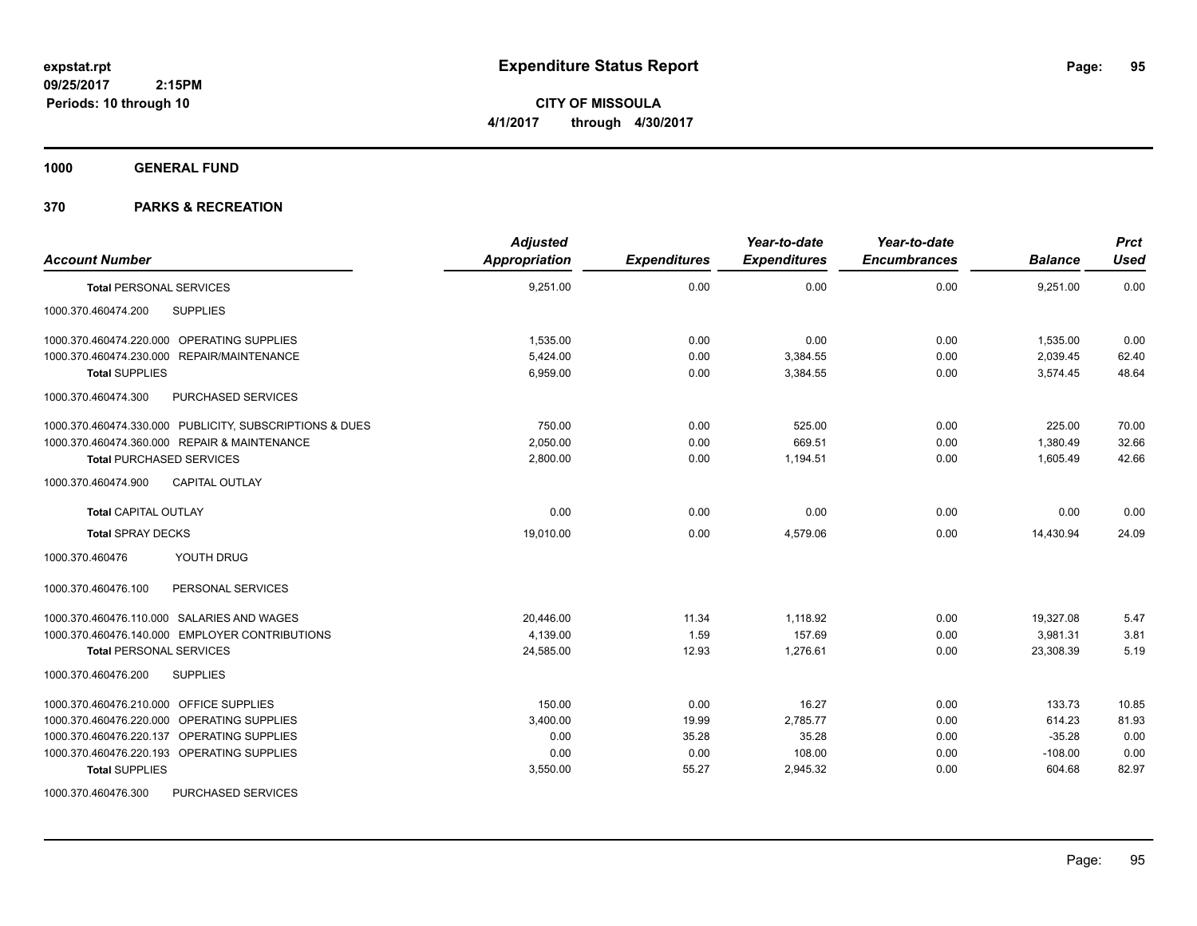**expstat.rpt**
**09/25/2017 2:15PM**
**Periods: 10 through 10**

# Expenditure Status Report

**CITY OF MISSOULA**
**4/1/2017 through 4/30/2017**

## 1000 GENERAL FUND

## 370 PARKS & RECREATION

| Account Number | Adjusted Appropriation | Expenditures | Year-to-date Expenditures | Year-to-date Encumbrances | Balance | Prct Used |
|---|---|---|---|---|---|---|
| **Total** PERSONAL SERVICES | 9,251.00 | 0.00 | 0.00 | 0.00 | 9,251.00 | 0.00 |
| 1000.370.460474.200 SUPPLIES | | | | | | |
| 1000.370.460474.220.000 OPERATING SUPPLIES | 1,535.00 | 0.00 | 0.00 | 0.00 | 1,535.00 | 0.00 |
| 1000.370.460474.230.000 REPAIR/MAINTENANCE | 5,424.00 | 0.00 | 3,384.55 | 0.00 | 2,039.45 | 62.40 |
| **Total** SUPPLIES | 6,959.00 | 0.00 | 3,384.55 | 0.00 | 3,574.45 | 48.64 |
| 1000.370.460474.300 PURCHASED SERVICES | | | | | | |
| 1000.370.460474.330.000 PUBLICITY, SUBSCRIPTIONS & DUES | 750.00 | 0.00 | 525.00 | 0.00 | 225.00 | 70.00 |
| 1000.370.460474.360.000 REPAIR & MAINTENANCE | 2,050.00 | 0.00 | 669.51 | 0.00 | 1,380.49 | 32.66 |
| **Total** PURCHASED SERVICES | 2,800.00 | 0.00 | 1,194.51 | 0.00 | 1,605.49 | 42.66 |
| 1000.370.460474.900 CAPITAL OUTLAY | | | | | | |
| **Total** CAPITAL OUTLAY | 0.00 | 0.00 | 0.00 | 0.00 | 0.00 | 0.00 |
| **Total** SPRAY DECKS | 19,010.00 | 0.00 | 4,579.06 | 0.00 | 14,430.94 | 24.09 |
| 1000.370.460476 YOUTH DRUG | | | | | | |
| 1000.370.460476.100 PERSONAL SERVICES | | | | | | |
| 1000.370.460476.110.000 SALARIES AND WAGES | 20,446.00 | 11.34 | 1,118.92 | 0.00 | 19,327.08 | 5.47 |
| 1000.370.460476.140.000 EMPLOYER CONTRIBUTIONS | 4,139.00 | 1.59 | 157.69 | 0.00 | 3,981.31 | 3.81 |
| **Total** PERSONAL SERVICES | 24,585.00 | 12.93 | 1,276.61 | 0.00 | 23,308.39 | 5.19 |
| 1000.370.460476.200 SUPPLIES | | | | | | |
| 1000.370.460476.210.000 OFFICE SUPPLIES | 150.00 | 0.00 | 16.27 | 0.00 | 133.73 | 10.85 |
| 1000.370.460476.220.000 OPERATING SUPPLIES | 3,400.00 | 19.99 | 2,785.77 | 0.00 | 614.23 | 81.93 |
| 1000.370.460476.220.137 OPERATING SUPPLIES | 0.00 | 35.28 | 35.28 | 0.00 | -35.28 | 0.00 |
| 1000.370.460476.220.193 OPERATING SUPPLIES | 0.00 | 0.00 | 108.00 | 0.00 | -108.00 | 0.00 |
| **Total** SUPPLIES | 3,550.00 | 55.27 | 2,945.32 | 0.00 | 604.68 | 82.97 |
| 1000.370.460476.300 PURCHASED SERVICES | | | | | | |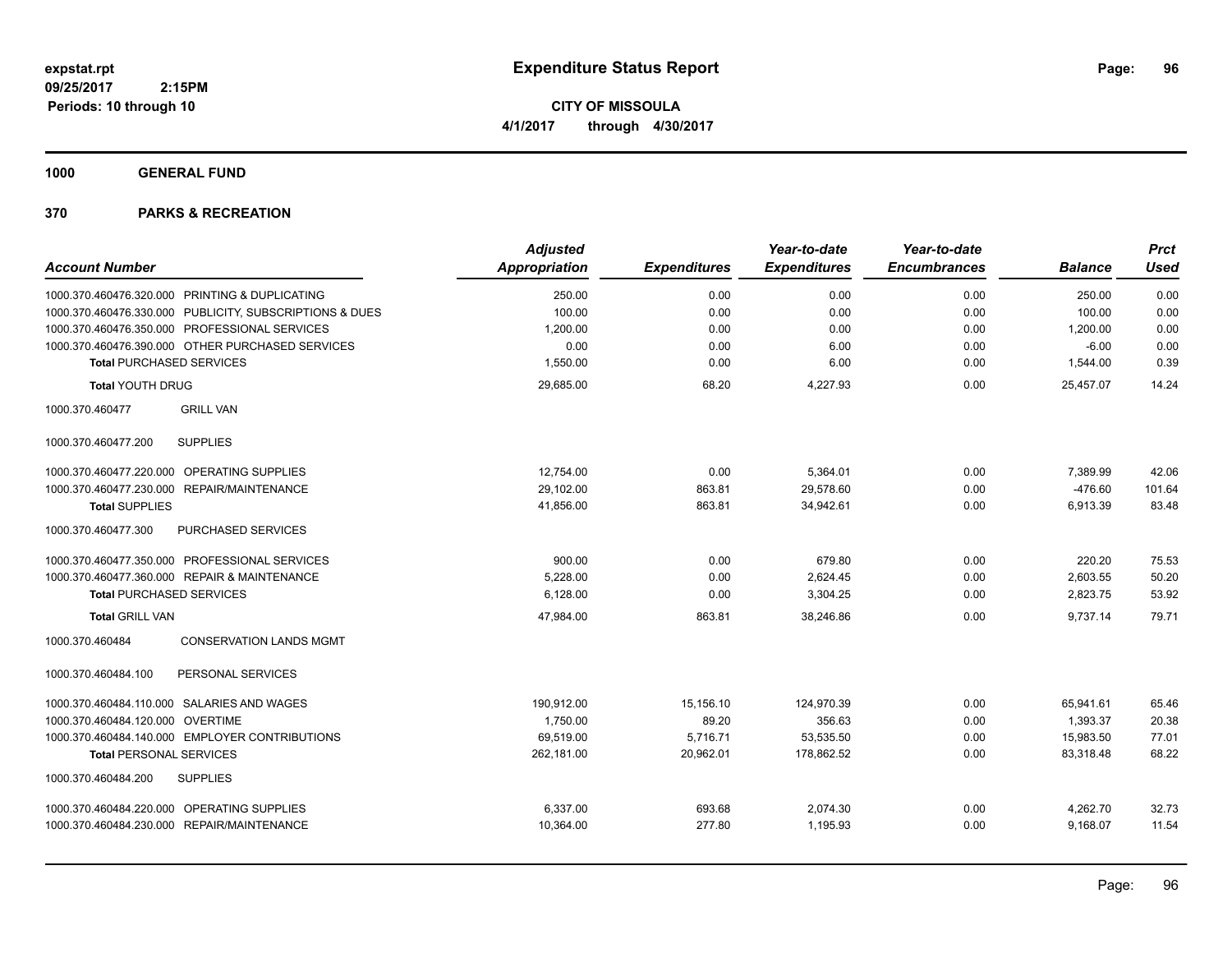**expstat.rpt**
**09/25/2017 2:15PM**
**Periods: 10 through 10**

# Expenditure Status Report

**CITY OF MISSOULA**
**4/1/2017 through 4/30/2017**

## 1000 GENERAL FUND

## 370 PARKS & RECREATION

| Account Number | | Adjusted Appropriation | Expenditures | Year-to-date Expenditures | Year-to-date Encumbrances | Balance | Prct Used |
|---|---|---|---|---|---|---|---|
| 1000.370.460476.320.000 | PRINTING & DUPLICATING | 250.00 | 0.00 | 0.00 | 0.00 | 250.00 | 0.00 |
| 1000.370.460476.330.000 | PUBLICITY, SUBSCRIPTIONS & DUES | 100.00 | 0.00 | 0.00 | 0.00 | 100.00 | 0.00 |
| 1000.370.460476.350.000 | PROFESSIONAL SERVICES | 1,200.00 | 0.00 | 0.00 | 0.00 | 1,200.00 | 0.00 |
| 1000.370.460476.390.000 | OTHER PURCHASED SERVICES | 0.00 | 0.00 | 6.00 | 0.00 | -6.00 | 0.00 |
| **Total** PURCHASED SERVICES | | 1,550.00 | 0.00 | 6.00 | 0.00 | 1,544.00 | 0.39 |
| **Total** YOUTH DRUG | | 29,685.00 | 68.20 | 4,227.93 | 0.00 | 25,457.07 | 14.24 |
| 1000.370.460477 | GRILL VAN | | | | | | |
| 1000.370.460477.200 | SUPPLIES | | | | | | |
| 1000.370.460477.220.000 | OPERATING SUPPLIES | 12,754.00 | 0.00 | 5,364.01 | 0.00 | 7,389.99 | 42.06 |
| 1000.370.460477.230.000 | REPAIR/MAINTENANCE | 29,102.00 | 863.81 | 29,578.60 | 0.00 | -476.60 | 101.64 |
| **Total** SUPPLIES | | 41,856.00 | 863.81 | 34,942.61 | 0.00 | 6,913.39 | 83.48 |
| 1000.370.460477.300 | PURCHASED SERVICES | | | | | | |
| 1000.370.460477.350.000 | PROFESSIONAL SERVICES | 900.00 | 0.00 | 679.80 | 0.00 | 220.20 | 75.53 |
| 1000.370.460477.360.000 | REPAIR & MAINTENANCE | 5,228.00 | 0.00 | 2,624.45 | 0.00 | 2,603.55 | 50.20 |
| **Total** PURCHASED SERVICES | | 6,128.00 | 0.00 | 3,304.25 | 0.00 | 2,823.75 | 53.92 |
| **Total** GRILL VAN | | 47,984.00 | 863.81 | 38,246.86 | 0.00 | 9,737.14 | 79.71 |
| 1000.370.460484 | CONSERVATION LANDS MGMT | | | | | | |
| 1000.370.460484.100 | PERSONAL SERVICES | | | | | | |
| 1000.370.460484.110.000 | SALARIES AND WAGES | 190,912.00 | 15,156.10 | 124,970.39 | 0.00 | 65,941.61 | 65.46 |
| 1000.370.460484.120.000 | OVERTIME | 1,750.00 | 89.20 | 356.63 | 0.00 | 1,393.37 | 20.38 |
| 1000.370.460484.140.000 | EMPLOYER CONTRIBUTIONS | 69,519.00 | 5,716.71 | 53,535.50 | 0.00 | 15,983.50 | 77.01 |
| **Total** PERSONAL SERVICES | | 262,181.00 | 20,962.01 | 178,862.52 | 0.00 | 83,318.48 | 68.22 |
| 1000.370.460484.200 | SUPPLIES | | | | | | |
| 1000.370.460484.220.000 | OPERATING SUPPLIES | 6,337.00 | 693.68 | 2,074.30 | 0.00 | 4,262.70 | 32.73 |
| 1000.370.460484.230.000 | REPAIR/MAINTENANCE | 10,364.00 | 277.80 | 1,195.93 | 0.00 | 9,168.07 | 11.54 |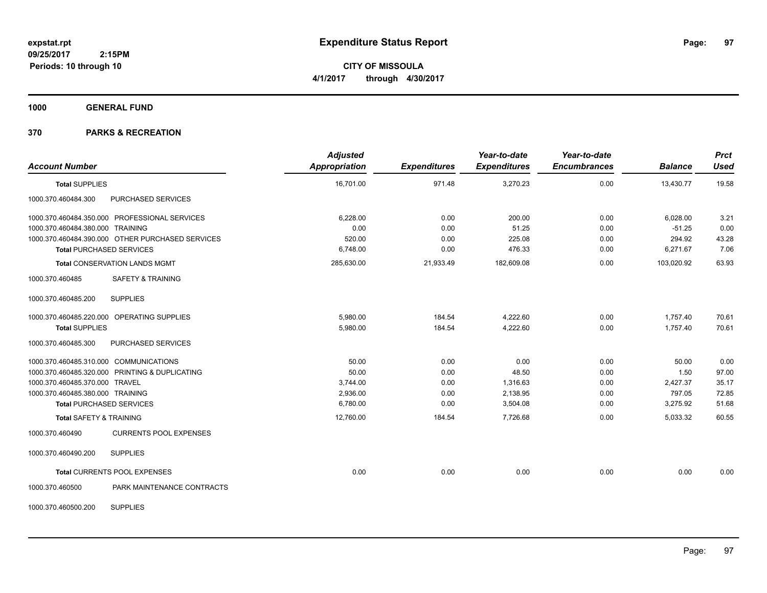# Expenditure Status Report

expstat.rpt
09/25/2017 2:15PM
Periods: 10 through 10

**CITY OF MISSOULA**
**4/1/2017 through 4/30/2017**

## 1000 GENERAL FUND

## 370 PARKS & RECREATION

| Account Number | | Adjusted Appropriation | Expenditures | Year-to-date Expenditures | Year-to-date Encumbrances | Balance | Prct Used |
|---|---|---|---|---|---|---|---|
| **Total SUPPLIES** | | 16,701.00 | 971.48 | 3,270.23 | 0.00 | 13,430.77 | 19.58 |
| 1000.370.460484.300 | PURCHASED SERVICES | | | | | | |
| 1000.370.460484.350.000 | PROFESSIONAL SERVICES | 6,228.00 | 0.00 | 200.00 | 0.00 | 6,028.00 | 3.21 |
| 1000.370.460484.380.000 | TRAINING | 0.00 | 0.00 | 51.25 | 0.00 | -51.25 | 0.00 |
| 1000.370.460484.390.000 | OTHER PURCHASED SERVICES | 520.00 | 0.00 | 225.08 | 0.00 | 294.92 | 43.28 |
| **Total PURCHASED SERVICES** | | 6,748.00 | 0.00 | 476.33 | 0.00 | 6,271.67 | 7.06 |
| **Total CONSERVATION LANDS MGMT** | | 285,630.00 | 21,933.49 | 182,609.08 | 0.00 | 103,020.92 | 63.93 |
| 1000.370.460485 | SAFETY & TRAINING | | | | | | |
| 1000.370.460485.200 | SUPPLIES | | | | | | |
| 1000.370.460485.220.000 | OPERATING SUPPLIES | 5,980.00 | 184.54 | 4,222.60 | 0.00 | 1,757.40 | 70.61 |
| **Total SUPPLIES** | | 5,980.00 | 184.54 | 4,222.60 | 0.00 | 1,757.40 | 70.61 |
| 1000.370.460485.300 | PURCHASED SERVICES | | | | | | |
| 1000.370.460485.310.000 | COMMUNICATIONS | 50.00 | 0.00 | 0.00 | 0.00 | 50.00 | 0.00 |
| 1000.370.460485.320.000 | PRINTING & DUPLICATING | 50.00 | 0.00 | 48.50 | 0.00 | 1.50 | 97.00 |
| 1000.370.460485.370.000 | TRAVEL | 3,744.00 | 0.00 | 1,316.63 | 0.00 | 2,427.37 | 35.17 |
| 1000.370.460485.380.000 | TRAINING | 2,936.00 | 0.00 | 2,138.95 | 0.00 | 797.05 | 72.85 |
| **Total PURCHASED SERVICES** | | 6,780.00 | 0.00 | 3,504.08 | 0.00 | 3,275.92 | 51.68 |
| **Total SAFETY & TRAINING** | | 12,760.00 | 184.54 | 7,726.68 | 0.00 | 5,033.32 | 60.55 |
| 1000.370.460490 | CURRENTS POOL EXPENSES | | | | | | |
| 1000.370.460490.200 | SUPPLIES | | | | | | |
| **Total CURRENTS POOL EXPENSES** | | 0.00 | 0.00 | 0.00 | 0.00 | 0.00 | 0.00 |
| 1000.370.460500 | PARK MAINTENANCE CONTRACTS | | | | | | |
| 1000.370.460500.200 | SUPPLIES | | | | | | |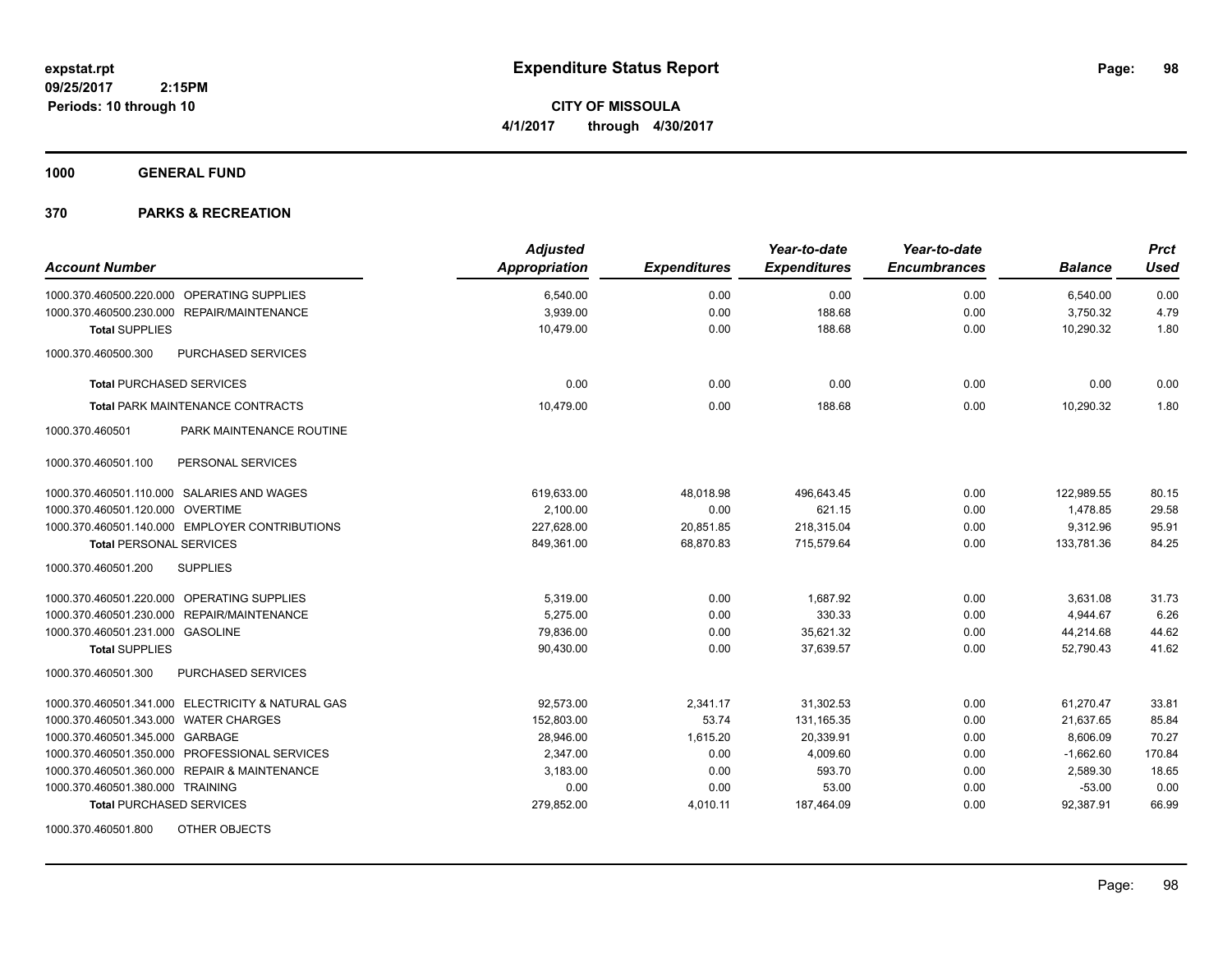# Expenditure Status Report

expstat.rpt
09/25/2017 2:15PM
Periods: 10 through 10

**CITY OF MISSOULA**
**4/1/2017 through 4/30/2017**

## 1000 GENERAL FUND

## 370 PARKS & RECREATION

| Account Number | | Adjusted Appropriation | Expenditures | Year-to-date Expenditures | Year-to-date Encumbrances | Balance | Prct Used |
|---|---|---|---|---|---|---|---|
| 1000.370.460500.220.000 | OPERATING SUPPLIES | 6,540.00 | 0.00 | 0.00 | 0.00 | 6,540.00 | 0.00 |
| 1000.370.460500.230.000 | REPAIR/MAINTENANCE | 3,939.00 | 0.00 | 188.68 | 0.00 | 3,750.32 | 4.79 |
| **Total** SUPPLIES | | 10,479.00 | 0.00 | 188.68 | 0.00 | 10,290.32 | 1.80 |
| 1000.370.460500.300 | PURCHASED SERVICES | | | | | | |
| **Total** PURCHASED SERVICES | | 0.00 | 0.00 | 0.00 | 0.00 | 0.00 | 0.00 |
| **Total** PARK MAINTENANCE CONTRACTS | | 10,479.00 | 0.00 | 188.68 | 0.00 | 10,290.32 | 1.80 |
| 1000.370.460501 | PARK MAINTENANCE ROUTINE | | | | | | |
| 1000.370.460501.100 | PERSONAL SERVICES | | | | | | |
| 1000.370.460501.110.000 | SALARIES AND WAGES | 619,633.00 | 48,018.98 | 496,643.45 | 0.00 | 122,989.55 | 80.15 |
| 1000.370.460501.120.000 | OVERTIME | 2,100.00 | 0.00 | 621.15 | 0.00 | 1,478.85 | 29.58 |
| 1000.370.460501.140.000 | EMPLOYER CONTRIBUTIONS | 227,628.00 | 20,851.85 | 218,315.04 | 0.00 | 9,312.96 | 95.91 |
| **Total** PERSONAL SERVICES | | 849,361.00 | 68,870.83 | 715,579.64 | 0.00 | 133,781.36 | 84.25 |
| 1000.370.460501.200 | SUPPLIES | | | | | | |
| 1000.370.460501.220.000 | OPERATING SUPPLIES | 5,319.00 | 0.00 | 1,687.92 | 0.00 | 3,631.08 | 31.73 |
| 1000.370.460501.230.000 | REPAIR/MAINTENANCE | 5,275.00 | 0.00 | 330.33 | 0.00 | 4,944.67 | 6.26 |
| 1000.370.460501.231.000 | GASOLINE | 79,836.00 | 0.00 | 35,621.32 | 0.00 | 44,214.68 | 44.62 |
| **Total** SUPPLIES | | 90,430.00 | 0.00 | 37,639.57 | 0.00 | 52,790.43 | 41.62 |
| 1000.370.460501.300 | PURCHASED SERVICES | | | | | | |
| 1000.370.460501.341.000 | ELECTRICITY & NATURAL GAS | 92,573.00 | 2,341.17 | 31,302.53 | 0.00 | 61,270.47 | 33.81 |
| 1000.370.460501.343.000 | WATER CHARGES | 152,803.00 | 53.74 | 131,165.35 | 0.00 | 21,637.65 | 85.84 |
| 1000.370.460501.345.000 | GARBAGE | 28,946.00 | 1,615.20 | 20,339.91 | 0.00 | 8,606.09 | 70.27 |
| 1000.370.460501.350.000 | PROFESSIONAL SERVICES | 2,347.00 | 0.00 | 4,009.60 | 0.00 | -1,662.60 | 170.84 |
| 1000.370.460501.360.000 | REPAIR & MAINTENANCE | 3,183.00 | 0.00 | 593.70 | 0.00 | 2,589.30 | 18.65 |
| 1000.370.460501.380.000 | TRAINING | 0.00 | 0.00 | 53.00 | 0.00 | -53.00 | 0.00 |
| **Total** PURCHASED SERVICES | | 279,852.00 | 4,010.11 | 187,464.09 | 0.00 | 92,387.91 | 66.99 |
| 1000.370.460501.800 | OTHER OBJECTS | | | | | | |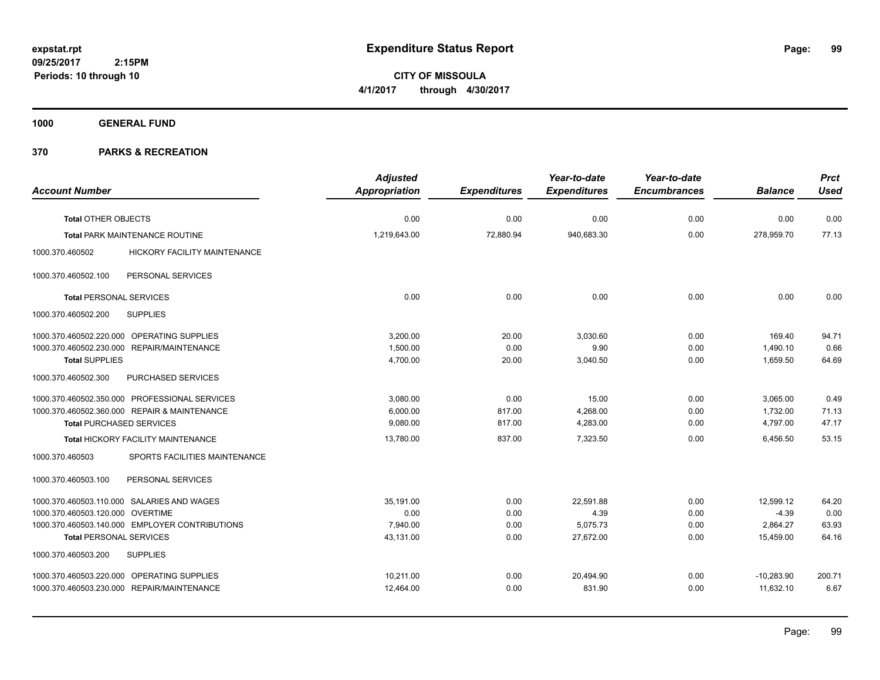# Expenditure Status Report

expstat.rpt
09/25/2017 2:15PM
Periods: 10 through 10

**CITY OF MISSOULA**
**4/1/2017 through 4/30/2017**

## 1000 GENERAL FUND

## 370 PARKS & RECREATION

| Account Number | | Adjusted Appropriation | Expenditures | Year-to-date Expenditures | Year-to-date Encumbrances | Balance | Prct Used |
|---|---|---|---|---|---|---|---|
| **Total** OTHER OBJECTS | | 0.00 | 0.00 | 0.00 | 0.00 | 0.00 | 0.00 |
| **Total** PARK MAINTENANCE ROUTINE | | 1,219,643.00 | 72,880.94 | 940,683.30 | 0.00 | 278,959.70 | 77.13 |
| 1000.370.460502 | HICKORY FACILITY MAINTENANCE | | | | | | |
| 1000.370.460502.100 | PERSONAL SERVICES | | | | | | |
| **Total** PERSONAL SERVICES | | 0.00 | 0.00 | 0.00 | 0.00 | 0.00 | 0.00 |
| 1000.370.460502.200 | SUPPLIES | | | | | | |
| 1000.370.460502.220.000 | OPERATING SUPPLIES | 3,200.00 | 20.00 | 3,030.60 | 0.00 | 169.40 | 94.71 |
| 1000.370.460502.230.000 | REPAIR/MAINTENANCE | 1,500.00 | 0.00 | 9.90 | 0.00 | 1,490.10 | 0.66 |
| **Total** SUPPLIES | | 4,700.00 | 20.00 | 3,040.50 | 0.00 | 1,659.50 | 64.69 |
| 1000.370.460502.300 | PURCHASED SERVICES | | | | | | |
| 1000.370.460502.350.000 | PROFESSIONAL SERVICES | 3,080.00 | 0.00 | 15.00 | 0.00 | 3,065.00 | 0.49 |
| 1000.370.460502.360.000 | REPAIR & MAINTENANCE | 6,000.00 | 817.00 | 4,268.00 | 0.00 | 1,732.00 | 71.13 |
| **Total** PURCHASED SERVICES | | 9,080.00 | 817.00 | 4,283.00 | 0.00 | 4,797.00 | 47.17 |
| **Total** HICKORY FACILITY MAINTENANCE | | 13,780.00 | 837.00 | 7,323.50 | 0.00 | 6,456.50 | 53.15 |
| 1000.370.460503 | SPORTS FACILITIES MAINTENANCE | | | | | | |
| 1000.370.460503.100 | PERSONAL SERVICES | | | | | | |
| 1000.370.460503.110.000 | SALARIES AND WAGES | 35,191.00 | 0.00 | 22,591.88 | 0.00 | 12,599.12 | 64.20 |
| 1000.370.460503.120.000 | OVERTIME | 0.00 | 0.00 | 4.39 | 0.00 | -4.39 | 0.00 |
| 1000.370.460503.140.000 | EMPLOYER CONTRIBUTIONS | 7,940.00 | 0.00 | 5,075.73 | 0.00 | 2,864.27 | 63.93 |
| **Total** PERSONAL SERVICES | | 43,131.00 | 0.00 | 27,672.00 | 0.00 | 15,459.00 | 64.16 |
| 1000.370.460503.200 | SUPPLIES | | | | | | |
| 1000.370.460503.220.000 | OPERATING SUPPLIES | 10,211.00 | 0.00 | 20,494.90 | 0.00 | -10,283.90 | 200.71 |
| 1000.370.460503.230.000 | REPAIR/MAINTENANCE | 12,464.00 | 0.00 | 831.90 | 0.00 | 11,632.10 | 6.67 |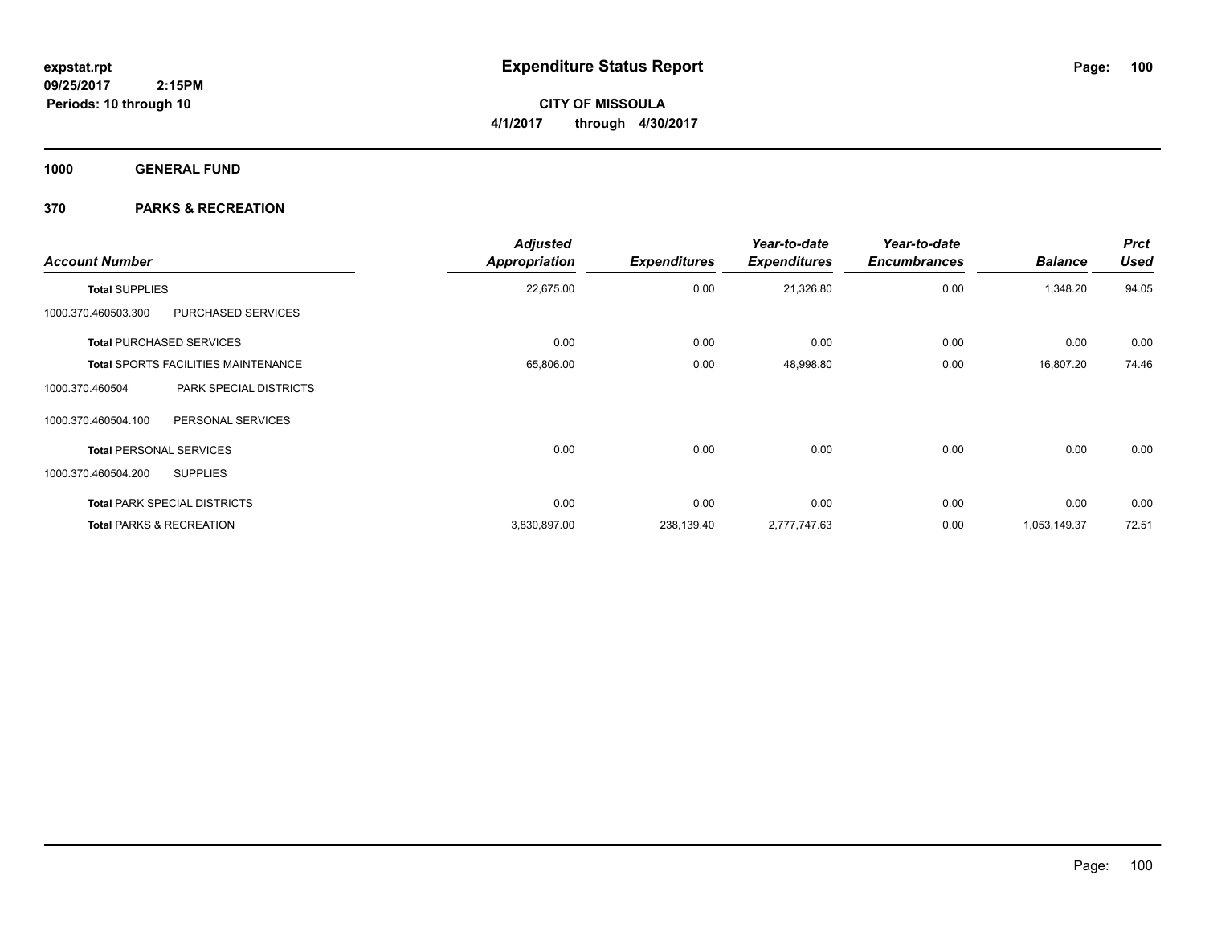**expstat.rpt**
**09/25/2017 2:15PM**
**Periods: 10 through 10**

# Expenditure Status Report

**CITY OF MISSOULA**
**4/1/2017 through 4/30/2017**

## 1000 GENERAL FUND

## 370 PARKS & RECREATION

| Account Number | | Adjusted Appropriation | Expenditures | Year-to-date Expenditures | Year-to-date Encumbrances | Balance | Prct Used |
|---|---|---|---|---|---|---|---|
| **Total** SUPPLIES | | 22,675.00 | 0.00 | 21,326.80 | 0.00 | 1,348.20 | 94.05 |
| 1000.370.460503.300 | PURCHASED SERVICES | | | | | | |
| **Total** PURCHASED SERVICES | | 0.00 | 0.00 | 0.00 | 0.00 | 0.00 | 0.00 |
| **Total** SPORTS FACILITIES MAINTENANCE | | 65,806.00 | 0.00 | 48,998.80 | 0.00 | 16,807.20 | 74.46 |
| 1000.370.460504 | PARK SPECIAL DISTRICTS | | | | | | |
| 1000.370.460504.100 | PERSONAL SERVICES | | | | | | |
| **Total** PERSONAL SERVICES | | 0.00 | 0.00 | 0.00 | 0.00 | 0.00 | 0.00 |
| 1000.370.460504.200 | SUPPLIES | | | | | | |
| **Total** PARK SPECIAL DISTRICTS | | 0.00 | 0.00 | 0.00 | 0.00 | 0.00 | 0.00 |
| **Total** PARKS & RECREATION | | 3,830,897.00 | 238,139.40 | 2,777,747.63 | 0.00 | 1,053,149.37 | 72.51 |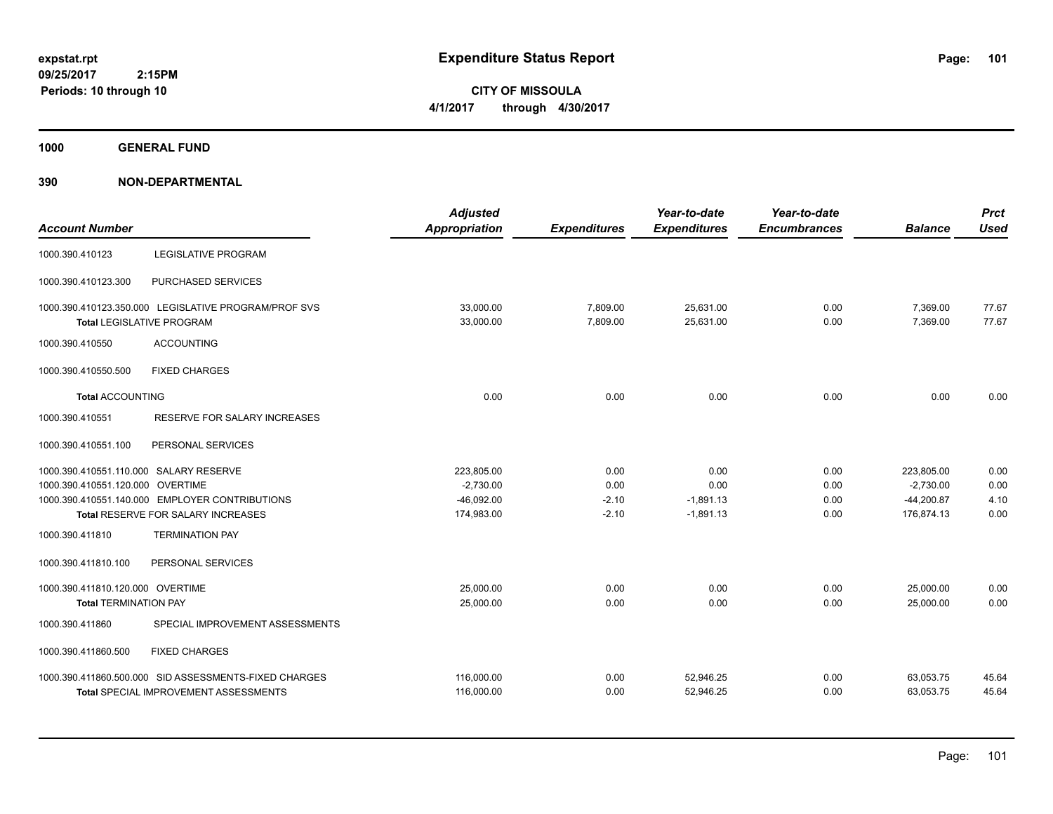# Expenditure Status Report

expstat.rpt
09/25/2017 2:15PM
Periods: 10 through 10

**CITY OF MISSOULA**
**4/1/2017 through 4/30/2017**

## 1000 GENERAL FUND

## 390 NON-DEPARTMENTAL

| Account Number | | Adjusted Appropriation | Expenditures | Year-to-date Expenditures | Year-to-date Encumbrances | Balance | Prct Used |
|---|---|---|---|---|---|---|---|
| 1000.390.410123 | LEGISLATIVE PROGRAM | | | | | | |
| 1000.390.410123.300 | PURCHASED SERVICES | | | | | | |
| 1000.390.410123.350.000 | LEGISLATIVE PROGRAM/PROF SVS | 33,000.00 | 7,809.00 | 25,631.00 | 0.00 | 7,369.00 | 77.67 |
| **Total** LEGISLATIVE PROGRAM | | 33,000.00 | 7,809.00 | 25,631.00 | 0.00 | 7,369.00 | 77.67 |
| 1000.390.410550 | ACCOUNTING | | | | | | |
| 1000.390.410550.500 | FIXED CHARGES | | | | | | |
| **Total** ACCOUNTING | | 0.00 | 0.00 | 0.00 | 0.00 | 0.00 | 0.00 |
| 1000.390.410551 | RESERVE FOR SALARY INCREASES | | | | | | |
| 1000.390.410551.100 | PERSONAL SERVICES | | | | | | |
| 1000.390.410551.110.000 | SALARY RESERVE | 223,805.00 | 0.00 | 0.00 | 0.00 | 223,805.00 | 0.00 |
| 1000.390.410551.120.000 | OVERTIME | -2,730.00 | 0.00 | 0.00 | 0.00 | -2,730.00 | 0.00 |
| 1000.390.410551.140.000 | EMPLOYER CONTRIBUTIONS | -46,092.00 | -2.10 | -1,891.13 | 0.00 | -44,200.87 | 4.10 |
| **Total** RESERVE FOR SALARY INCREASES | | 174,983.00 | -2.10 | -1,891.13 | 0.00 | 176,874.13 | 0.00 |
| 1000.390.411810 | TERMINATION PAY | | | | | | |
| 1000.390.411810.100 | PERSONAL SERVICES | | | | | | |
| 1000.390.411810.120.000 | OVERTIME | 25,000.00 | 0.00 | 0.00 | 0.00 | 25,000.00 | 0.00 |
| **Total** TERMINATION PAY | | 25,000.00 | 0.00 | 0.00 | 0.00 | 25,000.00 | 0.00 |
| 1000.390.411860 | SPECIAL IMPROVEMENT ASSESSMENTS | | | | | | |
| 1000.390.411860.500 | FIXED CHARGES | | | | | | |
| 1000.390.411860.500.000 | SID ASSESSMENTS-FIXED CHARGES | 116,000.00 | 0.00 | 52,946.25 | 0.00 | 63,053.75 | 45.64 |
| **Total** SPECIAL IMPROVEMENT ASSESSMENTS | | 116,000.00 | 0.00 | 52,946.25 | 0.00 | 63,053.75 | 45.64 |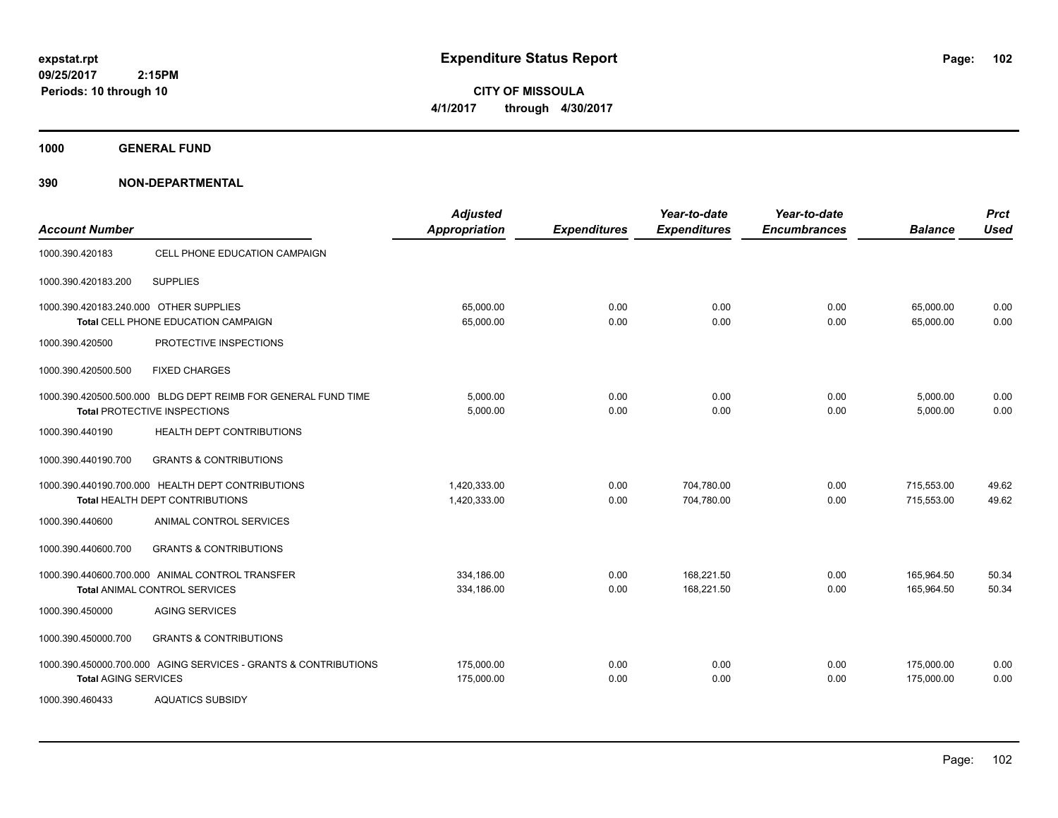expstat.rpt
09/25/2017 2:15PM
Periods: 10 through 10

# Expenditure Status Report

**CITY OF MISSOULA**
**4/1/2017 through 4/30/2017**

**1000 GENERAL FUND**

**390 NON-DEPARTMENTAL**

| Account Number | | Adjusted Appropriation | Expenditures | Year-to-date Expenditures | Year-to-date Encumbrances | Balance | Prct Used |
|---|---|---|---|---|---|---|---|
| 1000.390.420183 | CELL PHONE EDUCATION CAMPAIGN | | | | | | |
| 1000.390.420183.200 | SUPPLIES | | | | | | |
| 1000.390.420183.240.000 | OTHER SUPPLIES | 65,000.00 | 0.00 | 0.00 | 0.00 | 65,000.00 | 0.00 |
| | **Total** CELL PHONE EDUCATION CAMPAIGN | 65,000.00 | 0.00 | 0.00 | 0.00 | 65,000.00 | 0.00 |
| 1000.390.420500 | PROTECTIVE INSPECTIONS | | | | | | |
| 1000.390.420500.500 | FIXED CHARGES | | | | | | |
| 1000.390.420500.500.000 | BLDG DEPT REIMB FOR GENERAL FUND TIME | 5,000.00 | 0.00 | 0.00 | 0.00 | 5,000.00 | 0.00 |
| | **Total** PROTECTIVE INSPECTIONS | 5,000.00 | 0.00 | 0.00 | 0.00 | 5,000.00 | 0.00 |
| 1000.390.440190 | HEALTH DEPT CONTRIBUTIONS | | | | | | |
| 1000.390.440190.700 | GRANTS & CONTRIBUTIONS | | | | | | |
| 1000.390.440190.700.000 | HEALTH DEPT CONTRIBUTIONS | 1,420,333.00 | 0.00 | 704,780.00 | 0.00 | 715,553.00 | 49.62 |
| | **Total** HEALTH DEPT CONTRIBUTIONS | 1,420,333.00 | 0.00 | 704,780.00 | 0.00 | 715,553.00 | 49.62 |
| 1000.390.440600 | ANIMAL CONTROL SERVICES | | | | | | |
| 1000.390.440600.700 | GRANTS & CONTRIBUTIONS | | | | | | |
| 1000.390.440600.700.000 | ANIMAL CONTROL TRANSFER | 334,186.00 | 0.00 | 168,221.50 | 0.00 | 165,964.50 | 50.34 |
| | **Total** ANIMAL CONTROL SERVICES | 334,186.00 | 0.00 | 168,221.50 | 0.00 | 165,964.50 | 50.34 |
| 1000.390.450000 | AGING SERVICES | | | | | | |
| 1000.390.450000.700 | GRANTS & CONTRIBUTIONS | | | | | | |
| 1000.390.450000.700.000 | AGING SERVICES - GRANTS & CONTRIBUTIONS | 175,000.00 | 0.00 | 0.00 | 0.00 | 175,000.00 | 0.00 |
| | **Total AGING SERVICES** | 175,000.00 | 0.00 | 0.00 | 0.00 | 175,000.00 | 0.00 |
| 1000.390.460433 | AQUATICS SUBSIDY | | | | | | |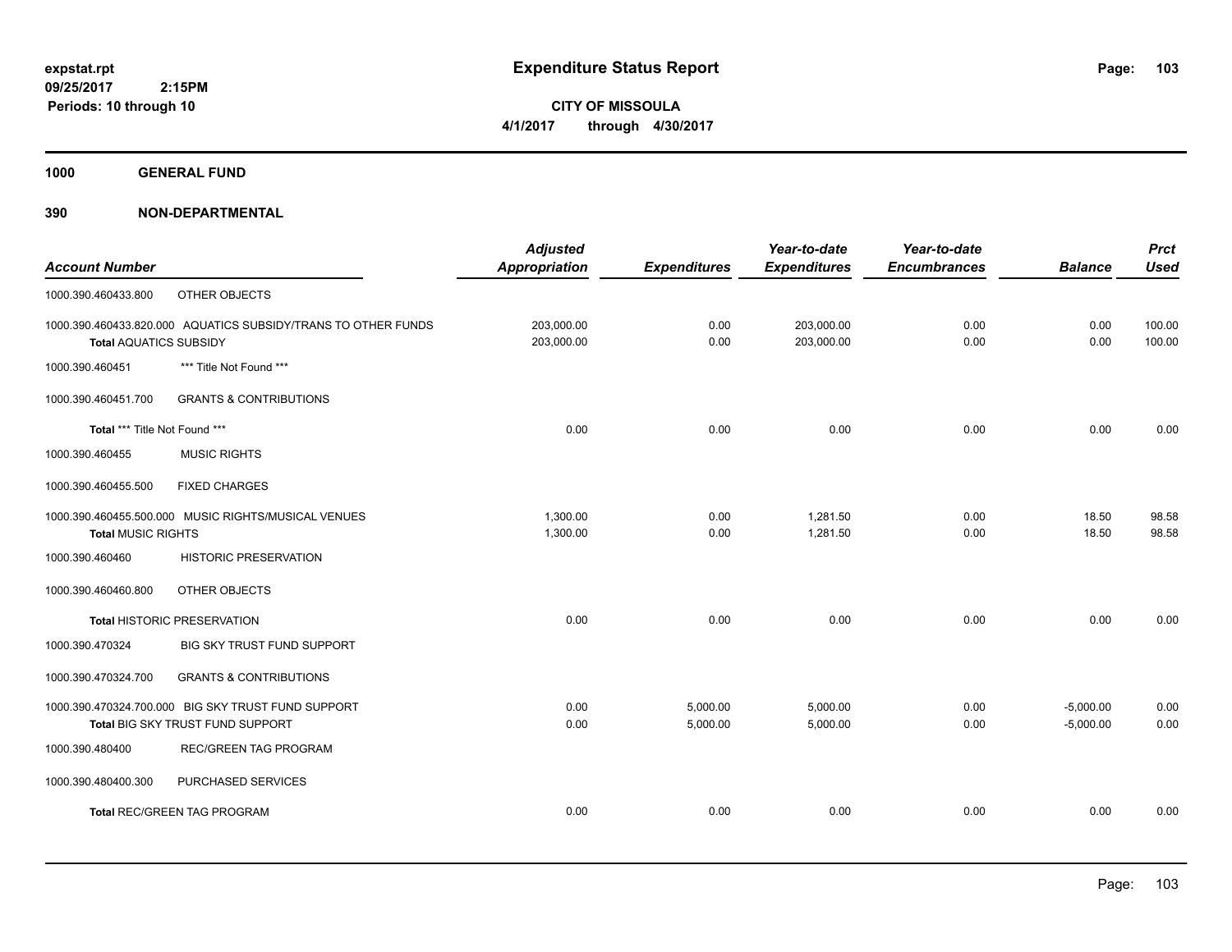# Expenditure Status Report

**CITY OF MISSOULA**

**4/1/2017 through 4/30/2017**

expstat.rpt
09/25/2017 2:15PM
Periods: 10 through 10

## 1000 GENERAL FUND

## 390 NON-DEPARTMENTAL

| Account Number | | Adjusted Appropriation | Expenditures | Year-to-date Expenditures | Year-to-date Encumbrances | Balance | Prct Used |
|---|---|---|---|---|---|---|---|
| 1000.390.460433.800 | OTHER OBJECTS | | | | | | |
| 1000.390.460433.820.000 AQUATICS SUBSIDY/TRANS TO OTHER FUNDS | | 203,000.00 | 0.00 | 203,000.00 | 0.00 | 0.00 | 100.00 |
| **Total** AQUATICS SUBSIDY | | 203,000.00 | 0.00 | 203,000.00 | 0.00 | 0.00 | 100.00 |
| 1000.390.460451 | *** Title Not Found *** | | | | | | |
| 1000.390.460451.700 | GRANTS & CONTRIBUTIONS | | | | | | |
| **Total** *** Title Not Found *** | | 0.00 | 0.00 | 0.00 | 0.00 | 0.00 | 0.00 |
| 1000.390.460455 | MUSIC RIGHTS | | | | | | |
| 1000.390.460455.500 | FIXED CHARGES | | | | | | |
| 1000.390.460455.500.000 MUSIC RIGHTS/MUSICAL VENUES | | 1,300.00 | 0.00 | 1,281.50 | 0.00 | 18.50 | 98.58 |
| **Total** MUSIC RIGHTS | | 1,300.00 | 0.00 | 1,281.50 | 0.00 | 18.50 | 98.58 |
| 1000.390.460460 | HISTORIC PRESERVATION | | | | | | |
| 1000.390.460460.800 | OTHER OBJECTS | | | | | | |
| **Total** HISTORIC PRESERVATION | | 0.00 | 0.00 | 0.00 | 0.00 | 0.00 | 0.00 |
| 1000.390.470324 | BIG SKY TRUST FUND SUPPORT | | | | | | |
| 1000.390.470324.700 | GRANTS & CONTRIBUTIONS | | | | | | |
| 1000.390.470324.700.000 BIG SKY TRUST FUND SUPPORT | | 0.00 | 5,000.00 | 5,000.00 | 0.00 | -5,000.00 | 0.00 |
| **Total** BIG SKY TRUST FUND SUPPORT | | 0.00 | 5,000.00 | 5,000.00 | 0.00 | -5,000.00 | 0.00 |
| 1000.390.480400 | REC/GREEN TAG PROGRAM | | | | | | |
| 1000.390.480400.300 | PURCHASED SERVICES | | | | | | |
| **Total** REC/GREEN TAG PROGRAM | | 0.00 | 0.00 | 0.00 | 0.00 | 0.00 | 0.00 |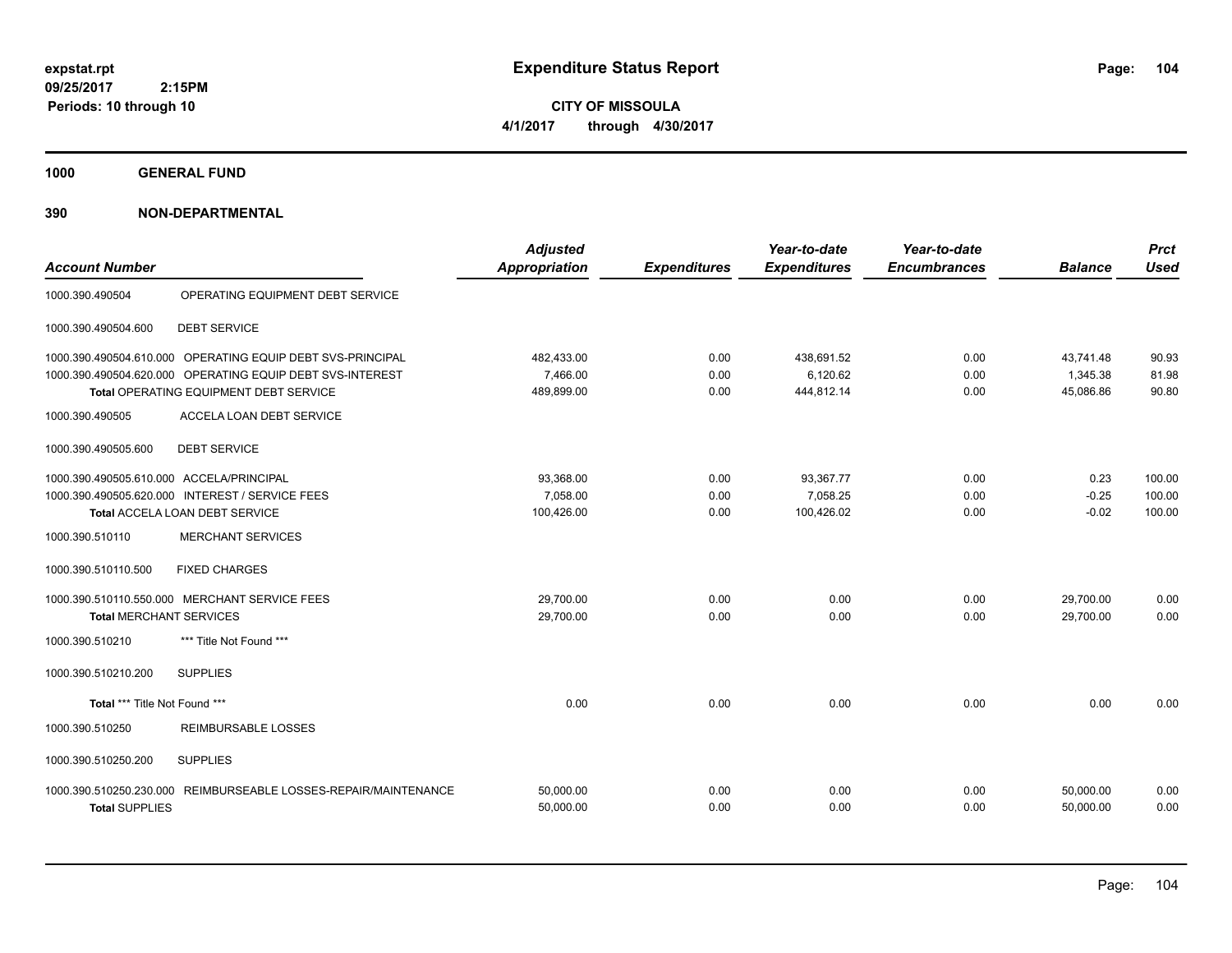**expstat.rpt**
**09/25/2017 2:15PM**
**Periods: 10 through 10**

# Expenditure Status Report

**CITY OF MISSOULA**
**4/1/2017 through 4/30/2017**

## 1000 GENERAL FUND

## 390 NON-DEPARTMENTAL

| Account Number | | Adjusted Appropriation | Expenditures | Year-to-date Expenditures | Year-to-date Encumbrances | Balance | Prct Used |
|---|---|---|---|---|---|---|---|
| 1000.390.490504 | OPERATING EQUIPMENT DEBT SERVICE | | | | | | |
| 1000.390.490504.600 | DEBT SERVICE | | | | | | |
| 1000.390.490504.610.000 | OPERATING EQUIP DEBT SVS-PRINCIPAL | 482,433.00 | 0.00 | 438,691.52 | 0.00 | 43,741.48 | 90.93 |
| 1000.390.490504.620.000 | OPERATING EQUIP DEBT SVS-INTEREST | 7,466.00 | 0.00 | 6,120.62 | 0.00 | 1,345.38 | 81.98 |
| | **Total** OPERATING EQUIPMENT DEBT SERVICE | 489,899.00 | 0.00 | 444,812.14 | 0.00 | 45,086.86 | 90.80 |
| 1000.390.490505 | ACCELA LOAN DEBT SERVICE | | | | | | |
| 1000.390.490505.600 | DEBT SERVICE | | | | | | |
| 1000.390.490505.610.000 | ACCELA/PRINCIPAL | 93,368.00 | 0.00 | 93,367.77 | 0.00 | 0.23 | 100.00 |
| 1000.390.490505.620.000 | INTEREST / SERVICE FEES | 7,058.00 | 0.00 | 7,058.25 | 0.00 | -0.25 | 100.00 |
| | **Total** ACCELA LOAN DEBT SERVICE | 100,426.00 | 0.00 | 100,426.02 | 0.00 | -0.02 | 100.00 |
| 1000.390.510110 | MERCHANT SERVICES | | | | | | |
| 1000.390.510110.500 | FIXED CHARGES | | | | | | |
| 1000.390.510110.550.000 | MERCHANT SERVICE FEES | 29,700.00 | 0.00 | 0.00 | 0.00 | 29,700.00 | 0.00 |
| | **Total** MERCHANT SERVICES | 29,700.00 | 0.00 | 0.00 | 0.00 | 29,700.00 | 0.00 |
| 1000.390.510210 | *** Title Not Found *** | | | | | | |
| 1000.390.510210.200 | SUPPLIES | | | | | | |
| | **Total** *** Title Not Found *** | 0.00 | 0.00 | 0.00 | 0.00 | 0.00 | 0.00 |
| 1000.390.510250 | REIMBURSABLE LOSSES | | | | | | |
| 1000.390.510250.200 | SUPPLIES | | | | | | |
| 1000.390.510250.230.000 | REIMBURSEABLE LOSSES-REPAIR/MAINTENANCE | 50,000.00 | 0.00 | 0.00 | 0.00 | 50,000.00 | 0.00 |
| | **Total** SUPPLIES | 50,000.00 | 0.00 | 0.00 | 0.00 | 50,000.00 | 0.00 |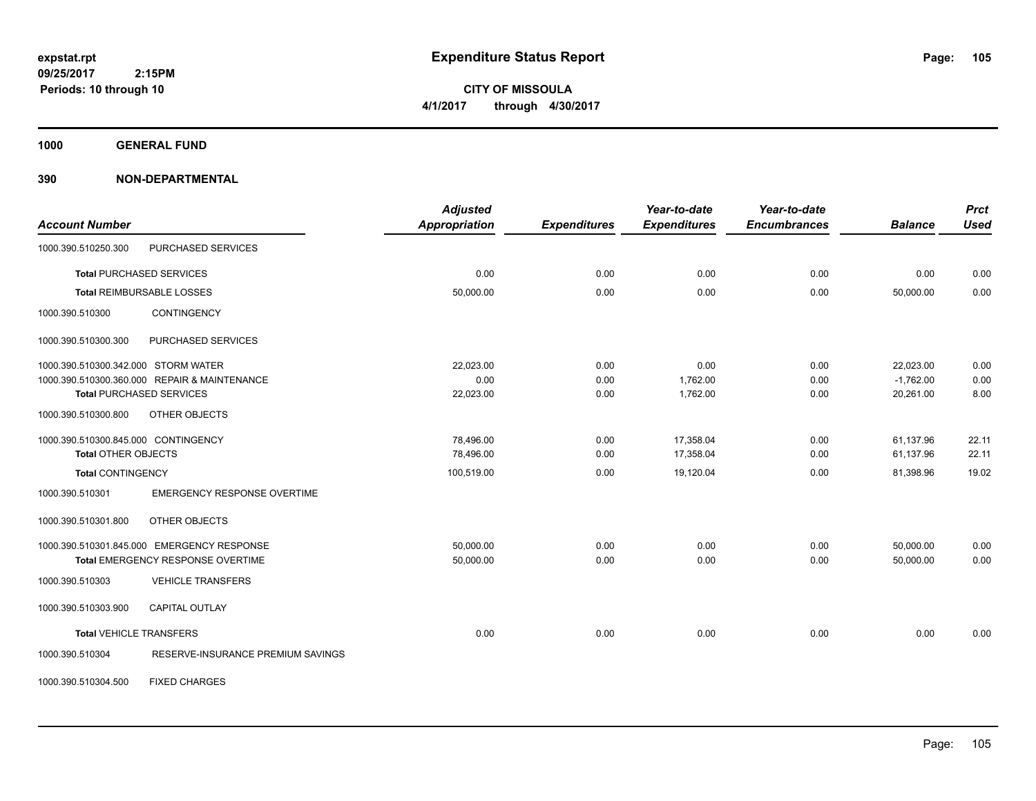# Expenditure Status Report

expstat.rpt
09/25/2017 2:15PM
Periods: 10 through 10

**CITY OF MISSOULA**
**4/1/2017 through 4/30/2017**

**1000 GENERAL FUND**

**390 NON-DEPARTMENTAL**

| Account Number | | Adjusted Appropriation | Expenditures | Year-to-date Expenditures | Year-to-date Encumbrances | Balance | Prct Used |
|---|---|---|---|---|---|---|---|
| 1000.390.510250.300 | PURCHASED SERVICES | | | | | | |
| **Total** PURCHASED SERVICES | | 0.00 | 0.00 | 0.00 | 0.00 | 0.00 | 0.00 |
| **Total** REIMBURSABLE LOSSES | | 50,000.00 | 0.00 | 0.00 | 0.00 | 50,000.00 | 0.00 |
| 1000.390.510300 | CONTINGENCY | | | | | | |
| 1000.390.510300.300 | PURCHASED SERVICES | | | | | | |
| 1000.390.510300.342.000 | STORM WATER | 22,023.00 | 0.00 | 0.00 | 0.00 | 22,023.00 | 0.00 |
| 1000.390.510300.360.000 | REPAIR & MAINTENANCE | 0.00 | 0.00 | 1,762.00 | 0.00 | -1,762.00 | 0.00 |
| **Total** PURCHASED SERVICES | | 22,023.00 | 0.00 | 1,762.00 | 0.00 | 20,261.00 | 8.00 |
| 1000.390.510300.800 | OTHER OBJECTS | | | | | | |
| 1000.390.510300.845.000 | CONTINGENCY | 78,496.00 | 0.00 | 17,358.04 | 0.00 | 61,137.96 | 22.11 |
| **Total** OTHER OBJECTS | | 78,496.00 | 0.00 | 17,358.04 | 0.00 | 61,137.96 | 22.11 |
| **Total** CONTINGENCY | | 100,519.00 | 0.00 | 19,120.04 | 0.00 | 81,398.96 | 19.02 |
| 1000.390.510301 | EMERGENCY RESPONSE OVERTIME | | | | | | |
| 1000.390.510301.800 | OTHER OBJECTS | | | | | | |
| 1000.390.510301.845.000 | EMERGENCY RESPONSE | 50,000.00 | 0.00 | 0.00 | 0.00 | 50,000.00 | 0.00 |
| **Total** EMERGENCY RESPONSE OVERTIME | | 50,000.00 | 0.00 | 0.00 | 0.00 | 50,000.00 | 0.00 |
| 1000.390.510303 | VEHICLE TRANSFERS | | | | | | |
| 1000.390.510303.900 | CAPITAL OUTLAY | | | | | | |
| **Total** VEHICLE TRANSFERS | | 0.00 | 0.00 | 0.00 | 0.00 | 0.00 | 0.00 |
| 1000.390.510304 | RESERVE-INSURANCE PREMIUM SAVINGS | | | | | | |
| 1000.390.510304.500 | FIXED CHARGES | | | | | | |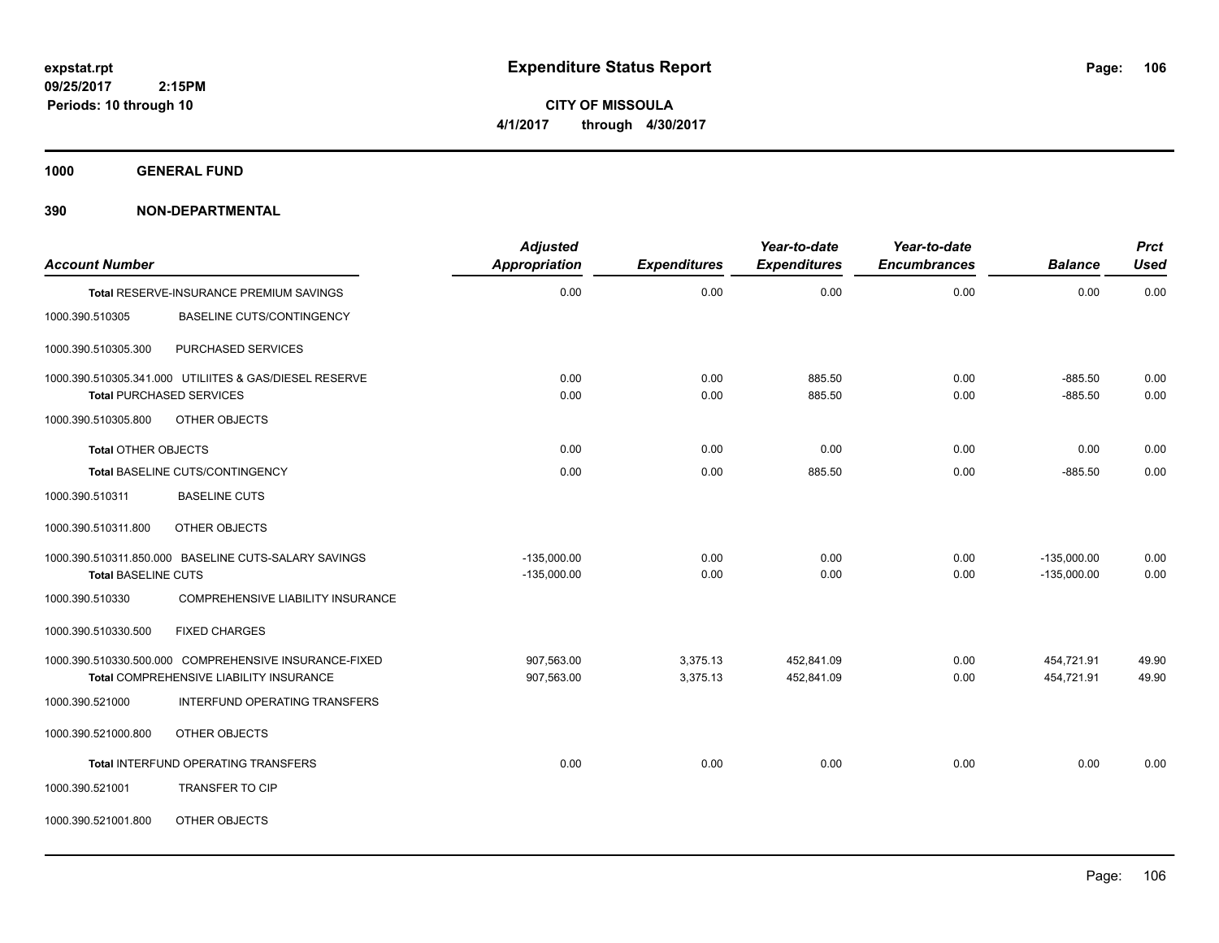# Expenditure Status Report

**expstat.rpt**
**09/25/2017 2:15PM**
**Periods: 10 through 10**

**CITY OF MISSOULA**
**4/1/2017 through 4/30/2017**

**1000 GENERAL FUND**

**390 NON-DEPARTMENTAL**

| Account Number | | Adjusted Appropriation | Expenditures | Year-to-date Expenditures | Year-to-date Encumbrances | Balance | Prct Used |
|---|---|---|---|---|---|---|---|
| **Total** RESERVE-INSURANCE PREMIUM SAVINGS | | 0.00 | 0.00 | 0.00 | 0.00 | 0.00 | 0.00 |
| 1000.390.510305 | BASELINE CUTS/CONTINGENCY | | | | | | |
| 1000.390.510305.300 | PURCHASED SERVICES | | | | | | |
| 1000.390.510305.341.000 UTILIITES & GAS/DIESEL RESERVE | | 0.00 | 0.00 | 885.50 | 0.00 | -885.50 | 0.00 |
| **Total** PURCHASED SERVICES | | 0.00 | 0.00 | 885.50 | 0.00 | -885.50 | 0.00 |
| 1000.390.510305.800 | OTHER OBJECTS | | | | | | |
| **Total** OTHER OBJECTS | | 0.00 | 0.00 | 0.00 | 0.00 | 0.00 | 0.00 |
| **Total** BASELINE CUTS/CONTINGENCY | | 0.00 | 0.00 | 885.50 | 0.00 | -885.50 | 0.00 |
| 1000.390.510311 | BASELINE CUTS | | | | | | |
| 1000.390.510311.800 | OTHER OBJECTS | | | | | | |
| 1000.390.510311.850.000 BASELINE CUTS-SALARY SAVINGS | | -135,000.00 | 0.00 | 0.00 | 0.00 | -135,000.00 | 0.00 |
| **Total** BASELINE CUTS | | -135,000.00 | 0.00 | 0.00 | 0.00 | -135,000.00 | 0.00 |
| 1000.390.510330 | COMPREHENSIVE LIABILITY INSURANCE | | | | | | |
| 1000.390.510330.500 | FIXED CHARGES | | | | | | |
| 1000.390.510330.500.000 COMPREHENSIVE INSURANCE-FIXED | | 907,563.00 | 3,375.13 | 452,841.09 | 0.00 | 454,721.91 | 49.90 |
| **Total** COMPREHENSIVE LIABILITY INSURANCE | | 907,563.00 | 3,375.13 | 452,841.09 | 0.00 | 454,721.91 | 49.90 |
| 1000.390.521000 | INTERFUND OPERATING TRANSFERS | | | | | | |
| 1000.390.521000.800 | OTHER OBJECTS | | | | | | |
| **Total** INTERFUND OPERATING TRANSFERS | | 0.00 | 0.00 | 0.00 | 0.00 | 0.00 | 0.00 |
| 1000.390.521001 | TRANSFER TO CIP | | | | | | |
| 1000.390.521001.800 | OTHER OBJECTS | | | | | | |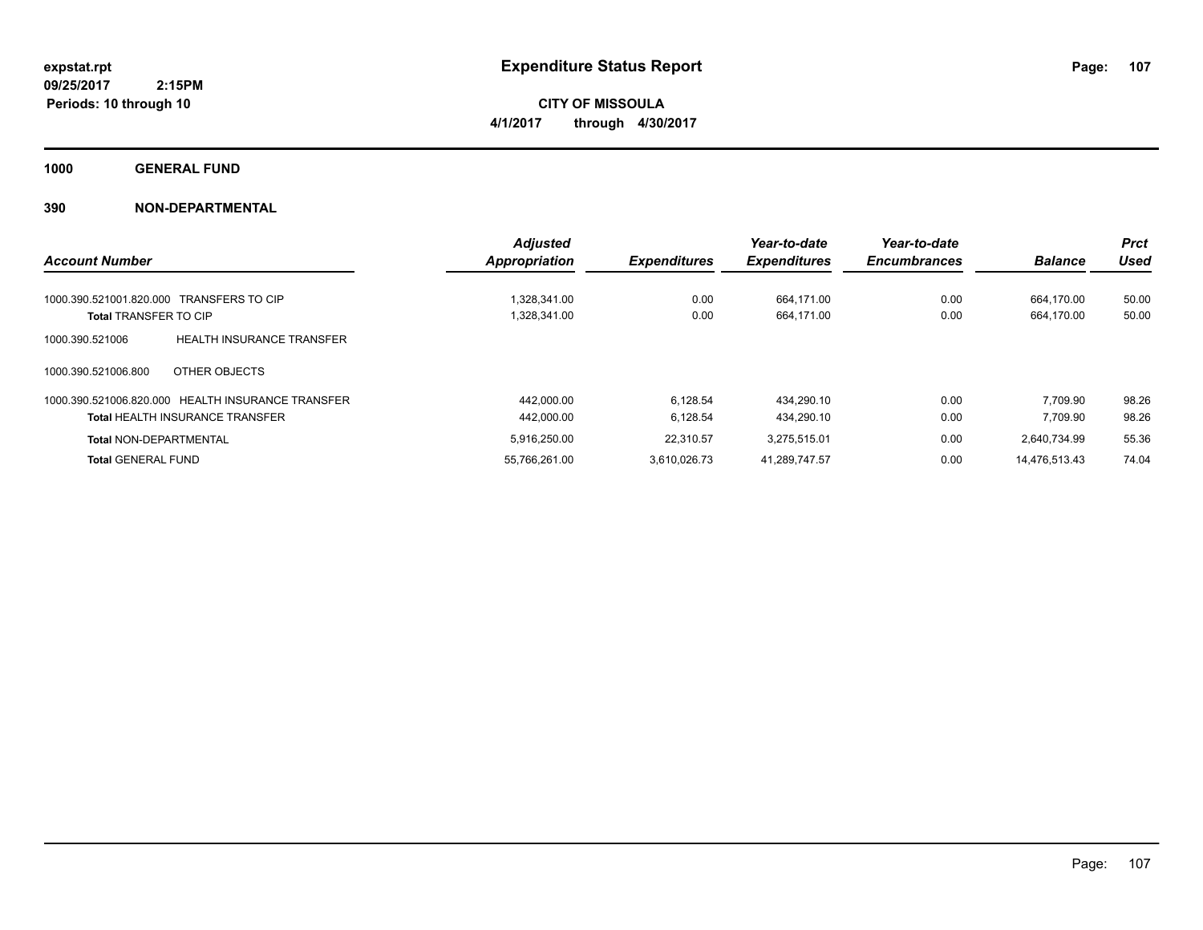**expstat.rpt**
**09/25/2017 2:15PM**
**Periods: 10 through 10**

# Expenditure Status Report

**CITY OF MISSOULA**
**4/1/2017 through 4/30/2017**

## 1000 GENERAL FUND

### 390 NON-DEPARTMENTAL

| Account Number | | Adjusted Appropriation | Expenditures | Year-to-date Expenditures | Year-to-date Encumbrances | Balance | Prct Used |
|---|---|---|---|---|---|---|---|
| 1000.390.521001.820.000 | TRANSFERS TO CIP | 1,328,341.00 | 0.00 | 664,171.00 | 0.00 | 664,170.00 | 50.00 |
| **Total** TRANSFER TO CIP | | 1,328,341.00 | 0.00 | 664,171.00 | 0.00 | 664,170.00 | 50.00 |
| 1000.390.521006 | HEALTH INSURANCE TRANSFER | | | | | | |
| 1000.390.521006.800 | OTHER OBJECTS | | | | | | |
| 1000.390.521006.820.000 | HEALTH INSURANCE TRANSFER | 442,000.00 | 6,128.54 | 434,290.10 | 0.00 | 7,709.90 | 98.26 |
| **Total** HEALTH INSURANCE TRANSFER | | 442,000.00 | 6,128.54 | 434,290.10 | 0.00 | 7,709.90 | 98.26 |
| **Total** NON-DEPARTMENTAL | | 5,916,250.00 | 22,310.57 | 3,275,515.01 | 0.00 | 2,640,734.99 | 55.36 |
| **Total** GENERAL FUND | | 55,766,261.00 | 3,610,026.73 | 41,289,747.57 | 0.00 | 14,476,513.43 | 74.04 |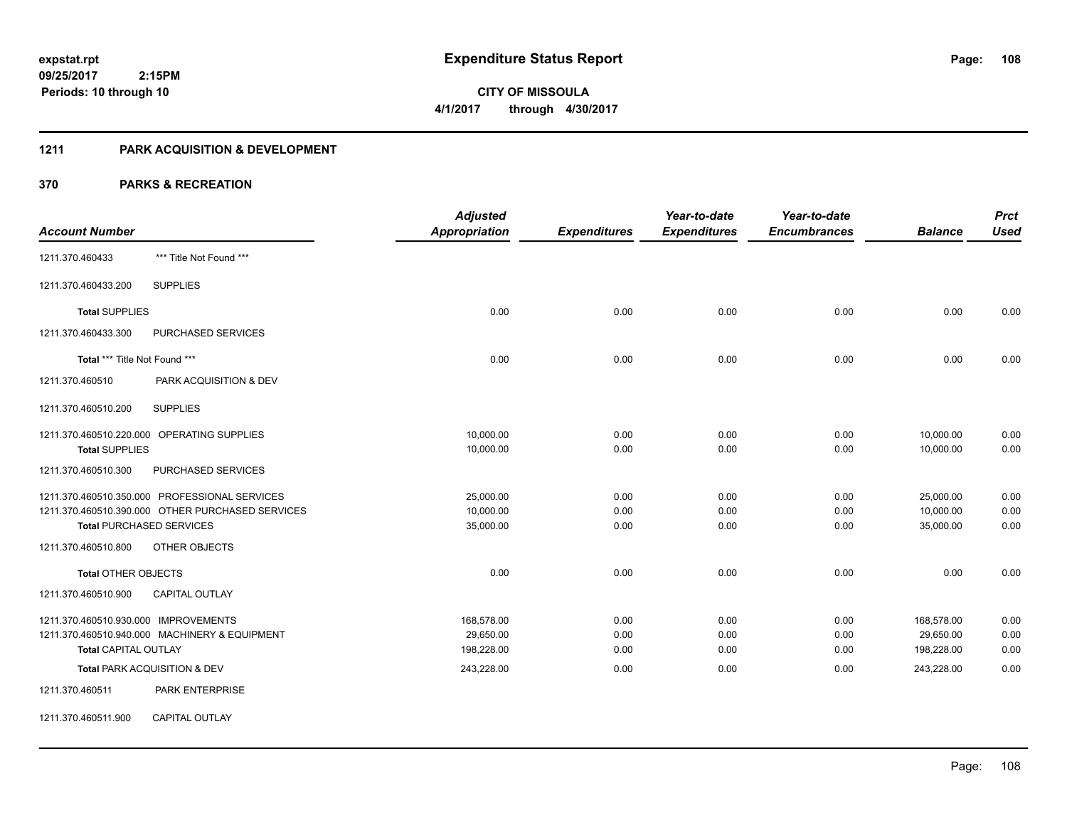**expstat.rpt**
**09/25/2017 2:15PM**
**Periods: 10 through 10**

# Expenditure Status Report

**CITY OF MISSOULA**
**4/1/2017 through 4/30/2017**

## 1211 PARK ACQUISITION & DEVELOPMENT

## 370 PARKS & RECREATION

| Account Number | | Adjusted Appropriation | Expenditures | Year-to-date Expenditures | Year-to-date Encumbrances | Balance | Prct Used |
|---|---|---|---|---|---|---|---|
| 1211.370.460433 | *** Title Not Found *** | | | | | | |
| 1211.370.460433.200 | SUPPLIES | | | | | | |
| **Total** SUPPLIES | | 0.00 | 0.00 | 0.00 | 0.00 | 0.00 | 0.00 |
| 1211.370.460433.300 | PURCHASED SERVICES | | | | | | |
| **Total** *** Title Not Found *** | | 0.00 | 0.00 | 0.00 | 0.00 | 0.00 | 0.00 |
| 1211.370.460510 | PARK ACQUISITION & DEV | | | | | | |
| 1211.370.460510.200 | SUPPLIES | | | | | | |
| 1211.370.460510.220.000 | OPERATING SUPPLIES | 10,000.00 | 0.00 | 0.00 | 0.00 | 10,000.00 | 0.00 |
| **Total** SUPPLIES | | 10,000.00 | 0.00 | 0.00 | 0.00 | 10,000.00 | 0.00 |
| 1211.370.460510.300 | PURCHASED SERVICES | | | | | | |
| 1211.370.460510.350.000 | PROFESSIONAL SERVICES | 25,000.00 | 0.00 | 0.00 | 0.00 | 25,000.00 | 0.00 |
| 1211.370.460510.390.000 | OTHER PURCHASED SERVICES | 10,000.00 | 0.00 | 0.00 | 0.00 | 10,000.00 | 0.00 |
| **Total** PURCHASED SERVICES | | 35,000.00 | 0.00 | 0.00 | 0.00 | 35,000.00 | 0.00 |
| 1211.370.460510.800 | OTHER OBJECTS | | | | | | |
| **Total** OTHER OBJECTS | | 0.00 | 0.00 | 0.00 | 0.00 | 0.00 | 0.00 |
| 1211.370.460510.900 | CAPITAL OUTLAY | | | | | | |
| 1211.370.460510.930.000 | IMPROVEMENTS | 168,578.00 | 0.00 | 0.00 | 0.00 | 168,578.00 | 0.00 |
| 1211.370.460510.940.000 | MACHINERY & EQUIPMENT | 29,650.00 | 0.00 | 0.00 | 0.00 | 29,650.00 | 0.00 |
| **Total** CAPITAL OUTLAY | | 198,228.00 | 0.00 | 0.00 | 0.00 | 198,228.00 | 0.00 |
| **Total** PARK ACQUISITION & DEV | | 243,228.00 | 0.00 | 0.00 | 0.00 | 243,228.00 | 0.00 |
| 1211.370.460511 | PARK ENTERPRISE | | | | | | |
| 1211.370.460511.900 | CAPITAL OUTLAY | | | | | | |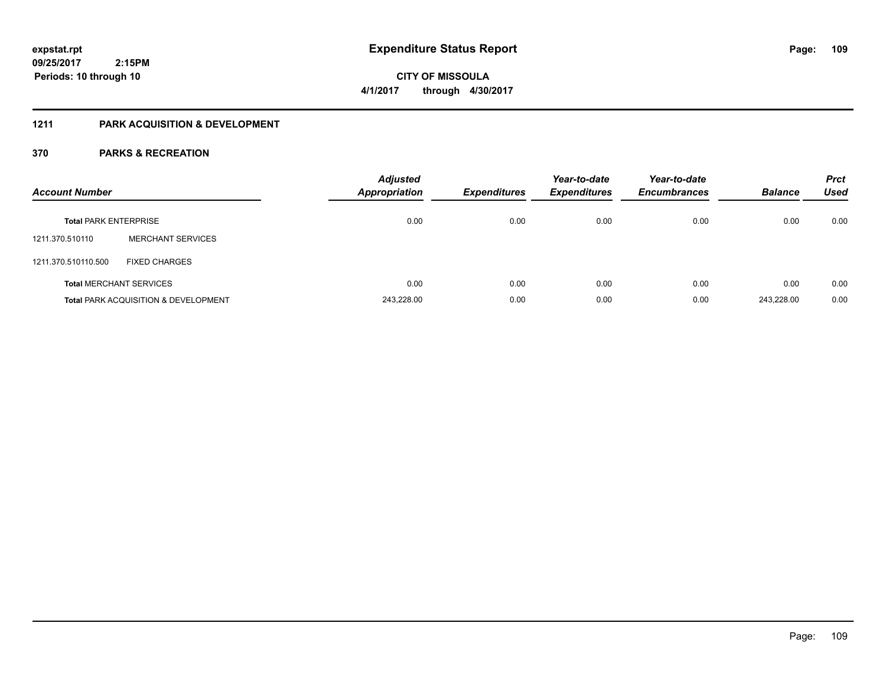# Expenditure Status Report

expstat.rpt
09/25/2017 2:15PM
Periods: 10 through 10

**CITY OF MISSOULA**
**4/1/2017 through 4/30/2017**

## 1211 PARK ACQUISITION & DEVELOPMENT

### 370 PARKS & RECREATION

| Account Number | | Adjusted Appropriation | Expenditures | Year-to-date Expenditures | Year-to-date Encumbrances | Balance | Prct Used |
|---|---|---|---|---|---|---|---|
| **Total** PARK ENTERPRISE | | 0.00 | 0.00 | 0.00 | 0.00 | 0.00 | 0.00 |
| 1211.370.510110 | MERCHANT SERVICES | | | | | | |
| 1211.370.510110.500 | FIXED CHARGES | | | | | | |
| **Total** MERCHANT SERVICES | | 0.00 | 0.00 | 0.00 | 0.00 | 0.00 | 0.00 |
| **Total** PARK ACQUISITION & DEVELOPMENT | | 243,228.00 | 0.00 | 0.00 | 0.00 | 243,228.00 | 0.00 |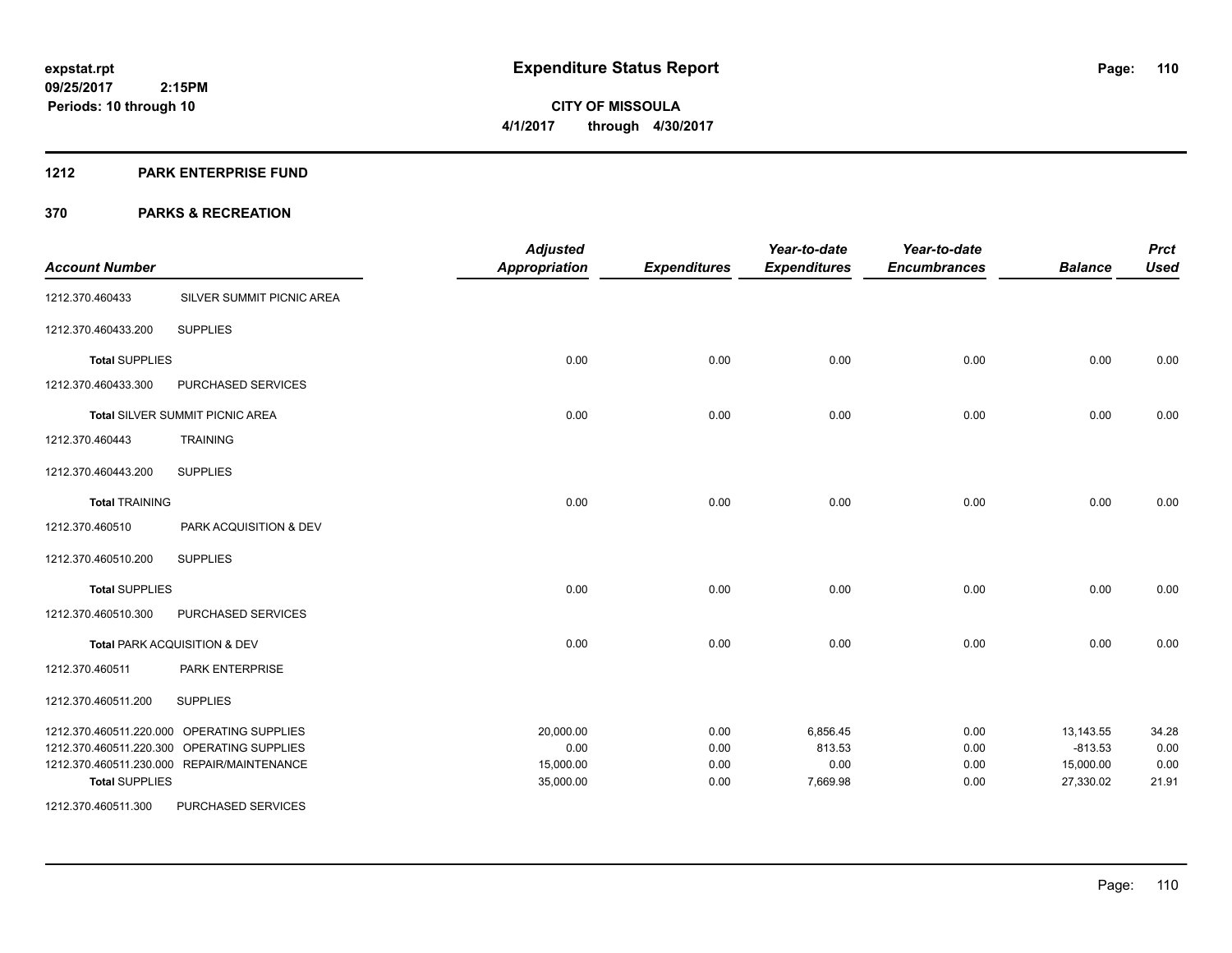**expstat.rpt**
**09/25/2017 2:15PM**
**Periods: 10 through 10**

# Expenditure Status Report

**CITY OF MISSOULA**
**4/1/2017 through 4/30/2017**

## 1212 PARK ENTERPRISE FUND

## 370 PARKS & RECREATION

| Account Number | | Adjusted Appropriation | Expenditures | Year-to-date Expenditures | Year-to-date Encumbrances | Balance | Prct Used |
|---|---|---|---|---|---|---|---|
| 1212.370.460433 | SILVER SUMMIT PICNIC AREA | | | | | | |
| 1212.370.460433.200 | SUPPLIES | | | | | | |
| **Total** SUPPLIES | | 0.00 | 0.00 | 0.00 | 0.00 | 0.00 | 0.00 |
| 1212.370.460433.300 | PURCHASED SERVICES | | | | | | |
| **Total** SILVER SUMMIT PICNIC AREA | | 0.00 | 0.00 | 0.00 | 0.00 | 0.00 | 0.00 |
| 1212.370.460443 | TRAINING | | | | | | |
| 1212.370.460443.200 | SUPPLIES | | | | | | |
| **Total** TRAINING | | 0.00 | 0.00 | 0.00 | 0.00 | 0.00 | 0.00 |
| 1212.370.460510 | PARK ACQUISITION & DEV | | | | | | |
| 1212.370.460510.200 | SUPPLIES | | | | | | |
| **Total** SUPPLIES | | 0.00 | 0.00 | 0.00 | 0.00 | 0.00 | 0.00 |
| 1212.370.460510.300 | PURCHASED SERVICES | | | | | | |
| **Total** PARK ACQUISITION & DEV | | 0.00 | 0.00 | 0.00 | 0.00 | 0.00 | 0.00 |
| 1212.370.460511 | PARK ENTERPRISE | | | | | | |
| 1212.370.460511.200 | SUPPLIES | | | | | | |
| 1212.370.460511.220.000 | OPERATING SUPPLIES | 20,000.00 | 0.00 | 6,856.45 | 0.00 | 13,143.55 | 34.28 |
| 1212.370.460511.220.300 | OPERATING SUPPLIES | 0.00 | 0.00 | 813.53 | 0.00 | -813.53 | 0.00 |
| 1212.370.460511.230.000 | REPAIR/MAINTENANCE | 15,000.00 | 0.00 | 0.00 | 0.00 | 15,000.00 | 0.00 |
| **Total** SUPPLIES | | 35,000.00 | 0.00 | 7,669.98 | 0.00 | 27,330.02 | 21.91 |
| 1212.370.460511.300 | PURCHASED SERVICES | | | | | | |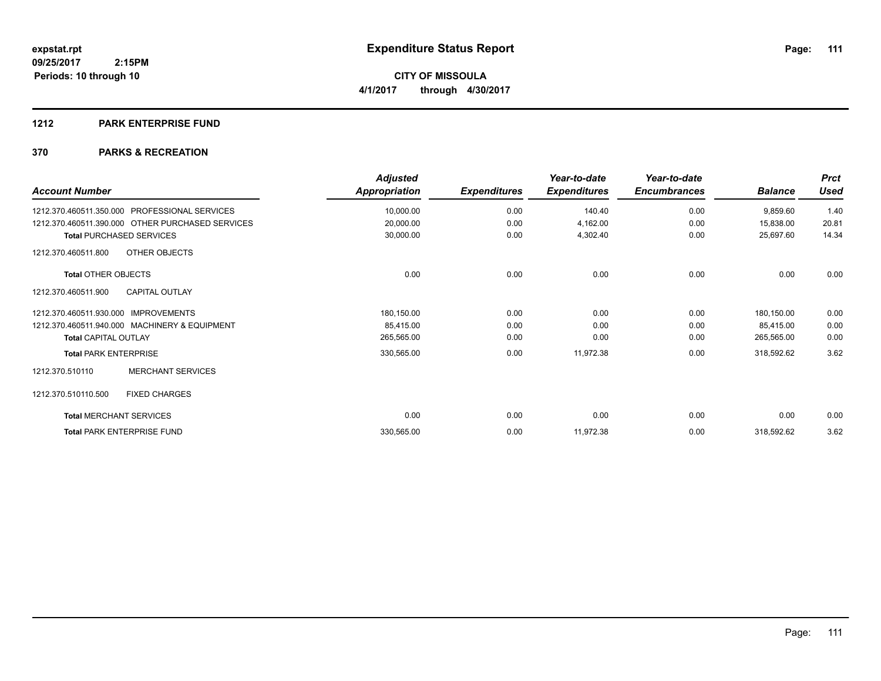**expstat.rpt**
**09/25/2017 2:15PM**
**Periods: 10 through 10**

# Expenditure Status Report

**CITY OF MISSOULA**
**4/1/2017 through 4/30/2017**

## 1212 PARK ENTERPRISE FUND

## 370 PARKS & RECREATION

| Account Number | Adjusted Appropriation | Expenditures | Year-to-date Expenditures | Year-to-date Encumbrances | Balance | Prct Used |
|---|---|---|---|---|---|---|
| 1212.370.460511.350.000 PROFESSIONAL SERVICES | 10,000.00 | 0.00 | 140.40 | 0.00 | 9,859.60 | 1.40 |
| 1212.370.460511.390.000 OTHER PURCHASED SERVICES | 20,000.00 | 0.00 | 4,162.00 | 0.00 | 15,838.00 | 20.81 |
| **Total** PURCHASED SERVICES | 30,000.00 | 0.00 | 4,302.40 | 0.00 | 25,697.60 | 14.34 |
| 1212.370.460511.800 OTHER OBJECTS | | | | | | |
| **Total** OTHER OBJECTS | 0.00 | 0.00 | 0.00 | 0.00 | 0.00 | 0.00 |
| 1212.370.460511.900 CAPITAL OUTLAY | | | | | | |
| 1212.370.460511.930.000 IMPROVEMENTS | 180,150.00 | 0.00 | 0.00 | 0.00 | 180,150.00 | 0.00 |
| 1212.370.460511.940.000 MACHINERY & EQUIPMENT | 85,415.00 | 0.00 | 0.00 | 0.00 | 85,415.00 | 0.00 |
| **Total** CAPITAL OUTLAY | 265,565.00 | 0.00 | 0.00 | 0.00 | 265,565.00 | 0.00 |
| **Total** PARK ENTERPRISE | 330,565.00 | 0.00 | 11,972.38 | 0.00 | 318,592.62 | 3.62 |
| 1212.370.510110 MERCHANT SERVICES | | | | | | |
| 1212.370.510110.500 FIXED CHARGES | | | | | | |
| **Total** MERCHANT SERVICES | 0.00 | 0.00 | 0.00 | 0.00 | 0.00 | 0.00 |
| **Total** PARK ENTERPRISE FUND | 330,565.00 | 0.00 | 11,972.38 | 0.00 | 318,592.62 | 3.62 |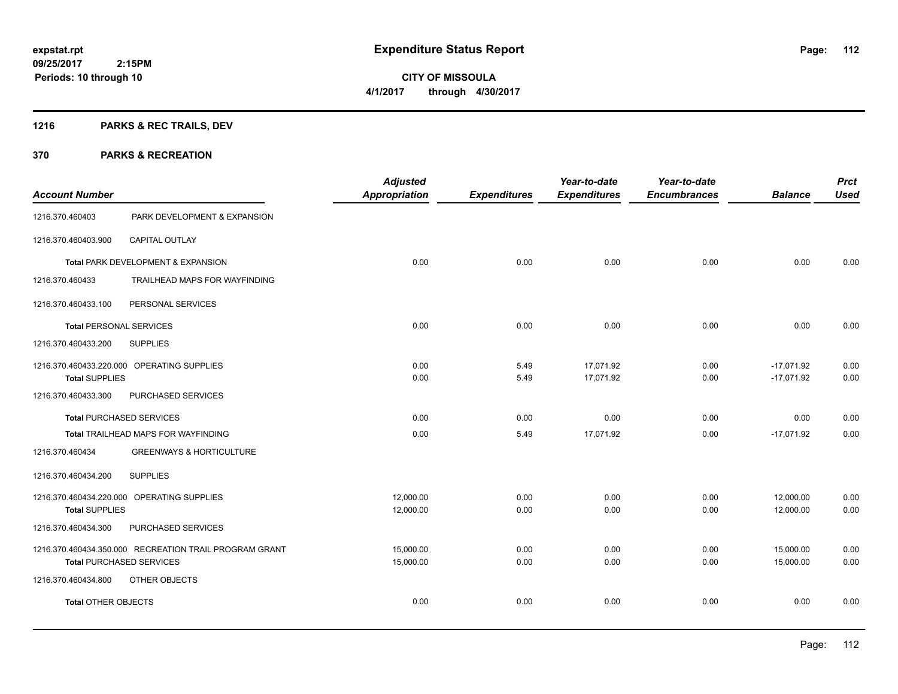**expstat.rpt**
**09/25/2017 2:15PM**
**Periods: 10 through 10**

# Expenditure Status Report

**CITY OF MISSOULA**
**4/1/2017 through 4/30/2017**

## 1216 PARKS & REC TRAILS, DEV

## 370 PARKS & RECREATION

| Account Number | | Adjusted Appropriation | Expenditures | Year-to-date Expenditures | Year-to-date Encumbrances | Balance | Prct Used |
|---|---|---|---|---|---|---|---|
| 1216.370.460403 | PARK DEVELOPMENT & EXPANSION | | | | | | |
| 1216.370.460403.900 | CAPITAL OUTLAY | | | | | | |
| **Total** PARK DEVELOPMENT & EXPANSION | | 0.00 | 0.00 | 0.00 | 0.00 | 0.00 | 0.00 |
| 1216.370.460433 | TRAILHEAD MAPS FOR WAYFINDING | | | | | | |
| 1216.370.460433.100 | PERSONAL SERVICES | | | | | | |
| **Total** PERSONAL SERVICES | | 0.00 | 0.00 | 0.00 | 0.00 | 0.00 | 0.00 |
| 1216.370.460433.200 | SUPPLIES | | | | | | |
| 1216.370.460433.220.000 | OPERATING SUPPLIES | 0.00 | 5.49 | 17,071.92 | 0.00 | -17,071.92 | 0.00 |
| **Total** SUPPLIES | | 0.00 | 5.49 | 17,071.92 | 0.00 | -17,071.92 | 0.00 |
| 1216.370.460433.300 | PURCHASED SERVICES | | | | | | |
| **Total** PURCHASED SERVICES | | 0.00 | 0.00 | 0.00 | 0.00 | 0.00 | 0.00 |
| **Total** TRAILHEAD MAPS FOR WAYFINDING | | 0.00 | 5.49 | 17,071.92 | 0.00 | -17,071.92 | 0.00 |
| 1216.370.460434 | GREENWAYS & HORTICULTURE | | | | | | |
| 1216.370.460434.200 | SUPPLIES | | | | | | |
| 1216.370.460434.220.000 | OPERATING SUPPLIES | 12,000.00 | 0.00 | 0.00 | 0.00 | 12,000.00 | 0.00 |
| **Total** SUPPLIES | | 12,000.00 | 0.00 | 0.00 | 0.00 | 12,000.00 | 0.00 |
| 1216.370.460434.300 | PURCHASED SERVICES | | | | | | |
| 1216.370.460434.350.000 | RECREATION TRAIL PROGRAM GRANT | 15,000.00 | 0.00 | 0.00 | 0.00 | 15,000.00 | 0.00 |
| **Total** PURCHASED SERVICES | | 15,000.00 | 0.00 | 0.00 | 0.00 | 15,000.00 | 0.00 |
| 1216.370.460434.800 | OTHER OBJECTS | | | | | | |
| **Total** OTHER OBJECTS | | 0.00 | 0.00 | 0.00 | 0.00 | 0.00 | 0.00 |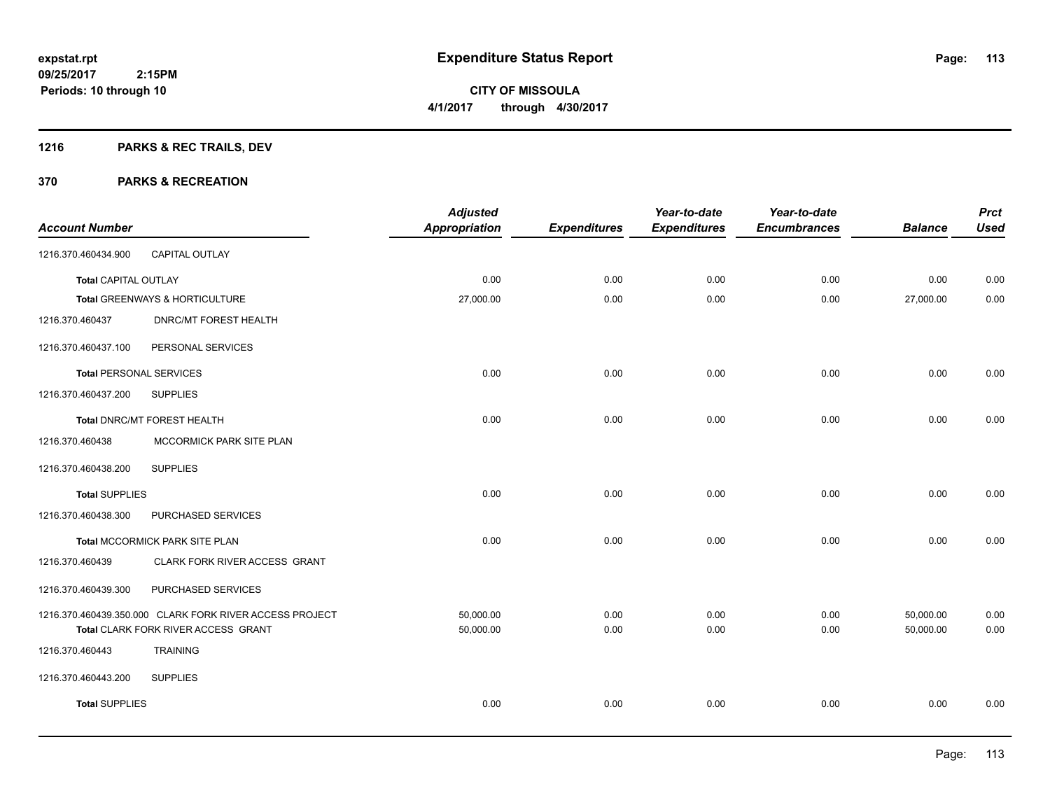# Expenditure Status Report

**CITY OF MISSOULA**

**4/1/2017 through 4/30/2017**

expstat.rpt
09/25/2017 2:15PM
Periods: 10 through 10

## 1216 PARKS & REC TRAILS, DEV

## 370 PARKS & RECREATION

| Account Number | | Adjusted Appropriation | Expenditures | Year-to-date Expenditures | Year-to-date Encumbrances | Balance | Prct Used |
|---|---|---|---|---|---|---|---|
| 1216.370.460434.900 | CAPITAL OUTLAY | | | | | | |
| **Total** CAPITAL OUTLAY | | 0.00 | 0.00 | 0.00 | 0.00 | 0.00 | 0.00 |
| **Total** GREENWAYS & HORTICULTURE | | 27,000.00 | 0.00 | 0.00 | 0.00 | 27,000.00 | 0.00 |
| 1216.370.460437 | DNRC/MT FOREST HEALTH | | | | | | |
| 1216.370.460437.100 | PERSONAL SERVICES | | | | | | |
| **Total** PERSONAL SERVICES | | 0.00 | 0.00 | 0.00 | 0.00 | 0.00 | 0.00 |
| 1216.370.460437.200 | SUPPLIES | | | | | | |
| **Total** DNRC/MT FOREST HEALTH | | 0.00 | 0.00 | 0.00 | 0.00 | 0.00 | 0.00 |
| 1216.370.460438 | MCCORMICK PARK SITE PLAN | | | | | | |
| 1216.370.460438.200 | SUPPLIES | | | | | | |
| **Total** SUPPLIES | | 0.00 | 0.00 | 0.00 | 0.00 | 0.00 | 0.00 |
| 1216.370.460438.300 | PURCHASED SERVICES | | | | | | |
| **Total** MCCORMICK PARK SITE PLAN | | 0.00 | 0.00 | 0.00 | 0.00 | 0.00 | 0.00 |
| 1216.370.460439 | CLARK FORK RIVER ACCESS GRANT | | | | | | |
| 1216.370.460439.300 | PURCHASED SERVICES | | | | | | |
| 1216.370.460439.350.000 | CLARK FORK RIVER ACCESS PROJECT | 50,000.00 | 0.00 | 0.00 | 0.00 | 50,000.00 | 0.00 |
| **Total** CLARK FORK RIVER ACCESS GRANT | | 50,000.00 | 0.00 | 0.00 | 0.00 | 50,000.00 | 0.00 |
| 1216.370.460443 | TRAINING | | | | | | |
| 1216.370.460443.200 | SUPPLIES | | | | | | |
| **Total** SUPPLIES | | 0.00 | 0.00 | 0.00 | 0.00 | 0.00 | 0.00 |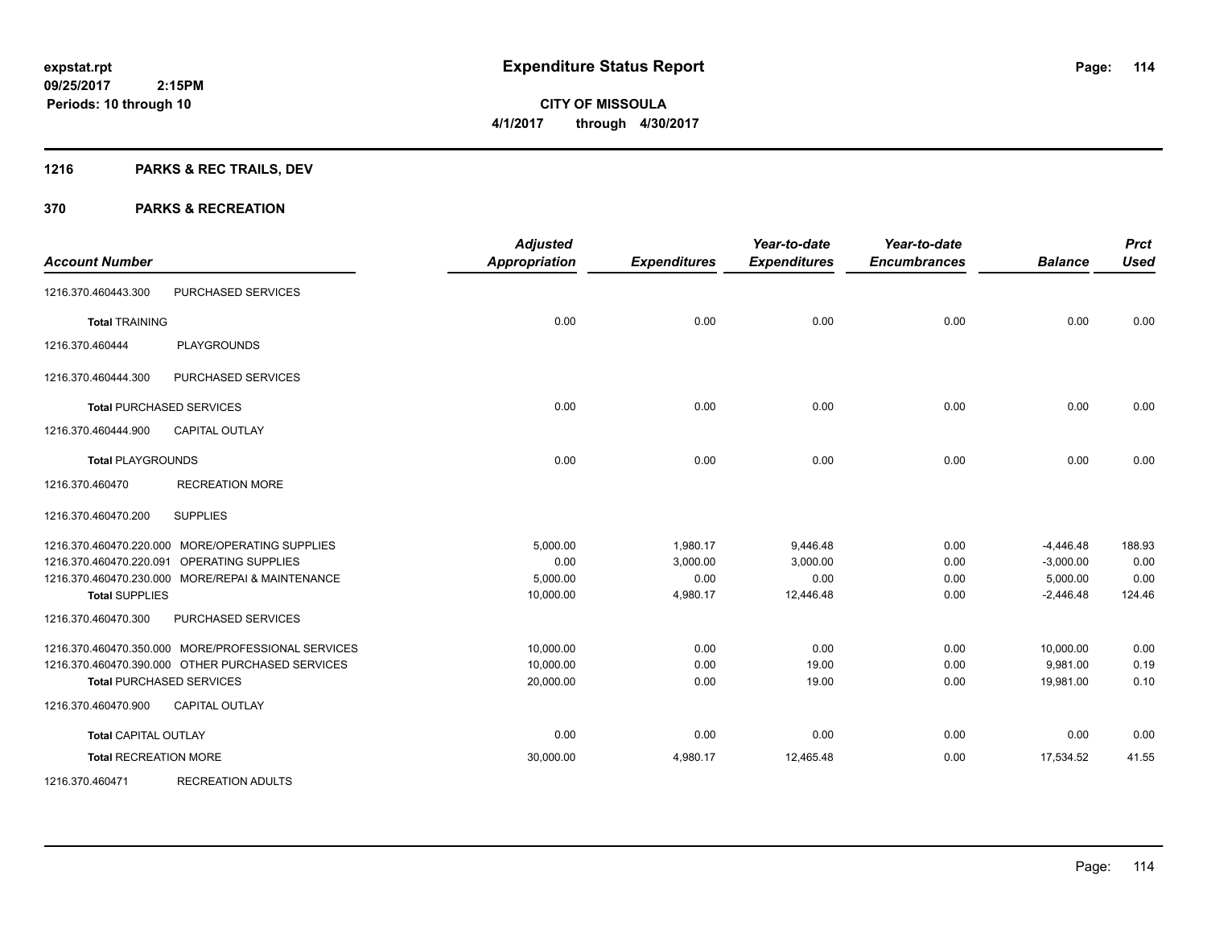**expstat.rpt**
**09/25/2017 2:15PM**
**Periods: 10 through 10**

# Expenditure Status Report

**CITY OF MISSOULA**
**4/1/2017 through 4/30/2017**

## 1216 PARKS & REC TRAILS, DEV

## 370 PARKS & RECREATION

| Account Number | | Adjusted Appropriation | Expenditures | Year-to-date Expenditures | Year-to-date Encumbrances | Balance | Prct Used |
|---|---|---|---|---|---|---|---|
| 1216.370.460443.300 | PURCHASED SERVICES | | | | | | |
| **Total** TRAINING | | 0.00 | 0.00 | 0.00 | 0.00 | 0.00 | 0.00 |
| 1216.370.460444 | PLAYGROUNDS | | | | | | |
| 1216.370.460444.300 | PURCHASED SERVICES | | | | | | |
| **Total** PURCHASED SERVICES | | 0.00 | 0.00 | 0.00 | 0.00 | 0.00 | 0.00 |
| 1216.370.460444.900 | CAPITAL OUTLAY | | | | | | |
| **Total** PLAYGROUNDS | | 0.00 | 0.00 | 0.00 | 0.00 | 0.00 | 0.00 |
| 1216.370.460470 | RECREATION MORE | | | | | | |
| 1216.370.460470.200 | SUPPLIES | | | | | | |
| 1216.370.460470.220.000 | MORE/OPERATING SUPPLIES | 5,000.00 | 1,980.17 | 9,446.48 | 0.00 | -4,446.48 | 188.93 |
| 1216.370.460470.220.091 | OPERATING SUPPLIES | 0.00 | 3,000.00 | 3,000.00 | 0.00 | -3,000.00 | 0.00 |
| 1216.370.460470.230.000 | MORE/REPAI & MAINTENANCE | 5,000.00 | 0.00 | 0.00 | 0.00 | 5,000.00 | 0.00 |
| **Total** SUPPLIES | | 10,000.00 | 4,980.17 | 12,446.48 | 0.00 | -2,446.48 | 124.46 |
| 1216.370.460470.300 | PURCHASED SERVICES | | | | | | |
| 1216.370.460470.350.000 | MORE/PROFESSIONAL SERVICES | 10,000.00 | 0.00 | 0.00 | 0.00 | 10,000.00 | 0.00 |
| 1216.370.460470.390.000 | OTHER PURCHASED SERVICES | 10,000.00 | 0.00 | 19.00 | 0.00 | 9,981.00 | 0.19 |
| **Total** PURCHASED SERVICES | | 20,000.00 | 0.00 | 19.00 | 0.00 | 19,981.00 | 0.10 |
| 1216.370.460470.900 | CAPITAL OUTLAY | | | | | | |
| **Total** CAPITAL OUTLAY | | 0.00 | 0.00 | 0.00 | 0.00 | 0.00 | 0.00 |
| **Total** RECREATION MORE | | 30,000.00 | 4,980.17 | 12,465.48 | 0.00 | 17,534.52 | 41.55 |
| 1216.370.460471 | RECREATION ADULTS | | | | | | |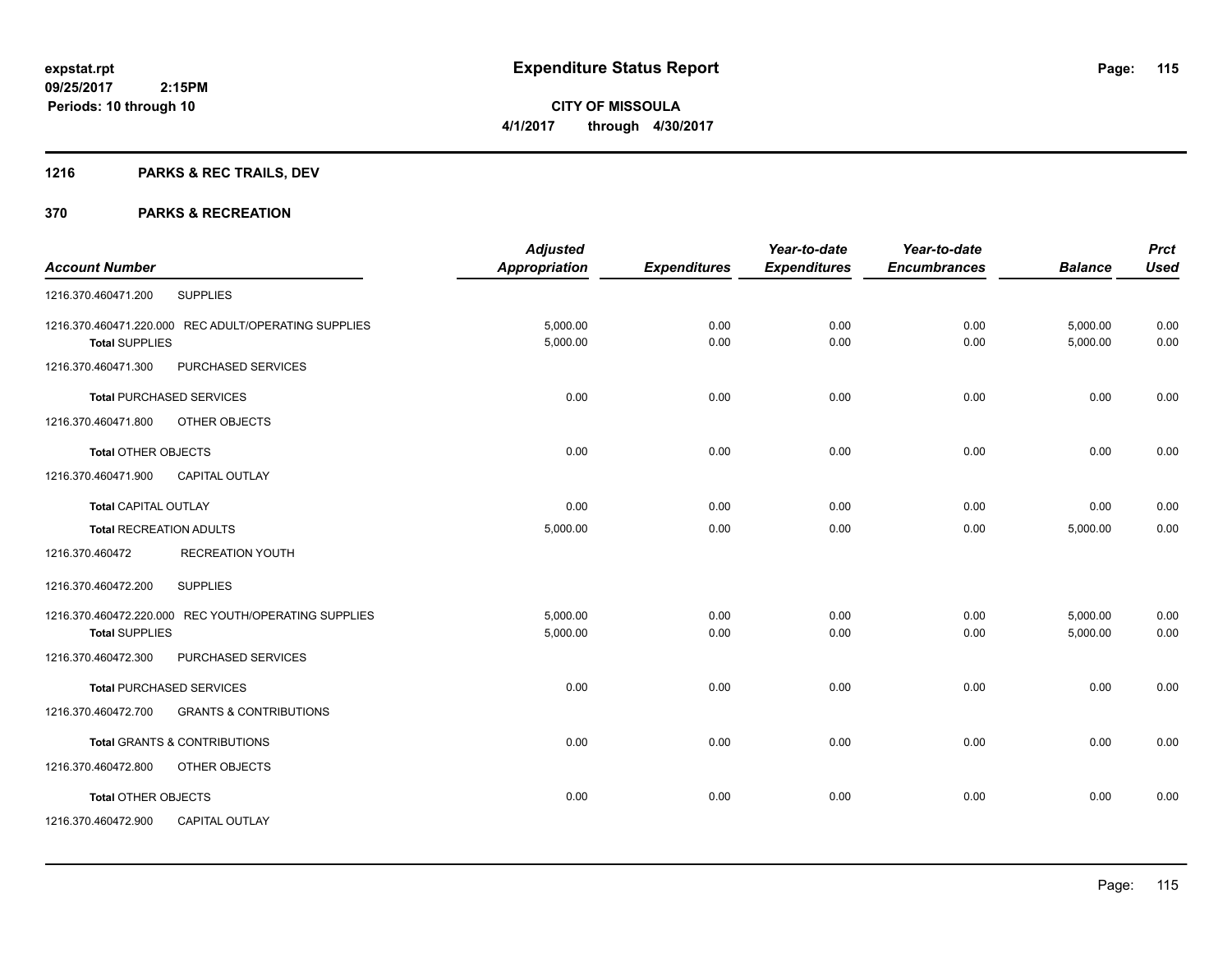# Expenditure Status Report

**CITY OF MISSOULA**

**4/1/2017 through 4/30/2017**

expstat.rpt
09/25/2017 2:15PM
Periods: 10 through 10

## 1216 PARKS & REC TRAILS, DEV

## 370 PARKS & RECREATION

| Account Number | | Adjusted Appropriation | Expenditures | Year-to-date Expenditures | Year-to-date Encumbrances | Balance | Prct Used |
|---|---|---|---|---|---|---|---|
| 1216.370.460471.200 | SUPPLIES | | | | | | |
| 1216.370.460471.220.000 | REC ADULT/OPERATING SUPPLIES | 5,000.00 | 0.00 | 0.00 | 0.00 | 5,000.00 | 0.00 |
| **Total** SUPPLIES | | 5,000.00 | 0.00 | 0.00 | 0.00 | 5,000.00 | 0.00 |
| 1216.370.460471.300 | PURCHASED SERVICES | | | | | | |
| **Total** PURCHASED SERVICES | | 0.00 | 0.00 | 0.00 | 0.00 | 0.00 | 0.00 |
| 1216.370.460471.800 | OTHER OBJECTS | | | | | | |
| **Total** OTHER OBJECTS | | 0.00 | 0.00 | 0.00 | 0.00 | 0.00 | 0.00 |
| 1216.370.460471.900 | CAPITAL OUTLAY | | | | | | |
| **Total** CAPITAL OUTLAY | | 0.00 | 0.00 | 0.00 | 0.00 | 0.00 | 0.00 |
| **Total** RECREATION ADULTS | | 5,000.00 | 0.00 | 0.00 | 0.00 | 5,000.00 | 0.00 |
| 1216.370.460472 | RECREATION YOUTH | | | | | | |
| 1216.370.460472.200 | SUPPLIES | | | | | | |
| 1216.370.460472.220.000 | REC YOUTH/OPERATING SUPPLIES | 5,000.00 | 0.00 | 0.00 | 0.00 | 5,000.00 | 0.00 |
| **Total** SUPPLIES | | 5,000.00 | 0.00 | 0.00 | 0.00 | 5,000.00 | 0.00 |
| 1216.370.460472.300 | PURCHASED SERVICES | | | | | | |
| **Total** PURCHASED SERVICES | | 0.00 | 0.00 | 0.00 | 0.00 | 0.00 | 0.00 |
| 1216.370.460472.700 | GRANTS & CONTRIBUTIONS | | | | | | |
| **Total** GRANTS & CONTRIBUTIONS | | 0.00 | 0.00 | 0.00 | 0.00 | 0.00 | 0.00 |
| 1216.370.460472.800 | OTHER OBJECTS | | | | | | |
| **Total** OTHER OBJECTS | | 0.00 | 0.00 | 0.00 | 0.00 | 0.00 | 0.00 |
| 1216.370.460472.900 | CAPITAL OUTLAY | | | | | | |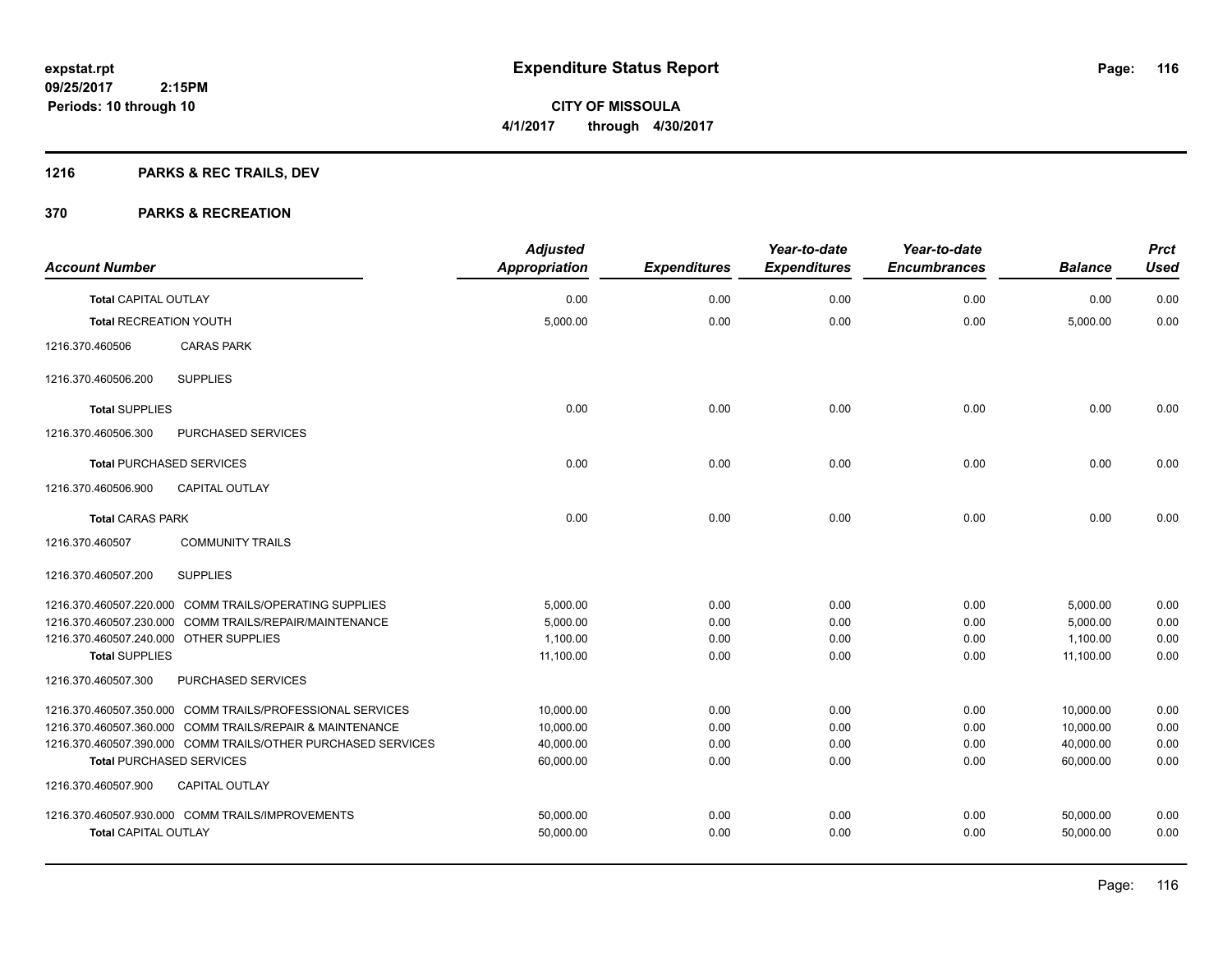# Expenditure Status Report

expstat.rpt
09/25/2017 2:15PM
Periods: 10 through 10

CITY OF MISSOULA
4/1/2017 through 4/30/2017

## 1216 PARKS & REC TRAILS, DEV

## 370 PARKS & RECREATION

| Account Number | | Adjusted Appropriation | Expenditures | Year-to-date Expenditures | Year-to-date Encumbrances | Balance | Prct Used |
|---|---|---|---|---|---|---|---|
| **Total** CAPITAL OUTLAY | | 0.00 | 0.00 | 0.00 | 0.00 | 0.00 | 0.00 |
| **Total** RECREATION YOUTH | | 5,000.00 | 0.00 | 0.00 | 0.00 | 5,000.00 | 0.00 |
| 1216.370.460506 | CARAS PARK | | | | | | |
| 1216.370.460506.200 | SUPPLIES | | | | | | |
| **Total** SUPPLIES | | 0.00 | 0.00 | 0.00 | 0.00 | 0.00 | 0.00 |
| 1216.370.460506.300 | PURCHASED SERVICES | | | | | | |
| **Total** PURCHASED SERVICES | | 0.00 | 0.00 | 0.00 | 0.00 | 0.00 | 0.00 |
| 1216.370.460506.900 | CAPITAL OUTLAY | | | | | | |
| **Total** CARAS PARK | | 0.00 | 0.00 | 0.00 | 0.00 | 0.00 | 0.00 |
| 1216.370.460507 | COMMUNITY TRAILS | | | | | | |
| 1216.370.460507.200 | SUPPLIES | | | | | | |
| 1216.370.460507.220.000 | COMM TRAILS/OPERATING SUPPLIES | 5,000.00 | 0.00 | 0.00 | 0.00 | 5,000.00 | 0.00 |
| 1216.370.460507.230.000 | COMM TRAILS/REPAIR/MAINTENANCE | 5,000.00 | 0.00 | 0.00 | 0.00 | 5,000.00 | 0.00 |
| 1216.370.460507.240.000 | OTHER SUPPLIES | 1,100.00 | 0.00 | 0.00 | 0.00 | 1,100.00 | 0.00 |
| **Total** SUPPLIES | | 11,100.00 | 0.00 | 0.00 | 0.00 | 11,100.00 | 0.00 |
| 1216.370.460507.300 | PURCHASED SERVICES | | | | | | |
| 1216.370.460507.350.000 | COMM TRAILS/PROFESSIONAL SERVICES | 10,000.00 | 0.00 | 0.00 | 0.00 | 10,000.00 | 0.00 |
| 1216.370.460507.360.000 | COMM TRAILS/REPAIR & MAINTENANCE | 10,000.00 | 0.00 | 0.00 | 0.00 | 10,000.00 | 0.00 |
| 1216.370.460507.390.000 | COMM TRAILS/OTHER PURCHASED SERVICES | 40,000.00 | 0.00 | 0.00 | 0.00 | 40,000.00 | 0.00 |
| **Total** PURCHASED SERVICES | | 60,000.00 | 0.00 | 0.00 | 0.00 | 60,000.00 | 0.00 |
| 1216.370.460507.900 | CAPITAL OUTLAY | | | | | | |
| 1216.370.460507.930.000 | COMM TRAILS/IMPROVEMENTS | 50,000.00 | 0.00 | 0.00 | 0.00 | 50,000.00 | 0.00 |
| **Total** CAPITAL OUTLAY | | 50,000.00 | 0.00 | 0.00 | 0.00 | 50,000.00 | 0.00 |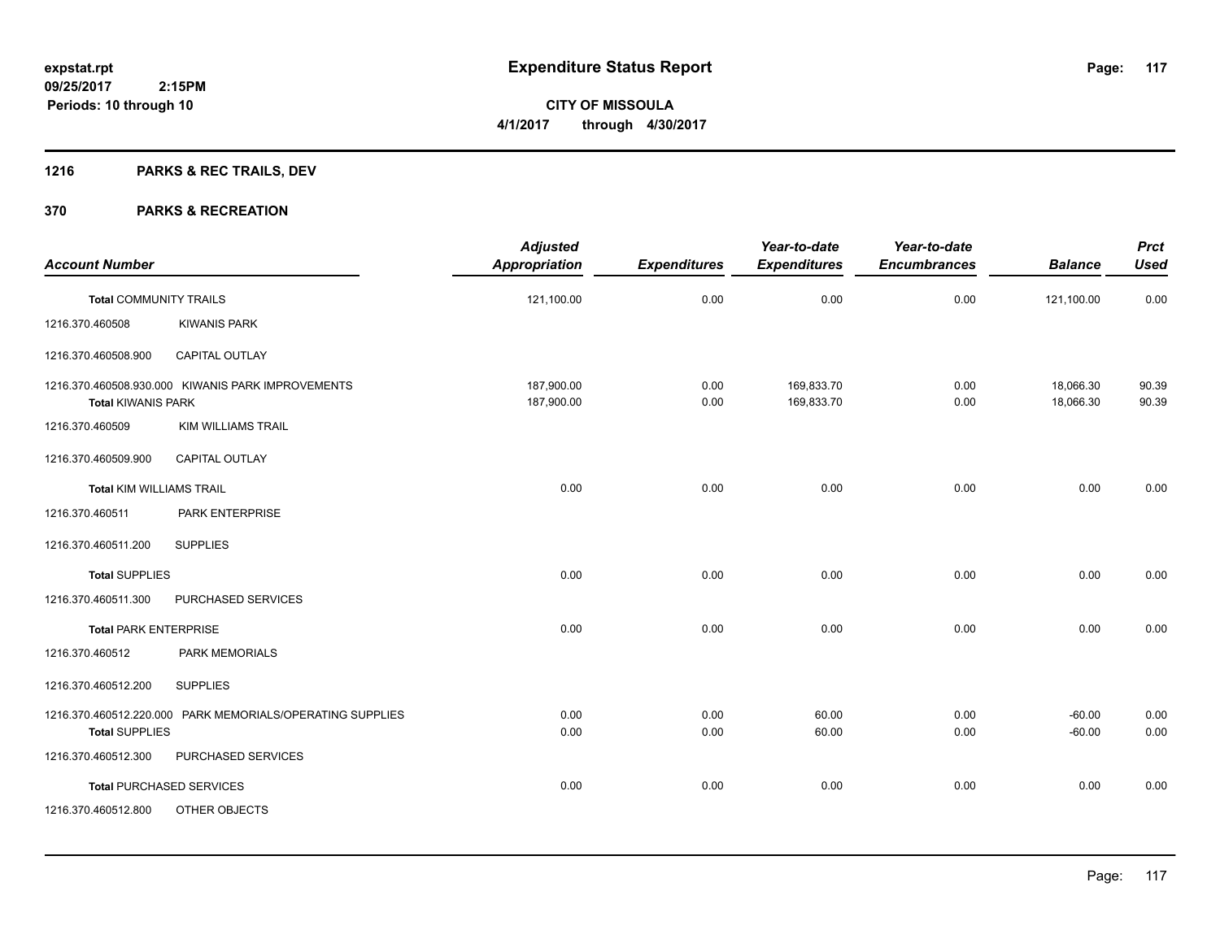**expstat.rpt**
**09/25/2017 2:15PM**
**Periods: 10 through 10**

# Expenditure Status Report

**CITY OF MISSOULA**
**4/1/2017 through 4/30/2017**

## 1216 PARKS & REC TRAILS, DEV

## 370 PARKS & RECREATION

| Account Number | | Adjusted Appropriation | Expenditures | Year-to-date Expenditures | Year-to-date Encumbrances | Balance | Prct Used |
|---|---|---|---|---|---|---|---|
| **Total** COMMUNITY TRAILS | | 121,100.00 | 0.00 | 0.00 | 0.00 | 121,100.00 | 0.00 |
| 1216.370.460508 | KIWANIS PARK | | | | | | |
| 1216.370.460508.900 | CAPITAL OUTLAY | | | | | | |
| 1216.370.460508.930.000 | KIWANIS PARK IMPROVEMENTS | 187,900.00 | 0.00 | 169,833.70 | 0.00 | 18,066.30 | 90.39 |
| **Total** KIWANIS PARK | | 187,900.00 | 0.00 | 169,833.70 | 0.00 | 18,066.30 | 90.39 |
| 1216.370.460509 | KIM WILLIAMS TRAIL | | | | | | |
| 1216.370.460509.900 | CAPITAL OUTLAY | | | | | | |
| **Total** KIM WILLIAMS TRAIL | | 0.00 | 0.00 | 0.00 | 0.00 | 0.00 | 0.00 |
| 1216.370.460511 | PARK ENTERPRISE | | | | | | |
| 1216.370.460511.200 | SUPPLIES | | | | | | |
| **Total** SUPPLIES | | 0.00 | 0.00 | 0.00 | 0.00 | 0.00 | 0.00 |
| 1216.370.460511.300 | PURCHASED SERVICES | | | | | | |
| **Total** PARK ENTERPRISE | | 0.00 | 0.00 | 0.00 | 0.00 | 0.00 | 0.00 |
| 1216.370.460512 | PARK MEMORIALS | | | | | | |
| 1216.370.460512.200 | SUPPLIES | | | | | | |
| 1216.370.460512.220.000 | PARK MEMORIALS/OPERATING SUPPLIES | 0.00 | 0.00 | 60.00 | 0.00 | -60.00 | 0.00 |
| **Total** SUPPLIES | | 0.00 | 0.00 | 60.00 | 0.00 | -60.00 | 0.00 |
| 1216.370.460512.300 | PURCHASED SERVICES | | | | | | |
| **Total** PURCHASED SERVICES | | 0.00 | 0.00 | 0.00 | 0.00 | 0.00 | 0.00 |
| 1216.370.460512.800 | OTHER OBJECTS | | | | | | |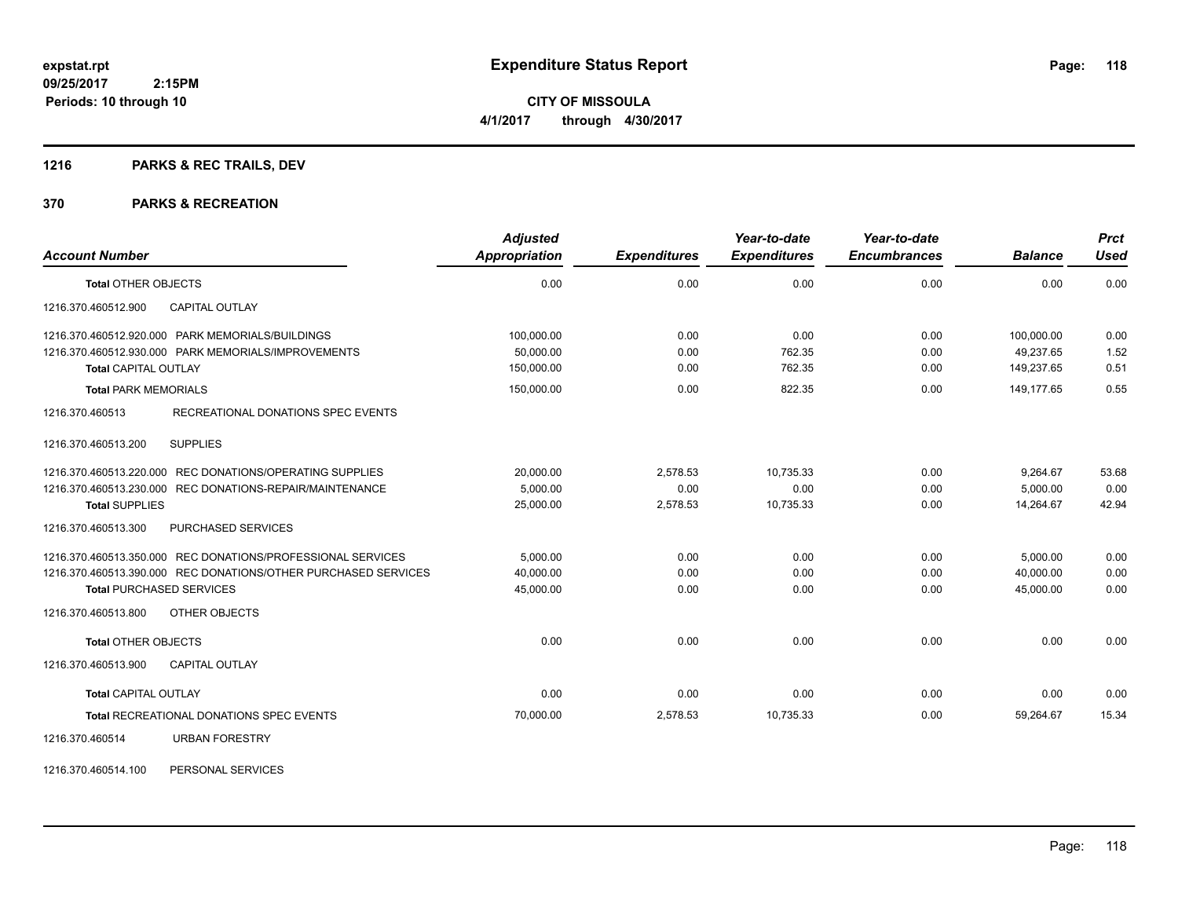**expstat.rpt**
**09/25/2017 2:15PM**
**Periods: 10 through 10**

# Expenditure Status Report

**CITY OF MISSOULA**
**4/1/2017 through 4/30/2017**

## 1216 PARKS & REC TRAILS, DEV

## 370 PARKS & RECREATION

| Account Number | Adjusted Appropriation | Expenditures | Year-to-date Expenditures | Year-to-date Encumbrances | Balance | Prct Used |
|---|---|---|---|---|---|---|
| **Total** OTHER OBJECTS | 0.00 | 0.00 | 0.00 | 0.00 | 0.00 | 0.00 |
| 1216.370.460512.900 CAPITAL OUTLAY | | | | | | |
| 1216.370.460512.920.000 PARK MEMORIALS/BUILDINGS | 100,000.00 | 0.00 | 0.00 | 0.00 | 100,000.00 | 0.00 |
| 1216.370.460512.930.000 PARK MEMORIALS/IMPROVEMENTS | 50,000.00 | 0.00 | 762.35 | 0.00 | 49,237.65 | 1.52 |
| **Total** CAPITAL OUTLAY | 150,000.00 | 0.00 | 762.35 | 0.00 | 149,237.65 | 0.51 |
| **Total** PARK MEMORIALS | 150,000.00 | 0.00 | 822.35 | 0.00 | 149,177.65 | 0.55 |
| 1216.370.460513 RECREATIONAL DONATIONS SPEC EVENTS | | | | | | |
| 1216.370.460513.200 SUPPLIES | | | | | | |
| 1216.370.460513.220.000 REC DONATIONS/OPERATING SUPPLIES | 20,000.00 | 2,578.53 | 10,735.33 | 0.00 | 9,264.67 | 53.68 |
| 1216.370.460513.230.000 REC DONATIONS-REPAIR/MAINTENANCE | 5,000.00 | 0.00 | 0.00 | 0.00 | 5,000.00 | 0.00 |
| **Total** SUPPLIES | 25,000.00 | 2,578.53 | 10,735.33 | 0.00 | 14,264.67 | 42.94 |
| 1216.370.460513.300 PURCHASED SERVICES | | | | | | |
| 1216.370.460513.350.000 REC DONATIONS/PROFESSIONAL SERVICES | 5,000.00 | 0.00 | 0.00 | 0.00 | 5,000.00 | 0.00 |
| 1216.370.460513.390.000 REC DONATIONS/OTHER PURCHASED SERVICES | 40,000.00 | 0.00 | 0.00 | 0.00 | 40,000.00 | 0.00 |
| **Total** PURCHASED SERVICES | 45,000.00 | 0.00 | 0.00 | 0.00 | 45,000.00 | 0.00 |
| 1216.370.460513.800 OTHER OBJECTS | | | | | | |
| **Total** OTHER OBJECTS | 0.00 | 0.00 | 0.00 | 0.00 | 0.00 | 0.00 |
| 1216.370.460513.900 CAPITAL OUTLAY | | | | | | |
| **Total** CAPITAL OUTLAY | 0.00 | 0.00 | 0.00 | 0.00 | 0.00 | 0.00 |
| **Total** RECREATIONAL DONATIONS SPEC EVENTS | 70,000.00 | 2,578.53 | 10,735.33 | 0.00 | 59,264.67 | 15.34 |
| 1216.370.460514 URBAN FORESTRY | | | | | | |
| 1216.370.460514.100 PERSONAL SERVICES | | | | | | |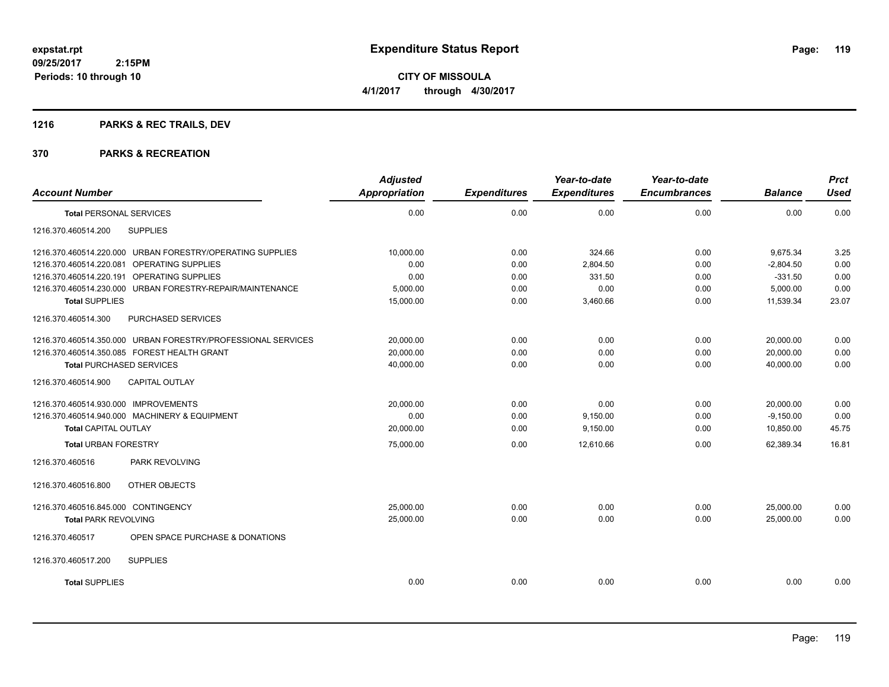expstat.rpt
09/25/2017 2:15PM
Periods: 10 through 10

# Expenditure Status Report

**CITY OF MISSOULA**
**4/1/2017 through 4/30/2017**

## 1216 PARKS & REC TRAILS, DEV

## 370 PARKS & RECREATION

| Account Number | Adjusted Appropriation | Expenditures | Year-to-date Expenditures | Year-to-date Encumbrances | Balance | Prct Used |
|---|---|---|---|---|---|---|
| **Total** PERSONAL SERVICES | 0.00 | 0.00 | 0.00 | 0.00 | 0.00 | 0.00 |
| 1216.370.460514.200 SUPPLIES | | | | | | |
| 1216.370.460514.220.000 URBAN FORESTRY/OPERATING SUPPLIES | 10,000.00 | 0.00 | 324.66 | 0.00 | 9,675.34 | 3.25 |
| 1216.370.460514.220.081 OPERATING SUPPLIES | 0.00 | 0.00 | 2,804.50 | 0.00 | -2,804.50 | 0.00 |
| 1216.370.460514.220.191 OPERATING SUPPLIES | 0.00 | 0.00 | 331.50 | 0.00 | -331.50 | 0.00 |
| 1216.370.460514.230.000 URBAN FORESTRY-REPAIR/MAINTENANCE | 5,000.00 | 0.00 | 0.00 | 0.00 | 5,000.00 | 0.00 |
| **Total** SUPPLIES | 15,000.00 | 0.00 | 3,460.66 | 0.00 | 11,539.34 | 23.07 |
| 1216.370.460514.300 PURCHASED SERVICES | | | | | | |
| 1216.370.460514.350.000 URBAN FORESTRY/PROFESSIONAL SERVICES | 20,000.00 | 0.00 | 0.00 | 0.00 | 20,000.00 | 0.00 |
| 1216.370.460514.350.085 FOREST HEALTH GRANT | 20,000.00 | 0.00 | 0.00 | 0.00 | 20,000.00 | 0.00 |
| **Total** PURCHASED SERVICES | 40,000.00 | 0.00 | 0.00 | 0.00 | 40,000.00 | 0.00 |
| 1216.370.460514.900 CAPITAL OUTLAY | | | | | | |
| 1216.370.460514.930.000 IMPROVEMENTS | 20,000.00 | 0.00 | 0.00 | 0.00 | 20,000.00 | 0.00 |
| 1216.370.460514.940.000 MACHINERY & EQUIPMENT | 0.00 | 0.00 | 9,150.00 | 0.00 | -9,150.00 | 0.00 |
| **Total** CAPITAL OUTLAY | 20,000.00 | 0.00 | 9,150.00 | 0.00 | 10,850.00 | 45.75 |
| **Total** URBAN FORESTRY | 75,000.00 | 0.00 | 12,610.66 | 0.00 | 62,389.34 | 16.81 |
| 1216.370.460516 PARK REVOLVING | | | | | | |
| 1216.370.460516.800 OTHER OBJECTS | | | | | | |
| 1216.370.460516.845.000 CONTINGENCY | 25,000.00 | 0.00 | 0.00 | 0.00 | 25,000.00 | 0.00 |
| **Total** PARK REVOLVING | 25,000.00 | 0.00 | 0.00 | 0.00 | 25,000.00 | 0.00 |
| 1216.370.460517 OPEN SPACE PURCHASE & DONATIONS | | | | | | |
| 1216.370.460517.200 SUPPLIES | | | | | | |
| **Total** SUPPLIES | 0.00 | 0.00 | 0.00 | 0.00 | 0.00 | 0.00 |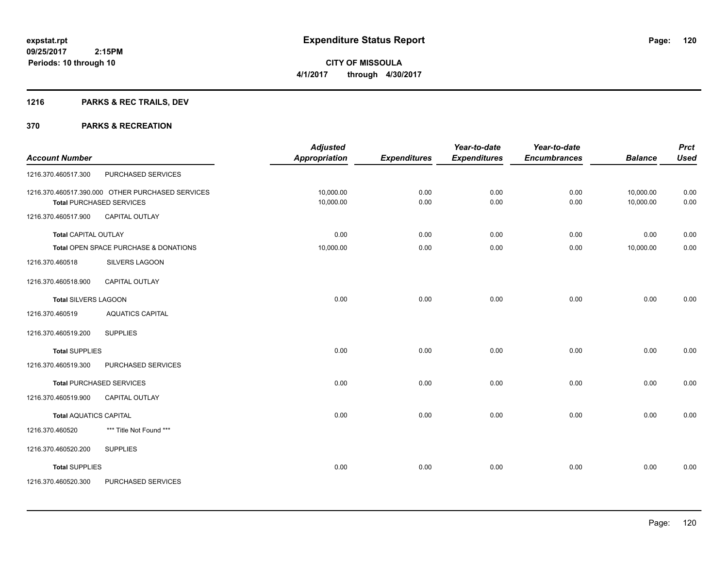# Expenditure Status Report

**CITY OF MISSOULA**

**4/1/2017 through 4/30/2017**

expstat.rpt
09/25/2017 2:15PM
Periods: 10 through 10

## 1216 PARKS & REC TRAILS, DEV

### 370 PARKS & RECREATION

| Account Number | | Adjusted Appropriation | Expenditures | Year-to-date Expenditures | Year-to-date Encumbrances | Balance | Prct Used |
|---|---|---|---|---|---|---|---|
| 1216.370.460517.300 | PURCHASED SERVICES | | | | | | |
| 1216.370.460517.390.000 | OTHER PURCHASED SERVICES | 10,000.00 | 0.00 | 0.00 | 0.00 | 10,000.00 | 0.00 |
| **Total** PURCHASED SERVICES | | 10,000.00 | 0.00 | 0.00 | 0.00 | 10,000.00 | 0.00 |
| 1216.370.460517.900 | CAPITAL OUTLAY | | | | | | |
| **Total** CAPITAL OUTLAY | | 0.00 | 0.00 | 0.00 | 0.00 | 0.00 | 0.00 |
| **Total** OPEN SPACE PURCHASE & DONATIONS | | 10,000.00 | 0.00 | 0.00 | 0.00 | 10,000.00 | 0.00 |
| 1216.370.460518 | SILVERS LAGOON | | | | | | |
| 1216.370.460518.900 | CAPITAL OUTLAY | | | | | | |
| **Total** SILVERS LAGOON | | 0.00 | 0.00 | 0.00 | 0.00 | 0.00 | 0.00 |
| 1216.370.460519 | AQUATICS CAPITAL | | | | | | |
| 1216.370.460519.200 | SUPPLIES | | | | | | |
| **Total** SUPPLIES | | 0.00 | 0.00 | 0.00 | 0.00 | 0.00 | 0.00 |
| 1216.370.460519.300 | PURCHASED SERVICES | | | | | | |
| **Total** PURCHASED SERVICES | | 0.00 | 0.00 | 0.00 | 0.00 | 0.00 | 0.00 |
| 1216.370.460519.900 | CAPITAL OUTLAY | | | | | | |
| **Total** AQUATICS CAPITAL | | 0.00 | 0.00 | 0.00 | 0.00 | 0.00 | 0.00 |
| 1216.370.460520 | *** Title Not Found *** | | | | | | |
| 1216.370.460520.200 | SUPPLIES | | | | | | |
| **Total** SUPPLIES | | 0.00 | 0.00 | 0.00 | 0.00 | 0.00 | 0.00 |
| 1216.370.460520.300 | PURCHASED SERVICES | | | | | | |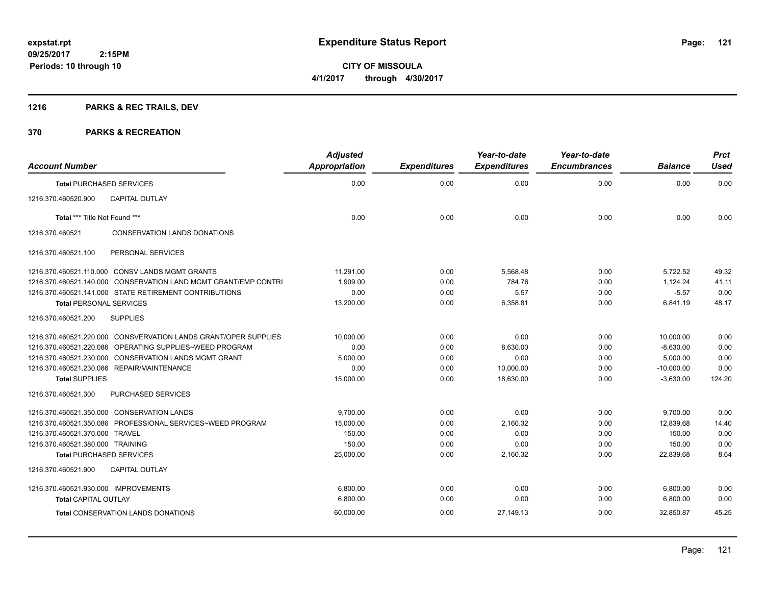# Expenditure Status Report

expstat.rpt
09/25/2017 2:15PM
Periods: 10 through 10

**CITY OF MISSOULA**
4/1/2017 through 4/30/2017

## 1216 PARKS & REC TRAILS, DEV

## 370 PARKS & RECREATION

| Account Number | Adjusted Appropriation | Expenditures | Year-to-date Expenditures | Year-to-date Encumbrances | Balance | Prct Used |
|---|---|---|---|---|---|---|
| **Total** PURCHASED SERVICES | 0.00 | 0.00 | 0.00 | 0.00 | 0.00 | 0.00 |
| 1216.370.460520.900 CAPITAL OUTLAY | | | | | | |
| **Total** *** Title Not Found *** | 0.00 | 0.00 | 0.00 | 0.00 | 0.00 | 0.00 |
| 1216.370.460521 CONSERVATION LANDS DONATIONS | | | | | | |
| 1216.370.460521.100 PERSONAL SERVICES | | | | | | |
| 1216.370.460521.110.000 CONSV LANDS MGMT GRANTS | 11,291.00 | 0.00 | 5,568.48 | 0.00 | 5,722.52 | 49.32 |
| 1216.370.460521.140.000 CONSERVATION LAND MGMT GRANT/EMP CONTRI | 1,909.00 | 0.00 | 784.76 | 0.00 | 1,124.24 | 41.11 |
| 1216.370.460521.141.000 STATE RETIREMENT CONTRIBUTIONS | 0.00 | 0.00 | 5.57 | 0.00 | -5.57 | 0.00 |
| **Total** PERSONAL SERVICES | 13,200.00 | 0.00 | 6,358.81 | 0.00 | 6,841.19 | 48.17 |
| 1216.370.460521.200 SUPPLIES | | | | | | |
| 1216.370.460521.220.000 CONSVERVATION LANDS GRANT/OPER SUPPLIES | 10,000.00 | 0.00 | 0.00 | 0.00 | 10,000.00 | 0.00 |
| 1216.370.460521.220.086 OPERATING SUPPLIES~WEED PROGRAM | 0.00 | 0.00 | 8,630.00 | 0.00 | -8,630.00 | 0.00 |
| 1216.370.460521.230.000 CONSERVATION LANDS MGMT GRANT | 5,000.00 | 0.00 | 0.00 | 0.00 | 5,000.00 | 0.00 |
| 1216.370.460521.230.086 REPAIR/MAINTENANCE | 0.00 | 0.00 | 10,000.00 | 0.00 | -10,000.00 | 0.00 |
| **Total** SUPPLIES | 15,000.00 | 0.00 | 18,630.00 | 0.00 | -3,630.00 | 124.20 |
| 1216.370.460521.300 PURCHASED SERVICES | | | | | | |
| 1216.370.460521.350.000 CONSERVATION LANDS | 9,700.00 | 0.00 | 0.00 | 0.00 | 9,700.00 | 0.00 |
| 1216.370.460521.350.086 PROFESSIONAL SERVICES~WEED PROGRAM | 15,000.00 | 0.00 | 2,160.32 | 0.00 | 12,839.68 | 14.40 |
| 1216.370.460521.370.000 TRAVEL | 150.00 | 0.00 | 0.00 | 0.00 | 150.00 | 0.00 |
| 1216.370.460521.380.000 TRAINING | 150.00 | 0.00 | 0.00 | 0.00 | 150.00 | 0.00 |
| **Total** PURCHASED SERVICES | 25,000.00 | 0.00 | 2,160.32 | 0.00 | 22,839.68 | 8.64 |
| 1216.370.460521.900 CAPITAL OUTLAY | | | | | | |
| 1216.370.460521.930.000 IMPROVEMENTS | 6,800.00 | 0.00 | 0.00 | 0.00 | 6,800.00 | 0.00 |
| **Total** CAPITAL OUTLAY | 6,800.00 | 0.00 | 0.00 | 0.00 | 6,800.00 | 0.00 |
| **Total** CONSERVATION LANDS DONATIONS | 60,000.00 | 0.00 | 27,149.13 | 0.00 | 32,850.87 | 45.25 |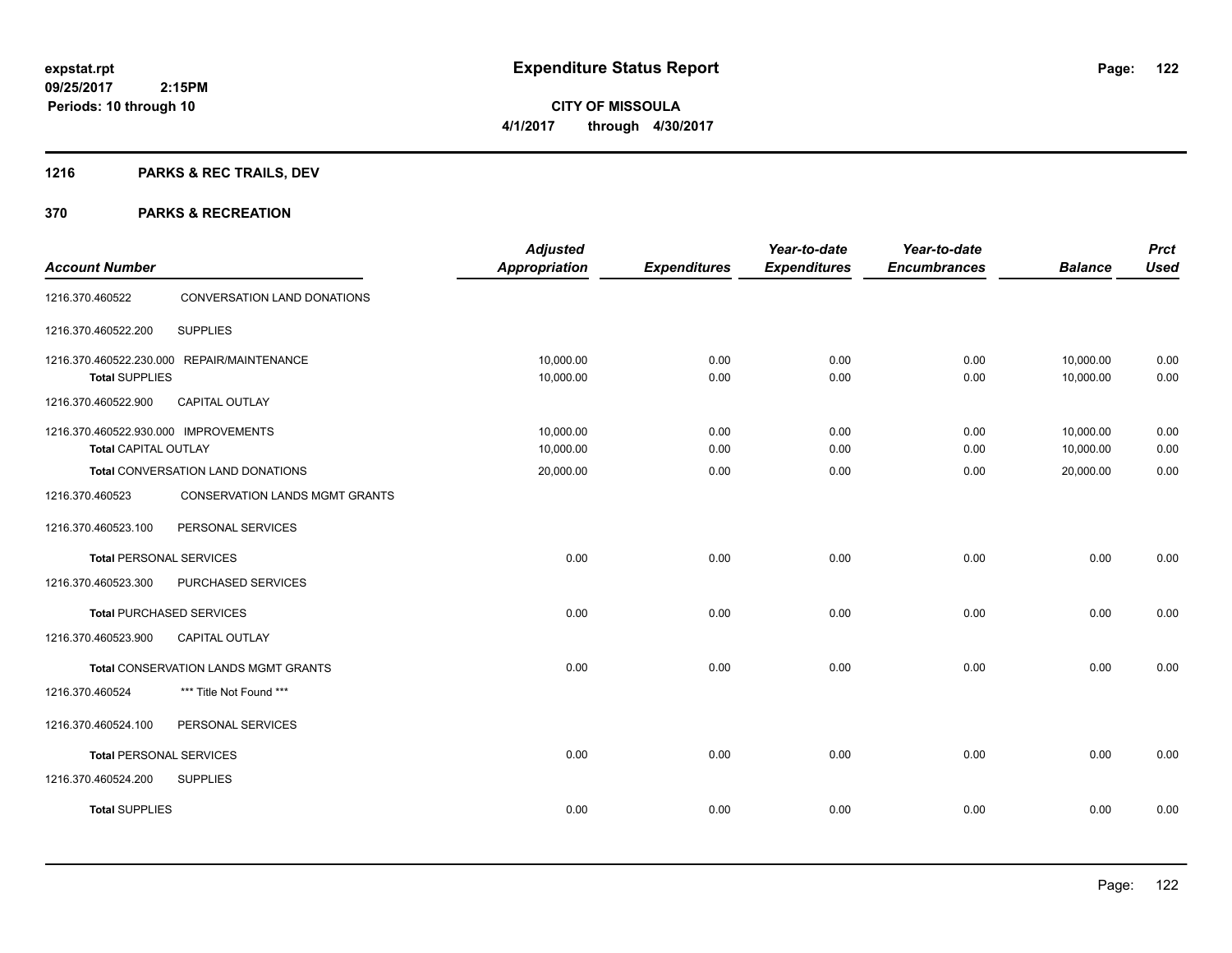# Expenditure Status Report

expstat.rpt
09/25/2017 2:15PM
Periods: 10 through 10

**CITY OF MISSOULA**
**4/1/2017 through 4/30/2017**

## 1216 PARKS & REC TRAILS, DEV

## 370 PARKS & RECREATION

| Account Number | | Adjusted Appropriation | Expenditures | Year-to-date Expenditures | Year-to-date Encumbrances | Balance | Prct Used |
|---|---|---|---|---|---|---|---|
| 1216.370.460522 | CONVERSATION LAND DONATIONS | | | | | | |
| 1216.370.460522.200 | SUPPLIES | | | | | | |
| 1216.370.460522.230.000 | REPAIR/MAINTENANCE | 10,000.00 | 0.00 | 0.00 | 0.00 | 10,000.00 | 0.00 |
| **Total** SUPPLIES | | 10,000.00 | 0.00 | 0.00 | 0.00 | 10,000.00 | 0.00 |
| 1216.370.460522.900 | CAPITAL OUTLAY | | | | | | |
| 1216.370.460522.930.000 | IMPROVEMENTS | 10,000.00 | 0.00 | 0.00 | 0.00 | 10,000.00 | 0.00 |
| **Total** CAPITAL OUTLAY | | 10,000.00 | 0.00 | 0.00 | 0.00 | 10,000.00 | 0.00 |
| **Total** CONVERSATION LAND DONATIONS | | 20,000.00 | 0.00 | 0.00 | 0.00 | 20,000.00 | 0.00 |
| 1216.370.460523 | CONSERVATION LANDS MGMT GRANTS | | | | | | |
| 1216.370.460523.100 | PERSONAL SERVICES | | | | | | |
| **Total** PERSONAL SERVICES | | 0.00 | 0.00 | 0.00 | 0.00 | 0.00 | 0.00 |
| 1216.370.460523.300 | PURCHASED SERVICES | | | | | | |
| **Total** PURCHASED SERVICES | | 0.00 | 0.00 | 0.00 | 0.00 | 0.00 | 0.00 |
| 1216.370.460523.900 | CAPITAL OUTLAY | | | | | | |
| **Total** CONSERVATION LANDS MGMT GRANTS | | 0.00 | 0.00 | 0.00 | 0.00 | 0.00 | 0.00 |
| 1216.370.460524 | *** Title Not Found *** | | | | | | |
| 1216.370.460524.100 | PERSONAL SERVICES | | | | | | |
| **Total** PERSONAL SERVICES | | 0.00 | 0.00 | 0.00 | 0.00 | 0.00 | 0.00 |
| 1216.370.460524.200 | SUPPLIES | | | | | | |
| **Total** SUPPLIES | | 0.00 | 0.00 | 0.00 | 0.00 | 0.00 | 0.00 |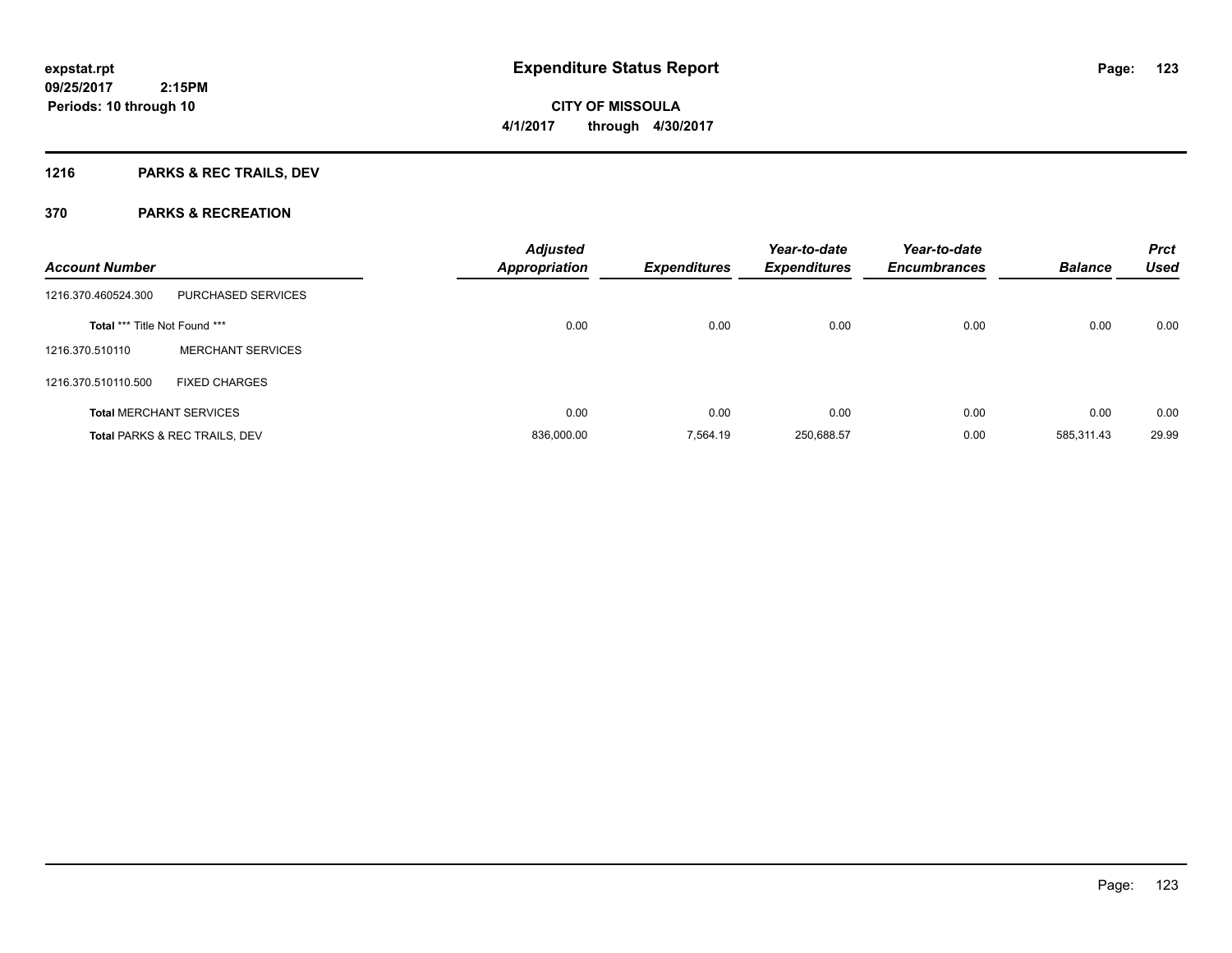**expstat.rpt**
**09/25/2017 2:15PM**
**Periods: 10 through 10**

# Expenditure Status Report

**CITY OF MISSOULA**
**4/1/2017 through 4/30/2017**

## 1216 PARKS & REC TRAILS, DEV

## 370 PARKS & RECREATION

| Account Number | | Adjusted Appropriation | Expenditures | Year-to-date Expenditures | Year-to-date Encumbrances | Balance | Prct Used |
|---|---|---|---|---|---|---|---|
| 1216.370.460524.300 | PURCHASED SERVICES | | | | | | |
| **Total** *** Title Not Found *** | | 0.00 | 0.00 | 0.00 | 0.00 | 0.00 | 0.00 |
| 1216.370.510110 | MERCHANT SERVICES | | | | | | |
| 1216.370.510110.500 | FIXED CHARGES | | | | | | |
| **Total** MERCHANT SERVICES | | 0.00 | 0.00 | 0.00 | 0.00 | 0.00 | 0.00 |
| **Total** PARKS & REC TRAILS, DEV | | 836,000.00 | 7,564.19 | 250,688.57 | 0.00 | 585,311.43 | 29.99 |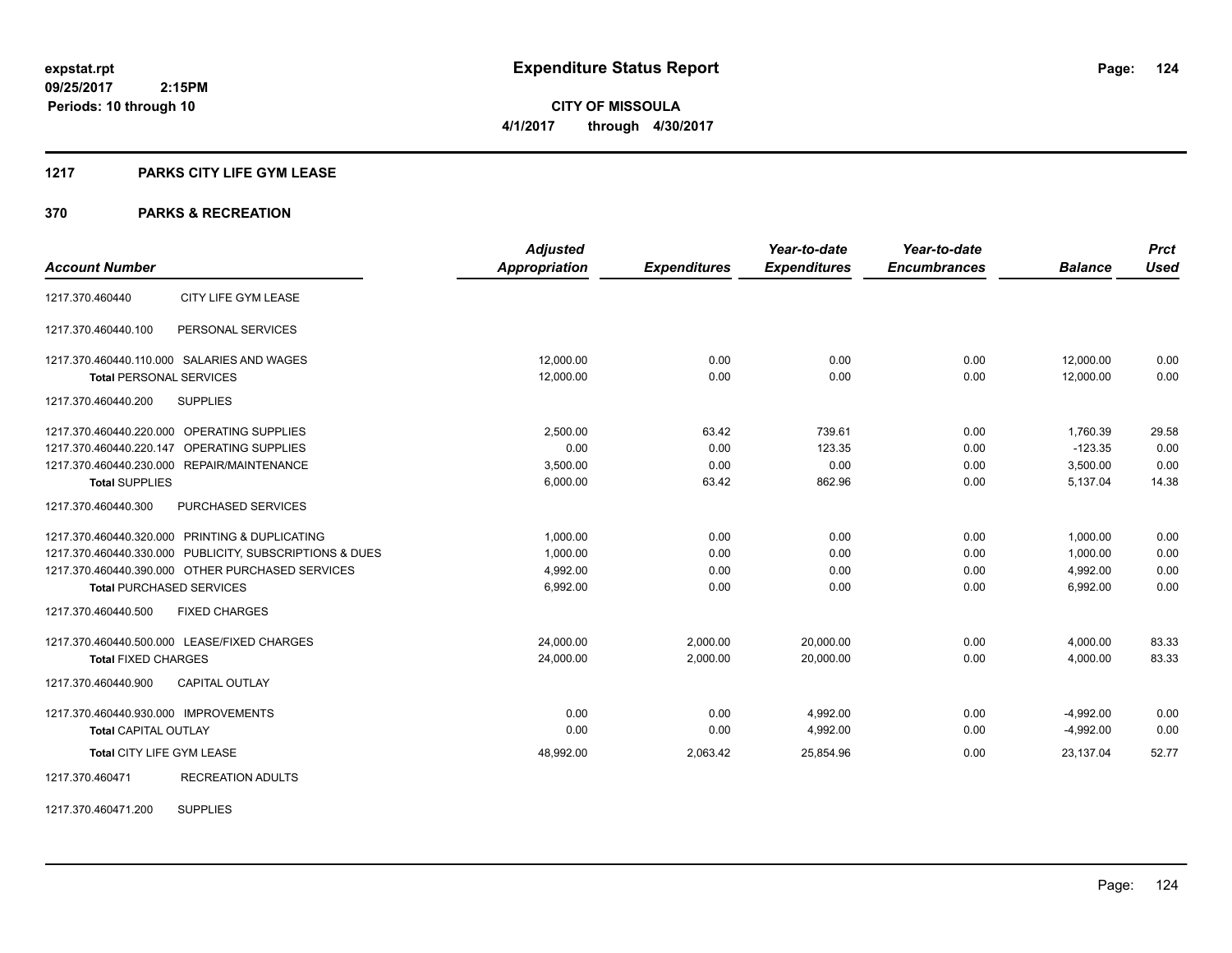**expstat.rpt**
**09/25/2017 2:15PM**
**Periods: 10 through 10**

# Expenditure Status Report

**CITY OF MISSOULA**
**4/1/2017 through 4/30/2017**

## 1217 PARKS CITY LIFE GYM LEASE

## 370 PARKS & RECREATION

| Account Number | | Adjusted Appropriation | Expenditures | Year-to-date Expenditures | Year-to-date Encumbrances | Balance | Prct Used |
|---|---|---|---|---|---|---|---|
| 1217.370.460440 | CITY LIFE GYM LEASE | | | | | | |
| 1217.370.460440.100 | PERSONAL SERVICES | | | | | | |
| 1217.370.460440.110.000 | SALARIES AND WAGES | 12,000.00 | 0.00 | 0.00 | 0.00 | 12,000.00 | 0.00 |
| **Total** PERSONAL SERVICES | | 12,000.00 | 0.00 | 0.00 | 0.00 | 12,000.00 | 0.00 |
| 1217.370.460440.200 | SUPPLIES | | | | | | |
| 1217.370.460440.220.000 | OPERATING SUPPLIES | 2,500.00 | 63.42 | 739.61 | 0.00 | 1,760.39 | 29.58 |
| 1217.370.460440.220.147 | OPERATING SUPPLIES | 0.00 | 0.00 | 123.35 | 0.00 | -123.35 | 0.00 |
| 1217.370.460440.230.000 | REPAIR/MAINTENANCE | 3,500.00 | 0.00 | 0.00 | 0.00 | 3,500.00 | 0.00 |
| **Total** SUPPLIES | | 6,000.00 | 63.42 | 862.96 | 0.00 | 5,137.04 | 14.38 |
| 1217.370.460440.300 | PURCHASED SERVICES | | | | | | |
| 1217.370.460440.320.000 | PRINTING & DUPLICATING | 1,000.00 | 0.00 | 0.00 | 0.00 | 1,000.00 | 0.00 |
| 1217.370.460440.330.000 | PUBLICITY, SUBSCRIPTIONS & DUES | 1,000.00 | 0.00 | 0.00 | 0.00 | 1,000.00 | 0.00 |
| 1217.370.460440.390.000 | OTHER PURCHASED SERVICES | 4,992.00 | 0.00 | 0.00 | 0.00 | 4,992.00 | 0.00 |
| **Total** PURCHASED SERVICES | | 6,992.00 | 0.00 | 0.00 | 0.00 | 6,992.00 | 0.00 |
| 1217.370.460440.500 | FIXED CHARGES | | | | | | |
| 1217.370.460440.500.000 | LEASE/FIXED CHARGES | 24,000.00 | 2,000.00 | 20,000.00 | 0.00 | 4,000.00 | 83.33 |
| **Total** FIXED CHARGES | | 24,000.00 | 2,000.00 | 20,000.00 | 0.00 | 4,000.00 | 83.33 |
| 1217.370.460440.900 | CAPITAL OUTLAY | | | | | | |
| 1217.370.460440.930.000 | IMPROVEMENTS | 0.00 | 0.00 | 4,992.00 | 0.00 | -4,992.00 | 0.00 |
| **Total** CAPITAL OUTLAY | | 0.00 | 0.00 | 4,992.00 | 0.00 | -4,992.00 | 0.00 |
| **Total** CITY LIFE GYM LEASE | | 48,992.00 | 2,063.42 | 25,854.96 | 0.00 | 23,137.04 | 52.77 |
| 1217.370.460471 | RECREATION ADULTS | | | | | | |
| 1217.370.460471.200 | SUPPLIES | | | | | | |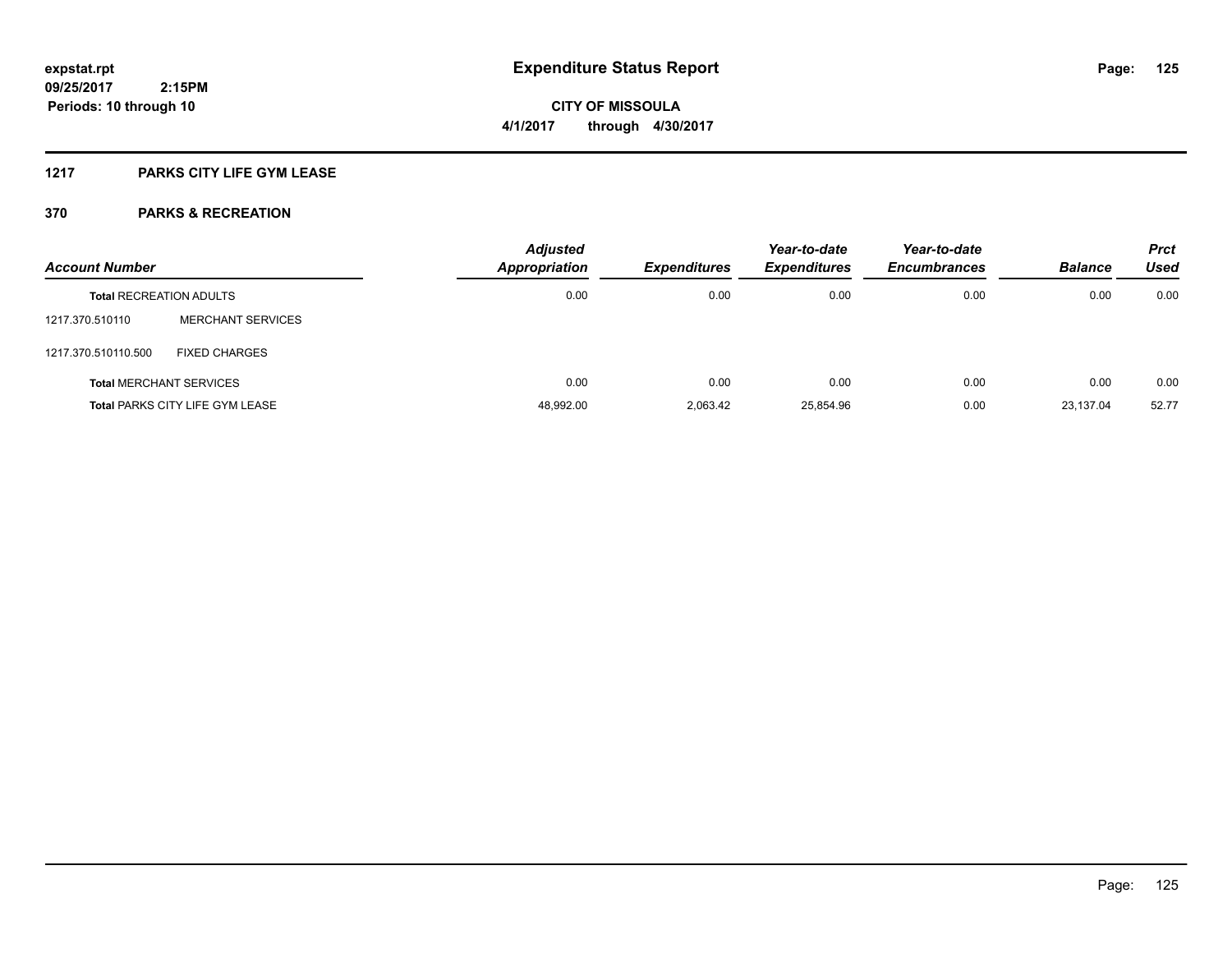# Expenditure Status Report

**CITY OF MISSOULA**

**4/1/2017 through 4/30/2017**

expstat.rpt
09/25/2017 2:15PM
Periods: 10 through 10

## 1217 PARKS CITY LIFE GYM LEASE

### 370 PARKS & RECREATION

| Account Number | | Adjusted Appropriation | Expenditures | Year-to-date Expenditures | Year-to-date Encumbrances | Balance | Prct Used |
|---|---|---|---|---|---|---|---|
| **Total** RECREATION ADULTS | | 0.00 | 0.00 | 0.00 | 0.00 | 0.00 | 0.00 |
| 1217.370.510110 | MERCHANT SERVICES | | | | | | |
| 1217.370.510110.500 | FIXED CHARGES | | | | | | |
| **Total** MERCHANT SERVICES | | 0.00 | 0.00 | 0.00 | 0.00 | 0.00 | 0.00 |
| **Total** PARKS CITY LIFE GYM LEASE | | 48,992.00 | 2,063.42 | 25,854.96 | 0.00 | 23,137.04 | 52.77 |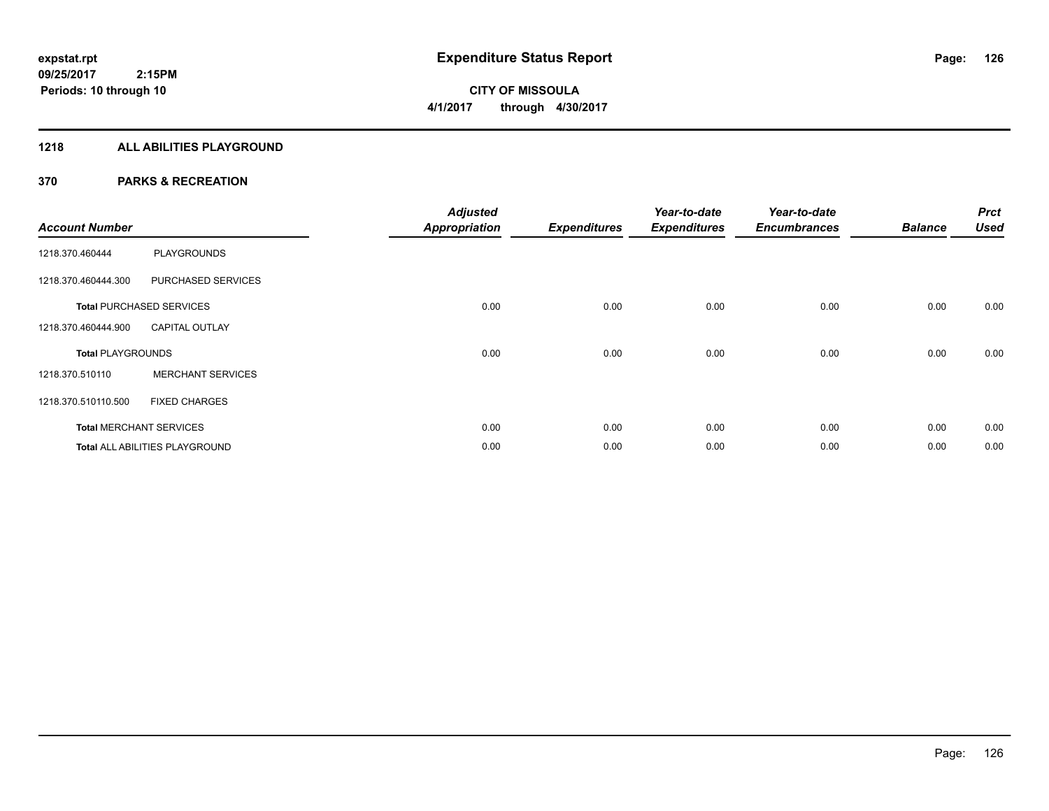**expstat.rpt**
**09/25/2017 2:15PM**
**Periods: 10 through 10**

# Expenditure Status Report

**CITY OF MISSOULA**
**4/1/2017 through 4/30/2017**

## 1218 ALL ABILITIES PLAYGROUND

### 370 PARKS & RECREATION

| Account Number | | Adjusted Appropriation | Expenditures | Year-to-date Expenditures | Year-to-date Encumbrances | Balance | Prct Used |
|---|---|---|---|---|---|---|---|
| 1218.370.460444 | PLAYGROUNDS | | | | | | |
| 1218.370.460444.300 | PURCHASED SERVICES | | | | | | |
| **Total** PURCHASED SERVICES | | 0.00 | 0.00 | 0.00 | 0.00 | 0.00 | 0.00 |
| 1218.370.460444.900 | CAPITAL OUTLAY | | | | | | |
| **Total** PLAYGROUNDS | | 0.00 | 0.00 | 0.00 | 0.00 | 0.00 | 0.00 |
| 1218.370.510110 | MERCHANT SERVICES | | | | | | |
| 1218.370.510110.500 | FIXED CHARGES | | | | | | |
| **Total** MERCHANT SERVICES | | 0.00 | 0.00 | 0.00 | 0.00 | 0.00 | 0.00 |
| **Total** ALL ABILITIES PLAYGROUND | | 0.00 | 0.00 | 0.00 | 0.00 | 0.00 | 0.00 |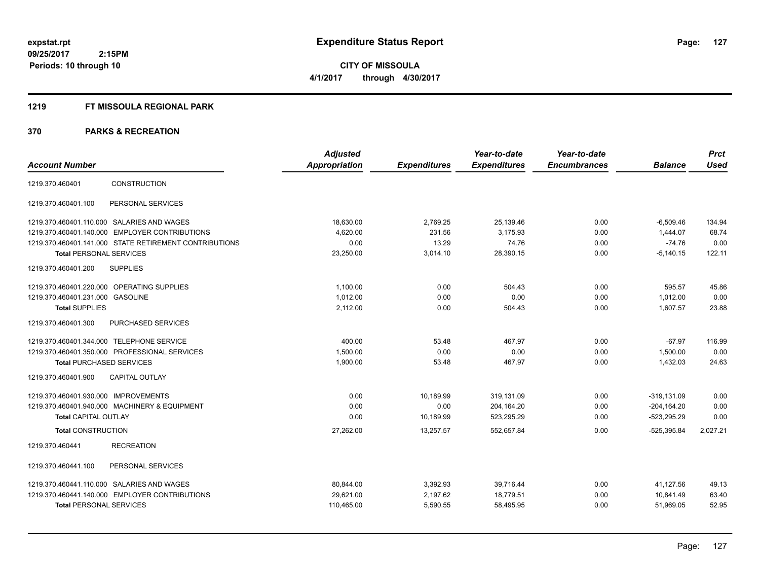**expstat.rpt**
**09/25/2017 2:15PM**
**Periods: 10 through 10**

# Expenditure Status Report

**CITY OF MISSOULA**
**4/1/2017 through 4/30/2017**

## 1219 FT MISSOULA REGIONAL PARK

## 370 PARKS & RECREATION

| Account Number | | Adjusted Appropriation | Expenditures | Year-to-date Expenditures | Year-to-date Encumbrances | Balance | Prct Used |
|---|---|---|---|---|---|---|---|
| 1219.370.460401 | CONSTRUCTION | | | | | | |
| 1219.370.460401.100 | PERSONAL SERVICES | | | | | | |
| 1219.370.460401.110.000 | SALARIES AND WAGES | 18,630.00 | 2,769.25 | 25,139.46 | 0.00 | -6,509.46 | 134.94 |
| 1219.370.460401.140.000 | EMPLOYER CONTRIBUTIONS | 4,620.00 | 231.56 | 3,175.93 | 0.00 | 1,444.07 | 68.74 |
| 1219.370.460401.141.000 | STATE RETIREMENT CONTRIBUTIONS | 0.00 | 13.29 | 74.76 | 0.00 | -74.76 | 0.00 |
| **Total** PERSONAL SERVICES | | 23,250.00 | 3,014.10 | 28,390.15 | 0.00 | -5,140.15 | 122.11 |
| 1219.370.460401.200 | SUPPLIES | | | | | | |
| 1219.370.460401.220.000 | OPERATING SUPPLIES | 1,100.00 | 0.00 | 504.43 | 0.00 | 595.57 | 45.86 |
| 1219.370.460401.231.000 | GASOLINE | 1,012.00 | 0.00 | 0.00 | 0.00 | 1,012.00 | 0.00 |
| **Total** SUPPLIES | | 2,112.00 | 0.00 | 504.43 | 0.00 | 1,607.57 | 23.88 |
| 1219.370.460401.300 | PURCHASED SERVICES | | | | | | |
| 1219.370.460401.344.000 | TELEPHONE SERVICE | 400.00 | 53.48 | 467.97 | 0.00 | -67.97 | 116.99 |
| 1219.370.460401.350.000 | PROFESSIONAL SERVICES | 1,500.00 | 0.00 | 0.00 | 0.00 | 1,500.00 | 0.00 |
| **Total** PURCHASED SERVICES | | 1,900.00 | 53.48 | 467.97 | 0.00 | 1,432.03 | 24.63 |
| 1219.370.460401.900 | CAPITAL OUTLAY | | | | | | |
| 1219.370.460401.930.000 | IMPROVEMENTS | 0.00 | 10,189.99 | 319,131.09 | 0.00 | -319,131.09 | 0.00 |
| 1219.370.460401.940.000 | MACHINERY & EQUIPMENT | 0.00 | 0.00 | 204,164.20 | 0.00 | -204,164.20 | 0.00 |
| **Total** CAPITAL OUTLAY | | 0.00 | 10,189.99 | 523,295.29 | 0.00 | -523,295.29 | 0.00 |
| **Total** CONSTRUCTION | | 27,262.00 | 13,257.57 | 552,657.84 | 0.00 | -525,395.84 | 2,027.21 |
| 1219.370.460441 | RECREATION | | | | | | |
| 1219.370.460441.100 | PERSONAL SERVICES | | | | | | |
| 1219.370.460441.110.000 | SALARIES AND WAGES | 80,844.00 | 3,392.93 | 39,716.44 | 0.00 | 41,127.56 | 49.13 |
| 1219.370.460441.140.000 | EMPLOYER CONTRIBUTIONS | 29,621.00 | 2,197.62 | 18,779.51 | 0.00 | 10,841.49 | 63.40 |
| **Total** PERSONAL SERVICES | | 110,465.00 | 5,590.55 | 58,495.95 | 0.00 | 51,969.05 | 52.95 |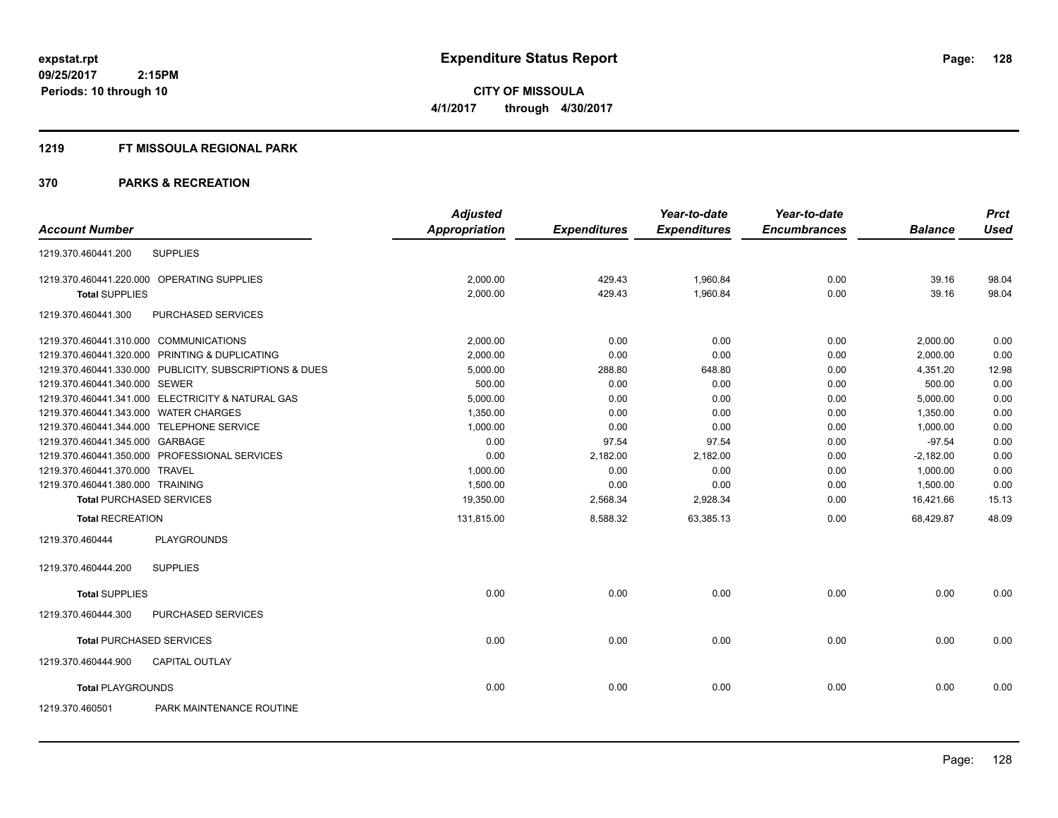**expstat.rpt**
**09/25/2017 2:15PM**
**Periods: 10 through 10**

# Expenditure Status Report

**CITY OF MISSOULA**
**4/1/2017 through 4/30/2017**

## 1219 FT MISSOULA REGIONAL PARK

## 370 PARKS & RECREATION

| Account Number | | Adjusted Appropriation | Expenditures | Year-to-date Expenditures | Year-to-date Encumbrances | Balance | Prct Used |
|---|---|---|---|---|---|---|---|
| 1219.370.460441.200 | SUPPLIES | | | | | | |
| 1219.370.460441.220.000 | OPERATING SUPPLIES | 2,000.00 | 429.43 | 1,960.84 | 0.00 | 39.16 | 98.04 |
| **Total** SUPPLIES | | 2,000.00 | 429.43 | 1,960.84 | 0.00 | 39.16 | 98.04 |
| 1219.370.460441.300 | PURCHASED SERVICES | | | | | | |
| 1219.370.460441.310.000 | COMMUNICATIONS | 2,000.00 | 0.00 | 0.00 | 0.00 | 2,000.00 | 0.00 |
| 1219.370.460441.320.000 | PRINTING & DUPLICATING | 2,000.00 | 0.00 | 0.00 | 0.00 | 2,000.00 | 0.00 |
| 1219.370.460441.330.000 | PUBLICITY, SUBSCRIPTIONS & DUES | 5,000.00 | 288.80 | 648.80 | 0.00 | 4,351.20 | 12.98 |
| 1219.370.460441.340.000 | SEWER | 500.00 | 0.00 | 0.00 | 0.00 | 500.00 | 0.00 |
| 1219.370.460441.341.000 | ELECTRICITY & NATURAL GAS | 5,000.00 | 0.00 | 0.00 | 0.00 | 5,000.00 | 0.00 |
| 1219.370.460441.343.000 | WATER CHARGES | 1,350.00 | 0.00 | 0.00 | 0.00 | 1,350.00 | 0.00 |
| 1219.370.460441.344.000 | TELEPHONE SERVICE | 1,000.00 | 0.00 | 0.00 | 0.00 | 1,000.00 | 0.00 |
| 1219.370.460441.345.000 | GARBAGE | 0.00 | 97.54 | 97.54 | 0.00 | -97.54 | 0.00 |
| 1219.370.460441.350.000 | PROFESSIONAL SERVICES | 0.00 | 2,182.00 | 2,182.00 | 0.00 | -2,182.00 | 0.00 |
| 1219.370.460441.370.000 | TRAVEL | 1,000.00 | 0.00 | 0.00 | 0.00 | 1,000.00 | 0.00 |
| 1219.370.460441.380.000 | TRAINING | 1,500.00 | 0.00 | 0.00 | 0.00 | 1,500.00 | 0.00 |
| **Total** PURCHASED SERVICES | | 19,350.00 | 2,568.34 | 2,928.34 | 0.00 | 16,421.66 | 15.13 |
| **Total** RECREATION | | 131,815.00 | 8,588.32 | 63,385.13 | 0.00 | 68,429.87 | 48.09 |
| 1219.370.460444 | PLAYGROUNDS | | | | | | |
| 1219.370.460444.200 | SUPPLIES | | | | | | |
| **Total** SUPPLIES | | 0.00 | 0.00 | 0.00 | 0.00 | 0.00 | 0.00 |
| 1219.370.460444.300 | PURCHASED SERVICES | | | | | | |
| **Total** PURCHASED SERVICES | | 0.00 | 0.00 | 0.00 | 0.00 | 0.00 | 0.00 |
| 1219.370.460444.900 | CAPITAL OUTLAY | | | | | | |
| **Total** PLAYGROUNDS | | 0.00 | 0.00 | 0.00 | 0.00 | 0.00 | 0.00 |
| 1219.370.460501 | PARK MAINTENANCE ROUTINE | | | | | | |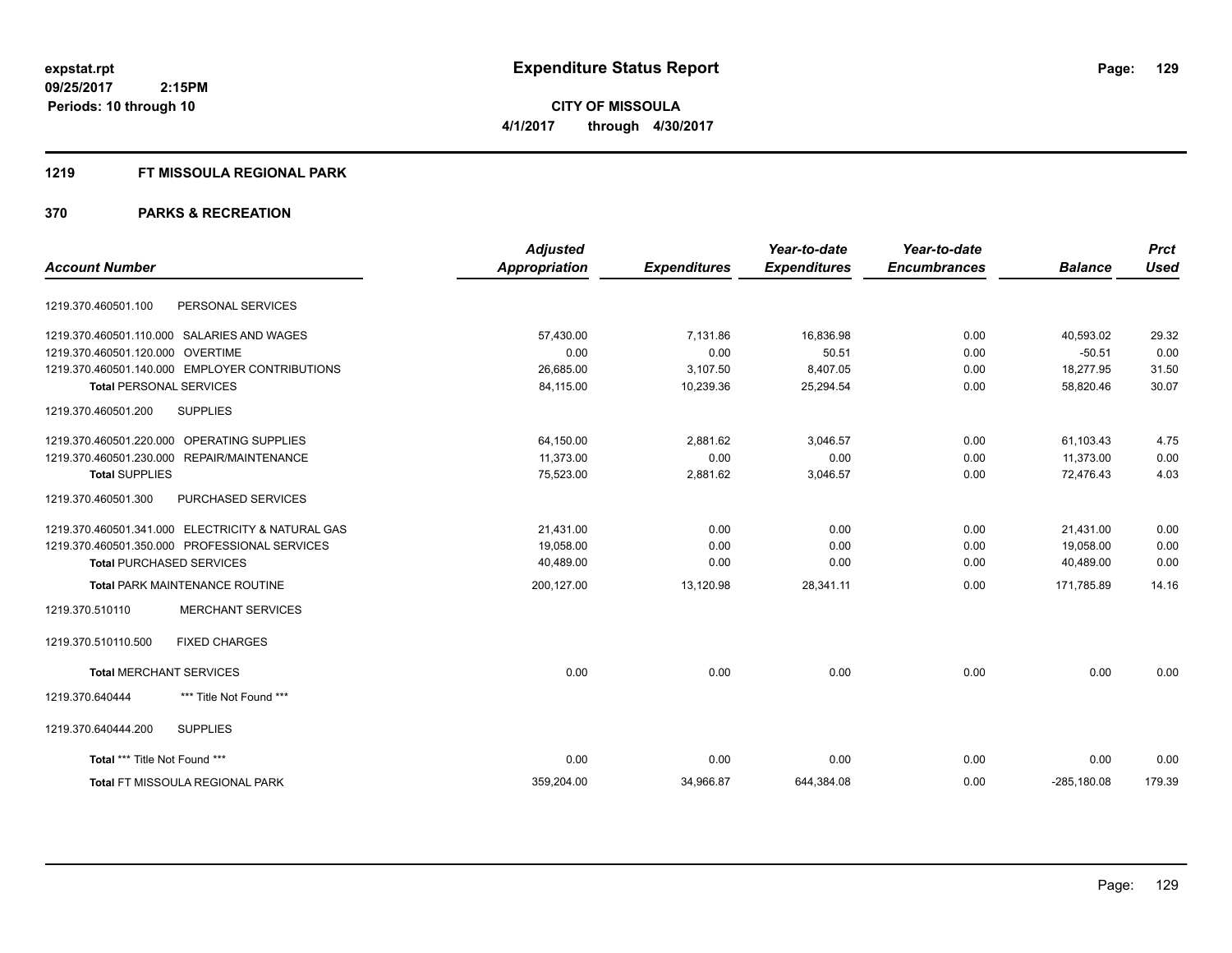# Expenditure Status Report

expstat.rpt
09/25/2017 2:15PM
Periods: 10 through 10

**CITY OF MISSOULA**
**4/1/2017 through 4/30/2017**

## 1219 FT MISSOULA REGIONAL PARK

## 370 PARKS & RECREATION

| Account Number | | Adjusted Appropriation | Expenditures | Year-to-date Expenditures | Year-to-date Encumbrances | Balance | Prct Used |
|---|---|---|---|---|---|---|---|
| 1219.370.460501.100 | PERSONAL SERVICES | | | | | | |
| 1219.370.460501.110.000 | SALARIES AND WAGES | 57,430.00 | 7,131.86 | 16,836.98 | 0.00 | 40,593.02 | 29.32 |
| 1219.370.460501.120.000 | OVERTIME | 0.00 | 0.00 | 50.51 | 0.00 | -50.51 | 0.00 |
| 1219.370.460501.140.000 | EMPLOYER CONTRIBUTIONS | 26,685.00 | 3,107.50 | 8,407.05 | 0.00 | 18,277.95 | 31.50 |
| **Total** PERSONAL SERVICES | | 84,115.00 | 10,239.36 | 25,294.54 | 0.00 | 58,820.46 | 30.07 |
| 1219.370.460501.200 | SUPPLIES | | | | | | |
| 1219.370.460501.220.000 | OPERATING SUPPLIES | 64,150.00 | 2,881.62 | 3,046.57 | 0.00 | 61,103.43 | 4.75 |
| 1219.370.460501.230.000 | REPAIR/MAINTENANCE | 11,373.00 | 0.00 | 0.00 | 0.00 | 11,373.00 | 0.00 |
| **Total** SUPPLIES | | 75,523.00 | 2,881.62 | 3,046.57 | 0.00 | 72,476.43 | 4.03 |
| 1219.370.460501.300 | PURCHASED SERVICES | | | | | | |
| 1219.370.460501.341.000 | ELECTRICITY & NATURAL GAS | 21,431.00 | 0.00 | 0.00 | 0.00 | 21,431.00 | 0.00 |
| 1219.370.460501.350.000 | PROFESSIONAL SERVICES | 19,058.00 | 0.00 | 0.00 | 0.00 | 19,058.00 | 0.00 |
| **Total** PURCHASED SERVICES | | 40,489.00 | 0.00 | 0.00 | 0.00 | 40,489.00 | 0.00 |
| **Total** PARK MAINTENANCE ROUTINE | | 200,127.00 | 13,120.98 | 28,341.11 | 0.00 | 171,785.89 | 14.16 |
| 1219.370.510110 | MERCHANT SERVICES | | | | | | |
| 1219.370.510110.500 | FIXED CHARGES | | | | | | |
| **Total** MERCHANT SERVICES | | 0.00 | 0.00 | 0.00 | 0.00 | 0.00 | 0.00 |
| 1219.370.640444 | *** Title Not Found *** | | | | | | |
| 1219.370.640444.200 | SUPPLIES | | | | | | |
| **Total** *** Title Not Found *** | | 0.00 | 0.00 | 0.00 | 0.00 | 0.00 | 0.00 |
| **Total** FT MISSOULA REGIONAL PARK | | 359,204.00 | 34,966.87 | 644,384.08 | 0.00 | -285,180.08 | 179.39 |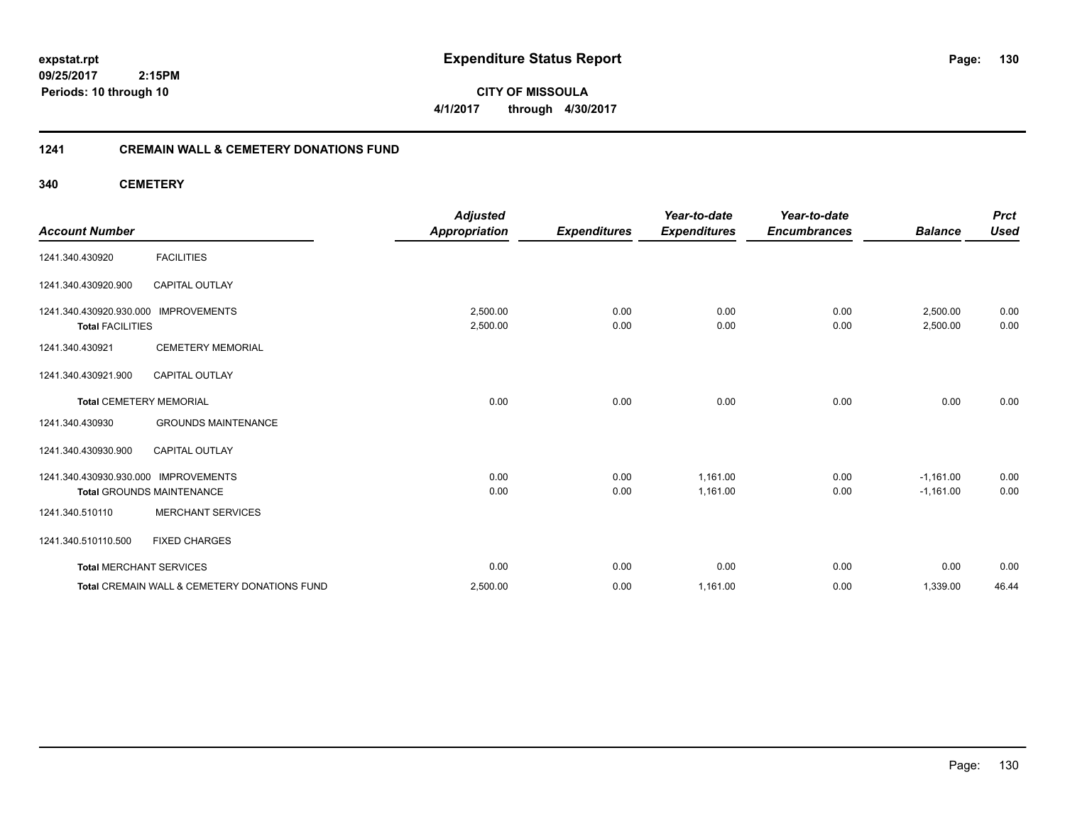**expstat.rpt**
**09/25/2017 2:15PM**
**Periods: 10 through 10**

# Expenditure Status Report

**CITY OF MISSOULA**
**4/1/2017 through 4/30/2017**

## 1241 CREMAIN WALL & CEMETERY DONATIONS FUND

### 340 CEMETERY

| Account Number | | Adjusted Appropriation | Expenditures | Year-to-date Expenditures | Year-to-date Encumbrances | Balance | Prct Used |
|---|---|---|---|---|---|---|---|
| 1241.340.430920 | FACILITIES | | | | | | |
| 1241.340.430920.900 | CAPITAL OUTLAY | | | | | | |
| 1241.340.430920.930.000 | IMPROVEMENTS | 2,500.00 | 0.00 | 0.00 | 0.00 | 2,500.00 | 0.00 |
| **Total** FACILITIES | | 2,500.00 | 0.00 | 0.00 | 0.00 | 2,500.00 | 0.00 |
| 1241.340.430921 | CEMETERY MEMORIAL | | | | | | |
| 1241.340.430921.900 | CAPITAL OUTLAY | | | | | | |
| **Total** CEMETERY MEMORIAL | | 0.00 | 0.00 | 0.00 | 0.00 | 0.00 | 0.00 |
| 1241.340.430930 | GROUNDS MAINTENANCE | | | | | | |
| 1241.340.430930.900 | CAPITAL OUTLAY | | | | | | |
| 1241.340.430930.930.000 | IMPROVEMENTS | 0.00 | 0.00 | 1,161.00 | 0.00 | -1,161.00 | 0.00 |
| **Total** GROUNDS MAINTENANCE | | 0.00 | 0.00 | 1,161.00 | 0.00 | -1,161.00 | 0.00 |
| 1241.340.510110 | MERCHANT SERVICES | | | | | | |
| 1241.340.510110.500 | FIXED CHARGES | | | | | | |
| **Total** MERCHANT SERVICES | | 0.00 | 0.00 | 0.00 | 0.00 | 0.00 | 0.00 |
| **Total** CREMAIN WALL & CEMETERY DONATIONS FUND | | 2,500.00 | 0.00 | 1,161.00 | 0.00 | 1,339.00 | 46.44 |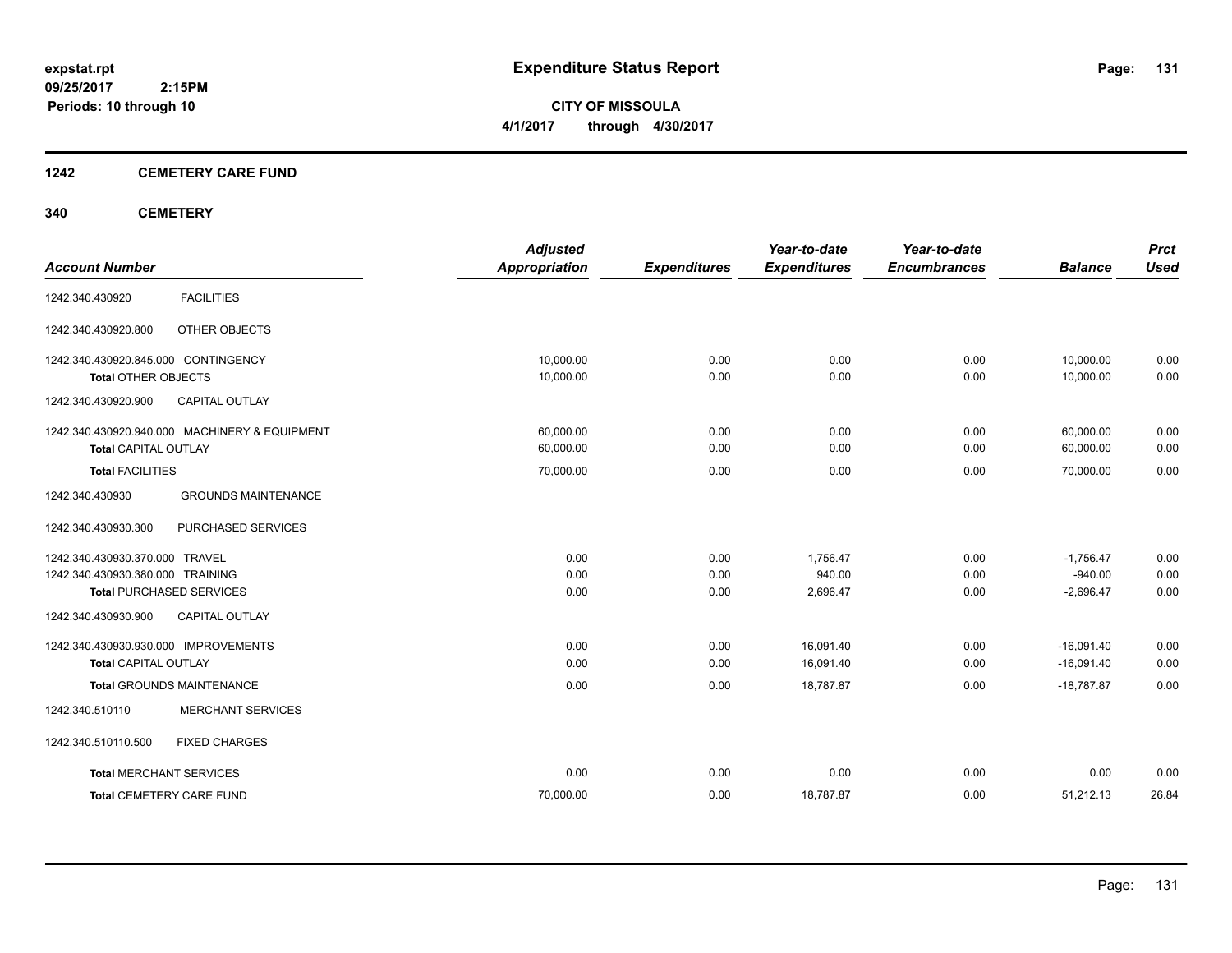expstat.rpt
09/25/2017 2:15PM
Periods: 10 through 10

# Expenditure Status Report

**CITY OF MISSOULA**
**4/1/2017 through 4/30/2017**

## 1242 CEMETERY CARE FUND

## 340 CEMETERY

| Account Number | | Adjusted Appropriation | Expenditures | Year-to-date Expenditures | Year-to-date Encumbrances | Balance | Prct Used |
|---|---|---|---|---|---|---|---|
| 1242.340.430920 | FACILITIES | | | | | | |
| 1242.340.430920.800 | OTHER OBJECTS | | | | | | |
| 1242.340.430920.845.000 CONTINGENCY | | 10,000.00 | 0.00 | 0.00 | 0.00 | 10,000.00 | 0.00 |
| **Total** OTHER OBJECTS | | 10,000.00 | 0.00 | 0.00 | 0.00 | 10,000.00 | 0.00 |
| 1242.340.430920.900 | CAPITAL OUTLAY | | | | | | |
| 1242.340.430920.940.000 MACHINERY & EQUIPMENT | | 60,000.00 | 0.00 | 0.00 | 0.00 | 60,000.00 | 0.00 |
| **Total** CAPITAL OUTLAY | | 60,000.00 | 0.00 | 0.00 | 0.00 | 60,000.00 | 0.00 |
| **Total** FACILITIES | | 70,000.00 | 0.00 | 0.00 | 0.00 | 70,000.00 | 0.00 |
| 1242.340.430930 | GROUNDS MAINTENANCE | | | | | | |
| 1242.340.430930.300 | PURCHASED SERVICES | | | | | | |
| 1242.340.430930.370.000 TRAVEL | | 0.00 | 0.00 | 1,756.47 | 0.00 | -1,756.47 | 0.00 |
| 1242.340.430930.380.000 TRAINING | | 0.00 | 0.00 | 940.00 | 0.00 | -940.00 | 0.00 |
| **Total** PURCHASED SERVICES | | 0.00 | 0.00 | 2,696.47 | 0.00 | -2,696.47 | 0.00 |
| 1242.340.430930.900 | CAPITAL OUTLAY | | | | | | |
| 1242.340.430930.930.000 IMPROVEMENTS | | 0.00 | 0.00 | 16,091.40 | 0.00 | -16,091.40 | 0.00 |
| **Total** CAPITAL OUTLAY | | 0.00 | 0.00 | 16,091.40 | 0.00 | -16,091.40 | 0.00 |
| **Total** GROUNDS MAINTENANCE | | 0.00 | 0.00 | 18,787.87 | 0.00 | -18,787.87 | 0.00 |
| 1242.340.510110 | MERCHANT SERVICES | | | | | | |
| 1242.340.510110.500 | FIXED CHARGES | | | | | | |
| **Total** MERCHANT SERVICES | | 0.00 | 0.00 | 0.00 | 0.00 | 0.00 | 0.00 |
| **Total** CEMETERY CARE FUND | | 70,000.00 | 0.00 | 18,787.87 | 0.00 | 51,212.13 | 26.84 |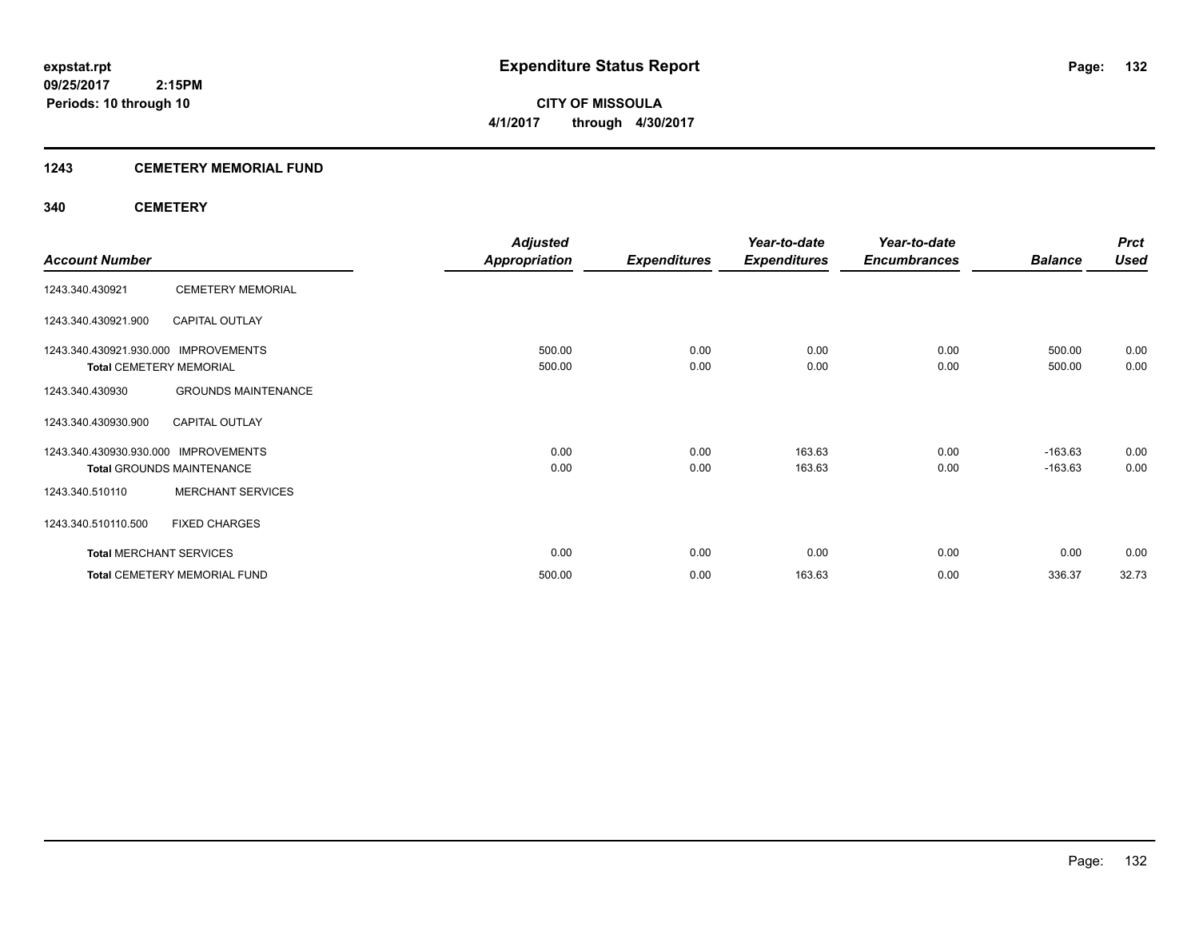# Expenditure Status Report

expstat.rpt
09/25/2017 2:15PM
Periods: 10 through 10

**CITY OF MISSOULA**
**4/1/2017 through 4/30/2017**

## 1243 CEMETERY MEMORIAL FUND

### 340 CEMETERY

| Account Number | | Adjusted Appropriation | Expenditures | Year-to-date Expenditures | Year-to-date Encumbrances | Balance | Prct Used |
|---|---|---|---|---|---|---|---|
| 1243.340.430921 | CEMETERY MEMORIAL | | | | | | |
| 1243.340.430921.900 | CAPITAL OUTLAY | | | | | | |
| 1243.340.430921.930.000 | IMPROVEMENTS | 500.00 | 0.00 | 0.00 | 0.00 | 500.00 | 0.00 |
| **Total** CEMETERY MEMORIAL | | 500.00 | 0.00 | 0.00 | 0.00 | 500.00 | 0.00 |
| 1243.340.430930 | GROUNDS MAINTENANCE | | | | | | |
| 1243.340.430930.900 | CAPITAL OUTLAY | | | | | | |
| 1243.340.430930.930.000 | IMPROVEMENTS | 0.00 | 0.00 | 163.63 | 0.00 | -163.63 | 0.00 |
| **Total** GROUNDS MAINTENANCE | | 0.00 | 0.00 | 163.63 | 0.00 | -163.63 | 0.00 |
| 1243.340.510110 | MERCHANT SERVICES | | | | | | |
| 1243.340.510110.500 | FIXED CHARGES | | | | | | |
| **Total** MERCHANT SERVICES | | 0.00 | 0.00 | 0.00 | 0.00 | 0.00 | 0.00 |
| **Total** CEMETERY MEMORIAL FUND | | 500.00 | 0.00 | 163.63 | 0.00 | 336.37 | 32.73 |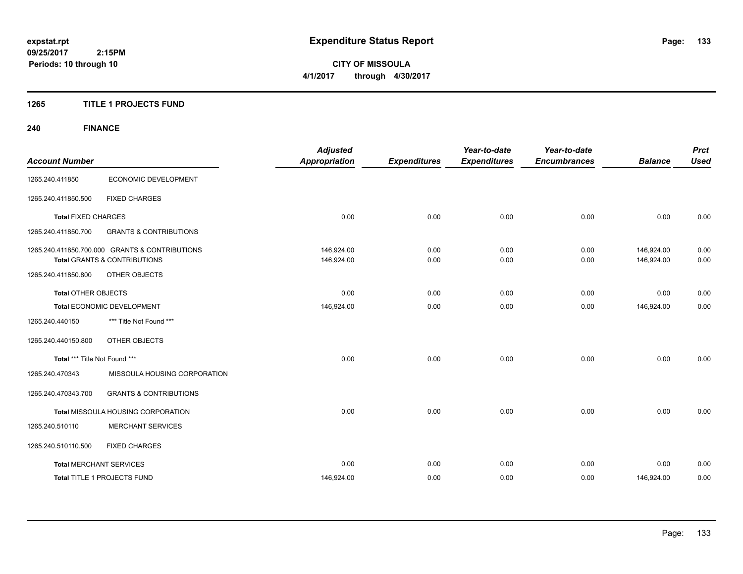**expstat.rpt**
**09/25/2017 2:15PM**
**Periods: 10 through 10**

# Expenditure Status Report

**CITY OF MISSOULA**
**4/1/2017 through 4/30/2017**

## 1265 TITLE 1 PROJECTS FUND

### 240 FINANCE

| Account Number | | Adjusted Appropriation | Expenditures | Year-to-date Expenditures | Year-to-date Encumbrances | Balance | Prct Used |
|---|---|---|---|---|---|---|---|
| 1265.240.411850 | ECONOMIC DEVELOPMENT | | | | | | |
| 1265.240.411850.500 | FIXED CHARGES | | | | | | |
| **Total** FIXED CHARGES | | 0.00 | 0.00 | 0.00 | 0.00 | 0.00 | 0.00 |
| 1265.240.411850.700 | GRANTS & CONTRIBUTIONS | | | | | | |
| 1265.240.411850.700.000 GRANTS & CONTRIBUTIONS | | 146,924.00 | 0.00 | 0.00 | 0.00 | 146,924.00 | 0.00 |
| **Total** GRANTS & CONTRIBUTIONS | | 146,924.00 | 0.00 | 0.00 | 0.00 | 146,924.00 | 0.00 |
| 1265.240.411850.800 | OTHER OBJECTS | | | | | | |
| **Total** OTHER OBJECTS | | 0.00 | 0.00 | 0.00 | 0.00 | 0.00 | 0.00 |
| **Total** ECONOMIC DEVELOPMENT | | 146,924.00 | 0.00 | 0.00 | 0.00 | 146,924.00 | 0.00 |
| 1265.240.440150 | *** Title Not Found *** | | | | | | |
| 1265.240.440150.800 | OTHER OBJECTS | | | | | | |
| **Total** *** Title Not Found *** | | 0.00 | 0.00 | 0.00 | 0.00 | 0.00 | 0.00 |
| 1265.240.470343 | MISSOULA HOUSING CORPORATION | | | | | | |
| 1265.240.470343.700 | GRANTS & CONTRIBUTIONS | | | | | | |
| **Total** MISSOULA HOUSING CORPORATION | | 0.00 | 0.00 | 0.00 | 0.00 | 0.00 | 0.00 |
| 1265.240.510110 | MERCHANT SERVICES | | | | | | |
| 1265.240.510110.500 | FIXED CHARGES | | | | | | |
| **Total** MERCHANT SERVICES | | 0.00 | 0.00 | 0.00 | 0.00 | 0.00 | 0.00 |
| **Total** TITLE 1 PROJECTS FUND | | 146,924.00 | 0.00 | 0.00 | 0.00 | 146,924.00 | 0.00 |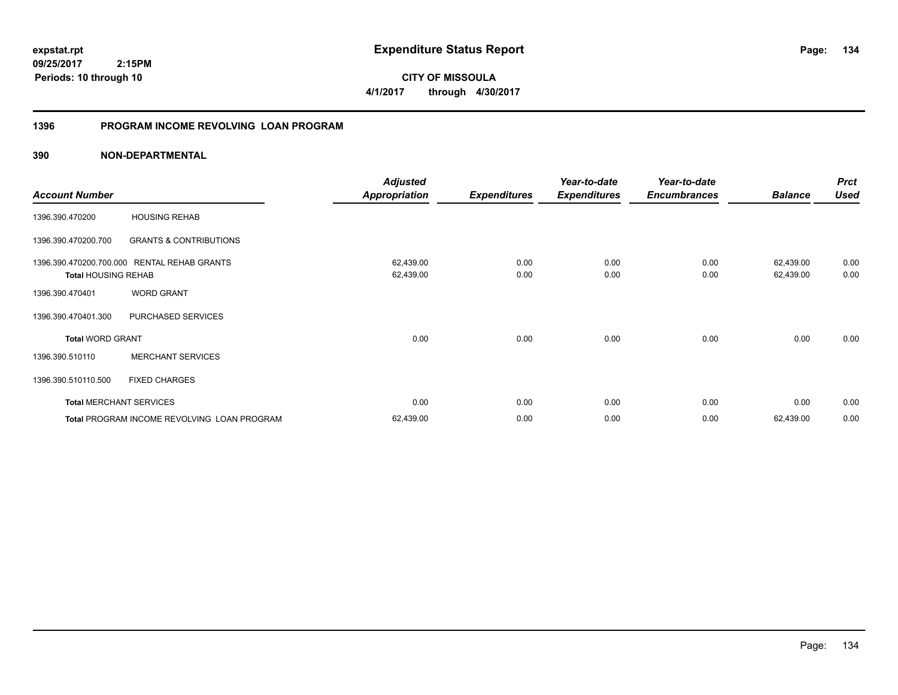**expstat.rpt**
**09/25/2017 2:15PM**
**Periods: 10 through 10**

# Expenditure Status Report

**CITY OF MISSOULA**
**4/1/2017 through 4/30/2017**

## 1396 PROGRAM INCOME REVOLVING LOAN PROGRAM

### 390 NON-DEPARTMENTAL

| Account Number | | Adjusted Appropriation | Expenditures | Year-to-date Expenditures | Year-to-date Encumbrances | Balance | Prct Used |
|---|---|---|---|---|---|---|---|
| 1396.390.470200 | HOUSING REHAB | | | | | | |
| 1396.390.470200.700 | GRANTS & CONTRIBUTIONS | | | | | | |
| 1396.390.470200.700.000 | RENTAL REHAB GRANTS | 62,439.00 | 0.00 | 0.00 | 0.00 | 62,439.00 | 0.00 |
| **Total HOUSING REHAB** | | 62,439.00 | 0.00 | 0.00 | 0.00 | 62,439.00 | 0.00 |
| 1396.390.470401 | WORD GRANT | | | | | | |
| 1396.390.470401.300 | PURCHASED SERVICES | | | | | | |
| **Total WORD GRANT** | | 0.00 | 0.00 | 0.00 | 0.00 | 0.00 | 0.00 |
| 1396.390.510110 | MERCHANT SERVICES | | | | | | |
| 1396.390.510110.500 | FIXED CHARGES | | | | | | |
| **Total MERCHANT SERVICES** | | 0.00 | 0.00 | 0.00 | 0.00 | 0.00 | 0.00 |
| **Total PROGRAM INCOME REVOLVING LOAN PROGRAM** | | 62,439.00 | 0.00 | 0.00 | 0.00 | 62,439.00 | 0.00 |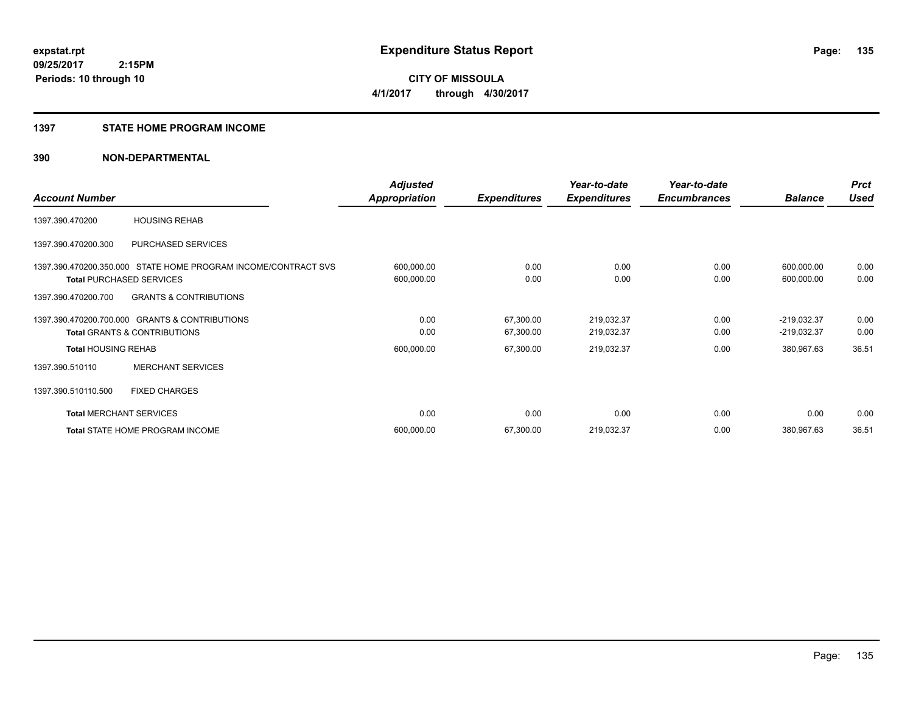# Expenditure Status Report

**expstat.rpt**
**09/25/2017 2:15PM**
**Periods: 10 through 10**

**CITY OF MISSOULA**
**4/1/2017 through 4/30/2017**

## 1397 STATE HOME PROGRAM INCOME

## 390 NON-DEPARTMENTAL

| Account Number | | Adjusted Appropriation | Expenditures | Year-to-date Expenditures | Year-to-date Encumbrances | Balance | Prct Used |
|---|---|---|---|---|---|---|---|
| 1397.390.470200 | HOUSING REHAB | | | | | | |
| 1397.390.470200.300 | PURCHASED SERVICES | | | | | | |
| 1397.390.470200.350.000 | STATE HOME PROGRAM INCOME/CONTRACT SVS | 600,000.00 | 0.00 | 0.00 | 0.00 | 600,000.00 | 0.00 |
| **Total** PURCHASED SERVICES | | 600,000.00 | 0.00 | 0.00 | 0.00 | 600,000.00 | 0.00 |
| 1397.390.470200.700 | GRANTS & CONTRIBUTIONS | | | | | | |
| 1397.390.470200.700.000 | GRANTS & CONTRIBUTIONS | 0.00 | 67,300.00 | 219,032.37 | 0.00 | -219,032.37 | 0.00 |
| **Total** GRANTS & CONTRIBUTIONS | | 0.00 | 67,300.00 | 219,032.37 | 0.00 | -219,032.37 | 0.00 |
| **Total** HOUSING REHAB | | 600,000.00 | 67,300.00 | 219,032.37 | 0.00 | 380,967.63 | 36.51 |
| 1397.390.510110 | MERCHANT SERVICES | | | | | | |
| 1397.390.510110.500 | FIXED CHARGES | | | | | | |
| **Total** MERCHANT SERVICES | | 0.00 | 0.00 | 0.00 | 0.00 | 0.00 | 0.00 |
| **Total** STATE HOME PROGRAM INCOME | | 600,000.00 | 67,300.00 | 219,032.37 | 0.00 | 380,967.63 | 36.51 |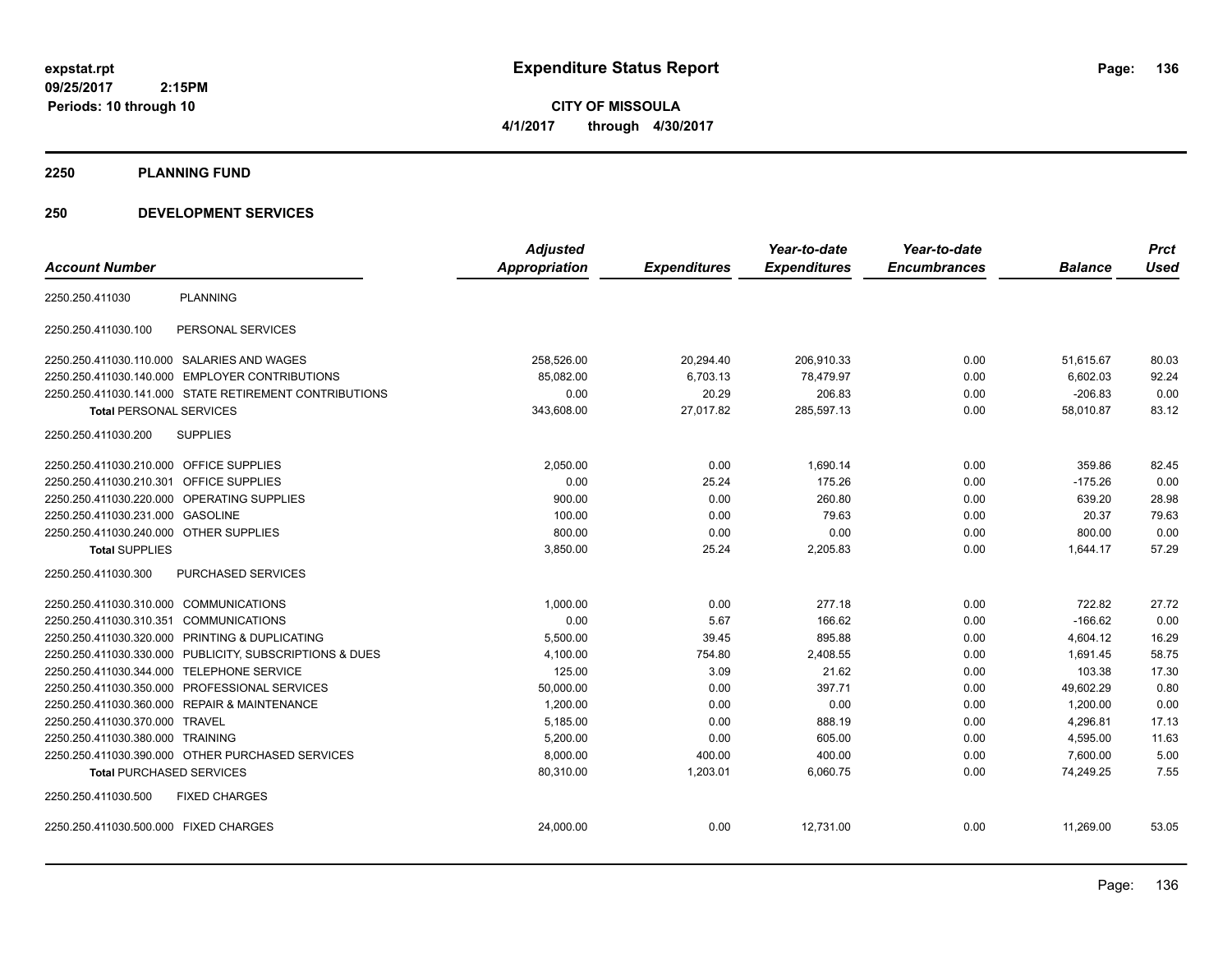expstat.rpt
09/25/2017 2:15PM
Periods: 10 through 10

# Expenditure Status Report

**CITY OF MISSOULA**
**4/1/2017 through 4/30/2017**

## 2250 PLANNING FUND

## 250 DEVELOPMENT SERVICES

| Account Number | | Adjusted Appropriation | Expenditures | Year-to-date Expenditures | Year-to-date Encumbrances | Balance | Prct Used |
|---|---|---|---|---|---|---|---|
| 2250.250.411030 | PLANNING | | | | | | |
| 2250.250.411030.100 | PERSONAL SERVICES | | | | | | |
| 2250.250.411030.110.000 | SALARIES AND WAGES | 258,526.00 | 20,294.40 | 206,910.33 | 0.00 | 51,615.67 | 80.03 |
| 2250.250.411030.140.000 | EMPLOYER CONTRIBUTIONS | 85,082.00 | 6,703.13 | 78,479.97 | 0.00 | 6,602.03 | 92.24 |
| 2250.250.411030.141.000 | STATE RETIREMENT CONTRIBUTIONS | 0.00 | 20.29 | 206.83 | 0.00 | -206.83 | 0.00 |
| **Total** PERSONAL SERVICES | | 343,608.00 | 27,017.82 | 285,597.13 | 0.00 | 58,010.87 | 83.12 |
| 2250.250.411030.200 | SUPPLIES | | | | | | |
| 2250.250.411030.210.000 | OFFICE SUPPLIES | 2,050.00 | 0.00 | 1,690.14 | 0.00 | 359.86 | 82.45 |
| 2250.250.411030.210.301 | OFFICE SUPPLIES | 0.00 | 25.24 | 175.26 | 0.00 | -175.26 | 0.00 |
| 2250.250.411030.220.000 | OPERATING SUPPLIES | 900.00 | 0.00 | 260.80 | 0.00 | 639.20 | 28.98 |
| 2250.250.411030.231.000 | GASOLINE | 100.00 | 0.00 | 79.63 | 0.00 | 20.37 | 79.63 |
| 2250.250.411030.240.000 | OTHER SUPPLIES | 800.00 | 0.00 | 0.00 | 0.00 | 800.00 | 0.00 |
| **Total** SUPPLIES | | 3,850.00 | 25.24 | 2,205.83 | 0.00 | 1,644.17 | 57.29 |
| 2250.250.411030.300 | PURCHASED SERVICES | | | | | | |
| 2250.250.411030.310.000 | COMMUNICATIONS | 1,000.00 | 0.00 | 277.18 | 0.00 | 722.82 | 27.72 |
| 2250.250.411030.310.351 | COMMUNICATIONS | 0.00 | 5.67 | 166.62 | 0.00 | -166.62 | 0.00 |
| 2250.250.411030.320.000 | PRINTING & DUPLICATING | 5,500.00 | 39.45 | 895.88 | 0.00 | 4,604.12 | 16.29 |
| 2250.250.411030.330.000 | PUBLICITY, SUBSCRIPTIONS & DUES | 4,100.00 | 754.80 | 2,408.55 | 0.00 | 1,691.45 | 58.75 |
| 2250.250.411030.344.000 | TELEPHONE SERVICE | 125.00 | 3.09 | 21.62 | 0.00 | 103.38 | 17.30 |
| 2250.250.411030.350.000 | PROFESSIONAL SERVICES | 50,000.00 | 0.00 | 397.71 | 0.00 | 49,602.29 | 0.80 |
| 2250.250.411030.360.000 | REPAIR & MAINTENANCE | 1,200.00 | 0.00 | 0.00 | 0.00 | 1,200.00 | 0.00 |
| 2250.250.411030.370.000 | TRAVEL | 5,185.00 | 0.00 | 888.19 | 0.00 | 4,296.81 | 17.13 |
| 2250.250.411030.380.000 | TRAINING | 5,200.00 | 0.00 | 605.00 | 0.00 | 4,595.00 | 11.63 |
| 2250.250.411030.390.000 | OTHER PURCHASED SERVICES | 8,000.00 | 400.00 | 400.00 | 0.00 | 7,600.00 | 5.00 |
| **Total** PURCHASED SERVICES | | 80,310.00 | 1,203.01 | 6,060.75 | 0.00 | 74,249.25 | 7.55 |
| 2250.250.411030.500 | FIXED CHARGES | | | | | | |
| 2250.250.411030.500.000 | FIXED CHARGES | 24,000.00 | 0.00 | 12,731.00 | 0.00 | 11,269.00 | 53.05 |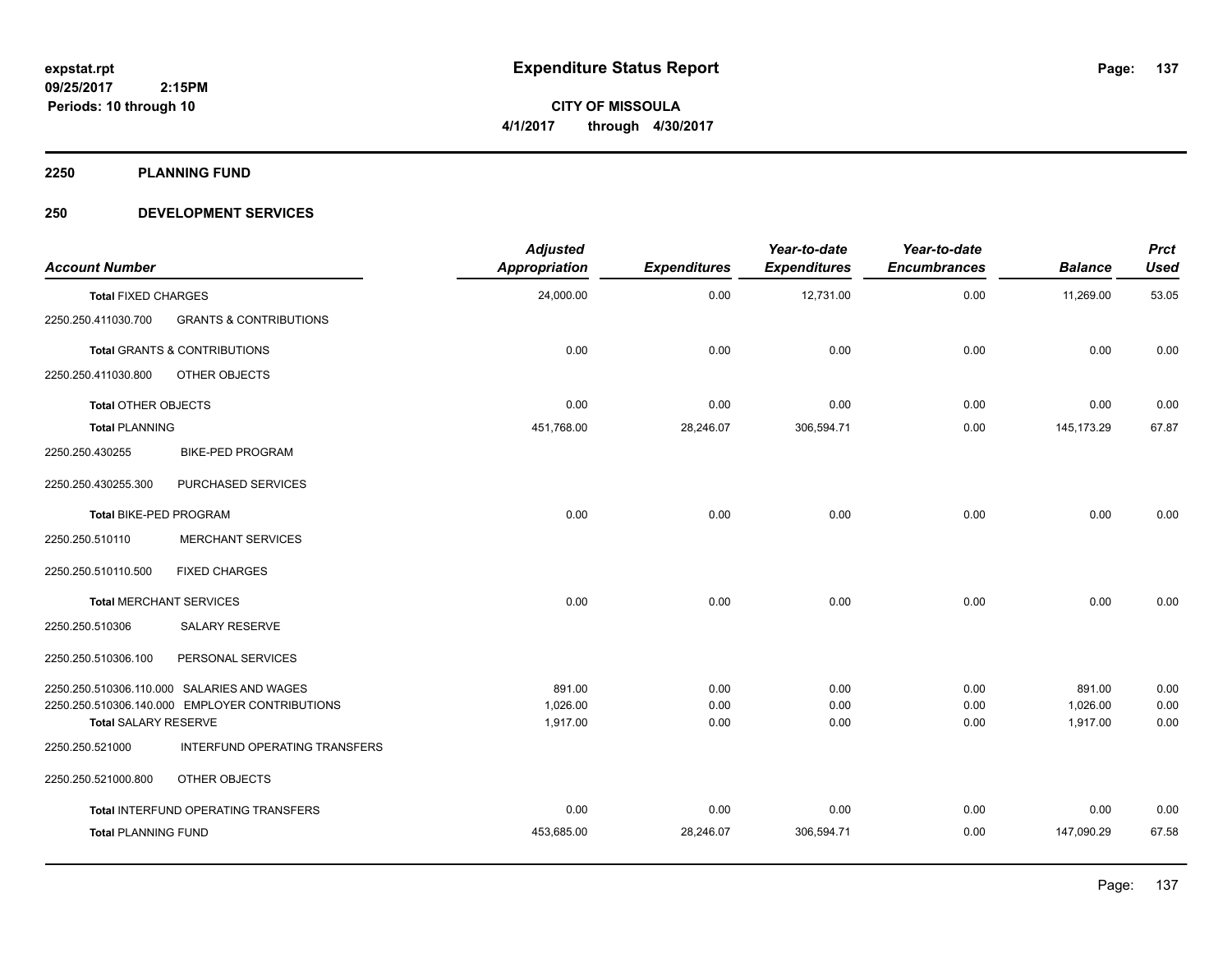# Expenditure Status Report

expstat.rpt
09/25/2017 2:15PM
Periods: 10 through 10

**CITY OF MISSOULA**
**4/1/2017 through 4/30/2017**

## 2250 PLANNING FUND

## 250 DEVELOPMENT SERVICES

| Account Number | | Adjusted Appropriation | Expenditures | Year-to-date Expenditures | Year-to-date Encumbrances | Balance | Prct Used |
|---|---|---|---|---|---|---|---|
| **Total** FIXED CHARGES | | 24,000.00 | 0.00 | 12,731.00 | 0.00 | 11,269.00 | 53.05 |
| 2250.250.411030.700 | GRANTS & CONTRIBUTIONS | | | | | | |
| **Total** GRANTS & CONTRIBUTIONS | | 0.00 | 0.00 | 0.00 | 0.00 | 0.00 | 0.00 |
| 2250.250.411030.800 | OTHER OBJECTS | | | | | | |
| **Total** OTHER OBJECTS | | 0.00 | 0.00 | 0.00 | 0.00 | 0.00 | 0.00 |
| **Total** PLANNING | | 451,768.00 | 28,246.07 | 306,594.71 | 0.00 | 145,173.29 | 67.87 |
| 2250.250.430255 | BIKE-PED PROGRAM | | | | | | |
| 2250.250.430255.300 | PURCHASED SERVICES | | | | | | |
| **Total** BIKE-PED PROGRAM | | 0.00 | 0.00 | 0.00 | 0.00 | 0.00 | 0.00 |
| 2250.250.510110 | MERCHANT SERVICES | | | | | | |
| 2250.250.510110.500 | FIXED CHARGES | | | | | | |
| **Total** MERCHANT SERVICES | | 0.00 | 0.00 | 0.00 | 0.00 | 0.00 | 0.00 |
| 2250.250.510306 | SALARY RESERVE | | | | | | |
| 2250.250.510306.100 | PERSONAL SERVICES | | | | | | |
| 2250.250.510306.110.000 | SALARIES AND WAGES | 891.00 | 0.00 | 0.00 | 0.00 | 891.00 | 0.00 |
| 2250.250.510306.140.000 | EMPLOYER CONTRIBUTIONS | 1,026.00 | 0.00 | 0.00 | 0.00 | 1,026.00 | 0.00 |
| **Total** SALARY RESERVE | | 1,917.00 | 0.00 | 0.00 | 0.00 | 1,917.00 | 0.00 |
| 2250.250.521000 | INTERFUND OPERATING TRANSFERS | | | | | | |
| 2250.250.521000.800 | OTHER OBJECTS | | | | | | |
| **Total** INTERFUND OPERATING TRANSFERS | | 0.00 | 0.00 | 0.00 | 0.00 | 0.00 | 0.00 |
| **Total** PLANNING FUND | | 453,685.00 | 28,246.07 | 306,594.71 | 0.00 | 147,090.29 | 67.58 |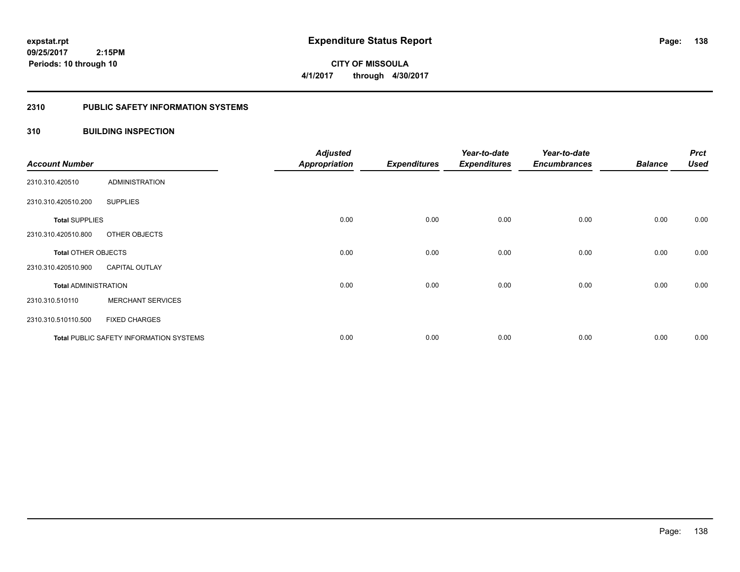**expstat.rpt**
**09/25/2017 2:15PM**
**Periods: 10 through 10**

# Expenditure Status Report

**CITY OF MISSOULA**
**4/1/2017 through 4/30/2017**

## 2310 PUBLIC SAFETY INFORMATION SYSTEMS

## 310 BUILDING INSPECTION

| Account Number | | Adjusted Appropriation | Expenditures | Year-to-date Expenditures | Year-to-date Encumbrances | Balance | Prct Used |
|---|---|---|---|---|---|---|---|
| 2310.310.420510 | ADMINISTRATION | | | | | | |
| 2310.310.420510.200 | SUPPLIES | | | | | | |
| **Total** SUPPLIES | | 0.00 | 0.00 | 0.00 | 0.00 | 0.00 | 0.00 |
| 2310.310.420510.800 | OTHER OBJECTS | | | | | | |
| **Total** OTHER OBJECTS | | 0.00 | 0.00 | 0.00 | 0.00 | 0.00 | 0.00 |
| 2310.310.420510.900 | CAPITAL OUTLAY | | | | | | |
| **Total** ADMINISTRATION | | 0.00 | 0.00 | 0.00 | 0.00 | 0.00 | 0.00 |
| 2310.310.510110 | MERCHANT SERVICES | | | | | | |
| 2310.310.510110.500 | FIXED CHARGES | | | | | | |
| **Total** PUBLIC SAFETY INFORMATION SYSTEMS | | 0.00 | 0.00 | 0.00 | 0.00 | 0.00 | 0.00 |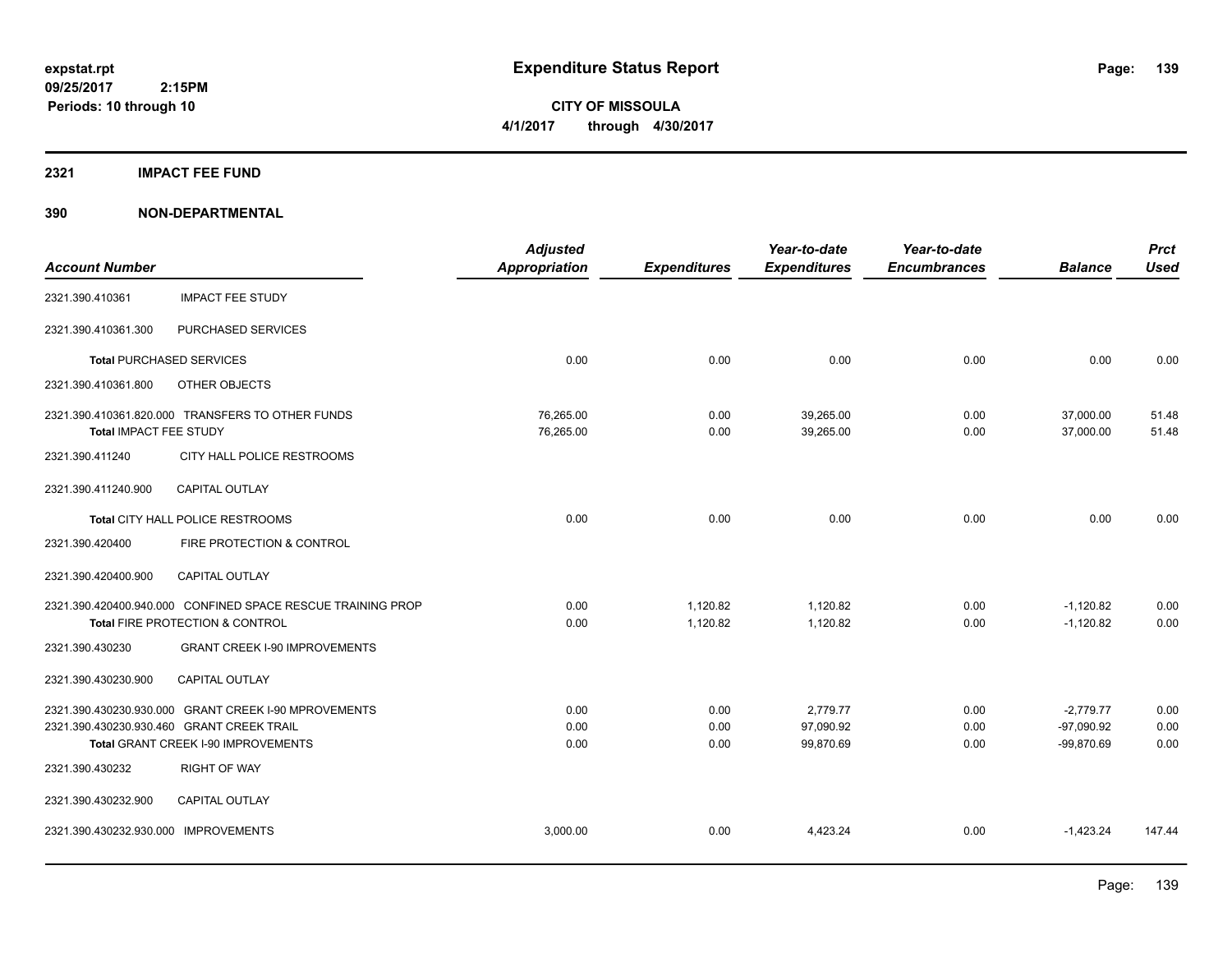**expstat.rpt**
**09/25/2017 2:15PM**
**Periods: 10 through 10**

# Expenditure Status Report

**CITY OF MISSOULA**
**4/1/2017 through 4/30/2017**

## 2321 IMPACT FEE FUND

## 390 NON-DEPARTMENTAL

| Account Number | | Adjusted Appropriation | Expenditures | Year-to-date Expenditures | Year-to-date Encumbrances | Balance | Prct Used |
|---|---|---|---|---|---|---|---|
| 2321.390.410361 | IMPACT FEE STUDY | | | | | | |
| 2321.390.410361.300 | PURCHASED SERVICES | | | | | | |
| Total PURCHASED SERVICES | | 0.00 | 0.00 | 0.00 | 0.00 | 0.00 | 0.00 |
| 2321.390.410361.800 | OTHER OBJECTS | | | | | | |
| 2321.390.410361.820.000 | TRANSFERS TO OTHER FUNDS | 76,265.00 | 0.00 | 39,265.00 | 0.00 | 37,000.00 | 51.48 |
| Total IMPACT FEE STUDY | | 76,265.00 | 0.00 | 39,265.00 | 0.00 | 37,000.00 | 51.48 |
| 2321.390.411240 | CITY HALL POLICE RESTROOMS | | | | | | |
| 2321.390.411240.900 | CAPITAL OUTLAY | | | | | | |
| Total CITY HALL POLICE RESTROOMS | | 0.00 | 0.00 | 0.00 | 0.00 | 0.00 | 0.00 |
| 2321.390.420400 | FIRE PROTECTION & CONTROL | | | | | | |
| 2321.390.420400.900 | CAPITAL OUTLAY | | | | | | |
| 2321.390.420400.940.000 | CONFINED SPACE RESCUE TRAINING PROP | 0.00 | 1,120.82 | 1,120.82 | 0.00 | -1,120.82 | 0.00 |
| Total FIRE PROTECTION & CONTROL | | 0.00 | 1,120.82 | 1,120.82 | 0.00 | -1,120.82 | 0.00 |
| 2321.390.430230 | GRANT CREEK I-90 IMPROVEMENTS | | | | | | |
| 2321.390.430230.900 | CAPITAL OUTLAY | | | | | | |
| 2321.390.430230.930.000 | GRANT CREEK I-90 MPROVEMENTS | 0.00 | 0.00 | 2,779.77 | 0.00 | -2,779.77 | 0.00 |
| 2321.390.430230.930.460 | GRANT CREEK TRAIL | 0.00 | 0.00 | 97,090.92 | 0.00 | -97,090.92 | 0.00 |
| Total GRANT CREEK I-90 IMPROVEMENTS | | 0.00 | 0.00 | 99,870.69 | 0.00 | -99,870.69 | 0.00 |
| 2321.390.430232 | RIGHT OF WAY | | | | | | |
| 2321.390.430232.900 | CAPITAL OUTLAY | | | | | | |
| 2321.390.430232.930.000 | IMPROVEMENTS | 3,000.00 | 0.00 | 4,423.24 | 0.00 | -1,423.24 | 147.44 |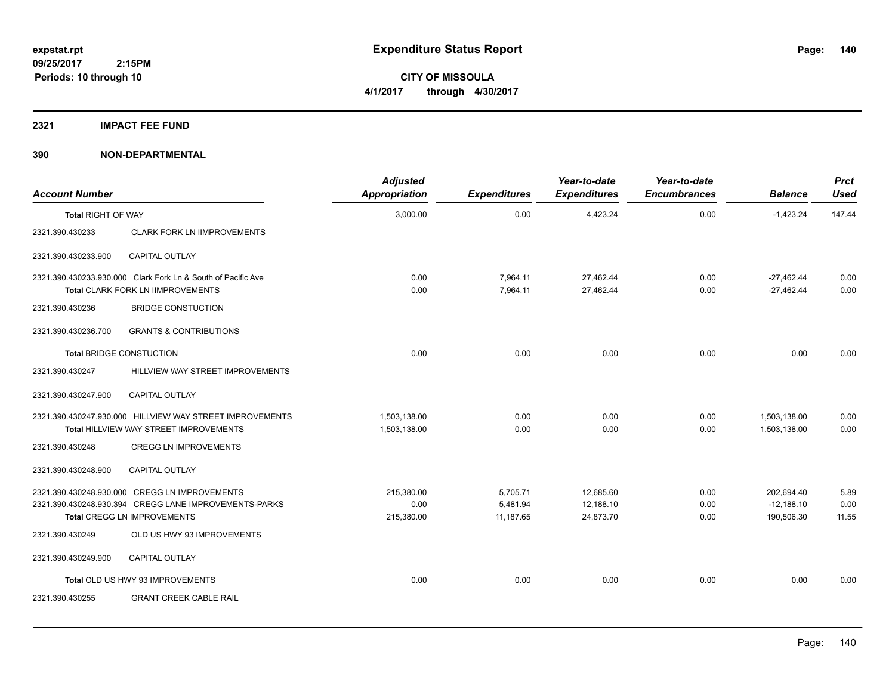expstat.rpt
09/25/2017 2:15PM
Periods: 10 through 10

# Expenditure Status Report

**CITY OF MISSOULA**
**4/1/2017 through 4/30/2017**

## 2321 IMPACT FEE FUND

## 390 NON-DEPARTMENTAL

| Account Number | | Adjusted Appropriation | Expenditures | Year-to-date Expenditures | Year-to-date Encumbrances | Balance | Prct Used |
|---|---|---|---|---|---|---|---|
| **Total** RIGHT OF WAY | | 3,000.00 | 0.00 | 4,423.24 | 0.00 | -1,423.24 | 147.44 |
| 2321.390.430233 | CLARK FORK LN IIMPROVEMENTS | | | | | | |
| 2321.390.430233.900 | CAPITAL OUTLAY | | | | | | |
| 2321.390.430233.930.000 | Clark Fork Ln & South of Pacific Ave | 0.00 | 7,964.11 | 27,462.44 | 0.00 | -27,462.44 | 0.00 |
| **Total** CLARK FORK LN IIMPROVEMENTS | | 0.00 | 7,964.11 | 27,462.44 | 0.00 | -27,462.44 | 0.00 |
| 2321.390.430236 | BRIDGE CONSTUCTION | | | | | | |
| 2321.390.430236.700 | GRANTS & CONTRIBUTIONS | | | | | | |
| **Total** BRIDGE CONSTUCTION | | 0.00 | 0.00 | 0.00 | 0.00 | 0.00 | 0.00 |
| 2321.390.430247 | HILLVIEW WAY STREET IMPROVEMENTS | | | | | | |
| 2321.390.430247.900 | CAPITAL OUTLAY | | | | | | |
| 2321.390.430247.930.000 | HILLVIEW WAY STREET IMPROVEMENTS | 1,503,138.00 | 0.00 | 0.00 | 0.00 | 1,503,138.00 | 0.00 |
| **Total** HILLVIEW WAY STREET IMPROVEMENTS | | 1,503,138.00 | 0.00 | 0.00 | 0.00 | 1,503,138.00 | 0.00 |
| 2321.390.430248 | CREGG LN IMPROVEMENTS | | | | | | |
| 2321.390.430248.900 | CAPITAL OUTLAY | | | | | | |
| 2321.390.430248.930.000 | CREGG LN IMPROVEMENTS | 215,380.00 | 5,705.71 | 12,685.60 | 0.00 | 202,694.40 | 5.89 |
| 2321.390.430248.930.394 | CREGG LANE IMPROVEMENTS-PARKS | 0.00 | 5,481.94 | 12,188.10 | 0.00 | -12,188.10 | 0.00 |
| **Total** CREGG LN IMPROVEMENTS | | 215,380.00 | 11,187.65 | 24,873.70 | 0.00 | 190,506.30 | 11.55 |
| 2321.390.430249 | OLD US HWY 93 IMPROVEMENTS | | | | | | |
| 2321.390.430249.900 | CAPITAL OUTLAY | | | | | | |
| **Total** OLD US HWY 93 IMPROVEMENTS | | 0.00 | 0.00 | 0.00 | 0.00 | 0.00 | 0.00 |
| 2321.390.430255 | GRANT CREEK CABLE RAIL | | | | | | |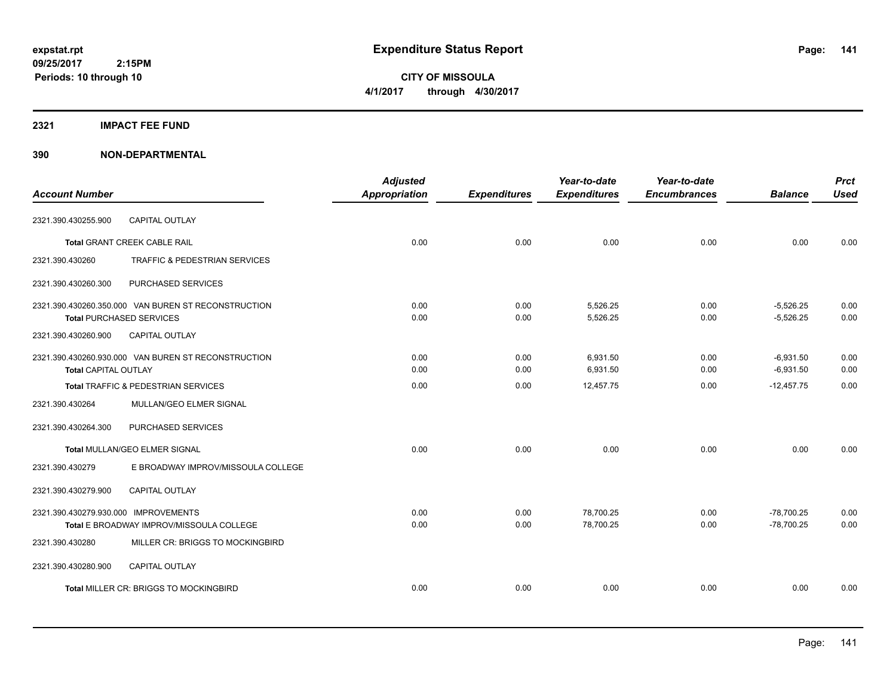**expstat.rpt**
**09/25/2017 2:15PM**
**Periods: 10 through 10**

# Expenditure Status Report

**CITY OF MISSOULA**
**4/1/2017 through 4/30/2017**

## 2321 IMPACT FEE FUND

## 390 NON-DEPARTMENTAL

| Account Number | | Adjusted Appropriation | Expenditures | Year-to-date Expenditures | Year-to-date Encumbrances | Balance | Prct Used |
|---|---|---|---|---|---|---|---|
| 2321.390.430255.900 | CAPITAL OUTLAY | | | | | | |
| Total GRANT CREEK CABLE RAIL | | 0.00 | 0.00 | 0.00 | 0.00 | 0.00 | 0.00 |
| 2321.390.430260 | TRAFFIC & PEDESTRIAN SERVICES | | | | | | |
| 2321.390.430260.300 | PURCHASED SERVICES | | | | | | |
| 2321.390.430260.350.000 | VAN BUREN ST RECONSTRUCTION | 0.00 | 0.00 | 5,526.25 | 0.00 | -5,526.25 | 0.00 |
| Total PURCHASED SERVICES | | 0.00 | 0.00 | 5,526.25 | 0.00 | -5,526.25 | 0.00 |
| 2321.390.430260.900 | CAPITAL OUTLAY | | | | | | |
| 2321.390.430260.930.000 | VAN BUREN ST RECONSTRUCTION | 0.00 | 0.00 | 6,931.50 | 0.00 | -6,931.50 | 0.00 |
| Total CAPITAL OUTLAY | | 0.00 | 0.00 | 6,931.50 | 0.00 | -6,931.50 | 0.00 |
| Total TRAFFIC & PEDESTRIAN SERVICES | | 0.00 | 0.00 | 12,457.75 | 0.00 | -12,457.75 | 0.00 |
| 2321.390.430264 | MULLAN/GEO ELMER SIGNAL | | | | | | |
| 2321.390.430264.300 | PURCHASED SERVICES | | | | | | |
| Total MULLAN/GEO ELMER SIGNAL | | 0.00 | 0.00 | 0.00 | 0.00 | 0.00 | 0.00 |
| 2321.390.430279 | E BROADWAY IMPROV/MISSOULA COLLEGE | | | | | | |
| 2321.390.430279.900 | CAPITAL OUTLAY | | | | | | |
| 2321.390.430279.930.000 | IMPROVEMENTS | 0.00 | 0.00 | 78,700.25 | 0.00 | -78,700.25 | 0.00 |
| Total E BROADWAY IMPROV/MISSOULA COLLEGE | | 0.00 | 0.00 | 78,700.25 | 0.00 | -78,700.25 | 0.00 |
| 2321.390.430280 | MILLER CR: BRIGGS TO MOCKINGBIRD | | | | | | |
| 2321.390.430280.900 | CAPITAL OUTLAY | | | | | | |
| Total MILLER CR: BRIGGS TO MOCKINGBIRD | | 0.00 | 0.00 | 0.00 | 0.00 | 0.00 | 0.00 |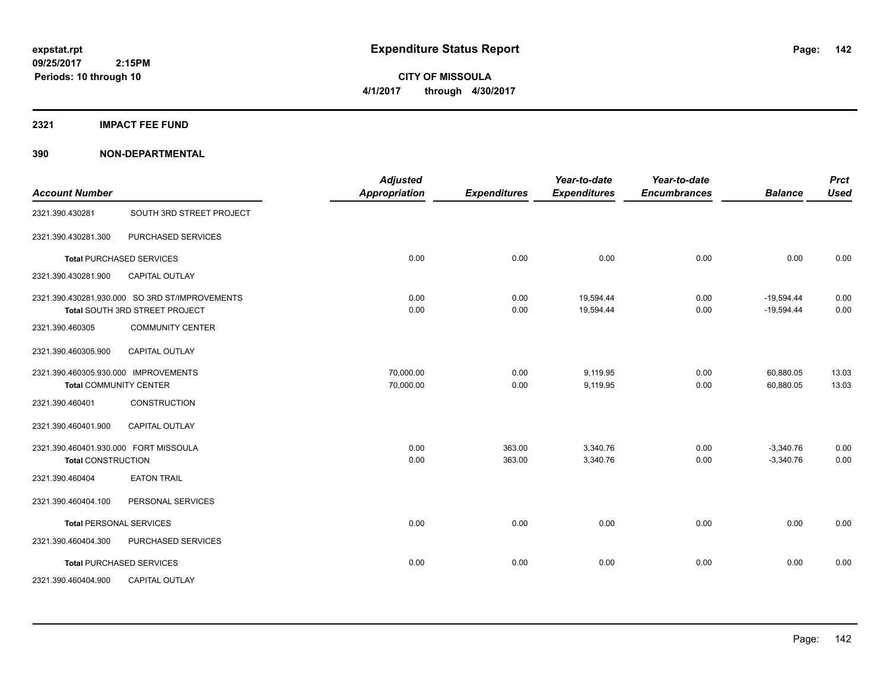# Expenditure Status Report

expstat.rpt
09/25/2017 2:15PM
Periods: 10 through 10

**CITY OF MISSOULA**
**4/1/2017 through 4/30/2017**

## 2321 IMPACT FEE FUND

### 390 NON-DEPARTMENTAL

| Account Number | | Adjusted Appropriation | Expenditures | Year-to-date Expenditures | Year-to-date Encumbrances | Balance | Prct Used |
|---|---|---|---|---|---|---|---|
| 2321.390.430281 | SOUTH 3RD STREET PROJECT | | | | | | |
| 2321.390.430281.300 | PURCHASED SERVICES | | | | | | |
| **Total** PURCHASED SERVICES | | 0.00 | 0.00 | 0.00 | 0.00 | 0.00 | 0.00 |
| 2321.390.430281.900 | CAPITAL OUTLAY | | | | | | |
| 2321.390.430281.930.000 | SO 3RD ST/IMPROVEMENTS | 0.00 | 0.00 | 19,594.44 | 0.00 | -19,594.44 | 0.00 |
| **Total** SOUTH 3RD STREET PROJECT | | 0.00 | 0.00 | 19,594.44 | 0.00 | -19,594.44 | 0.00 |
| 2321.390.460305 | COMMUNITY CENTER | | | | | | |
| 2321.390.460305.900 | CAPITAL OUTLAY | | | | | | |
| 2321.390.460305.930.000 | IMPROVEMENTS | 70,000.00 | 0.00 | 9,119.95 | 0.00 | 60,880.05 | 13.03 |
| **Total** COMMUNITY CENTER | | 70,000.00 | 0.00 | 9,119.95 | 0.00 | 60,880.05 | 13.03 |
| 2321.390.460401 | CONSTRUCTION | | | | | | |
| 2321.390.460401.900 | CAPITAL OUTLAY | | | | | | |
| 2321.390.460401.930.000 | FORT MISSOULA | 0.00 | 363.00 | 3,340.76 | 0.00 | -3,340.76 | 0.00 |
| **Total** CONSTRUCTION | | 0.00 | 363.00 | 3,340.76 | 0.00 | -3,340.76 | 0.00 |
| 2321.390.460404 | EATON TRAIL | | | | | | |
| 2321.390.460404.100 | PERSONAL SERVICES | | | | | | |
| **Total** PERSONAL SERVICES | | 0.00 | 0.00 | 0.00 | 0.00 | 0.00 | 0.00 |
| 2321.390.460404.300 | PURCHASED SERVICES | | | | | | |
| **Total** PURCHASED SERVICES | | 0.00 | 0.00 | 0.00 | 0.00 | 0.00 | 0.00 |
| 2321.390.460404.900 | CAPITAL OUTLAY | | | | | | |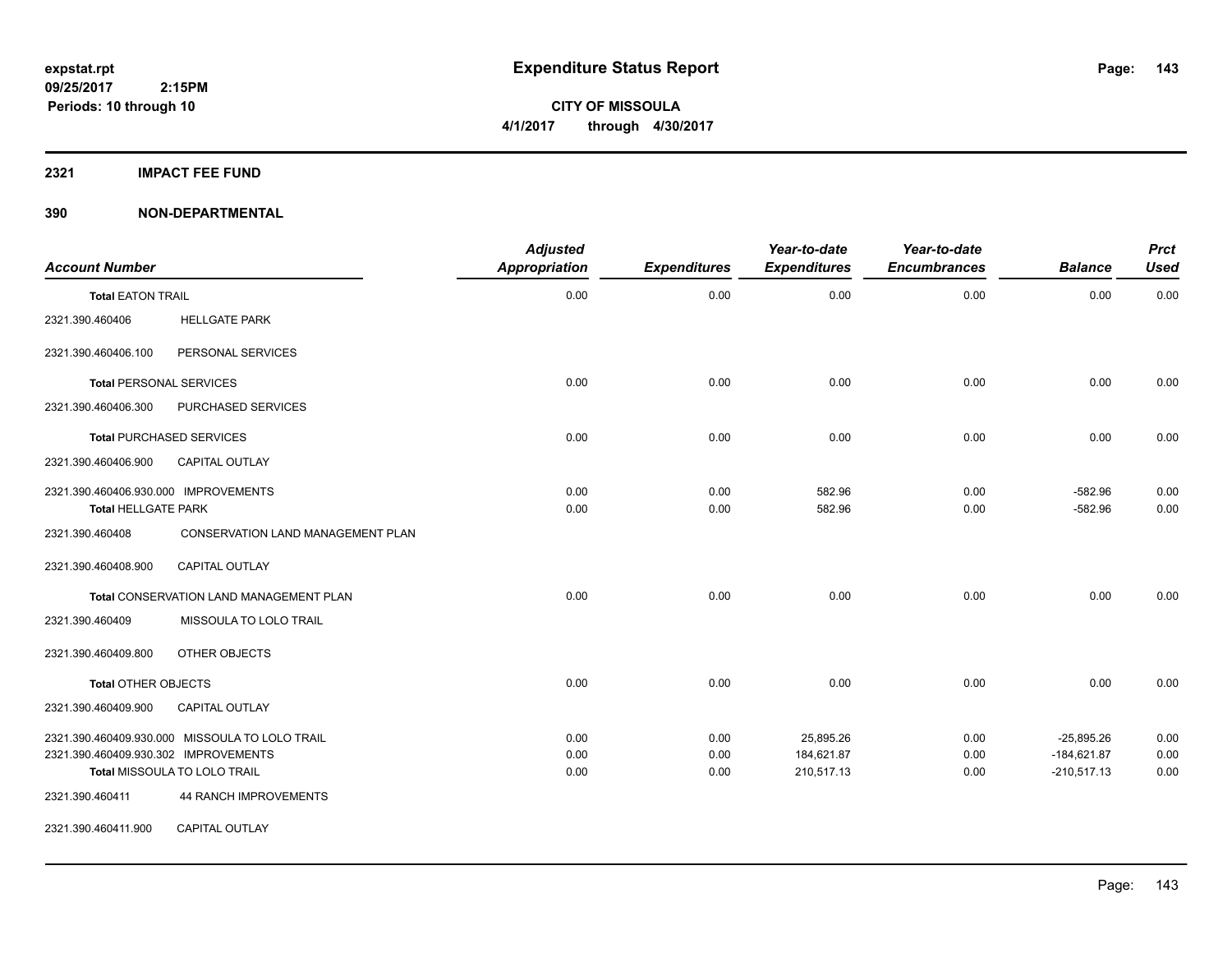**expstat.rpt**
**09/25/2017 2:15PM**
**Periods: 10 through 10**

# Expenditure Status Report

**CITY OF MISSOULA**
**4/1/2017 through 4/30/2017**

## 2321 IMPACT FEE FUND

## 390 NON-DEPARTMENTAL

| Account Number | | Adjusted Appropriation | Expenditures | Year-to-date Expenditures | Year-to-date Encumbrances | Balance | Prct Used |
|---|---|---|---|---|---|---|---|
| **Total** EATON TRAIL | | 0.00 | 0.00 | 0.00 | 0.00 | 0.00 | 0.00 |
| 2321.390.460406 | HELLGATE PARK | | | | | | |
| 2321.390.460406.100 | PERSONAL SERVICES | | | | | | |
| **Total** PERSONAL SERVICES | | 0.00 | 0.00 | 0.00 | 0.00 | 0.00 | 0.00 |
| 2321.390.460406.300 | PURCHASED SERVICES | | | | | | |
| **Total** PURCHASED SERVICES | | 0.00 | 0.00 | 0.00 | 0.00 | 0.00 | 0.00 |
| 2321.390.460406.900 | CAPITAL OUTLAY | | | | | | |
| 2321.390.460406.930.000 | IMPROVEMENTS | 0.00 | 0.00 | 582.96 | 0.00 | -582.96 | 0.00 |
| **Total** HELLGATE PARK | | 0.00 | 0.00 | 582.96 | 0.00 | -582.96 | 0.00 |
| 2321.390.460408 | CONSERVATION LAND MANAGEMENT PLAN | | | | | | |
| 2321.390.460408.900 | CAPITAL OUTLAY | | | | | | |
| **Total** CONSERVATION LAND MANAGEMENT PLAN | | 0.00 | 0.00 | 0.00 | 0.00 | 0.00 | 0.00 |
| 2321.390.460409 | MISSOULA TO LOLO TRAIL | | | | | | |
| 2321.390.460409.800 | OTHER OBJECTS | | | | | | |
| **Total** OTHER OBJECTS | | 0.00 | 0.00 | 0.00 | 0.00 | 0.00 | 0.00 |
| 2321.390.460409.900 | CAPITAL OUTLAY | | | | | | |
| 2321.390.460409.930.000 | MISSOULA TO LOLO TRAIL | 0.00 | 0.00 | 25,895.26 | 0.00 | -25,895.26 | 0.00 |
| 2321.390.460409.930.302 | IMPROVEMENTS | 0.00 | 0.00 | 184,621.87 | 0.00 | -184,621.87 | 0.00 |
| **Total** MISSOULA TO LOLO TRAIL | | 0.00 | 0.00 | 210,517.13 | 0.00 | -210,517.13 | 0.00 |
| 2321.390.460411 | 44 RANCH IMPROVEMENTS | | | | | | |
| 2321.390.460411.900 | CAPITAL OUTLAY | | | | | | |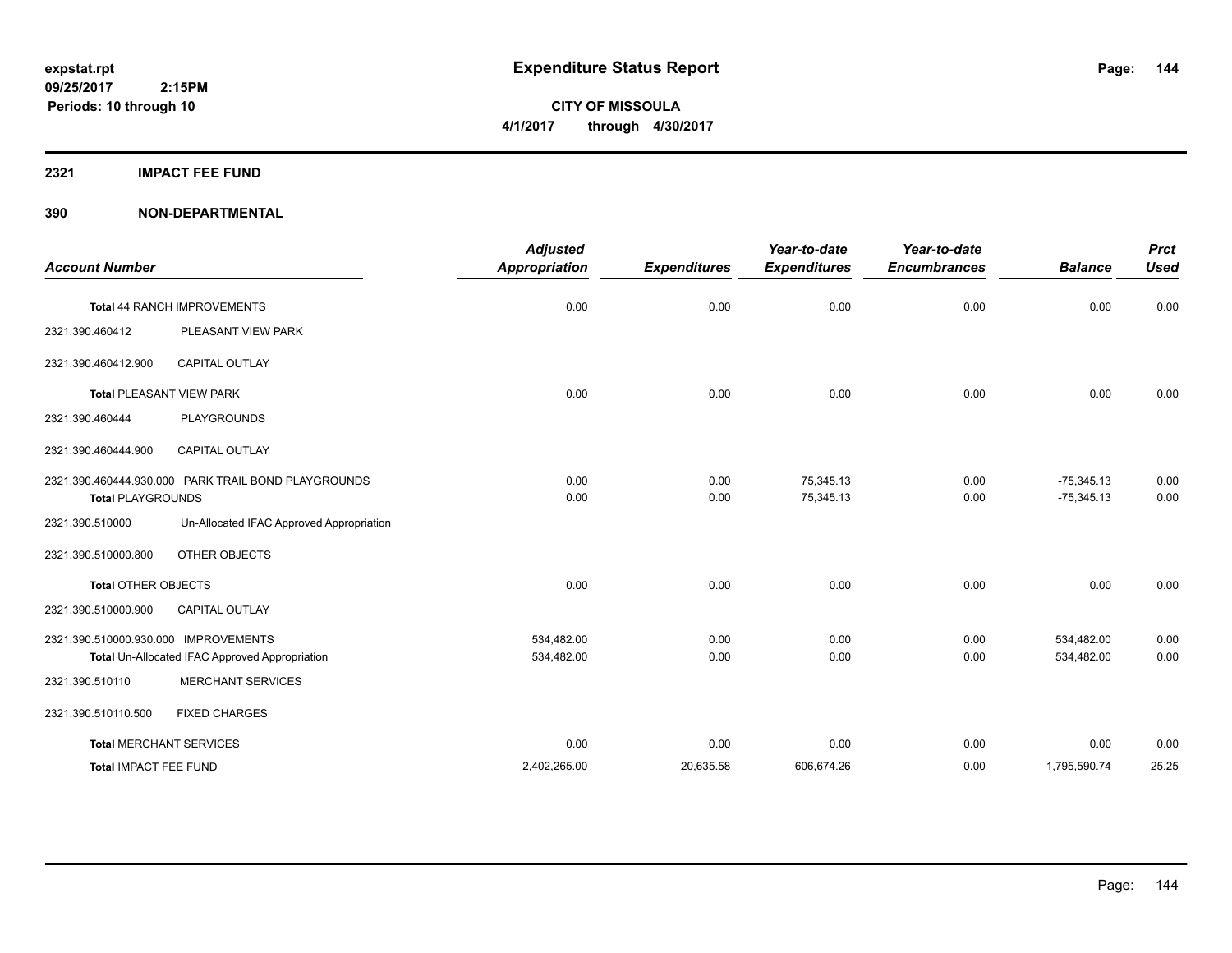**Expenditure Status Report**

**CITY OF MISSOULA**
**4/1/2017 through 4/30/2017**

expstat.rpt
09/25/2017 2:15PM
Periods: 10 through 10

## 2321 IMPACT FEE FUND

## 390 NON-DEPARTMENTAL

| Account Number | | Adjusted Appropriation | Expenditures | Year-to-date Expenditures | Year-to-date Encumbrances | Balance | Prct Used |
|---|---|---|---|---|---|---|---|
| **Total** 44 RANCH IMPROVEMENTS | | 0.00 | 0.00 | 0.00 | 0.00 | 0.00 | 0.00 |
| 2321.390.460412 | PLEASANT VIEW PARK | | | | | | |
| 2321.390.460412.900 | CAPITAL OUTLAY | | | | | | |
| **Total** PLEASANT VIEW PARK | | 0.00 | 0.00 | 0.00 | 0.00 | 0.00 | 0.00 |
| 2321.390.460444 | PLAYGROUNDS | | | | | | |
| 2321.390.460444.900 | CAPITAL OUTLAY | | | | | | |
| 2321.390.460444.930.000 | PARK TRAIL BOND PLAYGROUNDS | 0.00 | 0.00 | 75,345.13 | 0.00 | -75,345.13 | 0.00 |
| **Total** PLAYGROUNDS | | 0.00 | 0.00 | 75,345.13 | 0.00 | -75,345.13 | 0.00 |
| 2321.390.510000 | Un-Allocated IFAC Approved Appropriation | | | | | | |
| 2321.390.510000.800 | OTHER OBJECTS | | | | | | |
| **Total** OTHER OBJECTS | | 0.00 | 0.00 | 0.00 | 0.00 | 0.00 | 0.00 |
| 2321.390.510000.900 | CAPITAL OUTLAY | | | | | | |
| 2321.390.510000.930.000 | IMPROVEMENTS | 534,482.00 | 0.00 | 0.00 | 0.00 | 534,482.00 | 0.00 |
| **Total** Un-Allocated IFAC Approved Appropriation | | 534,482.00 | 0.00 | 0.00 | 0.00 | 534,482.00 | 0.00 |
| 2321.390.510110 | MERCHANT SERVICES | | | | | | |
| 2321.390.510110.500 | FIXED CHARGES | | | | | | |
| **Total** MERCHANT SERVICES | | 0.00 | 0.00 | 0.00 | 0.00 | 0.00 | 0.00 |
| **Total** IMPACT FEE FUND | | 2,402,265.00 | 20,635.58 | 606,674.26 | 0.00 | 1,795,590.74 | 25.25 |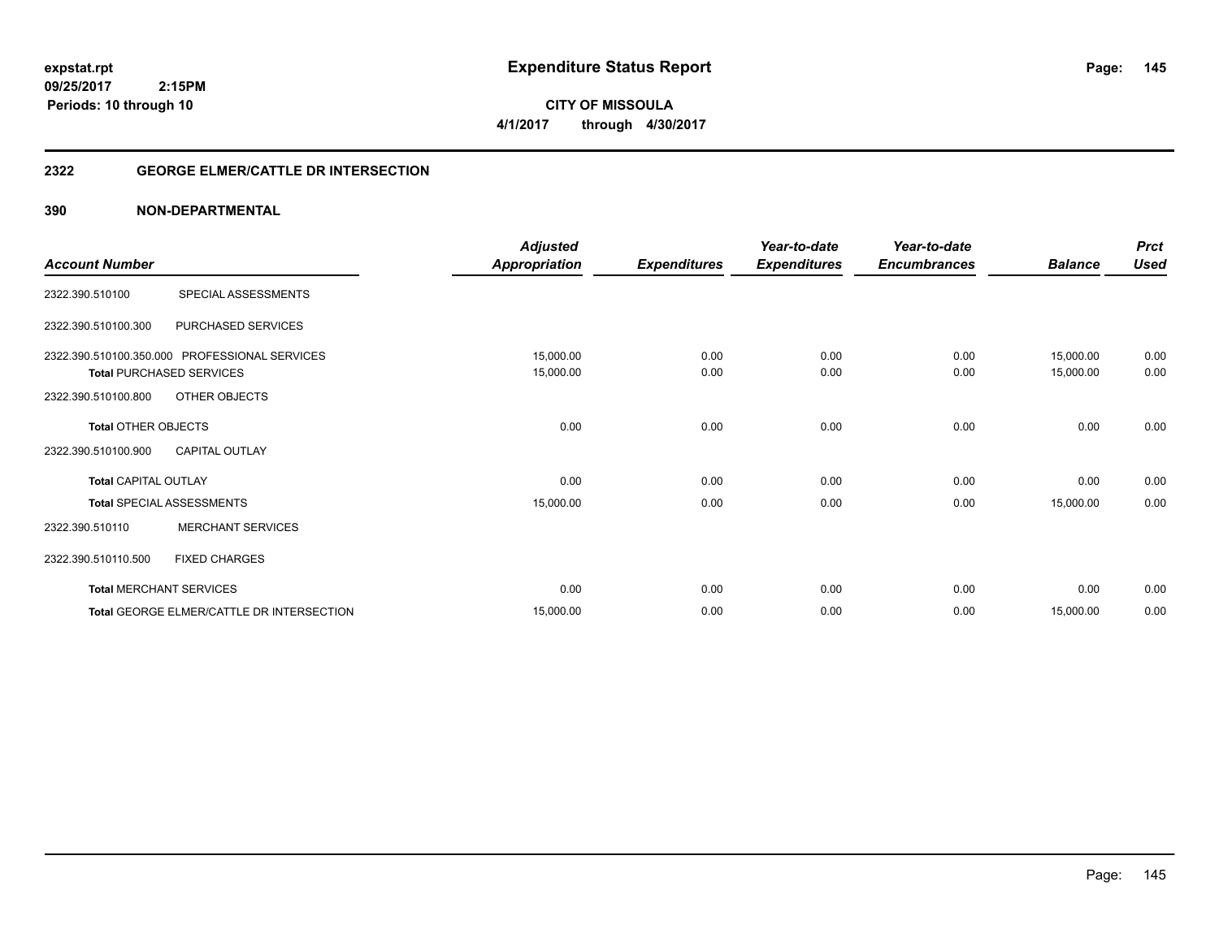# Expenditure Status Report

**CITY OF MISSOULA**

**4/1/2017 through 4/30/2017**

expstat.rpt
09/25/2017 2:15PM
Periods: 10 through 10

## 2322 GEORGE ELMER/CATTLE DR INTERSECTION

### 390 NON-DEPARTMENTAL

| Account Number | | Adjusted Appropriation | Expenditures | Year-to-date Expenditures | Year-to-date Encumbrances | Balance | Prct Used |
|---|---|---|---|---|---|---|---|
| 2322.390.510100 | SPECIAL ASSESSMENTS | | | | | | |
| 2322.390.510100.300 | PURCHASED SERVICES | | | | | | |
| 2322.390.510100.350.000 | PROFESSIONAL SERVICES | 15,000.00 | 0.00 | 0.00 | 0.00 | 15,000.00 | 0.00 |
| **Total** PURCHASED SERVICES | | 15,000.00 | 0.00 | 0.00 | 0.00 | 15,000.00 | 0.00 |
| 2322.390.510100.800 | OTHER OBJECTS | | | | | | |
| **Total** OTHER OBJECTS | | 0.00 | 0.00 | 0.00 | 0.00 | 0.00 | 0.00 |
| 2322.390.510100.900 | CAPITAL OUTLAY | | | | | | |
| **Total** CAPITAL OUTLAY | | 0.00 | 0.00 | 0.00 | 0.00 | 0.00 | 0.00 |
| **Total** SPECIAL ASSESSMENTS | | 15,000.00 | 0.00 | 0.00 | 0.00 | 15,000.00 | 0.00 |
| 2322.390.510110 | MERCHANT SERVICES | | | | | | |
| 2322.390.510110.500 | FIXED CHARGES | | | | | | |
| **Total** MERCHANT SERVICES | | 0.00 | 0.00 | 0.00 | 0.00 | 0.00 | 0.00 |
| **Total** GEORGE ELMER/CATTLE DR INTERSECTION | | 15,000.00 | 0.00 | 0.00 | 0.00 | 15,000.00 | 0.00 |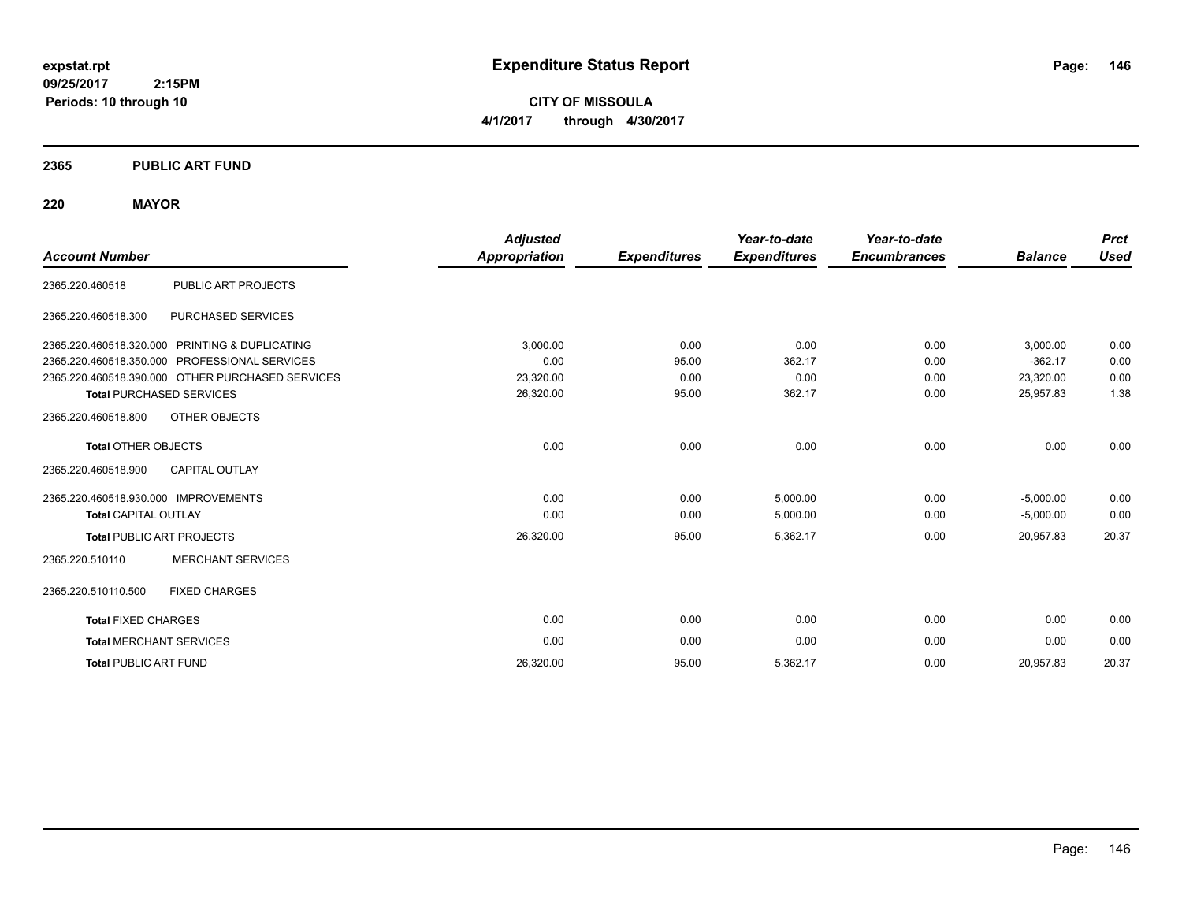**expstat.rpt**
**09/25/2017 2:15PM**
**Periods: 10 through 10**

# Expenditure Status Report

**CITY OF MISSOULA**
**4/1/2017 through 4/30/2017**

## 2365 PUBLIC ART FUND

## 220 MAYOR

| Account Number | | Adjusted Appropriation | Expenditures | Year-to-date Expenditures | Year-to-date Encumbrances | Balance | Prct Used |
|---|---|---|---|---|---|---|---|
| 2365.220.460518 | PUBLIC ART PROJECTS | | | | | | |
| 2365.220.460518.300 | PURCHASED SERVICES | | | | | | |
| 2365.220.460518.320.000 | PRINTING & DUPLICATING | 3,000.00 | 0.00 | 0.00 | 0.00 | 3,000.00 | 0.00 |
| 2365.220.460518.350.000 | PROFESSIONAL SERVICES | 0.00 | 95.00 | 362.17 | 0.00 | -362.17 | 0.00 |
| 2365.220.460518.390.000 | OTHER PURCHASED SERVICES | 23,320.00 | 0.00 | 0.00 | 0.00 | 23,320.00 | 0.00 |
| **Total** PURCHASED SERVICES | | 26,320.00 | 95.00 | 362.17 | 0.00 | 25,957.83 | 1.38 |
| 2365.220.460518.800 | OTHER OBJECTS | | | | | | |
| **Total** OTHER OBJECTS | | 0.00 | 0.00 | 0.00 | 0.00 | 0.00 | 0.00 |
| 2365.220.460518.900 | CAPITAL OUTLAY | | | | | | |
| 2365.220.460518.930.000 | IMPROVEMENTS | 0.00 | 0.00 | 5,000.00 | 0.00 | -5,000.00 | 0.00 |
| **Total** CAPITAL OUTLAY | | 0.00 | 0.00 | 5,000.00 | 0.00 | -5,000.00 | 0.00 |
| **Total** PUBLIC ART PROJECTS | | 26,320.00 | 95.00 | 5,362.17 | 0.00 | 20,957.83 | 20.37 |
| 2365.220.510110 | MERCHANT SERVICES | | | | | | |
| 2365.220.510110.500 | FIXED CHARGES | | | | | | |
| **Total** FIXED CHARGES | | 0.00 | 0.00 | 0.00 | 0.00 | 0.00 | 0.00 |
| **Total** MERCHANT SERVICES | | 0.00 | 0.00 | 0.00 | 0.00 | 0.00 | 0.00 |
| **Total** PUBLIC ART FUND | | 26,320.00 | 95.00 | 5,362.17 | 0.00 | 20,957.83 | 20.37 |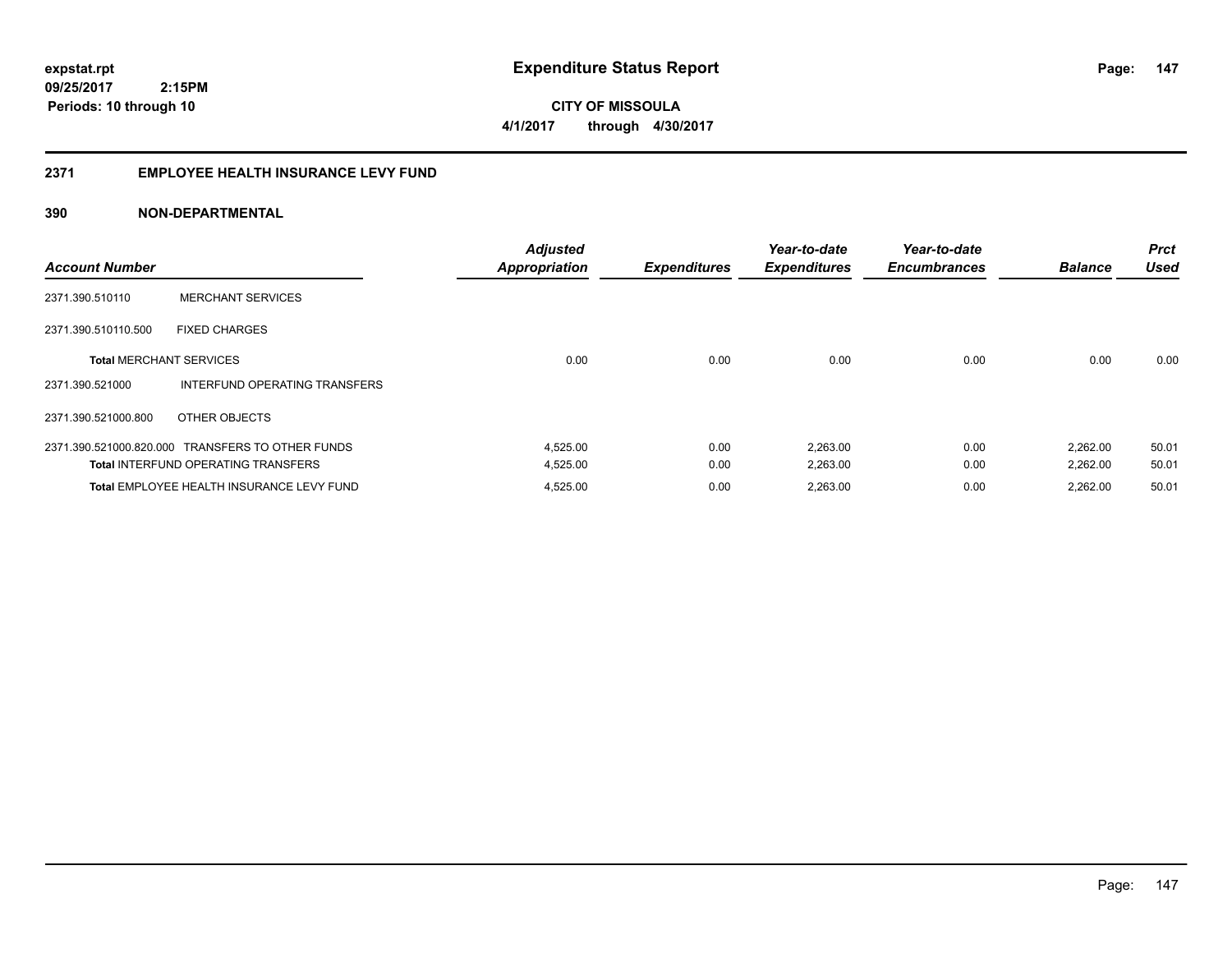**expstat.rpt**
**09/25/2017 2:15PM**
**Periods: 10 through 10**

# Expenditure Status Report

**CITY OF MISSOULA**
**4/1/2017 through 4/30/2017**

## 2371 EMPLOYEE HEALTH INSURANCE LEVY FUND

### 390 NON-DEPARTMENTAL

| Account Number | | Adjusted Appropriation | Expenditures | Year-to-date Expenditures | Year-to-date Encumbrances | Balance | Prct Used |
|---|---|---|---|---|---|---|---|
| 2371.390.510110 | MERCHANT SERVICES | | | | | | |
| 2371.390.510110.500 | FIXED CHARGES | | | | | | |
| **Total** MERCHANT SERVICES | | 0.00 | 0.00 | 0.00 | 0.00 | 0.00 | 0.00 |
| 2371.390.521000 | INTERFUND OPERATING TRANSFERS | | | | | | |
| 2371.390.521000.800 | OTHER OBJECTS | | | | | | |
| 2371.390.521000.820.000 | TRANSFERS TO OTHER FUNDS | 4,525.00 | 0.00 | 2,263.00 | 0.00 | 2,262.00 | 50.01 |
| **Total** INTERFUND OPERATING TRANSFERS | | 4,525.00 | 0.00 | 2,263.00 | 0.00 | 2,262.00 | 50.01 |
| **Total** EMPLOYEE HEALTH INSURANCE LEVY FUND | | 4,525.00 | 0.00 | 2,263.00 | 0.00 | 2,262.00 | 50.01 |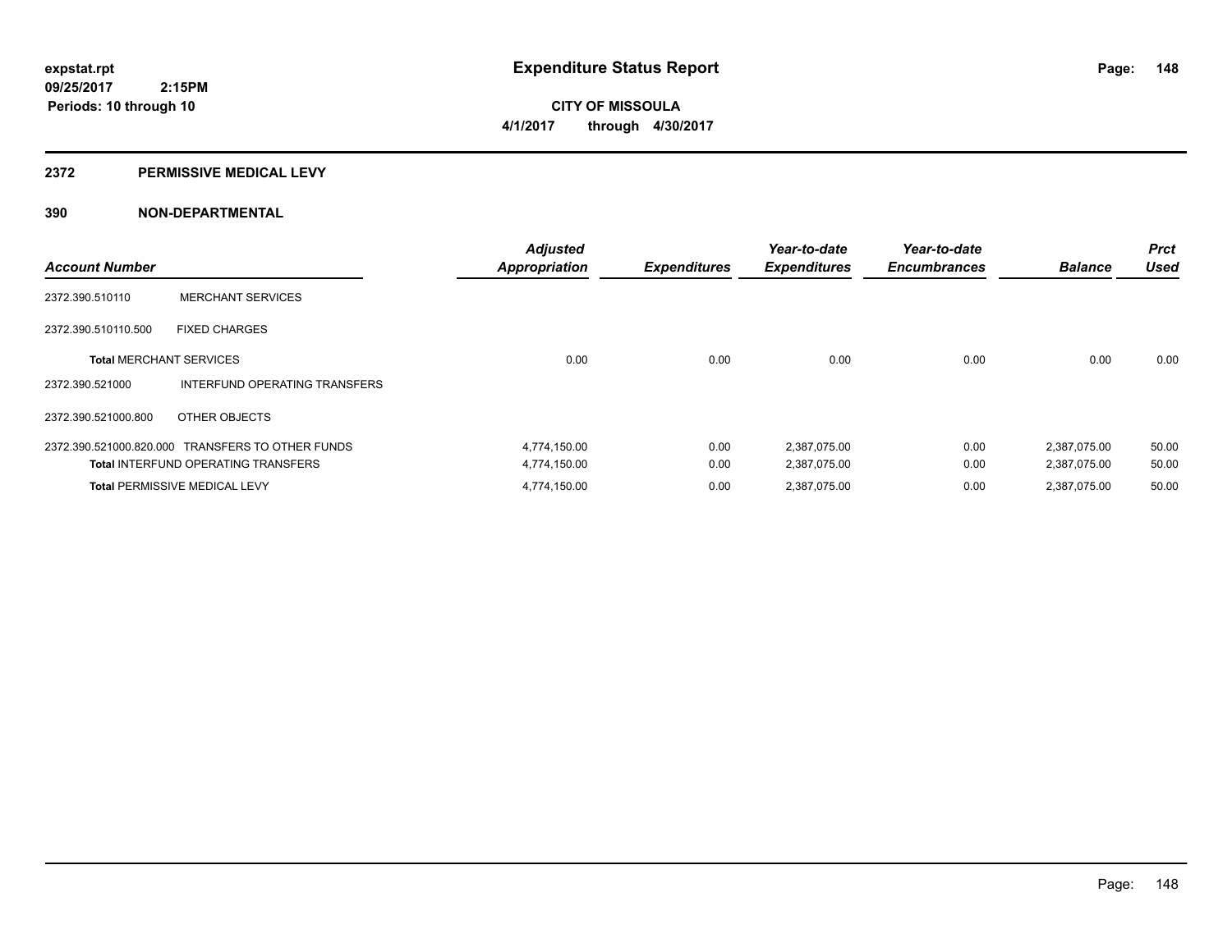**expstat.rpt**
**09/25/2017 2:15PM**
**Periods: 10 through 10**

# Expenditure Status Report

**CITY OF MISSOULA**
**4/1/2017 through 4/30/2017**

## 2372 PERMISSIVE MEDICAL LEVY

## 390 NON-DEPARTMENTAL

| Account Number | | Adjusted Appropriation | Expenditures | Year-to-date Expenditures | Year-to-date Encumbrances | Balance | Prct Used |
|---|---|---|---|---|---|---|---|
| 2372.390.510110 | MERCHANT SERVICES | | | | | | |
| 2372.390.510110.500 | FIXED CHARGES | | | | | | |
| **Total** MERCHANT SERVICES | | 0.00 | 0.00 | 0.00 | 0.00 | 0.00 | 0.00 |
| 2372.390.521000 | INTERFUND OPERATING TRANSFERS | | | | | | |
| 2372.390.521000.800 | OTHER OBJECTS | | | | | | |
| 2372.390.521000.820.000 | TRANSFERS TO OTHER FUNDS | 4,774,150.00 | 0.00 | 2,387,075.00 | 0.00 | 2,387,075.00 | 50.00 |
| **Total** INTERFUND OPERATING TRANSFERS | | 4,774,150.00 | 0.00 | 2,387,075.00 | 0.00 | 2,387,075.00 | 50.00 |
| **Total** PERMISSIVE MEDICAL LEVY | | 4,774,150.00 | 0.00 | 2,387,075.00 | 0.00 | 2,387,075.00 | 50.00 |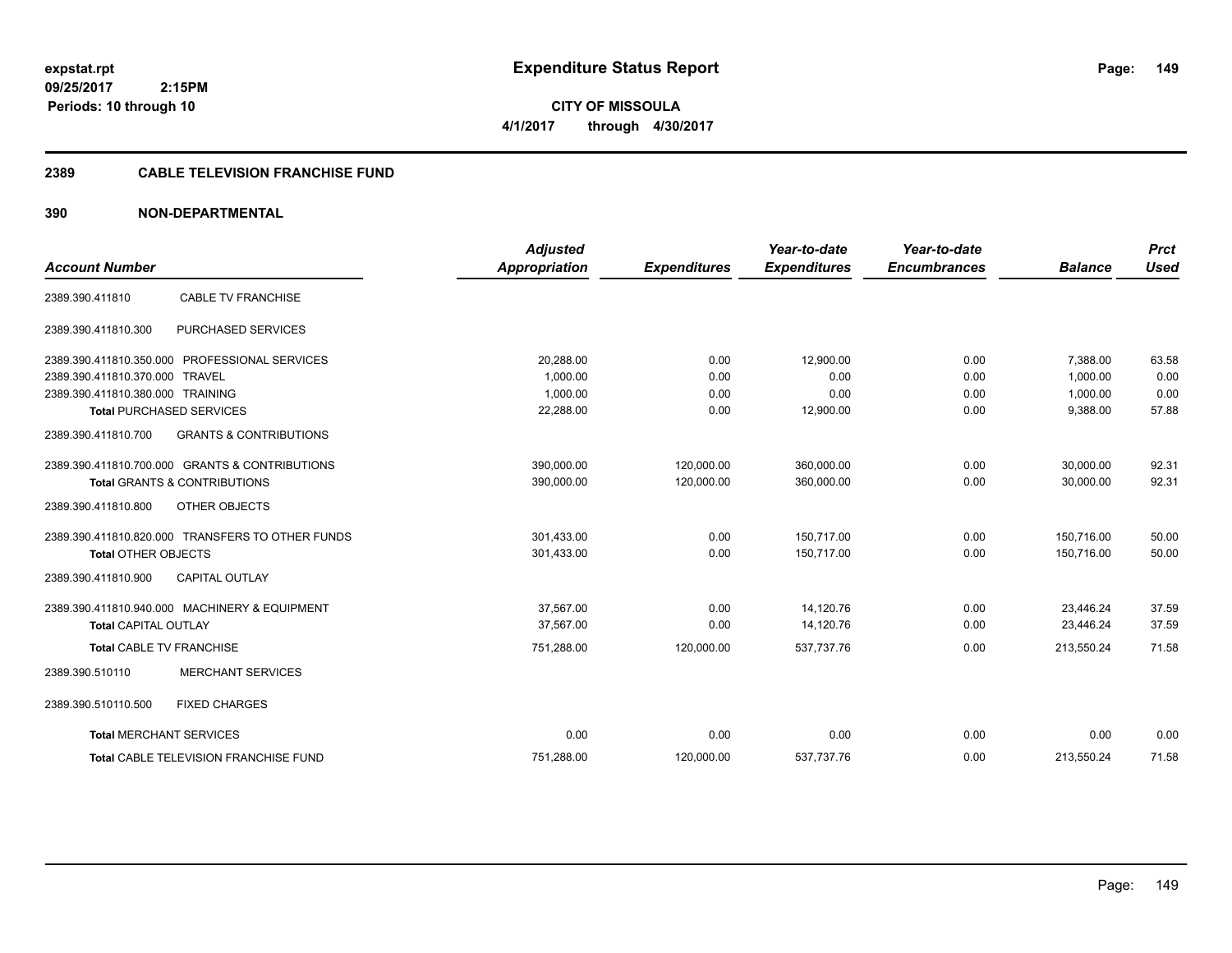expstat.rpt
09/25/2017 2:15PM
Periods: 10 through 10

# Expenditure Status Report

**CITY OF MISSOULA**
**4/1/2017 through 4/30/2017**

## 2389 CABLE TELEVISION FRANCHISE FUND

## 390 NON-DEPARTMENTAL

| Account Number | | Adjusted Appropriation | Expenditures | Year-to-date Expenditures | Year-to-date Encumbrances | Balance | Prct Used |
|---|---|---|---|---|---|---|---|
| 2389.390.411810 | CABLE TV FRANCHISE | | | | | | |
| 2389.390.411810.300 | PURCHASED SERVICES | | | | | | |
| 2389.390.411810.350.000 | PROFESSIONAL SERVICES | 20,288.00 | 0.00 | 12,900.00 | 0.00 | 7,388.00 | 63.58 |
| 2389.390.411810.370.000 | TRAVEL | 1,000.00 | 0.00 | 0.00 | 0.00 | 1,000.00 | 0.00 |
| 2389.390.411810.380.000 | TRAINING | 1,000.00 | 0.00 | 0.00 | 0.00 | 1,000.00 | 0.00 |
| **Total** PURCHASED SERVICES | | 22,288.00 | 0.00 | 12,900.00 | 0.00 | 9,388.00 | 57.88 |
| 2389.390.411810.700 | GRANTS & CONTRIBUTIONS | | | | | | |
| 2389.390.411810.700.000 | GRANTS & CONTRIBUTIONS | 390,000.00 | 120,000.00 | 360,000.00 | 0.00 | 30,000.00 | 92.31 |
| **Total** GRANTS & CONTRIBUTIONS | | 390,000.00 | 120,000.00 | 360,000.00 | 0.00 | 30,000.00 | 92.31 |
| 2389.390.411810.800 | OTHER OBJECTS | | | | | | |
| 2389.390.411810.820.000 | TRANSFERS TO OTHER FUNDS | 301,433.00 | 0.00 | 150,717.00 | 0.00 | 150,716.00 | 50.00 |
| **Total** OTHER OBJECTS | | 301,433.00 | 0.00 | 150,717.00 | 0.00 | 150,716.00 | 50.00 |
| 2389.390.411810.900 | CAPITAL OUTLAY | | | | | | |
| 2389.390.411810.940.000 | MACHINERY & EQUIPMENT | 37,567.00 | 0.00 | 14,120.76 | 0.00 | 23,446.24 | 37.59 |
| **Total** CAPITAL OUTLAY | | 37,567.00 | 0.00 | 14,120.76 | 0.00 | 23,446.24 | 37.59 |
| **Total** CABLE TV FRANCHISE | | 751,288.00 | 120,000.00 | 537,737.76 | 0.00 | 213,550.24 | 71.58 |
| 2389.390.510110 | MERCHANT SERVICES | | | | | | |
| 2389.390.510110.500 | FIXED CHARGES | | | | | | |
| **Total** MERCHANT SERVICES | | 0.00 | 0.00 | 0.00 | 0.00 | 0.00 | 0.00 |
| **Total** CABLE TELEVISION FRANCHISE FUND | | 751,288.00 | 120,000.00 | 537,737.76 | 0.00 | 213,550.24 | 71.58 |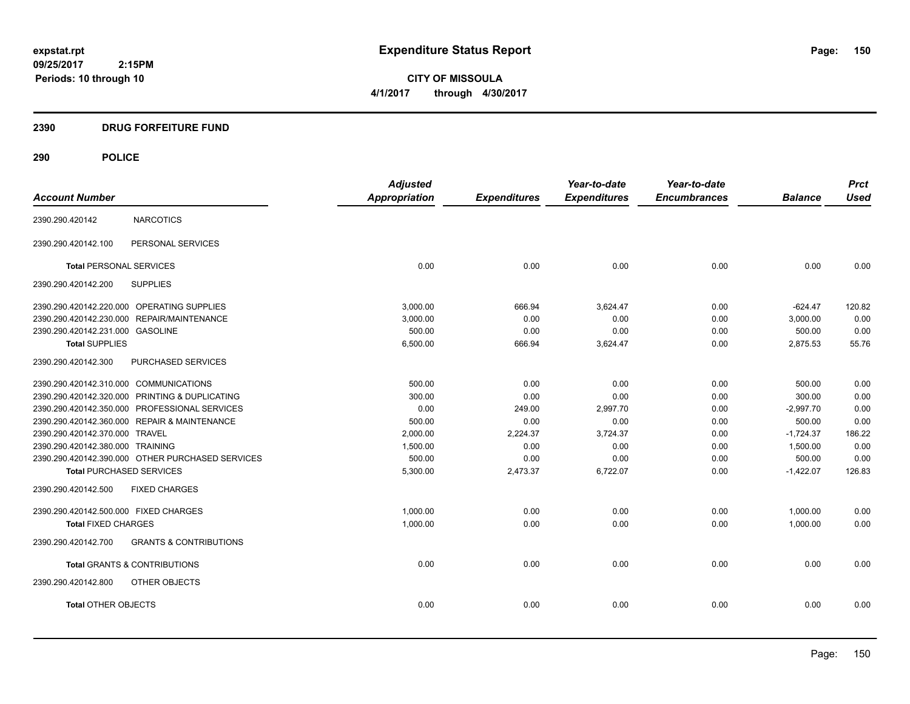expstat.rpt
09/25/2017 2:15PM
Periods: 10 through 10

# Expenditure Status Report

**CITY OF MISSOULA**
**4/1/2017 through 4/30/2017**

## 2390 DRUG FORFEITURE FUND

## 290 POLICE

| Account Number | | Adjusted Appropriation | Expenditures | Year-to-date Expenditures | Year-to-date Encumbrances | Balance | Prct Used |
|---|---|---|---|---|---|---|---|
| 2390.290.420142 | NARCOTICS | | | | | | |
| 2390.290.420142.100 | PERSONAL SERVICES | | | | | | |
| **Total** PERSONAL SERVICES | | 0.00 | 0.00 | 0.00 | 0.00 | 0.00 | 0.00 |
| 2390.290.420142.200 | SUPPLIES | | | | | | |
| 2390.290.420142.220.000 | OPERATING SUPPLIES | 3,000.00 | 666.94 | 3,624.47 | 0.00 | -624.47 | 120.82 |
| 2390.290.420142.230.000 | REPAIR/MAINTENANCE | 3,000.00 | 0.00 | 0.00 | 0.00 | 3,000.00 | 0.00 |
| 2390.290.420142.231.000 | GASOLINE | 500.00 | 0.00 | 0.00 | 0.00 | 500.00 | 0.00 |
| **Total** SUPPLIES | | 6,500.00 | 666.94 | 3,624.47 | 0.00 | 2,875.53 | 55.76 |
| 2390.290.420142.300 | PURCHASED SERVICES | | | | | | |
| 2390.290.420142.310.000 | COMMUNICATIONS | 500.00 | 0.00 | 0.00 | 0.00 | 500.00 | 0.00 |
| 2390.290.420142.320.000 | PRINTING & DUPLICATING | 300.00 | 0.00 | 0.00 | 0.00 | 300.00 | 0.00 |
| 2390.290.420142.350.000 | PROFESSIONAL SERVICES | 0.00 | 249.00 | 2,997.70 | 0.00 | -2,997.70 | 0.00 |
| 2390.290.420142.360.000 | REPAIR & MAINTENANCE | 500.00 | 0.00 | 0.00 | 0.00 | 500.00 | 0.00 |
| 2390.290.420142.370.000 | TRAVEL | 2,000.00 | 2,224.37 | 3,724.37 | 0.00 | -1,724.37 | 186.22 |
| 2390.290.420142.380.000 | TRAINING | 1,500.00 | 0.00 | 0.00 | 0.00 | 1,500.00 | 0.00 |
| 2390.290.420142.390.000 | OTHER PURCHASED SERVICES | 500.00 | 0.00 | 0.00 | 0.00 | 500.00 | 0.00 |
| **Total** PURCHASED SERVICES | | 5,300.00 | 2,473.37 | 6,722.07 | 0.00 | -1,422.07 | 126.83 |
| 2390.290.420142.500 | FIXED CHARGES | | | | | | |
| 2390.290.420142.500.000 | FIXED CHARGES | 1,000.00 | 0.00 | 0.00 | 0.00 | 1,000.00 | 0.00 |
| **Total** FIXED CHARGES | | 1,000.00 | 0.00 | 0.00 | 0.00 | 1,000.00 | 0.00 |
| 2390.290.420142.700 | GRANTS & CONTRIBUTIONS | | | | | | |
| **Total** GRANTS & CONTRIBUTIONS | | 0.00 | 0.00 | 0.00 | 0.00 | 0.00 | 0.00 |
| 2390.290.420142.800 | OTHER OBJECTS | | | | | | |
| **Total** OTHER OBJECTS | | 0.00 | 0.00 | 0.00 | 0.00 | 0.00 | 0.00 |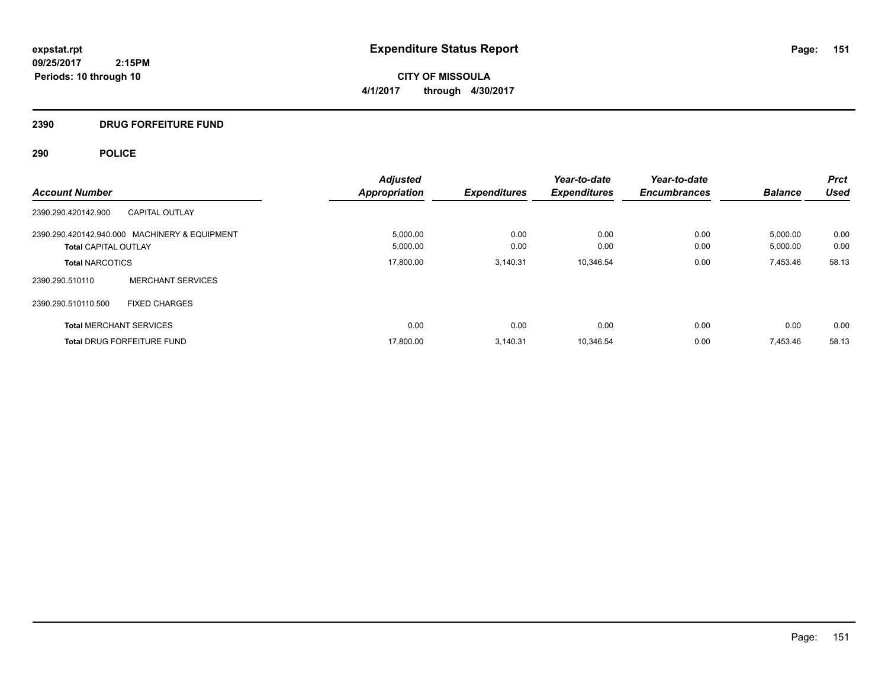# Expenditure Status Report

expstat.rpt
09/25/2017 2:15PM
Periods: 10 through 10

**CITY OF MISSOULA**
**4/1/2017 through 4/30/2017**

## 2390 DRUG FORFEITURE FUND

## 290 POLICE

| Account Number | | Adjusted Appropriation | Expenditures | Year-to-date Expenditures | Year-to-date Encumbrances | Balance | Prct Used |
|---|---|---|---|---|---|---|---|
| 2390.290.420142.900 | CAPITAL OUTLAY | | | | | | |
| 2390.290.420142.940.000 | MACHINERY & EQUIPMENT | 5,000.00 | 0.00 | 0.00 | 0.00 | 5,000.00 | 0.00 |
| **Total** CAPITAL OUTLAY | | 5,000.00 | 0.00 | 0.00 | 0.00 | 5,000.00 | 0.00 |
| **Total** NARCOTICS | | 17,800.00 | 3,140.31 | 10,346.54 | 0.00 | 7,453.46 | 58.13 |
| 2390.290.510110 | MERCHANT SERVICES | | | | | | |
| 2390.290.510110.500 | FIXED CHARGES | | | | | | |
| **Total** MERCHANT SERVICES | | 0.00 | 0.00 | 0.00 | 0.00 | 0.00 | 0.00 |
| **Total** DRUG FORFEITURE FUND | | 17,800.00 | 3,140.31 | 10,346.54 | 0.00 | 7,453.46 | 58.13 |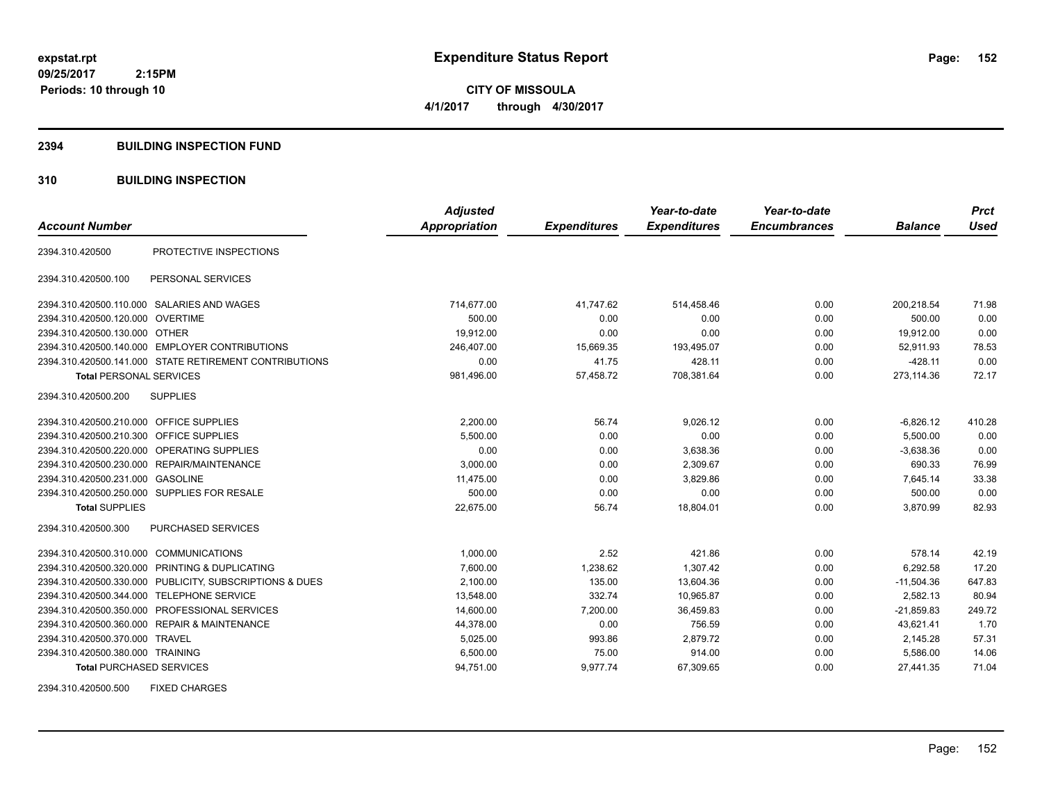# Expenditure Status Report

expstat.rpt
09/25/2017 2:15PM
Periods: 10 through 10

**CITY OF MISSOULA**
**4/1/2017 through 4/30/2017**

## 2394 BUILDING INSPECTION FUND

## 310 BUILDING INSPECTION

| Account Number | | Adjusted Appropriation | Expenditures | Year-to-date Expenditures | Year-to-date Encumbrances | Balance | Prct Used |
|---|---|---|---|---|---|---|---|
| 2394.310.420500 | PROTECTIVE INSPECTIONS | | | | | | |
| 2394.310.420500.100 | PERSONAL SERVICES | | | | | | |
| 2394.310.420500.110.000 | SALARIES AND WAGES | 714,677.00 | 41,747.62 | 514,458.46 | 0.00 | 200,218.54 | 71.98 |
| 2394.310.420500.120.000 | OVERTIME | 500.00 | 0.00 | 0.00 | 0.00 | 500.00 | 0.00 |
| 2394.310.420500.130.000 | OTHER | 19,912.00 | 0.00 | 0.00 | 0.00 | 19,912.00 | 0.00 |
| 2394.310.420500.140.000 | EMPLOYER CONTRIBUTIONS | 246,407.00 | 15,669.35 | 193,495.07 | 0.00 | 52,911.93 | 78.53 |
| 2394.310.420500.141.000 | STATE RETIREMENT CONTRIBUTIONS | 0.00 | 41.75 | 428.11 | 0.00 | -428.11 | 0.00 |
| **Total** PERSONAL SERVICES | | 981,496.00 | 57,458.72 | 708,381.64 | 0.00 | 273,114.36 | 72.17 |
| 2394.310.420500.200 | SUPPLIES | | | | | | |
| 2394.310.420500.210.000 | OFFICE SUPPLIES | 2,200.00 | 56.74 | 9,026.12 | 0.00 | -6,826.12 | 410.28 |
| 2394.310.420500.210.300 | OFFICE SUPPLIES | 5,500.00 | 0.00 | 0.00 | 0.00 | 5,500.00 | 0.00 |
| 2394.310.420500.220.000 | OPERATING SUPPLIES | 0.00 | 0.00 | 3,638.36 | 0.00 | -3,638.36 | 0.00 |
| 2394.310.420500.230.000 | REPAIR/MAINTENANCE | 3,000.00 | 0.00 | 2,309.67 | 0.00 | 690.33 | 76.99 |
| 2394.310.420500.231.000 | GASOLINE | 11,475.00 | 0.00 | 3,829.86 | 0.00 | 7,645.14 | 33.38 |
| 2394.310.420500.250.000 | SUPPLIES FOR RESALE | 500.00 | 0.00 | 0.00 | 0.00 | 500.00 | 0.00 |
| **Total** SUPPLIES | | 22,675.00 | 56.74 | 18,804.01 | 0.00 | 3,870.99 | 82.93 |
| 2394.310.420500.300 | PURCHASED SERVICES | | | | | | |
| 2394.310.420500.310.000 | COMMUNICATIONS | 1,000.00 | 2.52 | 421.86 | 0.00 | 578.14 | 42.19 |
| 2394.310.420500.320.000 | PRINTING & DUPLICATING | 7,600.00 | 1,238.62 | 1,307.42 | 0.00 | 6,292.58 | 17.20 |
| 2394.310.420500.330.000 | PUBLICITY, SUBSCRIPTIONS & DUES | 2,100.00 | 135.00 | 13,604.36 | 0.00 | -11,504.36 | 647.83 |
| 2394.310.420500.344.000 | TELEPHONE SERVICE | 13,548.00 | 332.74 | 10,965.87 | 0.00 | 2,582.13 | 80.94 |
| 2394.310.420500.350.000 | PROFESSIONAL SERVICES | 14,600.00 | 7,200.00 | 36,459.83 | 0.00 | -21,859.83 | 249.72 |
| 2394.310.420500.360.000 | REPAIR & MAINTENANCE | 44,378.00 | 0.00 | 756.59 | 0.00 | 43,621.41 | 1.70 |
| 2394.310.420500.370.000 | TRAVEL | 5,025.00 | 993.86 | 2,879.72 | 0.00 | 2,145.28 | 57.31 |
| 2394.310.420500.380.000 | TRAINING | 6,500.00 | 75.00 | 914.00 | 0.00 | 5,586.00 | 14.06 |
| **Total** PURCHASED SERVICES | | 94,751.00 | 9,977.74 | 67,309.65 | 0.00 | 27,441.35 | 71.04 |
| 2394.310.420500.500 | FIXED CHARGES | | | | | | |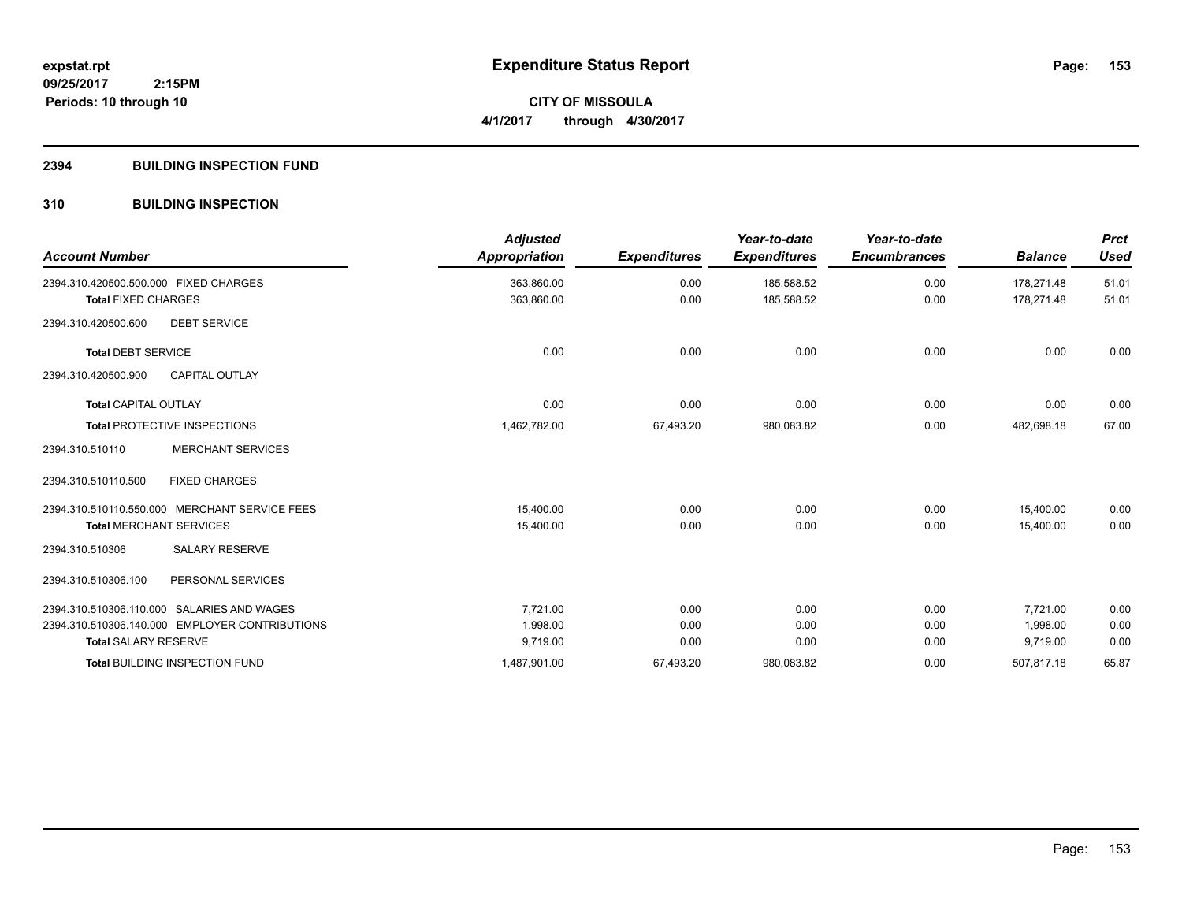# Expenditure Status Report

**CITY OF MISSOULA**
**4/1/2017 through 4/30/2017**

expstat.rpt
09/25/2017 2:15PM
Periods: 10 through 10

## 2394 BUILDING INSPECTION FUND

## 310 BUILDING INSPECTION

| Account Number | Adjusted Appropriation | Expenditures | Year-to-date Expenditures | Year-to-date Encumbrances | Balance | Prct Used |
|---|---|---|---|---|---|---|
| 2394.310.420500.500.000 FIXED CHARGES | 363,860.00 | 0.00 | 185,588.52 | 0.00 | 178,271.48 | 51.01 |
| **Total** FIXED CHARGES | 363,860.00 | 0.00 | 185,588.52 | 0.00 | 178,271.48 | 51.01 |
| 2394.310.420500.600 DEBT SERVICE | | | | | | |
| **Total** DEBT SERVICE | 0.00 | 0.00 | 0.00 | 0.00 | 0.00 | 0.00 |
| 2394.310.420500.900 CAPITAL OUTLAY | | | | | | |
| **Total** CAPITAL OUTLAY | 0.00 | 0.00 | 0.00 | 0.00 | 0.00 | 0.00 |
| **Total** PROTECTIVE INSPECTIONS | 1,462,782.00 | 67,493.20 | 980,083.82 | 0.00 | 482,698.18 | 67.00 |
| 2394.310.510110 MERCHANT SERVICES | | | | | | |
| 2394.310.510110.500 FIXED CHARGES | | | | | | |
| 2394.310.510110.550.000 MERCHANT SERVICE FEES | 15,400.00 | 0.00 | 0.00 | 0.00 | 15,400.00 | 0.00 |
| **Total** MERCHANT SERVICES | 15,400.00 | 0.00 | 0.00 | 0.00 | 15,400.00 | 0.00 |
| 2394.310.510306 SALARY RESERVE | | | | | | |
| 2394.310.510306.100 PERSONAL SERVICES | | | | | | |
| 2394.310.510306.110.000 SALARIES AND WAGES | 7,721.00 | 0.00 | 0.00 | 0.00 | 7,721.00 | 0.00 |
| 2394.310.510306.140.000 EMPLOYER CONTRIBUTIONS | 1,998.00 | 0.00 | 0.00 | 0.00 | 1,998.00 | 0.00 |
| **Total** SALARY RESERVE | 9,719.00 | 0.00 | 0.00 | 0.00 | 9,719.00 | 0.00 |
| **Total** BUILDING INSPECTION FUND | 1,487,901.00 | 67,493.20 | 980,083.82 | 0.00 | 507,817.18 | 65.87 |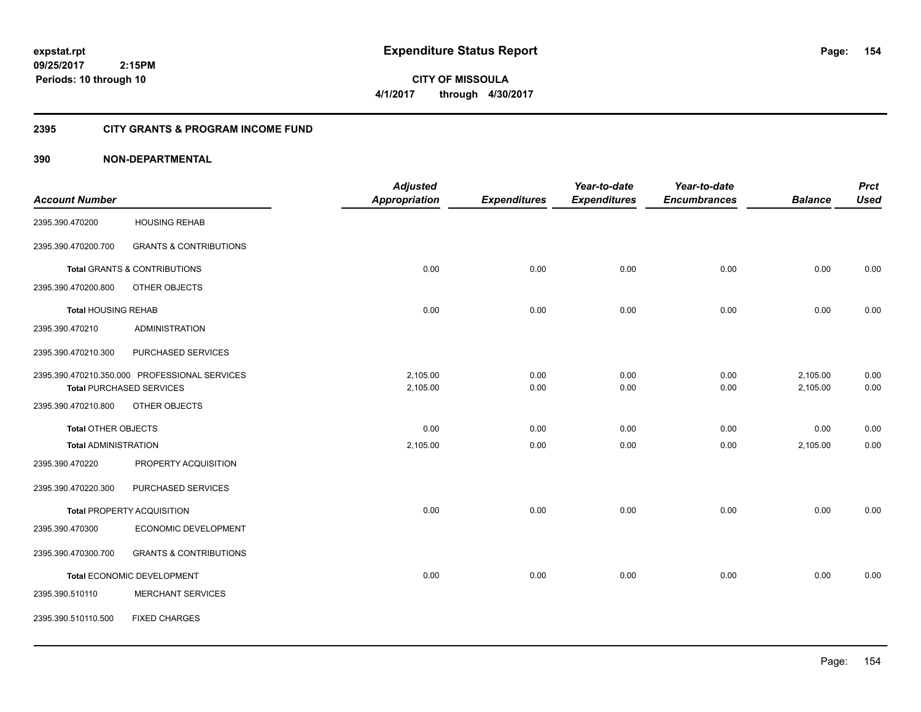**expstat.rpt**
**09/25/2017 2:15PM**
**Periods: 10 through 10**

# Expenditure Status Report

**CITY OF MISSOULA**
**4/1/2017 through 4/30/2017**

## 2395 CITY GRANTS & PROGRAM INCOME FUND

## 390 NON-DEPARTMENTAL

| Account Number | | Adjusted Appropriation | Expenditures | Year-to-date Expenditures | Year-to-date Encumbrances | Balance | Prct Used |
|---|---|---|---|---|---|---|---|
| 2395.390.470200 | HOUSING REHAB | | | | | | |
| 2395.390.470200.700 | GRANTS & CONTRIBUTIONS | | | | | | |
| **Total** GRANTS & CONTRIBUTIONS | | 0.00 | 0.00 | 0.00 | 0.00 | 0.00 | 0.00 |
| 2395.390.470200.800 | OTHER OBJECTS | | | | | | |
| **Total** HOUSING REHAB | | 0.00 | 0.00 | 0.00 | 0.00 | 0.00 | 0.00 |
| 2395.390.470210 | ADMINISTRATION | | | | | | |
| 2395.390.470210.300 | PURCHASED SERVICES | | | | | | |
| 2395.390.470210.350.000 | PROFESSIONAL SERVICES | 2,105.00 | 0.00 | 0.00 | 0.00 | 2,105.00 | 0.00 |
| **Total** PURCHASED SERVICES | | 2,105.00 | 0.00 | 0.00 | 0.00 | 2,105.00 | 0.00 |
| 2395.390.470210.800 | OTHER OBJECTS | | | | | | |
| **Total** OTHER OBJECTS | | 0.00 | 0.00 | 0.00 | 0.00 | 0.00 | 0.00 |
| **Total** ADMINISTRATION | | 2,105.00 | 0.00 | 0.00 | 0.00 | 2,105.00 | 0.00 |
| 2395.390.470220 | PROPERTY ACQUISITION | | | | | | |
| 2395.390.470220.300 | PURCHASED SERVICES | | | | | | |
| **Total** PROPERTY ACQUISITION | | 0.00 | 0.00 | 0.00 | 0.00 | 0.00 | 0.00 |
| 2395.390.470300 | ECONOMIC DEVELOPMENT | | | | | | |
| 2395.390.470300.700 | GRANTS & CONTRIBUTIONS | | | | | | |
| **Total** ECONOMIC DEVELOPMENT | | 0.00 | 0.00 | 0.00 | 0.00 | 0.00 | 0.00 |
| 2395.390.510110 | MERCHANT SERVICES | | | | | | |
| 2395.390.510110.500 | FIXED CHARGES | | | | | | |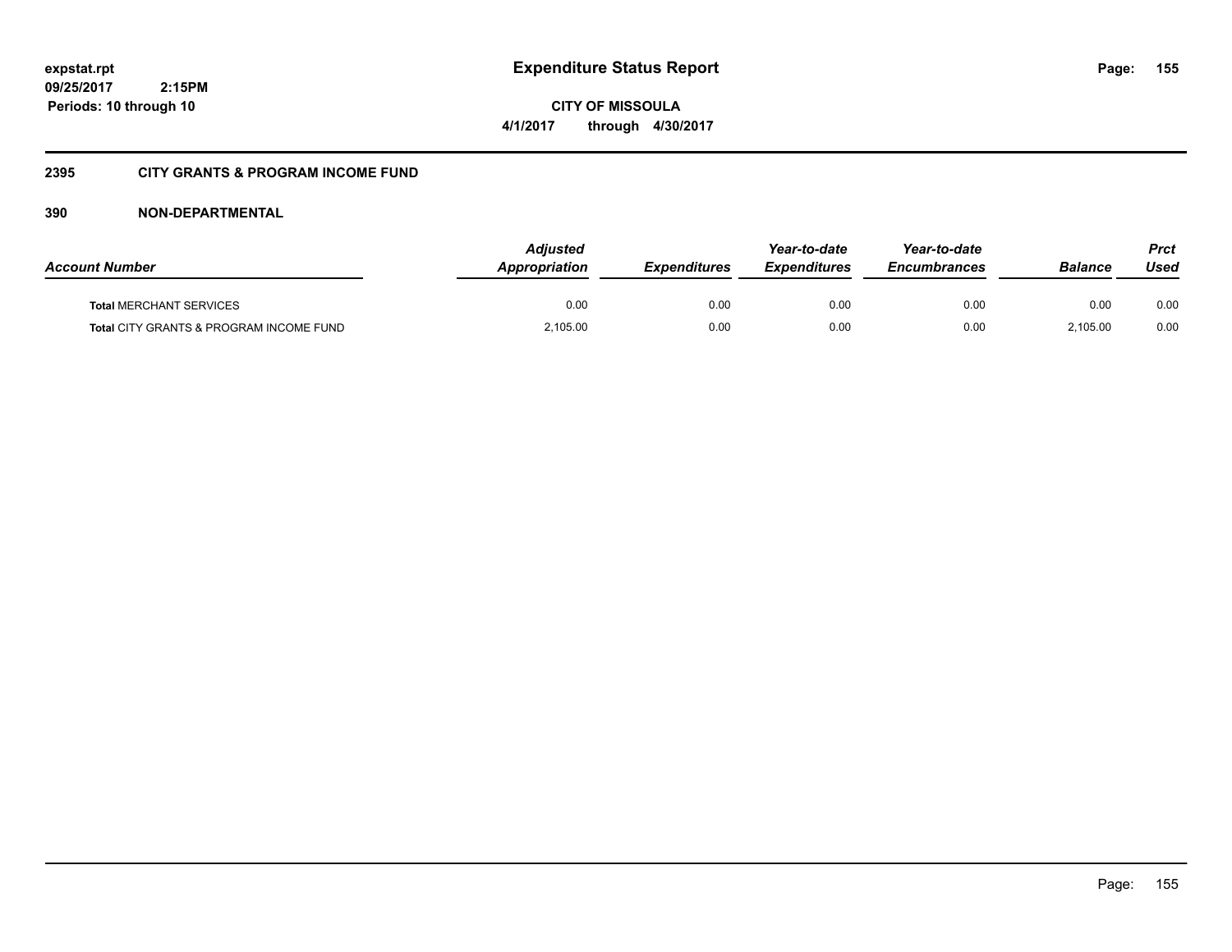**expstat.rpt**
**09/25/2017 2:15PM**
**Periods: 10 through 10**

# Expenditure Status Report

**CITY OF MISSOULA**
**4/1/2017 through 4/30/2017**

## 2395 CITY GRANTS & PROGRAM INCOME FUND

### 390 NON-DEPARTMENTAL

| Account Number | Adjusted Appropriation | Expenditures | Year-to-date Expenditures | Year-to-date Encumbrances | Balance | Prct Used |
|---|---|---|---|---|---|---|
| **Total** MERCHANT SERVICES | 0.00 | 0.00 | 0.00 | 0.00 | 0.00 | 0.00 |
| **Total** CITY GRANTS & PROGRAM INCOME FUND | 2,105.00 | 0.00 | 0.00 | 0.00 | 2,105.00 | 0.00 |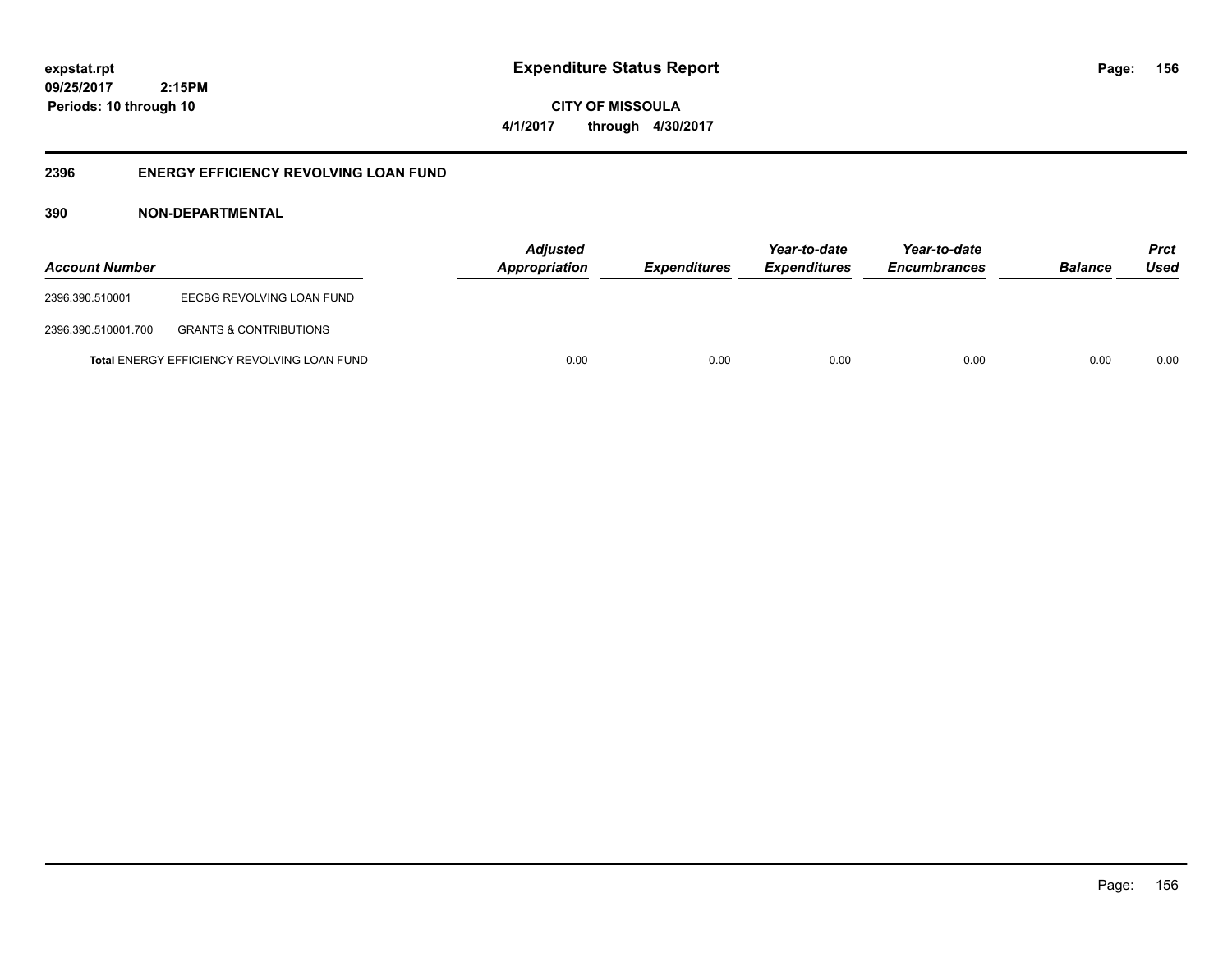**expstat.rpt**
**09/25/2017 2:15PM**
**Periods: 10 through 10**

# Expenditure Status Report

**CITY OF MISSOULA**
**4/1/2017 through 4/30/2017**

## 2396 ENERGY EFFICIENCY REVOLVING LOAN FUND

### 390 NON-DEPARTMENTAL

| Account Number | | Adjusted Appropriation | Expenditures | Year-to-date Expenditures | Year-to-date Encumbrances | Balance | Prct Used |
|---|---|---|---|---|---|---|---|
| 2396.390.510001 | EECBG REVOLVING LOAN FUND | | | | | | |
| 2396.390.510001.700 | GRANTS & CONTRIBUTIONS | | | | | | |
| **Total** ENERGY EFFICIENCY REVOLVING LOAN FUND | | 0.00 | 0.00 | 0.00 | 0.00 | 0.00 | 0.00 |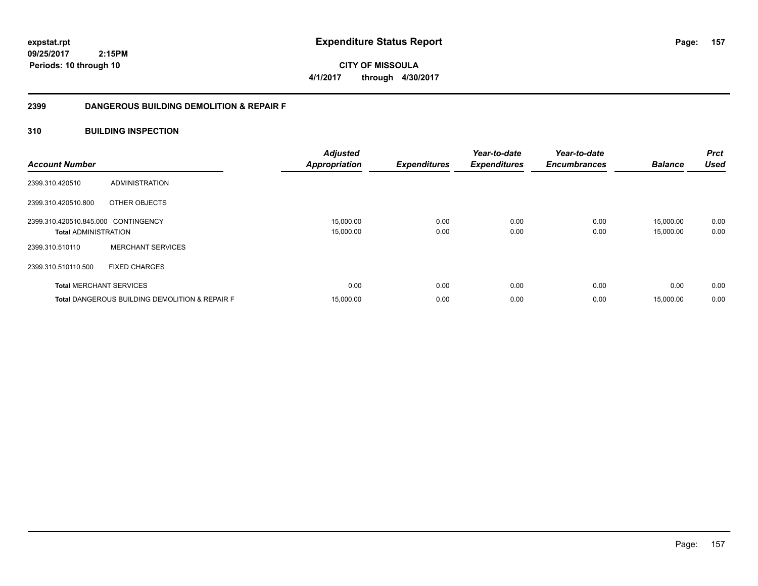**expstat.rpt**
**09/25/2017 2:15PM**
**Periods: 10 through 10**

# Expenditure Status Report

**CITY OF MISSOULA**
**4/1/2017 through 4/30/2017**

## 2399 DANGEROUS BUILDING DEMOLITION & REPAIR F

## 310 BUILDING INSPECTION

| Account Number | | Adjusted Appropriation | Expenditures | Year-to-date Expenditures | Year-to-date Encumbrances | Balance | Prct Used |
|---|---|---|---|---|---|---|---|
| 2399.310.420510 | ADMINISTRATION | | | | | | |
| 2399.310.420510.800 | OTHER OBJECTS | | | | | | |
| 2399.310.420510.845.000 | CONTINGENCY | 15,000.00 | 0.00 | 0.00 | 0.00 | 15,000.00 | 0.00 |
| **Total** ADMINISTRATION | | 15,000.00 | 0.00 | 0.00 | 0.00 | 15,000.00 | 0.00 |
| 2399.310.510110 | MERCHANT SERVICES | | | | | | |
| 2399.310.510110.500 | FIXED CHARGES | | | | | | |
| **Total** MERCHANT SERVICES | | 0.00 | 0.00 | 0.00 | 0.00 | 0.00 | 0.00 |
| **Total** DANGEROUS BUILDING DEMOLITION & REPAIR F | | 15,000.00 | 0.00 | 0.00 | 0.00 | 15,000.00 | 0.00 |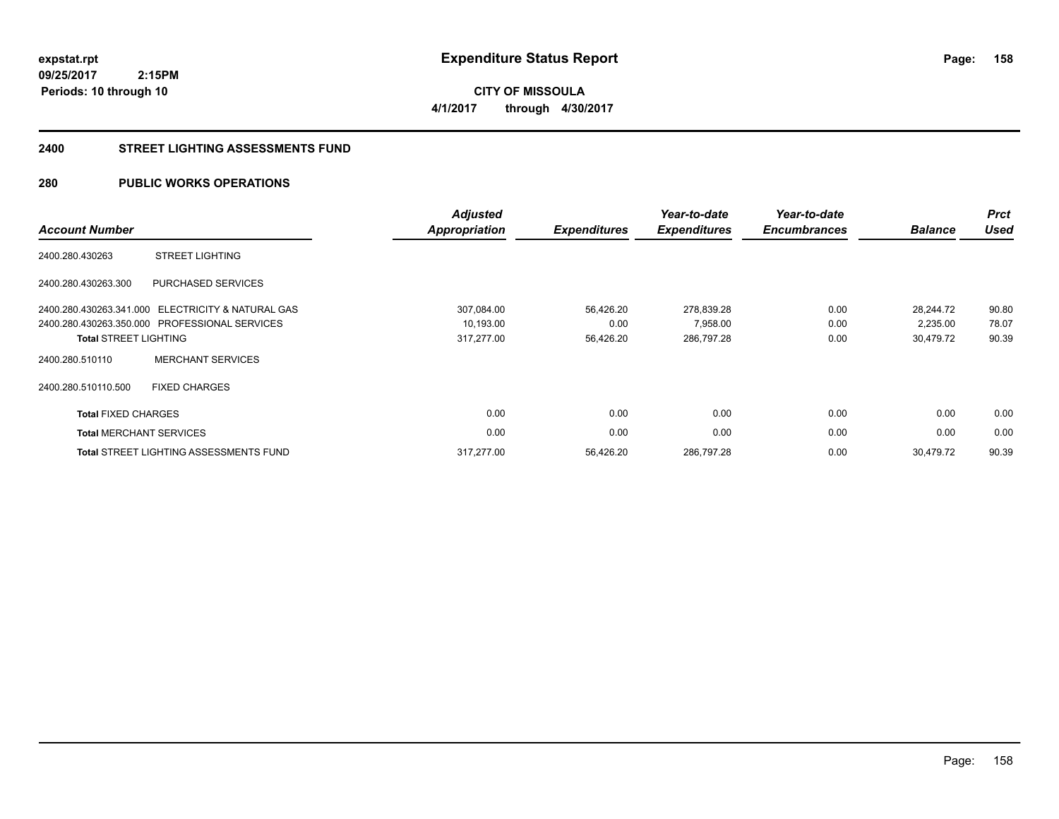**expstat.rpt**
**09/25/2017 2:15PM**
**Periods: 10 through 10**

# Expenditure Status Report

**CITY OF MISSOULA**
**4/1/2017 through 4/30/2017**

## 2400 STREET LIGHTING ASSESSMENTS FUND

## 280 PUBLIC WORKS OPERATIONS

| Account Number | | Adjusted Appropriation | Expenditures | Year-to-date Expenditures | Year-to-date Encumbrances | Balance | Prct Used |
|---|---|---|---|---|---|---|---|
| 2400.280.430263 | STREET LIGHTING | | | | | | |
| 2400.280.430263.300 | PURCHASED SERVICES | | | | | | |
| 2400.280.430263.341.000 | ELECTRICITY & NATURAL GAS | 307,084.00 | 56,426.20 | 278,839.28 | 0.00 | 28,244.72 | 90.80 |
| 2400.280.430263.350.000 | PROFESSIONAL SERVICES | 10,193.00 | 0.00 | 7,958.00 | 0.00 | 2,235.00 | 78.07 |
| **Total** STREET LIGHTING | | 317,277.00 | 56,426.20 | 286,797.28 | 0.00 | 30,479.72 | 90.39 |
| 2400.280.510110 | MERCHANT SERVICES | | | | | | |
| 2400.280.510110.500 | FIXED CHARGES | | | | | | |
| **Total** FIXED CHARGES | | 0.00 | 0.00 | 0.00 | 0.00 | 0.00 | 0.00 |
| **Total** MERCHANT SERVICES | | 0.00 | 0.00 | 0.00 | 0.00 | 0.00 | 0.00 |
| **Total** STREET LIGHTING ASSESSMENTS FUND | | 317,277.00 | 56,426.20 | 286,797.28 | 0.00 | 30,479.72 | 90.39 |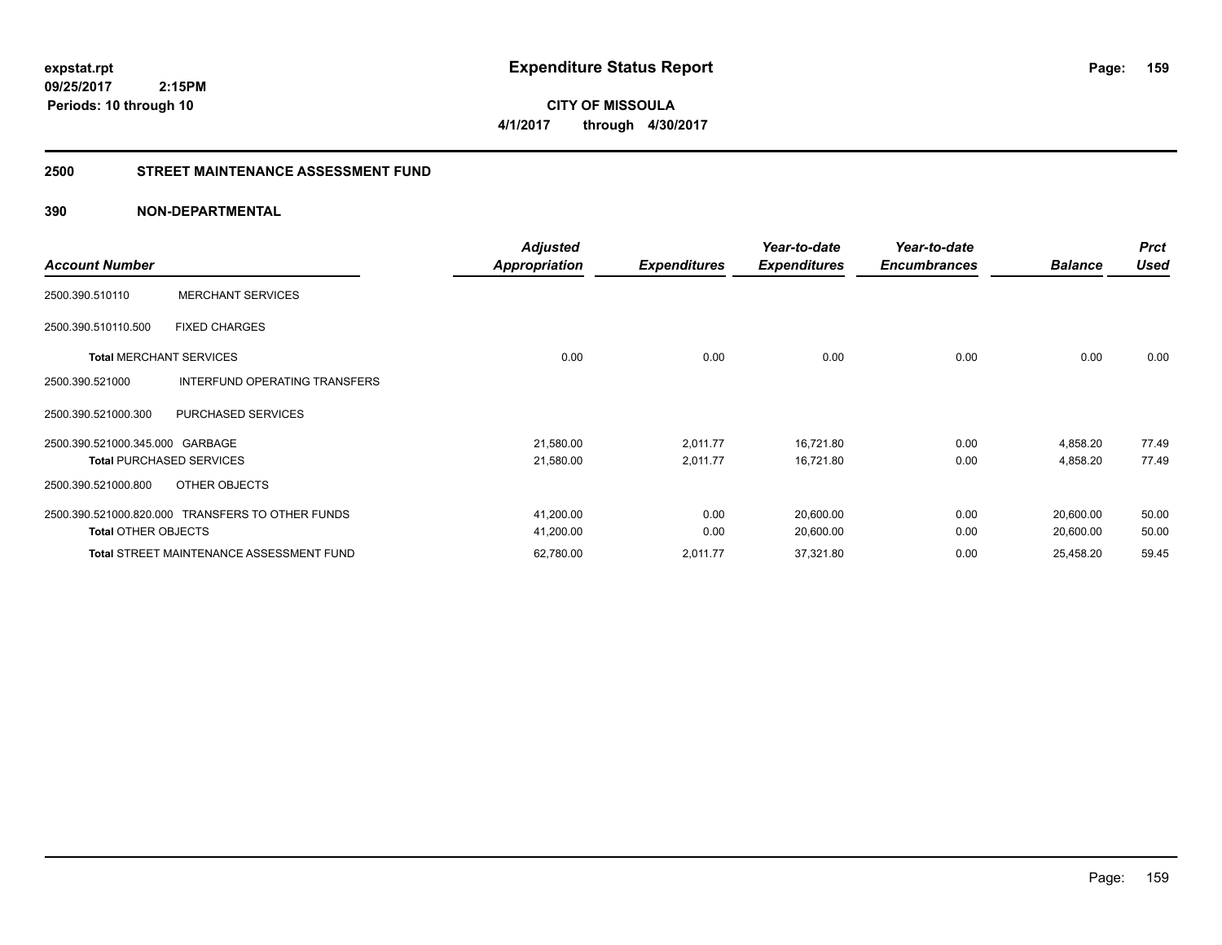# Expenditure Status Report

**CITY OF MISSOULA**

**4/1/2017 through 4/30/2017**

expstat.rpt
09/25/2017 2:15PM
Periods: 10 through 10

## 2500 STREET MAINTENANCE ASSESSMENT FUND

### 390 NON-DEPARTMENTAL

| Account Number | | Adjusted Appropriation | Expenditures | Year-to-date Expenditures | Year-to-date Encumbrances | Balance | Prct Used |
|---|---|---|---|---|---|---|---|
| 2500.390.510110 | MERCHANT SERVICES | | | | | | |
| 2500.390.510110.500 | FIXED CHARGES | | | | | | |
| **Total** MERCHANT SERVICES | | 0.00 | 0.00 | 0.00 | 0.00 | 0.00 | 0.00 |
| 2500.390.521000 | INTERFUND OPERATING TRANSFERS | | | | | | |
| 2500.390.521000.300 | PURCHASED SERVICES | | | | | | |
| 2500.390.521000.345.000 | GARBAGE | 21,580.00 | 2,011.77 | 16,721.80 | 0.00 | 4,858.20 | 77.49 |
| **Total** PURCHASED SERVICES | | 21,580.00 | 2,011.77 | 16,721.80 | 0.00 | 4,858.20 | 77.49 |
| 2500.390.521000.800 | OTHER OBJECTS | | | | | | |
| 2500.390.521000.820.000 | TRANSFERS TO OTHER FUNDS | 41,200.00 | 0.00 | 20,600.00 | 0.00 | 20,600.00 | 50.00 |
| **Total** OTHER OBJECTS | | 41,200.00 | 0.00 | 20,600.00 | 0.00 | 20,600.00 | 50.00 |
| **Total** STREET MAINTENANCE ASSESSMENT FUND | | 62,780.00 | 2,011.77 | 37,321.80 | 0.00 | 25,458.20 | 59.45 |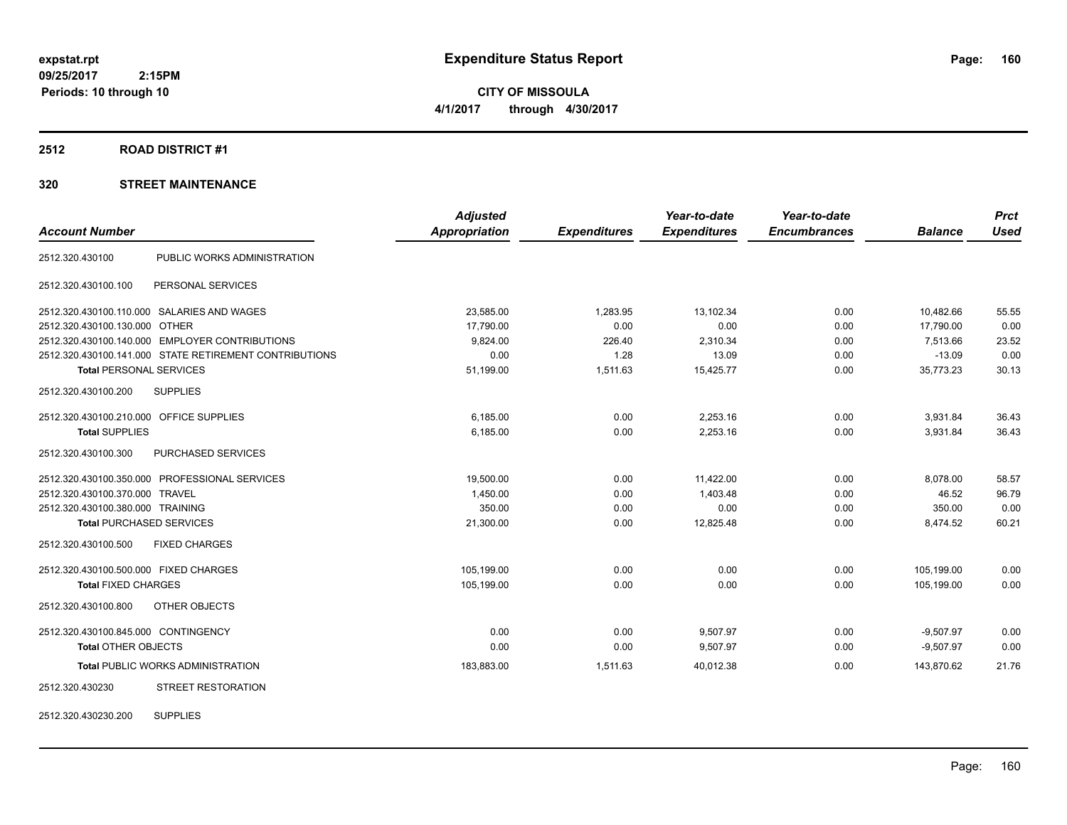expstat.rpt
09/25/2017 2:15PM
Periods: 10 through 10

# Expenditure Status Report

**CITY OF MISSOULA**
**4/1/2017 through 4/30/2017**

## 2512 ROAD DISTRICT #1

## 320 STREET MAINTENANCE

| Account Number | | Adjusted Appropriation | Expenditures | Year-to-date Expenditures | Year-to-date Encumbrances | Balance | Prct Used |
|---|---|---|---|---|---|---|---|
| 2512.320.430100 | PUBLIC WORKS ADMINISTRATION | | | | | | |
| 2512.320.430100.100 | PERSONAL SERVICES | | | | | | |
| 2512.320.430100.110.000 | SALARIES AND WAGES | 23,585.00 | 1,283.95 | 13,102.34 | 0.00 | 10,482.66 | 55.55 |
| 2512.320.430100.130.000 | OTHER | 17,790.00 | 0.00 | 0.00 | 0.00 | 17,790.00 | 0.00 |
| 2512.320.430100.140.000 | EMPLOYER CONTRIBUTIONS | 9,824.00 | 226.40 | 2,310.34 | 0.00 | 7,513.66 | 23.52 |
| 2512.320.430100.141.000 | STATE RETIREMENT CONTRIBUTIONS | 0.00 | 1.28 | 13.09 | 0.00 | -13.09 | 0.00 |
| **Total** PERSONAL SERVICES | | 51,199.00 | 1,511.63 | 15,425.77 | 0.00 | 35,773.23 | 30.13 |
| 2512.320.430100.200 | SUPPLIES | | | | | | |
| 2512.320.430100.210.000 | OFFICE SUPPLIES | 6,185.00 | 0.00 | 2,253.16 | 0.00 | 3,931.84 | 36.43 |
| **Total** SUPPLIES | | 6,185.00 | 0.00 | 2,253.16 | 0.00 | 3,931.84 | 36.43 |
| 2512.320.430100.300 | PURCHASED SERVICES | | | | | | |
| 2512.320.430100.350.000 | PROFESSIONAL SERVICES | 19,500.00 | 0.00 | 11,422.00 | 0.00 | 8,078.00 | 58.57 |
| 2512.320.430100.370.000 | TRAVEL | 1,450.00 | 0.00 | 1,403.48 | 0.00 | 46.52 | 96.79 |
| 2512.320.430100.380.000 | TRAINING | 350.00 | 0.00 | 0.00 | 0.00 | 350.00 | 0.00 |
| **Total** PURCHASED SERVICES | | 21,300.00 | 0.00 | 12,825.48 | 0.00 | 8,474.52 | 60.21 |
| 2512.320.430100.500 | FIXED CHARGES | | | | | | |
| 2512.320.430100.500.000 | FIXED CHARGES | 105,199.00 | 0.00 | 0.00 | 0.00 | 105,199.00 | 0.00 |
| **Total** FIXED CHARGES | | 105,199.00 | 0.00 | 0.00 | 0.00 | 105,199.00 | 0.00 |
| 2512.320.430100.800 | OTHER OBJECTS | | | | | | |
| 2512.320.430100.845.000 | CONTINGENCY | 0.00 | 0.00 | 9,507.97 | 0.00 | -9,507.97 | 0.00 |
| **Total** OTHER OBJECTS | | 0.00 | 0.00 | 9,507.97 | 0.00 | -9,507.97 | 0.00 |
| **Total** PUBLIC WORKS ADMINISTRATION | | 183,883.00 | 1,511.63 | 40,012.38 | 0.00 | 143,870.62 | 21.76 |
| 2512.320.430230 | STREET RESTORATION | | | | | | |
| 2512.320.430230.200 | SUPPLIES | | | | | | |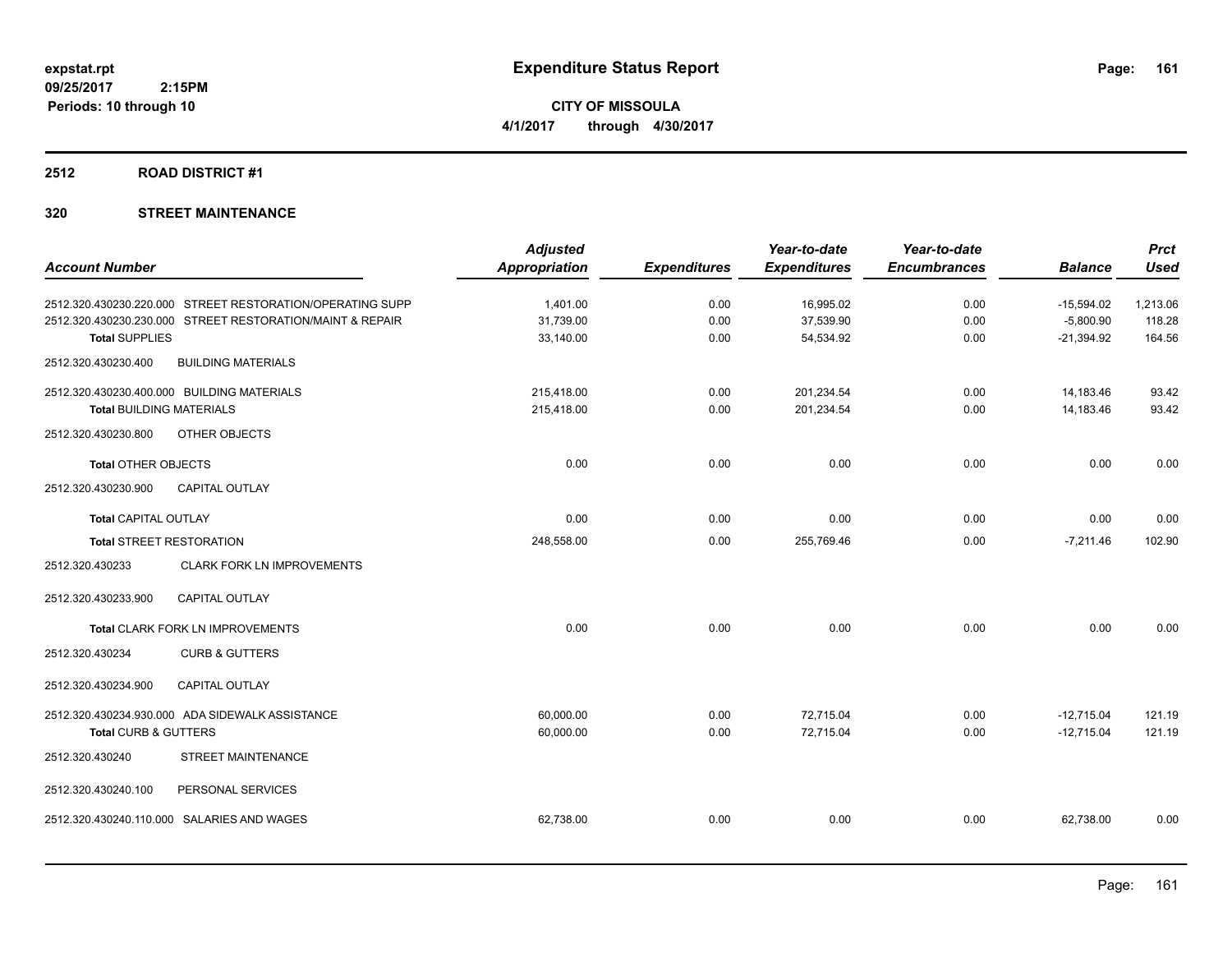**expstat.rpt**
**09/25/2017 2:15PM**
**Periods: 10 through 10**

# Expenditure Status Report

**CITY OF MISSOULA**
**4/1/2017 through 4/30/2017**

## 2512 ROAD DISTRICT #1

### 320 STREET MAINTENANCE

| Account Number | Adjusted Appropriation | Expenditures | Year-to-date Expenditures | Year-to-date Encumbrances | Balance | Prct Used |
|---|---|---|---|---|---|---|
| 2512.320.430230.220.000 STREET RESTORATION/OPERATING SUPP | 1,401.00 | 0.00 | 16,995.02 | 0.00 | -15,594.02 | 1,213.06 |
| 2512.320.430230.230.000 STREET RESTORATION/MAINT & REPAIR | 31,739.00 | 0.00 | 37,539.90 | 0.00 | -5,800.90 | 118.28 |
| **Total** SUPPLIES | 33,140.00 | 0.00 | 54,534.92 | 0.00 | -21,394.92 | 164.56 |
| 2512.320.430230.400 BUILDING MATERIALS | | | | | | |
| 2512.320.430230.400.000 BUILDING MATERIALS | 215,418.00 | 0.00 | 201,234.54 | 0.00 | 14,183.46 | 93.42 |
| **Total** BUILDING MATERIALS | 215,418.00 | 0.00 | 201,234.54 | 0.00 | 14,183.46 | 93.42 |
| 2512.320.430230.800 OTHER OBJECTS | | | | | | |
| **Total** OTHER OBJECTS | 0.00 | 0.00 | 0.00 | 0.00 | 0.00 | 0.00 |
| 2512.320.430230.900 CAPITAL OUTLAY | | | | | | |
| **Total** CAPITAL OUTLAY | 0.00 | 0.00 | 0.00 | 0.00 | 0.00 | 0.00 |
| **Total** STREET RESTORATION | 248,558.00 | 0.00 | 255,769.46 | 0.00 | -7,211.46 | 102.90 |
| 2512.320.430233 CLARK FORK LN IMPROVEMENTS | | | | | | |
| 2512.320.430233.900 CAPITAL OUTLAY | | | | | | |
| **Total** CLARK FORK LN IMPROVEMENTS | 0.00 | 0.00 | 0.00 | 0.00 | 0.00 | 0.00 |
| 2512.320.430234 CURB & GUTTERS | | | | | | |
| 2512.320.430234.900 CAPITAL OUTLAY | | | | | | |
| 2512.320.430234.930.000 ADA SIDEWALK ASSISTANCE | 60,000.00 | 0.00 | 72,715.04 | 0.00 | -12,715.04 | 121.19 |
| **Total** CURB & GUTTERS | 60,000.00 | 0.00 | 72,715.04 | 0.00 | -12,715.04 | 121.19 |
| 2512.320.430240 STREET MAINTENANCE | | | | | | |
| 2512.320.430240.100 PERSONAL SERVICES | | | | | | |
| 2512.320.430240.110.000 SALARIES AND WAGES | 62,738.00 | 0.00 | 0.00 | 0.00 | 62,738.00 | 0.00 |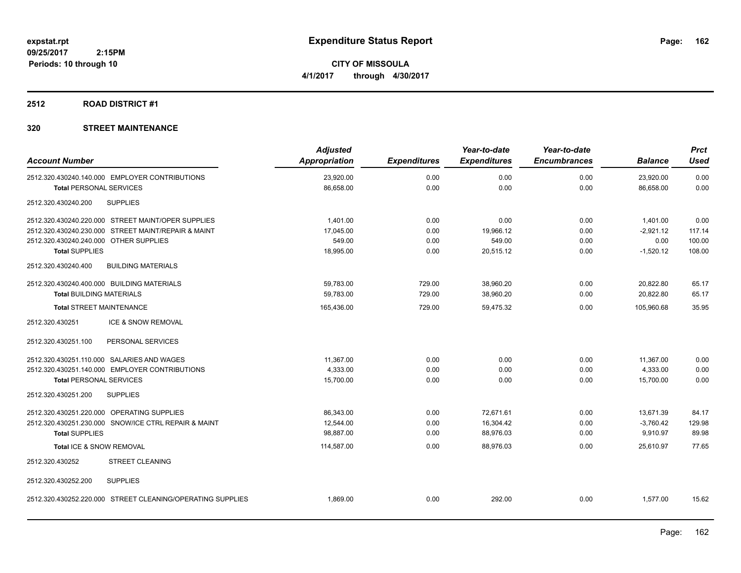# Expenditure Status Report

**CITY OF MISSOULA**

**4/1/2017 through 4/30/2017**

expstat.rpt
09/25/2017 2:15PM
Periods: 10 through 10

## 2512 ROAD DISTRICT #1

### 320 STREET MAINTENANCE

| Account Number | Adjusted Appropriation | Expenditures | Year-to-date Expenditures | Year-to-date Encumbrances | Balance | Prct Used |
|---|---|---|---|---|---|---|
| 2512.320.430240.140.000 EMPLOYER CONTRIBUTIONS | 23,920.00 | 0.00 | 0.00 | 0.00 | 23,920.00 | 0.00 |
| **Total** PERSONAL SERVICES | 86,658.00 | 0.00 | 0.00 | 0.00 | 86,658.00 | 0.00 |
| 2512.320.430240.200 SUPPLIES | | | | | | |
| 2512.320.430240.220.000 STREET MAINT/OPER SUPPLIES | 1,401.00 | 0.00 | 0.00 | 0.00 | 1,401.00 | 0.00 |
| 2512.320.430240.230.000 STREET MAINT/REPAIR & MAINT | 17,045.00 | 0.00 | 19,966.12 | 0.00 | -2,921.12 | 117.14 |
| 2512.320.430240.240.000 OTHER SUPPLIES | 549.00 | 0.00 | 549.00 | 0.00 | 0.00 | 100.00 |
| **Total SUPPLIES** | 18,995.00 | 0.00 | 20,515.12 | 0.00 | -1,520.12 | 108.00 |
| 2512.320.430240.400 BUILDING MATERIALS | | | | | | |
| 2512.320.430240.400.000 BUILDING MATERIALS | 59,783.00 | 729.00 | 38,960.20 | 0.00 | 20,822.80 | 65.17 |
| **Total** BUILDING MATERIALS | 59,783.00 | 729.00 | 38,960.20 | 0.00 | 20,822.80 | 65.17 |
| **Total** STREET MAINTENANCE | 165,436.00 | 729.00 | 59,475.32 | 0.00 | 105,960.68 | 35.95 |
| 2512.320.430251 ICE & SNOW REMOVAL | | | | | | |
| 2512.320.430251.100 PERSONAL SERVICES | | | | | | |
| 2512.320.430251.110.000 SALARIES AND WAGES | 11,367.00 | 0.00 | 0.00 | 0.00 | 11,367.00 | 0.00 |
| 2512.320.430251.140.000 EMPLOYER CONTRIBUTIONS | 4,333.00 | 0.00 | 0.00 | 0.00 | 4,333.00 | 0.00 |
| **Total** PERSONAL SERVICES | 15,700.00 | 0.00 | 0.00 | 0.00 | 15,700.00 | 0.00 |
| 2512.320.430251.200 SUPPLIES | | | | | | |
| 2512.320.430251.220.000 OPERATING SUPPLIES | 86,343.00 | 0.00 | 72,671.61 | 0.00 | 13,671.39 | 84.17 |
| 2512.320.430251.230.000 SNOW/ICE CTRL REPAIR & MAINT | 12,544.00 | 0.00 | 16,304.42 | 0.00 | -3,760.42 | 129.98 |
| **Total SUPPLIES** | 98,887.00 | 0.00 | 88,976.03 | 0.00 | 9,910.97 | 89.98 |
| **Total** ICE & SNOW REMOVAL | 114,587.00 | 0.00 | 88,976.03 | 0.00 | 25,610.97 | 77.65 |
| 2512.320.430252 STREET CLEANING | | | | | | |
| 2512.320.430252.200 SUPPLIES | | | | | | |
| 2512.320.430252.220.000 STREET CLEANING/OPERATING SUPPLIES | 1,869.00 | 0.00 | 292.00 | 0.00 | 1,577.00 | 15.62 |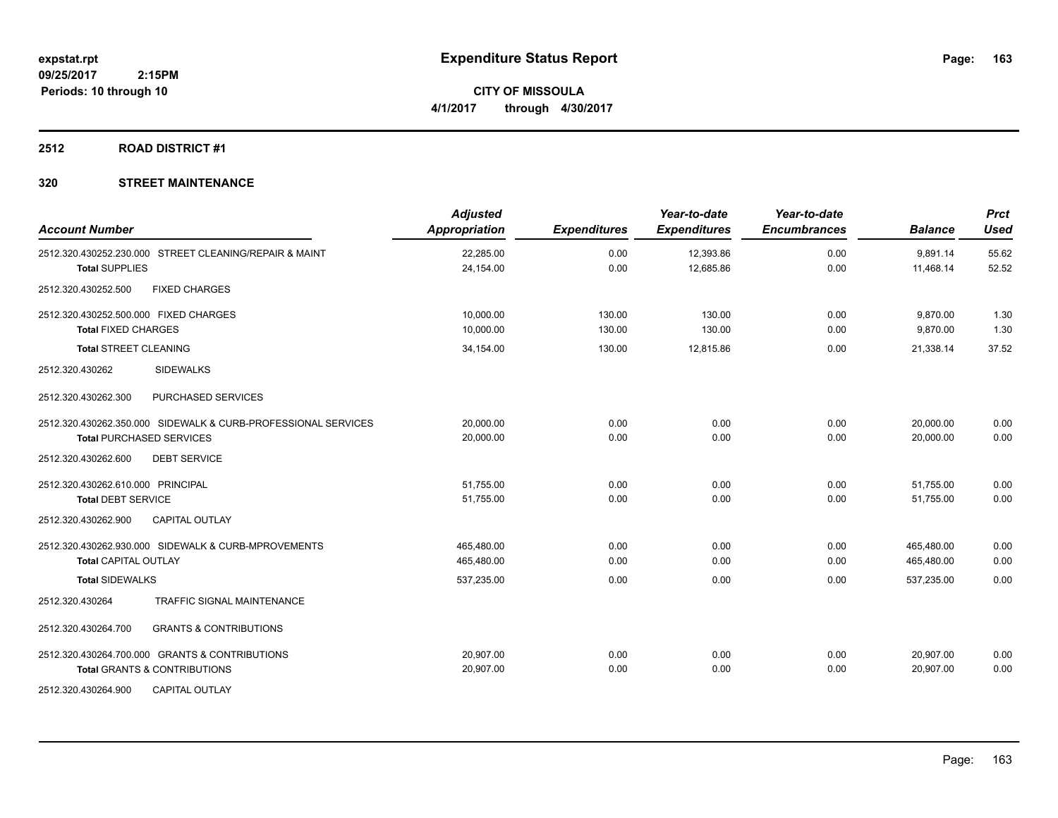**expstat.rpt**
**09/25/2017 2:15PM**
**Periods: 10 through 10**

# Expenditure Status Report

**CITY OF MISSOULA**
**4/1/2017 through 4/30/2017**

## 2512 ROAD DISTRICT #1

## 320 STREET MAINTENANCE

| Account Number | Adjusted Appropriation | Expenditures | Year-to-date Expenditures | Year-to-date Encumbrances | Balance | Prct Used |
|---|---|---|---|---|---|---|
| 2512.320.430252.230.000 STREET CLEANING/REPAIR & MAINT | 22,285.00 | 0.00 | 12,393.86 | 0.00 | 9,891.14 | 55.62 |
| **Total** SUPPLIES | 24,154.00 | 0.00 | 12,685.86 | 0.00 | 11,468.14 | 52.52 |
| 2512.320.430252.500 FIXED CHARGES | | | | | | |
| 2512.320.430252.500.000 FIXED CHARGES | 10,000.00 | 130.00 | 130.00 | 0.00 | 9,870.00 | 1.30 |
| **Total** FIXED CHARGES | 10,000.00 | 130.00 | 130.00 | 0.00 | 9,870.00 | 1.30 |
| **Total** STREET CLEANING | 34,154.00 | 130.00 | 12,815.86 | 0.00 | 21,338.14 | 37.52 |
| 2512.320.430262 SIDEWALKS | | | | | | |
| 2512.320.430262.300 PURCHASED SERVICES | | | | | | |
| 2512.320.430262.350.000 SIDEWALK & CURB-PROFESSIONAL SERVICES | 20,000.00 | 0.00 | 0.00 | 0.00 | 20,000.00 | 0.00 |
| **Total** PURCHASED SERVICES | 20,000.00 | 0.00 | 0.00 | 0.00 | 20,000.00 | 0.00 |
| 2512.320.430262.600 DEBT SERVICE | | | | | | |
| 2512.320.430262.610.000 PRINCIPAL | 51,755.00 | 0.00 | 0.00 | 0.00 | 51,755.00 | 0.00 |
| **Total** DEBT SERVICE | 51,755.00 | 0.00 | 0.00 | 0.00 | 51,755.00 | 0.00 |
| 2512.320.430262.900 CAPITAL OUTLAY | | | | | | |
| 2512.320.430262.930.000 SIDEWALK & CURB-MPROVEMENTS | 465,480.00 | 0.00 | 0.00 | 0.00 | 465,480.00 | 0.00 |
| **Total** CAPITAL OUTLAY | 465,480.00 | 0.00 | 0.00 | 0.00 | 465,480.00 | 0.00 |
| **Total** SIDEWALKS | 537,235.00 | 0.00 | 0.00 | 0.00 | 537,235.00 | 0.00 |
| 2512.320.430264 TRAFFIC SIGNAL MAINTENANCE | | | | | | |
| 2512.320.430264.700 GRANTS & CONTRIBUTIONS | | | | | | |
| 2512.320.430264.700.000 GRANTS & CONTRIBUTIONS | 20,907.00 | 0.00 | 0.00 | 0.00 | 20,907.00 | 0.00 |
| **Total** GRANTS & CONTRIBUTIONS | 20,907.00 | 0.00 | 0.00 | 0.00 | 20,907.00 | 0.00 |
| 2512.320.430264.900 CAPITAL OUTLAY | | | | | | |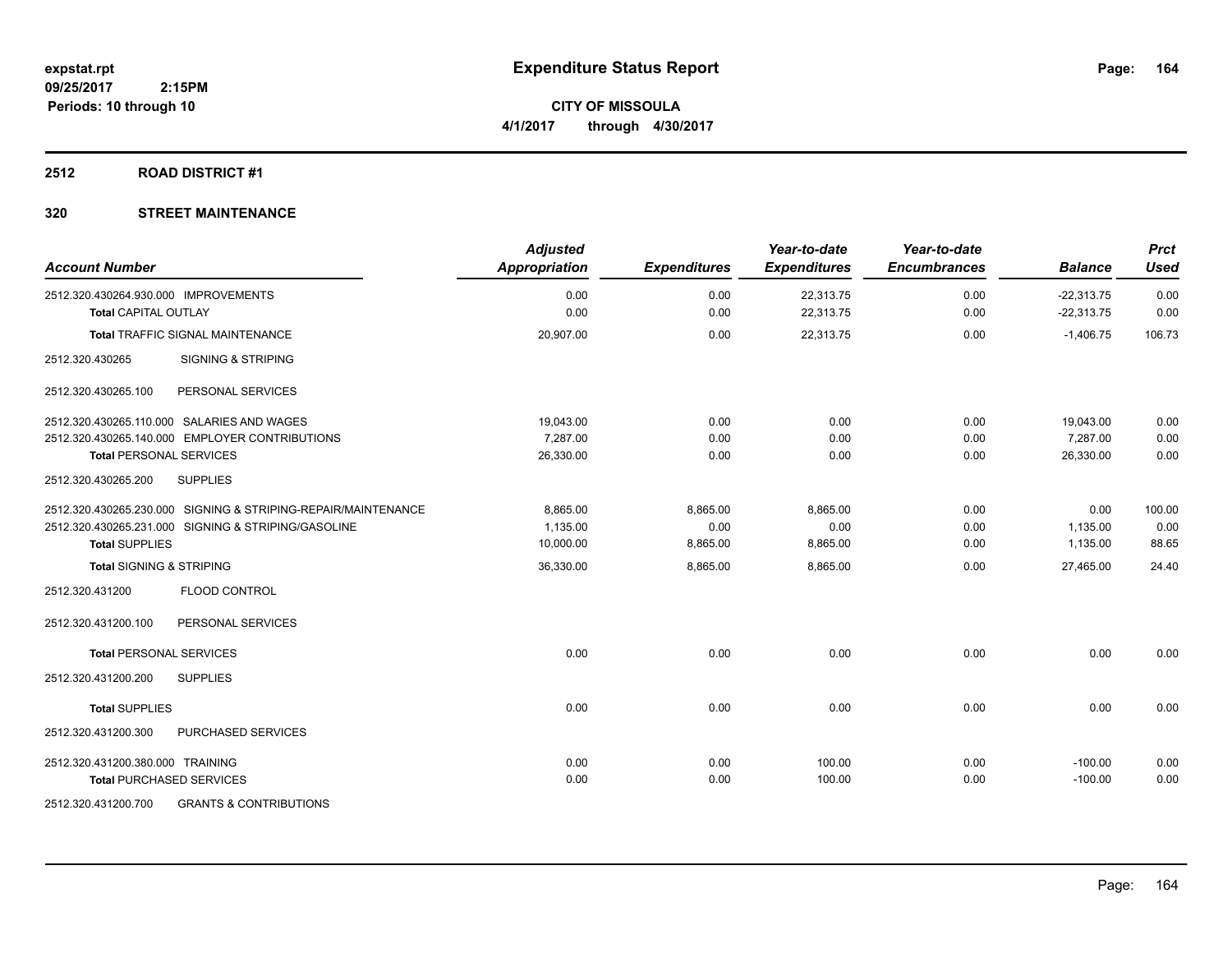**expstat.rpt**
**09/25/2017 2:15PM**
**Periods: 10 through 10**

# Expenditure Status Report

**CITY OF MISSOULA**
**4/1/2017 through 4/30/2017**

## 2512 ROAD DISTRICT #1

## 320 STREET MAINTENANCE

| Account Number | Adjusted Appropriation | Expenditures | Year-to-date Expenditures | Year-to-date Encumbrances | Balance | Prct Used |
|---|---|---|---|---|---|---|
| 2512.320.430264.930.000 IMPROVEMENTS | 0.00 | 0.00 | 22,313.75 | 0.00 | -22,313.75 | 0.00 |
| **Total** CAPITAL OUTLAY | 0.00 | 0.00 | 22,313.75 | 0.00 | -22,313.75 | 0.00 |
| **Total** TRAFFIC SIGNAL MAINTENANCE | 20,907.00 | 0.00 | 22,313.75 | 0.00 | -1,406.75 | 106.73 |
| 2512.320.430265 SIGNING & STRIPING | | | | | | |
| 2512.320.430265.100 PERSONAL SERVICES | | | | | | |
| 2512.320.430265.110.000 SALARIES AND WAGES | 19,043.00 | 0.00 | 0.00 | 0.00 | 19,043.00 | 0.00 |
| 2512.320.430265.140.000 EMPLOYER CONTRIBUTIONS | 7,287.00 | 0.00 | 0.00 | 0.00 | 7,287.00 | 0.00 |
| **Total** PERSONAL SERVICES | 26,330.00 | 0.00 | 0.00 | 0.00 | 26,330.00 | 0.00 |
| 2512.320.430265.200 SUPPLIES | | | | | | |
| 2512.320.430265.230.000 SIGNING & STRIPING-REPAIR/MAINTENANCE | 8,865.00 | 8,865.00 | 8,865.00 | 0.00 | 0.00 | 100.00 |
| 2512.320.430265.231.000 SIGNING & STRIPING/GASOLINE | 1,135.00 | 0.00 | 0.00 | 0.00 | 1,135.00 | 0.00 |
| **Total** SUPPLIES | 10,000.00 | 8,865.00 | 8,865.00 | 0.00 | 1,135.00 | 88.65 |
| **Total** SIGNING & STRIPING | 36,330.00 | 8,865.00 | 8,865.00 | 0.00 | 27,465.00 | 24.40 |
| 2512.320.431200 FLOOD CONTROL | | | | | | |
| 2512.320.431200.100 PERSONAL SERVICES | | | | | | |
| **Total** PERSONAL SERVICES | 0.00 | 0.00 | 0.00 | 0.00 | 0.00 | 0.00 |
| 2512.320.431200.200 SUPPLIES | | | | | | |
| **Total** SUPPLIES | 0.00 | 0.00 | 0.00 | 0.00 | 0.00 | 0.00 |
| 2512.320.431200.300 PURCHASED SERVICES | | | | | | |
| 2512.320.431200.380.000 TRAINING | 0.00 | 0.00 | 100.00 | 0.00 | -100.00 | 0.00 |
| **Total** PURCHASED SERVICES | 0.00 | 0.00 | 100.00 | 0.00 | -100.00 | 0.00 |
| 2512.320.431200.700 GRANTS & CONTRIBUTIONS | | | | | | |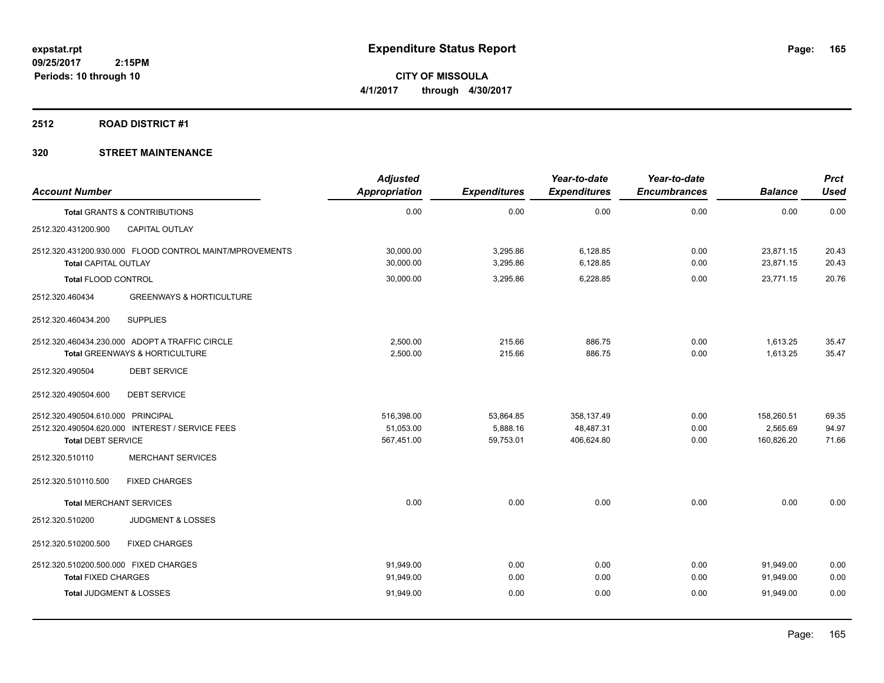expstat.rpt
09/25/2017 2:15PM
Periods: 10 through 10

# Expenditure Status Report

**CITY OF MISSOULA**
**4/1/2017 through 4/30/2017**

## 2512 ROAD DISTRICT #1

### 320 STREET MAINTENANCE

| Account Number | Adjusted Appropriation | Expenditures | Year-to-date Expenditures | Year-to-date Encumbrances | Balance | Prct Used |
|---|---|---|---|---|---|---|
| **Total** GRANTS & CONTRIBUTIONS | 0.00 | 0.00 | 0.00 | 0.00 | 0.00 | 0.00 |
| 2512.320.431200.900 CAPITAL OUTLAY | | | | | | |
| 2512.320.431200.930.000 FLOOD CONTROL MAINT/MPROVEMENTS | 30,000.00 | 3,295.86 | 6,128.85 | 0.00 | 23,871.15 | 20.43 |
| **Total** CAPITAL OUTLAY | 30,000.00 | 3,295.86 | 6,128.85 | 0.00 | 23,871.15 | 20.43 |
| **Total** FLOOD CONTROL | 30,000.00 | 3,295.86 | 6,228.85 | 0.00 | 23,771.15 | 20.76 |
| 2512.320.460434 GREENWAYS & HORTICULTURE | | | | | | |
| 2512.320.460434.200 SUPPLIES | | | | | | |
| 2512.320.460434.230.000 ADOPT A TRAFFIC CIRCLE | 2,500.00 | 215.66 | 886.75 | 0.00 | 1,613.25 | 35.47 |
| **Total** GREENWAYS & HORTICULTURE | 2,500.00 | 215.66 | 886.75 | 0.00 | 1,613.25 | 35.47 |
| 2512.320.490504 DEBT SERVICE | | | | | | |
| 2512.320.490504.600 DEBT SERVICE | | | | | | |
| 2512.320.490504.610.000 PRINCIPAL | 516,398.00 | 53,864.85 | 358,137.49 | 0.00 | 158,260.51 | 69.35 |
| 2512.320.490504.620.000 INTEREST / SERVICE FEES | 51,053.00 | 5,888.16 | 48,487.31 | 0.00 | 2,565.69 | 94.97 |
| **Total** DEBT SERVICE | 567,451.00 | 59,753.01 | 406,624.80 | 0.00 | 160,826.20 | 71.66 |
| 2512.320.510110 MERCHANT SERVICES | | | | | | |
| 2512.320.510110.500 FIXED CHARGES | | | | | | |
| **Total** MERCHANT SERVICES | 0.00 | 0.00 | 0.00 | 0.00 | 0.00 | 0.00 |
| 2512.320.510200 JUDGMENT & LOSSES | | | | | | |
| 2512.320.510200.500 FIXED CHARGES | | | | | | |
| 2512.320.510200.500.000 FIXED CHARGES | 91,949.00 | 0.00 | 0.00 | 0.00 | 91,949.00 | 0.00 |
| **Total** FIXED CHARGES | 91,949.00 | 0.00 | 0.00 | 0.00 | 91,949.00 | 0.00 |
| **Total** JUDGMENT & LOSSES | 91,949.00 | 0.00 | 0.00 | 0.00 | 91,949.00 | 0.00 |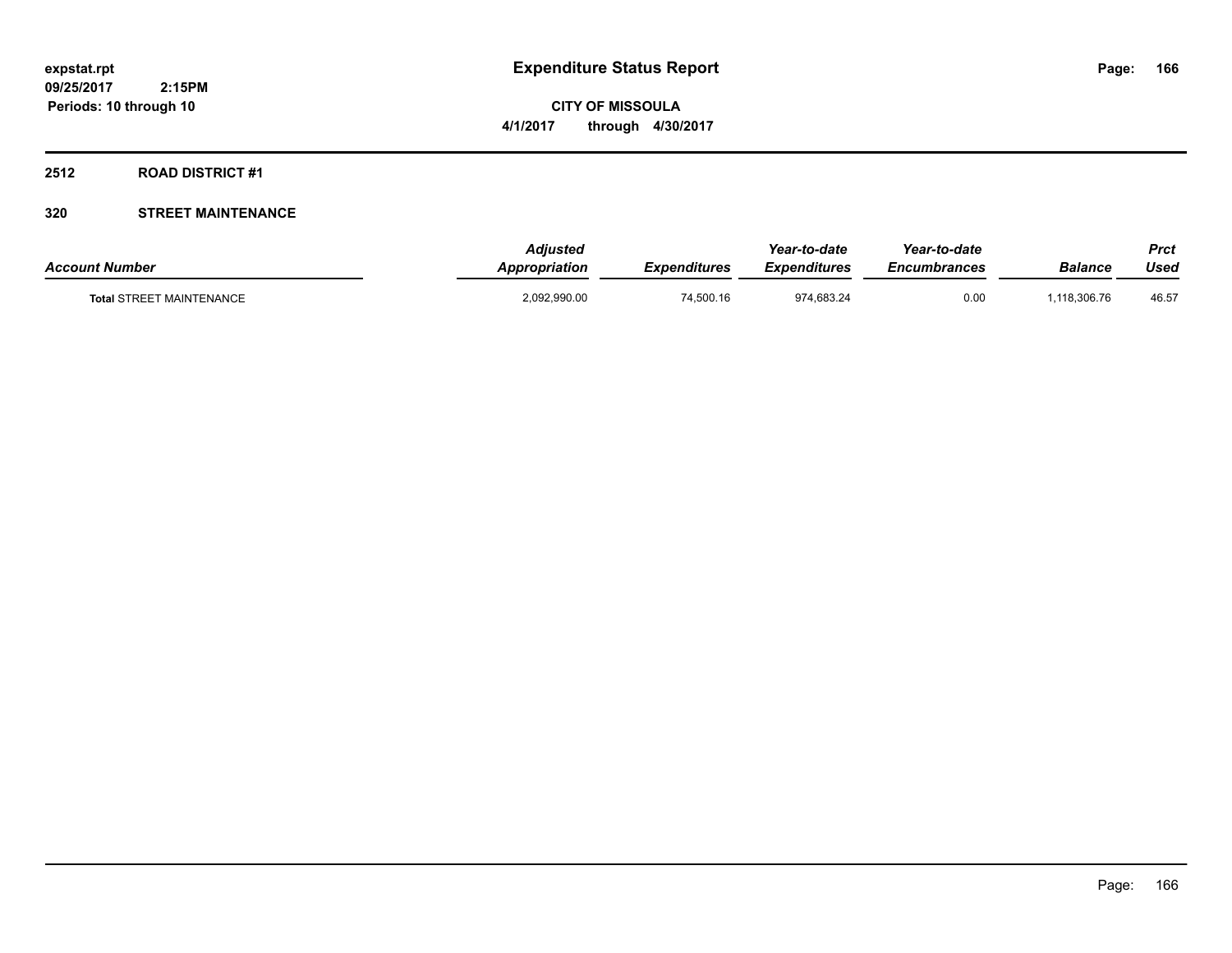# Expenditure Status Report

**CITY OF MISSOULA**

**4/1/2017 through 4/30/2017**

expstat.rpt
09/25/2017 2:15PM
Periods: 10 through 10

## 2512 ROAD DISTRICT #1

### 320 STREET MAINTENANCE

| Account Number | Adjusted Appropriation | Expenditures | Year-to-date Expenditures | Year-to-date Encumbrances | Balance | Prct Used |
|---|---|---|---|---|---|---|
| Total STREET MAINTENANCE | 2,092,990.00 | 74,500.16 | 974,683.24 | 0.00 | 1,118,306.76 | 46.57 |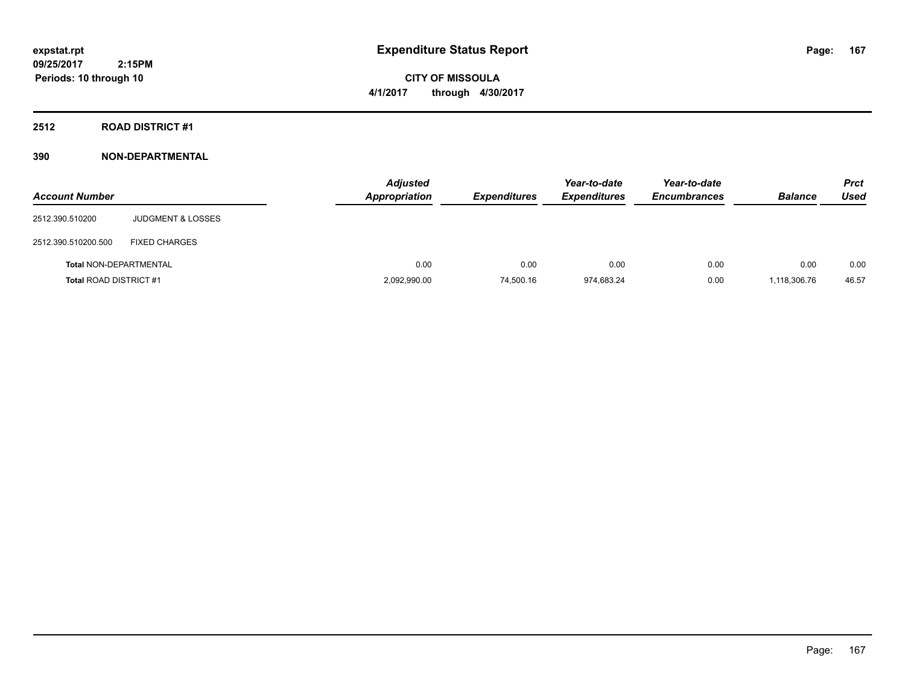**expstat.rpt**
**09/25/2017 2:15PM**
**Periods: 10 through 10**

# Expenditure Status Report

**CITY OF MISSOULA**
**4/1/2017 through 4/30/2017**

## 2512 ROAD DISTRICT #1

## 390 NON-DEPARTMENTAL

| Account Number | | Adjusted Appropriation | Expenditures | Year-to-date Expenditures | Year-to-date Encumbrances | Balance | Prct Used |
|---|---|---|---|---|---|---|---|
| 2512.390.510200 | JUDGMENT & LOSSES | | | | | | |
| 2512.390.510200.500 | FIXED CHARGES | | | | | | |
| **Total** NON-DEPARTMENTAL | | 0.00 | 0.00 | 0.00 | 0.00 | 0.00 | 0.00 |
| **Total** ROAD DISTRICT #1 | | 2,092,990.00 | 74,500.16 | 974,683.24 | 0.00 | 1,118,306.76 | 46.57 |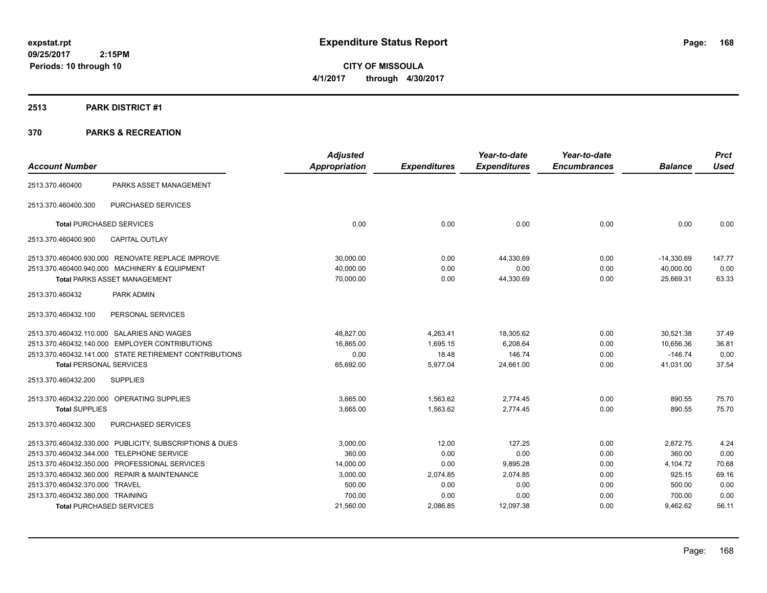**expstat.rpt**
**09/25/2017 2:15PM**
**Periods: 10 through 10**

# Expenditure Status Report

**CITY OF MISSOULA**
**4/1/2017 through 4/30/2017**

## 2513 PARK DISTRICT #1

## 370 PARKS & RECREATION

| Account Number | | Adjusted Appropriation | Expenditures | Year-to-date Expenditures | Year-to-date Encumbrances | Balance | Prct Used |
|---|---|---|---|---|---|---|---|
| 2513.370.460400 | PARKS ASSET MANAGEMENT | | | | | | |
| 2513.370.460400.300 | PURCHASED SERVICES | | | | | | |
| **Total** PURCHASED SERVICES | | 0.00 | 0.00 | 0.00 | 0.00 | 0.00 | 0.00 |
| 2513.370.460400.900 | CAPITAL OUTLAY | | | | | | |
| 2513.370.460400.930.000 | RENOVATE REPLACE IMPROVE | 30,000.00 | 0.00 | 44,330.69 | 0.00 | -14,330.69 | 147.77 |
| 2513.370.460400.940.000 | MACHINERY & EQUIPMENT | 40,000.00 | 0.00 | 0.00 | 0.00 | 40,000.00 | 0.00 |
| **Total** PARKS ASSET MANAGEMENT | | 70,000.00 | 0.00 | 44,330.69 | 0.00 | 25,669.31 | 63.33 |
| 2513.370.460432 | PARK ADMIN | | | | | | |
| 2513.370.460432.100 | PERSONAL SERVICES | | | | | | |
| 2513.370.460432.110.000 | SALARIES AND WAGES | 48,827.00 | 4,263.41 | 18,305.62 | 0.00 | 30,521.38 | 37.49 |
| 2513.370.460432.140.000 | EMPLOYER CONTRIBUTIONS | 16,865.00 | 1,695.15 | 6,208.64 | 0.00 | 10,656.36 | 36.81 |
| 2513.370.460432.141.000 | STATE RETIREMENT CONTRIBUTIONS | 0.00 | 18.48 | 146.74 | 0.00 | -146.74 | 0.00 |
| **Total** PERSONAL SERVICES | | 65,692.00 | 5,977.04 | 24,661.00 | 0.00 | 41,031.00 | 37.54 |
| 2513.370.460432.200 | SUPPLIES | | | | | | |
| 2513.370.460432.220.000 | OPERATING SUPPLIES | 3,665.00 | 1,563.62 | 2,774.45 | 0.00 | 890.55 | 75.70 |
| **Total** SUPPLIES | | 3,665.00 | 1,563.62 | 2,774.45 | 0.00 | 890.55 | 75.70 |
| 2513.370.460432.300 | PURCHASED SERVICES | | | | | | |
| 2513.370.460432.330.000 | PUBLICITY, SUBSCRIPTIONS & DUES | 3,000.00 | 12.00 | 127.25 | 0.00 | 2,872.75 | 4.24 |
| 2513.370.460432.344.000 | TELEPHONE SERVICE | 360.00 | 0.00 | 0.00 | 0.00 | 360.00 | 0.00 |
| 2513.370.460432.350.000 | PROFESSIONAL SERVICES | 14,000.00 | 0.00 | 9,895.28 | 0.00 | 4,104.72 | 70.68 |
| 2513.370.460432.360.000 | REPAIR & MAINTENANCE | 3,000.00 | 2,074.85 | 2,074.85 | 0.00 | 925.15 | 69.16 |
| 2513.370.460432.370.000 | TRAVEL | 500.00 | 0.00 | 0.00 | 0.00 | 500.00 | 0.00 |
| 2513.370.460432.380.000 | TRAINING | 700.00 | 0.00 | 0.00 | 0.00 | 700.00 | 0.00 |
| **Total** PURCHASED SERVICES | | 21,560.00 | 2,086.85 | 12,097.38 | 0.00 | 9,462.62 | 56.11 |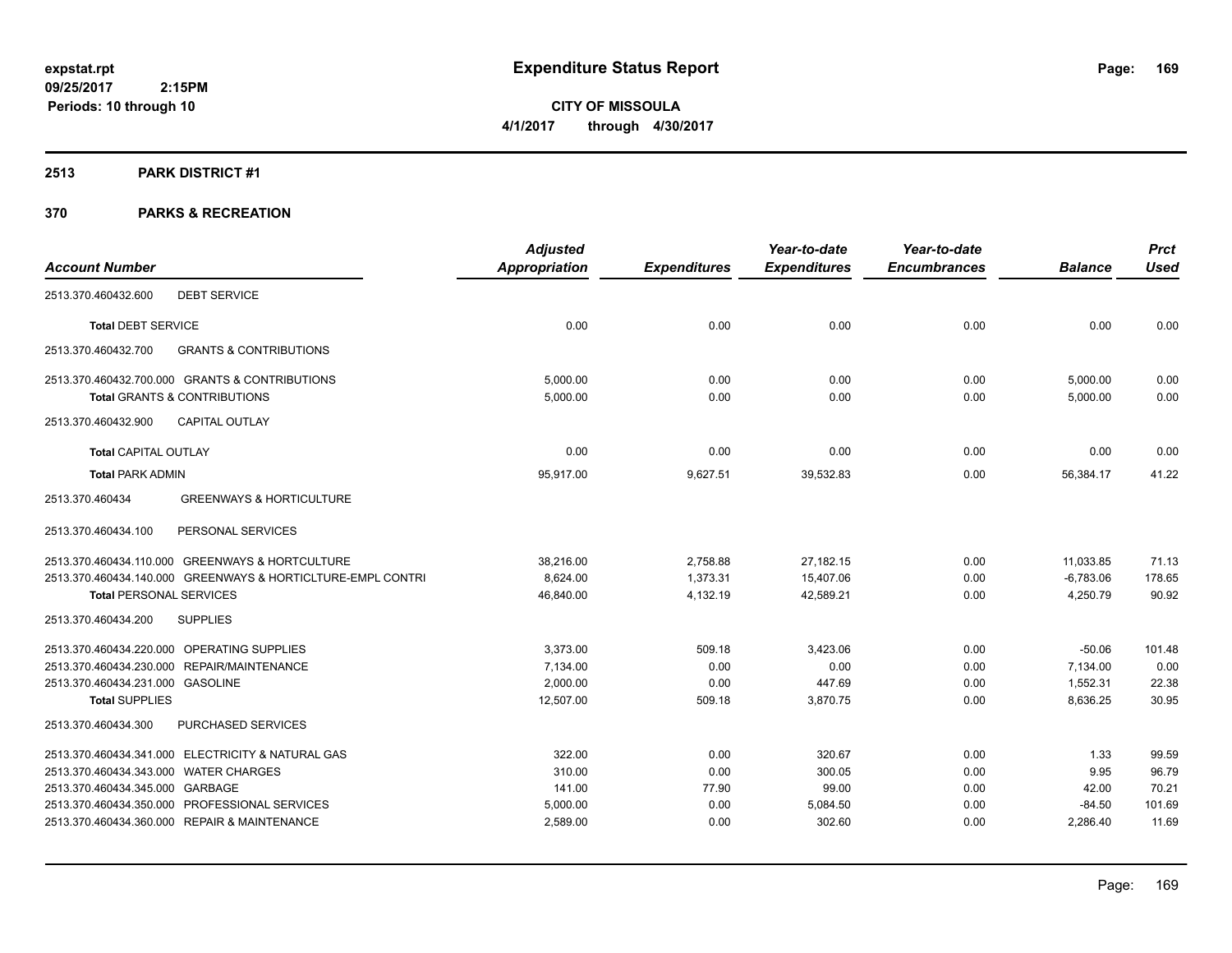**expstat.rpt**
**09/25/2017 2:15PM**
**Periods: 10 through 10**

# Expenditure Status Report

**CITY OF MISSOULA**
**4/1/2017 through 4/30/2017**

## 2513 PARK DISTRICT #1

## 370 PARKS & RECREATION

| Account Number | Adjusted Appropriation | Expenditures | Year-to-date Expenditures | Year-to-date Encumbrances | Balance | Prct Used |
|---|---|---|---|---|---|---|
| 2513.370.460432.600 DEBT SERVICE | | | | | | |
| **Total** DEBT SERVICE | 0.00 | 0.00 | 0.00 | 0.00 | 0.00 | 0.00 |
| 2513.370.460432.700 GRANTS & CONTRIBUTIONS | | | | | | |
| 2513.370.460432.700.000 GRANTS & CONTRIBUTIONS | 5,000.00 | 0.00 | 0.00 | 0.00 | 5,000.00 | 0.00 |
| **Total** GRANTS & CONTRIBUTIONS | 5,000.00 | 0.00 | 0.00 | 0.00 | 5,000.00 | 0.00 |
| 2513.370.460432.900 CAPITAL OUTLAY | | | | | | |
| **Total** CAPITAL OUTLAY | 0.00 | 0.00 | 0.00 | 0.00 | 0.00 | 0.00 |
| **Total** PARK ADMIN | 95,917.00 | 9,627.51 | 39,532.83 | 0.00 | 56,384.17 | 41.22 |
| 2513.370.460434 GREENWAYS & HORTICULTURE | | | | | | |
| 2513.370.460434.100 PERSONAL SERVICES | | | | | | |
| 2513.370.460434.110.000 GREENWAYS & HORTCULTURE | 38,216.00 | 2,758.88 | 27,182.15 | 0.00 | 11,033.85 | 71.13 |
| 2513.370.460434.140.000 GREENWAYS & HORTICLTURE-EMPL CONTRI | 8,624.00 | 1,373.31 | 15,407.06 | 0.00 | -6,783.06 | 178.65 |
| **Total** PERSONAL SERVICES | 46,840.00 | 4,132.19 | 42,589.21 | 0.00 | 4,250.79 | 90.92 |
| 2513.370.460434.200 SUPPLIES | | | | | | |
| 2513.370.460434.220.000 OPERATING SUPPLIES | 3,373.00 | 509.18 | 3,423.06 | 0.00 | -50.06 | 101.48 |
| 2513.370.460434.230.000 REPAIR/MAINTENANCE | 7,134.00 | 0.00 | 0.00 | 0.00 | 7,134.00 | 0.00 |
| 2513.370.460434.231.000 GASOLINE | 2,000.00 | 0.00 | 447.69 | 0.00 | 1,552.31 | 22.38 |
| **Total** SUPPLIES | 12,507.00 | 509.18 | 3,870.75 | 0.00 | 8,636.25 | 30.95 |
| 2513.370.460434.300 PURCHASED SERVICES | | | | | | |
| 2513.370.460434.341.000 ELECTRICITY & NATURAL GAS | 322.00 | 0.00 | 320.67 | 0.00 | 1.33 | 99.59 |
| 2513.370.460434.343.000 WATER CHARGES | 310.00 | 0.00 | 300.05 | 0.00 | 9.95 | 96.79 |
| 2513.370.460434.345.000 GARBAGE | 141.00 | 77.90 | 99.00 | 0.00 | 42.00 | 70.21 |
| 2513.370.460434.350.000 PROFESSIONAL SERVICES | 5,000.00 | 0.00 | 5,084.50 | 0.00 | -84.50 | 101.69 |
| 2513.370.460434.360.000 REPAIR & MAINTENANCE | 2,589.00 | 0.00 | 302.60 | 0.00 | 2,286.40 | 11.69 |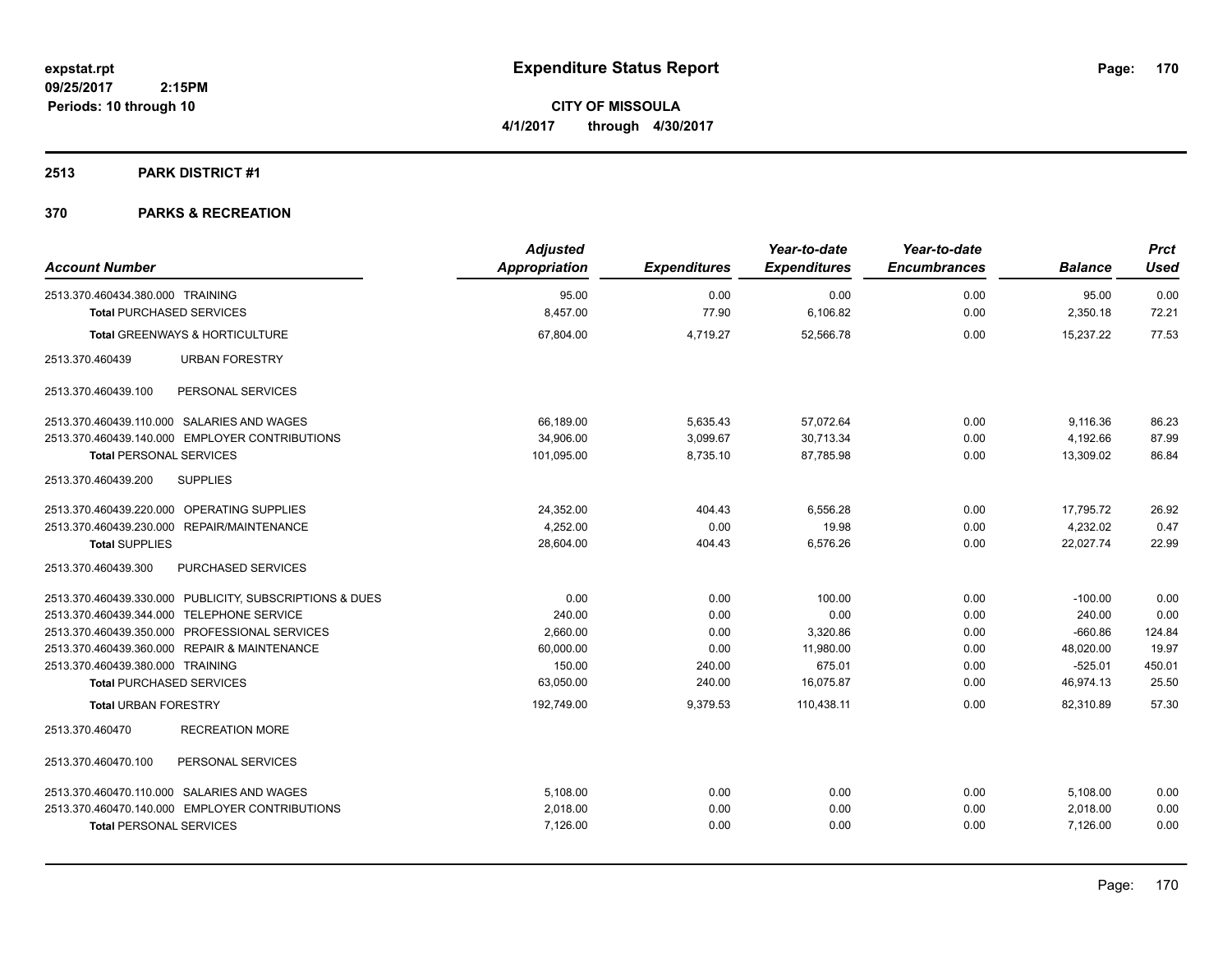# Expenditure Status Report

**CITY OF MISSOULA**

**4/1/2017 through 4/30/2017**

expstat.rpt
09/25/2017 2:15PM
Periods: 10 through 10

## 2513 PARK DISTRICT #1

## 370 PARKS & RECREATION

| Account Number | Adjusted Appropriation | Expenditures | Year-to-date Expenditures | Year-to-date Encumbrances | Balance | Prct Used |
|---|---|---|---|---|---|---|
| 2513.370.460434.380.000 TRAINING | 95.00 | 0.00 | 0.00 | 0.00 | 95.00 | 0.00 |
| **Total** PURCHASED SERVICES | 8,457.00 | 77.90 | 6,106.82 | 0.00 | 2,350.18 | 72.21 |
| **Total** GREENWAYS & HORTICULTURE | 67,804.00 | 4,719.27 | 52,566.78 | 0.00 | 15,237.22 | 77.53 |
| 2513.370.460439 URBAN FORESTRY | | | | | | |
| 2513.370.460439.100 PERSONAL SERVICES | | | | | | |
| 2513.370.460439.110.000 SALARIES AND WAGES | 66,189.00 | 5,635.43 | 57,072.64 | 0.00 | 9,116.36 | 86.23 |
| 2513.370.460439.140.000 EMPLOYER CONTRIBUTIONS | 34,906.00 | 3,099.67 | 30,713.34 | 0.00 | 4,192.66 | 87.99 |
| **Total** PERSONAL SERVICES | 101,095.00 | 8,735.10 | 87,785.98 | 0.00 | 13,309.02 | 86.84 |
| 2513.370.460439.200 SUPPLIES | | | | | | |
| 2513.370.460439.220.000 OPERATING SUPPLIES | 24,352.00 | 404.43 | 6,556.28 | 0.00 | 17,795.72 | 26.92 |
| 2513.370.460439.230.000 REPAIR/MAINTENANCE | 4,252.00 | 0.00 | 19.98 | 0.00 | 4,232.02 | 0.47 |
| **Total** SUPPLIES | 28,604.00 | 404.43 | 6,576.26 | 0.00 | 22,027.74 | 22.99 |
| 2513.370.460439.300 PURCHASED SERVICES | | | | | | |
| 2513.370.460439.330.000 PUBLICITY, SUBSCRIPTIONS & DUES | 0.00 | 0.00 | 100.00 | 0.00 | -100.00 | 0.00 |
| 2513.370.460439.344.000 TELEPHONE SERVICE | 240.00 | 0.00 | 0.00 | 0.00 | 240.00 | 0.00 |
| 2513.370.460439.350.000 PROFESSIONAL SERVICES | 2,660.00 | 0.00 | 3,320.86 | 0.00 | -660.86 | 124.84 |
| 2513.370.460439.360.000 REPAIR & MAINTENANCE | 60,000.00 | 0.00 | 11,980.00 | 0.00 | 48,020.00 | 19.97 |
| 2513.370.460439.380.000 TRAINING | 150.00 | 240.00 | 675.01 | 0.00 | -525.01 | 450.01 |
| **Total** PURCHASED SERVICES | 63,050.00 | 240.00 | 16,075.87 | 0.00 | 46,974.13 | 25.50 |
| **Total** URBAN FORESTRY | 192,749.00 | 9,379.53 | 110,438.11 | 0.00 | 82,310.89 | 57.30 |
| 2513.370.460470 RECREATION MORE | | | | | | |
| 2513.370.460470.100 PERSONAL SERVICES | | | | | | |
| 2513.370.460470.110.000 SALARIES AND WAGES | 5,108.00 | 0.00 | 0.00 | 0.00 | 5,108.00 | 0.00 |
| 2513.370.460470.140.000 EMPLOYER CONTRIBUTIONS | 2,018.00 | 0.00 | 0.00 | 0.00 | 2,018.00 | 0.00 |
| **Total** PERSONAL SERVICES | 7,126.00 | 0.00 | 0.00 | 0.00 | 7,126.00 | 0.00 |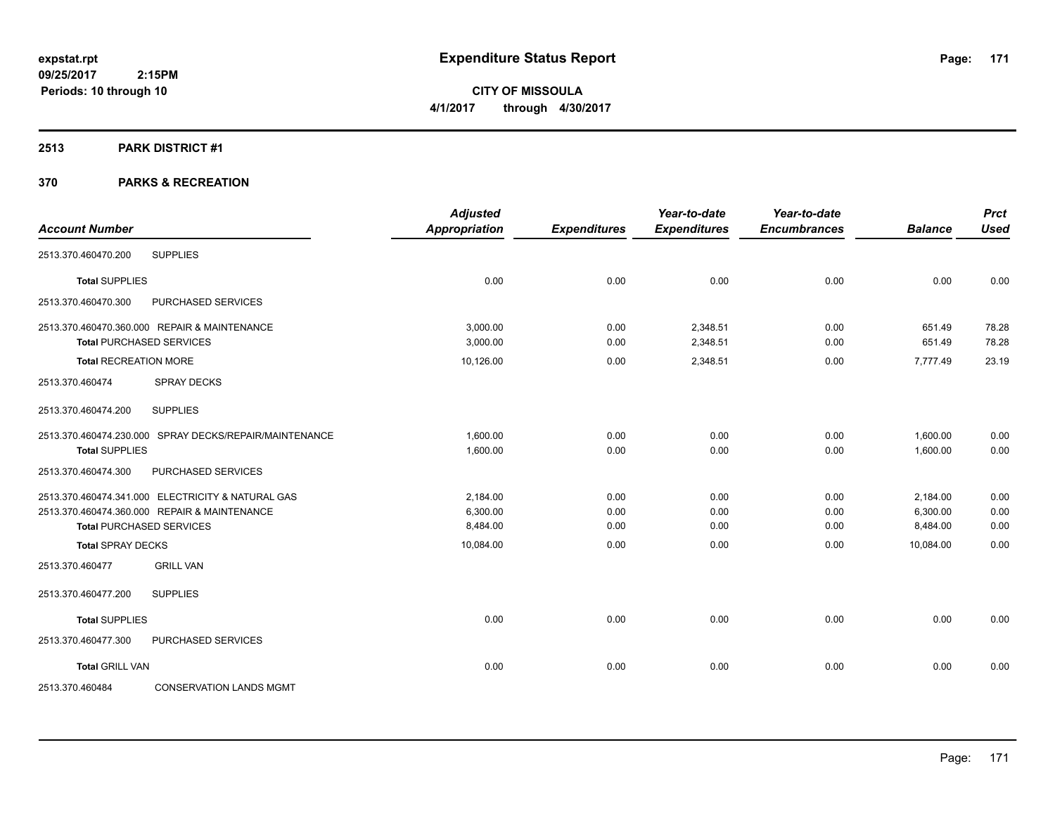# Expenditure Status Report

**CITY OF MISSOULA**

**4/1/2017 through 4/30/2017**

expstat.rpt
09/25/2017 2:15PM
Periods: 10 through 10

## 2513 PARK DISTRICT #1

## 370 PARKS & RECREATION

| Account Number | | Adjusted Appropriation | Expenditures | Year-to-date Expenditures | Year-to-date Encumbrances | Balance | Prct Used |
|---|---|---|---|---|---|---|---|
| 2513.370.460470.200 | SUPPLIES | | | | | | |
| **Total** SUPPLIES | | 0.00 | 0.00 | 0.00 | 0.00 | 0.00 | 0.00 |
| 2513.370.460470.300 | PURCHASED SERVICES | | | | | | |
| 2513.370.460470.360.000 | REPAIR & MAINTENANCE | 3,000.00 | 0.00 | 2,348.51 | 0.00 | 651.49 | 78.28 |
| **Total** PURCHASED SERVICES | | 3,000.00 | 0.00 | 2,348.51 | 0.00 | 651.49 | 78.28 |
| **Total** RECREATION MORE | | 10,126.00 | 0.00 | 2,348.51 | 0.00 | 7,777.49 | 23.19 |
| 2513.370.460474 | SPRAY DECKS | | | | | | |
| 2513.370.460474.200 | SUPPLIES | | | | | | |
| 2513.370.460474.230.000 | SPRAY DECKS/REPAIR/MAINTENANCE | 1,600.00 | 0.00 | 0.00 | 0.00 | 1,600.00 | 0.00 |
| **Total** SUPPLIES | | 1,600.00 | 0.00 | 0.00 | 0.00 | 1,600.00 | 0.00 |
| 2513.370.460474.300 | PURCHASED SERVICES | | | | | | |
| 2513.370.460474.341.000 | ELECTRICITY & NATURAL GAS | 2,184.00 | 0.00 | 0.00 | 0.00 | 2,184.00 | 0.00 |
| 2513.370.460474.360.000 | REPAIR & MAINTENANCE | 6,300.00 | 0.00 | 0.00 | 0.00 | 6,300.00 | 0.00 |
| **Total** PURCHASED SERVICES | | 8,484.00 | 0.00 | 0.00 | 0.00 | 8,484.00 | 0.00 |
| **Total** SPRAY DECKS | | 10,084.00 | 0.00 | 0.00 | 0.00 | 10,084.00 | 0.00 |
| 2513.370.460477 | GRILL VAN | | | | | | |
| 2513.370.460477.200 | SUPPLIES | | | | | | |
| **Total** SUPPLIES | | 0.00 | 0.00 | 0.00 | 0.00 | 0.00 | 0.00 |
| 2513.370.460477.300 | PURCHASED SERVICES | | | | | | |
| **Total** GRILL VAN | | 0.00 | 0.00 | 0.00 | 0.00 | 0.00 | 0.00 |
| 2513.370.460484 | CONSERVATION LANDS MGMT | | | | | | |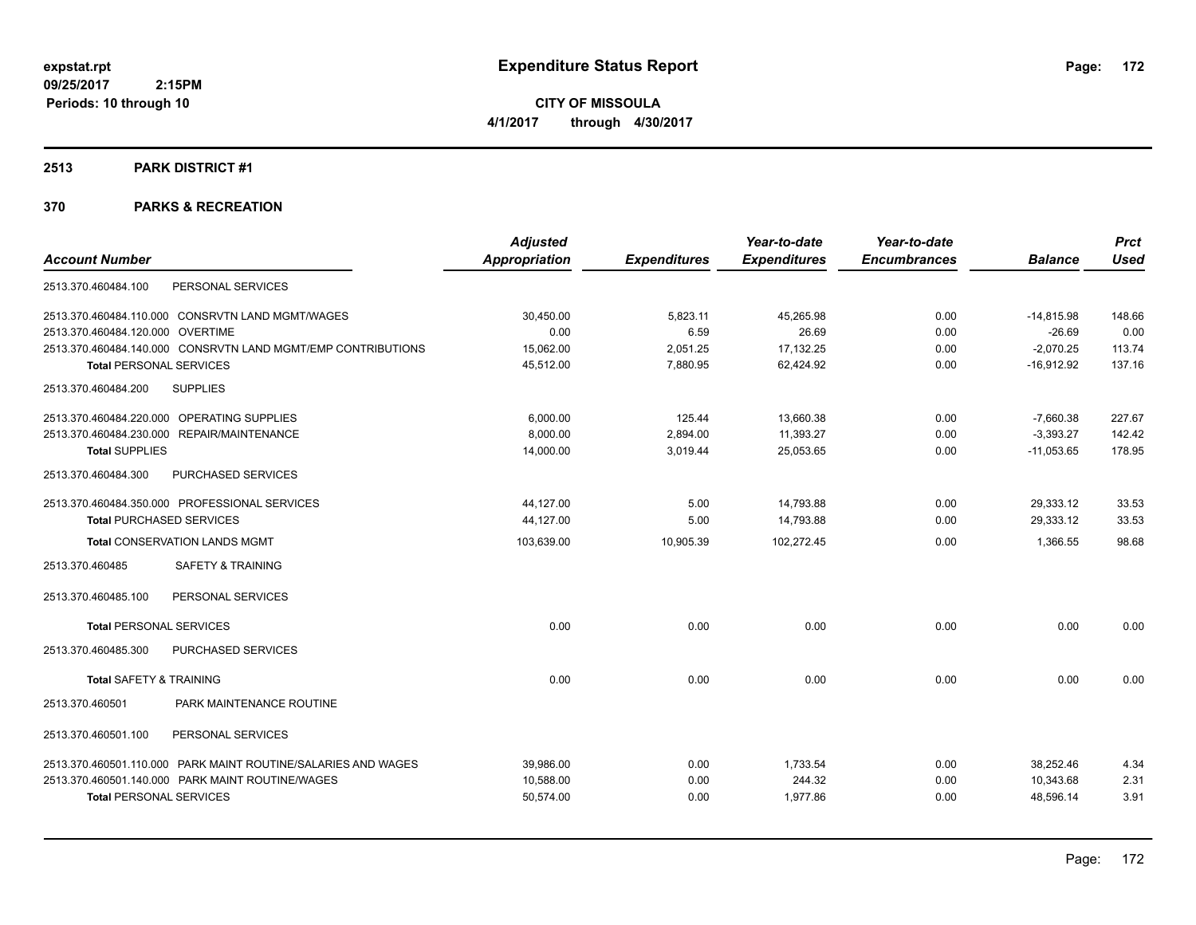# Expenditure Status Report

**CITY OF MISSOULA**

**4/1/2017 through 4/30/2017**

expstat.rpt
09/25/2017 2:15PM
Periods: 10 through 10

## 2513 PARK DISTRICT #1

## 370 PARKS & RECREATION

| Account Number | | Adjusted Appropriation | Expenditures | Year-to-date Expenditures | Year-to-date Encumbrances | Balance | Prct Used |
|---|---|---|---|---|---|---|---|
| 2513.370.460484.100 | PERSONAL SERVICES | | | | | | |
| 2513.370.460484.110.000 | CONSRVTN LAND MGMT/WAGES | 30,450.00 | 5,823.11 | 45,265.98 | 0.00 | -14,815.98 | 148.66 |
| 2513.370.460484.120.000 | OVERTIME | 0.00 | 6.59 | 26.69 | 0.00 | -26.69 | 0.00 |
| 2513.370.460484.140.000 | CONSRVTN LAND MGMT/EMP CONTRIBUTIONS | 15,062.00 | 2,051.25 | 17,132.25 | 0.00 | -2,070.25 | 113.74 |
| **Total** PERSONAL SERVICES | | 45,512.00 | 7,880.95 | 62,424.92 | 0.00 | -16,912.92 | 137.16 |
| 2513.370.460484.200 | SUPPLIES | | | | | | |
| 2513.370.460484.220.000 | OPERATING SUPPLIES | 6,000.00 | 125.44 | 13,660.38 | 0.00 | -7,660.38 | 227.67 |
| 2513.370.460484.230.000 | REPAIR/MAINTENANCE | 8,000.00 | 2,894.00 | 11,393.27 | 0.00 | -3,393.27 | 142.42 |
| **Total** SUPPLIES | | 14,000.00 | 3,019.44 | 25,053.65 | 0.00 | -11,053.65 | 178.95 |
| 2513.370.460484.300 | PURCHASED SERVICES | | | | | | |
| 2513.370.460484.350.000 | PROFESSIONAL SERVICES | 44,127.00 | 5.00 | 14,793.88 | 0.00 | 29,333.12 | 33.53 |
| **Total** PURCHASED SERVICES | | 44,127.00 | 5.00 | 14,793.88 | 0.00 | 29,333.12 | 33.53 |
| **Total** CONSERVATION LANDS MGMT | | 103,639.00 | 10,905.39 | 102,272.45 | 0.00 | 1,366.55 | 98.68 |
| 2513.370.460485 | SAFETY & TRAINING | | | | | | |
| 2513.370.460485.100 | PERSONAL SERVICES | | | | | | |
| **Total** PERSONAL SERVICES | | 0.00 | 0.00 | 0.00 | 0.00 | 0.00 | 0.00 |
| 2513.370.460485.300 | PURCHASED SERVICES | | | | | | |
| **Total** SAFETY & TRAINING | | 0.00 | 0.00 | 0.00 | 0.00 | 0.00 | 0.00 |
| 2513.370.460501 | PARK MAINTENANCE ROUTINE | | | | | | |
| 2513.370.460501.100 | PERSONAL SERVICES | | | | | | |
| 2513.370.460501.110.000 | PARK MAINT ROUTINE/SALARIES AND WAGES | 39,986.00 | 0.00 | 1,733.54 | 0.00 | 38,252.46 | 4.34 |
| 2513.370.460501.140.000 | PARK MAINT ROUTINE/WAGES | 10,588.00 | 0.00 | 244.32 | 0.00 | 10,343.68 | 2.31 |
| **Total** PERSONAL SERVICES | | 50,574.00 | 0.00 | 1,977.86 | 0.00 | 48,596.14 | 3.91 |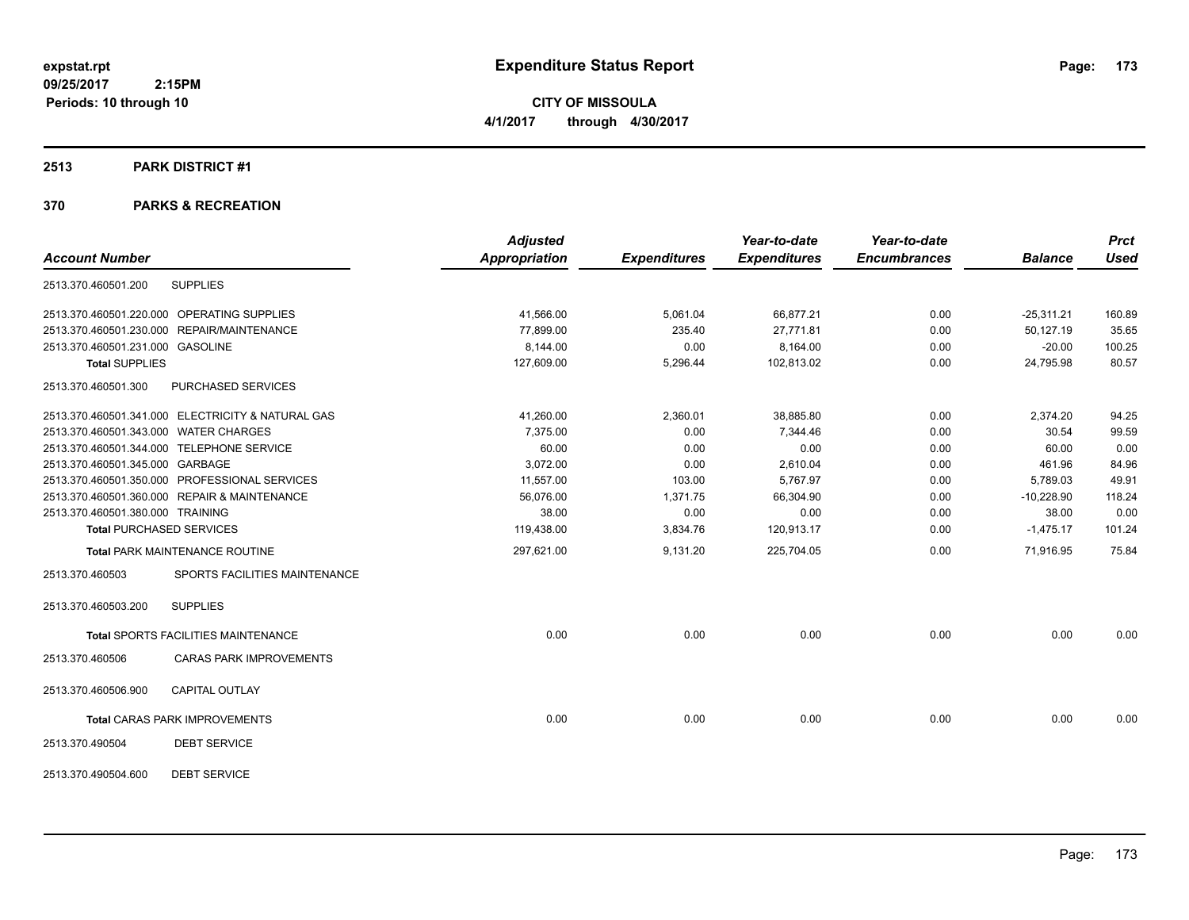**expstat.rpt**
**09/25/2017 2:15PM**
**Periods: 10 through 10**

# Expenditure Status Report

**CITY OF MISSOULA**
**4/1/2017 through 4/30/2017**

## 2513 PARK DISTRICT #1

## 370 PARKS & RECREATION

| Account Number | | Adjusted Appropriation | Expenditures | Year-to-date Expenditures | Year-to-date Encumbrances | Balance | Prct Used |
|---|---|---|---|---|---|---|---|
| 2513.370.460501.200 | SUPPLIES | | | | | | |
| 2513.370.460501.220.000 | OPERATING SUPPLIES | 41,566.00 | 5,061.04 | 66,877.21 | 0.00 | -25,311.21 | 160.89 |
| 2513.370.460501.230.000 | REPAIR/MAINTENANCE | 77,899.00 | 235.40 | 27,771.81 | 0.00 | 50,127.19 | 35.65 |
| 2513.370.460501.231.000 | GASOLINE | 8,144.00 | 0.00 | 8,164.00 | 0.00 | -20.00 | 100.25 |
| **Total** SUPPLIES | | 127,609.00 | 5,296.44 | 102,813.02 | 0.00 | 24,795.98 | 80.57 |
| 2513.370.460501.300 | PURCHASED SERVICES | | | | | | |
| 2513.370.460501.341.000 | ELECTRICITY & NATURAL GAS | 41,260.00 | 2,360.01 | 38,885.80 | 0.00 | 2,374.20 | 94.25 |
| 2513.370.460501.343.000 | WATER CHARGES | 7,375.00 | 0.00 | 7,344.46 | 0.00 | 30.54 | 99.59 |
| 2513.370.460501.344.000 | TELEPHONE SERVICE | 60.00 | 0.00 | 0.00 | 0.00 | 60.00 | 0.00 |
| 2513.370.460501.345.000 | GARBAGE | 3,072.00 | 0.00 | 2,610.04 | 0.00 | 461.96 | 84.96 |
| 2513.370.460501.350.000 | PROFESSIONAL SERVICES | 11,557.00 | 103.00 | 5,767.97 | 0.00 | 5,789.03 | 49.91 |
| 2513.370.460501.360.000 | REPAIR & MAINTENANCE | 56,076.00 | 1,371.75 | 66,304.90 | 0.00 | -10,228.90 | 118.24 |
| 2513.370.460501.380.000 | TRAINING | 38.00 | 0.00 | 0.00 | 0.00 | 38.00 | 0.00 |
| **Total** PURCHASED SERVICES | | 119,438.00 | 3,834.76 | 120,913.17 | 0.00 | -1,475.17 | 101.24 |
| **Total** PARK MAINTENANCE ROUTINE | | 297,621.00 | 9,131.20 | 225,704.05 | 0.00 | 71,916.95 | 75.84 |
| 2513.370.460503 | SPORTS FACILITIES MAINTENANCE | | | | | | |
| 2513.370.460503.200 | SUPPLIES | | | | | | |
| **Total** SPORTS FACILITIES MAINTENANCE | | 0.00 | 0.00 | 0.00 | 0.00 | 0.00 | 0.00 |
| 2513.370.460506 | CARAS PARK IMPROVEMENTS | | | | | | |
| 2513.370.460506.900 | CAPITAL OUTLAY | | | | | | |
| **Total** CARAS PARK IMPROVEMENTS | | 0.00 | 0.00 | 0.00 | 0.00 | 0.00 | 0.00 |
| 2513.370.490504 | DEBT SERVICE | | | | | | |
| 2513.370.490504.600 | DEBT SERVICE | | | | | | |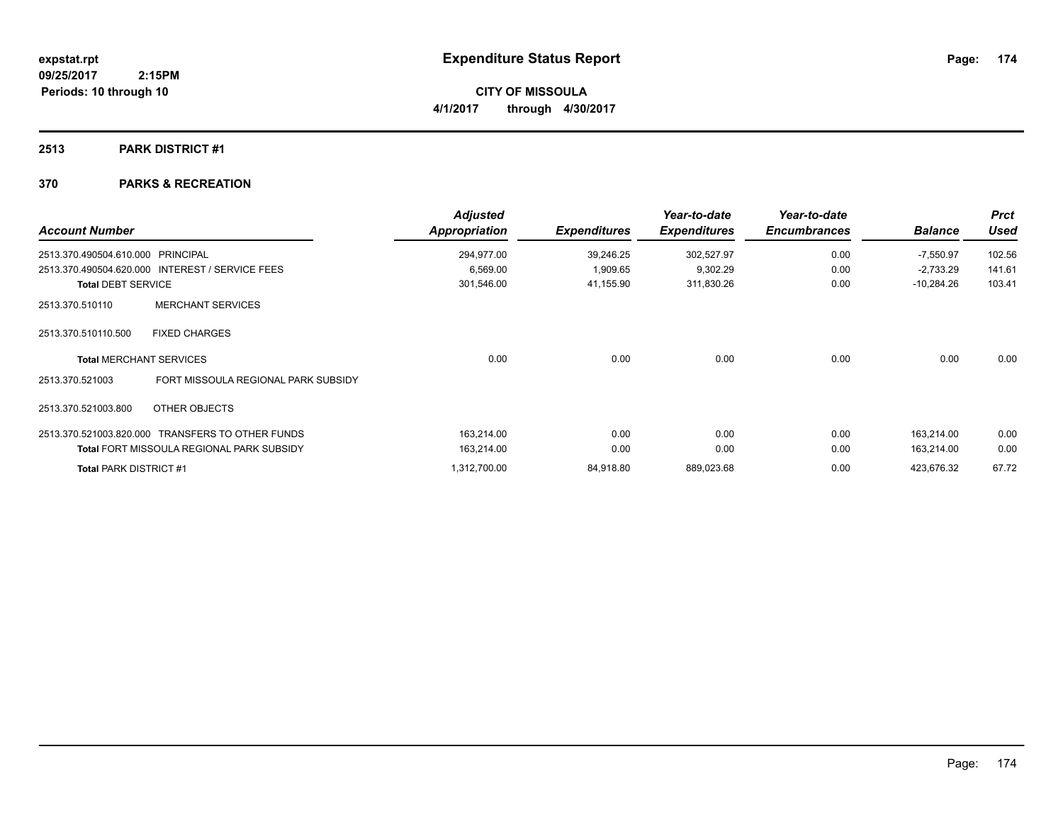# Expenditure Status Report

expstat.rpt
09/25/2017 2:15PM
Periods: 10 through 10

**CITY OF MISSOULA**
**4/1/2017 through 4/30/2017**

## 2513 PARK DISTRICT #1

### 370 PARKS & RECREATION

| Account Number | | Adjusted Appropriation | Expenditures | Year-to-date Expenditures | Year-to-date Encumbrances | Balance | Prct Used |
|---|---|---|---|---|---|---|---|
| 2513.370.490504.610.000 | PRINCIPAL | 294,977.00 | 39,246.25 | 302,527.97 | 0.00 | -7,550.97 | 102.56 |
| 2513.370.490504.620.000 | INTEREST / SERVICE FEES | 6,569.00 | 1,909.65 | 9,302.29 | 0.00 | -2,733.29 | 141.61 |
| **Total** DEBT SERVICE | | 301,546.00 | 41,155.90 | 311,830.26 | 0.00 | -10,284.26 | 103.41 |
| 2513.370.510110 | MERCHANT SERVICES | | | | | | |
| 2513.370.510110.500 | FIXED CHARGES | | | | | | |
| **Total** MERCHANT SERVICES | | 0.00 | 0.00 | 0.00 | 0.00 | 0.00 | 0.00 |
| 2513.370.521003 | FORT MISSOULA REGIONAL PARK SUBSIDY | | | | | | |
| 2513.370.521003.800 | OTHER OBJECTS | | | | | | |
| 2513.370.521003.820.000 | TRANSFERS TO OTHER FUNDS | 163,214.00 | 0.00 | 0.00 | 0.00 | 163,214.00 | 0.00 |
| **Total** FORT MISSOULA REGIONAL PARK SUBSIDY | | 163,214.00 | 0.00 | 0.00 | 0.00 | 163,214.00 | 0.00 |
| **Total** PARK DISTRICT #1 | | 1,312,700.00 | 84,918.80 | 889,023.68 | 0.00 | 423,676.32 | 67.72 |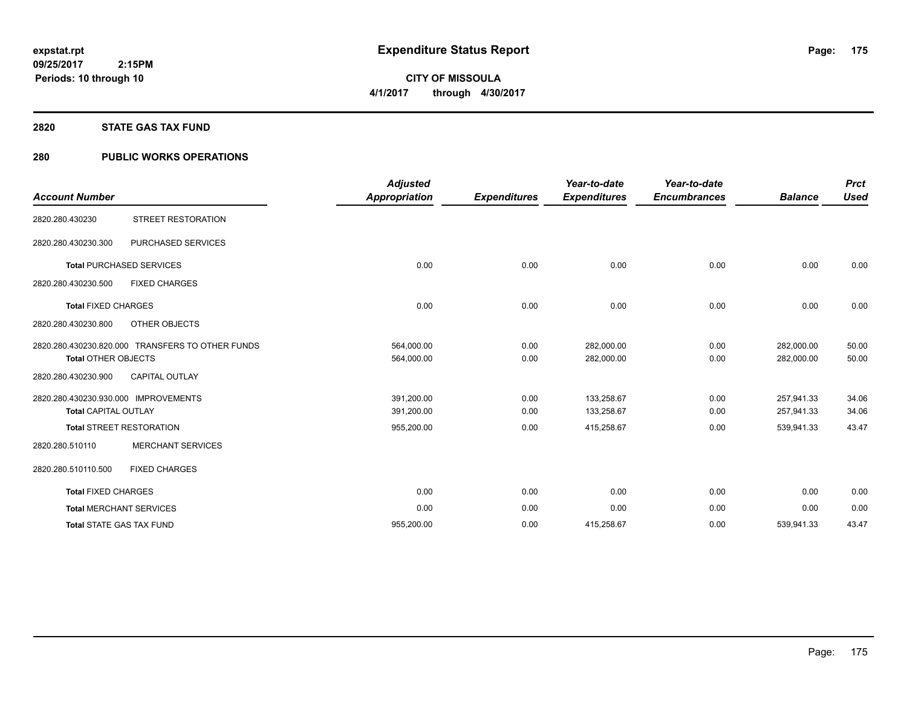**expstat.rpt**
**09/25/2017 2:15PM**
**Periods: 10 through 10**

# Expenditure Status Report

**CITY OF MISSOULA**
**4/1/2017 through 4/30/2017**

## 2820 STATE GAS TAX FUND

## 280 PUBLIC WORKS OPERATIONS

| Account Number | | Adjusted Appropriation | Expenditures | Year-to-date Expenditures | Year-to-date Encumbrances | Balance | Prct Used |
|---|---|---|---|---|---|---|---|
| 2820.280.430230 | STREET RESTORATION | | | | | | |
| 2820.280.430230.300 | PURCHASED SERVICES | | | | | | |
| **Total** PURCHASED SERVICES | | 0.00 | 0.00 | 0.00 | 0.00 | 0.00 | 0.00 |
| 2820.280.430230.500 | FIXED CHARGES | | | | | | |
| **Total** FIXED CHARGES | | 0.00 | 0.00 | 0.00 | 0.00 | 0.00 | 0.00 |
| 2820.280.430230.800 | OTHER OBJECTS | | | | | | |
| 2820.280.430230.820.000 | TRANSFERS TO OTHER FUNDS | 564,000.00 | 0.00 | 282,000.00 | 0.00 | 282,000.00 | 50.00 |
| **Total** OTHER OBJECTS | | 564,000.00 | 0.00 | 282,000.00 | 0.00 | 282,000.00 | 50.00 |
| 2820.280.430230.900 | CAPITAL OUTLAY | | | | | | |
| 2820.280.430230.930.000 | IMPROVEMENTS | 391,200.00 | 0.00 | 133,258.67 | 0.00 | 257,941.33 | 34.06 |
| **Total** CAPITAL OUTLAY | | 391,200.00 | 0.00 | 133,258.67 | 0.00 | 257,941.33 | 34.06 |
| **Total** STREET RESTORATION | | 955,200.00 | 0.00 | 415,258.67 | 0.00 | 539,941.33 | 43.47 |
| 2820.280.510110 | MERCHANT SERVICES | | | | | | |
| 2820.280.510110.500 | FIXED CHARGES | | | | | | |
| **Total** FIXED CHARGES | | 0.00 | 0.00 | 0.00 | 0.00 | 0.00 | 0.00 |
| **Total** MERCHANT SERVICES | | 0.00 | 0.00 | 0.00 | 0.00 | 0.00 | 0.00 |
| **Total** STATE GAS TAX FUND | | 955,200.00 | 0.00 | 415,258.67 | 0.00 | 539,941.33 | 43.47 |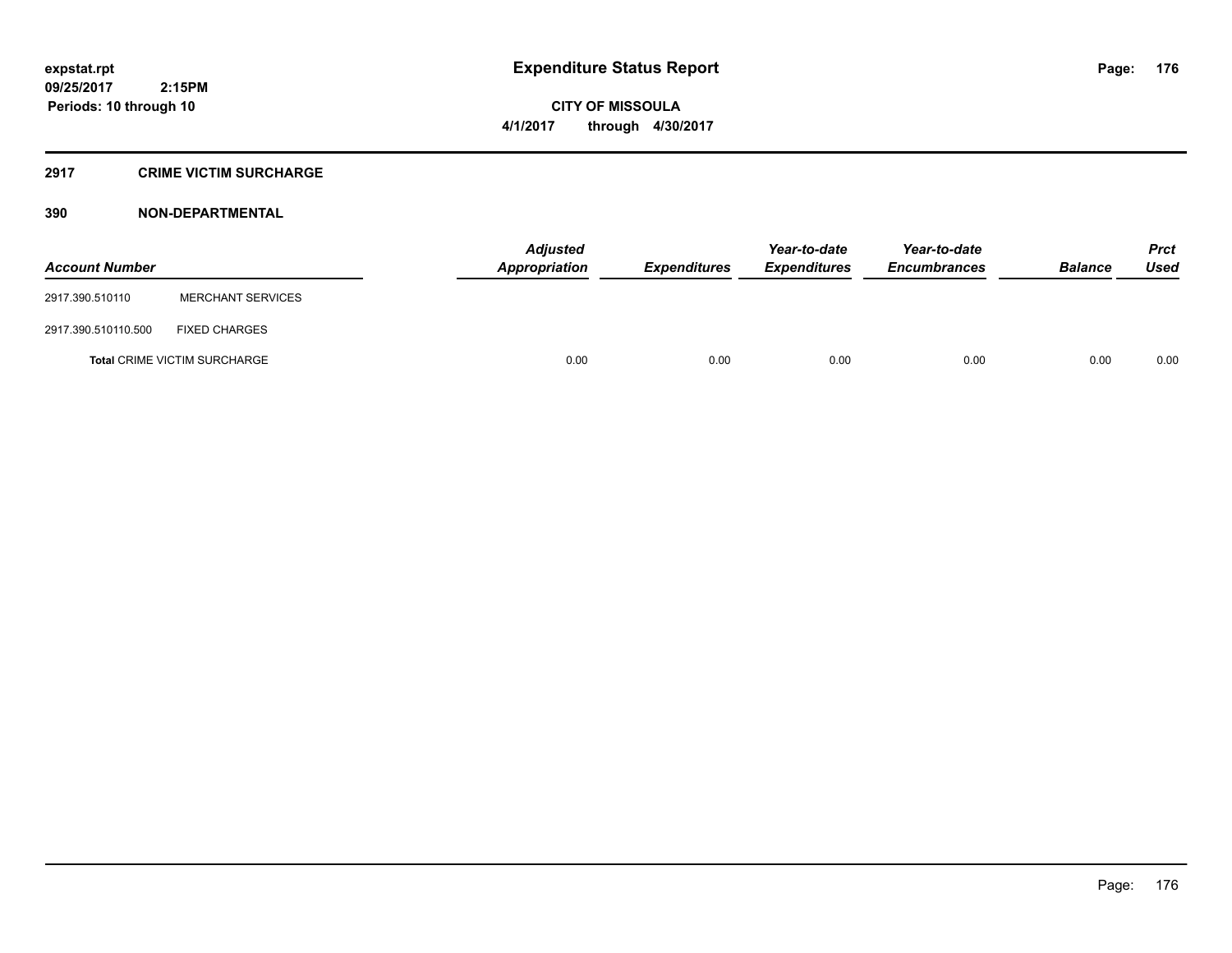# Expenditure Status Report

**CITY OF MISSOULA**
**4/1/2017 through 4/30/2017**

expstat.rpt
09/25/2017 2:15PM
Periods: 10 through 10

## 2917 CRIME VICTIM SURCHARGE

### 390 NON-DEPARTMENTAL

| Account Number | | Adjusted Appropriation | Expenditures | Year-to-date Expenditures | Year-to-date Encumbrances | Balance | Prct Used |
|---|---|---|---|---|---|---|---|
| 2917.390.510110 | MERCHANT SERVICES | | | | | | |
| 2917.390.510110.500 | FIXED CHARGES | | | | | | |
| **Total** CRIME VICTIM SURCHARGE | | 0.00 | 0.00 | 0.00 | 0.00 | 0.00 | 0.00 |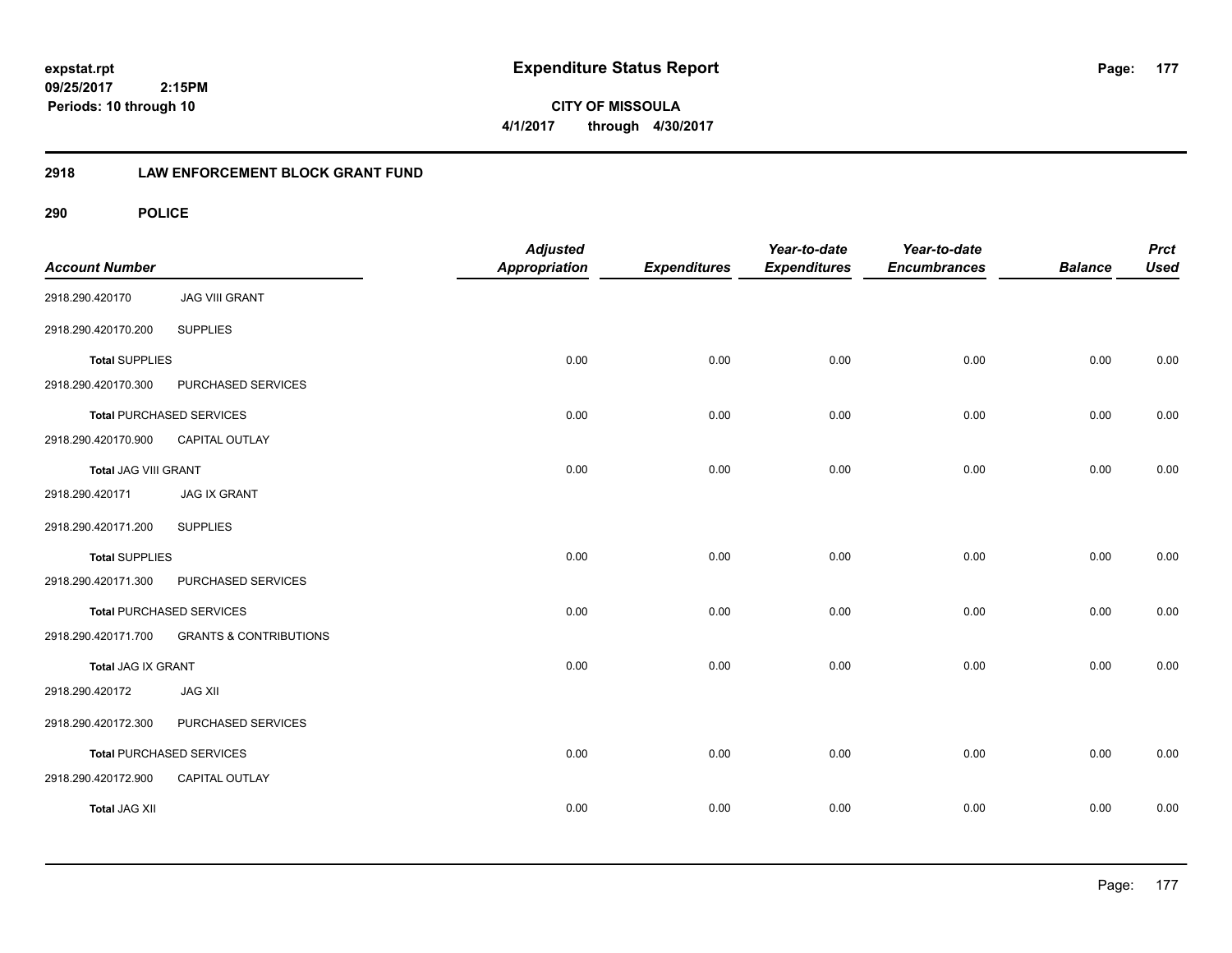**expstat.rpt**
**09/25/2017 2:15PM**
**Periods: 10 through 10**

# Expenditure Status Report

**CITY OF MISSOULA**
**4/1/2017 through 4/30/2017**

## 2918 LAW ENFORCEMENT BLOCK GRANT FUND

### 290 POLICE

| Account Number | | Adjusted Appropriation | Expenditures | Year-to-date Expenditures | Year-to-date Encumbrances | Balance | Prct Used |
|---|---|---|---|---|---|---|---|
| 2918.290.420170 | JAG VIII GRANT | | | | | | |
| 2918.290.420170.200 | SUPPLIES | | | | | | |
| **Total** SUPPLIES | | 0.00 | 0.00 | 0.00 | 0.00 | 0.00 | 0.00 |
| 2918.290.420170.300 | PURCHASED SERVICES | | | | | | |
| **Total** PURCHASED SERVICES | | 0.00 | 0.00 | 0.00 | 0.00 | 0.00 | 0.00 |
| 2918.290.420170.900 | CAPITAL OUTLAY | | | | | | |
| **Total** JAG VIII GRANT | | 0.00 | 0.00 | 0.00 | 0.00 | 0.00 | 0.00 |
| 2918.290.420171 | JAG IX GRANT | | | | | | |
| 2918.290.420171.200 | SUPPLIES | | | | | | |
| **Total** SUPPLIES | | 0.00 | 0.00 | 0.00 | 0.00 | 0.00 | 0.00 |
| 2918.290.420171.300 | PURCHASED SERVICES | | | | | | |
| **Total** PURCHASED SERVICES | | 0.00 | 0.00 | 0.00 | 0.00 | 0.00 | 0.00 |
| 2918.290.420171.700 | GRANTS & CONTRIBUTIONS | | | | | | |
| **Total** JAG IX GRANT | | 0.00 | 0.00 | 0.00 | 0.00 | 0.00 | 0.00 |
| 2918.290.420172 | JAG XII | | | | | | |
| 2918.290.420172.300 | PURCHASED SERVICES | | | | | | |
| **Total** PURCHASED SERVICES | | 0.00 | 0.00 | 0.00 | 0.00 | 0.00 | 0.00 |
| 2918.290.420172.900 | CAPITAL OUTLAY | | | | | | |
| **Total** JAG XII | | 0.00 | 0.00 | 0.00 | 0.00 | 0.00 | 0.00 |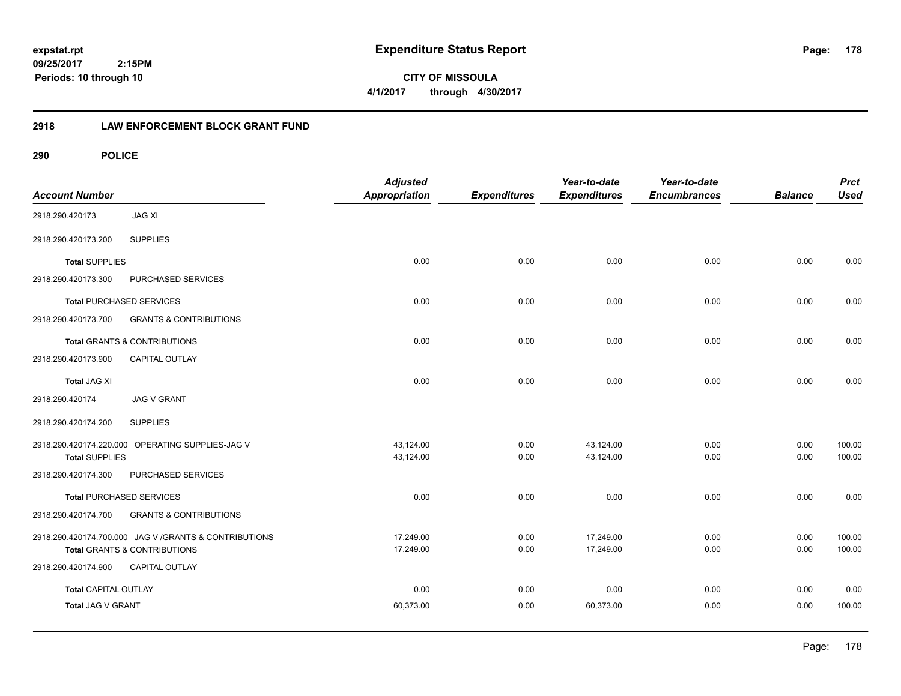**expstat.rpt**
**09/25/2017 2:15PM**
**Periods: 10 through 10**

# Expenditure Status Report

**CITY OF MISSOULA**
**4/1/2017 through 4/30/2017**

## 2918 LAW ENFORCEMENT BLOCK GRANT FUND

### 290 POLICE

| Account Number | | Adjusted Appropriation | Expenditures | Year-to-date Expenditures | Year-to-date Encumbrances | Balance | Prct Used |
|---|---|---|---|---|---|---|---|
| 2918.290.420173 | JAG XI | | | | | | |
| 2918.290.420173.200 | SUPPLIES | | | | | | |
| **Total** SUPPLIES | | 0.00 | 0.00 | 0.00 | 0.00 | 0.00 | 0.00 |
| 2918.290.420173.300 | PURCHASED SERVICES | | | | | | |
| **Total** PURCHASED SERVICES | | 0.00 | 0.00 | 0.00 | 0.00 | 0.00 | 0.00 |
| 2918.290.420173.700 | GRANTS & CONTRIBUTIONS | | | | | | |
| **Total** GRANTS & CONTRIBUTIONS | | 0.00 | 0.00 | 0.00 | 0.00 | 0.00 | 0.00 |
| 2918.290.420173.900 | CAPITAL OUTLAY | | | | | | |
| **Total** JAG XI | | 0.00 | 0.00 | 0.00 | 0.00 | 0.00 | 0.00 |
| 2918.290.420174 | JAG V GRANT | | | | | | |
| 2918.290.420174.200 | SUPPLIES | | | | | | |
| 2918.290.420174.220.000 | OPERATING SUPPLIES-JAG V | 43,124.00 | 0.00 | 43,124.00 | 0.00 | 0.00 | 100.00 |
| **Total** SUPPLIES | | 43,124.00 | 0.00 | 43,124.00 | 0.00 | 0.00 | 100.00 |
| 2918.290.420174.300 | PURCHASED SERVICES | | | | | | |
| **Total** PURCHASED SERVICES | | 0.00 | 0.00 | 0.00 | 0.00 | 0.00 | 0.00 |
| 2918.290.420174.700 | GRANTS & CONTRIBUTIONS | | | | | | |
| 2918.290.420174.700.000 | JAG V /GRANTS & CONTRIBUTIONS | 17,249.00 | 0.00 | 17,249.00 | 0.00 | 0.00 | 100.00 |
| **Total** GRANTS & CONTRIBUTIONS | | 17,249.00 | 0.00 | 17,249.00 | 0.00 | 0.00 | 100.00 |
| 2918.290.420174.900 | CAPITAL OUTLAY | | | | | | |
| **Total** CAPITAL OUTLAY | | 0.00 | 0.00 | 0.00 | 0.00 | 0.00 | 0.00 |
| **Total** JAG V GRANT | | 60,373.00 | 0.00 | 60,373.00 | 0.00 | 0.00 | 100.00 |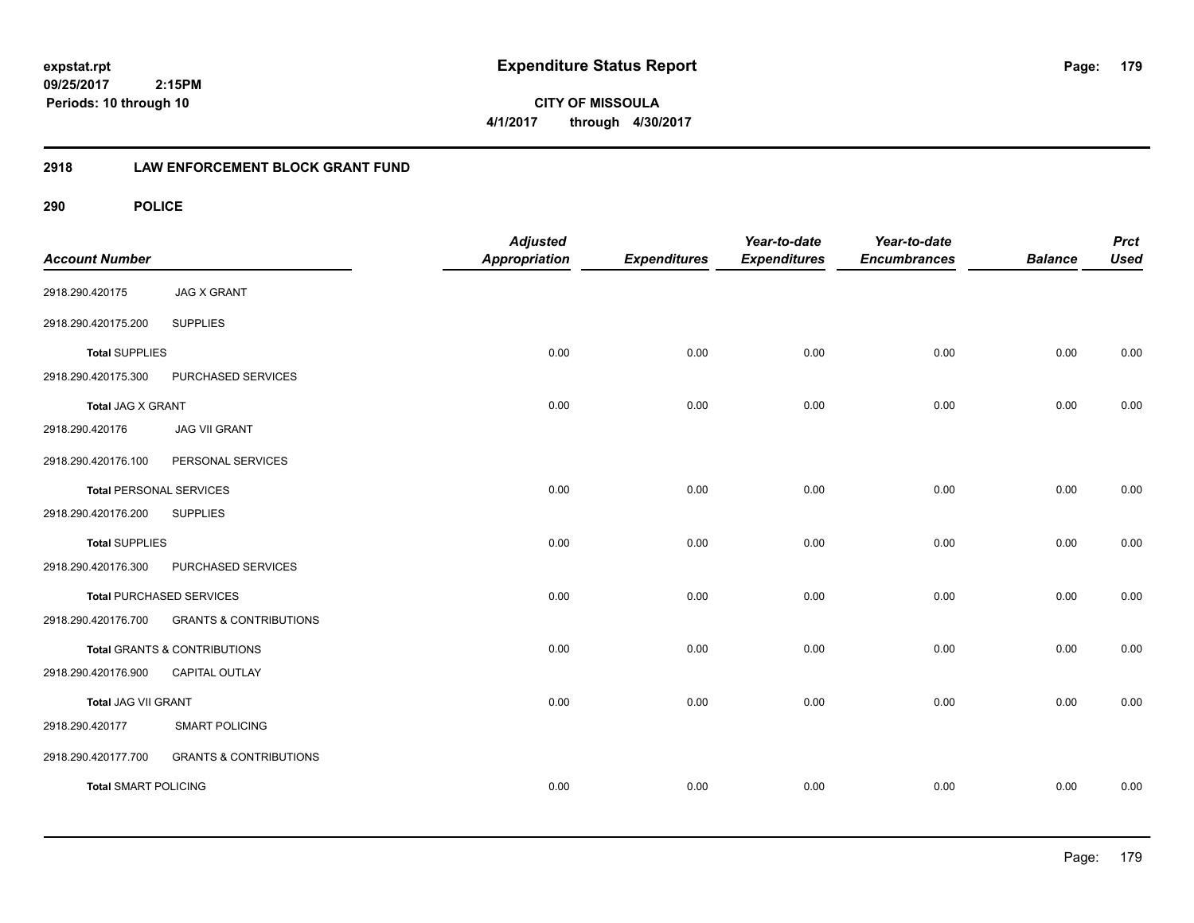**expstat.rpt**
**09/25/2017 2:15PM**
**Periods: 10 through 10**

# Expenditure Status Report

**CITY OF MISSOULA**
**4/1/2017 through 4/30/2017**

## 2918 LAW ENFORCEMENT BLOCK GRANT FUND

### 290 POLICE

| Account Number | | Adjusted Appropriation | Expenditures | Year-to-date Expenditures | Year-to-date Encumbrances | Balance | Prct Used |
|---|---|---|---|---|---|---|---|
| 2918.290.420175 | JAG X GRANT | | | | | | |
| 2918.290.420175.200 | SUPPLIES | | | | | | |
| **Total** SUPPLIES | | 0.00 | 0.00 | 0.00 | 0.00 | 0.00 | 0.00 |
| 2918.290.420175.300 | PURCHASED SERVICES | | | | | | |
| **Total** JAG X GRANT | | 0.00 | 0.00 | 0.00 | 0.00 | 0.00 | 0.00 |
| 2918.290.420176 | JAG VII GRANT | | | | | | |
| 2918.290.420176.100 | PERSONAL SERVICES | | | | | | |
| **Total** PERSONAL SERVICES | | 0.00 | 0.00 | 0.00 | 0.00 | 0.00 | 0.00 |
| 2918.290.420176.200 | SUPPLIES | | | | | | |
| **Total** SUPPLIES | | 0.00 | 0.00 | 0.00 | 0.00 | 0.00 | 0.00 |
| 2918.290.420176.300 | PURCHASED SERVICES | | | | | | |
| **Total** PURCHASED SERVICES | | 0.00 | 0.00 | 0.00 | 0.00 | 0.00 | 0.00 |
| 2918.290.420176.700 | GRANTS & CONTRIBUTIONS | | | | | | |
| **Total** GRANTS & CONTRIBUTIONS | | 0.00 | 0.00 | 0.00 | 0.00 | 0.00 | 0.00 |
| 2918.290.420176.900 | CAPITAL OUTLAY | | | | | | |
| **Total** JAG VII GRANT | | 0.00 | 0.00 | 0.00 | 0.00 | 0.00 | 0.00 |
| 2918.290.420177 | SMART POLICING | | | | | | |
| 2918.290.420177.700 | GRANTS & CONTRIBUTIONS | | | | | | |
| **Total** SMART POLICING | | 0.00 | 0.00 | 0.00 | 0.00 | 0.00 | 0.00 |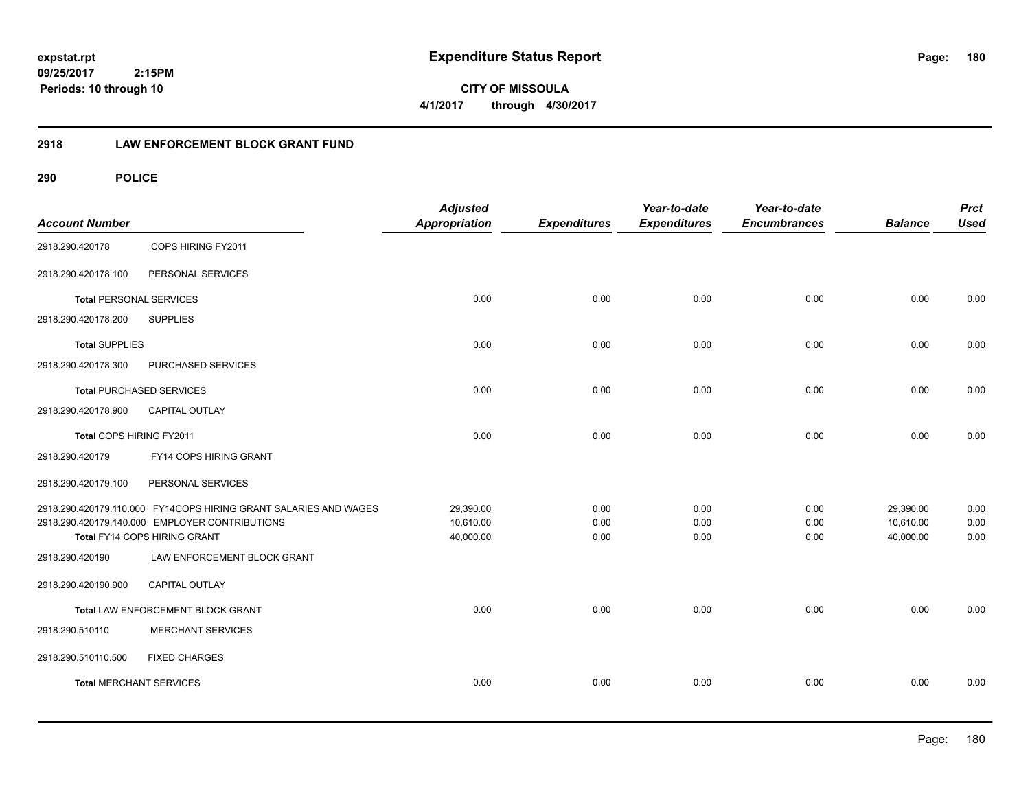expstat.rpt
09/25/2017 2:15PM
Periods: 10 through 10

# Expenditure Status Report

**CITY OF MISSOULA**
**4/1/2017 through 4/30/2017**

## 2918 LAW ENFORCEMENT BLOCK GRANT FUND

### 290 POLICE

| Account Number | | Adjusted Appropriation | Expenditures | Year-to-date Expenditures | Year-to-date Encumbrances | Balance | Prct Used |
|---|---|---|---|---|---|---|---|
| 2918.290.420178 | COPS HIRING FY2011 | | | | | | |
| 2918.290.420178.100 | PERSONAL SERVICES | | | | | | |
| **Total** PERSONAL SERVICES | | 0.00 | 0.00 | 0.00 | 0.00 | 0.00 | 0.00 |
| 2918.290.420178.200 | SUPPLIES | | | | | | |
| **Total** SUPPLIES | | 0.00 | 0.00 | 0.00 | 0.00 | 0.00 | 0.00 |
| 2918.290.420178.300 | PURCHASED SERVICES | | | | | | |
| **Total** PURCHASED SERVICES | | 0.00 | 0.00 | 0.00 | 0.00 | 0.00 | 0.00 |
| 2918.290.420178.900 | CAPITAL OUTLAY | | | | | | |
| Total COPS HIRING FY2011 | | 0.00 | 0.00 | 0.00 | 0.00 | 0.00 | 0.00 |
| 2918.290.420179 | FY14 COPS HIRING GRANT | | | | | | |
| 2918.290.420179.100 | PERSONAL SERVICES | | | | | | |
| 2918.290.420179.110.000 | FY14COPS HIRING GRANT SALARIES AND WAGES | 29,390.00 | 0.00 | 0.00 | 0.00 | 29,390.00 | 0.00 |
| 2918.290.420179.140.000 | EMPLOYER CONTRIBUTIONS | 10,610.00 | 0.00 | 0.00 | 0.00 | 10,610.00 | 0.00 |
| Total FY14 COPS HIRING GRANT | | 40,000.00 | 0.00 | 0.00 | 0.00 | 40,000.00 | 0.00 |
| 2918.290.420190 | LAW ENFORCEMENT BLOCK GRANT | | | | | | |
| 2918.290.420190.900 | CAPITAL OUTLAY | | | | | | |
| Total LAW ENFORCEMENT BLOCK GRANT | | 0.00 | 0.00 | 0.00 | 0.00 | 0.00 | 0.00 |
| 2918.290.510110 | MERCHANT SERVICES | | | | | | |
| 2918.290.510110.500 | FIXED CHARGES | | | | | | |
| **Total** MERCHANT SERVICES | | 0.00 | 0.00 | 0.00 | 0.00 | 0.00 | 0.00 |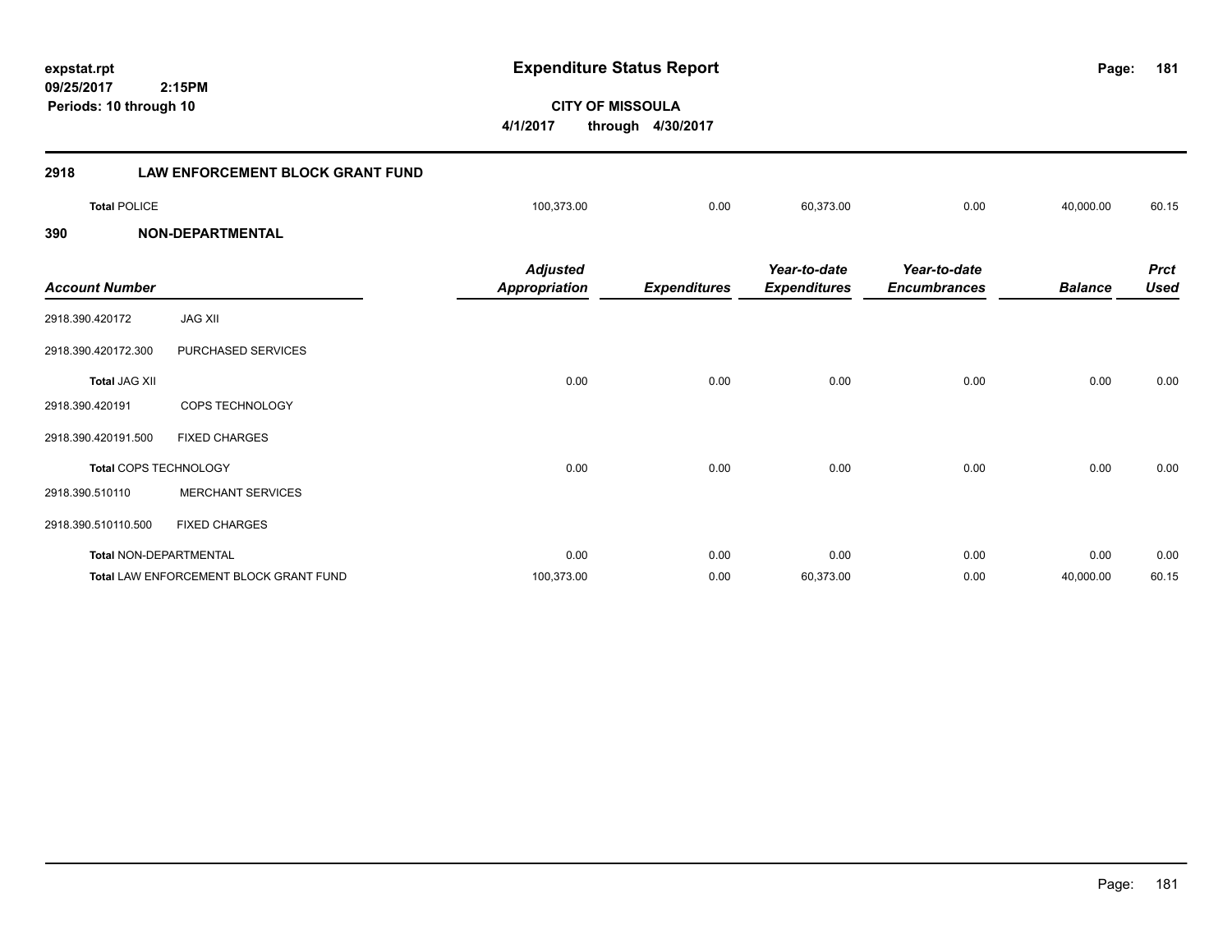**expstat.rpt**
**09/25/2017 2:15PM**
**Periods: 10 through 10**

# Expenditure Status Report

**CITY OF MISSOULA**
**4/1/2017 through 4/30/2017**

## 2918 LAW ENFORCEMENT BLOCK GRANT FUND

| | Adjusted Appropriation | Expenditures | Year-to-date Expenditures | Year-to-date Encumbrances | Balance | Prct Used |
|---|---|---|---|---|---|---|
| **Total** POLICE | 100,373.00 | 0.00 | 60,373.00 | 0.00 | 40,000.00 | 60.15 |

## 390 NON-DEPARTMENTAL

| Account Number | | Adjusted Appropriation | Expenditures | Year-to-date Expenditures | Year-to-date Encumbrances | Balance | Prct Used |
|---|---|---|---|---|---|---|---|
| 2918.390.420172 | JAG XII | | | | | | |
| 2918.390.420172.300 | PURCHASED SERVICES | | | | | | |
| **Total** JAG XII | | 0.00 | 0.00 | 0.00 | 0.00 | 0.00 | 0.00 |
| 2918.390.420191 | COPS TECHNOLOGY | | | | | | |
| 2918.390.420191.500 | FIXED CHARGES | | | | | | |
| **Total** COPS TECHNOLOGY | | 0.00 | 0.00 | 0.00 | 0.00 | 0.00 | 0.00 |
| 2918.390.510110 | MERCHANT SERVICES | | | | | | |
| 2918.390.510110.500 | FIXED CHARGES | | | | | | |
| **Total** NON-DEPARTMENTAL | | 0.00 | 0.00 | 0.00 | 0.00 | 0.00 | 0.00 |
| **Total** LAW ENFORCEMENT BLOCK GRANT FUND | | 100,373.00 | 0.00 | 60,373.00 | 0.00 | 40,000.00 | 60.15 |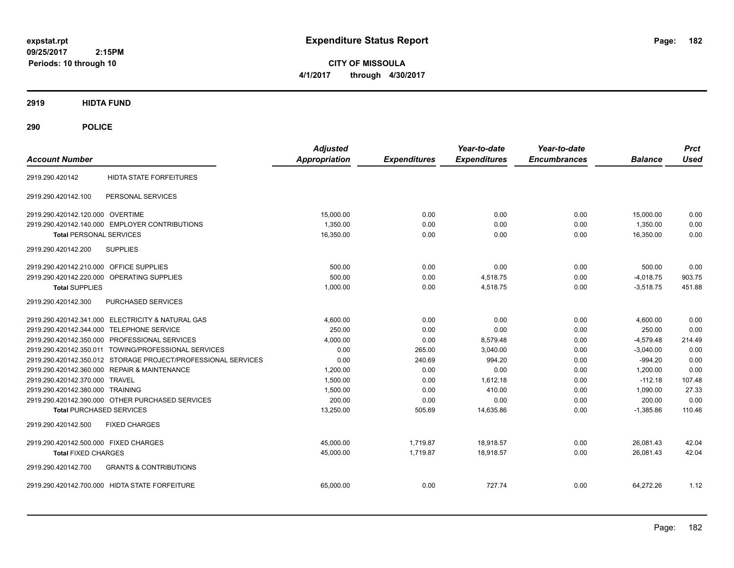**expstat.rpt**
**09/25/2017 2:15PM**
**Periods: 10 through 10**

# Expenditure Status Report

**CITY OF MISSOULA**
**4/1/2017 through 4/30/2017**

## 2919 HIDTA FUND

## 290 POLICE

| Account Number | | Adjusted Appropriation | Expenditures | Year-to-date Expenditures | Year-to-date Encumbrances | Balance | Prct Used |
|---|---|---|---|---|---|---|---|
| 2919.290.420142 | HIDTA STATE FORFEITURES | | | | | | |
| 2919.290.420142.100 | PERSONAL SERVICES | | | | | | |
| 2919.290.420142.120.000 | OVERTIME | 15,000.00 | 0.00 | 0.00 | 0.00 | 15,000.00 | 0.00 |
| 2919.290.420142.140.000 | EMPLOYER CONTRIBUTIONS | 1,350.00 | 0.00 | 0.00 | 0.00 | 1,350.00 | 0.00 |
| **Total** PERSONAL SERVICES | | 16,350.00 | 0.00 | 0.00 | 0.00 | 16,350.00 | 0.00 |
| 2919.290.420142.200 | SUPPLIES | | | | | | |
| 2919.290.420142.210.000 | OFFICE SUPPLIES | 500.00 | 0.00 | 0.00 | 0.00 | 500.00 | 0.00 |
| 2919.290.420142.220.000 | OPERATING SUPPLIES | 500.00 | 0.00 | 4,518.75 | 0.00 | -4,018.75 | 903.75 |
| **Total** SUPPLIES | | 1,000.00 | 0.00 | 4,518.75 | 0.00 | -3,518.75 | 451.88 |
| 2919.290.420142.300 | PURCHASED SERVICES | | | | | | |
| 2919.290.420142.341.000 | ELECTRICITY & NATURAL GAS | 4,600.00 | 0.00 | 0.00 | 0.00 | 4,600.00 | 0.00 |
| 2919.290.420142.344.000 | TELEPHONE SERVICE | 250.00 | 0.00 | 0.00 | 0.00 | 250.00 | 0.00 |
| 2919.290.420142.350.000 | PROFESSIONAL SERVICES | 4,000.00 | 0.00 | 8,579.48 | 0.00 | -4,579.48 | 214.49 |
| 2919.290.420142.350.011 | TOWING/PROFESSIONAL SERVICES | 0.00 | 265.00 | 3,040.00 | 0.00 | -3,040.00 | 0.00 |
| 2919.290.420142.350.012 | STORAGE PROJECT/PROFESSIONAL SERVICES | 0.00 | 240.69 | 994.20 | 0.00 | -994.20 | 0.00 |
| 2919.290.420142.360.000 | REPAIR & MAINTENANCE | 1,200.00 | 0.00 | 0.00 | 0.00 | 1,200.00 | 0.00 |
| 2919.290.420142.370.000 | TRAVEL | 1,500.00 | 0.00 | 1,612.18 | 0.00 | -112.18 | 107.48 |
| 2919.290.420142.380.000 | TRAINING | 1,500.00 | 0.00 | 410.00 | 0.00 | 1,090.00 | 27.33 |
| 2919.290.420142.390.000 | OTHER PURCHASED SERVICES | 200.00 | 0.00 | 0.00 | 0.00 | 200.00 | 0.00 |
| **Total** PURCHASED SERVICES | | 13,250.00 | 505.69 | 14,635.86 | 0.00 | -1,385.86 | 110.46 |
| 2919.290.420142.500 | FIXED CHARGES | | | | | | |
| 2919.290.420142.500.000 | FIXED CHARGES | 45,000.00 | 1,719.87 | 18,918.57 | 0.00 | 26,081.43 | 42.04 |
| **Total** FIXED CHARGES | | 45,000.00 | 1,719.87 | 18,918.57 | 0.00 | 26,081.43 | 42.04 |
| 2919.290.420142.700 | GRANTS & CONTRIBUTIONS | | | | | | |
| 2919.290.420142.700.000 | HIDTA STATE FORFEITURE | 65,000.00 | 0.00 | 727.74 | 0.00 | 64,272.26 | 1.12 |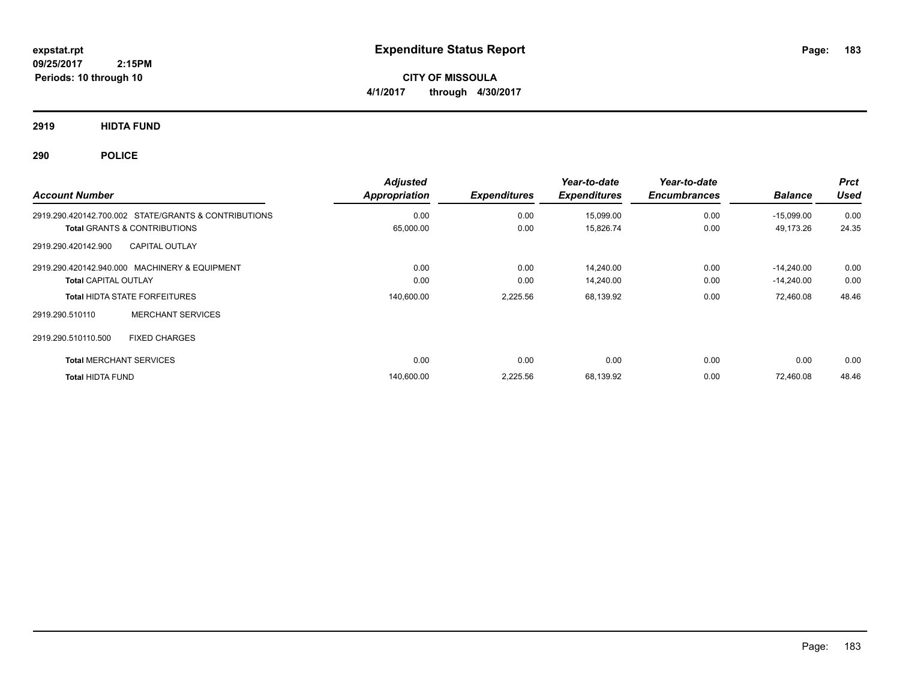# Expenditure Status Report

expstat.rpt
09/25/2017 2:15PM
Periods: 10 through 10

**CITY OF MISSOULA**
**4/1/2017 through 4/30/2017**

## 2919 HIDTA FUND

## 290 POLICE

| Account Number | Adjusted Appropriation | Expenditures | Year-to-date Expenditures | Year-to-date Encumbrances | Balance | Prct Used |
|---|---|---|---|---|---|---|
| 2919.290.420142.700.002 STATE/GRANTS & CONTRIBUTIONS | 0.00 | 0.00 | 15,099.00 | 0.00 | -15,099.00 | 0.00 |
| **Total** GRANTS & CONTRIBUTIONS | 65,000.00 | 0.00 | 15,826.74 | 0.00 | 49,173.26 | 24.35 |
| 2919.290.420142.900 CAPITAL OUTLAY | | | | | | |
| 2919.290.420142.940.000 MACHINERY & EQUIPMENT | 0.00 | 0.00 | 14,240.00 | 0.00 | -14,240.00 | 0.00 |
| **Total** CAPITAL OUTLAY | 0.00 | 0.00 | 14,240.00 | 0.00 | -14,240.00 | 0.00 |
| **Total** HIDTA STATE FORFEITURES | 140,600.00 | 2,225.56 | 68,139.92 | 0.00 | 72,460.08 | 48.46 |
| 2919.290.510110 MERCHANT SERVICES | | | | | | |
| 2919.290.510110.500 FIXED CHARGES | | | | | | |
| **Total** MERCHANT SERVICES | 0.00 | 0.00 | 0.00 | 0.00 | 0.00 | 0.00 |
| **Total** HIDTA FUND | 140,600.00 | 2,225.56 | 68,139.92 | 0.00 | 72,460.08 | 48.46 |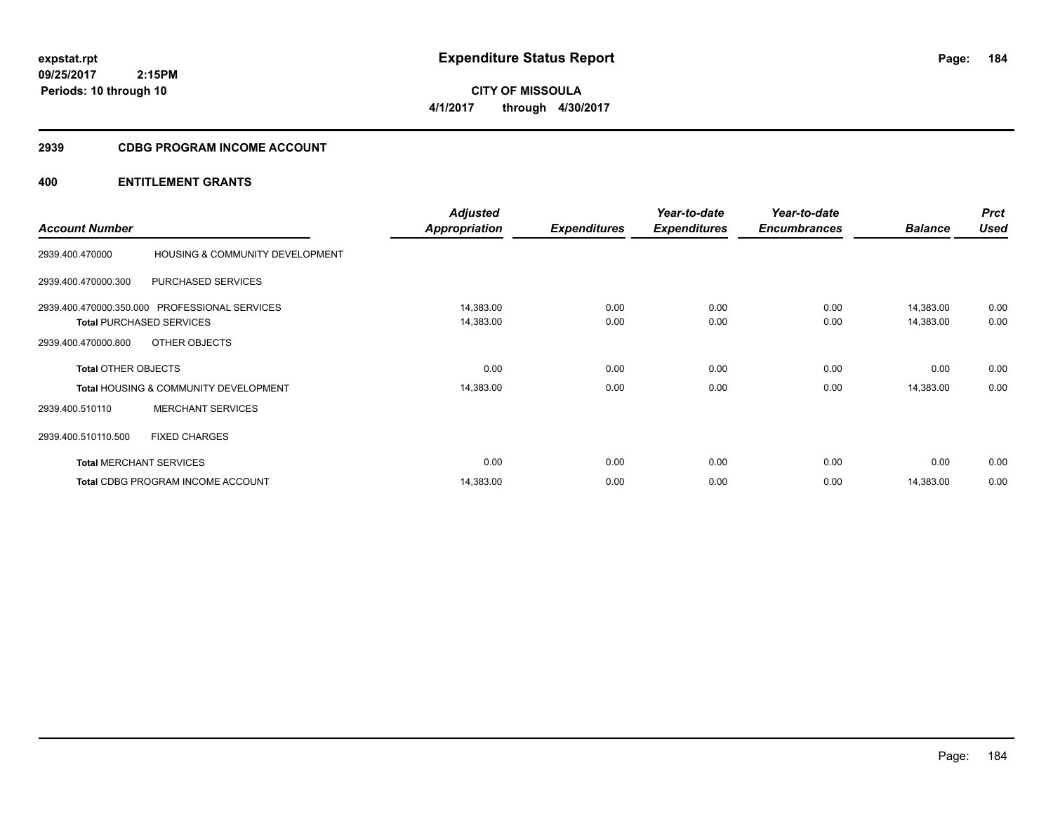**expstat.rpt**
**09/25/2017 2:15PM**
**Periods: 10 through 10**

# Expenditure Status Report

**CITY OF MISSOULA**
**4/1/2017 through 4/30/2017**

## 2939 CDBG PROGRAM INCOME ACCOUNT

### 400 ENTITLEMENT GRANTS

| Account Number | | Adjusted Appropriation | Expenditures | Year-to-date Expenditures | Year-to-date Encumbrances | Balance | Prct Used |
|---|---|---|---|---|---|---|---|
| 2939.400.470000 | HOUSING & COMMUNITY DEVELOPMENT | | | | | | |
| 2939.400.470000.300 | PURCHASED SERVICES | | | | | | |
| 2939.400.470000.350.000 | PROFESSIONAL SERVICES | 14,383.00 | 0.00 | 0.00 | 0.00 | 14,383.00 | 0.00 |
| **Total** PURCHASED SERVICES | | 14,383.00 | 0.00 | 0.00 | 0.00 | 14,383.00 | 0.00 |
| 2939.400.470000.800 | OTHER OBJECTS | | | | | | |
| **Total** OTHER OBJECTS | | 0.00 | 0.00 | 0.00 | 0.00 | 0.00 | 0.00 |
| **Total** HOUSING & COMMUNITY DEVELOPMENT | | 14,383.00 | 0.00 | 0.00 | 0.00 | 14,383.00 | 0.00 |
| 2939.400.510110 | MERCHANT SERVICES | | | | | | |
| 2939.400.510110.500 | FIXED CHARGES | | | | | | |
| **Total** MERCHANT SERVICES | | 0.00 | 0.00 | 0.00 | 0.00 | 0.00 | 0.00 |
| **Total** CDBG PROGRAM INCOME ACCOUNT | | 14,383.00 | 0.00 | 0.00 | 0.00 | 14,383.00 | 0.00 |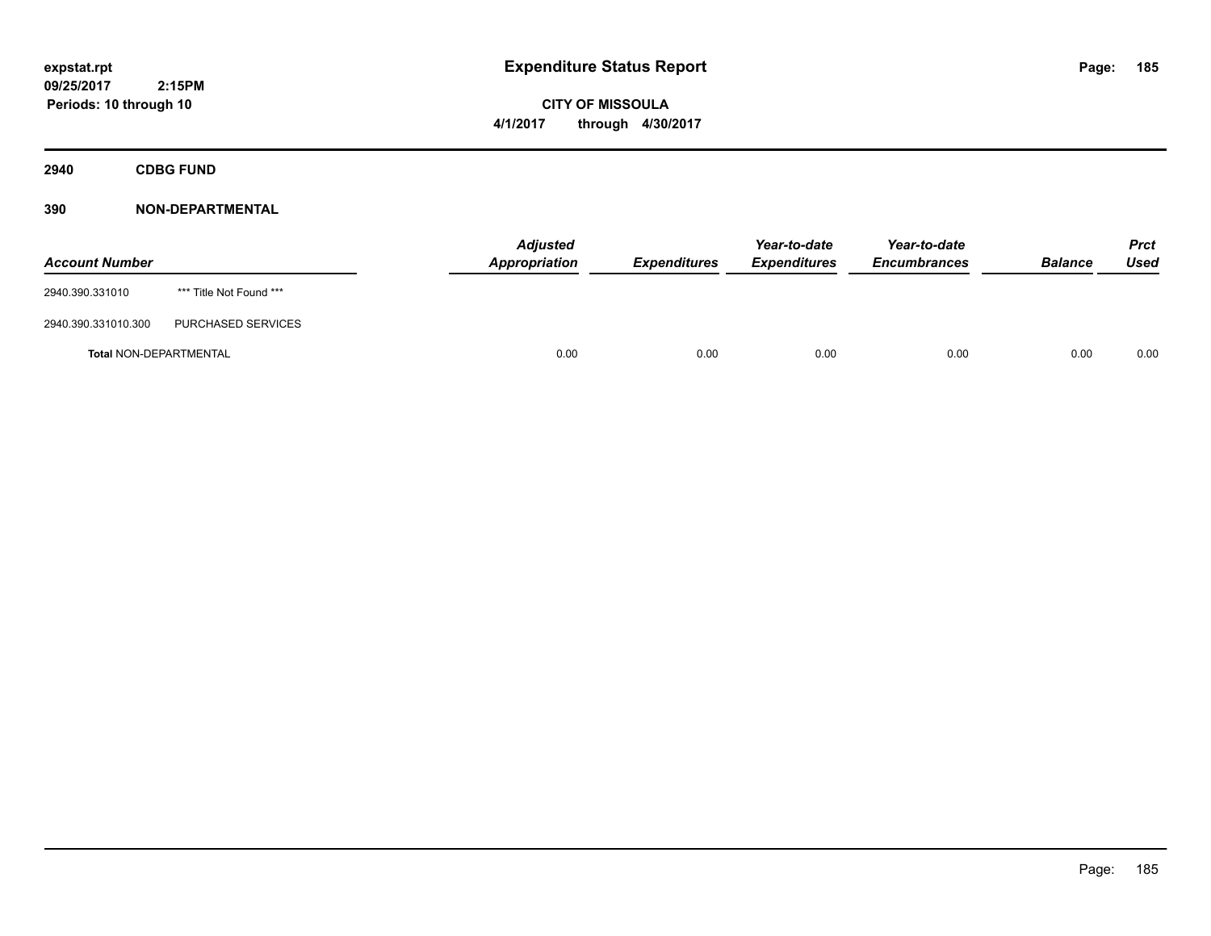**expstat.rpt**
**09/25/2017 2:15PM**
**Periods: 10 through 10**

# Expenditure Status Report

**CITY OF MISSOULA**
**4/1/2017 through 4/30/2017**

## 2940 CDBG FUND

### 390 NON-DEPARTMENTAL

| Account Number | | Adjusted Appropriation | Expenditures | Year-to-date Expenditures | Year-to-date Encumbrances | Balance | Prct Used |
|---|---|---|---|---|---|---|---|
| 2940.390.331010 | *** Title Not Found *** | | | | | | |
| 2940.390.331010.300 | PURCHASED SERVICES | | | | | | |
| **Total** NON-DEPARTMENTAL | | 0.00 | 0.00 | 0.00 | 0.00 | 0.00 | 0.00 |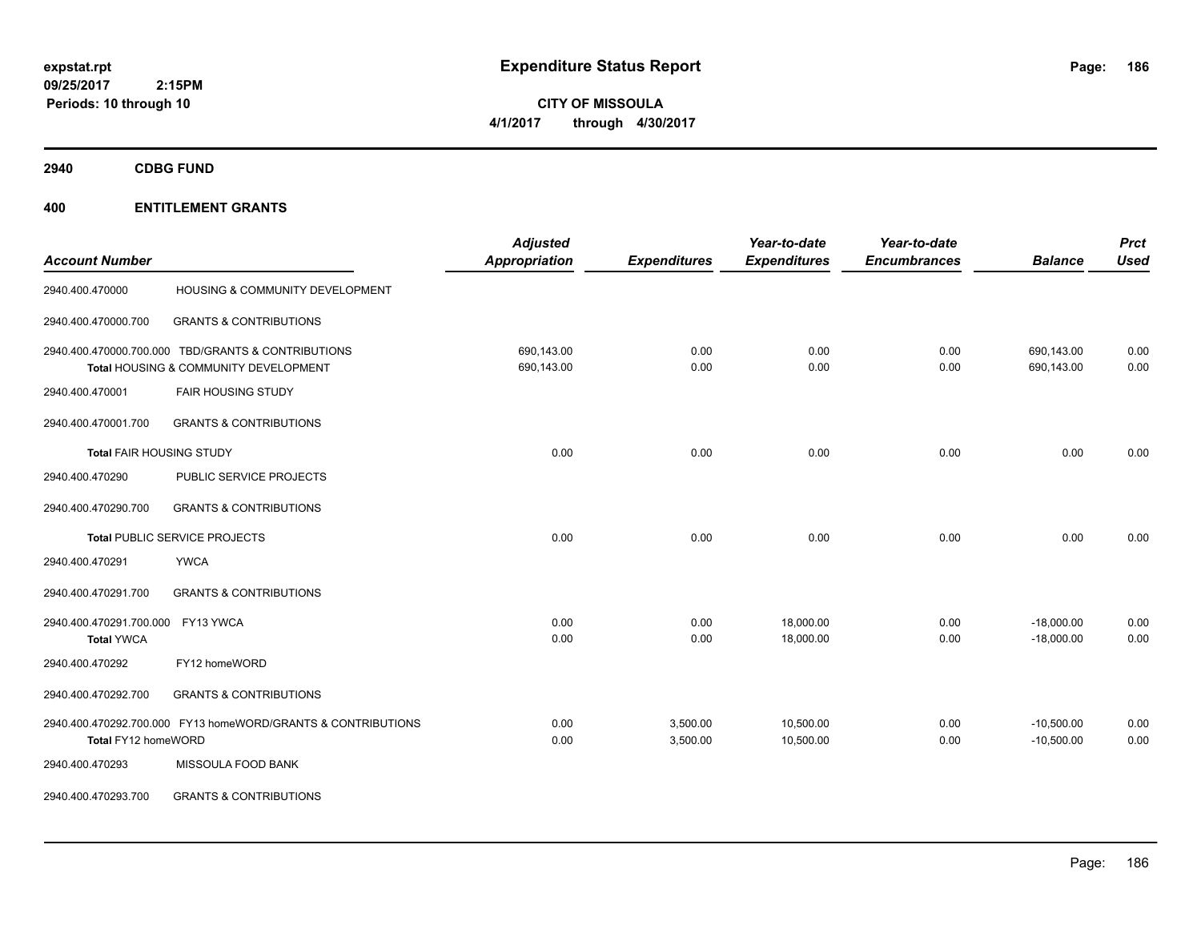# Expenditure Status Report

expstat.rpt
09/25/2017 2:15PM
Periods: 10 through 10

**CITY OF MISSOULA**
**4/1/2017 through 4/30/2017**

## 2940 CDBG FUND

## 400 ENTITLEMENT GRANTS

| Account Number | | Adjusted Appropriation | Expenditures | Year-to-date Expenditures | Year-to-date Encumbrances | Balance | Prct Used |
|---|---|---|---|---|---|---|---|
| 2940.400.470000 | HOUSING & COMMUNITY DEVELOPMENT | | | | | | |
| 2940.400.470000.700 | GRANTS & CONTRIBUTIONS | | | | | | |
| 2940.400.470000.700.000 | TBD/GRANTS & CONTRIBUTIONS | 690,143.00 | 0.00 | 0.00 | 0.00 | 690,143.00 | 0.00 |
| **Total** HOUSING & COMMUNITY DEVELOPMENT | | 690,143.00 | 0.00 | 0.00 | 0.00 | 690,143.00 | 0.00 |
| 2940.400.470001 | FAIR HOUSING STUDY | | | | | | |
| 2940.400.470001.700 | GRANTS & CONTRIBUTIONS | | | | | | |
| **Total** FAIR HOUSING STUDY | | 0.00 | 0.00 | 0.00 | 0.00 | 0.00 | 0.00 |
| 2940.400.470290 | PUBLIC SERVICE PROJECTS | | | | | | |
| 2940.400.470290.700 | GRANTS & CONTRIBUTIONS | | | | | | |
| **Total** PUBLIC SERVICE PROJECTS | | 0.00 | 0.00 | 0.00 | 0.00 | 0.00 | 0.00 |
| 2940.400.470291 | YWCA | | | | | | |
| 2940.400.470291.700 | GRANTS & CONTRIBUTIONS | | | | | | |
| 2940.400.470291.700.000 | FY13 YWCA | 0.00 | 0.00 | 18,000.00 | 0.00 | -18,000.00 | 0.00 |
| **Total** YWCA | | 0.00 | 0.00 | 18,000.00 | 0.00 | -18,000.00 | 0.00 |
| 2940.400.470292 | FY12 homeWORD | | | | | | |
| 2940.400.470292.700 | GRANTS & CONTRIBUTIONS | | | | | | |
| 2940.400.470292.700.000 | FY13 homeWORD/GRANTS & CONTRIBUTIONS | 0.00 | 3,500.00 | 10,500.00 | 0.00 | -10,500.00 | 0.00 |
| **Total** FY12 homeWORD | | 0.00 | 3,500.00 | 10,500.00 | 0.00 | -10,500.00 | 0.00 |
| 2940.400.470293 | MISSOULA FOOD BANK | | | | | | |
| 2940.400.470293.700 | GRANTS & CONTRIBUTIONS | | | | | | |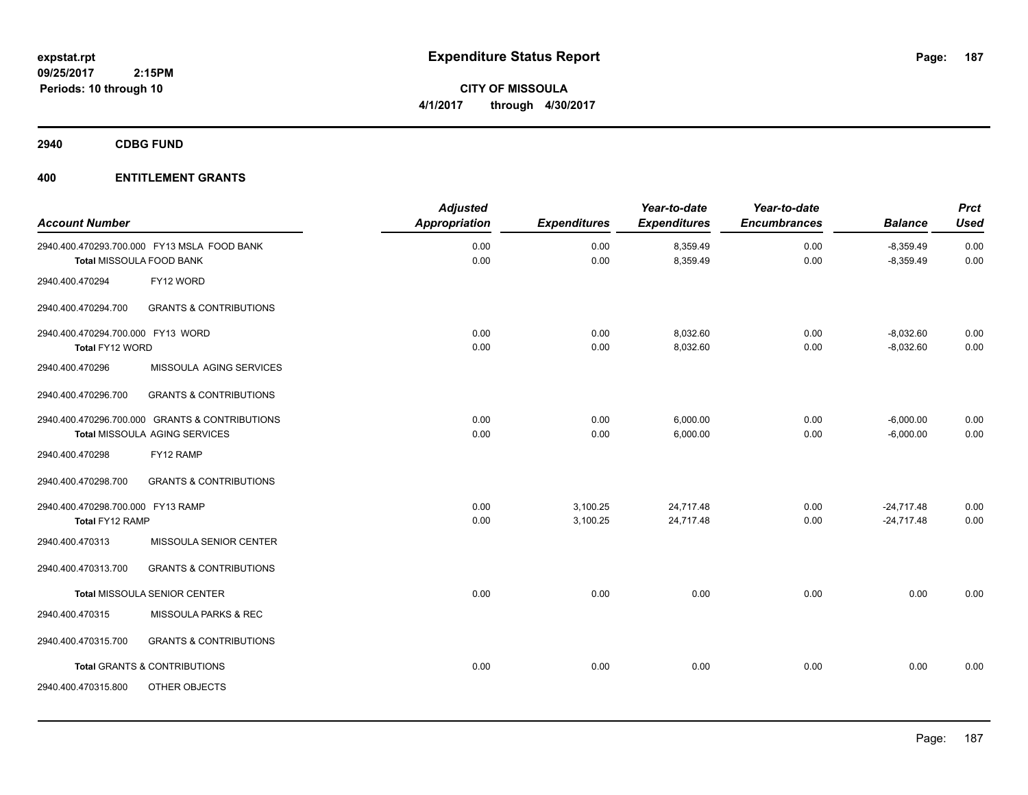# Expenditure Status Report

**CITY OF MISSOULA**
**4/1/2017 through 4/30/2017**

expstat.rpt
09/25/2017 2:15PM
Periods: 10 through 10

## 2940 CDBG FUND

### 400 ENTITLEMENT GRANTS

| Account Number | Adjusted Appropriation | Expenditures | Year-to-date Expenditures | Year-to-date Encumbrances | Balance | Prct Used |
|---|---|---|---|---|---|---|
| 2940.400.470293.700.000 FY13 MSLA FOOD BANK | 0.00 | 0.00 | 8,359.49 | 0.00 | -8,359.49 | 0.00 |
| **Total** MISSOULA FOOD BANK | 0.00 | 0.00 | 8,359.49 | 0.00 | -8,359.49 | 0.00 |
| 2940.400.470294 FY12 WORD | | | | | | |
| 2940.400.470294.700 GRANTS & CONTRIBUTIONS | | | | | | |
| 2940.400.470294.700.000 FY13 WORD | 0.00 | 0.00 | 8,032.60 | 0.00 | -8,032.60 | 0.00 |
| **Total** FY12 WORD | 0.00 | 0.00 | 8,032.60 | 0.00 | -8,032.60 | 0.00 |
| 2940.400.470296 MISSOULA AGING SERVICES | | | | | | |
| 2940.400.470296.700 GRANTS & CONTRIBUTIONS | | | | | | |
| 2940.400.470296.700.000 GRANTS & CONTRIBUTIONS | 0.00 | 0.00 | 6,000.00 | 0.00 | -6,000.00 | 0.00 |
| **Total** MISSOULA AGING SERVICES | 0.00 | 0.00 | 6,000.00 | 0.00 | -6,000.00 | 0.00 |
| 2940.400.470298 FY12 RAMP | | | | | | |
| 2940.400.470298.700 GRANTS & CONTRIBUTIONS | | | | | | |
| 2940.400.470298.700.000 FY13 RAMP | 0.00 | 3,100.25 | 24,717.48 | 0.00 | -24,717.48 | 0.00 |
| **Total** FY12 RAMP | 0.00 | 3,100.25 | 24,717.48 | 0.00 | -24,717.48 | 0.00 |
| 2940.400.470313 MISSOULA SENIOR CENTER | | | | | | |
| 2940.400.470313.700 GRANTS & CONTRIBUTIONS | | | | | | |
| **Total** MISSOULA SENIOR CENTER | 0.00 | 0.00 | 0.00 | 0.00 | 0.00 | 0.00 |
| 2940.400.470315 MISSOULA PARKS & REC | | | | | | |
| 2940.400.470315.700 GRANTS & CONTRIBUTIONS | | | | | | |
| **Total** GRANTS & CONTRIBUTIONS | 0.00 | 0.00 | 0.00 | 0.00 | 0.00 | 0.00 |
| 2940.400.470315.800 OTHER OBJECTS | | | | | | |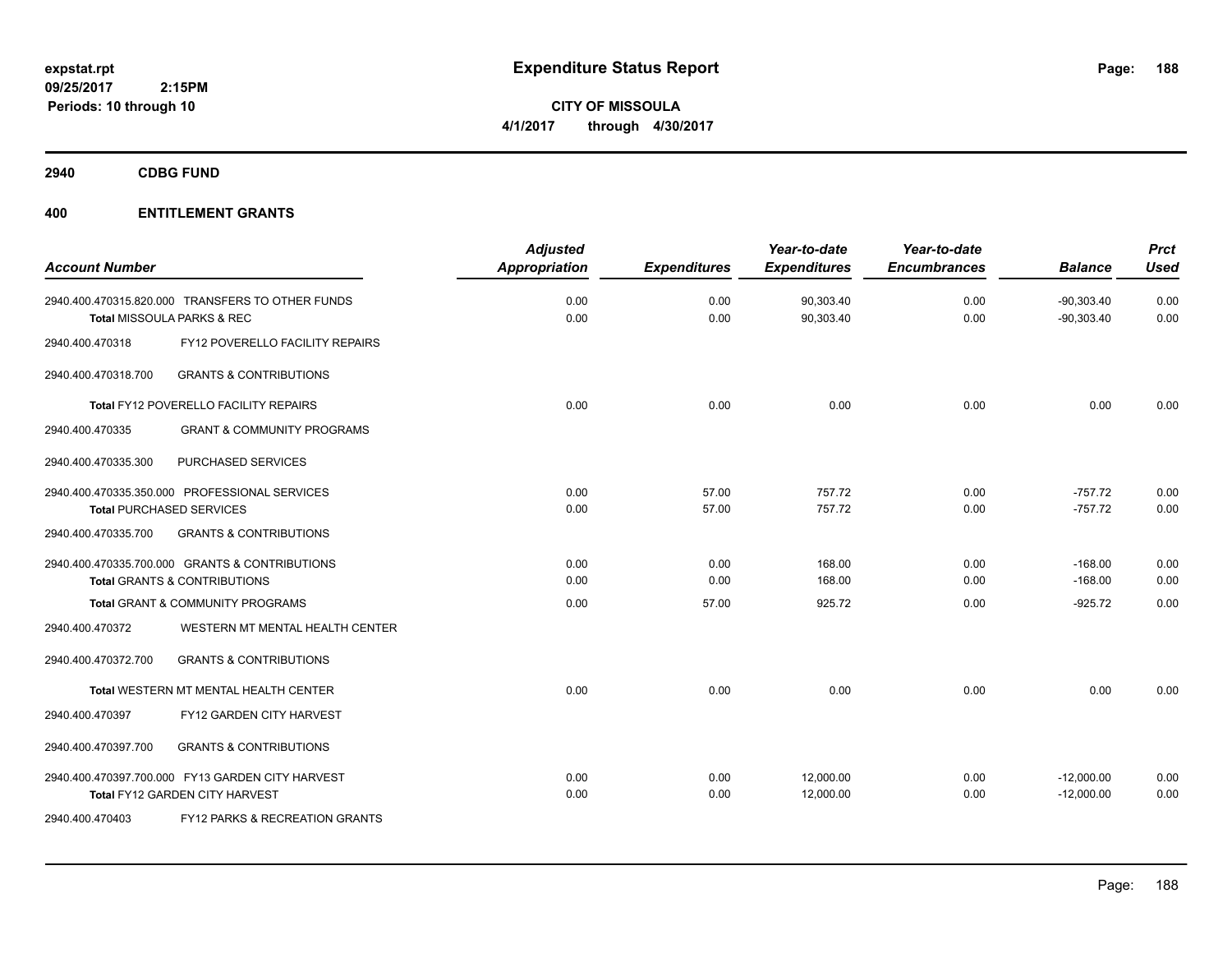**expstat.rpt**
**09/25/2017 2:15PM**
**Periods: 10 through 10**

# Expenditure Status Report

**CITY OF MISSOULA**
**4/1/2017 through 4/30/2017**

## 2940 CDBG FUND

## 400 ENTITLEMENT GRANTS

| Account Number | | Adjusted Appropriation | Expenditures | Year-to-date Expenditures | Year-to-date Encumbrances | Balance | Prct Used |
|---|---|---|---|---|---|---|---|
| 2940.400.470315.820.000 | TRANSFERS TO OTHER FUNDS | 0.00 | 0.00 | 90,303.40 | 0.00 | -90,303.40 | 0.00 |
| Total MISSOULA PARKS & REC | | 0.00 | 0.00 | 90,303.40 | 0.00 | -90,303.40 | 0.00 |
| 2940.400.470318 | FY12 POVERELLO FACILITY REPAIRS | | | | | | |
| 2940.400.470318.700 | GRANTS & CONTRIBUTIONS | | | | | | |
| Total FY12 POVERELLO FACILITY REPAIRS | | 0.00 | 0.00 | 0.00 | 0.00 | 0.00 | 0.00 |
| 2940.400.470335 | GRANT & COMMUNITY PROGRAMS | | | | | | |
| 2940.400.470335.300 | PURCHASED SERVICES | | | | | | |
| 2940.400.470335.350.000 | PROFESSIONAL SERVICES | 0.00 | 57.00 | 757.72 | 0.00 | -757.72 | 0.00 |
| Total PURCHASED SERVICES | | 0.00 | 57.00 | 757.72 | 0.00 | -757.72 | 0.00 |
| 2940.400.470335.700 | GRANTS & CONTRIBUTIONS | | | | | | |
| 2940.400.470335.700.000 | GRANTS & CONTRIBUTIONS | 0.00 | 0.00 | 168.00 | 0.00 | -168.00 | 0.00 |
| Total GRANTS & CONTRIBUTIONS | | 0.00 | 0.00 | 168.00 | 0.00 | -168.00 | 0.00 |
| Total GRANT & COMMUNITY PROGRAMS | | 0.00 | 57.00 | 925.72 | 0.00 | -925.72 | 0.00 |
| 2940.400.470372 | WESTERN MT MENTAL HEALTH CENTER | | | | | | |
| 2940.400.470372.700 | GRANTS & CONTRIBUTIONS | | | | | | |
| Total WESTERN MT MENTAL HEALTH CENTER | | 0.00 | 0.00 | 0.00 | 0.00 | 0.00 | 0.00 |
| 2940.400.470397 | FY12 GARDEN CITY HARVEST | | | | | | |
| 2940.400.470397.700 | GRANTS & CONTRIBUTIONS | | | | | | |
| 2940.400.470397.700.000 | FY13 GARDEN CITY HARVEST | 0.00 | 0.00 | 12,000.00 | 0.00 | -12,000.00 | 0.00 |
| Total FY12 GARDEN CITY HARVEST | | 0.00 | 0.00 | 12,000.00 | 0.00 | -12,000.00 | 0.00 |
| 2940.400.470403 | FY12 PARKS & RECREATION GRANTS | | | | | | |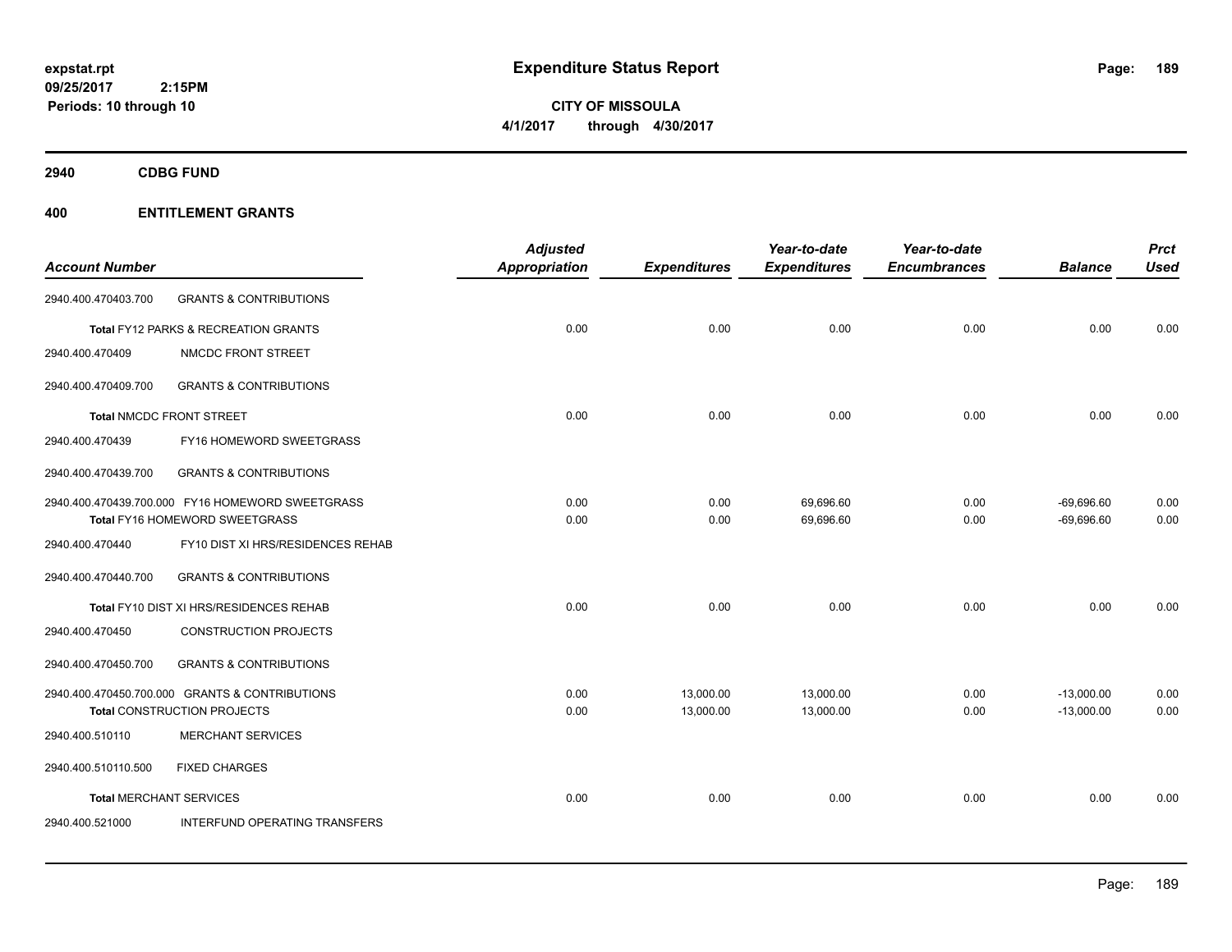# Expenditure Status Report

**CITY OF MISSOULA**

**4/1/2017 through 4/30/2017**

expstat.rpt
09/25/2017 2:15PM
Periods: 10 through 10

## 2940 CDBG FUND

## 400 ENTITLEMENT GRANTS

| Account Number | | Adjusted Appropriation | Expenditures | Year-to-date Expenditures | Year-to-date Encumbrances | Balance | Prct Used |
|---|---|---|---|---|---|---|---|
| 2940.400.470403.700 | GRANTS & CONTRIBUTIONS | | | | | | |
| **Total** FY12 PARKS & RECREATION GRANTS | | 0.00 | 0.00 | 0.00 | 0.00 | 0.00 | 0.00 |
| 2940.400.470409 | NMCDC FRONT STREET | | | | | | |
| 2940.400.470409.700 | GRANTS & CONTRIBUTIONS | | | | | | |
| **Total** NMCDC FRONT STREET | | 0.00 | 0.00 | 0.00 | 0.00 | 0.00 | 0.00 |
| 2940.400.470439 | FY16 HOMEWORD SWEETGRASS | | | | | | |
| 2940.400.470439.700 | GRANTS & CONTRIBUTIONS | | | | | | |
| 2940.400.470439.700.000 | FY16 HOMEWORD SWEETGRASS | 0.00 | 0.00 | 69,696.60 | 0.00 | -69,696.60 | 0.00 |
| **Total** FY16 HOMEWORD SWEETGRASS | | 0.00 | 0.00 | 69,696.60 | 0.00 | -69,696.60 | 0.00 |
| 2940.400.470440 | FY10 DIST XI HRS/RESIDENCES REHAB | | | | | | |
| 2940.400.470440.700 | GRANTS & CONTRIBUTIONS | | | | | | |
| **Total** FY10 DIST XI HRS/RESIDENCES REHAB | | 0.00 | 0.00 | 0.00 | 0.00 | 0.00 | 0.00 |
| 2940.400.470450 | CONSTRUCTION PROJECTS | | | | | | |
| 2940.400.470450.700 | GRANTS & CONTRIBUTIONS | | | | | | |
| 2940.400.470450.700.000 | GRANTS & CONTRIBUTIONS | 0.00 | 13,000.00 | 13,000.00 | 0.00 | -13,000.00 | 0.00 |
| **Total** CONSTRUCTION PROJECTS | | 0.00 | 13,000.00 | 13,000.00 | 0.00 | -13,000.00 | 0.00 |
| 2940.400.510110 | MERCHANT SERVICES | | | | | | |
| 2940.400.510110.500 | FIXED CHARGES | | | | | | |
| **Total** MERCHANT SERVICES | | 0.00 | 0.00 | 0.00 | 0.00 | 0.00 | 0.00 |
| 2940.400.521000 | INTERFUND OPERATING TRANSFERS | | | | | | |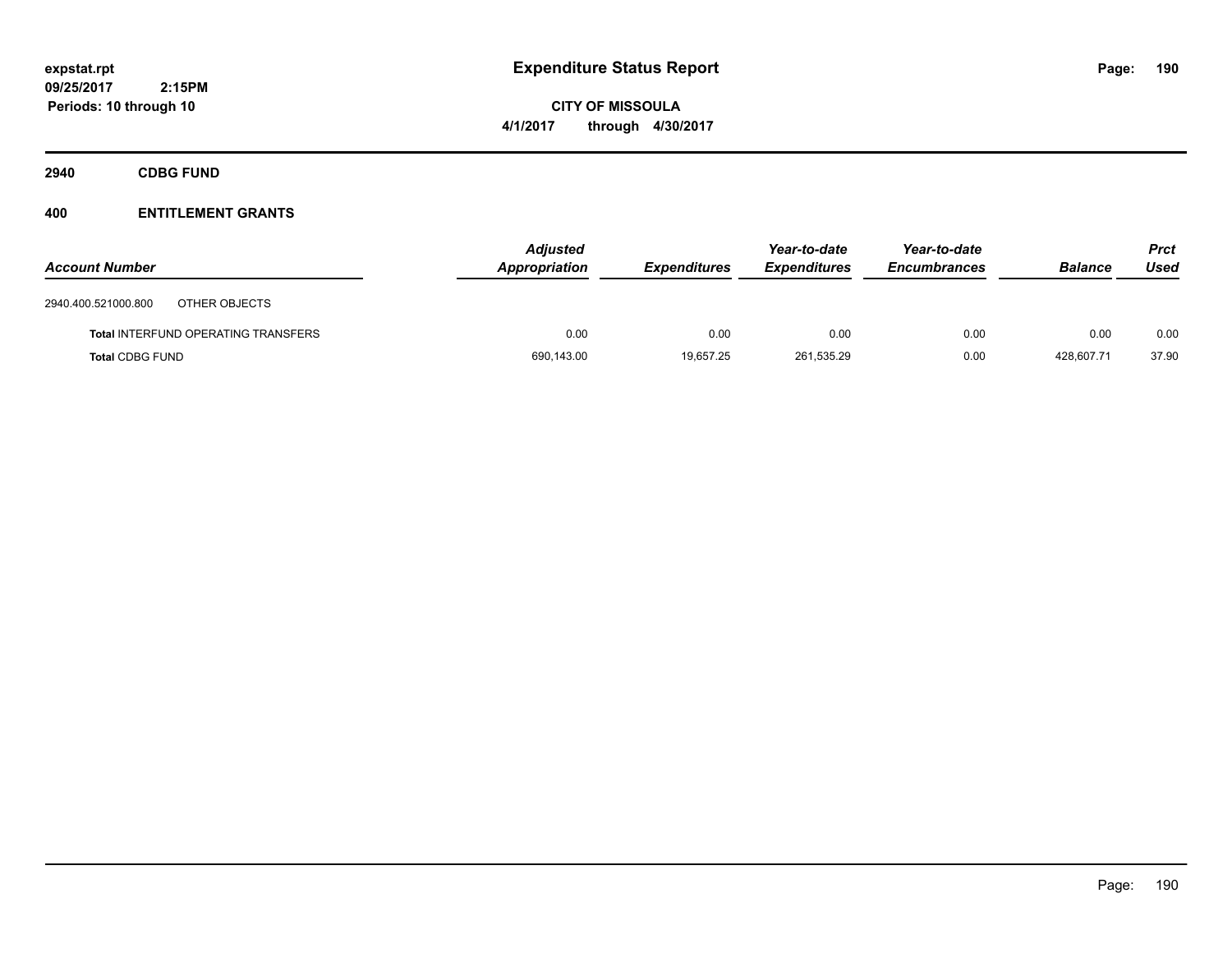# Expenditure Status Report

**expstat.rpt**
**09/25/2017 2:15PM**
**Periods: 10 through 10**

**CITY OF MISSOULA**
**4/1/2017 through 4/30/2017**

## 2940 CDBG FUND

### 400 ENTITLEMENT GRANTS

| Account Number | | Adjusted Appropriation | Expenditures | Year-to-date Expenditures | Year-to-date Encumbrances | Balance | Prct Used |
|---|---|---|---|---|---|---|---|
| 2940.400.521000.800 | OTHER OBJECTS | | | | | | |
| **Total** INTERFUND OPERATING TRANSFERS | | 0.00 | 0.00 | 0.00 | 0.00 | 0.00 | 0.00 |
| **Total** CDBG FUND | | 690,143.00 | 19,657.25 | 261,535.29 | 0.00 | 428,607.71 | 37.90 |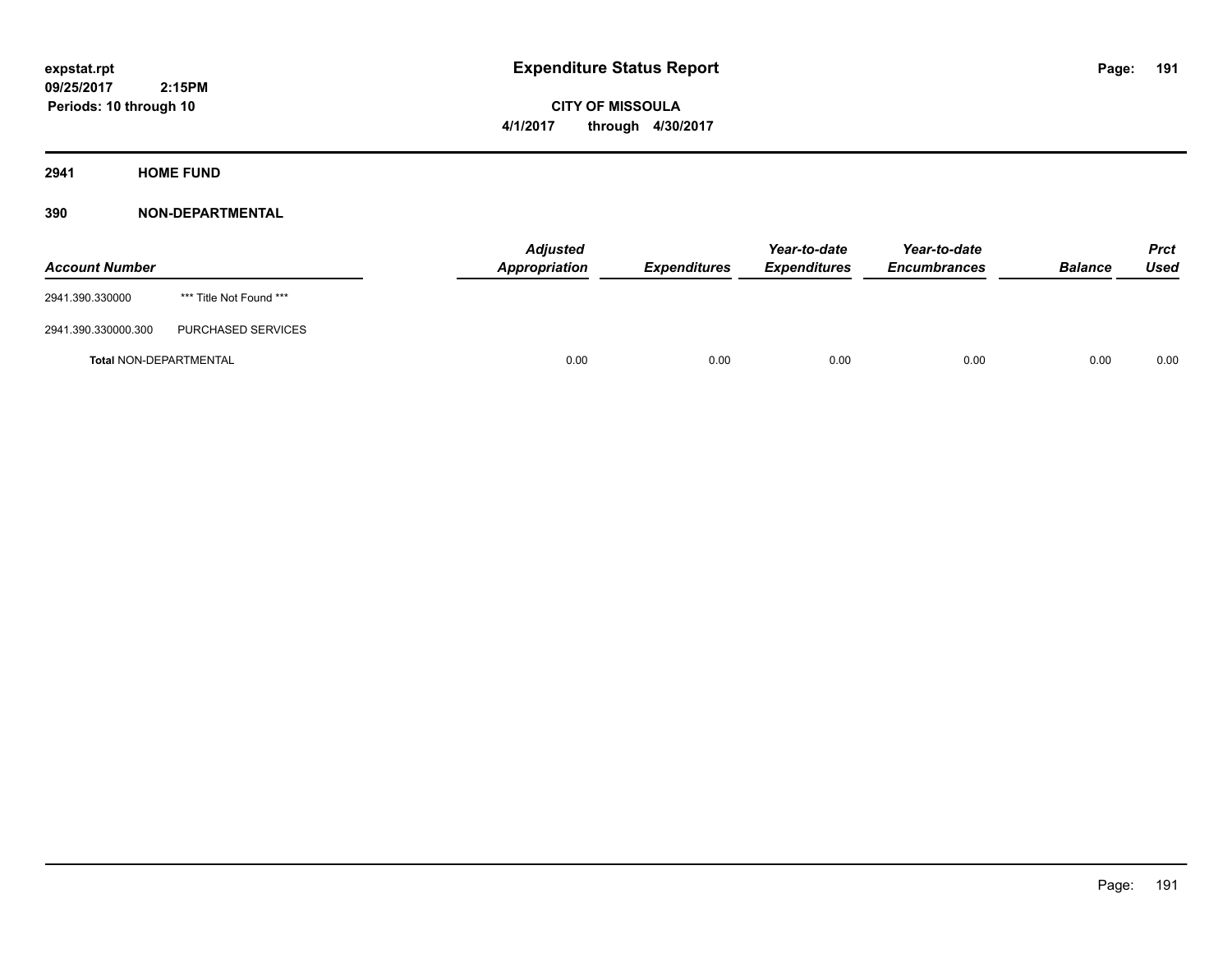expstat.rpt
09/25/2017 2:15PM
Periods: 10 through 10

# Expenditure Status Report

**CITY OF MISSOULA**
**4/1/2017 through 4/30/2017**

## 2941 HOME FUND

### 390 NON-DEPARTMENTAL

| Account Number | | Adjusted Appropriation | Expenditures | Year-to-date Expenditures | Year-to-date Encumbrances | Balance | Prct Used |
|---|---|---|---|---|---|---|---|
| 2941.390.330000 | *** Title Not Found *** | | | | | | |
| 2941.390.330000.300 | PURCHASED SERVICES | | | | | | |
| **Total** NON-DEPARTMENTAL | | 0.00 | 0.00 | 0.00 | 0.00 | 0.00 | 0.00 |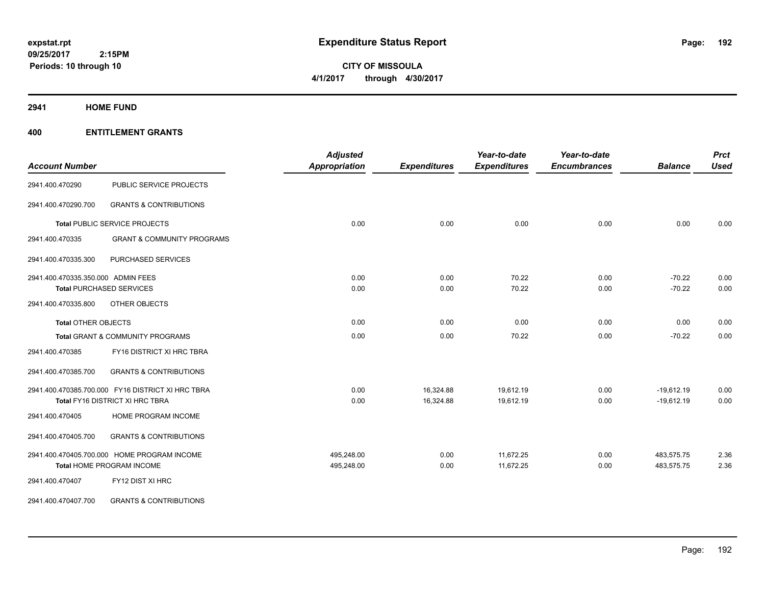**expstat.rpt**
**09/25/2017 2:15PM**
**Periods: 10 through 10**

# Expenditure Status Report

**CITY OF MISSOULA**
**4/1/2017 through 4/30/2017**

## 2941 HOME FUND

## 400 ENTITLEMENT GRANTS

| Account Number | | Adjusted Appropriation | Expenditures | Year-to-date Expenditures | Year-to-date Encumbrances | Balance | Prct Used |
|---|---|---|---|---|---|---|---|
| 2941.400.470290 | PUBLIC SERVICE PROJECTS | | | | | | |
| 2941.400.470290.700 | GRANTS & CONTRIBUTIONS | | | | | | |
| **Total** PUBLIC SERVICE PROJECTS | | 0.00 | 0.00 | 0.00 | 0.00 | 0.00 | 0.00 |
| 2941.400.470335 | GRANT & COMMUNITY PROGRAMS | | | | | | |
| 2941.400.470335.300 | PURCHASED SERVICES | | | | | | |
| 2941.400.470335.350.000 ADMIN FEES | | 0.00 | 0.00 | 70.22 | 0.00 | -70.22 | 0.00 |
| **Total** PURCHASED SERVICES | | 0.00 | 0.00 | 70.22 | 0.00 | -70.22 | 0.00 |
| 2941.400.470335.800 | OTHER OBJECTS | | | | | | |
| **Total** OTHER OBJECTS | | 0.00 | 0.00 | 0.00 | 0.00 | 0.00 | 0.00 |
| **Total** GRANT & COMMUNITY PROGRAMS | | 0.00 | 0.00 | 70.22 | 0.00 | -70.22 | 0.00 |
| 2941.400.470385 | FY16 DISTRICT XI HRC TBRA | | | | | | |
| 2941.400.470385.700 | GRANTS & CONTRIBUTIONS | | | | | | |
| 2941.400.470385.700.000 FY16 DISTRICT XI HRC TBRA | | 0.00 | 16,324.88 | 19,612.19 | 0.00 | -19,612.19 | 0.00 |
| **Total** FY16 DISTRICT XI HRC TBRA | | 0.00 | 16,324.88 | 19,612.19 | 0.00 | -19,612.19 | 0.00 |
| 2941.400.470405 | HOME PROGRAM INCOME | | | | | | |
| 2941.400.470405.700 | GRANTS & CONTRIBUTIONS | | | | | | |
| 2941.400.470405.700.000 HOME PROGRAM INCOME | | 495,248.00 | 0.00 | 11,672.25 | 0.00 | 483,575.75 | 2.36 |
| **Total** HOME PROGRAM INCOME | | 495,248.00 | 0.00 | 11,672.25 | 0.00 | 483,575.75 | 2.36 |
| 2941.400.470407 | FY12 DIST XI HRC | | | | | | |
| 2941.400.470407.700 | GRANTS & CONTRIBUTIONS | | | | | | |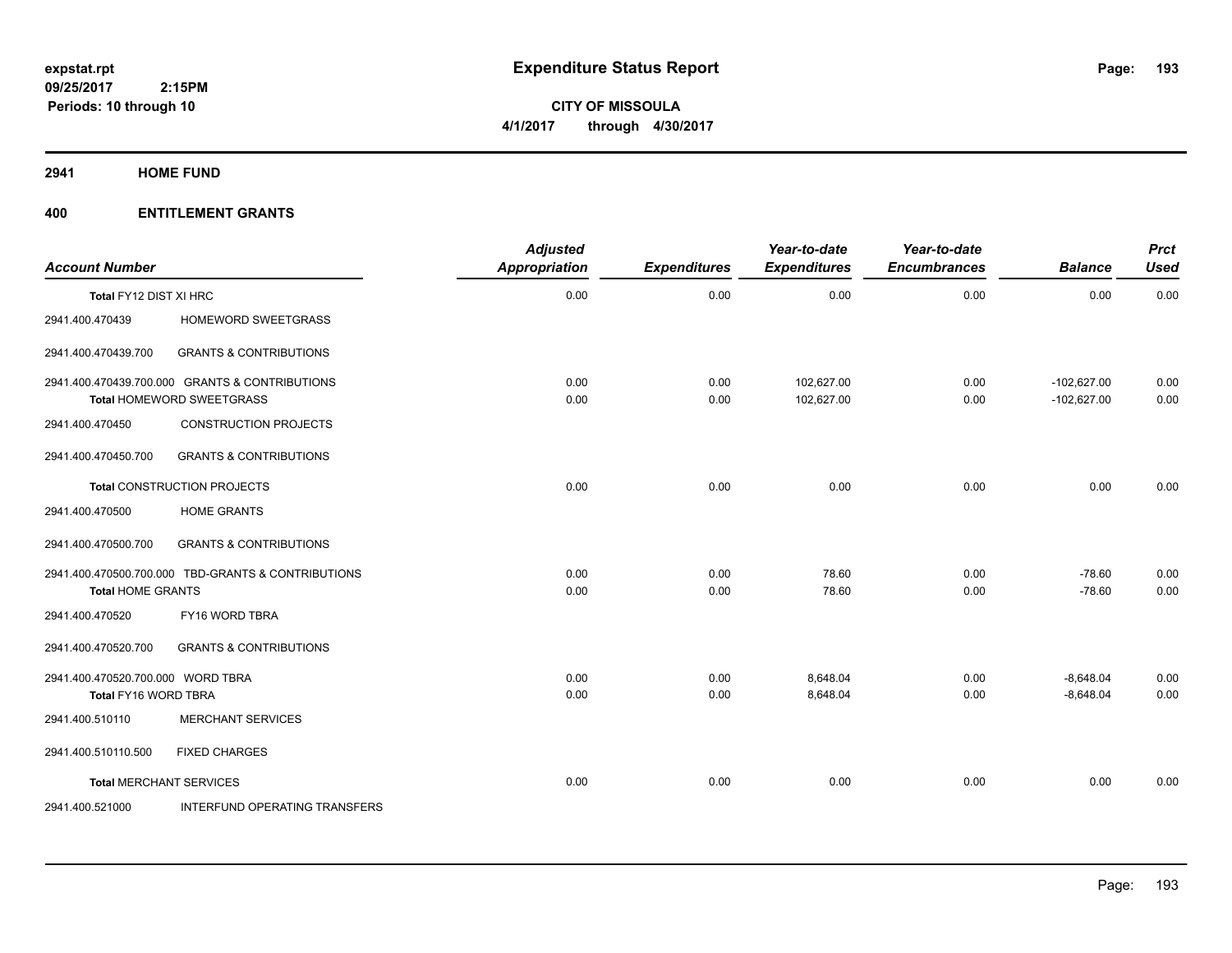**expstat.rpt**
**09/25/2017 2:15PM**
**Periods: 10 through 10**

# Expenditure Status Report

**CITY OF MISSOULA**
**4/1/2017 through 4/30/2017**

## 2941 HOME FUND

## 400 ENTITLEMENT GRANTS

| Account Number | | Adjusted Appropriation | Expenditures | Year-to-date Expenditures | Year-to-date Encumbrances | Balance | Prct Used |
|---|---|---|---|---|---|---|---|
| Total FY12 DIST XI HRC | | 0.00 | 0.00 | 0.00 | 0.00 | 0.00 | 0.00 |
| 2941.400.470439 | HOMEWORD SWEETGRASS | | | | | | |
| 2941.400.470439.700 | GRANTS & CONTRIBUTIONS | | | | | | |
| 2941.400.470439.700.000 | GRANTS & CONTRIBUTIONS | 0.00 | 0.00 | 102,627.00 | 0.00 | -102,627.00 | 0.00 |
| Total HOMEWORD SWEETGRASS | | 0.00 | 0.00 | 102,627.00 | 0.00 | -102,627.00 | 0.00 |
| 2941.400.470450 | CONSTRUCTION PROJECTS | | | | | | |
| 2941.400.470450.700 | GRANTS & CONTRIBUTIONS | | | | | | |
| Total CONSTRUCTION PROJECTS | | 0.00 | 0.00 | 0.00 | 0.00 | 0.00 | 0.00 |
| 2941.400.470500 | HOME GRANTS | | | | | | |
| 2941.400.470500.700 | GRANTS & CONTRIBUTIONS | | | | | | |
| 2941.400.470500.700.000 | TBD-GRANTS & CONTRIBUTIONS | 0.00 | 0.00 | 78.60 | 0.00 | -78.60 | 0.00 |
| Total HOME GRANTS | | 0.00 | 0.00 | 78.60 | 0.00 | -78.60 | 0.00 |
| 2941.400.470520 | FY16 WORD TBRA | | | | | | |
| 2941.400.470520.700 | GRANTS & CONTRIBUTIONS | | | | | | |
| 2941.400.470520.700.000 | WORD TBRA | 0.00 | 0.00 | 8,648.04 | 0.00 | -8,648.04 | 0.00 |
| Total FY16 WORD TBRA | | 0.00 | 0.00 | 8,648.04 | 0.00 | -8,648.04 | 0.00 |
| 2941.400.510110 | MERCHANT SERVICES | | | | | | |
| 2941.400.510110.500 | FIXED CHARGES | | | | | | |
| Total MERCHANT SERVICES | | 0.00 | 0.00 | 0.00 | 0.00 | 0.00 | 0.00 |
| 2941.400.521000 | INTERFUND OPERATING TRANSFERS | | | | | | |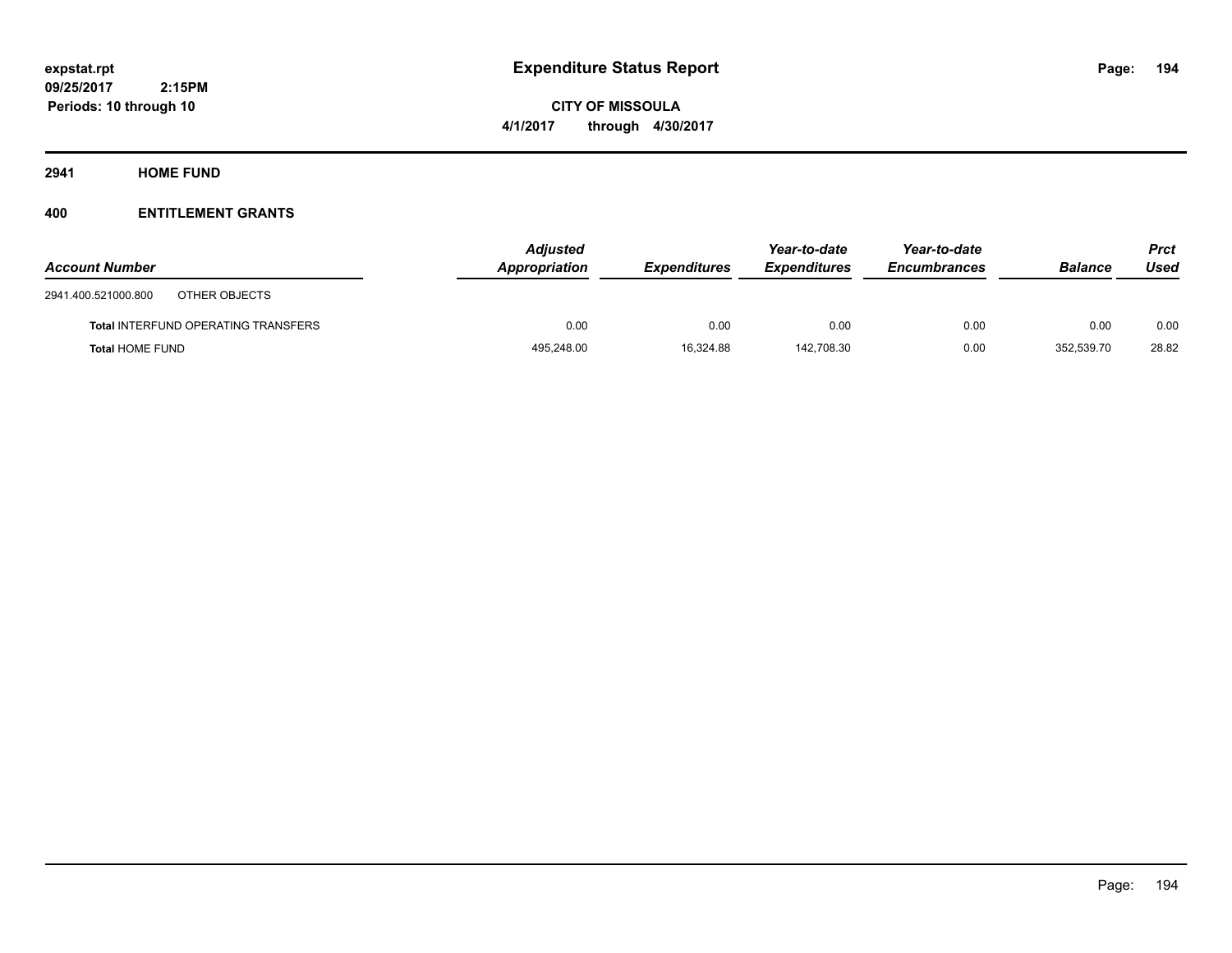# Expenditure Status Report

**CITY OF MISSOULA**

**4/1/2017 through 4/30/2017**

expstat.rpt
09/25/2017 2:15PM
Periods: 10 through 10

## 2941 HOME FUND

## 400 ENTITLEMENT GRANTS

| Account Number | | Adjusted Appropriation | Expenditures | Year-to-date Expenditures | Year-to-date Encumbrances | Balance | Prct Used |
|---|---|---|---|---|---|---|---|
| 2941.400.521000.800 | OTHER OBJECTS | | | | | | |
| **Total** INTERFUND OPERATING TRANSFERS | | 0.00 | 0.00 | 0.00 | 0.00 | 0.00 | 0.00 |
| **Total** HOME FUND | | 495,248.00 | 16,324.88 | 142,708.30 | 0.00 | 352,539.70 | 28.82 |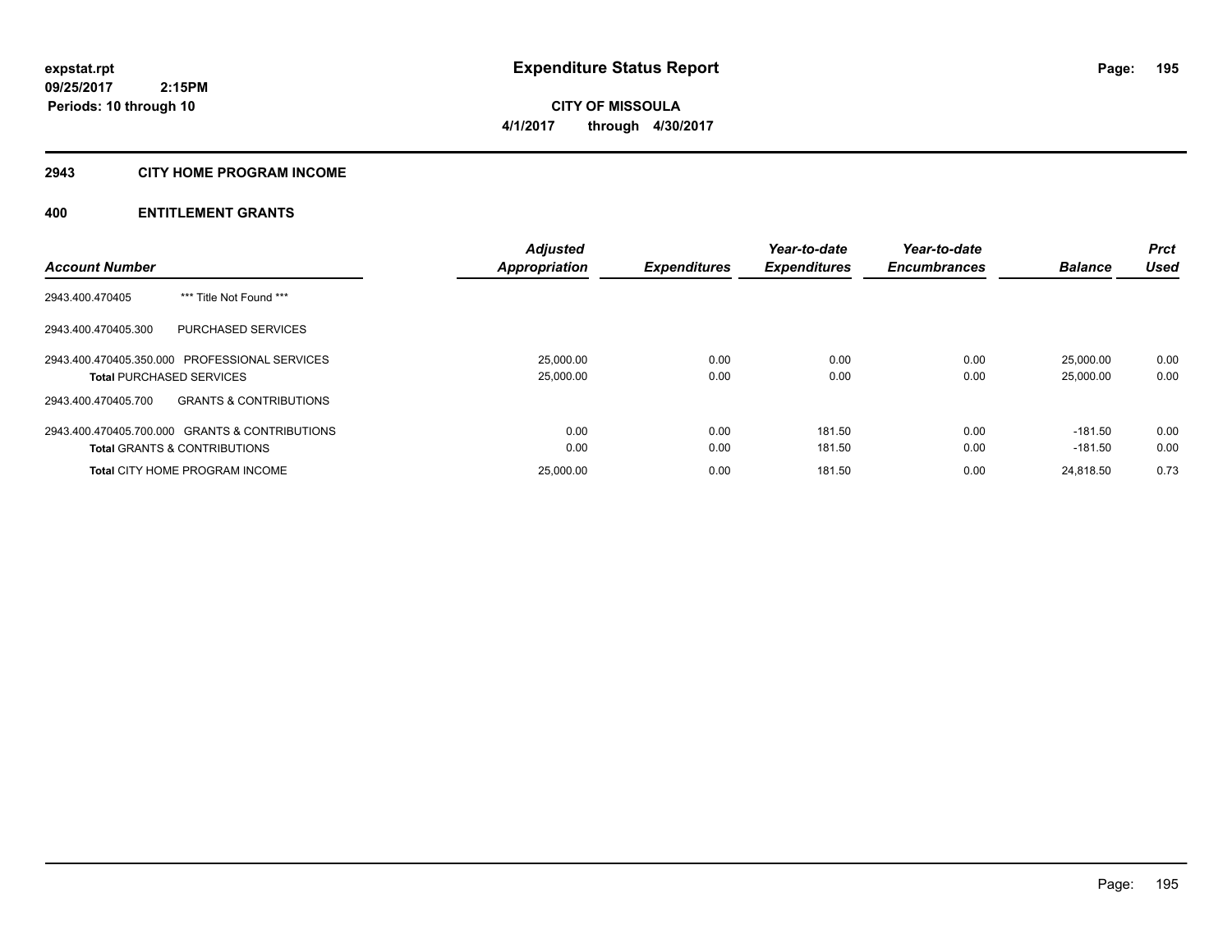**expstat.rpt**
**09/25/2017 2:15PM**
**Periods: 10 through 10**

# Expenditure Status Report

**CITY OF MISSOULA**
**4/1/2017 through 4/30/2017**

## 2943 CITY HOME PROGRAM INCOME

## 400 ENTITLEMENT GRANTS

| Account Number | | Adjusted Appropriation | Expenditures | Year-to-date Expenditures | Year-to-date Encumbrances | Balance | Prct Used |
|---|---|---|---|---|---|---|---|
| 2943.400.470405 | *** Title Not Found *** | | | | | | |
| 2943.400.470405.300 | PURCHASED SERVICES | | | | | | |
| 2943.400.470405.350.000 | PROFESSIONAL SERVICES | 25,000.00 | 0.00 | 0.00 | 0.00 | 25,000.00 | 0.00 |
| **Total** PURCHASED SERVICES | | 25,000.00 | 0.00 | 0.00 | 0.00 | 25,000.00 | 0.00 |
| 2943.400.470405.700 | GRANTS & CONTRIBUTIONS | | | | | | |
| 2943.400.470405.700.000 | GRANTS & CONTRIBUTIONS | 0.00 | 0.00 | 181.50 | 0.00 | -181.50 | 0.00 |
| **Total** GRANTS & CONTRIBUTIONS | | 0.00 | 0.00 | 181.50 | 0.00 | -181.50 | 0.00 |
| **Total** CITY HOME PROGRAM INCOME | | 25,000.00 | 0.00 | 181.50 | 0.00 | 24,818.50 | 0.73 |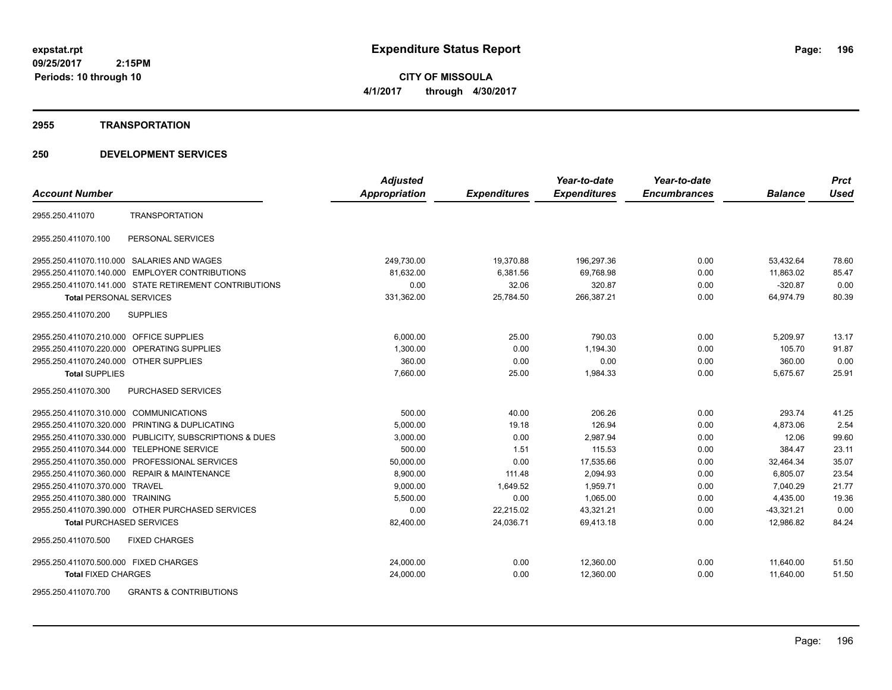**expstat.rpt**
**09/25/2017 2:15PM**
**Periods: 10 through 10**

# Expenditure Status Report

**CITY OF MISSOULA**
**4/1/2017 through 4/30/2017**

## 2955 TRANSPORTATION

## 250 DEVELOPMENT SERVICES

| Account Number | | Adjusted Appropriation | Expenditures | Year-to-date Expenditures | Year-to-date Encumbrances | Balance | Prct Used |
|---|---|---|---|---|---|---|---|
| 2955.250.411070 | TRANSPORTATION | | | | | | |
| 2955.250.411070.100 | PERSONAL SERVICES | | | | | | |
| 2955.250.411070.110.000 | SALARIES AND WAGES | 249,730.00 | 19,370.88 | 196,297.36 | 0.00 | 53,432.64 | 78.60 |
| 2955.250.411070.140.000 | EMPLOYER CONTRIBUTIONS | 81,632.00 | 6,381.56 | 69,768.98 | 0.00 | 11,863.02 | 85.47 |
| 2955.250.411070.141.000 | STATE RETIREMENT CONTRIBUTIONS | 0.00 | 32.06 | 320.87 | 0.00 | -320.87 | 0.00 |
| **Total** PERSONAL SERVICES | | 331,362.00 | 25,784.50 | 266,387.21 | 0.00 | 64,974.79 | 80.39 |
| 2955.250.411070.200 | SUPPLIES | | | | | | |
| 2955.250.411070.210.000 | OFFICE SUPPLIES | 6,000.00 | 25.00 | 790.03 | 0.00 | 5,209.97 | 13.17 |
| 2955.250.411070.220.000 | OPERATING SUPPLIES | 1,300.00 | 0.00 | 1,194.30 | 0.00 | 105.70 | 91.87 |
| 2955.250.411070.240.000 | OTHER SUPPLIES | 360.00 | 0.00 | 0.00 | 0.00 | 360.00 | 0.00 |
| **Total** SUPPLIES | | 7,660.00 | 25.00 | 1,984.33 | 0.00 | 5,675.67 | 25.91 |
| 2955.250.411070.300 | PURCHASED SERVICES | | | | | | |
| 2955.250.411070.310.000 | COMMUNICATIONS | 500.00 | 40.00 | 206.26 | 0.00 | 293.74 | 41.25 |
| 2955.250.411070.320.000 | PRINTING & DUPLICATING | 5,000.00 | 19.18 | 126.94 | 0.00 | 4,873.06 | 2.54 |
| 2955.250.411070.330.000 | PUBLICITY, SUBSCRIPTIONS & DUES | 3,000.00 | 0.00 | 2,987.94 | 0.00 | 12.06 | 99.60 |
| 2955.250.411070.344.000 | TELEPHONE SERVICE | 500.00 | 1.51 | 115.53 | 0.00 | 384.47 | 23.11 |
| 2955.250.411070.350.000 | PROFESSIONAL SERVICES | 50,000.00 | 0.00 | 17,535.66 | 0.00 | 32,464.34 | 35.07 |
| 2955.250.411070.360.000 | REPAIR & MAINTENANCE | 8,900.00 | 111.48 | 2,094.93 | 0.00 | 6,805.07 | 23.54 |
| 2955.250.411070.370.000 | TRAVEL | 9,000.00 | 1,649.52 | 1,959.71 | 0.00 | 7,040.29 | 21.77 |
| 2955.250.411070.380.000 | TRAINING | 5,500.00 | 0.00 | 1,065.00 | 0.00 | 4,435.00 | 19.36 |
| 2955.250.411070.390.000 | OTHER PURCHASED SERVICES | 0.00 | 22,215.02 | 43,321.21 | 0.00 | -43,321.21 | 0.00 |
| **Total** PURCHASED SERVICES | | 82,400.00 | 24,036.71 | 69,413.18 | 0.00 | 12,986.82 | 84.24 |
| 2955.250.411070.500 | FIXED CHARGES | | | | | | |
| 2955.250.411070.500.000 | FIXED CHARGES | 24,000.00 | 0.00 | 12,360.00 | 0.00 | 11,640.00 | 51.50 |
| **Total** FIXED CHARGES | | 24,000.00 | 0.00 | 12,360.00 | 0.00 | 11,640.00 | 51.50 |
| 2955.250.411070.700 | GRANTS & CONTRIBUTIONS | | | | | | |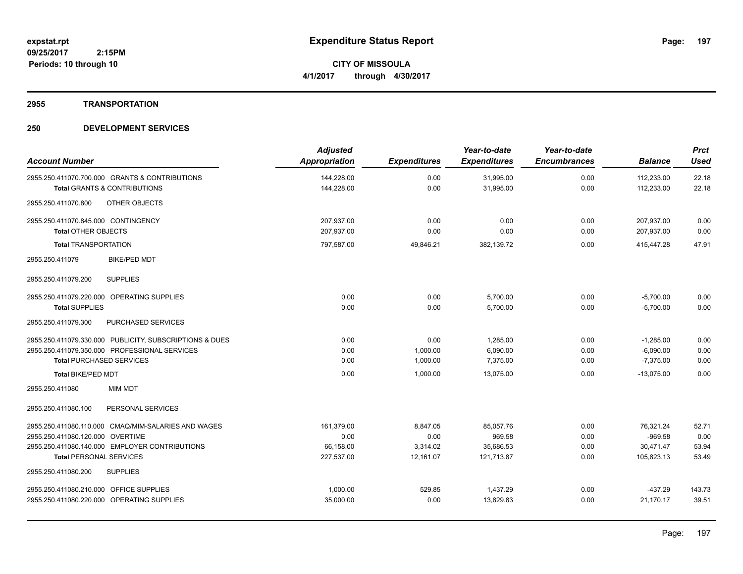**expstat.rpt**
**09/25/2017 2:15PM**
**Periods: 10 through 10**

# Expenditure Status Report

**CITY OF MISSOULA**
**4/1/2017 through 4/30/2017**

## 2955 TRANSPORTATION

## 250 DEVELOPMENT SERVICES

| Account Number | Adjusted Appropriation | Expenditures | Year-to-date Expenditures | Year-to-date Encumbrances | Balance | Prct Used |
|---|---|---|---|---|---|---|
| 2955.250.411070.700.000 GRANTS & CONTRIBUTIONS | 144,228.00 | 0.00 | 31,995.00 | 0.00 | 112,233.00 | 22.18 |
| **Total** GRANTS & CONTRIBUTIONS | 144,228.00 | 0.00 | 31,995.00 | 0.00 | 112,233.00 | 22.18 |
| 2955.250.411070.800 OTHER OBJECTS | | | | | | |
| 2955.250.411070.845.000 CONTINGENCY | 207,937.00 | 0.00 | 0.00 | 0.00 | 207,937.00 | 0.00 |
| **Total** OTHER OBJECTS | 207,937.00 | 0.00 | 0.00 | 0.00 | 207,937.00 | 0.00 |
| **Total** TRANSPORTATION | 797,587.00 | 49,846.21 | 382,139.72 | 0.00 | 415,447.28 | 47.91 |
| 2955.250.411079 BIKE/PED MDT | | | | | | |
| 2955.250.411079.200 SUPPLIES | | | | | | |
| 2955.250.411079.220.000 OPERATING SUPPLIES | 0.00 | 0.00 | 5,700.00 | 0.00 | -5,700.00 | 0.00 |
| **Total** SUPPLIES | 0.00 | 0.00 | 5,700.00 | 0.00 | -5,700.00 | 0.00 |
| 2955.250.411079.300 PURCHASED SERVICES | | | | | | |
| 2955.250.411079.330.000 PUBLICITY, SUBSCRIPTIONS & DUES | 0.00 | 0.00 | 1,285.00 | 0.00 | -1,285.00 | 0.00 |
| 2955.250.411079.350.000 PROFESSIONAL SERVICES | 0.00 | 1,000.00 | 6,090.00 | 0.00 | -6,090.00 | 0.00 |
| **Total** PURCHASED SERVICES | 0.00 | 1,000.00 | 7,375.00 | 0.00 | -7,375.00 | 0.00 |
| **Total** BIKE/PED MDT | 0.00 | 1,000.00 | 13,075.00 | 0.00 | -13,075.00 | 0.00 |
| 2955.250.411080 MIM MDT | | | | | | |
| 2955.250.411080.100 PERSONAL SERVICES | | | | | | |
| 2955.250.411080.110.000 CMAQ/MIM-SALARIES AND WAGES | 161,379.00 | 8,847.05 | 85,057.76 | 0.00 | 76,321.24 | 52.71 |
| 2955.250.411080.120.000 OVERTIME | 0.00 | 0.00 | 969.58 | 0.00 | -969.58 | 0.00 |
| 2955.250.411080.140.000 EMPLOYER CONTRIBUTIONS | 66,158.00 | 3,314.02 | 35,686.53 | 0.00 | 30,471.47 | 53.94 |
| **Total** PERSONAL SERVICES | 227,537.00 | 12,161.07 | 121,713.87 | 0.00 | 105,823.13 | 53.49 |
| 2955.250.411080.200 SUPPLIES | | | | | | |
| 2955.250.411080.210.000 OFFICE SUPPLIES | 1,000.00 | 529.85 | 1,437.29 | 0.00 | -437.29 | 143.73 |
| 2955.250.411080.220.000 OPERATING SUPPLIES | 35,000.00 | 0.00 | 13,829.83 | 0.00 | 21,170.17 | 39.51 |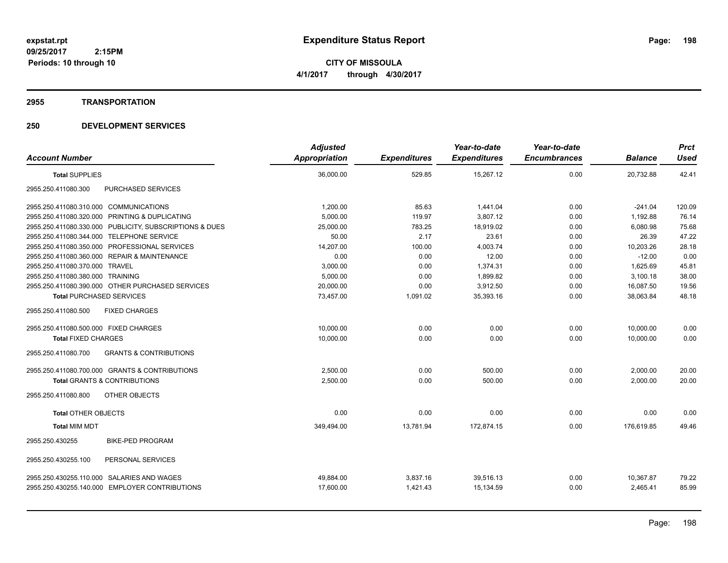**expstat.rpt**
**09/25/2017 2:15PM**
**Periods: 10 through 10**

# Expenditure Status Report

**CITY OF MISSOULA**
**4/1/2017 through 4/30/2017**

## 2955 TRANSPORTATION

## 250 DEVELOPMENT SERVICES

| Account Number | Adjusted Appropriation | Expenditures | Year-to-date Expenditures | Year-to-date Encumbrances | Balance | Prct Used |
|---|---|---|---|---|---|---|
| **Total SUPPLIES** | 36,000.00 | 529.85 | 15,267.12 | 0.00 | 20,732.88 | 42.41 |
| 2955.250.411080.300 PURCHASED SERVICES | | | | | | |
| 2955.250.411080.310.000 COMMUNICATIONS | 1,200.00 | 85.63 | 1,441.04 | 0.00 | -241.04 | 120.09 |
| 2955.250.411080.320.000 PRINTING & DUPLICATING | 5,000.00 | 119.97 | 3,807.12 | 0.00 | 1,192.88 | 76.14 |
| 2955.250.411080.330.000 PUBLICITY, SUBSCRIPTIONS & DUES | 25,000.00 | 783.25 | 18,919.02 | 0.00 | 6,080.98 | 75.68 |
| 2955.250.411080.344.000 TELEPHONE SERVICE | 50.00 | 2.17 | 23.61 | 0.00 | 26.39 | 47.22 |
| 2955.250.411080.350.000 PROFESSIONAL SERVICES | 14,207.00 | 100.00 | 4,003.74 | 0.00 | 10,203.26 | 28.18 |
| 2955.250.411080.360.000 REPAIR & MAINTENANCE | 0.00 | 0.00 | 12.00 | 0.00 | -12.00 | 0.00 |
| 2955.250.411080.370.000 TRAVEL | 3,000.00 | 0.00 | 1,374.31 | 0.00 | 1,625.69 | 45.81 |
| 2955.250.411080.380.000 TRAINING | 5,000.00 | 0.00 | 1,899.82 | 0.00 | 3,100.18 | 38.00 |
| 2955.250.411080.390.000 OTHER PURCHASED SERVICES | 20,000.00 | 0.00 | 3,912.50 | 0.00 | 16,087.50 | 19.56 |
| **Total PURCHASED SERVICES** | 73,457.00 | 1,091.02 | 35,393.16 | 0.00 | 38,063.84 | 48.18 |
| 2955.250.411080.500 FIXED CHARGES | | | | | | |
| 2955.250.411080.500.000 FIXED CHARGES | 10,000.00 | 0.00 | 0.00 | 0.00 | 10,000.00 | 0.00 |
| **Total FIXED CHARGES** | 10,000.00 | 0.00 | 0.00 | 0.00 | 10,000.00 | 0.00 |
| 2955.250.411080.700 GRANTS & CONTRIBUTIONS | | | | | | |
| 2955.250.411080.700.000 GRANTS & CONTRIBUTIONS | 2,500.00 | 0.00 | 500.00 | 0.00 | 2,000.00 | 20.00 |
| **Total GRANTS & CONTRIBUTIONS** | 2,500.00 | 0.00 | 500.00 | 0.00 | 2,000.00 | 20.00 |
| 2955.250.411080.800 OTHER OBJECTS | | | | | | |
| **Total OTHER OBJECTS** | 0.00 | 0.00 | 0.00 | 0.00 | 0.00 | 0.00 |
| **Total MIM MDT** | 349,494.00 | 13,781.94 | 172,874.15 | 0.00 | 176,619.85 | 49.46 |
| 2955.250.430255 BIKE-PED PROGRAM | | | | | | |
| 2955.250.430255.100 PERSONAL SERVICES | | | | | | |
| 2955.250.430255.110.000 SALARIES AND WAGES | 49,884.00 | 3,837.16 | 39,516.13 | 0.00 | 10,367.87 | 79.22 |
| 2955.250.430255.140.000 EMPLOYER CONTRIBUTIONS | 17,600.00 | 1,421.43 | 15,134.59 | 0.00 | 2,465.41 | 85.99 |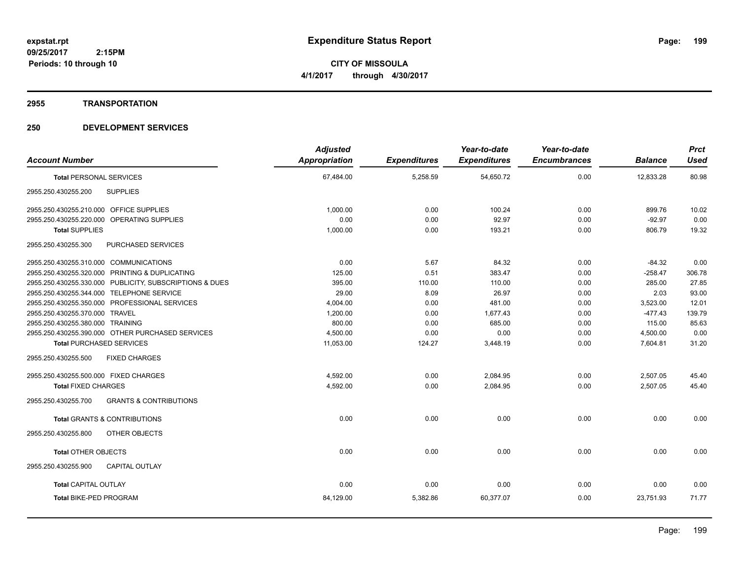# Expenditure Status Report

expstat.rpt
09/25/2017 2:15PM
Periods: 10 through 10

**CITY OF MISSOULA**
**4/1/2017 through 4/30/2017**

## 2955 TRANSPORTATION

## 250 DEVELOPMENT SERVICES

| Account Number | | Adjusted Appropriation | Expenditures | Year-to-date Expenditures | Year-to-date Encumbrances | Balance | Prct Used |
|---|---|---|---|---|---|---|---|
| **Total** PERSONAL SERVICES | | 67,484.00 | 5,258.59 | 54,650.72 | 0.00 | 12,833.28 | 80.98 |
| 2955.250.430255.200 | SUPPLIES | | | | | | |
| 2955.250.430255.210.000 | OFFICE SUPPLIES | 1,000.00 | 0.00 | 100.24 | 0.00 | 899.76 | 10.02 |
| 2955.250.430255.220.000 | OPERATING SUPPLIES | 0.00 | 0.00 | 92.97 | 0.00 | -92.97 | 0.00 |
| **Total** SUPPLIES | | 1,000.00 | 0.00 | 193.21 | 0.00 | 806.79 | 19.32 |
| 2955.250.430255.300 | PURCHASED SERVICES | | | | | | |
| 2955.250.430255.310.000 | COMMUNICATIONS | 0.00 | 5.67 | 84.32 | 0.00 | -84.32 | 0.00 |
| 2955.250.430255.320.000 | PRINTING & DUPLICATING | 125.00 | 0.51 | 383.47 | 0.00 | -258.47 | 306.78 |
| 2955.250.430255.330.000 | PUBLICITY, SUBSCRIPTIONS & DUES | 395.00 | 110.00 | 110.00 | 0.00 | 285.00 | 27.85 |
| 2955.250.430255.344.000 | TELEPHONE SERVICE | 29.00 | 8.09 | 26.97 | 0.00 | 2.03 | 93.00 |
| 2955.250.430255.350.000 | PROFESSIONAL SERVICES | 4,004.00 | 0.00 | 481.00 | 0.00 | 3,523.00 | 12.01 |
| 2955.250.430255.370.000 | TRAVEL | 1,200.00 | 0.00 | 1,677.43 | 0.00 | -477.43 | 139.79 |
| 2955.250.430255.380.000 | TRAINING | 800.00 | 0.00 | 685.00 | 0.00 | 115.00 | 85.63 |
| 2955.250.430255.390.000 | OTHER PURCHASED SERVICES | 4,500.00 | 0.00 | 0.00 | 0.00 | 4,500.00 | 0.00 |
| **Total** PURCHASED SERVICES | | 11,053.00 | 124.27 | 3,448.19 | 0.00 | 7,604.81 | 31.20 |
| 2955.250.430255.500 | FIXED CHARGES | | | | | | |
| 2955.250.430255.500.000 | FIXED CHARGES | 4,592.00 | 0.00 | 2,084.95 | 0.00 | 2,507.05 | 45.40 |
| **Total** FIXED CHARGES | | 4,592.00 | 0.00 | 2,084.95 | 0.00 | 2,507.05 | 45.40 |
| 2955.250.430255.700 | GRANTS & CONTRIBUTIONS | | | | | | |
| **Total** GRANTS & CONTRIBUTIONS | | 0.00 | 0.00 | 0.00 | 0.00 | 0.00 | 0.00 |
| 2955.250.430255.800 | OTHER OBJECTS | | | | | | |
| **Total** OTHER OBJECTS | | 0.00 | 0.00 | 0.00 | 0.00 | 0.00 | 0.00 |
| 2955.250.430255.900 | CAPITAL OUTLAY | | | | | | |
| **Total** CAPITAL OUTLAY | | 0.00 | 0.00 | 0.00 | 0.00 | 0.00 | 0.00 |
| **Total** BIKE-PED PROGRAM | | 84,129.00 | 5,382.86 | 60,377.07 | 0.00 | 23,751.93 | 71.77 |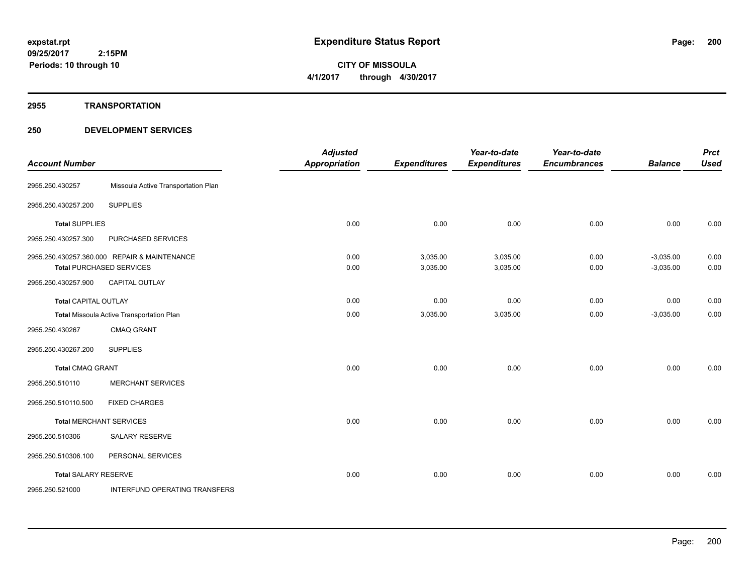# Expenditure Status Report

**CITY OF MISSOULA**
**4/1/2017 through 4/30/2017**

expstat.rpt
09/25/2017 2:15PM
Periods: 10 through 10

## 2955 TRANSPORTATION

## 250 DEVELOPMENT SERVICES

| Account Number | | Adjusted Appropriation | Expenditures | Year-to-date Expenditures | Year-to-date Encumbrances | Balance | Prct Used |
|---|---|---|---|---|---|---|---|
| 2955.250.430257 | Missoula Active Transportation Plan | | | | | | |
| 2955.250.430257.200 | SUPPLIES | | | | | | |
| **Total** SUPPLIES | | 0.00 | 0.00 | 0.00 | 0.00 | 0.00 | 0.00 |
| 2955.250.430257.300 | PURCHASED SERVICES | | | | | | |
| 2955.250.430257.360.000 | REPAIR & MAINTENANCE | 0.00 | 3,035.00 | 3,035.00 | 0.00 | -3,035.00 | 0.00 |
| **Total** PURCHASED SERVICES | | 0.00 | 3,035.00 | 3,035.00 | 0.00 | -3,035.00 | 0.00 |
| 2955.250.430257.900 | CAPITAL OUTLAY | | | | | | |
| **Total** CAPITAL OUTLAY | | 0.00 | 0.00 | 0.00 | 0.00 | 0.00 | 0.00 |
| **Total** Missoula Active Transportation Plan | | 0.00 | 3,035.00 | 3,035.00 | 0.00 | -3,035.00 | 0.00 |
| 2955.250.430267 | CMAQ GRANT | | | | | | |
| 2955.250.430267.200 | SUPPLIES | | | | | | |
| **Total** CMAQ GRANT | | 0.00 | 0.00 | 0.00 | 0.00 | 0.00 | 0.00 |
| 2955.250.510110 | MERCHANT SERVICES | | | | | | |
| 2955.250.510110.500 | FIXED CHARGES | | | | | | |
| **Total** MERCHANT SERVICES | | 0.00 | 0.00 | 0.00 | 0.00 | 0.00 | 0.00 |
| 2955.250.510306 | SALARY RESERVE | | | | | | |
| 2955.250.510306.100 | PERSONAL SERVICES | | | | | | |
| **Total** SALARY RESERVE | | 0.00 | 0.00 | 0.00 | 0.00 | 0.00 | 0.00 |
| 2955.250.521000 | INTERFUND OPERATING TRANSFERS | | | | | | |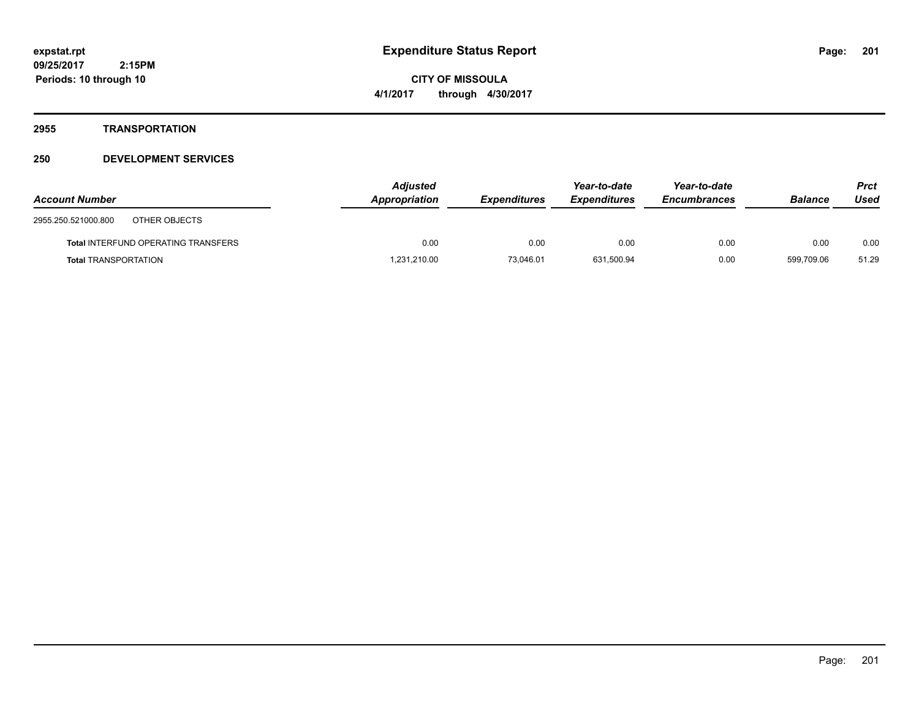# Expenditure Status Report

**expstat.rpt**
**09/25/2017 2:15PM**
**Periods: 10 through 10**

**CITY OF MISSOULA**
**4/1/2017 through 4/30/2017**

## 2955 TRANSPORTATION

## 250 DEVELOPMENT SERVICES

| Account Number | | Adjusted Appropriation | Expenditures | Year-to-date Expenditures | Year-to-date Encumbrances | Balance | Prct Used |
|---|---|---|---|---|---|---|---|
| 2955.250.521000.800 | OTHER OBJECTS | | | | | | |
| **Total** INTERFUND OPERATING TRANSFERS | | 0.00 | 0.00 | 0.00 | 0.00 | 0.00 | 0.00 |
| **Total** TRANSPORTATION | | 1,231,210.00 | 73,046.01 | 631,500.94 | 0.00 | 599,709.06 | 51.29 |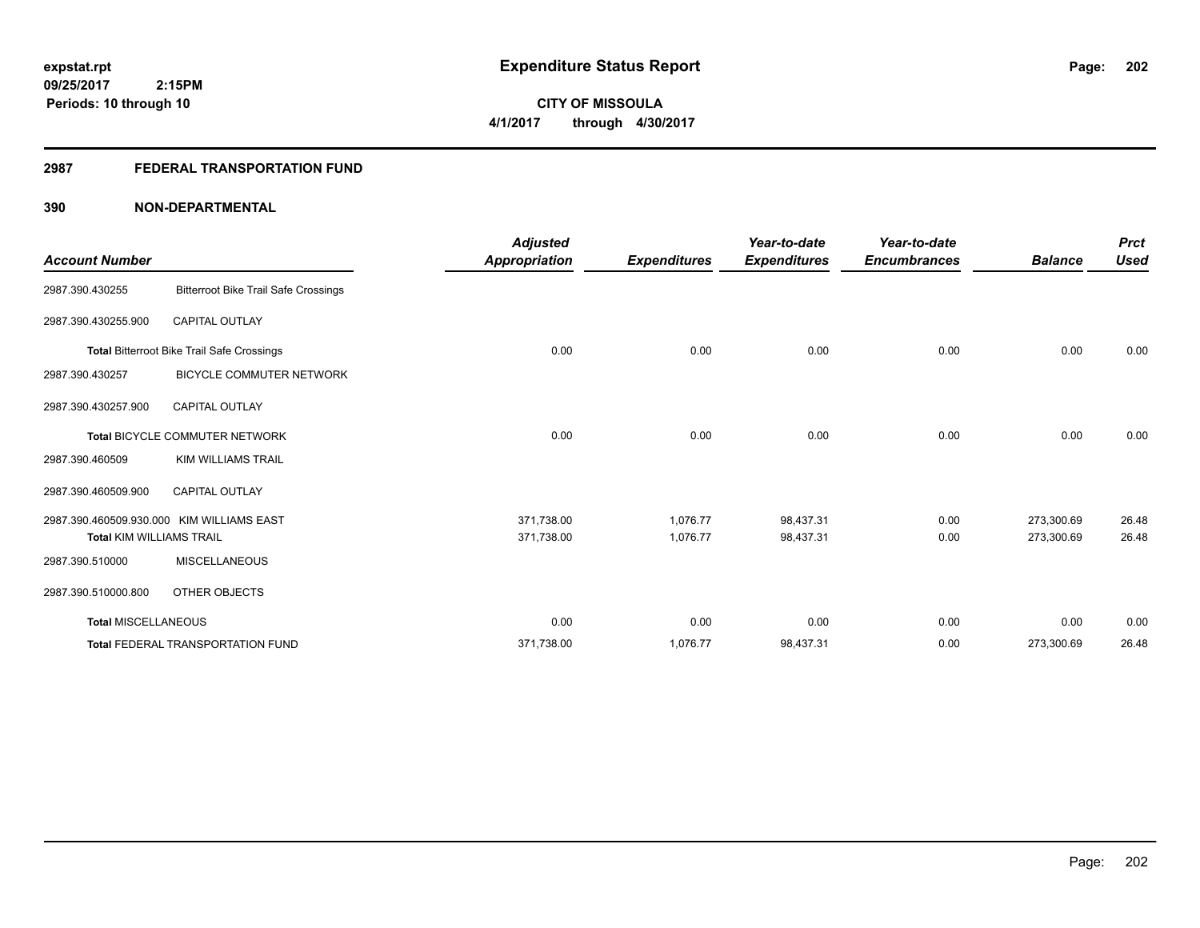# Expenditure Status Report

expstat.rpt
09/25/2017 2:15PM
Periods: 10 through 10

**CITY OF MISSOULA**
**4/1/2017 through 4/30/2017**

## 2987 FEDERAL TRANSPORTATION FUND

### 390 NON-DEPARTMENTAL

| Account Number | | Adjusted Appropriation | Expenditures | Year-to-date Expenditures | Year-to-date Encumbrances | Balance | Prct Used |
|---|---|---|---|---|---|---|---|
| 2987.390.430255 | Bitterroot Bike Trail Safe Crossings | | | | | | |
| 2987.390.430255.900 | CAPITAL OUTLAY | | | | | | |
| **Total** Bitterroot Bike Trail Safe Crossings | | 0.00 | 0.00 | 0.00 | 0.00 | 0.00 | 0.00 |
| 2987.390.430257 | BICYCLE COMMUTER NETWORK | | | | | | |
| 2987.390.430257.900 | CAPITAL OUTLAY | | | | | | |
| **Total** BICYCLE COMMUTER NETWORK | | 0.00 | 0.00 | 0.00 | 0.00 | 0.00 | 0.00 |
| 2987.390.460509 | KIM WILLIAMS TRAIL | | | | | | |
| 2987.390.460509.900 | CAPITAL OUTLAY | | | | | | |
| 2987.390.460509.930.000 | KIM WILLIAMS EAST | 371,738.00 | 1,076.77 | 98,437.31 | 0.00 | 273,300.69 | 26.48 |
| **Total** KIM WILLIAMS TRAIL | | 371,738.00 | 1,076.77 | 98,437.31 | 0.00 | 273,300.69 | 26.48 |
| 2987.390.510000 | MISCELLANEOUS | | | | | | |
| 2987.390.510000.800 | OTHER OBJECTS | | | | | | |
| **Total** MISCELLANEOUS | | 0.00 | 0.00 | 0.00 | 0.00 | 0.00 | 0.00 |
| **Total** FEDERAL TRANSPORTATION FUND | | 371,738.00 | 1,076.77 | 98,437.31 | 0.00 | 273,300.69 | 26.48 |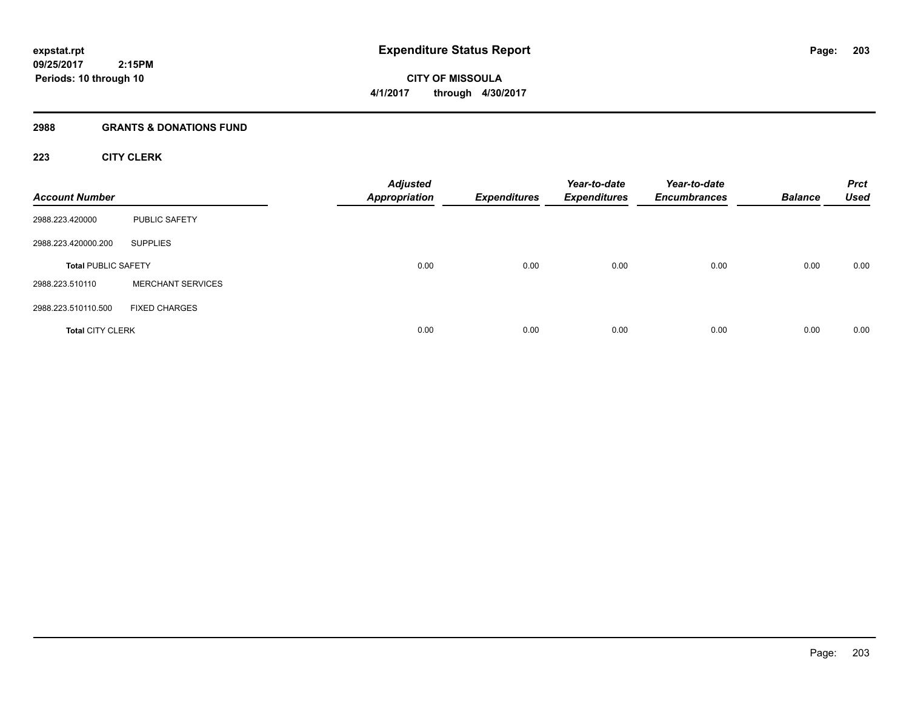**expstat.rpt**
**09/25/2017 2:15PM**
**Periods: 10 through 10**

# Expenditure Status Report

**CITY OF MISSOULA**
**4/1/2017 through 4/30/2017**

## 2988 GRANTS & DONATIONS FUND

### 223 CITY CLERK

| Account Number | | Adjusted Appropriation | Expenditures | Year-to-date Expenditures | Year-to-date Encumbrances | Balance | Prct Used |
|---|---|---|---|---|---|---|---|
| 2988.223.420000 | PUBLIC SAFETY | | | | | | |
| 2988.223.420000.200 | SUPPLIES | | | | | | |
| **Total** PUBLIC SAFETY | | 0.00 | 0.00 | 0.00 | 0.00 | 0.00 | 0.00 |
| 2988.223.510110 | MERCHANT SERVICES | | | | | | |
| 2988.223.510110.500 | FIXED CHARGES | | | | | | |
| **Total** CITY CLERK | | 0.00 | 0.00 | 0.00 | 0.00 | 0.00 | 0.00 |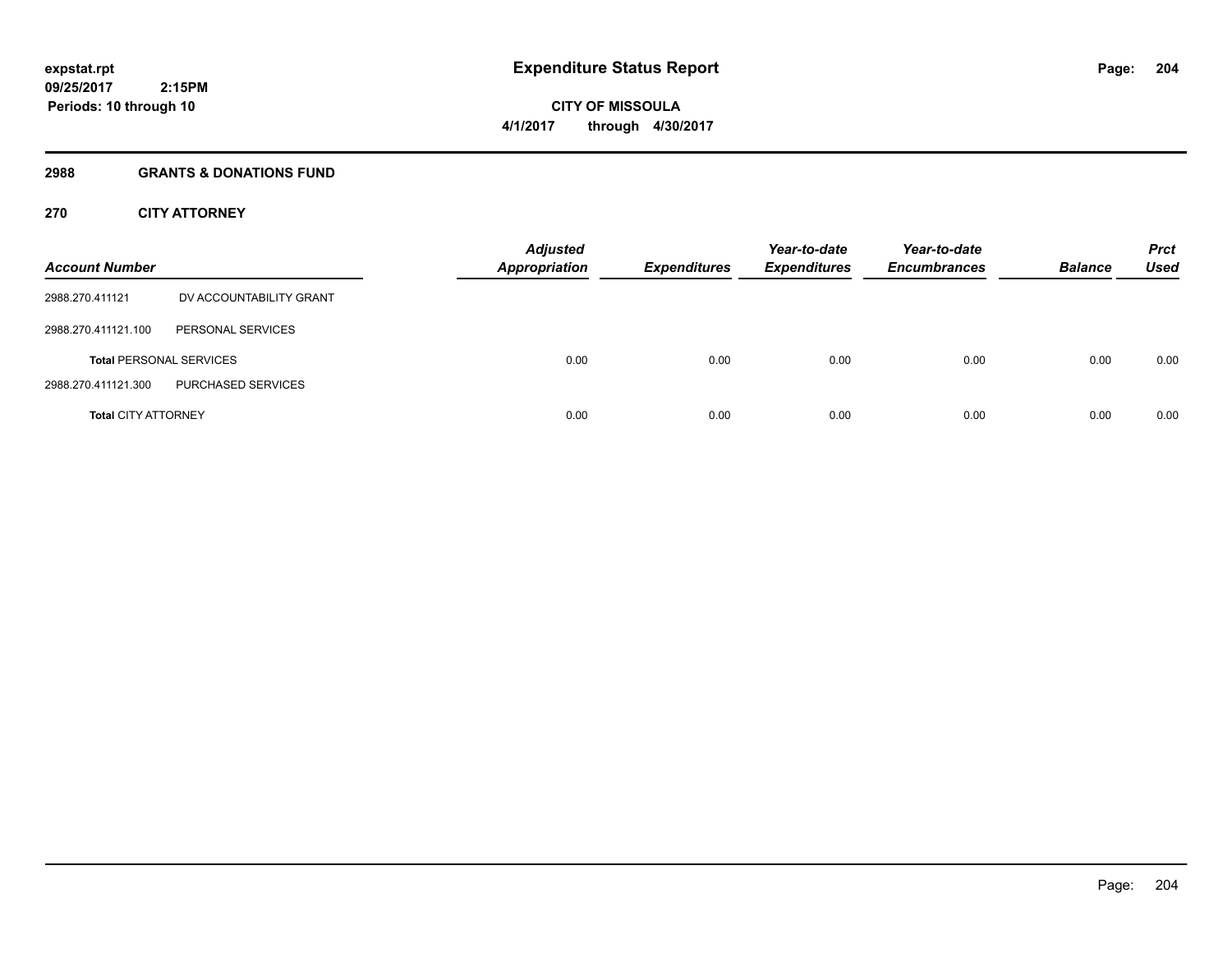**expstat.rpt**
**09/25/2017 2:15PM**
**Periods: 10 through 10**

# Expenditure Status Report

**CITY OF MISSOULA**
**4/1/2017 through 4/30/2017**

## 2988 GRANTS & DONATIONS FUND

### 270 CITY ATTORNEY

| Account Number | | Adjusted Appropriation | Expenditures | Year-to-date Expenditures | Year-to-date Encumbrances | Balance | Prct Used |
|---|---|---|---|---|---|---|---|
| 2988.270.411121 | DV ACCOUNTABILITY GRANT | | | | | | |
| 2988.270.411121.100 | PERSONAL SERVICES | | | | | | |
| **Total** PERSONAL SERVICES | | 0.00 | 0.00 | 0.00 | 0.00 | 0.00 | 0.00 |
| 2988.270.411121.300 | PURCHASED SERVICES | | | | | | |
| **Total** CITY ATTORNEY | | 0.00 | 0.00 | 0.00 | 0.00 | 0.00 | 0.00 |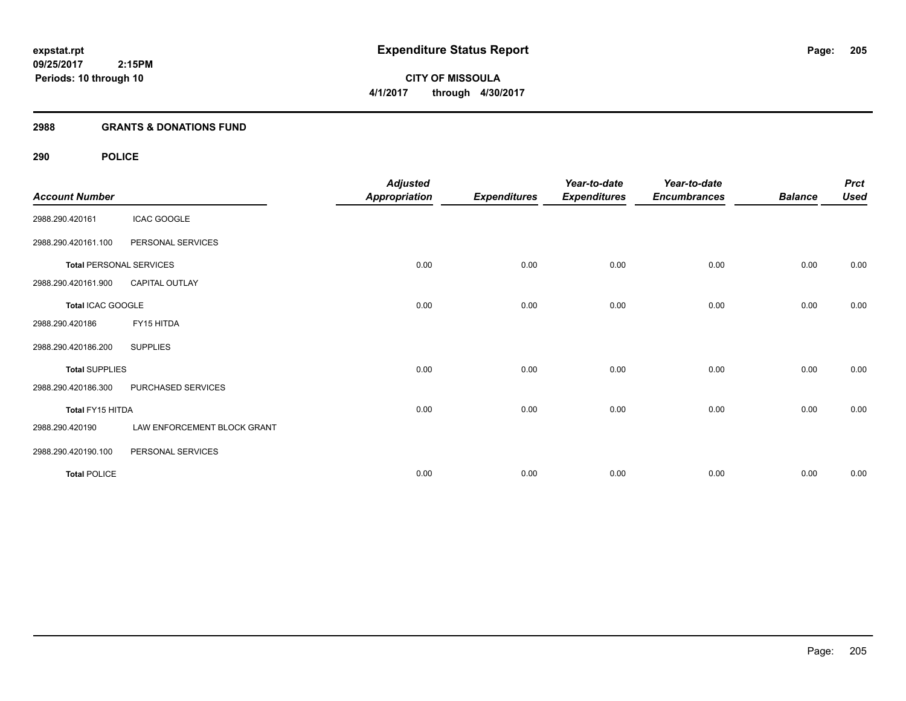**expstat.rpt**
**09/25/2017 2:15PM**
**Periods: 10 through 10**

# Expenditure Status Report

**CITY OF MISSOULA**
**4/1/2017 through 4/30/2017**

## 2988 GRANTS & DONATIONS FUND

### 290 POLICE

| Account Number | | Adjusted Appropriation | Expenditures | Year-to-date Expenditures | Year-to-date Encumbrances | Balance | Prct Used |
|---|---|---|---|---|---|---|---|
| 2988.290.420161 | ICAC GOOGLE | | | | | | |
| 2988.290.420161.100 | PERSONAL SERVICES | | | | | | |
| **Total** PERSONAL SERVICES | | 0.00 | 0.00 | 0.00 | 0.00 | 0.00 | 0.00 |
| 2988.290.420161.900 | CAPITAL OUTLAY | | | | | | |
| **Total** ICAC GOOGLE | | 0.00 | 0.00 | 0.00 | 0.00 | 0.00 | 0.00 |
| 2988.290.420186 | FY15 HITDA | | | | | | |
| 2988.290.420186.200 | SUPPLIES | | | | | | |
| **Total** SUPPLIES | | 0.00 | 0.00 | 0.00 | 0.00 | 0.00 | 0.00 |
| 2988.290.420186.300 | PURCHASED SERVICES | | | | | | |
| **Total** FY15 HITDA | | 0.00 | 0.00 | 0.00 | 0.00 | 0.00 | 0.00 |
| 2988.290.420190 | LAW ENFORCEMENT BLOCK GRANT | | | | | | |
| 2988.290.420190.100 | PERSONAL SERVICES | | | | | | |
| **Total** POLICE | | 0.00 | 0.00 | 0.00 | 0.00 | 0.00 | 0.00 |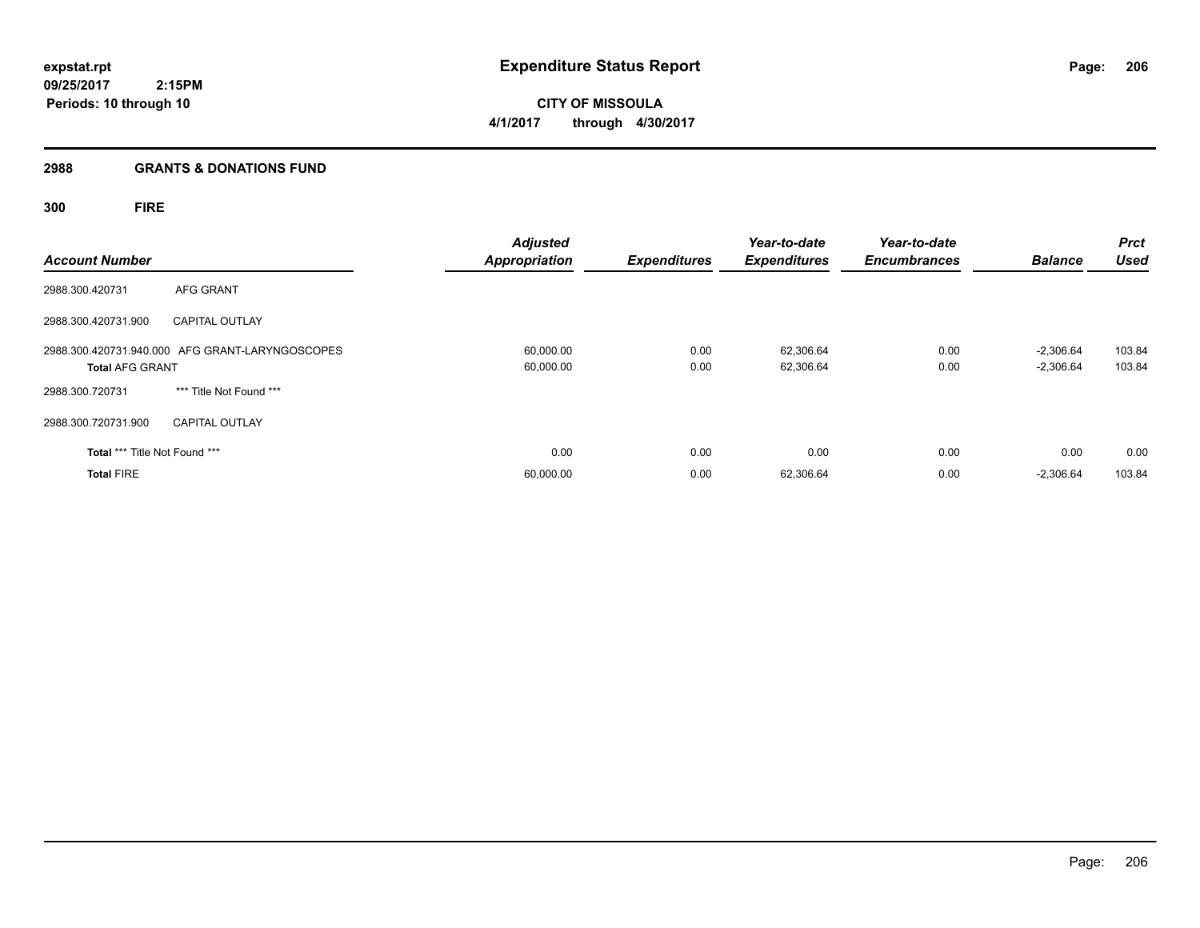# Expenditure Status Report

expstat.rpt
09/25/2017 2:15PM
Periods: 10 through 10

**CITY OF MISSOULA**
**4/1/2017 through 4/30/2017**

## 2988 GRANTS & DONATIONS FUND

### 300 FIRE

| Account Number | | Adjusted Appropriation | Expenditures | Year-to-date Expenditures | Year-to-date Encumbrances | Balance | Prct Used |
|---|---|---|---|---|---|---|---|
| 2988.300.420731 | AFG GRANT | | | | | | |
| 2988.300.420731.900 | CAPITAL OUTLAY | | | | | | |
| 2988.300.420731.940.000 | AFG GRANT-LARYNGOSCOPES | 60,000.00 | 0.00 | 62,306.64 | 0.00 | -2,306.64 | 103.84 |
| **Total** AFG GRANT | | 60,000.00 | 0.00 | 62,306.64 | 0.00 | -2,306.64 | 103.84 |
| 2988.300.720731 | *** Title Not Found *** | | | | | | |
| 2988.300.720731.900 | CAPITAL OUTLAY | | | | | | |
| **Total** *** Title Not Found *** | | 0.00 | 0.00 | 0.00 | 0.00 | 0.00 | 0.00 |
| **Total** FIRE | | 60,000.00 | 0.00 | 62,306.64 | 0.00 | -2,306.64 | 103.84 |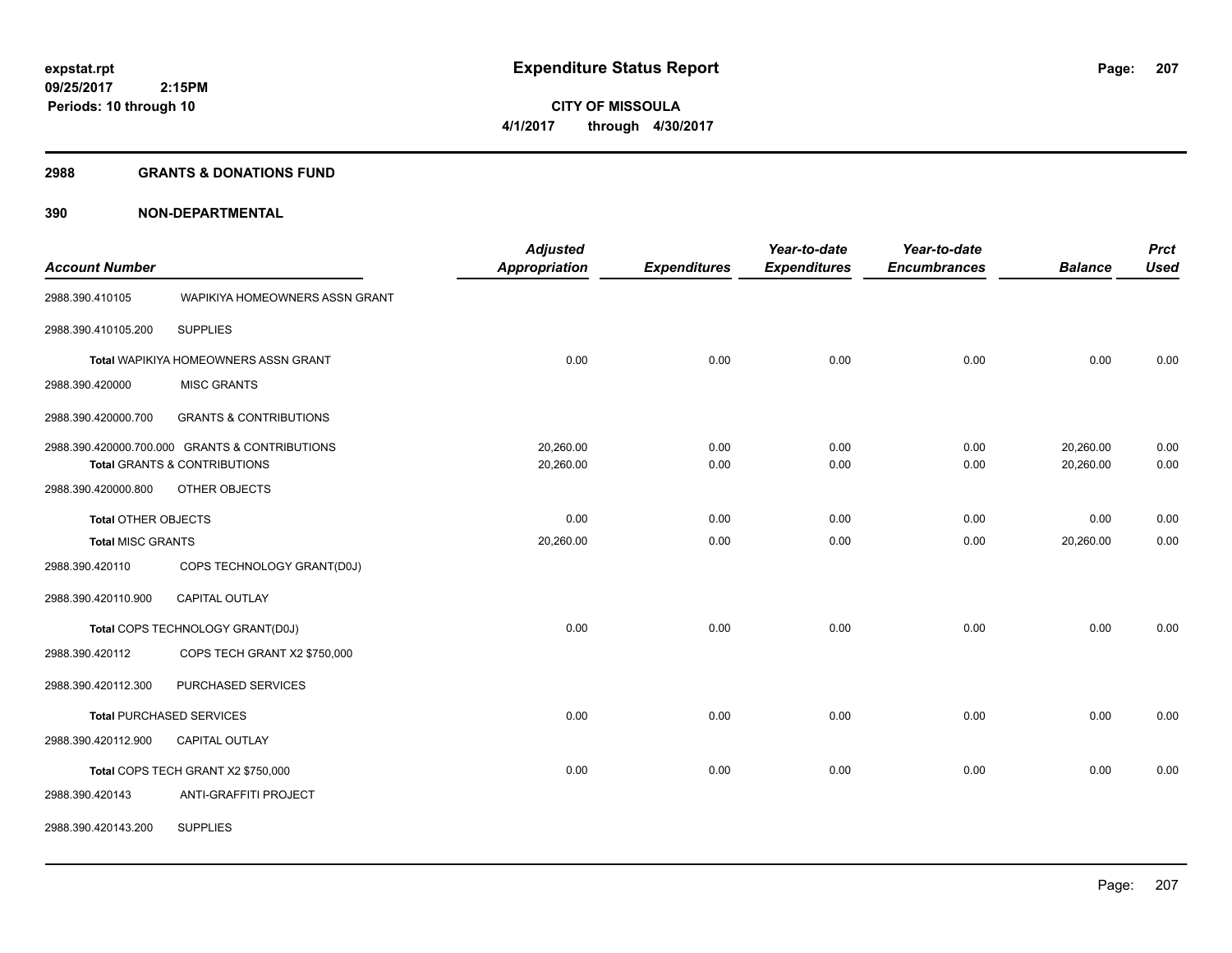**expstat.rpt**
**09/25/2017 2:15PM**
**Periods: 10 through 10**

# Expenditure Status Report

**CITY OF MISSOULA**
**4/1/2017 through 4/30/2017**

## 2988 GRANTS & DONATIONS FUND

### 390 NON-DEPARTMENTAL

| Account Number | | Adjusted Appropriation | Expenditures | Year-to-date Expenditures | Year-to-date Encumbrances | Balance | Prct Used |
|---|---|---|---|---|---|---|---|
| 2988.390.410105 | WAPIKIYA HOMEOWNERS ASSN GRANT | | | | | | |
| 2988.390.410105.200 | SUPPLIES | | | | | | |
| | **Total** WAPIKIYA HOMEOWNERS ASSN GRANT | 0.00 | 0.00 | 0.00 | 0.00 | 0.00 | 0.00 |
| 2988.390.420000 | MISC GRANTS | | | | | | |
| 2988.390.420000.700 | GRANTS & CONTRIBUTIONS | | | | | | |
| 2988.390.420000.700.000 | GRANTS & CONTRIBUTIONS | 20,260.00 | 0.00 | 0.00 | 0.00 | 20,260.00 | 0.00 |
| | **Total** GRANTS & CONTRIBUTIONS | 20,260.00 | 0.00 | 0.00 | 0.00 | 20,260.00 | 0.00 |
| 2988.390.420000.800 | OTHER OBJECTS | | | | | | |
| | **Total** OTHER OBJECTS | 0.00 | 0.00 | 0.00 | 0.00 | 0.00 | 0.00 |
| | **Total** MISC GRANTS | 20,260.00 | 0.00 | 0.00 | 0.00 | 20,260.00 | 0.00 |
| 2988.390.420110 | COPS TECHNOLOGY GRANT(D0J) | | | | | | |
| 2988.390.420110.900 | CAPITAL OUTLAY | | | | | | |
| | **Total** COPS TECHNOLOGY GRANT(D0J) | 0.00 | 0.00 | 0.00 | 0.00 | 0.00 | 0.00 |
| 2988.390.420112 | COPS TECH GRANT X2 $750,000 | | | | | | |
| 2988.390.420112.300 | PURCHASED SERVICES | | | | | | |
| | **Total** PURCHASED SERVICES | 0.00 | 0.00 | 0.00 | 0.00 | 0.00 | 0.00 |
| 2988.390.420112.900 | CAPITAL OUTLAY | | | | | | |
| | **Total** COPS TECH GRANT X2 $750,000 | 0.00 | 0.00 | 0.00 | 0.00 | 0.00 | 0.00 |
| 2988.390.420143 | ANTI-GRAFFITI PROJECT | | | | | | |
| 2988.390.420143.200 | SUPPLIES | | | | | | |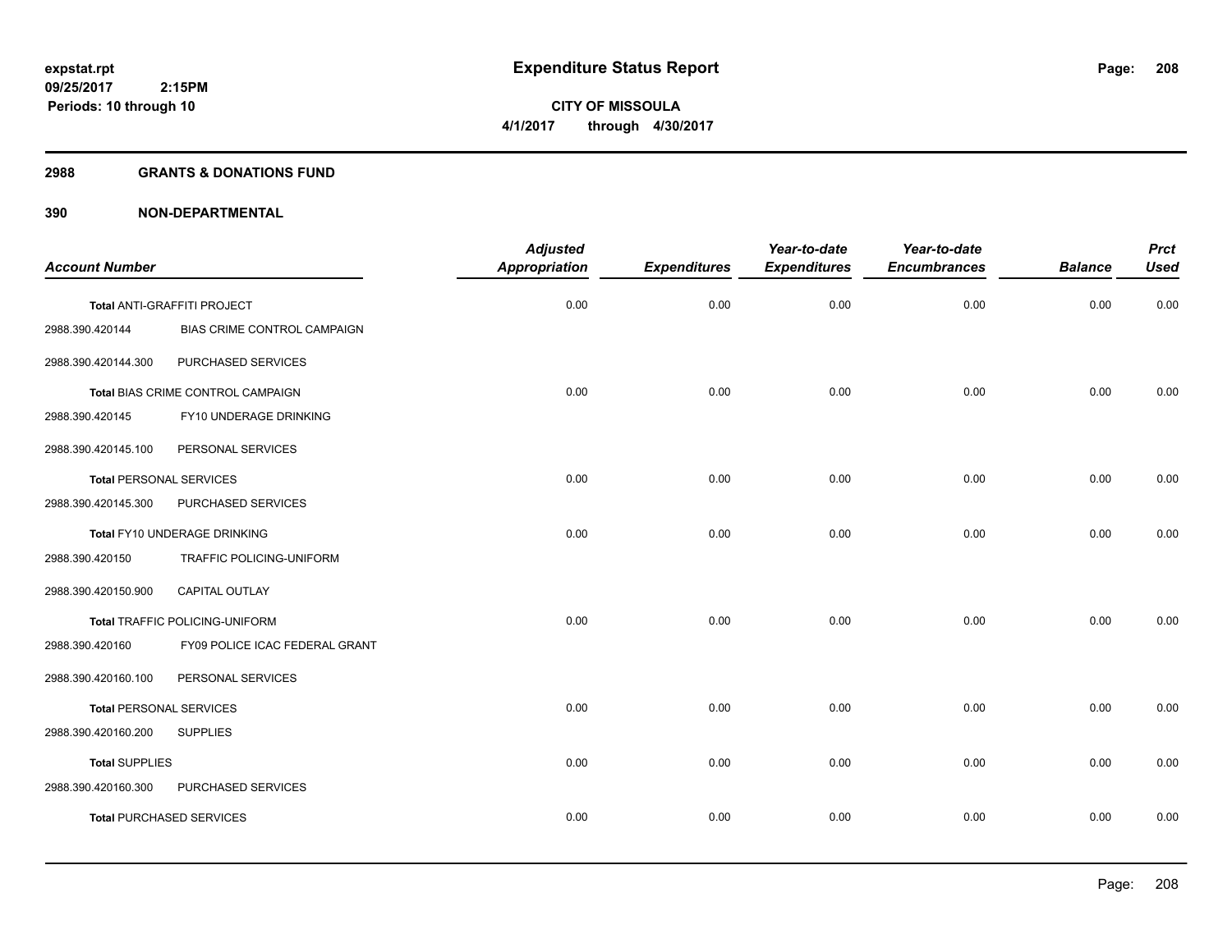# Expenditure Status Report

**CITY OF MISSOULA**

**4/1/2017 through 4/30/2017**

expstat.rpt
09/25/2017 2:15PM
Periods: 10 through 10

## 2988 GRANTS & DONATIONS FUND

## 390 NON-DEPARTMENTAL

| Account Number | | Adjusted Appropriation | Expenditures | Year-to-date Expenditures | Year-to-date Encumbrances | Balance | Prct Used |
|---|---|---|---|---|---|---|---|
| **Total** ANTI-GRAFFITI PROJECT | | 0.00 | 0.00 | 0.00 | 0.00 | 0.00 | 0.00 |
| 2988.390.420144 | BIAS CRIME CONTROL CAMPAIGN | | | | | | |
| 2988.390.420144.300 | PURCHASED SERVICES | | | | | | |
| **Total** BIAS CRIME CONTROL CAMPAIGN | | 0.00 | 0.00 | 0.00 | 0.00 | 0.00 | 0.00 |
| 2988.390.420145 | FY10 UNDERAGE DRINKING | | | | | | |
| 2988.390.420145.100 | PERSONAL SERVICES | | | | | | |
| **Total** PERSONAL SERVICES | | 0.00 | 0.00 | 0.00 | 0.00 | 0.00 | 0.00 |
| 2988.390.420145.300 | PURCHASED SERVICES | | | | | | |
| **Total** FY10 UNDERAGE DRINKING | | 0.00 | 0.00 | 0.00 | 0.00 | 0.00 | 0.00 |
| 2988.390.420150 | TRAFFIC POLICING-UNIFORM | | | | | | |
| 2988.390.420150.900 | CAPITAL OUTLAY | | | | | | |
| **Total** TRAFFIC POLICING-UNIFORM | | 0.00 | 0.00 | 0.00 | 0.00 | 0.00 | 0.00 |
| 2988.390.420160 | FY09 POLICE ICAC FEDERAL GRANT | | | | | | |
| 2988.390.420160.100 | PERSONAL SERVICES | | | | | | |
| **Total** PERSONAL SERVICES | | 0.00 | 0.00 | 0.00 | 0.00 | 0.00 | 0.00 |
| 2988.390.420160.200 | SUPPLIES | | | | | | |
| **Total** SUPPLIES | | 0.00 | 0.00 | 0.00 | 0.00 | 0.00 | 0.00 |
| 2988.390.420160.300 | PURCHASED SERVICES | | | | | | |
| **Total** PURCHASED SERVICES | | 0.00 | 0.00 | 0.00 | 0.00 | 0.00 | 0.00 |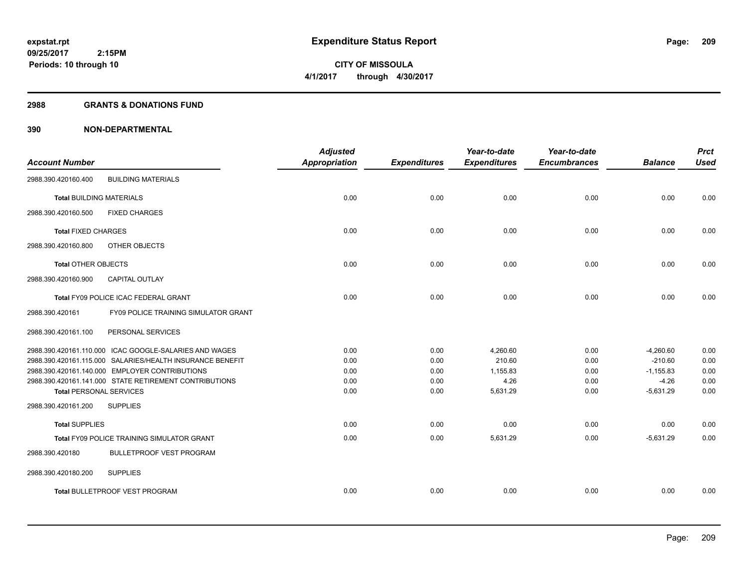# Expenditure Status Report

**CITY OF MISSOULA**

**4/1/2017 through 4/30/2017**

expstat.rpt
09/25/2017 2:15PM
Periods: 10 through 10

## 2988 GRANTS & DONATIONS FUND

## 390 NON-DEPARTMENTAL

| Account Number | Adjusted Appropriation | Expenditures | Year-to-date Expenditures | Year-to-date Encumbrances | Balance | Prct Used |
|---|---|---|---|---|---|---|
| 2988.390.420160.400 BUILDING MATERIALS | | | | | | |
| **Total** BUILDING MATERIALS | 0.00 | 0.00 | 0.00 | 0.00 | 0.00 | 0.00 |
| 2988.390.420160.500 FIXED CHARGES | | | | | | |
| **Total** FIXED CHARGES | 0.00 | 0.00 | 0.00 | 0.00 | 0.00 | 0.00 |
| 2988.390.420160.800 OTHER OBJECTS | | | | | | |
| **Total** OTHER OBJECTS | 0.00 | 0.00 | 0.00 | 0.00 | 0.00 | 0.00 |
| 2988.390.420160.900 CAPITAL OUTLAY | | | | | | |
| **Total** FY09 POLICE ICAC FEDERAL GRANT | 0.00 | 0.00 | 0.00 | 0.00 | 0.00 | 0.00 |
| 2988.390.420161 FY09 POLICE TRAINING SIMULATOR GRANT | | | | | | |
| 2988.390.420161.100 PERSONAL SERVICES | | | | | | |
| 2988.390.420161.110.000 ICAC GOOGLE-SALARIES AND WAGES | 0.00 | 0.00 | 4,260.60 | 0.00 | -4,260.60 | 0.00 |
| 2988.390.420161.115.000 SALARIES/HEALTH INSURANCE BENEFIT | 0.00 | 0.00 | 210.60 | 0.00 | -210.60 | 0.00 |
| 2988.390.420161.140.000 EMPLOYER CONTRIBUTIONS | 0.00 | 0.00 | 1,155.83 | 0.00 | -1,155.83 | 0.00 |
| 2988.390.420161.141.000 STATE RETIREMENT CONTRIBUTIONS | 0.00 | 0.00 | 4.26 | 0.00 | -4.26 | 0.00 |
| **Total** PERSONAL SERVICES | 0.00 | 0.00 | 5,631.29 | 0.00 | -5,631.29 | 0.00 |
| 2988.390.420161.200 SUPPLIES | | | | | | |
| **Total** SUPPLIES | 0.00 | 0.00 | 0.00 | 0.00 | 0.00 | 0.00 |
| **Total** FY09 POLICE TRAINING SIMULATOR GRANT | 0.00 | 0.00 | 5,631.29 | 0.00 | -5,631.29 | 0.00 |
| 2988.390.420180 BULLETPROOF VEST PROGRAM | | | | | | |
| 2988.390.420180.200 SUPPLIES | | | | | | |
| **Total** BULLETPROOF VEST PROGRAM | 0.00 | 0.00 | 0.00 | 0.00 | 0.00 | 0.00 |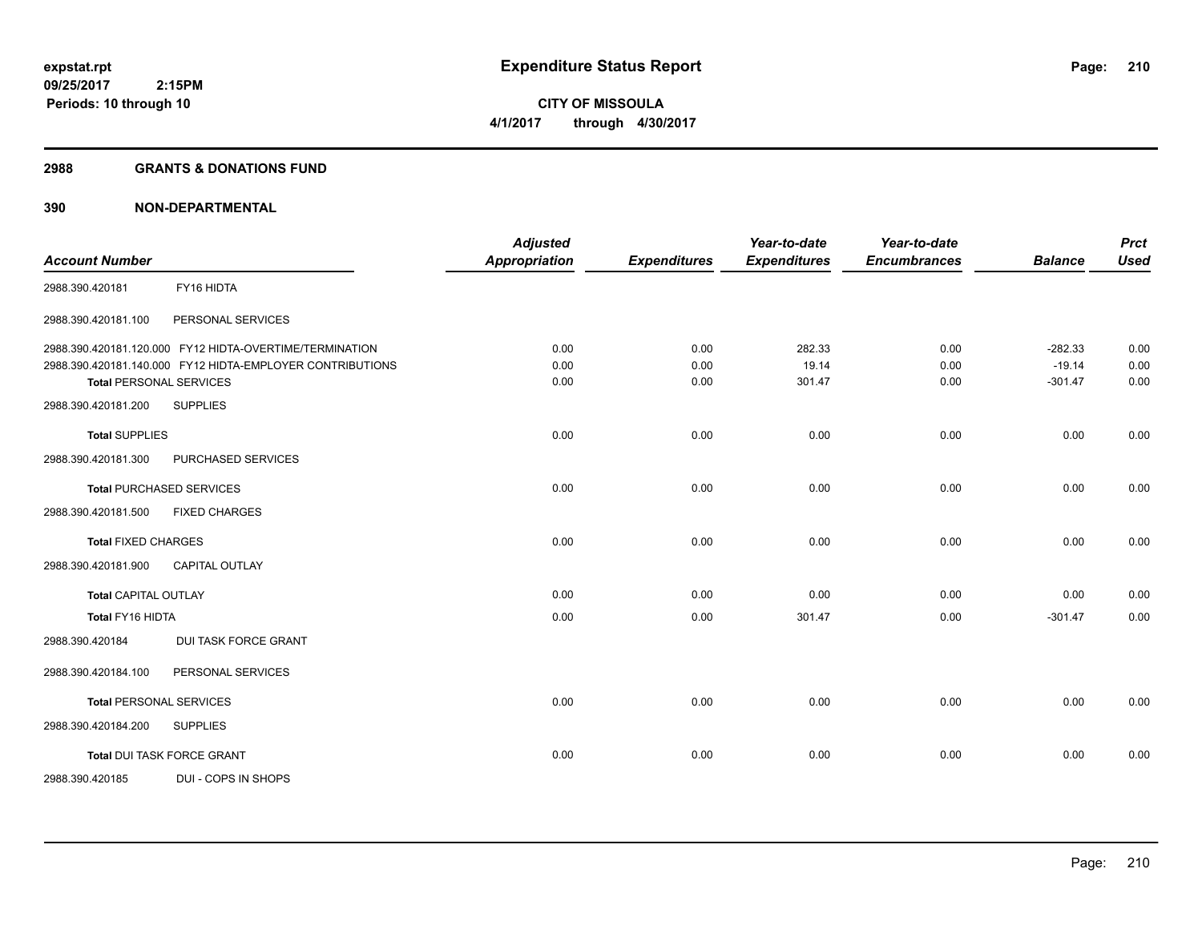expstat.rpt
09/25/2017 2:15PM
Periods: 10 through 10

# Expenditure Status Report

CITY OF MISSOULA
4/1/2017 through 4/30/2017

## 2988 GRANTS & DONATIONS FUND

## 390 NON-DEPARTMENTAL

| Account Number | | Adjusted Appropriation | Expenditures | Year-to-date Expenditures | Year-to-date Encumbrances | Balance | Prct Used |
|---|---|---|---|---|---|---|---|
| 2988.390.420181 | FY16 HIDTA | | | | | | |
| 2988.390.420181.100 | PERSONAL SERVICES | | | | | | |
| 2988.390.420181.120.000 | FY12 HIDTA-OVERTIME/TERMINATION | 0.00 | 0.00 | 282.33 | 0.00 | -282.33 | 0.00 |
| 2988.390.420181.140.000 | FY12 HIDTA-EMPLOYER CONTRIBUTIONS | 0.00 | 0.00 | 19.14 | 0.00 | -19.14 | 0.00 |
| **Total** PERSONAL SERVICES | | 0.00 | 0.00 | 301.47 | 0.00 | -301.47 | 0.00 |
| 2988.390.420181.200 | SUPPLIES | | | | | | |
| **Total** SUPPLIES | | 0.00 | 0.00 | 0.00 | 0.00 | 0.00 | 0.00 |
| 2988.390.420181.300 | PURCHASED SERVICES | | | | | | |
| **Total** PURCHASED SERVICES | | 0.00 | 0.00 | 0.00 | 0.00 | 0.00 | 0.00 |
| 2988.390.420181.500 | FIXED CHARGES | | | | | | |
| **Total** FIXED CHARGES | | 0.00 | 0.00 | 0.00 | 0.00 | 0.00 | 0.00 |
| 2988.390.420181.900 | CAPITAL OUTLAY | | | | | | |
| **Total** CAPITAL OUTLAY | | 0.00 | 0.00 | 0.00 | 0.00 | 0.00 | 0.00 |
| **Total FY16 HIDTA** | | 0.00 | 0.00 | 301.47 | 0.00 | -301.47 | 0.00 |
| 2988.390.420184 | DUI TASK FORCE GRANT | | | | | | |
| 2988.390.420184.100 | PERSONAL SERVICES | | | | | | |
| **Total** PERSONAL SERVICES | | 0.00 | 0.00 | 0.00 | 0.00 | 0.00 | 0.00 |
| 2988.390.420184.200 | SUPPLIES | | | | | | |
| **Total** DUI TASK FORCE GRANT | | 0.00 | 0.00 | 0.00 | 0.00 | 0.00 | 0.00 |
| 2988.390.420185 | DUI - COPS IN SHOPS | | | | | | |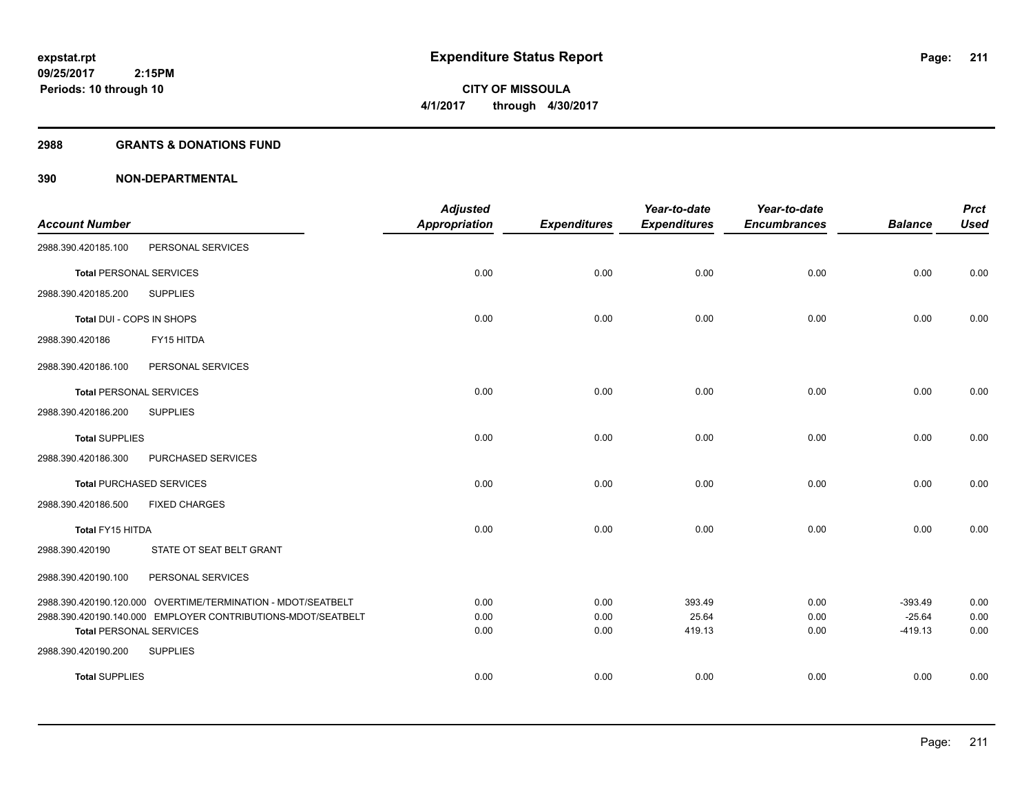# Expenditure Status Report

expstat.rpt
09/25/2017 2:15PM
Periods: 10 through 10

**CITY OF MISSOULA**
**4/1/2017 through 4/30/2017**

## 2988 GRANTS & DONATIONS FUND

## 390 NON-DEPARTMENTAL

| Account Number | | Adjusted Appropriation | Expenditures | Year-to-date Expenditures | Year-to-date Encumbrances | Balance | Prct Used |
|---|---|---|---|---|---|---|---|
| 2988.390.420185.100 | PERSONAL SERVICES | | | | | | |
| **Total** PERSONAL SERVICES | | 0.00 | 0.00 | 0.00 | 0.00 | 0.00 | 0.00 |
| 2988.390.420185.200 | SUPPLIES | | | | | | |
| **Total DUI - COPS IN SHOPS** | | 0.00 | 0.00 | 0.00 | 0.00 | 0.00 | 0.00 |
| 2988.390.420186 | FY15 HITDA | | | | | | |
| 2988.390.420186.100 | PERSONAL SERVICES | | | | | | |
| **Total** PERSONAL SERVICES | | 0.00 | 0.00 | 0.00 | 0.00 | 0.00 | 0.00 |
| 2988.390.420186.200 | SUPPLIES | | | | | | |
| **Total** SUPPLIES | | 0.00 | 0.00 | 0.00 | 0.00 | 0.00 | 0.00 |
| 2988.390.420186.300 | PURCHASED SERVICES | | | | | | |
| **Total** PURCHASED SERVICES | | 0.00 | 0.00 | 0.00 | 0.00 | 0.00 | 0.00 |
| 2988.390.420186.500 | FIXED CHARGES | | | | | | |
| **Total FY15 HITDA** | | 0.00 | 0.00 | 0.00 | 0.00 | 0.00 | 0.00 |
| 2988.390.420190 | STATE OT SEAT BELT GRANT | | | | | | |
| 2988.390.420190.100 | PERSONAL SERVICES | | | | | | |
| 2988.390.420190.120.000 | OVERTIME/TERMINATION - MDOT/SEATBELT | 0.00 | 0.00 | 393.49 | 0.00 | -393.49 | 0.00 |
| 2988.390.420190.140.000 | EMPLOYER CONTRIBUTIONS-MDOT/SEATBELT | 0.00 | 0.00 | 25.64 | 0.00 | -25.64 | 0.00 |
| **Total** PERSONAL SERVICES | | 0.00 | 0.00 | 419.13 | 0.00 | -419.13 | 0.00 |
| 2988.390.420190.200 | SUPPLIES | | | | | | |
| **Total** SUPPLIES | | 0.00 | 0.00 | 0.00 | 0.00 | 0.00 | 0.00 |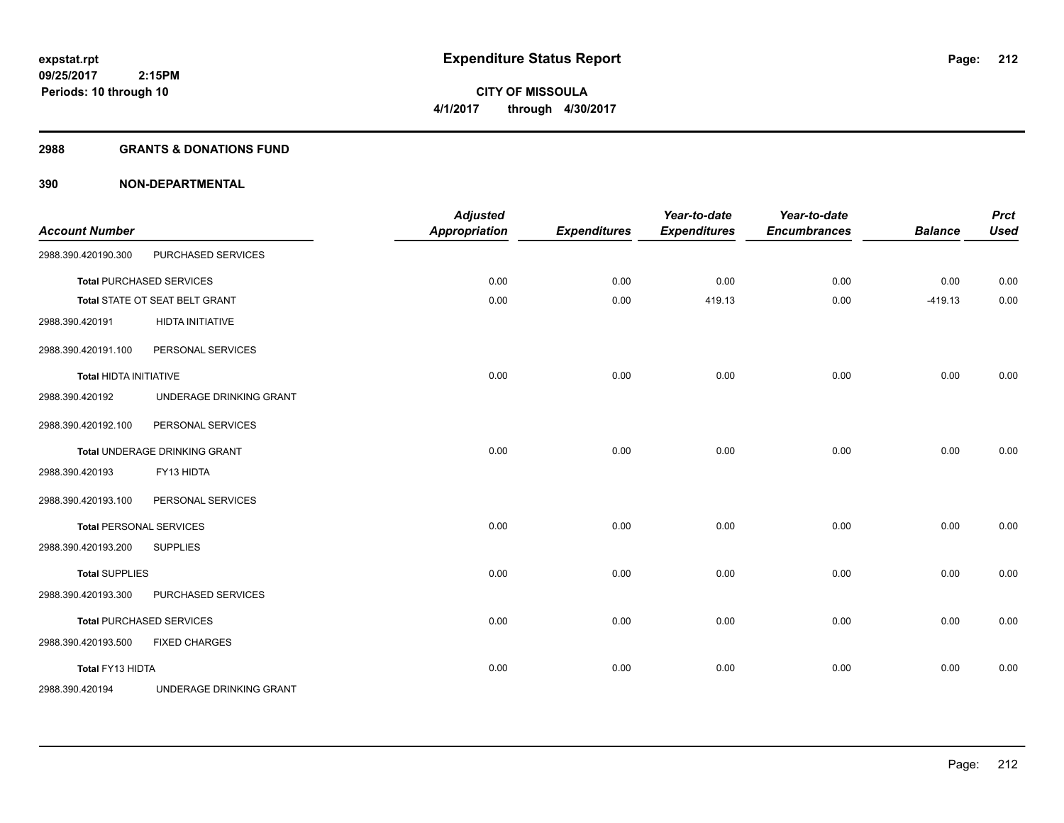expstat.rpt
09/25/2017 2:15PM
Periods: 10 through 10

# Expenditure Status Report

CITY OF MISSOULA
4/1/2017 through 4/30/2017

## 2988 GRANTS & DONATIONS FUND

## 390 NON-DEPARTMENTAL

| Account Number | | Adjusted Appropriation | Expenditures | Year-to-date Expenditures | Year-to-date Encumbrances | Balance | Prct Used |
|---|---|---|---|---|---|---|---|
| 2988.390.420190.300 | PURCHASED SERVICES | | | | | | |
| **Total** PURCHASED SERVICES | | 0.00 | 0.00 | 0.00 | 0.00 | 0.00 | 0.00 |
| **Total** STATE OT SEAT BELT GRANT | | 0.00 | 0.00 | 419.13 | 0.00 | -419.13 | 0.00 |
| 2988.390.420191 | HIDTA INITIATIVE | | | | | | |
| 2988.390.420191.100 | PERSONAL SERVICES | | | | | | |
| **Total** HIDTA INITIATIVE | | 0.00 | 0.00 | 0.00 | 0.00 | 0.00 | 0.00 |
| 2988.390.420192 | UNDERAGE DRINKING GRANT | | | | | | |
| 2988.390.420192.100 | PERSONAL SERVICES | | | | | | |
| **Total** UNDERAGE DRINKING GRANT | | 0.00 | 0.00 | 0.00 | 0.00 | 0.00 | 0.00 |
| 2988.390.420193 | FY13 HIDTA | | | | | | |
| 2988.390.420193.100 | PERSONAL SERVICES | | | | | | |
| **Total** PERSONAL SERVICES | | 0.00 | 0.00 | 0.00 | 0.00 | 0.00 | 0.00 |
| 2988.390.420193.200 | SUPPLIES | | | | | | |
| **Total** SUPPLIES | | 0.00 | 0.00 | 0.00 | 0.00 | 0.00 | 0.00 |
| 2988.390.420193.300 | PURCHASED SERVICES | | | | | | |
| **Total** PURCHASED SERVICES | | 0.00 | 0.00 | 0.00 | 0.00 | 0.00 | 0.00 |
| 2988.390.420193.500 | FIXED CHARGES | | | | | | |
| **Total** FY13 HIDTA | | 0.00 | 0.00 | 0.00 | 0.00 | 0.00 | 0.00 |
| 2988.390.420194 | UNDERAGE DRINKING GRANT | | | | | | |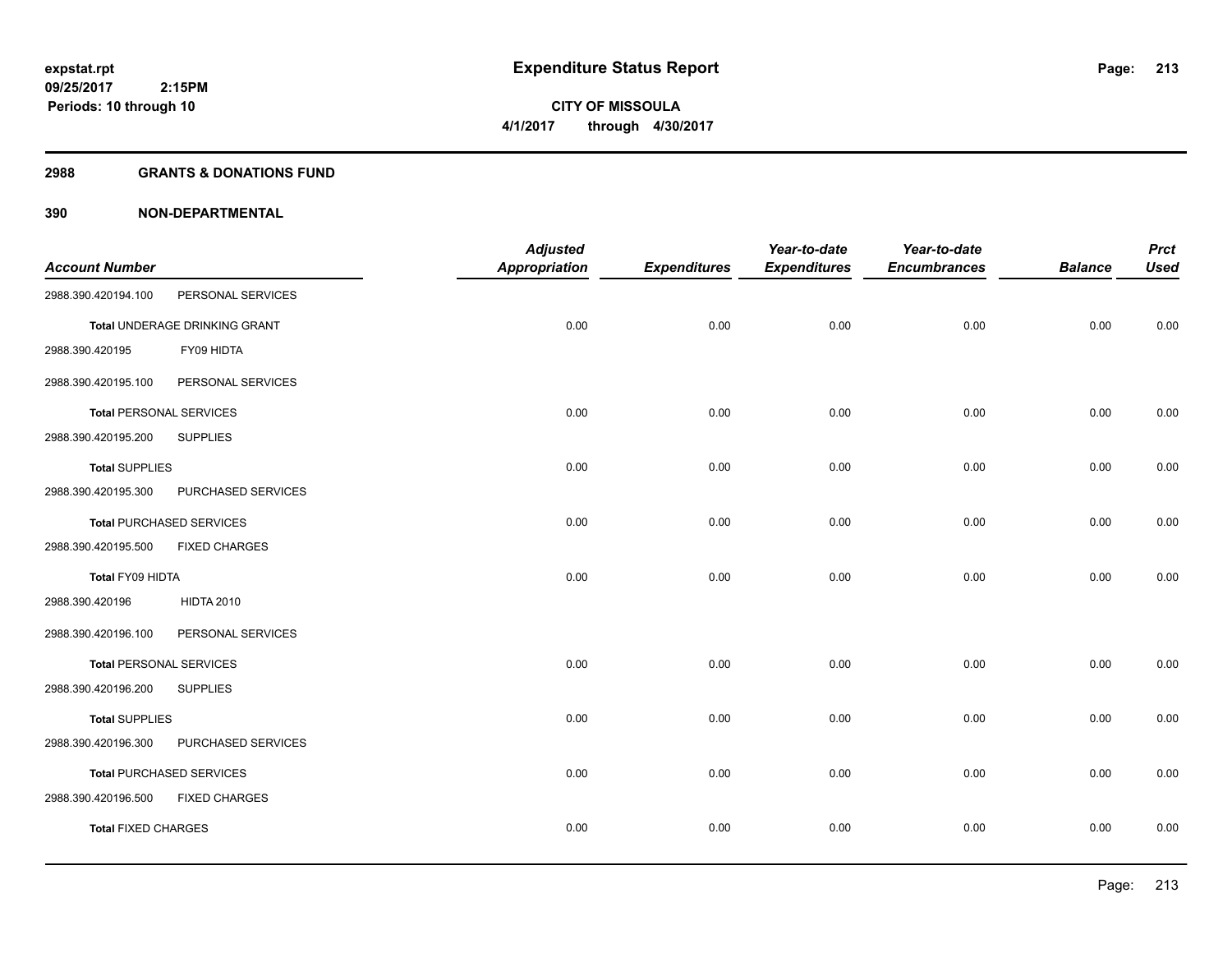# Expenditure Status Report

**CITY OF MISSOULA**
**4/1/2017 through 4/30/2017**

expstat.rpt
09/25/2017 2:15PM
Periods: 10 through 10

## 2988 GRANTS & DONATIONS FUND

### 390 NON-DEPARTMENTAL

| Account Number | | Adjusted Appropriation | Expenditures | Year-to-date Expenditures | Year-to-date Encumbrances | Balance | Prct Used |
|---|---|---|---|---|---|---|---|
| 2988.390.420194.100 | PERSONAL SERVICES | | | | | | |
| **Total** UNDERAGE DRINKING GRANT | | 0.00 | 0.00 | 0.00 | 0.00 | 0.00 | 0.00 |
| 2988.390.420195 | FY09 HIDTA | | | | | | |
| 2988.390.420195.100 | PERSONAL SERVICES | | | | | | |
| **Total** PERSONAL SERVICES | | 0.00 | 0.00 | 0.00 | 0.00 | 0.00 | 0.00 |
| 2988.390.420195.200 | SUPPLIES | | | | | | |
| **Total** SUPPLIES | | 0.00 | 0.00 | 0.00 | 0.00 | 0.00 | 0.00 |
| 2988.390.420195.300 | PURCHASED SERVICES | | | | | | |
| **Total** PURCHASED SERVICES | | 0.00 | 0.00 | 0.00 | 0.00 | 0.00 | 0.00 |
| 2988.390.420195.500 | FIXED CHARGES | | | | | | |
| **Total** FY09 HIDTA | | 0.00 | 0.00 | 0.00 | 0.00 | 0.00 | 0.00 |
| 2988.390.420196 | HIDTA 2010 | | | | | | |
| 2988.390.420196.100 | PERSONAL SERVICES | | | | | | |
| **Total** PERSONAL SERVICES | | 0.00 | 0.00 | 0.00 | 0.00 | 0.00 | 0.00 |
| 2988.390.420196.200 | SUPPLIES | | | | | | |
| **Total** SUPPLIES | | 0.00 | 0.00 | 0.00 | 0.00 | 0.00 | 0.00 |
| 2988.390.420196.300 | PURCHASED SERVICES | | | | | | |
| **Total** PURCHASED SERVICES | | 0.00 | 0.00 | 0.00 | 0.00 | 0.00 | 0.00 |
| 2988.390.420196.500 | FIXED CHARGES | | | | | | |
| **Total** FIXED CHARGES | | 0.00 | 0.00 | 0.00 | 0.00 | 0.00 | 0.00 |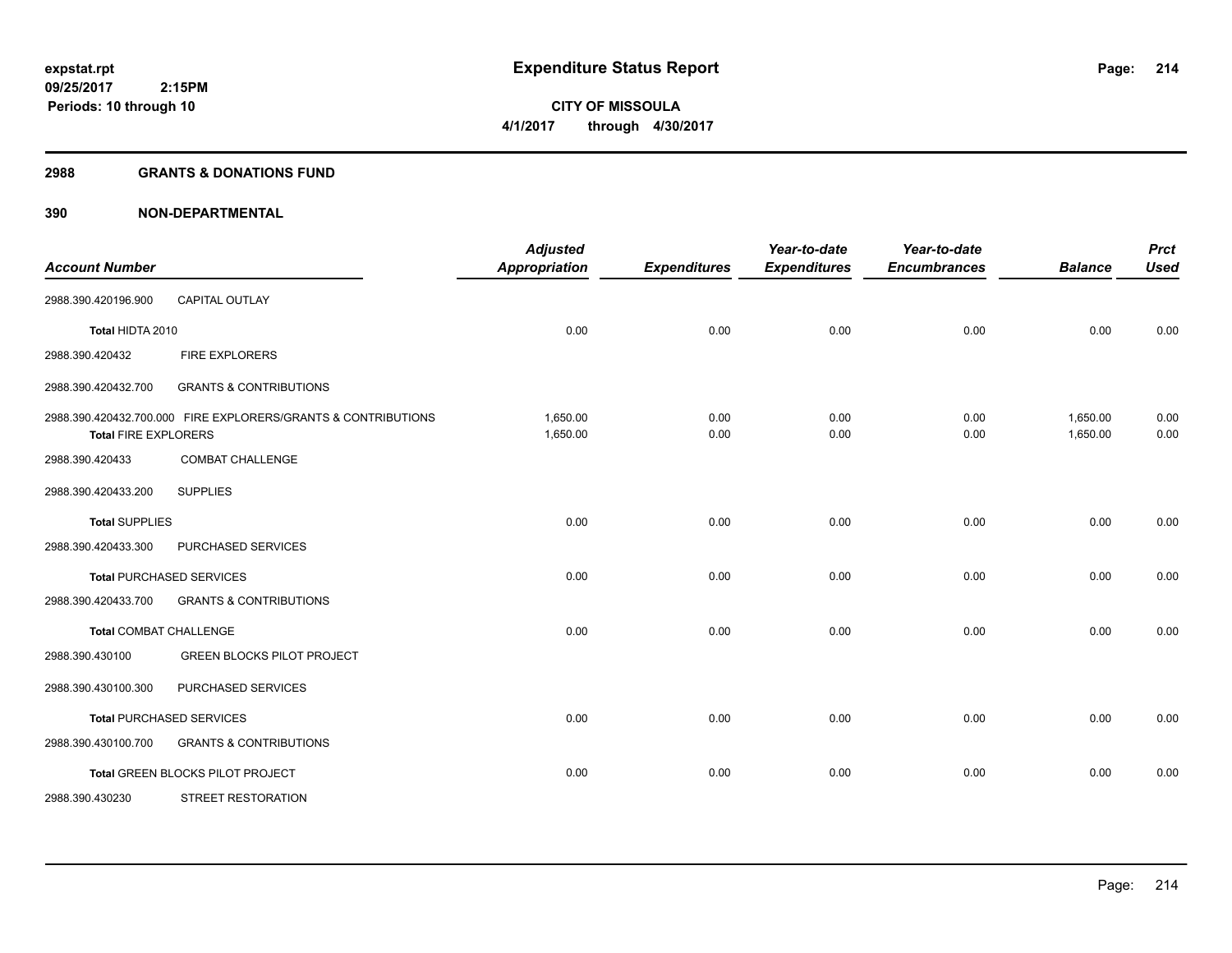# Expenditure Status Report

**CITY OF MISSOULA**
**4/1/2017 through 4/30/2017**

expstat.rpt
09/25/2017 2:15PM
Periods: 10 through 10

## 2988 GRANTS & DONATIONS FUND

### 390 NON-DEPARTMENTAL

| Account Number | | Adjusted Appropriation | Expenditures | Year-to-date Expenditures | Year-to-date Encumbrances | Balance | Prct Used |
|---|---|---|---|---|---|---|---|
| 2988.390.420196.900 | CAPITAL OUTLAY | | | | | | |
| **Total** HIDTA 2010 | | 0.00 | 0.00 | 0.00 | 0.00 | 0.00 | 0.00 |
| 2988.390.420432 | FIRE EXPLORERS | | | | | | |
| 2988.390.420432.700 | GRANTS & CONTRIBUTIONS | | | | | | |
| 2988.390.420432.700.000 FIRE EXPLORERS/GRANTS & CONTRIBUTIONS | | 1,650.00 | 0.00 | 0.00 | 0.00 | 1,650.00 | 0.00 |
| **Total** FIRE EXPLORERS | | 1,650.00 | 0.00 | 0.00 | 0.00 | 1,650.00 | 0.00 |
| 2988.390.420433 | COMBAT CHALLENGE | | | | | | |
| 2988.390.420433.200 | SUPPLIES | | | | | | |
| **Total** SUPPLIES | | 0.00 | 0.00 | 0.00 | 0.00 | 0.00 | 0.00 |
| 2988.390.420433.300 | PURCHASED SERVICES | | | | | | |
| **Total** PURCHASED SERVICES | | 0.00 | 0.00 | 0.00 | 0.00 | 0.00 | 0.00 |
| 2988.390.420433.700 | GRANTS & CONTRIBUTIONS | | | | | | |
| **Total** COMBAT CHALLENGE | | 0.00 | 0.00 | 0.00 | 0.00 | 0.00 | 0.00 |
| 2988.390.430100 | GREEN BLOCKS PILOT PROJECT | | | | | | |
| 2988.390.430100.300 | PURCHASED SERVICES | | | | | | |
| **Total** PURCHASED SERVICES | | 0.00 | 0.00 | 0.00 | 0.00 | 0.00 | 0.00 |
| 2988.390.430100.700 | GRANTS & CONTRIBUTIONS | | | | | | |
| **Total** GREEN BLOCKS PILOT PROJECT | | 0.00 | 0.00 | 0.00 | 0.00 | 0.00 | 0.00 |
| 2988.390.430230 | STREET RESTORATION | | | | | | |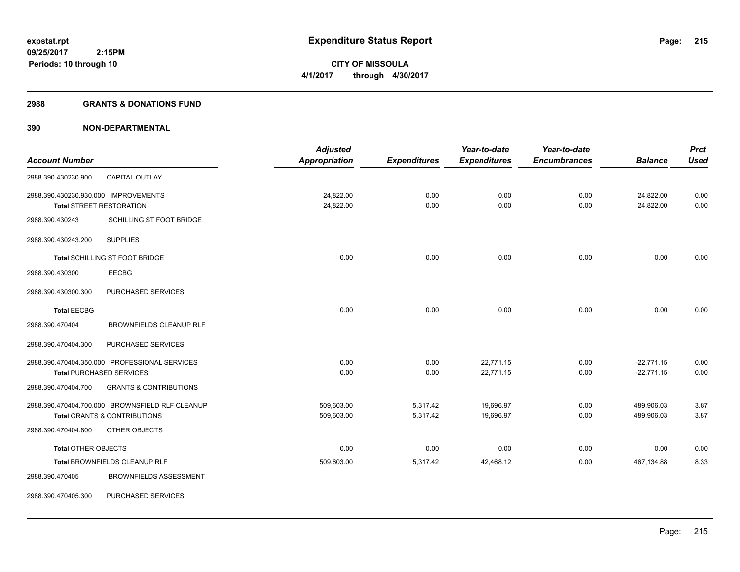# Expenditure Status Report

**CITY OF MISSOULA**
**4/1/2017 through 4/30/2017**

expstat.rpt
09/25/2017 2:15PM
Periods: 10 through 10

## 2988 GRANTS & DONATIONS FUND

## 390 NON-DEPARTMENTAL

| Account Number | | Adjusted Appropriation | Expenditures | Year-to-date Expenditures | Year-to-date Encumbrances | Balance | Prct Used |
|---|---|---|---|---|---|---|---|
| 2988.390.430230.900 | CAPITAL OUTLAY | | | | | | |
| 2988.390.430230.930.000 IMPROVEMENTS | | 24,822.00 | 0.00 | 0.00 | 0.00 | 24,822.00 | 0.00 |
| **Total** STREET RESTORATION | | 24,822.00 | 0.00 | 0.00 | 0.00 | 24,822.00 | 0.00 |
| 2988.390.430243 | SCHILLING ST FOOT BRIDGE | | | | | | |
| 2988.390.430243.200 | SUPPLIES | | | | | | |
| **Total** SCHILLING ST FOOT BRIDGE | | 0.00 | 0.00 | 0.00 | 0.00 | 0.00 | 0.00 |
| 2988.390.430300 | EECBG | | | | | | |
| 2988.390.430300.300 | PURCHASED SERVICES | | | | | | |
| **Total** EECBG | | 0.00 | 0.00 | 0.00 | 0.00 | 0.00 | 0.00 |
| 2988.390.470404 | BROWNFIELDS CLEANUP RLF | | | | | | |
| 2988.390.470404.300 | PURCHASED SERVICES | | | | | | |
| 2988.390.470404.350.000 PROFESSIONAL SERVICES | | 0.00 | 0.00 | 22,771.15 | 0.00 | -22,771.15 | 0.00 |
| **Total** PURCHASED SERVICES | | 0.00 | 0.00 | 22,771.15 | 0.00 | -22,771.15 | 0.00 |
| 2988.390.470404.700 | GRANTS & CONTRIBUTIONS | | | | | | |
| 2988.390.470404.700.000 BROWNSFIELD RLF CLEANUP | | 509,603.00 | 5,317.42 | 19,696.97 | 0.00 | 489,906.03 | 3.87 |
| **Total** GRANTS & CONTRIBUTIONS | | 509,603.00 | 5,317.42 | 19,696.97 | 0.00 | 489,906.03 | 3.87 |
| 2988.390.470404.800 | OTHER OBJECTS | | | | | | |
| **Total** OTHER OBJECTS | | 0.00 | 0.00 | 0.00 | 0.00 | 0.00 | 0.00 |
| **Total** BROWNFIELDS CLEANUP RLF | | 509,603.00 | 5,317.42 | 42,468.12 | 0.00 | 467,134.88 | 8.33 |
| 2988.390.470405 | BROWNFIELDS ASSESSMENT | | | | | | |
| 2988.390.470405.300 | PURCHASED SERVICES | | | | | | |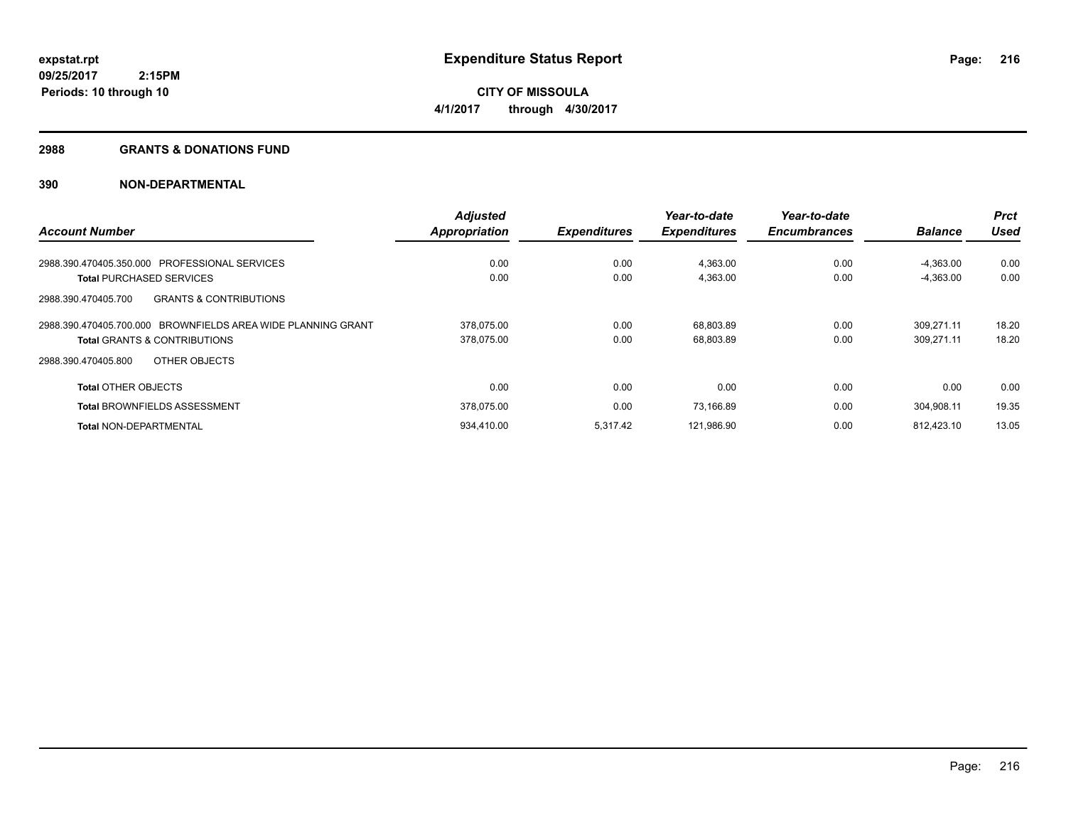expstat.rpt
09/25/2017 2:15PM
Periods: 10 through 10

# Expenditure Status Report

**CITY OF MISSOULA**
**4/1/2017 through 4/30/2017**

## 2988 GRANTS & DONATIONS FUND

### 390 NON-DEPARTMENTAL

| Account Number | Adjusted Appropriation | Expenditures | Year-to-date Expenditures | Year-to-date Encumbrances | Balance | Prct Used |
|---|---|---|---|---|---|---|
| 2988.390.470405.350.000 PROFESSIONAL SERVICES | 0.00 | 0.00 | 4,363.00 | 0.00 | -4,363.00 | 0.00 |
| **Total** PURCHASED SERVICES | 0.00 | 0.00 | 4,363.00 | 0.00 | -4,363.00 | 0.00 |
| 2988.390.470405.700 GRANTS & CONTRIBUTIONS | | | | | | |
| 2988.390.470405.700.000 BROWNFIELDS AREA WIDE PLANNING GRANT | 378,075.00 | 0.00 | 68,803.89 | 0.00 | 309,271.11 | 18.20 |
| **Total** GRANTS & CONTRIBUTIONS | 378,075.00 | 0.00 | 68,803.89 | 0.00 | 309,271.11 | 18.20 |
| 2988.390.470405.800 OTHER OBJECTS | | | | | | |
| **Total** OTHER OBJECTS | 0.00 | 0.00 | 0.00 | 0.00 | 0.00 | 0.00 |
| **Total** BROWNFIELDS ASSESSMENT | 378,075.00 | 0.00 | 73,166.89 | 0.00 | 304,908.11 | 19.35 |
| **Total** NON-DEPARTMENTAL | 934,410.00 | 5,317.42 | 121,986.90 | 0.00 | 812,423.10 | 13.05 |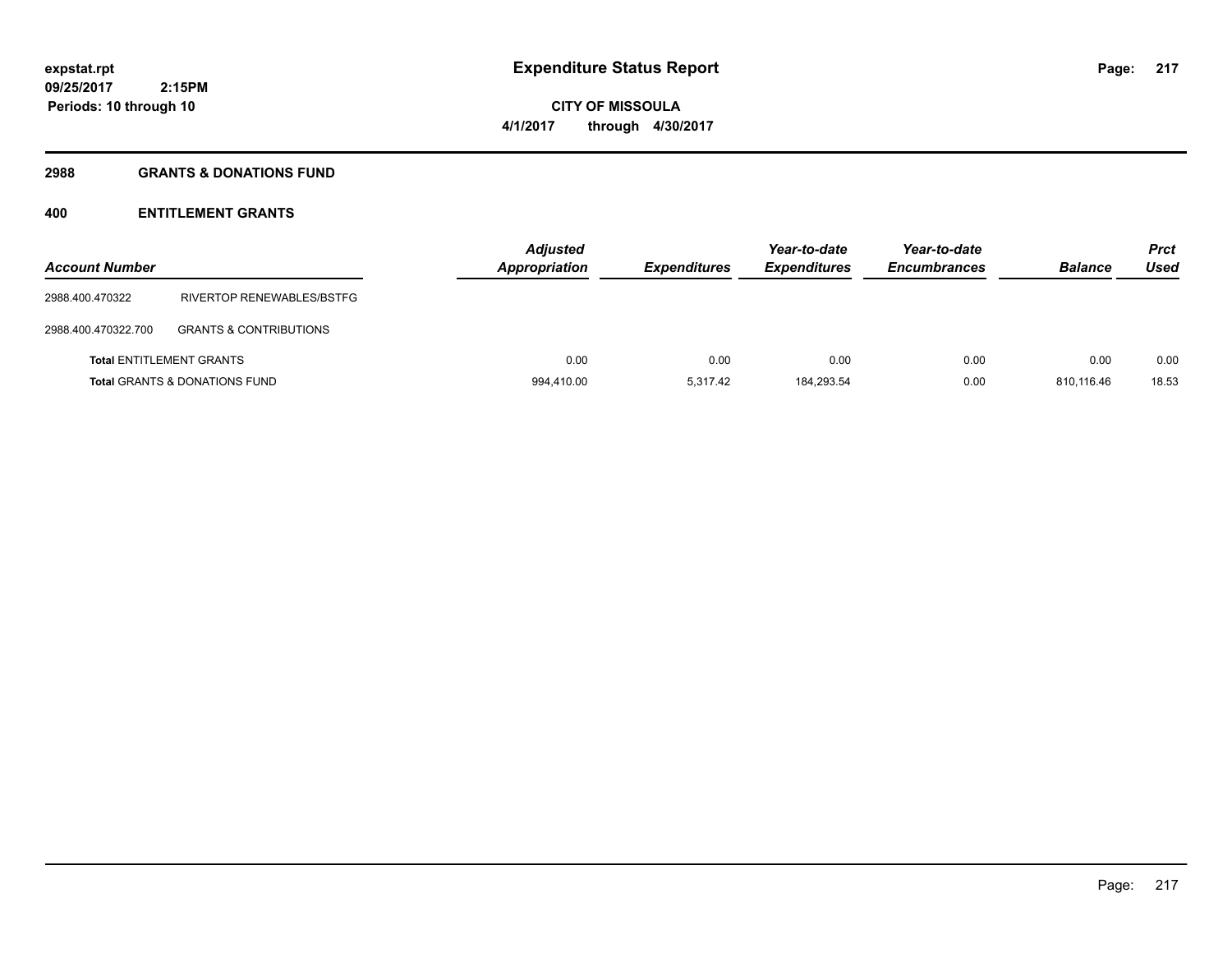# Expenditure Status Report

expstat.rpt
09/25/2017 2:15PM
Periods: 10 through 10

**CITY OF MISSOULA**
**4/1/2017 through 4/30/2017**

## 2988 GRANTS & DONATIONS FUND

### 400 ENTITLEMENT GRANTS

| Account Number | | Adjusted Appropriation | Expenditures | Year-to-date Expenditures | Year-to-date Encumbrances | Balance | Prct Used |
|---|---|---|---|---|---|---|---|
| 2988.400.470322 | RIVERTOP RENEWABLES/BSTFG | | | | | | |
| 2988.400.470322.700 | GRANTS & CONTRIBUTIONS | | | | | | |
| **Total** ENTITLEMENT GRANTS | | 0.00 | 0.00 | 0.00 | 0.00 | 0.00 | 0.00 |
| **Total** GRANTS & DONATIONS FUND | | 994,410.00 | 5,317.42 | 184,293.54 | 0.00 | 810,116.46 | 18.53 |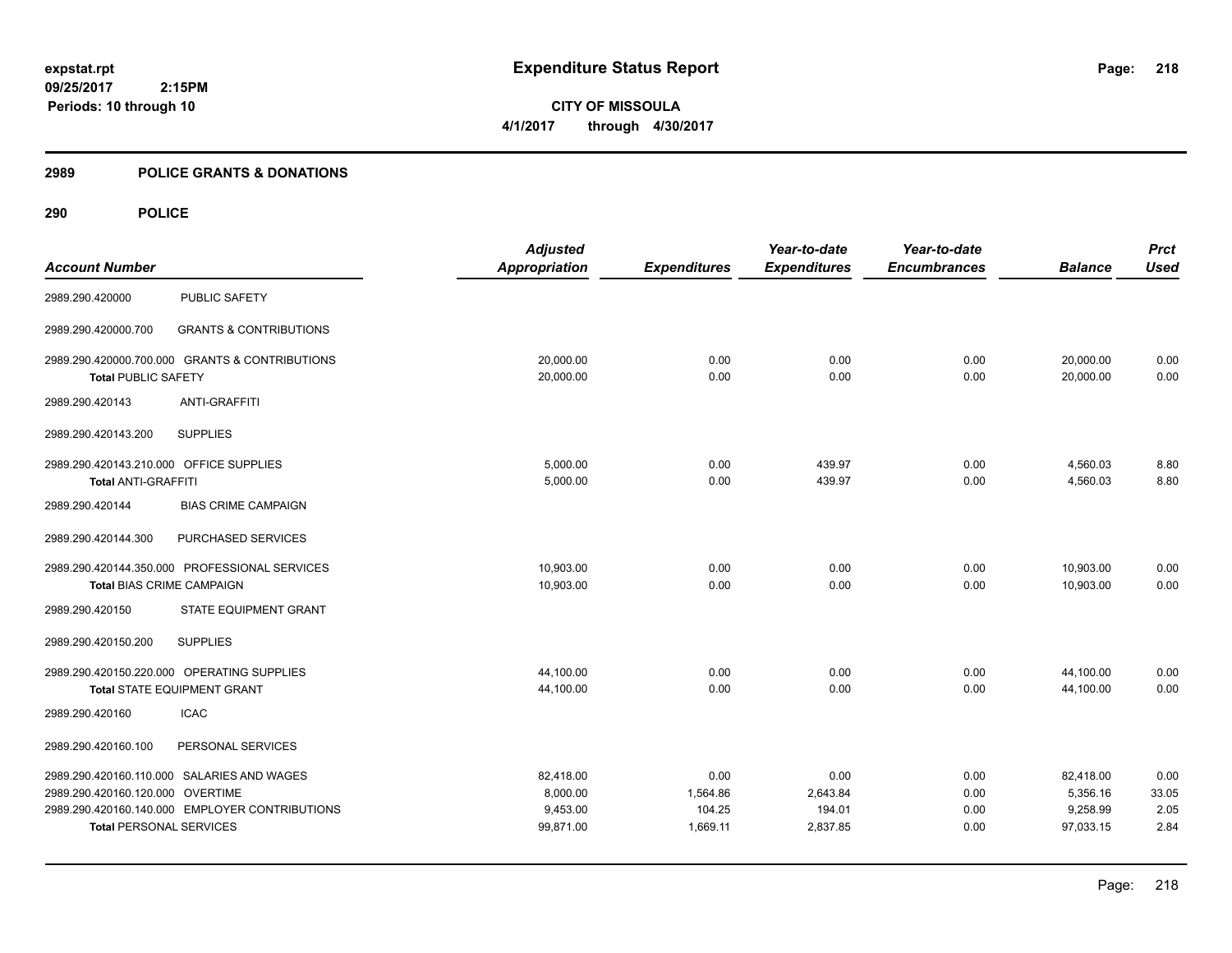# Expenditure Status Report

expstat.rpt
09/25/2017 2:15PM
Periods: 10 through 10

**CITY OF MISSOULA**
**4/1/2017 through 4/30/2017**

## 2989 POLICE GRANTS & DONATIONS

### 290 POLICE

| Account Number | | Adjusted Appropriation | Expenditures | Year-to-date Expenditures | Year-to-date Encumbrances | Balance | Prct Used |
|---|---|---|---|---|---|---|---|
| 2989.290.420000 | PUBLIC SAFETY | | | | | | |
| 2989.290.420000.700 | GRANTS & CONTRIBUTIONS | | | | | | |
| 2989.290.420000.700.000 | GRANTS & CONTRIBUTIONS | 20,000.00 | 0.00 | 0.00 | 0.00 | 20,000.00 | 0.00 |
| **Total PUBLIC SAFETY** | | 20,000.00 | 0.00 | 0.00 | 0.00 | 20,000.00 | 0.00 |
| 2989.290.420143 | ANTI-GRAFFITI | | | | | | |
| 2989.290.420143.200 | SUPPLIES | | | | | | |
| 2989.290.420143.210.000 | OFFICE SUPPLIES | 5,000.00 | 0.00 | 439.97 | 0.00 | 4,560.03 | 8.80 |
| **Total ANTI-GRAFFITI** | | 5,000.00 | 0.00 | 439.97 | 0.00 | 4,560.03 | 8.80 |
| 2989.290.420144 | BIAS CRIME CAMPAIGN | | | | | | |
| 2989.290.420144.300 | PURCHASED SERVICES | | | | | | |
| 2989.290.420144.350.000 | PROFESSIONAL SERVICES | 10,903.00 | 0.00 | 0.00 | 0.00 | 10,903.00 | 0.00 |
| **Total BIAS CRIME CAMPAIGN** | | 10,903.00 | 0.00 | 0.00 | 0.00 | 10,903.00 | 0.00 |
| 2989.290.420150 | STATE EQUIPMENT GRANT | | | | | | |
| 2989.290.420150.200 | SUPPLIES | | | | | | |
| 2989.290.420150.220.000 | OPERATING SUPPLIES | 44,100.00 | 0.00 | 0.00 | 0.00 | 44,100.00 | 0.00 |
| **Total STATE EQUIPMENT GRANT** | | 44,100.00 | 0.00 | 0.00 | 0.00 | 44,100.00 | 0.00 |
| 2989.290.420160 | ICAC | | | | | | |
| 2989.290.420160.100 | PERSONAL SERVICES | | | | | | |
| 2989.290.420160.110.000 | SALARIES AND WAGES | 82,418.00 | 0.00 | 0.00 | 0.00 | 82,418.00 | 0.00 |
| 2989.290.420160.120.000 | OVERTIME | 8,000.00 | 1,564.86 | 2,643.84 | 0.00 | 5,356.16 | 33.05 |
| 2989.290.420160.140.000 | EMPLOYER CONTRIBUTIONS | 9,453.00 | 104.25 | 194.01 | 0.00 | 9,258.99 | 2.05 |
| **Total PERSONAL SERVICES** | | 99,871.00 | 1,669.11 | 2,837.85 | 0.00 | 97,033.15 | 2.84 |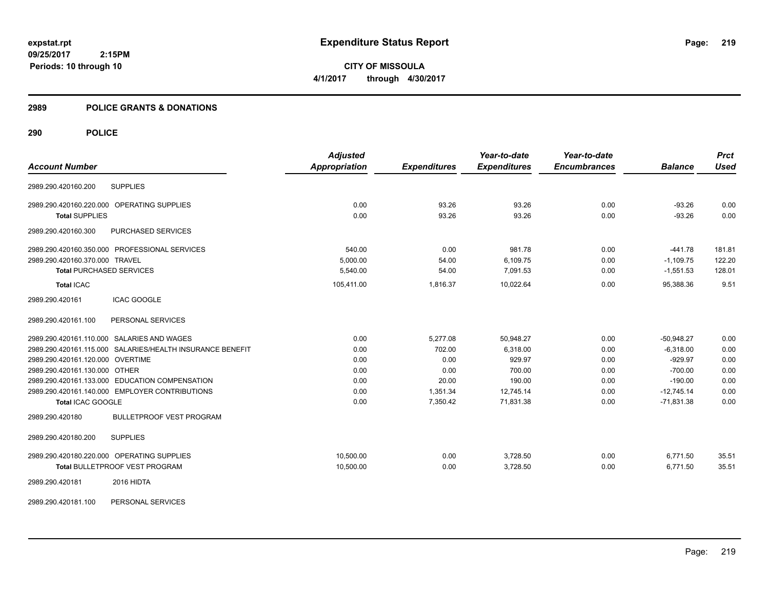# Expenditure Status Report

**CITY OF MISSOULA**

**4/1/2017 through 4/30/2017**

expstat.rpt
09/25/2017 2:15PM
Periods: 10 through 10

## 2989 POLICE GRANTS & DONATIONS

## 290 POLICE

| Account Number | Adjusted Appropriation | Expenditures | Year-to-date Expenditures | Year-to-date Encumbrances | Balance | Prct Used |
|---|---|---|---|---|---|---|
| 2989.290.420160.200 SUPPLIES | | | | | | |
| 2989.290.420160.220.000 OPERATING SUPPLIES | 0.00 | 93.26 | 93.26 | 0.00 | -93.26 | 0.00 |
| **Total** SUPPLIES | 0.00 | 93.26 | 93.26 | 0.00 | -93.26 | 0.00 |
| 2989.290.420160.300 PURCHASED SERVICES | | | | | | |
| 2989.290.420160.350.000 PROFESSIONAL SERVICES | 540.00 | 0.00 | 981.78 | 0.00 | -441.78 | 181.81 |
| 2989.290.420160.370.000 TRAVEL | 5,000.00 | 54.00 | 6,109.75 | 0.00 | -1,109.75 | 122.20 |
| **Total** PURCHASED SERVICES | 5,540.00 | 54.00 | 7,091.53 | 0.00 | -1,551.53 | 128.01 |
| **Total** ICAC | 105,411.00 | 1,816.37 | 10,022.64 | 0.00 | 95,388.36 | 9.51 |
| 2989.290.420161 ICAC GOOGLE | | | | | | |
| 2989.290.420161.100 PERSONAL SERVICES | | | | | | |
| 2989.290.420161.110.000 SALARIES AND WAGES | 0.00 | 5,277.08 | 50,948.27 | 0.00 | -50,948.27 | 0.00 |
| 2989.290.420161.115.000 SALARIES/HEALTH INSURANCE BENEFIT | 0.00 | 702.00 | 6,318.00 | 0.00 | -6,318.00 | 0.00 |
| 2989.290.420161.120.000 OVERTIME | 0.00 | 0.00 | 929.97 | 0.00 | -929.97 | 0.00 |
| 2989.290.420161.130.000 OTHER | 0.00 | 0.00 | 700.00 | 0.00 | -700.00 | 0.00 |
| 2989.290.420161.133.000 EDUCATION COMPENSATION | 0.00 | 20.00 | 190.00 | 0.00 | -190.00 | 0.00 |
| 2989.290.420161.140.000 EMPLOYER CONTRIBUTIONS | 0.00 | 1,351.34 | 12,745.14 | 0.00 | -12,745.14 | 0.00 |
| **Total** ICAC GOOGLE | 0.00 | 7,350.42 | 71,831.38 | 0.00 | -71,831.38 | 0.00 |
| 2989.290.420180 BULLETPROOF VEST PROGRAM | | | | | | |
| 2989.290.420180.200 SUPPLIES | | | | | | |
| 2989.290.420180.220.000 OPERATING SUPPLIES | 10,500.00 | 0.00 | 3,728.50 | 0.00 | 6,771.50 | 35.51 |
| **Total** BULLETPROOF VEST PROGRAM | 10,500.00 | 0.00 | 3,728.50 | 0.00 | 6,771.50 | 35.51 |
| 2989.290.420181 2016 HIDTA | | | | | | |
| 2989.290.420181.100 PERSONAL SERVICES | | | | | | |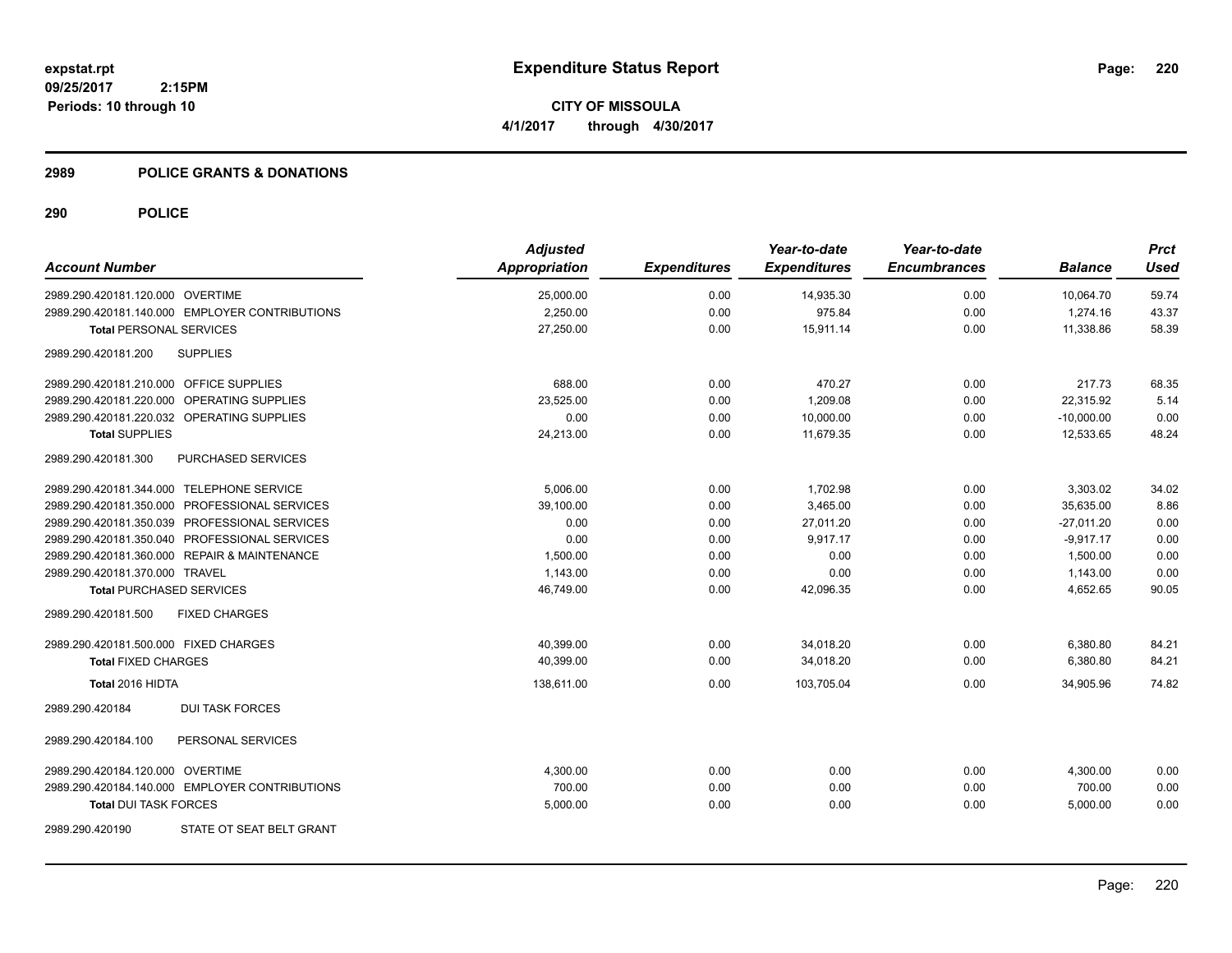# Expenditure Status Report

**CITY OF MISSOULA**

**4/1/2017 through 4/30/2017**

expstat.rpt
09/25/2017 2:15PM
Periods: 10 through 10

## 2989 POLICE GRANTS & DONATIONS

### 290 POLICE

| Account Number | Adjusted Appropriation | Expenditures | Year-to-date Expenditures | Year-to-date Encumbrances | Balance | Prct Used |
|---|---|---|---|---|---|---|
| 2989.290.420181.120.000 OVERTIME | 25,000.00 | 0.00 | 14,935.30 | 0.00 | 10,064.70 | 59.74 |
| 2989.290.420181.140.000 EMPLOYER CONTRIBUTIONS | 2,250.00 | 0.00 | 975.84 | 0.00 | 1,274.16 | 43.37 |
| **Total** PERSONAL SERVICES | 27,250.00 | 0.00 | 15,911.14 | 0.00 | 11,338.86 | 58.39 |
| 2989.290.420181.200 SUPPLIES | | | | | | |
| 2989.290.420181.210.000 OFFICE SUPPLIES | 688.00 | 0.00 | 470.27 | 0.00 | 217.73 | 68.35 |
| 2989.290.420181.220.000 OPERATING SUPPLIES | 23,525.00 | 0.00 | 1,209.08 | 0.00 | 22,315.92 | 5.14 |
| 2989.290.420181.220.032 OPERATING SUPPLIES | 0.00 | 0.00 | 10,000.00 | 0.00 | -10,000.00 | 0.00 |
| **Total** SUPPLIES | 24,213.00 | 0.00 | 11,679.35 | 0.00 | 12,533.65 | 48.24 |
| 2989.290.420181.300 PURCHASED SERVICES | | | | | | |
| 2989.290.420181.344.000 TELEPHONE SERVICE | 5,006.00 | 0.00 | 1,702.98 | 0.00 | 3,303.02 | 34.02 |
| 2989.290.420181.350.000 PROFESSIONAL SERVICES | 39,100.00 | 0.00 | 3,465.00 | 0.00 | 35,635.00 | 8.86 |
| 2989.290.420181.350.039 PROFESSIONAL SERVICES | 0.00 | 0.00 | 27,011.20 | 0.00 | -27,011.20 | 0.00 |
| 2989.290.420181.350.040 PROFESSIONAL SERVICES | 0.00 | 0.00 | 9,917.17 | 0.00 | -9,917.17 | 0.00 |
| 2989.290.420181.360.000 REPAIR & MAINTENANCE | 1,500.00 | 0.00 | 0.00 | 0.00 | 1,500.00 | 0.00 |
| 2989.290.420181.370.000 TRAVEL | 1,143.00 | 0.00 | 0.00 | 0.00 | 1,143.00 | 0.00 |
| **Total** PURCHASED SERVICES | 46,749.00 | 0.00 | 42,096.35 | 0.00 | 4,652.65 | 90.05 |
| 2989.290.420181.500 FIXED CHARGES | | | | | | |
| 2989.290.420181.500.000 FIXED CHARGES | 40,399.00 | 0.00 | 34,018.20 | 0.00 | 6,380.80 | 84.21 |
| **Total** FIXED CHARGES | 40,399.00 | 0.00 | 34,018.20 | 0.00 | 6,380.80 | 84.21 |
| **Total 2016 HIDTA** | 138,611.00 | 0.00 | 103,705.04 | 0.00 | 34,905.96 | 74.82 |
| 2989.290.420184 DUI TASK FORCES | | | | | | |
| 2989.290.420184.100 PERSONAL SERVICES | | | | | | |
| 2989.290.420184.120.000 OVERTIME | 4,300.00 | 0.00 | 0.00 | 0.00 | 4,300.00 | 0.00 |
| 2989.290.420184.140.000 EMPLOYER CONTRIBUTIONS | 700.00 | 0.00 | 0.00 | 0.00 | 700.00 | 0.00 |
| **Total** DUI TASK FORCES | 5,000.00 | 0.00 | 0.00 | 0.00 | 5,000.00 | 0.00 |
| 2989.290.420190 STATE OT SEAT BELT GRANT | | | | | | |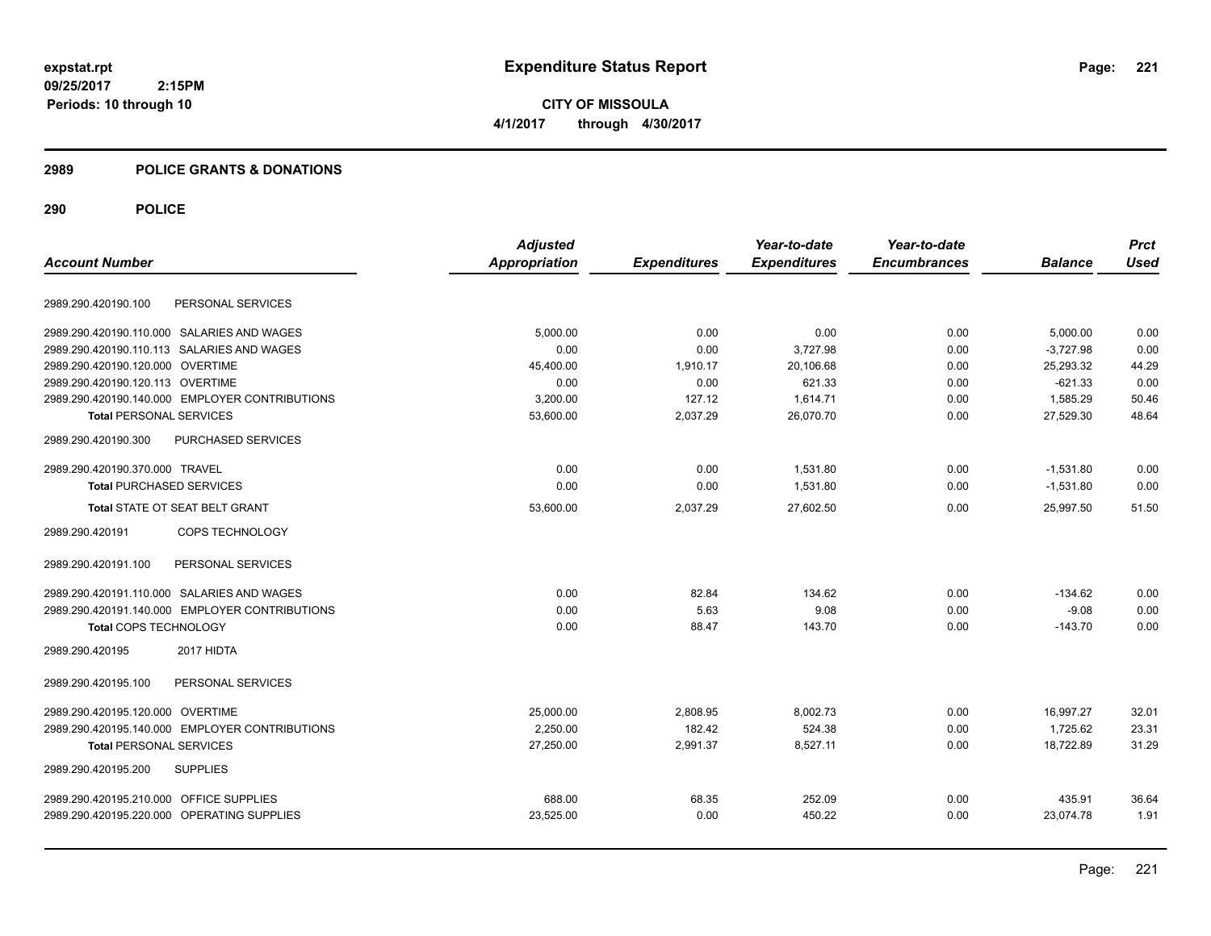**expstat.rpt**
**09/25/2017 2:15PM**
**Periods: 10 through 10**

# Expenditure Status Report

**CITY OF MISSOULA**
**4/1/2017 through 4/30/2017**

## 2989 POLICE GRANTS & DONATIONS

## 290 POLICE

| Account Number | Adjusted Appropriation | Expenditures | Year-to-date Expenditures | Year-to-date Encumbrances | Balance | Prct Used |
|---|---|---|---|---|---|---|
| 2989.290.420190.100 PERSONAL SERVICES | | | | | | |
| 2989.290.420190.110.000 SALARIES AND WAGES | 5,000.00 | 0.00 | 0.00 | 0.00 | 5,000.00 | 0.00 |
| 2989.290.420190.110.113 SALARIES AND WAGES | 0.00 | 0.00 | 3,727.98 | 0.00 | -3,727.98 | 0.00 |
| 2989.290.420190.120.000 OVERTIME | 45,400.00 | 1,910.17 | 20,106.68 | 0.00 | 25,293.32 | 44.29 |
| 2989.290.420190.120.113 OVERTIME | 0.00 | 0.00 | 621.33 | 0.00 | -621.33 | 0.00 |
| 2989.290.420190.140.000 EMPLOYER CONTRIBUTIONS | 3,200.00 | 127.12 | 1,614.71 | 0.00 | 1,585.29 | 50.46 |
| **Total** PERSONAL SERVICES | 53,600.00 | 2,037.29 | 26,070.70 | 0.00 | 27,529.30 | 48.64 |
| 2989.290.420190.300 PURCHASED SERVICES | | | | | | |
| 2989.290.420190.370.000 TRAVEL | 0.00 | 0.00 | 1,531.80 | 0.00 | -1,531.80 | 0.00 |
| **Total** PURCHASED SERVICES | 0.00 | 0.00 | 1,531.80 | 0.00 | -1,531.80 | 0.00 |
| **Total** STATE OT SEAT BELT GRANT | 53,600.00 | 2,037.29 | 27,602.50 | 0.00 | 25,997.50 | 51.50 |
| 2989.290.420191 COPS TECHNOLOGY | | | | | | |
| 2989.290.420191.100 PERSONAL SERVICES | | | | | | |
| 2989.290.420191.110.000 SALARIES AND WAGES | 0.00 | 82.84 | 134.62 | 0.00 | -134.62 | 0.00 |
| 2989.290.420191.140.000 EMPLOYER CONTRIBUTIONS | 0.00 | 5.63 | 9.08 | 0.00 | -9.08 | 0.00 |
| **Total** COPS TECHNOLOGY | 0.00 | 88.47 | 143.70 | 0.00 | -143.70 | 0.00 |
| 2989.290.420195 2017 HIDTA | | | | | | |
| 2989.290.420195.100 PERSONAL SERVICES | | | | | | |
| 2989.290.420195.120.000 OVERTIME | 25,000.00 | 2,808.95 | 8,002.73 | 0.00 | 16,997.27 | 32.01 |
| 2989.290.420195.140.000 EMPLOYER CONTRIBUTIONS | 2,250.00 | 182.42 | 524.38 | 0.00 | 1,725.62 | 23.31 |
| **Total** PERSONAL SERVICES | 27,250.00 | 2,991.37 | 8,527.11 | 0.00 | 18,722.89 | 31.29 |
| 2989.290.420195.200 SUPPLIES | | | | | | |
| 2989.290.420195.210.000 OFFICE SUPPLIES | 688.00 | 68.35 | 252.09 | 0.00 | 435.91 | 36.64 |
| 2989.290.420195.220.000 OPERATING SUPPLIES | 23,525.00 | 0.00 | 450.22 | 0.00 | 23,074.78 | 1.91 |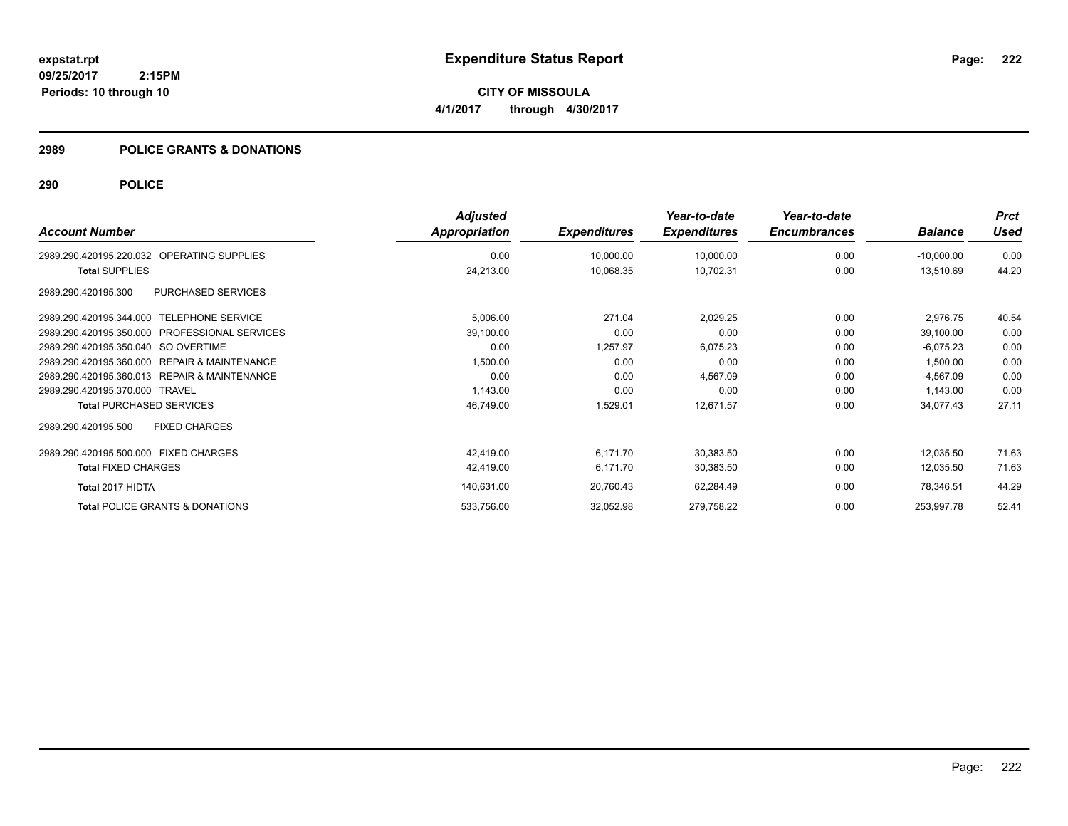# Expenditure Status Report

**CITY OF MISSOULA**

**4/1/2017 through 4/30/2017**

expstat.rpt
09/25/2017 2:15PM
Periods: 10 through 10

## 2989 POLICE GRANTS & DONATIONS

### 290 POLICE

| Account Number | Adjusted Appropriation | Expenditures | Year-to-date Expenditures | Year-to-date Encumbrances | Balance | Prct Used |
|---|---|---|---|---|---|---|
| 2989.290.420195.220.032 OPERATING SUPPLIES | 0.00 | 10,000.00 | 10,000.00 | 0.00 | -10,000.00 | 0.00 |
| **Total SUPPLIES** | 24,213.00 | 10,068.35 | 10,702.31 | 0.00 | 13,510.69 | 44.20 |
| 2989.290.420195.300 PURCHASED SERVICES | | | | | | |
| 2989.290.420195.344.000 TELEPHONE SERVICE | 5,006.00 | 271.04 | 2,029.25 | 0.00 | 2,976.75 | 40.54 |
| 2989.290.420195.350.000 PROFESSIONAL SERVICES | 39,100.00 | 0.00 | 0.00 | 0.00 | 39,100.00 | 0.00 |
| 2989.290.420195.350.040 SO OVERTIME | 0.00 | 1,257.97 | 6,075.23 | 0.00 | -6,075.23 | 0.00 |
| 2989.290.420195.360.000 REPAIR & MAINTENANCE | 1,500.00 | 0.00 | 0.00 | 0.00 | 1,500.00 | 0.00 |
| 2989.290.420195.360.013 REPAIR & MAINTENANCE | 0.00 | 0.00 | 4,567.09 | 0.00 | -4,567.09 | 0.00 |
| 2989.290.420195.370.000 TRAVEL | 1,143.00 | 0.00 | 0.00 | 0.00 | 1,143.00 | 0.00 |
| **Total PURCHASED SERVICES** | 46,749.00 | 1,529.01 | 12,671.57 | 0.00 | 34,077.43 | 27.11 |
| 2989.290.420195.500 FIXED CHARGES | | | | | | |
| 2989.290.420195.500.000 FIXED CHARGES | 42,419.00 | 6,171.70 | 30,383.50 | 0.00 | 12,035.50 | 71.63 |
| **Total FIXED CHARGES** | 42,419.00 | 6,171.70 | 30,383.50 | 0.00 | 12,035.50 | 71.63 |
| **Total 2017 HIDTA** | 140,631.00 | 20,760.43 | 62,284.49 | 0.00 | 78,346.51 | 44.29 |
| **Total POLICE GRANTS & DONATIONS** | 533,756.00 | 32,052.98 | 279,758.22 | 0.00 | 253,997.78 | 52.41 |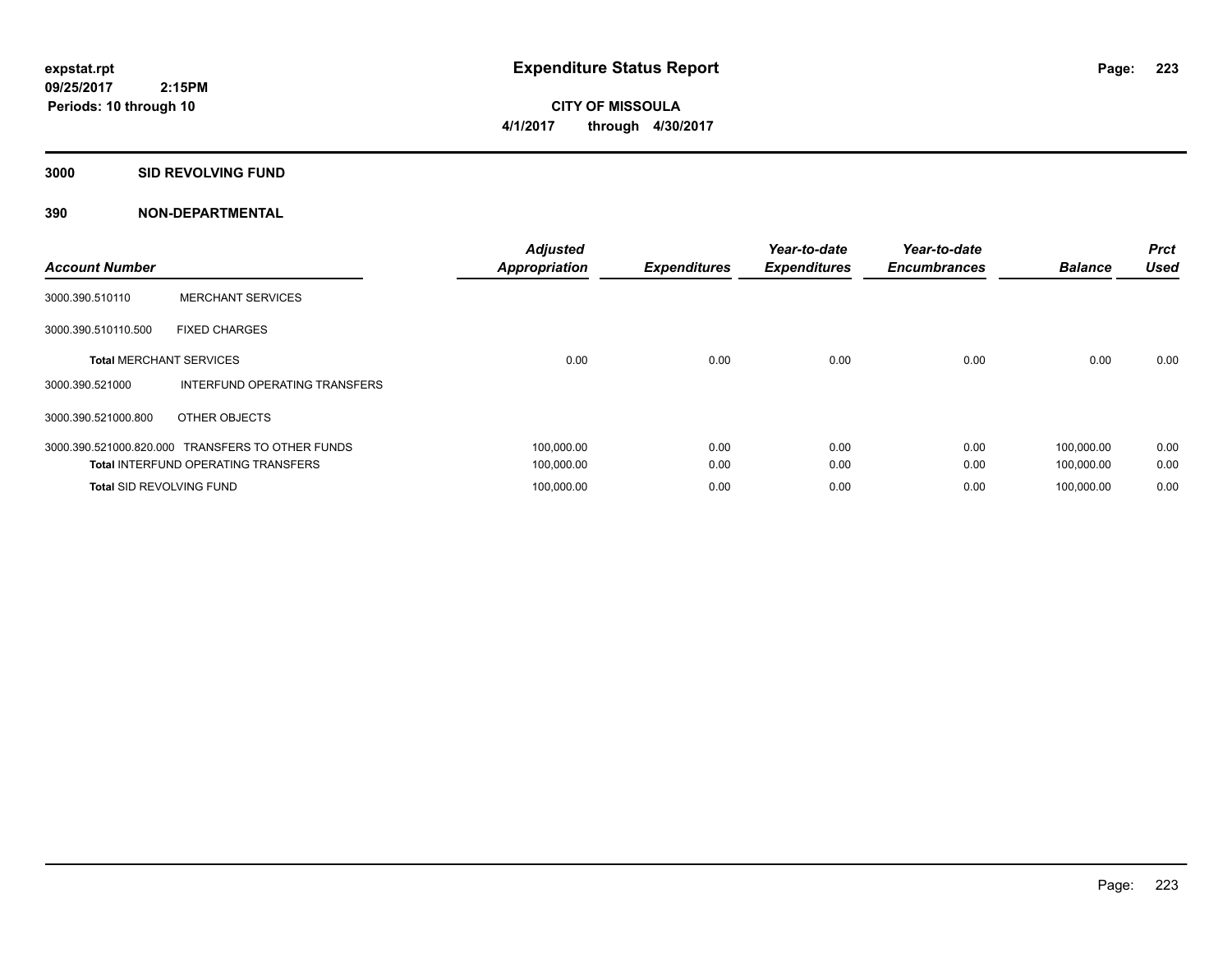expstat.rpt
09/25/2017 2:15PM
Periods: 10 through 10

# Expenditure Status Report

**CITY OF MISSOULA**
**4/1/2017 through 4/30/2017**

## 3000 SID REVOLVING FUND

### 390 NON-DEPARTMENTAL

| Account Number | | Adjusted Appropriation | Expenditures | Year-to-date Expenditures | Year-to-date Encumbrances | Balance | Prct Used |
|---|---|---|---|---|---|---|---|
| 3000.390.510110 | MERCHANT SERVICES | | | | | | |
| 3000.390.510110.500 | FIXED CHARGES | | | | | | |
| **Total** MERCHANT SERVICES | | 0.00 | 0.00 | 0.00 | 0.00 | 0.00 | 0.00 |
| 3000.390.521000 | INTERFUND OPERATING TRANSFERS | | | | | | |
| 3000.390.521000.800 | OTHER OBJECTS | | | | | | |
| 3000.390.521000.820.000 | TRANSFERS TO OTHER FUNDS | 100,000.00 | 0.00 | 0.00 | 0.00 | 100,000.00 | 0.00 |
| **Total** INTERFUND OPERATING TRANSFERS | | 100,000.00 | 0.00 | 0.00 | 0.00 | 100,000.00 | 0.00 |
| **Total** SID REVOLVING FUND | | 100,000.00 | 0.00 | 0.00 | 0.00 | 100,000.00 | 0.00 |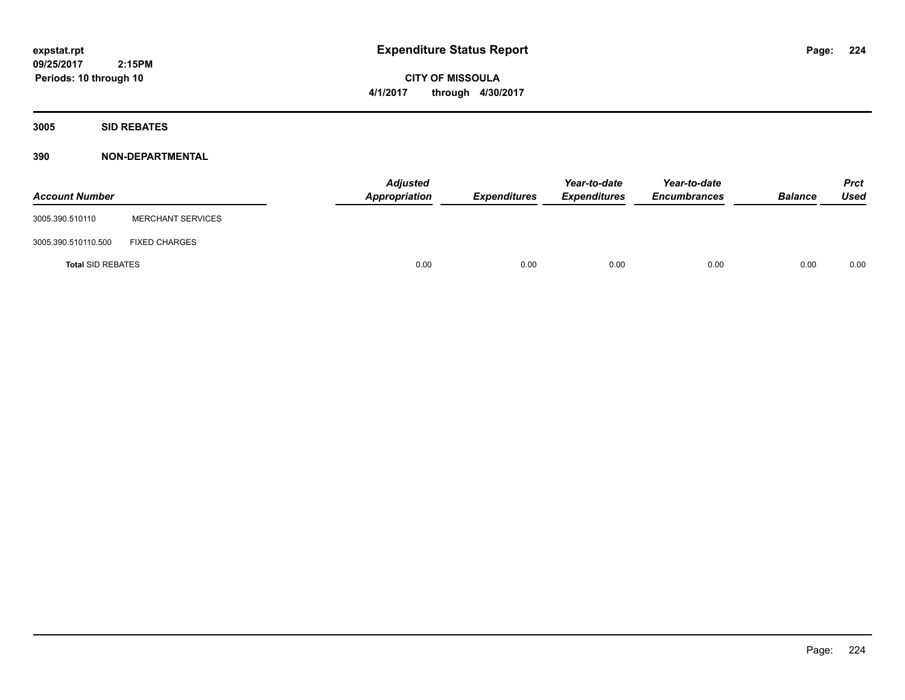# Expenditure Status Report

**CITY OF MISSOULA**

**4/1/2017 through 4/30/2017**

expstat.rpt
09/25/2017 2:15PM
Periods: 10 through 10

## 3005 SID REBATES

### 390 NON-DEPARTMENTAL

| Account Number | | Adjusted Appropriation | Expenditures | Year-to-date Expenditures | Year-to-date Encumbrances | Balance | Prct Used |
|---|---|---|---|---|---|---|---|
| 3005.390.510110 | MERCHANT SERVICES | | | | | | |
| 3005.390.510110.500 | FIXED CHARGES | | | | | | |
| **Total** SID REBATES | | 0.00 | 0.00 | 0.00 | 0.00 | 0.00 | 0.00 |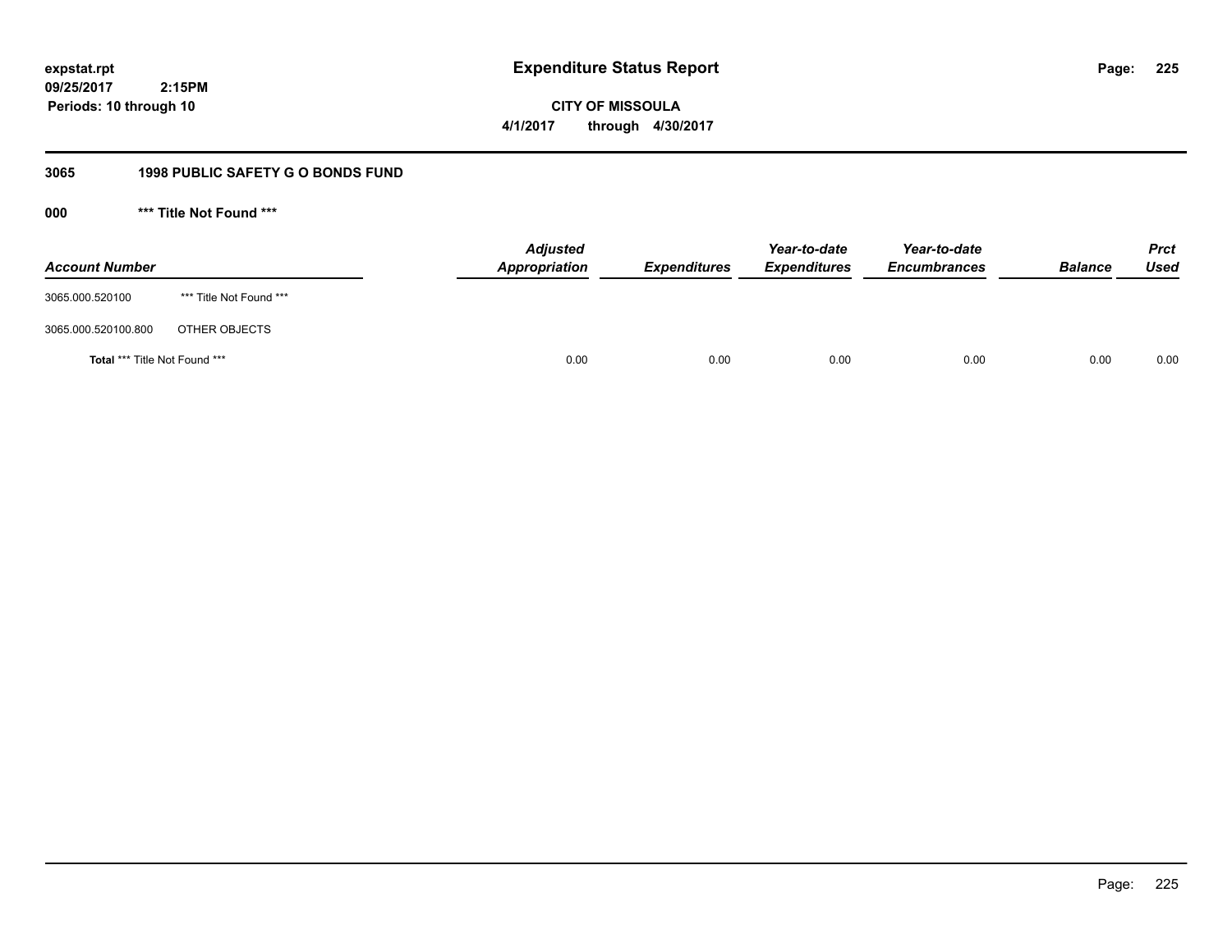expstat.rpt
09/25/2017 2:15PM
Periods: 10 through 10

# Expenditure Status Report

**CITY OF MISSOULA**
**4/1/2017 through 4/30/2017**

## 3065 1998 PUBLIC SAFETY G O BONDS FUND

### 000 *** Title Not Found ***

| Account Number | | Adjusted Appropriation | Expenditures | Year-to-date Expenditures | Year-to-date Encumbrances | Balance | Prct Used |
|---|---|---|---|---|---|---|---|
| 3065.000.520100 | *** Title Not Found *** | | | | | | |
| 3065.000.520100.800 | OTHER OBJECTS | | | | | | |
| **Total** *** Title Not Found *** | | 0.00 | 0.00 | 0.00 | 0.00 | 0.00 | 0.00 |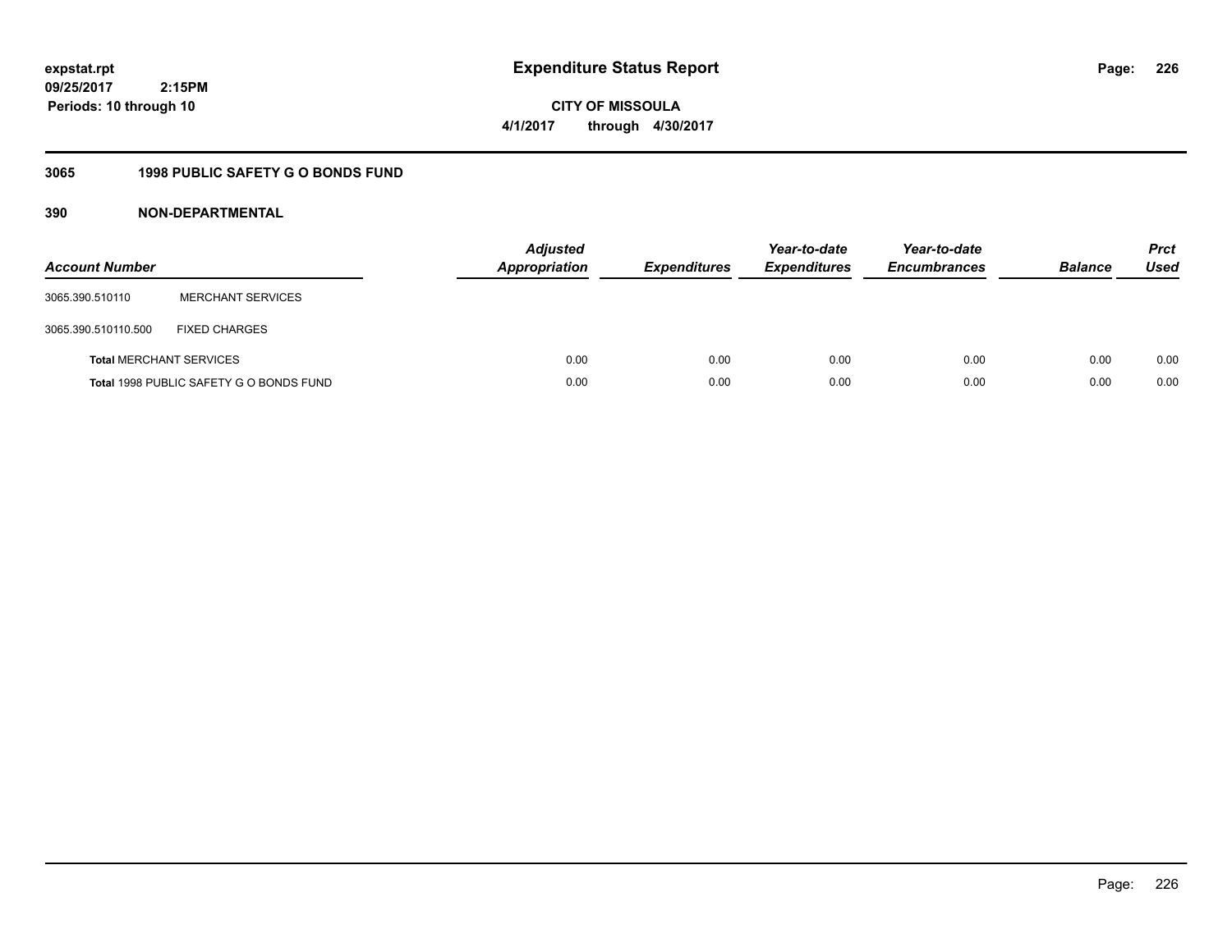**expstat.rpt**
**09/25/2017 2:15PM**
**Periods: 10 through 10**

# Expenditure Status Report

**CITY OF MISSOULA**
**4/1/2017 through 4/30/2017**

## 3065 1998 PUBLIC SAFETY G O BONDS FUND

### 390 NON-DEPARTMENTAL

| Account Number | | Adjusted Appropriation | Expenditures | Year-to-date Expenditures | Year-to-date Encumbrances | Balance | Prct Used |
|---|---|---|---|---|---|---|---|
| 3065.390.510110 | MERCHANT SERVICES | | | | | | |
| 3065.390.510110.500 | FIXED CHARGES | | | | | | |
| **Total** MERCHANT SERVICES | | 0.00 | 0.00 | 0.00 | 0.00 | 0.00 | 0.00 |
| **Total** 1998 PUBLIC SAFETY G O BONDS FUND | | 0.00 | 0.00 | 0.00 | 0.00 | 0.00 | 0.00 |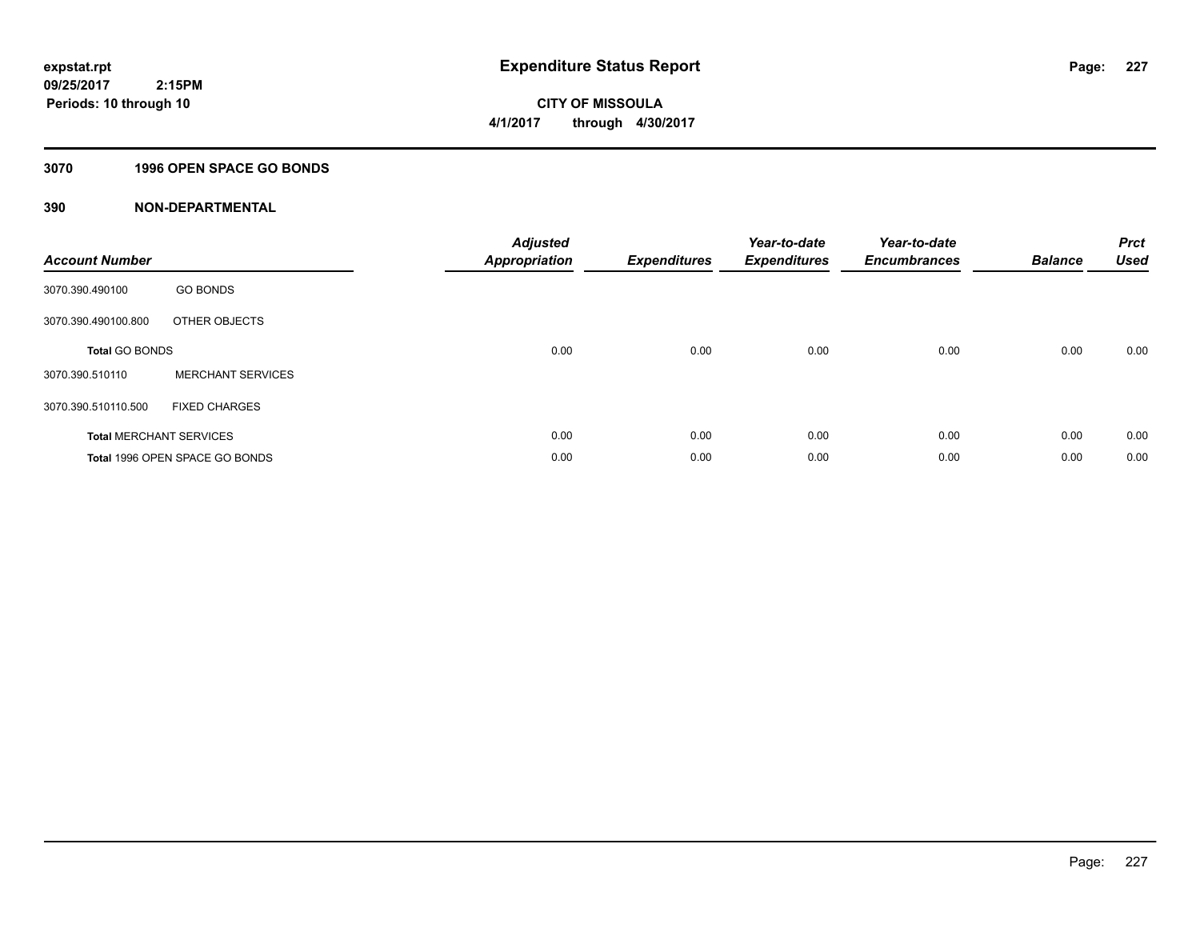**expstat.rpt**
**09/25/2017 2:15PM**
**Periods: 10 through 10**

# Expenditure Status Report

**CITY OF MISSOULA**
**4/1/2017 through 4/30/2017**

## 3070 1996 OPEN SPACE GO BONDS

## 390 NON-DEPARTMENTAL

| Account Number | | Adjusted Appropriation | Expenditures | Year-to-date Expenditures | Year-to-date Encumbrances | Balance | Prct Used |
|---|---|---|---|---|---|---|---|
| 3070.390.490100 | GO BONDS | | | | | | |
| 3070.390.490100.800 | OTHER OBJECTS | | | | | | |
| **Total** GO BONDS | | 0.00 | 0.00 | 0.00 | 0.00 | 0.00 | 0.00 |
| 3070.390.510110 | MERCHANT SERVICES | | | | | | |
| 3070.390.510110.500 | FIXED CHARGES | | | | | | |
| **Total** MERCHANT SERVICES | | 0.00 | 0.00 | 0.00 | 0.00 | 0.00 | 0.00 |
| **Total** 1996 OPEN SPACE GO BONDS | | 0.00 | 0.00 | 0.00 | 0.00 | 0.00 | 0.00 |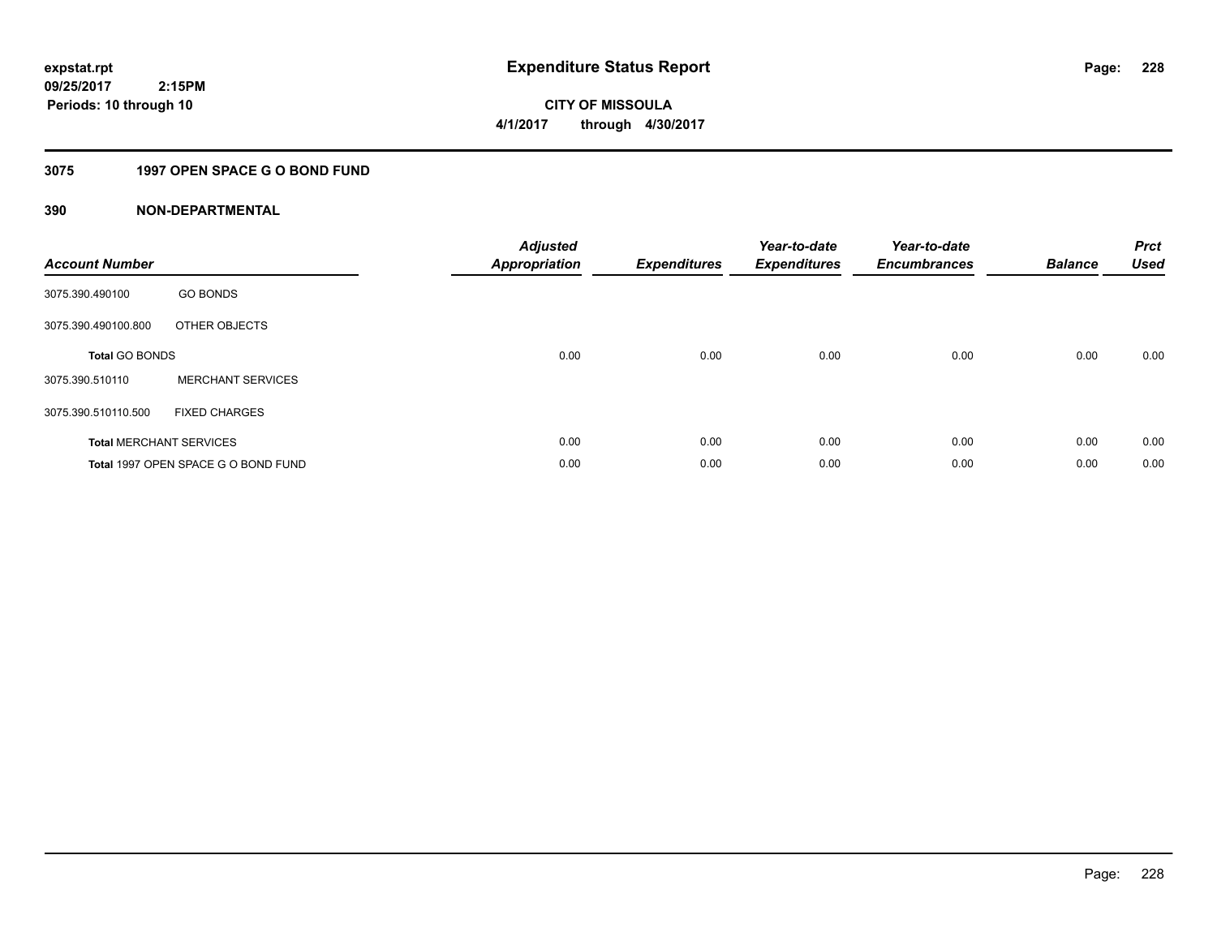**expstat.rpt**
**09/25/2017 2:15PM**
**Periods: 10 through 10**

# Expenditure Status Report

**CITY OF MISSOULA**
**4/1/2017 through 4/30/2017**

## 3075 1997 OPEN SPACE G O BOND FUND

### 390 NON-DEPARTMENTAL

| Account Number | | Adjusted Appropriation | Expenditures | Year-to-date Expenditures | Year-to-date Encumbrances | Balance | Prct Used |
|---|---|---|---|---|---|---|---|
| 3075.390.490100 | GO BONDS | | | | | | |
| 3075.390.490100.800 | OTHER OBJECTS | | | | | | |
| **Total** GO BONDS | | 0.00 | 0.00 | 0.00 | 0.00 | 0.00 | 0.00 |
| 3075.390.510110 | MERCHANT SERVICES | | | | | | |
| 3075.390.510110.500 | FIXED CHARGES | | | | | | |
| **Total** MERCHANT SERVICES | | 0.00 | 0.00 | 0.00 | 0.00 | 0.00 | 0.00 |
| **Total** 1997 OPEN SPACE G O BOND FUND | | 0.00 | 0.00 | 0.00 | 0.00 | 0.00 | 0.00 |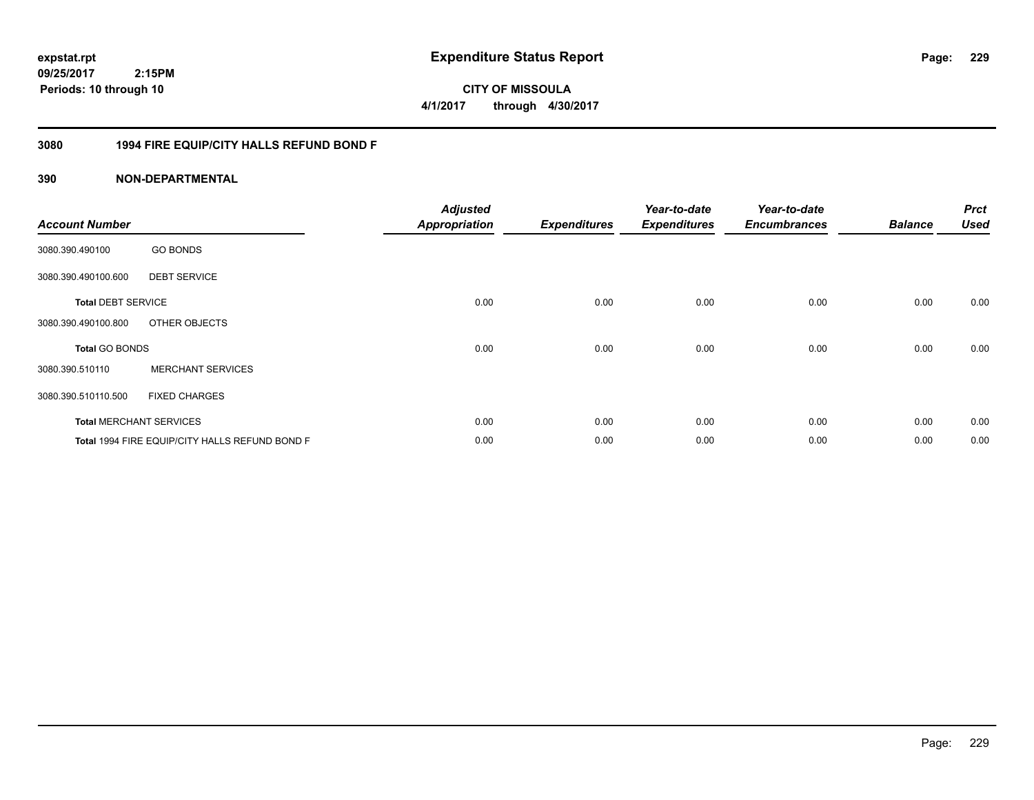**expstat.rpt**
**09/25/2017 2:15PM**
**Periods: 10 through 10**

# Expenditure Status Report

**CITY OF MISSOULA**
**4/1/2017 through 4/30/2017**

## 3080 1994 FIRE EQUIP/CITY HALLS REFUND BOND F

## 390 NON-DEPARTMENTAL

| Account Number | | Adjusted Appropriation | Expenditures | Year-to-date Expenditures | Year-to-date Encumbrances | Balance | Prct Used |
|---|---|---|---|---|---|---|---|
| 3080.390.490100 | GO BONDS | | | | | | |
| 3080.390.490100.600 | DEBT SERVICE | | | | | | |
| **Total** DEBT SERVICE | | 0.00 | 0.00 | 0.00 | 0.00 | 0.00 | 0.00 |
| 3080.390.490100.800 | OTHER OBJECTS | | | | | | |
| **Total** GO BONDS | | 0.00 | 0.00 | 0.00 | 0.00 | 0.00 | 0.00 |
| 3080.390.510110 | MERCHANT SERVICES | | | | | | |
| 3080.390.510110.500 | FIXED CHARGES | | | | | | |
| **Total** MERCHANT SERVICES | | 0.00 | 0.00 | 0.00 | 0.00 | 0.00 | 0.00 |
| **Total** 1994 FIRE EQUIP/CITY HALLS REFUND BOND F | | 0.00 | 0.00 | 0.00 | 0.00 | 0.00 | 0.00 |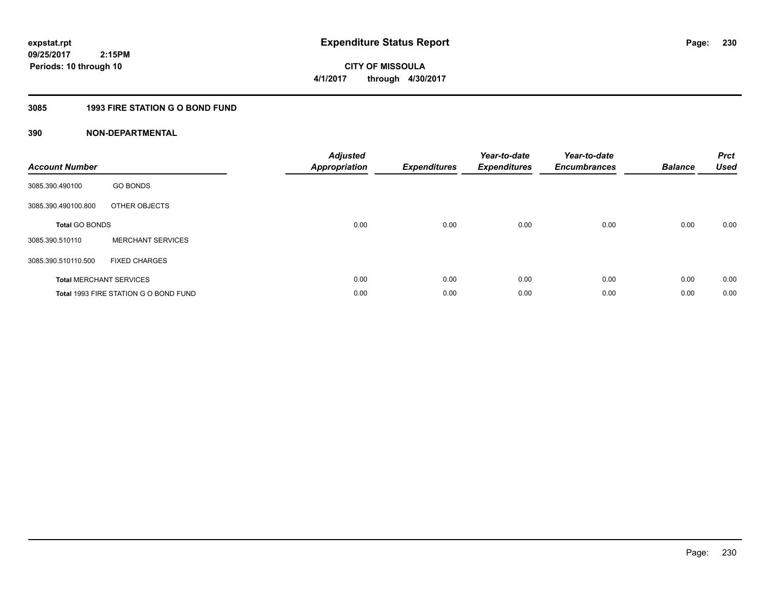# Expenditure Status Report

expstat.rpt
09/25/2017 2:15PM
Periods: 10 through 10

CITY OF MISSOULA
4/1/2017 through 4/30/2017

## 3085 1993 FIRE STATION G O BOND FUND

### 390 NON-DEPARTMENTAL

| Account Number | | Adjusted Appropriation | Expenditures | Year-to-date Expenditures | Year-to-date Encumbrances | Balance | Prct Used |
|---|---|---|---|---|---|---|---|
| 3085.390.490100 | GO BONDS | | | | | | |
| 3085.390.490100.800 | OTHER OBJECTS | | | | | | |
| **Total** GO BONDS | | 0.00 | 0.00 | 0.00 | 0.00 | 0.00 | 0.00 |
| 3085.390.510110 | MERCHANT SERVICES | | | | | | |
| 3085.390.510110.500 | FIXED CHARGES | | | | | | |
| **Total** MERCHANT SERVICES | | 0.00 | 0.00 | 0.00 | 0.00 | 0.00 | 0.00 |
| **Total** 1993 FIRE STATION G O BOND FUND | | 0.00 | 0.00 | 0.00 | 0.00 | 0.00 | 0.00 |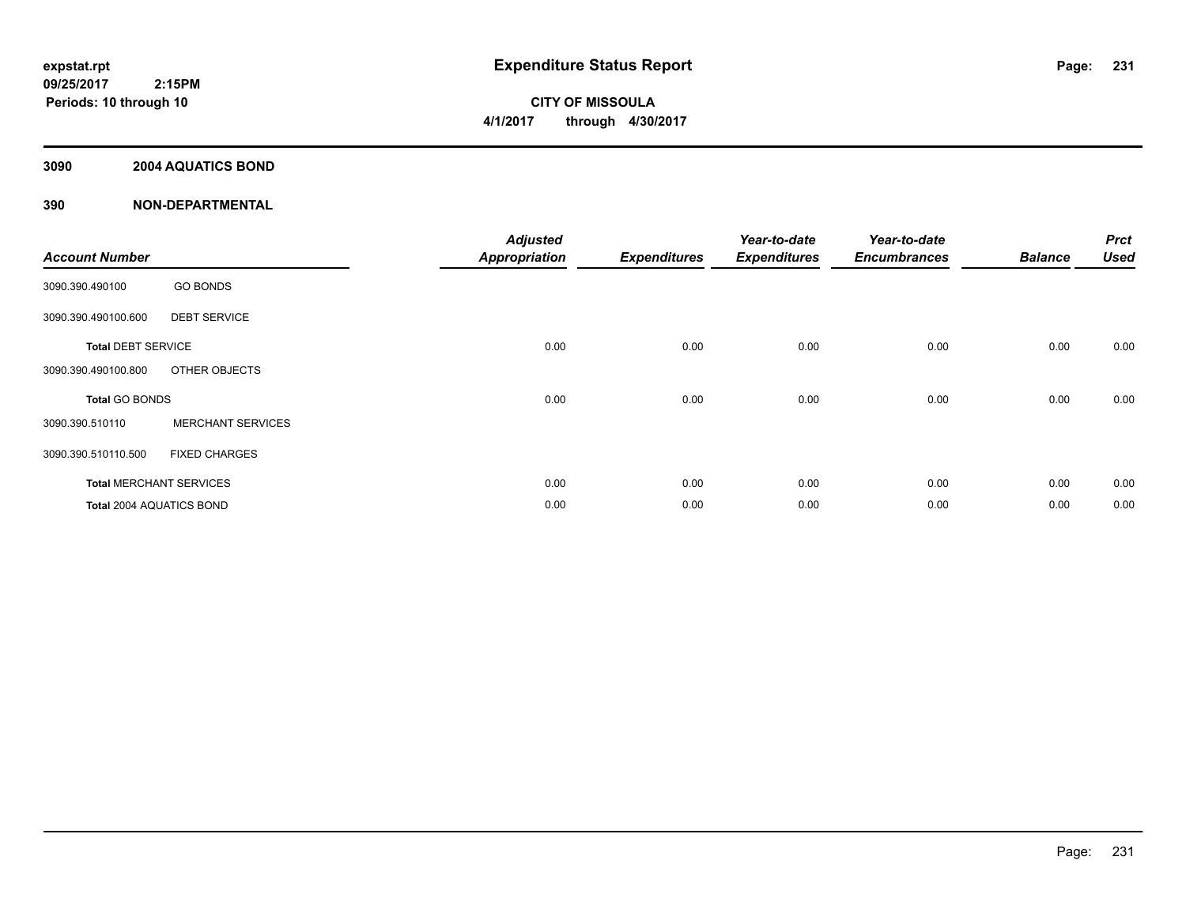**expstat.rpt**
**09/25/2017 2:15PM**
**Periods: 10 through 10**

# Expenditure Status Report

**CITY OF MISSOULA**
**4/1/2017 through 4/30/2017**

## 3090 2004 AQUATICS BOND

## 390 NON-DEPARTMENTAL

| Account Number | | Adjusted Appropriation | Expenditures | Year-to-date Expenditures | Year-to-date Encumbrances | Balance | Prct Used |
|---|---|---|---|---|---|---|---|
| 3090.390.490100 | GO BONDS | | | | | | |
| 3090.390.490100.600 | DEBT SERVICE | | | | | | |
| **Total** DEBT SERVICE | | 0.00 | 0.00 | 0.00 | 0.00 | 0.00 | 0.00 |
| 3090.390.490100.800 | OTHER OBJECTS | | | | | | |
| **Total** GO BONDS | | 0.00 | 0.00 | 0.00 | 0.00 | 0.00 | 0.00 |
| 3090.390.510110 | MERCHANT SERVICES | | | | | | |
| 3090.390.510110.500 | FIXED CHARGES | | | | | | |
| **Total** MERCHANT SERVICES | | 0.00 | 0.00 | 0.00 | 0.00 | 0.00 | 0.00 |
| **Total** 2004 AQUATICS BOND | | 0.00 | 0.00 | 0.00 | 0.00 | 0.00 | 0.00 |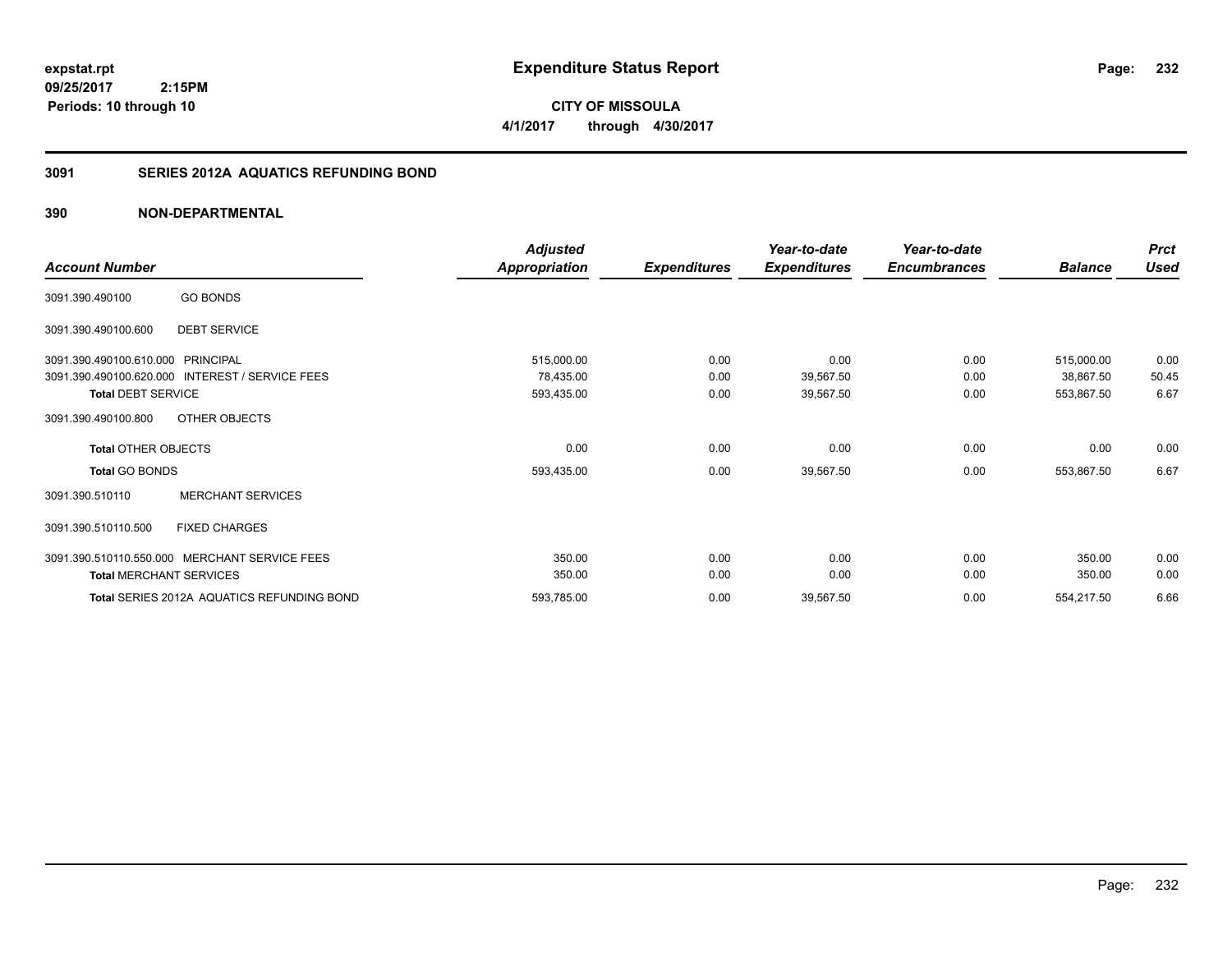**expstat.rpt**
**09/25/2017 2:15PM**
**Periods: 10 through 10**

# Expenditure Status Report

**CITY OF MISSOULA**
**4/1/2017 through 4/30/2017**

## 3091 SERIES 2012A AQUATICS REFUNDING BOND

### 390 NON-DEPARTMENTAL

| Account Number | | Adjusted Appropriation | Expenditures | Year-to-date Expenditures | Year-to-date Encumbrances | Balance | Prct Used |
|---|---|---|---|---|---|---|---|
| 3091.390.490100 | GO BONDS | | | | | | |
| 3091.390.490100.600 | DEBT SERVICE | | | | | | |
| 3091.390.490100.610.000 | PRINCIPAL | 515,000.00 | 0.00 | 0.00 | 0.00 | 515,000.00 | 0.00 |
| 3091.390.490100.620.000 | INTEREST / SERVICE FEES | 78,435.00 | 0.00 | 39,567.50 | 0.00 | 38,867.50 | 50.45 |
| **Total** DEBT SERVICE | | 593,435.00 | 0.00 | 39,567.50 | 0.00 | 553,867.50 | 6.67 |
| 3091.390.490100.800 | OTHER OBJECTS | | | | | | |
| **Total** OTHER OBJECTS | | 0.00 | 0.00 | 0.00 | 0.00 | 0.00 | 0.00 |
| **Total** GO BONDS | | 593,435.00 | 0.00 | 39,567.50 | 0.00 | 553,867.50 | 6.67 |
| 3091.390.510110 | MERCHANT SERVICES | | | | | | |
| 3091.390.510110.500 | FIXED CHARGES | | | | | | |
| 3091.390.510110.550.000 | MERCHANT SERVICE FEES | 350.00 | 0.00 | 0.00 | 0.00 | 350.00 | 0.00 |
| **Total** MERCHANT SERVICES | | 350.00 | 0.00 | 0.00 | 0.00 | 350.00 | 0.00 |
| **Total** SERIES 2012A AQUATICS REFUNDING BOND | | 593,785.00 | 0.00 | 39,567.50 | 0.00 | 554,217.50 | 6.66 |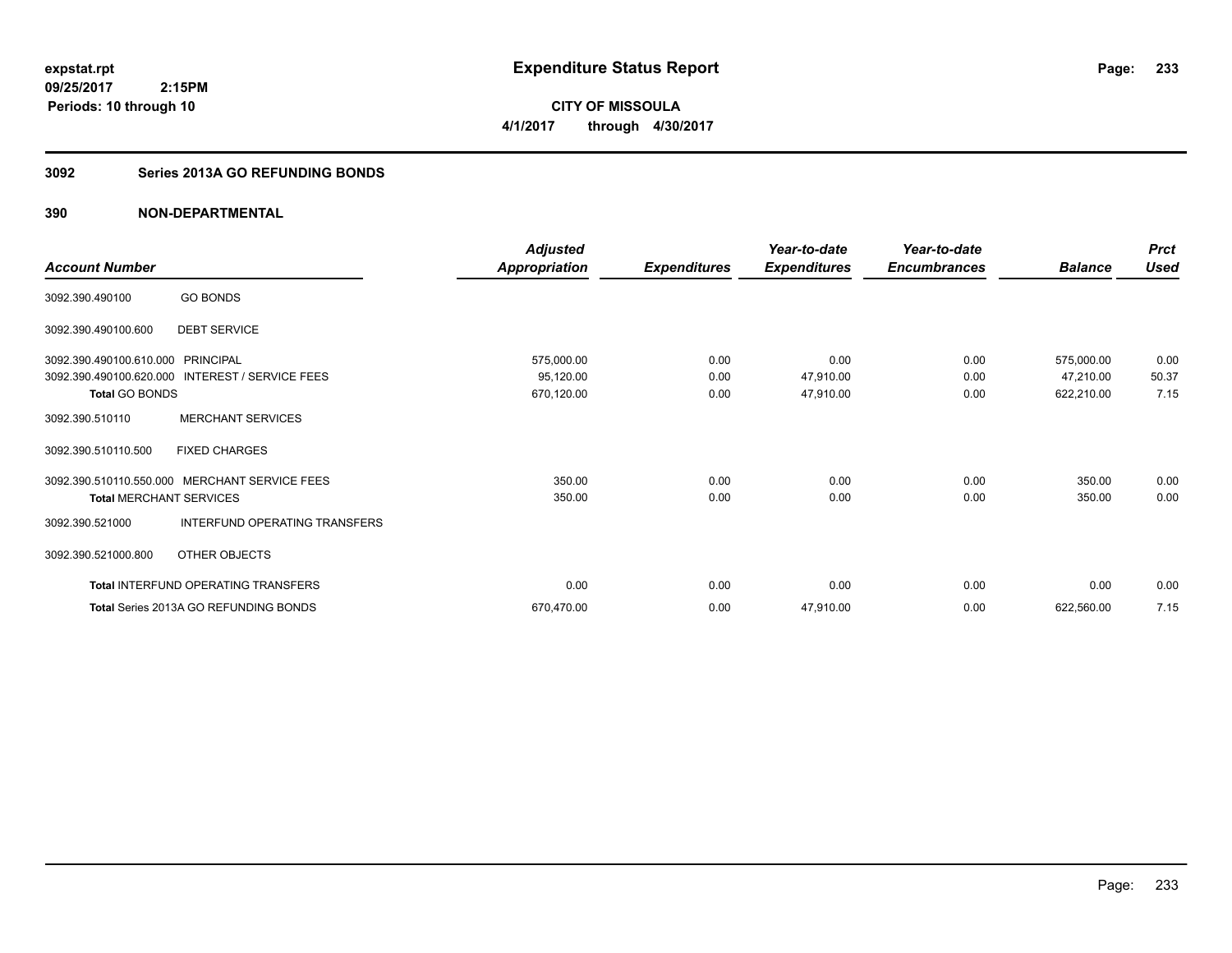# Expenditure Status Report

**CITY OF MISSOULA**

**4/1/2017 through 4/30/2017**

expstat.rpt
09/25/2017 2:15PM
Periods: 10 through 10

## 3092 Series 2013A GO REFUNDING BONDS

## 390 NON-DEPARTMENTAL

| Account Number | | Adjusted Appropriation | Expenditures | Year-to-date Expenditures | Year-to-date Encumbrances | Balance | Prct Used |
|---|---|---|---|---|---|---|---|
| 3092.390.490100 | GO BONDS | | | | | | |
| 3092.390.490100.600 | DEBT SERVICE | | | | | | |
| 3092.390.490100.610.000 | PRINCIPAL | 575,000.00 | 0.00 | 0.00 | 0.00 | 575,000.00 | 0.00 |
| 3092.390.490100.620.000 | INTEREST / SERVICE FEES | 95,120.00 | 0.00 | 47,910.00 | 0.00 | 47,210.00 | 50.37 |
| **Total** GO BONDS | | 670,120.00 | 0.00 | 47,910.00 | 0.00 | 622,210.00 | 7.15 |
| 3092.390.510110 | MERCHANT SERVICES | | | | | | |
| 3092.390.510110.500 | FIXED CHARGES | | | | | | |
| 3092.390.510110.550.000 | MERCHANT SERVICE FEES | 350.00 | 0.00 | 0.00 | 0.00 | 350.00 | 0.00 |
| **Total** MERCHANT SERVICES | | 350.00 | 0.00 | 0.00 | 0.00 | 350.00 | 0.00 |
| 3092.390.521000 | INTERFUND OPERATING TRANSFERS | | | | | | |
| 3092.390.521000.800 | OTHER OBJECTS | | | | | | |
| **Total** INTERFUND OPERATING TRANSFERS | | 0.00 | 0.00 | 0.00 | 0.00 | 0.00 | 0.00 |
| **Total** Series 2013A GO REFUNDING BONDS | | 670,470.00 | 0.00 | 47,910.00 | 0.00 | 622,560.00 | 7.15 |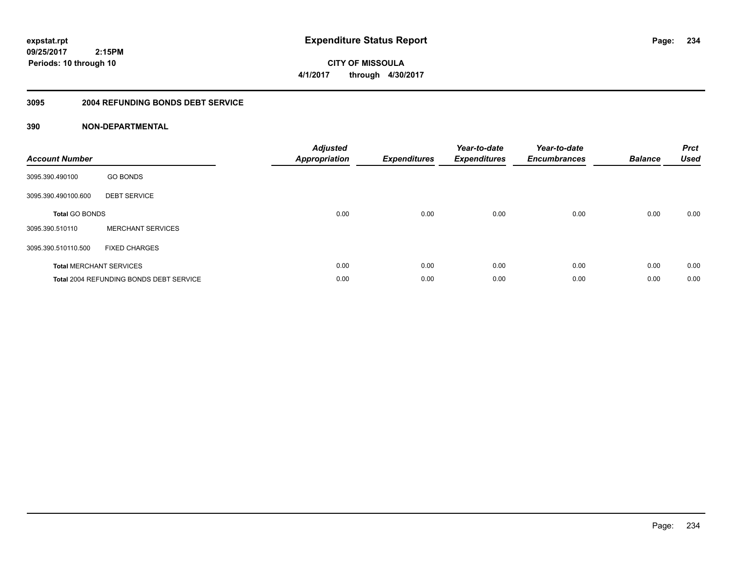**expstat.rpt**
**09/25/2017 2:15PM**
**Periods: 10 through 10**

# Expenditure Status Report

**CITY OF MISSOULA**
**4/1/2017 through 4/30/2017**

## 3095 2004 REFUNDING BONDS DEBT SERVICE

### 390 NON-DEPARTMENTAL

| Account Number | | Adjusted Appropriation | Expenditures | Year-to-date Expenditures | Year-to-date Encumbrances | Balance | Prct Used |
|---|---|---|---|---|---|---|---|
| 3095.390.490100 | GO BONDS | | | | | | |
| 3095.390.490100.600 | DEBT SERVICE | | | | | | |
| **Total** GO BONDS | | 0.00 | 0.00 | 0.00 | 0.00 | 0.00 | 0.00 |
| 3095.390.510110 | MERCHANT SERVICES | | | | | | |
| 3095.390.510110.500 | FIXED CHARGES | | | | | | |
| **Total** MERCHANT SERVICES | | 0.00 | 0.00 | 0.00 | 0.00 | 0.00 | 0.00 |
| **Total** 2004 REFUNDING BONDS DEBT SERVICE | | 0.00 | 0.00 | 0.00 | 0.00 | 0.00 | 0.00 |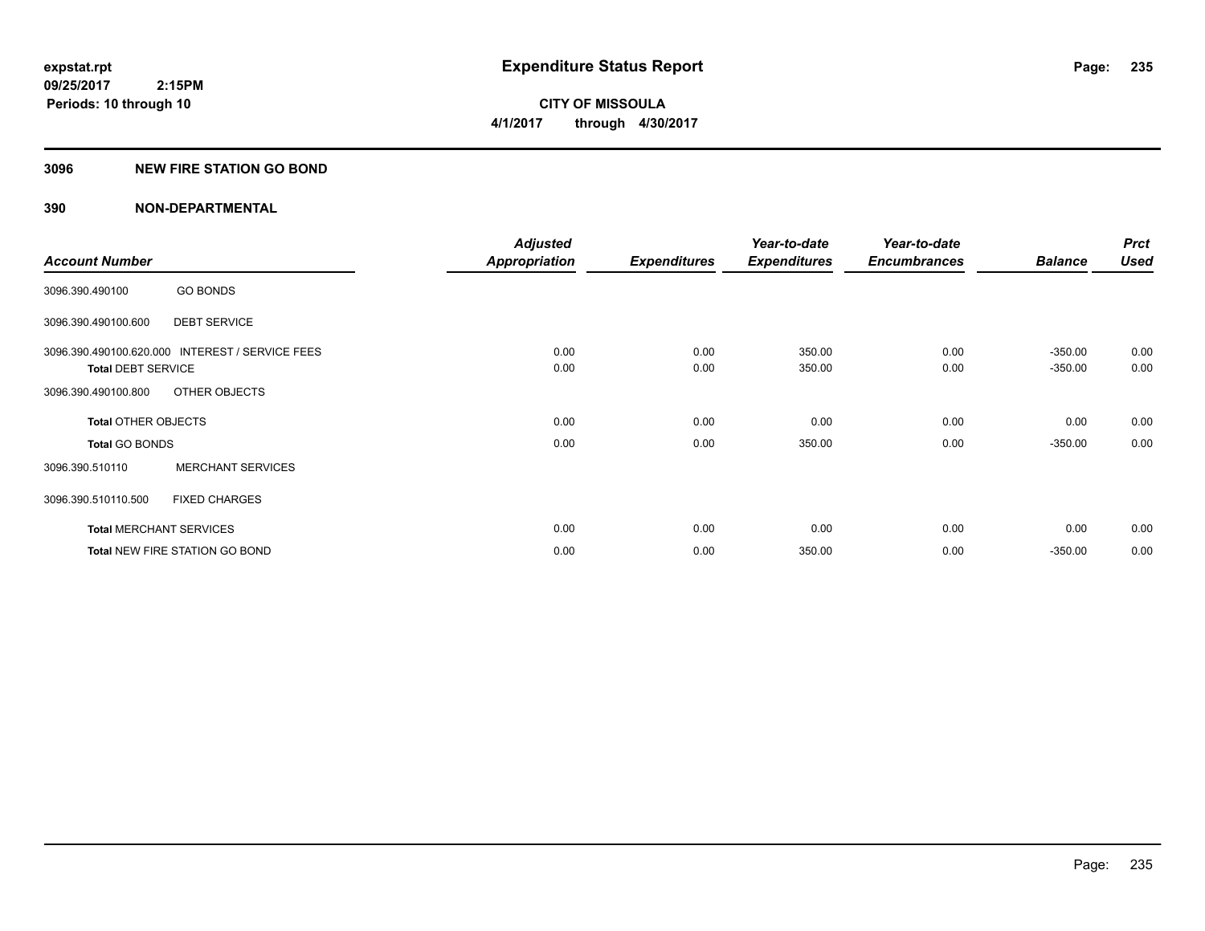**expstat.rpt**
**09/25/2017 2:15PM**
**Periods: 10 through 10**

# Expenditure Status Report

**CITY OF MISSOULA**
**4/1/2017 through 4/30/2017**

## 3096 NEW FIRE STATION GO BOND

## 390 NON-DEPARTMENTAL

| Account Number | | Adjusted Appropriation | Expenditures | Year-to-date Expenditures | Year-to-date Encumbrances | Balance | Prct Used |
|---|---|---|---|---|---|---|---|
| 3096.390.490100 | GO BONDS | | | | | | |
| 3096.390.490100.600 | DEBT SERVICE | | | | | | |
| 3096.390.490100.620.000 | INTEREST / SERVICE FEES | 0.00 | 0.00 | 350.00 | 0.00 | -350.00 | 0.00 |
| **Total** DEBT SERVICE | | 0.00 | 0.00 | 350.00 | 0.00 | -350.00 | 0.00 |
| 3096.390.490100.800 | OTHER OBJECTS | | | | | | |
| **Total** OTHER OBJECTS | | 0.00 | 0.00 | 0.00 | 0.00 | 0.00 | 0.00 |
| **Total** GO BONDS | | 0.00 | 0.00 | 350.00 | 0.00 | -350.00 | 0.00 |
| 3096.390.510110 | MERCHANT SERVICES | | | | | | |
| 3096.390.510110.500 | FIXED CHARGES | | | | | | |
| **Total** MERCHANT SERVICES | | 0.00 | 0.00 | 0.00 | 0.00 | 0.00 | 0.00 |
| **Total** NEW FIRE STATION GO BOND | | 0.00 | 0.00 | 350.00 | 0.00 | -350.00 | 0.00 |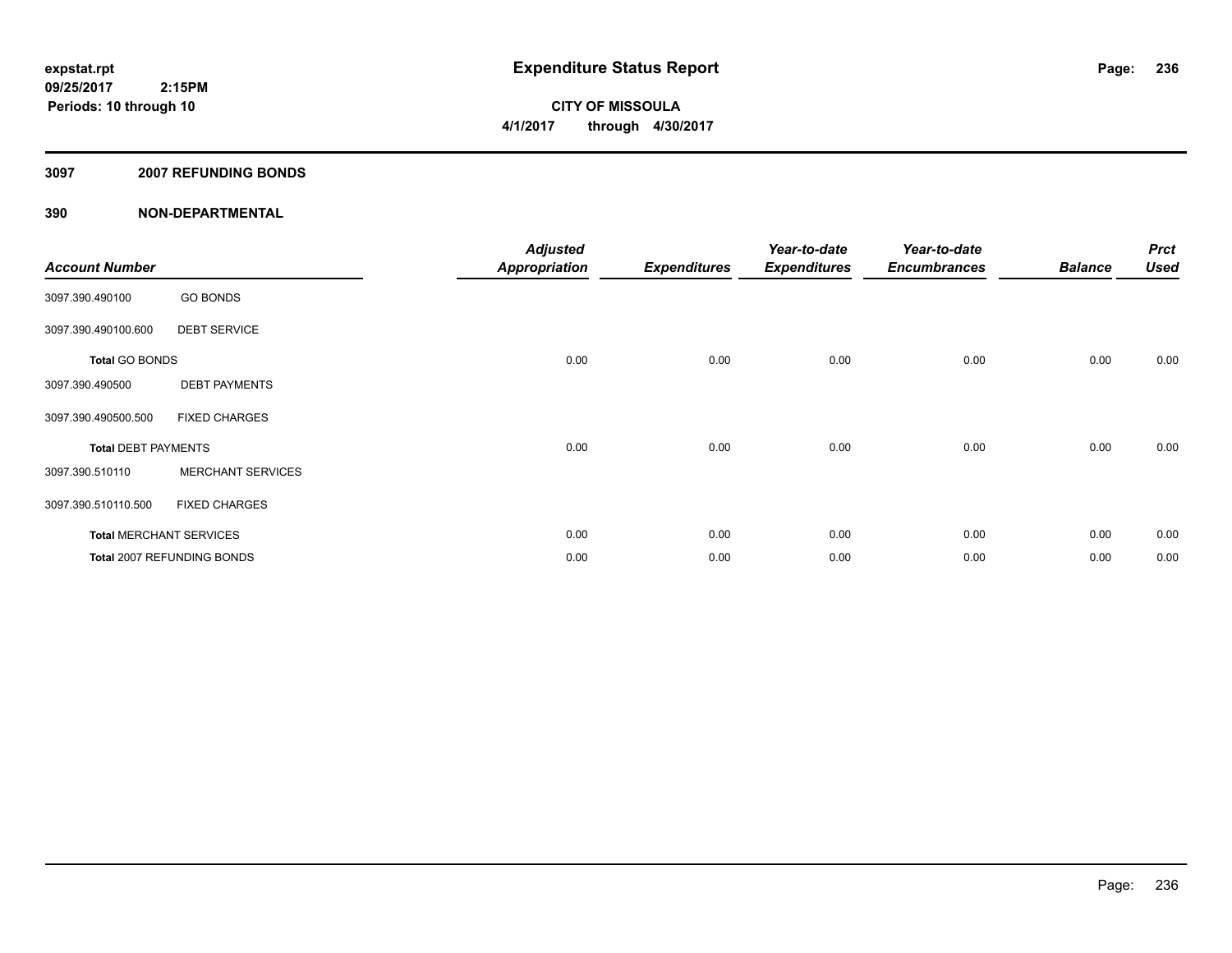# Expenditure Status Report

**CITY OF MISSOULA**

**4/1/2017 through 4/30/2017**

expstat.rpt
09/25/2017 2:15PM
Periods: 10 through 10

## 3097 2007 REFUNDING BONDS

### 390 NON-DEPARTMENTAL

| Account Number | | Adjusted Appropriation | Expenditures | Year-to-date Expenditures | Year-to-date Encumbrances | Balance | Prct Used |
|---|---|---|---|---|---|---|---|
| 3097.390.490100 | GO BONDS | | | | | | |
| 3097.390.490100.600 | DEBT SERVICE | | | | | | |
| **Total** GO BONDS | | 0.00 | 0.00 | 0.00 | 0.00 | 0.00 | 0.00 |
| 3097.390.490500 | DEBT PAYMENTS | | | | | | |
| 3097.390.490500.500 | FIXED CHARGES | | | | | | |
| **Total** DEBT PAYMENTS | | 0.00 | 0.00 | 0.00 | 0.00 | 0.00 | 0.00 |
| 3097.390.510110 | MERCHANT SERVICES | | | | | | |
| 3097.390.510110.500 | FIXED CHARGES | | | | | | |
| **Total** MERCHANT SERVICES | | 0.00 | 0.00 | 0.00 | 0.00 | 0.00 | 0.00 |
| **Total** 2007 REFUNDING BONDS | | 0.00 | 0.00 | 0.00 | 0.00 | 0.00 | 0.00 |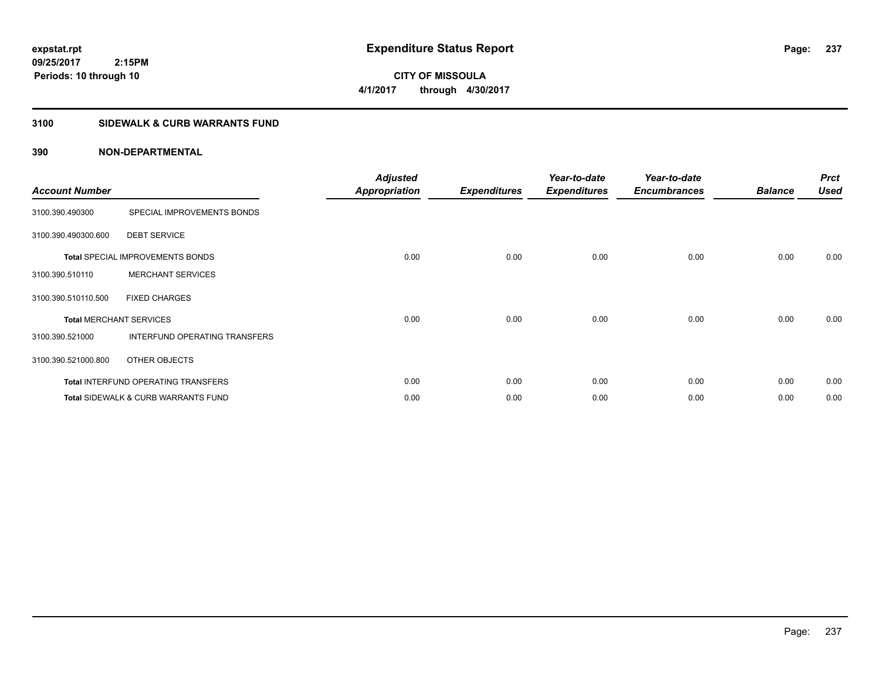# Expenditure Status Report

**CITY OF MISSOULA**

**4/1/2017 through 4/30/2017**

expstat.rpt
09/25/2017 2:15PM
Periods: 10 through 10

## 3100 SIDEWALK & CURB WARRANTS FUND

### 390 NON-DEPARTMENTAL

| Account Number | | Adjusted Appropriation | Expenditures | Year-to-date Expenditures | Year-to-date Encumbrances | Balance | Prct Used |
|---|---|---|---|---|---|---|---|
| 3100.390.490300 | SPECIAL IMPROVEMENTS BONDS | | | | | | |
| 3100.390.490300.600 | DEBT SERVICE | | | | | | |
| **Total** SPECIAL IMPROVEMENTS BONDS | | 0.00 | 0.00 | 0.00 | 0.00 | 0.00 | 0.00 |
| 3100.390.510110 | MERCHANT SERVICES | | | | | | |
| 3100.390.510110.500 | FIXED CHARGES | | | | | | |
| **Total** MERCHANT SERVICES | | 0.00 | 0.00 | 0.00 | 0.00 | 0.00 | 0.00 |
| 3100.390.521000 | INTERFUND OPERATING TRANSFERS | | | | | | |
| 3100.390.521000.800 | OTHER OBJECTS | | | | | | |
| **Total** INTERFUND OPERATING TRANSFERS | | 0.00 | 0.00 | 0.00 | 0.00 | 0.00 | 0.00 |
| **Total** SIDEWALK & CURB WARRANTS FUND | | 0.00 | 0.00 | 0.00 | 0.00 | 0.00 | 0.00 |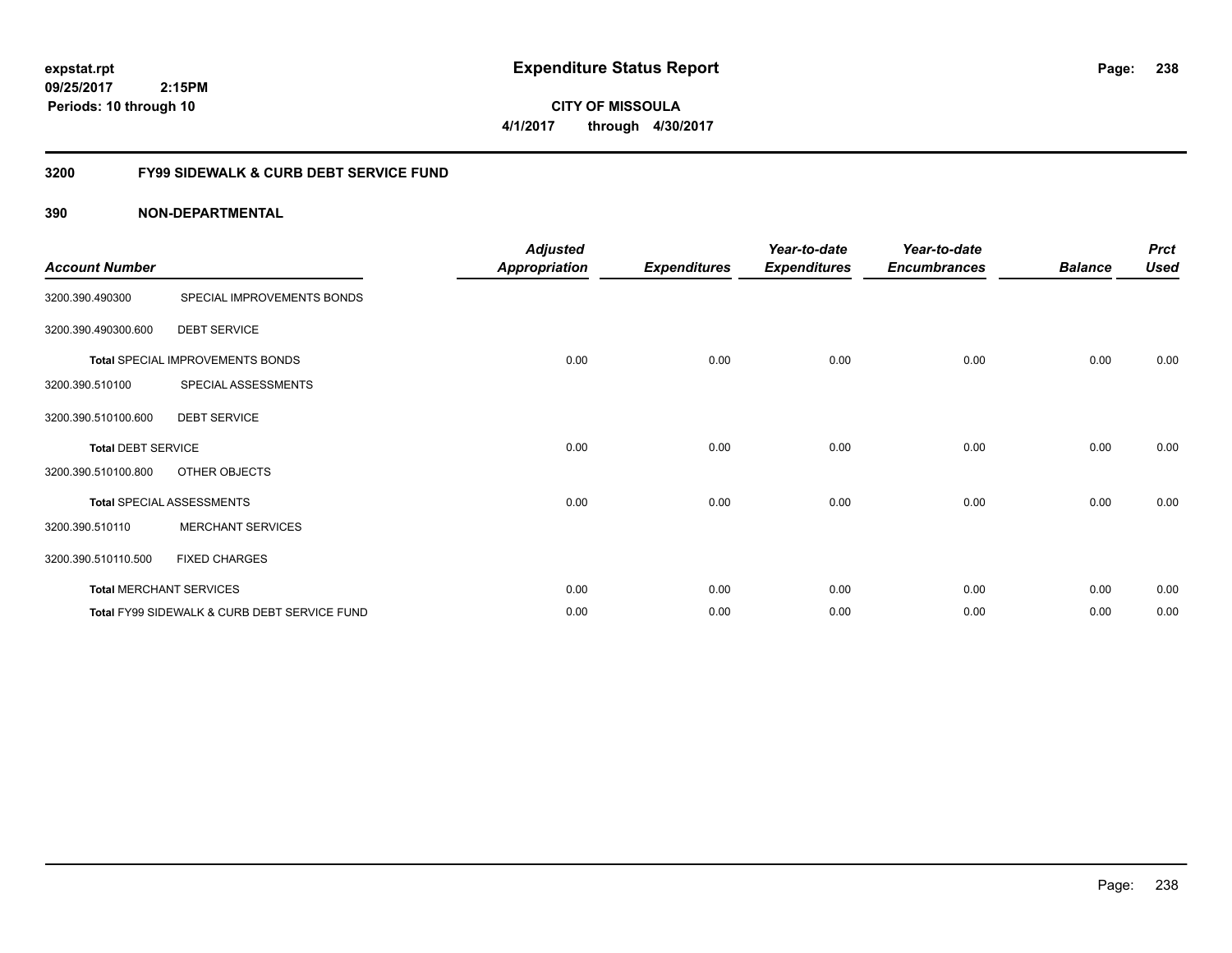**expstat.rpt**
**09/25/2017 2:15PM**
**Periods: 10 through 10**

# Expenditure Status Report

**CITY OF MISSOULA**
**4/1/2017 through 4/30/2017**

## 3200 FY99 SIDEWALK & CURB DEBT SERVICE FUND

### 390 NON-DEPARTMENTAL

| Account Number | | Adjusted Appropriation | Expenditures | Year-to-date Expenditures | Year-to-date Encumbrances | Balance | Prct Used |
|---|---|---|---|---|---|---|---|
| 3200.390.490300 | SPECIAL IMPROVEMENTS BONDS | | | | | | |
| 3200.390.490300.600 | DEBT SERVICE | | | | | | |
| **Total** SPECIAL IMPROVEMENTS BONDS | | 0.00 | 0.00 | 0.00 | 0.00 | 0.00 | 0.00 |
| 3200.390.510100 | SPECIAL ASSESSMENTS | | | | | | |
| 3200.390.510100.600 | DEBT SERVICE | | | | | | |
| **Total** DEBT SERVICE | | 0.00 | 0.00 | 0.00 | 0.00 | 0.00 | 0.00 |
| 3200.390.510100.800 | OTHER OBJECTS | | | | | | |
| **Total** SPECIAL ASSESSMENTS | | 0.00 | 0.00 | 0.00 | 0.00 | 0.00 | 0.00 |
| 3200.390.510110 | MERCHANT SERVICES | | | | | | |
| 3200.390.510110.500 | FIXED CHARGES | | | | | | |
| **Total** MERCHANT SERVICES | | 0.00 | 0.00 | 0.00 | 0.00 | 0.00 | 0.00 |
| **Total** FY99 SIDEWALK & CURB DEBT SERVICE FUND | | 0.00 | 0.00 | 0.00 | 0.00 | 0.00 | 0.00 |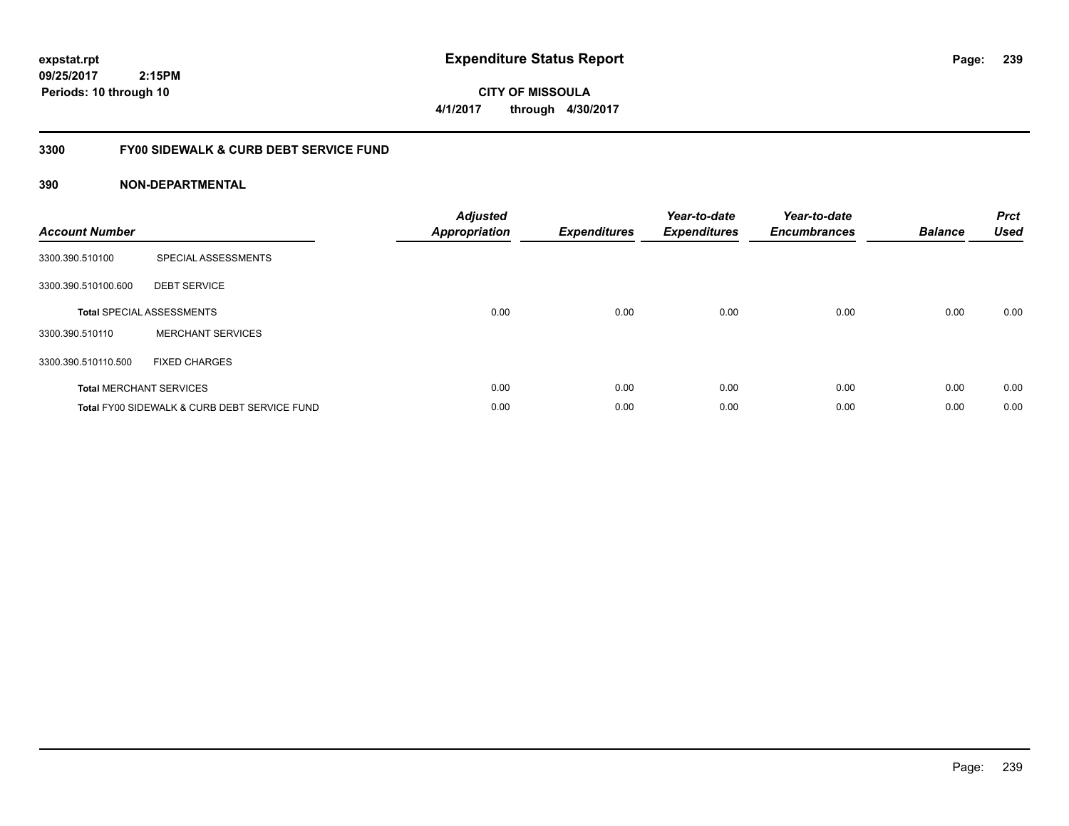**expstat.rpt**
**09/25/2017 2:15PM**
**Periods: 10 through 10**

# Expenditure Status Report

**CITY OF MISSOULA**
**4/1/2017 through 4/30/2017**

## 3300 FY00 SIDEWALK & CURB DEBT SERVICE FUND

### 390 NON-DEPARTMENTAL

| Account Number | | Adjusted Appropriation | Expenditures | Year-to-date Expenditures | Year-to-date Encumbrances | Balance | Prct Used |
|---|---|---|---|---|---|---|---|
| 3300.390.510100 | SPECIAL ASSESSMENTS | | | | | | |
| 3300.390.510100.600 | DEBT SERVICE | | | | | | |
| **Total** SPECIAL ASSESSMENTS | | 0.00 | 0.00 | 0.00 | 0.00 | 0.00 | 0.00 |
| 3300.390.510110 | MERCHANT SERVICES | | | | | | |
| 3300.390.510110.500 | FIXED CHARGES | | | | | | |
| **Total** MERCHANT SERVICES | | 0.00 | 0.00 | 0.00 | 0.00 | 0.00 | 0.00 |
| **Total** FY00 SIDEWALK & CURB DEBT SERVICE FUND | | 0.00 | 0.00 | 0.00 | 0.00 | 0.00 | 0.00 |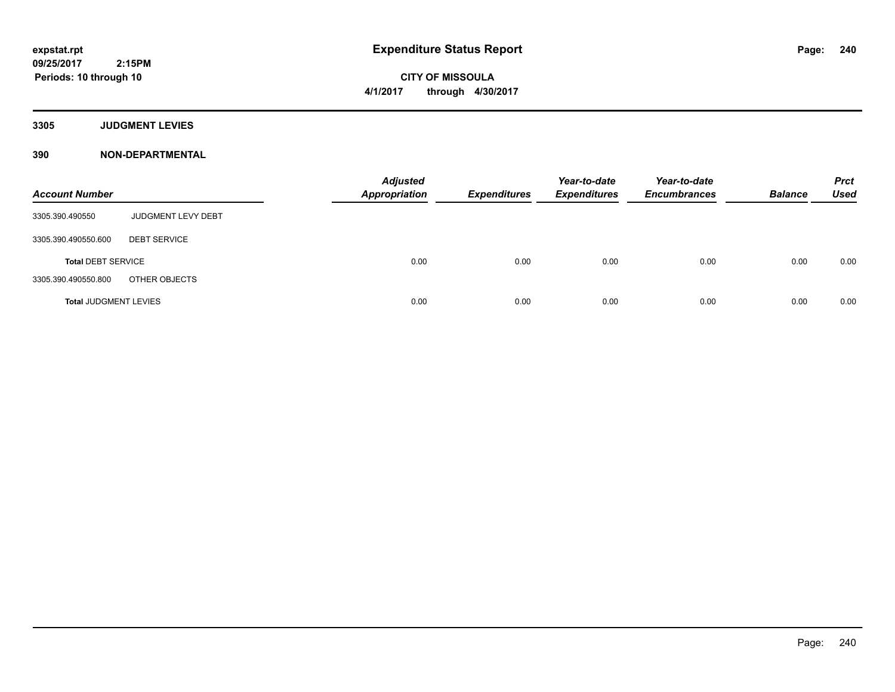expstat.rpt
09/25/2017 2:15PM
Periods: 10 through 10

# Expenditure Status Report

**CITY OF MISSOULA**
**4/1/2017 through 4/30/2017**

## 3305 JUDGMENT LEVIES

## 390 NON-DEPARTMENTAL

| Account Number | | Adjusted Appropriation | Expenditures | Year-to-date Expenditures | Year-to-date Encumbrances | Balance | Prct Used |
|---|---|---|---|---|---|---|---|
| 3305.390.490550 | JUDGMENT LEVY DEBT | | | | | | |
| 3305.390.490550.600 | DEBT SERVICE | | | | | | |
| **Total** DEBT SERVICE | | 0.00 | 0.00 | 0.00 | 0.00 | 0.00 | 0.00 |
| 3305.390.490550.800 | OTHER OBJECTS | | | | | | |
| **Total** JUDGMENT LEVIES | | 0.00 | 0.00 | 0.00 | 0.00 | 0.00 | 0.00 |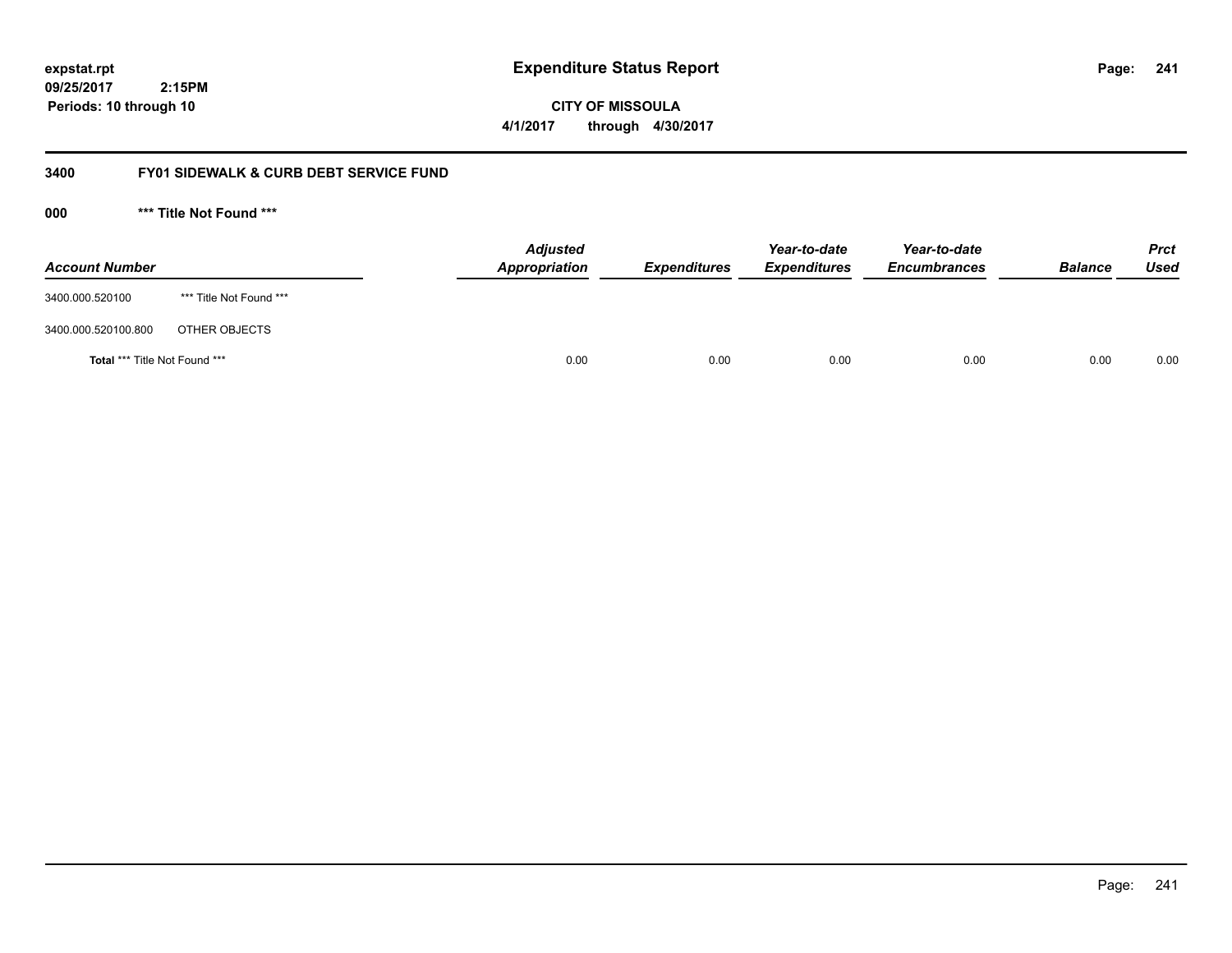**expstat.rpt**
**09/25/2017 2:15PM**
**Periods: 10 through 10**

# Expenditure Status Report

**CITY OF MISSOULA**
**4/1/2017 through 4/30/2017**

## 3400 FY01 SIDEWALK & CURB DEBT SERVICE FUND

### 000 *** Title Not Found ***

| Account Number | | Adjusted Appropriation | Expenditures | Year-to-date Expenditures | Year-to-date Encumbrances | Balance | Prct Used |
|---|---|---|---|---|---|---|---|
| 3400.000.520100 | *** Title Not Found *** | | | | | | |
| 3400.000.520100.800 | OTHER OBJECTS | | | | | | |
| **Total** *** Title Not Found *** | | 0.00 | 0.00 | 0.00 | 0.00 | 0.00 | 0.00 |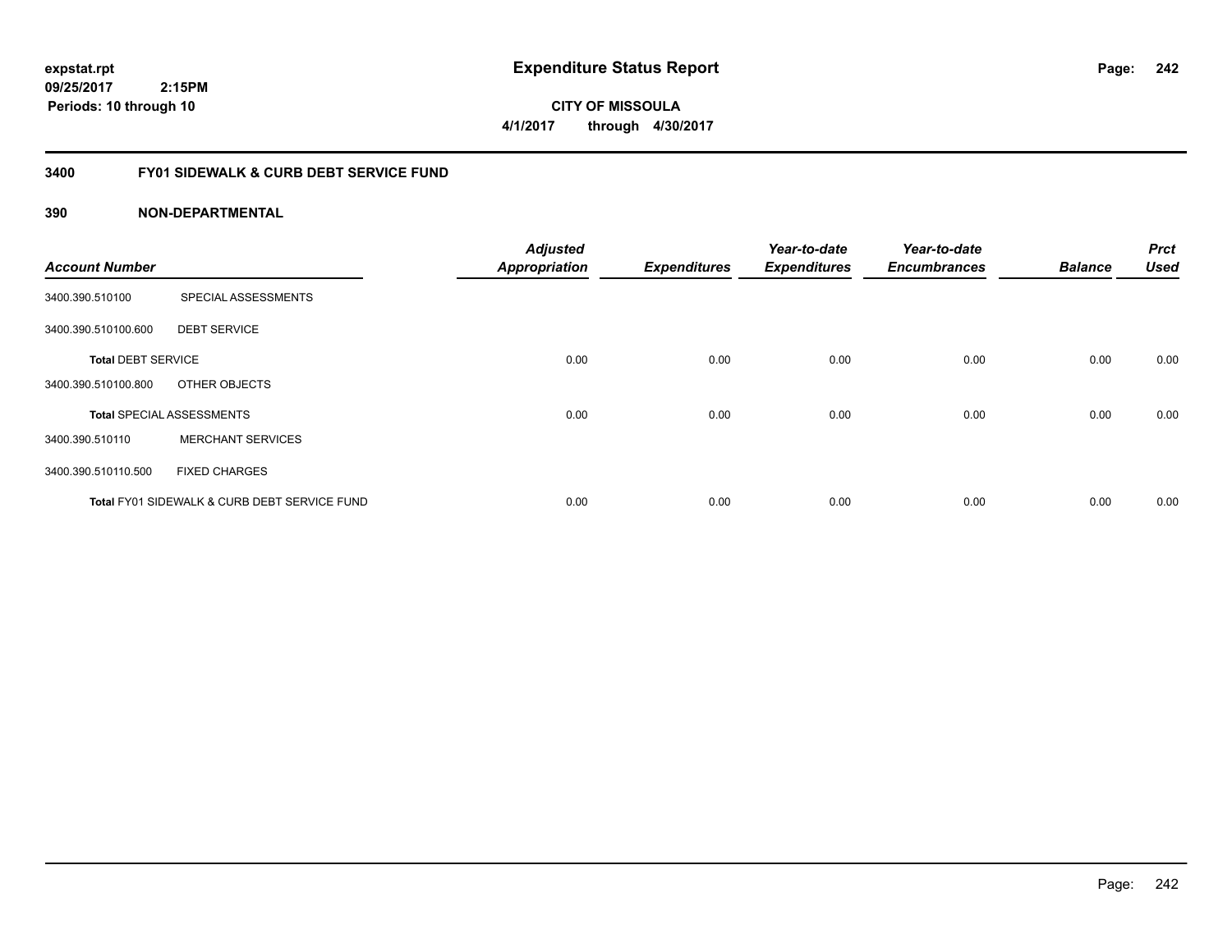# Expenditure Status Report

expstat.rpt
09/25/2017 2:15PM
Periods: 10 through 10

**CITY OF MISSOULA**
**4/1/2017 through 4/30/2017**

## 3400 FY01 SIDEWALK & CURB DEBT SERVICE FUND

### 390 NON-DEPARTMENTAL

| Account Number | | Adjusted Appropriation | Expenditures | Year-to-date Expenditures | Year-to-date Encumbrances | Balance | Prct Used |
|---|---|---|---|---|---|---|---|
| 3400.390.510100 | SPECIAL ASSESSMENTS | | | | | | |
| 3400.390.510100.600 | DEBT SERVICE | | | | | | |
| **Total** DEBT SERVICE | | 0.00 | 0.00 | 0.00 | 0.00 | 0.00 | 0.00 |
| 3400.390.510100.800 | OTHER OBJECTS | | | | | | |
| **Total** SPECIAL ASSESSMENTS | | 0.00 | 0.00 | 0.00 | 0.00 | 0.00 | 0.00 |
| 3400.390.510110 | MERCHANT SERVICES | | | | | | |
| 3400.390.510110.500 | FIXED CHARGES | | | | | | |
| **Total** FY01 SIDEWALK & CURB DEBT SERVICE FUND | | 0.00 | 0.00 | 0.00 | 0.00 | 0.00 | 0.00 |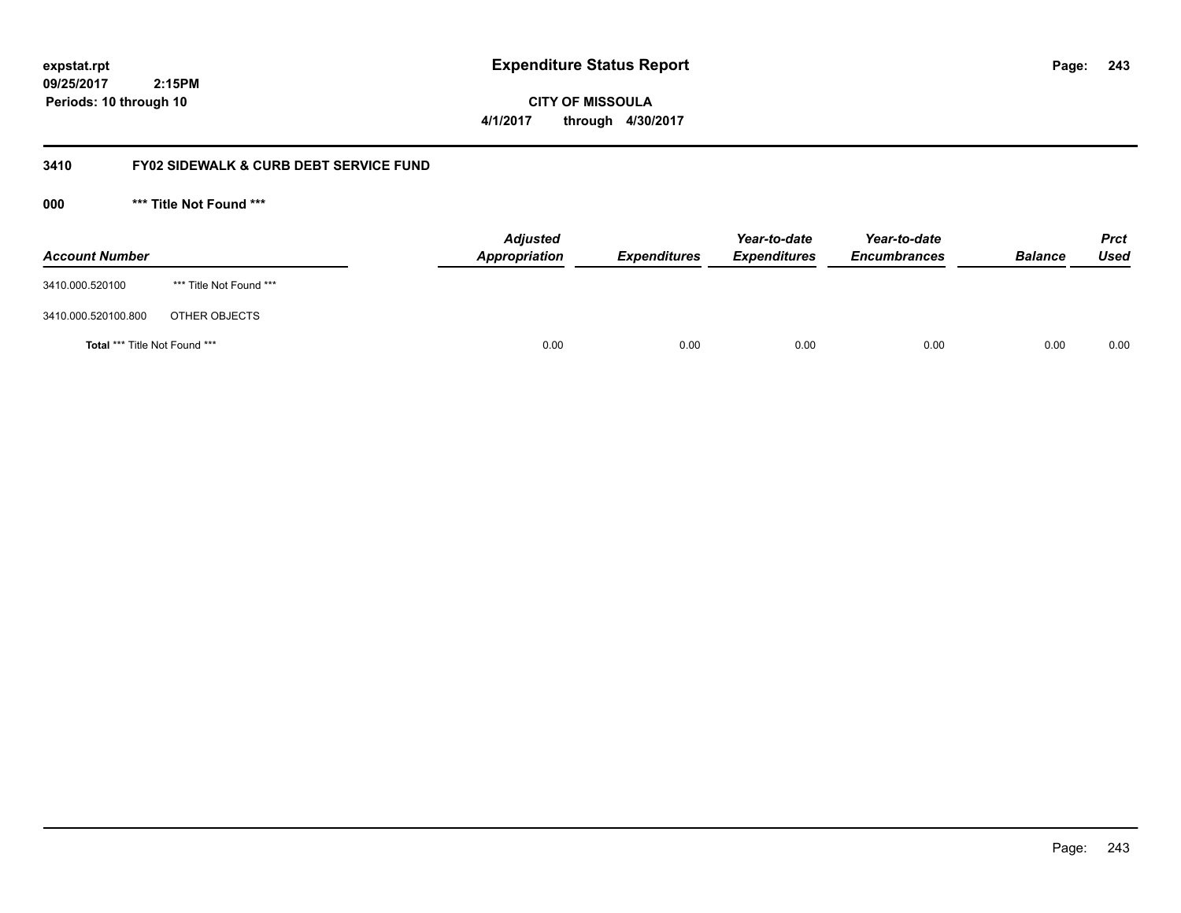**expstat.rpt**
**09/25/2017 2:15PM**
**Periods: 10 through 10**

# Expenditure Status Report

**CITY OF MISSOULA**
**4/1/2017 through 4/30/2017**

## 3410 FY02 SIDEWALK & CURB DEBT SERVICE FUND

### 000 *** Title Not Found ***

| Account Number | | Adjusted Appropriation | Expenditures | Year-to-date Expenditures | Year-to-date Encumbrances | Balance | Prct Used |
|---|---|---|---|---|---|---|---|
| 3410.000.520100 | *** Title Not Found *** | | | | | | |
| 3410.000.520100.800 | OTHER OBJECTS | | | | | | |
| **Total** *** Title Not Found *** | | 0.00 | 0.00 | 0.00 | 0.00 | 0.00 | 0.00 |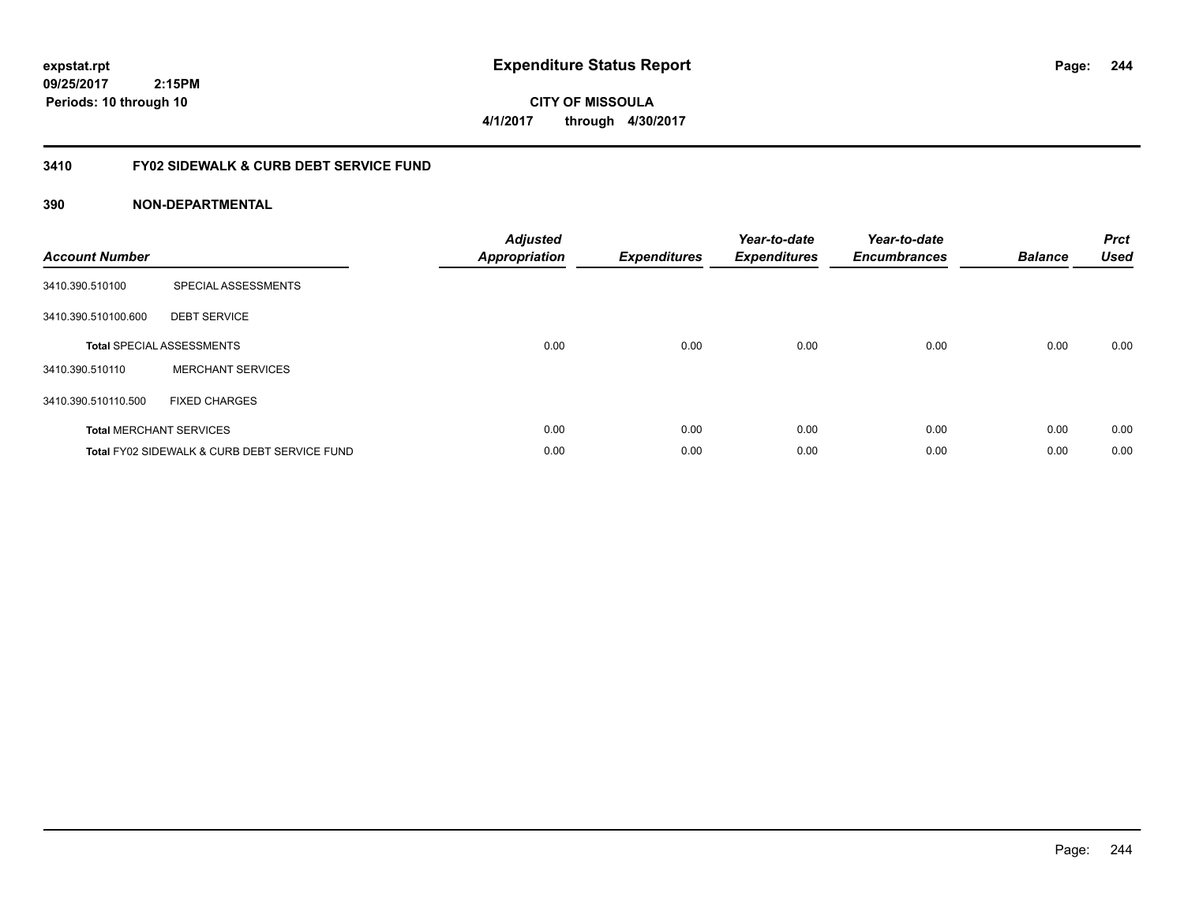# Expenditure Status Report

expstat.rpt
09/25/2017 2:15PM
Periods: 10 through 10

**CITY OF MISSOULA**
**4/1/2017 through 4/30/2017**

## 3410 FY02 SIDEWALK & CURB DEBT SERVICE FUND

### 390 NON-DEPARTMENTAL

| Account Number | | Adjusted Appropriation | Expenditures | Year-to-date Expenditures | Year-to-date Encumbrances | Balance | Prct Used |
|---|---|---|---|---|---|---|---|
| 3410.390.510100 | SPECIAL ASSESSMENTS | | | | | | |
| 3410.390.510100.600 | DEBT SERVICE | | | | | | |
| **Total** SPECIAL ASSESSMENTS | | 0.00 | 0.00 | 0.00 | 0.00 | 0.00 | 0.00 |
| 3410.390.510110 | MERCHANT SERVICES | | | | | | |
| 3410.390.510110.500 | FIXED CHARGES | | | | | | |
| **Total** MERCHANT SERVICES | | 0.00 | 0.00 | 0.00 | 0.00 | 0.00 | 0.00 |
| **Total** FY02 SIDEWALK & CURB DEBT SERVICE FUND | | 0.00 | 0.00 | 0.00 | 0.00 | 0.00 | 0.00 |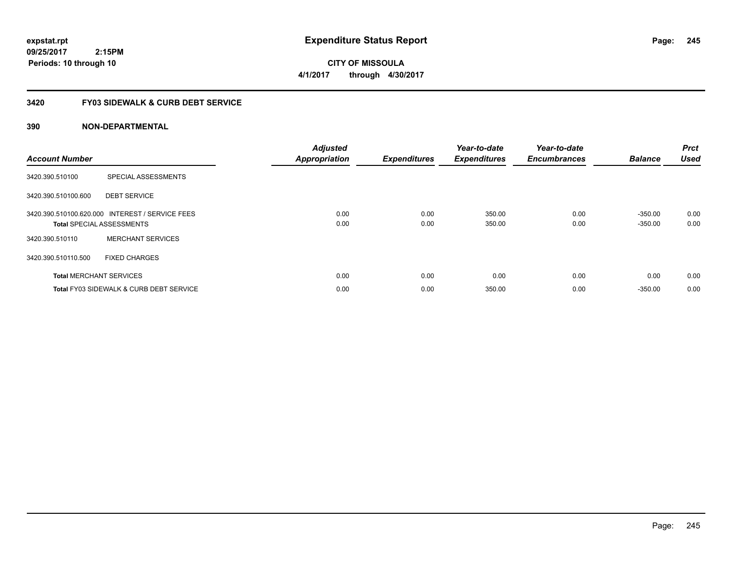expstat.rpt
09/25/2017 2:15PM
Periods: 10 through 10

# Expenditure Status Report

CITY OF MISSOULA
4/1/2017 through 4/30/2017

## 3420 FY03 SIDEWALK & CURB DEBT SERVICE

## 390 NON-DEPARTMENTAL

| Account Number | | Adjusted Appropriation | Expenditures | Year-to-date Expenditures | Year-to-date Encumbrances | Balance | Prct Used |
|---|---|---|---|---|---|---|---|
| 3420.390.510100 | SPECIAL ASSESSMENTS | | | | | | |
| 3420.390.510100.600 | DEBT SERVICE | | | | | | |
| 3420.390.510100.620.000 | INTEREST / SERVICE FEES | 0.00 | 0.00 | 350.00 | 0.00 | -350.00 | 0.00 |
| **Total** SPECIAL ASSESSMENTS | | 0.00 | 0.00 | 350.00 | 0.00 | -350.00 | 0.00 |
| 3420.390.510110 | MERCHANT SERVICES | | | | | | |
| 3420.390.510110.500 | FIXED CHARGES | | | | | | |
| **Total** MERCHANT SERVICES | | 0.00 | 0.00 | 0.00 | 0.00 | 0.00 | 0.00 |
| **Total** FY03 SIDEWALK & CURB DEBT SERVICE | | 0.00 | 0.00 | 350.00 | 0.00 | -350.00 | 0.00 |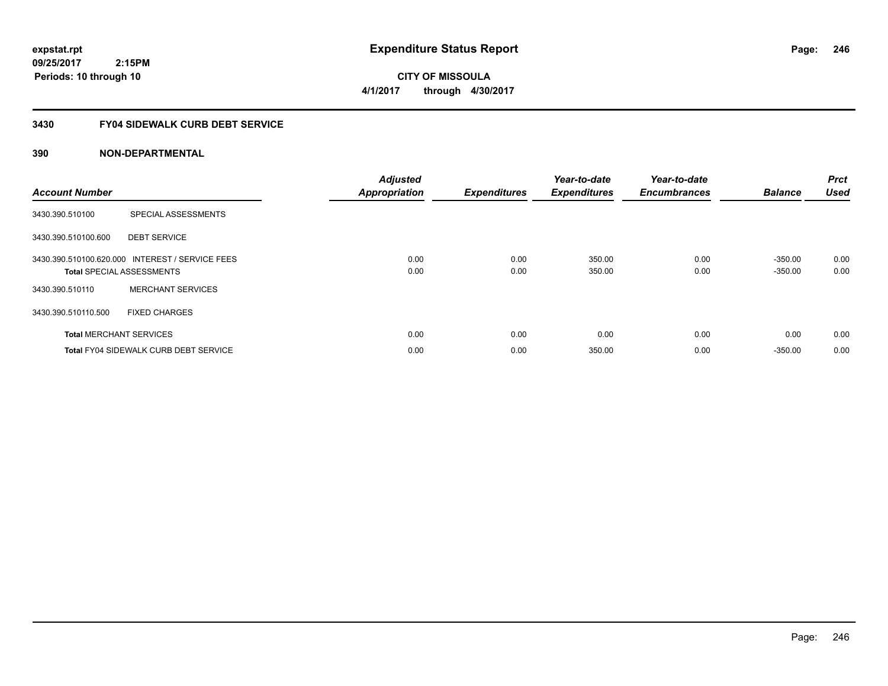**expstat.rpt**
**09/25/2017 2:15PM**
**Periods: 10 through 10**

# Expenditure Status Report

**CITY OF MISSOULA**
**4/1/2017 through 4/30/2017**

## 3430 FY04 SIDEWALK CURB DEBT SERVICE

### 390 NON-DEPARTMENTAL

| Account Number | | Adjusted Appropriation | Expenditures | Year-to-date Expenditures | Year-to-date Encumbrances | Balance | Prct Used |
|---|---|---|---|---|---|---|---|
| 3430.390.510100 | SPECIAL ASSESSMENTS | | | | | | |
| 3430.390.510100.600 | DEBT SERVICE | | | | | | |
| 3430.390.510100.620.000 | INTEREST / SERVICE FEES | 0.00 | 0.00 | 350.00 | 0.00 | -350.00 | 0.00 |
| **Total** SPECIAL ASSESSMENTS | | 0.00 | 0.00 | 350.00 | 0.00 | -350.00 | 0.00 |
| 3430.390.510110 | MERCHANT SERVICES | | | | | | |
| 3430.390.510110.500 | FIXED CHARGES | | | | | | |
| **Total** MERCHANT SERVICES | | 0.00 | 0.00 | 0.00 | 0.00 | 0.00 | 0.00 |
| **Total** FY04 SIDEWALK CURB DEBT SERVICE | | 0.00 | 0.00 | 350.00 | 0.00 | -350.00 | 0.00 |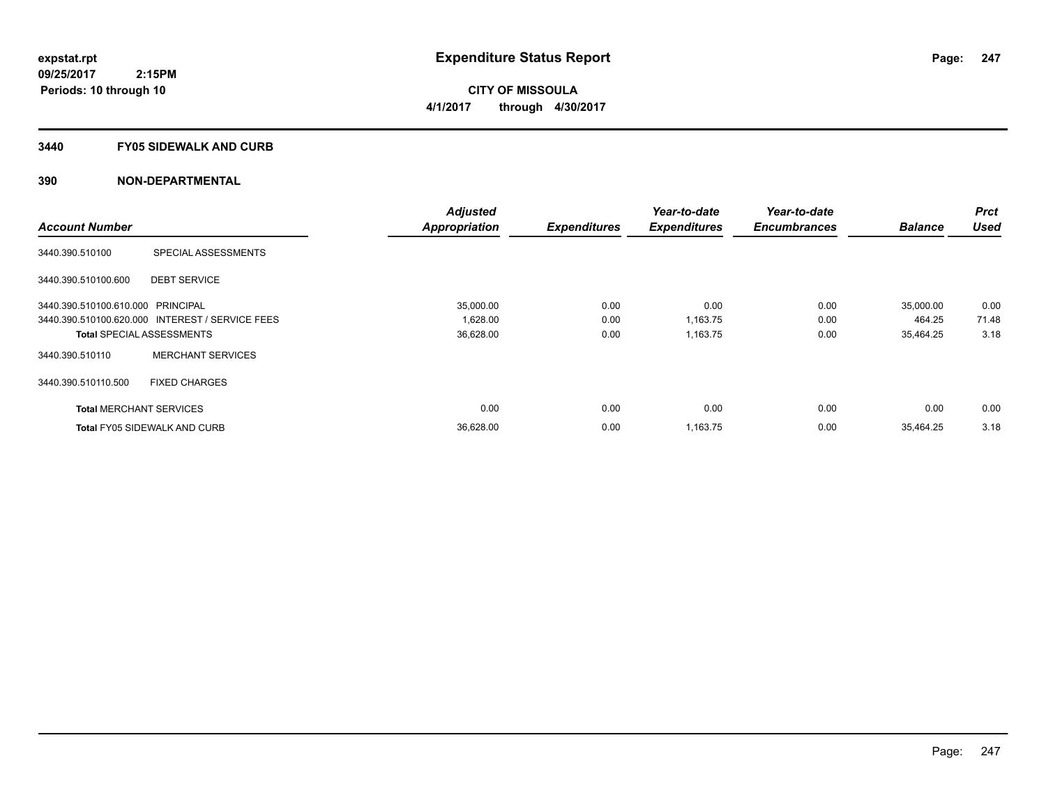**expstat.rpt**
**09/25/2017 2:15PM**
**Periods: 10 through 10**

# Expenditure Status Report

**CITY OF MISSOULA**
**4/1/2017 through 4/30/2017**

## 3440 FY05 SIDEWALK AND CURB

## 390 NON-DEPARTMENTAL

| Account Number | | Adjusted Appropriation | Expenditures | Year-to-date Expenditures | Year-to-date Encumbrances | Balance | Prct Used |
|---|---|---|---|---|---|---|---|
| 3440.390.510100 | SPECIAL ASSESSMENTS | | | | | | |
| 3440.390.510100.600 | DEBT SERVICE | | | | | | |
| 3440.390.510100.610.000 | PRINCIPAL | 35,000.00 | 0.00 | 0.00 | 0.00 | 35,000.00 | 0.00 |
| 3440.390.510100.620.000 | INTEREST / SERVICE FEES | 1,628.00 | 0.00 | 1,163.75 | 0.00 | 464.25 | 71.48 |
| **Total** SPECIAL ASSESSMENTS | | 36,628.00 | 0.00 | 1,163.75 | 0.00 | 35,464.25 | 3.18 |
| 3440.390.510110 | MERCHANT SERVICES | | | | | | |
| 3440.390.510110.500 | FIXED CHARGES | | | | | | |
| **Total** MERCHANT SERVICES | | 0.00 | 0.00 | 0.00 | 0.00 | 0.00 | 0.00 |
| **Total** FY05 SIDEWALK AND CURB | | 36,628.00 | 0.00 | 1,163.75 | 0.00 | 35,464.25 | 3.18 |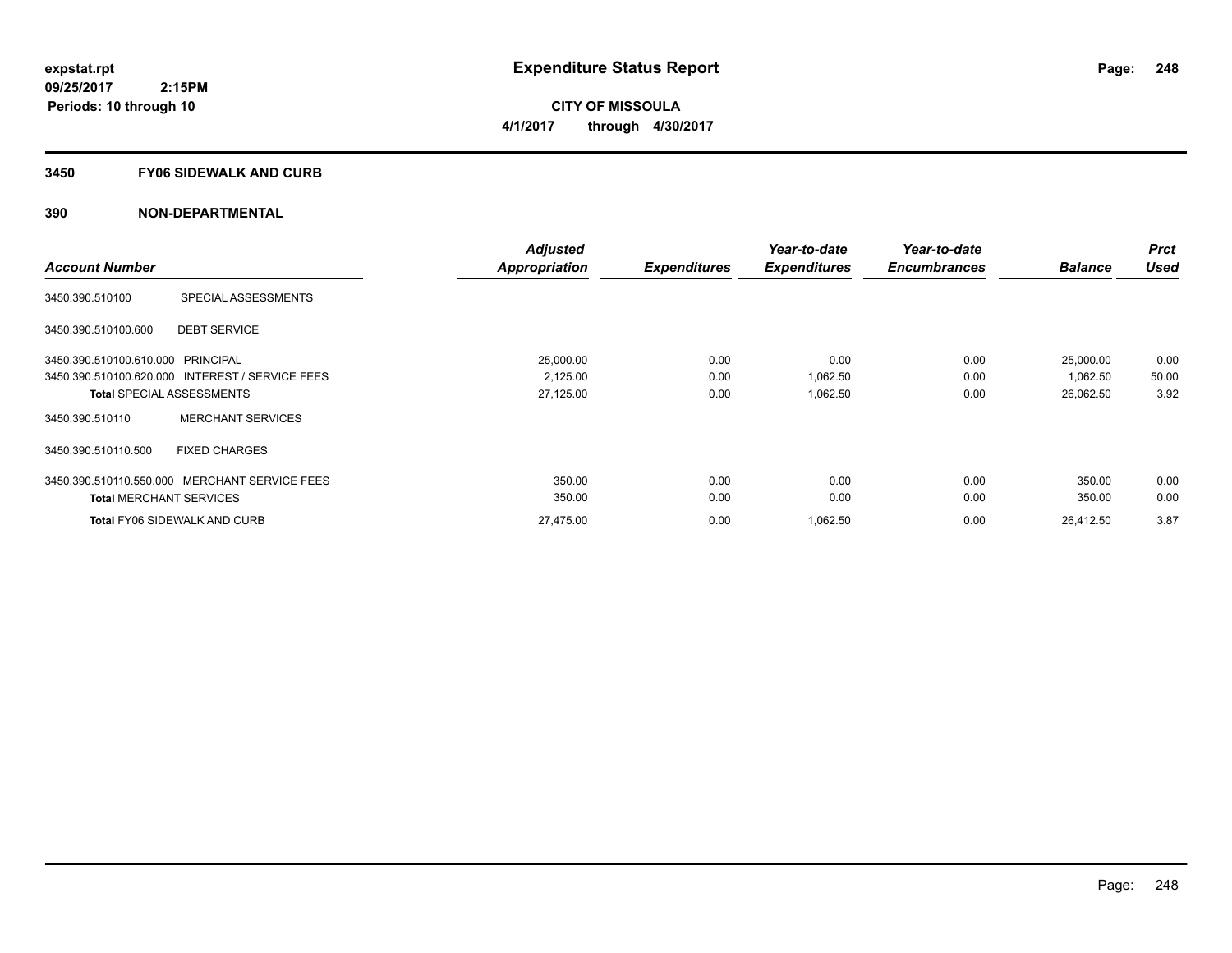**expstat.rpt**
**09/25/2017 2:15PM**
**Periods: 10 through 10**

# Expenditure Status Report

**CITY OF MISSOULA**
**4/1/2017 through 4/30/2017**

## 3450 FY06 SIDEWALK AND CURB

## 390 NON-DEPARTMENTAL

| Account Number | | Adjusted Appropriation | Expenditures | Year-to-date Expenditures | Year-to-date Encumbrances | Balance | Prct Used |
|---|---|---|---|---|---|---|---|
| 3450.390.510100 | SPECIAL ASSESSMENTS | | | | | | |
| 3450.390.510100.600 | DEBT SERVICE | | | | | | |
| 3450.390.510100.610.000 | PRINCIPAL | 25,000.00 | 0.00 | 0.00 | 0.00 | 25,000.00 | 0.00 |
| 3450.390.510100.620.000 | INTEREST / SERVICE FEES | 2,125.00 | 0.00 | 1,062.50 | 0.00 | 1,062.50 | 50.00 |
| **Total** SPECIAL ASSESSMENTS | | 27,125.00 | 0.00 | 1,062.50 | 0.00 | 26,062.50 | 3.92 |
| 3450.390.510110 | MERCHANT SERVICES | | | | | | |
| 3450.390.510110.500 | FIXED CHARGES | | | | | | |
| 3450.390.510110.550.000 | MERCHANT SERVICE FEES | 350.00 | 0.00 | 0.00 | 0.00 | 350.00 | 0.00 |
| **Total** MERCHANT SERVICES | | 350.00 | 0.00 | 0.00 | 0.00 | 350.00 | 0.00 |
| **Total** FY06 SIDEWALK AND CURB | | 27,475.00 | 0.00 | 1,062.50 | 0.00 | 26,412.50 | 3.87 |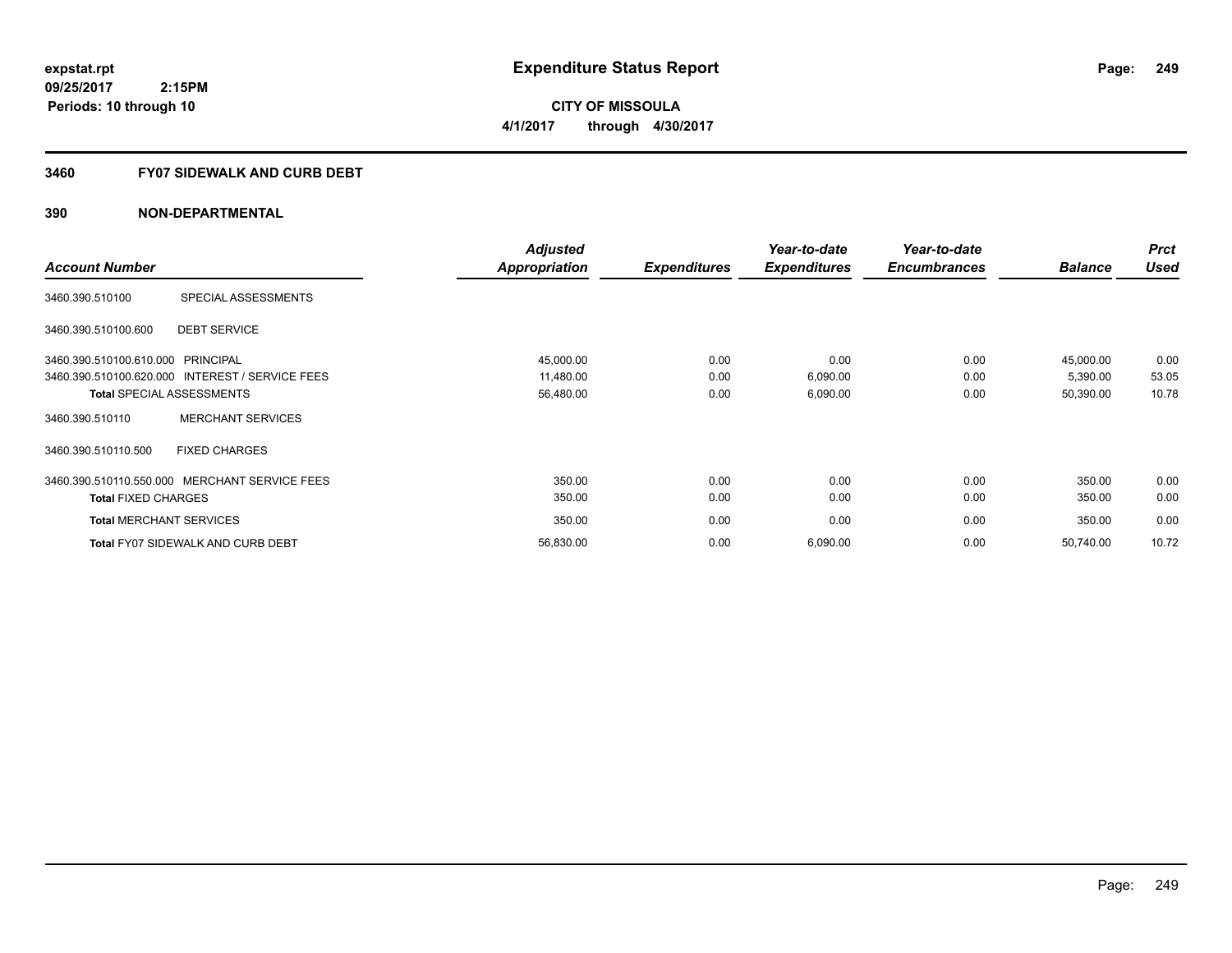# Expenditure Status Report

**CITY OF MISSOULA**

**4/1/2017 through 4/30/2017**

expstat.rpt
09/25/2017 2:15PM
Periods: 10 through 10

## 3460 FY07 SIDEWALK AND CURB DEBT

## 390 NON-DEPARTMENTAL

| Account Number | | Adjusted Appropriation | Expenditures | Year-to-date Expenditures | Year-to-date Encumbrances | Balance | Prct Used |
|---|---|---|---|---|---|---|---|
| 3460.390.510100 | SPECIAL ASSESSMENTS | | | | | | |
| 3460.390.510100.600 | DEBT SERVICE | | | | | | |
| 3460.390.510100.610.000 | PRINCIPAL | 45,000.00 | 0.00 | 0.00 | 0.00 | 45,000.00 | 0.00 |
| 3460.390.510100.620.000 | INTEREST / SERVICE FEES | 11,480.00 | 0.00 | 6,090.00 | 0.00 | 5,390.00 | 53.05 |
| **Total** SPECIAL ASSESSMENTS | | 56,480.00 | 0.00 | 6,090.00 | 0.00 | 50,390.00 | 10.78 |
| 3460.390.510110 | MERCHANT SERVICES | | | | | | |
| 3460.390.510110.500 | FIXED CHARGES | | | | | | |
| 3460.390.510110.550.000 | MERCHANT SERVICE FEES | 350.00 | 0.00 | 0.00 | 0.00 | 350.00 | 0.00 |
| **Total** FIXED CHARGES | | 350.00 | 0.00 | 0.00 | 0.00 | 350.00 | 0.00 |
| **Total** MERCHANT SERVICES | | 350.00 | 0.00 | 0.00 | 0.00 | 350.00 | 0.00 |
| **Total** FY07 SIDEWALK AND CURB DEBT | | 56,830.00 | 0.00 | 6,090.00 | 0.00 | 50,740.00 | 10.72 |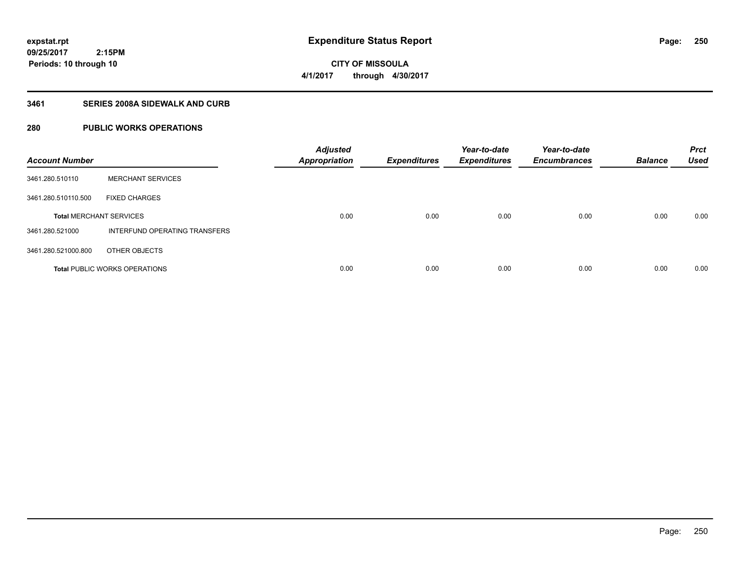**expstat.rpt**
**09/25/2017 2:15PM**
**Periods: 10 through 10**

# Expenditure Status Report

**CITY OF MISSOULA**
**4/1/2017 through 4/30/2017**

## 3461 SERIES 2008A SIDEWALK AND CURB

## 280 PUBLIC WORKS OPERATIONS

| Account Number | | Adjusted Appropriation | Expenditures | Year-to-date Expenditures | Year-to-date Encumbrances | Balance | Prct Used |
|---|---|---|---|---|---|---|---|
| 3461.280.510110 | MERCHANT SERVICES | | | | | | |
| 3461.280.510110.500 | FIXED CHARGES | | | | | | |
| **Total** MERCHANT SERVICES | | 0.00 | 0.00 | 0.00 | 0.00 | 0.00 | 0.00 |
| 3461.280.521000 | INTERFUND OPERATING TRANSFERS | | | | | | |
| 3461.280.521000.800 | OTHER OBJECTS | | | | | | |
| **Total** PUBLIC WORKS OPERATIONS | | 0.00 | 0.00 | 0.00 | 0.00 | 0.00 | 0.00 |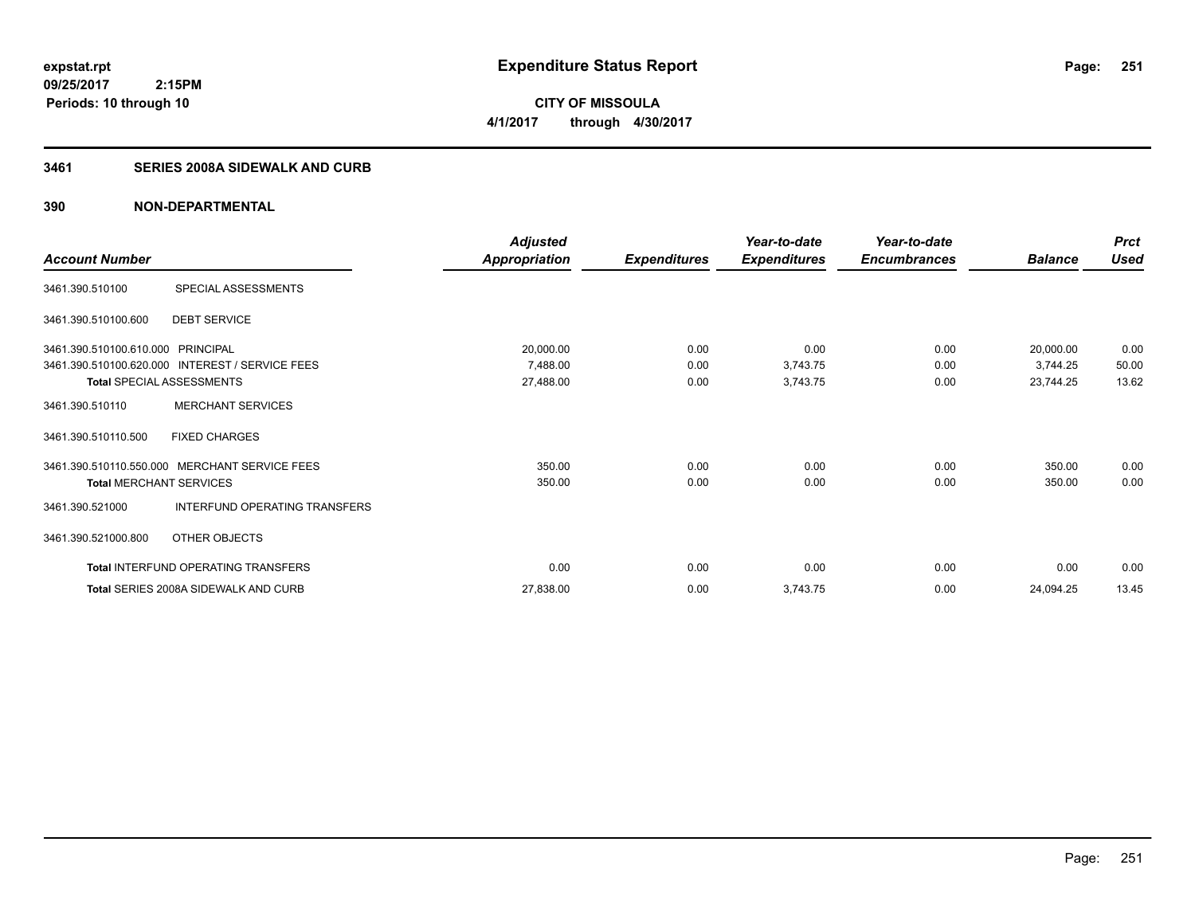**expstat.rpt**
**09/25/2017 2:15PM**
**Periods: 10 through 10**

# Expenditure Status Report

**CITY OF MISSOULA**
**4/1/2017 through 4/30/2017**

## 3461 SERIES 2008A SIDEWALK AND CURB

## 390 NON-DEPARTMENTAL

| Account Number | | Adjusted Appropriation | Expenditures | Year-to-date Expenditures | Year-to-date Encumbrances | Balance | Prct Used |
|---|---|---|---|---|---|---|---|
| 3461.390.510100 | SPECIAL ASSESSMENTS | | | | | | |
| 3461.390.510100.600 | DEBT SERVICE | | | | | | |
| 3461.390.510100.610.000 | PRINCIPAL | 20,000.00 | 0.00 | 0.00 | 0.00 | 20,000.00 | 0.00 |
| 3461.390.510100.620.000 | INTEREST / SERVICE FEES | 7,488.00 | 0.00 | 3,743.75 | 0.00 | 3,744.25 | 50.00 |
| **Total** SPECIAL ASSESSMENTS | | 27,488.00 | 0.00 | 3,743.75 | 0.00 | 23,744.25 | 13.62 |
| 3461.390.510110 | MERCHANT SERVICES | | | | | | |
| 3461.390.510110.500 | FIXED CHARGES | | | | | | |
| 3461.390.510110.550.000 | MERCHANT SERVICE FEES | 350.00 | 0.00 | 0.00 | 0.00 | 350.00 | 0.00 |
| **Total** MERCHANT SERVICES | | 350.00 | 0.00 | 0.00 | 0.00 | 350.00 | 0.00 |
| 3461.390.521000 | INTERFUND OPERATING TRANSFERS | | | | | | |
| 3461.390.521000.800 | OTHER OBJECTS | | | | | | |
| **Total** INTERFUND OPERATING TRANSFERS | | 0.00 | 0.00 | 0.00 | 0.00 | 0.00 | 0.00 |
| **Total** SERIES 2008A SIDEWALK AND CURB | | 27,838.00 | 0.00 | 3,743.75 | 0.00 | 24,094.25 | 13.45 |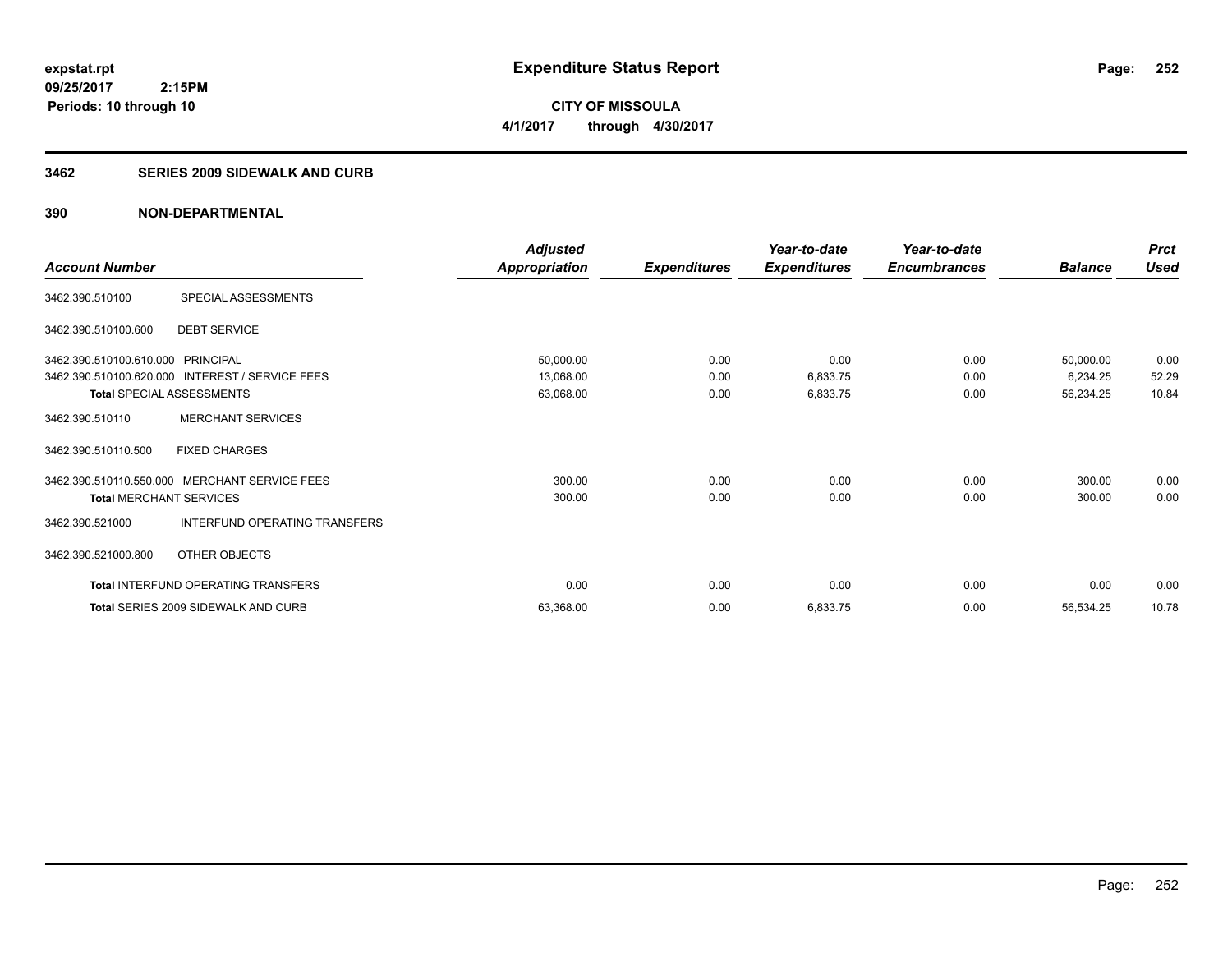# Expenditure Status Report

**CITY OF MISSOULA**
**4/1/2017 through 4/30/2017**

expstat.rpt
09/25/2017 2:15PM
Periods: 10 through 10

## 3462 SERIES 2009 SIDEWALK AND CURB

### 390 NON-DEPARTMENTAL

| Account Number | | Adjusted Appropriation | Expenditures | Year-to-date Expenditures | Year-to-date Encumbrances | Balance | Prct Used |
|---|---|---|---|---|---|---|---|
| 3462.390.510100 | SPECIAL ASSESSMENTS | | | | | | |
| 3462.390.510100.600 | DEBT SERVICE | | | | | | |
| 3462.390.510100.610.000 | PRINCIPAL | 50,000.00 | 0.00 | 0.00 | 0.00 | 50,000.00 | 0.00 |
| 3462.390.510100.620.000 | INTEREST / SERVICE FEES | 13,068.00 | 0.00 | 6,833.75 | 0.00 | 6,234.25 | 52.29 |
| **Total** SPECIAL ASSESSMENTS | | 63,068.00 | 0.00 | 6,833.75 | 0.00 | 56,234.25 | 10.84 |
| 3462.390.510110 | MERCHANT SERVICES | | | | | | |
| 3462.390.510110.500 | FIXED CHARGES | | | | | | |
| 3462.390.510110.550.000 | MERCHANT SERVICE FEES | 300.00 | 0.00 | 0.00 | 0.00 | 300.00 | 0.00 |
| **Total** MERCHANT SERVICES | | 300.00 | 0.00 | 0.00 | 0.00 | 300.00 | 0.00 |
| 3462.390.521000 | INTERFUND OPERATING TRANSFERS | | | | | | |
| 3462.390.521000.800 | OTHER OBJECTS | | | | | | |
| **Total** INTERFUND OPERATING TRANSFERS | | 0.00 | 0.00 | 0.00 | 0.00 | 0.00 | 0.00 |
| **Total** SERIES 2009 SIDEWALK AND CURB | | 63,368.00 | 0.00 | 6,833.75 | 0.00 | 56,534.25 | 10.78 |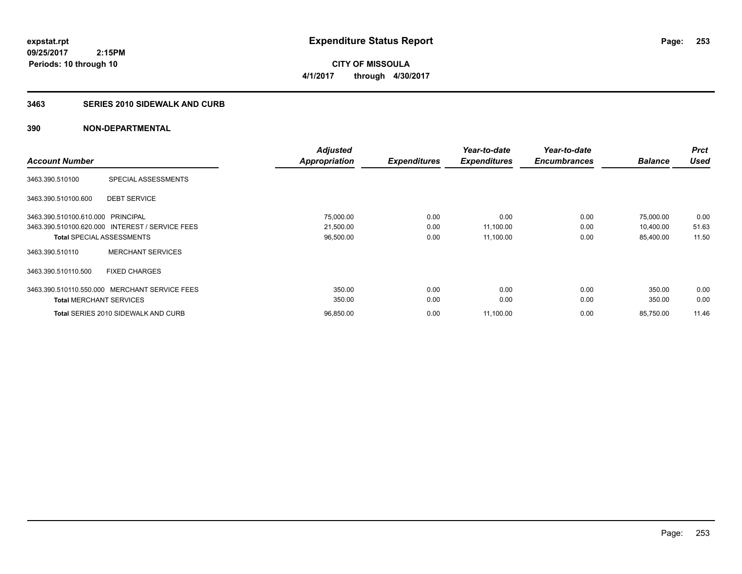**expstat.rpt**
**09/25/2017 2:15PM**
**Periods: 10 through 10**

# Expenditure Status Report

**CITY OF MISSOULA**
**4/1/2017 through 4/30/2017**

## 3463 SERIES 2010 SIDEWALK AND CURB

## 390 NON-DEPARTMENTAL

| Account Number | | Adjusted Appropriation | Expenditures | Year-to-date Expenditures | Year-to-date Encumbrances | Balance | Prct Used |
|---|---|---|---|---|---|---|---|
| 3463.390.510100 | SPECIAL ASSESSMENTS | | | | | | |
| 3463.390.510100.600 | DEBT SERVICE | | | | | | |
| 3463.390.510100.610.000 | PRINCIPAL | 75,000.00 | 0.00 | 0.00 | 0.00 | 75,000.00 | 0.00 |
| 3463.390.510100.620.000 | INTEREST / SERVICE FEES | 21,500.00 | 0.00 | 11,100.00 | 0.00 | 10,400.00 | 51.63 |
| **Total** SPECIAL ASSESSMENTS | | 96,500.00 | 0.00 | 11,100.00 | 0.00 | 85,400.00 | 11.50 |
| 3463.390.510110 | MERCHANT SERVICES | | | | | | |
| 3463.390.510110.500 | FIXED CHARGES | | | | | | |
| 3463.390.510110.550.000 | MERCHANT SERVICE FEES | 350.00 | 0.00 | 0.00 | 0.00 | 350.00 | 0.00 |
| **Total** MERCHANT SERVICES | | 350.00 | 0.00 | 0.00 | 0.00 | 350.00 | 0.00 |
| **Total** SERIES 2010 SIDEWALK AND CURB | | 96,850.00 | 0.00 | 11,100.00 | 0.00 | 85,750.00 | 11.46 |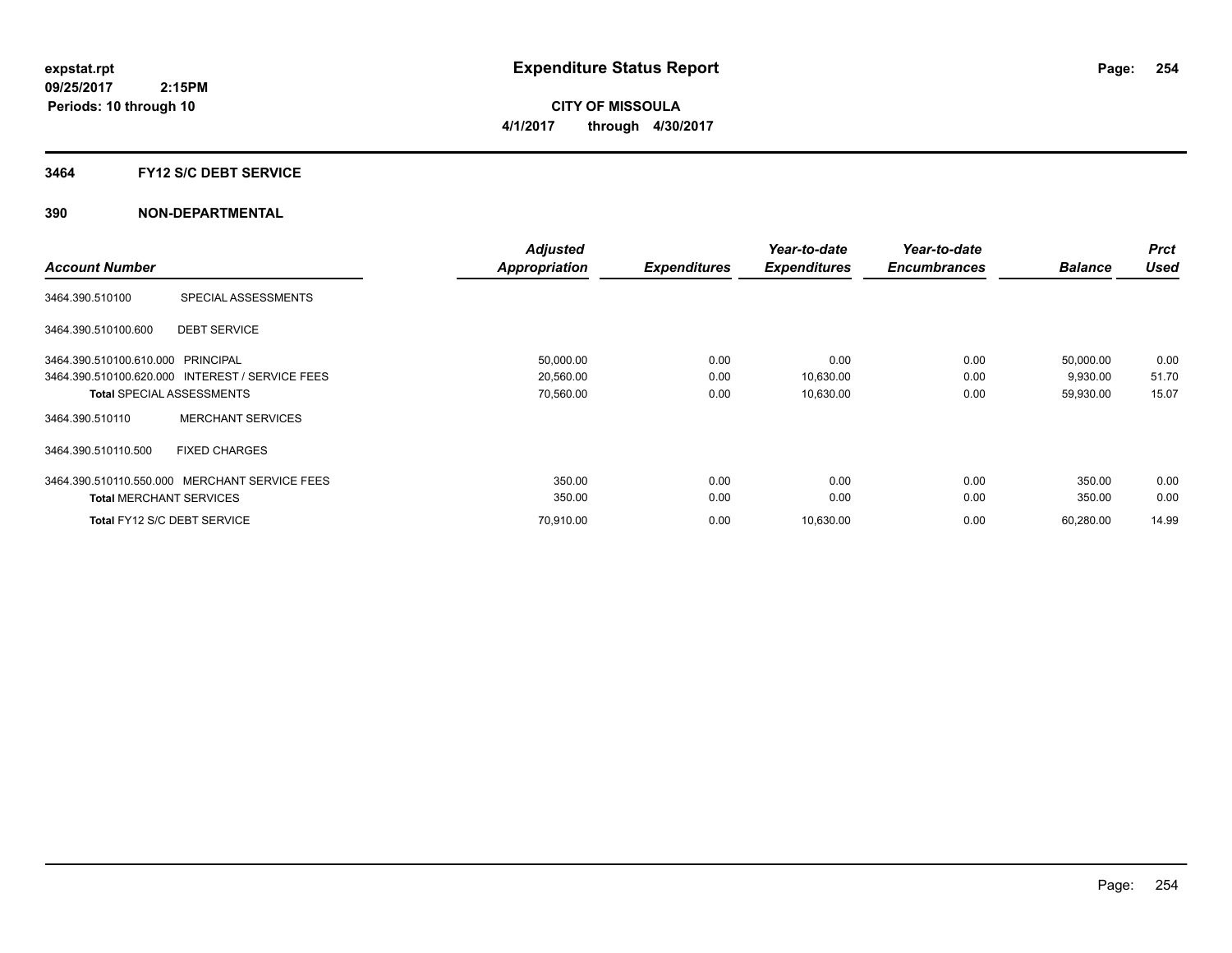**expstat.rpt**
**09/25/2017 2:15PM**
**Periods: 10 through 10**

# Expenditure Status Report

**CITY OF MISSOULA**
**4/1/2017 through 4/30/2017**

## 3464 FY12 S/C DEBT SERVICE

## 390 NON-DEPARTMENTAL

| Account Number | | Adjusted Appropriation | Expenditures | Year-to-date Expenditures | Year-to-date Encumbrances | Balance | Prct Used |
|---|---|---|---|---|---|---|---|
| 3464.390.510100 | SPECIAL ASSESSMENTS | | | | | | |
| 3464.390.510100.600 | DEBT SERVICE | | | | | | |
| 3464.390.510100.610.000 | PRINCIPAL | 50,000.00 | 0.00 | 0.00 | 0.00 | 50,000.00 | 0.00 |
| 3464.390.510100.620.000 | INTEREST / SERVICE FEES | 20,560.00 | 0.00 | 10,630.00 | 0.00 | 9,930.00 | 51.70 |
| **Total** SPECIAL ASSESSMENTS | | 70,560.00 | 0.00 | 10,630.00 | 0.00 | 59,930.00 | 15.07 |
| 3464.390.510110 | MERCHANT SERVICES | | | | | | |
| 3464.390.510110.500 | FIXED CHARGES | | | | | | |
| 3464.390.510110.550.000 | MERCHANT SERVICE FEES | 350.00 | 0.00 | 0.00 | 0.00 | 350.00 | 0.00 |
| **Total** MERCHANT SERVICES | | 350.00 | 0.00 | 0.00 | 0.00 | 350.00 | 0.00 |
| **Total** FY12 S/C DEBT SERVICE | | 70,910.00 | 0.00 | 10,630.00 | 0.00 | 60,280.00 | 14.99 |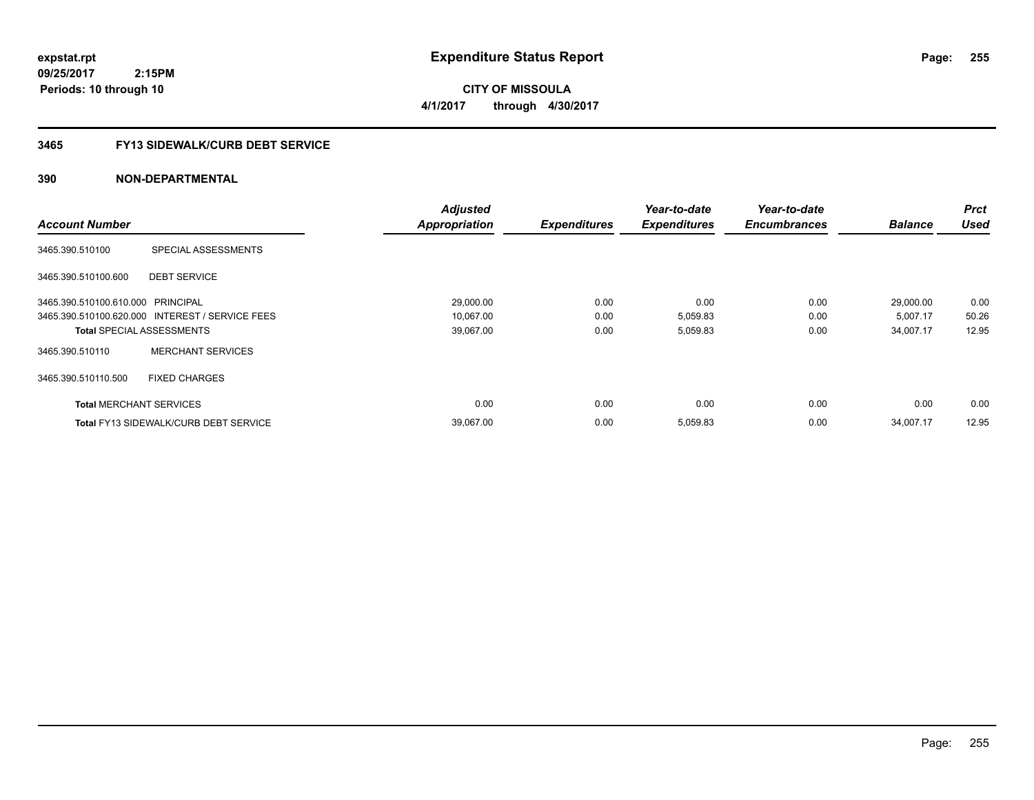expstat.rpt
09/25/2017 2:15PM
Periods: 10 through 10

# Expenditure Status Report

**CITY OF MISSOULA**
**4/1/2017 through 4/30/2017**

## 3465 FY13 SIDEWALK/CURB DEBT SERVICE

## 390 NON-DEPARTMENTAL

| Account Number | | Adjusted Appropriation | Expenditures | Year-to-date Expenditures | Year-to-date Encumbrances | Balance | Prct Used |
|---|---|---|---|---|---|---|---|
| 3465.390.510100 | SPECIAL ASSESSMENTS | | | | | | |
| 3465.390.510100.600 | DEBT SERVICE | | | | | | |
| 3465.390.510100.610.000 | PRINCIPAL | 29,000.00 | 0.00 | 0.00 | 0.00 | 29,000.00 | 0.00 |
| 3465.390.510100.620.000 | INTEREST / SERVICE FEES | 10,067.00 | 0.00 | 5,059.83 | 0.00 | 5,007.17 | 50.26 |
| **Total** SPECIAL ASSESSMENTS | | 39,067.00 | 0.00 | 5,059.83 | 0.00 | 34,007.17 | 12.95 |
| 3465.390.510110 | MERCHANT SERVICES | | | | | | |
| 3465.390.510110.500 | FIXED CHARGES | | | | | | |
| **Total** MERCHANT SERVICES | | 0.00 | 0.00 | 0.00 | 0.00 | 0.00 | 0.00 |
| **Total** FY13 SIDEWALK/CURB DEBT SERVICE | | 39,067.00 | 0.00 | 5,059.83 | 0.00 | 34,007.17 | 12.95 |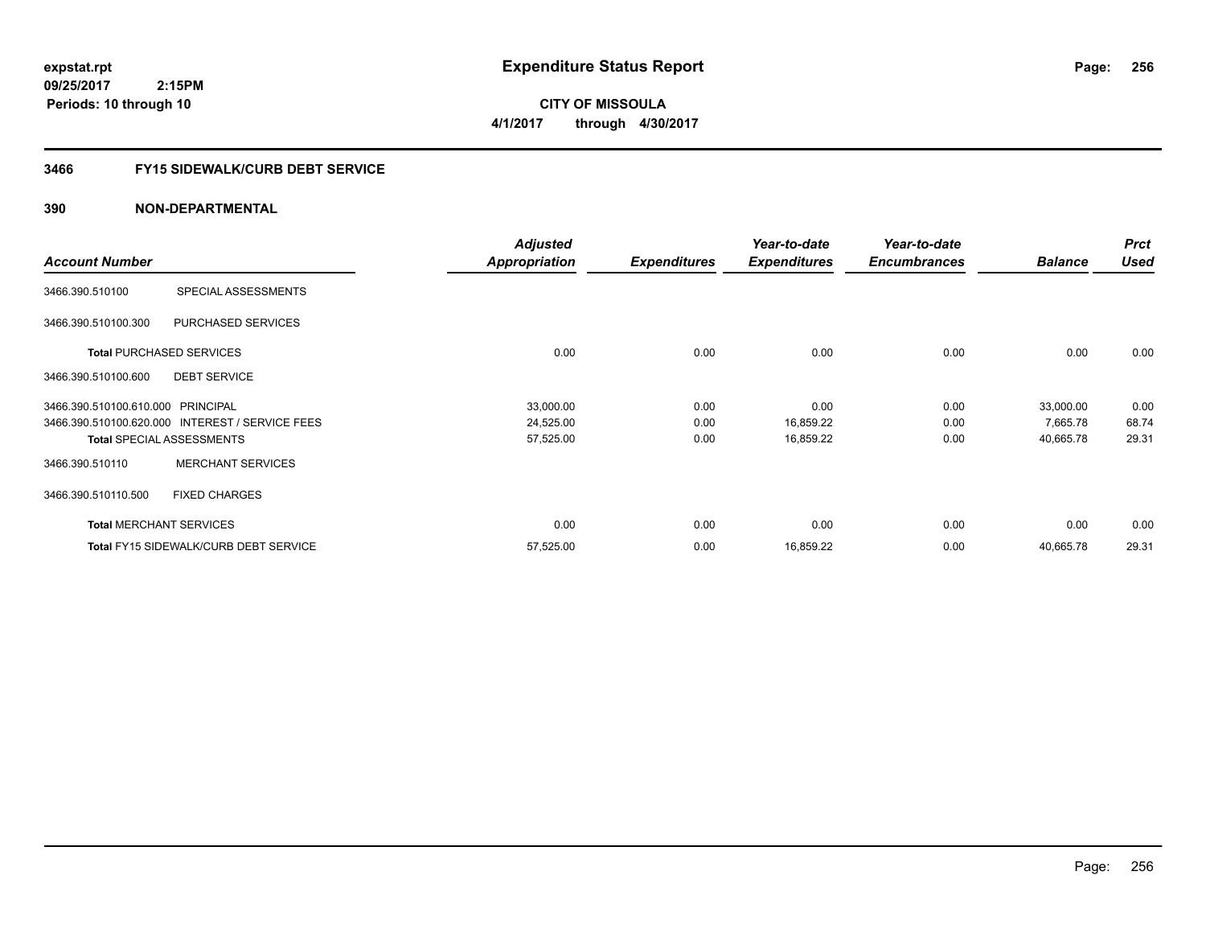**expstat.rpt**
**09/25/2017 2:15PM**
**Periods: 10 through 10**

# Expenditure Status Report

**CITY OF MISSOULA**
**4/1/2017 through 4/30/2017**

## 3466 FY15 SIDEWALK/CURB DEBT SERVICE

## 390 NON-DEPARTMENTAL

| Account Number | | Adjusted Appropriation | Expenditures | Year-to-date Expenditures | Year-to-date Encumbrances | Balance | Prct Used |
|---|---|---|---|---|---|---|---|
| 3466.390.510100 | SPECIAL ASSESSMENTS | | | | | | |
| 3466.390.510100.300 | PURCHASED SERVICES | | | | | | |
| **Total** PURCHASED SERVICES | | 0.00 | 0.00 | 0.00 | 0.00 | 0.00 | 0.00 |
| 3466.390.510100.600 | DEBT SERVICE | | | | | | |
| 3466.390.510100.610.000 | PRINCIPAL | 33,000.00 | 0.00 | 0.00 | 0.00 | 33,000.00 | 0.00 |
| 3466.390.510100.620.000 | INTEREST / SERVICE FEES | 24,525.00 | 0.00 | 16,859.22 | 0.00 | 7,665.78 | 68.74 |
| **Total** SPECIAL ASSESSMENTS | | 57,525.00 | 0.00 | 16,859.22 | 0.00 | 40,665.78 | 29.31 |
| 3466.390.510110 | MERCHANT SERVICES | | | | | | |
| 3466.390.510110.500 | FIXED CHARGES | | | | | | |
| **Total** MERCHANT SERVICES | | 0.00 | 0.00 | 0.00 | 0.00 | 0.00 | 0.00 |
| **Total** FY15 SIDEWALK/CURB DEBT SERVICE | | 57,525.00 | 0.00 | 16,859.22 | 0.00 | 40,665.78 | 29.31 |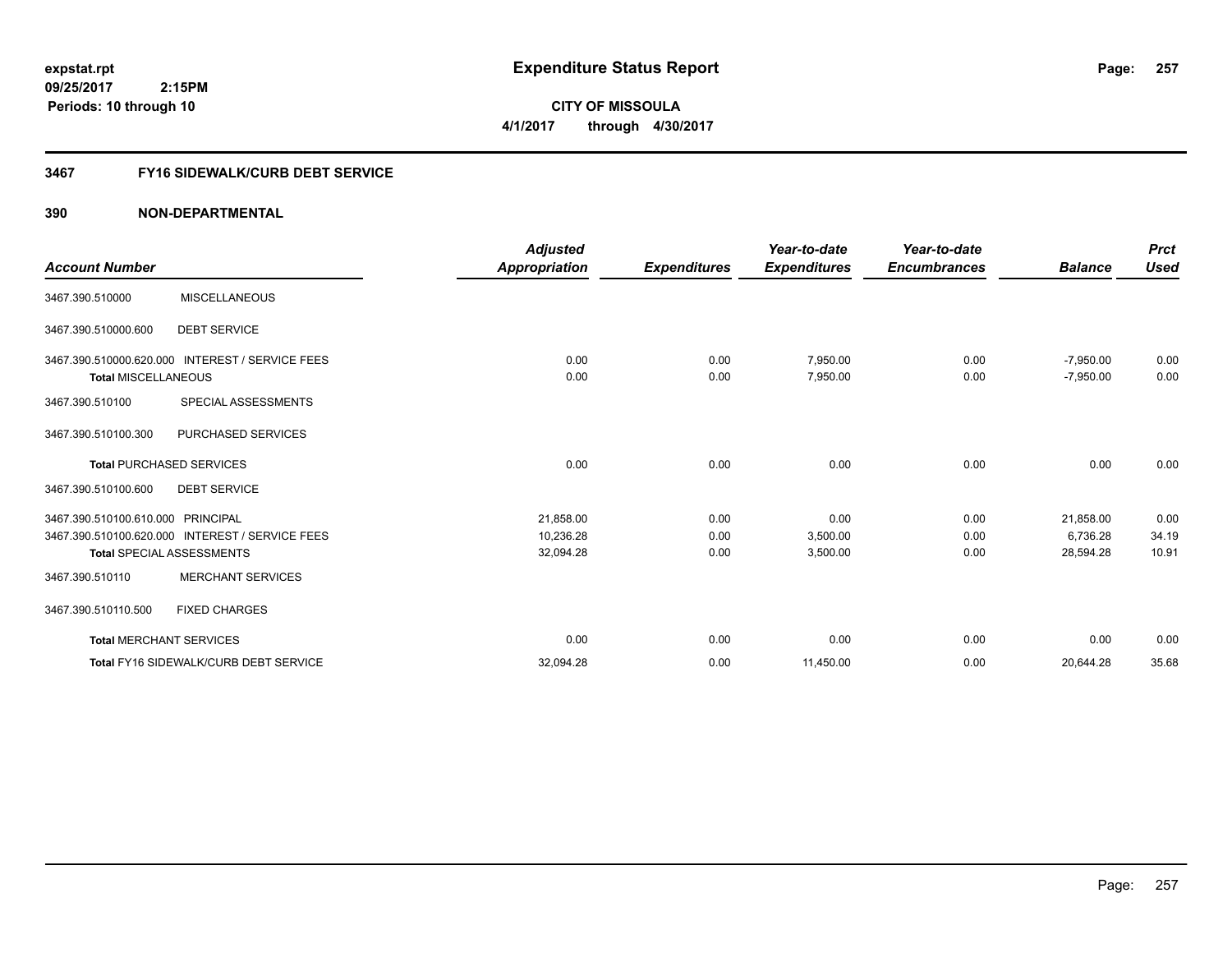expstat.rpt
09/25/2017 2:15PM
Periods: 10 through 10

# Expenditure Status Report

**CITY OF MISSOULA**
**4/1/2017 through 4/30/2017**

## 3467 FY16 SIDEWALK/CURB DEBT SERVICE

### 390 NON-DEPARTMENTAL

| Account Number | | Adjusted Appropriation | Expenditures | Year-to-date Expenditures | Year-to-date Encumbrances | Balance | Prct Used |
|---|---|---|---|---|---|---|---|
| 3467.390.510000 | MISCELLANEOUS | | | | | | |
| 3467.390.510000.600 | DEBT SERVICE | | | | | | |
| 3467.390.510000.620.000 | INTEREST / SERVICE FEES | 0.00 | 0.00 | 7,950.00 | 0.00 | -7,950.00 | 0.00 |
| **Total** MISCELLANEOUS | | 0.00 | 0.00 | 7,950.00 | 0.00 | -7,950.00 | 0.00 |
| 3467.390.510100 | SPECIAL ASSESSMENTS | | | | | | |
| 3467.390.510100.300 | PURCHASED SERVICES | | | | | | |
| **Total** PURCHASED SERVICES | | 0.00 | 0.00 | 0.00 | 0.00 | 0.00 | 0.00 |
| 3467.390.510100.600 | DEBT SERVICE | | | | | | |
| 3467.390.510100.610.000 | PRINCIPAL | 21,858.00 | 0.00 | 0.00 | 0.00 | 21,858.00 | 0.00 |
| 3467.390.510100.620.000 | INTEREST / SERVICE FEES | 10,236.28 | 0.00 | 3,500.00 | 0.00 | 6,736.28 | 34.19 |
| **Total** SPECIAL ASSESSMENTS | | 32,094.28 | 0.00 | 3,500.00 | 0.00 | 28,594.28 | 10.91 |
| 3467.390.510110 | MERCHANT SERVICES | | | | | | |
| 3467.390.510110.500 | FIXED CHARGES | | | | | | |
| **Total** MERCHANT SERVICES | | 0.00 | 0.00 | 0.00 | 0.00 | 0.00 | 0.00 |
| **Total** FY16 SIDEWALK/CURB DEBT SERVICE | | 32,094.28 | 0.00 | 11,450.00 | 0.00 | 20,644.28 | 35.68 |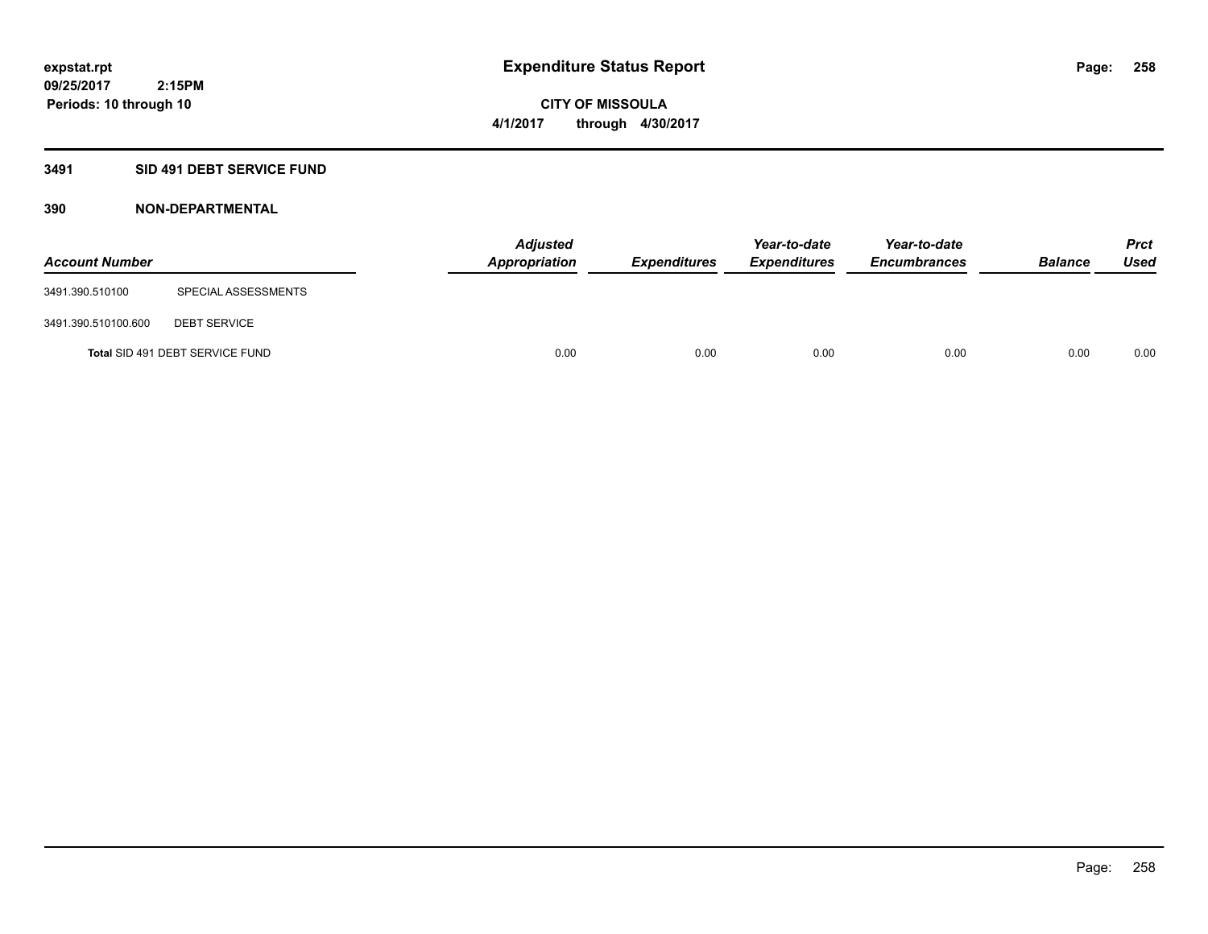**expstat.rpt**
**09/25/2017 2:15PM**
**Periods: 10 through 10**

# Expenditure Status Report

**CITY OF MISSOULA**
**4/1/2017 through 4/30/2017**

## 3491 SID 491 DEBT SERVICE FUND

### 390 NON-DEPARTMENTAL

| Account Number | | Adjusted Appropriation | Expenditures | Year-to-date Expenditures | Year-to-date Encumbrances | Balance | Prct Used |
|---|---|---|---|---|---|---|---|
| 3491.390.510100 | SPECIAL ASSESSMENTS | | | | | | |
| 3491.390.510100.600 | DEBT SERVICE | | | | | | |
| **Total** SID 491 DEBT SERVICE FUND | | 0.00 | 0.00 | 0.00 | 0.00 | 0.00 | 0.00 |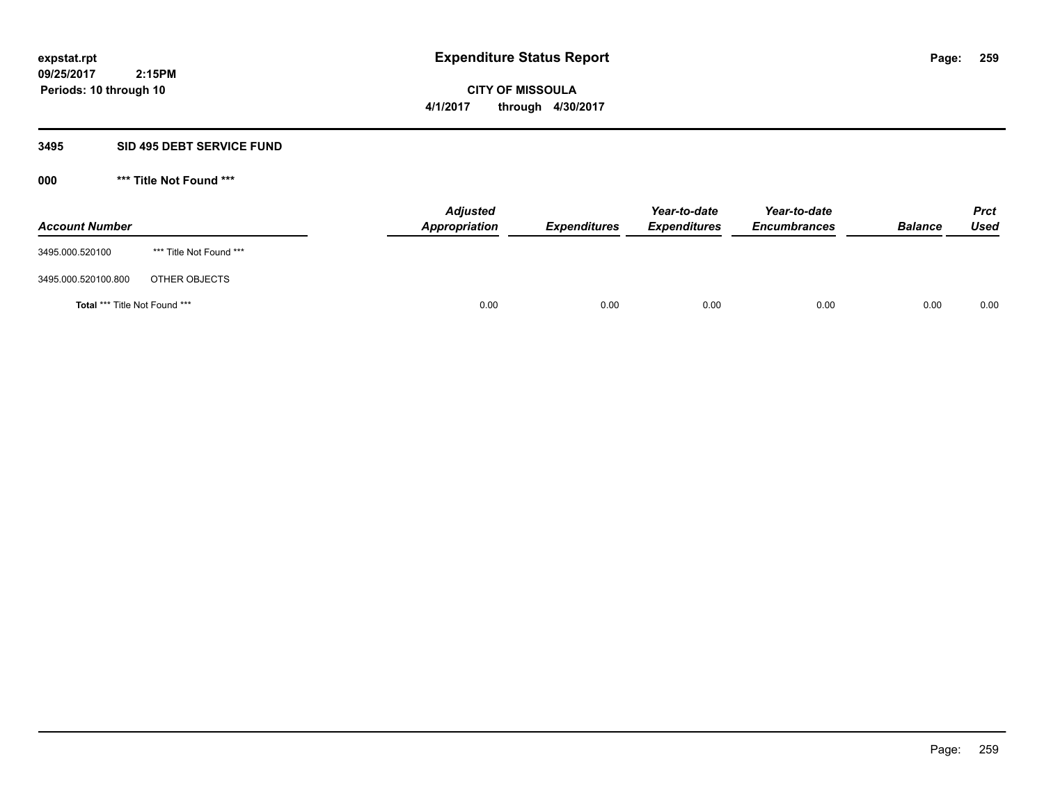expstat.rpt
09/25/2017 2:15PM
Periods: 10 through 10

# Expenditure Status Report

**CITY OF MISSOULA**
**4/1/2017 through 4/30/2017**

## 3495 SID 495 DEBT SERVICE FUND

### 000 *** Title Not Found ***

| Account Number | | Adjusted Appropriation | Expenditures | Year-to-date Expenditures | Year-to-date Encumbrances | Balance | Prct Used |
|---|---|---|---|---|---|---|---|
| 3495.000.520100 | *** Title Not Found *** | | | | | | |
| 3495.000.520100.800 | OTHER OBJECTS | | | | | | |
| **Total** *** Title Not Found *** | | 0.00 | 0.00 | 0.00 | 0.00 | 0.00 | 0.00 |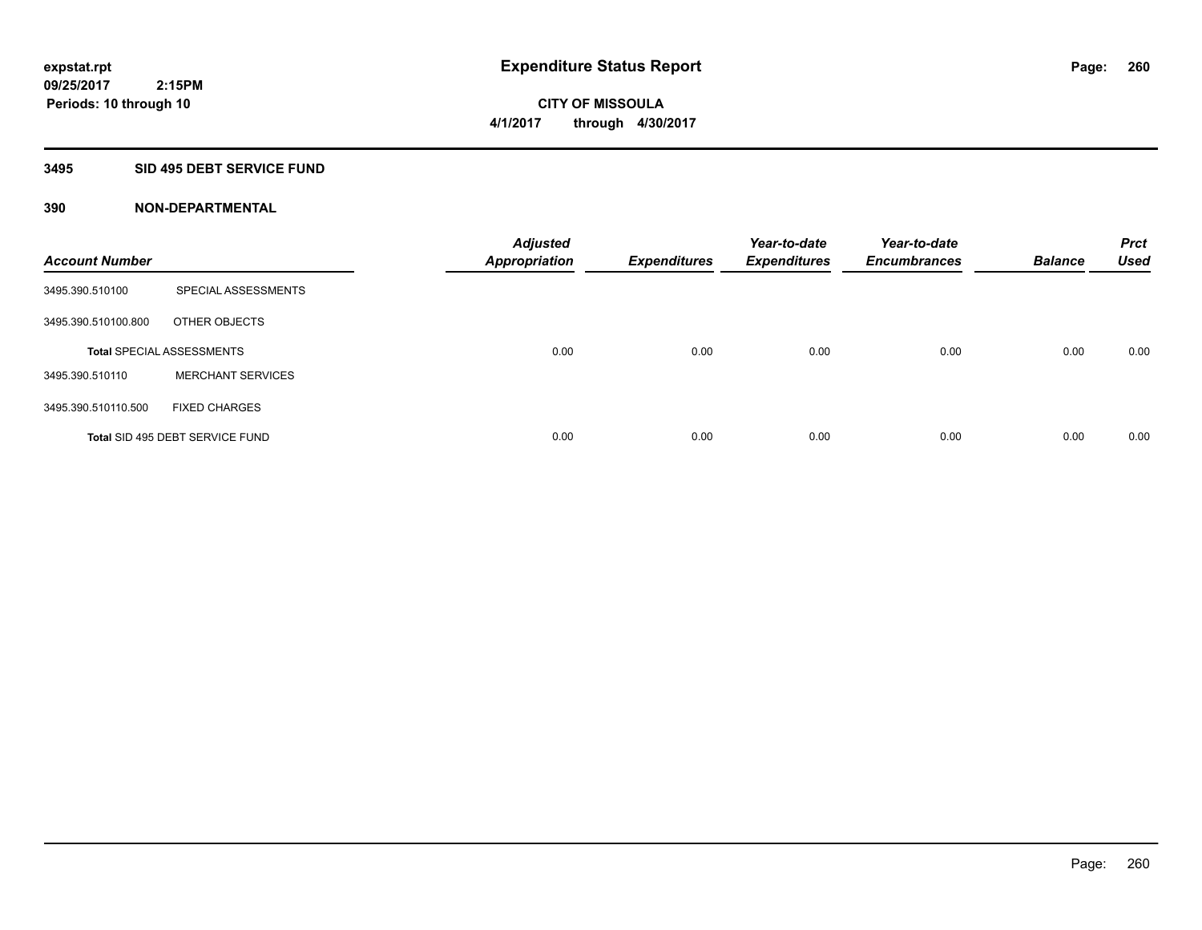# Expenditure Status Report

expstat.rpt
09/25/2017 2:15PM
Periods: 10 through 10

CITY OF MISSOULA
4/1/2017 through 4/30/2017

## 3495 SID 495 DEBT SERVICE FUND

### 390 NON-DEPARTMENTAL

| Account Number | | Adjusted Appropriation | Expenditures | Year-to-date Expenditures | Year-to-date Encumbrances | Balance | Prct Used |
|---|---|---|---|---|---|---|---|
| 3495.390.510100 | SPECIAL ASSESSMENTS | | | | | | |
| 3495.390.510100.800 | OTHER OBJECTS | | | | | | |
| **Total** SPECIAL ASSESSMENTS | | 0.00 | 0.00 | 0.00 | 0.00 | 0.00 | 0.00 |
| 3495.390.510110 | MERCHANT SERVICES | | | | | | |
| 3495.390.510110.500 | FIXED CHARGES | | | | | | |
| **Total** SID 495 DEBT SERVICE FUND | | 0.00 | 0.00 | 0.00 | 0.00 | 0.00 | 0.00 |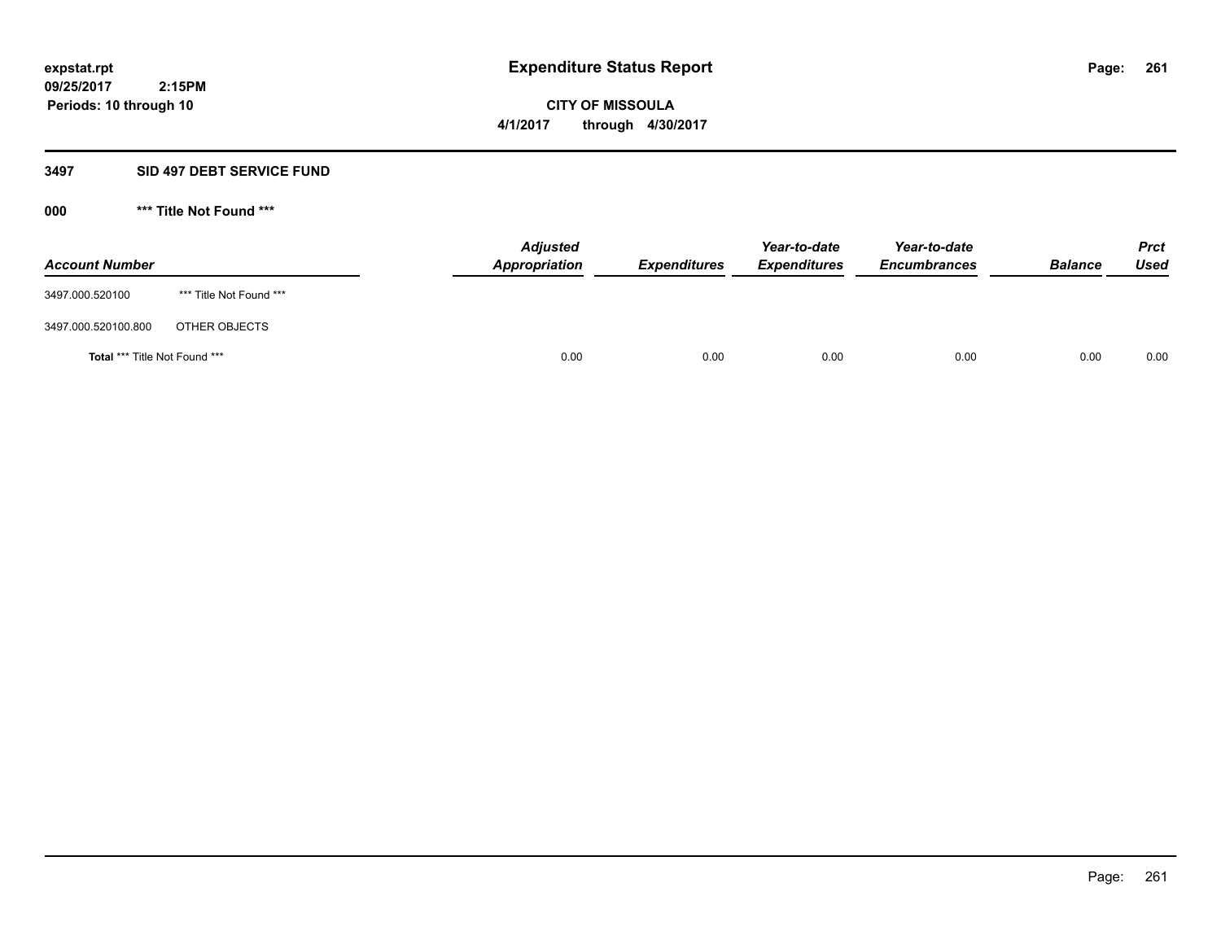**expstat.rpt**
**09/25/2017 2:15PM**
**Periods: 10 through 10**

# Expenditure Status Report

**CITY OF MISSOULA**
**4/1/2017 through 4/30/2017**

## 3497 SID 497 DEBT SERVICE FUND

### 000 *** Title Not Found ***

| Account Number | | Adjusted Appropriation | Expenditures | Year-to-date Expenditures | Year-to-date Encumbrances | Balance | Prct Used |
|---|---|---|---|---|---|---|---|
| 3497.000.520100 | *** Title Not Found *** | | | | | | |
| 3497.000.520100.800 | OTHER OBJECTS | | | | | | |
| **Total** *** Title Not Found *** | | 0.00 | 0.00 | 0.00 | 0.00 | 0.00 | 0.00 |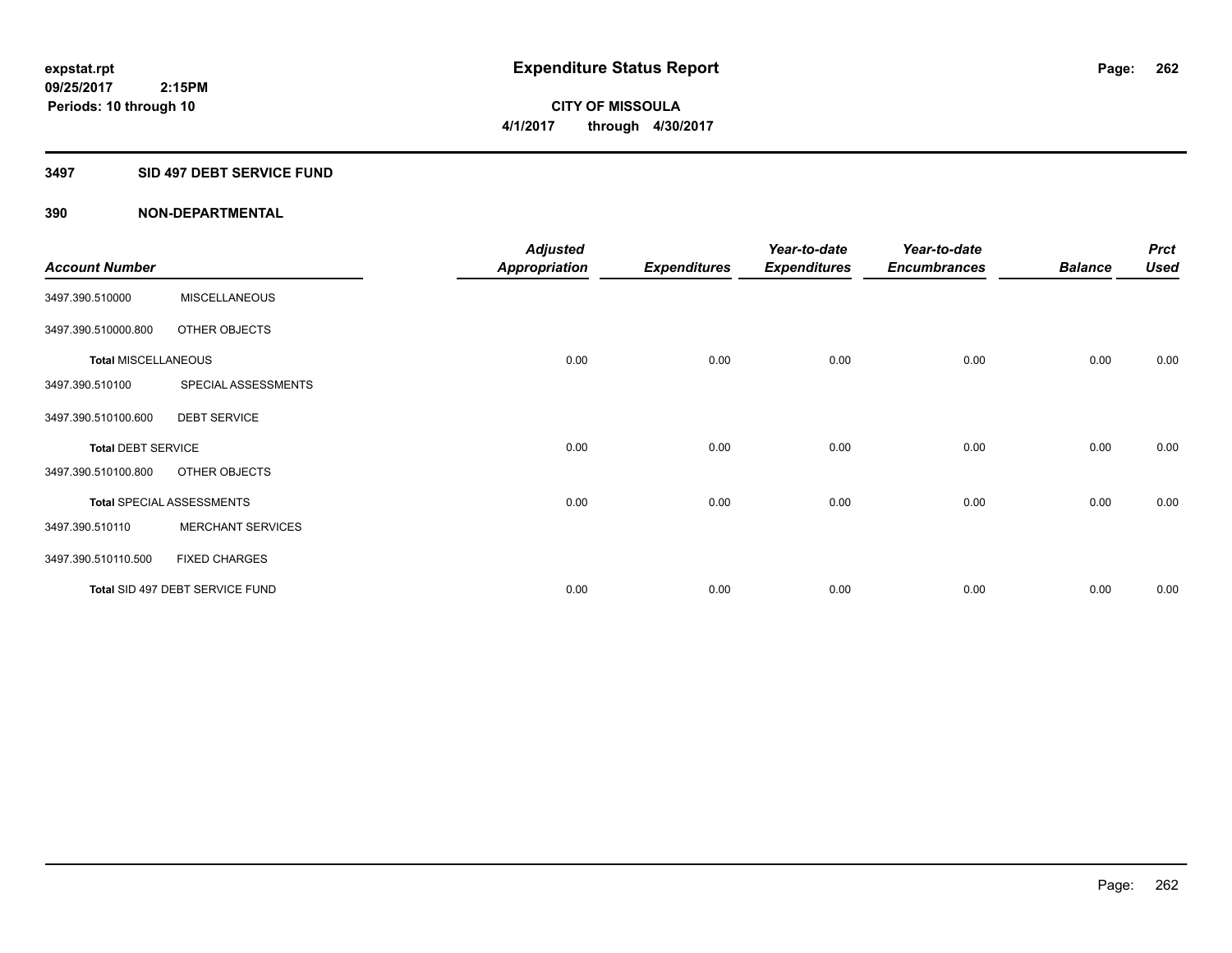**expstat.rpt**
**09/25/2017 2:15PM**
**Periods: 10 through 10**

# Expenditure Status Report

**CITY OF MISSOULA**
**4/1/2017 through 4/30/2017**

## 3497 SID 497 DEBT SERVICE FUND

### 390 NON-DEPARTMENTAL

| Account Number | | Adjusted Appropriation | Expenditures | Year-to-date Expenditures | Year-to-date Encumbrances | Balance | Prct Used |
|---|---|---|---|---|---|---|---|
| 3497.390.510000 | MISCELLANEOUS | | | | | | |
| 3497.390.510000.800 | OTHER OBJECTS | | | | | | |
| **Total** MISCELLANEOUS | | 0.00 | 0.00 | 0.00 | 0.00 | 0.00 | 0.00 |
| 3497.390.510100 | SPECIAL ASSESSMENTS | | | | | | |
| 3497.390.510100.600 | DEBT SERVICE | | | | | | |
| **Total** DEBT SERVICE | | 0.00 | 0.00 | 0.00 | 0.00 | 0.00 | 0.00 |
| 3497.390.510100.800 | OTHER OBJECTS | | | | | | |
| **Total** SPECIAL ASSESSMENTS | | 0.00 | 0.00 | 0.00 | 0.00 | 0.00 | 0.00 |
| 3497.390.510110 | MERCHANT SERVICES | | | | | | |
| 3497.390.510110.500 | FIXED CHARGES | | | | | | |
| **Total** SID 497 DEBT SERVICE FUND | | 0.00 | 0.00 | 0.00 | 0.00 | 0.00 | 0.00 |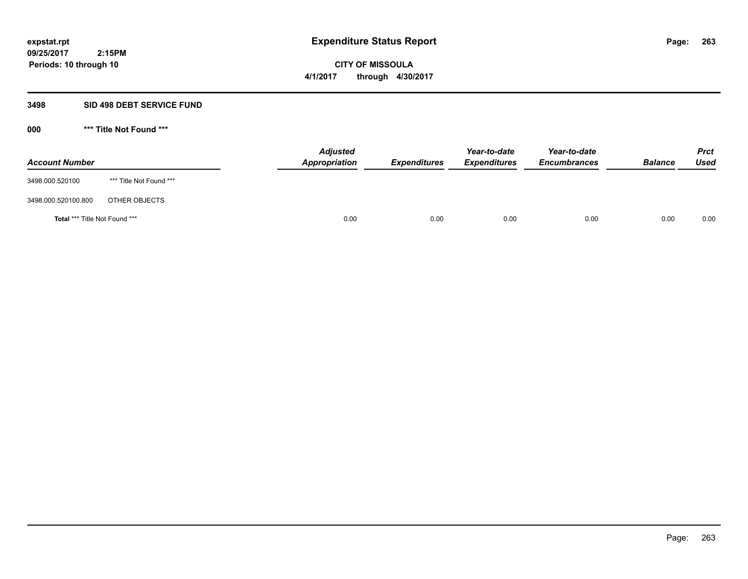**expstat.rpt**
**09/25/2017 2:15PM**
**Periods: 10 through 10**

# Expenditure Status Report

**CITY OF MISSOULA**
**4/1/2017 through 4/30/2017**

## 3498 SID 498 DEBT SERVICE FUND

### 000 *** Title Not Found ***

| Account Number | | Adjusted Appropriation | Expenditures | Year-to-date Expenditures | Year-to-date Encumbrances | Balance | Prct Used |
|---|---|---|---|---|---|---|---|
| 3498.000.520100 | *** Title Not Found *** | | | | | | |
| 3498.000.520100.800 | OTHER OBJECTS | | | | | | |
| **Total** *** Title Not Found *** | | 0.00 | 0.00 | 0.00 | 0.00 | 0.00 | 0.00 |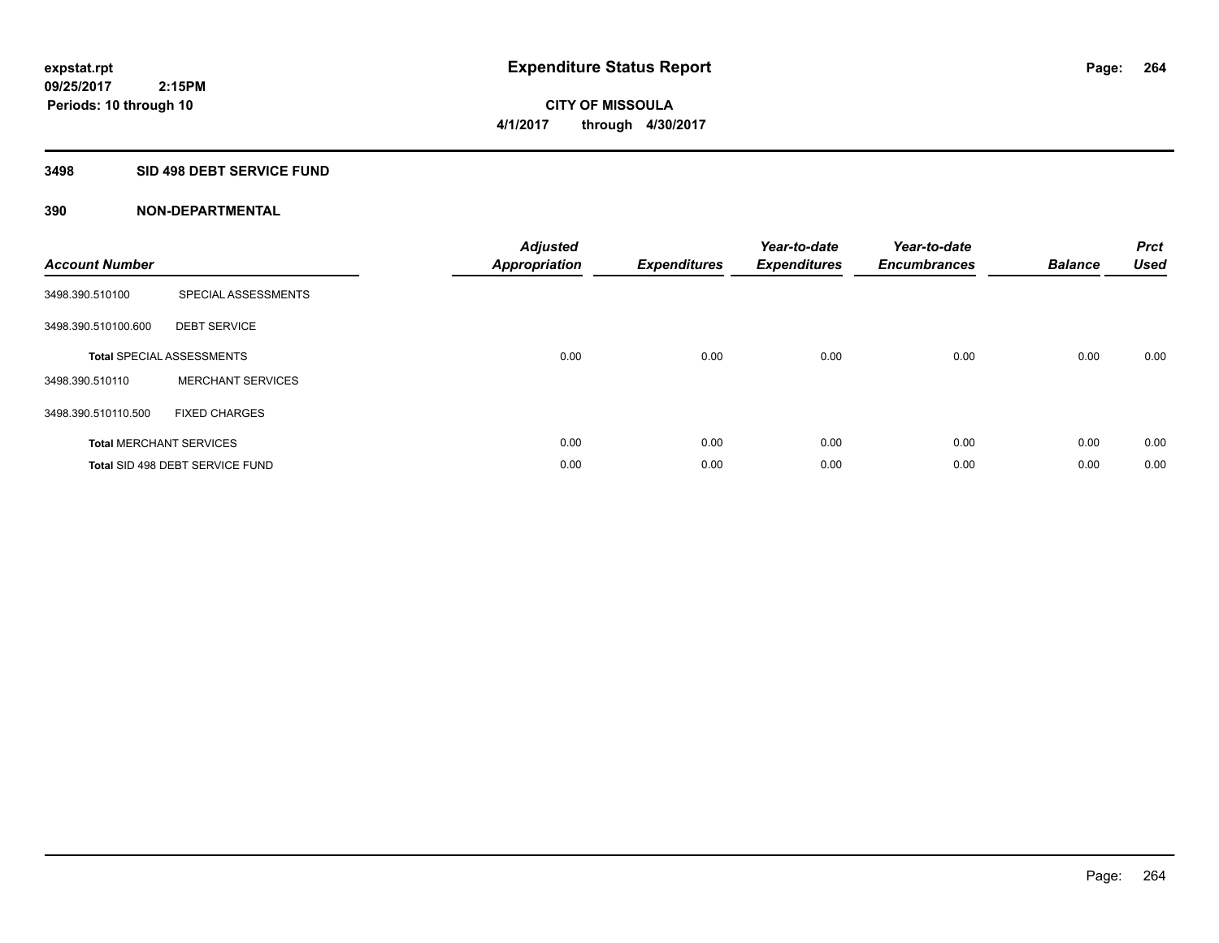**expstat.rpt**
**09/25/2017 2:15PM**
**Periods: 10 through 10**

# Expenditure Status Report

**CITY OF MISSOULA**
**4/1/2017 through 4/30/2017**

## 3498 SID 498 DEBT SERVICE FUND

### 390 NON-DEPARTMENTAL

| Account Number | | Adjusted Appropriation | Expenditures | Year-to-date Expenditures | Year-to-date Encumbrances | Balance | Prct Used |
|---|---|---|---|---|---|---|---|
| 3498.390.510100 | SPECIAL ASSESSMENTS | | | | | | |
| 3498.390.510100.600 | DEBT SERVICE | | | | | | |
| **Total** SPECIAL ASSESSMENTS | | 0.00 | 0.00 | 0.00 | 0.00 | 0.00 | 0.00 |
| 3498.390.510110 | MERCHANT SERVICES | | | | | | |
| 3498.390.510110.500 | FIXED CHARGES | | | | | | |
| **Total** MERCHANT SERVICES | | 0.00 | 0.00 | 0.00 | 0.00 | 0.00 | 0.00 |
| **Total** SID 498 DEBT SERVICE FUND | | 0.00 | 0.00 | 0.00 | 0.00 | 0.00 | 0.00 |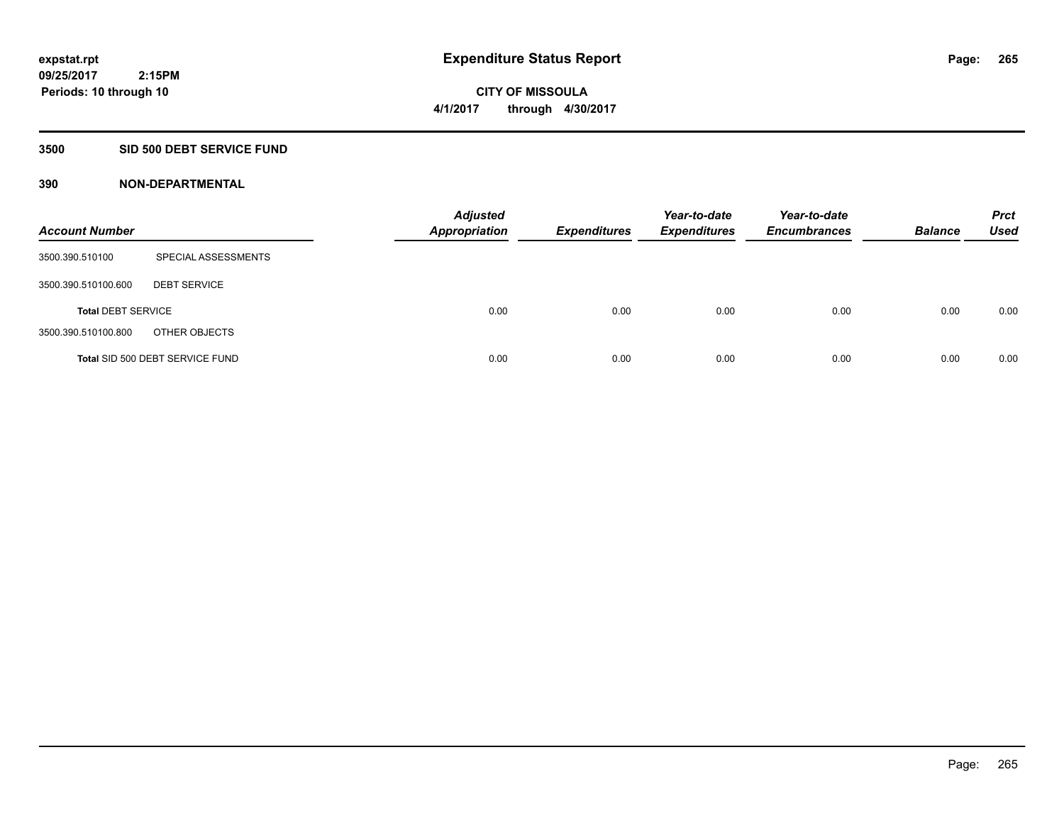expstat.rpt
09/25/2017 2:15PM
Periods: 10 through 10

# Expenditure Status Report

CITY OF MISSOULA
4/1/2017 through 4/30/2017

## 3500 SID 500 DEBT SERVICE FUND

### 390 NON-DEPARTMENTAL

| Account Number | | Adjusted Appropriation | Expenditures | Year-to-date Expenditures | Year-to-date Encumbrances | Balance | Prct Used |
|---|---|---|---|---|---|---|---|
| 3500.390.510100 | SPECIAL ASSESSMENTS | | | | | | |
| 3500.390.510100.600 | DEBT SERVICE | | | | | | |
| **Total** DEBT SERVICE | | 0.00 | 0.00 | 0.00 | 0.00 | 0.00 | 0.00 |
| 3500.390.510100.800 | OTHER OBJECTS | | | | | | |
| **Total** SID 500 DEBT SERVICE FUND | | 0.00 | 0.00 | 0.00 | 0.00 | 0.00 | 0.00 |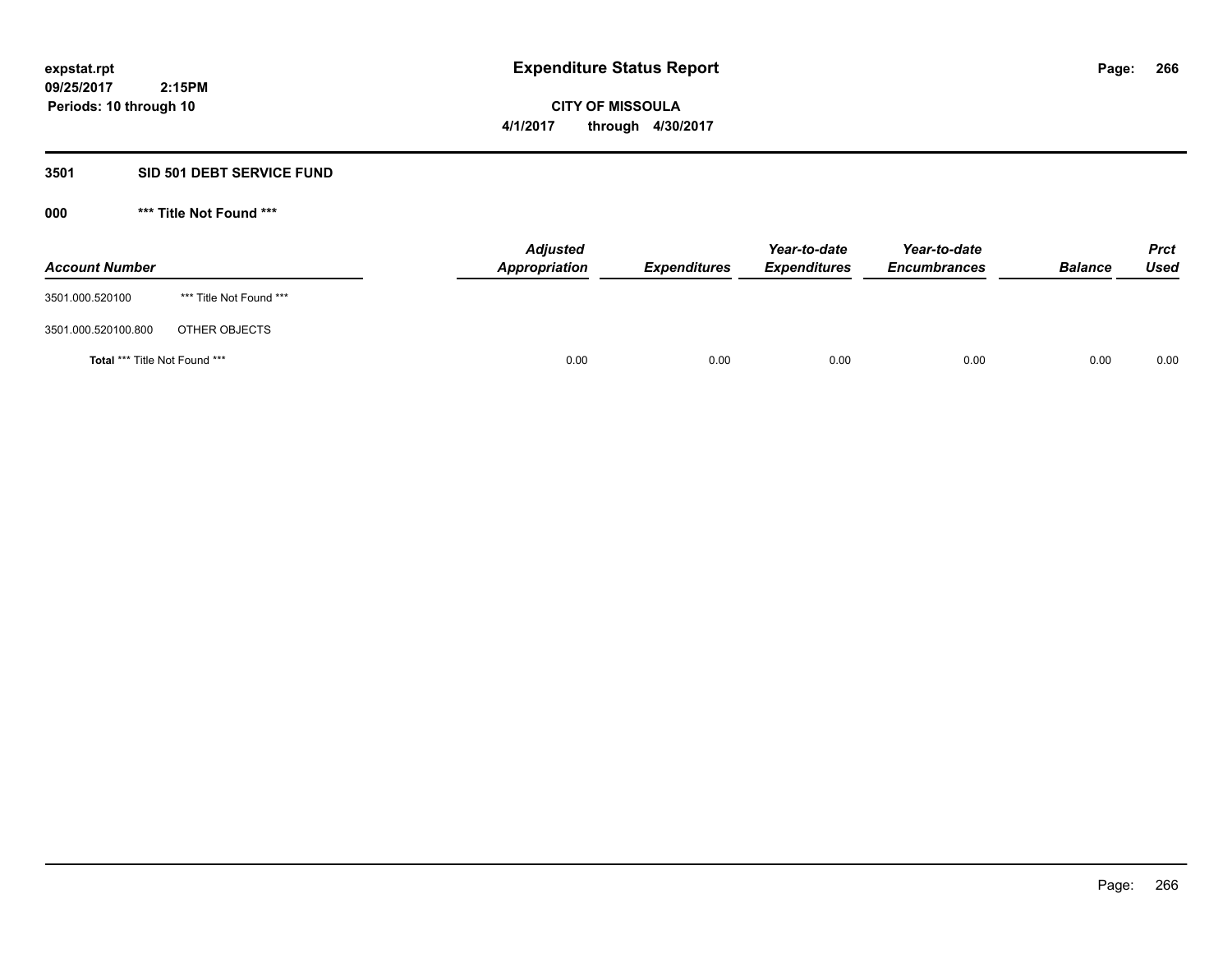expstat.rpt
09/25/2017 2:15PM
Periods: 10 through 10

# Expenditure Status Report

**CITY OF MISSOULA**
**4/1/2017 through 4/30/2017**

## 3501 SID 501 DEBT SERVICE FUND

### 000 *** Title Not Found ***

| Account Number | | Adjusted Appropriation | Expenditures | Year-to-date Expenditures | Year-to-date Encumbrances | Balance | Prct Used |
|---|---|---|---|---|---|---|---|
| 3501.000.520100 | *** Title Not Found *** | | | | | | |
| 3501.000.520100.800 | OTHER OBJECTS | | | | | | |
| **Total** *** Title Not Found *** | | 0.00 | 0.00 | 0.00 | 0.00 | 0.00 | 0.00 |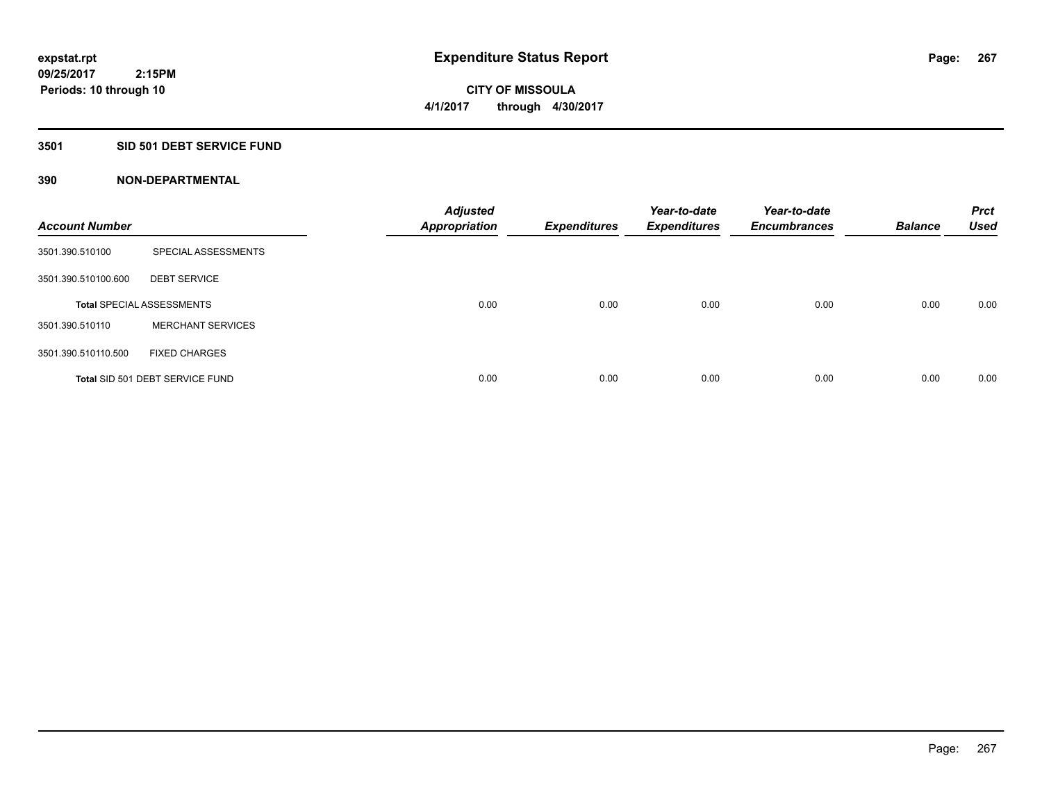expstat.rpt
09/25/2017 2:15PM
Periods: 10 through 10

# Expenditure Status Report

CITY OF MISSOULA
4/1/2017 through 4/30/2017

## 3501 SID 501 DEBT SERVICE FUND

## 390 NON-DEPARTMENTAL

| Account Number | | Adjusted Appropriation | Expenditures | Year-to-date Expenditures | Year-to-date Encumbrances | Balance | Prct Used |
|---|---|---|---|---|---|---|---|
| 3501.390.510100 | SPECIAL ASSESSMENTS | | | | | | |
| 3501.390.510100.600 | DEBT SERVICE | | | | | | |
| **Total** SPECIAL ASSESSMENTS | | 0.00 | 0.00 | 0.00 | 0.00 | 0.00 | 0.00 |
| 3501.390.510110 | MERCHANT SERVICES | | | | | | |
| 3501.390.510110.500 | FIXED CHARGES | | | | | | |
| **Total** SID 501 DEBT SERVICE FUND | | 0.00 | 0.00 | 0.00 | 0.00 | 0.00 | 0.00 |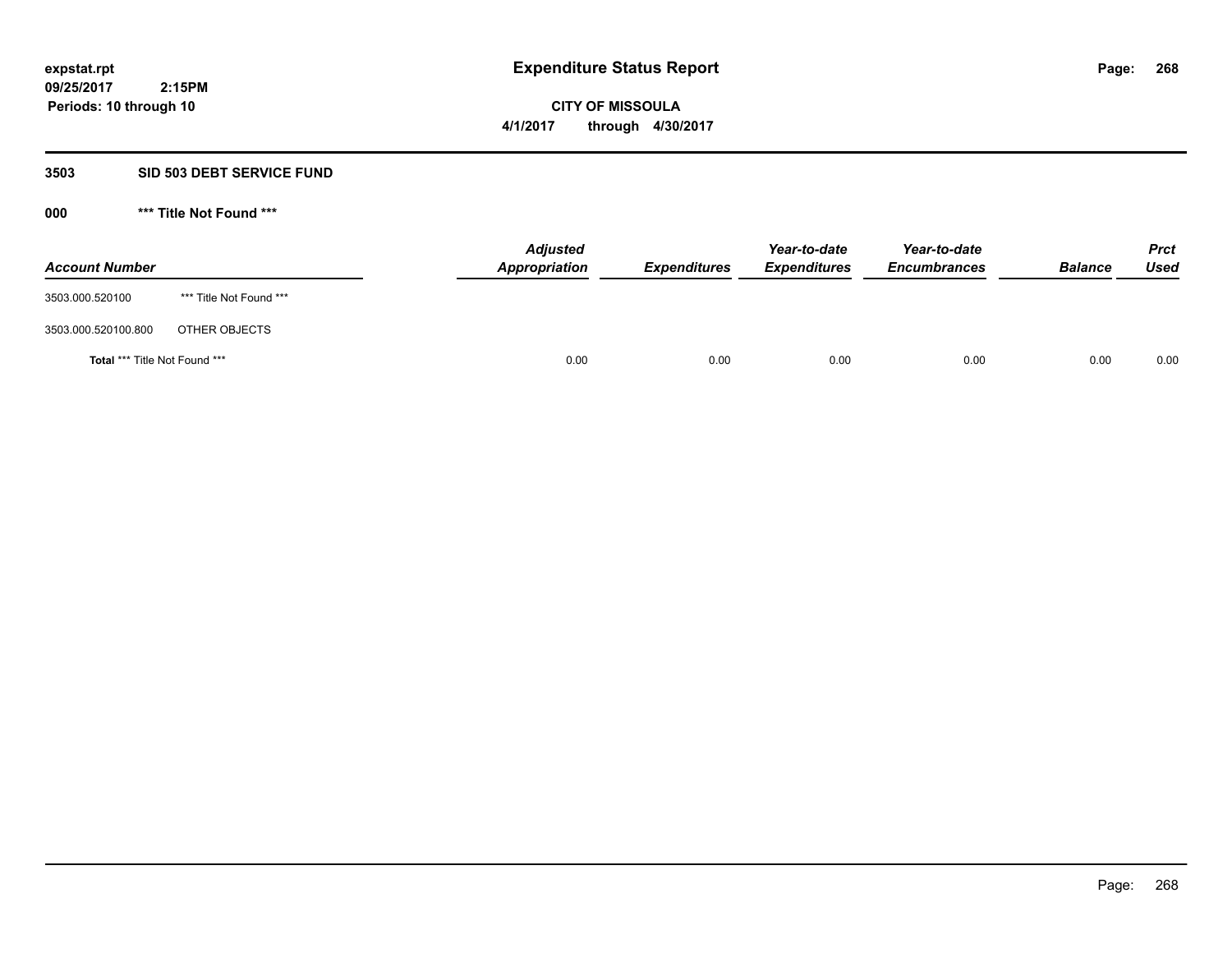**expstat.rpt**
**09/25/2017 2:15PM**
**Periods: 10 through 10**

# Expenditure Status Report

**CITY OF MISSOULA**
**4/1/2017 through 4/30/2017**

## 3503 SID 503 DEBT SERVICE FUND

### 000 *** Title Not Found ***

| Account Number | | Adjusted Appropriation | Expenditures | Year-to-date Expenditures | Year-to-date Encumbrances | Balance | Prct Used |
|---|---|---|---|---|---|---|---|
| 3503.000.520100 | *** Title Not Found *** | | | | | | |
| 3503.000.520100.800 | OTHER OBJECTS | | | | | | |
| **Total** *** Title Not Found *** | | 0.00 | 0.00 | 0.00 | 0.00 | 0.00 | 0.00 |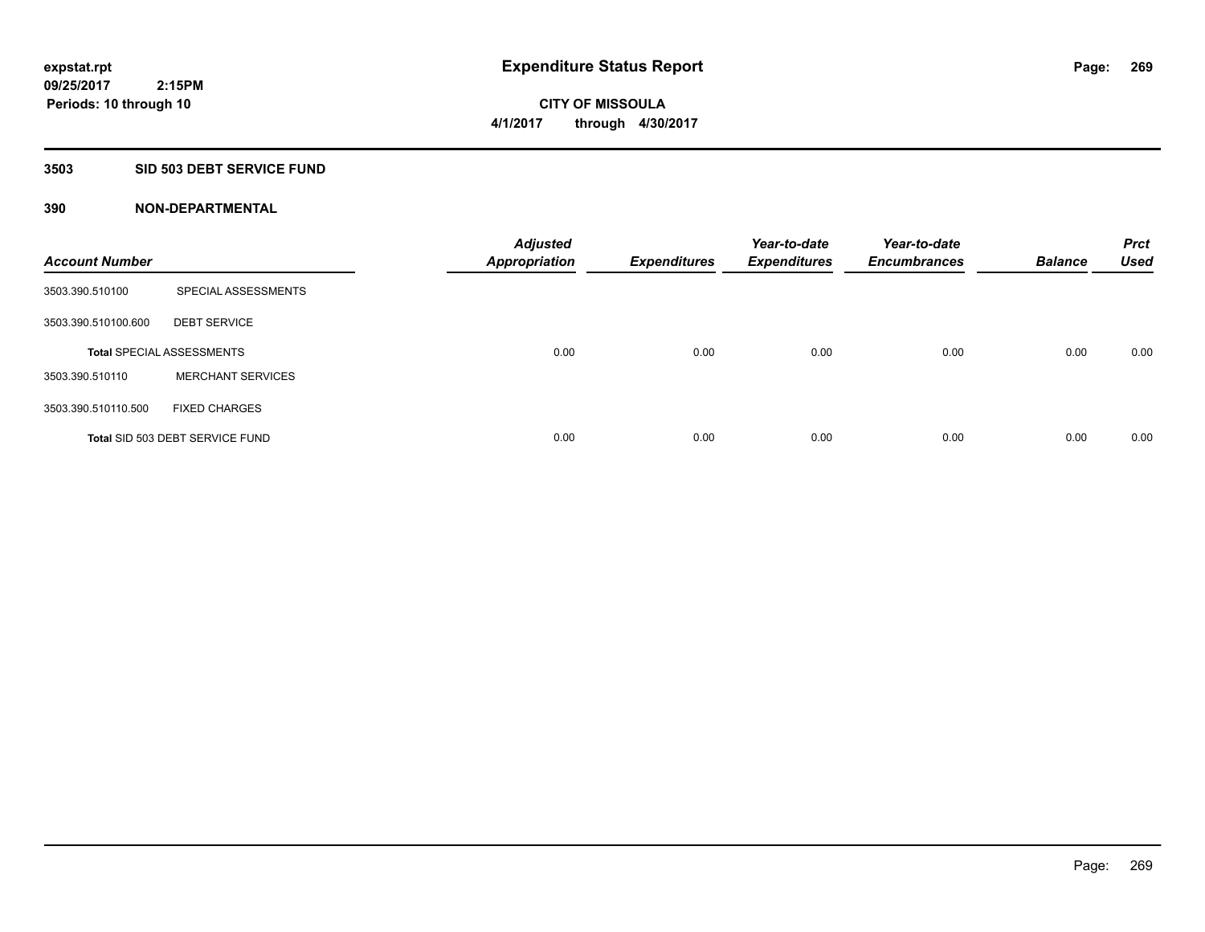**expstat.rpt**
**09/25/2017 2:15PM**
**Periods: 10 through 10**

# Expenditure Status Report

**CITY OF MISSOULA**
**4/1/2017 through 4/30/2017**

## 3503 SID 503 DEBT SERVICE FUND

### 390 NON-DEPARTMENTAL

| Account Number | | Adjusted Appropriation | Expenditures | Year-to-date Expenditures | Year-to-date Encumbrances | Balance | Prct Used |
|---|---|---|---|---|---|---|---|
| 3503.390.510100 | SPECIAL ASSESSMENTS | | | | | | |
| 3503.390.510100.600 | DEBT SERVICE | | | | | | |
| **Total** SPECIAL ASSESSMENTS | | 0.00 | 0.00 | 0.00 | 0.00 | 0.00 | 0.00 |
| 3503.390.510110 | MERCHANT SERVICES | | | | | | |
| 3503.390.510110.500 | FIXED CHARGES | | | | | | |
| **Total** SID 503 DEBT SERVICE FUND | | 0.00 | 0.00 | 0.00 | 0.00 | 0.00 | 0.00 |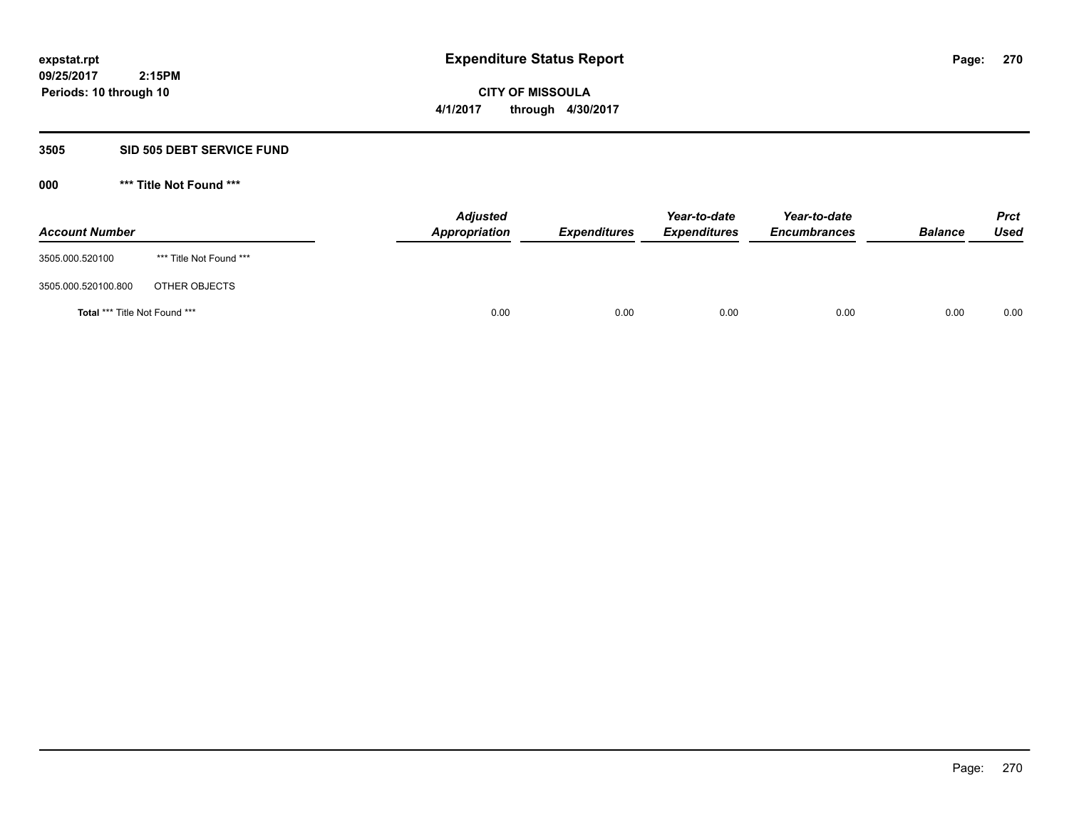# Expenditure Status Report

expstat.rpt
09/25/2017 2:15PM
Periods: 10 through 10

**CITY OF MISSOULA**
**4/1/2017 through 4/30/2017**

## 3505 SID 505 DEBT SERVICE FUND

### 000 *** Title Not Found ***

| Account Number | | Adjusted Appropriation | Expenditures | Year-to-date Expenditures | Year-to-date Encumbrances | Balance | Prct Used |
|---|---|---|---|---|---|---|---|
| 3505.000.520100 | *** Title Not Found *** | | | | | | |
| 3505.000.520100.800 | OTHER OBJECTS | | | | | | |
| **Total** *** Title Not Found *** | | 0.00 | 0.00 | 0.00 | 0.00 | 0.00 | 0.00 |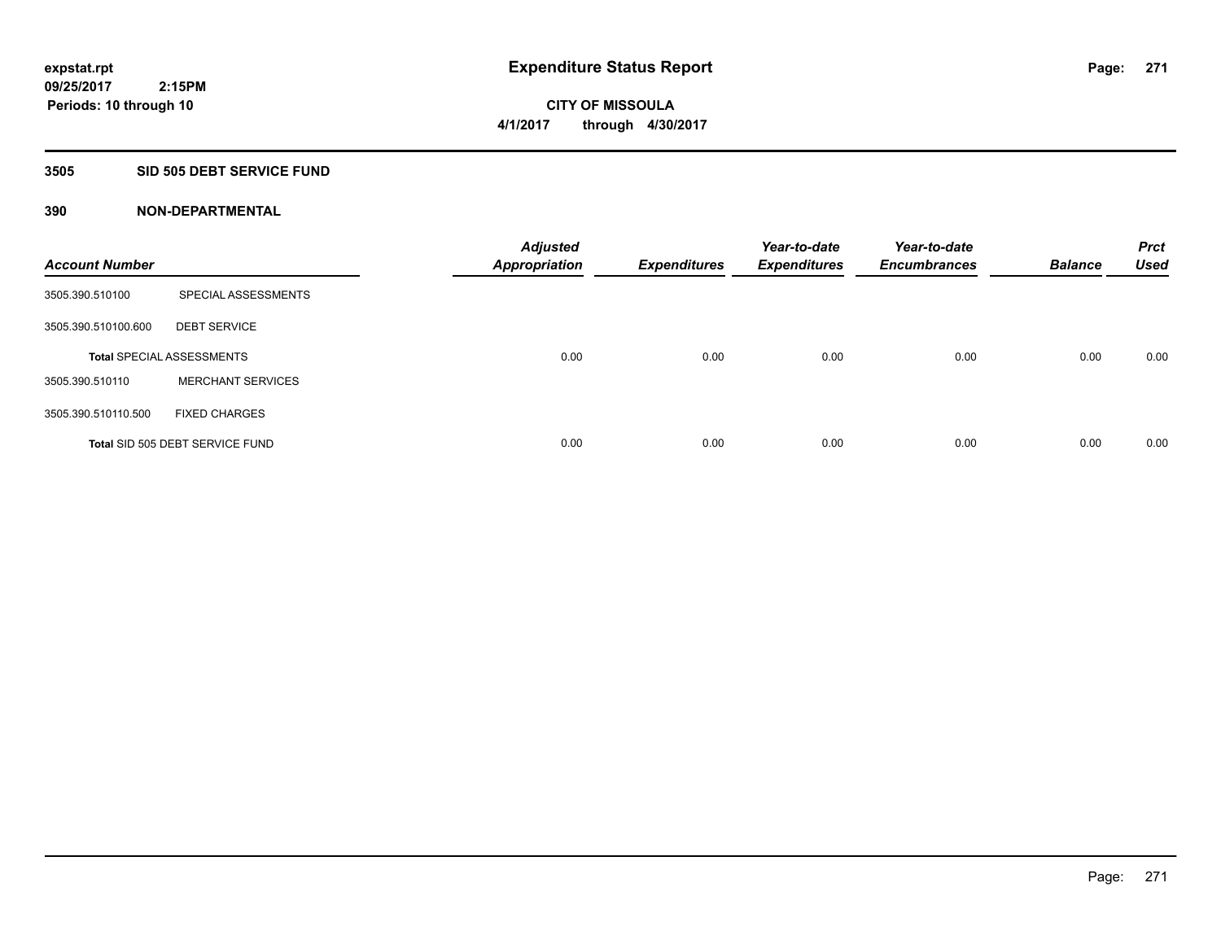**Expenditure Status Report**

expstat.rpt
09/25/2017 2:15PM
Periods: 10 through 10

CITY OF MISSOULA
4/1/2017 through 4/30/2017

## 3505 SID 505 DEBT SERVICE FUND

### 390 NON-DEPARTMENTAL

| Account Number | | Adjusted Appropriation | Expenditures | Year-to-date Expenditures | Year-to-date Encumbrances | Balance | Prct Used |
|---|---|---|---|---|---|---|---|
| 3505.390.510100 | SPECIAL ASSESSMENTS | | | | | | |
| 3505.390.510100.600 | DEBT SERVICE | | | | | | |
| **Total** SPECIAL ASSESSMENTS | | 0.00 | 0.00 | 0.00 | 0.00 | 0.00 | 0.00 |
| 3505.390.510110 | MERCHANT SERVICES | | | | | | |
| 3505.390.510110.500 | FIXED CHARGES | | | | | | |
| **Total** SID 505 DEBT SERVICE FUND | | 0.00 | 0.00 | 0.00 | 0.00 | 0.00 | 0.00 |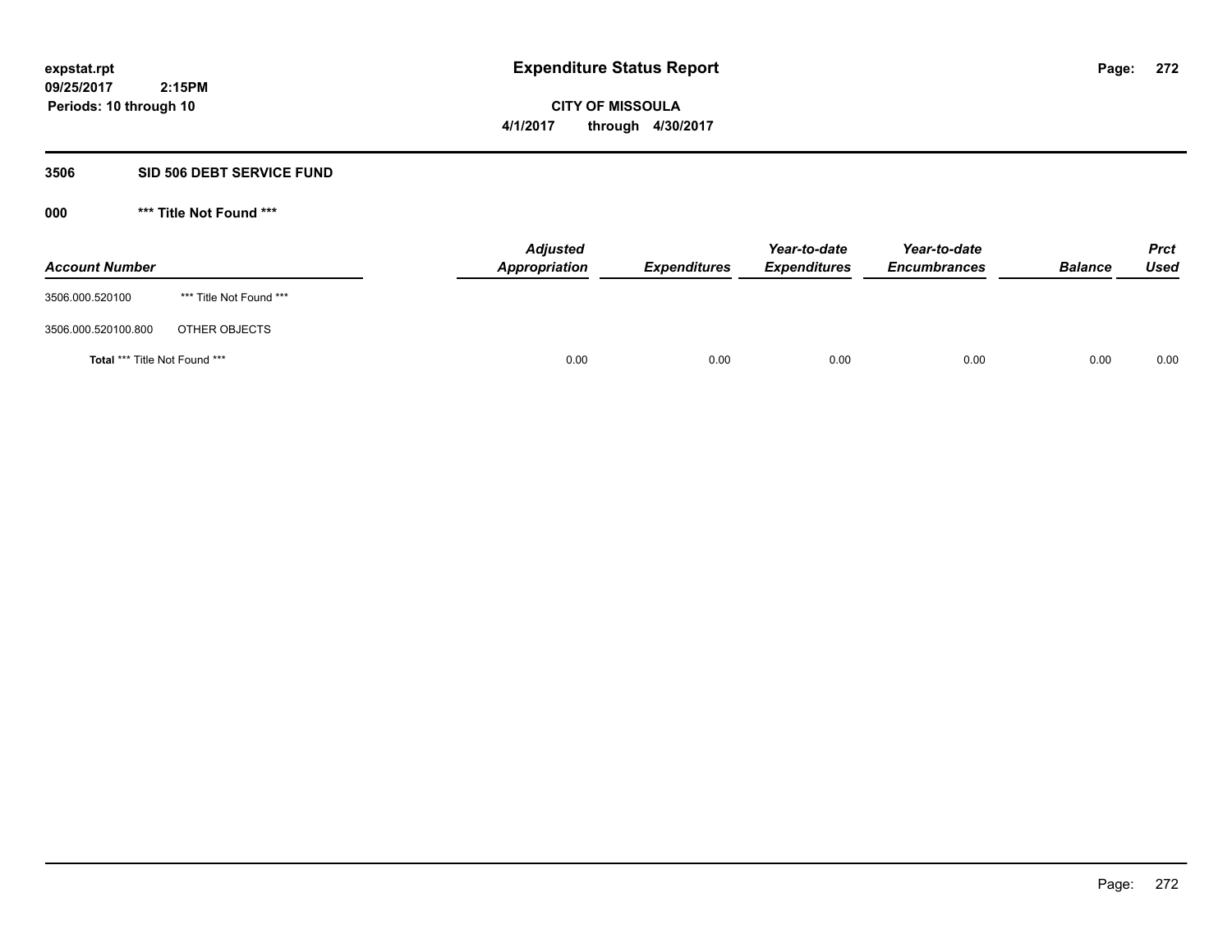# Expenditure Status Report

expstat.rpt
09/25/2017 2:15PM
Periods: 10 through 10

**CITY OF MISSOULA**
**4/1/2017 through 4/30/2017**

## 3506 SID 506 DEBT SERVICE FUND

### 000 *** Title Not Found ***

| Account Number | | Adjusted Appropriation | Expenditures | Year-to-date Expenditures | Year-to-date Encumbrances | Balance | Prct Used |
|---|---|---|---|---|---|---|---|
| 3506.000.520100 | *** Title Not Found *** | | | | | | |
| 3506.000.520100.800 | OTHER OBJECTS | | | | | | |
| **Total** *** Title Not Found *** | | 0.00 | 0.00 | 0.00 | 0.00 | 0.00 | 0.00 |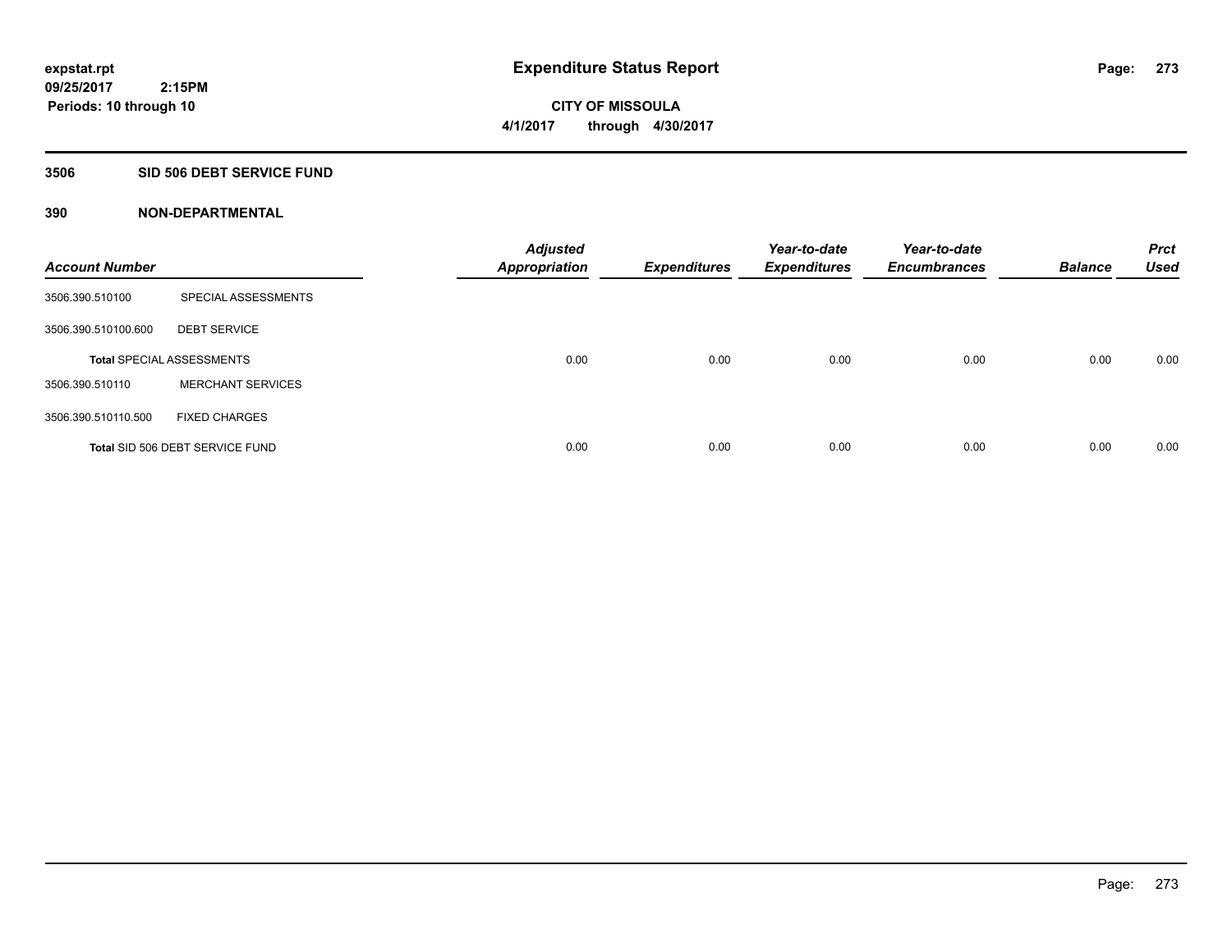**expstat.rpt**
**09/25/2017 2:15PM**
**Periods: 10 through 10**

# Expenditure Status Report

**CITY OF MISSOULA**
**4/1/2017 through 4/30/2017**

## 3506 SID 506 DEBT SERVICE FUND

### 390 NON-DEPARTMENTAL

| Account Number | | Adjusted Appropriation | Expenditures | Year-to-date Expenditures | Year-to-date Encumbrances | Balance | Prct Used |
|---|---|---|---|---|---|---|---|
| 3506.390.510100 | SPECIAL ASSESSMENTS | | | | | | |
| 3506.390.510100.600 | DEBT SERVICE | | | | | | |
| **Total** SPECIAL ASSESSMENTS | | 0.00 | 0.00 | 0.00 | 0.00 | 0.00 | 0.00 |
| 3506.390.510110 | MERCHANT SERVICES | | | | | | |
| 3506.390.510110.500 | FIXED CHARGES | | | | | | |
| **Total** SID 506 DEBT SERVICE FUND | | 0.00 | 0.00 | 0.00 | 0.00 | 0.00 | 0.00 |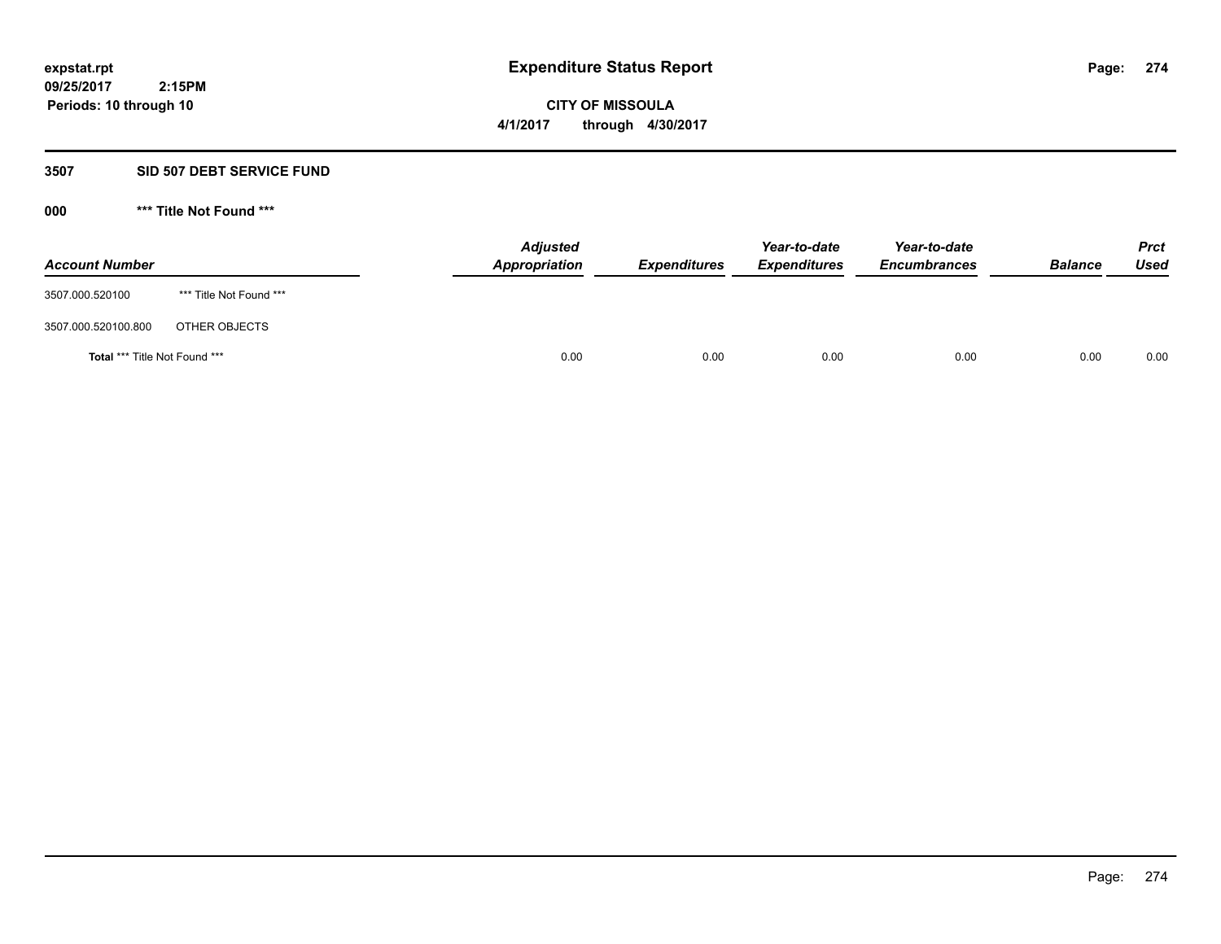**expstat.rpt**
**09/25/2017 2:15PM**
**Periods: 10 through 10**

# Expenditure Status Report

**CITY OF MISSOULA**
**4/1/2017 through 4/30/2017**

## 3507 SID 507 DEBT SERVICE FUND

### 000 *** Title Not Found ***

| Account Number | | Adjusted Appropriation | Expenditures | Year-to-date Expenditures | Year-to-date Encumbrances | Balance | Prct Used |
|---|---|---|---|---|---|---|---|
| 3507.000.520100 | *** Title Not Found *** | | | | | | |
| 3507.000.520100.800 | OTHER OBJECTS | | | | | | |
| **Total** *** Title Not Found *** | | 0.00 | 0.00 | 0.00 | 0.00 | 0.00 | 0.00 |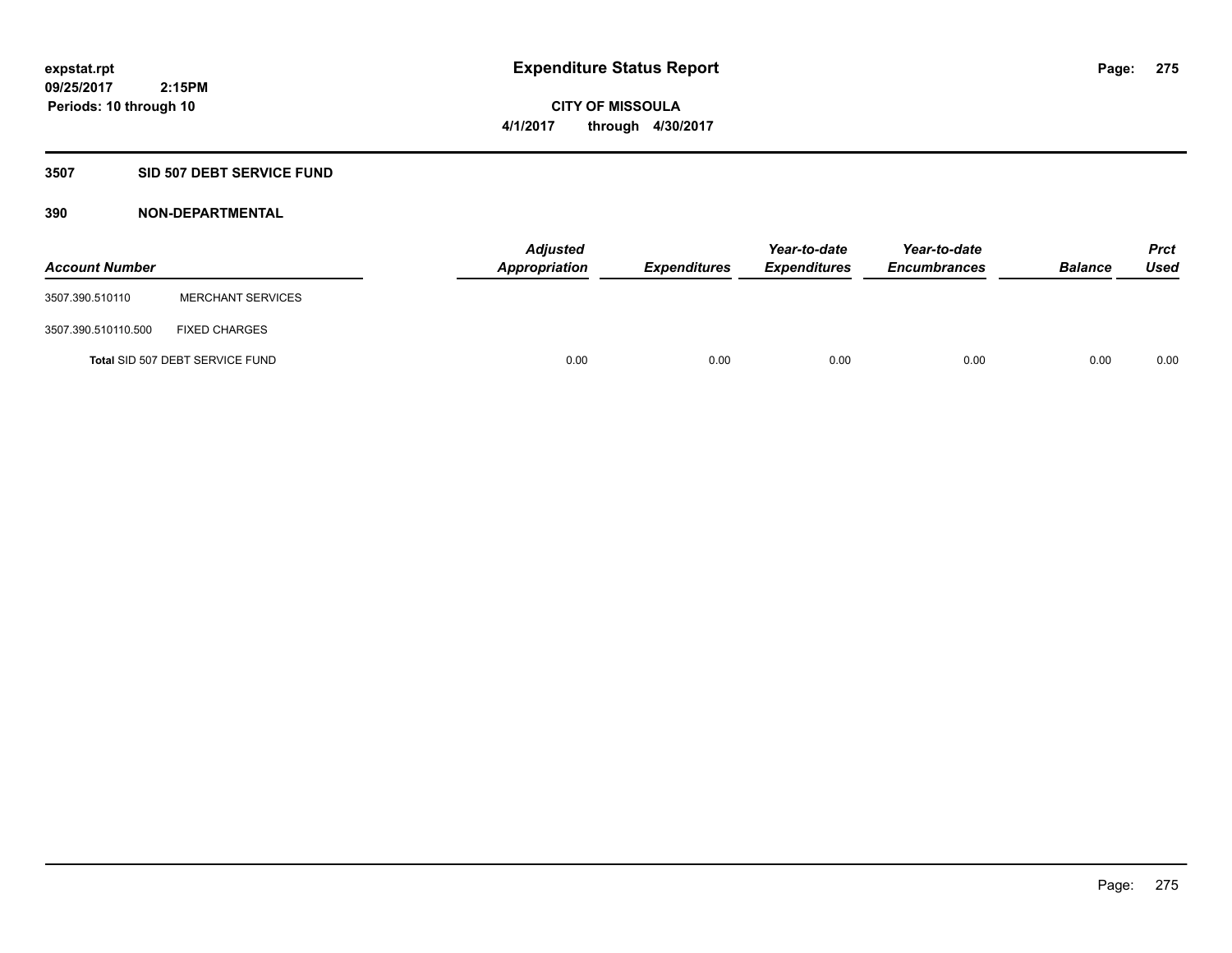**expstat.rpt**
**09/25/2017 2:15PM**
**Periods: 10 through 10**

# Expenditure Status Report

**CITY OF MISSOULA**
**4/1/2017 through 4/30/2017**

## 3507 SID 507 DEBT SERVICE FUND

### 390 NON-DEPARTMENTAL

| Account Number | | Adjusted Appropriation | Expenditures | Year-to-date Expenditures | Year-to-date Encumbrances | Balance | Prct Used |
|---|---|---|---|---|---|---|---|
| 3507.390.510110 | MERCHANT SERVICES | | | | | | |
| 3507.390.510110.500 | FIXED CHARGES | | | | | | |
| Total SID 507 DEBT SERVICE FUND | | 0.00 | 0.00 | 0.00 | 0.00 | 0.00 | 0.00 |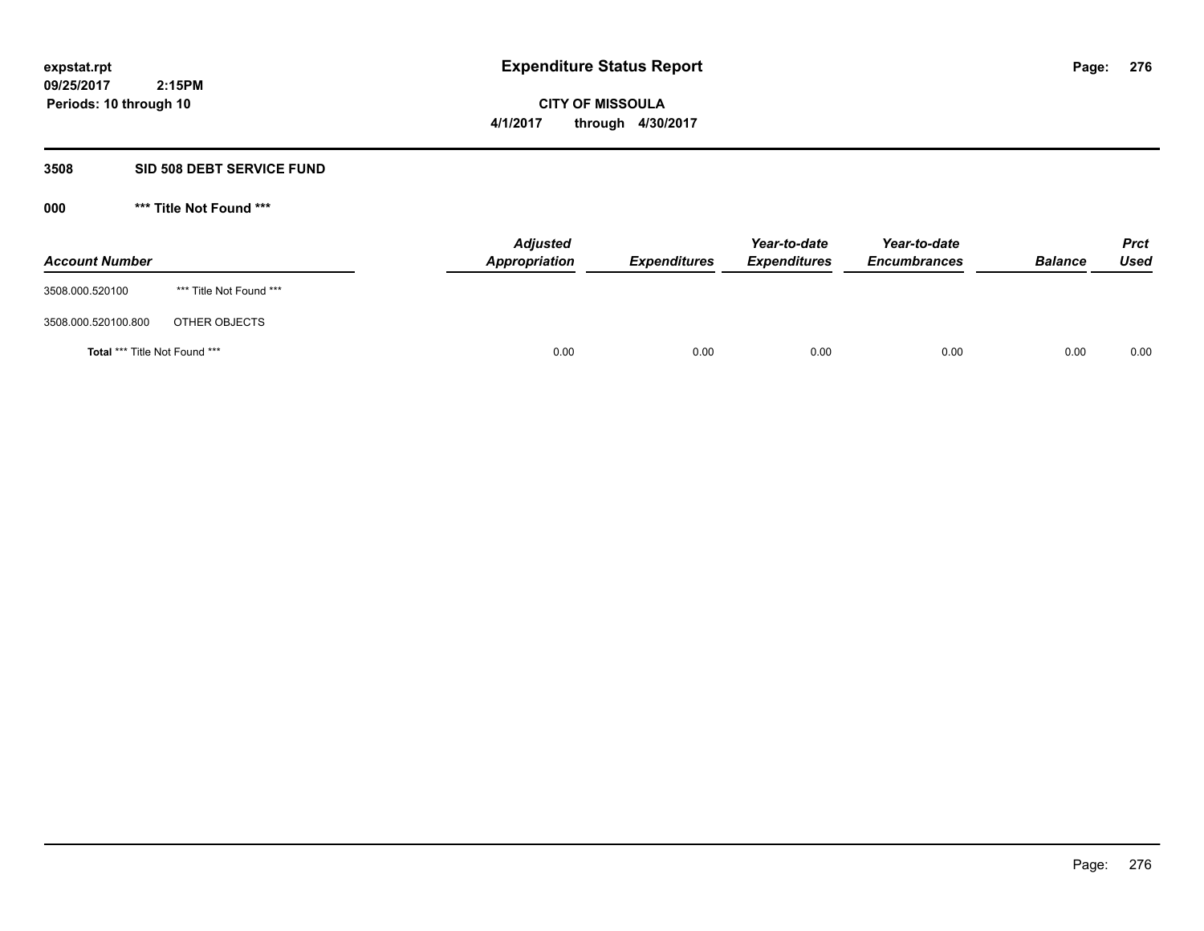**expstat.rpt**
**09/25/2017 2:15PM**
**Periods: 10 through 10**

# Expenditure Status Report

**CITY OF MISSOULA**
**4/1/2017 through 4/30/2017**

## 3508 SID 508 DEBT SERVICE FUND

### 000 *** Title Not Found ***

| Account Number | | Adjusted Appropriation | Expenditures | Year-to-date Expenditures | Year-to-date Encumbrances | Balance | Prct Used |
|---|---|---|---|---|---|---|---|
| 3508.000.520100 | *** Title Not Found *** | | | | | | |
| 3508.000.520100.800 | OTHER OBJECTS | | | | | | |
| **Total** *** Title Not Found *** | | 0.00 | 0.00 | 0.00 | 0.00 | 0.00 | 0.00 |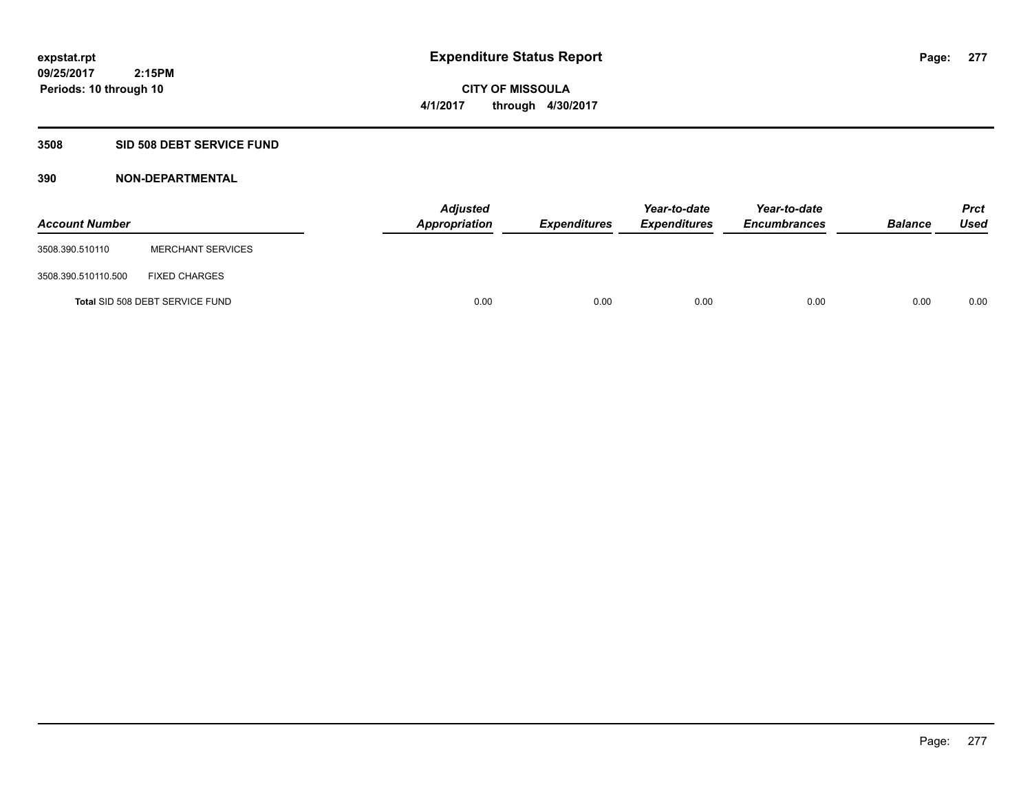# Expenditure Status Report

**CITY OF MISSOULA**

**4/1/2017 through 4/30/2017**

expstat.rpt
09/25/2017 2:15PM
Periods: 10 through 10

## 3508 SID 508 DEBT SERVICE FUND

### 390 NON-DEPARTMENTAL

| Account Number | | Adjusted Appropriation | Expenditures | Year-to-date Expenditures | Year-to-date Encumbrances | Balance | Prct Used |
|---|---|---|---|---|---|---|---|
| 3508.390.510110 | MERCHANT SERVICES | | | | | | |
| 3508.390.510110.500 | FIXED CHARGES | | | | | | |
| Total SID 508 DEBT SERVICE FUND | | 0.00 | 0.00 | 0.00 | 0.00 | 0.00 | 0.00 |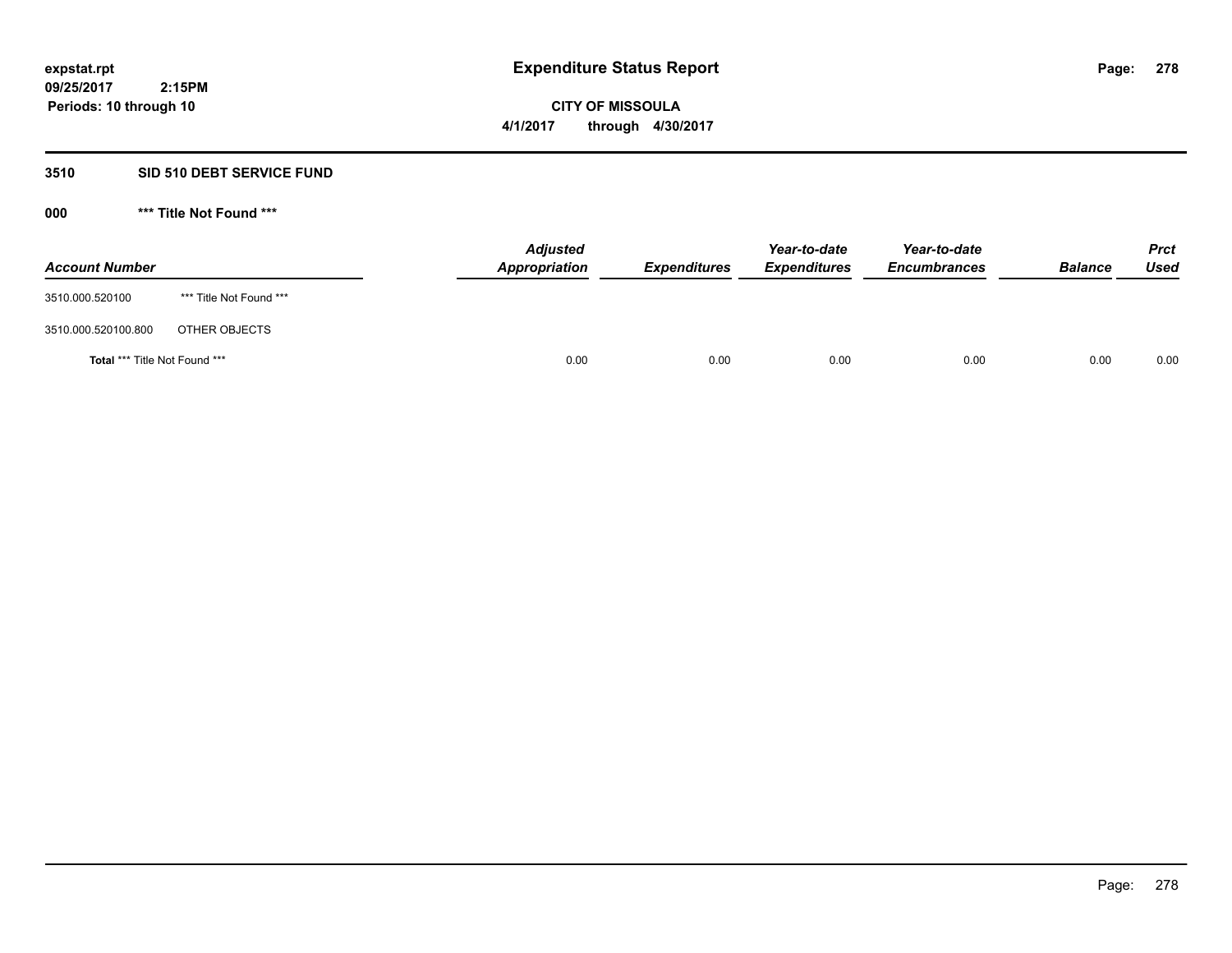**expstat.rpt**
**09/25/2017 2:15PM**
**Periods: 10 through 10**

# Expenditure Status Report

**CITY OF MISSOULA**
**4/1/2017 through 4/30/2017**

## 3510 SID 510 DEBT SERVICE FUND

### 000 *** Title Not Found ***

| Account Number | | Adjusted Appropriation | Expenditures | Year-to-date Expenditures | Year-to-date Encumbrances | Balance | Prct Used |
|---|---|---|---|---|---|---|---|
| 3510.000.520100 | *** Title Not Found *** | | | | | | |
| 3510.000.520100.800 | OTHER OBJECTS | | | | | | |
| **Total** *** Title Not Found *** | | 0.00 | 0.00 | 0.00 | 0.00 | 0.00 | 0.00 |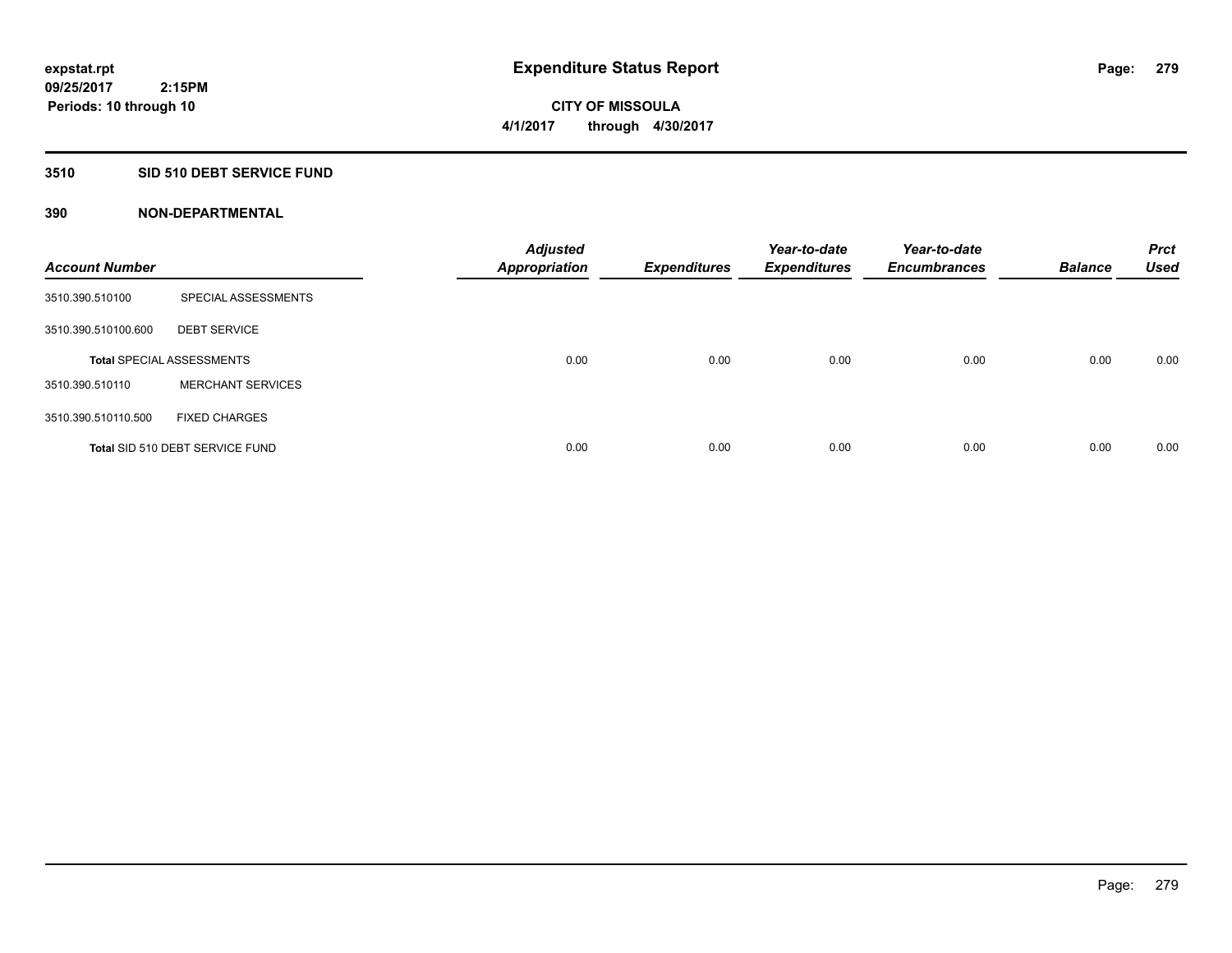**expstat.rpt**
**09/25/2017 2:15PM**
**Periods: 10 through 10**

# Expenditure Status Report

**CITY OF MISSOULA**
**4/1/2017 through 4/30/2017**

## 3510 SID 510 DEBT SERVICE FUND

### 390 NON-DEPARTMENTAL

| Account Number | | Adjusted Appropriation | Expenditures | Year-to-date Expenditures | Year-to-date Encumbrances | Balance | Prct Used |
|---|---|---|---|---|---|---|---|
| 3510.390.510100 | SPECIAL ASSESSMENTS | | | | | | |
| 3510.390.510100.600 | DEBT SERVICE | | | | | | |
| **Total** SPECIAL ASSESSMENTS | | 0.00 | 0.00 | 0.00 | 0.00 | 0.00 | 0.00 |
| 3510.390.510110 | MERCHANT SERVICES | | | | | | |
| 3510.390.510110.500 | FIXED CHARGES | | | | | | |
| **Total** SID 510 DEBT SERVICE FUND | | 0.00 | 0.00 | 0.00 | 0.00 | 0.00 | 0.00 |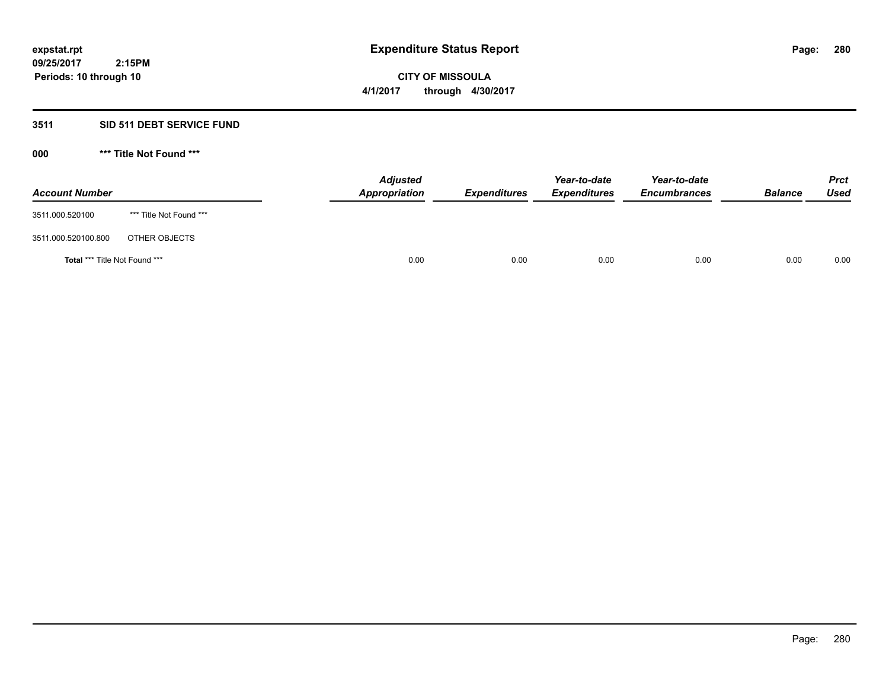# Expenditure Status Report

expstat.rpt
09/25/2017 2:15PM
Periods: 10 through 10

**CITY OF MISSOULA**
**4/1/2017 through 4/30/2017**

## 3511 SID 511 DEBT SERVICE FUND

### 000 *** Title Not Found ***

| Account Number | | Adjusted Appropriation | Expenditures | Year-to-date Expenditures | Year-to-date Encumbrances | Balance | Prct Used |
|---|---|---|---|---|---|---|---|
| 3511.000.520100 | *** Title Not Found *** | | | | | | |
| 3511.000.520100.800 | OTHER OBJECTS | | | | | | |
| **Total** *** Title Not Found *** | | 0.00 | 0.00 | 0.00 | 0.00 | 0.00 | 0.00 |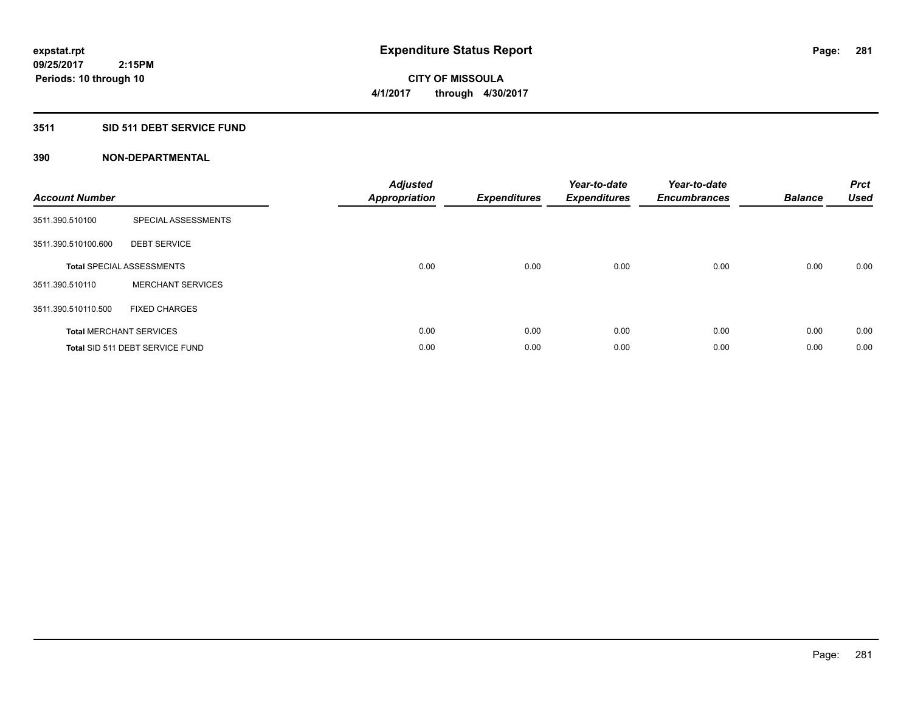expstat.rpt
09/25/2017 2:15PM
Periods: 10 through 10

# Expenditure Status Report

CITY OF MISSOULA
4/1/2017 through 4/30/2017

## 3511 SID 511 DEBT SERVICE FUND

### 390 NON-DEPARTMENTAL

| Account Number | | Adjusted Appropriation | Expenditures | Year-to-date Expenditures | Year-to-date Encumbrances | Balance | Prct Used |
|---|---|---|---|---|---|---|---|
| 3511.390.510100 | SPECIAL ASSESSMENTS | | | | | | |
| 3511.390.510100.600 | DEBT SERVICE | | | | | | |
| Total SPECIAL ASSESSMENTS | | 0.00 | 0.00 | 0.00 | 0.00 | 0.00 | 0.00 |
| 3511.390.510110 | MERCHANT SERVICES | | | | | | |
| 3511.390.510110.500 | FIXED CHARGES | | | | | | |
| Total MERCHANT SERVICES | | 0.00 | 0.00 | 0.00 | 0.00 | 0.00 | 0.00 |
| Total SID 511 DEBT SERVICE FUND | | 0.00 | 0.00 | 0.00 | 0.00 | 0.00 | 0.00 |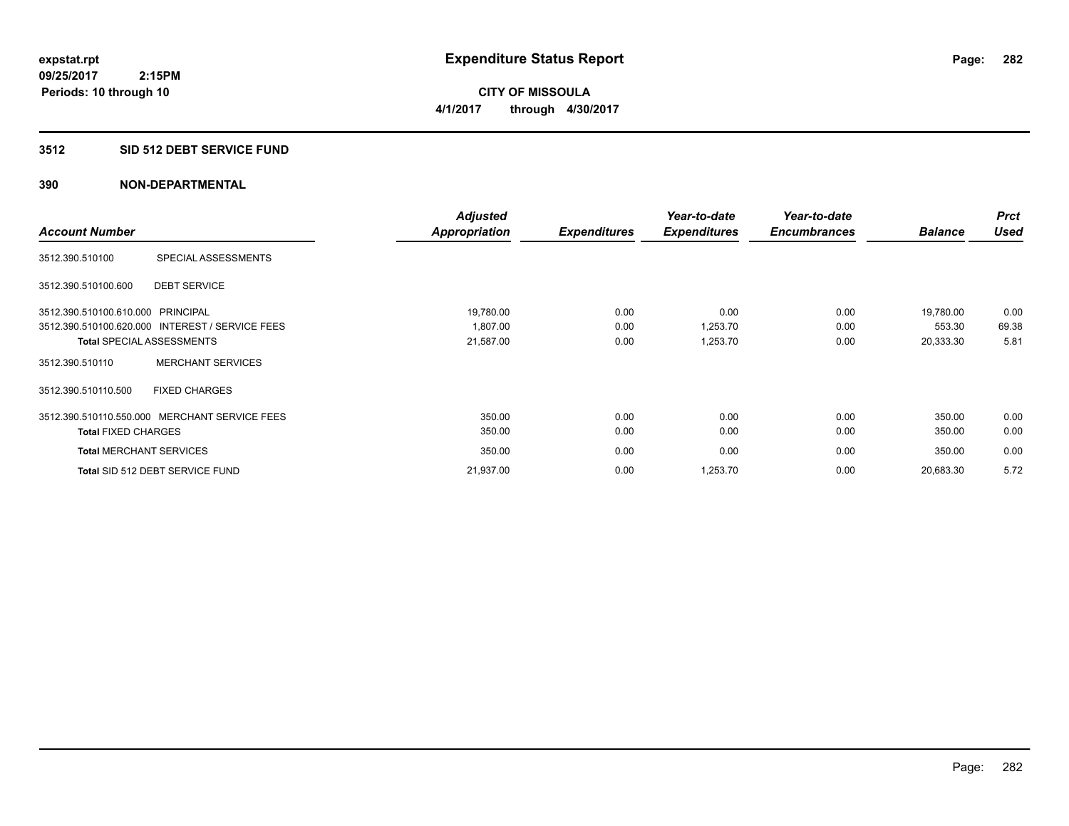# Expenditure Status Report

expstat.rpt
09/25/2017 2:15PM
Periods: 10 through 10

**CITY OF MISSOULA**
**4/1/2017 through 4/30/2017**

## 3512 SID 512 DEBT SERVICE FUND

### 390 NON-DEPARTMENTAL

| Account Number | | Adjusted Appropriation | Expenditures | Year-to-date Expenditures | Year-to-date Encumbrances | Balance | Prct Used |
|---|---|---|---|---|---|---|---|
| 3512.390.510100 | SPECIAL ASSESSMENTS | | | | | | |
| 3512.390.510100.600 | DEBT SERVICE | | | | | | |
| 3512.390.510100.610.000 | PRINCIPAL | 19,780.00 | 0.00 | 0.00 | 0.00 | 19,780.00 | 0.00 |
| 3512.390.510100.620.000 | INTEREST / SERVICE FEES | 1,807.00 | 0.00 | 1,253.70 | 0.00 | 553.30 | 69.38 |
| **Total** SPECIAL ASSESSMENTS | | 21,587.00 | 0.00 | 1,253.70 | 0.00 | 20,333.30 | 5.81 |
| 3512.390.510110 | MERCHANT SERVICES | | | | | | |
| 3512.390.510110.500 | FIXED CHARGES | | | | | | |
| 3512.390.510110.550.000 | MERCHANT SERVICE FEES | 350.00 | 0.00 | 0.00 | 0.00 | 350.00 | 0.00 |
| **Total** FIXED CHARGES | | 350.00 | 0.00 | 0.00 | 0.00 | 350.00 | 0.00 |
| **Total** MERCHANT SERVICES | | 350.00 | 0.00 | 0.00 | 0.00 | 350.00 | 0.00 |
| **Total** SID 512 DEBT SERVICE FUND | | 21,937.00 | 0.00 | 1,253.70 | 0.00 | 20,683.30 | 5.72 |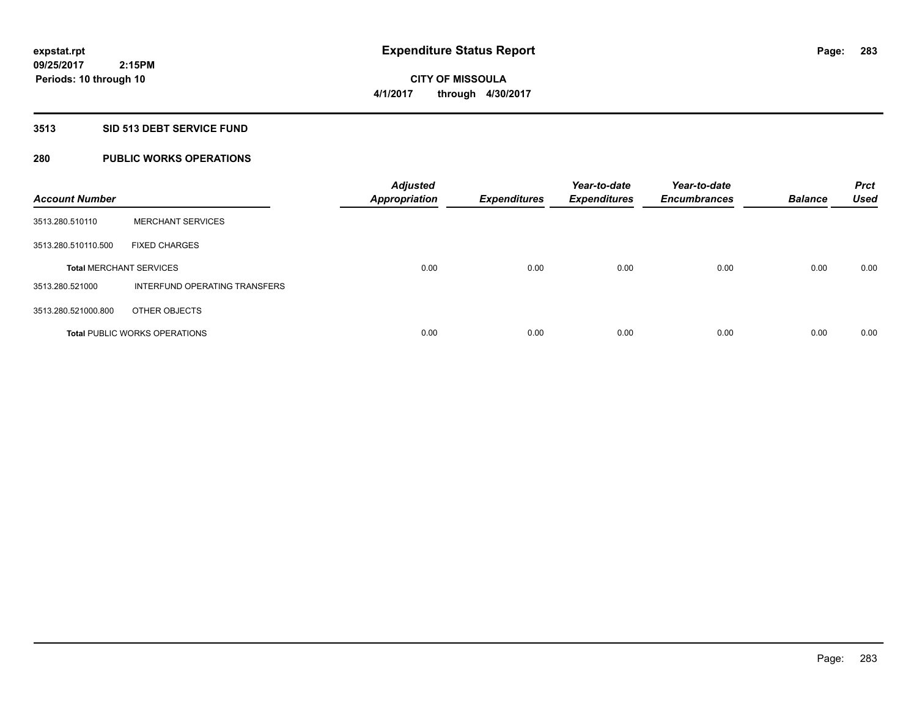# Expenditure Status Report

**CITY OF MISSOULA**

**4/1/2017 through 4/30/2017**

expstat.rpt
09/25/2017 2:15PM
Periods: 10 through 10

## 3513 SID 513 DEBT SERVICE FUND

## 280 PUBLIC WORKS OPERATIONS

| Account Number | | Adjusted Appropriation | Expenditures | Year-to-date Expenditures | Year-to-date Encumbrances | Balance | Prct Used |
|---|---|---|---|---|---|---|---|
| 3513.280.510110 | MERCHANT SERVICES | | | | | | |
| 3513.280.510110.500 | FIXED CHARGES | | | | | | |
| **Total** MERCHANT SERVICES | | 0.00 | 0.00 | 0.00 | 0.00 | 0.00 | 0.00 |
| 3513.280.521000 | INTERFUND OPERATING TRANSFERS | | | | | | |
| 3513.280.521000.800 | OTHER OBJECTS | | | | | | |
| **Total** PUBLIC WORKS OPERATIONS | | 0.00 | 0.00 | 0.00 | 0.00 | 0.00 | 0.00 |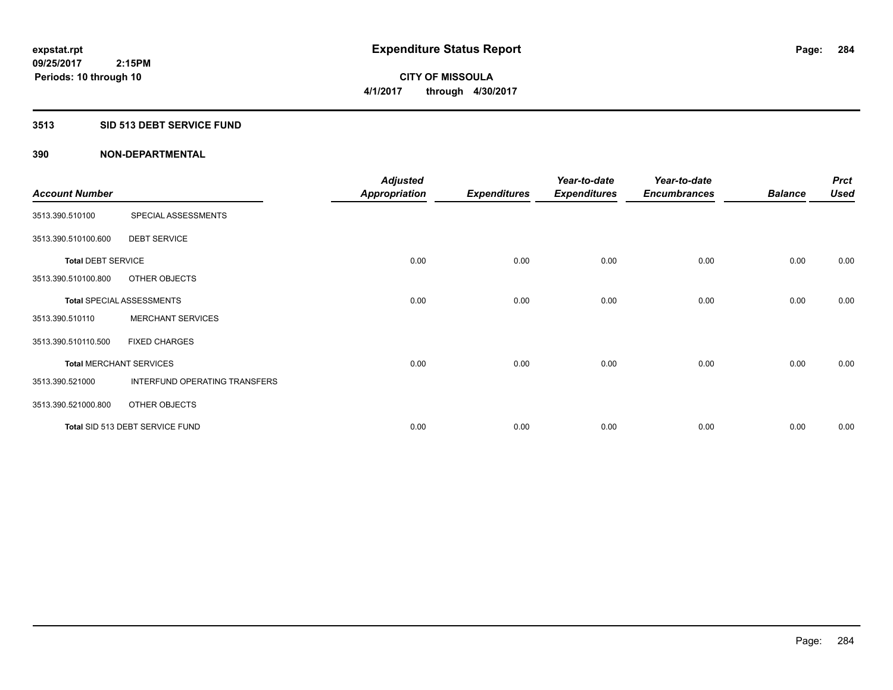**expstat.rpt**
**09/25/2017 2:15PM**
**Periods: 10 through 10**

# Expenditure Status Report

**CITY OF MISSOULA**
**4/1/2017 through 4/30/2017**

## 3513 SID 513 DEBT SERVICE FUND

## 390 NON-DEPARTMENTAL

| Account Number | | Adjusted Appropriation | Expenditures | Year-to-date Expenditures | Year-to-date Encumbrances | Balance | Prct Used |
|---|---|---|---|---|---|---|---|
| 3513.390.510100 | SPECIAL ASSESSMENTS | | | | | | |
| 3513.390.510100.600 | DEBT SERVICE | | | | | | |
| **Total** DEBT SERVICE | | 0.00 | 0.00 | 0.00 | 0.00 | 0.00 | 0.00 |
| 3513.390.510100.800 | OTHER OBJECTS | | | | | | |
| **Total** SPECIAL ASSESSMENTS | | 0.00 | 0.00 | 0.00 | 0.00 | 0.00 | 0.00 |
| 3513.390.510110 | MERCHANT SERVICES | | | | | | |
| 3513.390.510110.500 | FIXED CHARGES | | | | | | |
| **Total** MERCHANT SERVICES | | 0.00 | 0.00 | 0.00 | 0.00 | 0.00 | 0.00 |
| 3513.390.521000 | INTERFUND OPERATING TRANSFERS | | | | | | |
| 3513.390.521000.800 | OTHER OBJECTS | | | | | | |
| **Total** SID 513 DEBT SERVICE FUND | | 0.00 | 0.00 | 0.00 | 0.00 | 0.00 | 0.00 |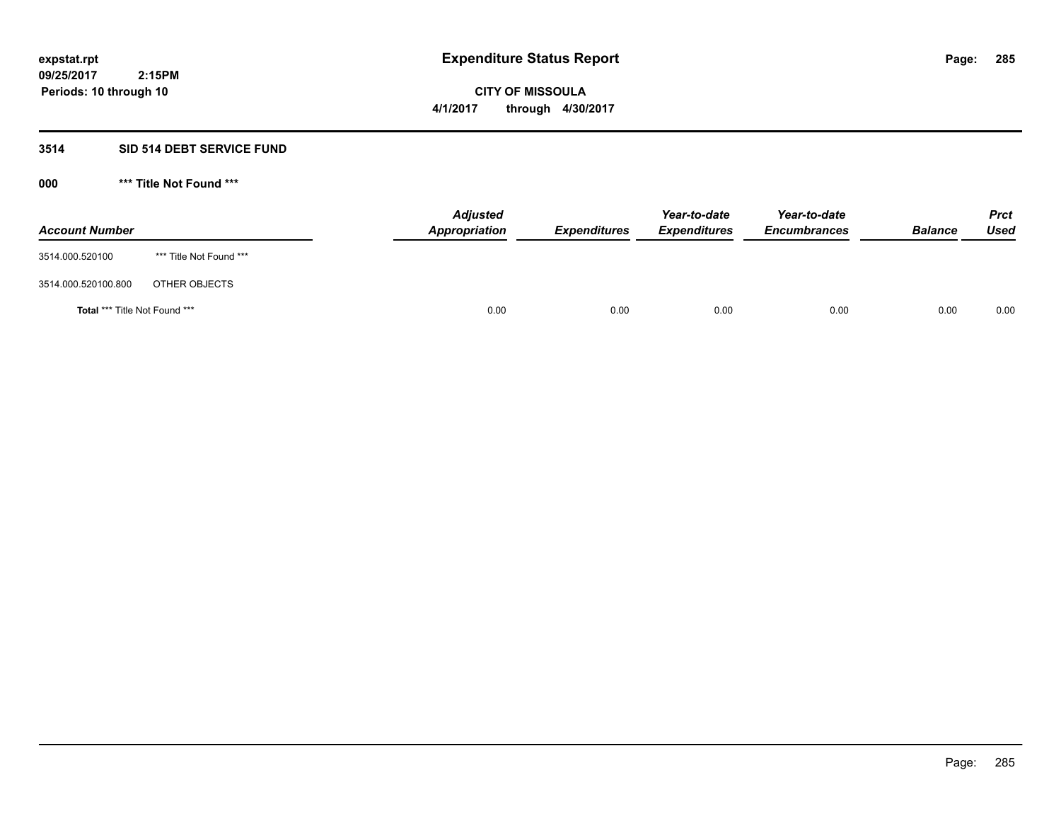**expstat.rpt**
**09/25/2017 2:15PM**
**Periods: 10 through 10**

# Expenditure Status Report

**CITY OF MISSOULA**
**4/1/2017 through 4/30/2017**

## 3514 SID 514 DEBT SERVICE FUND

### 000 *** Title Not Found ***

| Account Number | | Adjusted Appropriation | Expenditures | Year-to-date Expenditures | Year-to-date Encumbrances | Balance | Prct Used |
|---|---|---|---|---|---|---|---|
| 3514.000.520100 | *** Title Not Found *** | | | | | | |
| 3514.000.520100.800 | OTHER OBJECTS | | | | | | |
| **Total** *** Title Not Found *** | | 0.00 | 0.00 | 0.00 | 0.00 | 0.00 | 0.00 |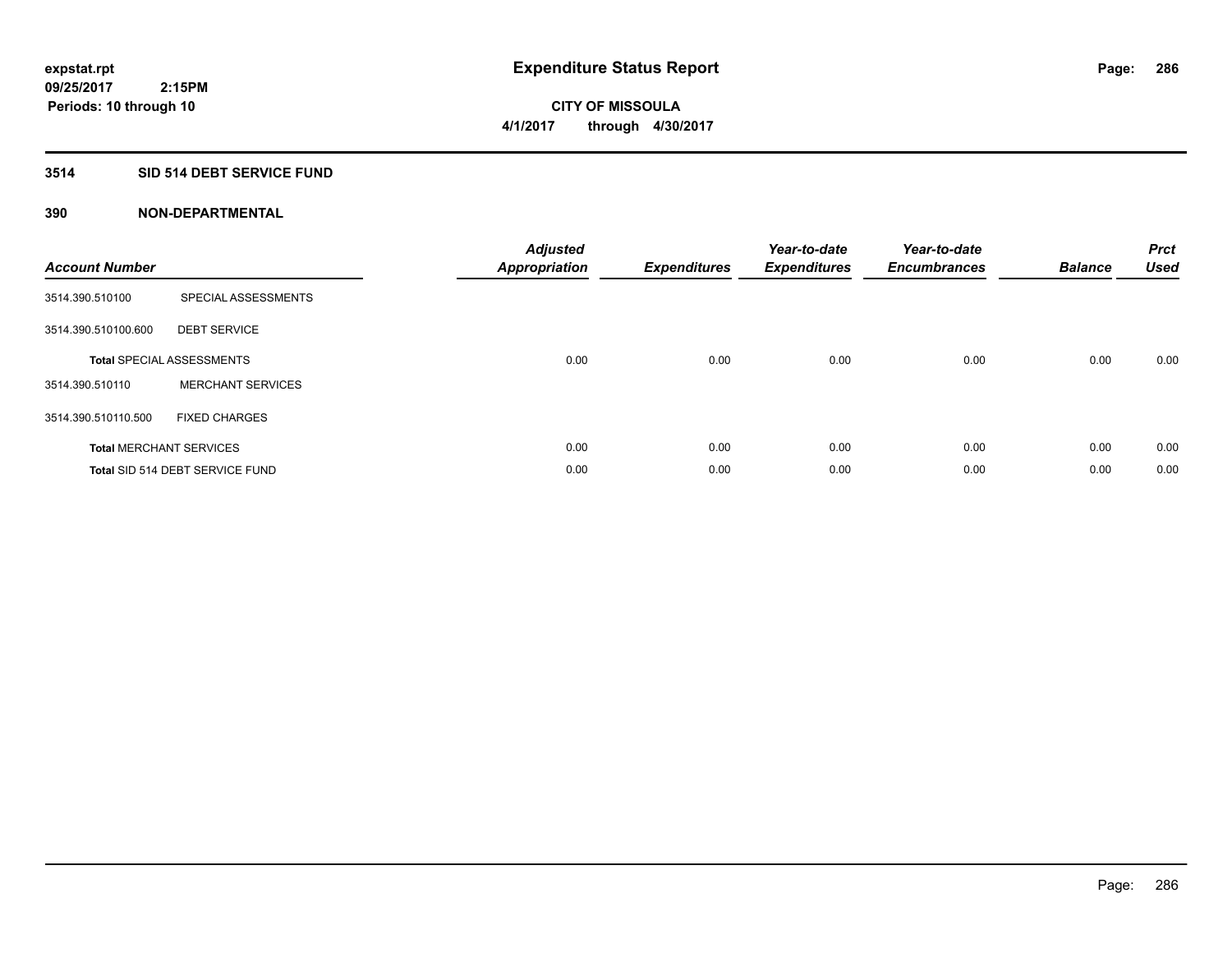**expstat.rpt**
**09/25/2017 2:15PM**
**Periods: 10 through 10**

# Expenditure Status Report

**CITY OF MISSOULA**
**4/1/2017 through 4/30/2017**

## 3514 SID 514 DEBT SERVICE FUND

### 390 NON-DEPARTMENTAL

| Account Number | | Adjusted Appropriation | Expenditures | Year-to-date Expenditures | Year-to-date Encumbrances | Balance | Prct Used |
|---|---|---|---|---|---|---|---|
| 3514.390.510100 | SPECIAL ASSESSMENTS | | | | | | |
| 3514.390.510100.600 | DEBT SERVICE | | | | | | |
| **Total** SPECIAL ASSESSMENTS | | 0.00 | 0.00 | 0.00 | 0.00 | 0.00 | 0.00 |
| 3514.390.510110 | MERCHANT SERVICES | | | | | | |
| 3514.390.510110.500 | FIXED CHARGES | | | | | | |
| **Total** MERCHANT SERVICES | | 0.00 | 0.00 | 0.00 | 0.00 | 0.00 | 0.00 |
| **Total** SID 514 DEBT SERVICE FUND | | 0.00 | 0.00 | 0.00 | 0.00 | 0.00 | 0.00 |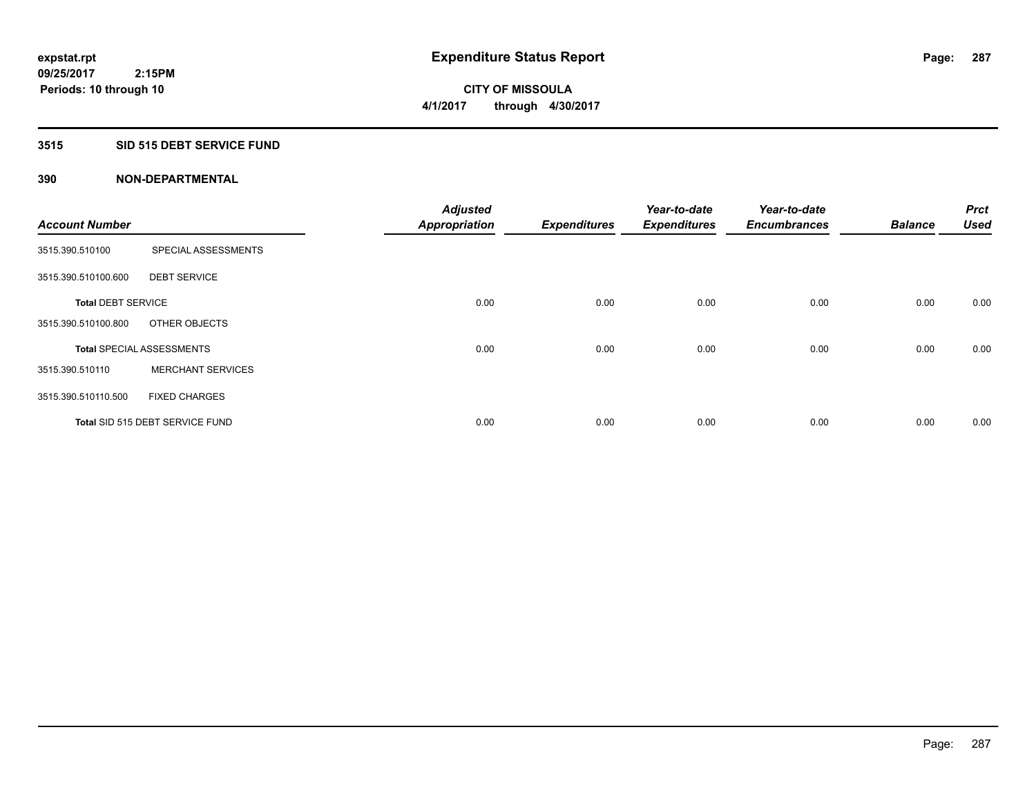# Expenditure Status Report

expstat.rpt
09/25/2017 2:15PM
Periods: 10 through 10

**CITY OF MISSOULA**
**4/1/2017 through 4/30/2017**

## 3515 SID 515 DEBT SERVICE FUND

## 390 NON-DEPARTMENTAL

| Account Number | | Adjusted Appropriation | Expenditures | Year-to-date Expenditures | Year-to-date Encumbrances | Balance | Prct Used |
|---|---|---|---|---|---|---|---|
| 3515.390.510100 | SPECIAL ASSESSMENTS | | | | | | |
| 3515.390.510100.600 | DEBT SERVICE | | | | | | |
| **Total** DEBT SERVICE | | 0.00 | 0.00 | 0.00 | 0.00 | 0.00 | 0.00 |
| 3515.390.510100.800 | OTHER OBJECTS | | | | | | |
| **Total** SPECIAL ASSESSMENTS | | 0.00 | 0.00 | 0.00 | 0.00 | 0.00 | 0.00 |
| 3515.390.510110 | MERCHANT SERVICES | | | | | | |
| 3515.390.510110.500 | FIXED CHARGES | | | | | | |
| **Total** SID 515 DEBT SERVICE FUND | | 0.00 | 0.00 | 0.00 | 0.00 | 0.00 | 0.00 |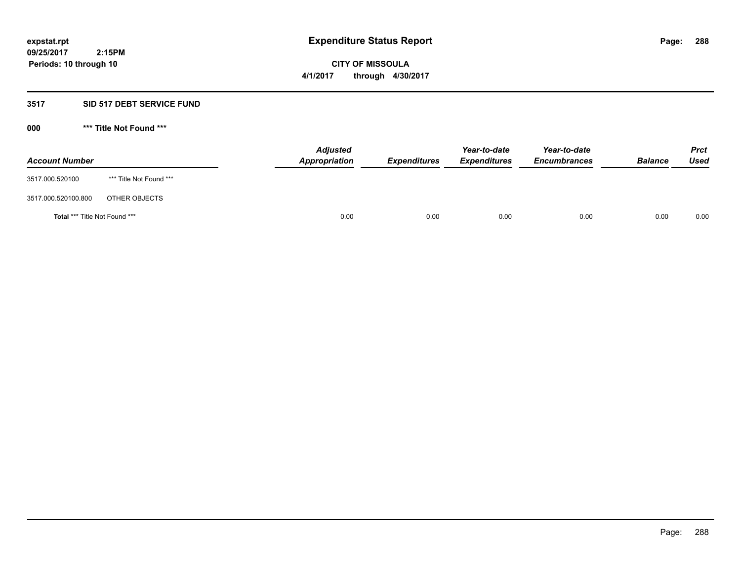# Expenditure Status Report

expstat.rpt
09/25/2017 2:15PM
Periods: 10 through 10

**CITY OF MISSOULA**
**4/1/2017 through 4/30/2017**

## 3517 SID 517 DEBT SERVICE FUND

### 000 *** Title Not Found ***

| Account Number | | Adjusted Appropriation | Expenditures | Year-to-date Expenditures | Year-to-date Encumbrances | Balance | Prct Used |
|---|---|---|---|---|---|---|---|
| 3517.000.520100 | *** Title Not Found *** | | | | | | |
| 3517.000.520100.800 | OTHER OBJECTS | | | | | | |
| **Total** *** Title Not Found *** | | 0.00 | 0.00 | 0.00 | 0.00 | 0.00 | 0.00 |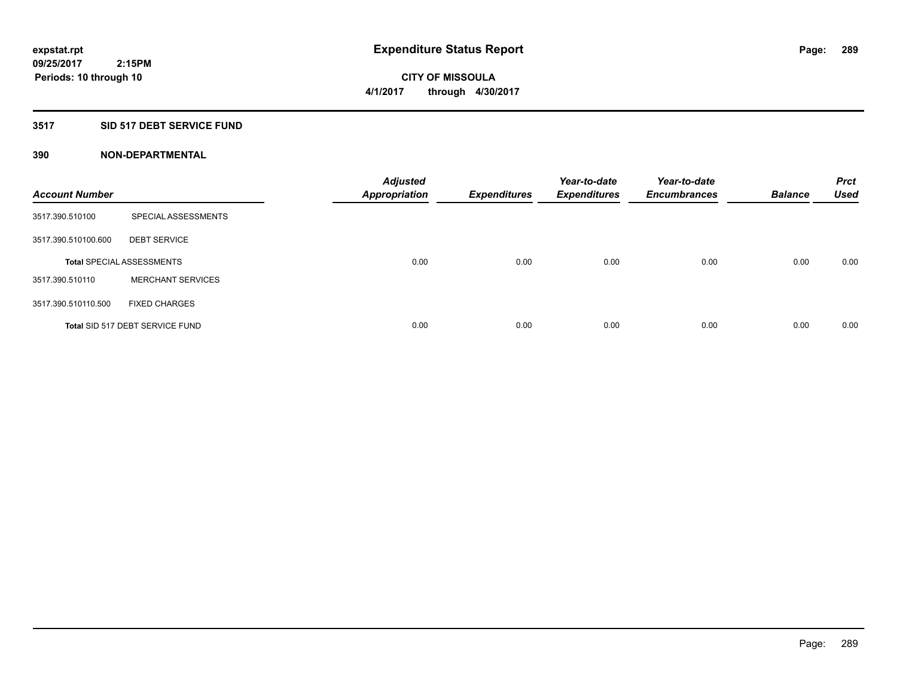**expstat.rpt**
**09/25/2017 2:15PM**
**Periods: 10 through 10**

# Expenditure Status Report

**CITY OF MISSOULA**
**4/1/2017 through 4/30/2017**

## 3517 SID 517 DEBT SERVICE FUND

### 390 NON-DEPARTMENTAL

| Account Number | | Adjusted Appropriation | Expenditures | Year-to-date Expenditures | Year-to-date Encumbrances | Balance | Prct Used |
|---|---|---|---|---|---|---|---|
| 3517.390.510100 | SPECIAL ASSESSMENTS | | | | | | |
| 3517.390.510100.600 | DEBT SERVICE | | | | | | |
| **Total** SPECIAL ASSESSMENTS | | 0.00 | 0.00 | 0.00 | 0.00 | 0.00 | 0.00 |
| 3517.390.510110 | MERCHANT SERVICES | | | | | | |
| 3517.390.510110.500 | FIXED CHARGES | | | | | | |
| **Total** SID 517 DEBT SERVICE FUND | | 0.00 | 0.00 | 0.00 | 0.00 | 0.00 | 0.00 |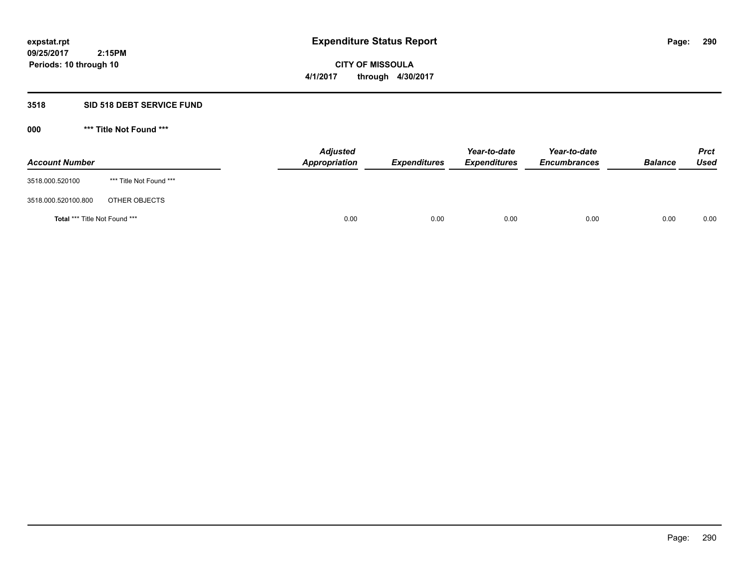**expstat.rpt**
**09/25/2017 2:15PM**
**Periods: 10 through 10**

# Expenditure Status Report

**CITY OF MISSOULA**
**4/1/2017 through 4/30/2017**

## 3518 SID 518 DEBT SERVICE FUND

### 000 *** Title Not Found ***

| Account Number | | Adjusted Appropriation | Expenditures | Year-to-date Expenditures | Year-to-date Encumbrances | Balance | Prct Used |
|---|---|---|---|---|---|---|---|
| 3518.000.520100 | *** Title Not Found *** | | | | | | |
| 3518.000.520100.800 | OTHER OBJECTS | | | | | | |
| **Total** *** Title Not Found *** | | 0.00 | 0.00 | 0.00 | 0.00 | 0.00 | 0.00 |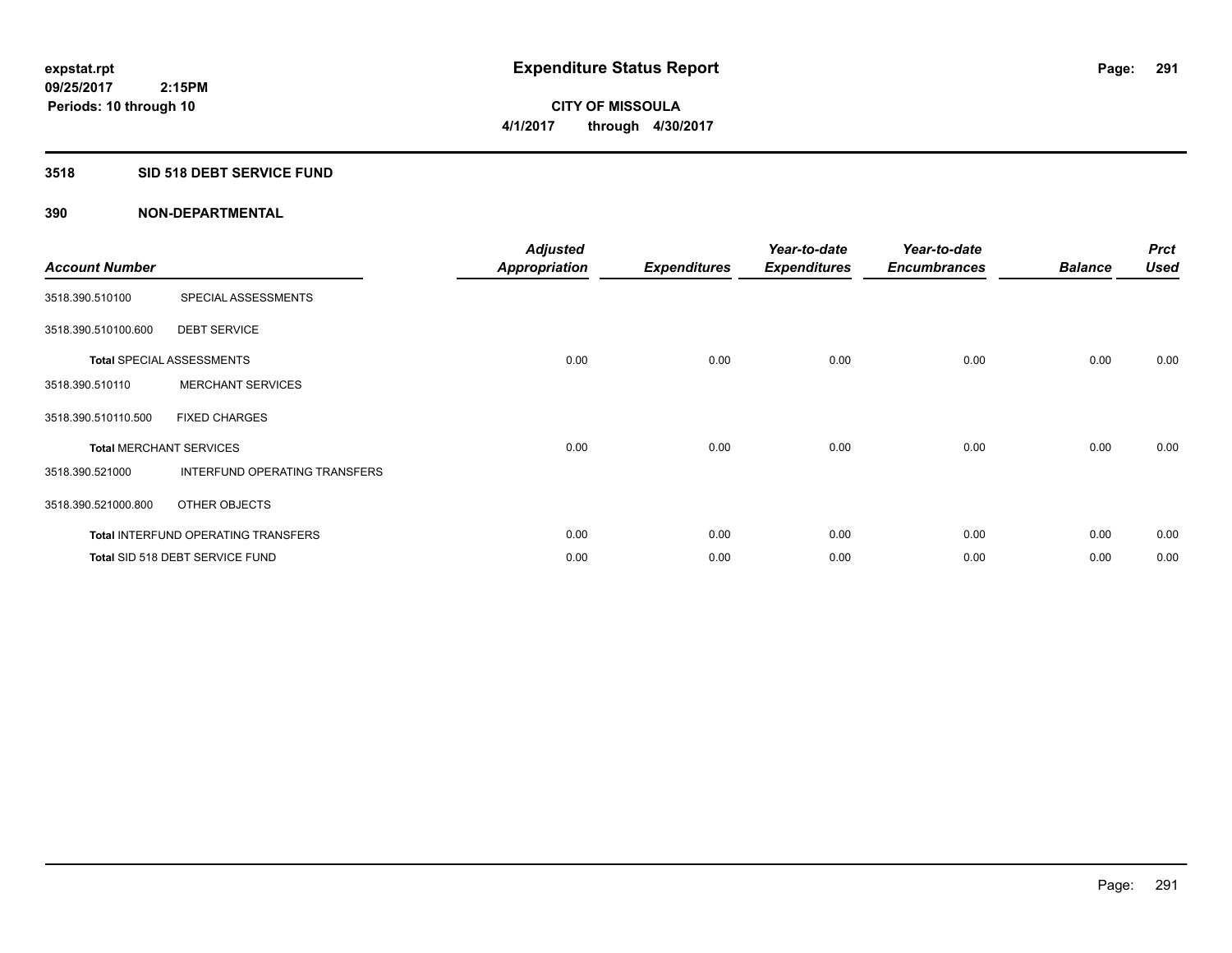# Expenditure Status Report

**CITY OF MISSOULA**
**4/1/2017 through 4/30/2017**

expstat.rpt
09/25/2017 2:15PM
Periods: 10 through 10

## 3518 SID 518 DEBT SERVICE FUND

### 390 NON-DEPARTMENTAL

| Account Number | | Adjusted Appropriation | Expenditures | Year-to-date Expenditures | Year-to-date Encumbrances | Balance | Prct Used |
|---|---|---|---|---|---|---|---|
| 3518.390.510100 | SPECIAL ASSESSMENTS | | | | | | |
| 3518.390.510100.600 | DEBT SERVICE | | | | | | |
| **Total** SPECIAL ASSESSMENTS | | 0.00 | 0.00 | 0.00 | 0.00 | 0.00 | 0.00 |
| 3518.390.510110 | MERCHANT SERVICES | | | | | | |
| 3518.390.510110.500 | FIXED CHARGES | | | | | | |
| **Total** MERCHANT SERVICES | | 0.00 | 0.00 | 0.00 | 0.00 | 0.00 | 0.00 |
| 3518.390.521000 | INTERFUND OPERATING TRANSFERS | | | | | | |
| 3518.390.521000.800 | OTHER OBJECTS | | | | | | |
| **Total** INTERFUND OPERATING TRANSFERS | | 0.00 | 0.00 | 0.00 | 0.00 | 0.00 | 0.00 |
| **Total** SID 518 DEBT SERVICE FUND | | 0.00 | 0.00 | 0.00 | 0.00 | 0.00 | 0.00 |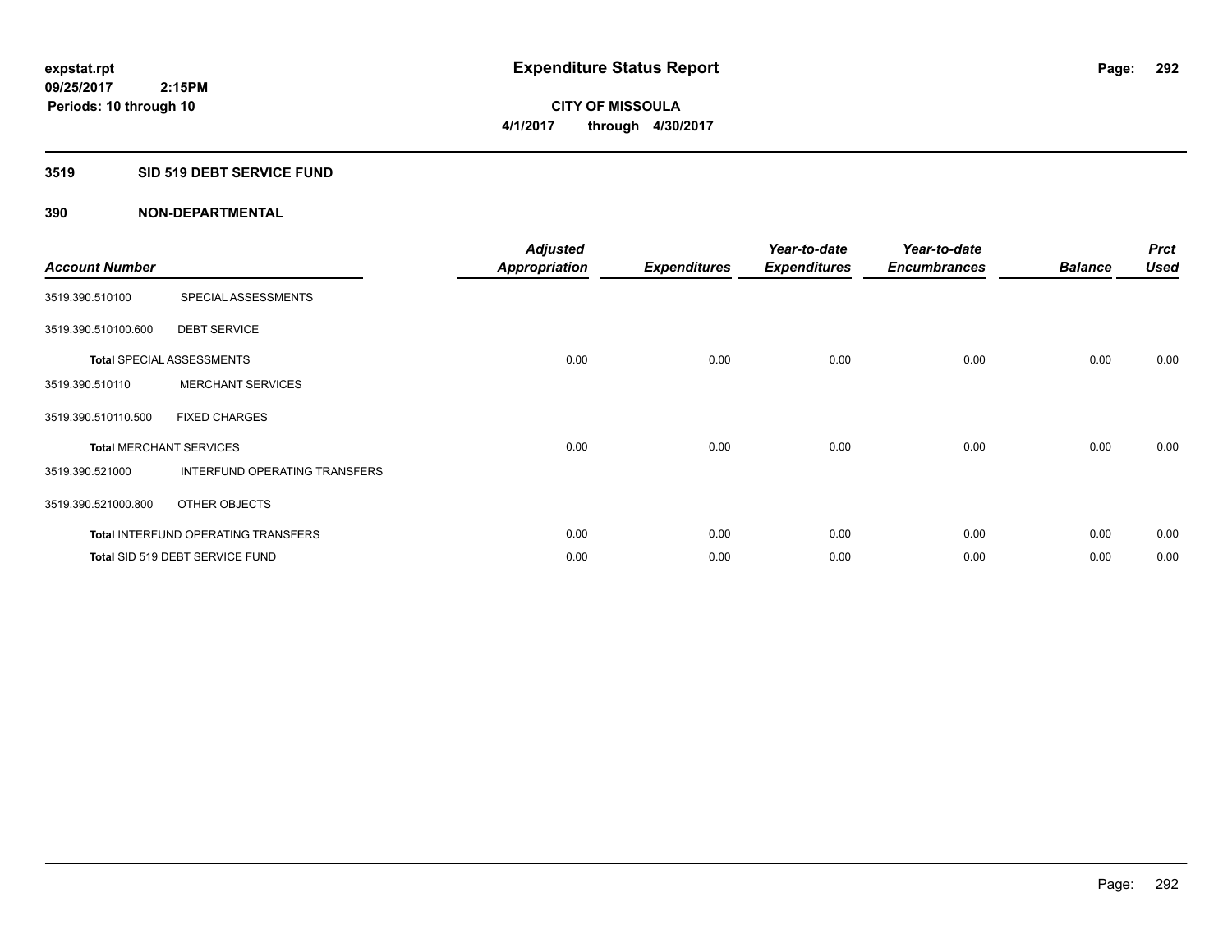**expstat.rpt**
**09/25/2017 2:15PM**
**Periods: 10 through 10**

# Expenditure Status Report

**CITY OF MISSOULA**
**4/1/2017 through 4/30/2017**

## 3519 SID 519 DEBT SERVICE FUND

### 390 NON-DEPARTMENTAL

| Account Number | | Adjusted Appropriation | Expenditures | Year-to-date Expenditures | Year-to-date Encumbrances | Balance | Prct Used |
|---|---|---|---|---|---|---|---|
| 3519.390.510100 | SPECIAL ASSESSMENTS | | | | | | |
| 3519.390.510100.600 | DEBT SERVICE | | | | | | |
| **Total** SPECIAL ASSESSMENTS | | 0.00 | 0.00 | 0.00 | 0.00 | 0.00 | 0.00 |
| 3519.390.510110 | MERCHANT SERVICES | | | | | | |
| 3519.390.510110.500 | FIXED CHARGES | | | | | | |
| **Total** MERCHANT SERVICES | | 0.00 | 0.00 | 0.00 | 0.00 | 0.00 | 0.00 |
| 3519.390.521000 | INTERFUND OPERATING TRANSFERS | | | | | | |
| 3519.390.521000.800 | OTHER OBJECTS | | | | | | |
| **Total** INTERFUND OPERATING TRANSFERS | | 0.00 | 0.00 | 0.00 | 0.00 | 0.00 | 0.00 |
| **Total** SID 519 DEBT SERVICE FUND | | 0.00 | 0.00 | 0.00 | 0.00 | 0.00 | 0.00 |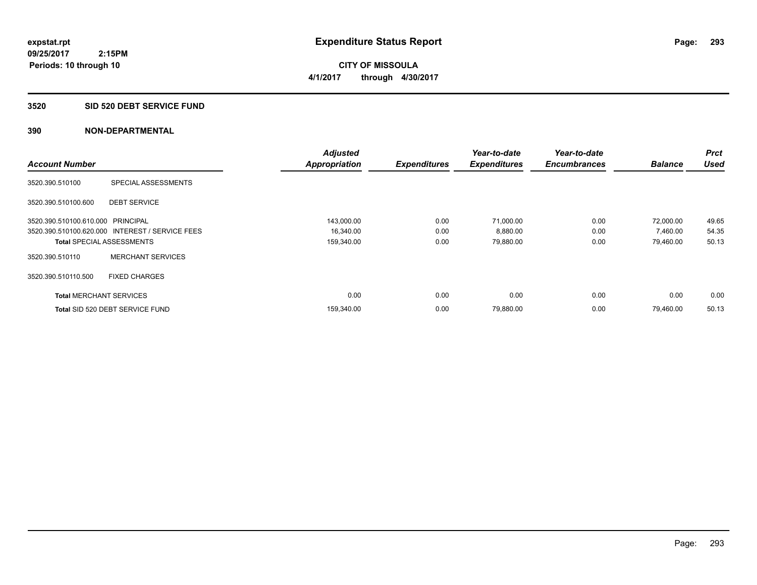expstat.rpt
09/25/2017 2:15PM
Periods: 10 through 10

# Expenditure Status Report

**CITY OF MISSOULA**
**4/1/2017 through 4/30/2017**

## 3520 SID 520 DEBT SERVICE FUND

### 390 NON-DEPARTMENTAL

| Account Number | | Adjusted Appropriation | Expenditures | Year-to-date Expenditures | Year-to-date Encumbrances | Balance | Prct Used |
|---|---|---|---|---|---|---|---|
| 3520.390.510100 | SPECIAL ASSESSMENTS | | | | | | |
| 3520.390.510100.600 | DEBT SERVICE | | | | | | |
| 3520.390.510100.610.000 | PRINCIPAL | 143,000.00 | 0.00 | 71,000.00 | 0.00 | 72,000.00 | 49.65 |
| 3520.390.510100.620.000 | INTEREST / SERVICE FEES | 16,340.00 | 0.00 | 8,880.00 | 0.00 | 7,460.00 | 54.35 |
| **Total** SPECIAL ASSESSMENTS | | 159,340.00 | 0.00 | 79,880.00 | 0.00 | 79,460.00 | 50.13 |
| 3520.390.510110 | MERCHANT SERVICES | | | | | | |
| 3520.390.510110.500 | FIXED CHARGES | | | | | | |
| **Total** MERCHANT SERVICES | | 0.00 | 0.00 | 0.00 | 0.00 | 0.00 | 0.00 |
| **Total** SID 520 DEBT SERVICE FUND | | 159,340.00 | 0.00 | 79,880.00 | 0.00 | 79,460.00 | 50.13 |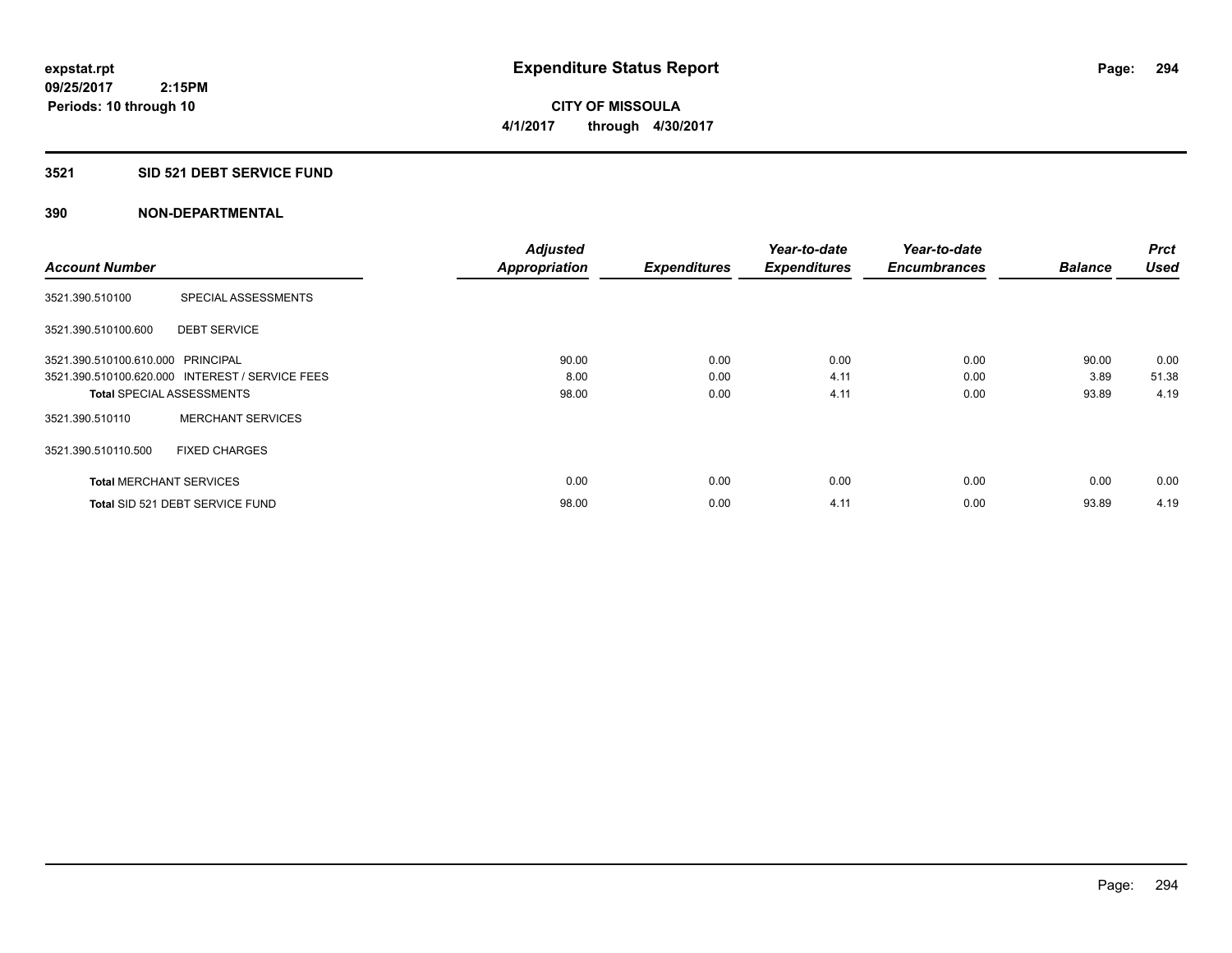**expstat.rpt**
**09/25/2017 2:15PM**
**Periods: 10 through 10**

# Expenditure Status Report

**CITY OF MISSOULA**
**4/1/2017 through 4/30/2017**

## 3521 SID 521 DEBT SERVICE FUND

## 390 NON-DEPARTMENTAL

| Account Number | | Adjusted Appropriation | Expenditures | Year-to-date Expenditures | Year-to-date Encumbrances | Balance | Prct Used |
|---|---|---|---|---|---|---|---|
| 3521.390.510100 | SPECIAL ASSESSMENTS | | | | | | |
| 3521.390.510100.600 | DEBT SERVICE | | | | | | |
| 3521.390.510100.610.000 | PRINCIPAL | 90.00 | 0.00 | 0.00 | 0.00 | 90.00 | 0.00 |
| 3521.390.510100.620.000 | INTEREST / SERVICE FEES | 8.00 | 0.00 | 4.11 | 0.00 | 3.89 | 51.38 |
| **Total** SPECIAL ASSESSMENTS | | 98.00 | 0.00 | 4.11 | 0.00 | 93.89 | 4.19 |
| 3521.390.510110 | MERCHANT SERVICES | | | | | | |
| 3521.390.510110.500 | FIXED CHARGES | | | | | | |
| **Total** MERCHANT SERVICES | | 0.00 | 0.00 | 0.00 | 0.00 | 0.00 | 0.00 |
| **Total** SID 521 DEBT SERVICE FUND | | 98.00 | 0.00 | 4.11 | 0.00 | 93.89 | 4.19 |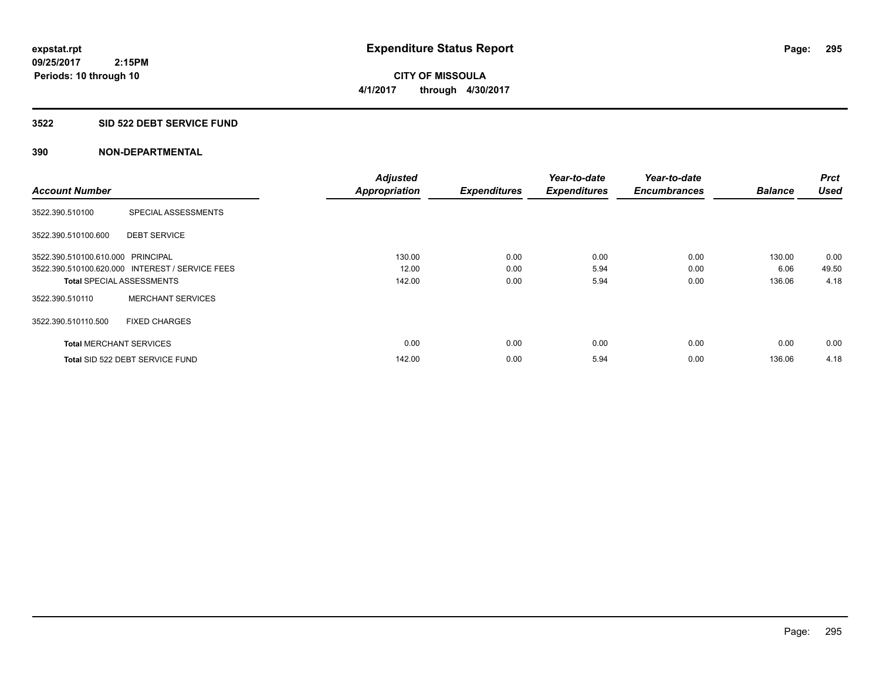# Expenditure Status Report

expstat.rpt
09/25/2017 2:15PM
Periods: 10 through 10

**CITY OF MISSOULA**
**4/1/2017 through 4/30/2017**

## 3522 SID 522 DEBT SERVICE FUND

### 390 NON-DEPARTMENTAL

| Account Number | | Adjusted Appropriation | Expenditures | Year-to-date Expenditures | Year-to-date Encumbrances | Balance | Prct Used |
|---|---|---|---|---|---|---|---|
| 3522.390.510100 | SPECIAL ASSESSMENTS | | | | | | |
| 3522.390.510100.600 | DEBT SERVICE | | | | | | |
| 3522.390.510100.610.000 | PRINCIPAL | 130.00 | 0.00 | 0.00 | 0.00 | 130.00 | 0.00 |
| 3522.390.510100.620.000 | INTEREST / SERVICE FEES | 12.00 | 0.00 | 5.94 | 0.00 | 6.06 | 49.50 |
| **Total** SPECIAL ASSESSMENTS | | 142.00 | 0.00 | 5.94 | 0.00 | 136.06 | 4.18 |
| 3522.390.510110 | MERCHANT SERVICES | | | | | | |
| 3522.390.510110.500 | FIXED CHARGES | | | | | | |
| **Total** MERCHANT SERVICES | | 0.00 | 0.00 | 0.00 | 0.00 | 0.00 | 0.00 |
| **Total** SID 522 DEBT SERVICE FUND | | 142.00 | 0.00 | 5.94 | 0.00 | 136.06 | 4.18 |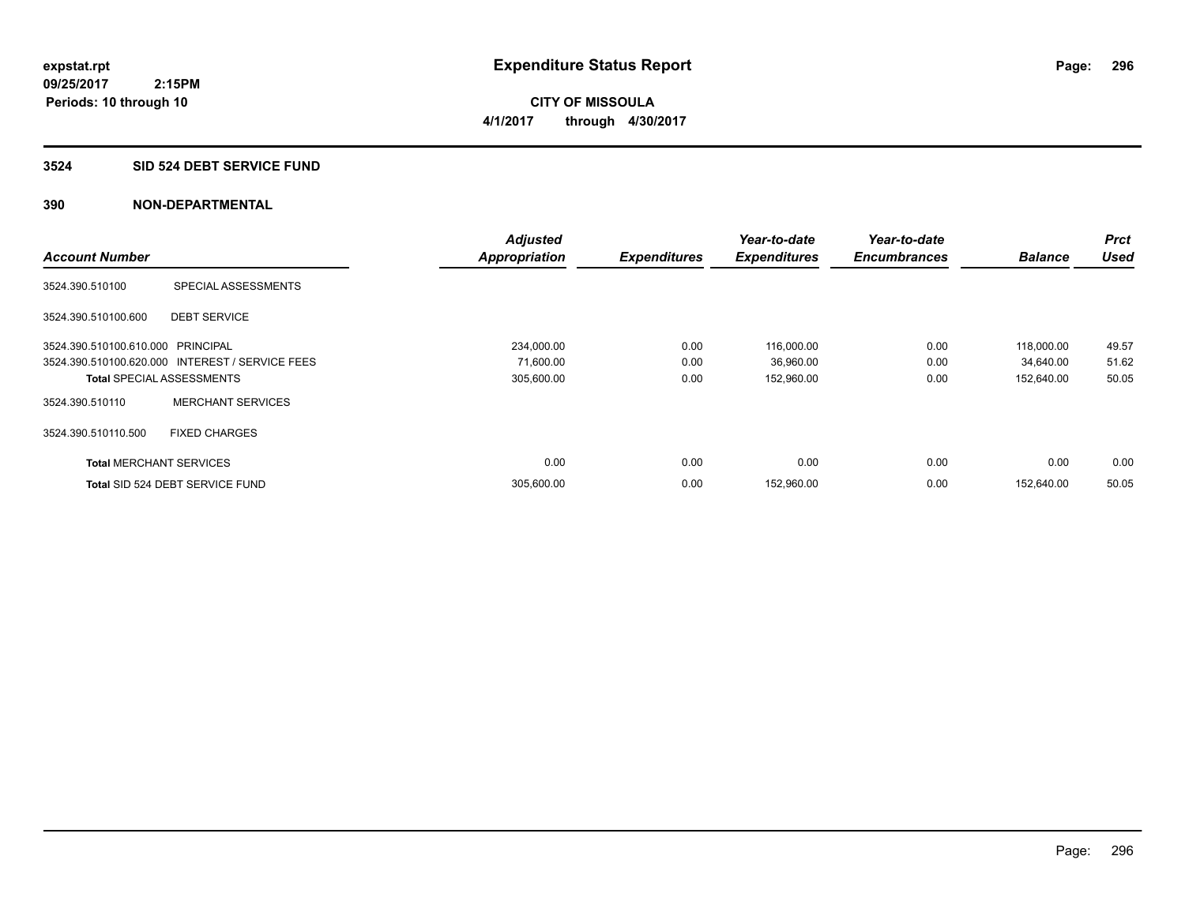# Expenditure Status Report

**CITY OF MISSOULA**

**4/1/2017 through 4/30/2017**

expstat.rpt
09/25/2017 2:15PM
Periods: 10 through 10

## 3524 SID 524 DEBT SERVICE FUND

### 390 NON-DEPARTMENTAL

| Account Number | | Adjusted Appropriation | Expenditures | Year-to-date Expenditures | Year-to-date Encumbrances | Balance | Prct Used |
|---|---|---|---|---|---|---|---|
| 3524.390.510100 | SPECIAL ASSESSMENTS | | | | | | |
| 3524.390.510100.600 | DEBT SERVICE | | | | | | |
| 3524.390.510100.610.000 | PRINCIPAL | 234,000.00 | 0.00 | 116,000.00 | 0.00 | 118,000.00 | 49.57 |
| 3524.390.510100.620.000 | INTEREST / SERVICE FEES | 71,600.00 | 0.00 | 36,960.00 | 0.00 | 34,640.00 | 51.62 |
| **Total** SPECIAL ASSESSMENTS | | 305,600.00 | 0.00 | 152,960.00 | 0.00 | 152,640.00 | 50.05 |
| 3524.390.510110 | MERCHANT SERVICES | | | | | | |
| 3524.390.510110.500 | FIXED CHARGES | | | | | | |
| **Total** MERCHANT SERVICES | | 0.00 | 0.00 | 0.00 | 0.00 | 0.00 | 0.00 |
| **Total** SID 524 DEBT SERVICE FUND | | 305,600.00 | 0.00 | 152,960.00 | 0.00 | 152,640.00 | 50.05 |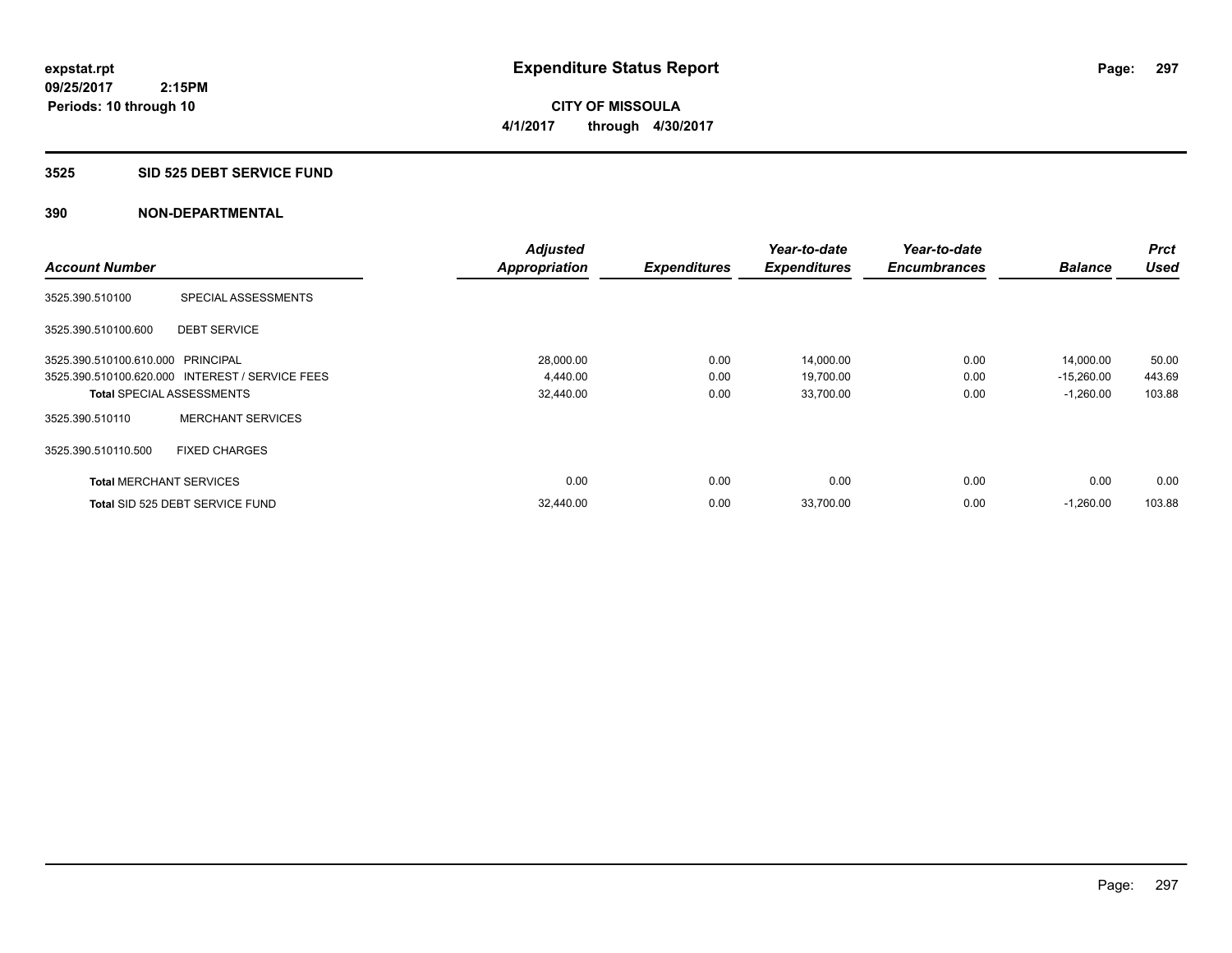# Expenditure Status Report

expstat.rpt
09/25/2017 2:15PM
Periods: 10 through 10

**CITY OF MISSOULA**
**4/1/2017 through 4/30/2017**

## 3525 SID 525 DEBT SERVICE FUND

### 390 NON-DEPARTMENTAL

| Account Number | | Adjusted Appropriation | Expenditures | Year-to-date Expenditures | Year-to-date Encumbrances | Balance | Prct Used |
|---|---|---|---|---|---|---|---|
| 3525.390.510100 | SPECIAL ASSESSMENTS | | | | | | |
| 3525.390.510100.600 | DEBT SERVICE | | | | | | |
| 3525.390.510100.610.000 | PRINCIPAL | 28,000.00 | 0.00 | 14,000.00 | 0.00 | 14,000.00 | 50.00 |
| 3525.390.510100.620.000 | INTEREST / SERVICE FEES | 4,440.00 | 0.00 | 19,700.00 | 0.00 | -15,260.00 | 443.69 |
| **Total** SPECIAL ASSESSMENTS | | 32,440.00 | 0.00 | 33,700.00 | 0.00 | -1,260.00 | 103.88 |
| 3525.390.510110 | MERCHANT SERVICES | | | | | | |
| 3525.390.510110.500 | FIXED CHARGES | | | | | | |
| **Total** MERCHANT SERVICES | | 0.00 | 0.00 | 0.00 | 0.00 | 0.00 | 0.00 |
| **Total** SID 525 DEBT SERVICE FUND | | 32,440.00 | 0.00 | 33,700.00 | 0.00 | -1,260.00 | 103.88 |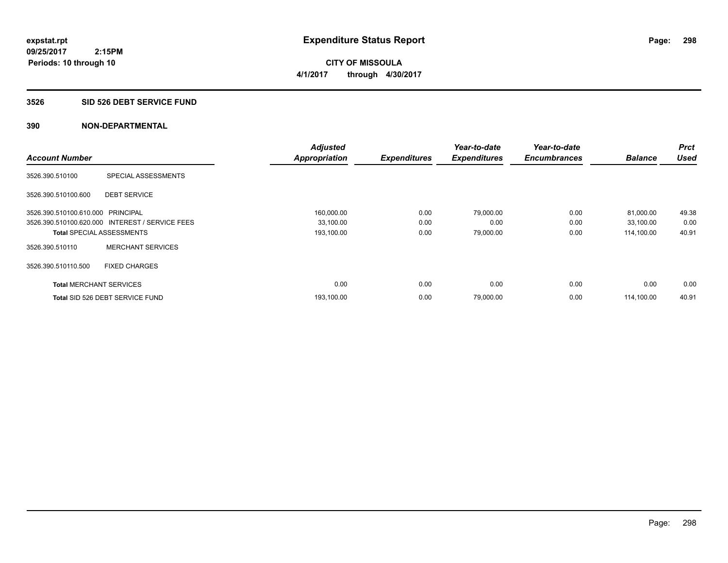**expstat.rpt**
**09/25/2017 2:15PM**
**Periods: 10 through 10**

# Expenditure Status Report

**CITY OF MISSOULA**
**4/1/2017 through 4/30/2017**

## 3526 SID 526 DEBT SERVICE FUND

## 390 NON-DEPARTMENTAL

| Account Number | | Adjusted Appropriation | Expenditures | Year-to-date Expenditures | Year-to-date Encumbrances | Balance | Prct Used |
|---|---|---|---|---|---|---|---|
| 3526.390.510100 | SPECIAL ASSESSMENTS | | | | | | |
| 3526.390.510100.600 | DEBT SERVICE | | | | | | |
| 3526.390.510100.610.000 | PRINCIPAL | 160,000.00 | 0.00 | 79,000.00 | 0.00 | 81,000.00 | 49.38 |
| 3526.390.510100.620.000 | INTEREST / SERVICE FEES | 33,100.00 | 0.00 | 0.00 | 0.00 | 33,100.00 | 0.00 |
| **Total** SPECIAL ASSESSMENTS | | 193,100.00 | 0.00 | 79,000.00 | 0.00 | 114,100.00 | 40.91 |
| 3526.390.510110 | MERCHANT SERVICES | | | | | | |
| 3526.390.510110.500 | FIXED CHARGES | | | | | | |
| **Total** MERCHANT SERVICES | | 0.00 | 0.00 | 0.00 | 0.00 | 0.00 | 0.00 |
| **Total** SID 526 DEBT SERVICE FUND | | 193,100.00 | 0.00 | 79,000.00 | 0.00 | 114,100.00 | 40.91 |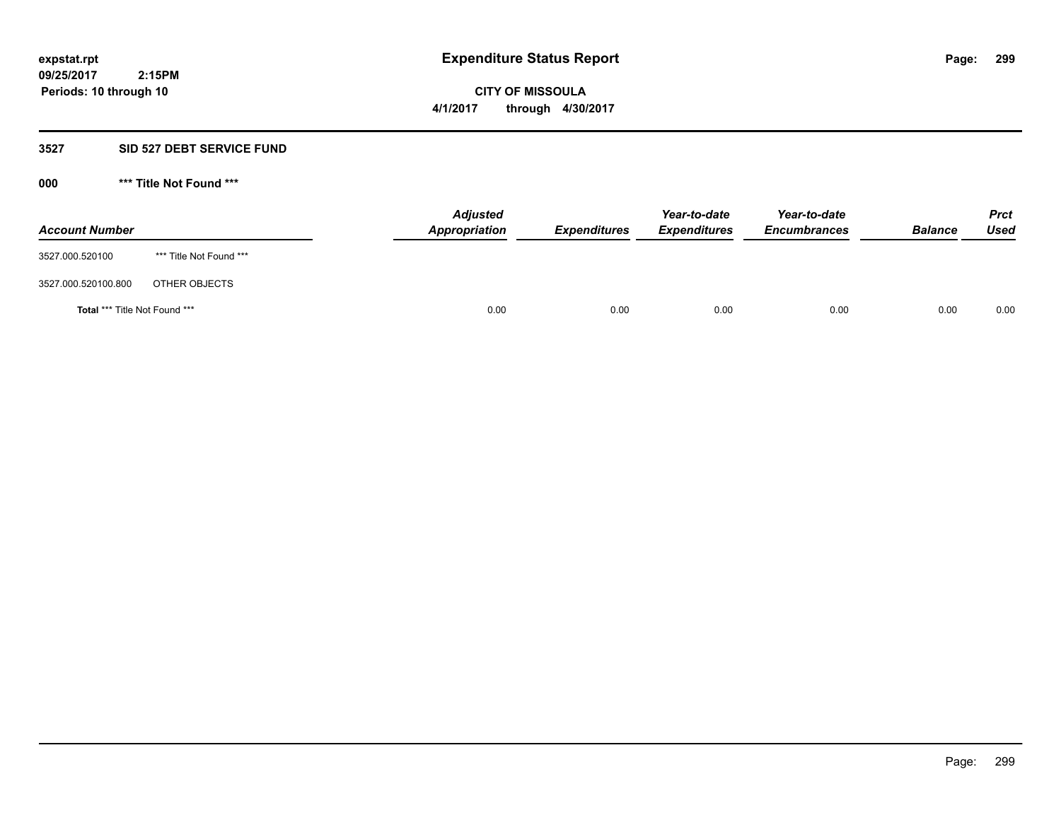**expstat.rpt**
**09/25/2017 2:15PM**
**Periods: 10 through 10**

# Expenditure Status Report

**CITY OF MISSOULA**
**4/1/2017 through 4/30/2017**

## 3527 SID 527 DEBT SERVICE FUND

### 000 *** Title Not Found ***

| Account Number | | Adjusted Appropriation | Expenditures | Year-to-date Expenditures | Year-to-date Encumbrances | Balance | Prct Used |
|---|---|---|---|---|---|---|---|
| 3527.000.520100 | *** Title Not Found *** | | | | | | |
| 3527.000.520100.800 | OTHER OBJECTS | | | | | | |
| **Total** *** Title Not Found *** | | 0.00 | 0.00 | 0.00 | 0.00 | 0.00 | 0.00 |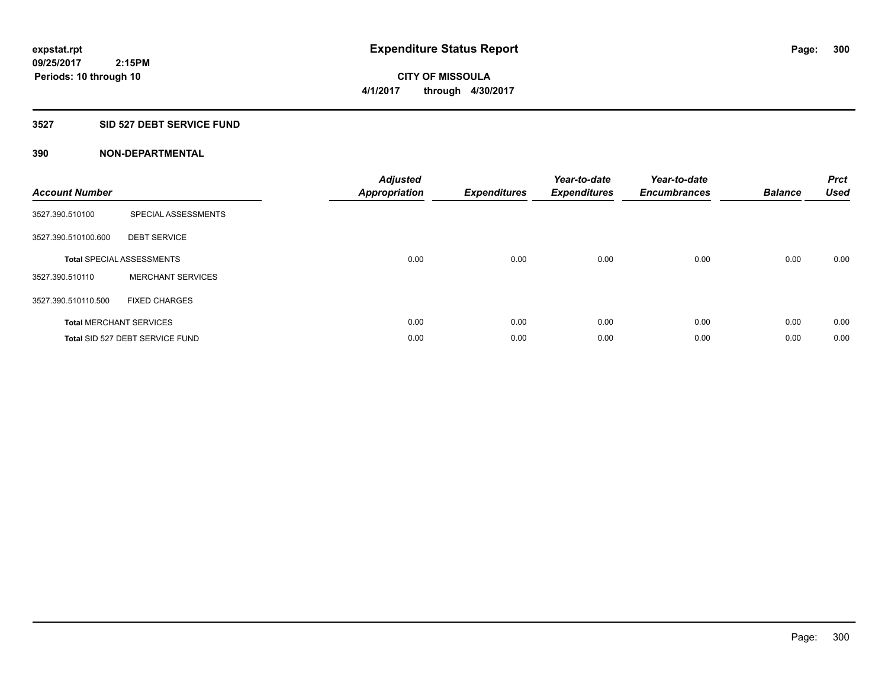**expstat.rpt**
**09/25/2017 2:15PM**
**Periods: 10 through 10**

# Expenditure Status Report

**CITY OF MISSOULA**
**4/1/2017 through 4/30/2017**

## 3527 SID 527 DEBT SERVICE FUND

## 390 NON-DEPARTMENTAL

| Account Number | | Adjusted Appropriation | Expenditures | Year-to-date Expenditures | Year-to-date Encumbrances | Balance | Prct Used |
|---|---|---|---|---|---|---|---|
| 3527.390.510100 | SPECIAL ASSESSMENTS | | | | | | |
| 3527.390.510100.600 | DEBT SERVICE | | | | | | |
| **Total** SPECIAL ASSESSMENTS | | 0.00 | 0.00 | 0.00 | 0.00 | 0.00 | 0.00 |
| 3527.390.510110 | MERCHANT SERVICES | | | | | | |
| 3527.390.510110.500 | FIXED CHARGES | | | | | | |
| **Total** MERCHANT SERVICES | | 0.00 | 0.00 | 0.00 | 0.00 | 0.00 | 0.00 |
| **Total** SID 527 DEBT SERVICE FUND | | 0.00 | 0.00 | 0.00 | 0.00 | 0.00 | 0.00 |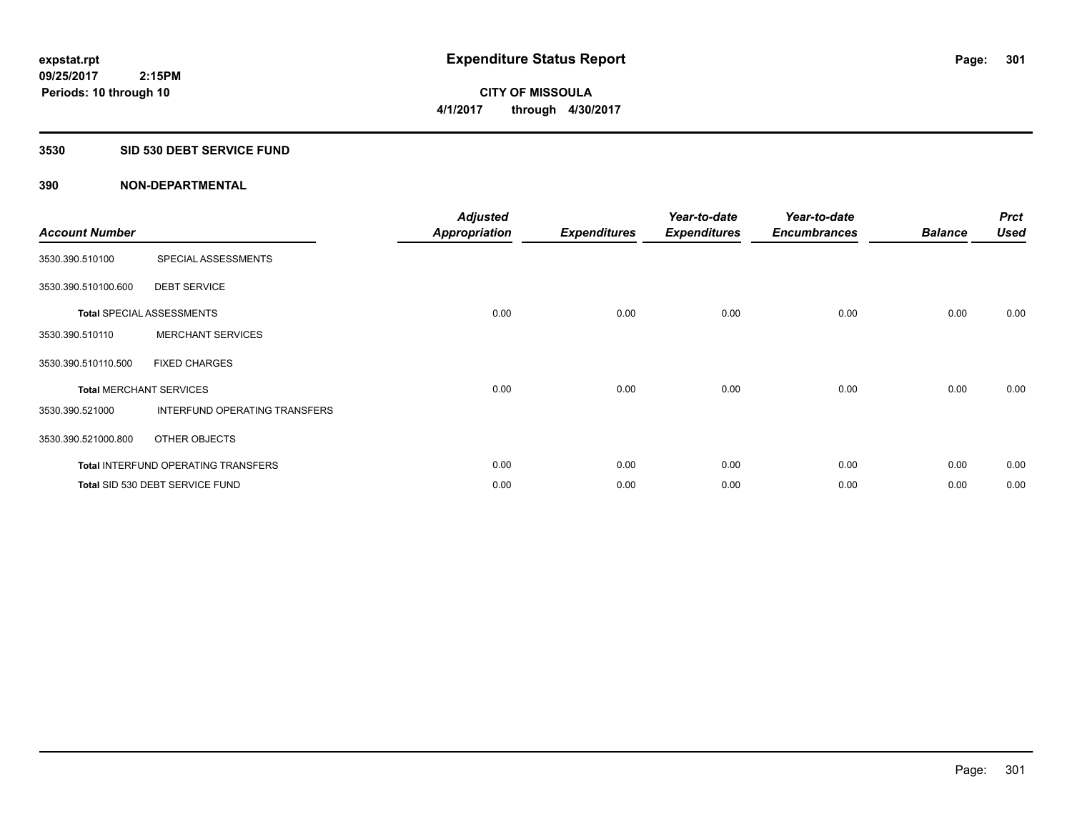**expstat.rpt**
**09/25/2017 2:15PM**
**Periods: 10 through 10**

# Expenditure Status Report

**CITY OF MISSOULA**
**4/1/2017 through 4/30/2017**

## 3530 SID 530 DEBT SERVICE FUND

### 390 NON-DEPARTMENTAL

| Account Number | | Adjusted Appropriation | Expenditures | Year-to-date Expenditures | Year-to-date Encumbrances | Balance | Prct Used |
|---|---|---|---|---|---|---|---|
| 3530.390.510100 | SPECIAL ASSESSMENTS | | | | | | |
| 3530.390.510100.600 | DEBT SERVICE | | | | | | |
| **Total** SPECIAL ASSESSMENTS | | 0.00 | 0.00 | 0.00 | 0.00 | 0.00 | 0.00 |
| 3530.390.510110 | MERCHANT SERVICES | | | | | | |
| 3530.390.510110.500 | FIXED CHARGES | | | | | | |
| **Total** MERCHANT SERVICES | | 0.00 | 0.00 | 0.00 | 0.00 | 0.00 | 0.00 |
| 3530.390.521000 | INTERFUND OPERATING TRANSFERS | | | | | | |
| 3530.390.521000.800 | OTHER OBJECTS | | | | | | |
| **Total** INTERFUND OPERATING TRANSFERS | | 0.00 | 0.00 | 0.00 | 0.00 | 0.00 | 0.00 |
| **Total** SID 530 DEBT SERVICE FUND | | 0.00 | 0.00 | 0.00 | 0.00 | 0.00 | 0.00 |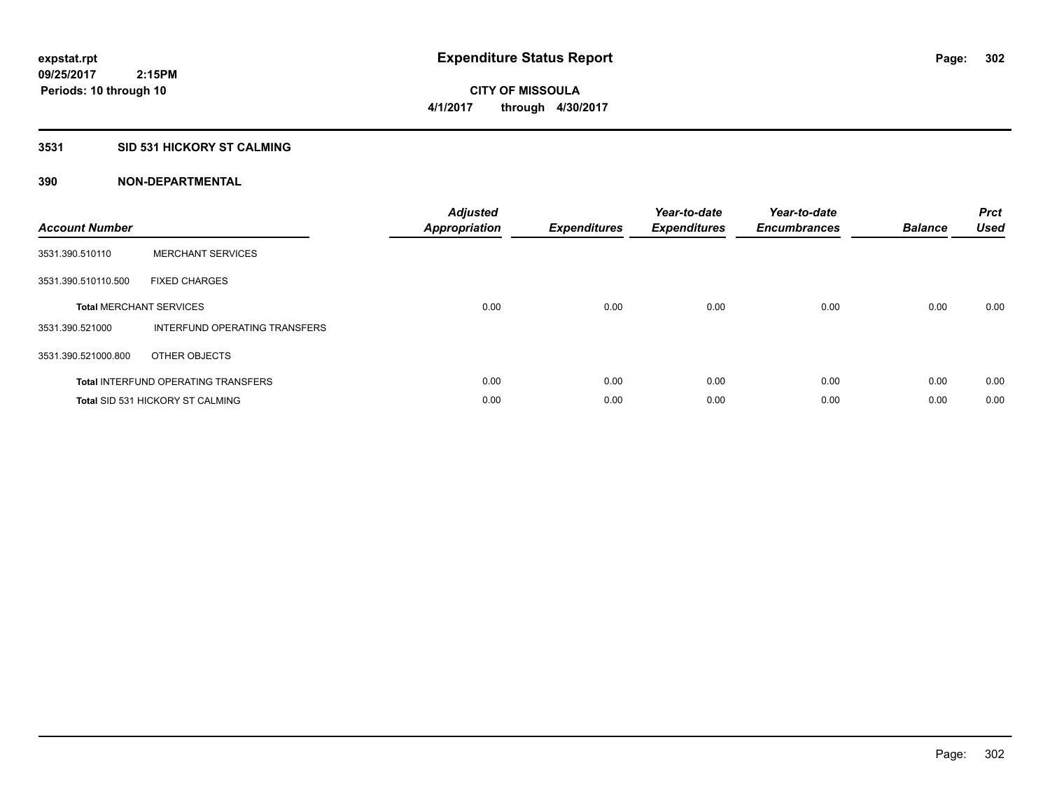**expstat.rpt**
**09/25/2017 2:15PM**
**Periods: 10 through 10**

# Expenditure Status Report

**CITY OF MISSOULA**
**4/1/2017 through 4/30/2017**

## 3531 SID 531 HICKORY ST CALMING

## 390 NON-DEPARTMENTAL

| Account Number | | Adjusted Appropriation | Expenditures | Year-to-date Expenditures | Year-to-date Encumbrances | Balance | Prct Used |
|---|---|---|---|---|---|---|---|
| 3531.390.510110 | MERCHANT SERVICES | | | | | | |
| 3531.390.510110.500 | FIXED CHARGES | | | | | | |
| **Total** MERCHANT SERVICES | | 0.00 | 0.00 | 0.00 | 0.00 | 0.00 | 0.00 |
| 3531.390.521000 | INTERFUND OPERATING TRANSFERS | | | | | | |
| 3531.390.521000.800 | OTHER OBJECTS | | | | | | |
| **Total** INTERFUND OPERATING TRANSFERS | | 0.00 | 0.00 | 0.00 | 0.00 | 0.00 | 0.00 |
| **Total** SID 531 HICKORY ST CALMING | | 0.00 | 0.00 | 0.00 | 0.00 | 0.00 | 0.00 |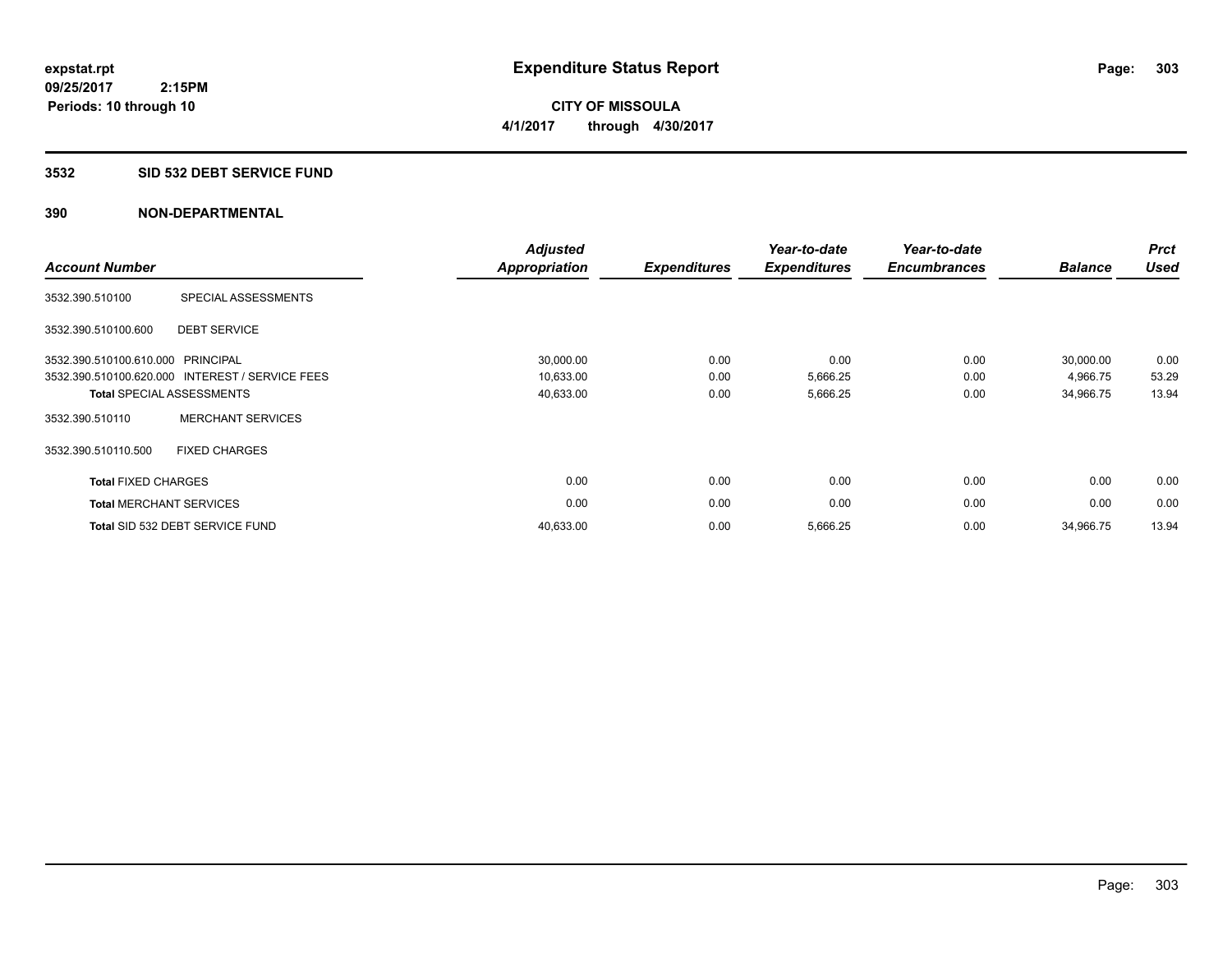**expstat.rpt**
**09/25/2017 2:15PM**
**Periods: 10 through 10**

# Expenditure Status Report

**CITY OF MISSOULA**
**4/1/2017 through 4/30/2017**

## 3532 SID 532 DEBT SERVICE FUND

## 390 NON-DEPARTMENTAL

| Account Number | | Adjusted Appropriation | Expenditures | Year-to-date Expenditures | Year-to-date Encumbrances | Balance | Prct Used |
|---|---|---|---|---|---|---|---|
| 3532.390.510100 | SPECIAL ASSESSMENTS | | | | | | |
| 3532.390.510100.600 | DEBT SERVICE | | | | | | |
| 3532.390.510100.610.000 | PRINCIPAL | 30,000.00 | 0.00 | 0.00 | 0.00 | 30,000.00 | 0.00 |
| 3532.390.510100.620.000 | INTEREST / SERVICE FEES | 10,633.00 | 0.00 | 5,666.25 | 0.00 | 4,966.75 | 53.29 |
| **Total** SPECIAL ASSESSMENTS | | 40,633.00 | 0.00 | 5,666.25 | 0.00 | 34,966.75 | 13.94 |
| 3532.390.510110 | MERCHANT SERVICES | | | | | | |
| 3532.390.510110.500 | FIXED CHARGES | | | | | | |
| **Total** FIXED CHARGES | | 0.00 | 0.00 | 0.00 | 0.00 | 0.00 | 0.00 |
| **Total** MERCHANT SERVICES | | 0.00 | 0.00 | 0.00 | 0.00 | 0.00 | 0.00 |
| **Total** SID 532 DEBT SERVICE FUND | | 40,633.00 | 0.00 | 5,666.25 | 0.00 | 34,966.75 | 13.94 |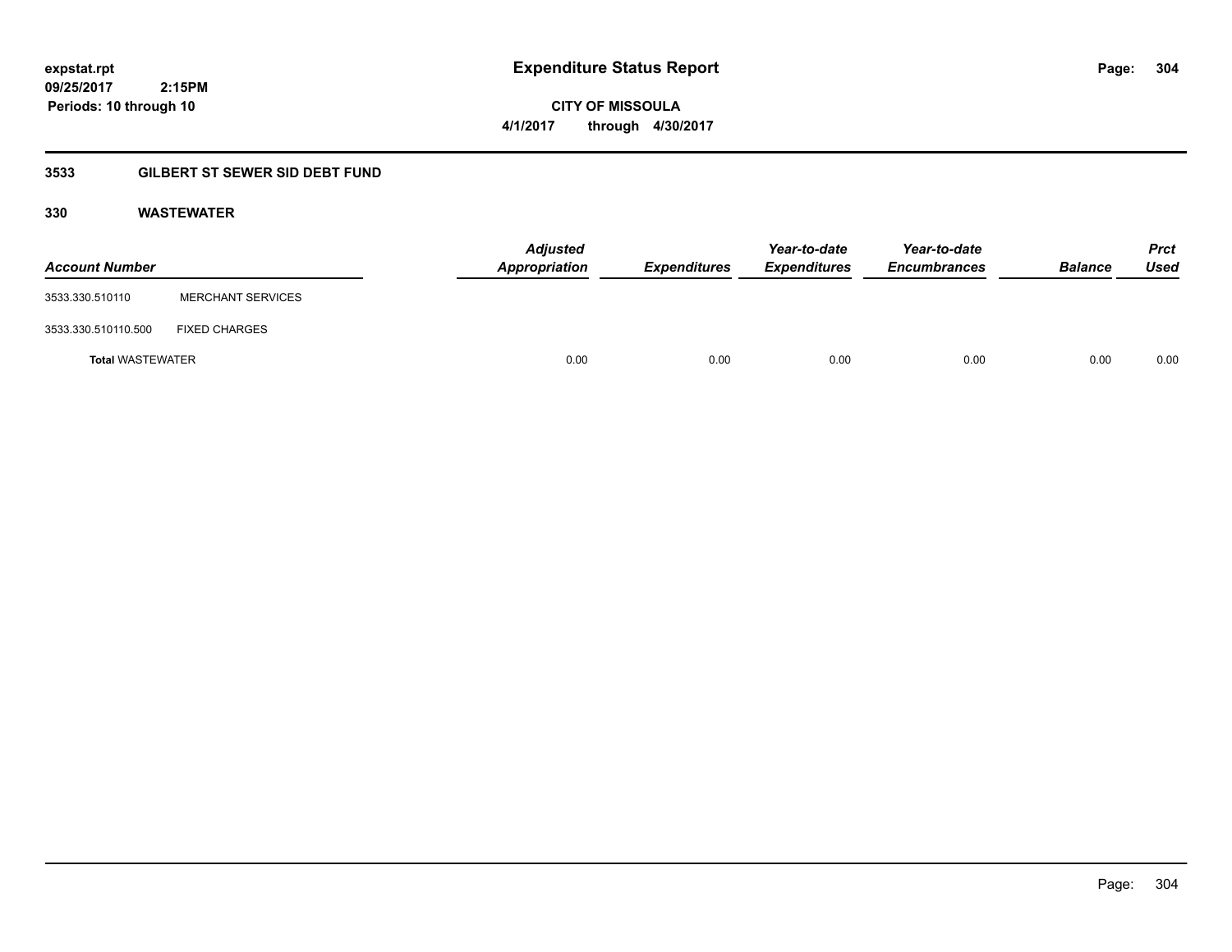# Expenditure Status Report

expstat.rpt
09/25/2017 2:15PM
Periods: 10 through 10

**CITY OF MISSOULA**
**4/1/2017 through 4/30/2017**

## 3533 GILBERT ST SEWER SID DEBT FUND

### 330 WASTEWATER

| Account Number | | Adjusted Appropriation | Expenditures | Year-to-date Expenditures | Year-to-date Encumbrances | Balance | Prct Used |
|---|---|---|---|---|---|---|---|
| 3533.330.510110 | MERCHANT SERVICES | | | | | | |
| 3533.330.510110.500 | FIXED CHARGES | | | | | | |
| **Total** WASTEWATER | | 0.00 | 0.00 | 0.00 | 0.00 | 0.00 | 0.00 |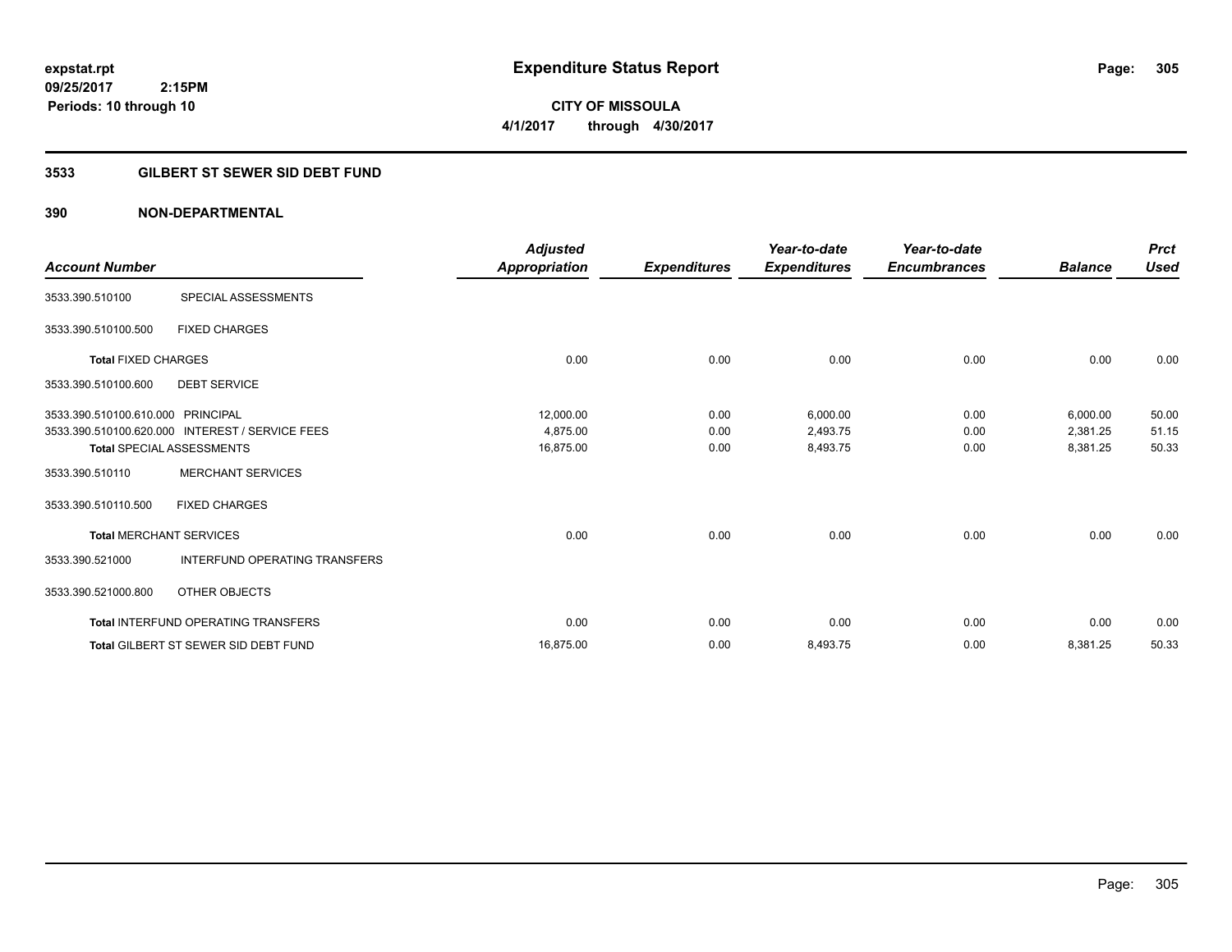**expstat.rpt**
**09/25/2017 2:15PM**
**Periods: 10 through 10**

# Expenditure Status Report

**CITY OF MISSOULA**
**4/1/2017 through 4/30/2017**

## 3533 GILBERT ST SEWER SID DEBT FUND

### 390 NON-DEPARTMENTAL

| Account Number | | Adjusted Appropriation | Expenditures | Year-to-date Expenditures | Year-to-date Encumbrances | Balance | Prct Used |
|---|---|---|---|---|---|---|---|
| 3533.390.510100 | SPECIAL ASSESSMENTS | | | | | | |
| 3533.390.510100.500 | FIXED CHARGES | | | | | | |
| **Total** FIXED CHARGES | | 0.00 | 0.00 | 0.00 | 0.00 | 0.00 | 0.00 |
| 3533.390.510100.600 | DEBT SERVICE | | | | | | |
| 3533.390.510100.610.000 | PRINCIPAL | 12,000.00 | 0.00 | 6,000.00 | 0.00 | 6,000.00 | 50.00 |
| 3533.390.510100.620.000 | INTEREST / SERVICE FEES | 4,875.00 | 0.00 | 2,493.75 | 0.00 | 2,381.25 | 51.15 |
| **Total** SPECIAL ASSESSMENTS | | 16,875.00 | 0.00 | 8,493.75 | 0.00 | 8,381.25 | 50.33 |
| 3533.390.510110 | MERCHANT SERVICES | | | | | | |
| 3533.390.510110.500 | FIXED CHARGES | | | | | | |
| **Total** MERCHANT SERVICES | | 0.00 | 0.00 | 0.00 | 0.00 | 0.00 | 0.00 |
| 3533.390.521000 | INTERFUND OPERATING TRANSFERS | | | | | | |
| 3533.390.521000.800 | OTHER OBJECTS | | | | | | |
| **Total** INTERFUND OPERATING TRANSFERS | | 0.00 | 0.00 | 0.00 | 0.00 | 0.00 | 0.00 |
| **Total** GILBERT ST SEWER SID DEBT FUND | | 16,875.00 | 0.00 | 8,493.75 | 0.00 | 8,381.25 | 50.33 |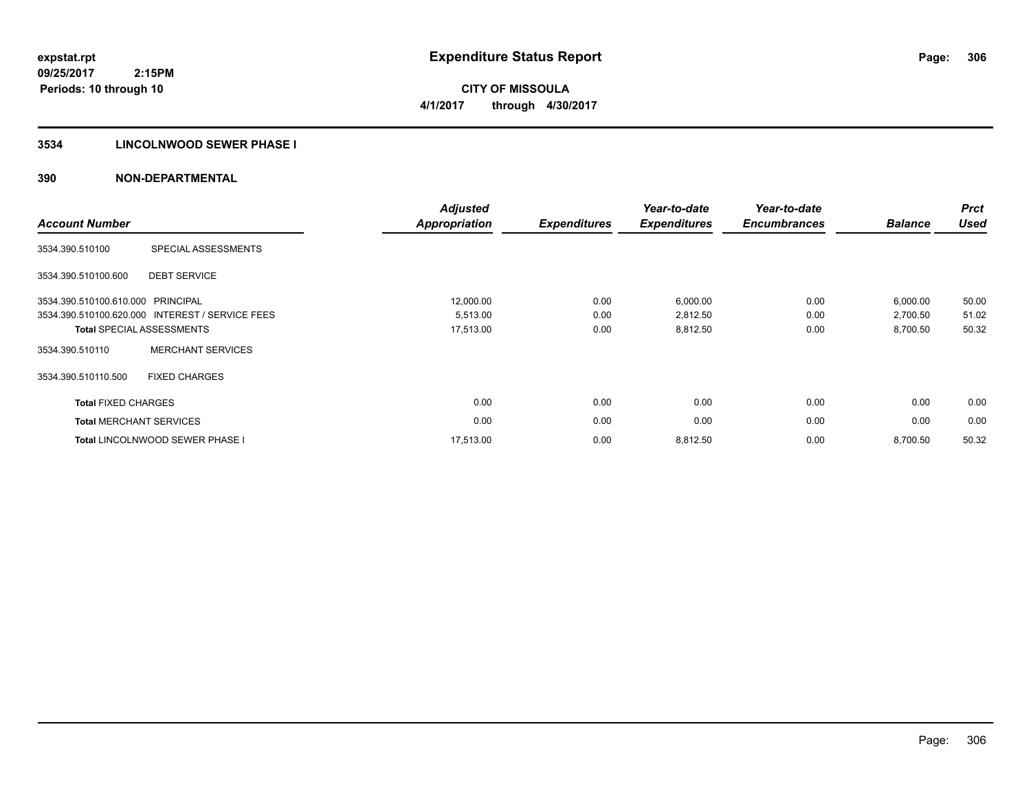# Expenditure Status Report

expstat.rpt
09/25/2017 2:15PM
Periods: 10 through 10

**CITY OF MISSOULA**
**4/1/2017 through 4/30/2017**

## 3534 LINCOLNWOOD SEWER PHASE I

## 390 NON-DEPARTMENTAL

| Account Number | | Adjusted Appropriation | Expenditures | Year-to-date Expenditures | Year-to-date Encumbrances | Balance | Prct Used |
|---|---|---|---|---|---|---|---|
| 3534.390.510100 | SPECIAL ASSESSMENTS | | | | | | |
| 3534.390.510100.600 | DEBT SERVICE | | | | | | |
| 3534.390.510100.610.000 | PRINCIPAL | 12,000.00 | 0.00 | 6,000.00 | 0.00 | 6,000.00 | 50.00 |
| 3534.390.510100.620.000 | INTEREST / SERVICE FEES | 5,513.00 | 0.00 | 2,812.50 | 0.00 | 2,700.50 | 51.02 |
| Total SPECIAL ASSESSMENTS | | 17,513.00 | 0.00 | 8,812.50 | 0.00 | 8,700.50 | 50.32 |
| 3534.390.510110 | MERCHANT SERVICES | | | | | | |
| 3534.390.510110.500 | FIXED CHARGES | | | | | | |
| Total FIXED CHARGES | | 0.00 | 0.00 | 0.00 | 0.00 | 0.00 | 0.00 |
| Total MERCHANT SERVICES | | 0.00 | 0.00 | 0.00 | 0.00 | 0.00 | 0.00 |
| Total LINCOLNWOOD SEWER PHASE I | | 17,513.00 | 0.00 | 8,812.50 | 0.00 | 8,700.50 | 50.32 |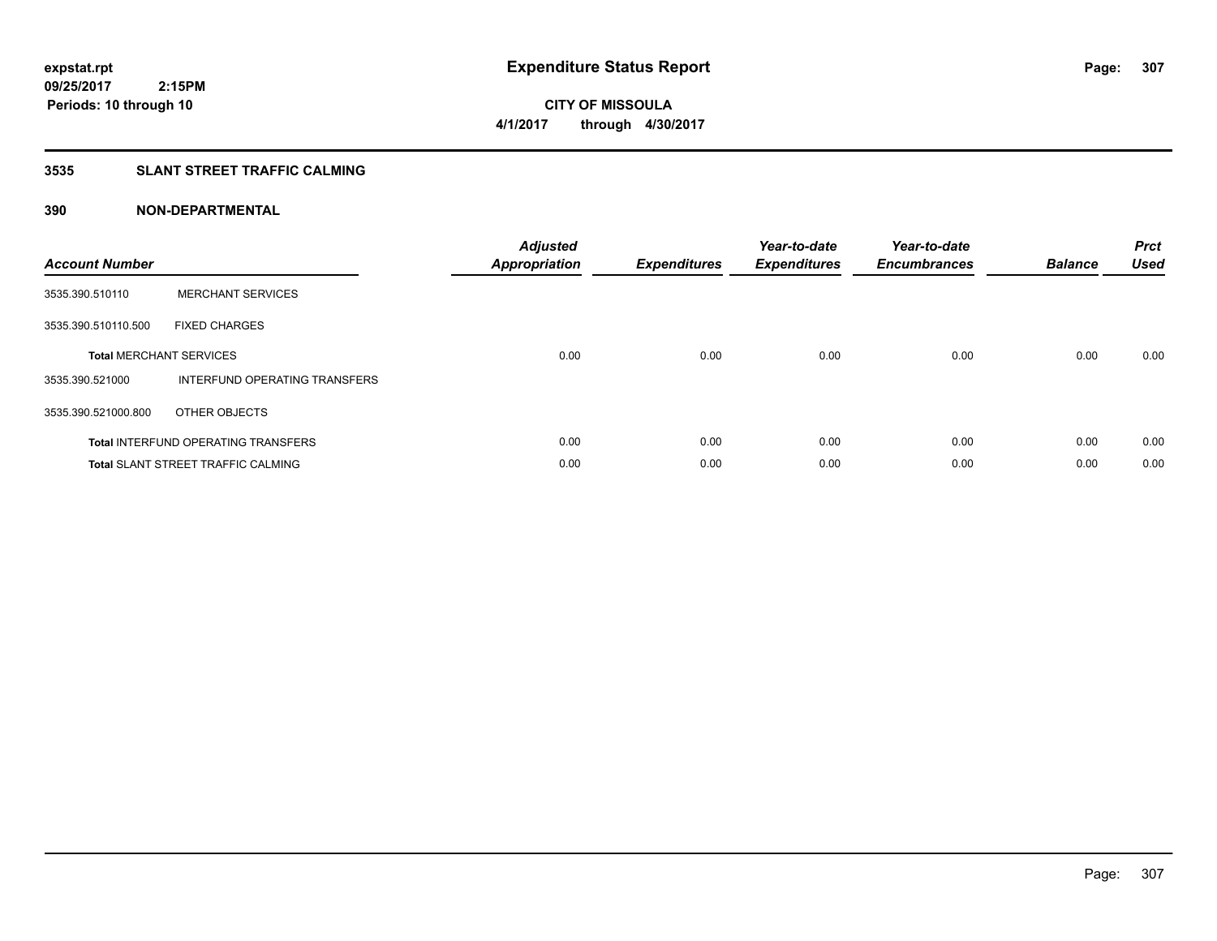# Expenditure Status Report

expstat.rpt
09/25/2017 2:15PM
Periods: 10 through 10

**CITY OF MISSOULA**
**4/1/2017 through 4/30/2017**

## 3535 SLANT STREET TRAFFIC CALMING

### 390 NON-DEPARTMENTAL

| Account Number | | Adjusted Appropriation | Expenditures | Year-to-date Expenditures | Year-to-date Encumbrances | Balance | Prct Used |
|---|---|---|---|---|---|---|---|
| 3535.390.510110 | MERCHANT SERVICES | | | | | | |
| 3535.390.510110.500 | FIXED CHARGES | | | | | | |
| **Total** MERCHANT SERVICES | | 0.00 | 0.00 | 0.00 | 0.00 | 0.00 | 0.00 |
| 3535.390.521000 | INTERFUND OPERATING TRANSFERS | | | | | | |
| 3535.390.521000.800 | OTHER OBJECTS | | | | | | |
| **Total** INTERFUND OPERATING TRANSFERS | | 0.00 | 0.00 | 0.00 | 0.00 | 0.00 | 0.00 |
| **Total** SLANT STREET TRAFFIC CALMING | | 0.00 | 0.00 | 0.00 | 0.00 | 0.00 | 0.00 |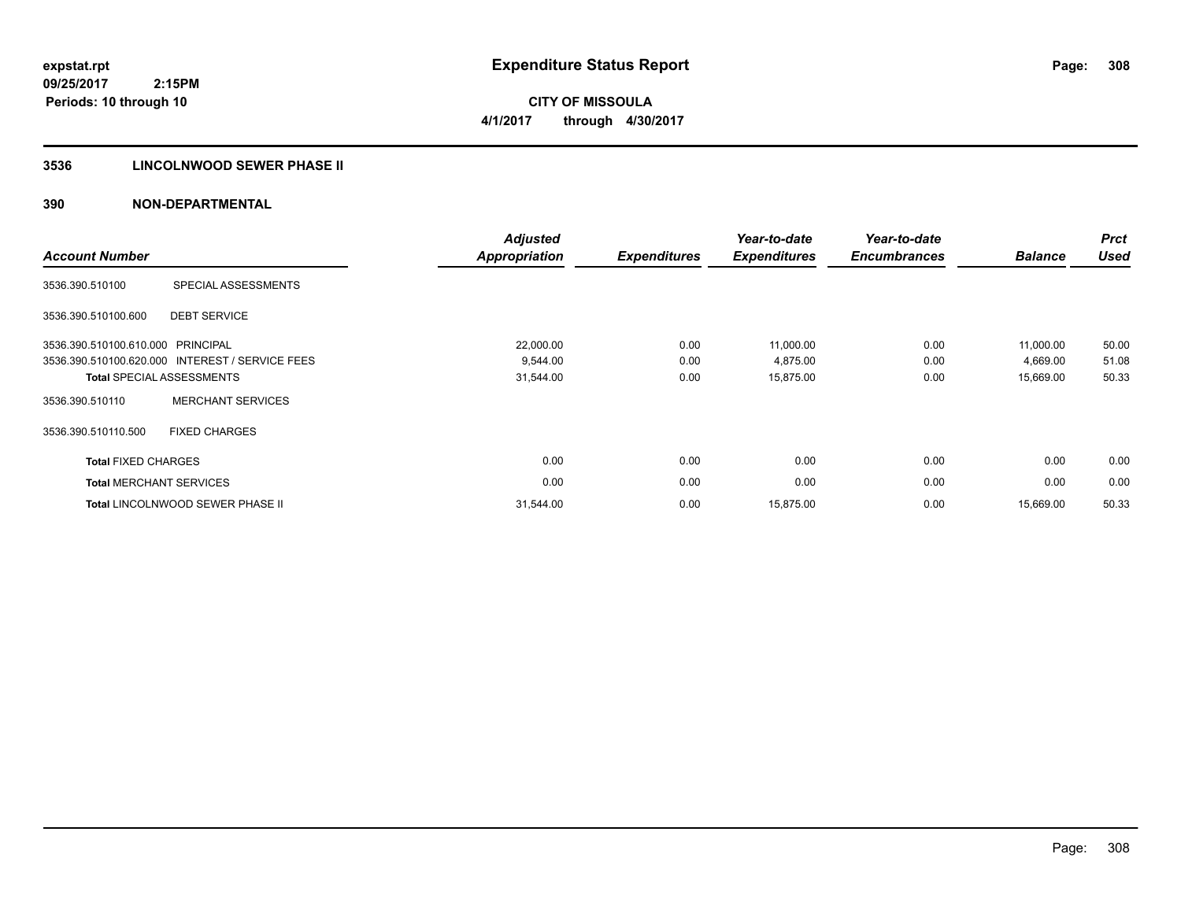**expstat.rpt**
**09/25/2017 2:15PM**
**Periods: 10 through 10**

# Expenditure Status Report

**CITY OF MISSOULA**
**4/1/2017 through 4/30/2017**

## 3536 LINCOLNWOOD SEWER PHASE II

## 390 NON-DEPARTMENTAL

| Account Number | | Adjusted Appropriation | Expenditures | Year-to-date Expenditures | Year-to-date Encumbrances | Balance | Prct Used |
|---|---|---|---|---|---|---|---|
| 3536.390.510100 | SPECIAL ASSESSMENTS | | | | | | |
| 3536.390.510100.600 | DEBT SERVICE | | | | | | |
| 3536.390.510100.610.000 | PRINCIPAL | 22,000.00 | 0.00 | 11,000.00 | 0.00 | 11,000.00 | 50.00 |
| 3536.390.510100.620.000 | INTEREST / SERVICE FEES | 9,544.00 | 0.00 | 4,875.00 | 0.00 | 4,669.00 | 51.08 |
| **Total** SPECIAL ASSESSMENTS | | 31,544.00 | 0.00 | 15,875.00 | 0.00 | 15,669.00 | 50.33 |
| 3536.390.510110 | MERCHANT SERVICES | | | | | | |
| 3536.390.510110.500 | FIXED CHARGES | | | | | | |
| **Total** FIXED CHARGES | | 0.00 | 0.00 | 0.00 | 0.00 | 0.00 | 0.00 |
| **Total** MERCHANT SERVICES | | 0.00 | 0.00 | 0.00 | 0.00 | 0.00 | 0.00 |
| **Total** LINCOLNWOOD SEWER PHASE II | | 31,544.00 | 0.00 | 15,875.00 | 0.00 | 15,669.00 | 50.33 |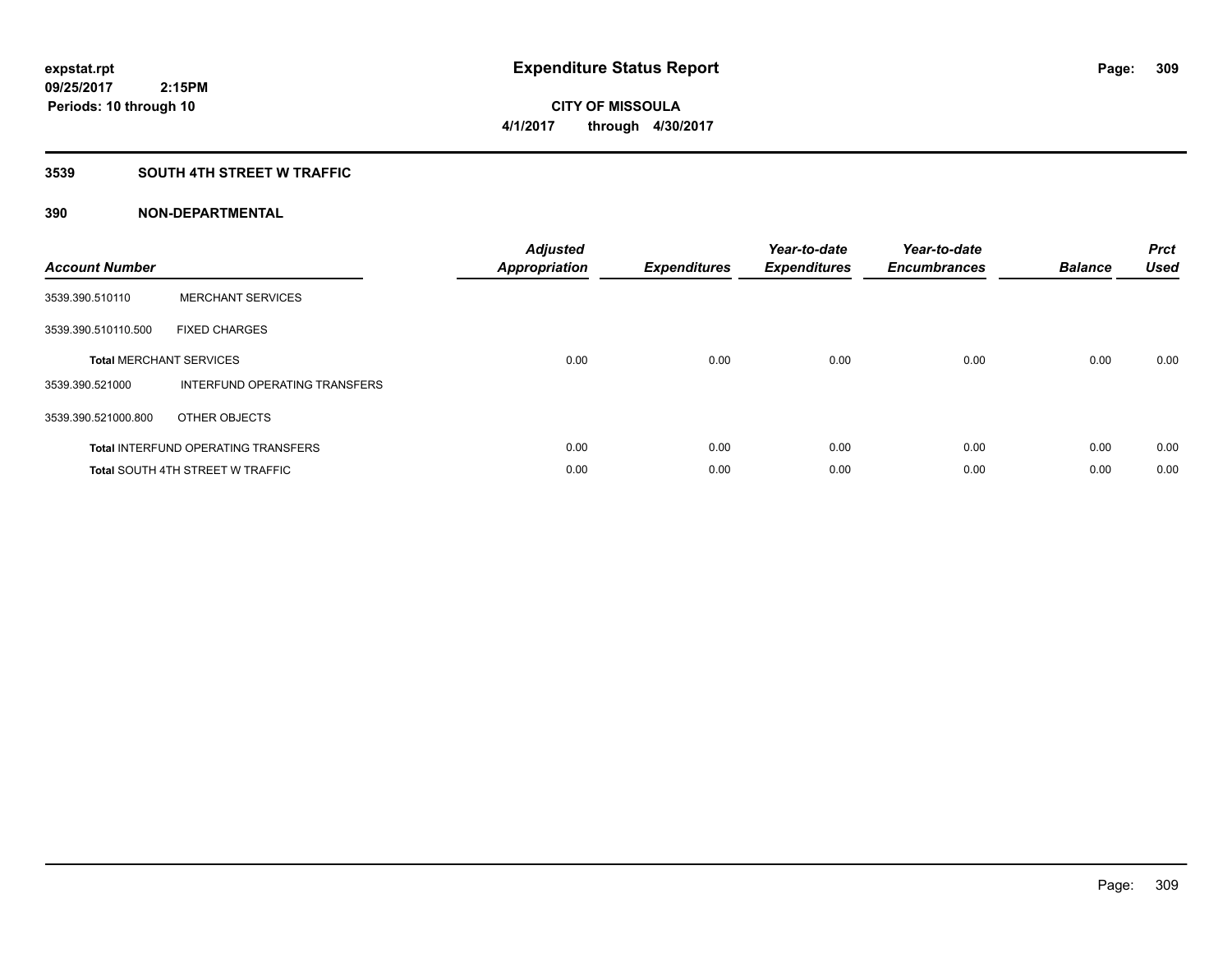**expstat.rpt**
**09/25/2017 2:15PM**
**Periods: 10 through 10**

# Expenditure Status Report

**CITY OF MISSOULA**
**4/1/2017 through 4/30/2017**

## 3539 SOUTH 4TH STREET W TRAFFIC

## 390 NON-DEPARTMENTAL

| Account Number | | Adjusted Appropriation | Expenditures | Year-to-date Expenditures | Year-to-date Encumbrances | Balance | Prct Used |
|---|---|---|---|---|---|---|---|
| 3539.390.510110 | MERCHANT SERVICES | | | | | | |
| 3539.390.510110.500 | FIXED CHARGES | | | | | | |
| **Total** MERCHANT SERVICES | | 0.00 | 0.00 | 0.00 | 0.00 | 0.00 | 0.00 |
| 3539.390.521000 | INTERFUND OPERATING TRANSFERS | | | | | | |
| 3539.390.521000.800 | OTHER OBJECTS | | | | | | |
| **Total** INTERFUND OPERATING TRANSFERS | | 0.00 | 0.00 | 0.00 | 0.00 | 0.00 | 0.00 |
| **Total** SOUTH 4TH STREET W TRAFFIC | | 0.00 | 0.00 | 0.00 | 0.00 | 0.00 | 0.00 |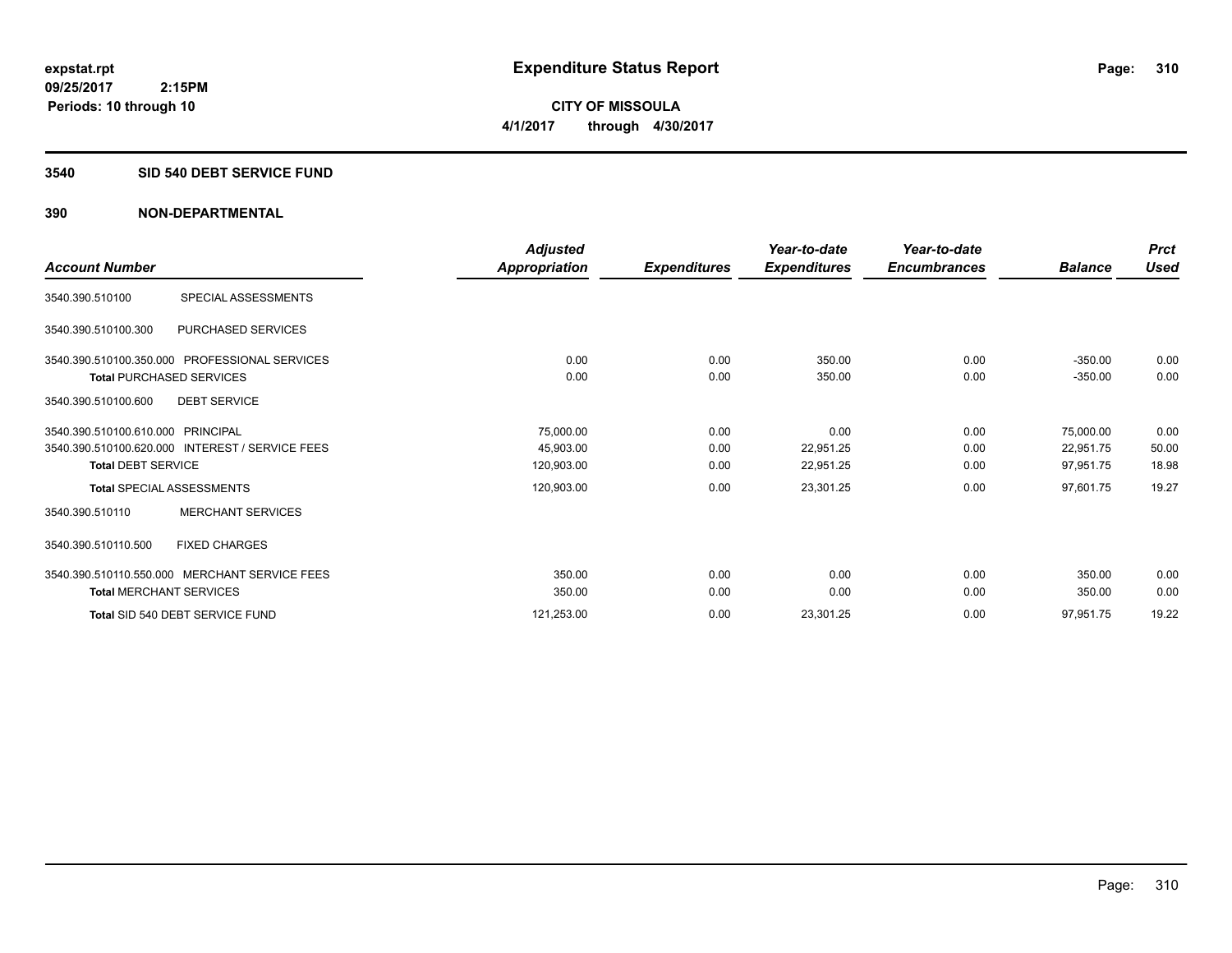# Expenditure Status Report

**CITY OF MISSOULA**
**4/1/2017 through 4/30/2017**

expstat.rpt
09/25/2017 2:15PM
Periods: 10 through 10

## 3540 SID 540 DEBT SERVICE FUND

### 390 NON-DEPARTMENTAL

| Account Number | | Adjusted Appropriation | Expenditures | Year-to-date Expenditures | Year-to-date Encumbrances | Balance | Prct Used |
|---|---|---|---|---|---|---|---|
| 3540.390.510100 | SPECIAL ASSESSMENTS | | | | | | |
| 3540.390.510100.300 | PURCHASED SERVICES | | | | | | |
| 3540.390.510100.350.000 | PROFESSIONAL SERVICES | 0.00 | 0.00 | 350.00 | 0.00 | -350.00 | 0.00 |
| **Total** PURCHASED SERVICES | | 0.00 | 0.00 | 350.00 | 0.00 | -350.00 | 0.00 |
| 3540.390.510100.600 | DEBT SERVICE | | | | | | |
| 3540.390.510100.610.000 | PRINCIPAL | 75,000.00 | 0.00 | 0.00 | 0.00 | 75,000.00 | 0.00 |
| 3540.390.510100.620.000 | INTEREST / SERVICE FEES | 45,903.00 | 0.00 | 22,951.25 | 0.00 | 22,951.75 | 50.00 |
| **Total** DEBT SERVICE | | 120,903.00 | 0.00 | 22,951.25 | 0.00 | 97,951.75 | 18.98 |
| **Total** SPECIAL ASSESSMENTS | | 120,903.00 | 0.00 | 23,301.25 | 0.00 | 97,601.75 | 19.27 |
| 3540.390.510110 | MERCHANT SERVICES | | | | | | |
| 3540.390.510110.500 | FIXED CHARGES | | | | | | |
| 3540.390.510110.550.000 | MERCHANT SERVICE FEES | 350.00 | 0.00 | 0.00 | 0.00 | 350.00 | 0.00 |
| **Total** MERCHANT SERVICES | | 350.00 | 0.00 | 0.00 | 0.00 | 350.00 | 0.00 |
| **Total** SID 540 DEBT SERVICE FUND | | 121,253.00 | 0.00 | 23,301.25 | 0.00 | 97,951.75 | 19.22 |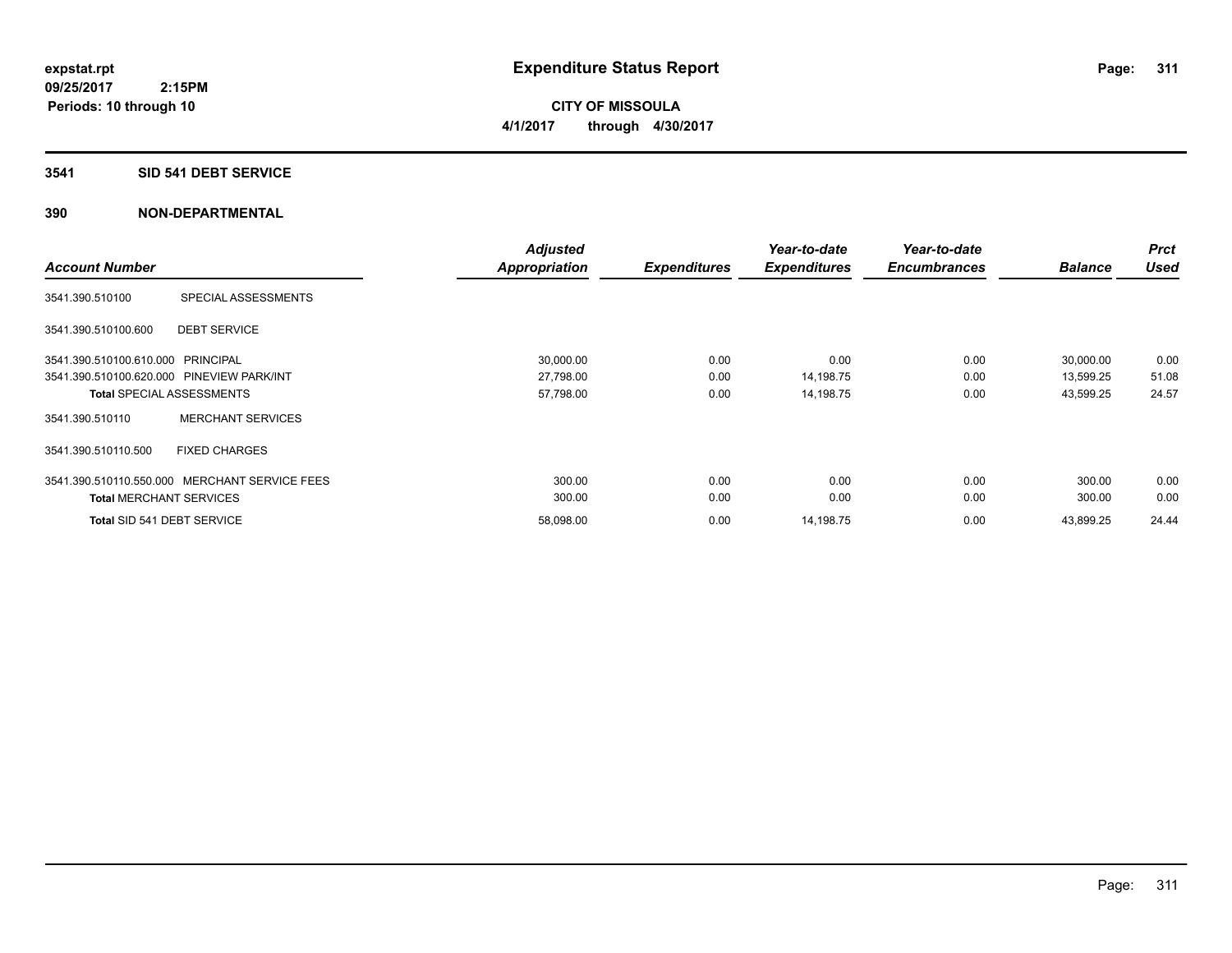# Expenditure Status Report

**CITY OF MISSOULA**

**4/1/2017 through 4/30/2017**

expstat.rpt
09/25/2017 2:15PM
Periods: 10 through 10

## 3541 SID 541 DEBT SERVICE

## 390 NON-DEPARTMENTAL

| Account Number | | Adjusted Appropriation | Expenditures | Year-to-date Expenditures | Year-to-date Encumbrances | Balance | Prct Used |
|---|---|---|---|---|---|---|---|
| 3541.390.510100 | SPECIAL ASSESSMENTS | | | | | | |
| 3541.390.510100.600 | DEBT SERVICE | | | | | | |
| 3541.390.510100.610.000 | PRINCIPAL | 30,000.00 | 0.00 | 0.00 | 0.00 | 30,000.00 | 0.00 |
| 3541.390.510100.620.000 | PINEVIEW PARK/INT | 27,798.00 | 0.00 | 14,198.75 | 0.00 | 13,599.25 | 51.08 |
| **Total** SPECIAL ASSESSMENTS | | 57,798.00 | 0.00 | 14,198.75 | 0.00 | 43,599.25 | 24.57 |
| 3541.390.510110 | MERCHANT SERVICES | | | | | | |
| 3541.390.510110.500 | FIXED CHARGES | | | | | | |
| 3541.390.510110.550.000 | MERCHANT SERVICE FEES | 300.00 | 0.00 | 0.00 | 0.00 | 300.00 | 0.00 |
| **Total** MERCHANT SERVICES | | 300.00 | 0.00 | 0.00 | 0.00 | 300.00 | 0.00 |
| **Total** SID 541 DEBT SERVICE | | 58,098.00 | 0.00 | 14,198.75 | 0.00 | 43,899.25 | 24.44 |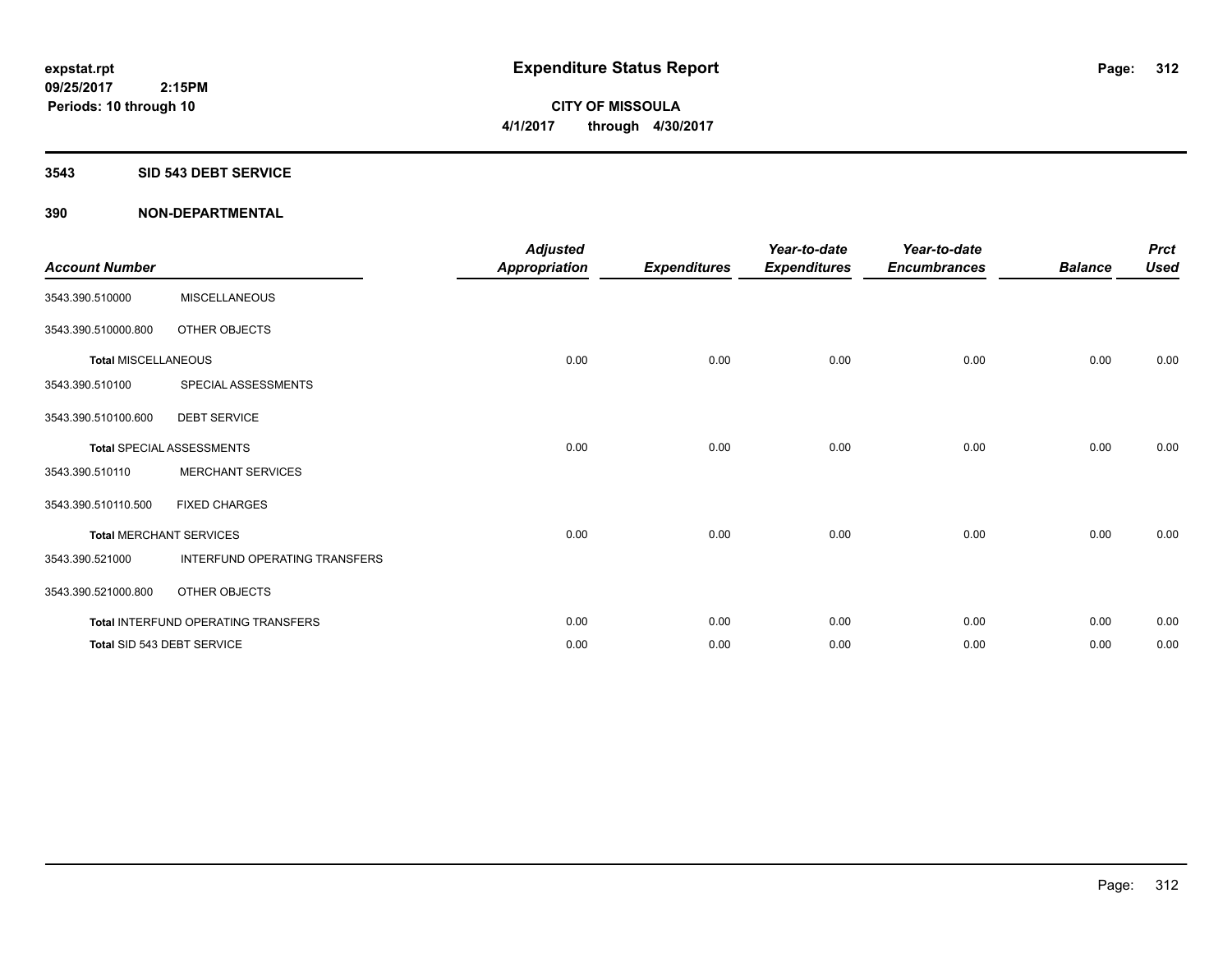**expstat.rpt**
**09/25/2017 2:15PM**
**Periods: 10 through 10**

# Expenditure Status Report

**CITY OF MISSOULA**
**4/1/2017 through 4/30/2017**

## 3543 SID 543 DEBT SERVICE

## 390 NON-DEPARTMENTAL

| Account Number | | Adjusted Appropriation | Expenditures | Year-to-date Expenditures | Year-to-date Encumbrances | Balance | Prct Used |
|---|---|---|---|---|---|---|---|
| 3543.390.510000 | MISCELLANEOUS | | | | | | |
| 3543.390.510000.800 | OTHER OBJECTS | | | | | | |
| **Total** MISCELLANEOUS | | 0.00 | 0.00 | 0.00 | 0.00 | 0.00 | 0.00 |
| 3543.390.510100 | SPECIAL ASSESSMENTS | | | | | | |
| 3543.390.510100.600 | DEBT SERVICE | | | | | | |
| **Total** SPECIAL ASSESSMENTS | | 0.00 | 0.00 | 0.00 | 0.00 | 0.00 | 0.00 |
| 3543.390.510110 | MERCHANT SERVICES | | | | | | |
| 3543.390.510110.500 | FIXED CHARGES | | | | | | |
| **Total** MERCHANT SERVICES | | 0.00 | 0.00 | 0.00 | 0.00 | 0.00 | 0.00 |
| 3543.390.521000 | INTERFUND OPERATING TRANSFERS | | | | | | |
| 3543.390.521000.800 | OTHER OBJECTS | | | | | | |
| **Total** INTERFUND OPERATING TRANSFERS | | 0.00 | 0.00 | 0.00 | 0.00 | 0.00 | 0.00 |
| **Total** SID 543 DEBT SERVICE | | 0.00 | 0.00 | 0.00 | 0.00 | 0.00 | 0.00 |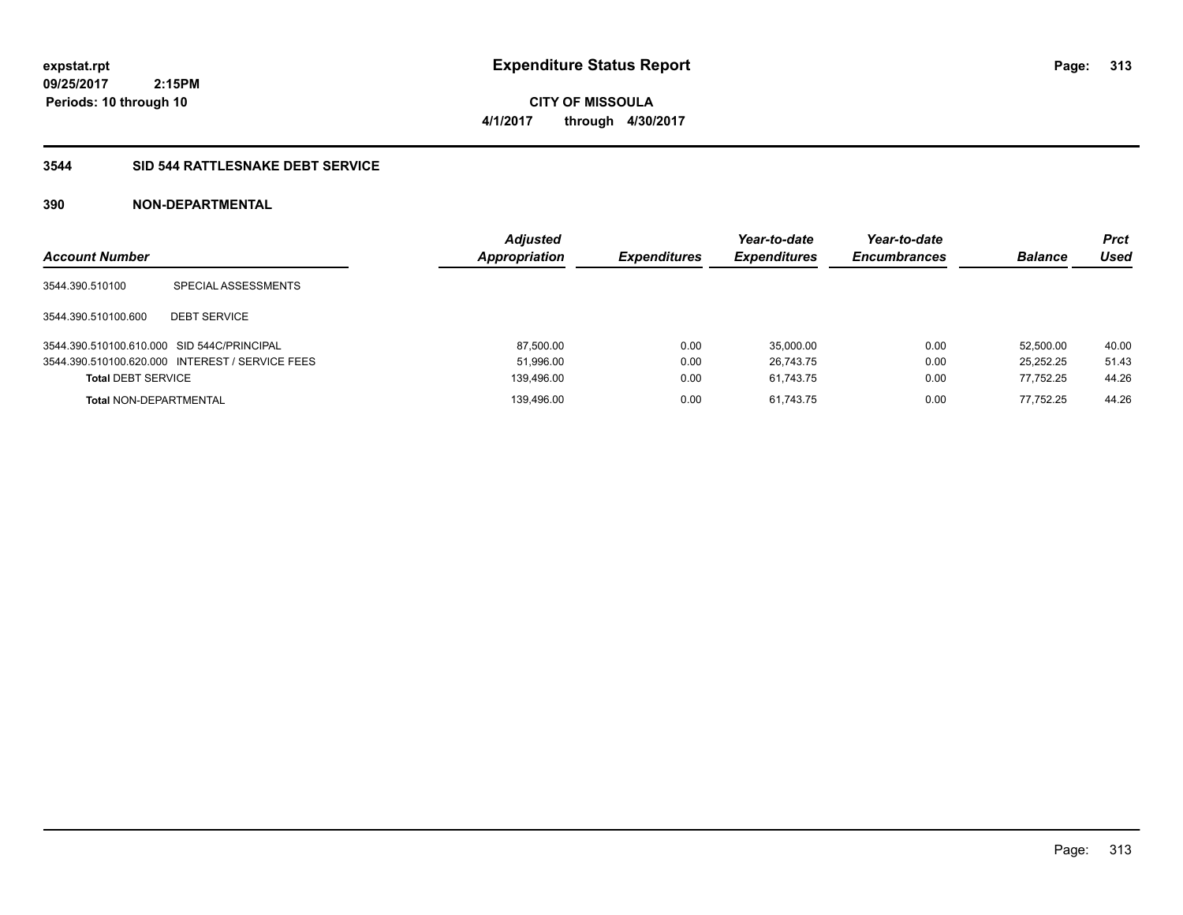expstat.rpt
09/25/2017 2:15PM
Periods: 10 through 10

# Expenditure Status Report

**CITY OF MISSOULA**
**4/1/2017 through 4/30/2017**

## 3544 SID 544 RATTLESNAKE DEBT SERVICE

### 390 NON-DEPARTMENTAL

| Account Number | | Adjusted Appropriation | Expenditures | Year-to-date Expenditures | Year-to-date Encumbrances | Balance | Prct Used |
|---|---|---|---|---|---|---|---|
| 3544.390.510100 | SPECIAL ASSESSMENTS | | | | | | |
| 3544.390.510100.600 | DEBT SERVICE | | | | | | |
| 3544.390.510100.610.000 | SID 544C/PRINCIPAL | 87,500.00 | 0.00 | 35,000.00 | 0.00 | 52,500.00 | 40.00 |
| 3544.390.510100.620.000 | INTEREST / SERVICE FEES | 51,996.00 | 0.00 | 26,743.75 | 0.00 | 25,252.25 | 51.43 |
| **Total** DEBT SERVICE | | 139,496.00 | 0.00 | 61,743.75 | 0.00 | 77,752.25 | 44.26 |
| **Total** NON-DEPARTMENTAL | | 139,496.00 | 0.00 | 61,743.75 | 0.00 | 77,752.25 | 44.26 |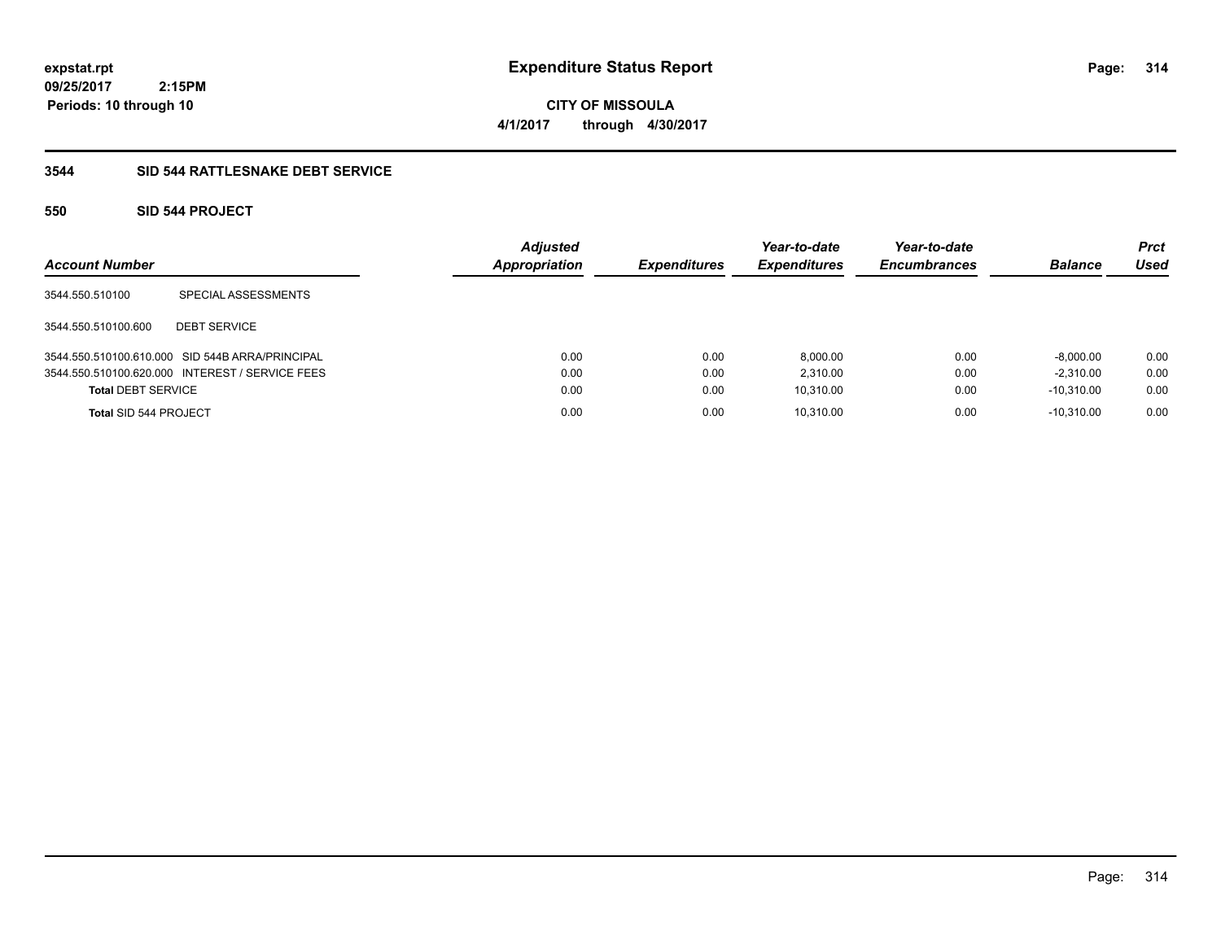**expstat.rpt**
**09/25/2017 2:15PM**
**Periods: 10 through 10**

# Expenditure Status Report

**CITY OF MISSOULA**
**4/1/2017 through 4/30/2017**

## 3544 SID 544 RATTLESNAKE DEBT SERVICE

### 550 SID 544 PROJECT

| Account Number | | Adjusted Appropriation | Expenditures | Year-to-date Expenditures | Year-to-date Encumbrances | Balance | Prct Used |
|---|---|---|---|---|---|---|---|
| 3544.550.510100 | SPECIAL ASSESSMENTS | | | | | | |
| 3544.550.510100.600 | DEBT SERVICE | | | | | | |
| 3544.550.510100.610.000 | SID 544B ARRA/PRINCIPAL | 0.00 | 0.00 | 8,000.00 | 0.00 | -8,000.00 | 0.00 |
| 3544.550.510100.620.000 | INTEREST / SERVICE FEES | 0.00 | 0.00 | 2,310.00 | 0.00 | -2,310.00 | 0.00 |
| **Total** DEBT SERVICE | | 0.00 | 0.00 | 10,310.00 | 0.00 | -10,310.00 | 0.00 |
| **Total** SID 544 PROJECT | | 0.00 | 0.00 | 10,310.00 | 0.00 | -10,310.00 | 0.00 |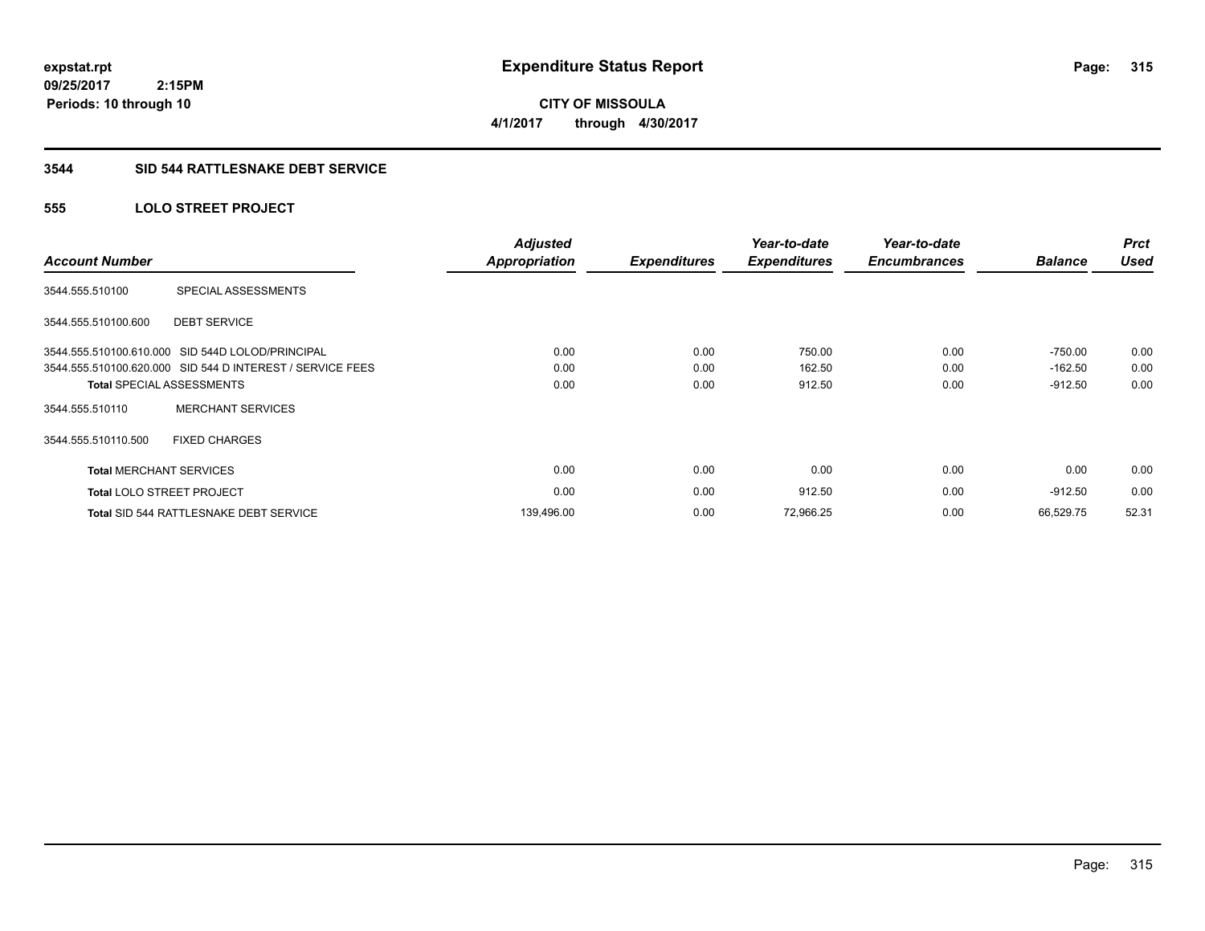**expstat.rpt**
**09/25/2017 2:15PM**
**Periods: 10 through 10**

# Expenditure Status Report

**CITY OF MISSOULA**
**4/1/2017 through 4/30/2017**

## 3544 SID 544 RATTLESNAKE DEBT SERVICE

### 555 LOLO STREET PROJECT

| Account Number | | Adjusted Appropriation | Expenditures | Year-to-date Expenditures | Year-to-date Encumbrances | Balance | Prct Used |
|---|---|---|---|---|---|---|---|
| 3544.555.510100 | SPECIAL ASSESSMENTS | | | | | | |
| 3544.555.510100.600 | DEBT SERVICE | | | | | | |
| 3544.555.510100.610.000 | SID 544D LOLOD/PRINCIPAL | 0.00 | 0.00 | 750.00 | 0.00 | -750.00 | 0.00 |
| 3544.555.510100.620.000 | SID 544 D INTEREST / SERVICE FEES | 0.00 | 0.00 | 162.50 | 0.00 | -162.50 | 0.00 |
| **Total** SPECIAL ASSESSMENTS | | 0.00 | 0.00 | 912.50 | 0.00 | -912.50 | 0.00 |
| 3544.555.510110 | MERCHANT SERVICES | | | | | | |
| 3544.555.510110.500 | FIXED CHARGES | | | | | | |
| **Total** MERCHANT SERVICES | | 0.00 | 0.00 | 0.00 | 0.00 | 0.00 | 0.00 |
| **Total** LOLO STREET PROJECT | | 0.00 | 0.00 | 912.50 | 0.00 | -912.50 | 0.00 |
| **Total** SID 544 RATTLESNAKE DEBT SERVICE | | 139,496.00 | 0.00 | 72,966.25 | 0.00 | 66,529.75 | 52.31 |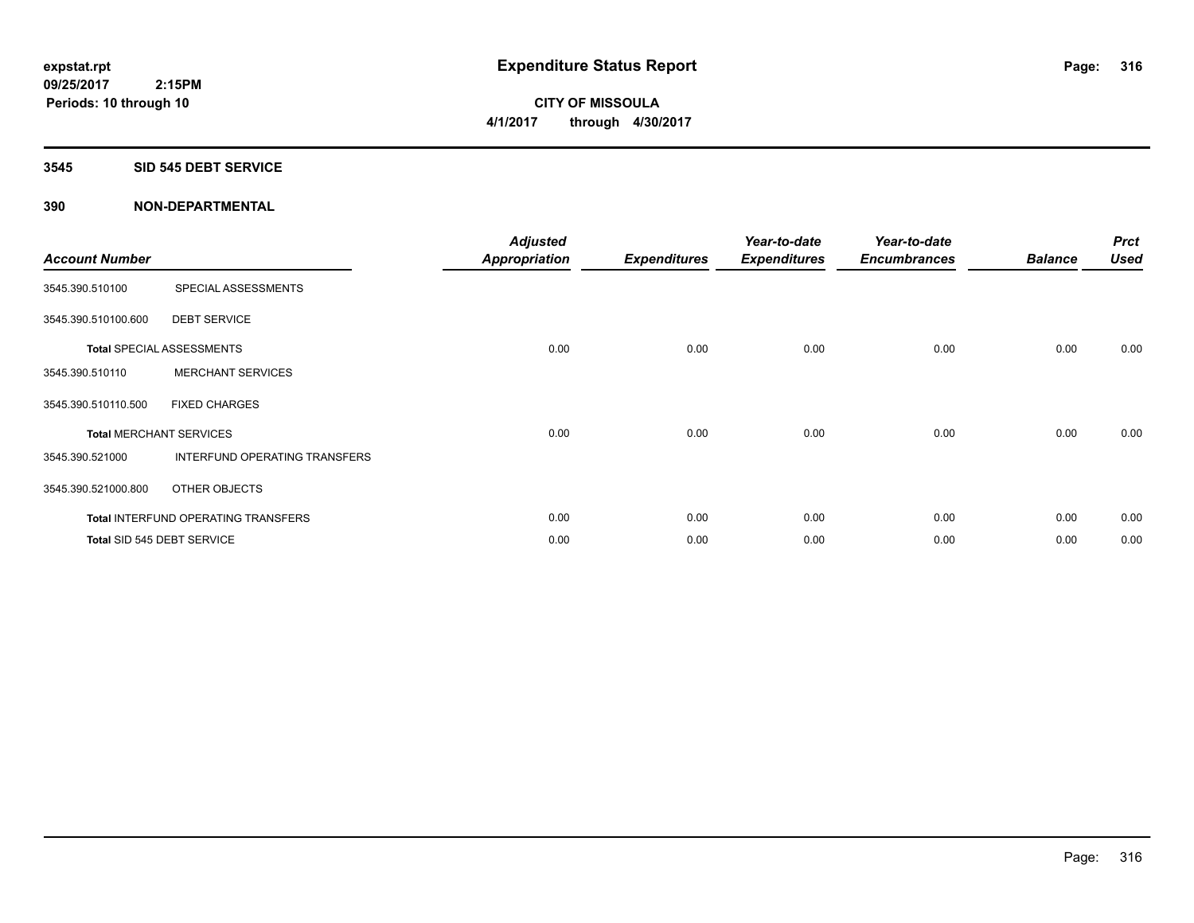expstat.rpt
09/25/2017 2:15PM
Periods: 10 through 10

# Expenditure Status Report

**CITY OF MISSOULA**
**4/1/2017 through 4/30/2017**

## 3545 SID 545 DEBT SERVICE

### 390 NON-DEPARTMENTAL

| Account Number | | Adjusted Appropriation | Expenditures | Year-to-date Expenditures | Year-to-date Encumbrances | Balance | Prct Used |
|---|---|---|---|---|---|---|---|
| 3545.390.510100 | SPECIAL ASSESSMENTS | | | | | | |
| 3545.390.510100.600 | DEBT SERVICE | | | | | | |
| Total SPECIAL ASSESSMENTS | | 0.00 | 0.00 | 0.00 | 0.00 | 0.00 | 0.00 |
| 3545.390.510110 | MERCHANT SERVICES | | | | | | |
| 3545.390.510110.500 | FIXED CHARGES | | | | | | |
| Total MERCHANT SERVICES | | 0.00 | 0.00 | 0.00 | 0.00 | 0.00 | 0.00 |
| 3545.390.521000 | INTERFUND OPERATING TRANSFERS | | | | | | |
| 3545.390.521000.800 | OTHER OBJECTS | | | | | | |
| Total INTERFUND OPERATING TRANSFERS | | 0.00 | 0.00 | 0.00 | 0.00 | 0.00 | 0.00 |
| Total SID 545 DEBT SERVICE | | 0.00 | 0.00 | 0.00 | 0.00 | 0.00 | 0.00 |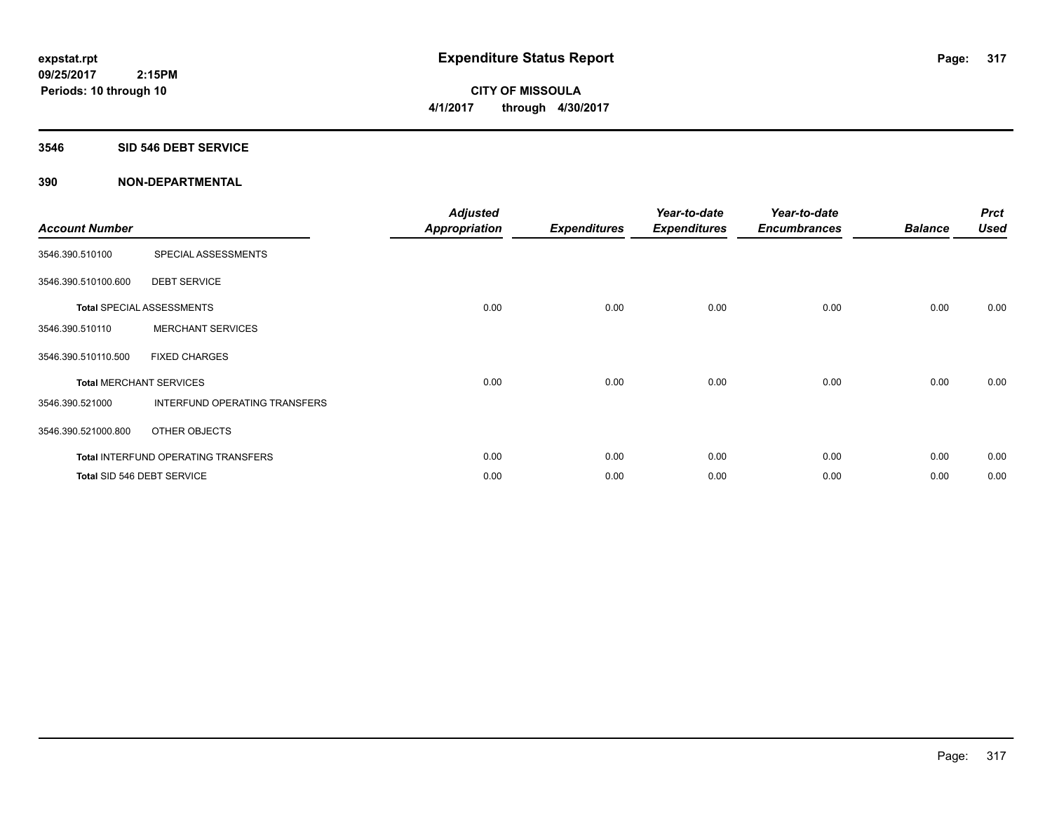**expstat.rpt**
**09/25/2017 2:15PM**
**Periods: 10 through 10**

# Expenditure Status Report

**CITY OF MISSOULA**
**4/1/2017 through 4/30/2017**

## 3546 SID 546 DEBT SERVICE

## 390 NON-DEPARTMENTAL

| Account Number | | Adjusted Appropriation | Expenditures | Year-to-date Expenditures | Year-to-date Encumbrances | Balance | Prct Used |
|---|---|---|---|---|---|---|---|
| 3546.390.510100 | SPECIAL ASSESSMENTS | | | | | | |
| 3546.390.510100.600 | DEBT SERVICE | | | | | | |
| **Total** SPECIAL ASSESSMENTS | | 0.00 | 0.00 | 0.00 | 0.00 | 0.00 | 0.00 |
| 3546.390.510110 | MERCHANT SERVICES | | | | | | |
| 3546.390.510110.500 | FIXED CHARGES | | | | | | |
| **Total** MERCHANT SERVICES | | 0.00 | 0.00 | 0.00 | 0.00 | 0.00 | 0.00 |
| 3546.390.521000 | INTERFUND OPERATING TRANSFERS | | | | | | |
| 3546.390.521000.800 | OTHER OBJECTS | | | | | | |
| **Total** INTERFUND OPERATING TRANSFERS | | 0.00 | 0.00 | 0.00 | 0.00 | 0.00 | 0.00 |
| **Total** SID 546 DEBT SERVICE | | 0.00 | 0.00 | 0.00 | 0.00 | 0.00 | 0.00 |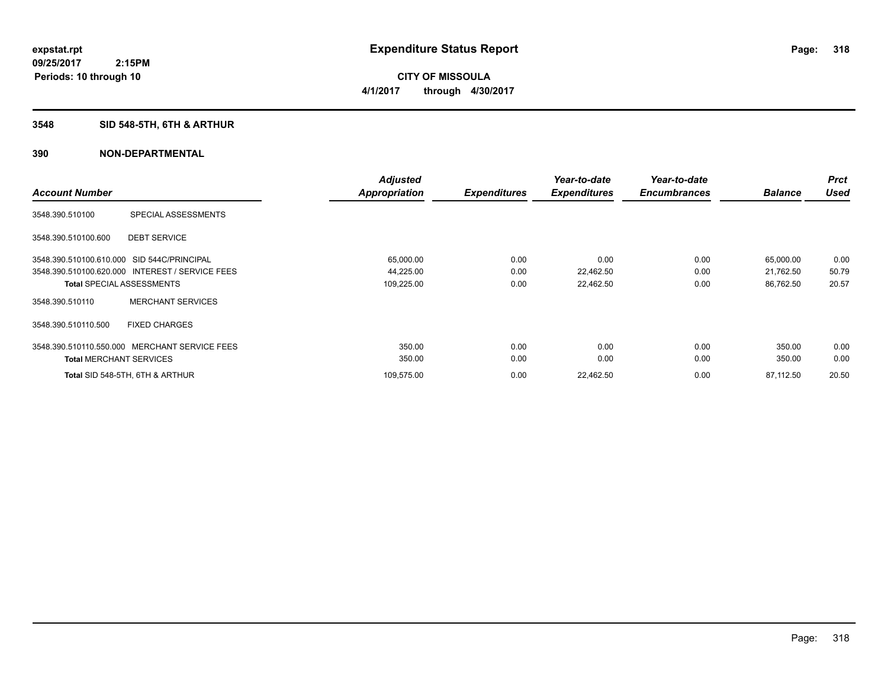**expstat.rpt**
**09/25/2017 2:15PM**
**Periods: 10 through 10**

# Expenditure Status Report

**CITY OF MISSOULA**
**4/1/2017 through 4/30/2017**

## 3548 SID 548-5TH, 6TH & ARTHUR

## 390 NON-DEPARTMENTAL

| Account Number | | Adjusted Appropriation | Expenditures | Year-to-date Expenditures | Year-to-date Encumbrances | Balance | Prct Used |
|---|---|---|---|---|---|---|---|
| 3548.390.510100 | SPECIAL ASSESSMENTS | | | | | | |
| 3548.390.510100.600 | DEBT SERVICE | | | | | | |
| 3548.390.510100.610.000 | SID 544C/PRINCIPAL | 65,000.00 | 0.00 | 0.00 | 0.00 | 65,000.00 | 0.00 |
| 3548.390.510100.620.000 | INTEREST / SERVICE FEES | 44,225.00 | 0.00 | 22,462.50 | 0.00 | 21,762.50 | 50.79 |
| **Total** SPECIAL ASSESSMENTS | | 109,225.00 | 0.00 | 22,462.50 | 0.00 | 86,762.50 | 20.57 |
| 3548.390.510110 | MERCHANT SERVICES | | | | | | |
| 3548.390.510110.500 | FIXED CHARGES | | | | | | |
| 3548.390.510110.550.000 | MERCHANT SERVICE FEES | 350.00 | 0.00 | 0.00 | 0.00 | 350.00 | 0.00 |
| **Total** MERCHANT SERVICES | | 350.00 | 0.00 | 0.00 | 0.00 | 350.00 | 0.00 |
| **Total** SID 548-5TH, 6TH & ARTHUR | | 109,575.00 | 0.00 | 22,462.50 | 0.00 | 87,112.50 | 20.50 |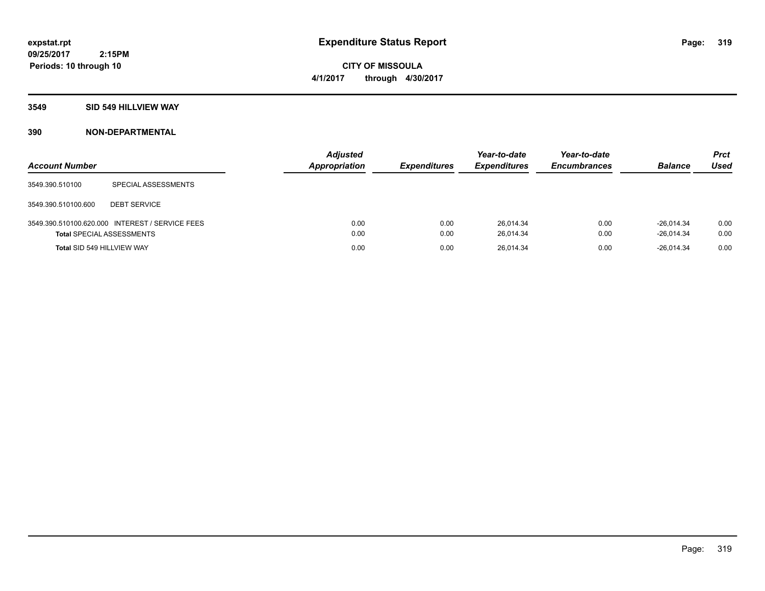# Expenditure Status Report

expstat.rpt
09/25/2017 2:15PM
Periods: 10 through 10

**CITY OF MISSOULA**
**4/1/2017 through 4/30/2017**

## 3549 SID 549 HILLVIEW WAY

### 390 NON-DEPARTMENTAL

| Account Number | | Adjusted Appropriation | Expenditures | Year-to-date Expenditures | Year-to-date Encumbrances | Balance | Prct Used |
|---|---|---|---|---|---|---|---|
| 3549.390.510100 | SPECIAL ASSESSMENTS | | | | | | |
| 3549.390.510100.600 | DEBT SERVICE | | | | | | |
| 3549.390.510100.620.000 | INTEREST / SERVICE FEES | 0.00 | 0.00 | 26,014.34 | 0.00 | -26,014.34 | 0.00 |
| **Total** SPECIAL ASSESSMENTS | | 0.00 | 0.00 | 26,014.34 | 0.00 | -26,014.34 | 0.00 |
| **Total** SID 549 HILLVIEW WAY | | 0.00 | 0.00 | 26,014.34 | 0.00 | -26,014.34 | 0.00 |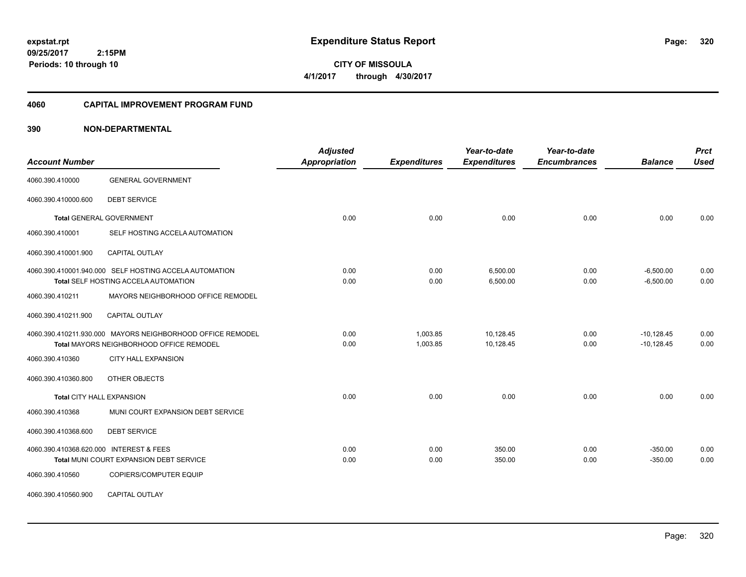expstat.rpt
09/25/2017 2:15PM
Periods: 10 through 10

# Expenditure Status Report

CITY OF MISSOULA
4/1/2017 through 4/30/2017

## 4060 CAPITAL IMPROVEMENT PROGRAM FUND

## 390 NON-DEPARTMENTAL

| Account Number | | Adjusted Appropriation | Expenditures | Year-to-date Expenditures | Year-to-date Encumbrances | Balance | Prct Used |
|---|---|---|---|---|---|---|---|
| 4060.390.410000 | GENERAL GOVERNMENT | | | | | | |
| 4060.390.410000.600 | DEBT SERVICE | | | | | | |
| **Total** GENERAL GOVERNMENT | | 0.00 | 0.00 | 0.00 | 0.00 | 0.00 | 0.00 |
| 4060.390.410001 | SELF HOSTING ACCELA AUTOMATION | | | | | | |
| 4060.390.410001.900 | CAPITAL OUTLAY | | | | | | |
| 4060.390.410001.940.000 | SELF HOSTING ACCELA AUTOMATION | 0.00 | 0.00 | 6,500.00 | 0.00 | -6,500.00 | 0.00 |
| **Total** SELF HOSTING ACCELA AUTOMATION | | 0.00 | 0.00 | 6,500.00 | 0.00 | -6,500.00 | 0.00 |
| 4060.390.410211 | MAYORS NEIGHBORHOOD OFFICE REMODEL | | | | | | |
| 4060.390.410211.900 | CAPITAL OUTLAY | | | | | | |
| 4060.390.410211.930.000 | MAYORS NEIGHBORHOOD OFFICE REMODEL | 0.00 | 1,003.85 | 10,128.45 | 0.00 | -10,128.45 | 0.00 |
| **Total** MAYORS NEIGHBORHOOD OFFICE REMODEL | | 0.00 | 1,003.85 | 10,128.45 | 0.00 | -10,128.45 | 0.00 |
| 4060.390.410360 | CITY HALL EXPANSION | | | | | | |
| 4060.390.410360.800 | OTHER OBJECTS | | | | | | |
| **Total** CITY HALL EXPANSION | | 0.00 | 0.00 | 0.00 | 0.00 | 0.00 | 0.00 |
| 4060.390.410368 | MUNI COURT EXPANSION DEBT SERVICE | | | | | | |
| 4060.390.410368.600 | DEBT SERVICE | | | | | | |
| 4060.390.410368.620.000 | INTEREST & FEES | 0.00 | 0.00 | 350.00 | 0.00 | -350.00 | 0.00 |
| **Total** MUNI COURT EXPANSION DEBT SERVICE | | 0.00 | 0.00 | 350.00 | 0.00 | -350.00 | 0.00 |
| 4060.390.410560 | COPIERS/COMPUTER EQUIP | | | | | | |
| 4060.390.410560.900 | CAPITAL OUTLAY | | | | | | |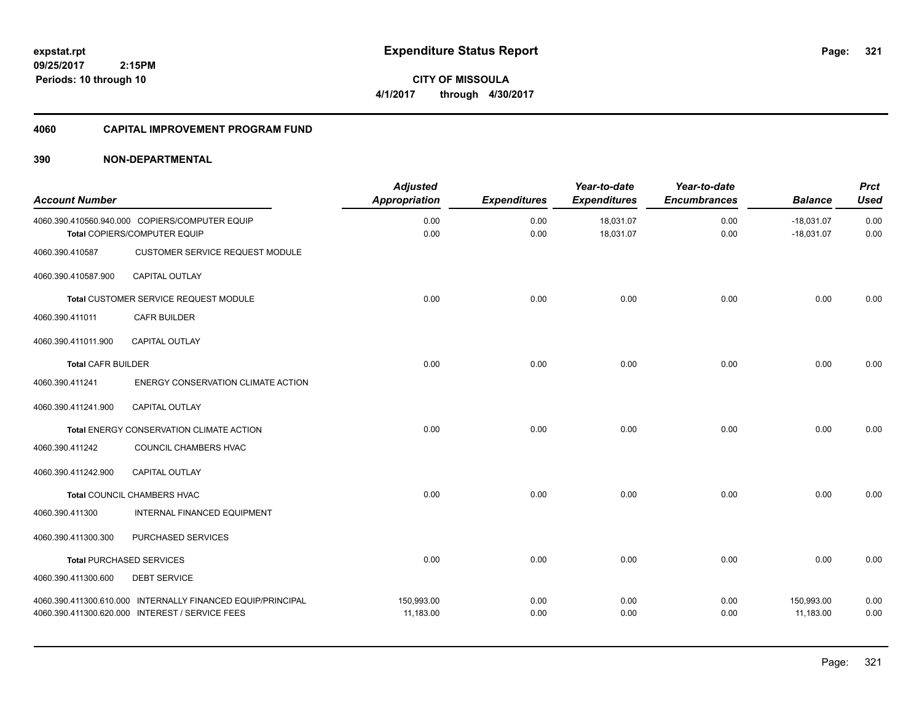**Expenditure Status Report**

**CITY OF MISSOULA**
**4/1/2017 through 4/30/2017**

expstat.rpt
09/25/2017 2:15PM
Periods: 10 through 10

## 4060 CAPITAL IMPROVEMENT PROGRAM FUND

## 390 NON-DEPARTMENTAL

| Account Number | | Adjusted Appropriation | Expenditures | Year-to-date Expenditures | Year-to-date Encumbrances | Balance | Prct Used |
|---|---|---|---|---|---|---|---|
| 4060.390.410560.940.000 | COPIERS/COMPUTER EQUIP | 0.00 | 0.00 | 18,031.07 | 0.00 | -18,031.07 | 0.00 |
| | **Total** COPIERS/COMPUTER EQUIP | 0.00 | 0.00 | 18,031.07 | 0.00 | -18,031.07 | 0.00 |
| 4060.390.410587 | CUSTOMER SERVICE REQUEST MODULE | | | | | | |
| 4060.390.410587.900 | CAPITAL OUTLAY | | | | | | |
| | **Total** CUSTOMER SERVICE REQUEST MODULE | 0.00 | 0.00 | 0.00 | 0.00 | 0.00 | 0.00 |
| 4060.390.411011 | CAFR BUILDER | | | | | | |
| 4060.390.411011.900 | CAPITAL OUTLAY | | | | | | |
| | **Total** CAFR BUILDER | 0.00 | 0.00 | 0.00 | 0.00 | 0.00 | 0.00 |
| 4060.390.411241 | ENERGY CONSERVATION CLIMATE ACTION | | | | | | |
| 4060.390.411241.900 | CAPITAL OUTLAY | | | | | | |
| | **Total** ENERGY CONSERVATION CLIMATE ACTION | 0.00 | 0.00 | 0.00 | 0.00 | 0.00 | 0.00 |
| 4060.390.411242 | COUNCIL CHAMBERS HVAC | | | | | | |
| 4060.390.411242.900 | CAPITAL OUTLAY | | | | | | |
| | **Total** COUNCIL CHAMBERS HVAC | 0.00 | 0.00 | 0.00 | 0.00 | 0.00 | 0.00 |
| 4060.390.411300 | INTERNAL FINANCED EQUIPMENT | | | | | | |
| 4060.390.411300.300 | PURCHASED SERVICES | | | | | | |
| | **Total** PURCHASED SERVICES | 0.00 | 0.00 | 0.00 | 0.00 | 0.00 | 0.00 |
| 4060.390.411300.600 | DEBT SERVICE | | | | | | |
| 4060.390.411300.610.000 | INTERNALLY FINANCED EQUIP/PRINCIPAL | 150,993.00 | 0.00 | 0.00 | 0.00 | 150,993.00 | 0.00 |
| 4060.390.411300.620.000 | INTEREST / SERVICE FEES | 11,183.00 | 0.00 | 0.00 | 0.00 | 11,183.00 | 0.00 |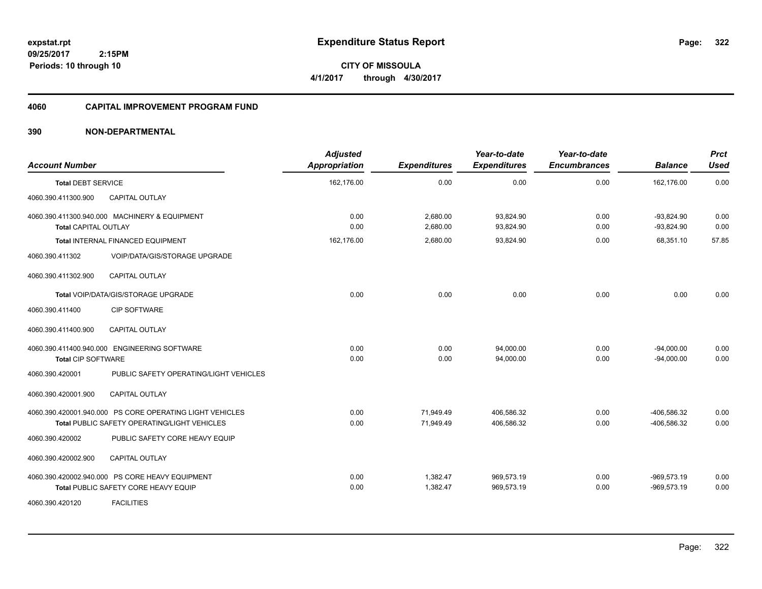**expstat.rpt**
**09/25/2017 2:15PM**
**Periods: 10 through 10**

# Expenditure Status Report

**CITY OF MISSOULA**
**4/1/2017 through 4/30/2017**

## 4060 CAPITAL IMPROVEMENT PROGRAM FUND

## 390 NON-DEPARTMENTAL

| Account Number | | Adjusted Appropriation | Expenditures | Year-to-date Expenditures | Year-to-date Encumbrances | Balance | Prct Used |
|---|---|---|---|---|---|---|---|
| **Total DEBT SERVICE** | | 162,176.00 | 0.00 | 0.00 | 0.00 | 162,176.00 | 0.00 |
| 4060.390.411300.900 | CAPITAL OUTLAY | | | | | | |
| 4060.390.411300.940.000 | MACHINERY & EQUIPMENT | 0.00 | 2,680.00 | 93,824.90 | 0.00 | -93,824.90 | 0.00 |
| **Total CAPITAL OUTLAY** | | 0.00 | 2,680.00 | 93,824.90 | 0.00 | -93,824.90 | 0.00 |
| **Total INTERNAL FINANCED EQUIPMENT** | | 162,176.00 | 2,680.00 | 93,824.90 | 0.00 | 68,351.10 | 57.85 |
| 4060.390.411302 | VOIP/DATA/GIS/STORAGE UPGRADE | | | | | | |
| 4060.390.411302.900 | CAPITAL OUTLAY | | | | | | |
| **Total VOIP/DATA/GIS/STORAGE UPGRADE** | | 0.00 | 0.00 | 0.00 | 0.00 | 0.00 | 0.00 |
| 4060.390.411400 | CIP SOFTWARE | | | | | | |
| 4060.390.411400.900 | CAPITAL OUTLAY | | | | | | |
| 4060.390.411400.940.000 | ENGINEERING SOFTWARE | 0.00 | 0.00 | 94,000.00 | 0.00 | -94,000.00 | 0.00 |
| **Total CIP SOFTWARE** | | 0.00 | 0.00 | 94,000.00 | 0.00 | -94,000.00 | 0.00 |
| 4060.390.420001 | PUBLIC SAFETY OPERATING/LIGHT VEHICLES | | | | | | |
| 4060.390.420001.900 | CAPITAL OUTLAY | | | | | | |
| 4060.390.420001.940.000 | PS CORE OPERATING LIGHT VEHICLES | 0.00 | 71,949.49 | 406,586.32 | 0.00 | -406,586.32 | 0.00 |
| **Total PUBLIC SAFETY OPERATING/LIGHT VEHICLES** | | 0.00 | 71,949.49 | 406,586.32 | 0.00 | -406,586.32 | 0.00 |
| 4060.390.420002 | PUBLIC SAFETY CORE HEAVY EQUIP | | | | | | |
| 4060.390.420002.900 | CAPITAL OUTLAY | | | | | | |
| 4060.390.420002.940.000 | PS CORE HEAVY EQUIPMENT | 0.00 | 1,382.47 | 969,573.19 | 0.00 | -969,573.19 | 0.00 |
| **Total PUBLIC SAFETY CORE HEAVY EQUIP** | | 0.00 | 1,382.47 | 969,573.19 | 0.00 | -969,573.19 | 0.00 |
| 4060.390.420120 | FACILITIES | | | | | | |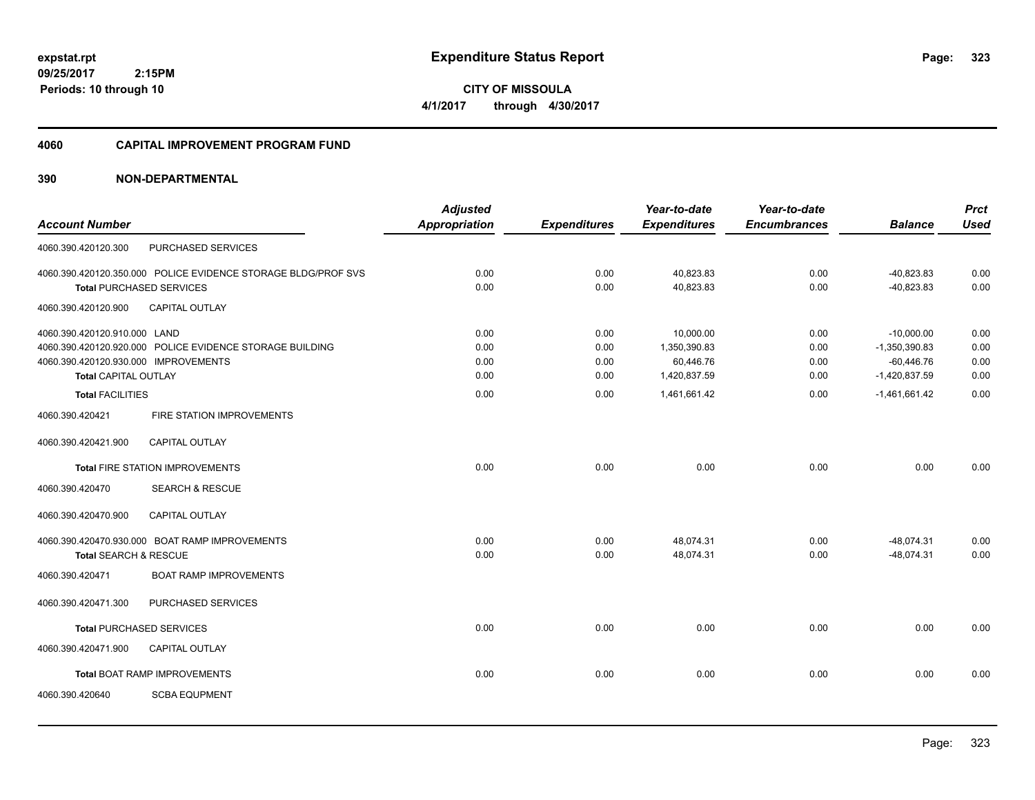# Expenditure Status Report

**CITY OF MISSOULA**

**4/1/2017 through 4/30/2017**

expstat.rpt
09/25/2017 2:15PM
Periods: 10 through 10

## 4060 CAPITAL IMPROVEMENT PROGRAM FUND

## 390 NON-DEPARTMENTAL

| Account Number | Adjusted Appropriation | Expenditures | Year-to-date Expenditures | Year-to-date Encumbrances | Balance | Prct Used |
|---|---|---|---|---|---|---|
| 4060.390.420120.300 PURCHASED SERVICES | | | | | | |
| 4060.390.420120.350.000 POLICE EVIDENCE STORAGE BLDG/PROF SVS | 0.00 | 0.00 | 40,823.83 | 0.00 | -40,823.83 | 0.00 |
| **Total** PURCHASED SERVICES | 0.00 | 0.00 | 40,823.83 | 0.00 | -40,823.83 | 0.00 |
| 4060.390.420120.900 CAPITAL OUTLAY | | | | | | |
| 4060.390.420120.910.000 LAND | 0.00 | 0.00 | 10,000.00 | 0.00 | -10,000.00 | 0.00 |
| 4060.390.420120.920.000 POLICE EVIDENCE STORAGE BUILDING | 0.00 | 0.00 | 1,350,390.83 | 0.00 | -1,350,390.83 | 0.00 |
| 4060.390.420120.930.000 IMPROVEMENTS | 0.00 | 0.00 | 60,446.76 | 0.00 | -60,446.76 | 0.00 |
| **Total** CAPITAL OUTLAY | 0.00 | 0.00 | 1,420,837.59 | 0.00 | -1,420,837.59 | 0.00 |
| **Total** FACILITIES | 0.00 | 0.00 | 1,461,661.42 | 0.00 | -1,461,661.42 | 0.00 |
| 4060.390.420421 FIRE STATION IMPROVEMENTS | | | | | | |
| 4060.390.420421.900 CAPITAL OUTLAY | | | | | | |
| **Total** FIRE STATION IMPROVEMENTS | 0.00 | 0.00 | 0.00 | 0.00 | 0.00 | 0.00 |
| 4060.390.420470 SEARCH & RESCUE | | | | | | |
| 4060.390.420470.900 CAPITAL OUTLAY | | | | | | |
| 4060.390.420470.930.000 BOAT RAMP IMPROVEMENTS | 0.00 | 0.00 | 48,074.31 | 0.00 | -48,074.31 | 0.00 |
| **Total** SEARCH & RESCUE | 0.00 | 0.00 | 48,074.31 | 0.00 | -48,074.31 | 0.00 |
| 4060.390.420471 BOAT RAMP IMPROVEMENTS | | | | | | |
| 4060.390.420471.300 PURCHASED SERVICES | | | | | | |
| **Total** PURCHASED SERVICES | 0.00 | 0.00 | 0.00 | 0.00 | 0.00 | 0.00 |
| 4060.390.420471.900 CAPITAL OUTLAY | | | | | | |
| **Total** BOAT RAMP IMPROVEMENTS | 0.00 | 0.00 | 0.00 | 0.00 | 0.00 | 0.00 |
| 4060.390.420640 SCBA EQUPMENT | | | | | | |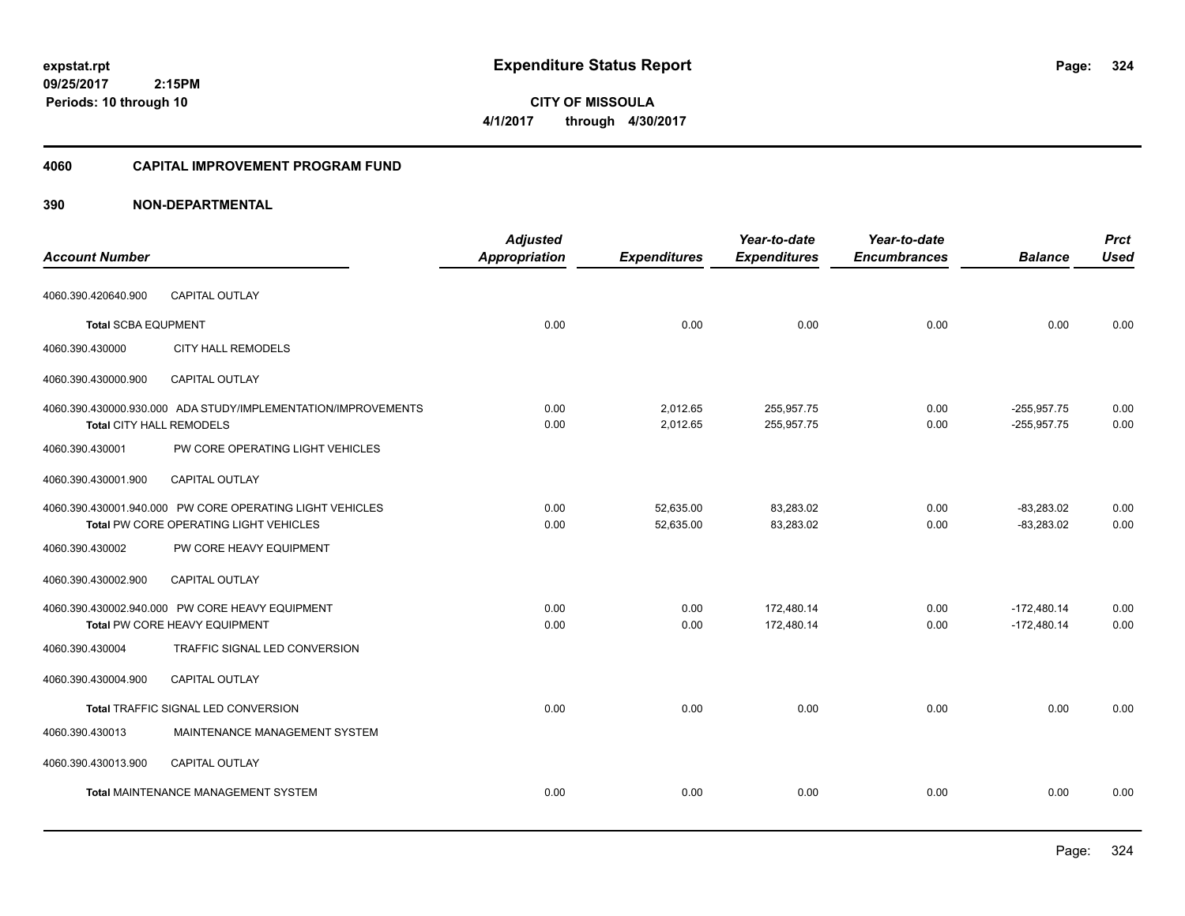**expstat.rpt**
**09/25/2017 2:15PM**
**Periods: 10 through 10**

# Expenditure Status Report

**CITY OF MISSOULA**
**4/1/2017 through 4/30/2017**

## 4060 CAPITAL IMPROVEMENT PROGRAM FUND

### 390 NON-DEPARTMENTAL

| Account Number | | Adjusted Appropriation | Expenditures | Year-to-date Expenditures | Year-to-date Encumbrances | Balance | Prct Used |
|---|---|---|---|---|---|---|---|
| 4060.390.420640.900 | CAPITAL OUTLAY | | | | | | |
| **Total** SCBA EQUPMENT | | 0.00 | 0.00 | 0.00 | 0.00 | 0.00 | 0.00 |
| 4060.390.430000 | CITY HALL REMODELS | | | | | | |
| 4060.390.430000.900 | CAPITAL OUTLAY | | | | | | |
| 4060.390.430000.930.000 | ADA STUDY/IMPLEMENTATION/IMPROVEMENTS | 0.00 | 2,012.65 | 255,957.75 | 0.00 | -255,957.75 | 0.00 |
| **Total** CITY HALL REMODELS | | 0.00 | 2,012.65 | 255,957.75 | 0.00 | -255,957.75 | 0.00 |
| 4060.390.430001 | PW CORE OPERATING LIGHT VEHICLES | | | | | | |
| 4060.390.430001.900 | CAPITAL OUTLAY | | | | | | |
| 4060.390.430001.940.000 | PW CORE OPERATING LIGHT VEHICLES | 0.00 | 52,635.00 | 83,283.02 | 0.00 | -83,283.02 | 0.00 |
| **Total** PW CORE OPERATING LIGHT VEHICLES | | 0.00 | 52,635.00 | 83,283.02 | 0.00 | -83,283.02 | 0.00 |
| 4060.390.430002 | PW CORE HEAVY EQUIPMENT | | | | | | |
| 4060.390.430002.900 | CAPITAL OUTLAY | | | | | | |
| 4060.390.430002.940.000 | PW CORE HEAVY EQUIPMENT | 0.00 | 0.00 | 172,480.14 | 0.00 | -172,480.14 | 0.00 |
| **Total** PW CORE HEAVY EQUIPMENT | | 0.00 | 0.00 | 172,480.14 | 0.00 | -172,480.14 | 0.00 |
| 4060.390.430004 | TRAFFIC SIGNAL LED CONVERSION | | | | | | |
| 4060.390.430004.900 | CAPITAL OUTLAY | | | | | | |
| **Total** TRAFFIC SIGNAL LED CONVERSION | | 0.00 | 0.00 | 0.00 | 0.00 | 0.00 | 0.00 |
| 4060.390.430013 | MAINTENANCE MANAGEMENT SYSTEM | | | | | | |
| 4060.390.430013.900 | CAPITAL OUTLAY | | | | | | |
| **Total** MAINTENANCE MANAGEMENT SYSTEM | | 0.00 | 0.00 | 0.00 | 0.00 | 0.00 | 0.00 |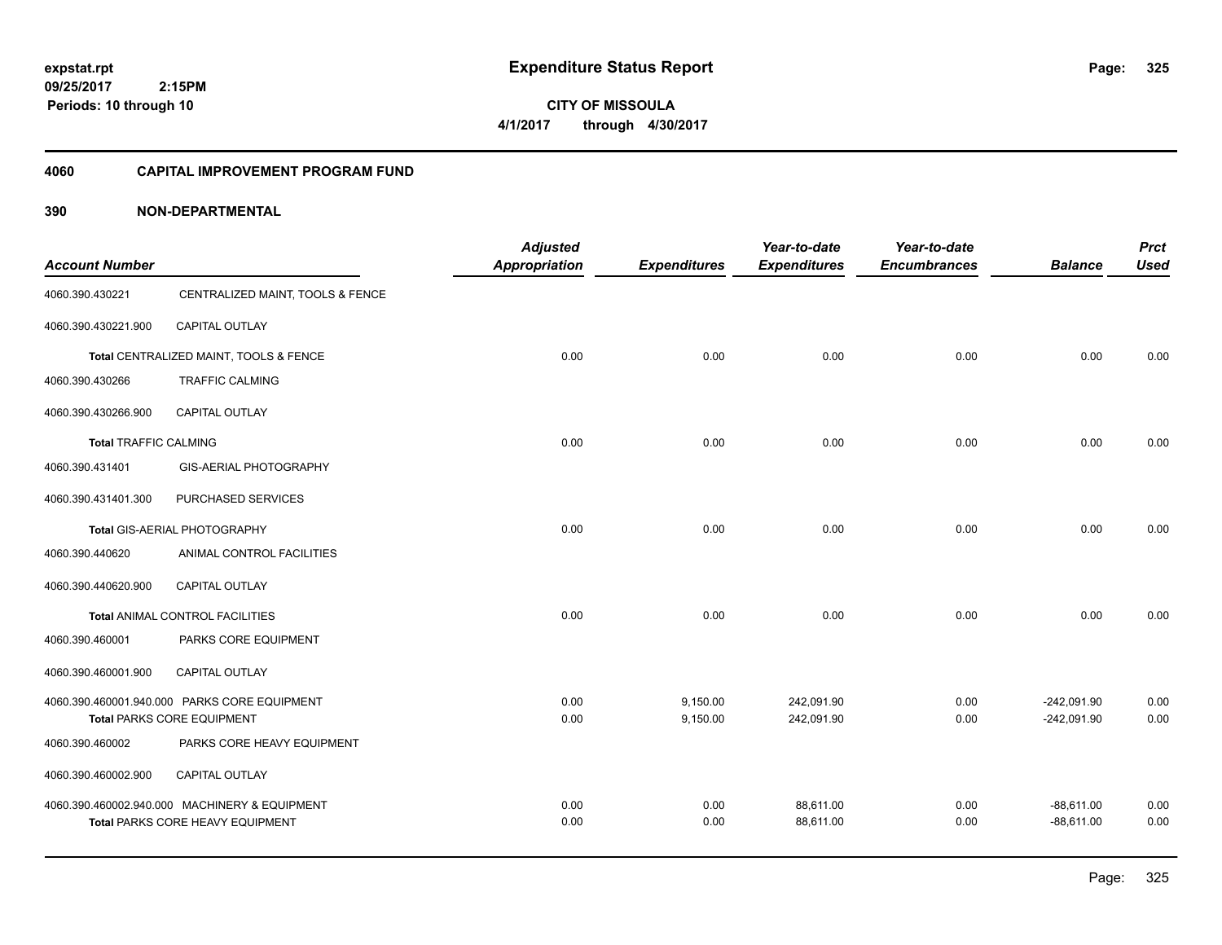**expstat.rpt**
**09/25/2017 2:15PM**
**Periods: 10 through 10**

# Expenditure Status Report

**CITY OF MISSOULA**
**4/1/2017 through 4/30/2017**

## 4060 CAPITAL IMPROVEMENT PROGRAM FUND

## 390 NON-DEPARTMENTAL

| Account Number | | Adjusted Appropriation | Expenditures | Year-to-date Expenditures | Year-to-date Encumbrances | Balance | Prct Used |
|---|---|---|---|---|---|---|---|
| 4060.390.430221 | CENTRALIZED MAINT, TOOLS & FENCE | | | | | | |
| 4060.390.430221.900 | CAPITAL OUTLAY | | | | | | |
| Total CENTRALIZED MAINT, TOOLS & FENCE | | 0.00 | 0.00 | 0.00 | 0.00 | 0.00 | 0.00 |
| 4060.390.430266 | TRAFFIC CALMING | | | | | | |
| 4060.390.430266.900 | CAPITAL OUTLAY | | | | | | |
| Total TRAFFIC CALMING | | 0.00 | 0.00 | 0.00 | 0.00 | 0.00 | 0.00 |
| 4060.390.431401 | GIS-AERIAL PHOTOGRAPHY | | | | | | |
| 4060.390.431401.300 | PURCHASED SERVICES | | | | | | |
| Total GIS-AERIAL PHOTOGRAPHY | | 0.00 | 0.00 | 0.00 | 0.00 | 0.00 | 0.00 |
| 4060.390.440620 | ANIMAL CONTROL FACILITIES | | | | | | |
| 4060.390.440620.900 | CAPITAL OUTLAY | | | | | | |
| Total ANIMAL CONTROL FACILITIES | | 0.00 | 0.00 | 0.00 | 0.00 | 0.00 | 0.00 |
| 4060.390.460001 | PARKS CORE EQUIPMENT | | | | | | |
| 4060.390.460001.900 | CAPITAL OUTLAY | | | | | | |
| 4060.390.460001.940.000 | PARKS CORE EQUIPMENT | 0.00 | 9,150.00 | 242,091.90 | 0.00 | -242,091.90 | 0.00 |
| Total PARKS CORE EQUIPMENT | | 0.00 | 9,150.00 | 242,091.90 | 0.00 | -242,091.90 | 0.00 |
| 4060.390.460002 | PARKS CORE HEAVY EQUIPMENT | | | | | | |
| 4060.390.460002.900 | CAPITAL OUTLAY | | | | | | |
| 4060.390.460002.940.000 | MACHINERY & EQUIPMENT | 0.00 | 0.00 | 88,611.00 | 0.00 | -88,611.00 | 0.00 |
| Total PARKS CORE HEAVY EQUIPMENT | | 0.00 | 0.00 | 88,611.00 | 0.00 | -88,611.00 | 0.00 |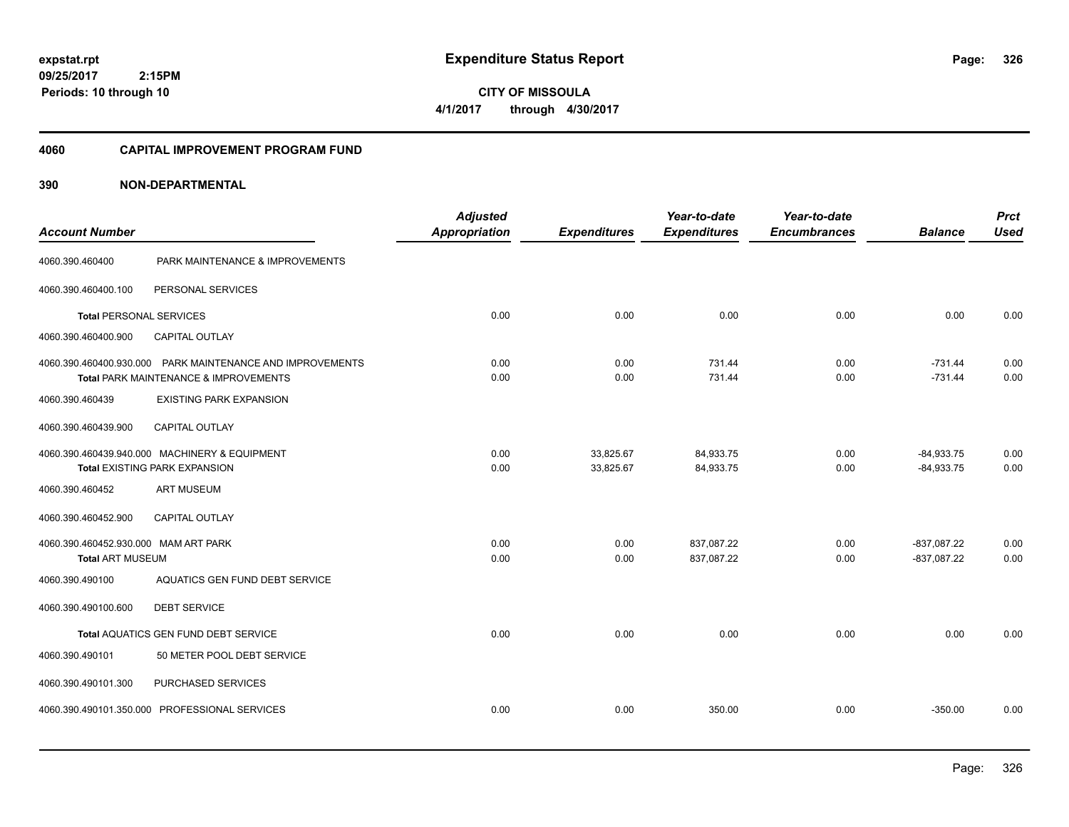**expstat.rpt**
**09/25/2017 2:15PM**
**Periods: 10 through 10**

# Expenditure Status Report

**CITY OF MISSOULA**
**4/1/2017 through 4/30/2017**

## 4060 CAPITAL IMPROVEMENT PROGRAM FUND

## 390 NON-DEPARTMENTAL

| Account Number | | Adjusted Appropriation | Expenditures | Year-to-date Expenditures | Year-to-date Encumbrances | Balance | Prct Used |
|---|---|---|---|---|---|---|---|
| 4060.390.460400 | PARK MAINTENANCE & IMPROVEMENTS | | | | | | |
| 4060.390.460400.100 | PERSONAL SERVICES | | | | | | |
| **Total** PERSONAL SERVICES | | 0.00 | 0.00 | 0.00 | 0.00 | 0.00 | 0.00 |
| 4060.390.460400.900 | CAPITAL OUTLAY | | | | | | |
| 4060.390.460400.930.000 | PARK MAINTENANCE AND IMPROVEMENTS | 0.00 | 0.00 | 731.44 | 0.00 | -731.44 | 0.00 |
| **Total** PARK MAINTENANCE & IMPROVEMENTS | | 0.00 | 0.00 | 731.44 | 0.00 | -731.44 | 0.00 |
| 4060.390.460439 | EXISTING PARK EXPANSION | | | | | | |
| 4060.390.460439.900 | CAPITAL OUTLAY | | | | | | |
| 4060.390.460439.940.000 | MACHINERY & EQUIPMENT | 0.00 | 33,825.67 | 84,933.75 | 0.00 | -84,933.75 | 0.00 |
| **Total** EXISTING PARK EXPANSION | | 0.00 | 33,825.67 | 84,933.75 | 0.00 | -84,933.75 | 0.00 |
| 4060.390.460452 | ART MUSEUM | | | | | | |
| 4060.390.460452.900 | CAPITAL OUTLAY | | | | | | |
| 4060.390.460452.930.000 | MAM ART PARK | 0.00 | 0.00 | 837,087.22 | 0.00 | -837,087.22 | 0.00 |
| **Total** ART MUSEUM | | 0.00 | 0.00 | 837,087.22 | 0.00 | -837,087.22 | 0.00 |
| 4060.390.490100 | AQUATICS GEN FUND DEBT SERVICE | | | | | | |
| 4060.390.490100.600 | DEBT SERVICE | | | | | | |
| **Total** AQUATICS GEN FUND DEBT SERVICE | | 0.00 | 0.00 | 0.00 | 0.00 | 0.00 | 0.00 |
| 4060.390.490101 | 50 METER POOL DEBT SERVICE | | | | | | |
| 4060.390.490101.300 | PURCHASED SERVICES | | | | | | |
| 4060.390.490101.350.000 | PROFESSIONAL SERVICES | 0.00 | 0.00 | 350.00 | 0.00 | -350.00 | 0.00 |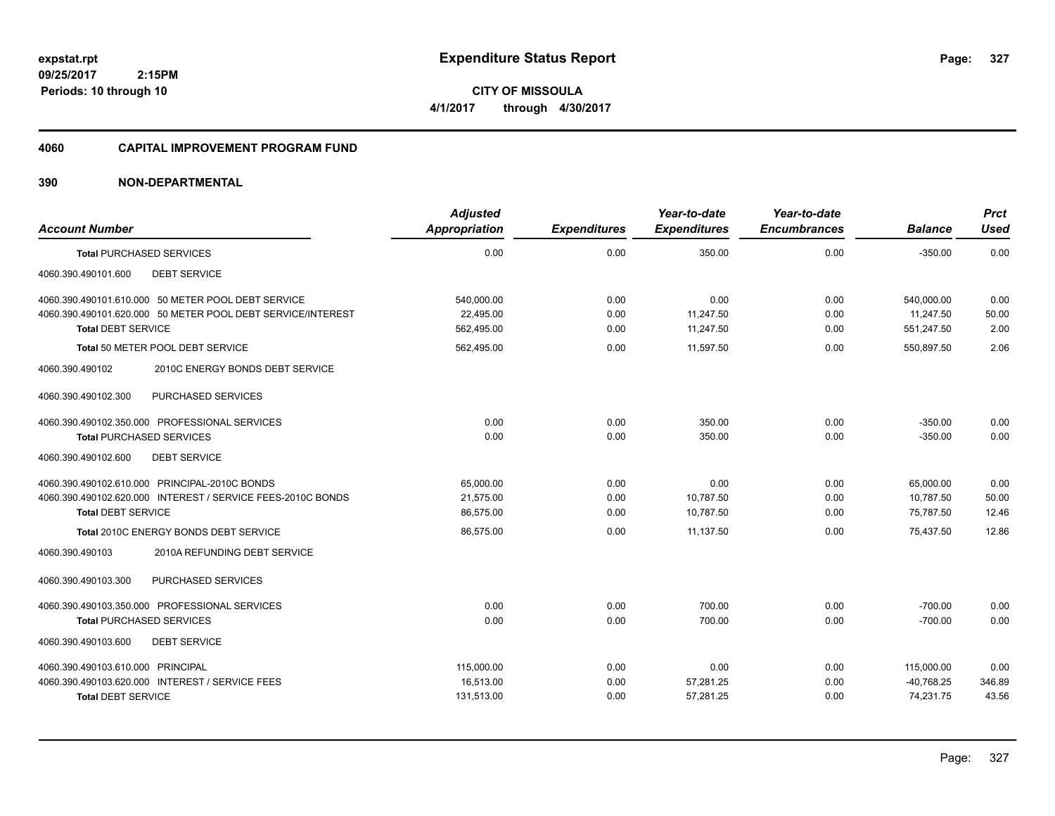**expstat.rpt**
**09/25/2017 2:15PM**
**Periods: 10 through 10**

# Expenditure Status Report

**CITY OF MISSOULA**
**4/1/2017 through 4/30/2017**

## 4060 CAPITAL IMPROVEMENT PROGRAM FUND

### 390 NON-DEPARTMENTAL

| Account Number | Adjusted Appropriation | Expenditures | Year-to-date Expenditures | Year-to-date Encumbrances | Balance | Prct Used |
|---|---|---|---|---|---|---|
| **Total** PURCHASED SERVICES | 0.00 | 0.00 | 350.00 | 0.00 | -350.00 | 0.00 |
| 4060.390.490101.600 DEBT SERVICE | | | | | | |
| 4060.390.490101.610.000 50 METER POOL DEBT SERVICE | 540,000.00 | 0.00 | 0.00 | 0.00 | 540,000.00 | 0.00 |
| 4060.390.490101.620.000 50 METER POOL DEBT SERVICE/INTEREST | 22,495.00 | 0.00 | 11,247.50 | 0.00 | 11,247.50 | 50.00 |
| **Total** DEBT SERVICE | 562,495.00 | 0.00 | 11,247.50 | 0.00 | 551,247.50 | 2.00 |
| **Total** 50 METER POOL DEBT SERVICE | 562,495.00 | 0.00 | 11,597.50 | 0.00 | 550,897.50 | 2.06 |
| 4060.390.490102 2010C ENERGY BONDS DEBT SERVICE | | | | | | |
| 4060.390.490102.300 PURCHASED SERVICES | | | | | | |
| 4060.390.490102.350.000 PROFESSIONAL SERVICES | 0.00 | 0.00 | 350.00 | 0.00 | -350.00 | 0.00 |
| **Total** PURCHASED SERVICES | 0.00 | 0.00 | 350.00 | 0.00 | -350.00 | 0.00 |
| 4060.390.490102.600 DEBT SERVICE | | | | | | |
| 4060.390.490102.610.000 PRINCIPAL-2010C BONDS | 65,000.00 | 0.00 | 0.00 | 0.00 | 65,000.00 | 0.00 |
| 4060.390.490102.620.000 INTEREST / SERVICE FEES-2010C BONDS | 21,575.00 | 0.00 | 10,787.50 | 0.00 | 10,787.50 | 50.00 |
| **Total** DEBT SERVICE | 86,575.00 | 0.00 | 10,787.50 | 0.00 | 75,787.50 | 12.46 |
| **Total** 2010C ENERGY BONDS DEBT SERVICE | 86,575.00 | 0.00 | 11,137.50 | 0.00 | 75,437.50 | 12.86 |
| 4060.390.490103 2010A REFUNDING DEBT SERVICE | | | | | | |
| 4060.390.490103.300 PURCHASED SERVICES | | | | | | |
| 4060.390.490103.350.000 PROFESSIONAL SERVICES | 0.00 | 0.00 | 700.00 | 0.00 | -700.00 | 0.00 |
| **Total** PURCHASED SERVICES | 0.00 | 0.00 | 700.00 | 0.00 | -700.00 | 0.00 |
| 4060.390.490103.600 DEBT SERVICE | | | | | | |
| 4060.390.490103.610.000 PRINCIPAL | 115,000.00 | 0.00 | 0.00 | 0.00 | 115,000.00 | 0.00 |
| 4060.390.490103.620.000 INTEREST / SERVICE FEES | 16,513.00 | 0.00 | 57,281.25 | 0.00 | -40,768.25 | 346.89 |
| **Total** DEBT SERVICE | 131,513.00 | 0.00 | 57,281.25 | 0.00 | 74,231.75 | 43.56 |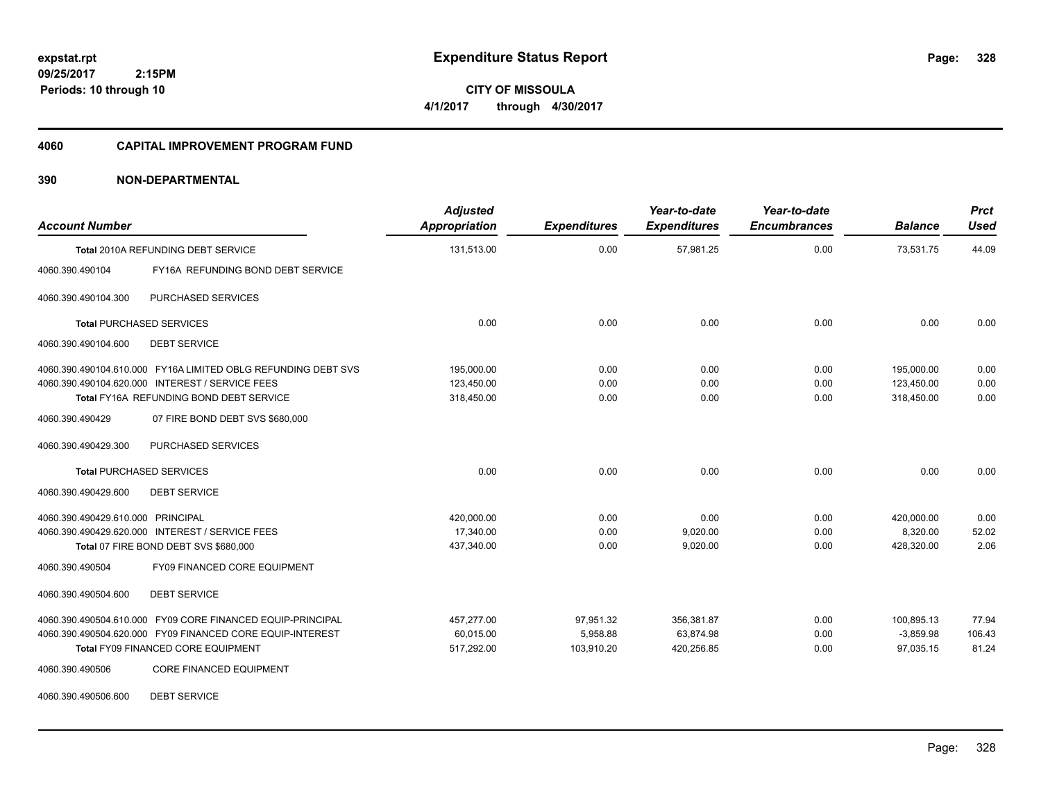**Expenditure Status Report**

**CITY OF MISSOULA**

**4/1/2017 through 4/30/2017**

expstat.rpt
09/25/2017 2:15PM
Periods: 10 through 10

## 4060 CAPITAL IMPROVEMENT PROGRAM FUND

## 390 NON-DEPARTMENTAL

| Account Number | Adjusted Appropriation | Expenditures | Year-to-date Expenditures | Year-to-date Encumbrances | Balance | Prct Used |
|---|---|---|---|---|---|---|
| **Total** 2010A REFUNDING DEBT SERVICE | 131,513.00 | 0.00 | 57,981.25 | 0.00 | 73,531.75 | 44.09 |
| 4060.390.490104 FY16A REFUNDING BOND DEBT SERVICE | | | | | | |
| 4060.390.490104.300 PURCHASED SERVICES | | | | | | |
| **Total** PURCHASED SERVICES | 0.00 | 0.00 | 0.00 | 0.00 | 0.00 | 0.00 |
| 4060.390.490104.600 DEBT SERVICE | | | | | | |
| 4060.390.490104.610.000 FY16A LIMITED OBLG REFUNDING DEBT SVS | 195,000.00 | 0.00 | 0.00 | 0.00 | 195,000.00 | 0.00 |
| 4060.390.490104.620.000 INTEREST / SERVICE FEES | 123,450.00 | 0.00 | 0.00 | 0.00 | 123,450.00 | 0.00 |
| **Total** FY16A REFUNDING BOND DEBT SERVICE | 318,450.00 | 0.00 | 0.00 | 0.00 | 318,450.00 | 0.00 |
| 4060.390.490429 07 FIRE BOND DEBT SVS $680,000 | | | | | | |
| 4060.390.490429.300 PURCHASED SERVICES | | | | | | |
| **Total** PURCHASED SERVICES | 0.00 | 0.00 | 0.00 | 0.00 | 0.00 | 0.00 |
| 4060.390.490429.600 DEBT SERVICE | | | | | | |
| 4060.390.490429.610.000 PRINCIPAL | 420,000.00 | 0.00 | 0.00 | 0.00 | 420,000.00 | 0.00 |
| 4060.390.490429.620.000 INTEREST / SERVICE FEES | 17,340.00 | 0.00 | 9,020.00 | 0.00 | 8,320.00 | 52.02 |
| **Total** 07 FIRE BOND DEBT SVS $680,000 | 437,340.00 | 0.00 | 9,020.00 | 0.00 | 428,320.00 | 2.06 |
| 4060.390.490504 FY09 FINANCED CORE EQUIPMENT | | | | | | |
| 4060.390.490504.600 DEBT SERVICE | | | | | | |
| 4060.390.490504.610.000 FY09 CORE FINANCED EQUIP-PRINCIPAL | 457,277.00 | 97,951.32 | 356,381.87 | 0.00 | 100,895.13 | 77.94 |
| 4060.390.490504.620.000 FY09 FINANCED CORE EQUIP-INTEREST | 60,015.00 | 5,958.88 | 63,874.98 | 0.00 | -3,859.98 | 106.43 |
| **Total** FY09 FINANCED CORE EQUIPMENT | 517,292.00 | 103,910.20 | 420,256.85 | 0.00 | 97,035.15 | 81.24 |
| 4060.390.490506 CORE FINANCED EQUIPMENT | | | | | | |
| 4060.390.490506.600 DEBT SERVICE | | | | | | |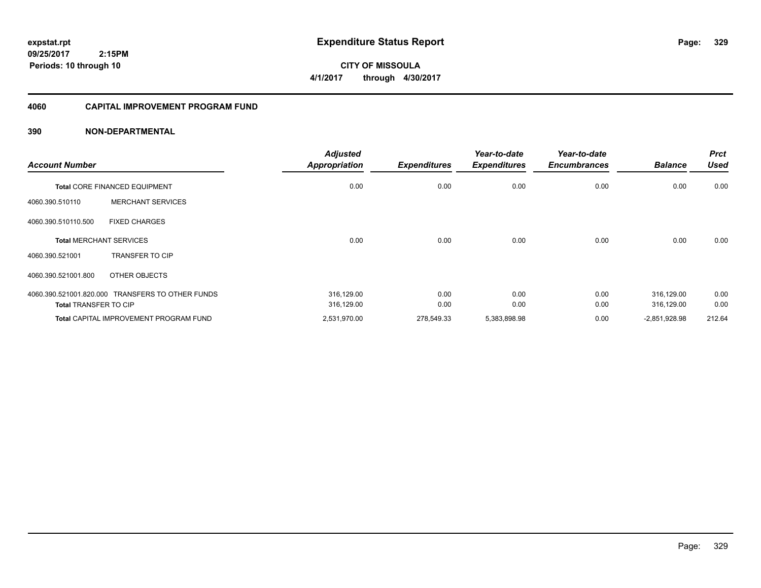**expstat.rpt**
**09/25/2017 2:15PM**
**Periods: 10 through 10**

# Expenditure Status Report

**CITY OF MISSOULA**
**4/1/2017 through 4/30/2017**

## 4060 CAPITAL IMPROVEMENT PROGRAM FUND

### 390 NON-DEPARTMENTAL

| Account Number | | Adjusted Appropriation | Expenditures | Year-to-date Expenditures | Year-to-date Encumbrances | Balance | Prct Used |
|---|---|---|---|---|---|---|---|
| **Total** CORE FINANCED EQUIPMENT | | 0.00 | 0.00 | 0.00 | 0.00 | 0.00 | 0.00 |
| 4060.390.510110 | MERCHANT SERVICES | | | | | | |
| 4060.390.510110.500 | FIXED CHARGES | | | | | | |
| **Total** MERCHANT SERVICES | | 0.00 | 0.00 | 0.00 | 0.00 | 0.00 | 0.00 |
| 4060.390.521001 | TRANSFER TO CIP | | | | | | |
| 4060.390.521001.800 | OTHER OBJECTS | | | | | | |
| 4060.390.521001.820.000 | TRANSFERS TO OTHER FUNDS | 316,129.00 | 0.00 | 0.00 | 0.00 | 316,129.00 | 0.00 |
| **Total** TRANSFER TO CIP | | 316,129.00 | 0.00 | 0.00 | 0.00 | 316,129.00 | 0.00 |
| **Total** CAPITAL IMPROVEMENT PROGRAM FUND | | 2,531,970.00 | 278,549.33 | 5,383,898.98 | 0.00 | -2,851,928.98 | 212.64 |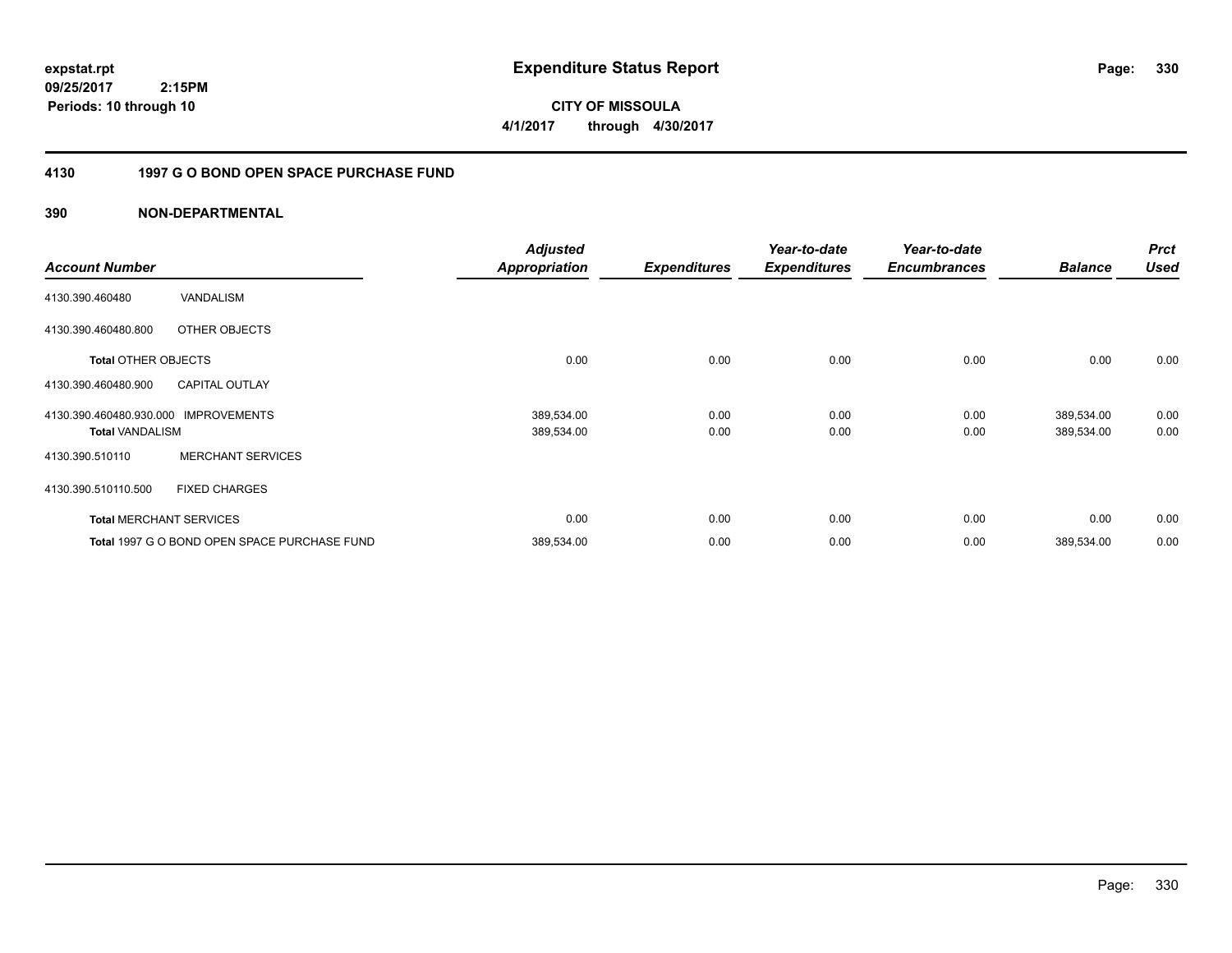**expstat.rpt**
**09/25/2017 2:15PM**
**Periods: 10 through 10**

# Expenditure Status Report

**CITY OF MISSOULA**
**4/1/2017 through 4/30/2017**

## 4130 1997 G O BOND OPEN SPACE PURCHASE FUND

### 390 NON-DEPARTMENTAL

| Account Number | | Adjusted Appropriation | Expenditures | Year-to-date Expenditures | Year-to-date Encumbrances | Balance | Prct Used |
|---|---|---|---|---|---|---|---|
| 4130.390.460480 | VANDALISM | | | | | | |
| 4130.390.460480.800 | OTHER OBJECTS | | | | | | |
| **Total** OTHER OBJECTS | | 0.00 | 0.00 | 0.00 | 0.00 | 0.00 | 0.00 |
| 4130.390.460480.900 | CAPITAL OUTLAY | | | | | | |
| 4130.390.460480.930.000 | IMPROVEMENTS | 389,534.00 | 0.00 | 0.00 | 0.00 | 389,534.00 | 0.00 |
| **Total** VANDALISM | | 389,534.00 | 0.00 | 0.00 | 0.00 | 389,534.00 | 0.00 |
| 4130.390.510110 | MERCHANT SERVICES | | | | | | |
| 4130.390.510110.500 | FIXED CHARGES | | | | | | |
| **Total** MERCHANT SERVICES | | 0.00 | 0.00 | 0.00 | 0.00 | 0.00 | 0.00 |
| **Total** 1997 G O BOND OPEN SPACE PURCHASE FUND | | 389,534.00 | 0.00 | 0.00 | 0.00 | 389,534.00 | 0.00 |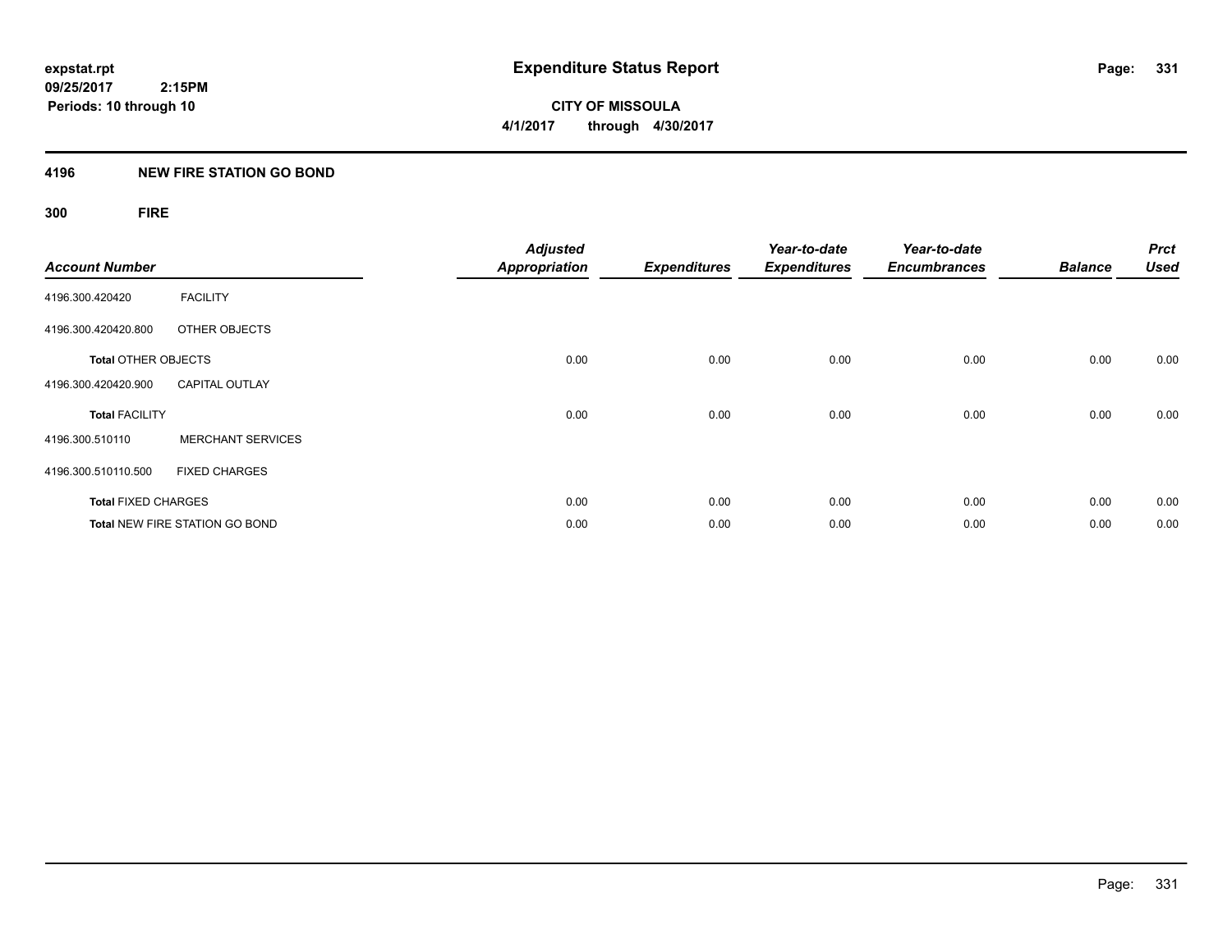**expstat.rpt**
**09/25/2017 2:15PM**
**Periods: 10 through 10**

# Expenditure Status Report

**CITY OF MISSOULA**
**4/1/2017 through 4/30/2017**

## 4196 NEW FIRE STATION GO BOND

### 300 FIRE

| Account Number | | Adjusted Appropriation | Expenditures | Year-to-date Expenditures | Year-to-date Encumbrances | Balance | Prct Used |
|---|---|---|---|---|---|---|---|
| 4196.300.420420 | FACILITY | | | | | | |
| 4196.300.420420.800 | OTHER OBJECTS | | | | | | |
| **Total** OTHER OBJECTS | | 0.00 | 0.00 | 0.00 | 0.00 | 0.00 | 0.00 |
| 4196.300.420420.900 | CAPITAL OUTLAY | | | | | | |
| **Total** FACILITY | | 0.00 | 0.00 | 0.00 | 0.00 | 0.00 | 0.00 |
| 4196.300.510110 | MERCHANT SERVICES | | | | | | |
| 4196.300.510110.500 | FIXED CHARGES | | | | | | |
| **Total** FIXED CHARGES | | 0.00 | 0.00 | 0.00 | 0.00 | 0.00 | 0.00 |
| **Total** NEW FIRE STATION GO BOND | | 0.00 | 0.00 | 0.00 | 0.00 | 0.00 | 0.00 |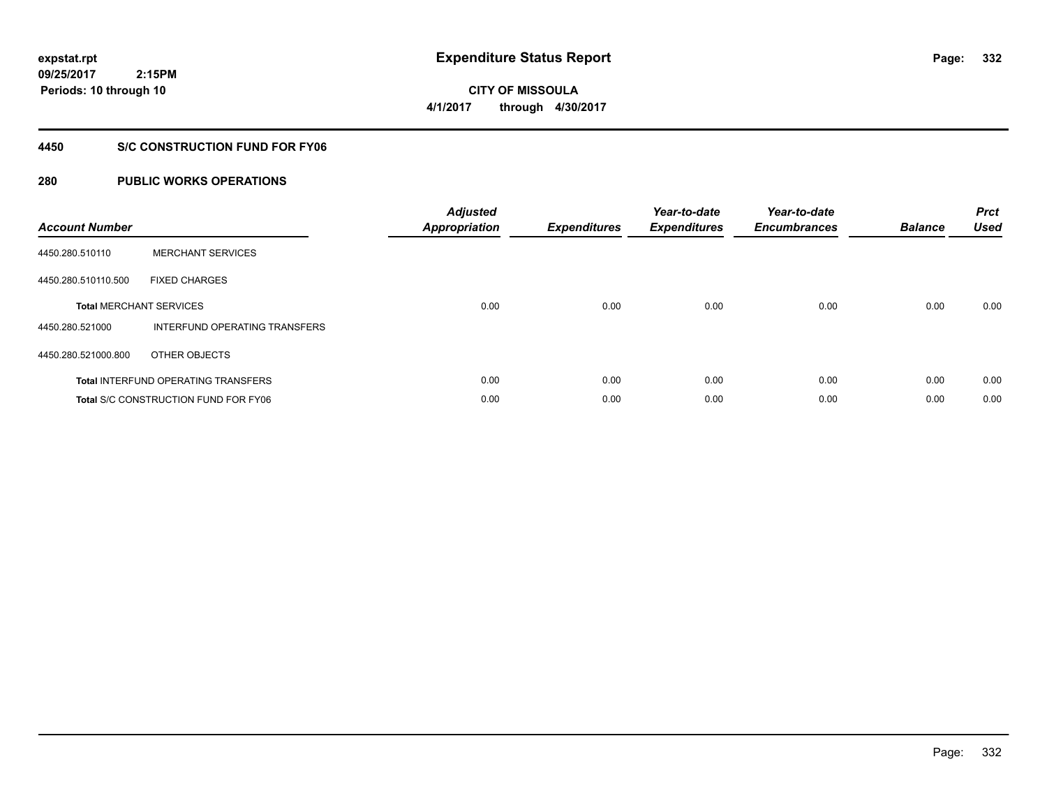expstat.rpt
09/25/2017 2:15PM
Periods: 10 through 10

# Expenditure Status Report

CITY OF MISSOULA
4/1/2017 through 4/30/2017

## 4450 S/C CONSTRUCTION FUND FOR FY06

### 280 PUBLIC WORKS OPERATIONS

| Account Number | | Adjusted Appropriation | Expenditures | Year-to-date Expenditures | Year-to-date Encumbrances | Balance | Prct Used |
|---|---|---|---|---|---|---|---|
| 4450.280.510110 | MERCHANT SERVICES | | | | | | |
| 4450.280.510110.500 | FIXED CHARGES | | | | | | |
| **Total** MERCHANT SERVICES | | 0.00 | 0.00 | 0.00 | 0.00 | 0.00 | 0.00 |
| 4450.280.521000 | INTERFUND OPERATING TRANSFERS | | | | | | |
| 4450.280.521000.800 | OTHER OBJECTS | | | | | | |
| **Total** INTERFUND OPERATING TRANSFERS | | 0.00 | 0.00 | 0.00 | 0.00 | 0.00 | 0.00 |
| **Total** S/C CONSTRUCTION FUND FOR FY06 | | 0.00 | 0.00 | 0.00 | 0.00 | 0.00 | 0.00 |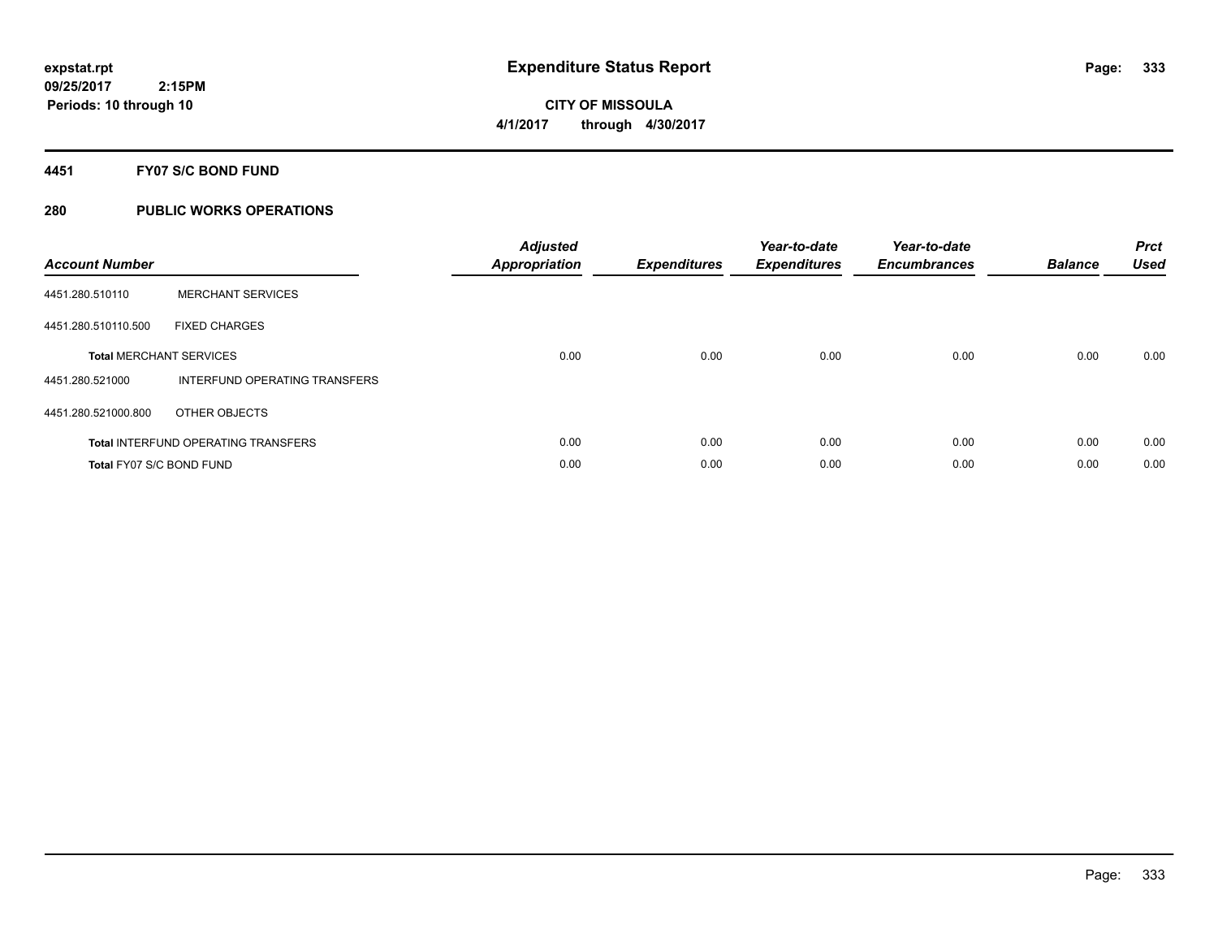# Expenditure Status Report

expstat.rpt
09/25/2017 2:15PM
Periods: 10 through 10

**CITY OF MISSOULA**
**4/1/2017 through 4/30/2017**

## 4451 FY07 S/C BOND FUND

### 280 PUBLIC WORKS OPERATIONS

| Account Number | | Adjusted Appropriation | Expenditures | Year-to-date Expenditures | Year-to-date Encumbrances | Balance | Prct Used |
|---|---|---|---|---|---|---|---|
| 4451.280.510110 | MERCHANT SERVICES | | | | | | |
| 4451.280.510110.500 | FIXED CHARGES | | | | | | |
| **Total** MERCHANT SERVICES | | 0.00 | 0.00 | 0.00 | 0.00 | 0.00 | 0.00 |
| 4451.280.521000 | INTERFUND OPERATING TRANSFERS | | | | | | |
| 4451.280.521000.800 | OTHER OBJECTS | | | | | | |
| **Total** INTERFUND OPERATING TRANSFERS | | 0.00 | 0.00 | 0.00 | 0.00 | 0.00 | 0.00 |
| **Total** FY07 S/C BOND FUND | | 0.00 | 0.00 | 0.00 | 0.00 | 0.00 | 0.00 |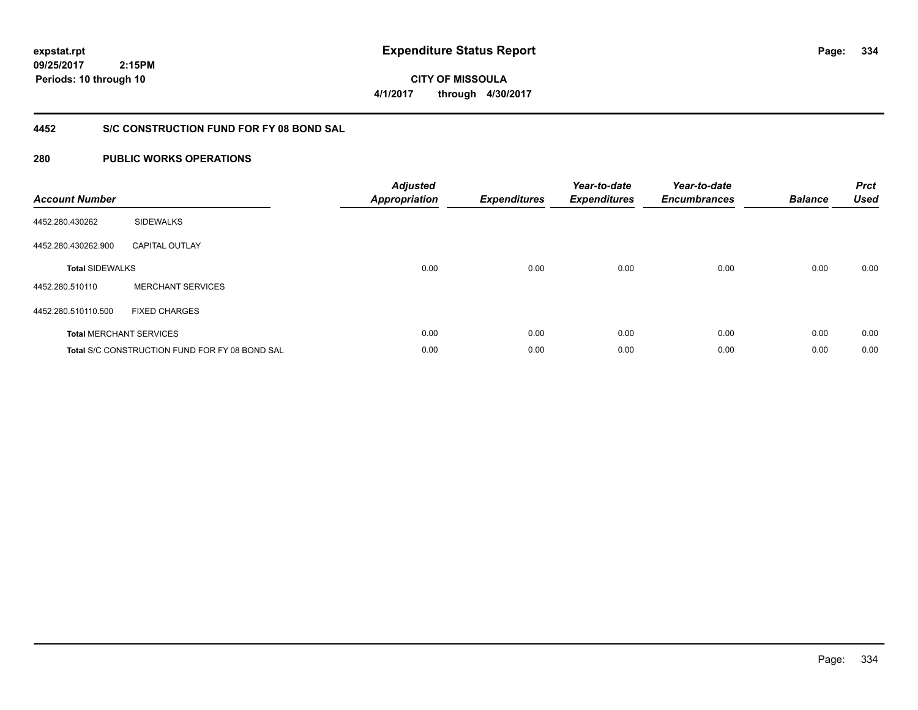**expstat.rpt**
**09/25/2017 2:15PM**
**Periods: 10 through 10**

# Expenditure Status Report

**CITY OF MISSOULA**
**4/1/2017 through 4/30/2017**

## 4452 S/C CONSTRUCTION FUND FOR FY 08 BOND SAL

## 280 PUBLIC WORKS OPERATIONS

| Account Number | | Adjusted Appropriation | Expenditures | Year-to-date Expenditures | Year-to-date Encumbrances | Balance | Prct Used |
|---|---|---|---|---|---|---|---|
| 4452.280.430262 | SIDEWALKS | | | | | | |
| 4452.280.430262.900 | CAPITAL OUTLAY | | | | | | |
| **Total** SIDEWALKS | | 0.00 | 0.00 | 0.00 | 0.00 | 0.00 | 0.00 |
| 4452.280.510110 | MERCHANT SERVICES | | | | | | |
| 4452.280.510110.500 | FIXED CHARGES | | | | | | |
| **Total** MERCHANT SERVICES | | 0.00 | 0.00 | 0.00 | 0.00 | 0.00 | 0.00 |
| **Total** S/C CONSTRUCTION FUND FOR FY 08 BOND SAL | | 0.00 | 0.00 | 0.00 | 0.00 | 0.00 | 0.00 |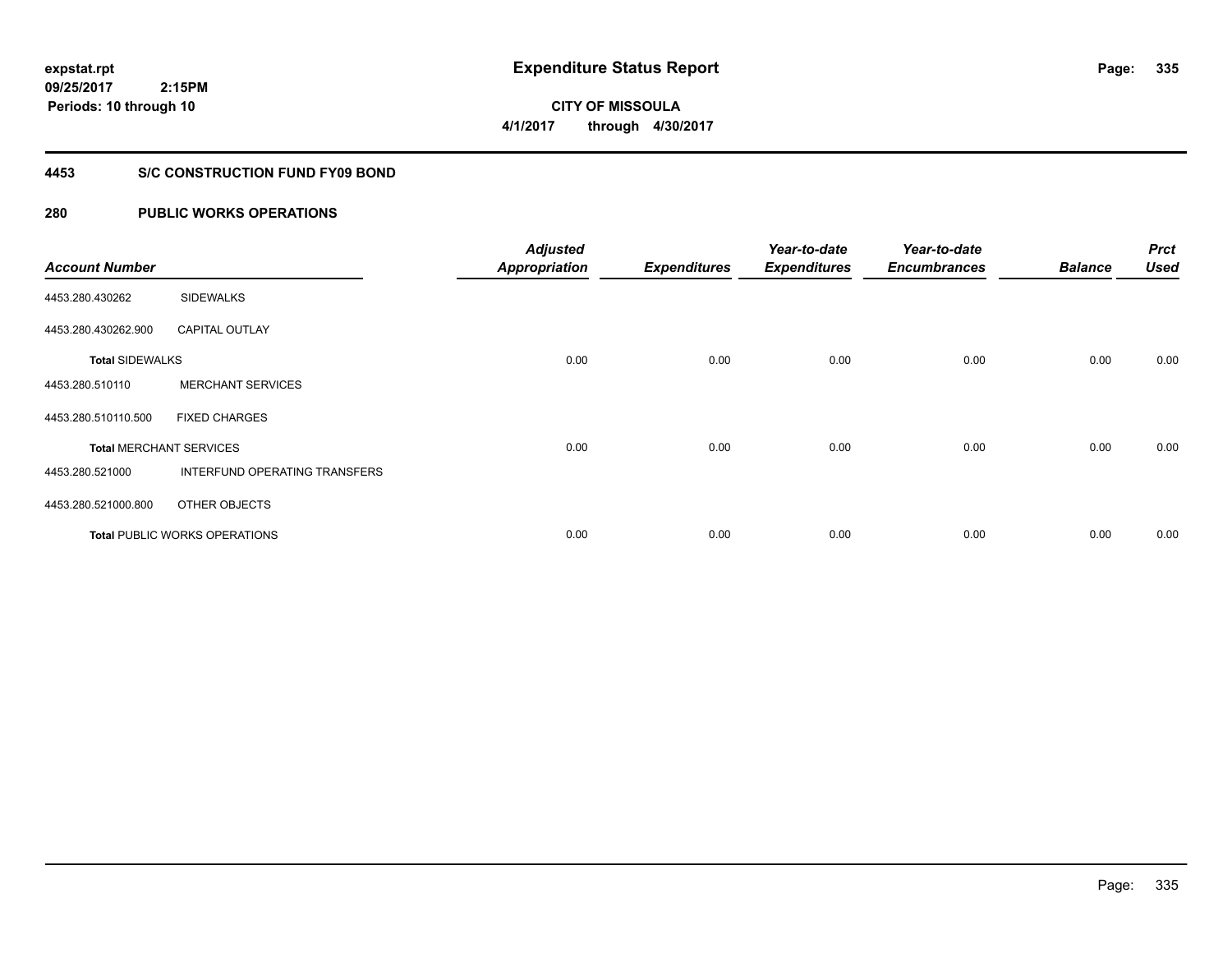expstat.rpt
09/25/2017 2:15PM
Periods: 10 through 10

# Expenditure Status Report

**CITY OF MISSOULA**
**4/1/2017 through 4/30/2017**

## 4453 S/C CONSTRUCTION FUND FY09 BOND

## 280 PUBLIC WORKS OPERATIONS

| Account Number | | Adjusted Appropriation | Expenditures | Year-to-date Expenditures | Year-to-date Encumbrances | Balance | Prct Used |
|---|---|---|---|---|---|---|---|
| 4453.280.430262 | SIDEWALKS | | | | | | |
| 4453.280.430262.900 | CAPITAL OUTLAY | | | | | | |
| **Total** SIDEWALKS | | 0.00 | 0.00 | 0.00 | 0.00 | 0.00 | 0.00 |
| 4453.280.510110 | MERCHANT SERVICES | | | | | | |
| 4453.280.510110.500 | FIXED CHARGES | | | | | | |
| **Total** MERCHANT SERVICES | | 0.00 | 0.00 | 0.00 | 0.00 | 0.00 | 0.00 |
| 4453.280.521000 | INTERFUND OPERATING TRANSFERS | | | | | | |
| 4453.280.521000.800 | OTHER OBJECTS | | | | | | |
| **Total** PUBLIC WORKS OPERATIONS | | 0.00 | 0.00 | 0.00 | 0.00 | 0.00 | 0.00 |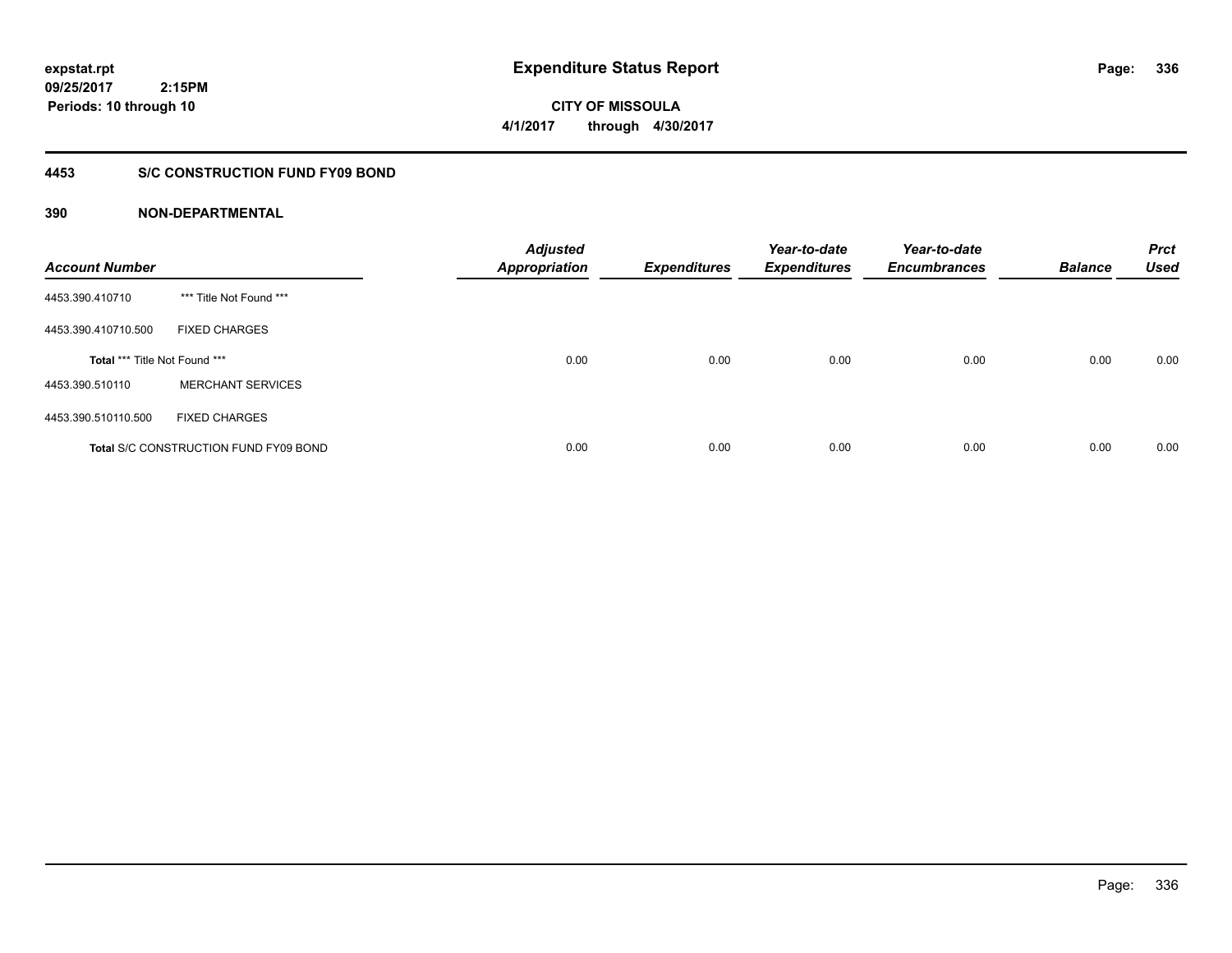# Expenditure Status Report

**CITY OF MISSOULA**

**4/1/2017 through 4/30/2017**

expstat.rpt
09/25/2017 2:15PM
Periods: 10 through 10

## 4453 S/C CONSTRUCTION FUND FY09 BOND

### 390 NON-DEPARTMENTAL

| Account Number | | Adjusted Appropriation | Expenditures | Year-to-date Expenditures | Year-to-date Encumbrances | Balance | Prct Used |
|---|---|---|---|---|---|---|---|
| 4453.390.410710 | *** Title Not Found *** | | | | | | |
| 4453.390.410710.500 | FIXED CHARGES | | | | | | |
| **Total** *** Title Not Found *** | | 0.00 | 0.00 | 0.00 | 0.00 | 0.00 | 0.00 |
| 4453.390.510110 | MERCHANT SERVICES | | | | | | |
| 4453.390.510110.500 | FIXED CHARGES | | | | | | |
| **Total** S/C CONSTRUCTION FUND FY09 BOND | | 0.00 | 0.00 | 0.00 | 0.00 | 0.00 | 0.00 |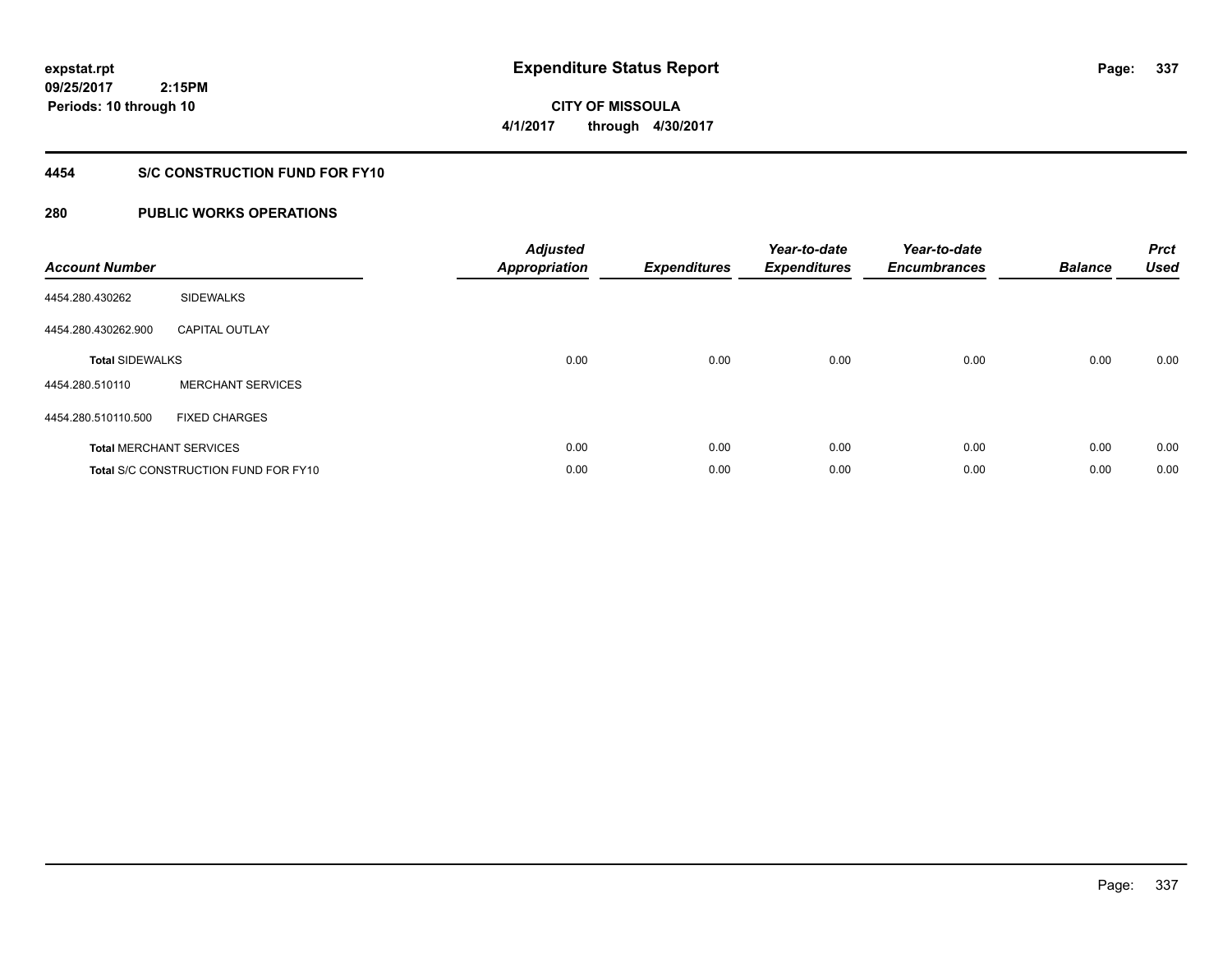**expstat.rpt**
**09/25/2017 2:15PM**
**Periods: 10 through 10**

# Expenditure Status Report

**CITY OF MISSOULA**
**4/1/2017 through 4/30/2017**

## 4454 S/C CONSTRUCTION FUND FOR FY10

## 280 PUBLIC WORKS OPERATIONS

| Account Number | | Adjusted Appropriation | Expenditures | Year-to-date Expenditures | Year-to-date Encumbrances | Balance | Prct Used |
|---|---|---|---|---|---|---|---|
| 4454.280.430262 | SIDEWALKS | | | | | | |
| 4454.280.430262.900 | CAPITAL OUTLAY | | | | | | |
| **Total** SIDEWALKS | | 0.00 | 0.00 | 0.00 | 0.00 | 0.00 | 0.00 |
| 4454.280.510110 | MERCHANT SERVICES | | | | | | |
| 4454.280.510110.500 | FIXED CHARGES | | | | | | |
| **Total** MERCHANT SERVICES | | 0.00 | 0.00 | 0.00 | 0.00 | 0.00 | 0.00 |
| **Total** S/C CONSTRUCTION FUND FOR FY10 | | 0.00 | 0.00 | 0.00 | 0.00 | 0.00 | 0.00 |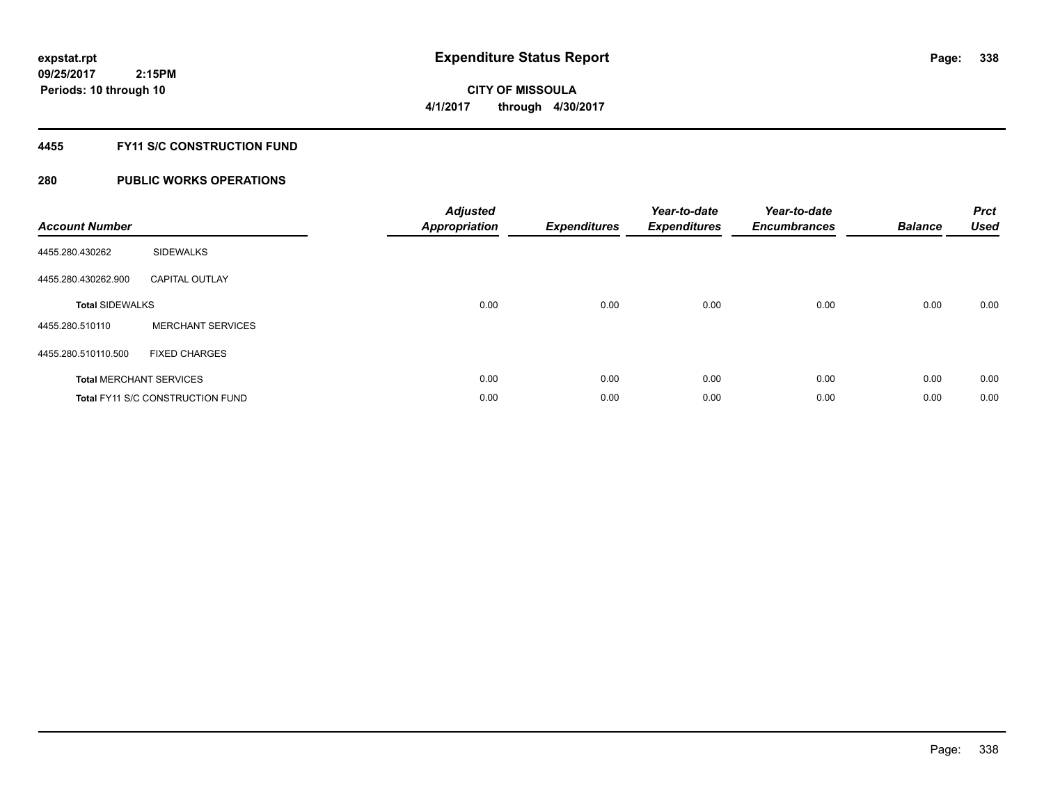# Expenditure Status Report

**expstat.rpt**
**09/25/2017 2:15PM**
**Periods: 10 through 10**

**CITY OF MISSOULA**
**4/1/2017 through 4/30/2017**

## 4455 FY11 S/C CONSTRUCTION FUND

## 280 PUBLIC WORKS OPERATIONS

| Account Number | | Adjusted Appropriation | Expenditures | Year-to-date Expenditures | Year-to-date Encumbrances | Balance | Prct Used |
|---|---|---|---|---|---|---|---|
| 4455.280.430262 | SIDEWALKS | | | | | | |
| 4455.280.430262.900 | CAPITAL OUTLAY | | | | | | |
| **Total** SIDEWALKS | | 0.00 | 0.00 | 0.00 | 0.00 | 0.00 | 0.00 |
| 4455.280.510110 | MERCHANT SERVICES | | | | | | |
| 4455.280.510110.500 | FIXED CHARGES | | | | | | |
| **Total** MERCHANT SERVICES | | 0.00 | 0.00 | 0.00 | 0.00 | 0.00 | 0.00 |
| **Total** FY11 S/C CONSTRUCTION FUND | | 0.00 | 0.00 | 0.00 | 0.00 | 0.00 | 0.00 |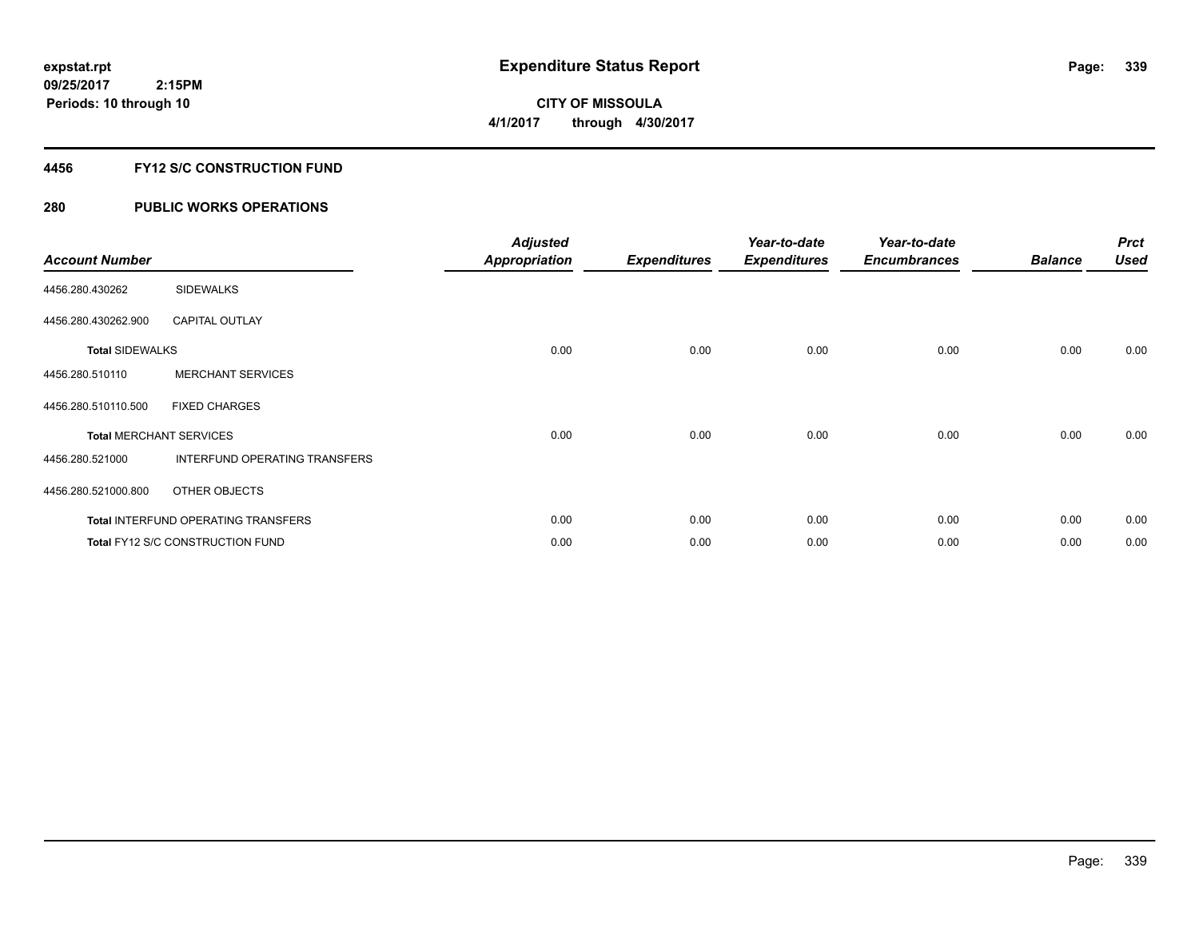**expstat.rpt**
**09/25/2017 2:15PM**
**Periods: 10 through 10**

# Expenditure Status Report

**CITY OF MISSOULA**
**4/1/2017 through 4/30/2017**

## 4456 FY12 S/C CONSTRUCTION FUND

## 280 PUBLIC WORKS OPERATIONS

| Account Number | | Adjusted Appropriation | Expenditures | Year-to-date Expenditures | Year-to-date Encumbrances | Balance | Prct Used |
|---|---|---|---|---|---|---|---|
| 4456.280.430262 | SIDEWALKS | | | | | | |
| 4456.280.430262.900 | CAPITAL OUTLAY | | | | | | |
| **Total** SIDEWALKS | | 0.00 | 0.00 | 0.00 | 0.00 | 0.00 | 0.00 |
| 4456.280.510110 | MERCHANT SERVICES | | | | | | |
| 4456.280.510110.500 | FIXED CHARGES | | | | | | |
| **Total** MERCHANT SERVICES | | 0.00 | 0.00 | 0.00 | 0.00 | 0.00 | 0.00 |
| 4456.280.521000 | INTERFUND OPERATING TRANSFERS | | | | | | |
| 4456.280.521000.800 | OTHER OBJECTS | | | | | | |
| **Total** INTERFUND OPERATING TRANSFERS | | 0.00 | 0.00 | 0.00 | 0.00 | 0.00 | 0.00 |
| **Total** FY12 S/C CONSTRUCTION FUND | | 0.00 | 0.00 | 0.00 | 0.00 | 0.00 | 0.00 |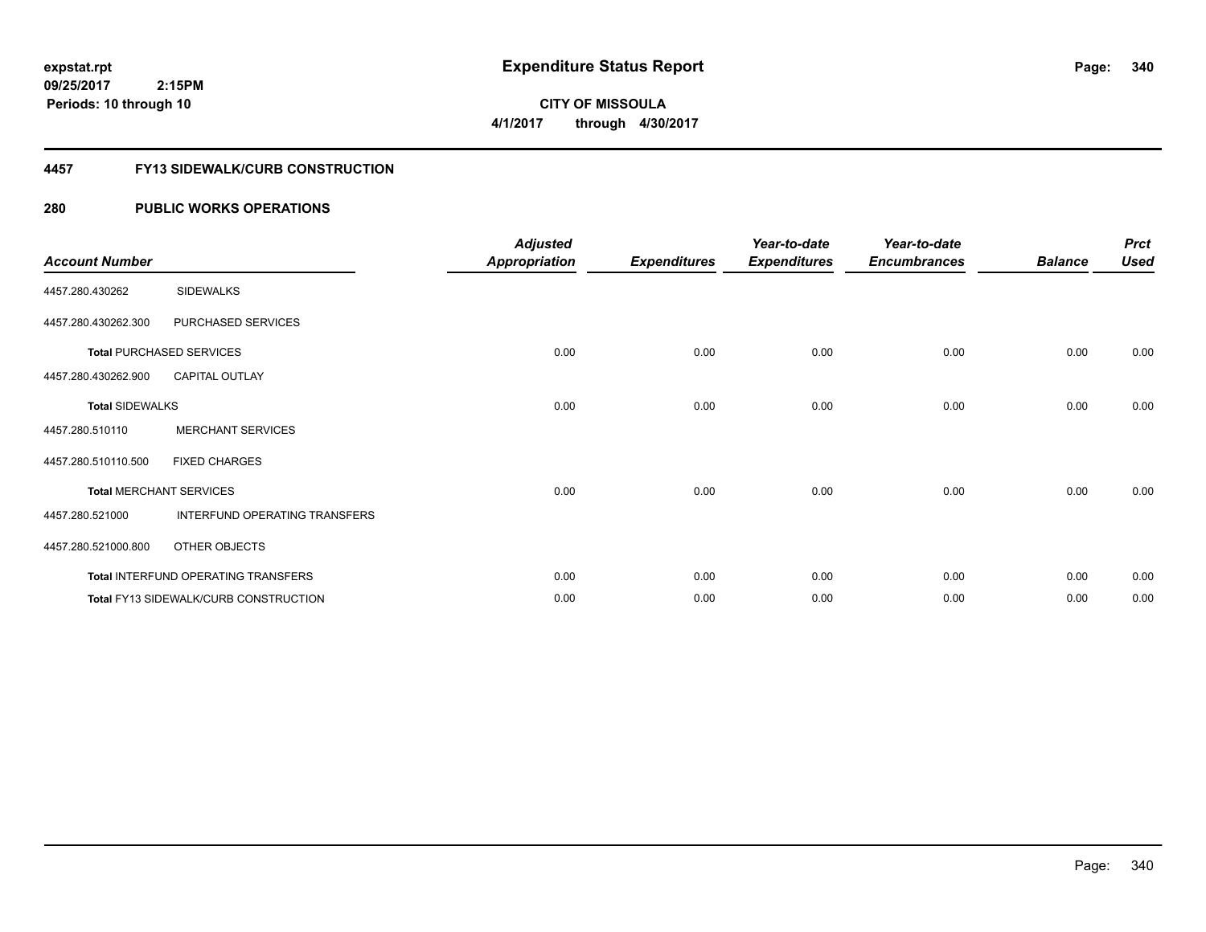expstat.rpt
09/25/2017 2:15PM
Periods: 10 through 10

# Expenditure Status Report

**CITY OF MISSOULA**
**4/1/2017 through 4/30/2017**

## 4457 FY13 SIDEWALK/CURB CONSTRUCTION

## 280 PUBLIC WORKS OPERATIONS

| Account Number | | Adjusted Appropriation | Expenditures | Year-to-date Expenditures | Year-to-date Encumbrances | Balance | Prct Used |
|---|---|---|---|---|---|---|---|
| 4457.280.430262 | SIDEWALKS | | | | | | |
| 4457.280.430262.300 | PURCHASED SERVICES | | | | | | |
| **Total** PURCHASED SERVICES | | 0.00 | 0.00 | 0.00 | 0.00 | 0.00 | 0.00 |
| 4457.280.430262.900 | CAPITAL OUTLAY | | | | | | |
| **Total** SIDEWALKS | | 0.00 | 0.00 | 0.00 | 0.00 | 0.00 | 0.00 |
| 4457.280.510110 | MERCHANT SERVICES | | | | | | |
| 4457.280.510110.500 | FIXED CHARGES | | | | | | |
| **Total** MERCHANT SERVICES | | 0.00 | 0.00 | 0.00 | 0.00 | 0.00 | 0.00 |
| 4457.280.521000 | INTERFUND OPERATING TRANSFERS | | | | | | |
| 4457.280.521000.800 | OTHER OBJECTS | | | | | | |
| **Total** INTERFUND OPERATING TRANSFERS | | 0.00 | 0.00 | 0.00 | 0.00 | 0.00 | 0.00 |
| **Total** FY13 SIDEWALK/CURB CONSTRUCTION | | 0.00 | 0.00 | 0.00 | 0.00 | 0.00 | 0.00 |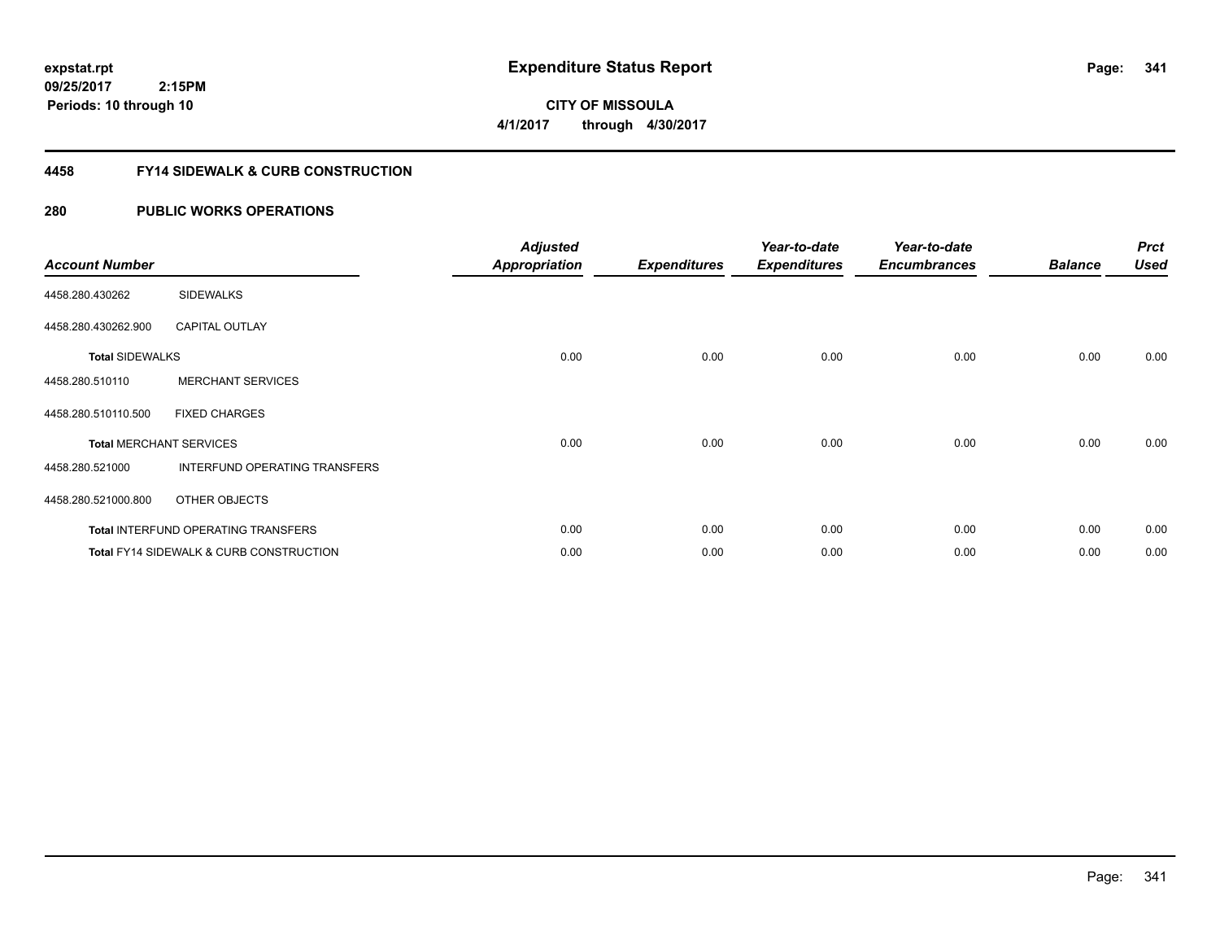expstat.rpt
09/25/2017 2:15PM
Periods: 10 through 10

# Expenditure Status Report

**CITY OF MISSOULA**
**4/1/2017 through 4/30/2017**

## 4458 FY14 SIDEWALK & CURB CONSTRUCTION

## 280 PUBLIC WORKS OPERATIONS

| Account Number | | Adjusted Appropriation | Expenditures | Year-to-date Expenditures | Year-to-date Encumbrances | Balance | Prct Used |
|---|---|---|---|---|---|---|---|
| 4458.280.430262 | SIDEWALKS | | | | | | |
| 4458.280.430262.900 | CAPITAL OUTLAY | | | | | | |
| **Total** SIDEWALKS | | 0.00 | 0.00 | 0.00 | 0.00 | 0.00 | 0.00 |
| 4458.280.510110 | MERCHANT SERVICES | | | | | | |
| 4458.280.510110.500 | FIXED CHARGES | | | | | | |
| **Total** MERCHANT SERVICES | | 0.00 | 0.00 | 0.00 | 0.00 | 0.00 | 0.00 |
| 4458.280.521000 | INTERFUND OPERATING TRANSFERS | | | | | | |
| 4458.280.521000.800 | OTHER OBJECTS | | | | | | |
| **Total** INTERFUND OPERATING TRANSFERS | | 0.00 | 0.00 | 0.00 | 0.00 | 0.00 | 0.00 |
| **Total** FY14 SIDEWALK & CURB CONSTRUCTION | | 0.00 | 0.00 | 0.00 | 0.00 | 0.00 | 0.00 |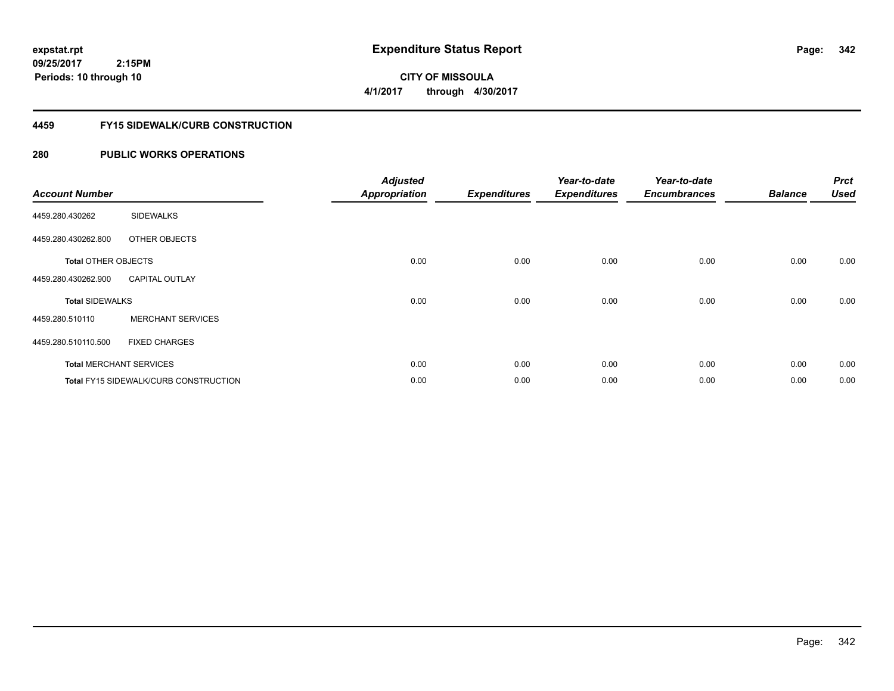**expstat.rpt**
**09/25/2017 2:15PM**
**Periods: 10 through 10**

# Expenditure Status Report

**CITY OF MISSOULA**
**4/1/2017 through 4/30/2017**

## 4459 FY15 SIDEWALK/CURB CONSTRUCTION

## 280 PUBLIC WORKS OPERATIONS

| Account Number | | Adjusted Appropriation | Expenditures | Year-to-date Expenditures | Year-to-date Encumbrances | Balance | Prct Used |
|---|---|---|---|---|---|---|---|
| 4459.280.430262 | SIDEWALKS | | | | | | |
| 4459.280.430262.800 | OTHER OBJECTS | | | | | | |
| **Total** OTHER OBJECTS | | 0.00 | 0.00 | 0.00 | 0.00 | 0.00 | 0.00 |
| 4459.280.430262.900 | CAPITAL OUTLAY | | | | | | |
| **Total** SIDEWALKS | | 0.00 | 0.00 | 0.00 | 0.00 | 0.00 | 0.00 |
| 4459.280.510110 | MERCHANT SERVICES | | | | | | |
| 4459.280.510110.500 | FIXED CHARGES | | | | | | |
| **Total** MERCHANT SERVICES | | 0.00 | 0.00 | 0.00 | 0.00 | 0.00 | 0.00 |
| **Total** FY15 SIDEWALK/CURB CONSTRUCTION | | 0.00 | 0.00 | 0.00 | 0.00 | 0.00 | 0.00 |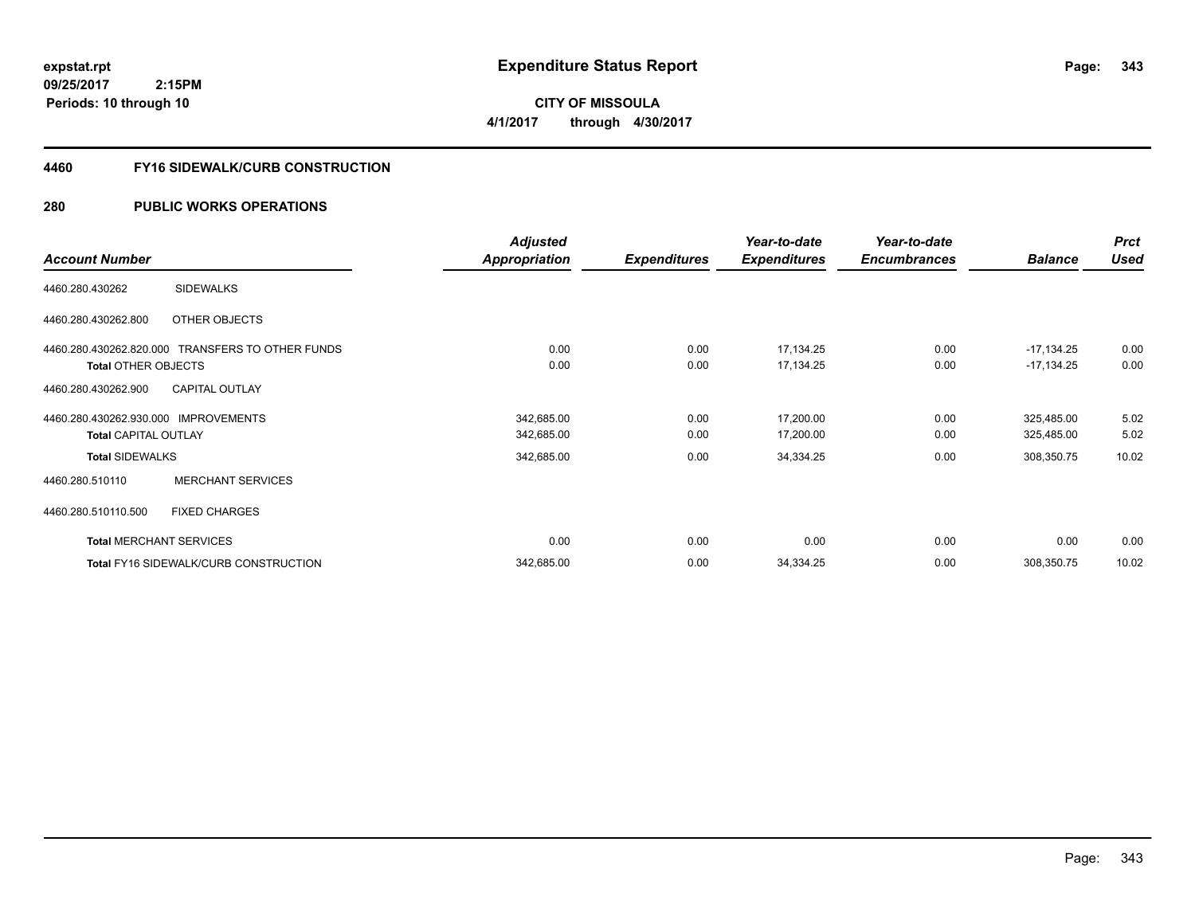**expstat.rpt**
**09/25/2017 2:15PM**
**Periods: 10 through 10**

# Expenditure Status Report

**CITY OF MISSOULA**
**4/1/2017 through 4/30/2017**

## 4460 FY16 SIDEWALK/CURB CONSTRUCTION

## 280 PUBLIC WORKS OPERATIONS

| Account Number | | Adjusted Appropriation | Expenditures | Year-to-date Expenditures | Year-to-date Encumbrances | Balance | Prct Used |
|---|---|---|---|---|---|---|---|
| 4460.280.430262 | SIDEWALKS | | | | | | |
| 4460.280.430262.800 | OTHER OBJECTS | | | | | | |
| 4460.280.430262.820.000 | TRANSFERS TO OTHER FUNDS | 0.00 | 0.00 | 17,134.25 | 0.00 | -17,134.25 | 0.00 |
| **Total** OTHER OBJECTS | | 0.00 | 0.00 | 17,134.25 | 0.00 | -17,134.25 | 0.00 |
| 4460.280.430262.900 | CAPITAL OUTLAY | | | | | | |
| 4460.280.430262.930.000 | IMPROVEMENTS | 342,685.00 | 0.00 | 17,200.00 | 0.00 | 325,485.00 | 5.02 |
| **Total** CAPITAL OUTLAY | | 342,685.00 | 0.00 | 17,200.00 | 0.00 | 325,485.00 | 5.02 |
| **Total** SIDEWALKS | | 342,685.00 | 0.00 | 34,334.25 | 0.00 | 308,350.75 | 10.02 |
| 4460.280.510110 | MERCHANT SERVICES | | | | | | |
| 4460.280.510110.500 | FIXED CHARGES | | | | | | |
| **Total** MERCHANT SERVICES | | 0.00 | 0.00 | 0.00 | 0.00 | 0.00 | 0.00 |
| **Total** FY16 SIDEWALK/CURB CONSTRUCTION | | 342,685.00 | 0.00 | 34,334.25 | 0.00 | 308,350.75 | 10.02 |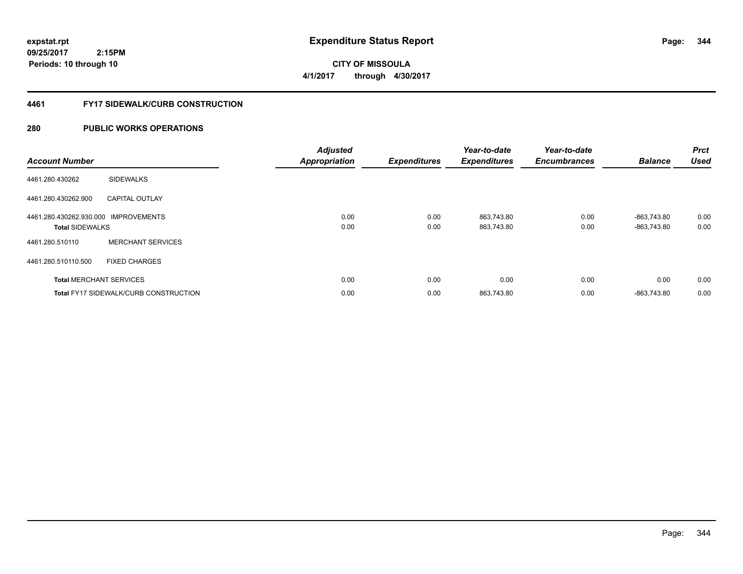**expstat.rpt**
**09/25/2017 2:15PM**
**Periods: 10 through 10**

# Expenditure Status Report

**CITY OF MISSOULA**
**4/1/2017 through 4/30/2017**

## 4461 FY17 SIDEWALK/CURB CONSTRUCTION

## 280 PUBLIC WORKS OPERATIONS

| Account Number | | Adjusted Appropriation | Expenditures | Year-to-date Expenditures | Year-to-date Encumbrances | Balance | Prct Used |
|---|---|---|---|---|---|---|---|
| 4461.280.430262 | SIDEWALKS | | | | | | |
| 4461.280.430262.900 | CAPITAL OUTLAY | | | | | | |
| 4461.280.430262.930.000 | IMPROVEMENTS | 0.00 | 0.00 | 863,743.80 | 0.00 | -863,743.80 | 0.00 |
| **Total** SIDEWALKS | | 0.00 | 0.00 | 863,743.80 | 0.00 | -863,743.80 | 0.00 |
| 4461.280.510110 | MERCHANT SERVICES | | | | | | |
| 4461.280.510110.500 | FIXED CHARGES | | | | | | |
| **Total** MERCHANT SERVICES | | 0.00 | 0.00 | 0.00 | 0.00 | 0.00 | 0.00 |
| **Total** FY17 SIDEWALK/CURB CONSTRUCTION | | 0.00 | 0.00 | 863,743.80 | 0.00 | -863,743.80 | 0.00 |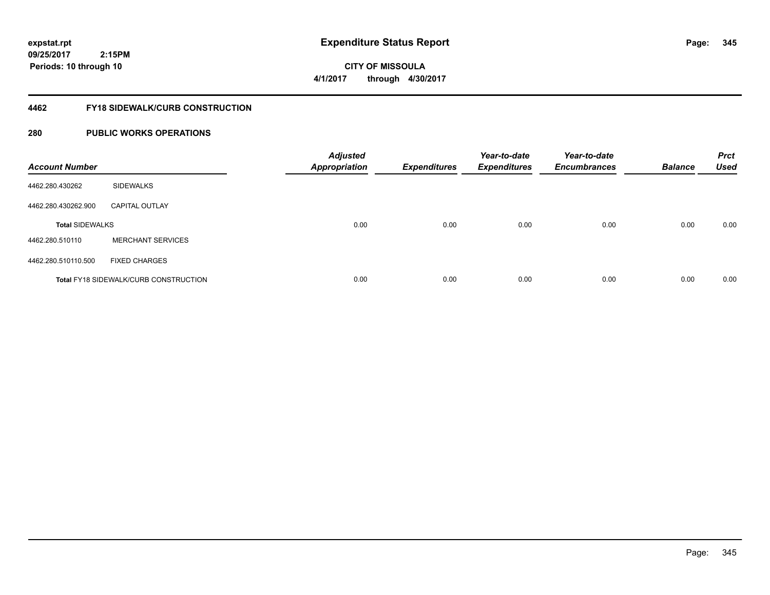**expstat.rpt**
**09/25/2017 2:15PM**
**Periods: 10 through 10**

# Expenditure Status Report

**CITY OF MISSOULA**
**4/1/2017 through 4/30/2017**

## 4462 FY18 SIDEWALK/CURB CONSTRUCTION

## 280 PUBLIC WORKS OPERATIONS

| Account Number | | Adjusted Appropriation | Expenditures | Year-to-date Expenditures | Year-to-date Encumbrances | Balance | Prct Used |
|---|---|---|---|---|---|---|---|
| 4462.280.430262 | SIDEWALKS | | | | | | |
| 4462.280.430262.900 | CAPITAL OUTLAY | | | | | | |
| **Total SIDEWALKS** | | 0.00 | 0.00 | 0.00 | 0.00 | 0.00 | 0.00 |
| 4462.280.510110 | MERCHANT SERVICES | | | | | | |
| 4462.280.510110.500 | FIXED CHARGES | | | | | | |
| **Total FY18 SIDEWALK/CURB CONSTRUCTION** | | 0.00 | 0.00 | 0.00 | 0.00 | 0.00 | 0.00 |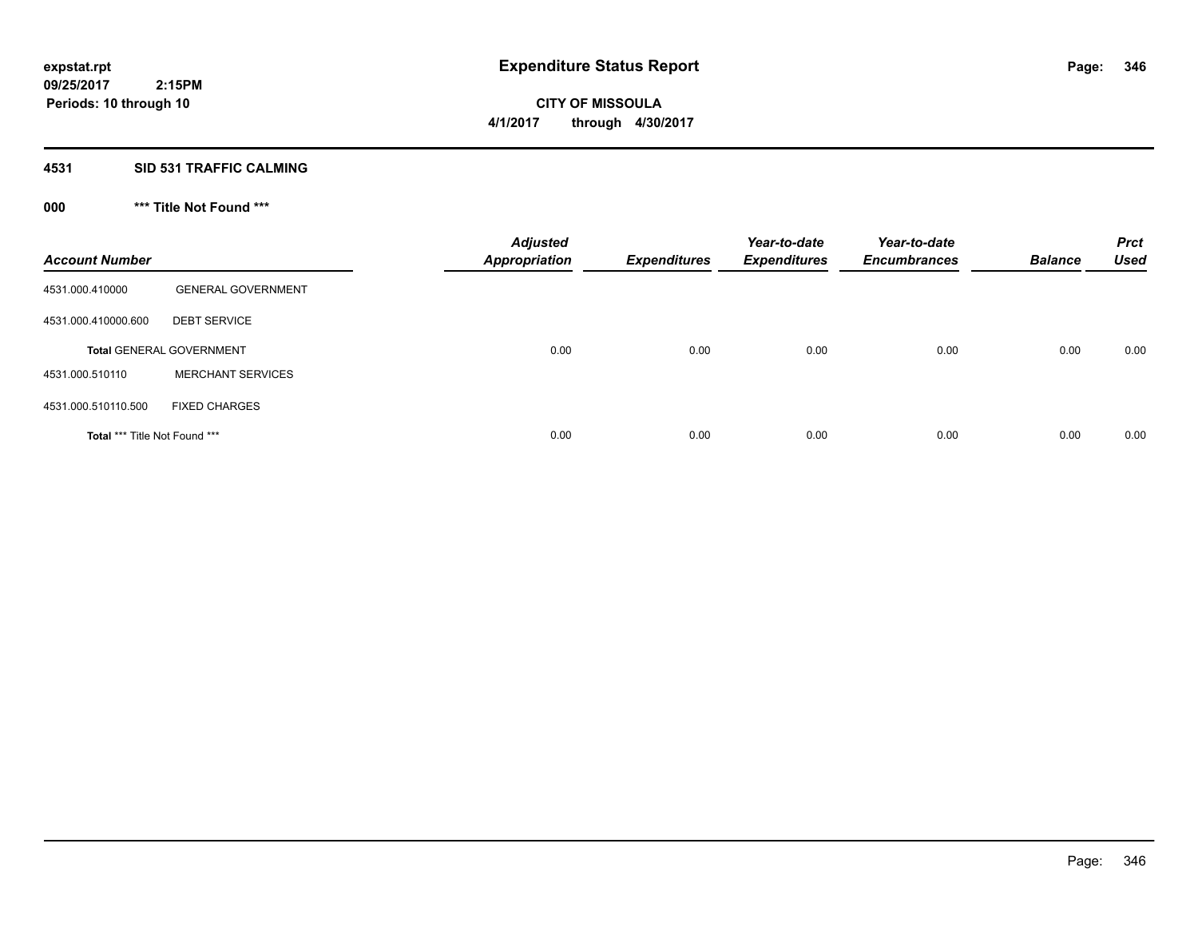**expstat.rpt**
**09/25/2017 2:15PM**
**Periods: 10 through 10**

# Expenditure Status Report

**CITY OF MISSOULA**
**4/1/2017 through 4/30/2017**

## 4531 SID 531 TRAFFIC CALMING

### 000 *** Title Not Found ***

| Account Number | | Adjusted Appropriation | Expenditures | Year-to-date Expenditures | Year-to-date Encumbrances | Balance | Prct Used |
|---|---|---|---|---|---|---|---|
| 4531.000.410000 | GENERAL GOVERNMENT | | | | | | |
| 4531.000.410000.600 | DEBT SERVICE | | | | | | |
| **Total** GENERAL GOVERNMENT | | 0.00 | 0.00 | 0.00 | 0.00 | 0.00 | 0.00 |
| 4531.000.510110 | MERCHANT SERVICES | | | | | | |
| 4531.000.510110.500 | FIXED CHARGES | | | | | | |
| **Total** *** Title Not Found *** | | 0.00 | 0.00 | 0.00 | 0.00 | 0.00 | 0.00 |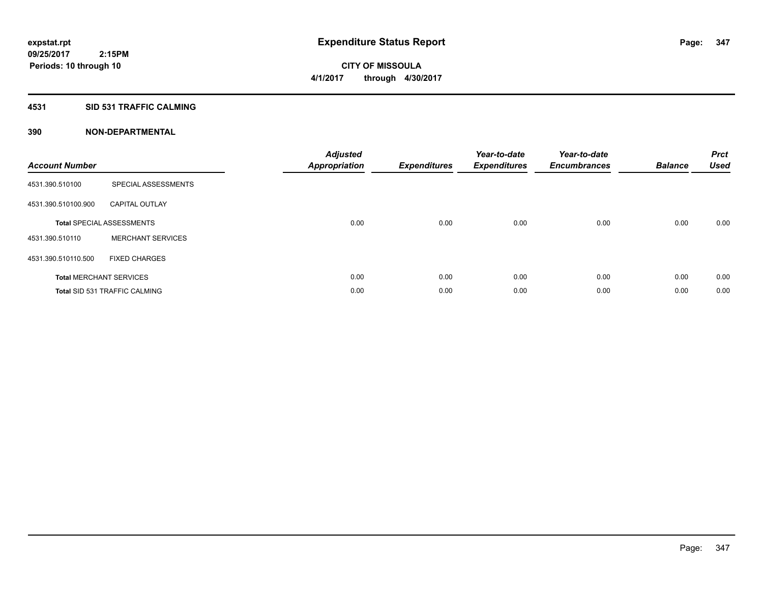**expstat.rpt**
**09/25/2017 2:15PM**
**Periods: 10 through 10**

# Expenditure Status Report

**CITY OF MISSOULA**
**4/1/2017 through 4/30/2017**

## 4531 SID 531 TRAFFIC CALMING

## 390 NON-DEPARTMENTAL

| Account Number | | Adjusted Appropriation | Expenditures | Year-to-date Expenditures | Year-to-date Encumbrances | Balance | Prct Used |
|---|---|---|---|---|---|---|---|
| 4531.390.510100 | SPECIAL ASSESSMENTS | | | | | | |
| 4531.390.510100.900 | CAPITAL OUTLAY | | | | | | |
| **Total** SPECIAL ASSESSMENTS | | 0.00 | 0.00 | 0.00 | 0.00 | 0.00 | 0.00 |
| 4531.390.510110 | MERCHANT SERVICES | | | | | | |
| 4531.390.510110.500 | FIXED CHARGES | | | | | | |
| **Total** MERCHANT SERVICES | | 0.00 | 0.00 | 0.00 | 0.00 | 0.00 | 0.00 |
| **Total** SID 531 TRAFFIC CALMING | | 0.00 | 0.00 | 0.00 | 0.00 | 0.00 | 0.00 |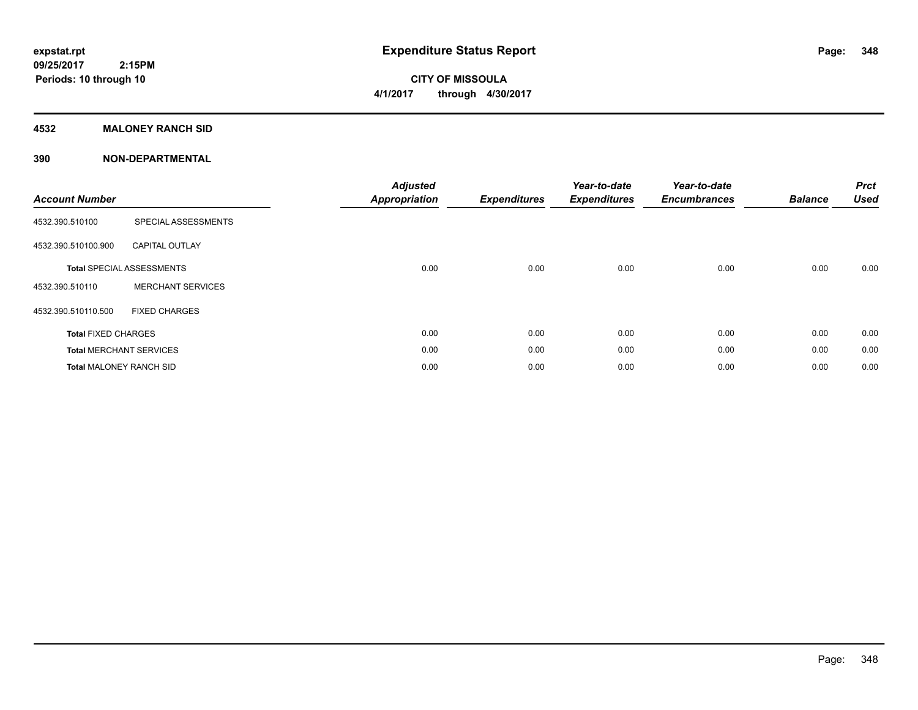# Expenditure Status Report

expstat.rpt
09/25/2017 2:15PM
Periods: 10 through 10

**CITY OF MISSOULA**
**4/1/2017 through 4/30/2017**

## 4532 MALONEY RANCH SID

### 390 NON-DEPARTMENTAL

| Account Number | | Adjusted Appropriation | Expenditures | Year-to-date Expenditures | Year-to-date Encumbrances | Balance | Prct Used |
|---|---|---|---|---|---|---|---|
| 4532.390.510100 | SPECIAL ASSESSMENTS | | | | | | |
| 4532.390.510100.900 | CAPITAL OUTLAY | | | | | | |
| **Total** SPECIAL ASSESSMENTS | | 0.00 | 0.00 | 0.00 | 0.00 | 0.00 | 0.00 |
| 4532.390.510110 | MERCHANT SERVICES | | | | | | |
| 4532.390.510110.500 | FIXED CHARGES | | | | | | |
| **Total** FIXED CHARGES | | 0.00 | 0.00 | 0.00 | 0.00 | 0.00 | 0.00 |
| **Total** MERCHANT SERVICES | | 0.00 | 0.00 | 0.00 | 0.00 | 0.00 | 0.00 |
| **Total** MALONEY RANCH SID | | 0.00 | 0.00 | 0.00 | 0.00 | 0.00 | 0.00 |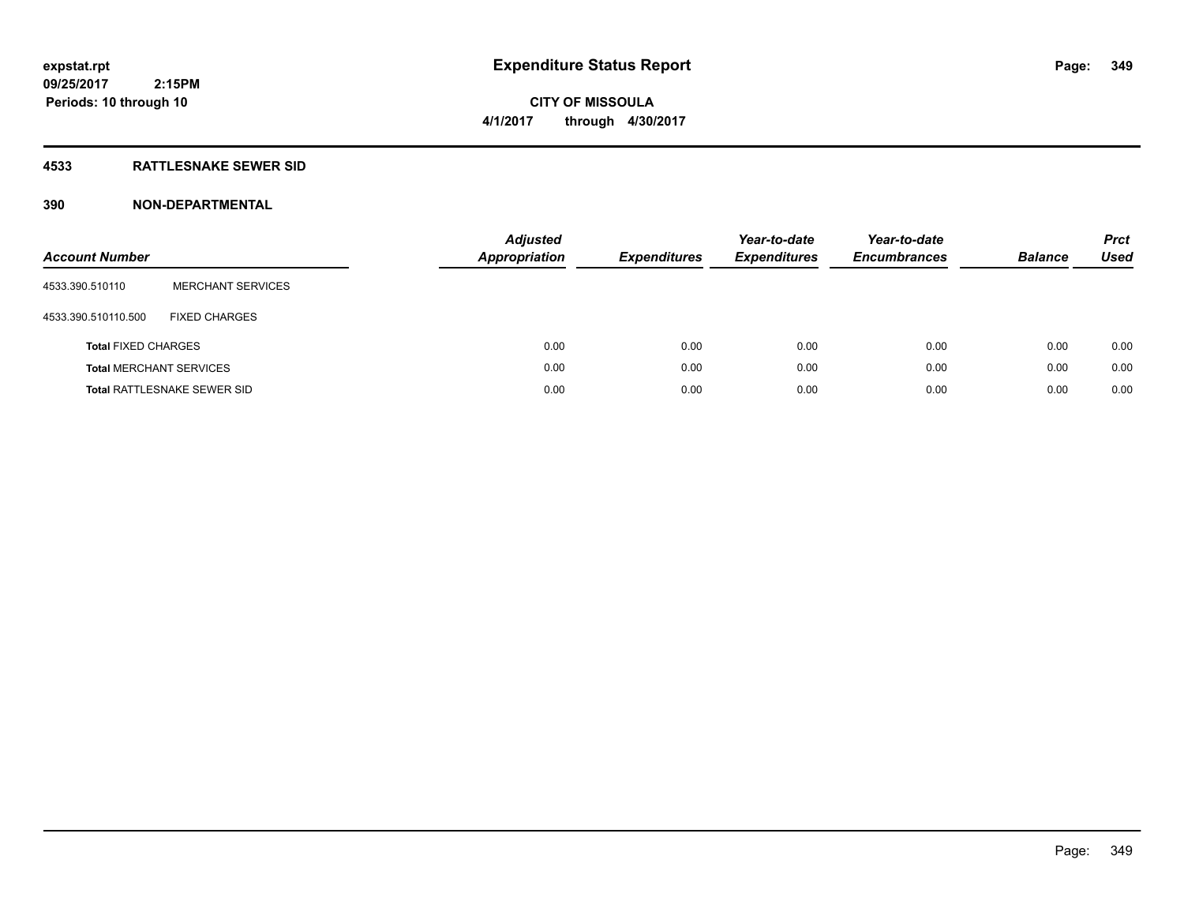expstat.rpt
09/25/2017 2:15PM
Periods: 10 through 10

# Expenditure Status Report

CITY OF MISSOULA
4/1/2017 through 4/30/2017

## 4533 RATTLESNAKE SEWER SID

## 390 NON-DEPARTMENTAL

| Account Number | | Adjusted Appropriation | Expenditures | Year-to-date Expenditures | Year-to-date Encumbrances | Balance | Prct Used |
|---|---|---|---|---|---|---|---|
| 4533.390.510110 | MERCHANT SERVICES | | | | | | |
| 4533.390.510110.500 | FIXED CHARGES | | | | | | |
| **Total** FIXED CHARGES | | 0.00 | 0.00 | 0.00 | 0.00 | 0.00 | 0.00 |
| **Total** MERCHANT SERVICES | | 0.00 | 0.00 | 0.00 | 0.00 | 0.00 | 0.00 |
| **Total** RATTLESNAKE SEWER SID | | 0.00 | 0.00 | 0.00 | 0.00 | 0.00 | 0.00 |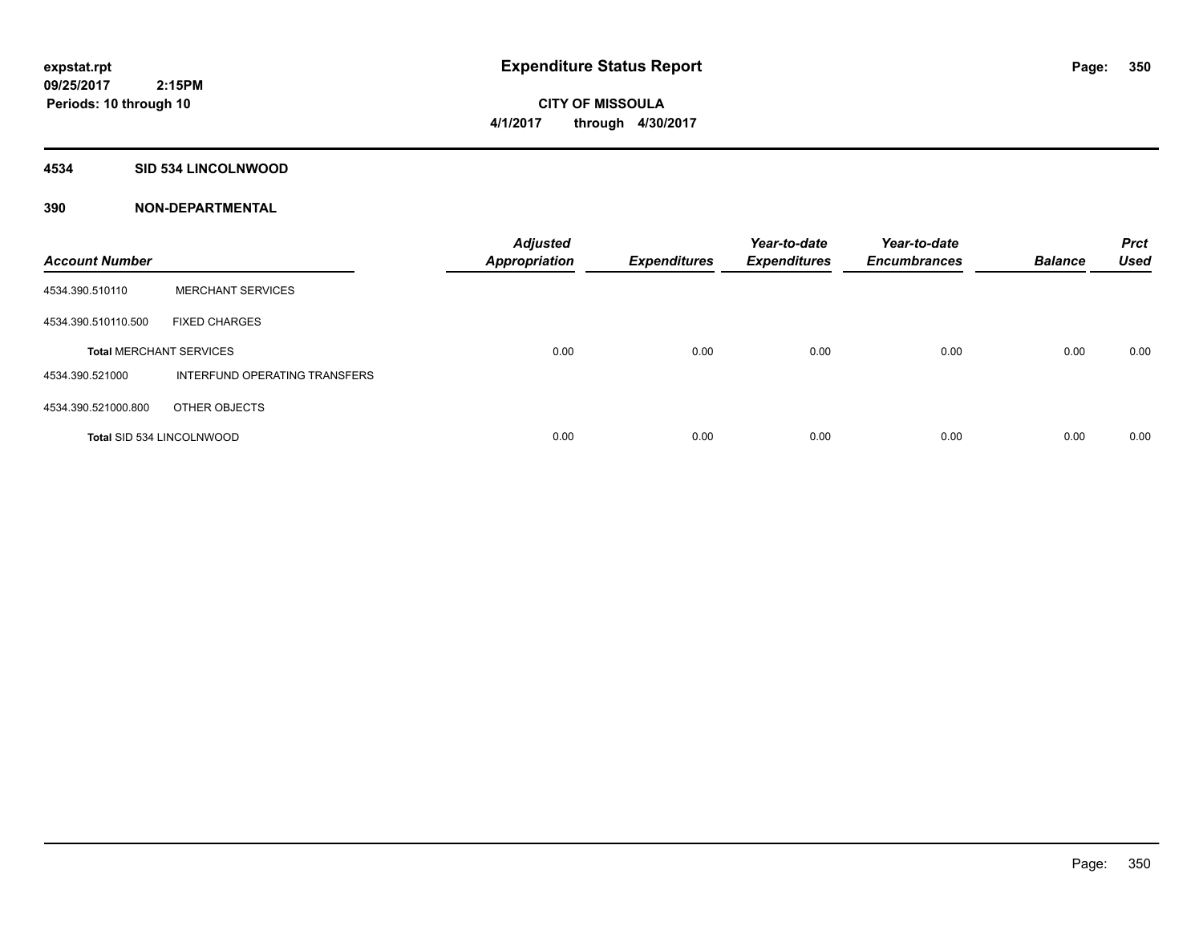**expstat.rpt**
**09/25/2017 2:15PM**
**Periods: 10 through 10**

# Expenditure Status Report

**CITY OF MISSOULA**
**4/1/2017 through 4/30/2017**

## 4534 SID 534 LINCOLNWOOD

### 390 NON-DEPARTMENTAL

| Account Number | | Adjusted Appropriation | Expenditures | Year-to-date Expenditures | Year-to-date Encumbrances | Balance | Prct Used |
|---|---|---|---|---|---|---|---|
| 4534.390.510110 | MERCHANT SERVICES | | | | | | |
| 4534.390.510110.500 | FIXED CHARGES | | | | | | |
| **Total** MERCHANT SERVICES | | 0.00 | 0.00 | 0.00 | 0.00 | 0.00 | 0.00 |
| 4534.390.521000 | INTERFUND OPERATING TRANSFERS | | | | | | |
| 4534.390.521000.800 | OTHER OBJECTS | | | | | | |
| **Total** SID 534 LINCOLNWOOD | | 0.00 | 0.00 | 0.00 | 0.00 | 0.00 | 0.00 |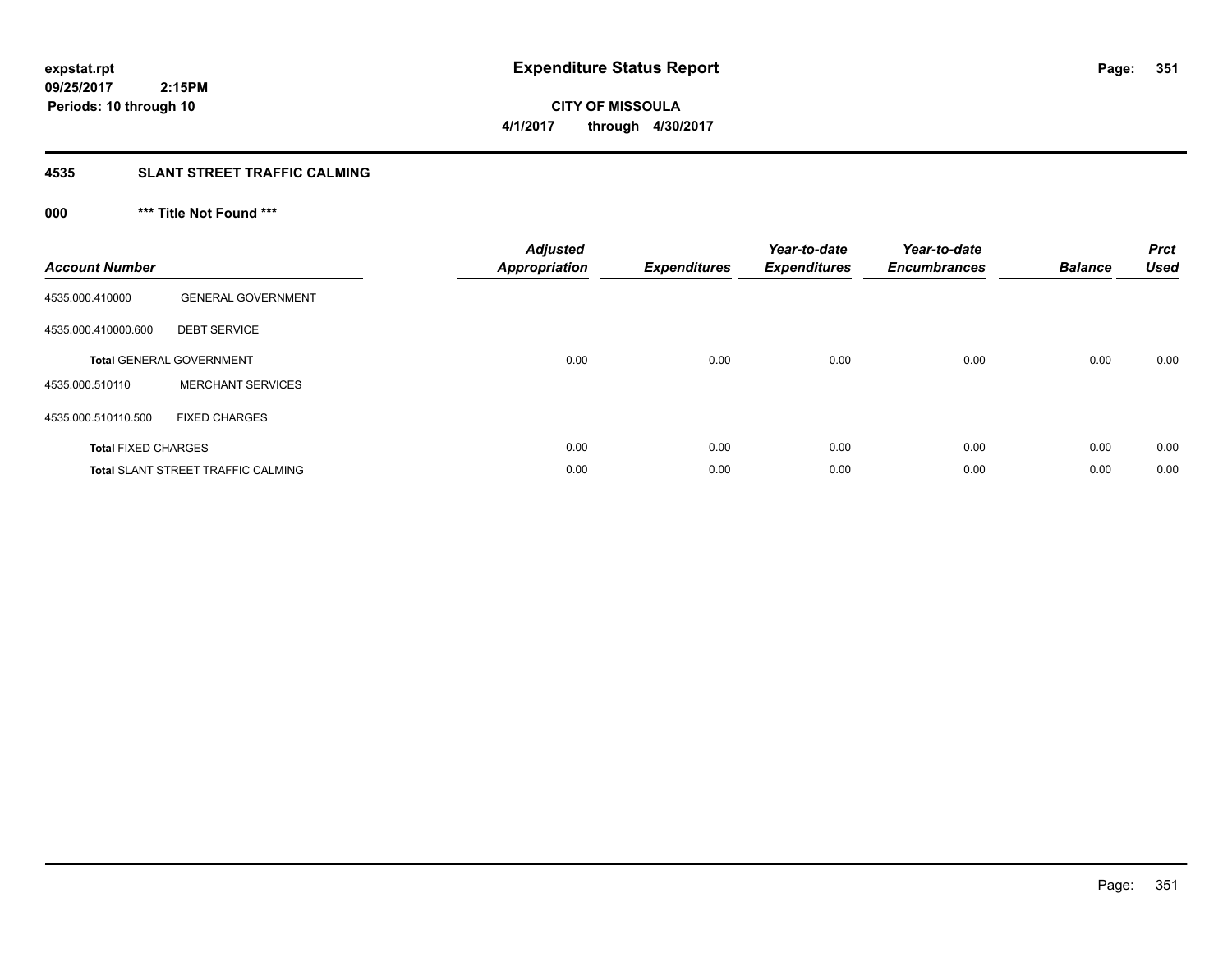**expstat.rpt**
**09/25/2017 2:15PM**
**Periods: 10 through 10**

# Expenditure Status Report

**CITY OF MISSOULA**
**4/1/2017 through 4/30/2017**

## 4535 SLANT STREET TRAFFIC CALMING

### 000 *** Title Not Found ***

| Account Number | | Adjusted Appropriation | Expenditures | Year-to-date Expenditures | Year-to-date Encumbrances | Balance | Prct Used |
|---|---|---|---|---|---|---|---|
| 4535.000.410000 | GENERAL GOVERNMENT | | | | | | |
| 4535.000.410000.600 | DEBT SERVICE | | | | | | |
| **Total** GENERAL GOVERNMENT | | 0.00 | 0.00 | 0.00 | 0.00 | 0.00 | 0.00 |
| 4535.000.510110 | MERCHANT SERVICES | | | | | | |
| 4535.000.510110.500 | FIXED CHARGES | | | | | | |
| **Total** FIXED CHARGES | | 0.00 | 0.00 | 0.00 | 0.00 | 0.00 | 0.00 |
| **Total** SLANT STREET TRAFFIC CALMING | | 0.00 | 0.00 | 0.00 | 0.00 | 0.00 | 0.00 |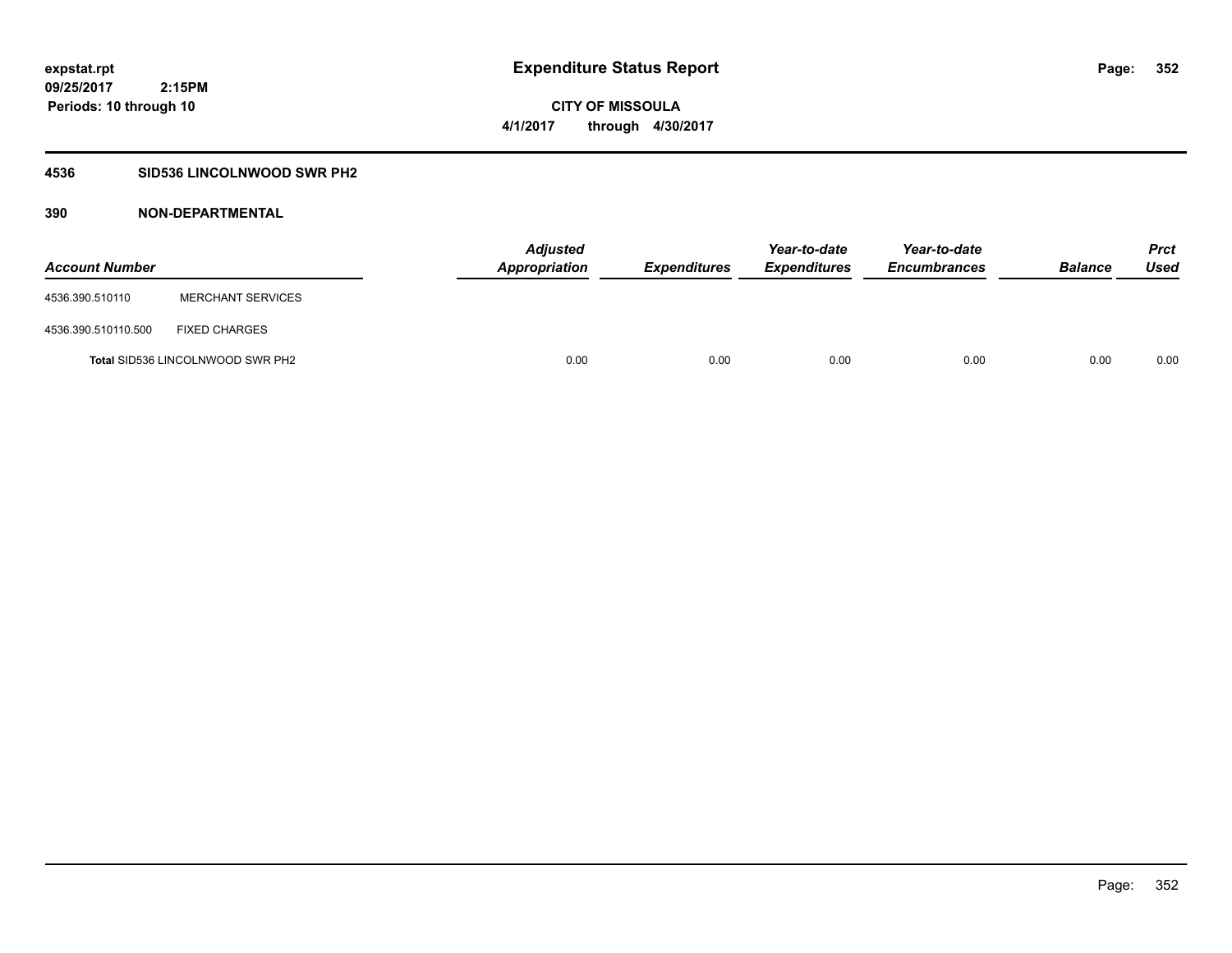**expstat.rpt**
**09/25/2017 2:15PM**
**Periods: 10 through 10**

# Expenditure Status Report

**CITY OF MISSOULA**
**4/1/2017 through 4/30/2017**

## 4536 SID536 LINCOLNWOOD SWR PH2

### 390 NON-DEPARTMENTAL

| Account Number | | Adjusted Appropriation | Expenditures | Year-to-date Expenditures | Year-to-date Encumbrances | Balance | Prct Used |
|---|---|---|---|---|---|---|---|
| 4536.390.510110 | MERCHANT SERVICES | | | | | | |
| 4536.390.510110.500 | FIXED CHARGES | | | | | | |
| **Total** SID536 LINCOLNWOOD SWR PH2 | | 0.00 | 0.00 | 0.00 | 0.00 | 0.00 | 0.00 |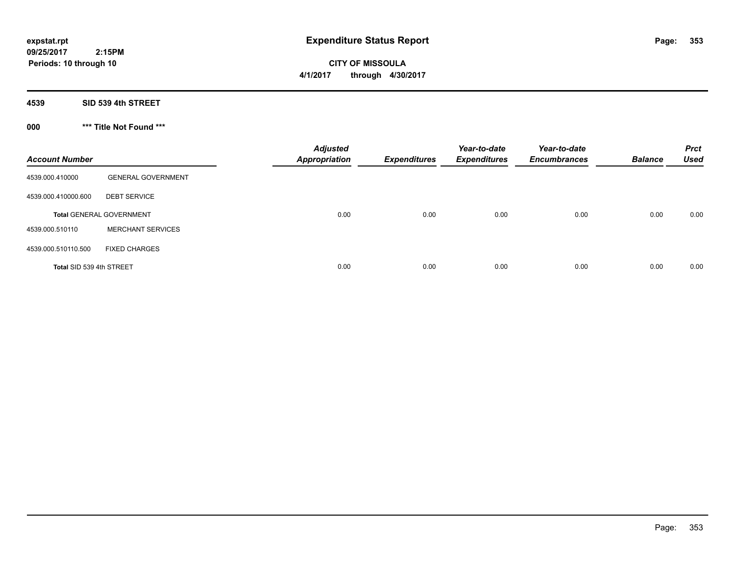**expstat.rpt**
**09/25/2017 2:15PM**
**Periods: 10 through 10**

# Expenditure Status Report

**CITY OF MISSOULA**
**4/1/2017 through 4/30/2017**

## 4539 SID 539 4th STREET

### 000 *** Title Not Found ***

| Account Number | | Adjusted Appropriation | Expenditures | Year-to-date Expenditures | Year-to-date Encumbrances | Balance | Prct Used |
|---|---|---|---|---|---|---|---|
| 4539.000.410000 | GENERAL GOVERNMENT | | | | | | |
| 4539.000.410000.600 | DEBT SERVICE | | | | | | |
| **Total** GENERAL GOVERNMENT | | 0.00 | 0.00 | 0.00 | 0.00 | 0.00 | 0.00 |
| 4539.000.510110 | MERCHANT SERVICES | | | | | | |
| 4539.000.510110.500 | FIXED CHARGES | | | | | | |
| **Total SID 539 4th STREET** | | 0.00 | 0.00 | 0.00 | 0.00 | 0.00 | 0.00 |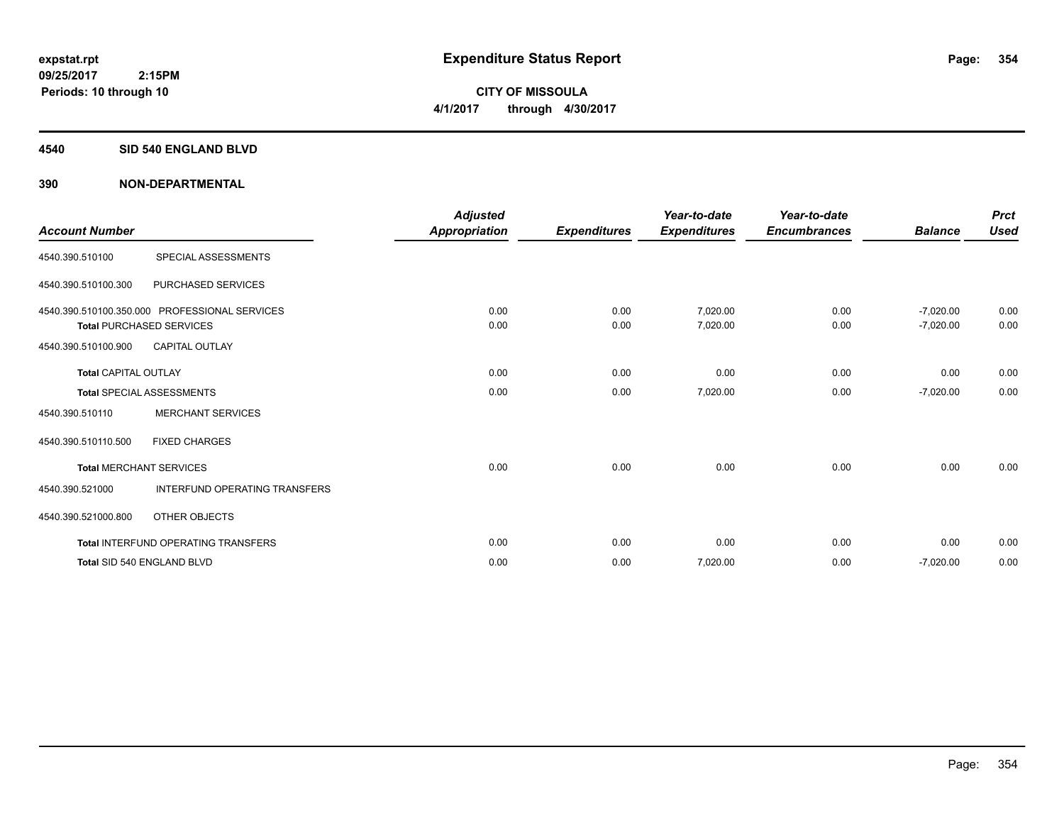**expstat.rpt**
**09/25/2017 2:15PM**
**Periods: 10 through 10**

# Expenditure Status Report

**CITY OF MISSOULA**
**4/1/2017 through 4/30/2017**

## 4540 SID 540 ENGLAND BLVD

## 390 NON-DEPARTMENTAL

| Account Number | | Adjusted Appropriation | Expenditures | Year-to-date Expenditures | Year-to-date Encumbrances | Balance | Prct Used |
|---|---|---|---|---|---|---|---|
| 4540.390.510100 | SPECIAL ASSESSMENTS | | | | | | |
| 4540.390.510100.300 | PURCHASED SERVICES | | | | | | |
| 4540.390.510100.350.000 | PROFESSIONAL SERVICES | 0.00 | 0.00 | 7,020.00 | 0.00 | -7,020.00 | 0.00 |
| **Total** PURCHASED SERVICES | | 0.00 | 0.00 | 7,020.00 | 0.00 | -7,020.00 | 0.00 |
| 4540.390.510100.900 | CAPITAL OUTLAY | | | | | | |
| **Total** CAPITAL OUTLAY | | 0.00 | 0.00 | 0.00 | 0.00 | 0.00 | 0.00 |
| **Total** SPECIAL ASSESSMENTS | | 0.00 | 0.00 | 7,020.00 | 0.00 | -7,020.00 | 0.00 |
| 4540.390.510110 | MERCHANT SERVICES | | | | | | |
| 4540.390.510110.500 | FIXED CHARGES | | | | | | |
| **Total** MERCHANT SERVICES | | 0.00 | 0.00 | 0.00 | 0.00 | 0.00 | 0.00 |
| 4540.390.521000 | INTERFUND OPERATING TRANSFERS | | | | | | |
| 4540.390.521000.800 | OTHER OBJECTS | | | | | | |
| **Total** INTERFUND OPERATING TRANSFERS | | 0.00 | 0.00 | 0.00 | 0.00 | 0.00 | 0.00 |
| **Total** SID 540 ENGLAND BLVD | | 0.00 | 0.00 | 7,020.00 | 0.00 | -7,020.00 | 0.00 |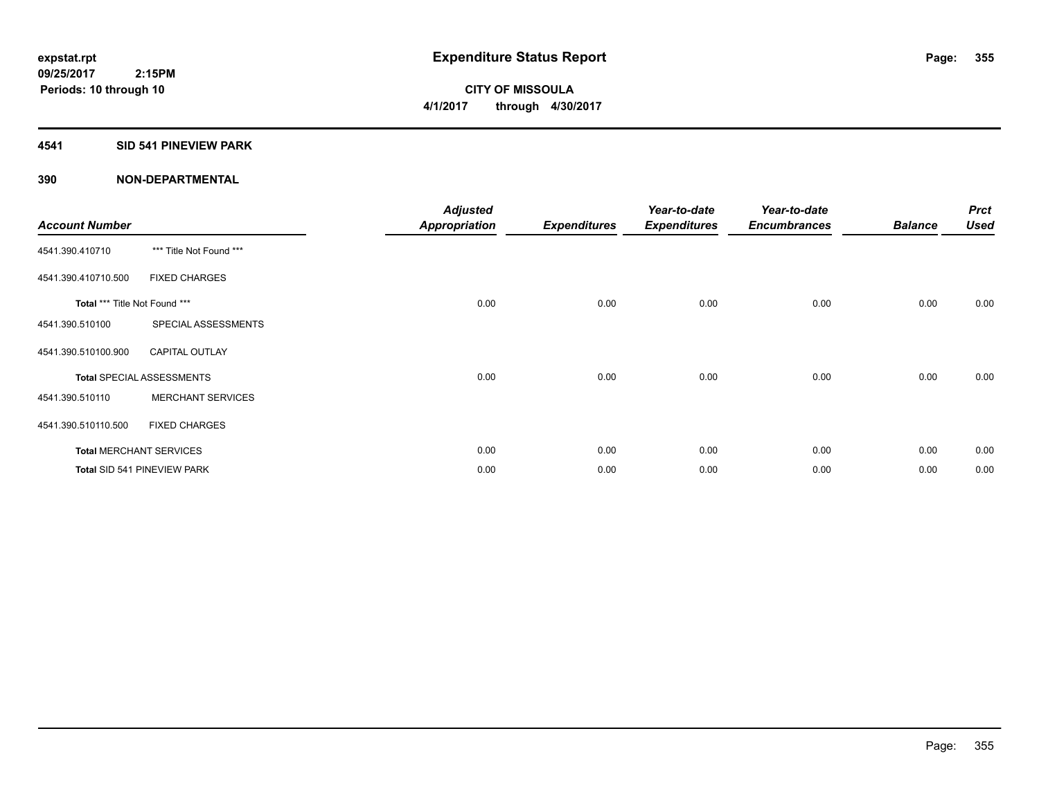expstat.rpt
09/25/2017 2:15PM
Periods: 10 through 10

# Expenditure Status Report

**CITY OF MISSOULA**
**4/1/2017 through 4/30/2017**

## 4541 SID 541 PINEVIEW PARK

### 390 NON-DEPARTMENTAL

| Account Number | | Adjusted Appropriation | Expenditures | Year-to-date Expenditures | Year-to-date Encumbrances | Balance | Prct Used |
|---|---|---|---|---|---|---|---|
| 4541.390.410710 | *** Title Not Found *** | | | | | | |
| 4541.390.410710.500 | FIXED CHARGES | | | | | | |
| **Total** *** Title Not Found *** | | 0.00 | 0.00 | 0.00 | 0.00 | 0.00 | 0.00 |
| 4541.390.510100 | SPECIAL ASSESSMENTS | | | | | | |
| 4541.390.510100.900 | CAPITAL OUTLAY | | | | | | |
| **Total** SPECIAL ASSESSMENTS | | 0.00 | 0.00 | 0.00 | 0.00 | 0.00 | 0.00 |
| 4541.390.510110 | MERCHANT SERVICES | | | | | | |
| 4541.390.510110.500 | FIXED CHARGES | | | | | | |
| **Total** MERCHANT SERVICES | | 0.00 | 0.00 | 0.00 | 0.00 | 0.00 | 0.00 |
| **Total** SID 541 PINEVIEW PARK | | 0.00 | 0.00 | 0.00 | 0.00 | 0.00 | 0.00 |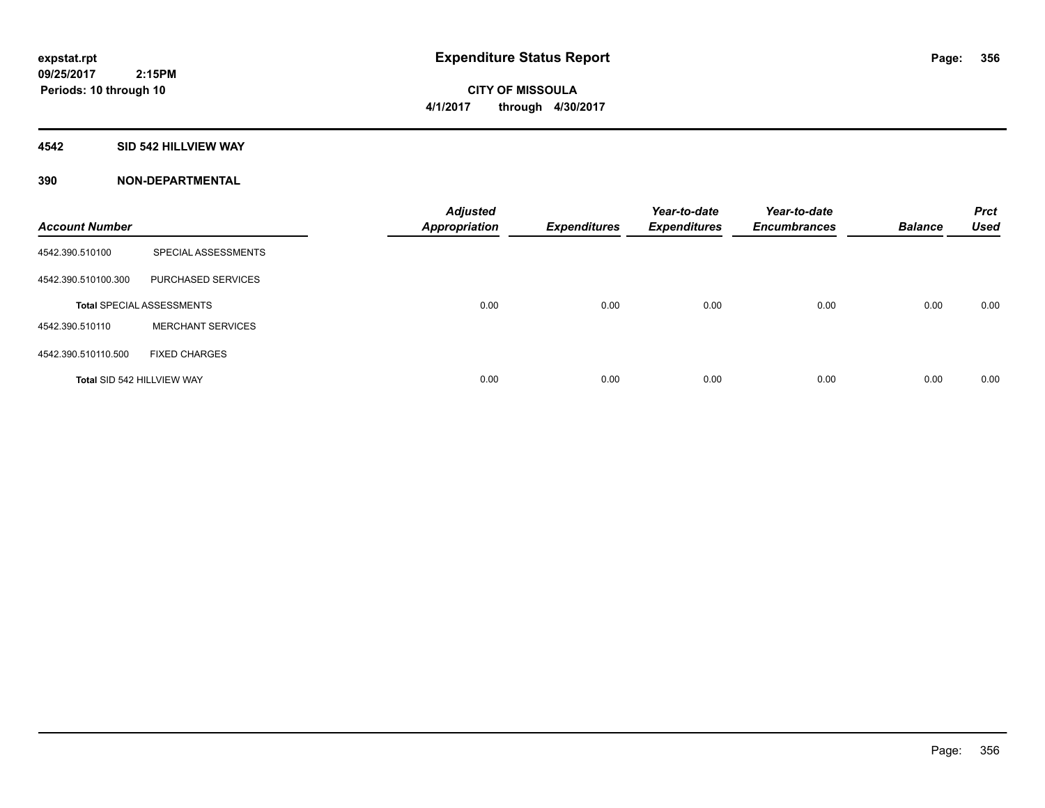# Expenditure Status Report

expstat.rpt
09/25/2017 2:15PM
Periods: 10 through 10

**CITY OF MISSOULA**
**4/1/2017 through 4/30/2017**

## 4542 SID 542 HILLVIEW WAY

### 390 NON-DEPARTMENTAL

| Account Number | | Adjusted Appropriation | Expenditures | Year-to-date Expenditures | Year-to-date Encumbrances | Balance | Prct Used |
|---|---|---|---|---|---|---|---|
| 4542.390.510100 | SPECIAL ASSESSMENTS | | | | | | |
| 4542.390.510100.300 | PURCHASED SERVICES | | | | | | |
| **Total** SPECIAL ASSESSMENTS | | 0.00 | 0.00 | 0.00 | 0.00 | 0.00 | 0.00 |
| 4542.390.510110 | MERCHANT SERVICES | | | | | | |
| 4542.390.510110.500 | FIXED CHARGES | | | | | | |
| **Total** SID 542 HILLVIEW WAY | | 0.00 | 0.00 | 0.00 | 0.00 | 0.00 | 0.00 |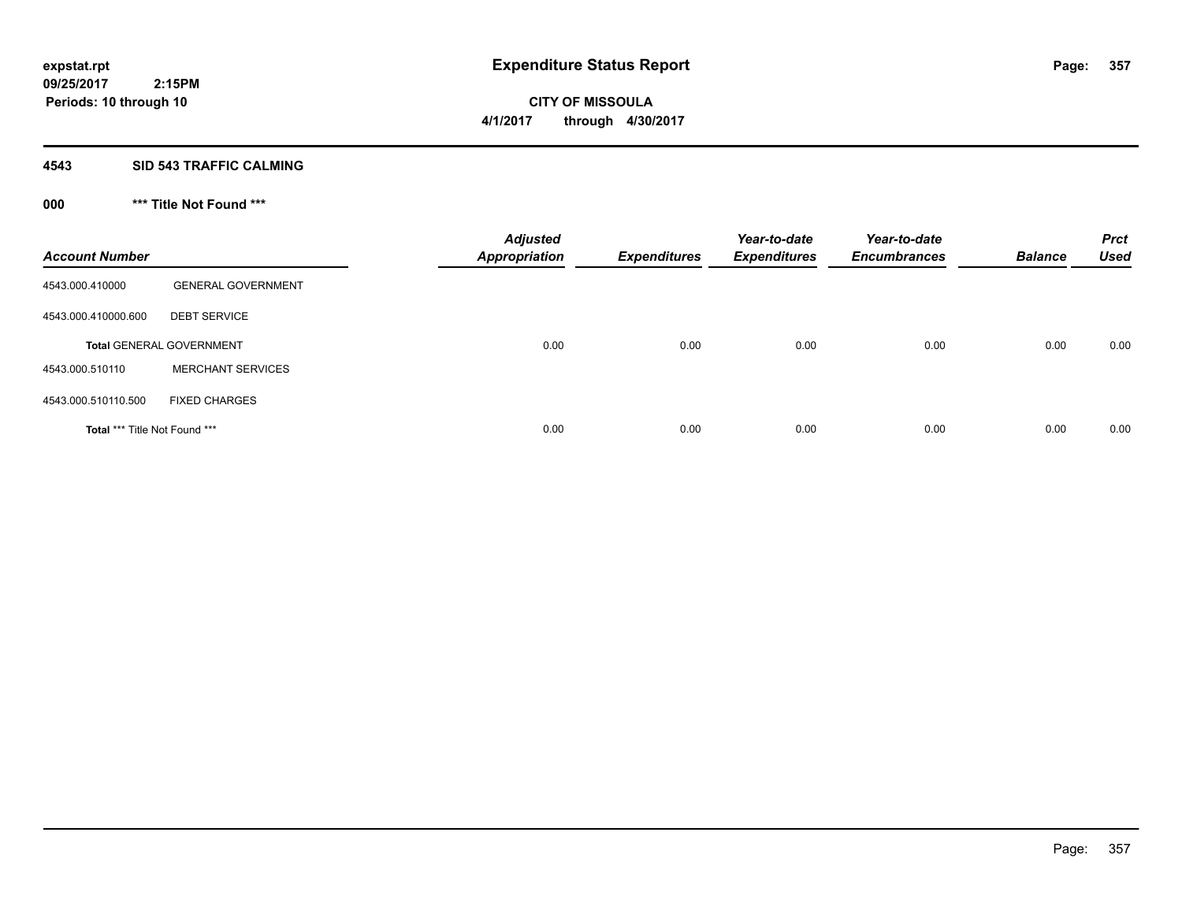**expstat.rpt**
**09/25/2017 2:15PM**
**Periods: 10 through 10**

# Expenditure Status Report

**CITY OF MISSOULA**
**4/1/2017 through 4/30/2017**

## 4543 SID 543 TRAFFIC CALMING

### 000 *** Title Not Found ***

| Account Number | | Adjusted Appropriation | Expenditures | Year-to-date Expenditures | Year-to-date Encumbrances | Balance | Prct Used |
|---|---|---|---|---|---|---|---|
| 4543.000.410000 | GENERAL GOVERNMENT | | | | | | |
| 4543.000.410000.600 | DEBT SERVICE | | | | | | |
| **Total** GENERAL GOVERNMENT | | 0.00 | 0.00 | 0.00 | 0.00 | 0.00 | 0.00 |
| 4543.000.510110 | MERCHANT SERVICES | | | | | | |
| 4543.000.510110.500 | FIXED CHARGES | | | | | | |
| **Total** *** Title Not Found *** | | 0.00 | 0.00 | 0.00 | 0.00 | 0.00 | 0.00 |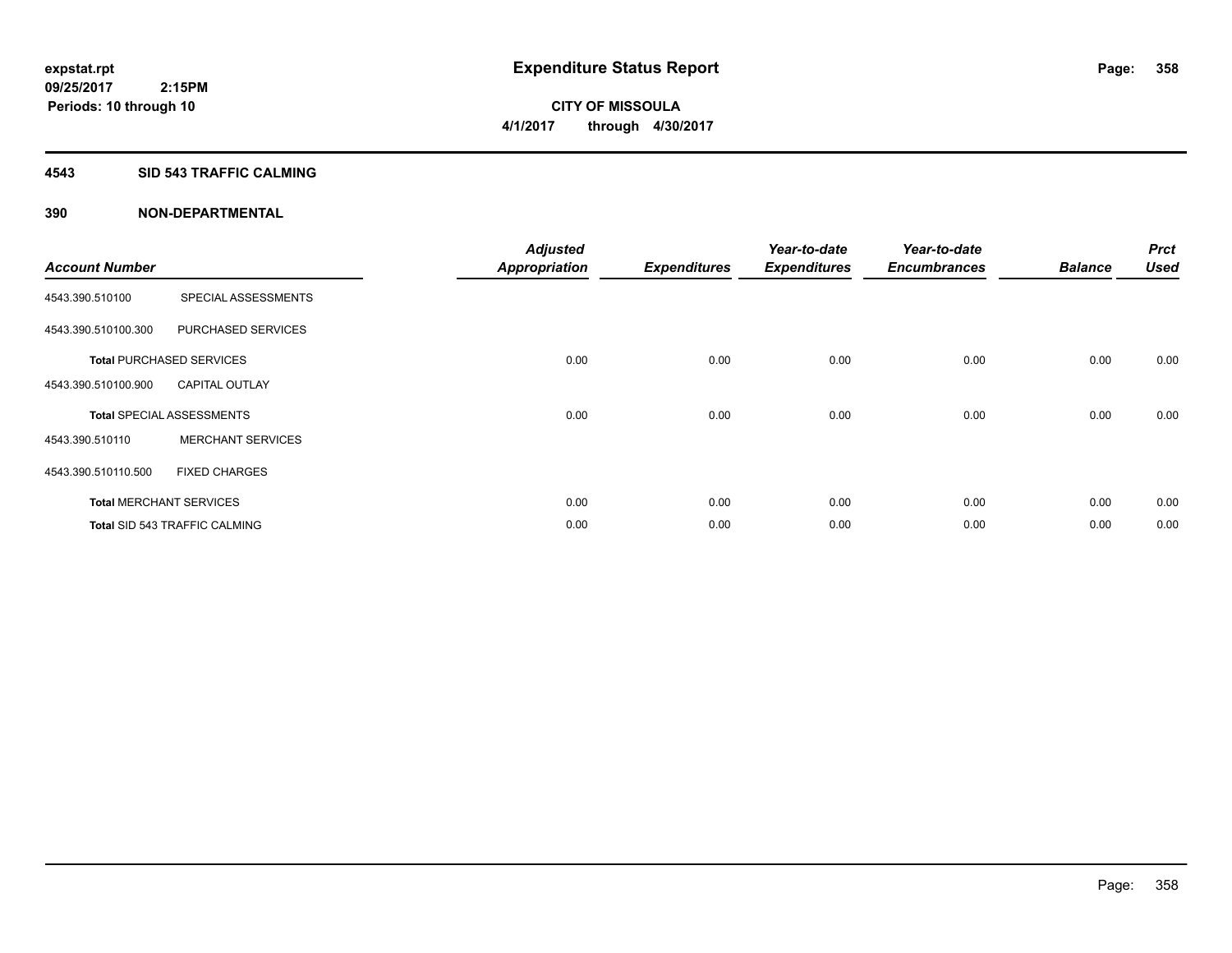# Expenditure Status Report

**expstat.rpt**
**09/25/2017 2:15PM**
**Periods: 10 through 10**

**CITY OF MISSOULA**
**4/1/2017 through 4/30/2017**

## 4543 SID 543 TRAFFIC CALMING

### 390 NON-DEPARTMENTAL

| Account Number | | Adjusted Appropriation | Expenditures | Year-to-date Expenditures | Year-to-date Encumbrances | Balance | Prct Used |
|---|---|---|---|---|---|---|---|
| 4543.390.510100 | SPECIAL ASSESSMENTS | | | | | | |
| 4543.390.510100.300 | PURCHASED SERVICES | | | | | | |
| **Total** PURCHASED SERVICES | | 0.00 | 0.00 | 0.00 | 0.00 | 0.00 | 0.00 |
| 4543.390.510100.900 | CAPITAL OUTLAY | | | | | | |
| **Total** SPECIAL ASSESSMENTS | | 0.00 | 0.00 | 0.00 | 0.00 | 0.00 | 0.00 |
| 4543.390.510110 | MERCHANT SERVICES | | | | | | |
| 4543.390.510110.500 | FIXED CHARGES | | | | | | |
| **Total** MERCHANT SERVICES | | 0.00 | 0.00 | 0.00 | 0.00 | 0.00 | 0.00 |
| **Total** SID 543 TRAFFIC CALMING | | 0.00 | 0.00 | 0.00 | 0.00 | 0.00 | 0.00 |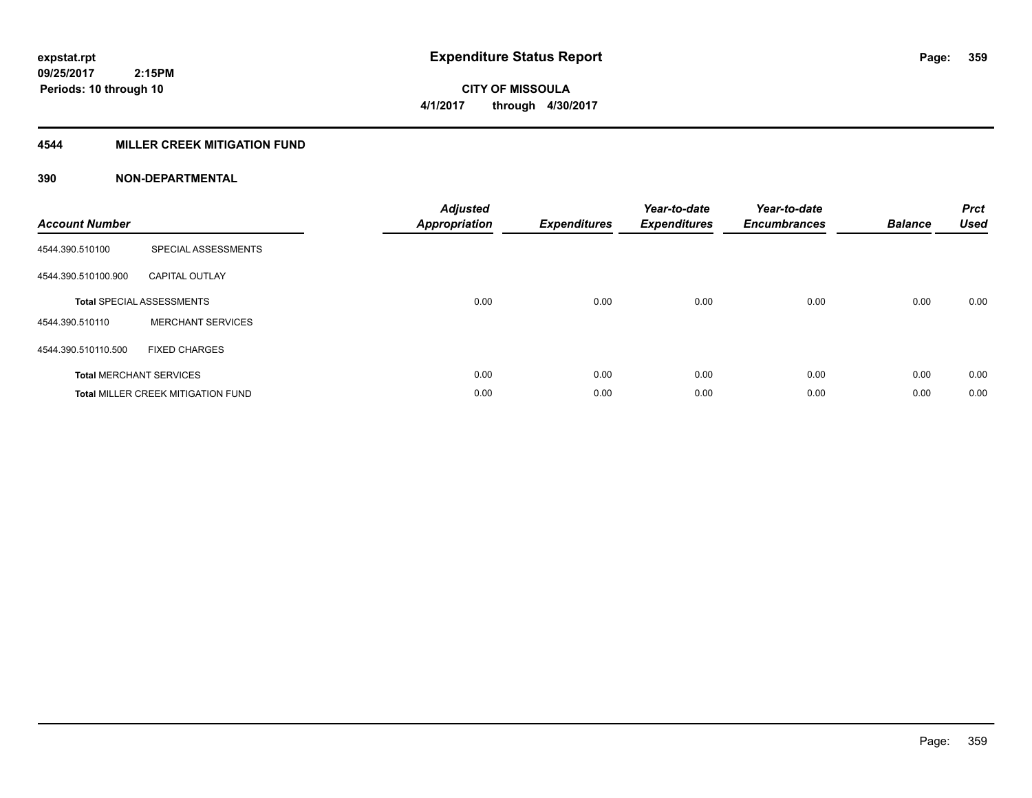**expstat.rpt**
**09/25/2017 2:15PM**
**Periods: 10 through 10**

# Expenditure Status Report

**CITY OF MISSOULA**
**4/1/2017 through 4/30/2017**

## 4544 MILLER CREEK MITIGATION FUND

### 390 NON-DEPARTMENTAL

| Account Number | | Adjusted Appropriation | Expenditures | Year-to-date Expenditures | Year-to-date Encumbrances | Balance | Prct Used |
|---|---|---|---|---|---|---|---|
| 4544.390.510100 | SPECIAL ASSESSMENTS | | | | | | |
| 4544.390.510100.900 | CAPITAL OUTLAY | | | | | | |
| **Total** SPECIAL ASSESSMENTS | | 0.00 | 0.00 | 0.00 | 0.00 | 0.00 | 0.00 |
| 4544.390.510110 | MERCHANT SERVICES | | | | | | |
| 4544.390.510110.500 | FIXED CHARGES | | | | | | |
| **Total** MERCHANT SERVICES | | 0.00 | 0.00 | 0.00 | 0.00 | 0.00 | 0.00 |
| **Total** MILLER CREEK MITIGATION FUND | | 0.00 | 0.00 | 0.00 | 0.00 | 0.00 | 0.00 |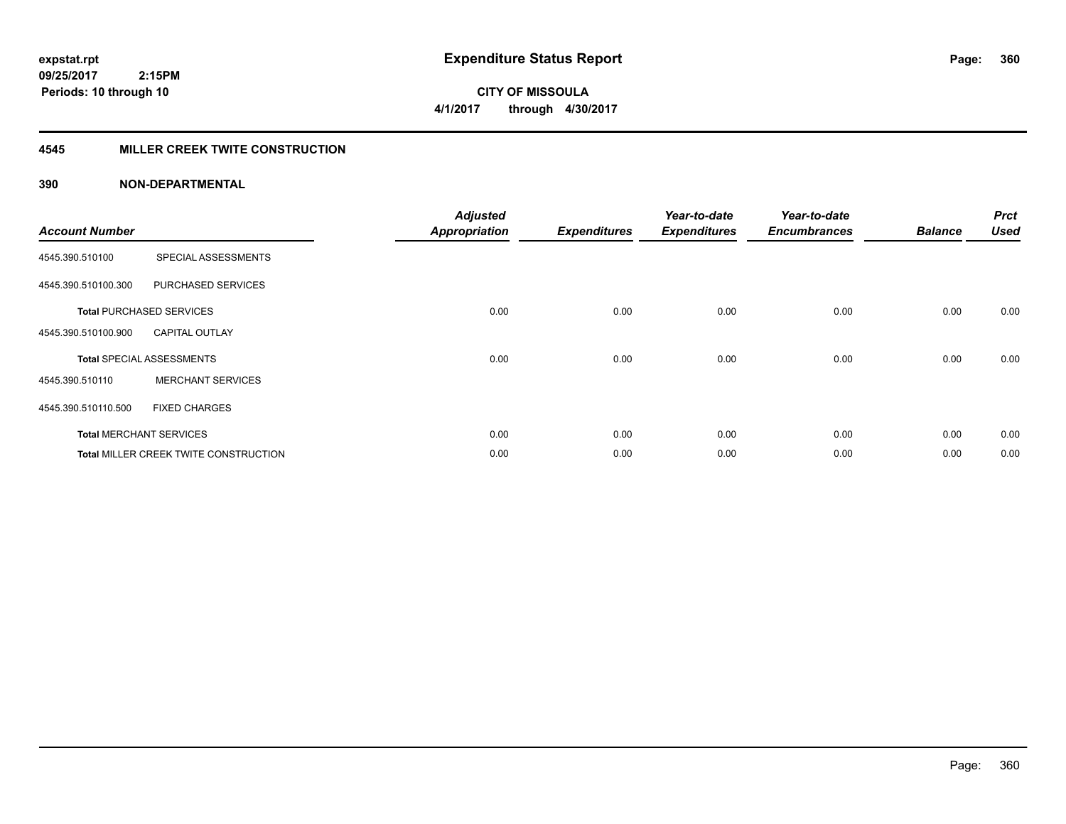**expstat.rpt**
**09/25/2017 2:15PM**
**Periods: 10 through 10**

# Expenditure Status Report

**CITY OF MISSOULA**
**4/1/2017 through 4/30/2017**

## 4545 MILLER CREEK TWITE CONSTRUCTION

### 390 NON-DEPARTMENTAL

| Account Number | | Adjusted Appropriation | Expenditures | Year-to-date Expenditures | Year-to-date Encumbrances | Balance | Prct Used |
|---|---|---|---|---|---|---|---|
| 4545.390.510100 | SPECIAL ASSESSMENTS | | | | | | |
| 4545.390.510100.300 | PURCHASED SERVICES | | | | | | |
| **Total** PURCHASED SERVICES | | 0.00 | 0.00 | 0.00 | 0.00 | 0.00 | 0.00 |
| 4545.390.510100.900 | CAPITAL OUTLAY | | | | | | |
| **Total** SPECIAL ASSESSMENTS | | 0.00 | 0.00 | 0.00 | 0.00 | 0.00 | 0.00 |
| 4545.390.510110 | MERCHANT SERVICES | | | | | | |
| 4545.390.510110.500 | FIXED CHARGES | | | | | | |
| **Total** MERCHANT SERVICES | | 0.00 | 0.00 | 0.00 | 0.00 | 0.00 | 0.00 |
| **Total** MILLER CREEK TWITE CONSTRUCTION | | 0.00 | 0.00 | 0.00 | 0.00 | 0.00 | 0.00 |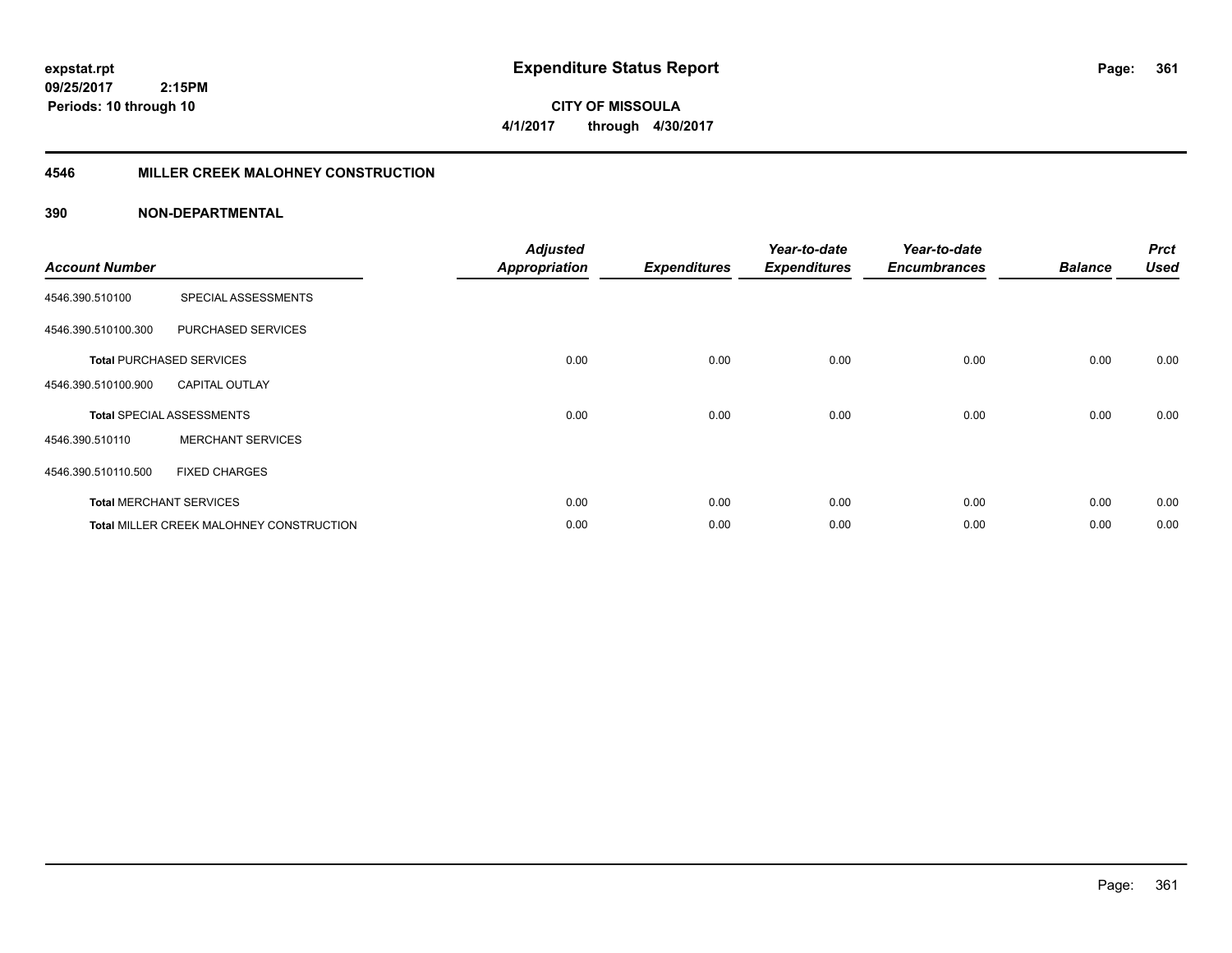**expstat.rpt**
**09/25/2017 2:15PM**
**Periods: 10 through 10**

# Expenditure Status Report

**CITY OF MISSOULA**
**4/1/2017 through 4/30/2017**

## 4546 MILLER CREEK MALOHNEY CONSTRUCTION

### 390 NON-DEPARTMENTAL

| Account Number | | Adjusted Appropriation | Expenditures | Year-to-date Expenditures | Year-to-date Encumbrances | Balance | Prct Used |
|---|---|---|---|---|---|---|---|
| 4546.390.510100 | SPECIAL ASSESSMENTS | | | | | | |
| 4546.390.510100.300 | PURCHASED SERVICES | | | | | | |
| **Total** PURCHASED SERVICES | | 0.00 | 0.00 | 0.00 | 0.00 | 0.00 | 0.00 |
| 4546.390.510100.900 | CAPITAL OUTLAY | | | | | | |
| **Total** SPECIAL ASSESSMENTS | | 0.00 | 0.00 | 0.00 | 0.00 | 0.00 | 0.00 |
| 4546.390.510110 | MERCHANT SERVICES | | | | | | |
| 4546.390.510110.500 | FIXED CHARGES | | | | | | |
| **Total** MERCHANT SERVICES | | 0.00 | 0.00 | 0.00 | 0.00 | 0.00 | 0.00 |
| **Total** MILLER CREEK MALOHNEY CONSTRUCTION | | 0.00 | 0.00 | 0.00 | 0.00 | 0.00 | 0.00 |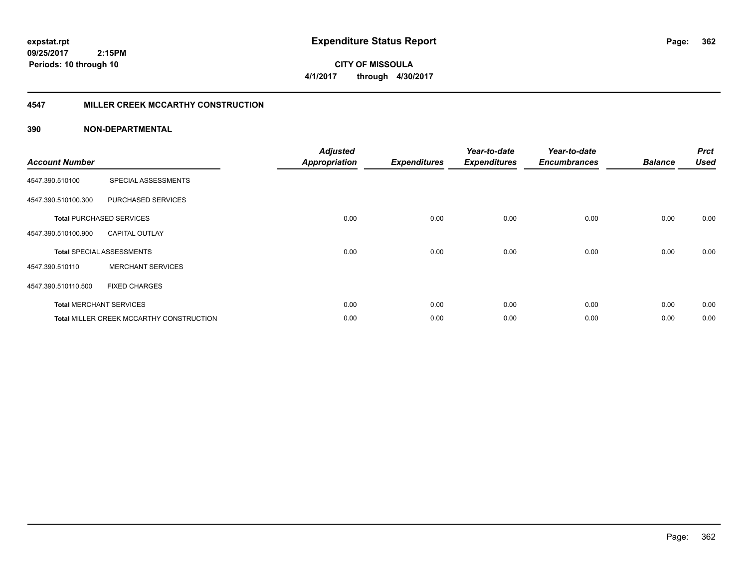**expstat.rpt**
**09/25/2017 2:15PM**
**Periods: 10 through 10**

# Expenditure Status Report

**CITY OF MISSOULA**
**4/1/2017 through 4/30/2017**

## 4547 MILLER CREEK MCCARTHY CONSTRUCTION

### 390 NON-DEPARTMENTAL

| Account Number | | Adjusted Appropriation | Expenditures | Year-to-date Expenditures | Year-to-date Encumbrances | Balance | Prct Used |
|---|---|---|---|---|---|---|---|
| 4547.390.510100 | SPECIAL ASSESSMENTS | | | | | | |
| 4547.390.510100.300 | PURCHASED SERVICES | | | | | | |
| **Total** PURCHASED SERVICES | | 0.00 | 0.00 | 0.00 | 0.00 | 0.00 | 0.00 |
| 4547.390.510100.900 | CAPITAL OUTLAY | | | | | | |
| **Total** SPECIAL ASSESSMENTS | | 0.00 | 0.00 | 0.00 | 0.00 | 0.00 | 0.00 |
| 4547.390.510110 | MERCHANT SERVICES | | | | | | |
| 4547.390.510110.500 | FIXED CHARGES | | | | | | |
| **Total** MERCHANT SERVICES | | 0.00 | 0.00 | 0.00 | 0.00 | 0.00 | 0.00 |
| **Total** MILLER CREEK MCCARTHY CONSTRUCTION | | 0.00 | 0.00 | 0.00 | 0.00 | 0.00 | 0.00 |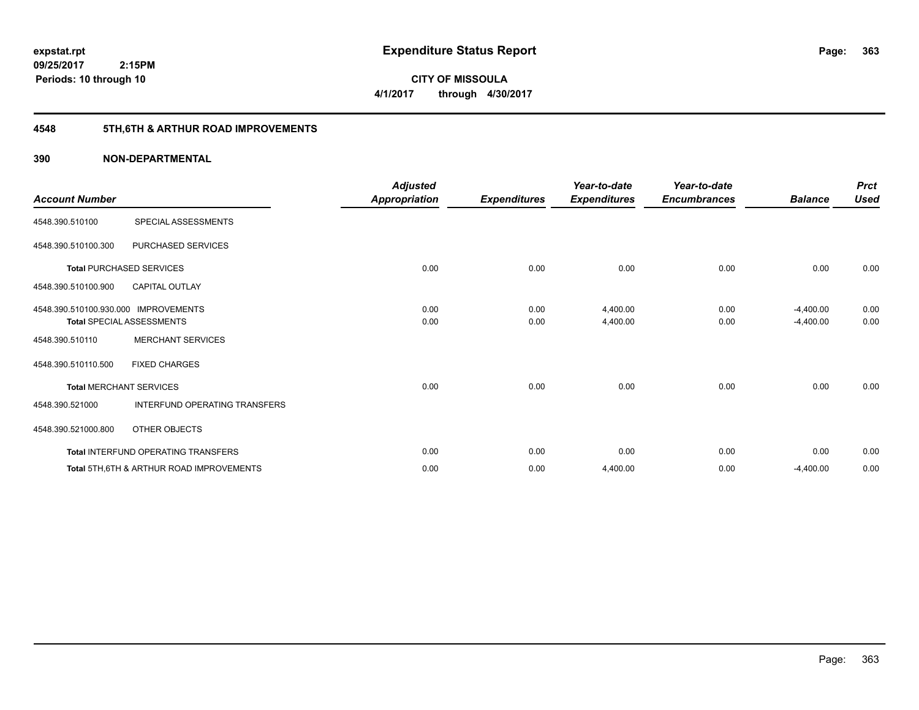**expstat.rpt**
**09/25/2017 2:15PM**
**Periods: 10 through 10**

# Expenditure Status Report

**CITY OF MISSOULA**
**4/1/2017 through 4/30/2017**

## 4548 5TH,6TH & ARTHUR ROAD IMPROVEMENTS

### 390 NON-DEPARTMENTAL

| Account Number | | Adjusted Appropriation | Expenditures | Year-to-date Expenditures | Year-to-date Encumbrances | Balance | Prct Used |
|---|---|---|---|---|---|---|---|
| 4548.390.510100 | SPECIAL ASSESSMENTS | | | | | | |
| 4548.390.510100.300 | PURCHASED SERVICES | | | | | | |
| Total PURCHASED SERVICES | | 0.00 | 0.00 | 0.00 | 0.00 | 0.00 | 0.00 |
| 4548.390.510100.900 | CAPITAL OUTLAY | | | | | | |
| 4548.390.510100.930.000 | IMPROVEMENTS | 0.00 | 0.00 | 4,400.00 | 0.00 | -4,400.00 | 0.00 |
| Total SPECIAL ASSESSMENTS | | 0.00 | 0.00 | 4,400.00 | 0.00 | -4,400.00 | 0.00 |
| 4548.390.510110 | MERCHANT SERVICES | | | | | | |
| 4548.390.510110.500 | FIXED CHARGES | | | | | | |
| Total MERCHANT SERVICES | | 0.00 | 0.00 | 0.00 | 0.00 | 0.00 | 0.00 |
| 4548.390.521000 | INTERFUND OPERATING TRANSFERS | | | | | | |
| 4548.390.521000.800 | OTHER OBJECTS | | | | | | |
| Total INTERFUND OPERATING TRANSFERS | | 0.00 | 0.00 | 0.00 | 0.00 | 0.00 | 0.00 |
| Total 5TH,6TH & ARTHUR ROAD IMPROVEMENTS | | 0.00 | 0.00 | 4,400.00 | 0.00 | -4,400.00 | 0.00 |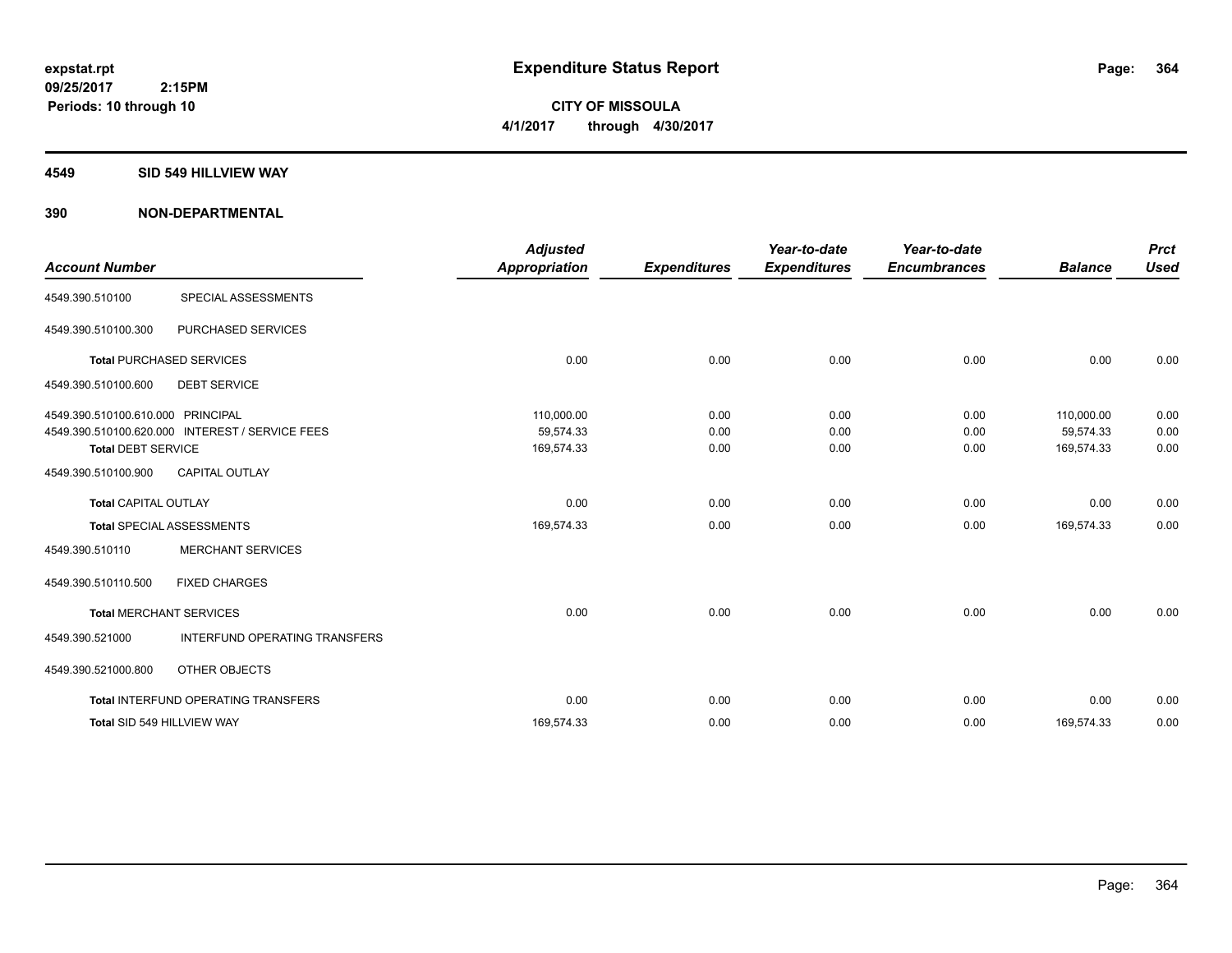expstat.rpt
09/25/2017 2:15PM
Periods: 10 through 10

# Expenditure Status Report

**CITY OF MISSOULA**
**4/1/2017 through 4/30/2017**

## 4549 SID 549 HILLVIEW WAY

## 390 NON-DEPARTMENTAL

| Account Number | | Adjusted Appropriation | Expenditures | Year-to-date Expenditures | Year-to-date Encumbrances | Balance | Prct Used |
|---|---|---|---|---|---|---|---|
| 4549.390.510100 | SPECIAL ASSESSMENTS | | | | | | |
| 4549.390.510100.300 | PURCHASED SERVICES | | | | | | |
| Total PURCHASED SERVICES | | 0.00 | 0.00 | 0.00 | 0.00 | 0.00 | 0.00 |
| 4549.390.510100.600 | DEBT SERVICE | | | | | | |
| 4549.390.510100.610.000 | PRINCIPAL | 110,000.00 | 0.00 | 0.00 | 0.00 | 110,000.00 | 0.00 |
| 4549.390.510100.620.000 | INTEREST / SERVICE FEES | 59,574.33 | 0.00 | 0.00 | 0.00 | 59,574.33 | 0.00 |
| Total DEBT SERVICE | | 169,574.33 | 0.00 | 0.00 | 0.00 | 169,574.33 | 0.00 |
| 4549.390.510100.900 | CAPITAL OUTLAY | | | | | | |
| Total CAPITAL OUTLAY | | 0.00 | 0.00 | 0.00 | 0.00 | 0.00 | 0.00 |
| Total SPECIAL ASSESSMENTS | | 169,574.33 | 0.00 | 0.00 | 0.00 | 169,574.33 | 0.00 |
| 4549.390.510110 | MERCHANT SERVICES | | | | | | |
| 4549.390.510110.500 | FIXED CHARGES | | | | | | |
| Total MERCHANT SERVICES | | 0.00 | 0.00 | 0.00 | 0.00 | 0.00 | 0.00 |
| 4549.390.521000 | INTERFUND OPERATING TRANSFERS | | | | | | |
| 4549.390.521000.800 | OTHER OBJECTS | | | | | | |
| Total INTERFUND OPERATING TRANSFERS | | 0.00 | 0.00 | 0.00 | 0.00 | 0.00 | 0.00 |
| Total SID 549 HILLVIEW WAY | | 169,574.33 | 0.00 | 0.00 | 0.00 | 169,574.33 | 0.00 |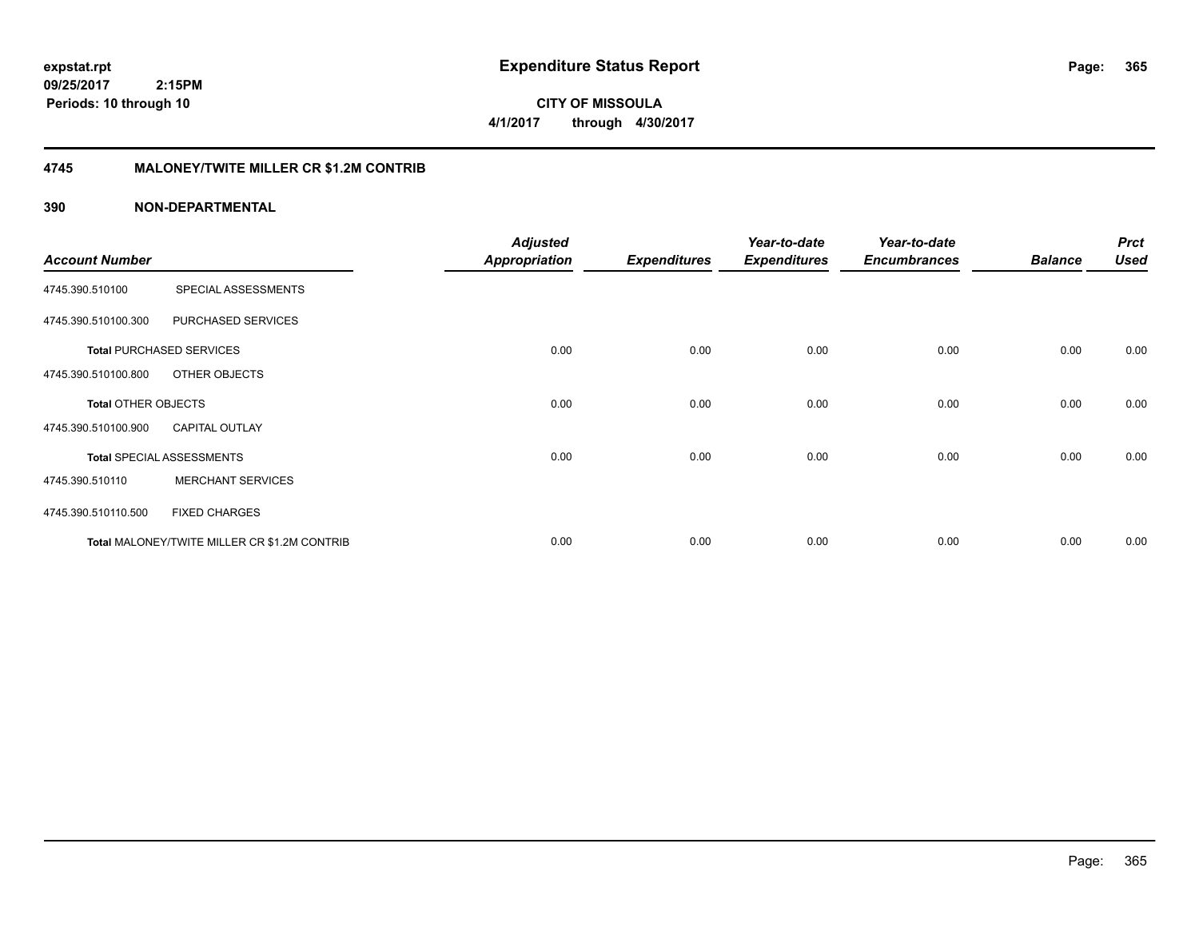**expstat.rpt**
**09/25/2017 2:15PM**
**Periods: 10 through 10**

# Expenditure Status Report

**CITY OF MISSOULA**
**4/1/2017 through 4/30/2017**

## 4745 MALONEY/TWITE MILLER CR $1.2M CONTRIB

### 390 NON-DEPARTMENTAL

| Account Number | | Adjusted Appropriation | Expenditures | Year-to-date Expenditures | Year-to-date Encumbrances | Balance | Prct Used |
|---|---|---|---|---|---|---|---|
| 4745.390.510100 | SPECIAL ASSESSMENTS | | | | | | |
| 4745.390.510100.300 | PURCHASED SERVICES | | | | | | |
| **Total** PURCHASED SERVICES | | 0.00 | 0.00 | 0.00 | 0.00 | 0.00 | 0.00 |
| 4745.390.510100.800 | OTHER OBJECTS | | | | | | |
| **Total** OTHER OBJECTS | | 0.00 | 0.00 | 0.00 | 0.00 | 0.00 | 0.00 |
| 4745.390.510100.900 | CAPITAL OUTLAY | | | | | | |
| **Total** SPECIAL ASSESSMENTS | | 0.00 | 0.00 | 0.00 | 0.00 | 0.00 | 0.00 |
| 4745.390.510110 | MERCHANT SERVICES | | | | | | |
| 4745.390.510110.500 | FIXED CHARGES | | | | | | |
| **Total** MALONEY/TWITE MILLER CR $1.2M CONTRIB | | 0.00 | 0.00 | 0.00 | 0.00 | 0.00 | 0.00 |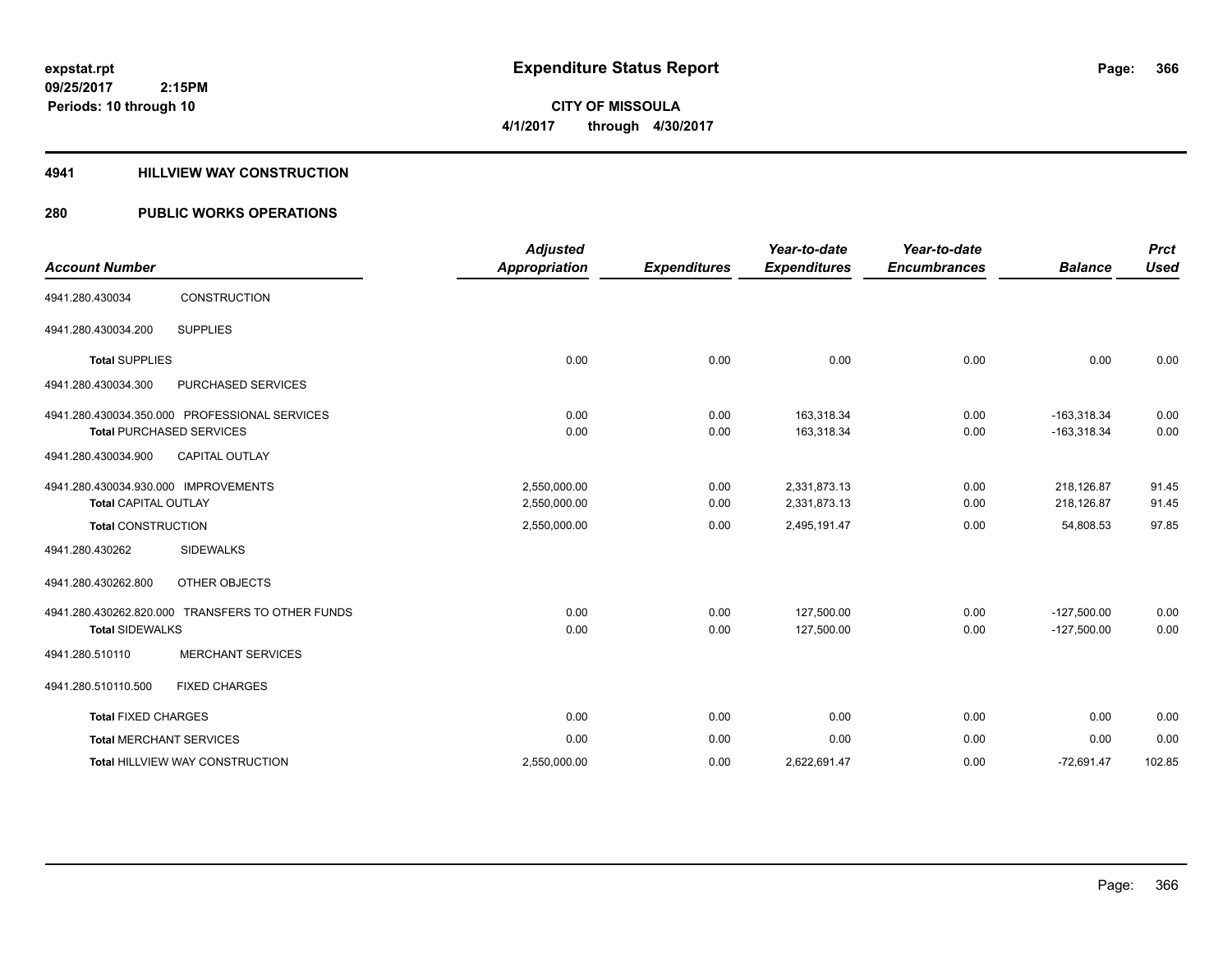expstat.rpt
09/25/2017 2:15PM
Periods: 10 through 10

# Expenditure Status Report

**CITY OF MISSOULA**
**4/1/2017 through 4/30/2017**

## 4941 HILLVIEW WAY CONSTRUCTION

## 280 PUBLIC WORKS OPERATIONS

| Account Number | | Adjusted Appropriation | Expenditures | Year-to-date Expenditures | Year-to-date Encumbrances | Balance | Prct Used |
|---|---|---|---|---|---|---|---|
| 4941.280.430034 | CONSTRUCTION | | | | | | |
| 4941.280.430034.200 | SUPPLIES | | | | | | |
| **Total** SUPPLIES | | 0.00 | 0.00 | 0.00 | 0.00 | 0.00 | 0.00 |
| 4941.280.430034.300 | PURCHASED SERVICES | | | | | | |
| 4941.280.430034.350.000 PROFESSIONAL SERVICES | | 0.00 | 0.00 | 163,318.34 | 0.00 | -163,318.34 | 0.00 |
| **Total** PURCHASED SERVICES | | 0.00 | 0.00 | 163,318.34 | 0.00 | -163,318.34 | 0.00 |
| 4941.280.430034.900 | CAPITAL OUTLAY | | | | | | |
| 4941.280.430034.930.000 IMPROVEMENTS | | 2,550,000.00 | 0.00 | 2,331,873.13 | 0.00 | 218,126.87 | 91.45 |
| **Total** CAPITAL OUTLAY | | 2,550,000.00 | 0.00 | 2,331,873.13 | 0.00 | 218,126.87 | 91.45 |
| **Total** CONSTRUCTION | | 2,550,000.00 | 0.00 | 2,495,191.47 | 0.00 | 54,808.53 | 97.85 |
| 4941.280.430262 | SIDEWALKS | | | | | | |
| 4941.280.430262.800 | OTHER OBJECTS | | | | | | |
| 4941.280.430262.820.000 TRANSFERS TO OTHER FUNDS | | 0.00 | 0.00 | 127,500.00 | 0.00 | -127,500.00 | 0.00 |
| **Total** SIDEWALKS | | 0.00 | 0.00 | 127,500.00 | 0.00 | -127,500.00 | 0.00 |
| 4941.280.510110 | MERCHANT SERVICES | | | | | | |
| 4941.280.510110.500 | FIXED CHARGES | | | | | | |
| **Total** FIXED CHARGES | | 0.00 | 0.00 | 0.00 | 0.00 | 0.00 | 0.00 |
| **Total** MERCHANT SERVICES | | 0.00 | 0.00 | 0.00 | 0.00 | 0.00 | 0.00 |
| **Total** HILLVIEW WAY CONSTRUCTION | | 2,550,000.00 | 0.00 | 2,622,691.47 | 0.00 | -72,691.47 | 102.85 |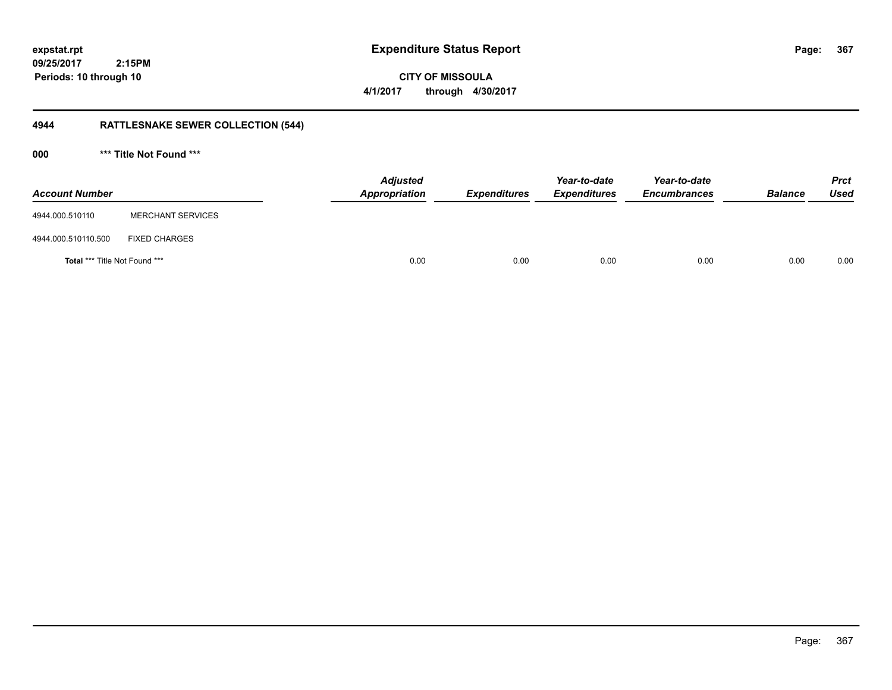**expstat.rpt**
**09/25/2017 2:15PM**
**Periods: 10 through 10**

# Expenditure Status Report

**CITY OF MISSOULA**
**4/1/2017 through 4/30/2017**

## 4944 RATTLESNAKE SEWER COLLECTION (544)

### 000 *** Title Not Found ***

| Account Number | | Adjusted Appropriation | Expenditures | Year-to-date Expenditures | Year-to-date Encumbrances | Balance | Prct Used |
|---|---|---|---|---|---|---|---|
| 4944.000.510110 | MERCHANT SERVICES | | | | | | |
| 4944.000.510110.500 | FIXED CHARGES | | | | | | |
| **Total** *** Title Not Found *** | | 0.00 | 0.00 | 0.00 | 0.00 | 0.00 | 0.00 |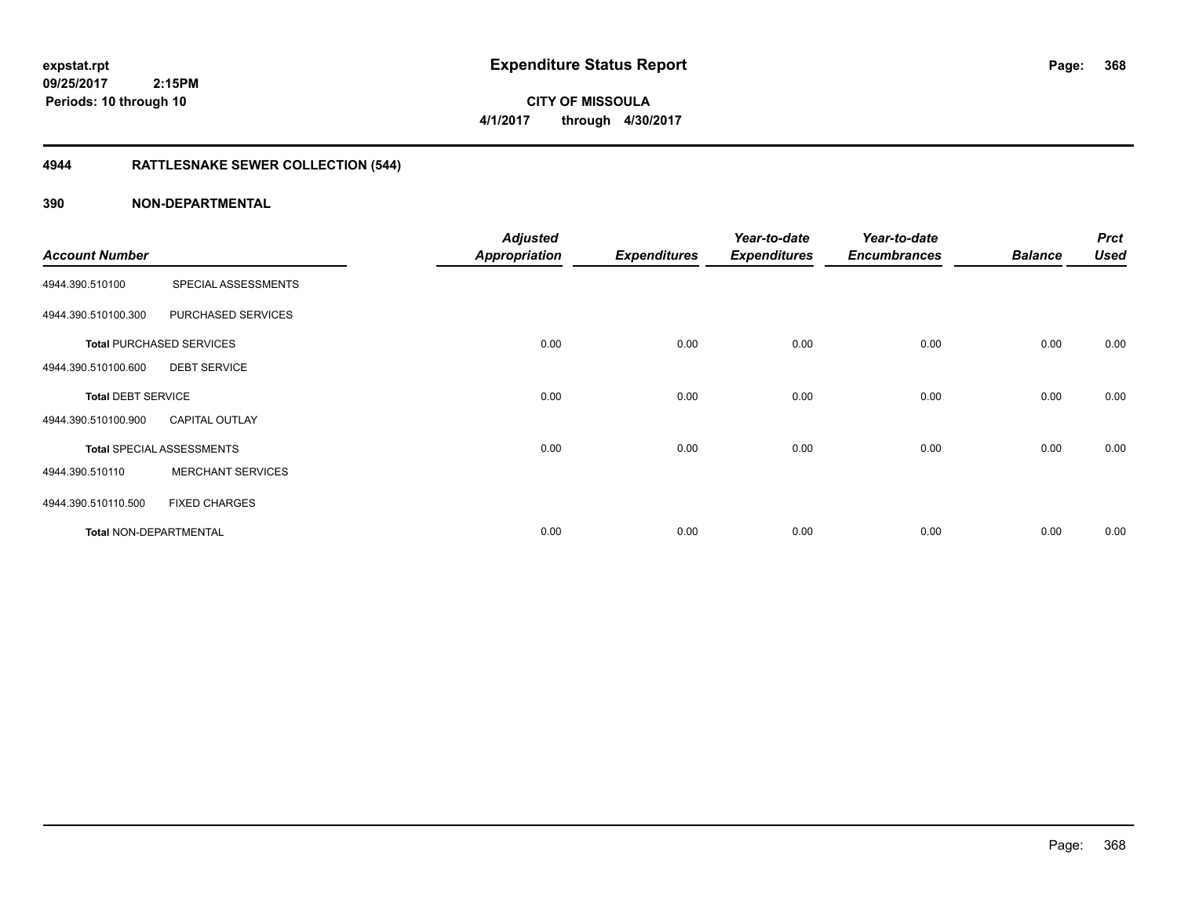**expstat.rpt**
**09/25/2017 2:15PM**
**Periods: 10 through 10**

# Expenditure Status Report

**CITY OF MISSOULA**
**4/1/2017 through 4/30/2017**

## 4944 RATTLESNAKE SEWER COLLECTION (544)

### 390 NON-DEPARTMENTAL

| Account Number | | Adjusted Appropriation | Expenditures | Year-to-date Expenditures | Year-to-date Encumbrances | Balance | Prct Used |
|---|---|---|---|---|---|---|---|
| 4944.390.510100 | SPECIAL ASSESSMENTS | | | | | | |
| 4944.390.510100.300 | PURCHASED SERVICES | | | | | | |
| **Total** PURCHASED SERVICES | | 0.00 | 0.00 | 0.00 | 0.00 | 0.00 | 0.00 |
| 4944.390.510100.600 | DEBT SERVICE | | | | | | |
| **Total** DEBT SERVICE | | 0.00 | 0.00 | 0.00 | 0.00 | 0.00 | 0.00 |
| 4944.390.510100.900 | CAPITAL OUTLAY | | | | | | |
| **Total** SPECIAL ASSESSMENTS | | 0.00 | 0.00 | 0.00 | 0.00 | 0.00 | 0.00 |
| 4944.390.510110 | MERCHANT SERVICES | | | | | | |
| 4944.390.510110.500 | FIXED CHARGES | | | | | | |
| **Total** NON-DEPARTMENTAL | | 0.00 | 0.00 | 0.00 | 0.00 | 0.00 | 0.00 |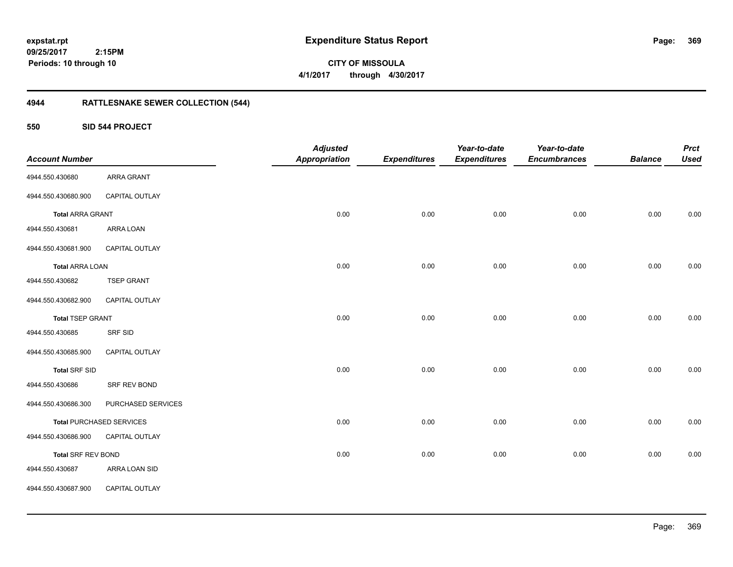**expstat.rpt**
**09/25/2017 2:15PM**
**Periods: 10 through 10**

# Expenditure Status Report

**CITY OF MISSOULA**
**4/1/2017 through 4/30/2017**

## 4944 RATTLESNAKE SEWER COLLECTION (544)

### 550 SID 544 PROJECT

| Account Number | | Adjusted Appropriation | Expenditures | Year-to-date Expenditures | Year-to-date Encumbrances | Balance | Prct Used |
|---|---|---|---|---|---|---|---|
| 4944.550.430680 | ARRA GRANT | | | | | | |
| 4944.550.430680.900 | CAPITAL OUTLAY | | | | | | |
| **Total** ARRA GRANT | | 0.00 | 0.00 | 0.00 | 0.00 | 0.00 | 0.00 |
| 4944.550.430681 | ARRA LOAN | | | | | | |
| 4944.550.430681.900 | CAPITAL OUTLAY | | | | | | |
| **Total** ARRA LOAN | | 0.00 | 0.00 | 0.00 | 0.00 | 0.00 | 0.00 |
| 4944.550.430682 | TSEP GRANT | | | | | | |
| 4944.550.430682.900 | CAPITAL OUTLAY | | | | | | |
| **Total** TSEP GRANT | | 0.00 | 0.00 | 0.00 | 0.00 | 0.00 | 0.00 |
| 4944.550.430685 | SRF SID | | | | | | |
| 4944.550.430685.900 | CAPITAL OUTLAY | | | | | | |
| **Total** SRF SID | | 0.00 | 0.00 | 0.00 | 0.00 | 0.00 | 0.00 |
| 4944.550.430686 | SRF REV BOND | | | | | | |
| 4944.550.430686.300 | PURCHASED SERVICES | | | | | | |
| **Total** PURCHASED SERVICES | | 0.00 | 0.00 | 0.00 | 0.00 | 0.00 | 0.00 |
| 4944.550.430686.900 | CAPITAL OUTLAY | | | | | | |
| **Total** SRF REV BOND | | 0.00 | 0.00 | 0.00 | 0.00 | 0.00 | 0.00 |
| 4944.550.430687 | ARRA LOAN SID | | | | | | |
| 4944.550.430687.900 | CAPITAL OUTLAY | | | | | | |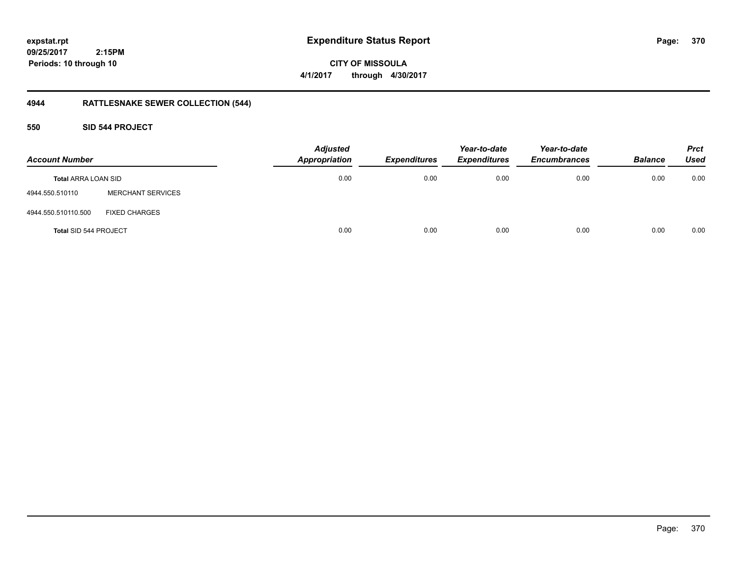**expstat.rpt**
**09/25/2017 2:15PM**
**Periods: 10 through 10**

# Expenditure Status Report

**CITY OF MISSOULA**
**4/1/2017 through 4/30/2017**

## 4944 RATTLESNAKE SEWER COLLECTION (544)

### 550 SID 544 PROJECT

| Account Number | | Adjusted Appropriation | Expenditures | Year-to-date Expenditures | Year-to-date Encumbrances | Balance | Prct Used |
|---|---|---|---|---|---|---|---|
| **Total** ARRA LOAN SID | | 0.00 | 0.00 | 0.00 | 0.00 | 0.00 | 0.00 |
| 4944.550.510110 | MERCHANT SERVICES | | | | | | |
| 4944.550.510110.500 | FIXED CHARGES | | | | | | |
| **Total** SID 544 PROJECT | | 0.00 | 0.00 | 0.00 | 0.00 | 0.00 | 0.00 |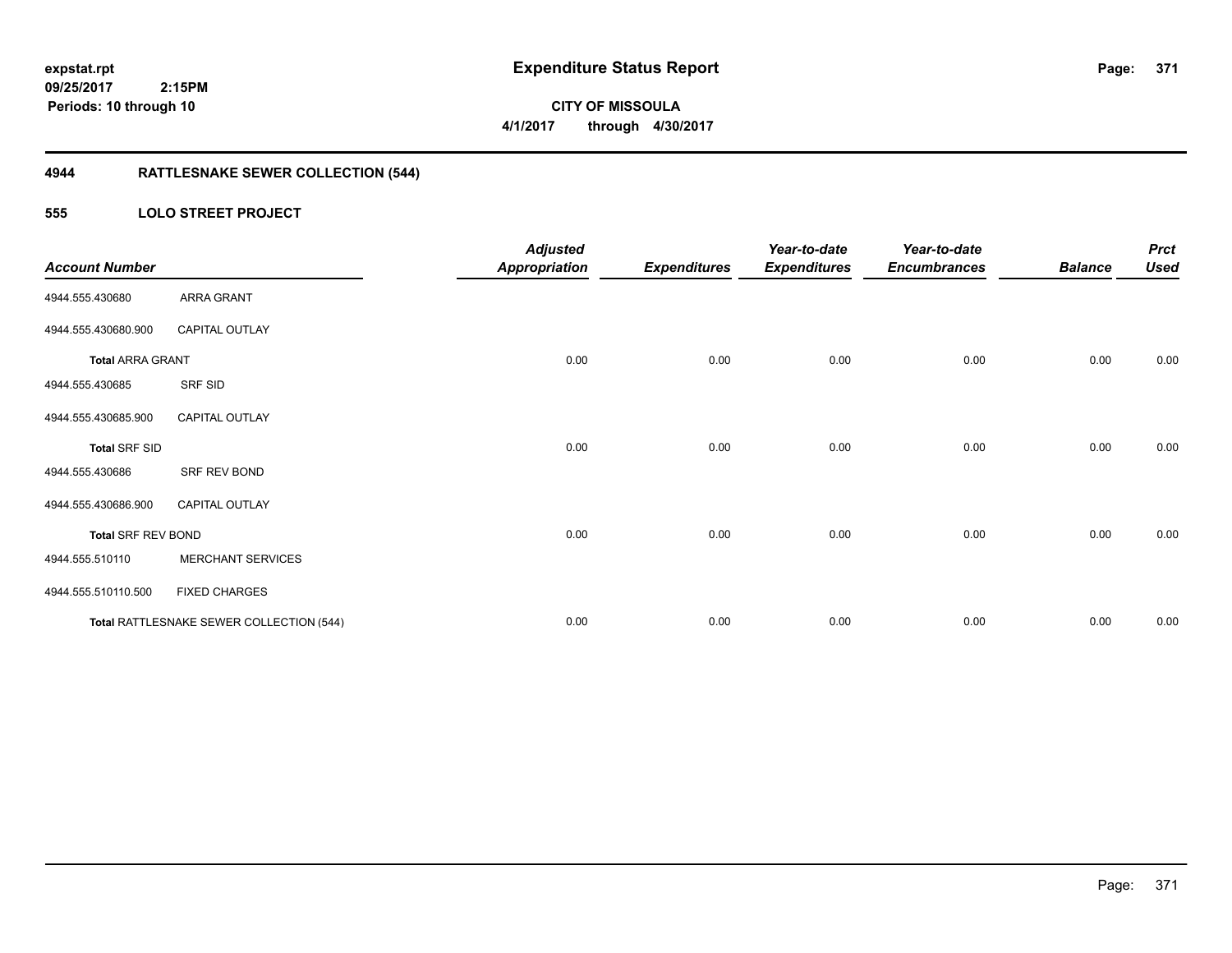**expstat.rpt**
**09/25/2017 2:15PM**
**Periods: 10 through 10**

# Expenditure Status Report

**CITY OF MISSOULA**
**4/1/2017 through 4/30/2017**

## 4944 RATTLESNAKE SEWER COLLECTION (544)

### 555 LOLO STREET PROJECT

| Account Number | | Adjusted Appropriation | Expenditures | Year-to-date Expenditures | Year-to-date Encumbrances | Balance | Prct Used |
|---|---|---|---|---|---|---|---|
| 4944.555.430680 | ARRA GRANT | | | | | | |
| 4944.555.430680.900 | CAPITAL OUTLAY | | | | | | |
| **Total** ARRA GRANT | | 0.00 | 0.00 | 0.00 | 0.00 | 0.00 | 0.00 |
| 4944.555.430685 | SRF SID | | | | | | |
| 4944.555.430685.900 | CAPITAL OUTLAY | | | | | | |
| **Total** SRF SID | | 0.00 | 0.00 | 0.00 | 0.00 | 0.00 | 0.00 |
| 4944.555.430686 | SRF REV BOND | | | | | | |
| 4944.555.430686.900 | CAPITAL OUTLAY | | | | | | |
| **Total** SRF REV BOND | | 0.00 | 0.00 | 0.00 | 0.00 | 0.00 | 0.00 |
| 4944.555.510110 | MERCHANT SERVICES | | | | | | |
| 4944.555.510110.500 | FIXED CHARGES | | | | | | |
| **Total** RATTLESNAKE SEWER COLLECTION (544) | | 0.00 | 0.00 | 0.00 | 0.00 | 0.00 | 0.00 |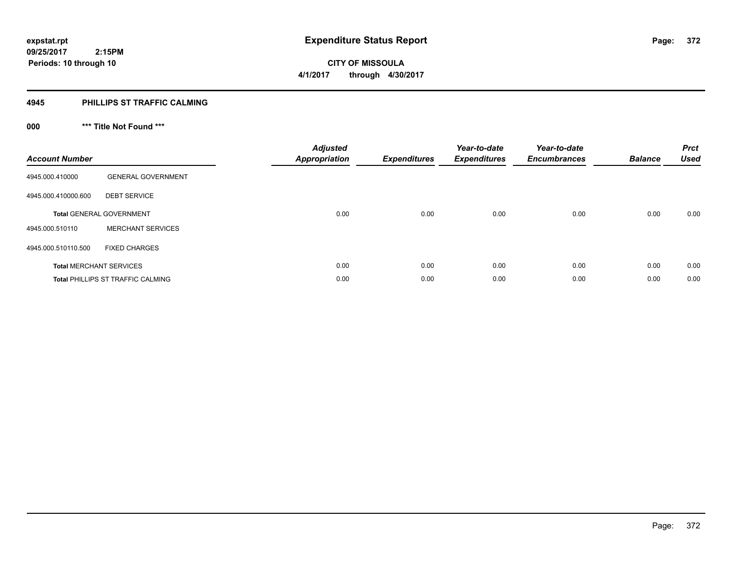# Expenditure Status Report

expstat.rpt
09/25/2017 2:15PM
Periods: 10 through 10

CITY OF MISSOULA
4/1/2017 through 4/30/2017

## 4945 PHILLIPS ST TRAFFIC CALMING

### 000 *** Title Not Found ***

| Account Number | | Adjusted Appropriation | Expenditures | Year-to-date Expenditures | Year-to-date Encumbrances | Balance | Prct Used |
|---|---|---|---|---|---|---|---|
| 4945.000.410000 | GENERAL GOVERNMENT | | | | | | |
| 4945.000.410000.600 | DEBT SERVICE | | | | | | |
| **Total** GENERAL GOVERNMENT | | 0.00 | 0.00 | 0.00 | 0.00 | 0.00 | 0.00 |
| 4945.000.510110 | MERCHANT SERVICES | | | | | | |
| 4945.000.510110.500 | FIXED CHARGES | | | | | | |
| **Total** MERCHANT SERVICES | | 0.00 | 0.00 | 0.00 | 0.00 | 0.00 | 0.00 |
| **Total** PHILLIPS ST TRAFFIC CALMING | | 0.00 | 0.00 | 0.00 | 0.00 | 0.00 | 0.00 |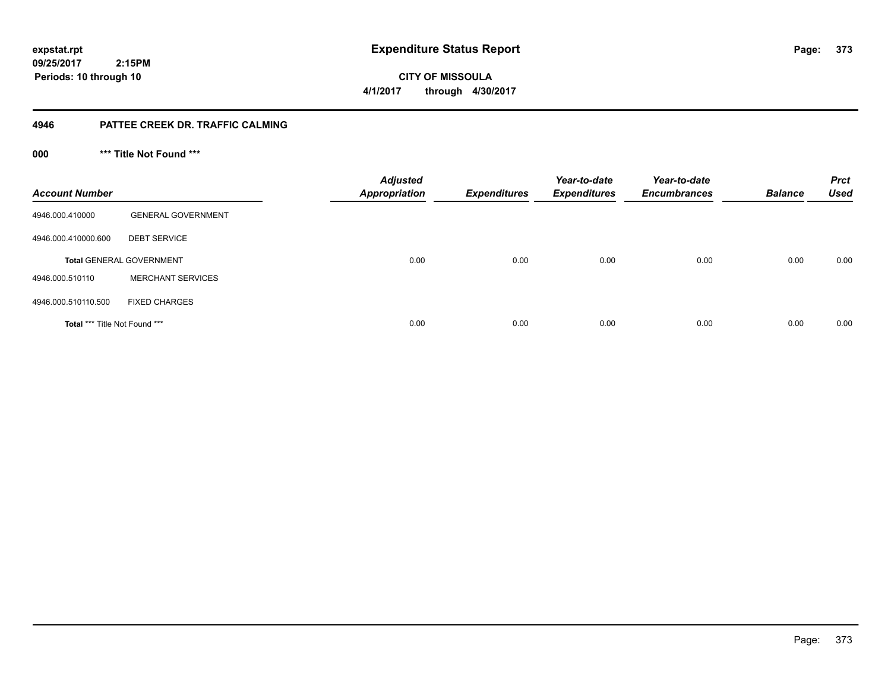**expstat.rpt**
**09/25/2017 2:15PM**
**Periods: 10 through 10**

# Expenditure Status Report

**CITY OF MISSOULA**
**4/1/2017 through 4/30/2017**

## 4946 PATTEE CREEK DR. TRAFFIC CALMING

### 000 *** Title Not Found ***

| Account Number | | Adjusted Appropriation | Expenditures | Year-to-date Expenditures | Year-to-date Encumbrances | Balance | Prct Used |
|---|---|---|---|---|---|---|---|
| 4946.000.410000 | GENERAL GOVERNMENT | | | | | | |
| 4946.000.410000.600 | DEBT SERVICE | | | | | | |
| **Total** GENERAL GOVERNMENT | | 0.00 | 0.00 | 0.00 | 0.00 | 0.00 | 0.00 |
| 4946.000.510110 | MERCHANT SERVICES | | | | | | |
| 4946.000.510110.500 | FIXED CHARGES | | | | | | |
| **Total** *** Title Not Found *** | | 0.00 | 0.00 | 0.00 | 0.00 | 0.00 | 0.00 |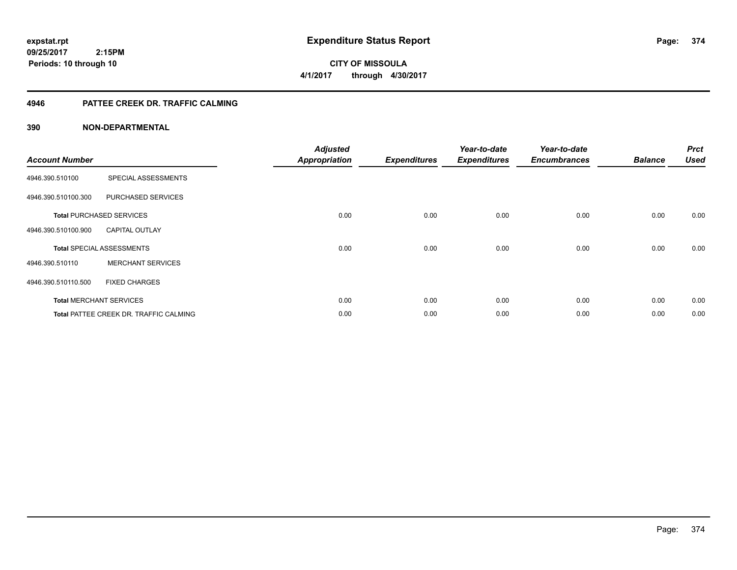**expstat.rpt**
**09/25/2017 2:15PM**
**Periods: 10 through 10**

# Expenditure Status Report

**CITY OF MISSOULA**
**4/1/2017 through 4/30/2017**

## 4946 PATTEE CREEK DR. TRAFFIC CALMING

## 390 NON-DEPARTMENTAL

| Account Number | | Adjusted Appropriation | Expenditures | Year-to-date Expenditures | Year-to-date Encumbrances | Balance | Prct Used |
|---|---|---|---|---|---|---|---|
| 4946.390.510100 | SPECIAL ASSESSMENTS | | | | | | |
| 4946.390.510100.300 | PURCHASED SERVICES | | | | | | |
| **Total** PURCHASED SERVICES | | 0.00 | 0.00 | 0.00 | 0.00 | 0.00 | 0.00 |
| 4946.390.510100.900 | CAPITAL OUTLAY | | | | | | |
| **Total** SPECIAL ASSESSMENTS | | 0.00 | 0.00 | 0.00 | 0.00 | 0.00 | 0.00 |
| 4946.390.510110 | MERCHANT SERVICES | | | | | | |
| 4946.390.510110.500 | FIXED CHARGES | | | | | | |
| **Total** MERCHANT SERVICES | | 0.00 | 0.00 | 0.00 | 0.00 | 0.00 | 0.00 |
| **Total** PATTEE CREEK DR. TRAFFIC CALMING | | 0.00 | 0.00 | 0.00 | 0.00 | 0.00 | 0.00 |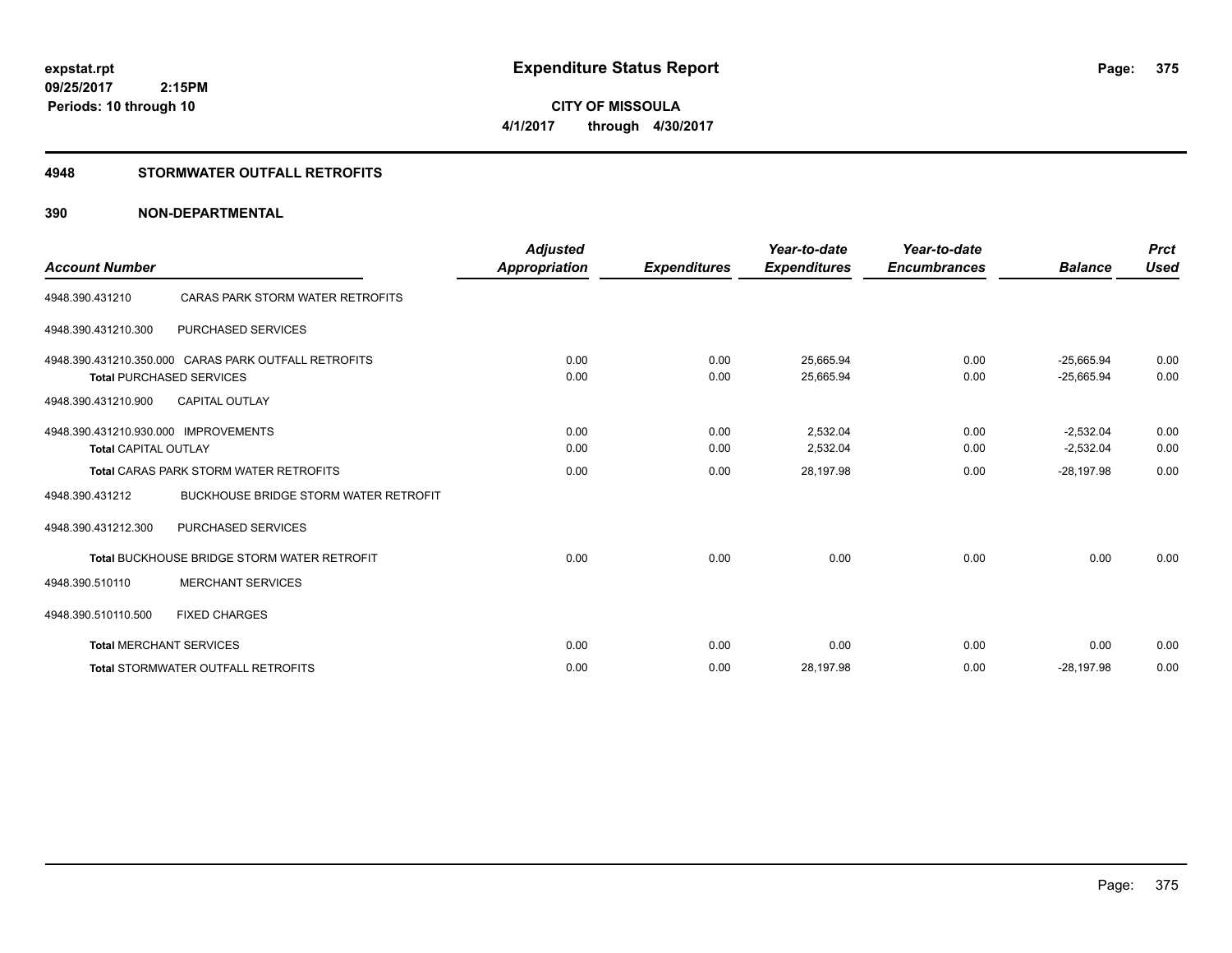# Expenditure Status Report

expstat.rpt
09/25/2017 2:15PM
Periods: 10 through 10

**CITY OF MISSOULA**
**4/1/2017 through 4/30/2017**

## 4948 STORMWATER OUTFALL RETROFITS

### 390 NON-DEPARTMENTAL

| Account Number | | Adjusted Appropriation | Expenditures | Year-to-date Expenditures | Year-to-date Encumbrances | Balance | Prct Used |
|---|---|---|---|---|---|---|---|
| 4948.390.431210 | CARAS PARK STORM WATER RETROFITS | | | | | | |
| 4948.390.431210.300 | PURCHASED SERVICES | | | | | | |
| 4948.390.431210.350.000 | CARAS PARK OUTFALL RETROFITS | 0.00 | 0.00 | 25,665.94 | 0.00 | -25,665.94 | 0.00 |
| **Total** PURCHASED SERVICES | | 0.00 | 0.00 | 25,665.94 | 0.00 | -25,665.94 | 0.00 |
| 4948.390.431210.900 | CAPITAL OUTLAY | | | | | | |
| 4948.390.431210.930.000 | IMPROVEMENTS | 0.00 | 0.00 | 2,532.04 | 0.00 | -2,532.04 | 0.00 |
| **Total** CAPITAL OUTLAY | | 0.00 | 0.00 | 2,532.04 | 0.00 | -2,532.04 | 0.00 |
| **Total** CARAS PARK STORM WATER RETROFITS | | 0.00 | 0.00 | 28,197.98 | 0.00 | -28,197.98 | 0.00 |
| 4948.390.431212 | BUCKHOUSE BRIDGE STORM WATER RETROFIT | | | | | | |
| 4948.390.431212.300 | PURCHASED SERVICES | | | | | | |
| **Total** BUCKHOUSE BRIDGE STORM WATER RETROFIT | | 0.00 | 0.00 | 0.00 | 0.00 | 0.00 | 0.00 |
| 4948.390.510110 | MERCHANT SERVICES | | | | | | |
| 4948.390.510110.500 | FIXED CHARGES | | | | | | |
| **Total** MERCHANT SERVICES | | 0.00 | 0.00 | 0.00 | 0.00 | 0.00 | 0.00 |
| **Total** STORMWATER OUTFALL RETROFITS | | 0.00 | 0.00 | 28,197.98 | 0.00 | -28,197.98 | 0.00 |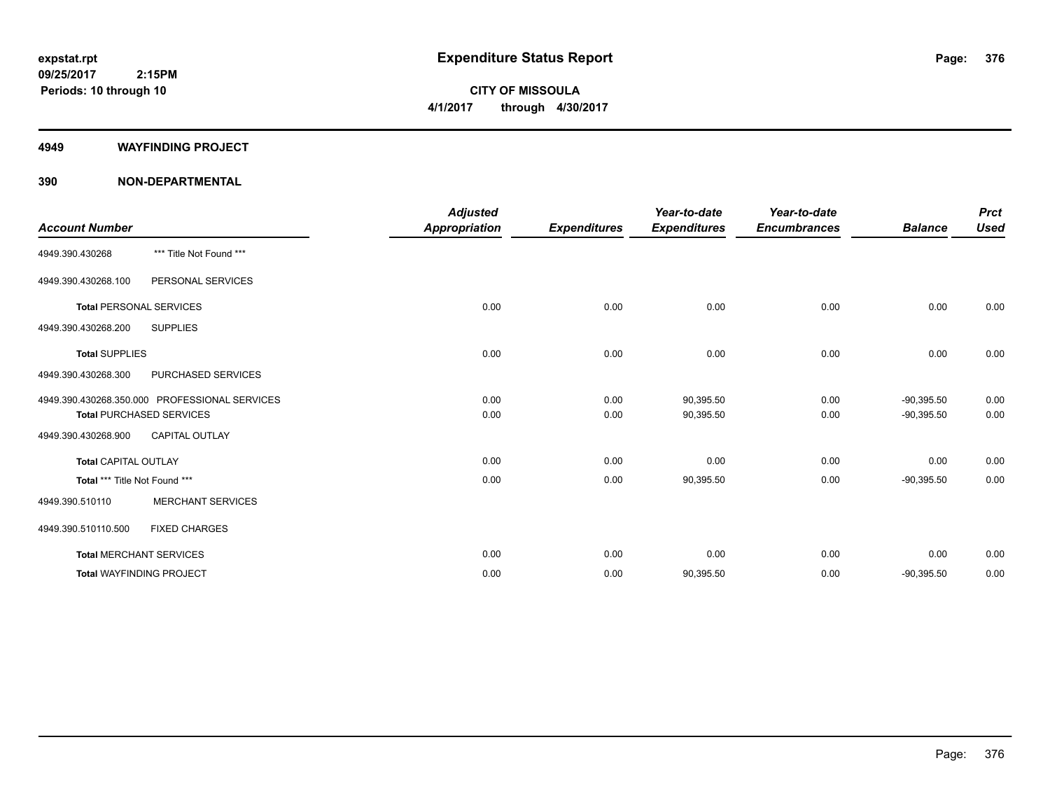**expstat.rpt**
**09/25/2017 2:15PM**
**Periods: 10 through 10**

# Expenditure Status Report

**CITY OF MISSOULA**
**4/1/2017 through 4/30/2017**

## 4949 WAYFINDING PROJECT

## 390 NON-DEPARTMENTAL

| Account Number | | Adjusted Appropriation | Expenditures | Year-to-date Expenditures | Year-to-date Encumbrances | Balance | Prct Used |
|---|---|---|---|---|---|---|---|
| 4949.390.430268 | *** Title Not Found *** | | | | | | |
| 4949.390.430268.100 | PERSONAL SERVICES | | | | | | |
| **Total** PERSONAL SERVICES | | 0.00 | 0.00 | 0.00 | 0.00 | 0.00 | 0.00 |
| 4949.390.430268.200 | SUPPLIES | | | | | | |
| **Total** SUPPLIES | | 0.00 | 0.00 | 0.00 | 0.00 | 0.00 | 0.00 |
| 4949.390.430268.300 | PURCHASED SERVICES | | | | | | |
| 4949.390.430268.350.000 | PROFESSIONAL SERVICES | 0.00 | 0.00 | 90,395.50 | 0.00 | -90,395.50 | 0.00 |
| **Total** PURCHASED SERVICES | | 0.00 | 0.00 | 90,395.50 | 0.00 | -90,395.50 | 0.00 |
| 4949.390.430268.900 | CAPITAL OUTLAY | | | | | | |
| **Total** CAPITAL OUTLAY | | 0.00 | 0.00 | 0.00 | 0.00 | 0.00 | 0.00 |
| **Total** *** Title Not Found *** | | 0.00 | 0.00 | 90,395.50 | 0.00 | -90,395.50 | 0.00 |
| 4949.390.510110 | MERCHANT SERVICES | | | | | | |
| 4949.390.510110.500 | FIXED CHARGES | | | | | | |
| **Total** MERCHANT SERVICES | | 0.00 | 0.00 | 0.00 | 0.00 | 0.00 | 0.00 |
| **Total** WAYFINDING PROJECT | | 0.00 | 0.00 | 90,395.50 | 0.00 | -90,395.50 | 0.00 |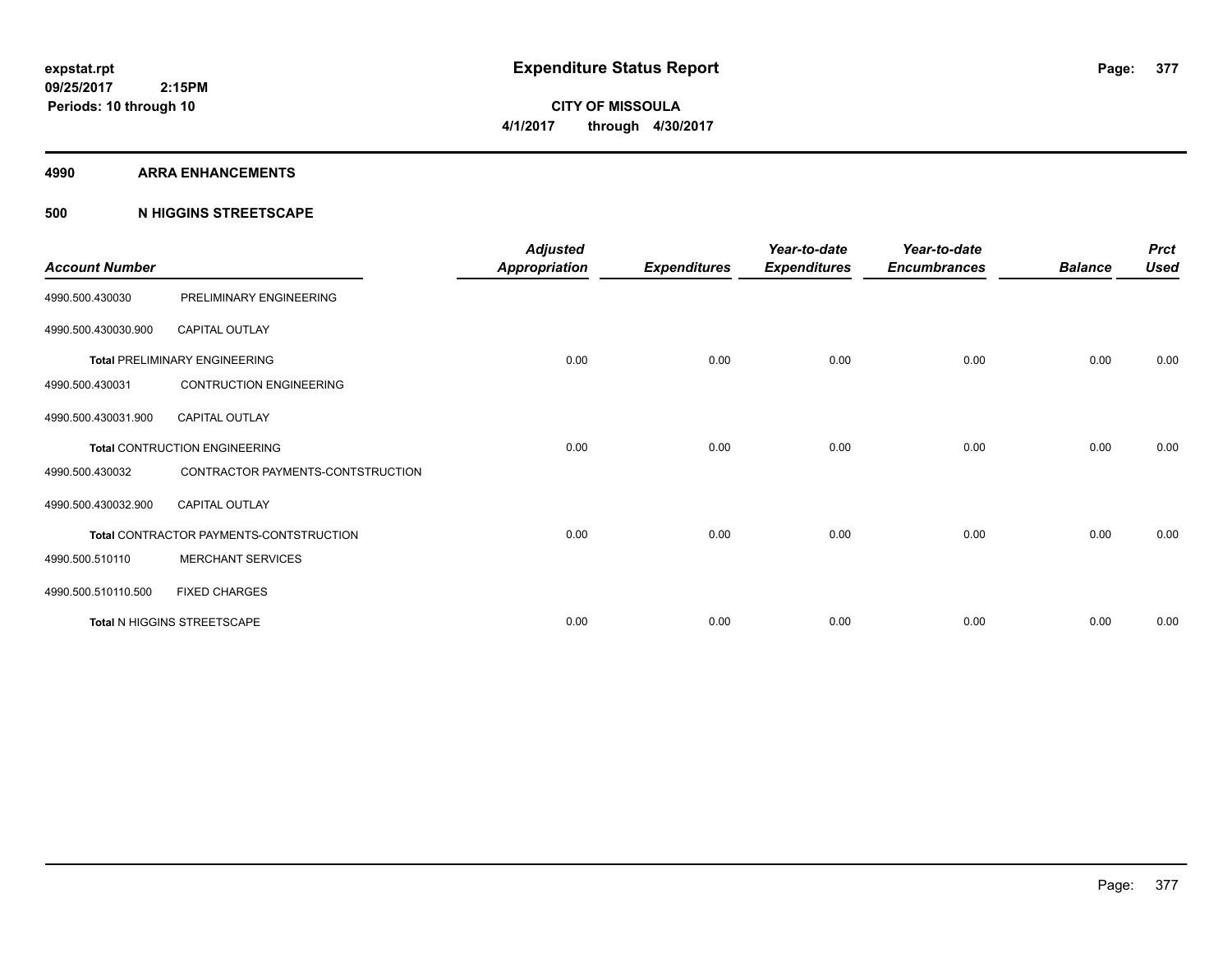**expstat.rpt**
**09/25/2017 2:15PM**
**Periods: 10 through 10**

# Expenditure Status Report

**CITY OF MISSOULA**
**4/1/2017 through 4/30/2017**

## 4990 ARRA ENHANCEMENTS

## 500 N HIGGINS STREETSCAPE

| Account Number | | Adjusted Appropriation | Expenditures | Year-to-date Expenditures | Year-to-date Encumbrances | Balance | Prct Used |
|---|---|---|---|---|---|---|---|
| 4990.500.430030 | PRELIMINARY ENGINEERING | | | | | | |
| 4990.500.430030.900 | CAPITAL OUTLAY | | | | | | |
| **Total** PRELIMINARY ENGINEERING | | 0.00 | 0.00 | 0.00 | 0.00 | 0.00 | 0.00 |
| 4990.500.430031 | CONTRUCTION ENGINEERING | | | | | | |
| 4990.500.430031.900 | CAPITAL OUTLAY | | | | | | |
| **Total** CONTRUCTION ENGINEERING | | 0.00 | 0.00 | 0.00 | 0.00 | 0.00 | 0.00 |
| 4990.500.430032 | CONTRACTOR PAYMENTS-CONTSTRUCTION | | | | | | |
| 4990.500.430032.900 | CAPITAL OUTLAY | | | | | | |
| **Total** CONTRACTOR PAYMENTS-CONTSTRUCTION | | 0.00 | 0.00 | 0.00 | 0.00 | 0.00 | 0.00 |
| 4990.500.510110 | MERCHANT SERVICES | | | | | | |
| 4990.500.510110.500 | FIXED CHARGES | | | | | | |
| **Total** N HIGGINS STREETSCAPE | | 0.00 | 0.00 | 0.00 | 0.00 | 0.00 | 0.00 |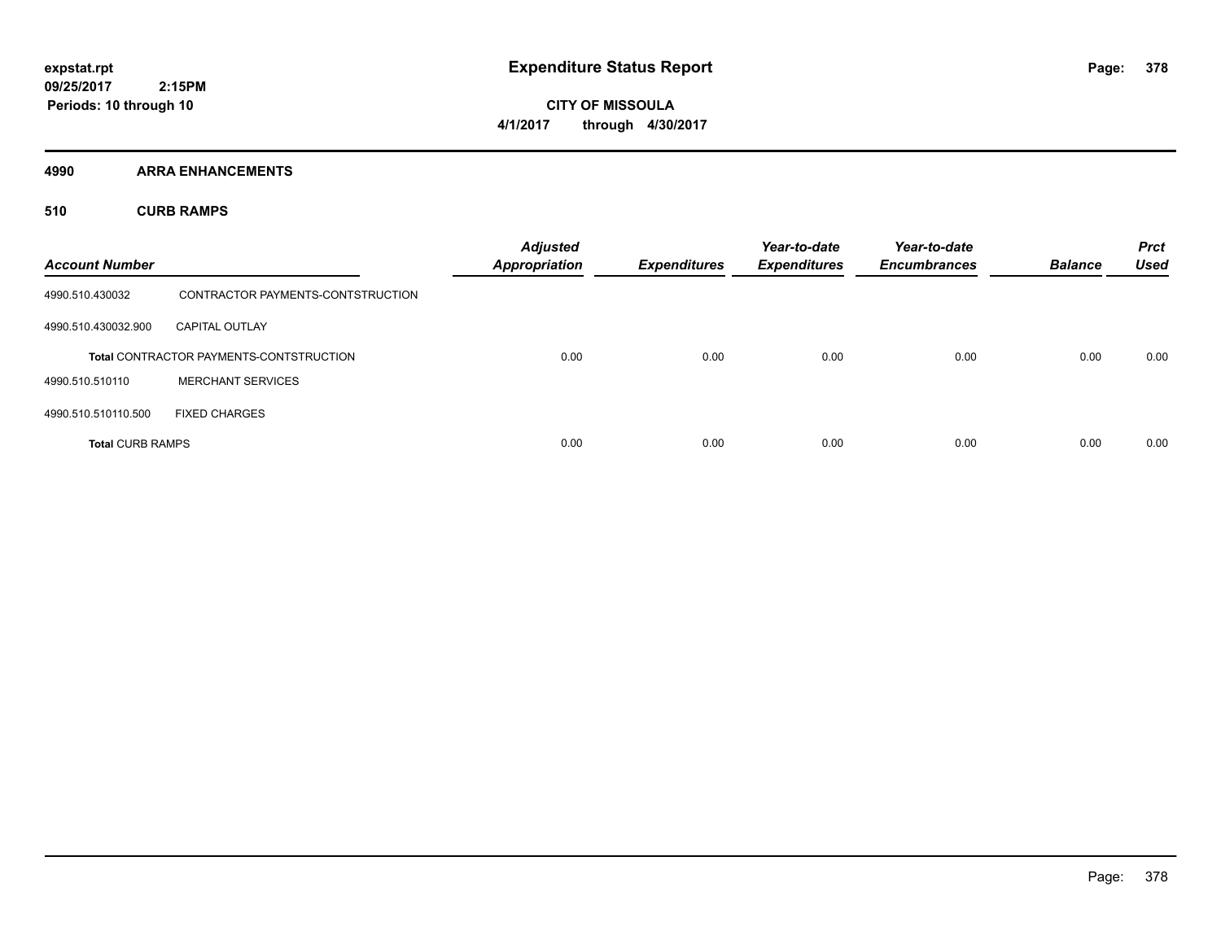# Expenditure Status Report

**expstat.rpt**
**09/25/2017 2:15PM**
**Periods: 10 through 10**

**CITY OF MISSOULA**
**4/1/2017 through 4/30/2017**

## 4990 ARRA ENHANCEMENTS

### 510 CURB RAMPS

| Account Number | | Adjusted Appropriation | Expenditures | Year-to-date Expenditures | Year-to-date Encumbrances | Balance | Prct Used |
|---|---|---|---|---|---|---|---|
| 4990.510.430032 | CONTRACTOR PAYMENTS-CONTSTRUCTION | | | | | | |
| 4990.510.430032.900 | CAPITAL OUTLAY | | | | | | |
| **Total** CONTRACTOR PAYMENTS-CONTSTRUCTION | | 0.00 | 0.00 | 0.00 | 0.00 | 0.00 | 0.00 |
| 4990.510.510110 | MERCHANT SERVICES | | | | | | |
| 4990.510.510110.500 | FIXED CHARGES | | | | | | |
| **Total** CURB RAMPS | | 0.00 | 0.00 | 0.00 | 0.00 | 0.00 | 0.00 |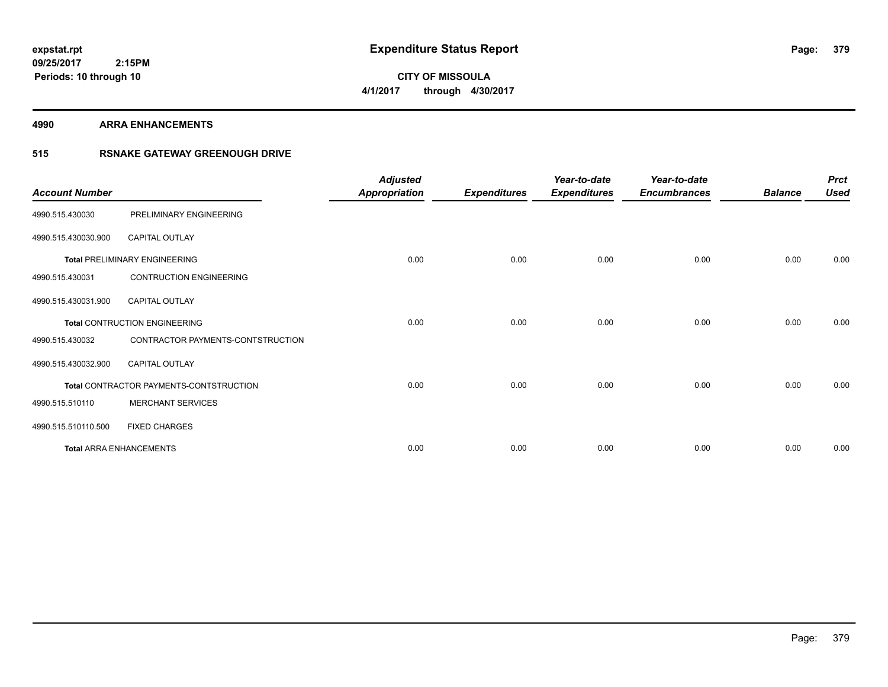**expstat.rpt**
**09/25/2017 2:15PM**
**Periods: 10 through 10**

# Expenditure Status Report

**CITY OF MISSOULA**
**4/1/2017 through 4/30/2017**

## 4990 ARRA ENHANCEMENTS

### 515 RSNAKE GATEWAY GREENOUGH DRIVE

| Account Number | | Adjusted Appropriation | Expenditures | Year-to-date Expenditures | Year-to-date Encumbrances | Balance | Prct Used |
|---|---|---|---|---|---|---|---|
| 4990.515.430030 | PRELIMINARY ENGINEERING | | | | | | |
| 4990.515.430030.900 | CAPITAL OUTLAY | | | | | | |
| **Total** PRELIMINARY ENGINEERING | | 0.00 | 0.00 | 0.00 | 0.00 | 0.00 | 0.00 |
| 4990.515.430031 | CONTRUCTION ENGINEERING | | | | | | |
| 4990.515.430031.900 | CAPITAL OUTLAY | | | | | | |
| **Total** CONTRUCTION ENGINEERING | | 0.00 | 0.00 | 0.00 | 0.00 | 0.00 | 0.00 |
| 4990.515.430032 | CONTRACTOR PAYMENTS-CONTSTRUCTION | | | | | | |
| 4990.515.430032.900 | CAPITAL OUTLAY | | | | | | |
| **Total** CONTRACTOR PAYMENTS-CONTSTRUCTION | | 0.00 | 0.00 | 0.00 | 0.00 | 0.00 | 0.00 |
| 4990.515.510110 | MERCHANT SERVICES | | | | | | |
| 4990.515.510110.500 | FIXED CHARGES | | | | | | |
| **Total** ARRA ENHANCEMENTS | | 0.00 | 0.00 | 0.00 | 0.00 | 0.00 | 0.00 |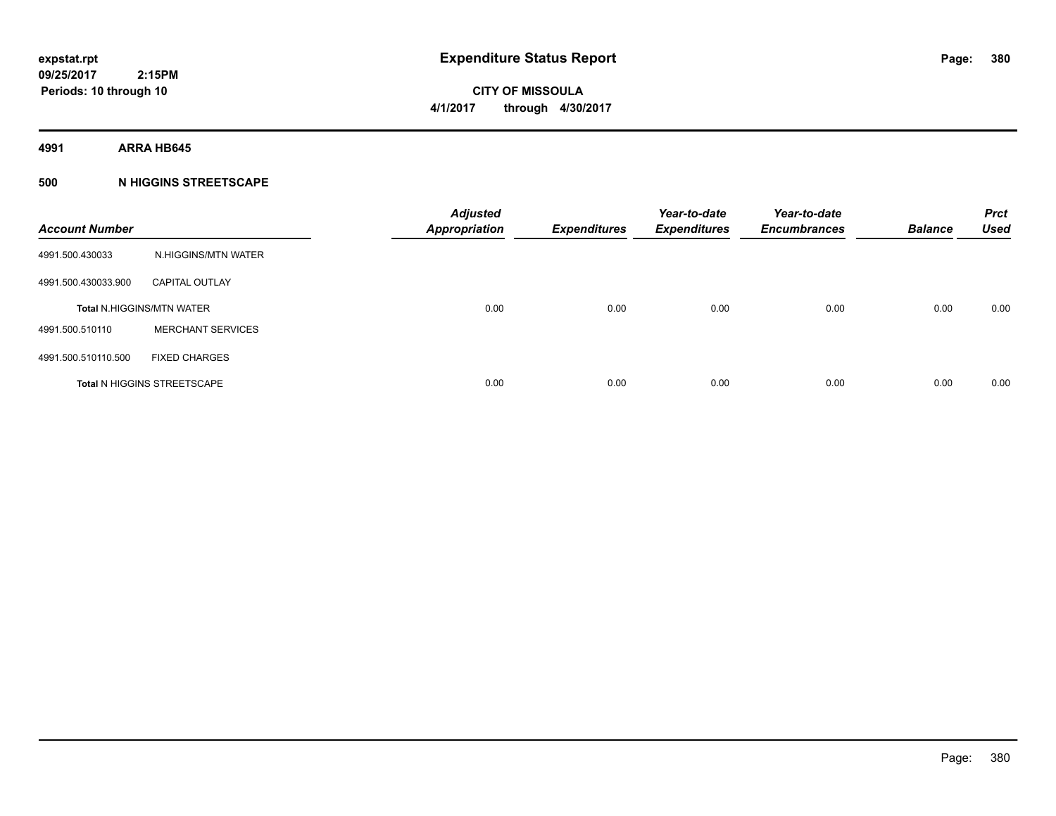**expstat.rpt**
**09/25/2017 2:15PM**
**Periods: 10 through 10**

# Expenditure Status Report

**CITY OF MISSOULA**
**4/1/2017 through 4/30/2017**

## 4991 ARRA HB645

### 500 N HIGGINS STREETSCAPE

| Account Number | | Adjusted Appropriation | Expenditures | Year-to-date Expenditures | Year-to-date Encumbrances | Balance | Prct Used |
|---|---|---|---|---|---|---|---|
| 4991.500.430033 | N.HIGGINS/MTN WATER | | | | | | |
| 4991.500.430033.900 | CAPITAL OUTLAY | | | | | | |
| **Total** N.HIGGINS/MTN WATER | | 0.00 | 0.00 | 0.00 | 0.00 | 0.00 | 0.00 |
| 4991.500.510110 | MERCHANT SERVICES | | | | | | |
| 4991.500.510110.500 | FIXED CHARGES | | | | | | |
| **Total** N HIGGINS STREETSCAPE | | 0.00 | 0.00 | 0.00 | 0.00 | 0.00 | 0.00 |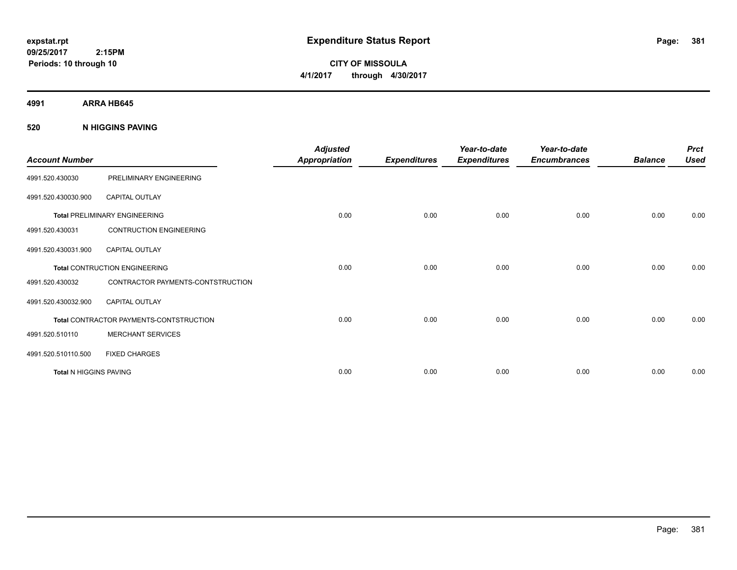**expstat.rpt**
**09/25/2017 2:15PM**
**Periods: 10 through 10**

# Expenditure Status Report

**CITY OF MISSOULA**
**4/1/2017 through 4/30/2017**

## 4991 ARRA HB645

### 520 N HIGGINS PAVING

| Account Number | | Adjusted Appropriation | Expenditures | Year-to-date Expenditures | Year-to-date Encumbrances | Balance | Prct Used |
|---|---|---|---|---|---|---|---|
| 4991.520.430030 | PRELIMINARY ENGINEERING | | | | | | |
| 4991.520.430030.900 | CAPITAL OUTLAY | | | | | | |
| **Total** PRELIMINARY ENGINEERING | | 0.00 | 0.00 | 0.00 | 0.00 | 0.00 | 0.00 |
| 4991.520.430031 | CONTRUCTION ENGINEERING | | | | | | |
| 4991.520.430031.900 | CAPITAL OUTLAY | | | | | | |
| **Total** CONTRUCTION ENGINEERING | | 0.00 | 0.00 | 0.00 | 0.00 | 0.00 | 0.00 |
| 4991.520.430032 | CONTRACTOR PAYMENTS-CONTSTRUCTION | | | | | | |
| 4991.520.430032.900 | CAPITAL OUTLAY | | | | | | |
| **Total** CONTRACTOR PAYMENTS-CONTSTRUCTION | | 0.00 | 0.00 | 0.00 | 0.00 | 0.00 | 0.00 |
| 4991.520.510110 | MERCHANT SERVICES | | | | | | |
| 4991.520.510110.500 | FIXED CHARGES | | | | | | |
| **Total** N HIGGINS PAVING | | 0.00 | 0.00 | 0.00 | 0.00 | 0.00 | 0.00 |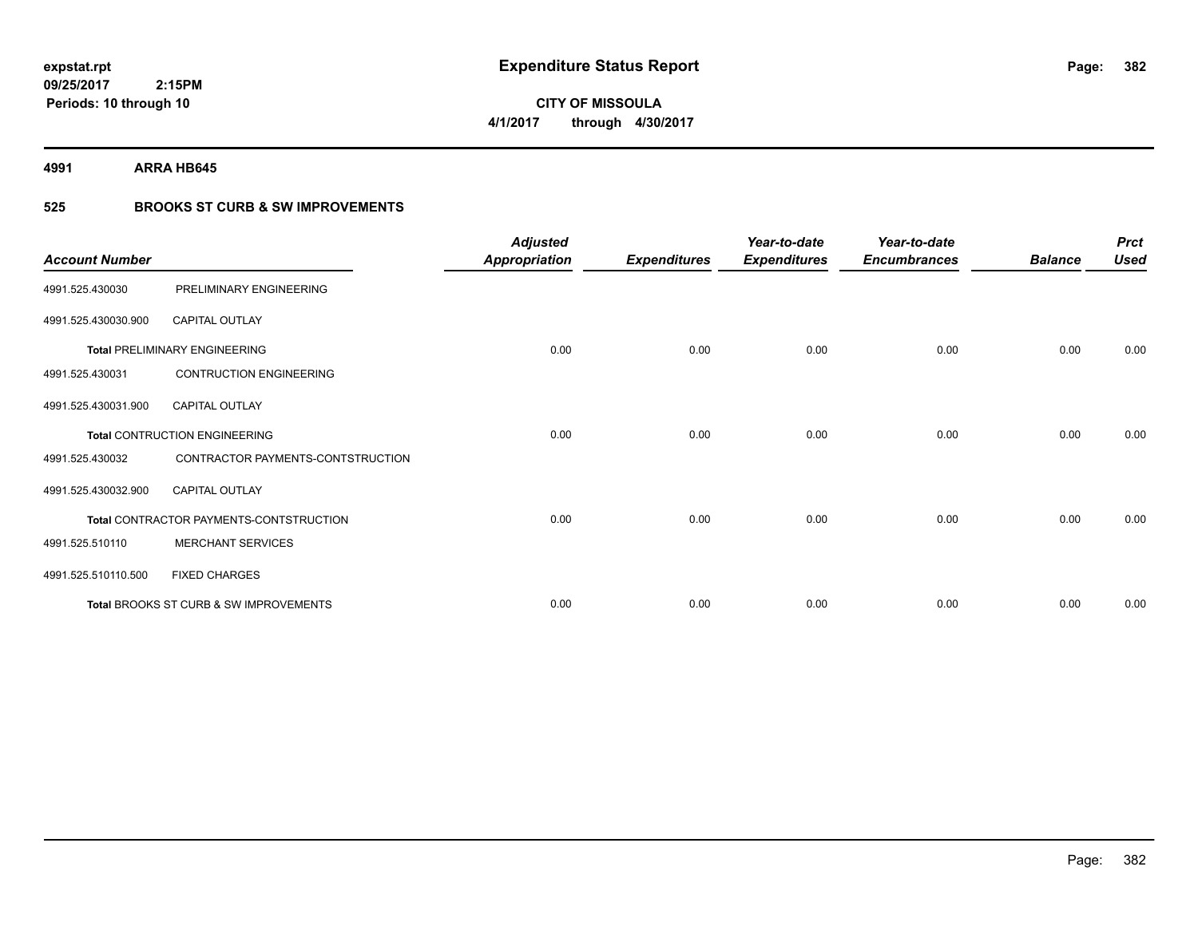**expstat.rpt**
**09/25/2017 2:15PM**
**Periods: 10 through 10**

# Expenditure Status Report

**CITY OF MISSOULA**
**4/1/2017 through 4/30/2017**

## 4991 ARRA HB645

### 525 BROOKS ST CURB & SW IMPROVEMENTS

| Account Number | | Adjusted Appropriation | Expenditures | Year-to-date Expenditures | Year-to-date Encumbrances | Balance | Prct Used |
|---|---|---|---|---|---|---|---|
| 4991.525.430030 | PRELIMINARY ENGINEERING | | | | | | |
| 4991.525.430030.900 | CAPITAL OUTLAY | | | | | | |
| | **Total** PRELIMINARY ENGINEERING | 0.00 | 0.00 | 0.00 | 0.00 | 0.00 | 0.00 |
| 4991.525.430031 | CONTRUCTION ENGINEERING | | | | | | |
| 4991.525.430031.900 | CAPITAL OUTLAY | | | | | | |
| | **Total** CONTRUCTION ENGINEERING | 0.00 | 0.00 | 0.00 | 0.00 | 0.00 | 0.00 |
| 4991.525.430032 | CONTRACTOR PAYMENTS-CONTSTRUCTION | | | | | | |
| 4991.525.430032.900 | CAPITAL OUTLAY | | | | | | |
| | **Total** CONTRACTOR PAYMENTS-CONTSTRUCTION | 0.00 | 0.00 | 0.00 | 0.00 | 0.00 | 0.00 |
| 4991.525.510110 | MERCHANT SERVICES | | | | | | |
| 4991.525.510110.500 | FIXED CHARGES | | | | | | |
| | **Total** BROOKS ST CURB & SW IMPROVEMENTS | 0.00 | 0.00 | 0.00 | 0.00 | 0.00 | 0.00 |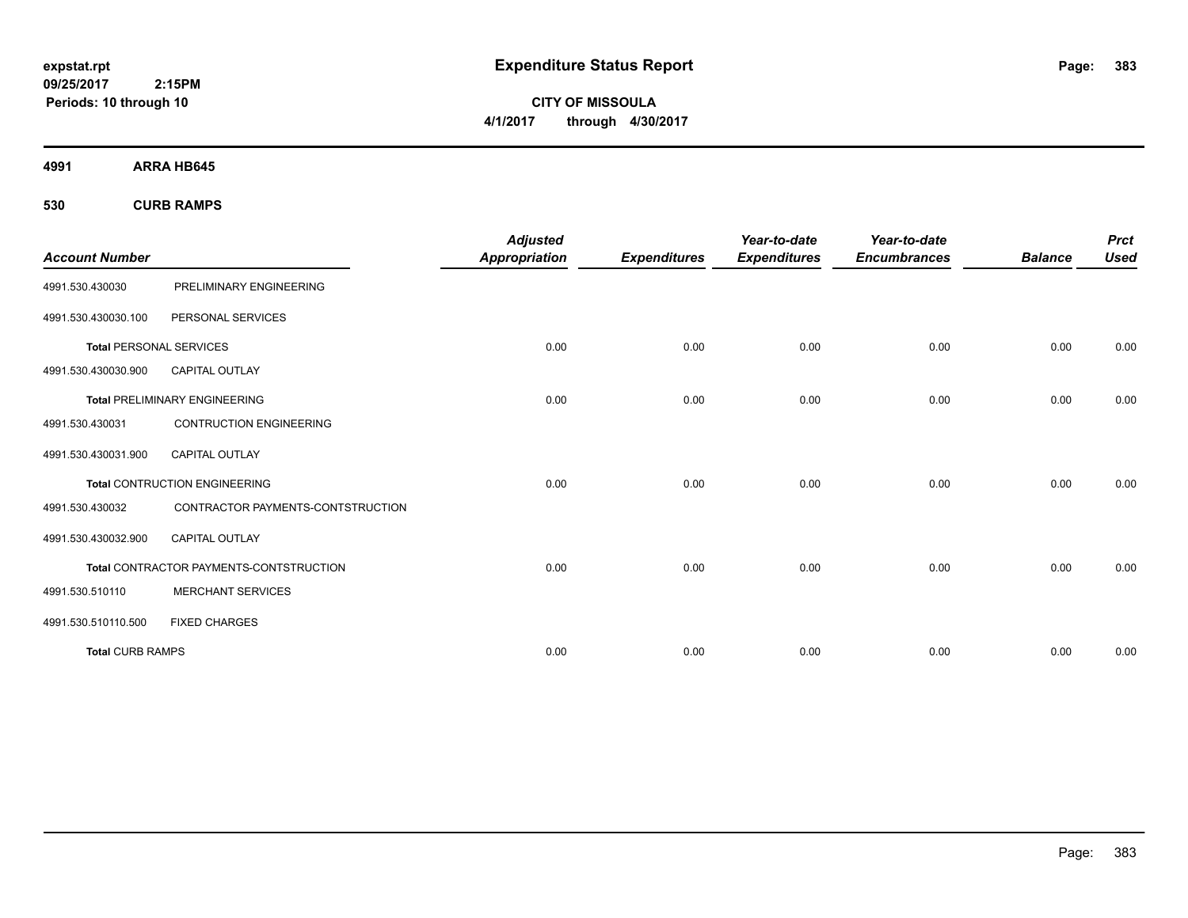**expstat.rpt**
**09/25/2017 2:15PM**
**Periods: 10 through 10**

# Expenditure Status Report

**CITY OF MISSOULA**
**4/1/2017 through 4/30/2017**

## 4991 ARRA HB645

### 530 CURB RAMPS

| Account Number | | Adjusted Appropriation | Expenditures | Year-to-date Expenditures | Year-to-date Encumbrances | Balance | Prct Used |
|---|---|---|---|---|---|---|---|
| 4991.530.430030 | PRELIMINARY ENGINEERING | | | | | | |
| 4991.530.430030.100 | PERSONAL SERVICES | | | | | | |
| **Total** PERSONAL SERVICES | | 0.00 | 0.00 | 0.00 | 0.00 | 0.00 | 0.00 |
| 4991.530.430030.900 | CAPITAL OUTLAY | | | | | | |
| **Total** PRELIMINARY ENGINEERING | | 0.00 | 0.00 | 0.00 | 0.00 | 0.00 | 0.00 |
| 4991.530.430031 | CONTRUCTION ENGINEERING | | | | | | |
| 4991.530.430031.900 | CAPITAL OUTLAY | | | | | | |
| **Total** CONTRUCTION ENGINEERING | | 0.00 | 0.00 | 0.00 | 0.00 | 0.00 | 0.00 |
| 4991.530.430032 | CONTRACTOR PAYMENTS-CONTSTRUCTION | | | | | | |
| 4991.530.430032.900 | CAPITAL OUTLAY | | | | | | |
| **Total** CONTRACTOR PAYMENTS-CONTSTRUCTION | | 0.00 | 0.00 | 0.00 | 0.00 | 0.00 | 0.00 |
| 4991.530.510110 | MERCHANT SERVICES | | | | | | |
| 4991.530.510110.500 | FIXED CHARGES | | | | | | |
| **Total** CURB RAMPS | | 0.00 | 0.00 | 0.00 | 0.00 | 0.00 | 0.00 |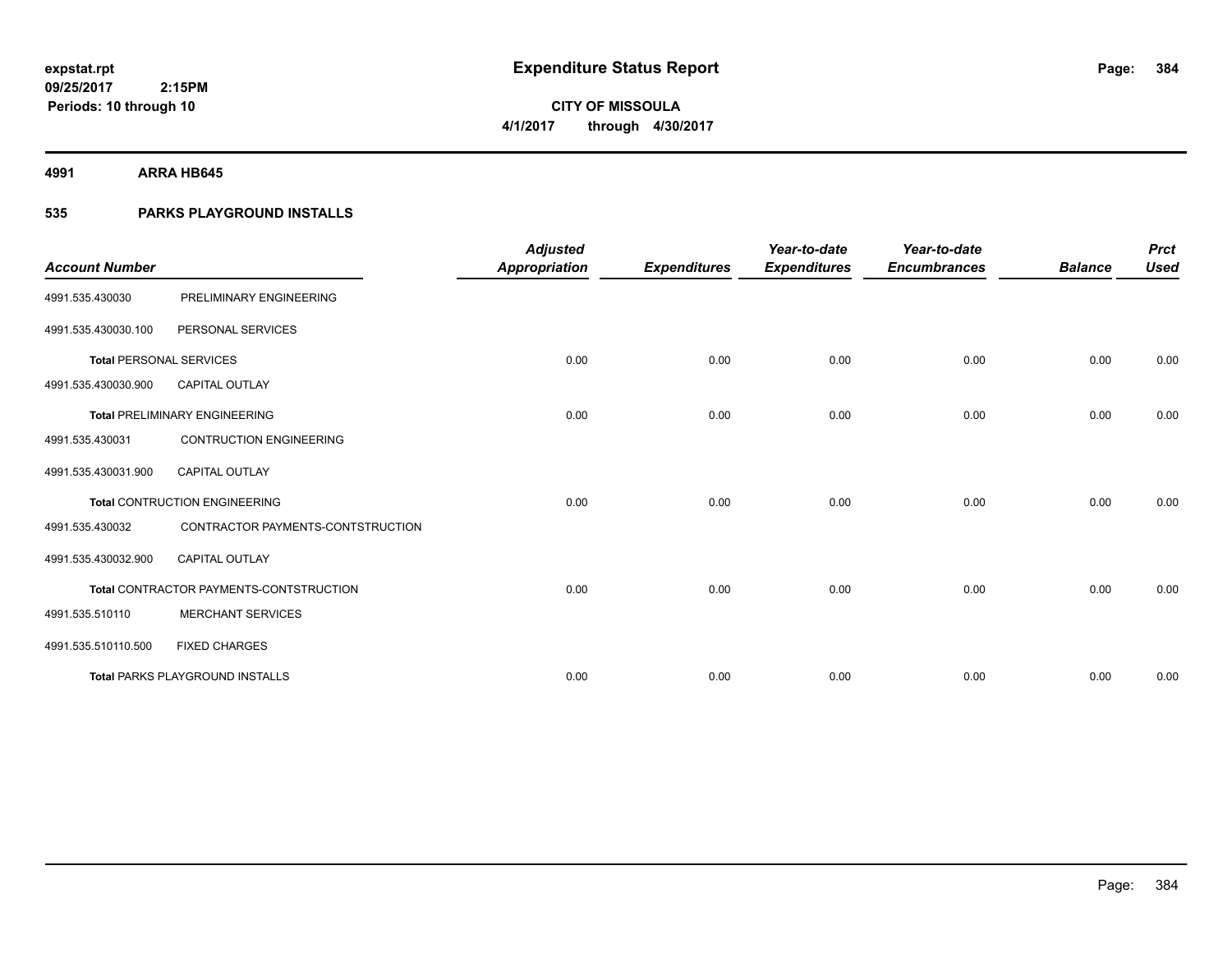**expstat.rpt**
**09/25/2017 2:15PM**
**Periods: 10 through 10**

# Expenditure Status Report

**CITY OF MISSOULA**
**4/1/2017 through 4/30/2017**

## 4991 ARRA HB645

## 535 PARKS PLAYGROUND INSTALLS

| Account Number | | Adjusted Appropriation | Expenditures | Year-to-date Expenditures | Year-to-date Encumbrances | Balance | Prct Used |
|---|---|---|---|---|---|---|---|
| 4991.535.430030 | PRELIMINARY ENGINEERING | | | | | | |
| 4991.535.430030.100 | PERSONAL SERVICES | | | | | | |
| **Total** PERSONAL SERVICES | | 0.00 | 0.00 | 0.00 | 0.00 | 0.00 | 0.00 |
| 4991.535.430030.900 | CAPITAL OUTLAY | | | | | | |
| **Total** PRELIMINARY ENGINEERING | | 0.00 | 0.00 | 0.00 | 0.00 | 0.00 | 0.00 |
| 4991.535.430031 | CONTRUCTION ENGINEERING | | | | | | |
| 4991.535.430031.900 | CAPITAL OUTLAY | | | | | | |
| **Total** CONTRUCTION ENGINEERING | | 0.00 | 0.00 | 0.00 | 0.00 | 0.00 | 0.00 |
| 4991.535.430032 | CONTRACTOR PAYMENTS-CONTSTRUCTION | | | | | | |
| 4991.535.430032.900 | CAPITAL OUTLAY | | | | | | |
| **Total** CONTRACTOR PAYMENTS-CONTSTRUCTION | | 0.00 | 0.00 | 0.00 | 0.00 | 0.00 | 0.00 |
| 4991.535.510110 | MERCHANT SERVICES | | | | | | |
| 4991.535.510110.500 | FIXED CHARGES | | | | | | |
| **Total** PARKS PLAYGROUND INSTALLS | | 0.00 | 0.00 | 0.00 | 0.00 | 0.00 | 0.00 |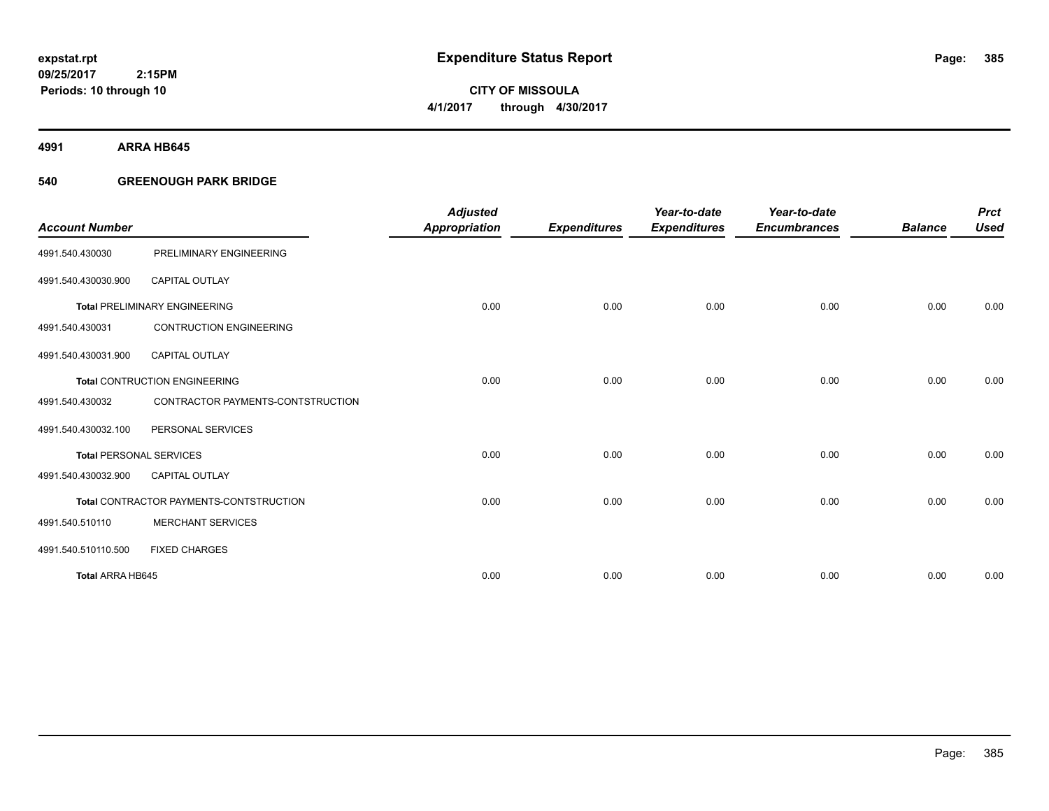# Expenditure Status Report

expstat.rpt
09/25/2017 2:15PM
Periods: 10 through 10

**CITY OF MISSOULA**
**4/1/2017 through 4/30/2017**

## 4991 ARRA HB645

### 540 GREENOUGH PARK BRIDGE

| Account Number | | Adjusted Appropriation | Expenditures | Year-to-date Expenditures | Year-to-date Encumbrances | Balance | Prct Used |
|---|---|---|---|---|---|---|---|
| 4991.540.430030 | PRELIMINARY ENGINEERING | | | | | | |
| 4991.540.430030.900 | CAPITAL OUTLAY | | | | | | |
| **Total** PRELIMINARY ENGINEERING | | 0.00 | 0.00 | 0.00 | 0.00 | 0.00 | 0.00 |
| 4991.540.430031 | CONTRUCTION ENGINEERING | | | | | | |
| 4991.540.430031.900 | CAPITAL OUTLAY | | | | | | |
| **Total** CONTRUCTION ENGINEERING | | 0.00 | 0.00 | 0.00 | 0.00 | 0.00 | 0.00 |
| 4991.540.430032 | CONTRACTOR PAYMENTS-CONTSTRUCTION | | | | | | |
| 4991.540.430032.100 | PERSONAL SERVICES | | | | | | |
| **Total** PERSONAL SERVICES | | 0.00 | 0.00 | 0.00 | 0.00 | 0.00 | 0.00 |
| 4991.540.430032.900 | CAPITAL OUTLAY | | | | | | |
| **Total** CONTRACTOR PAYMENTS-CONTSTRUCTION | | 0.00 | 0.00 | 0.00 | 0.00 | 0.00 | 0.00 |
| 4991.540.510110 | MERCHANT SERVICES | | | | | | |
| 4991.540.510110.500 | FIXED CHARGES | | | | | | |
| **Total ARRA HB645** | | 0.00 | 0.00 | 0.00 | 0.00 | 0.00 | 0.00 |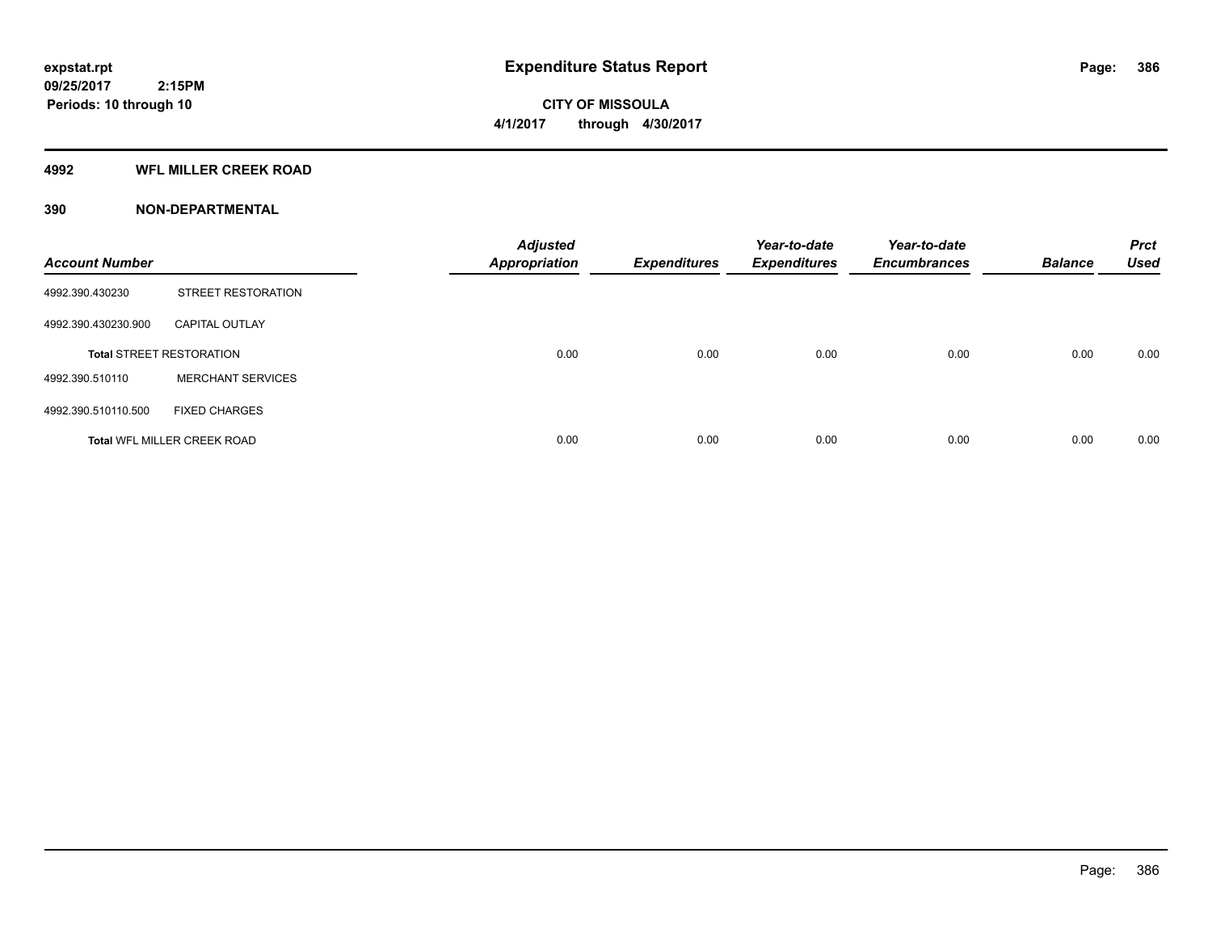**expstat.rpt**
**09/25/2017 2:15PM**
**Periods: 10 through 10**

# Expenditure Status Report

**CITY OF MISSOULA**
**4/1/2017 through 4/30/2017**

## 4992 WFL MILLER CREEK ROAD

## 390 NON-DEPARTMENTAL

| Account Number | | Adjusted Appropriation | Expenditures | Year-to-date Expenditures | Year-to-date Encumbrances | Balance | Prct Used |
|---|---|---|---|---|---|---|---|
| 4992.390.430230 | STREET RESTORATION | | | | | | |
| 4992.390.430230.900 | CAPITAL OUTLAY | | | | | | |
| **Total** STREET RESTORATION | | 0.00 | 0.00 | 0.00 | 0.00 | 0.00 | 0.00 |
| 4992.390.510110 | MERCHANT SERVICES | | | | | | |
| 4992.390.510110.500 | FIXED CHARGES | | | | | | |
| **Total** WFL MILLER CREEK ROAD | | 0.00 | 0.00 | 0.00 | 0.00 | 0.00 | 0.00 |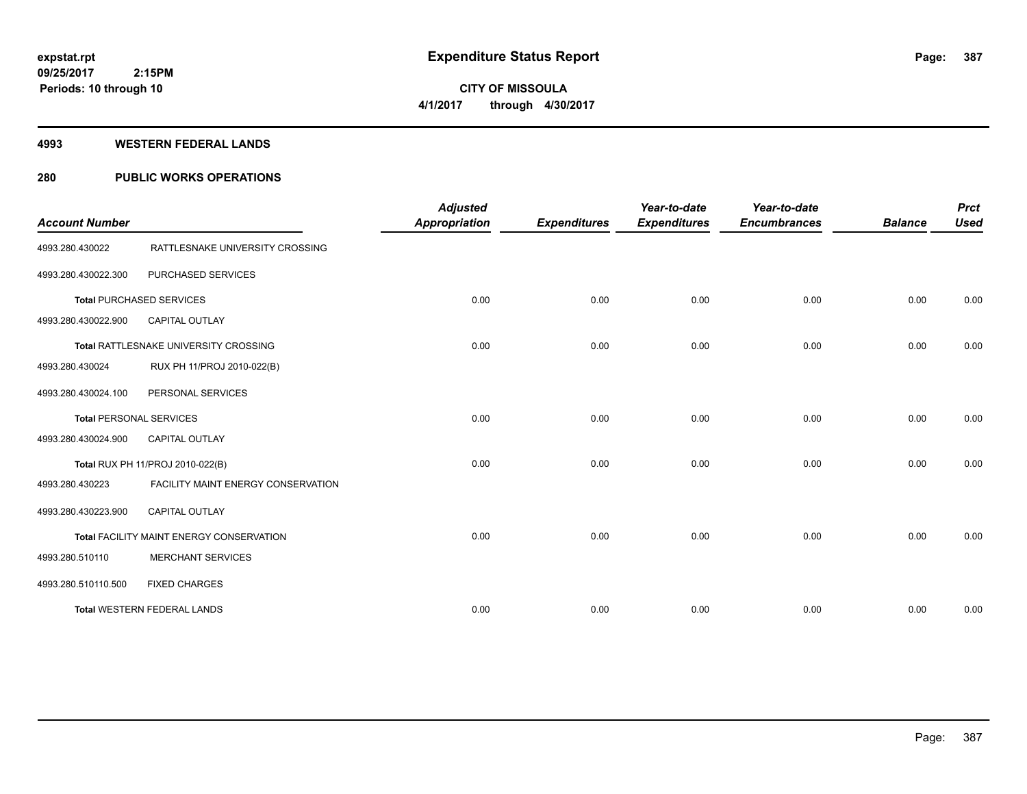**expstat.rpt**
**09/25/2017 2:15PM**
**Periods: 10 through 10**

# Expenditure Status Report

**CITY OF MISSOULA**
**4/1/2017 through 4/30/2017**

## 4993 WESTERN FEDERAL LANDS

## 280 PUBLIC WORKS OPERATIONS

| Account Number | | Adjusted Appropriation | Expenditures | Year-to-date Expenditures | Year-to-date Encumbrances | Balance | Prct Used |
|---|---|---|---|---|---|---|---|
| 4993.280.430022 | RATTLESNAKE UNIVERSITY CROSSING | | | | | | |
| 4993.280.430022.300 | PURCHASED SERVICES | | | | | | |
| **Total** PURCHASED SERVICES | | 0.00 | 0.00 | 0.00 | 0.00 | 0.00 | 0.00 |
| 4993.280.430022.900 | CAPITAL OUTLAY | | | | | | |
| **Total** RATTLESNAKE UNIVERSITY CROSSING | | 0.00 | 0.00 | 0.00 | 0.00 | 0.00 | 0.00 |
| 4993.280.430024 | RUX PH 11/PROJ 2010-022(B) | | | | | | |
| 4993.280.430024.100 | PERSONAL SERVICES | | | | | | |
| **Total** PERSONAL SERVICES | | 0.00 | 0.00 | 0.00 | 0.00 | 0.00 | 0.00 |
| 4993.280.430024.900 | CAPITAL OUTLAY | | | | | | |
| **Total** RUX PH 11/PROJ 2010-022(B) | | 0.00 | 0.00 | 0.00 | 0.00 | 0.00 | 0.00 |
| 4993.280.430223 | FACILITY MAINT ENERGY CONSERVATION | | | | | | |
| 4993.280.430223.900 | CAPITAL OUTLAY | | | | | | |
| **Total** FACILITY MAINT ENERGY CONSERVATION | | 0.00 | 0.00 | 0.00 | 0.00 | 0.00 | 0.00 |
| 4993.280.510110 | MERCHANT SERVICES | | | | | | |
| 4993.280.510110.500 | FIXED CHARGES | | | | | | |
| **Total** WESTERN FEDERAL LANDS | | 0.00 | 0.00 | 0.00 | 0.00 | 0.00 | 0.00 |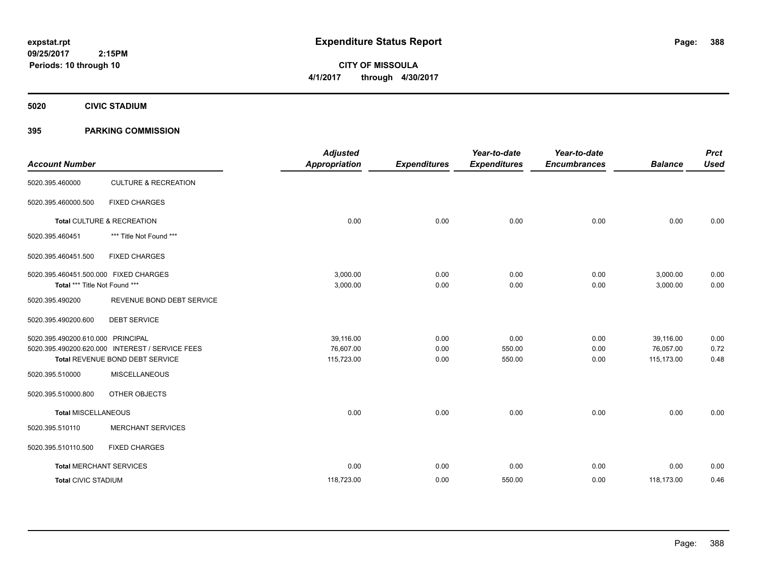# Expenditure Status Report

expstat.rpt
09/25/2017 2:15PM
Periods: 10 through 10

**CITY OF MISSOULA**
**4/1/2017 through 4/30/2017**

## 5020 CIVIC STADIUM

### 395 PARKING COMMISSION

| Account Number | | Adjusted Appropriation | Expenditures | Year-to-date Expenditures | Year-to-date Encumbrances | Balance | Prct Used |
|---|---|---|---|---|---|---|---|
| 5020.395.460000 | CULTURE & RECREATION | | | | | | |
| 5020.395.460000.500 | FIXED CHARGES | | | | | | |
| **Total** CULTURE & RECREATION | | 0.00 | 0.00 | 0.00 | 0.00 | 0.00 | 0.00 |
| 5020.395.460451 | *** Title Not Found *** | | | | | | |
| 5020.395.460451.500 | FIXED CHARGES | | | | | | |
| 5020.395.460451.500.000 | FIXED CHARGES | 3,000.00 | 0.00 | 0.00 | 0.00 | 3,000.00 | 0.00 |
| **Total** *** Title Not Found *** | | 3,000.00 | 0.00 | 0.00 | 0.00 | 3,000.00 | 0.00 |
| 5020.395.490200 | REVENUE BOND DEBT SERVICE | | | | | | |
| 5020.395.490200.600 | DEBT SERVICE | | | | | | |
| 5020.395.490200.610.000 | PRINCIPAL | 39,116.00 | 0.00 | 0.00 | 0.00 | 39,116.00 | 0.00 |
| 5020.395.490200.620.000 | INTEREST / SERVICE FEES | 76,607.00 | 0.00 | 550.00 | 0.00 | 76,057.00 | 0.72 |
| **Total** REVENUE BOND DEBT SERVICE | | 115,723.00 | 0.00 | 550.00 | 0.00 | 115,173.00 | 0.48 |
| 5020.395.510000 | MISCELLANEOUS | | | | | | |
| 5020.395.510000.800 | OTHER OBJECTS | | | | | | |
| **Total** MISCELLANEOUS | | 0.00 | 0.00 | 0.00 | 0.00 | 0.00 | 0.00 |
| 5020.395.510110 | MERCHANT SERVICES | | | | | | |
| 5020.395.510110.500 | FIXED CHARGES | | | | | | |
| **Total** MERCHANT SERVICES | | 0.00 | 0.00 | 0.00 | 0.00 | 0.00 | 0.00 |
| **Total** CIVIC STADIUM | | 118,723.00 | 0.00 | 550.00 | 0.00 | 118,173.00 | 0.46 |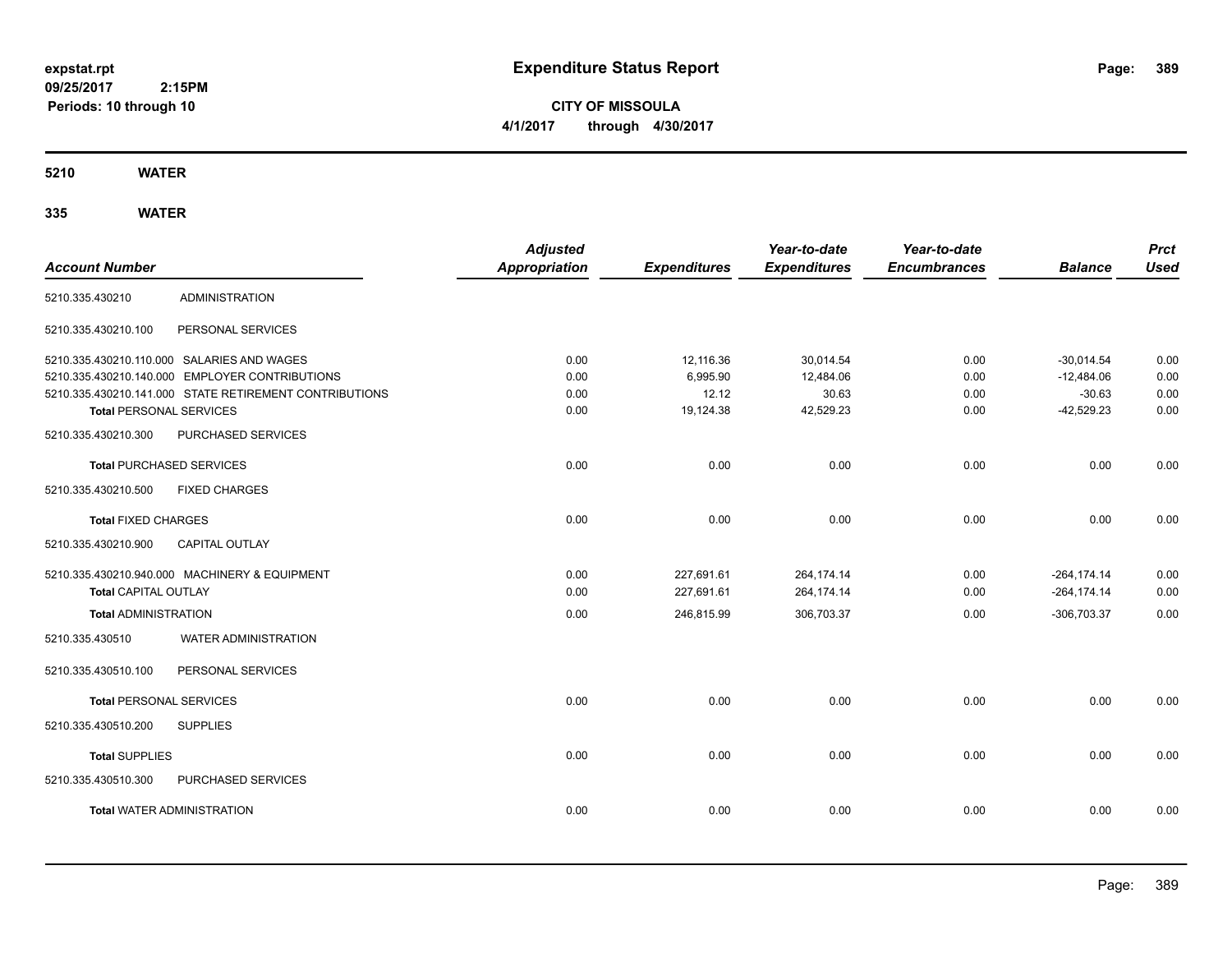**expstat.rpt**
**09/25/2017 2:15PM**
**Periods: 10 through 10**

# Expenditure Status Report

**CITY OF MISSOULA**
**4/1/2017 through 4/30/2017**

## 5210 WATER

## 335 WATER

| Account Number | | Adjusted Appropriation | Expenditures | Year-to-date Expenditures | Year-to-date Encumbrances | Balance | Prct Used |
|---|---|---|---|---|---|---|---|
| 5210.335.430210 | ADMINISTRATION | | | | | | |
| 5210.335.430210.100 | PERSONAL SERVICES | | | | | | |
| 5210.335.430210.110.000 | SALARIES AND WAGES | 0.00 | 12,116.36 | 30,014.54 | 0.00 | -30,014.54 | 0.00 |
| 5210.335.430210.140.000 | EMPLOYER CONTRIBUTIONS | 0.00 | 6,995.90 | 12,484.06 | 0.00 | -12,484.06 | 0.00 |
| 5210.335.430210.141.000 | STATE RETIREMENT CONTRIBUTIONS | 0.00 | 12.12 | 30.63 | 0.00 | -30.63 | 0.00 |
| **Total** PERSONAL SERVICES | | 0.00 | 19,124.38 | 42,529.23 | 0.00 | -42,529.23 | 0.00 |
| 5210.335.430210.300 | PURCHASED SERVICES | | | | | | |
| **Total** PURCHASED SERVICES | | 0.00 | 0.00 | 0.00 | 0.00 | 0.00 | 0.00 |
| 5210.335.430210.500 | FIXED CHARGES | | | | | | |
| **Total** FIXED CHARGES | | 0.00 | 0.00 | 0.00 | 0.00 | 0.00 | 0.00 |
| 5210.335.430210.900 | CAPITAL OUTLAY | | | | | | |
| 5210.335.430210.940.000 | MACHINERY & EQUIPMENT | 0.00 | 227,691.61 | 264,174.14 | 0.00 | -264,174.14 | 0.00 |
| **Total** CAPITAL OUTLAY | | 0.00 | 227,691.61 | 264,174.14 | 0.00 | -264,174.14 | 0.00 |
| **Total** ADMINISTRATION | | 0.00 | 246,815.99 | 306,703.37 | 0.00 | -306,703.37 | 0.00 |
| 5210.335.430510 | WATER ADMINISTRATION | | | | | | |
| 5210.335.430510.100 | PERSONAL SERVICES | | | | | | |
| **Total** PERSONAL SERVICES | | 0.00 | 0.00 | 0.00 | 0.00 | 0.00 | 0.00 |
| 5210.335.430510.200 | SUPPLIES | | | | | | |
| **Total** SUPPLIES | | 0.00 | 0.00 | 0.00 | 0.00 | 0.00 | 0.00 |
| 5210.335.430510.300 | PURCHASED SERVICES | | | | | | |
| **Total** WATER ADMINISTRATION | | 0.00 | 0.00 | 0.00 | 0.00 | 0.00 | 0.00 |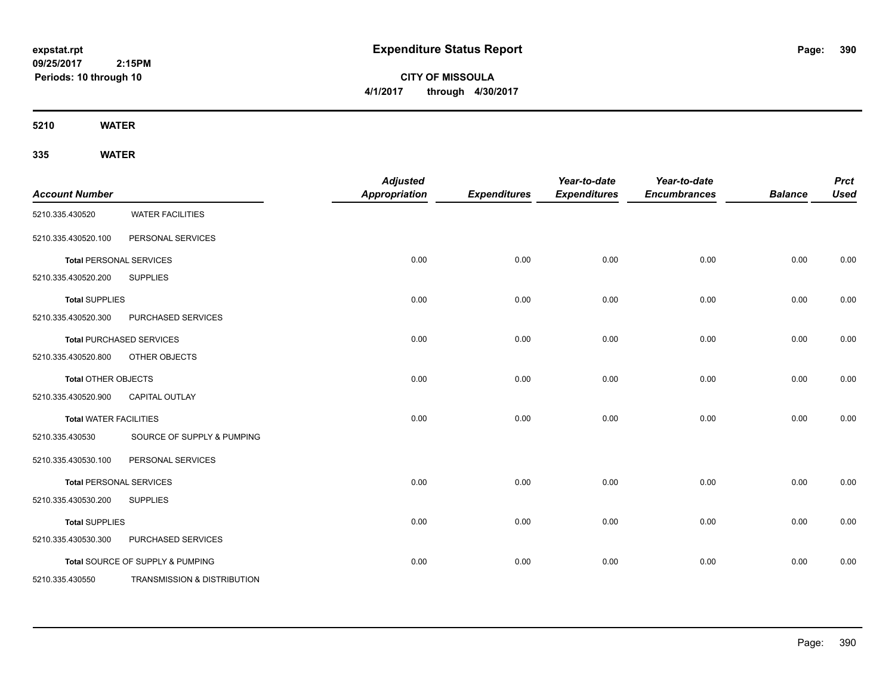# Expenditure Status Report

**CITY OF MISSOULA**

**4/1/2017 through 4/30/2017**

**5210 WATER**

**335 WATER**

| Account Number | | Adjusted Appropriation | Expenditures | Year-to-date Expenditures | Year-to-date Encumbrances | Balance | Prct Used |
|---|---|---|---|---|---|---|---|
| 5210.335.430520 | WATER FACILITIES | | | | | | |
| 5210.335.430520.100 | PERSONAL SERVICES | | | | | | |
| **Total** PERSONAL SERVICES | | 0.00 | 0.00 | 0.00 | 0.00 | 0.00 | 0.00 |
| 5210.335.430520.200 | SUPPLIES | | | | | | |
| **Total** SUPPLIES | | 0.00 | 0.00 | 0.00 | 0.00 | 0.00 | 0.00 |
| 5210.335.430520.300 | PURCHASED SERVICES | | | | | | |
| **Total** PURCHASED SERVICES | | 0.00 | 0.00 | 0.00 | 0.00 | 0.00 | 0.00 |
| 5210.335.430520.800 | OTHER OBJECTS | | | | | | |
| **Total** OTHER OBJECTS | | 0.00 | 0.00 | 0.00 | 0.00 | 0.00 | 0.00 |
| 5210.335.430520.900 | CAPITAL OUTLAY | | | | | | |
| **Total** WATER FACILITIES | | 0.00 | 0.00 | 0.00 | 0.00 | 0.00 | 0.00 |
| 5210.335.430530 | SOURCE OF SUPPLY & PUMPING | | | | | | |
| 5210.335.430530.100 | PERSONAL SERVICES | | | | | | |
| **Total** PERSONAL SERVICES | | 0.00 | 0.00 | 0.00 | 0.00 | 0.00 | 0.00 |
| 5210.335.430530.200 | SUPPLIES | | | | | | |
| **Total** SUPPLIES | | 0.00 | 0.00 | 0.00 | 0.00 | 0.00 | 0.00 |
| 5210.335.430530.300 | PURCHASED SERVICES | | | | | | |
| **Total** SOURCE OF SUPPLY & PUMPING | | 0.00 | 0.00 | 0.00 | 0.00 | 0.00 | 0.00 |
| 5210.335.430550 | TRANSMISSION & DISTRIBUTION | | | | | | |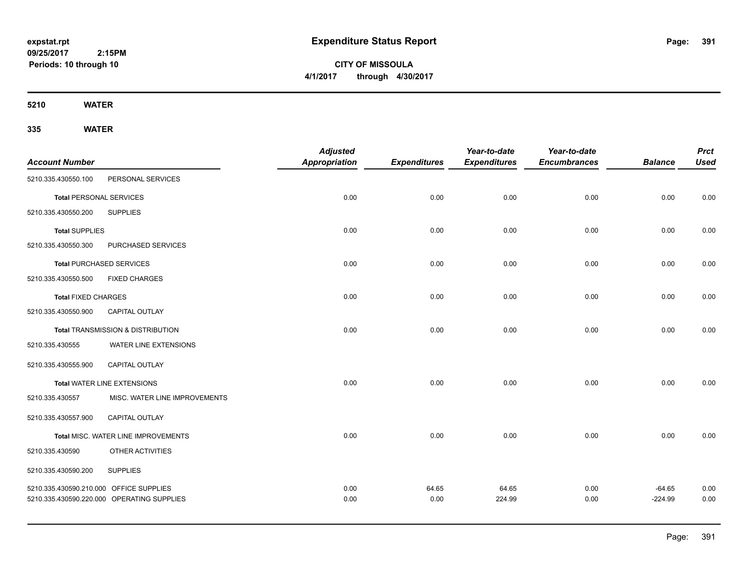**expstat.rpt**
**09/25/2017 2:15PM**
**Periods: 10 through 10**

# Expenditure Status Report

**CITY OF MISSOULA**
**4/1/2017 through 4/30/2017**

## 5210 WATER

## 335 WATER

| Account Number | | Adjusted Appropriation | Expenditures | Year-to-date Expenditures | Year-to-date Encumbrances | Balance | Prct Used |
|---|---|---|---|---|---|---|---|
| 5210.335.430550.100 | PERSONAL SERVICES | | | | | | |
| **Total** PERSONAL SERVICES | | 0.00 | 0.00 | 0.00 | 0.00 | 0.00 | 0.00 |
| 5210.335.430550.200 | SUPPLIES | | | | | | |
| **Total** SUPPLIES | | 0.00 | 0.00 | 0.00 | 0.00 | 0.00 | 0.00 |
| 5210.335.430550.300 | PURCHASED SERVICES | | | | | | |
| **Total** PURCHASED SERVICES | | 0.00 | 0.00 | 0.00 | 0.00 | 0.00 | 0.00 |
| 5210.335.430550.500 | FIXED CHARGES | | | | | | |
| **Total** FIXED CHARGES | | 0.00 | 0.00 | 0.00 | 0.00 | 0.00 | 0.00 |
| 5210.335.430550.900 | CAPITAL OUTLAY | | | | | | |
| **Total** TRANSMISSION & DISTRIBUTION | | 0.00 | 0.00 | 0.00 | 0.00 | 0.00 | 0.00 |
| 5210.335.430555 | WATER LINE EXTENSIONS | | | | | | |
| 5210.335.430555.900 | CAPITAL OUTLAY | | | | | | |
| **Total** WATER LINE EXTENSIONS | | 0.00 | 0.00 | 0.00 | 0.00 | 0.00 | 0.00 |
| 5210.335.430557 | MISC. WATER LINE IMPROVEMENTS | | | | | | |
| 5210.335.430557.900 | CAPITAL OUTLAY | | | | | | |
| **Total** MISC. WATER LINE IMPROVEMENTS | | 0.00 | 0.00 | 0.00 | 0.00 | 0.00 | 0.00 |
| 5210.335.430590 | OTHER ACTIVITIES | | | | | | |
| 5210.335.430590.200 | SUPPLIES | | | | | | |
| 5210.335.430590.210.000 | OFFICE SUPPLIES | 0.00 | 64.65 | 64.65 | 0.00 | -64.65 | 0.00 |
| 5210.335.430590.220.000 | OPERATING SUPPLIES | 0.00 | 0.00 | 224.99 | 0.00 | -224.99 | 0.00 |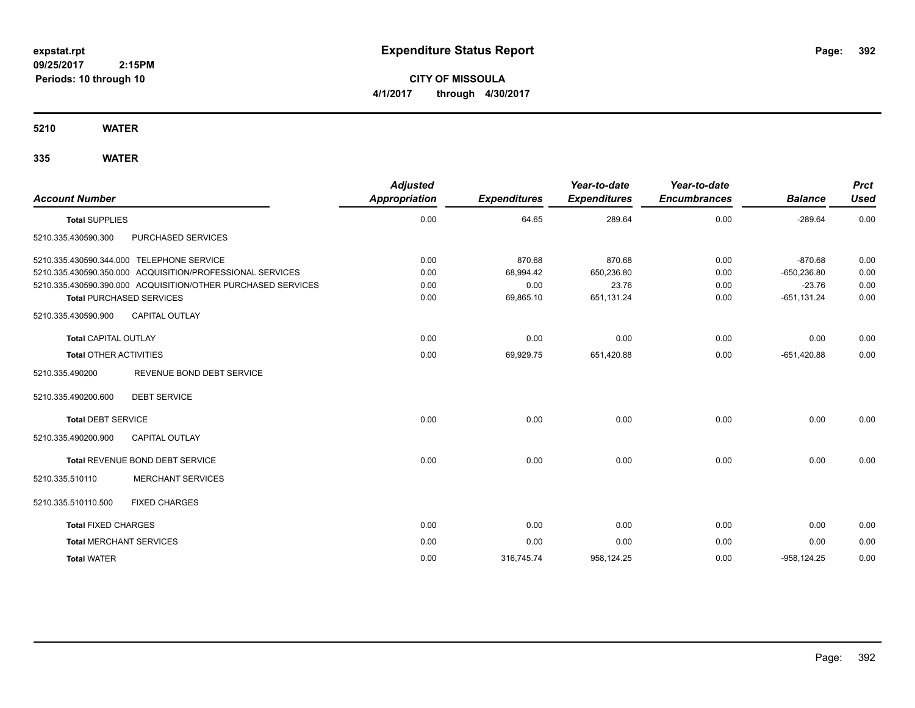# Expenditure Status Report

**CITY OF MISSOULA**

**4/1/2017 through 4/30/2017**

expstat.rpt
09/25/2017 2:15PM
Periods: 10 through 10

## 5210 WATER

### 335 WATER

| Account Number | Adjusted Appropriation | Expenditures | Year-to-date Expenditures | Year-to-date Encumbrances | Balance | Prct Used |
|---|---|---|---|---|---|---|
| **Total SUPPLIES** | 0.00 | 64.65 | 289.64 | 0.00 | -289.64 | 0.00 |
| 5210.335.430590.300 PURCHASED SERVICES | | | | | | |
| 5210.335.430590.344.000 TELEPHONE SERVICE | 0.00 | 870.68 | 870.68 | 0.00 | -870.68 | 0.00 |
| 5210.335.430590.350.000 ACQUISITION/PROFESSIONAL SERVICES | 0.00 | 68,994.42 | 650,236.80 | 0.00 | -650,236.80 | 0.00 |
| 5210.335.430590.390.000 ACQUISITION/OTHER PURCHASED SERVICES | 0.00 | 0.00 | 23.76 | 0.00 | -23.76 | 0.00 |
| **Total PURCHASED SERVICES** | 0.00 | 69,865.10 | 651,131.24 | 0.00 | -651,131.24 | 0.00 |
| 5210.335.430590.900 CAPITAL OUTLAY | | | | | | |
| **Total CAPITAL OUTLAY** | 0.00 | 0.00 | 0.00 | 0.00 | 0.00 | 0.00 |
| **Total OTHER ACTIVITIES** | 0.00 | 69,929.75 | 651,420.88 | 0.00 | -651,420.88 | 0.00 |
| 5210.335.490200 REVENUE BOND DEBT SERVICE | | | | | | |
| 5210.335.490200.600 DEBT SERVICE | | | | | | |
| **Total DEBT SERVICE** | 0.00 | 0.00 | 0.00 | 0.00 | 0.00 | 0.00 |
| 5210.335.490200.900 CAPITAL OUTLAY | | | | | | |
| **Total REVENUE BOND DEBT SERVICE** | 0.00 | 0.00 | 0.00 | 0.00 | 0.00 | 0.00 |
| 5210.335.510110 MERCHANT SERVICES | | | | | | |
| 5210.335.510110.500 FIXED CHARGES | | | | | | |
| **Total FIXED CHARGES** | 0.00 | 0.00 | 0.00 | 0.00 | 0.00 | 0.00 |
| **Total MERCHANT SERVICES** | 0.00 | 0.00 | 0.00 | 0.00 | 0.00 | 0.00 |
| **Total WATER** | 0.00 | 316,745.74 | 958,124.25 | 0.00 | -958,124.25 | 0.00 |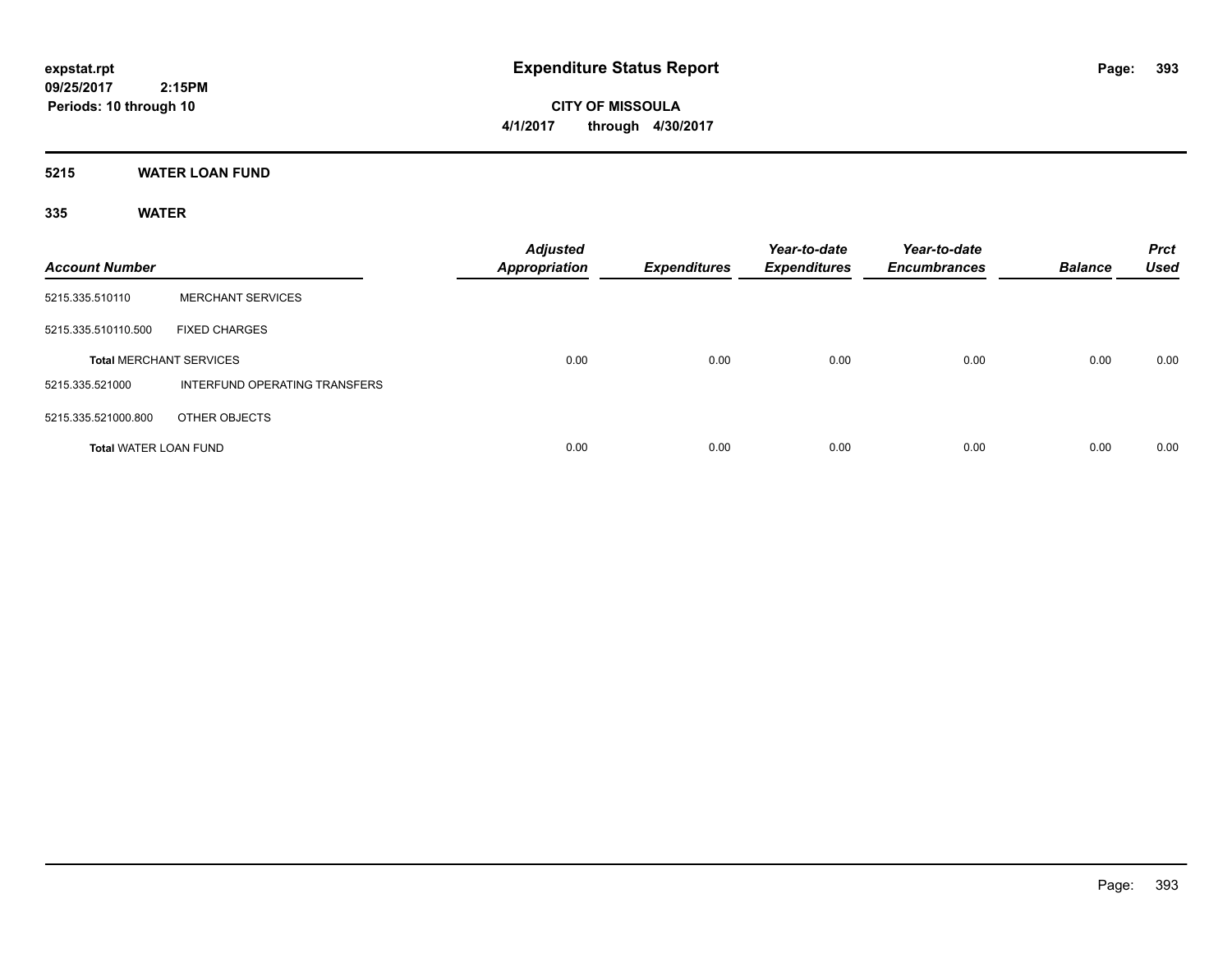# Expenditure Status Report

expstat.rpt
09/25/2017 2:15PM
Periods: 10 through 10

**CITY OF MISSOULA**
**4/1/2017 through 4/30/2017**

## 5215 WATER LOAN FUND

### 335 WATER

| Account Number | | Adjusted Appropriation | Expenditures | Year-to-date Expenditures | Year-to-date Encumbrances | Balance | Prct Used |
|---|---|---|---|---|---|---|---|
| 5215.335.510110 | MERCHANT SERVICES | | | | | | |
| 5215.335.510110.500 | FIXED CHARGES | | | | | | |
| **Total** MERCHANT SERVICES | | 0.00 | 0.00 | 0.00 | 0.00 | 0.00 | 0.00 |
| 5215.335.521000 | INTERFUND OPERATING TRANSFERS | | | | | | |
| 5215.335.521000.800 | OTHER OBJECTS | | | | | | |
| **Total** WATER LOAN FUND | | 0.00 | 0.00 | 0.00 | 0.00 | 0.00 | 0.00 |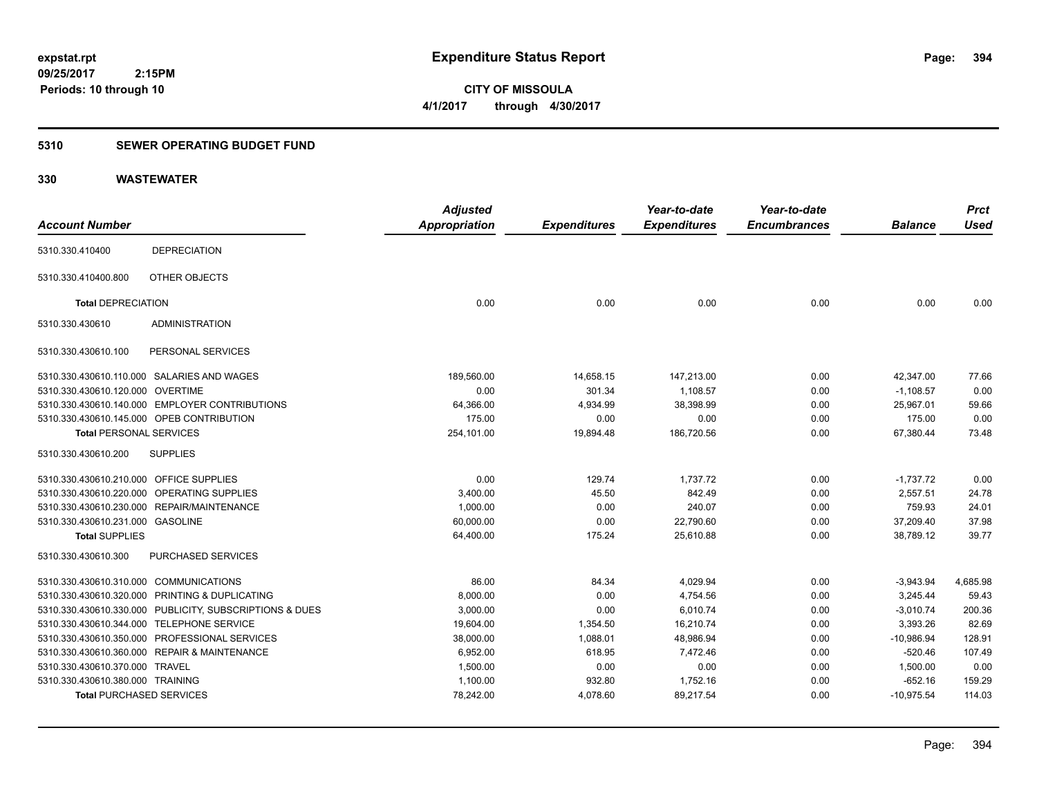# Expenditure Status Report

expstat.rpt
09/25/2017 2:15PM
Periods: 10 through 10

**CITY OF MISSOULA**
**4/1/2017 through 4/30/2017**

## 5310 SEWER OPERATING BUDGET FUND

## 330 WASTEWATER

| Account Number | | Adjusted Appropriation | Expenditures | Year-to-date Expenditures | Year-to-date Encumbrances | Balance | Prct Used |
|---|---|---|---|---|---|---|---|
| 5310.330.410400 | DEPRECIATION | | | | | | |
| 5310.330.410400.800 | OTHER OBJECTS | | | | | | |
| **Total** DEPRECIATION | | 0.00 | 0.00 | 0.00 | 0.00 | 0.00 | 0.00 |
| 5310.330.430610 | ADMINISTRATION | | | | | | |
| 5310.330.430610.100 | PERSONAL SERVICES | | | | | | |
| 5310.330.430610.110.000 | SALARIES AND WAGES | 189,560.00 | 14,658.15 | 147,213.00 | 0.00 | 42,347.00 | 77.66 |
| 5310.330.430610.120.000 | OVERTIME | 0.00 | 301.34 | 1,108.57 | 0.00 | -1,108.57 | 0.00 |
| 5310.330.430610.140.000 | EMPLOYER CONTRIBUTIONS | 64,366.00 | 4,934.99 | 38,398.99 | 0.00 | 25,967.01 | 59.66 |
| 5310.330.430610.145.000 | OPEB CONTRIBUTION | 175.00 | 0.00 | 0.00 | 0.00 | 175.00 | 0.00 |
| **Total** PERSONAL SERVICES | | 254,101.00 | 19,894.48 | 186,720.56 | 0.00 | 67,380.44 | 73.48 |
| 5310.330.430610.200 | SUPPLIES | | | | | | |
| 5310.330.430610.210.000 | OFFICE SUPPLIES | 0.00 | 129.74 | 1,737.72 | 0.00 | -1,737.72 | 0.00 |
| 5310.330.430610.220.000 | OPERATING SUPPLIES | 3,400.00 | 45.50 | 842.49 | 0.00 | 2,557.51 | 24.78 |
| 5310.330.430610.230.000 | REPAIR/MAINTENANCE | 1,000.00 | 0.00 | 240.07 | 0.00 | 759.93 | 24.01 |
| 5310.330.430610.231.000 | GASOLINE | 60,000.00 | 0.00 | 22,790.60 | 0.00 | 37,209.40 | 37.98 |
| **Total** SUPPLIES | | 64,400.00 | 175.24 | 25,610.88 | 0.00 | 38,789.12 | 39.77 |
| 5310.330.430610.300 | PURCHASED SERVICES | | | | | | |
| 5310.330.430610.310.000 | COMMUNICATIONS | 86.00 | 84.34 | 4,029.94 | 0.00 | -3,943.94 | 4,685.98 |
| 5310.330.430610.320.000 | PRINTING & DUPLICATING | 8,000.00 | 0.00 | 4,754.56 | 0.00 | 3,245.44 | 59.43 |
| 5310.330.430610.330.000 | PUBLICITY, SUBSCRIPTIONS & DUES | 3,000.00 | 0.00 | 6,010.74 | 0.00 | -3,010.74 | 200.36 |
| 5310.330.430610.344.000 | TELEPHONE SERVICE | 19,604.00 | 1,354.50 | 16,210.74 | 0.00 | 3,393.26 | 82.69 |
| 5310.330.430610.350.000 | PROFESSIONAL SERVICES | 38,000.00 | 1,088.01 | 48,986.94 | 0.00 | -10,986.94 | 128.91 |
| 5310.330.430610.360.000 | REPAIR & MAINTENANCE | 6,952.00 | 618.95 | 7,472.46 | 0.00 | -520.46 | 107.49 |
| 5310.330.430610.370.000 | TRAVEL | 1,500.00 | 0.00 | 0.00 | 0.00 | 1,500.00 | 0.00 |
| 5310.330.430610.380.000 | TRAINING | 1,100.00 | 932.80 | 1,752.16 | 0.00 | -652.16 | 159.29 |
| **Total** PURCHASED SERVICES | | 78,242.00 | 4,078.60 | 89,217.54 | 0.00 | -10,975.54 | 114.03 |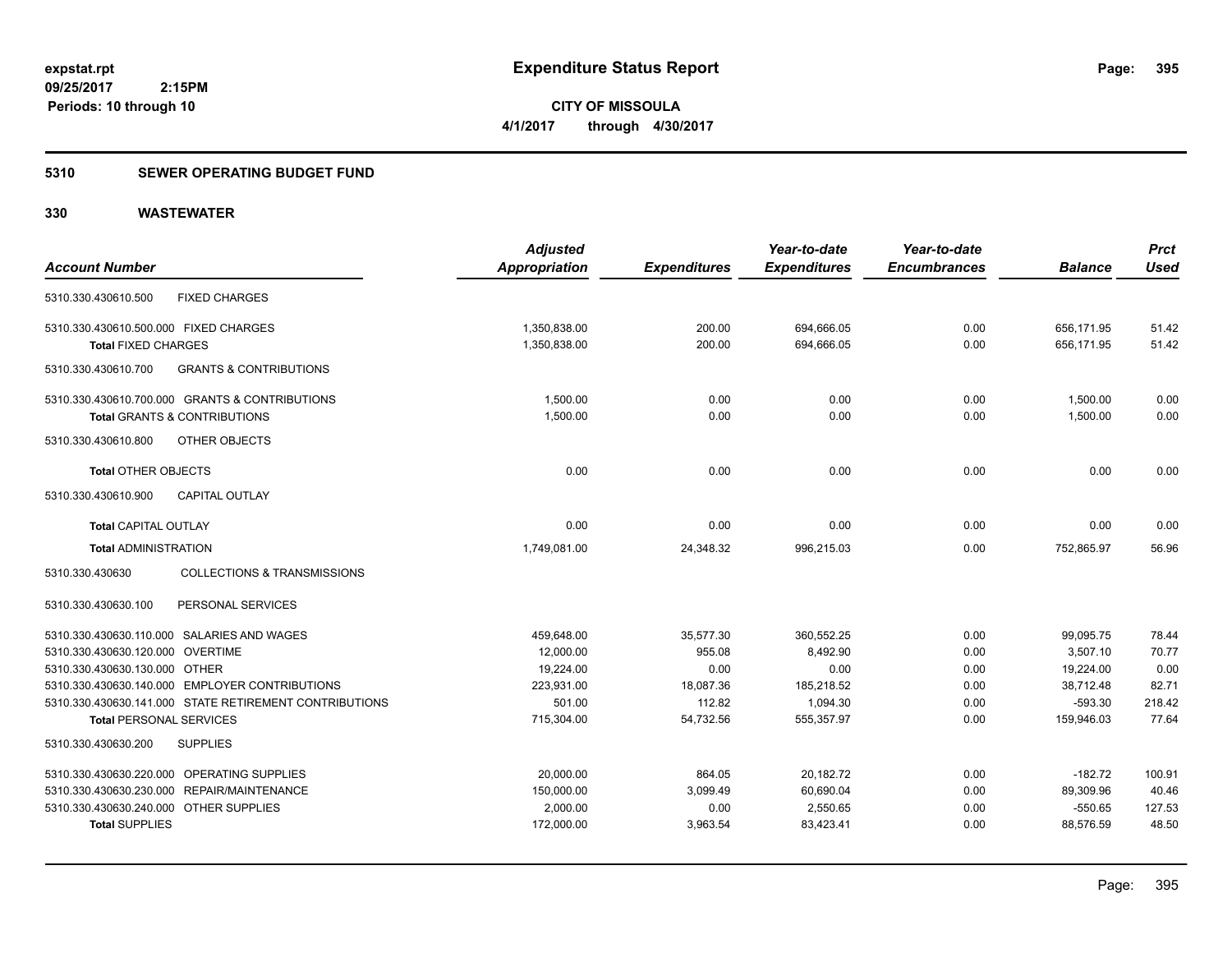expstat.rpt
09/25/2017 2:15PM
Periods: 10 through 10

# Expenditure Status Report

**CITY OF MISSOULA**
**4/1/2017 through 4/30/2017**

## 5310 SEWER OPERATING BUDGET FUND

## 330 WASTEWATER

| Account Number | Adjusted Appropriation | Expenditures | Year-to-date Expenditures | Year-to-date Encumbrances | Balance | Prct Used |
|---|---|---|---|---|---|---|
| 5310.330.430610.500 FIXED CHARGES | | | | | | |
| 5310.330.430610.500.000 FIXED CHARGES | 1,350,838.00 | 200.00 | 694,666.05 | 0.00 | 656,171.95 | 51.42 |
| **Total** FIXED CHARGES | 1,350,838.00 | 200.00 | 694,666.05 | 0.00 | 656,171.95 | 51.42 |
| 5310.330.430610.700 GRANTS & CONTRIBUTIONS | | | | | | |
| 5310.330.430610.700.000 GRANTS & CONTRIBUTIONS | 1,500.00 | 0.00 | 0.00 | 0.00 | 1,500.00 | 0.00 |
| **Total** GRANTS & CONTRIBUTIONS | 1,500.00 | 0.00 | 0.00 | 0.00 | 1,500.00 | 0.00 |
| 5310.330.430610.800 OTHER OBJECTS | | | | | | |
| **Total** OTHER OBJECTS | 0.00 | 0.00 | 0.00 | 0.00 | 0.00 | 0.00 |
| 5310.330.430610.900 CAPITAL OUTLAY | | | | | | |
| **Total** CAPITAL OUTLAY | 0.00 | 0.00 | 0.00 | 0.00 | 0.00 | 0.00 |
| **Total** ADMINISTRATION | 1,749,081.00 | 24,348.32 | 996,215.03 | 0.00 | 752,865.97 | 56.96 |
| 5310.330.430630 COLLECTIONS & TRANSMISSIONS | | | | | | |
| 5310.330.430630.100 PERSONAL SERVICES | | | | | | |
| 5310.330.430630.110.000 SALARIES AND WAGES | 459,648.00 | 35,577.30 | 360,552.25 | 0.00 | 99,095.75 | 78.44 |
| 5310.330.430630.120.000 OVERTIME | 12,000.00 | 955.08 | 8,492.90 | 0.00 | 3,507.10 | 70.77 |
| 5310.330.430630.130.000 OTHER | 19,224.00 | 0.00 | 0.00 | 0.00 | 19,224.00 | 0.00 |
| 5310.330.430630.140.000 EMPLOYER CONTRIBUTIONS | 223,931.00 | 18,087.36 | 185,218.52 | 0.00 | 38,712.48 | 82.71 |
| 5310.330.430630.141.000 STATE RETIREMENT CONTRIBUTIONS | 501.00 | 112.82 | 1,094.30 | 0.00 | -593.30 | 218.42 |
| **Total** PERSONAL SERVICES | 715,304.00 | 54,732.56 | 555,357.97 | 0.00 | 159,946.03 | 77.64 |
| 5310.330.430630.200 SUPPLIES | | | | | | |
| 5310.330.430630.220.000 OPERATING SUPPLIES | 20,000.00 | 864.05 | 20,182.72 | 0.00 | -182.72 | 100.91 |
| 5310.330.430630.230.000 REPAIR/MAINTENANCE | 150,000.00 | 3,099.49 | 60,690.04 | 0.00 | 89,309.96 | 40.46 |
| 5310.330.430630.240.000 OTHER SUPPLIES | 2,000.00 | 0.00 | 2,550.65 | 0.00 | -550.65 | 127.53 |
| **Total** SUPPLIES | 172,000.00 | 3,963.54 | 83,423.41 | 0.00 | 88,576.59 | 48.50 |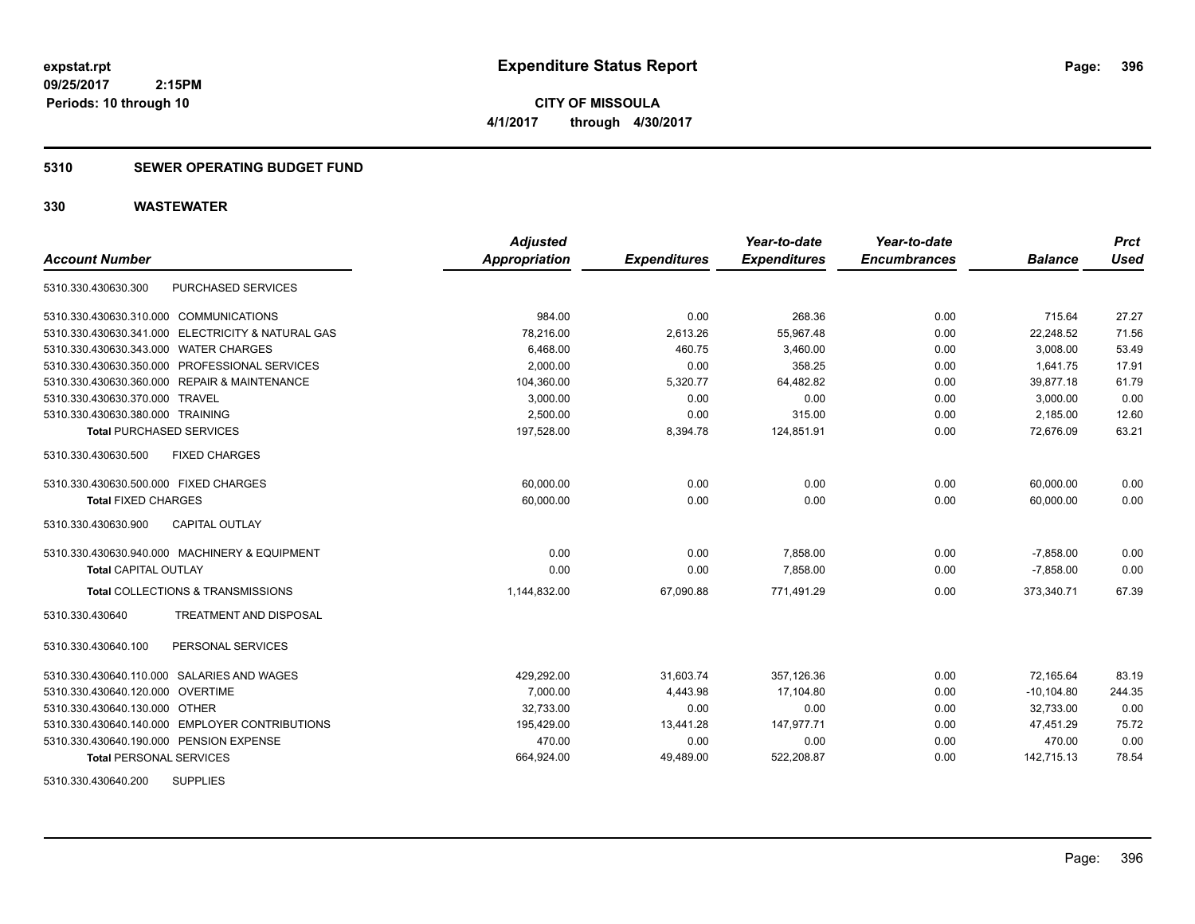# Expenditure Status Report

expstat.rpt
09/25/2017 2:15PM
Periods: 10 through 10

**CITY OF MISSOULA**
**4/1/2017 through 4/30/2017**

## 5310 SEWER OPERATING BUDGET FUND

## 330 WASTEWATER

| Account Number | Adjusted Appropriation | Expenditures | Year-to-date Expenditures | Year-to-date Encumbrances | Balance | Prct Used |
|---|---|---|---|---|---|---|
| 5310.330.430630.300 PURCHASED SERVICES | | | | | | |
| 5310.330.430630.310.000 COMMUNICATIONS | 984.00 | 0.00 | 268.36 | 0.00 | 715.64 | 27.27 |
| 5310.330.430630.341.000 ELECTRICITY & NATURAL GAS | 78,216.00 | 2,613.26 | 55,967.48 | 0.00 | 22,248.52 | 71.56 |
| 5310.330.430630.343.000 WATER CHARGES | 6,468.00 | 460.75 | 3,460.00 | 0.00 | 3,008.00 | 53.49 |
| 5310.330.430630.350.000 PROFESSIONAL SERVICES | 2,000.00 | 0.00 | 358.25 | 0.00 | 1,641.75 | 17.91 |
| 5310.330.430630.360.000 REPAIR & MAINTENANCE | 104,360.00 | 5,320.77 | 64,482.82 | 0.00 | 39,877.18 | 61.79 |
| 5310.330.430630.370.000 TRAVEL | 3,000.00 | 0.00 | 0.00 | 0.00 | 3,000.00 | 0.00 |
| 5310.330.430630.380.000 TRAINING | 2,500.00 | 0.00 | 315.00 | 0.00 | 2,185.00 | 12.60 |
| **Total** PURCHASED SERVICES | 197,528.00 | 8,394.78 | 124,851.91 | 0.00 | 72,676.09 | 63.21 |
| 5310.330.430630.500 FIXED CHARGES | | | | | | |
| 5310.330.430630.500.000 FIXED CHARGES | 60,000.00 | 0.00 | 0.00 | 0.00 | 60,000.00 | 0.00 |
| **Total** FIXED CHARGES | 60,000.00 | 0.00 | 0.00 | 0.00 | 60,000.00 | 0.00 |
| 5310.330.430630.900 CAPITAL OUTLAY | | | | | | |
| 5310.330.430630.940.000 MACHINERY & EQUIPMENT | 0.00 | 0.00 | 7,858.00 | 0.00 | -7,858.00 | 0.00 |
| **Total** CAPITAL OUTLAY | 0.00 | 0.00 | 7,858.00 | 0.00 | -7,858.00 | 0.00 |
| **Total** COLLECTIONS & TRANSMISSIONS | 1,144,832.00 | 67,090.88 | 771,491.29 | 0.00 | 373,340.71 | 67.39 |
| 5310.330.430640 TREATMENT AND DISPOSAL | | | | | | |
| 5310.330.430640.100 PERSONAL SERVICES | | | | | | |
| 5310.330.430640.110.000 SALARIES AND WAGES | 429,292.00 | 31,603.74 | 357,126.36 | 0.00 | 72,165.64 | 83.19 |
| 5310.330.430640.120.000 OVERTIME | 7,000.00 | 4,443.98 | 17,104.80 | 0.00 | -10,104.80 | 244.35 |
| 5310.330.430640.130.000 OTHER | 32,733.00 | 0.00 | 0.00 | 0.00 | 32,733.00 | 0.00 |
| 5310.330.430640.140.000 EMPLOYER CONTRIBUTIONS | 195,429.00 | 13,441.28 | 147,977.71 | 0.00 | 47,451.29 | 75.72 |
| 5310.330.430640.190.000 PENSION EXPENSE | 470.00 | 0.00 | 0.00 | 0.00 | 470.00 | 0.00 |
| **Total** PERSONAL SERVICES | 664,924.00 | 49,489.00 | 522,208.87 | 0.00 | 142,715.13 | 78.54 |
| 5310.330.430640.200 SUPPLIES | | | | | | |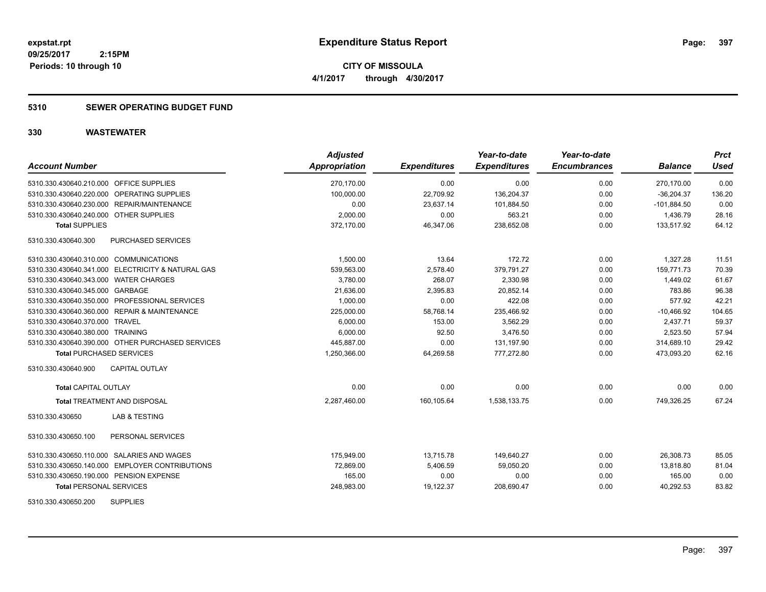# Expenditure Status Report

expstat.rpt
09/25/2017 2:15PM
Periods: 10 through 10

**CITY OF MISSOULA**
**4/1/2017 through 4/30/2017**

## 5310 SEWER OPERATING BUDGET FUND

### 330 WASTEWATER

| Account Number | | Adjusted Appropriation | Expenditures | Year-to-date Expenditures | Year-to-date Encumbrances | Balance | Prct Used |
|---|---|---|---|---|---|---|---|
| 5310.330.430640.210.000 | OFFICE SUPPLIES | 270,170.00 | 0.00 | 0.00 | 0.00 | 270,170.00 | 0.00 |
| 5310.330.430640.220.000 | OPERATING SUPPLIES | 100,000.00 | 22,709.92 | 136,204.37 | 0.00 | -36,204.37 | 136.20 |
| 5310.330.430640.230.000 | REPAIR/MAINTENANCE | 0.00 | 23,637.14 | 101,884.50 | 0.00 | -101,884.50 | 0.00 |
| 5310.330.430640.240.000 | OTHER SUPPLIES | 2,000.00 | 0.00 | 563.21 | 0.00 | 1,436.79 | 28.16 |
| **Total SUPPLIES** | | 372,170.00 | 46,347.06 | 238,652.08 | 0.00 | 133,517.92 | 64.12 |
| 5310.330.430640.300 | PURCHASED SERVICES | | | | | | |
| 5310.330.430640.310.000 | COMMUNICATIONS | 1,500.00 | 13.64 | 172.72 | 0.00 | 1,327.28 | 11.51 |
| 5310.330.430640.341.000 | ELECTRICITY & NATURAL GAS | 539,563.00 | 2,578.40 | 379,791.27 | 0.00 | 159,771.73 | 70.39 |
| 5310.330.430640.343.000 | WATER CHARGES | 3,780.00 | 268.07 | 2,330.98 | 0.00 | 1,449.02 | 61.67 |
| 5310.330.430640.345.000 | GARBAGE | 21,636.00 | 2,395.83 | 20,852.14 | 0.00 | 783.86 | 96.38 |
| 5310.330.430640.350.000 | PROFESSIONAL SERVICES | 1,000.00 | 0.00 | 422.08 | 0.00 | 577.92 | 42.21 |
| 5310.330.430640.360.000 | REPAIR & MAINTENANCE | 225,000.00 | 58,768.14 | 235,466.92 | 0.00 | -10,466.92 | 104.65 |
| 5310.330.430640.370.000 | TRAVEL | 6,000.00 | 153.00 | 3,562.29 | 0.00 | 2,437.71 | 59.37 |
| 5310.330.430640.380.000 | TRAINING | 6,000.00 | 92.50 | 3,476.50 | 0.00 | 2,523.50 | 57.94 |
| 5310.330.430640.390.000 | OTHER PURCHASED SERVICES | 445,887.00 | 0.00 | 131,197.90 | 0.00 | 314,689.10 | 29.42 |
| **Total PURCHASED SERVICES** | | 1,250,366.00 | 64,269.58 | 777,272.80 | 0.00 | 473,093.20 | 62.16 |
| 5310.330.430640.900 | CAPITAL OUTLAY | | | | | | |
| **Total CAPITAL OUTLAY** | | 0.00 | 0.00 | 0.00 | 0.00 | 0.00 | 0.00 |
| **Total TREATMENT AND DISPOSAL** | | 2,287,460.00 | 160,105.64 | 1,538,133.75 | 0.00 | 749,326.25 | 67.24 |
| 5310.330.430650 | LAB & TESTING | | | | | | |
| 5310.330.430650.100 | PERSONAL SERVICES | | | | | | |
| 5310.330.430650.110.000 | SALARIES AND WAGES | 175,949.00 | 13,715.78 | 149,640.27 | 0.00 | 26,308.73 | 85.05 |
| 5310.330.430650.140.000 | EMPLOYER CONTRIBUTIONS | 72,869.00 | 5,406.59 | 59,050.20 | 0.00 | 13,818.80 | 81.04 |
| 5310.330.430650.190.000 | PENSION EXPENSE | 165.00 | 0.00 | 0.00 | 0.00 | 165.00 | 0.00 |
| **Total PERSONAL SERVICES** | | 248,983.00 | 19,122.37 | 208,690.47 | 0.00 | 40,292.53 | 83.82 |
| 5310.330.430650.200 | SUPPLIES | | | | | | |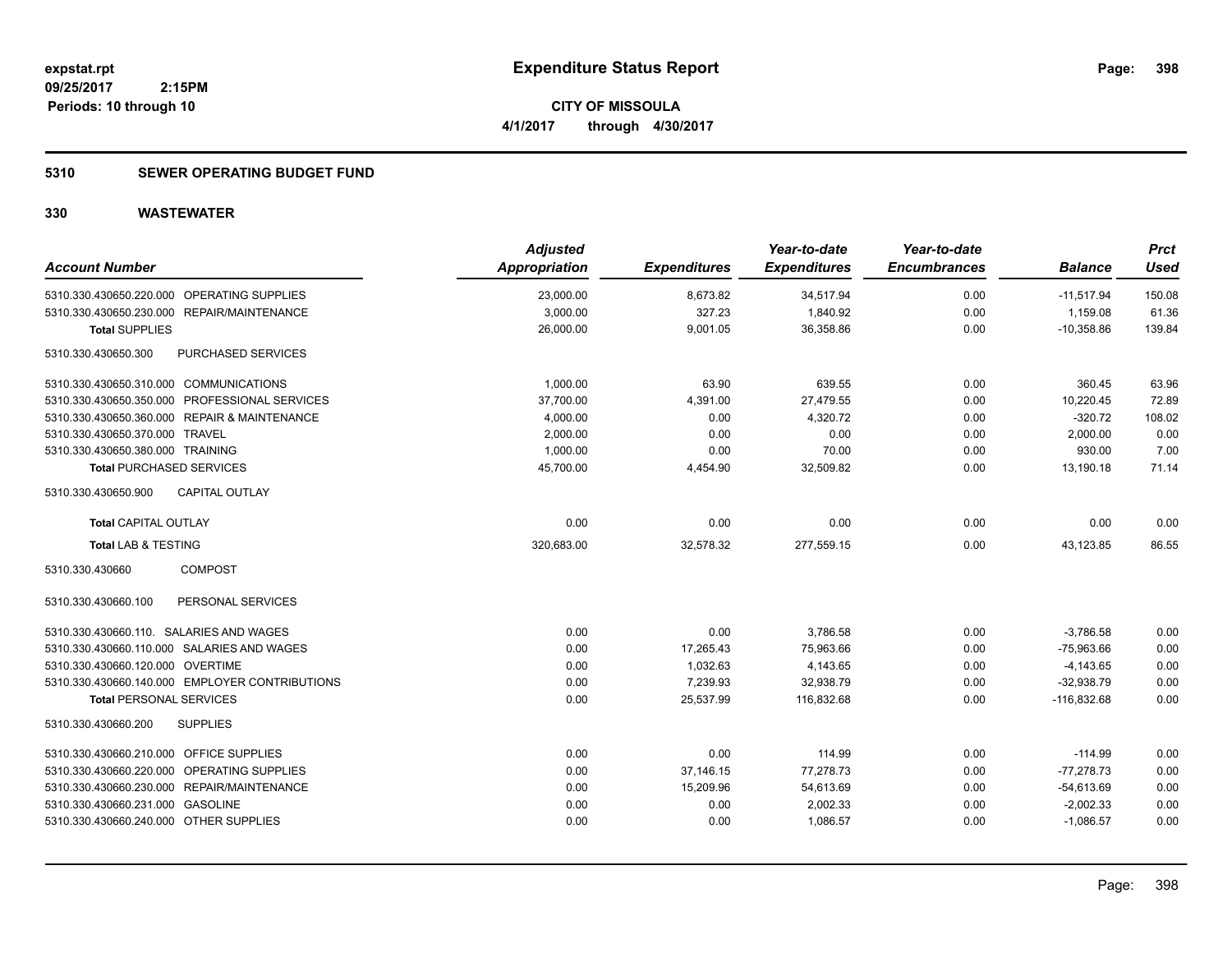**expstat.rpt**
**09/25/2017 2:15PM**
**Periods: 10 through 10**

# Expenditure Status Report

**CITY OF MISSOULA**
**4/1/2017 through 4/30/2017**

## 5310 SEWER OPERATING BUDGET FUND

## 330 WASTEWATER

| Account Number | Adjusted Appropriation | Expenditures | Year-to-date Expenditures | Year-to-date Encumbrances | Balance | Prct Used |
|---|---|---|---|---|---|---|
| 5310.330.430650.220.000 OPERATING SUPPLIES | 23,000.00 | 8,673.82 | 34,517.94 | 0.00 | -11,517.94 | 150.08 |
| 5310.330.430650.230.000 REPAIR/MAINTENANCE | 3,000.00 | 327.23 | 1,840.92 | 0.00 | 1,159.08 | 61.36 |
| **Total SUPPLIES** | 26,000.00 | 9,001.05 | 36,358.86 | 0.00 | -10,358.86 | 139.84 |
| 5310.330.430650.300 PURCHASED SERVICES | | | | | | |
| 5310.330.430650.310.000 COMMUNICATIONS | 1,000.00 | 63.90 | 639.55 | 0.00 | 360.45 | 63.96 |
| 5310.330.430650.350.000 PROFESSIONAL SERVICES | 37,700.00 | 4,391.00 | 27,479.55 | 0.00 | 10,220.45 | 72.89 |
| 5310.330.430650.360.000 REPAIR & MAINTENANCE | 4,000.00 | 0.00 | 4,320.72 | 0.00 | -320.72 | 108.02 |
| 5310.330.430650.370.000 TRAVEL | 2,000.00 | 0.00 | 0.00 | 0.00 | 2,000.00 | 0.00 |
| 5310.330.430650.380.000 TRAINING | 1,000.00 | 0.00 | 70.00 | 0.00 | 930.00 | 7.00 |
| **Total PURCHASED SERVICES** | 45,700.00 | 4,454.90 | 32,509.82 | 0.00 | 13,190.18 | 71.14 |
| 5310.330.430650.900 CAPITAL OUTLAY | | | | | | |
| **Total CAPITAL OUTLAY** | 0.00 | 0.00 | 0.00 | 0.00 | 0.00 | 0.00 |
| **Total LAB & TESTING** | 320,683.00 | 32,578.32 | 277,559.15 | 0.00 | 43,123.85 | 86.55 |
| 5310.330.430660 COMPOST | | | | | | |
| 5310.330.430660.100 PERSONAL SERVICES | | | | | | |
| 5310.330.430660.110. SALARIES AND WAGES | 0.00 | 0.00 | 3,786.58 | 0.00 | -3,786.58 | 0.00 |
| 5310.330.430660.110.000 SALARIES AND WAGES | 0.00 | 17,265.43 | 75,963.66 | 0.00 | -75,963.66 | 0.00 |
| 5310.330.430660.120.000 OVERTIME | 0.00 | 1,032.63 | 4,143.65 | 0.00 | -4,143.65 | 0.00 |
| 5310.330.430660.140.000 EMPLOYER CONTRIBUTIONS | 0.00 | 7,239.93 | 32,938.79 | 0.00 | -32,938.79 | 0.00 |
| **Total PERSONAL SERVICES** | 0.00 | 25,537.99 | 116,832.68 | 0.00 | -116,832.68 | 0.00 |
| 5310.330.430660.200 SUPPLIES | | | | | | |
| 5310.330.430660.210.000 OFFICE SUPPLIES | 0.00 | 0.00 | 114.99 | 0.00 | -114.99 | 0.00 |
| 5310.330.430660.220.000 OPERATING SUPPLIES | 0.00 | 37,146.15 | 77,278.73 | 0.00 | -77,278.73 | 0.00 |
| 5310.330.430660.230.000 REPAIR/MAINTENANCE | 0.00 | 15,209.96 | 54,613.69 | 0.00 | -54,613.69 | 0.00 |
| 5310.330.430660.231.000 GASOLINE | 0.00 | 0.00 | 2,002.33 | 0.00 | -2,002.33 | 0.00 |
| 5310.330.430660.240.000 OTHER SUPPLIES | 0.00 | 0.00 | 1,086.57 | 0.00 | -1,086.57 | 0.00 |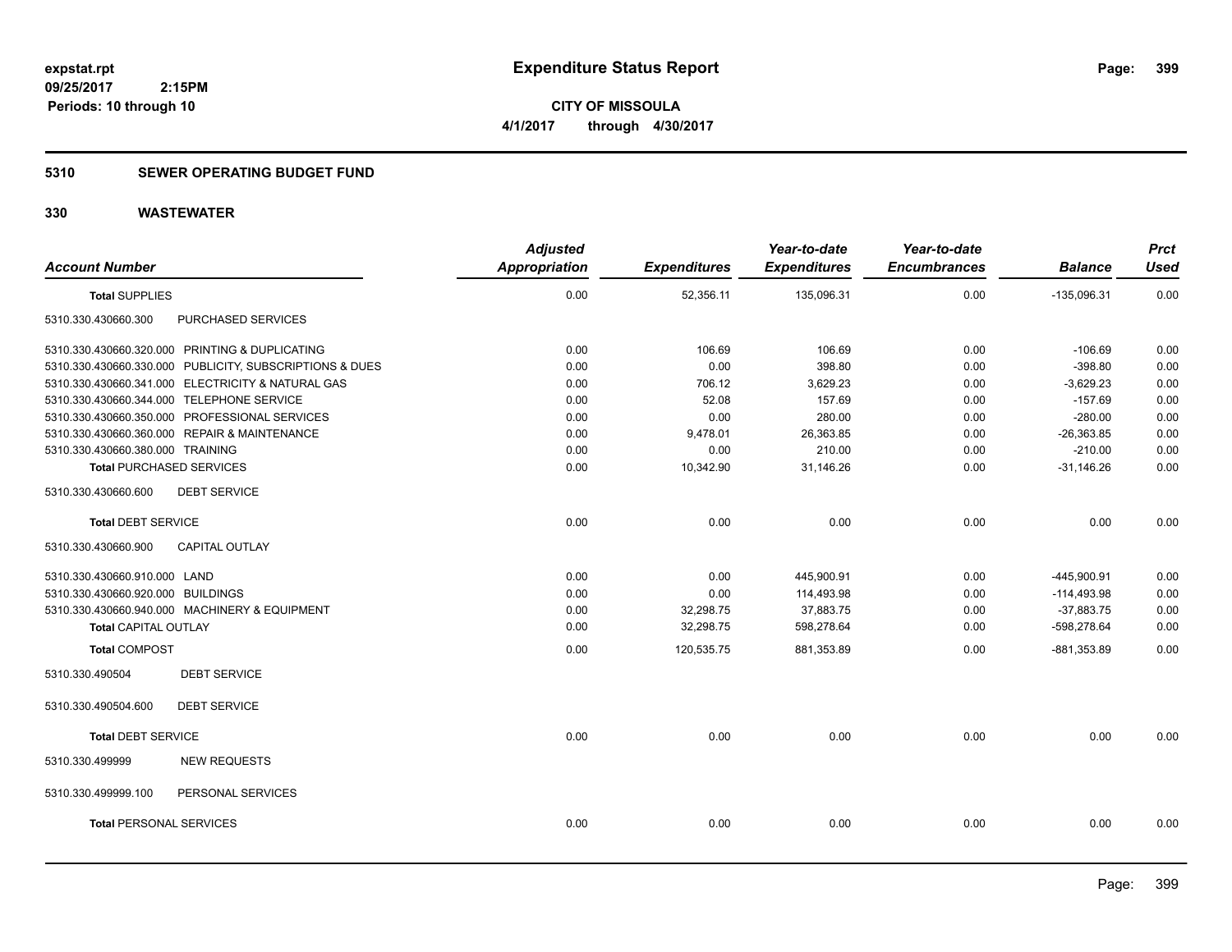**expstat.rpt**
**09/25/2017 2:15PM**
**Periods: 10 through 10**

# Expenditure Status Report

**CITY OF MISSOULA**
**4/1/2017 through 4/30/2017**

## 5310 SEWER OPERATING BUDGET FUND

## 330 WASTEWATER

| Account Number | Adjusted Appropriation | Expenditures | Year-to-date Expenditures | Year-to-date Encumbrances | Balance | Prct Used |
|---|---|---|---|---|---|---|
| **Total SUPPLIES** | 0.00 | 52,356.11 | 135,096.31 | 0.00 | -135,096.31 | 0.00 |
| 5310.330.430660.300 PURCHASED SERVICES | | | | | | |
| 5310.330.430660.320.000 PRINTING & DUPLICATING | 0.00 | 106.69 | 106.69 | 0.00 | -106.69 | 0.00 |
| 5310.330.430660.330.000 PUBLICITY, SUBSCRIPTIONS & DUES | 0.00 | 0.00 | 398.80 | 0.00 | -398.80 | 0.00 |
| 5310.330.430660.341.000 ELECTRICITY & NATURAL GAS | 0.00 | 706.12 | 3,629.23 | 0.00 | -3,629.23 | 0.00 |
| 5310.330.430660.344.000 TELEPHONE SERVICE | 0.00 | 52.08 | 157.69 | 0.00 | -157.69 | 0.00 |
| 5310.330.430660.350.000 PROFESSIONAL SERVICES | 0.00 | 0.00 | 280.00 | 0.00 | -280.00 | 0.00 |
| 5310.330.430660.360.000 REPAIR & MAINTENANCE | 0.00 | 9,478.01 | 26,363.85 | 0.00 | -26,363.85 | 0.00 |
| 5310.330.430660.380.000 TRAINING | 0.00 | 0.00 | 210.00 | 0.00 | -210.00 | 0.00 |
| **Total PURCHASED SERVICES** | 0.00 | 10,342.90 | 31,146.26 | 0.00 | -31,146.26 | 0.00 |
| 5310.330.430660.600 DEBT SERVICE | | | | | | |
| **Total DEBT SERVICE** | 0.00 | 0.00 | 0.00 | 0.00 | 0.00 | 0.00 |
| 5310.330.430660.900 CAPITAL OUTLAY | | | | | | |
| 5310.330.430660.910.000 LAND | 0.00 | 0.00 | 445,900.91 | 0.00 | -445,900.91 | 0.00 |
| 5310.330.430660.920.000 BUILDINGS | 0.00 | 0.00 | 114,493.98 | 0.00 | -114,493.98 | 0.00 |
| 5310.330.430660.940.000 MACHINERY & EQUIPMENT | 0.00 | 32,298.75 | 37,883.75 | 0.00 | -37,883.75 | 0.00 |
| **Total CAPITAL OUTLAY** | 0.00 | 32,298.75 | 598,278.64 | 0.00 | -598,278.64 | 0.00 |
| **Total COMPOST** | 0.00 | 120,535.75 | 881,353.89 | 0.00 | -881,353.89 | 0.00 |
| 5310.330.490504 DEBT SERVICE | | | | | | |
| 5310.330.490504.600 DEBT SERVICE | | | | | | |
| **Total DEBT SERVICE** | 0.00 | 0.00 | 0.00 | 0.00 | 0.00 | 0.00 |
| 5310.330.499999 NEW REQUESTS | | | | | | |
| 5310.330.499999.100 PERSONAL SERVICES | | | | | | |
| **Total PERSONAL SERVICES** | 0.00 | 0.00 | 0.00 | 0.00 | 0.00 | 0.00 |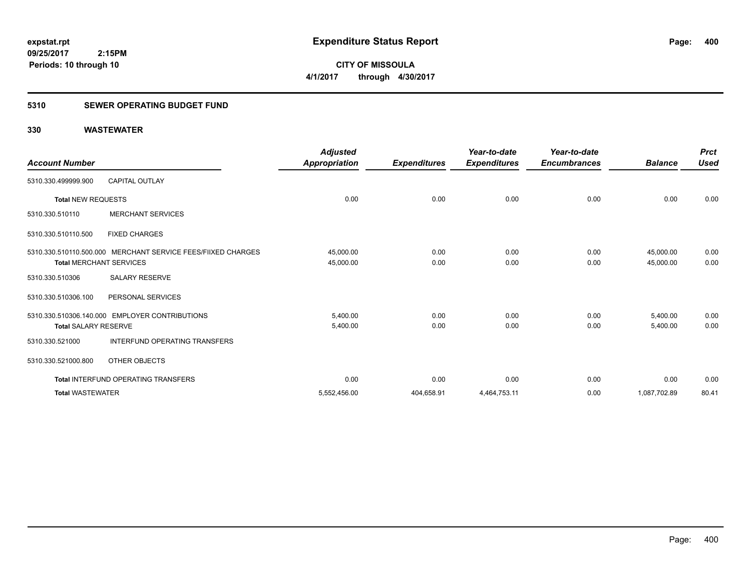**expstat.rpt**
**09/25/2017 2:15PM**
**Periods: 10 through 10**

# Expenditure Status Report

**CITY OF MISSOULA**
**4/1/2017 through 4/30/2017**

## 5310 SEWER OPERATING BUDGET FUND

## 330 WASTEWATER

| Account Number | | Adjusted Appropriation | Expenditures | Year-to-date Expenditures | Year-to-date Encumbrances | Balance | Prct Used |
|---|---|---|---|---|---|---|---|
| 5310.330.499999.900 | CAPITAL OUTLAY | | | | | | |
| **Total** NEW REQUESTS | | 0.00 | 0.00 | 0.00 | 0.00 | 0.00 | 0.00 |
| 5310.330.510110 | MERCHANT SERVICES | | | | | | |
| 5310.330.510110.500 | FIXED CHARGES | | | | | | |
| 5310.330.510110.500.000 | MERCHANT SERVICE FEES/FIIXED CHARGES | 45,000.00 | 0.00 | 0.00 | 0.00 | 45,000.00 | 0.00 |
| **Total** MERCHANT SERVICES | | 45,000.00 | 0.00 | 0.00 | 0.00 | 45,000.00 | 0.00 |
| 5310.330.510306 | SALARY RESERVE | | | | | | |
| 5310.330.510306.100 | PERSONAL SERVICES | | | | | | |
| 5310.330.510306.140.000 | EMPLOYER CONTRIBUTIONS | 5,400.00 | 0.00 | 0.00 | 0.00 | 5,400.00 | 0.00 |
| **Total** SALARY RESERVE | | 5,400.00 | 0.00 | 0.00 | 0.00 | 5,400.00 | 0.00 |
| 5310.330.521000 | INTERFUND OPERATING TRANSFERS | | | | | | |
| 5310.330.521000.800 | OTHER OBJECTS | | | | | | |
| **Total** INTERFUND OPERATING TRANSFERS | | 0.00 | 0.00 | 0.00 | 0.00 | 0.00 | 0.00 |
| **Total WASTEWATER** | | 5,552,456.00 | 404,658.91 | 4,464,753.11 | 0.00 | 1,087,702.89 | 80.41 |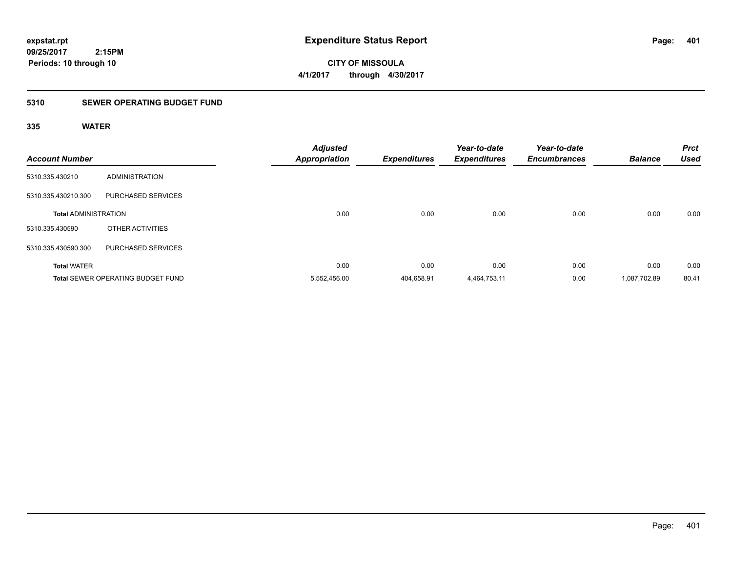# Expenditure Status Report

expstat.rpt
09/25/2017 2:15PM
Periods: 10 through 10

**CITY OF MISSOULA**
**4/1/2017 through 4/30/2017**

## 5310 SEWER OPERATING BUDGET FUND

### 335 WATER

| Account Number | | Adjusted Appropriation | Expenditures | Year-to-date Expenditures | Year-to-date Encumbrances | Balance | Prct Used |
|---|---|---|---|---|---|---|---|
| 5310.335.430210 | ADMINISTRATION | | | | | | |
| 5310.335.430210.300 | PURCHASED SERVICES | | | | | | |
| **Total** ADMINISTRATION | | 0.00 | 0.00 | 0.00 | 0.00 | 0.00 | 0.00 |
| 5310.335.430590 | OTHER ACTIVITIES | | | | | | |
| 5310.335.430590.300 | PURCHASED SERVICES | | | | | | |
| **Total** WATER | | 0.00 | 0.00 | 0.00 | 0.00 | 0.00 | 0.00 |
| **Total** SEWER OPERATING BUDGET FUND | | 5,552,456.00 | 404,658.91 | 4,464,753.11 | 0.00 | 1,087,702.89 | 80.41 |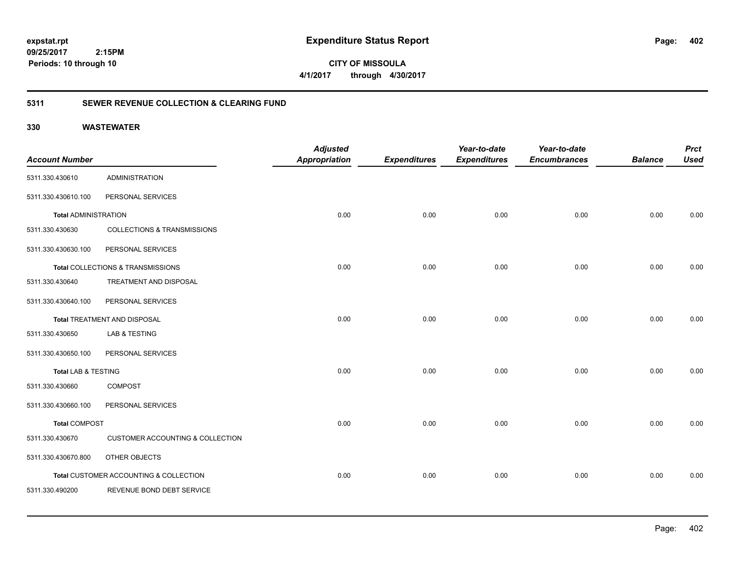# Expenditure Status Report

expstat.rpt
09/25/2017 2:15PM
Periods: 10 through 10

**CITY OF MISSOULA**
**4/1/2017 through 4/30/2017**

## 5311 SEWER REVENUE COLLECTION & CLEARING FUND

### 330 WASTEWATER

| Account Number | | Adjusted Appropriation | Expenditures | Year-to-date Expenditures | Year-to-date Encumbrances | Balance | Prct Used |
|---|---|---|---|---|---|---|---|
| 5311.330.430610 | ADMINISTRATION | | | | | | |
| 5311.330.430610.100 | PERSONAL SERVICES | | | | | | |
| **Total** ADMINISTRATION | | 0.00 | 0.00 | 0.00 | 0.00 | 0.00 | 0.00 |
| 5311.330.430630 | COLLECTIONS & TRANSMISSIONS | | | | | | |
| 5311.330.430630.100 | PERSONAL SERVICES | | | | | | |
| **Total** COLLECTIONS & TRANSMISSIONS | | 0.00 | 0.00 | 0.00 | 0.00 | 0.00 | 0.00 |
| 5311.330.430640 | TREATMENT AND DISPOSAL | | | | | | |
| 5311.330.430640.100 | PERSONAL SERVICES | | | | | | |
| **Total** TREATMENT AND DISPOSAL | | 0.00 | 0.00 | 0.00 | 0.00 | 0.00 | 0.00 |
| 5311.330.430650 | LAB & TESTING | | | | | | |
| 5311.330.430650.100 | PERSONAL SERVICES | | | | | | |
| **Total** LAB & TESTING | | 0.00 | 0.00 | 0.00 | 0.00 | 0.00 | 0.00 |
| 5311.330.430660 | COMPOST | | | | | | |
| 5311.330.430660.100 | PERSONAL SERVICES | | | | | | |
| **Total** COMPOST | | 0.00 | 0.00 | 0.00 | 0.00 | 0.00 | 0.00 |
| 5311.330.430670 | CUSTOMER ACCOUNTING & COLLECTION | | | | | | |
| 5311.330.430670.800 | OTHER OBJECTS | | | | | | |
| **Total** CUSTOMER ACCOUNTING & COLLECTION | | 0.00 | 0.00 | 0.00 | 0.00 | 0.00 | 0.00 |
| 5311.330.490200 | REVENUE BOND DEBT SERVICE | | | | | | |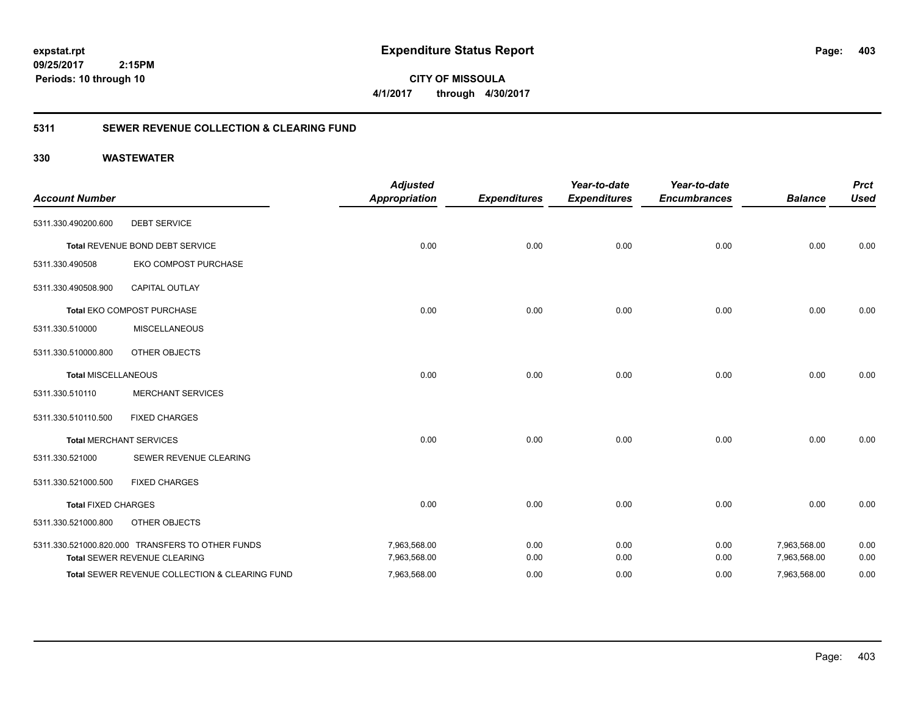**Expenditure Status Report**

**CITY OF MISSOULA**

**4/1/2017 through 4/30/2017**

expstat.rpt
09/25/2017 2:15PM
Periods: 10 through 10

## 5311 SEWER REVENUE COLLECTION & CLEARING FUND

## 330 WASTEWATER

| Account Number | | Adjusted Appropriation | Expenditures | Year-to-date Expenditures | Year-to-date Encumbrances | Balance | Prct Used |
|---|---|---|---|---|---|---|---|
| 5311.330.490200.600 | DEBT SERVICE | | | | | | |
| Total REVENUE BOND DEBT SERVICE | | 0.00 | 0.00 | 0.00 | 0.00 | 0.00 | 0.00 |
| 5311.330.490508 | EKO COMPOST PURCHASE | | | | | | |
| 5311.330.490508.900 | CAPITAL OUTLAY | | | | | | |
| Total EKO COMPOST PURCHASE | | 0.00 | 0.00 | 0.00 | 0.00 | 0.00 | 0.00 |
| 5311.330.510000 | MISCELLANEOUS | | | | | | |
| 5311.330.510000.800 | OTHER OBJECTS | | | | | | |
| Total MISCELLANEOUS | | 0.00 | 0.00 | 0.00 | 0.00 | 0.00 | 0.00 |
| 5311.330.510110 | MERCHANT SERVICES | | | | | | |
| 5311.330.510110.500 | FIXED CHARGES | | | | | | |
| Total MERCHANT SERVICES | | 0.00 | 0.00 | 0.00 | 0.00 | 0.00 | 0.00 |
| 5311.330.521000 | SEWER REVENUE CLEARING | | | | | | |
| 5311.330.521000.500 | FIXED CHARGES | | | | | | |
| Total FIXED CHARGES | | 0.00 | 0.00 | 0.00 | 0.00 | 0.00 | 0.00 |
| 5311.330.521000.800 | OTHER OBJECTS | | | | | | |
| 5311.330.521000.820.000 | TRANSFERS TO OTHER FUNDS | 7,963,568.00 | 0.00 | 0.00 | 0.00 | 7,963,568.00 | 0.00 |
| Total SEWER REVENUE CLEARING | | 7,963,568.00 | 0.00 | 0.00 | 0.00 | 7,963,568.00 | 0.00 |
| Total SEWER REVENUE COLLECTION & CLEARING FUND | | 7,963,568.00 | 0.00 | 0.00 | 0.00 | 7,963,568.00 | 0.00 |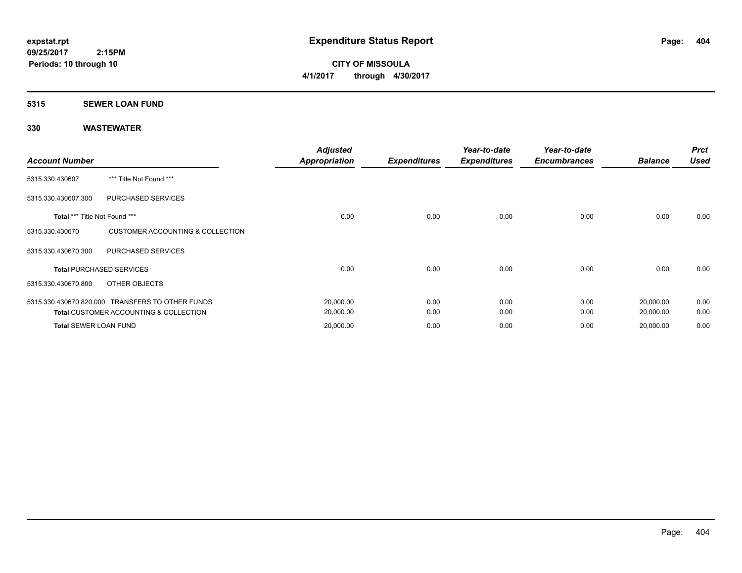**expstat.rpt**
**09/25/2017 2:15PM**
**Periods: 10 through 10**

# Expenditure Status Report

**CITY OF MISSOULA**
**4/1/2017 through 4/30/2017**

## 5315 SEWER LOAN FUND

### 330 WASTEWATER

| Account Number | | Adjusted Appropriation | Expenditures | Year-to-date Expenditures | Year-to-date Encumbrances | Balance | Prct Used |
|---|---|---|---|---|---|---|---|
| 5315.330.430607 | *** Title Not Found *** | | | | | | |
| 5315.330.430607.300 | PURCHASED SERVICES | | | | | | |
| **Total** *** Title Not Found *** | | 0.00 | 0.00 | 0.00 | 0.00 | 0.00 | 0.00 |
| 5315.330.430670 | CUSTOMER ACCOUNTING & COLLECTION | | | | | | |
| 5315.330.430670.300 | PURCHASED SERVICES | | | | | | |
| **Total** PURCHASED SERVICES | | 0.00 | 0.00 | 0.00 | 0.00 | 0.00 | 0.00 |
| 5315.330.430670.800 | OTHER OBJECTS | | | | | | |
| 5315.330.430670.820.000 | TRANSFERS TO OTHER FUNDS | 20,000.00 | 0.00 | 0.00 | 0.00 | 20,000.00 | 0.00 |
| **Total** CUSTOMER ACCOUNTING & COLLECTION | | 20,000.00 | 0.00 | 0.00 | 0.00 | 20,000.00 | 0.00 |
| **Total** SEWER LOAN FUND | | 20,000.00 | 0.00 | 0.00 | 0.00 | 20,000.00 | 0.00 |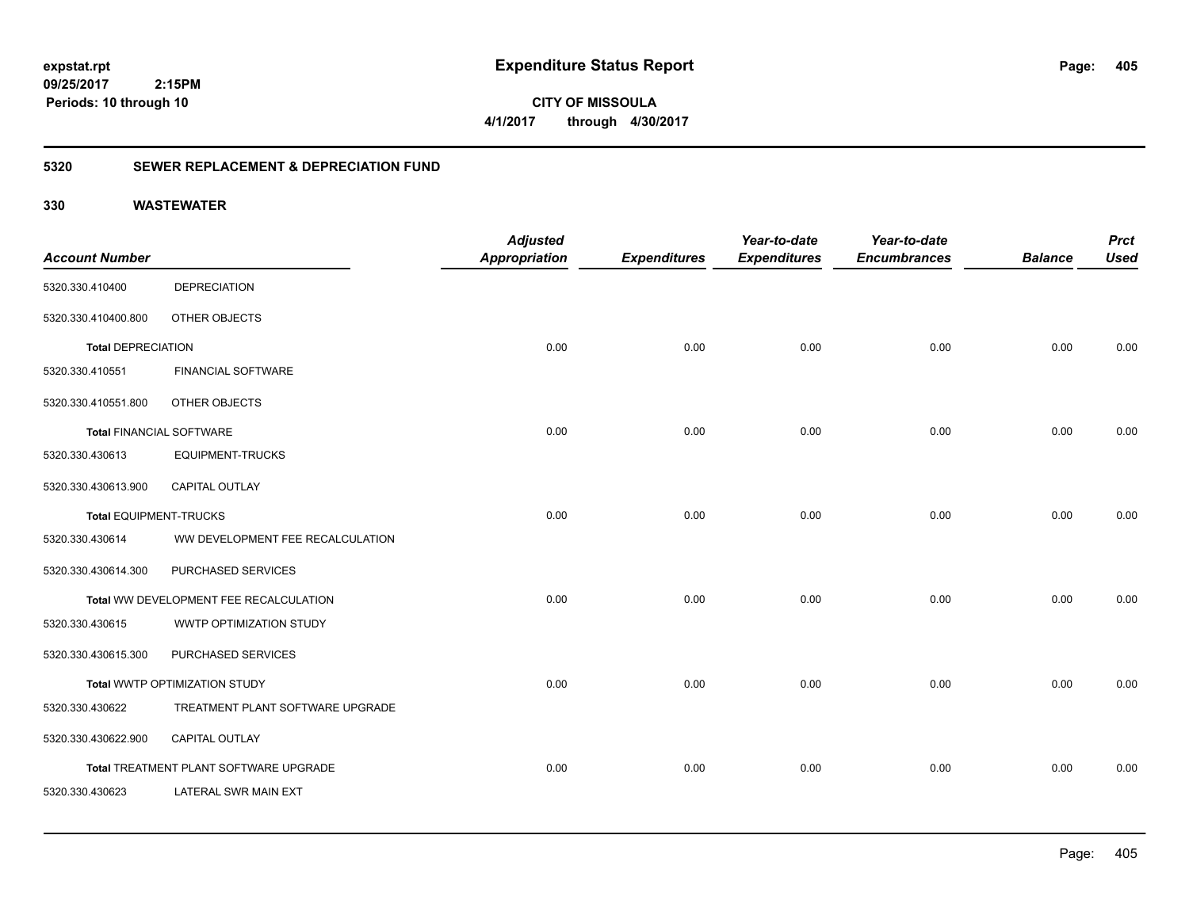# Expenditure Status Report

**CITY OF MISSOULA**

**4/1/2017 through 4/30/2017**

expstat.rpt
09/25/2017 2:15PM
Periods: 10 through 10

## 5320 SEWER REPLACEMENT & DEPRECIATION FUND

## 330 WASTEWATER

| Account Number | | Adjusted Appropriation | Expenditures | Year-to-date Expenditures | Year-to-date Encumbrances | Balance | Prct Used |
|---|---|---|---|---|---|---|---|
| 5320.330.410400 | DEPRECIATION | | | | | | |
| 5320.330.410400.800 | OTHER OBJECTS | | | | | | |
| **Total** DEPRECIATION | | 0.00 | 0.00 | 0.00 | 0.00 | 0.00 | 0.00 |
| 5320.330.410551 | FINANCIAL SOFTWARE | | | | | | |
| 5320.330.410551.800 | OTHER OBJECTS | | | | | | |
| **Total** FINANCIAL SOFTWARE | | 0.00 | 0.00 | 0.00 | 0.00 | 0.00 | 0.00 |
| 5320.330.430613 | EQUIPMENT-TRUCKS | | | | | | |
| 5320.330.430613.900 | CAPITAL OUTLAY | | | | | | |
| **Total** EQUIPMENT-TRUCKS | | 0.00 | 0.00 | 0.00 | 0.00 | 0.00 | 0.00 |
| 5320.330.430614 | WW DEVELOPMENT FEE RECALCULATION | | | | | | |
| 5320.330.430614.300 | PURCHASED SERVICES | | | | | | |
| **Total** WW DEVELOPMENT FEE RECALCULATION | | 0.00 | 0.00 | 0.00 | 0.00 | 0.00 | 0.00 |
| 5320.330.430615 | WWTP OPTIMIZATION STUDY | | | | | | |
| 5320.330.430615.300 | PURCHASED SERVICES | | | | | | |
| **Total** WWTP OPTIMIZATION STUDY | | 0.00 | 0.00 | 0.00 | 0.00 | 0.00 | 0.00 |
| 5320.330.430622 | TREATMENT PLANT SOFTWARE UPGRADE | | | | | | |
| 5320.330.430622.900 | CAPITAL OUTLAY | | | | | | |
| **Total** TREATMENT PLANT SOFTWARE UPGRADE | | 0.00 | 0.00 | 0.00 | 0.00 | 0.00 | 0.00 |
| 5320.330.430623 | LATERAL SWR MAIN EXT | | | | | | |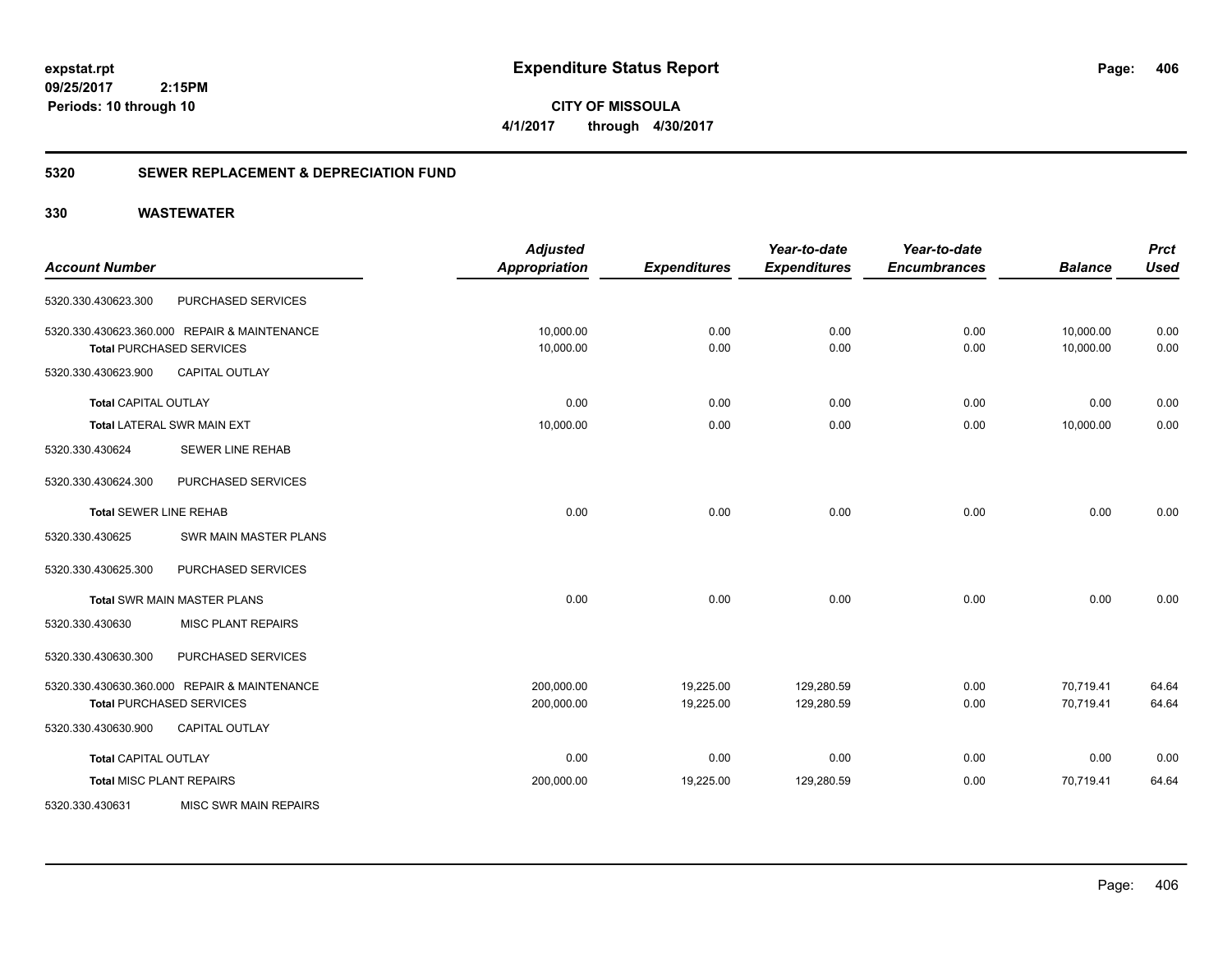expstat.rpt
09/25/2017 2:15PM
Periods: 10 through 10

# Expenditure Status Report

**CITY OF MISSOULA**
**4/1/2017 through 4/30/2017**

## 5320 SEWER REPLACEMENT & DEPRECIATION FUND

### 330 WASTEWATER

| Account Number | | Adjusted Appropriation | Expenditures | Year-to-date Expenditures | Year-to-date Encumbrances | Balance | Prct Used |
|---|---|---|---|---|---|---|---|
| 5320.330.430623.300 | PURCHASED SERVICES | | | | | | |
| 5320.330.430623.360.000 | REPAIR & MAINTENANCE | 10,000.00 | 0.00 | 0.00 | 0.00 | 10,000.00 | 0.00 |
| Total PURCHASED SERVICES | | 10,000.00 | 0.00 | 0.00 | 0.00 | 10,000.00 | 0.00 |
| 5320.330.430623.900 | CAPITAL OUTLAY | | | | | | |
| Total CAPITAL OUTLAY | | 0.00 | 0.00 | 0.00 | 0.00 | 0.00 | 0.00 |
| Total LATERAL SWR MAIN EXT | | 10,000.00 | 0.00 | 0.00 | 0.00 | 10,000.00 | 0.00 |
| 5320.330.430624 | SEWER LINE REHAB | | | | | | |
| 5320.330.430624.300 | PURCHASED SERVICES | | | | | | |
| Total SEWER LINE REHAB | | 0.00 | 0.00 | 0.00 | 0.00 | 0.00 | 0.00 |
| 5320.330.430625 | SWR MAIN MASTER PLANS | | | | | | |
| 5320.330.430625.300 | PURCHASED SERVICES | | | | | | |
| Total SWR MAIN MASTER PLANS | | 0.00 | 0.00 | 0.00 | 0.00 | 0.00 | 0.00 |
| 5320.330.430630 | MISC PLANT REPAIRS | | | | | | |
| 5320.330.430630.300 | PURCHASED SERVICES | | | | | | |
| 5320.330.430630.360.000 | REPAIR & MAINTENANCE | 200,000.00 | 19,225.00 | 129,280.59 | 0.00 | 70,719.41 | 64.64 |
| Total PURCHASED SERVICES | | 200,000.00 | 19,225.00 | 129,280.59 | 0.00 | 70,719.41 | 64.64 |
| 5320.330.430630.900 | CAPITAL OUTLAY | | | | | | |
| Total CAPITAL OUTLAY | | 0.00 | 0.00 | 0.00 | 0.00 | 0.00 | 0.00 |
| Total MISC PLANT REPAIRS | | 200,000.00 | 19,225.00 | 129,280.59 | 0.00 | 70,719.41 | 64.64 |
| 5320.330.430631 | MISC SWR MAIN REPAIRS | | | | | | |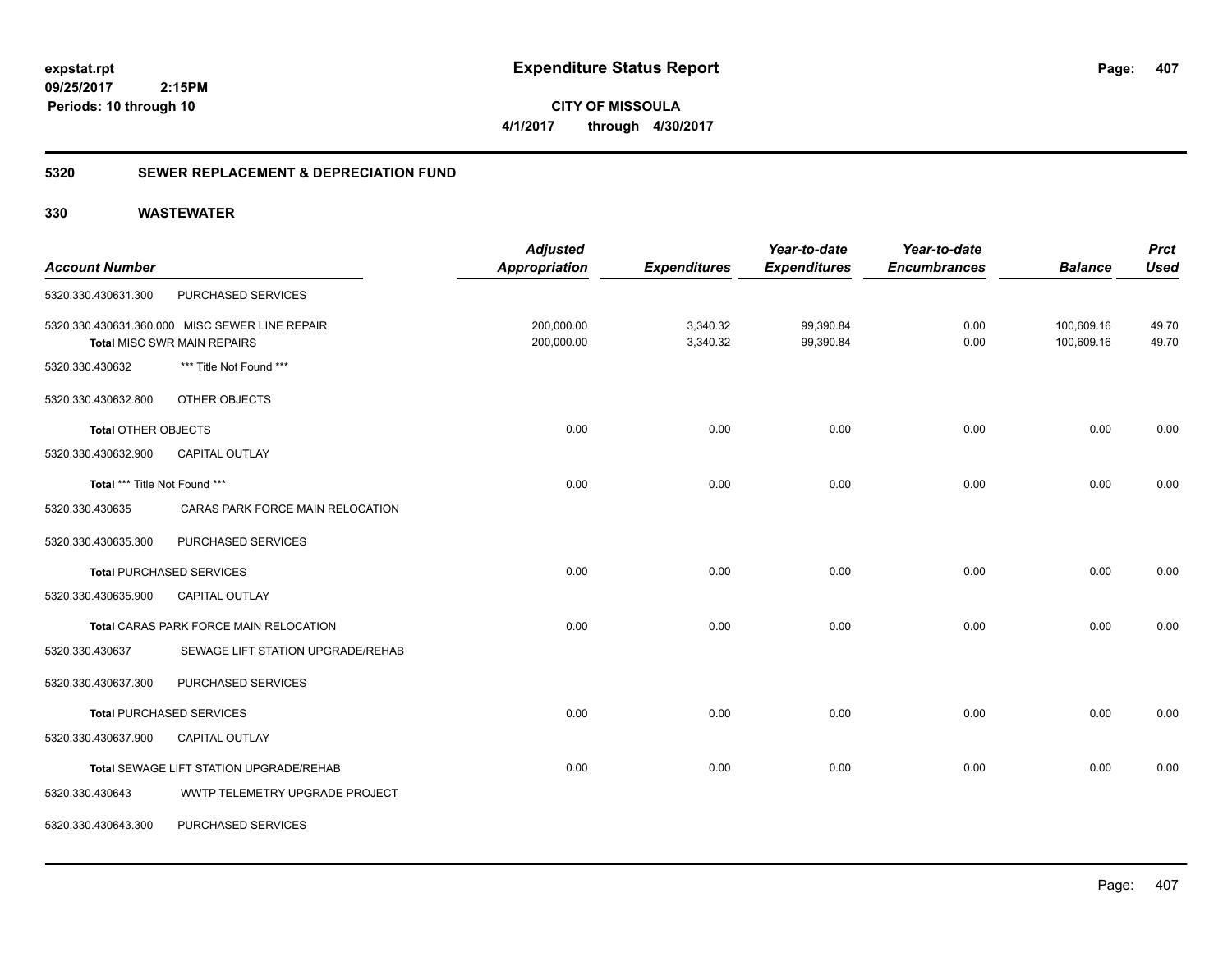**expstat.rpt**
**09/25/2017 2:15PM**
**Periods: 10 through 10**

# Expenditure Status Report

**CITY OF MISSOULA**
**4/1/2017 through 4/30/2017**

## 5320 SEWER REPLACEMENT & DEPRECIATION FUND

## 330 WASTEWATER

| Account Number | | Adjusted Appropriation | Expenditures | Year-to-date Expenditures | Year-to-date Encumbrances | Balance | Prct Used |
|---|---|---|---|---|---|---|---|
| 5320.330.430631.300 | PURCHASED SERVICES | | | | | | |
| 5320.330.430631.360.000 | MISC SEWER LINE REPAIR | 200,000.00 | 3,340.32 | 99,390.84 | 0.00 | 100,609.16 | 49.70 |
| **Total** MISC SWR MAIN REPAIRS | | 200,000.00 | 3,340.32 | 99,390.84 | 0.00 | 100,609.16 | 49.70 |
| 5320.330.430632 | *** Title Not Found *** | | | | | | |
| 5320.330.430632.800 | OTHER OBJECTS | | | | | | |
| **Total** OTHER OBJECTS | | 0.00 | 0.00 | 0.00 | 0.00 | 0.00 | 0.00 |
| 5320.330.430632.900 | CAPITAL OUTLAY | | | | | | |
| **Total** *** Title Not Found *** | | 0.00 | 0.00 | 0.00 | 0.00 | 0.00 | 0.00 |
| 5320.330.430635 | CARAS PARK FORCE MAIN RELOCATION | | | | | | |
| 5320.330.430635.300 | PURCHASED SERVICES | | | | | | |
| **Total** PURCHASED SERVICES | | 0.00 | 0.00 | 0.00 | 0.00 | 0.00 | 0.00 |
| 5320.330.430635.900 | CAPITAL OUTLAY | | | | | | |
| **Total** CARAS PARK FORCE MAIN RELOCATION | | 0.00 | 0.00 | 0.00 | 0.00 | 0.00 | 0.00 |
| 5320.330.430637 | SEWAGE LIFT STATION UPGRADE/REHAB | | | | | | |
| 5320.330.430637.300 | PURCHASED SERVICES | | | | | | |
| **Total** PURCHASED SERVICES | | 0.00 | 0.00 | 0.00 | 0.00 | 0.00 | 0.00 |
| 5320.330.430637.900 | CAPITAL OUTLAY | | | | | | |
| **Total** SEWAGE LIFT STATION UPGRADE/REHAB | | 0.00 | 0.00 | 0.00 | 0.00 | 0.00 | 0.00 |
| 5320.330.430643 | WWTP TELEMETRY UPGRADE PROJECT | | | | | | |
| 5320.330.430643.300 | PURCHASED SERVICES | | | | | | |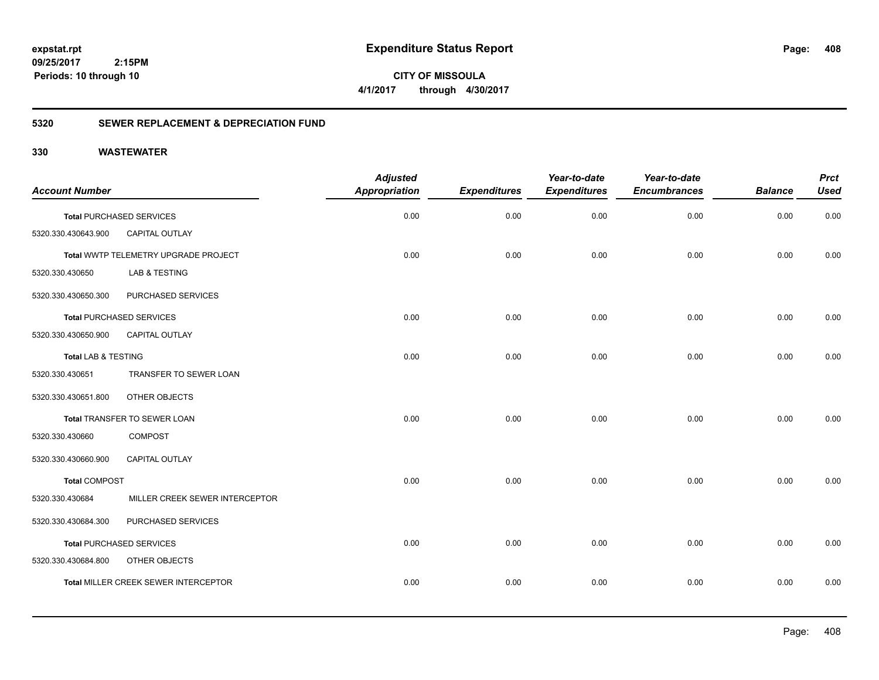# Expenditure Status Report

**CITY OF MISSOULA**

**4/1/2017 through 4/30/2017**

expstat.rpt
09/25/2017 2:15PM
Periods: 10 through 10

## 5320 SEWER REPLACEMENT & DEPRECIATION FUND

### 330 WASTEWATER

| Account Number | | Adjusted Appropriation | Expenditures | Year-to-date Expenditures | Year-to-date Encumbrances | Balance | Prct Used |
|---|---|---|---|---|---|---|---|
| **Total** PURCHASED SERVICES | | 0.00 | 0.00 | 0.00 | 0.00 | 0.00 | 0.00 |
| 5320.330.430643.900 | CAPITAL OUTLAY | | | | | | |
| **Total** WWTP TELEMETRY UPGRADE PROJECT | | 0.00 | 0.00 | 0.00 | 0.00 | 0.00 | 0.00 |
| 5320.330.430650 | LAB & TESTING | | | | | | |
| 5320.330.430650.300 | PURCHASED SERVICES | | | | | | |
| **Total** PURCHASED SERVICES | | 0.00 | 0.00 | 0.00 | 0.00 | 0.00 | 0.00 |
| 5320.330.430650.900 | CAPITAL OUTLAY | | | | | | |
| **Total** LAB & TESTING | | 0.00 | 0.00 | 0.00 | 0.00 | 0.00 | 0.00 |
| 5320.330.430651 | TRANSFER TO SEWER LOAN | | | | | | |
| 5320.330.430651.800 | OTHER OBJECTS | | | | | | |
| **Total** TRANSFER TO SEWER LOAN | | 0.00 | 0.00 | 0.00 | 0.00 | 0.00 | 0.00 |
| 5320.330.430660 | COMPOST | | | | | | |
| 5320.330.430660.900 | CAPITAL OUTLAY | | | | | | |
| **Total** COMPOST | | 0.00 | 0.00 | 0.00 | 0.00 | 0.00 | 0.00 |
| 5320.330.430684 | MILLER CREEK SEWER INTERCEPTOR | | | | | | |
| 5320.330.430684.300 | PURCHASED SERVICES | | | | | | |
| **Total** PURCHASED SERVICES | | 0.00 | 0.00 | 0.00 | 0.00 | 0.00 | 0.00 |
| 5320.330.430684.800 | OTHER OBJECTS | | | | | | |
| **Total** MILLER CREEK SEWER INTERCEPTOR | | 0.00 | 0.00 | 0.00 | 0.00 | 0.00 | 0.00 |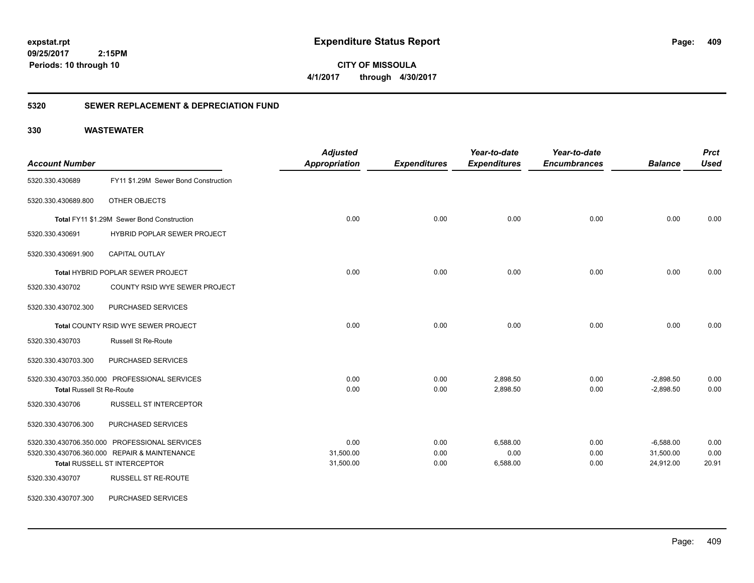**expstat.rpt**
**09/25/2017 2:15PM**
**Periods: 10 through 10**

# Expenditure Status Report

**CITY OF MISSOULA**
**4/1/2017 through 4/30/2017**

## 5320 SEWER REPLACEMENT & DEPRECIATION FUND

## 330 WASTEWATER

| Account Number | | Adjusted Appropriation | Expenditures | Year-to-date Expenditures | Year-to-date Encumbrances | Balance | Prct Used |
|---|---|---|---|---|---|---|---|
| 5320.330.430689 | FY11 $1.29M Sewer Bond Construction | | | | | | |
| 5320.330.430689.800 | OTHER OBJECTS | | | | | | |
| **Total** FY11 $1.29M Sewer Bond Construction | | 0.00 | 0.00 | 0.00 | 0.00 | 0.00 | 0.00 |
| 5320.330.430691 | HYBRID POPLAR SEWER PROJECT | | | | | | |
| 5320.330.430691.900 | CAPITAL OUTLAY | | | | | | |
| **Total** HYBRID POPLAR SEWER PROJECT | | 0.00 | 0.00 | 0.00 | 0.00 | 0.00 | 0.00 |
| 5320.330.430702 | COUNTY RSID WYE SEWER PROJECT | | | | | | |
| 5320.330.430702.300 | PURCHASED SERVICES | | | | | | |
| **Total** COUNTY RSID WYE SEWER PROJECT | | 0.00 | 0.00 | 0.00 | 0.00 | 0.00 | 0.00 |
| 5320.330.430703 | Russell St Re-Route | | | | | | |
| 5320.330.430703.300 | PURCHASED SERVICES | | | | | | |
| 5320.330.430703.350.000 | PROFESSIONAL SERVICES | 0.00 | 0.00 | 2,898.50 | 0.00 | -2,898.50 | 0.00 |
| **Total** Russell St Re-Route | | 0.00 | 0.00 | 2,898.50 | 0.00 | -2,898.50 | 0.00 |
| 5320.330.430706 | RUSSELL ST INTERCEPTOR | | | | | | |
| 5320.330.430706.300 | PURCHASED SERVICES | | | | | | |
| 5320.330.430706.350.000 | PROFESSIONAL SERVICES | 0.00 | 0.00 | 6,588.00 | 0.00 | -6,588.00 | 0.00 |
| 5320.330.430706.360.000 | REPAIR & MAINTENANCE | 31,500.00 | 0.00 | 0.00 | 0.00 | 31,500.00 | 0.00 |
| **Total** RUSSELL ST INTERCEPTOR | | 31,500.00 | 0.00 | 6,588.00 | 0.00 | 24,912.00 | 20.91 |
| 5320.330.430707 | RUSSELL ST RE-ROUTE | | | | | | |
| 5320.330.430707.300 | PURCHASED SERVICES | | | | | | |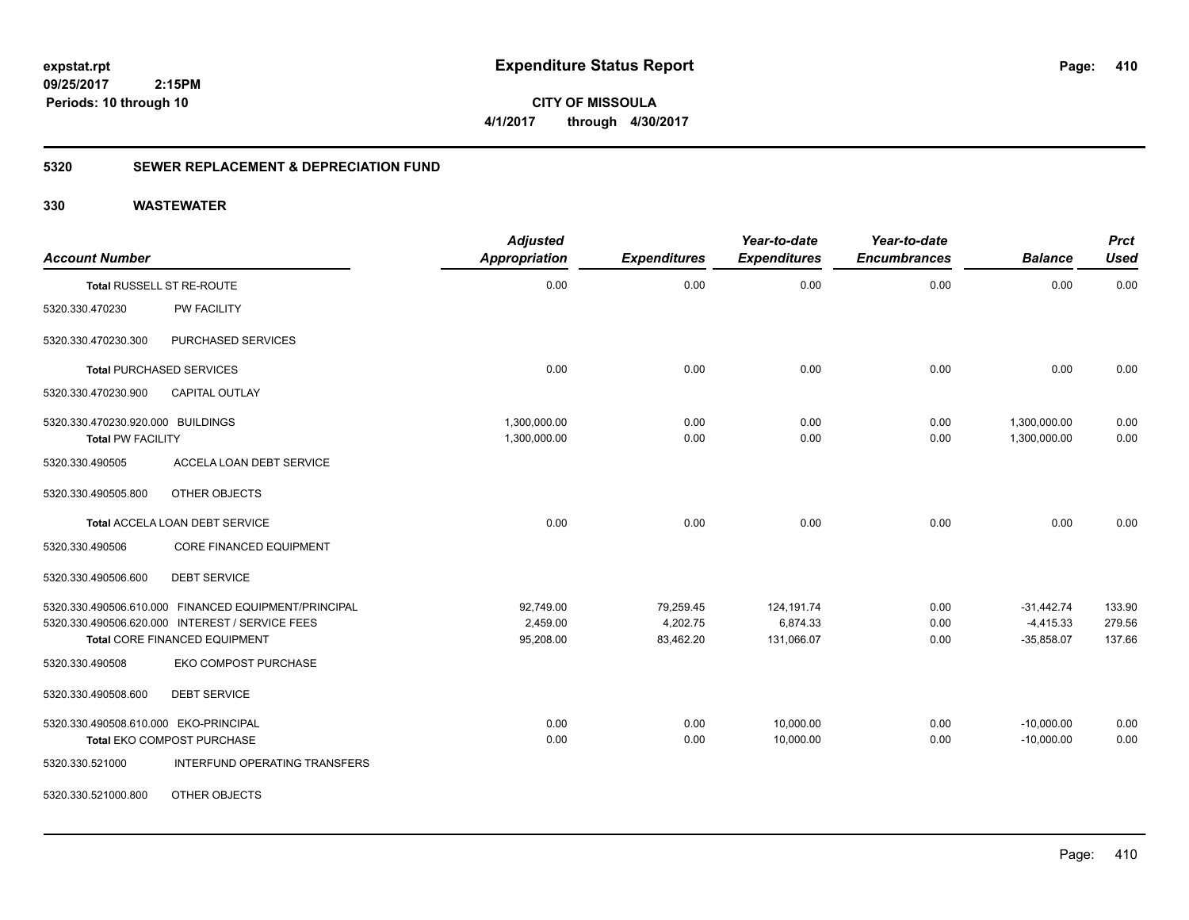# Expenditure Status Report

expstat.rpt
09/25/2017 2:15PM
Periods: 10 through 10

**CITY OF MISSOULA**
**4/1/2017 through 4/30/2017**

## 5320 SEWER REPLACEMENT & DEPRECIATION FUND

## 330 WASTEWATER

| Account Number | | Adjusted Appropriation | Expenditures | Year-to-date Expenditures | Year-to-date Encumbrances | Balance | Prct Used |
|---|---|---|---|---|---|---|---|
| **Total** RUSSELL ST RE-ROUTE | | 0.00 | 0.00 | 0.00 | 0.00 | 0.00 | 0.00 |
| 5320.330.470230 | PW FACILITY | | | | | | |
| 5320.330.470230.300 | PURCHASED SERVICES | | | | | | |
| **Total** PURCHASED SERVICES | | 0.00 | 0.00 | 0.00 | 0.00 | 0.00 | 0.00 |
| 5320.330.470230.900 | CAPITAL OUTLAY | | | | | | |
| 5320.330.470230.920.000 | BUILDINGS | 1,300,000.00 | 0.00 | 0.00 | 0.00 | 1,300,000.00 | 0.00 |
| **Total** PW FACILITY | | 1,300,000.00 | 0.00 | 0.00 | 0.00 | 1,300,000.00 | 0.00 |
| 5320.330.490505 | ACCELA LOAN DEBT SERVICE | | | | | | |
| 5320.330.490505.800 | OTHER OBJECTS | | | | | | |
| **Total** ACCELA LOAN DEBT SERVICE | | 0.00 | 0.00 | 0.00 | 0.00 | 0.00 | 0.00 |
| 5320.330.490506 | CORE FINANCED EQUIPMENT | | | | | | |
| 5320.330.490506.600 | DEBT SERVICE | | | | | | |
| 5320.330.490506.610.000 | FINANCED EQUIPMENT/PRINCIPAL | 92,749.00 | 79,259.45 | 124,191.74 | 0.00 | -31,442.74 | 133.90 |
| 5320.330.490506.620.000 | INTEREST / SERVICE FEES | 2,459.00 | 4,202.75 | 6,874.33 | 0.00 | -4,415.33 | 279.56 |
| **Total** CORE FINANCED EQUIPMENT | | 95,208.00 | 83,462.20 | 131,066.07 | 0.00 | -35,858.07 | 137.66 |
| 5320.330.490508 | EKO COMPOST PURCHASE | | | | | | |
| 5320.330.490508.600 | DEBT SERVICE | | | | | | |
| 5320.330.490508.610.000 | EKO-PRINCIPAL | 0.00 | 0.00 | 10,000.00 | 0.00 | -10,000.00 | 0.00 |
| **Total** EKO COMPOST PURCHASE | | 0.00 | 0.00 | 10,000.00 | 0.00 | -10,000.00 | 0.00 |
| 5320.330.521000 | INTERFUND OPERATING TRANSFERS | | | | | | |
| 5320.330.521000.800 | OTHER OBJECTS | | | | | | |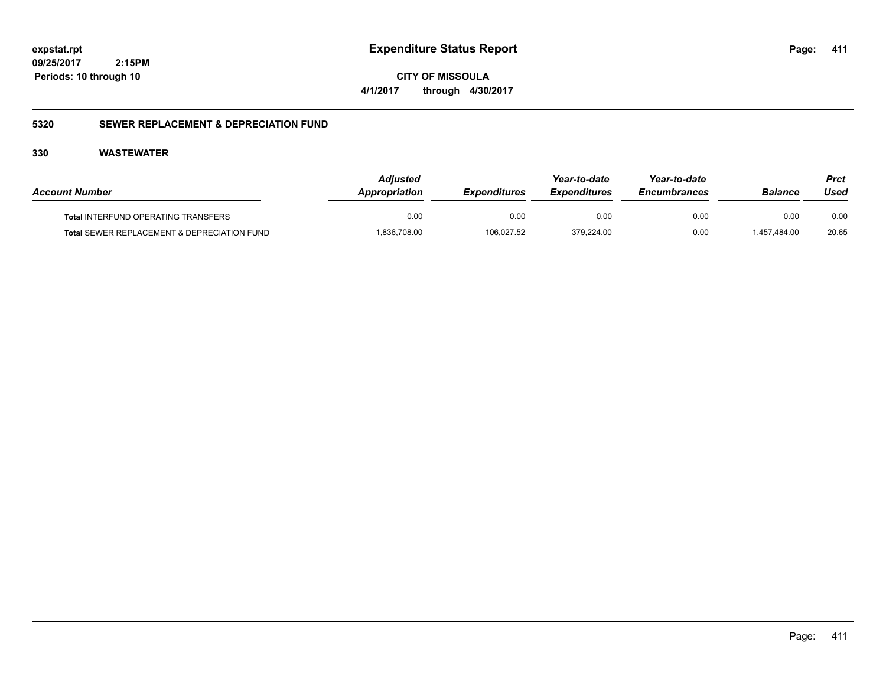# Expenditure Status Report

expstat.rpt
09/25/2017 2:15PM
Periods: 10 through 10

CITY OF MISSOULA
4/1/2017 through 4/30/2017

## 5320 SEWER REPLACEMENT & DEPRECIATION FUND

### 330 WASTEWATER

| Account Number | Adjusted Appropriation | Expenditures | Year-to-date Expenditures | Year-to-date Encumbrances | Balance | Prct Used |
|---|---|---|---|---|---|---|
| **Total** INTERFUND OPERATING TRANSFERS | 0.00 | 0.00 | 0.00 | 0.00 | 0.00 | 0.00 |
| **Total** SEWER REPLACEMENT & DEPRECIATION FUND | 1,836,708.00 | 106,027.52 | 379,224.00 | 0.00 | 1,457,484.00 | 20.65 |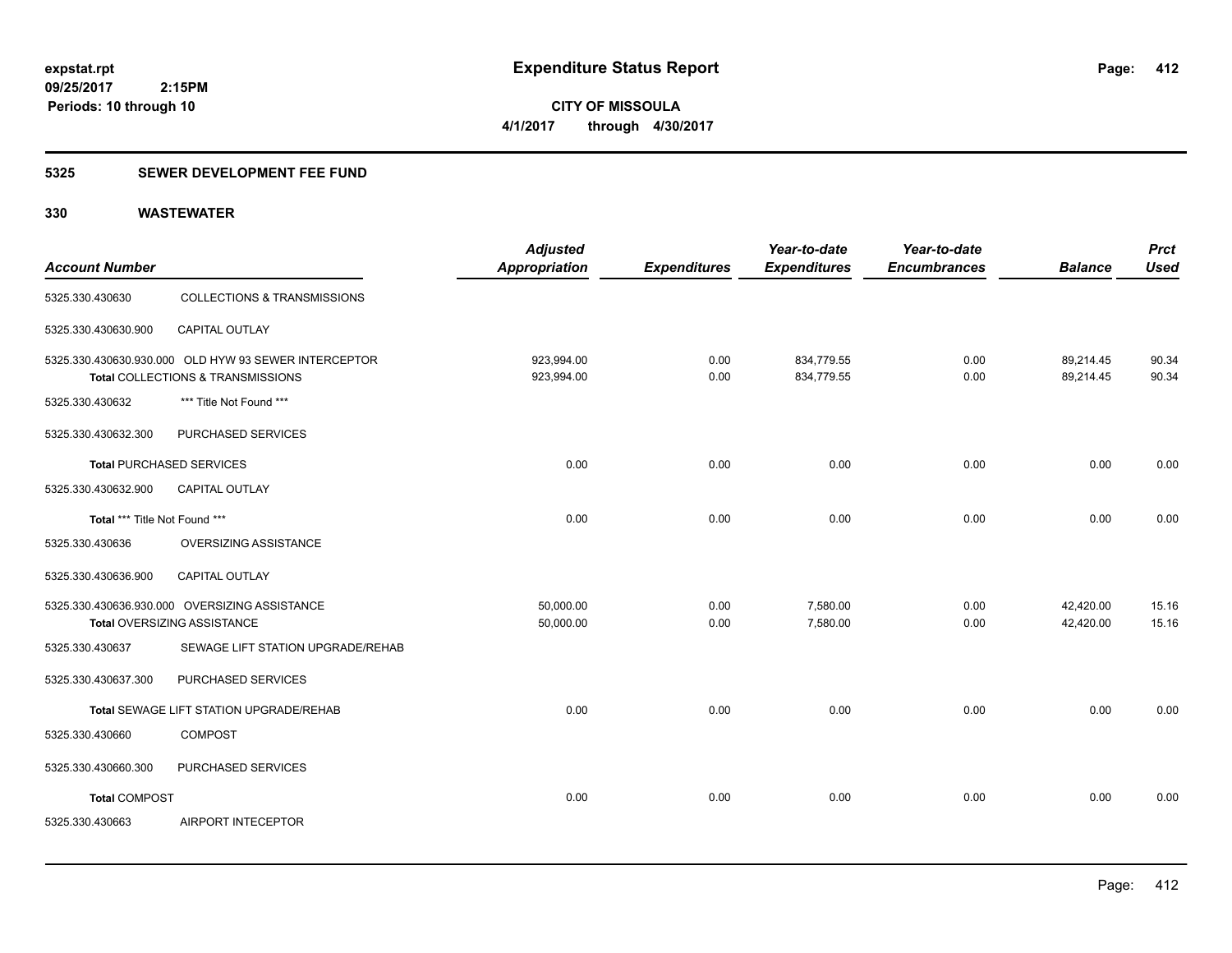# Expenditure Status Report

expstat.rpt
09/25/2017 2:15PM
Periods: 10 through 10

**CITY OF MISSOULA**
**4/1/2017 through 4/30/2017**

## 5325 SEWER DEVELOPMENT FEE FUND

### 330 WASTEWATER

| Account Number | | Adjusted Appropriation | Expenditures | Year-to-date Expenditures | Year-to-date Encumbrances | Balance | Prct Used |
|---|---|---|---|---|---|---|---|
| 5325.330.430630 | COLLECTIONS & TRANSMISSIONS | | | | | | |
| 5325.330.430630.900 | CAPITAL OUTLAY | | | | | | |
| 5325.330.430630.930.000 | OLD HYW 93 SEWER INTERCEPTOR | 923,994.00 | 0.00 | 834,779.55 | 0.00 | 89,214.45 | 90.34 |
| **Total** COLLECTIONS & TRANSMISSIONS | | 923,994.00 | 0.00 | 834,779.55 | 0.00 | 89,214.45 | 90.34 |
| 5325.330.430632 | *** Title Not Found *** | | | | | | |
| 5325.330.430632.300 | PURCHASED SERVICES | | | | | | |
| **Total** PURCHASED SERVICES | | 0.00 | 0.00 | 0.00 | 0.00 | 0.00 | 0.00 |
| 5325.330.430632.900 | CAPITAL OUTLAY | | | | | | |
| **Total** *** Title Not Found *** | | 0.00 | 0.00 | 0.00 | 0.00 | 0.00 | 0.00 |
| 5325.330.430636 | OVERSIZING ASSISTANCE | | | | | | |
| 5325.330.430636.900 | CAPITAL OUTLAY | | | | | | |
| 5325.330.430636.930.000 | OVERSIZING ASSISTANCE | 50,000.00 | 0.00 | 7,580.00 | 0.00 | 42,420.00 | 15.16 |
| **Total** OVERSIZING ASSISTANCE | | 50,000.00 | 0.00 | 7,580.00 | 0.00 | 42,420.00 | 15.16 |
| 5325.330.430637 | SEWAGE LIFT STATION UPGRADE/REHAB | | | | | | |
| 5325.330.430637.300 | PURCHASED SERVICES | | | | | | |
| **Total** SEWAGE LIFT STATION UPGRADE/REHAB | | 0.00 | 0.00 | 0.00 | 0.00 | 0.00 | 0.00 |
| 5325.330.430660 | COMPOST | | | | | | |
| 5325.330.430660.300 | PURCHASED SERVICES | | | | | | |
| **Total** COMPOST | | 0.00 | 0.00 | 0.00 | 0.00 | 0.00 | 0.00 |
| 5325.330.430663 | AIRPORT INTECEPTOR | | | | | | |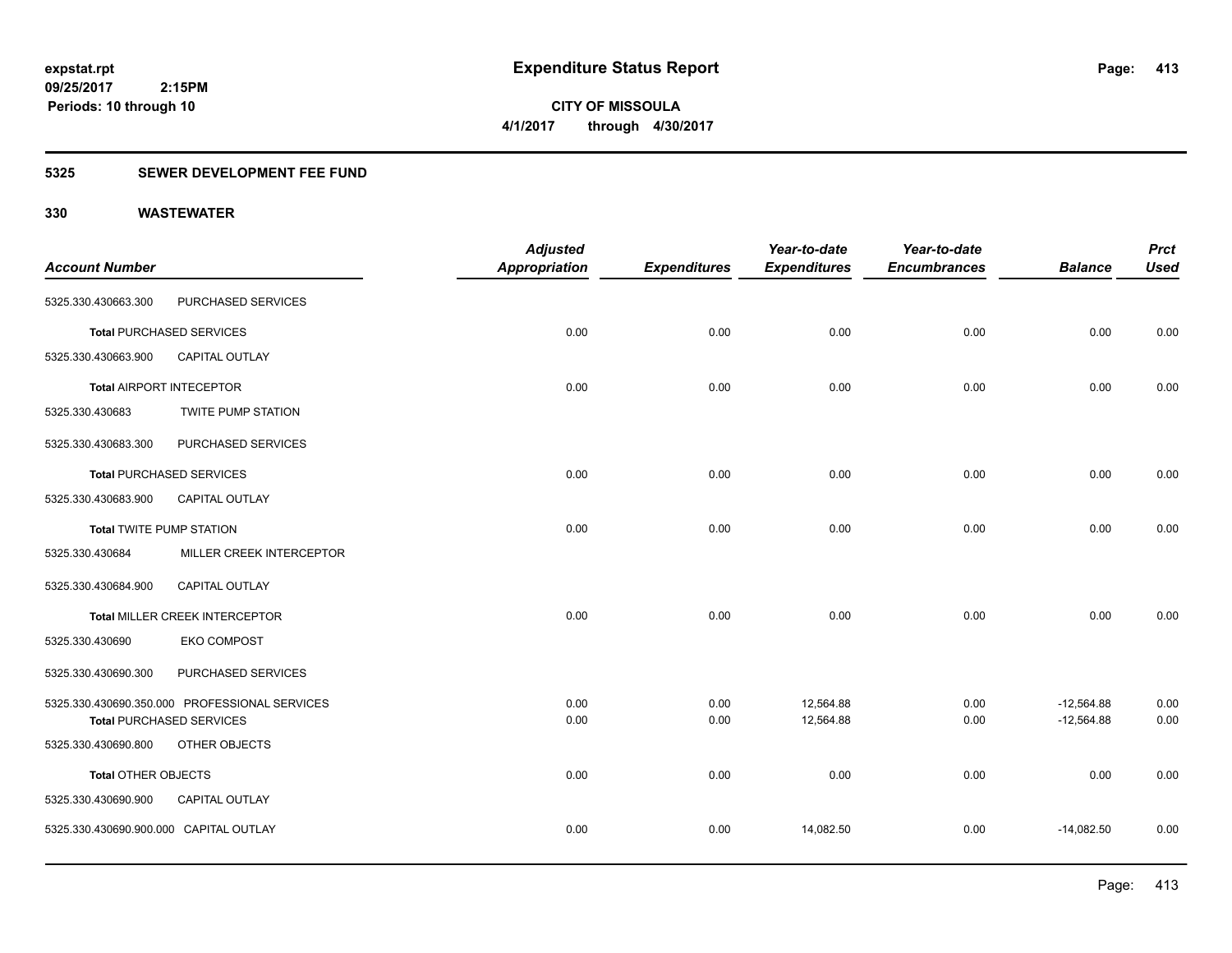**expstat.rpt**
**09/25/2017 2:15PM**
**Periods: 10 through 10**

# Expenditure Status Report

**CITY OF MISSOULA**
**4/1/2017 through 4/30/2017**

## 5325 SEWER DEVELOPMENT FEE FUND

## 330 WASTEWATER

| Account Number | | Adjusted Appropriation | Expenditures | Year-to-date Expenditures | Year-to-date Encumbrances | Balance | Prct Used |
|---|---|---|---|---|---|---|---|
| 5325.330.430663.300 | PURCHASED SERVICES | | | | | | |
| **Total** PURCHASED SERVICES | | 0.00 | 0.00 | 0.00 | 0.00 | 0.00 | 0.00 |
| 5325.330.430663.900 | CAPITAL OUTLAY | | | | | | |
| **Total** AIRPORT INTECEPTOR | | 0.00 | 0.00 | 0.00 | 0.00 | 0.00 | 0.00 |
| 5325.330.430683 | TWITE PUMP STATION | | | | | | |
| 5325.330.430683.300 | PURCHASED SERVICES | | | | | | |
| **Total** PURCHASED SERVICES | | 0.00 | 0.00 | 0.00 | 0.00 | 0.00 | 0.00 |
| 5325.330.430683.900 | CAPITAL OUTLAY | | | | | | |
| **Total** TWITE PUMP STATION | | 0.00 | 0.00 | 0.00 | 0.00 | 0.00 | 0.00 |
| 5325.330.430684 | MILLER CREEK INTERCEPTOR | | | | | | |
| 5325.330.430684.900 | CAPITAL OUTLAY | | | | | | |
| **Total** MILLER CREEK INTERCEPTOR | | 0.00 | 0.00 | 0.00 | 0.00 | 0.00 | 0.00 |
| 5325.330.430690 | EKO COMPOST | | | | | | |
| 5325.330.430690.300 | PURCHASED SERVICES | | | | | | |
| 5325.330.430690.350.000 | PROFESSIONAL SERVICES | 0.00 | 0.00 | 12,564.88 | 0.00 | -12,564.88 | 0.00 |
| **Total** PURCHASED SERVICES | | 0.00 | 0.00 | 12,564.88 | 0.00 | -12,564.88 | 0.00 |
| 5325.330.430690.800 | OTHER OBJECTS | | | | | | |
| **Total** OTHER OBJECTS | | 0.00 | 0.00 | 0.00 | 0.00 | 0.00 | 0.00 |
| 5325.330.430690.900 | CAPITAL OUTLAY | | | | | | |
| 5325.330.430690.900.000 | CAPITAL OUTLAY | 0.00 | 0.00 | 14,082.50 | 0.00 | -14,082.50 | 0.00 |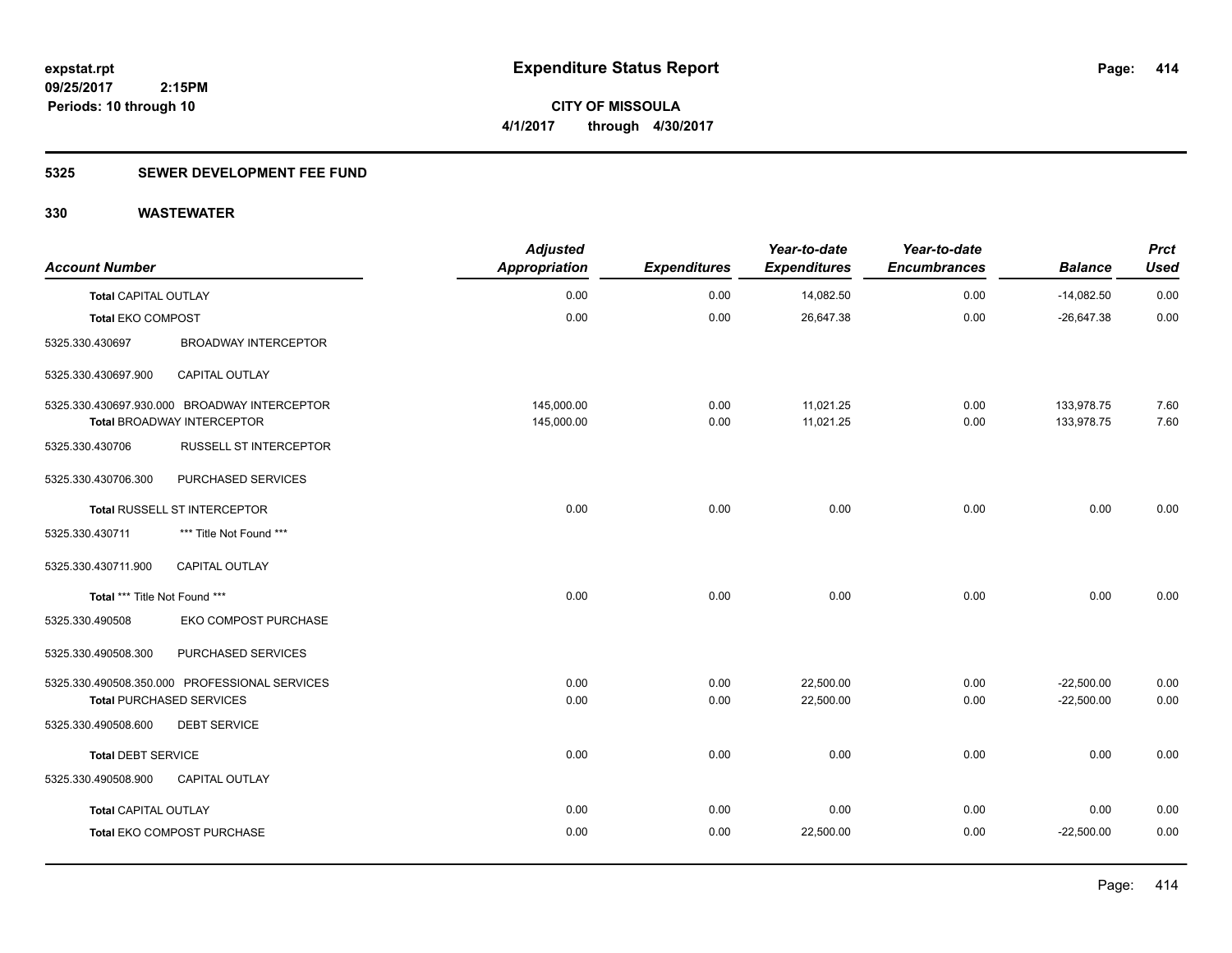**expstat.rpt**
**09/25/2017 2:15PM**
**Periods: 10 through 10**

# Expenditure Status Report

**CITY OF MISSOULA**
**4/1/2017 through 4/30/2017**

## 5325 SEWER DEVELOPMENT FEE FUND

## 330 WASTEWATER

| Account Number | | Adjusted Appropriation | Expenditures | Year-to-date Expenditures | Year-to-date Encumbrances | Balance | Prct Used |
|---|---|---|---|---|---|---|---|
| **Total CAPITAL OUTLAY** | | 0.00 | 0.00 | 14,082.50 | 0.00 | -14,082.50 | 0.00 |
| **Total EKO COMPOST** | | 0.00 | 0.00 | 26,647.38 | 0.00 | -26,647.38 | 0.00 |
| 5325.330.430697 | BROADWAY INTERCEPTOR | | | | | | |
| 5325.330.430697.900 | CAPITAL OUTLAY | | | | | | |
| 5325.330.430697.930.000 | BROADWAY INTERCEPTOR | 145,000.00 | 0.00 | 11,021.25 | 0.00 | 133,978.75 | 7.60 |
| **Total BROADWAY INTERCEPTOR** | | 145,000.00 | 0.00 | 11,021.25 | 0.00 | 133,978.75 | 7.60 |
| 5325.330.430706 | RUSSELL ST INTERCEPTOR | | | | | | |
| 5325.330.430706.300 | PURCHASED SERVICES | | | | | | |
| **Total RUSSELL ST INTERCEPTOR** | | 0.00 | 0.00 | 0.00 | 0.00 | 0.00 | 0.00 |
| 5325.330.430711 | *** Title Not Found *** | | | | | | |
| 5325.330.430711.900 | CAPITAL OUTLAY | | | | | | |
| **Total *** Title Not Found ***** | | 0.00 | 0.00 | 0.00 | 0.00 | 0.00 | 0.00 |
| 5325.330.490508 | EKO COMPOST PURCHASE | | | | | | |
| 5325.330.490508.300 | PURCHASED SERVICES | | | | | | |
| 5325.330.490508.350.000 | PROFESSIONAL SERVICES | 0.00 | 0.00 | 22,500.00 | 0.00 | -22,500.00 | 0.00 |
| **Total PURCHASED SERVICES** | | 0.00 | 0.00 | 22,500.00 | 0.00 | -22,500.00 | 0.00 |
| 5325.330.490508.600 | DEBT SERVICE | | | | | | |
| **Total DEBT SERVICE** | | 0.00 | 0.00 | 0.00 | 0.00 | 0.00 | 0.00 |
| 5325.330.490508.900 | CAPITAL OUTLAY | | | | | | |
| **Total CAPITAL OUTLAY** | | 0.00 | 0.00 | 0.00 | 0.00 | 0.00 | 0.00 |
| **Total EKO COMPOST PURCHASE** | | 0.00 | 0.00 | 22,500.00 | 0.00 | -22,500.00 | 0.00 |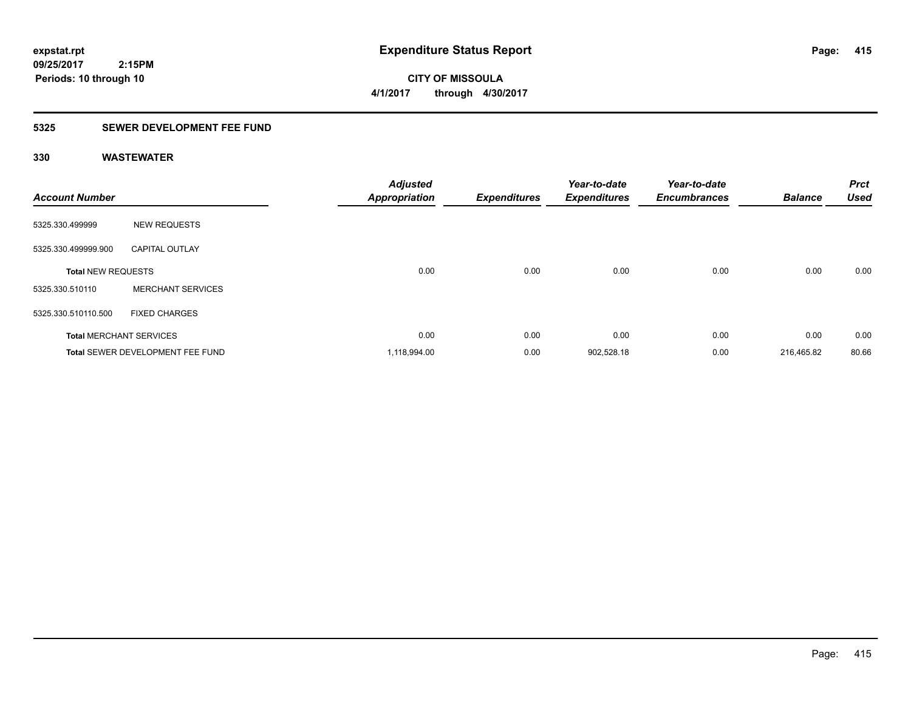# Expenditure Status Report

expstat.rpt
09/25/2017 2:15PM
Periods: 10 through 10

**CITY OF MISSOULA**
**4/1/2017 through 4/30/2017**

## 5325 SEWER DEVELOPMENT FEE FUND

### 330 WASTEWATER

| Account Number | | Adjusted Appropriation | Expenditures | Year-to-date Expenditures | Year-to-date Encumbrances | Balance | Prct Used |
|---|---|---|---|---|---|---|---|
| 5325.330.499999 | NEW REQUESTS | | | | | | |
| 5325.330.499999.900 | CAPITAL OUTLAY | | | | | | |
| **Total** NEW REQUESTS | | 0.00 | 0.00 | 0.00 | 0.00 | 0.00 | 0.00 |
| 5325.330.510110 | MERCHANT SERVICES | | | | | | |
| 5325.330.510110.500 | FIXED CHARGES | | | | | | |
| **Total** MERCHANT SERVICES | | 0.00 | 0.00 | 0.00 | 0.00 | 0.00 | 0.00 |
| **Total** SEWER DEVELOPMENT FEE FUND | | 1,118,994.00 | 0.00 | 902,528.18 | 0.00 | 216,465.82 | 80.66 |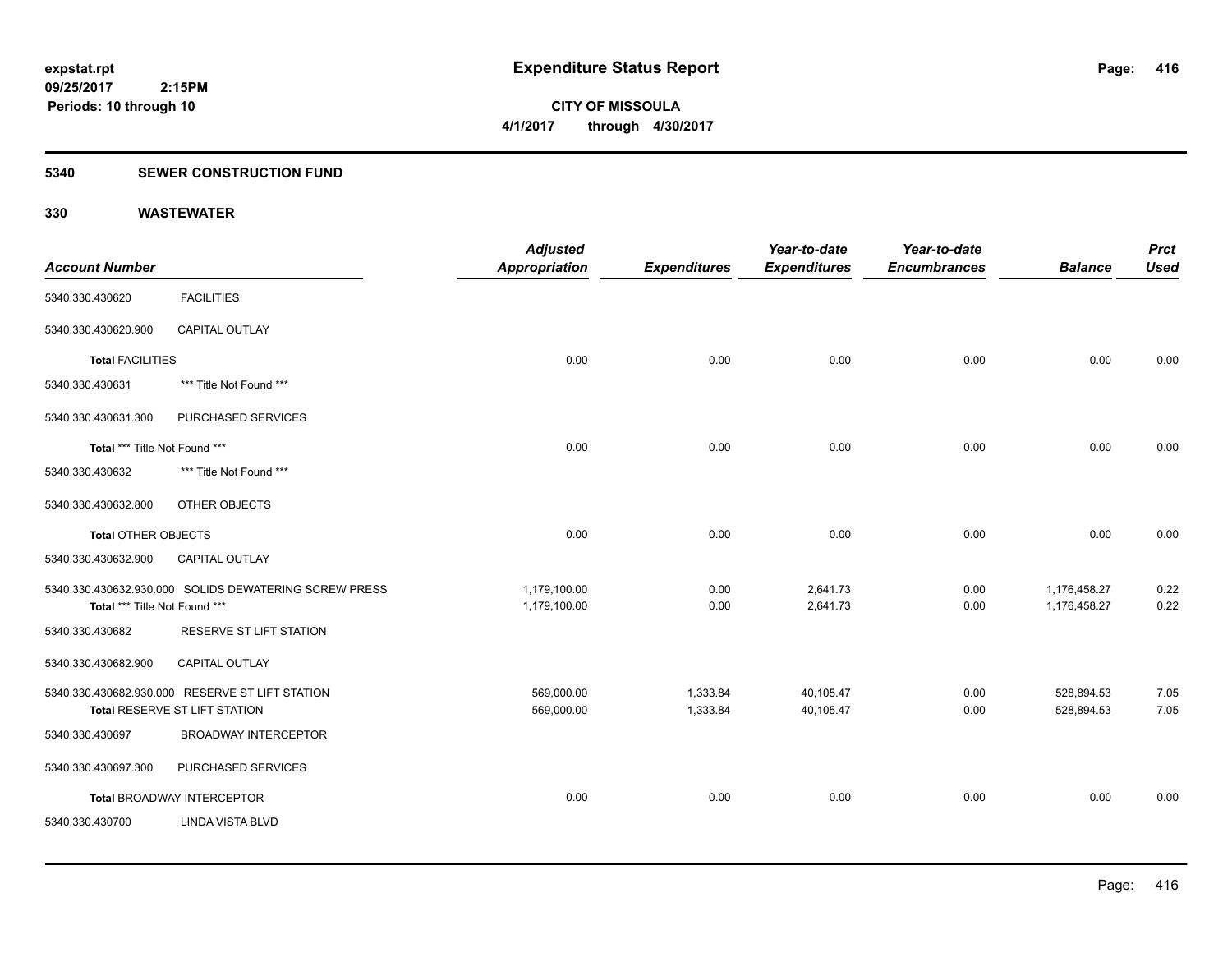# Expenditure Status Report

expstat.rpt
09/25/2017 2:15PM
Periods: 10 through 10

**CITY OF MISSOULA**
**4/1/2017 through 4/30/2017**

## 5340 SEWER CONSTRUCTION FUND

### 330 WASTEWATER

| Account Number | | Adjusted Appropriation | Expenditures | Year-to-date Expenditures | Year-to-date Encumbrances | Balance | Prct Used |
|---|---|---|---|---|---|---|---|
| 5340.330.430620 | FACILITIES | | | | | | |
| 5340.330.430620.900 | CAPITAL OUTLAY | | | | | | |
| **Total** FACILITIES | | 0.00 | 0.00 | 0.00 | 0.00 | 0.00 | 0.00 |
| 5340.330.430631 | *** Title Not Found *** | | | | | | |
| 5340.330.430631.300 | PURCHASED SERVICES | | | | | | |
| **Total** *** Title Not Found *** | | 0.00 | 0.00 | 0.00 | 0.00 | 0.00 | 0.00 |
| 5340.330.430632 | *** Title Not Found *** | | | | | | |
| 5340.330.430632.800 | OTHER OBJECTS | | | | | | |
| **Total** OTHER OBJECTS | | 0.00 | 0.00 | 0.00 | 0.00 | 0.00 | 0.00 |
| 5340.330.430632.900 | CAPITAL OUTLAY | | | | | | |
| 5340.330.430632.930.000 | SOLIDS DEWATERING SCREW PRESS | 1,179,100.00 | 0.00 | 2,641.73 | 0.00 | 1,176,458.27 | 0.22 |
| **Total** *** Title Not Found *** | | 1,179,100.00 | 0.00 | 2,641.73 | 0.00 | 1,176,458.27 | 0.22 |
| 5340.330.430682 | RESERVE ST LIFT STATION | | | | | | |
| 5340.330.430682.900 | CAPITAL OUTLAY | | | | | | |
| 5340.330.430682.930.000 | RESERVE ST LIFT STATION | 569,000.00 | 1,333.84 | 40,105.47 | 0.00 | 528,894.53 | 7.05 |
| **Total** RESERVE ST LIFT STATION | | 569,000.00 | 1,333.84 | 40,105.47 | 0.00 | 528,894.53 | 7.05 |
| 5340.330.430697 | BROADWAY INTERCEPTOR | | | | | | |
| 5340.330.430697.300 | PURCHASED SERVICES | | | | | | |
| **Total** BROADWAY INTERCEPTOR | | 0.00 | 0.00 | 0.00 | 0.00 | 0.00 | 0.00 |
| 5340.330.430700 | LINDA VISTA BLVD | | | | | | |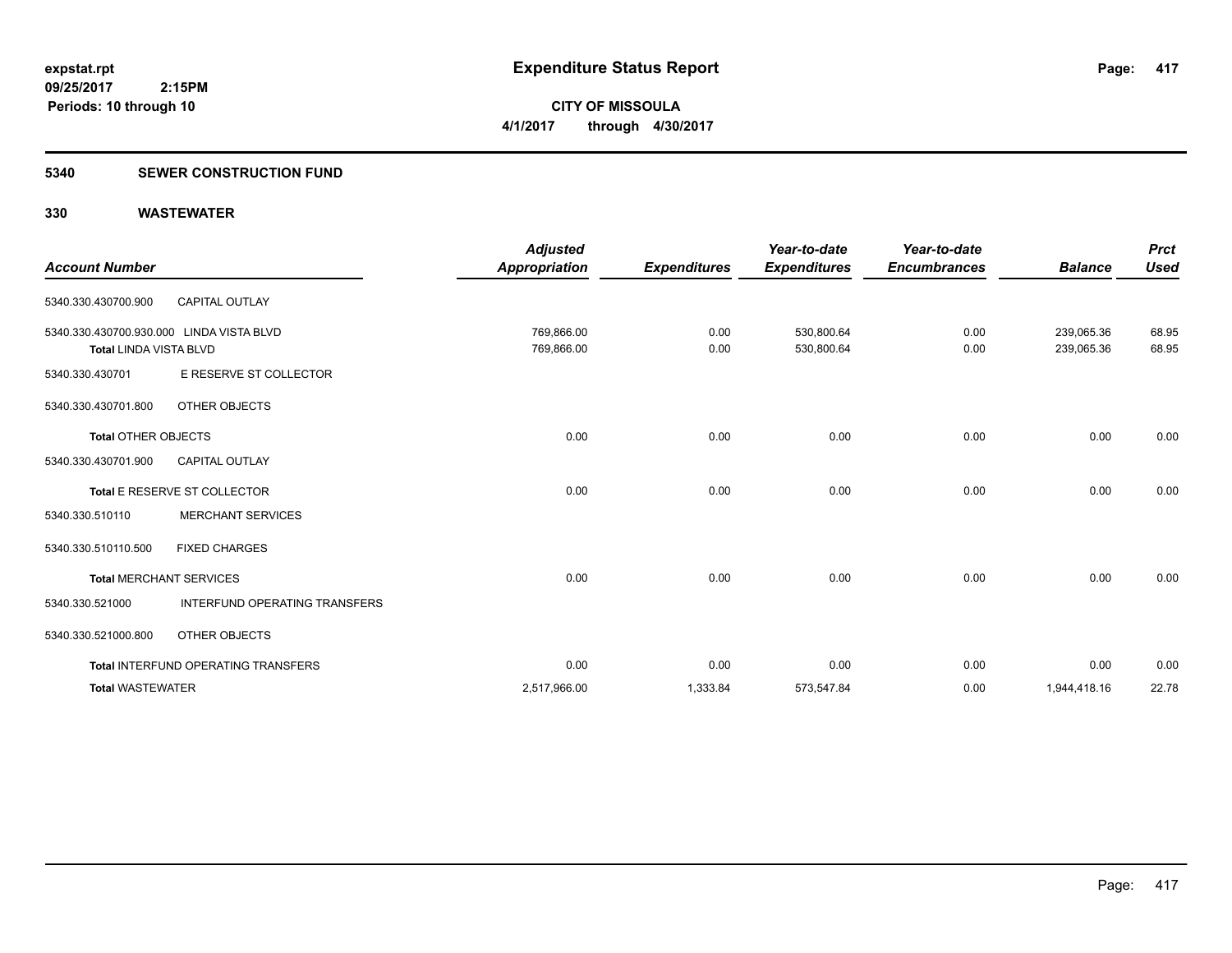# Expenditure Status Report

**CITY OF MISSOULA**

**4/1/2017 through 4/30/2017**

expstat.rpt
09/25/2017 2:15PM
Periods: 10 through 10

## 5340 SEWER CONSTRUCTION FUND

### 330 WASTEWATER

| Account Number | | Adjusted Appropriation | Expenditures | Year-to-date Expenditures | Year-to-date Encumbrances | Balance | Prct Used |
|---|---|---|---|---|---|---|---|
| 5340.330.430700.900 | CAPITAL OUTLAY | | | | | | |
| 5340.330.430700.930.000 | LINDA VISTA BLVD | 769,866.00 | 0.00 | 530,800.64 | 0.00 | 239,065.36 | 68.95 |
| **Total** LINDA VISTA BLVD | | 769,866.00 | 0.00 | 530,800.64 | 0.00 | 239,065.36 | 68.95 |
| 5340.330.430701 | E RESERVE ST COLLECTOR | | | | | | |
| 5340.330.430701.800 | OTHER OBJECTS | | | | | | |
| **Total** OTHER OBJECTS | | 0.00 | 0.00 | 0.00 | 0.00 | 0.00 | 0.00 |
| 5340.330.430701.900 | CAPITAL OUTLAY | | | | | | |
| **Total** E RESERVE ST COLLECTOR | | 0.00 | 0.00 | 0.00 | 0.00 | 0.00 | 0.00 |
| 5340.330.510110 | MERCHANT SERVICES | | | | | | |
| 5340.330.510110.500 | FIXED CHARGES | | | | | | |
| **Total** MERCHANT SERVICES | | 0.00 | 0.00 | 0.00 | 0.00 | 0.00 | 0.00 |
| 5340.330.521000 | INTERFUND OPERATING TRANSFERS | | | | | | |
| 5340.330.521000.800 | OTHER OBJECTS | | | | | | |
| **Total** INTERFUND OPERATING TRANSFERS | | 0.00 | 0.00 | 0.00 | 0.00 | 0.00 | 0.00 |
| **Total WASTEWATER** | | 2,517,966.00 | 1,333.84 | 573,547.84 | 0.00 | 1,944,418.16 | 22.78 |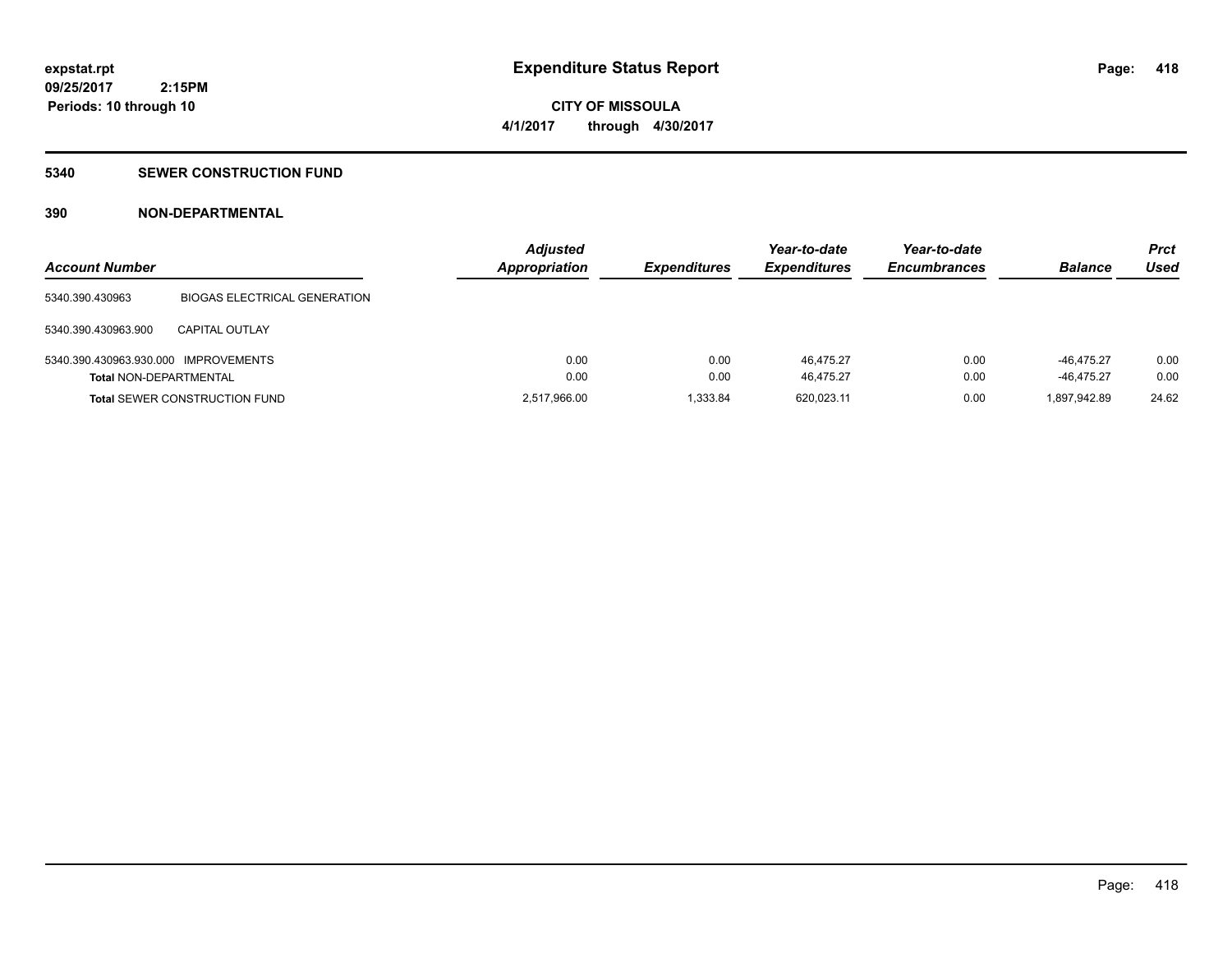**expstat.rpt**
**09/25/2017 2:15PM**
**Periods: 10 through 10**

# Expenditure Status Report

**CITY OF MISSOULA**
**4/1/2017 through 4/30/2017**

## 5340 SEWER CONSTRUCTION FUND

## 390 NON-DEPARTMENTAL

| Account Number | | Adjusted Appropriation | Expenditures | Year-to-date Expenditures | Year-to-date Encumbrances | Balance | Prct Used |
|---|---|---|---|---|---|---|---|
| 5340.390.430963 | BIOGAS ELECTRICAL GENERATION | | | | | | |
| 5340.390.430963.900 | CAPITAL OUTLAY | | | | | | |
| 5340.390.430963.930.000 | IMPROVEMENTS | 0.00 | 0.00 | 46,475.27 | 0.00 | -46,475.27 | 0.00 |
| **Total** NON-DEPARTMENTAL | | 0.00 | 0.00 | 46,475.27 | 0.00 | -46,475.27 | 0.00 |
| **Total** SEWER CONSTRUCTION FUND | | 2,517,966.00 | 1,333.84 | 620,023.11 | 0.00 | 1,897,942.89 | 24.62 |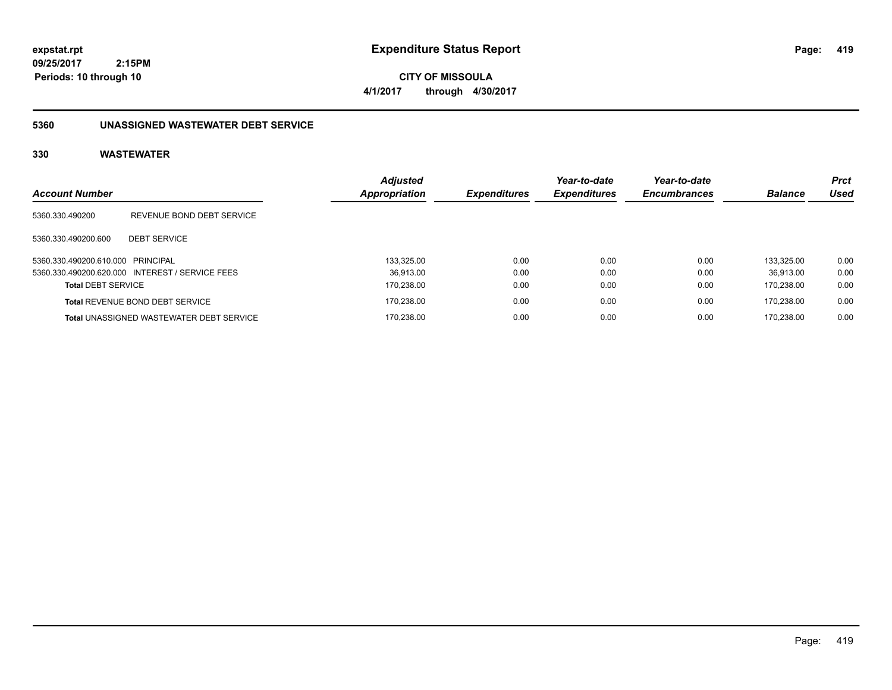**expstat.rpt**
**09/25/2017 2:15PM**
**Periods: 10 through 10**

# Expenditure Status Report

**CITY OF MISSOULA**
**4/1/2017 through 4/30/2017**

## 5360 UNASSIGNED WASTEWATER DEBT SERVICE

### 330 WASTEWATER

| Account Number | | Adjusted Appropriation | Expenditures | Year-to-date Expenditures | Year-to-date Encumbrances | Balance | Prct Used |
|---|---|---|---|---|---|---|---|
| 5360.330.490200 | REVENUE BOND DEBT SERVICE | | | | | | |
| 5360.330.490200.600 | DEBT SERVICE | | | | | | |
| 5360.330.490200.610.000 | PRINCIPAL | 133,325.00 | 0.00 | 0.00 | 0.00 | 133,325.00 | 0.00 |
| 5360.330.490200.620.000 | INTEREST / SERVICE FEES | 36,913.00 | 0.00 | 0.00 | 0.00 | 36,913.00 | 0.00 |
| **Total** DEBT SERVICE | | 170,238.00 | 0.00 | 0.00 | 0.00 | 170,238.00 | 0.00 |
| **Total** REVENUE BOND DEBT SERVICE | | 170,238.00 | 0.00 | 0.00 | 0.00 | 170,238.00 | 0.00 |
| **Total** UNASSIGNED WASTEWATER DEBT SERVICE | | 170,238.00 | 0.00 | 0.00 | 0.00 | 170,238.00 | 0.00 |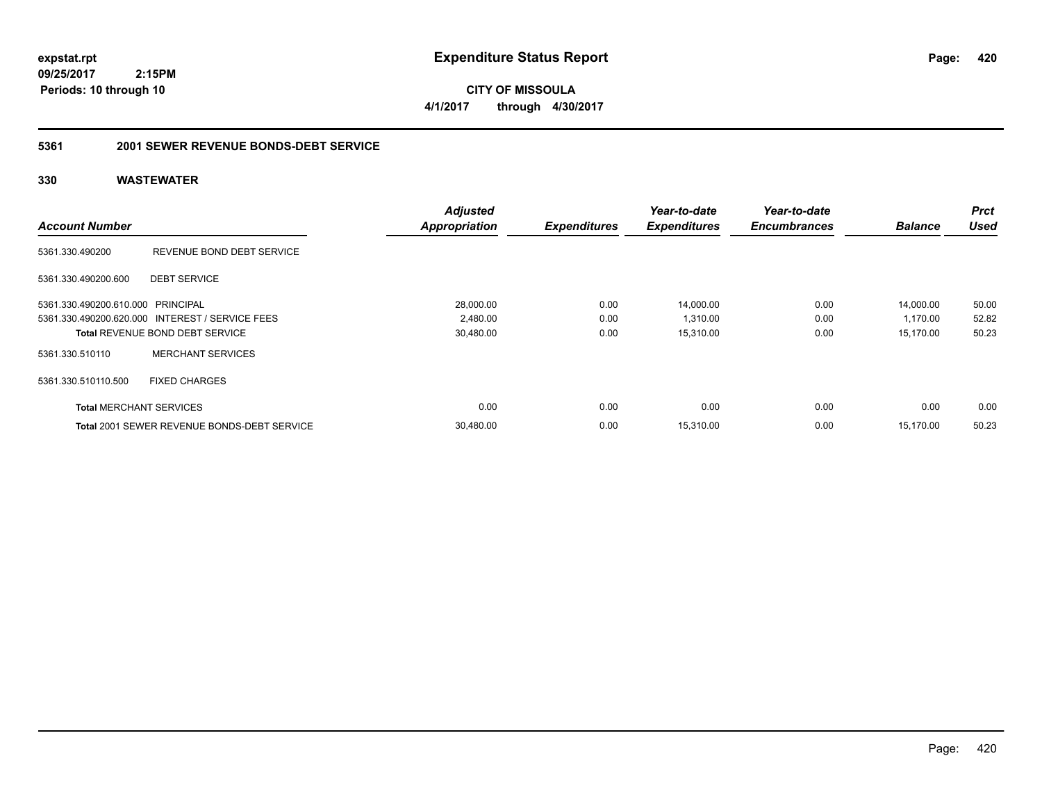expstat.rpt
09/25/2017 2:15PM
Periods: 10 through 10

# Expenditure Status Report

**CITY OF MISSOULA**
**4/1/2017 through 4/30/2017**

## 5361 2001 SEWER REVENUE BONDS-DEBT SERVICE

### 330 WASTEWATER

| Account Number | | Adjusted Appropriation | Expenditures | Year-to-date Expenditures | Year-to-date Encumbrances | Balance | Prct Used |
|---|---|---|---|---|---|---|---|
| 5361.330.490200 | REVENUE BOND DEBT SERVICE | | | | | | |
| 5361.330.490200.600 | DEBT SERVICE | | | | | | |
| 5361.330.490200.610.000 | PRINCIPAL | 28,000.00 | 0.00 | 14,000.00 | 0.00 | 14,000.00 | 50.00 |
| 5361.330.490200.620.000 | INTEREST / SERVICE FEES | 2,480.00 | 0.00 | 1,310.00 | 0.00 | 1,170.00 | 52.82 |
| **Total** REVENUE BOND DEBT SERVICE | | 30,480.00 | 0.00 | 15,310.00 | 0.00 | 15,170.00 | 50.23 |
| 5361.330.510110 | MERCHANT SERVICES | | | | | | |
| 5361.330.510110.500 | FIXED CHARGES | | | | | | |
| **Total** MERCHANT SERVICES | | 0.00 | 0.00 | 0.00 | 0.00 | 0.00 | 0.00 |
| **Total** 2001 SEWER REVENUE BONDS-DEBT SERVICE | | 30,480.00 | 0.00 | 15,310.00 | 0.00 | 15,170.00 | 50.23 |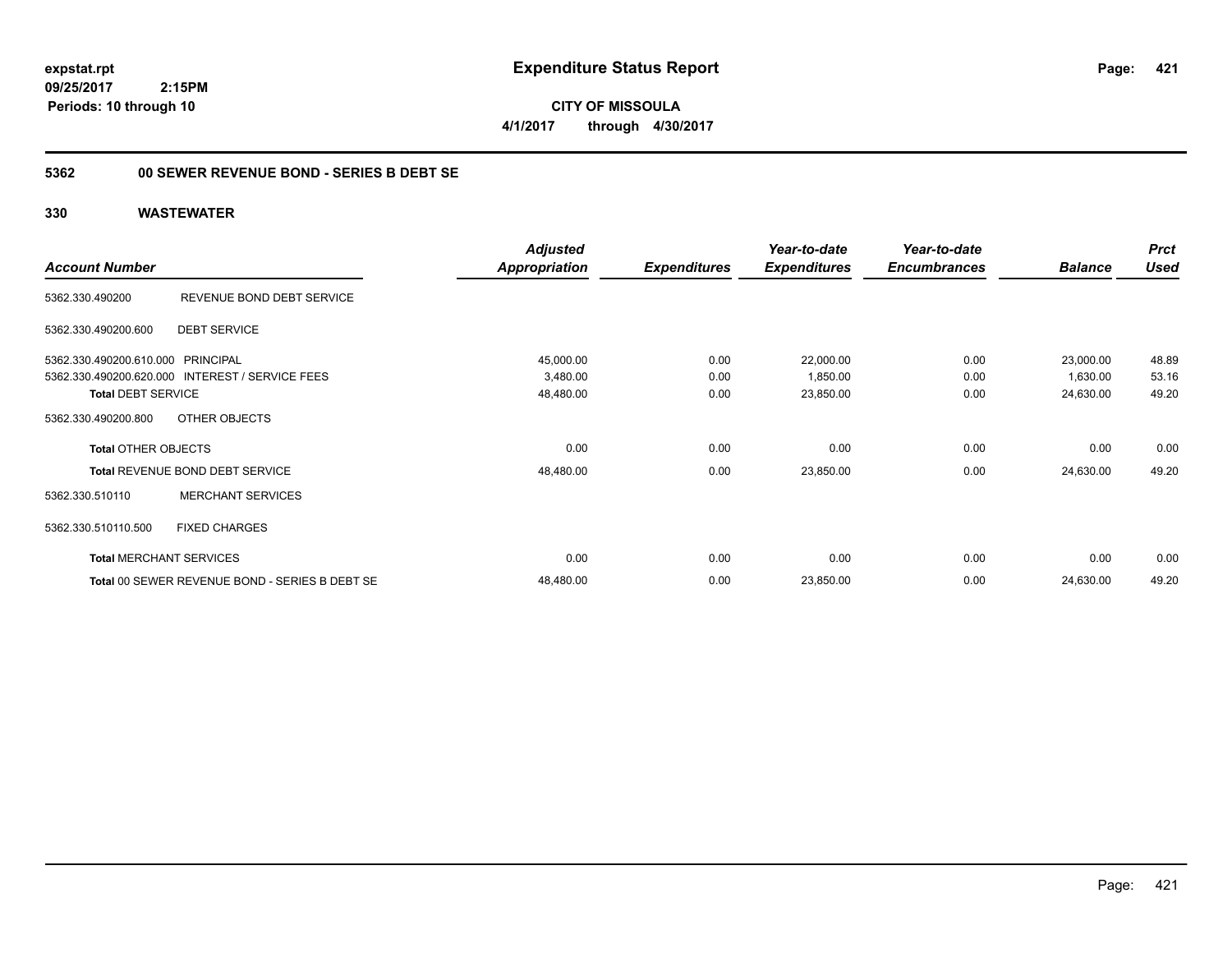**expstat.rpt**
**09/25/2017 2:15PM**
**Periods: 10 through 10**

# Expenditure Status Report

**CITY OF MISSOULA**
**4/1/2017 through 4/30/2017**

## 5362 00 SEWER REVENUE BOND - SERIES B DEBT SE

### 330 WASTEWATER

| Account Number | | Adjusted Appropriation | Expenditures | Year-to-date Expenditures | Year-to-date Encumbrances | Balance | Prct Used |
|---|---|---|---|---|---|---|---|
| 5362.330.490200 | REVENUE BOND DEBT SERVICE | | | | | | |
| 5362.330.490200.600 | DEBT SERVICE | | | | | | |
| 5362.330.490200.610.000 | PRINCIPAL | 45,000.00 | 0.00 | 22,000.00 | 0.00 | 23,000.00 | 48.89 |
| 5362.330.490200.620.000 | INTEREST / SERVICE FEES | 3,480.00 | 0.00 | 1,850.00 | 0.00 | 1,630.00 | 53.16 |
| **Total** DEBT SERVICE | | 48,480.00 | 0.00 | 23,850.00 | 0.00 | 24,630.00 | 49.20 |
| 5362.330.490200.800 | OTHER OBJECTS | | | | | | |
| **Total** OTHER OBJECTS | | 0.00 | 0.00 | 0.00 | 0.00 | 0.00 | 0.00 |
| **Total** REVENUE BOND DEBT SERVICE | | 48,480.00 | 0.00 | 23,850.00 | 0.00 | 24,630.00 | 49.20 |
| 5362.330.510110 | MERCHANT SERVICES | | | | | | |
| 5362.330.510110.500 | FIXED CHARGES | | | | | | |
| **Total** MERCHANT SERVICES | | 0.00 | 0.00 | 0.00 | 0.00 | 0.00 | 0.00 |
| **Total** 00 SEWER REVENUE BOND - SERIES B DEBT SE | | 48,480.00 | 0.00 | 23,850.00 | 0.00 | 24,630.00 | 49.20 |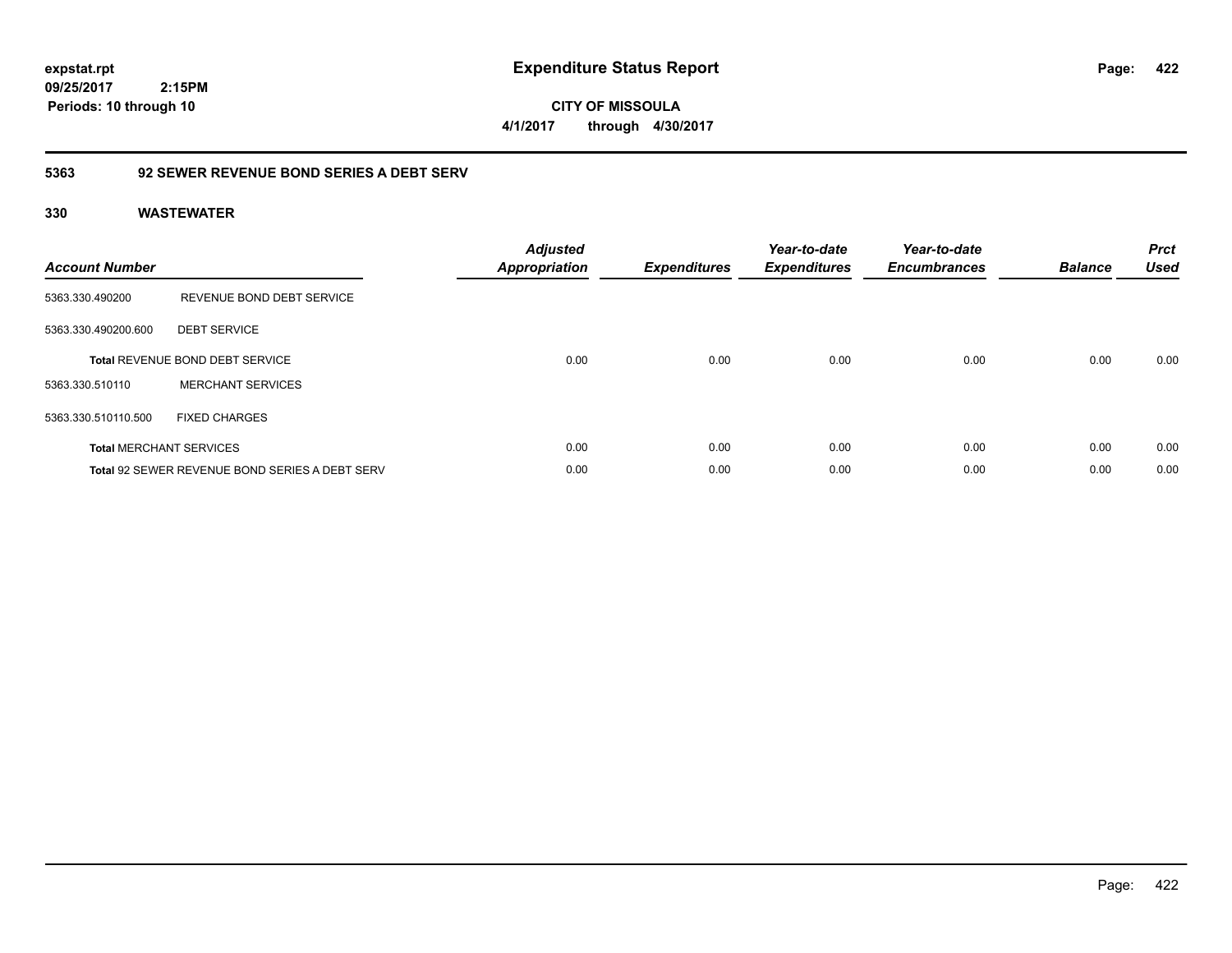**expstat.rpt**
**09/25/2017 2:15PM**
**Periods: 10 through 10**

# Expenditure Status Report

**CITY OF MISSOULA**
**4/1/2017 through 4/30/2017**

## 5363 92 SEWER REVENUE BOND SERIES A DEBT SERV

### 330 WASTEWATER

| Account Number | | Adjusted Appropriation | Expenditures | Year-to-date Expenditures | Year-to-date Encumbrances | Balance | Prct Used |
|---|---|---|---|---|---|---|---|
| 5363.330.490200 | REVENUE BOND DEBT SERVICE | | | | | | |
| 5363.330.490200.600 | DEBT SERVICE | | | | | | |
| **Total** REVENUE BOND DEBT SERVICE | | 0.00 | 0.00 | 0.00 | 0.00 | 0.00 | 0.00 |
| 5363.330.510110 | MERCHANT SERVICES | | | | | | |
| 5363.330.510110.500 | FIXED CHARGES | | | | | | |
| **Total** MERCHANT SERVICES | | 0.00 | 0.00 | 0.00 | 0.00 | 0.00 | 0.00 |
| **Total** 92 SEWER REVENUE BOND SERIES A DEBT SERV | | 0.00 | 0.00 | 0.00 | 0.00 | 0.00 | 0.00 |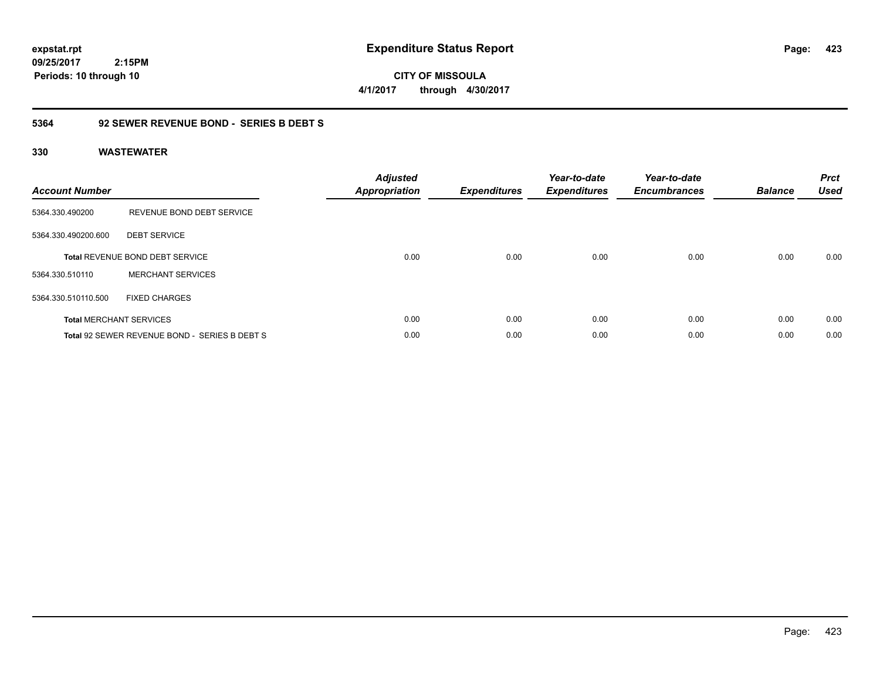**expstat.rpt**
**09/25/2017 2:15PM**
**Periods: 10 through 10**

# Expenditure Status Report

**CITY OF MISSOULA**
**4/1/2017 through 4/30/2017**

## 5364 92 SEWER REVENUE BOND - SERIES B DEBT S

## 330 WASTEWATER

| Account Number | | Adjusted Appropriation | Expenditures | Year-to-date Expenditures | Year-to-date Encumbrances | Balance | Prct Used |
|---|---|---|---|---|---|---|---|
| 5364.330.490200 | REVENUE BOND DEBT SERVICE | | | | | | |
| 5364.330.490200.600 | DEBT SERVICE | | | | | | |
| **Total** REVENUE BOND DEBT SERVICE | | 0.00 | 0.00 | 0.00 | 0.00 | 0.00 | 0.00 |
| 5364.330.510110 | MERCHANT SERVICES | | | | | | |
| 5364.330.510110.500 | FIXED CHARGES | | | | | | |
| **Total** MERCHANT SERVICES | | 0.00 | 0.00 | 0.00 | 0.00 | 0.00 | 0.00 |
| **Total** 92 SEWER REVENUE BOND - SERIES B DEBT S | | 0.00 | 0.00 | 0.00 | 0.00 | 0.00 | 0.00 |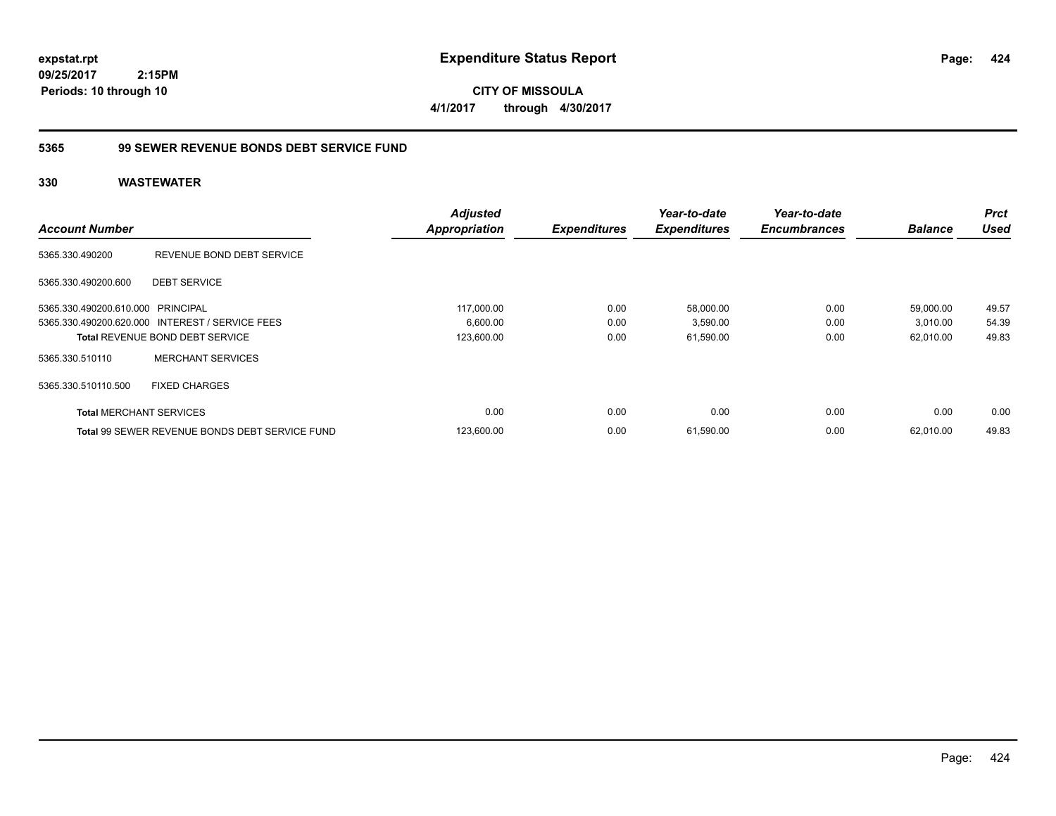expstat.rpt
09/25/2017 2:15PM
Periods: 10 through 10

# Expenditure Status Report

**CITY OF MISSOULA**
**4/1/2017 through 4/30/2017**

## 5365 99 SEWER REVENUE BONDS DEBT SERVICE FUND

### 330 WASTEWATER

| Account Number | | Adjusted Appropriation | Expenditures | Year-to-date Expenditures | Year-to-date Encumbrances | Balance | Prct Used |
|---|---|---|---|---|---|---|---|
| 5365.330.490200 | REVENUE BOND DEBT SERVICE | | | | | | |
| 5365.330.490200.600 | DEBT SERVICE | | | | | | |
| 5365.330.490200.610.000 | PRINCIPAL | 117,000.00 | 0.00 | 58,000.00 | 0.00 | 59,000.00 | 49.57 |
| 5365.330.490200.620.000 | INTEREST / SERVICE FEES | 6,600.00 | 0.00 | 3,590.00 | 0.00 | 3,010.00 | 54.39 |
| **Total** REVENUE BOND DEBT SERVICE | | 123,600.00 | 0.00 | 61,590.00 | 0.00 | 62,010.00 | 49.83 |
| 5365.330.510110 | MERCHANT SERVICES | | | | | | |
| 5365.330.510110.500 | FIXED CHARGES | | | | | | |
| **Total** MERCHANT SERVICES | | 0.00 | 0.00 | 0.00 | 0.00 | 0.00 | 0.00 |
| **Total** 99 SEWER REVENUE BONDS DEBT SERVICE FUND | | 123,600.00 | 0.00 | 61,590.00 | 0.00 | 62,010.00 | 49.83 |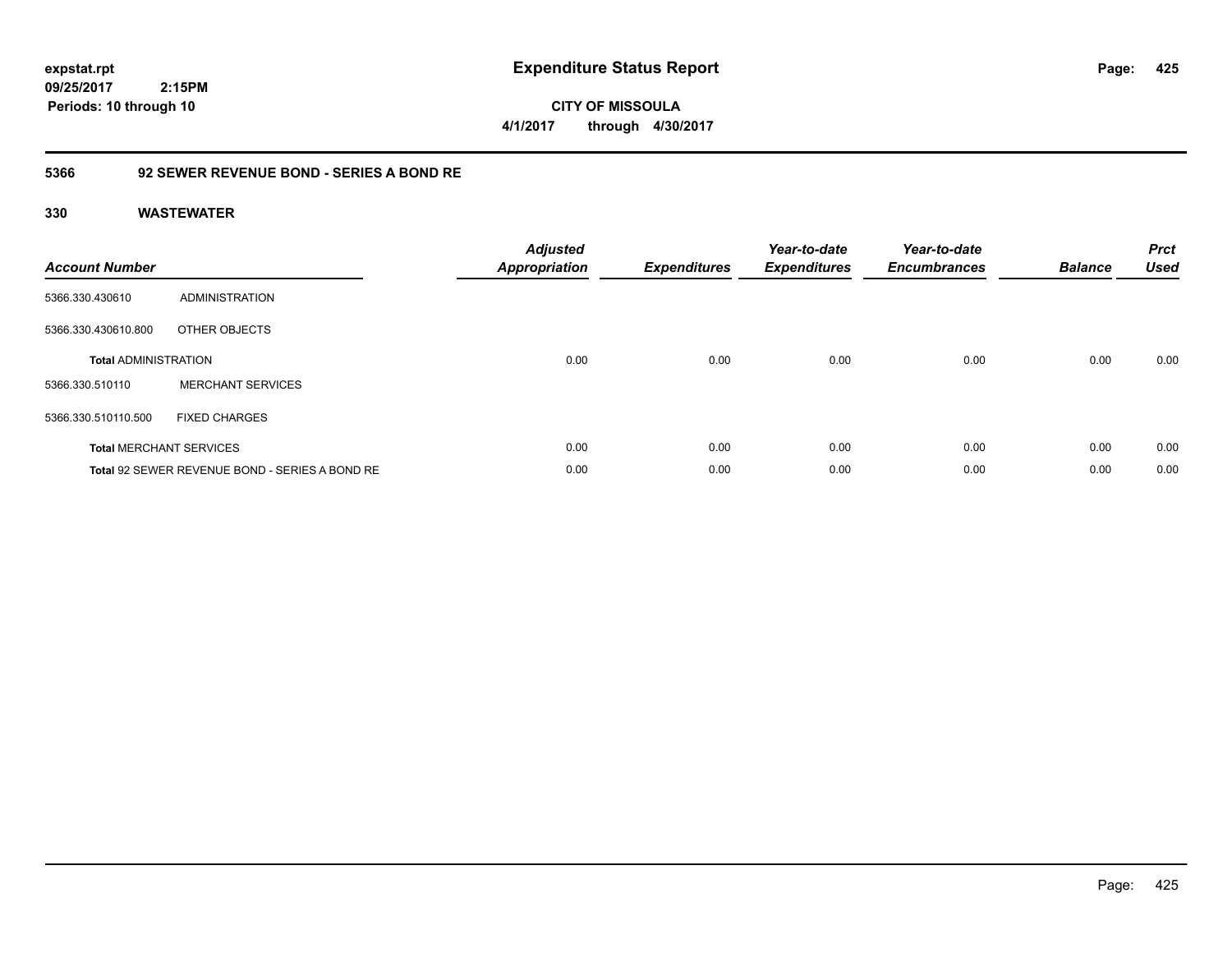**expstat.rpt**
**09/25/2017 2:15PM**
**Periods: 10 through 10**

# Expenditure Status Report

**CITY OF MISSOULA**
**4/1/2017 through 4/30/2017**

## 5366 92 SEWER REVENUE BOND - SERIES A BOND RE

### 330 WASTEWATER

| Account Number | | Adjusted Appropriation | Expenditures | Year-to-date Expenditures | Year-to-date Encumbrances | Balance | Prct Used |
|---|---|---|---|---|---|---|---|
| 5366.330.430610 | ADMINISTRATION | | | | | | |
| 5366.330.430610.800 | OTHER OBJECTS | | | | | | |
| **Total** ADMINISTRATION | | 0.00 | 0.00 | 0.00 | 0.00 | 0.00 | 0.00 |
| 5366.330.510110 | MERCHANT SERVICES | | | | | | |
| 5366.330.510110.500 | FIXED CHARGES | | | | | | |
| **Total** MERCHANT SERVICES | | 0.00 | 0.00 | 0.00 | 0.00 | 0.00 | 0.00 |
| **Total** 92 SEWER REVENUE BOND - SERIES A BOND RE | | 0.00 | 0.00 | 0.00 | 0.00 | 0.00 | 0.00 |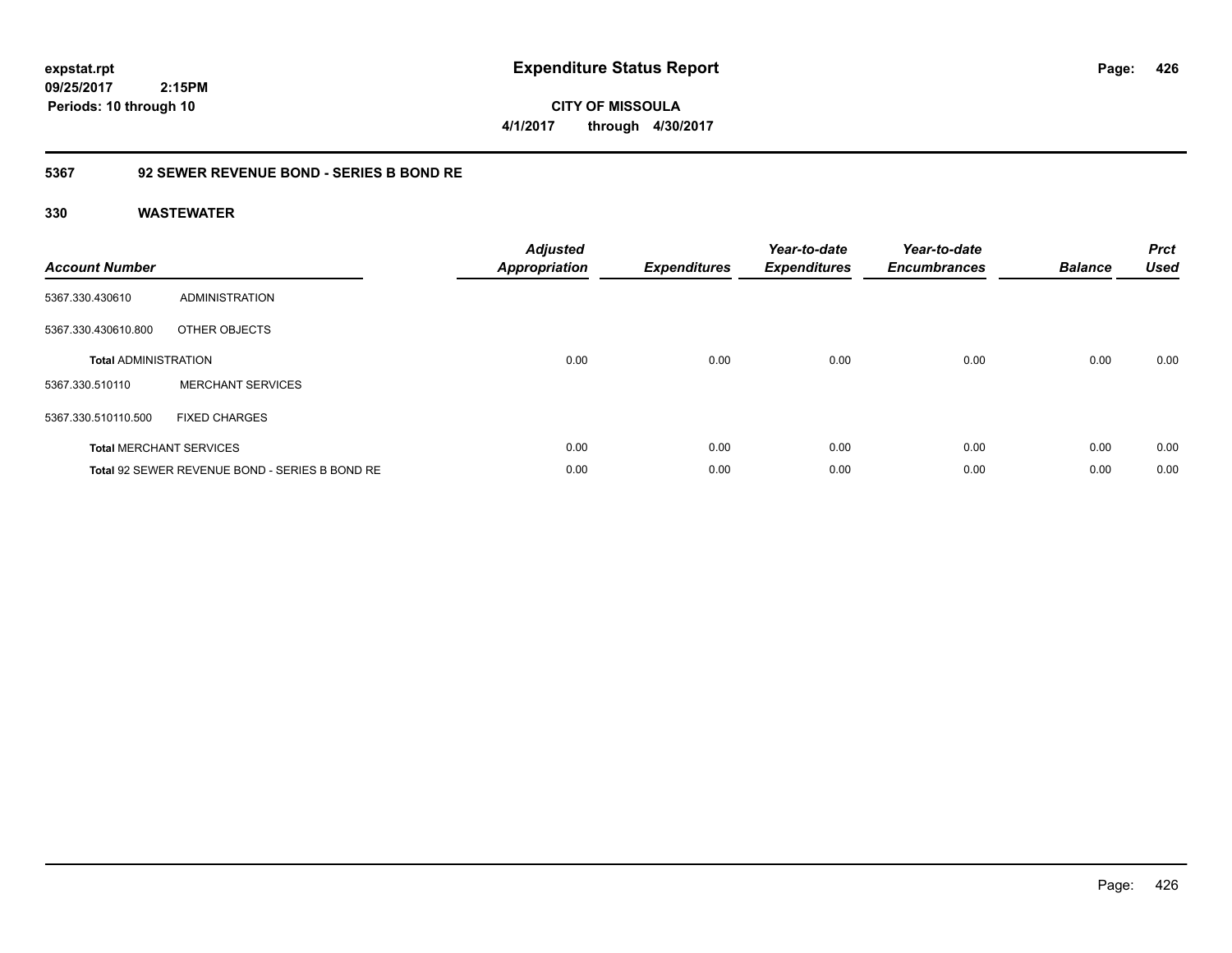**expstat.rpt**
**09/25/2017 2:15PM**
**Periods: 10 through 10**

# Expenditure Status Report

**CITY OF MISSOULA**
**4/1/2017 through 4/30/2017**

## 5367 92 SEWER REVENUE BOND - SERIES B BOND RE

### 330 WASTEWATER

| Account Number | | Adjusted Appropriation | Expenditures | Year-to-date Expenditures | Year-to-date Encumbrances | Balance | Prct Used |
|---|---|---|---|---|---|---|---|
| 5367.330.430610 | ADMINISTRATION | | | | | | |
| 5367.330.430610.800 | OTHER OBJECTS | | | | | | |
| **Total** ADMINISTRATION | | 0.00 | 0.00 | 0.00 | 0.00 | 0.00 | 0.00 |
| 5367.330.510110 | MERCHANT SERVICES | | | | | | |
| 5367.330.510110.500 | FIXED CHARGES | | | | | | |
| **Total** MERCHANT SERVICES | | 0.00 | 0.00 | 0.00 | 0.00 | 0.00 | 0.00 |
| **Total** 92 SEWER REVENUE BOND - SERIES B BOND RE | | 0.00 | 0.00 | 0.00 | 0.00 | 0.00 | 0.00 |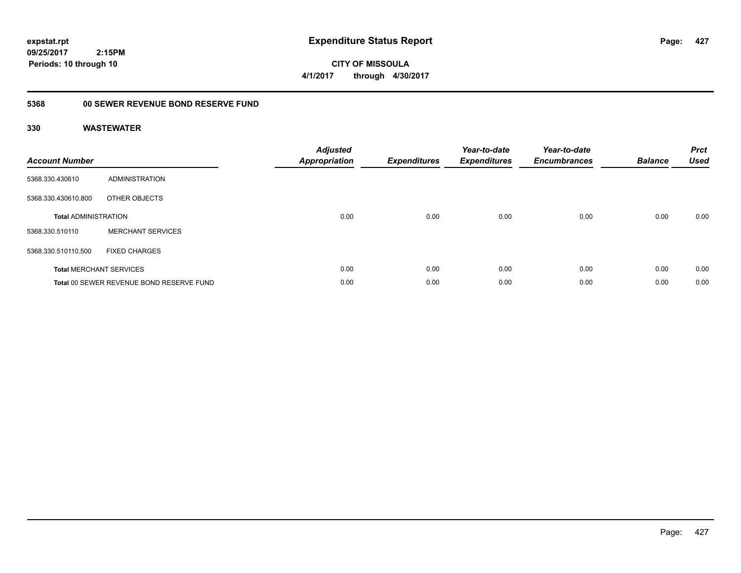# Expenditure Status Report

expstat.rpt
09/25/2017 2:15PM
Periods: 10 through 10

**CITY OF MISSOULA**
**4/1/2017 through 4/30/2017**

## 5368 00 SEWER REVENUE BOND RESERVE FUND

### 330 WASTEWATER

| Account Number | | Adjusted Appropriation | Expenditures | Year-to-date Expenditures | Year-to-date Encumbrances | Balance | Prct Used |
|---|---|---|---|---|---|---|---|
| 5368.330.430610 | ADMINISTRATION | | | | | | |
| 5368.330.430610.800 | OTHER OBJECTS | | | | | | |
| **Total** ADMINISTRATION | | 0.00 | 0.00 | 0.00 | 0.00 | 0.00 | 0.00 |
| 5368.330.510110 | MERCHANT SERVICES | | | | | | |
| 5368.330.510110.500 | FIXED CHARGES | | | | | | |
| **Total** MERCHANT SERVICES | | 0.00 | 0.00 | 0.00 | 0.00 | 0.00 | 0.00 |
| **Total** 00 SEWER REVENUE BOND RESERVE FUND | | 0.00 | 0.00 | 0.00 | 0.00 | 0.00 | 0.00 |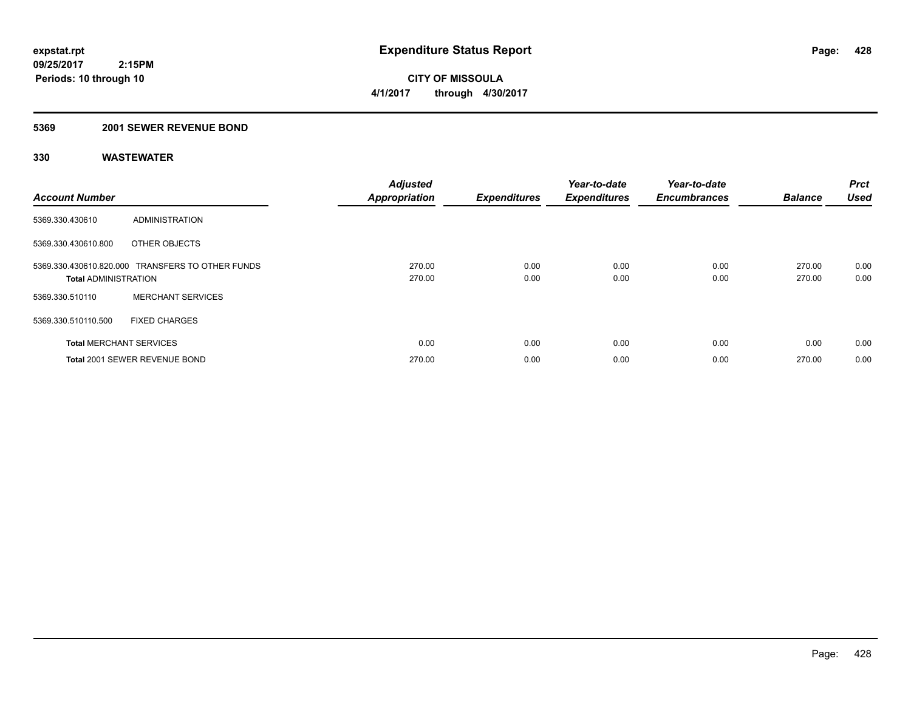# Expenditure Status Report

expstat.rpt
09/25/2017 2:15PM
Periods: 10 through 10

**CITY OF MISSOULA**
**4/1/2017 through 4/30/2017**

## 5369 2001 SEWER REVENUE BOND

### 330 WASTEWATER

| Account Number | | Adjusted Appropriation | Expenditures | Year-to-date Expenditures | Year-to-date Encumbrances | Balance | Prct Used |
|---|---|---|---|---|---|---|---|
| 5369.330.430610 | ADMINISTRATION | | | | | | |
| 5369.330.430610.800 | OTHER OBJECTS | | | | | | |
| 5369.330.430610.820.000 | TRANSFERS TO OTHER FUNDS | 270.00 | 0.00 | 0.00 | 0.00 | 270.00 | 0.00 |
| **Total** ADMINISTRATION | | 270.00 | 0.00 | 0.00 | 0.00 | 270.00 | 0.00 |
| 5369.330.510110 | MERCHANT SERVICES | | | | | | |
| 5369.330.510110.500 | FIXED CHARGES | | | | | | |
| **Total** MERCHANT SERVICES | | 0.00 | 0.00 | 0.00 | 0.00 | 0.00 | 0.00 |
| **Total** 2001 SEWER REVENUE BOND | | 270.00 | 0.00 | 0.00 | 0.00 | 270.00 | 0.00 |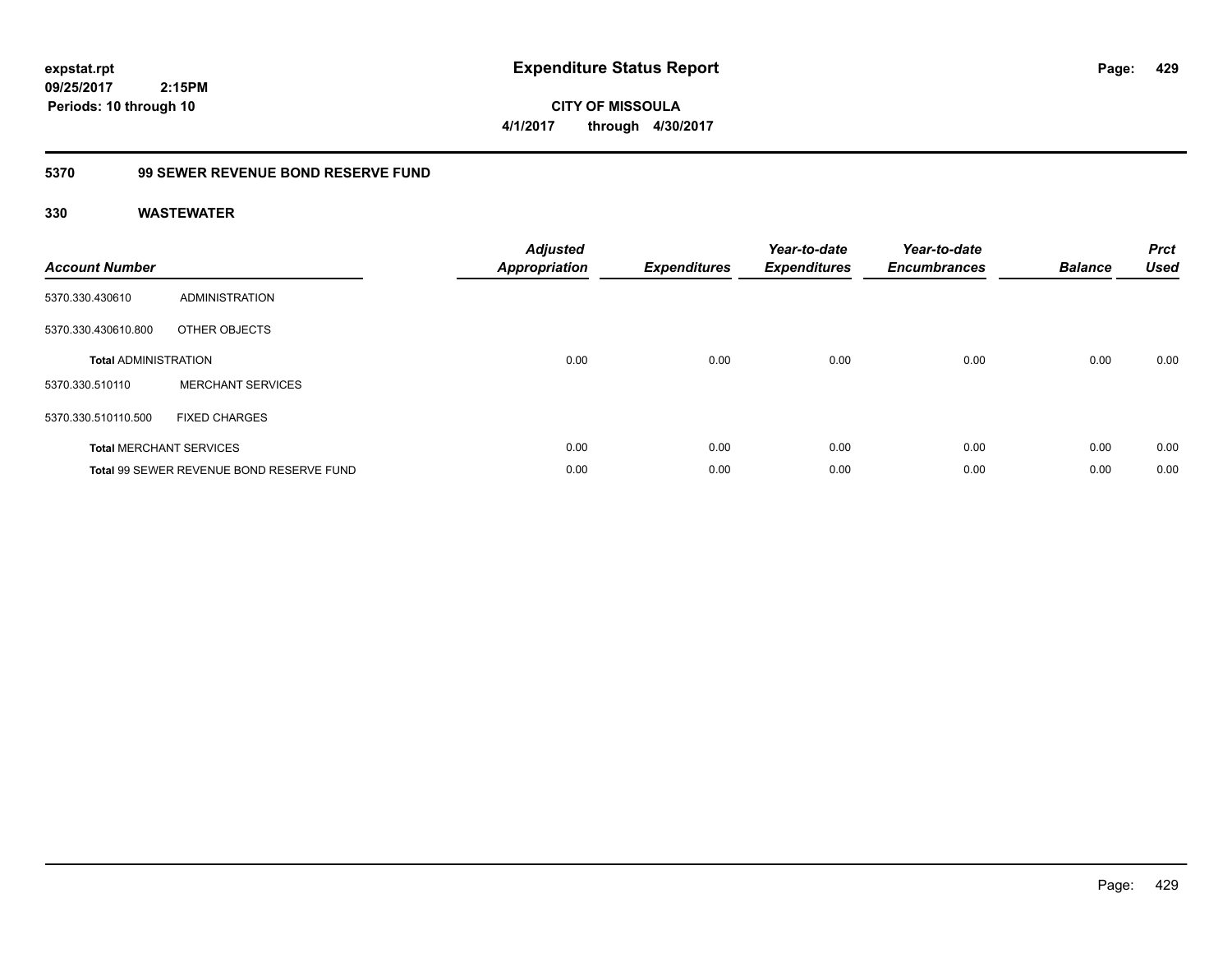**expstat.rpt**
**09/25/2017 2:15PM**
**Periods: 10 through 10**

# Expenditure Status Report

**CITY OF MISSOULA**
**4/1/2017 through 4/30/2017**

## 5370 99 SEWER REVENUE BOND RESERVE FUND

### 330 WASTEWATER

| Account Number | | Adjusted Appropriation | Expenditures | Year-to-date Expenditures | Year-to-date Encumbrances | Balance | Prct Used |
|---|---|---|---|---|---|---|---|
| 5370.330.430610 | ADMINISTRATION | | | | | | |
| 5370.330.430610.800 | OTHER OBJECTS | | | | | | |
| **Total** ADMINISTRATION | | 0.00 | 0.00 | 0.00 | 0.00 | 0.00 | 0.00 |
| 5370.330.510110 | MERCHANT SERVICES | | | | | | |
| 5370.330.510110.500 | FIXED CHARGES | | | | | | |
| **Total** MERCHANT SERVICES | | 0.00 | 0.00 | 0.00 | 0.00 | 0.00 | 0.00 |
| **Total** 99 SEWER REVENUE BOND RESERVE FUND | | 0.00 | 0.00 | 0.00 | 0.00 | 0.00 | 0.00 |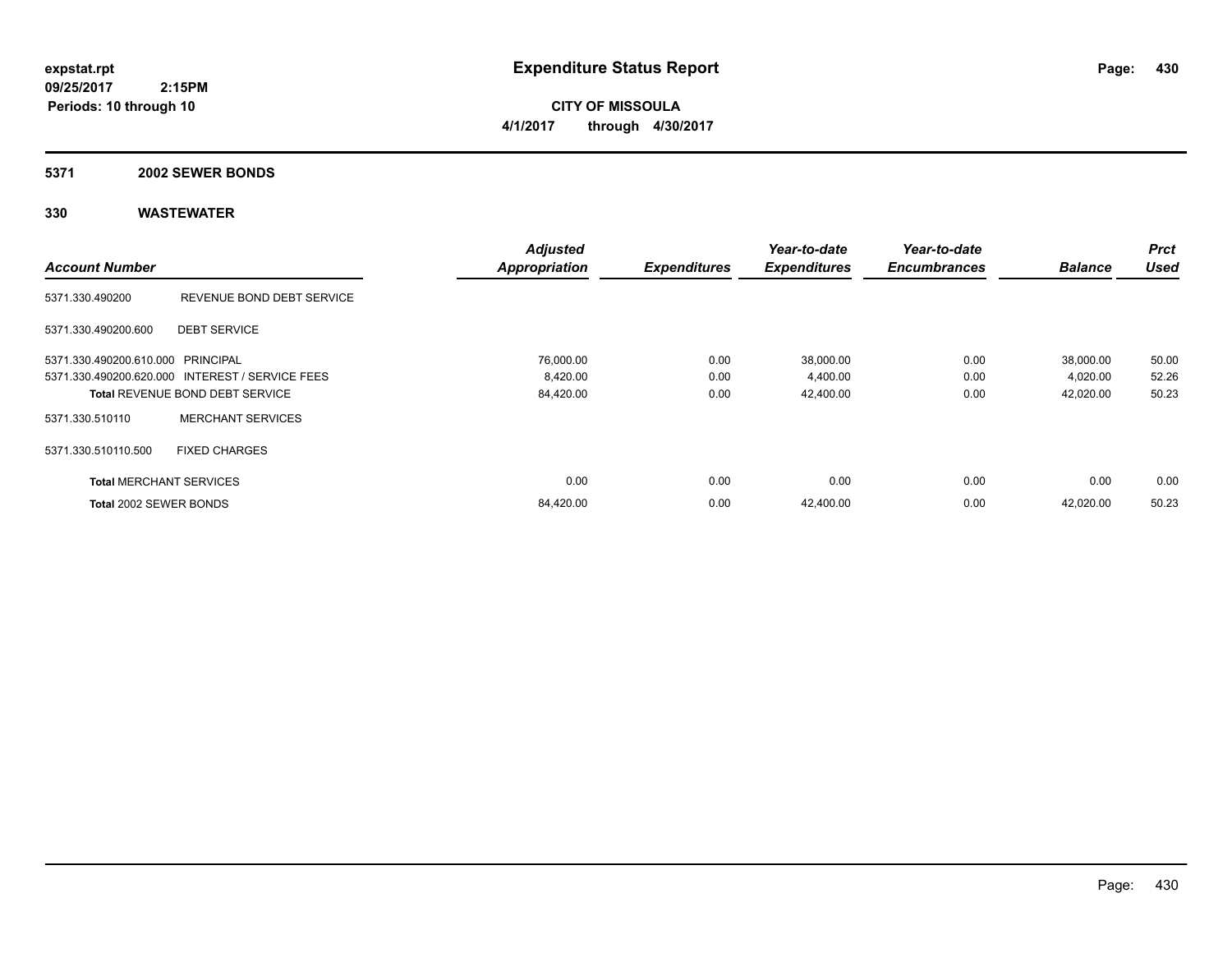**expstat.rpt**
**09/25/2017 2:15PM**
**Periods: 10 through 10**

# Expenditure Status Report

**CITY OF MISSOULA**
**4/1/2017 through 4/30/2017**

## 5371 2002 SEWER BONDS

## 330 WASTEWATER

| Account Number | | Adjusted Appropriation | Expenditures | Year-to-date Expenditures | Year-to-date Encumbrances | Balance | Prct Used |
|---|---|---|---|---|---|---|---|
| 5371.330.490200 | REVENUE BOND DEBT SERVICE | | | | | | |
| 5371.330.490200.600 | DEBT SERVICE | | | | | | |
| 5371.330.490200.610.000 | PRINCIPAL | 76,000.00 | 0.00 | 38,000.00 | 0.00 | 38,000.00 | 50.00 |
| 5371.330.490200.620.000 | INTEREST / SERVICE FEES | 8,420.00 | 0.00 | 4,400.00 | 0.00 | 4,020.00 | 52.26 |
| **Total** REVENUE BOND DEBT SERVICE | | 84,420.00 | 0.00 | 42,400.00 | 0.00 | 42,020.00 | 50.23 |
| 5371.330.510110 | MERCHANT SERVICES | | | | | | |
| 5371.330.510110.500 | FIXED CHARGES | | | | | | |
| **Total** MERCHANT SERVICES | | 0.00 | 0.00 | 0.00 | 0.00 | 0.00 | 0.00 |
| **Total** 2002 SEWER BONDS | | 84,420.00 | 0.00 | 42,400.00 | 0.00 | 42,020.00 | 50.23 |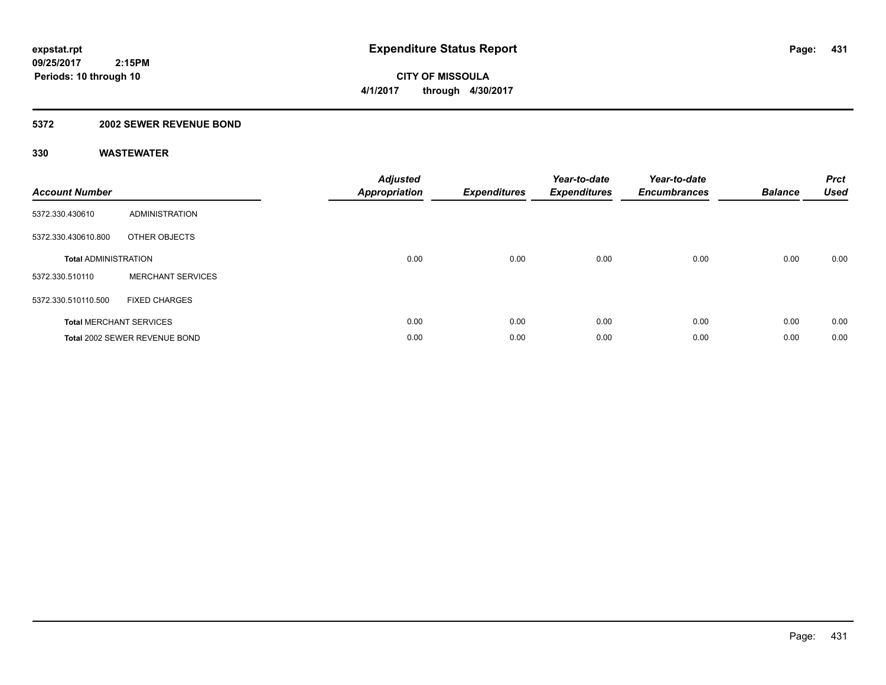**expstat.rpt**
**09/25/2017 2:15PM**
**Periods: 10 through 10**

# Expenditure Status Report

**CITY OF MISSOULA**
**4/1/2017 through 4/30/2017**

## 5372 2002 SEWER REVENUE BOND

### 330 WASTEWATER

| Account Number | | Adjusted Appropriation | Expenditures | Year-to-date Expenditures | Year-to-date Encumbrances | Balance | Prct Used |
|---|---|---|---|---|---|---|---|
| 5372.330.430610 | ADMINISTRATION | | | | | | |
| 5372.330.430610.800 | OTHER OBJECTS | | | | | | |
| **Total** ADMINISTRATION | | 0.00 | 0.00 | 0.00 | 0.00 | 0.00 | 0.00 |
| 5372.330.510110 | MERCHANT SERVICES | | | | | | |
| 5372.330.510110.500 | FIXED CHARGES | | | | | | |
| **Total** MERCHANT SERVICES | | 0.00 | 0.00 | 0.00 | 0.00 | 0.00 | 0.00 |
| **Total** 2002 SEWER REVENUE BOND | | 0.00 | 0.00 | 0.00 | 0.00 | 0.00 | 0.00 |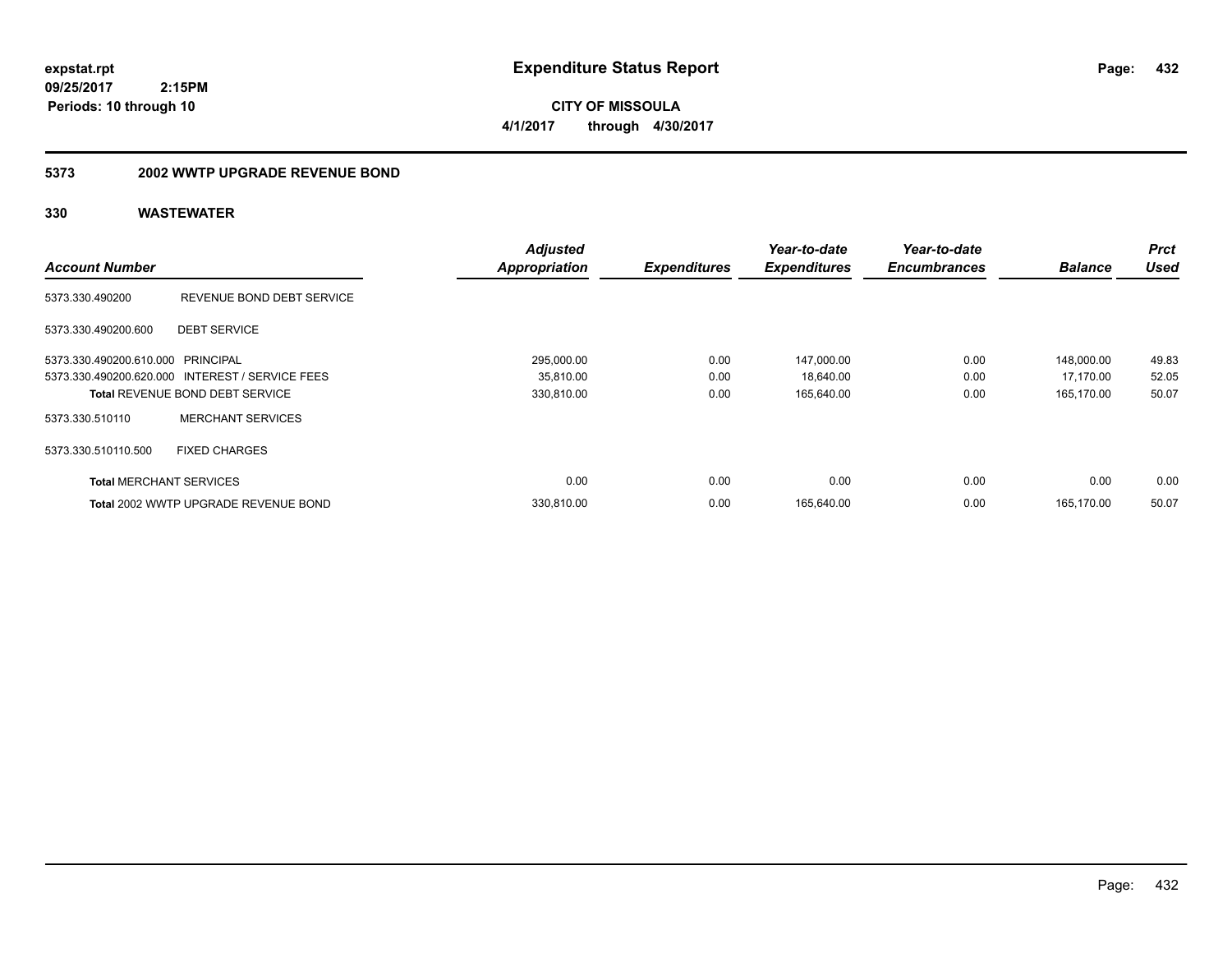**expstat.rpt**
**09/25/2017 2:15PM**
**Periods: 10 through 10**

# Expenditure Status Report

**CITY OF MISSOULA**
**4/1/2017 through 4/30/2017**

## 5373 2002 WWTP UPGRADE REVENUE BOND

### 330 WASTEWATER

| Account Number | | Adjusted Appropriation | Expenditures | Year-to-date Expenditures | Year-to-date Encumbrances | Balance | Prct Used |
|---|---|---|---|---|---|---|---|
| 5373.330.490200 | REVENUE BOND DEBT SERVICE | | | | | | |
| 5373.330.490200.600 | DEBT SERVICE | | | | | | |
| 5373.330.490200.610.000 | PRINCIPAL | 295,000.00 | 0.00 | 147,000.00 | 0.00 | 148,000.00 | 49.83 |
| 5373.330.490200.620.000 | INTEREST / SERVICE FEES | 35,810.00 | 0.00 | 18,640.00 | 0.00 | 17,170.00 | 52.05 |
| **Total** REVENUE BOND DEBT SERVICE | | 330,810.00 | 0.00 | 165,640.00 | 0.00 | 165,170.00 | 50.07 |
| 5373.330.510110 | MERCHANT SERVICES | | | | | | |
| 5373.330.510110.500 | FIXED CHARGES | | | | | | |
| **Total** MERCHANT SERVICES | | 0.00 | 0.00 | 0.00 | 0.00 | 0.00 | 0.00 |
| **Total** 2002 WWTP UPGRADE REVENUE BOND | | 330,810.00 | 0.00 | 165,640.00 | 0.00 | 165,170.00 | 50.07 |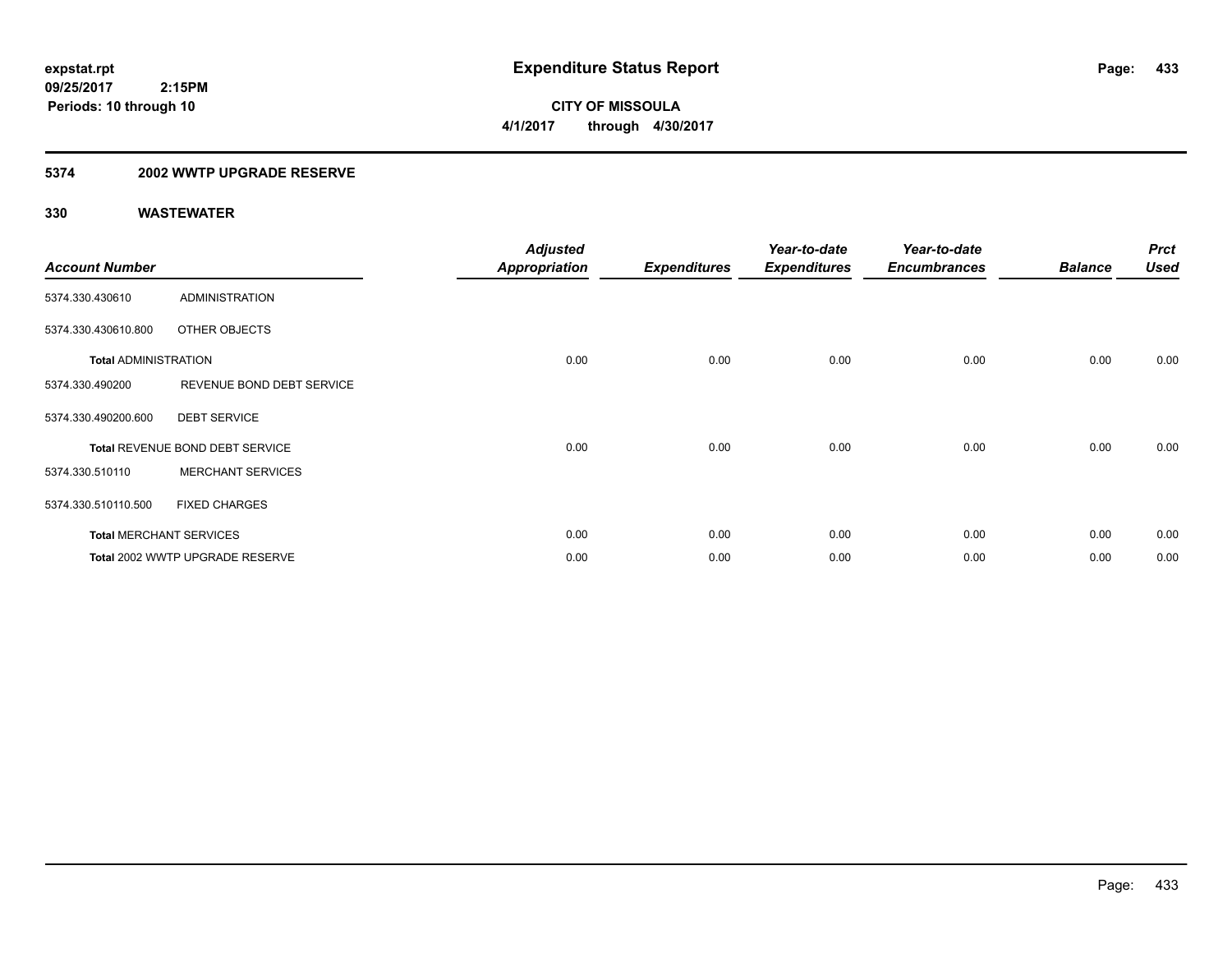**expstat.rpt**
**09/25/2017 2:15PM**
**Periods: 10 through 10**

# Expenditure Status Report

**CITY OF MISSOULA**
**4/1/2017 through 4/30/2017**

## 5374 2002 WWTP UPGRADE RESERVE

### 330 WASTEWATER

| Account Number | | Adjusted Appropriation | Expenditures | Year-to-date Expenditures | Year-to-date Encumbrances | Balance | Prct Used |
|---|---|---|---|---|---|---|---|
| 5374.330.430610 | ADMINISTRATION | | | | | | |
| 5374.330.430610.800 | OTHER OBJECTS | | | | | | |
| **Total** ADMINISTRATION | | 0.00 | 0.00 | 0.00 | 0.00 | 0.00 | 0.00 |
| 5374.330.490200 | REVENUE BOND DEBT SERVICE | | | | | | |
| 5374.330.490200.600 | DEBT SERVICE | | | | | | |
| **Total** REVENUE BOND DEBT SERVICE | | 0.00 | 0.00 | 0.00 | 0.00 | 0.00 | 0.00 |
| 5374.330.510110 | MERCHANT SERVICES | | | | | | |
| 5374.330.510110.500 | FIXED CHARGES | | | | | | |
| **Total** MERCHANT SERVICES | | 0.00 | 0.00 | 0.00 | 0.00 | 0.00 | 0.00 |
| **Total** 2002 WWTP UPGRADE RESERVE | | 0.00 | 0.00 | 0.00 | 0.00 | 0.00 | 0.00 |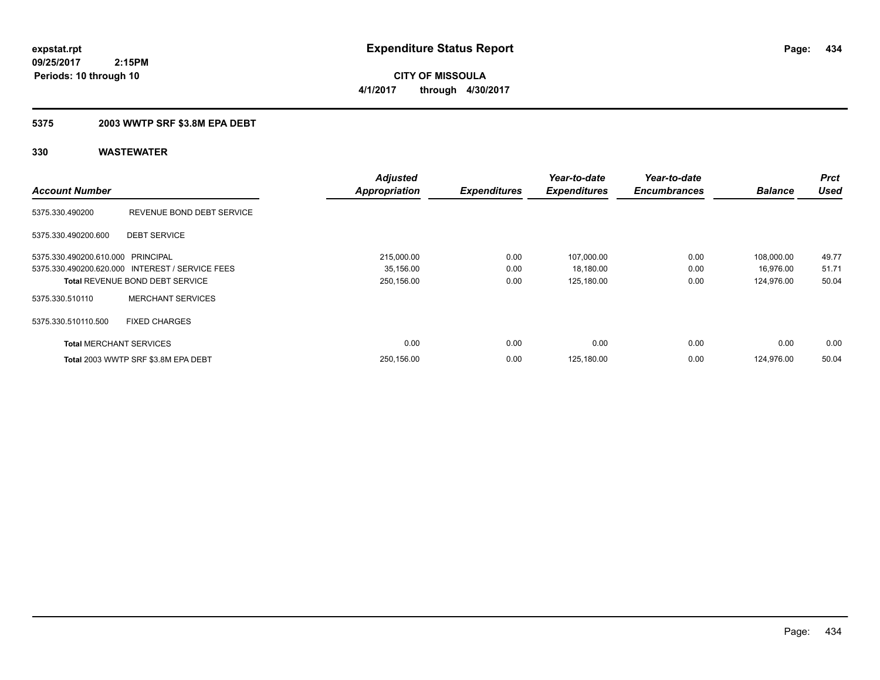expstat.rpt
09/25/2017 2:15PM
Periods: 10 through 10

# Expenditure Status Report

**CITY OF MISSOULA**
**4/1/2017 through 4/30/2017**

## 5375 2003 WWTP SRF $3.8M EPA DEBT

### 330 WASTEWATER

| Account Number | | Adjusted Appropriation | Expenditures | Year-to-date Expenditures | Year-to-date Encumbrances | Balance | Prct Used |
|---|---|---|---|---|---|---|---|
| 5375.330.490200 | REVENUE BOND DEBT SERVICE | | | | | | |
| 5375.330.490200.600 | DEBT SERVICE | | | | | | |
| 5375.330.490200.610.000 | PRINCIPAL | 215,000.00 | 0.00 | 107,000.00 | 0.00 | 108,000.00 | 49.77 |
| 5375.330.490200.620.000 | INTEREST / SERVICE FEES | 35,156.00 | 0.00 | 18,180.00 | 0.00 | 16,976.00 | 51.71 |
| **Total** REVENUE BOND DEBT SERVICE | | 250,156.00 | 0.00 | 125,180.00 | 0.00 | 124,976.00 | 50.04 |
| 5375.330.510110 | MERCHANT SERVICES | | | | | | |
| 5375.330.510110.500 | FIXED CHARGES | | | | | | |
| **Total** MERCHANT SERVICES | | 0.00 | 0.00 | 0.00 | 0.00 | 0.00 | 0.00 |
| **Total** 2003 WWTP SRF $3.8M EPA DEBT | | 250,156.00 | 0.00 | 125,180.00 | 0.00 | 124,976.00 | 50.04 |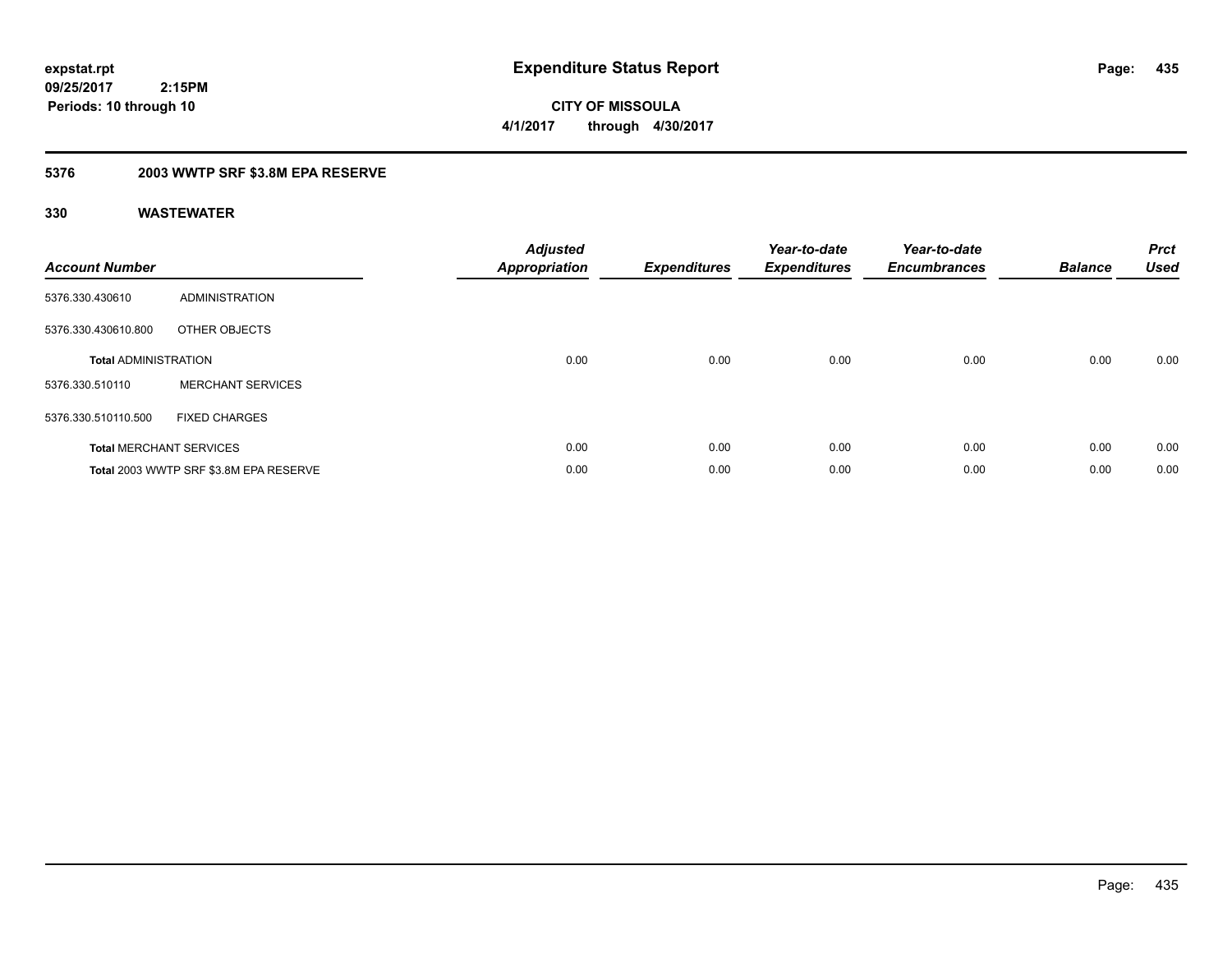**expstat.rpt**
**09/25/2017 2:15PM**
**Periods: 10 through 10**

# Expenditure Status Report

**CITY OF MISSOULA**
**4/1/2017 through 4/30/2017**

## 5376 2003 WWTP SRF $3.8M EPA RESERVE

### 330 WASTEWATER

| Account Number | | Adjusted Appropriation | Expenditures | Year-to-date Expenditures | Year-to-date Encumbrances | Balance | Prct Used |
|---|---|---|---|---|---|---|---|
| 5376.330.430610 | ADMINISTRATION | | | | | | |
| 5376.330.430610.800 | OTHER OBJECTS | | | | | | |
| **Total** ADMINISTRATION | | 0.00 | 0.00 | 0.00 | 0.00 | 0.00 | 0.00 |
| 5376.330.510110 | MERCHANT SERVICES | | | | | | |
| 5376.330.510110.500 | FIXED CHARGES | | | | | | |
| **Total** MERCHANT SERVICES | | 0.00 | 0.00 | 0.00 | 0.00 | 0.00 | 0.00 |
| **Total** 2003 WWTP SRF $3.8M EPA RESERVE | | 0.00 | 0.00 | 0.00 | 0.00 | 0.00 | 0.00 |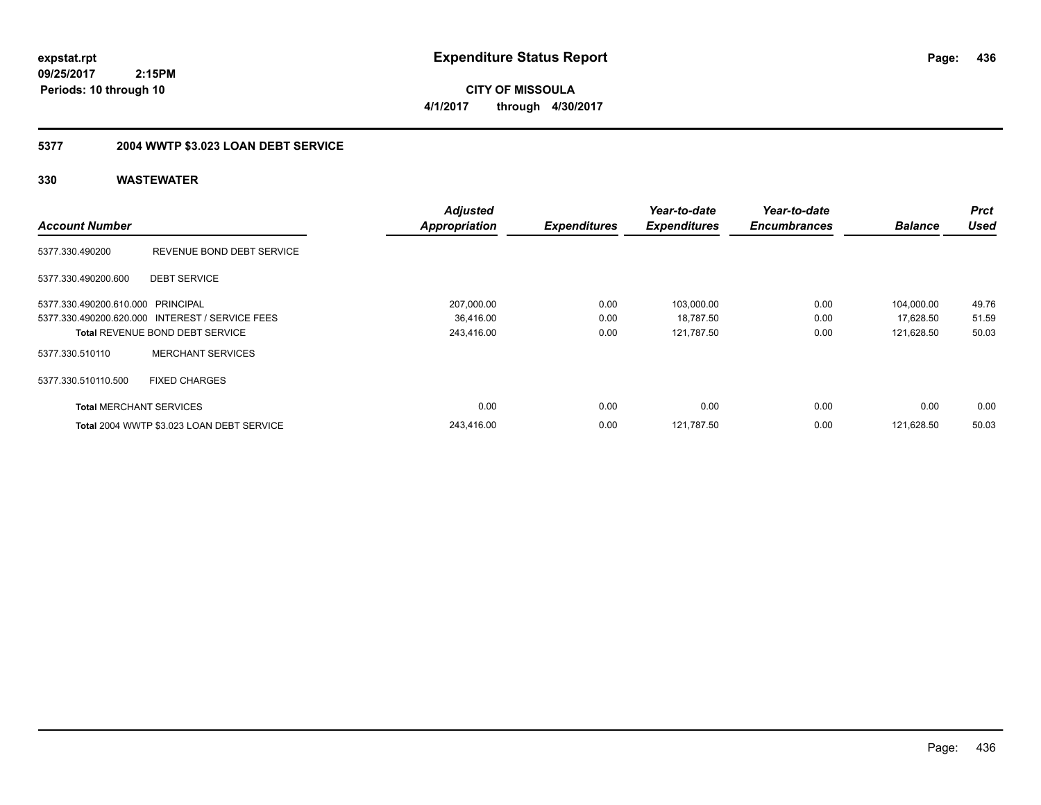**expstat.rpt**
**09/25/2017 2:15PM**
**Periods: 10 through 10**

# Expenditure Status Report

**CITY OF MISSOULA**
**4/1/2017 through 4/30/2017**

## 5377 2004 WWTP $3.023 LOAN DEBT SERVICE

### 330 WASTEWATER

| Account Number | | Adjusted Appropriation | Expenditures | Year-to-date Expenditures | Year-to-date Encumbrances | Balance | Prct Used |
|---|---|---|---|---|---|---|---|
| 5377.330.490200 | REVENUE BOND DEBT SERVICE | | | | | | |
| 5377.330.490200.600 | DEBT SERVICE | | | | | | |
| 5377.330.490200.610.000 | PRINCIPAL | 207,000.00 | 0.00 | 103,000.00 | 0.00 | 104,000.00 | 49.76 |
| 5377.330.490200.620.000 | INTEREST / SERVICE FEES | 36,416.00 | 0.00 | 18,787.50 | 0.00 | 17,628.50 | 51.59 |
| **Total** REVENUE BOND DEBT SERVICE | | 243,416.00 | 0.00 | 121,787.50 | 0.00 | 121,628.50 | 50.03 |
| 5377.330.510110 | MERCHANT SERVICES | | | | | | |
| 5377.330.510110.500 | FIXED CHARGES | | | | | | |
| **Total** MERCHANT SERVICES | | 0.00 | 0.00 | 0.00 | 0.00 | 0.00 | 0.00 |
| **Total** 2004 WWTP $3.023 LOAN DEBT SERVICE | | 243,416.00 | 0.00 | 121,787.50 | 0.00 | 121,628.50 | 50.03 |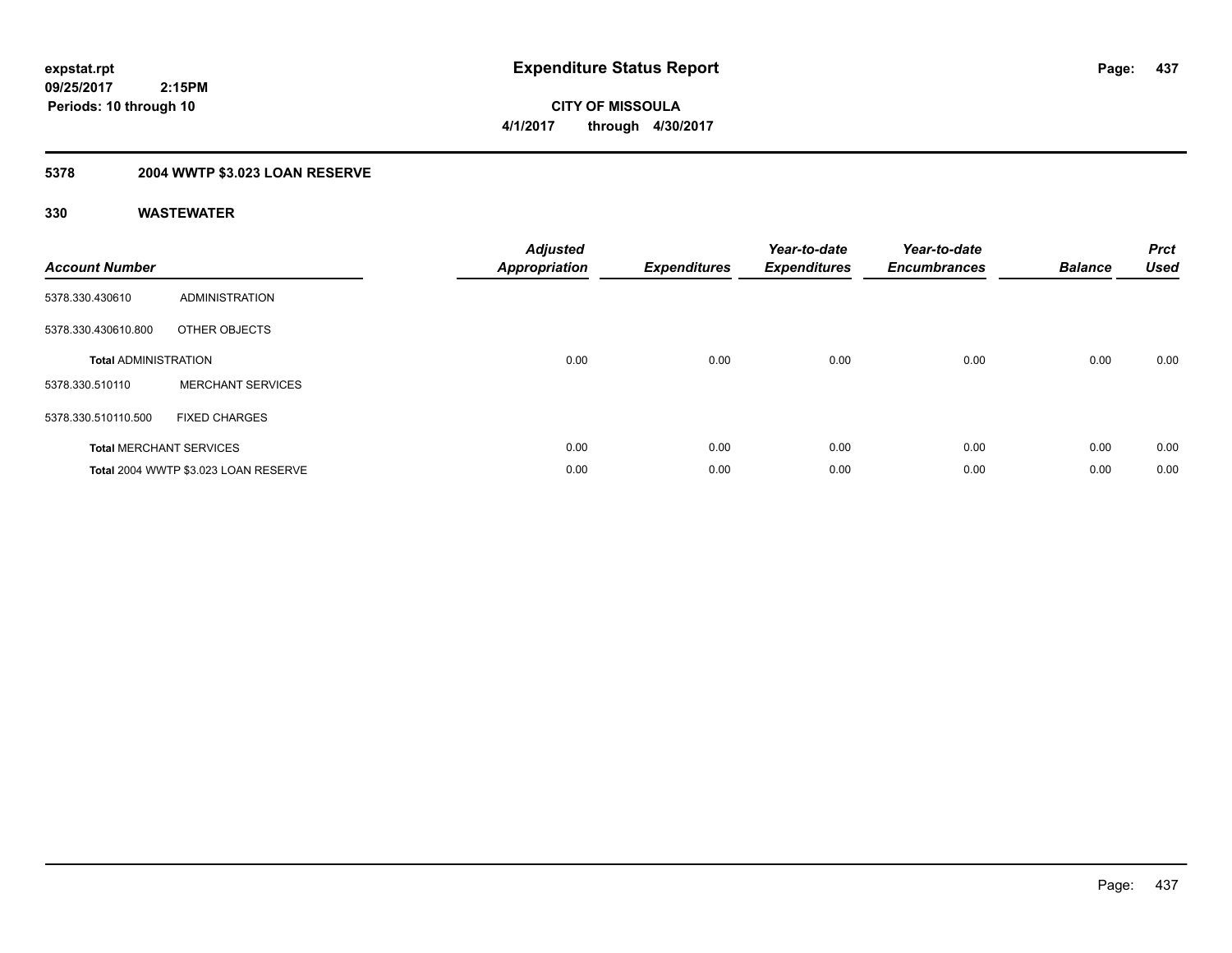**expstat.rpt**
**09/25/2017 2:15PM**
**Periods: 10 through 10**

# Expenditure Status Report

**CITY OF MISSOULA**
**4/1/2017 through 4/30/2017**

## 5378 2004 WWTP $3.023 LOAN RESERVE

### 330 WASTEWATER

| Account Number | | Adjusted Appropriation | Expenditures | Year-to-date Expenditures | Year-to-date Encumbrances | Balance | Prct Used |
|---|---|---|---|---|---|---|---|
| 5378.330.430610 | ADMINISTRATION | | | | | | |
| 5378.330.430610.800 | OTHER OBJECTS | | | | | | |
| **Total** ADMINISTRATION | | 0.00 | 0.00 | 0.00 | 0.00 | 0.00 | 0.00 |
| 5378.330.510110 | MERCHANT SERVICES | | | | | | |
| 5378.330.510110.500 | FIXED CHARGES | | | | | | |
| **Total** MERCHANT SERVICES | | 0.00 | 0.00 | 0.00 | 0.00 | 0.00 | 0.00 |
| **Total** 2004 WWTP $3.023 LOAN RESERVE | | 0.00 | 0.00 | 0.00 | 0.00 | 0.00 | 0.00 |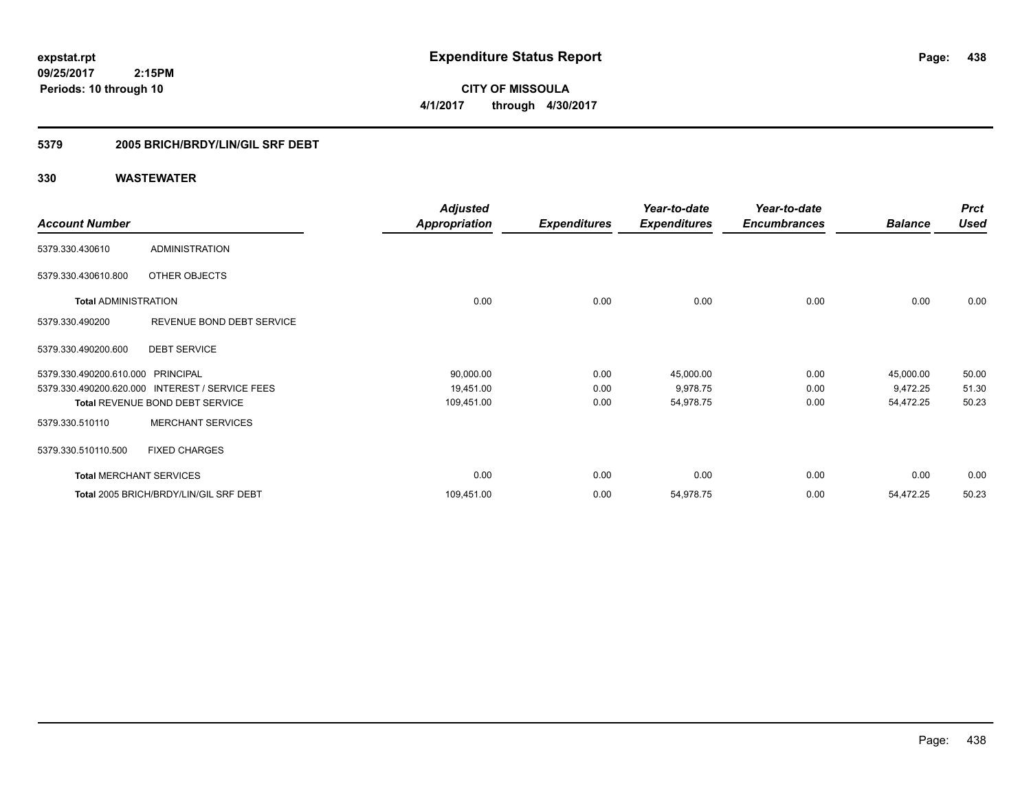# Expenditure Status Report

expstat.rpt
09/25/2017 2:15PM
Periods: 10 through 10

**CITY OF MISSOULA**
**4/1/2017 through 4/30/2017**

## 5379 2005 BRICH/BRDY/LIN/GIL SRF DEBT

### 330 WASTEWATER

| Account Number | | Adjusted Appropriation | Expenditures | Year-to-date Expenditures | Year-to-date Encumbrances | Balance | Prct Used |
|---|---|---|---|---|---|---|---|
| 5379.330.430610 | ADMINISTRATION | | | | | | |
| 5379.330.430610.800 | OTHER OBJECTS | | | | | | |
| **Total** ADMINISTRATION | | 0.00 | 0.00 | 0.00 | 0.00 | 0.00 | 0.00 |
| 5379.330.490200 | REVENUE BOND DEBT SERVICE | | | | | | |
| 5379.330.490200.600 | DEBT SERVICE | | | | | | |
| 5379.330.490200.610.000 | PRINCIPAL | 90,000.00 | 0.00 | 45,000.00 | 0.00 | 45,000.00 | 50.00 |
| 5379.330.490200.620.000 | INTEREST / SERVICE FEES | 19,451.00 | 0.00 | 9,978.75 | 0.00 | 9,472.25 | 51.30 |
| **Total** REVENUE BOND DEBT SERVICE | | 109,451.00 | 0.00 | 54,978.75 | 0.00 | 54,472.25 | 50.23 |
| 5379.330.510110 | MERCHANT SERVICES | | | | | | |
| 5379.330.510110.500 | FIXED CHARGES | | | | | | |
| **Total** MERCHANT SERVICES | | 0.00 | 0.00 | 0.00 | 0.00 | 0.00 | 0.00 |
| **Total** 2005 BRICH/BRDY/LIN/GIL SRF DEBT | | 109,451.00 | 0.00 | 54,978.75 | 0.00 | 54,472.25 | 50.23 |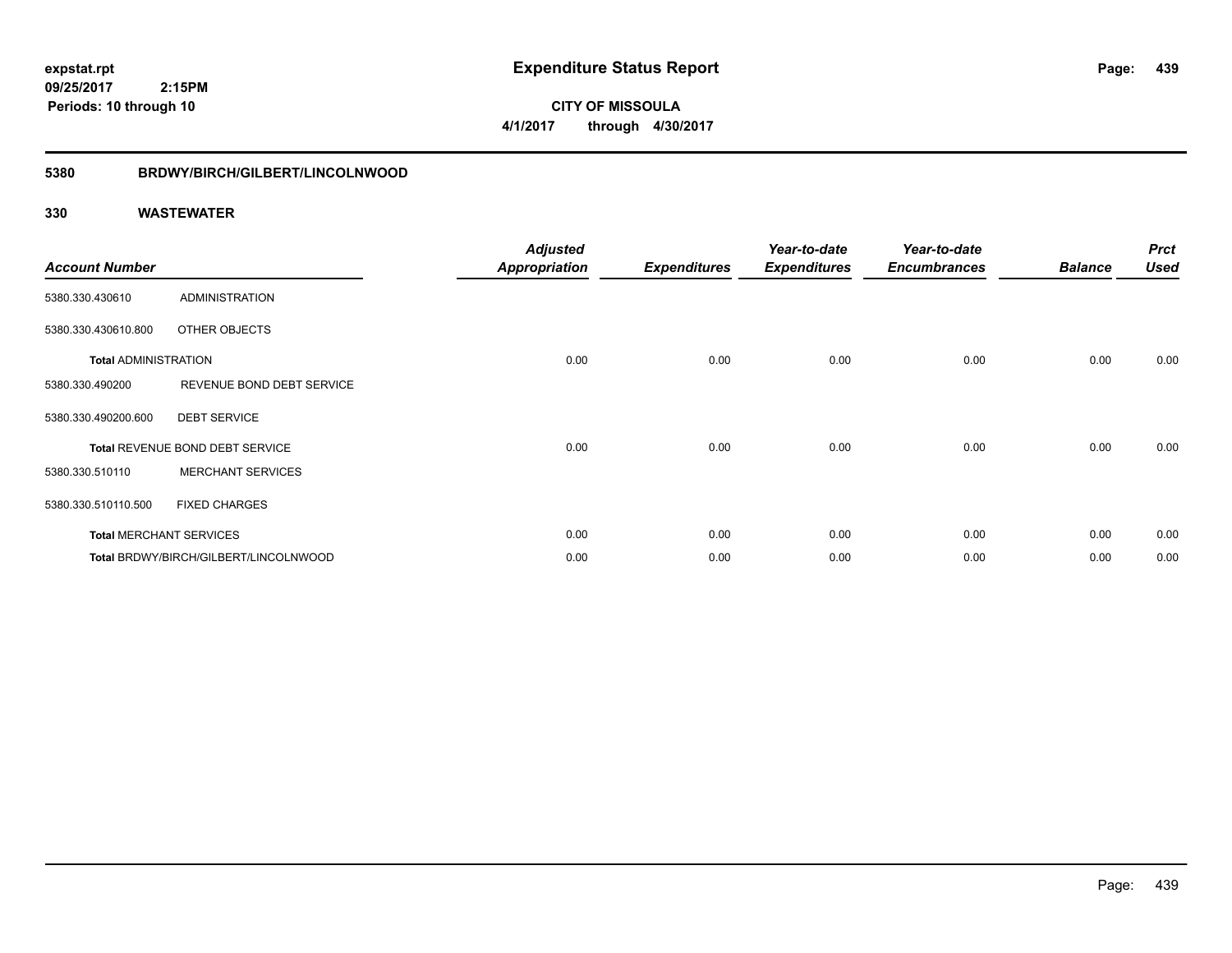**expstat.rpt**
**09/25/2017 2:15PM**
**Periods: 10 through 10**

# Expenditure Status Report

**CITY OF MISSOULA**
**4/1/2017 through 4/30/2017**

## 5380 BRDWY/BIRCH/GILBERT/LINCOLNWOOD

### 330 WASTEWATER

| Account Number | | Adjusted Appropriation | Expenditures | Year-to-date Expenditures | Year-to-date Encumbrances | Balance | Prct Used |
|---|---|---|---|---|---|---|---|
| 5380.330.430610 | ADMINISTRATION | | | | | | |
| 5380.330.430610.800 | OTHER OBJECTS | | | | | | |
| **Total** ADMINISTRATION | | 0.00 | 0.00 | 0.00 | 0.00 | 0.00 | 0.00 |
| 5380.330.490200 | REVENUE BOND DEBT SERVICE | | | | | | |
| 5380.330.490200.600 | DEBT SERVICE | | | | | | |
| **Total** REVENUE BOND DEBT SERVICE | | 0.00 | 0.00 | 0.00 | 0.00 | 0.00 | 0.00 |
| 5380.330.510110 | MERCHANT SERVICES | | | | | | |
| 5380.330.510110.500 | FIXED CHARGES | | | | | | |
| **Total** MERCHANT SERVICES | | 0.00 | 0.00 | 0.00 | 0.00 | 0.00 | 0.00 |
| **Total** BRDWY/BIRCH/GILBERT/LINCOLNWOOD | | 0.00 | 0.00 | 0.00 | 0.00 | 0.00 | 0.00 |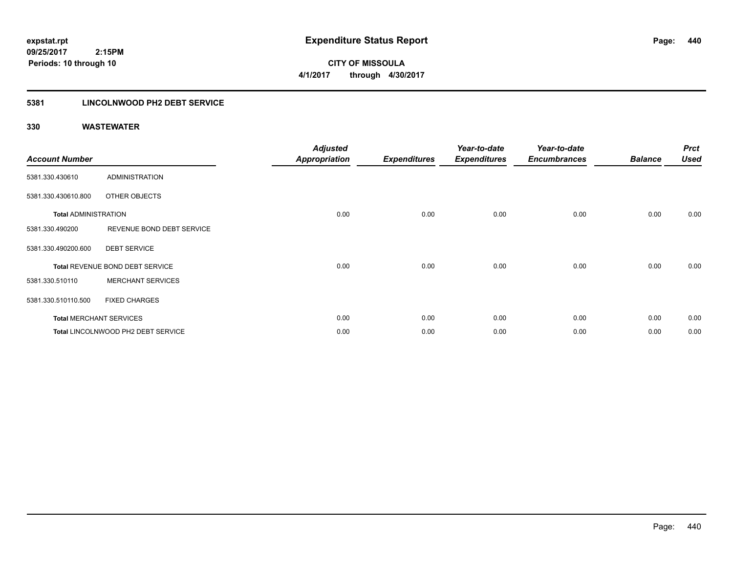**expstat.rpt**
**09/25/2017 2:15PM**
**Periods: 10 through 10**

# Expenditure Status Report

**CITY OF MISSOULA**
**4/1/2017 through 4/30/2017**

## 5381 LINCOLNWOOD PH2 DEBT SERVICE

### 330 WASTEWATER

| Account Number | | Adjusted Appropriation | Expenditures | Year-to-date Expenditures | Year-to-date Encumbrances | Balance | Prct Used |
|---|---|---|---|---|---|---|---|
| 5381.330.430610 | ADMINISTRATION | | | | | | |
| 5381.330.430610.800 | OTHER OBJECTS | | | | | | |
| **Total** ADMINISTRATION | | 0.00 | 0.00 | 0.00 | 0.00 | 0.00 | 0.00 |
| 5381.330.490200 | REVENUE BOND DEBT SERVICE | | | | | | |
| 5381.330.490200.600 | DEBT SERVICE | | | | | | |
| **Total** REVENUE BOND DEBT SERVICE | | 0.00 | 0.00 | 0.00 | 0.00 | 0.00 | 0.00 |
| 5381.330.510110 | MERCHANT SERVICES | | | | | | |
| 5381.330.510110.500 | FIXED CHARGES | | | | | | |
| **Total** MERCHANT SERVICES | | 0.00 | 0.00 | 0.00 | 0.00 | 0.00 | 0.00 |
| **Total** LINCOLNWOOD PH2 DEBT SERVICE | | 0.00 | 0.00 | 0.00 | 0.00 | 0.00 | 0.00 |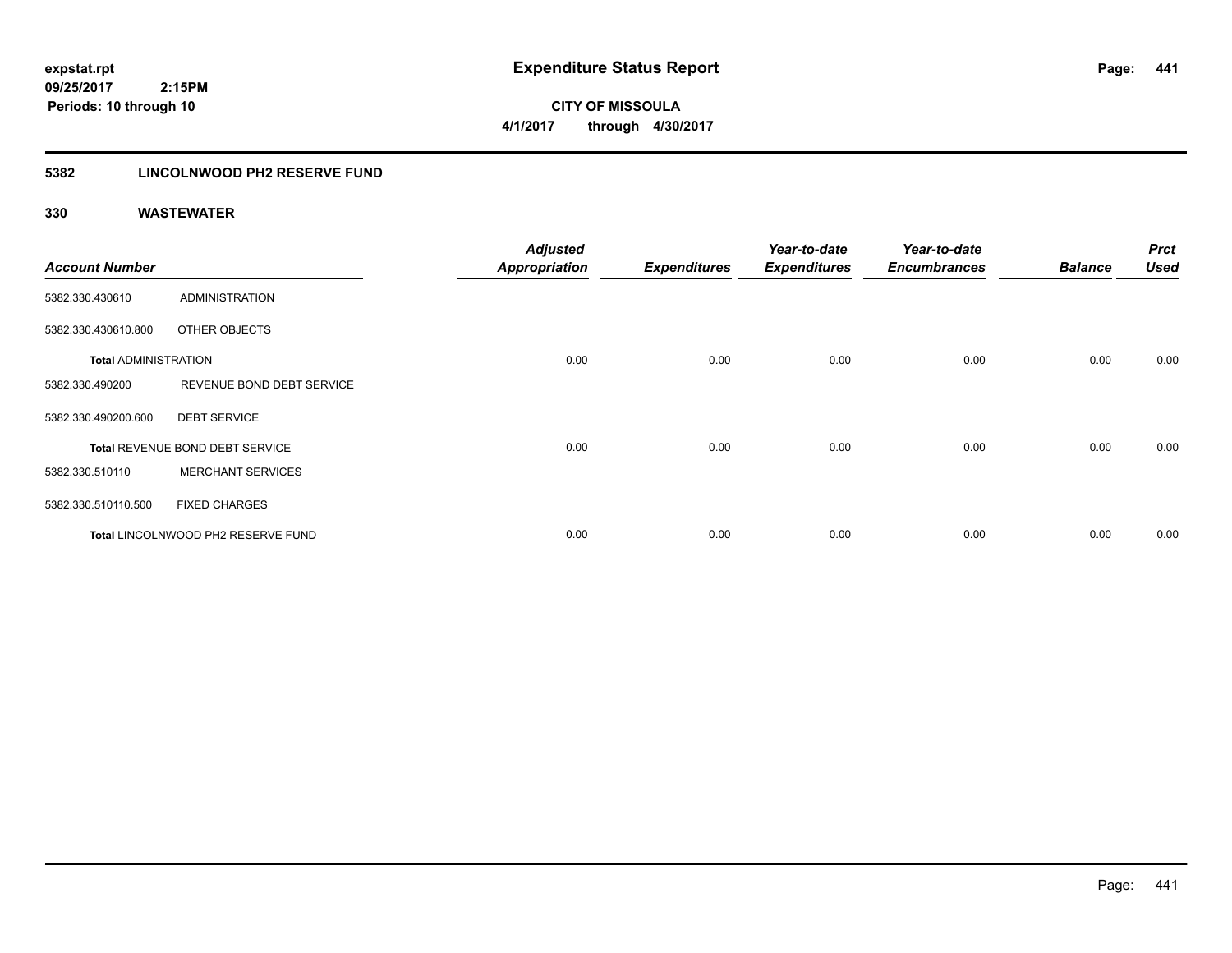# Expenditure Status Report

expstat.rpt
09/25/2017 2:15PM
Periods: 10 through 10

**CITY OF MISSOULA**
**4/1/2017 through 4/30/2017**

## 5382 LINCOLNWOOD PH2 RESERVE FUND

### 330 WASTEWATER

| Account Number | | Adjusted Appropriation | Expenditures | Year-to-date Expenditures | Year-to-date Encumbrances | Balance | Prct Used |
|---|---|---|---|---|---|---|---|
| 5382.330.430610 | ADMINISTRATION | | | | | | |
| 5382.330.430610.800 | OTHER OBJECTS | | | | | | |
| **Total** ADMINISTRATION | | 0.00 | 0.00 | 0.00 | 0.00 | 0.00 | 0.00 |
| 5382.330.490200 | REVENUE BOND DEBT SERVICE | | | | | | |
| 5382.330.490200.600 | DEBT SERVICE | | | | | | |
| **Total** REVENUE BOND DEBT SERVICE | | 0.00 | 0.00 | 0.00 | 0.00 | 0.00 | 0.00 |
| 5382.330.510110 | MERCHANT SERVICES | | | | | | |
| 5382.330.510110.500 | FIXED CHARGES | | | | | | |
| **Total** LINCOLNWOOD PH2 RESERVE FUND | | 0.00 | 0.00 | 0.00 | 0.00 | 0.00 | 0.00 |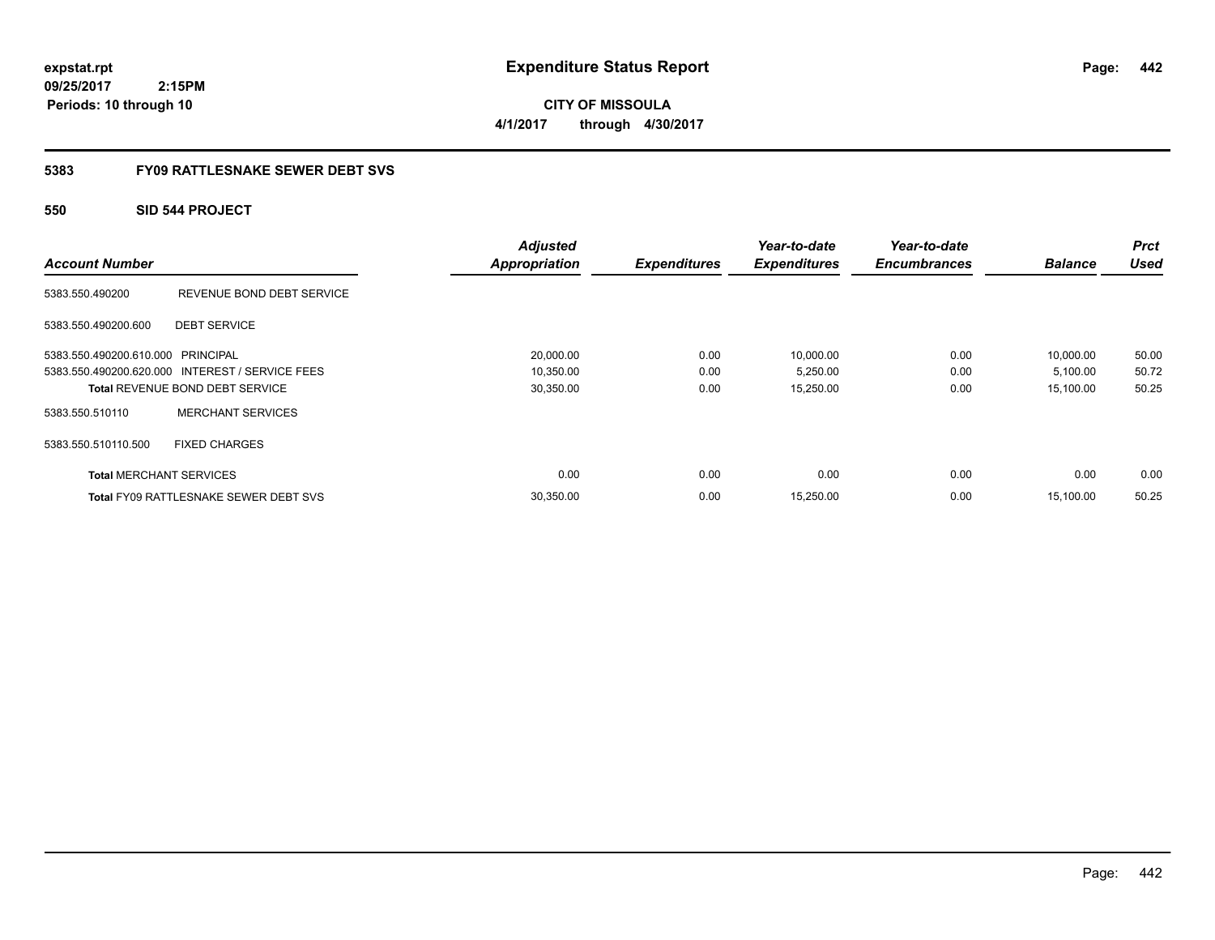**expstat.rpt**
**09/25/2017 2:15PM**
**Periods: 10 through 10**

# Expenditure Status Report

**CITY OF MISSOULA**
**4/1/2017 through 4/30/2017**

## 5383 FY09 RATTLESNAKE SEWER DEBT SVS

### 550 SID 544 PROJECT

| Account Number | | Adjusted Appropriation | Expenditures | Year-to-date Expenditures | Year-to-date Encumbrances | Balance | Prct Used |
|---|---|---|---|---|---|---|---|
| 5383.550.490200 | REVENUE BOND DEBT SERVICE | | | | | | |
| 5383.550.490200.600 | DEBT SERVICE | | | | | | |
| 5383.550.490200.610.000 | PRINCIPAL | 20,000.00 | 0.00 | 10,000.00 | 0.00 | 10,000.00 | 50.00 |
| 5383.550.490200.620.000 | INTEREST / SERVICE FEES | 10,350.00 | 0.00 | 5,250.00 | 0.00 | 5,100.00 | 50.72 |
| **Total** REVENUE BOND DEBT SERVICE | | 30,350.00 | 0.00 | 15,250.00 | 0.00 | 15,100.00 | 50.25 |
| 5383.550.510110 | MERCHANT SERVICES | | | | | | |
| 5383.550.510110.500 | FIXED CHARGES | | | | | | |
| **Total** MERCHANT SERVICES | | 0.00 | 0.00 | 0.00 | 0.00 | 0.00 | 0.00 |
| **Total** FY09 RATTLESNAKE SEWER DEBT SVS | | 30,350.00 | 0.00 | 15,250.00 | 0.00 | 15,100.00 | 50.25 |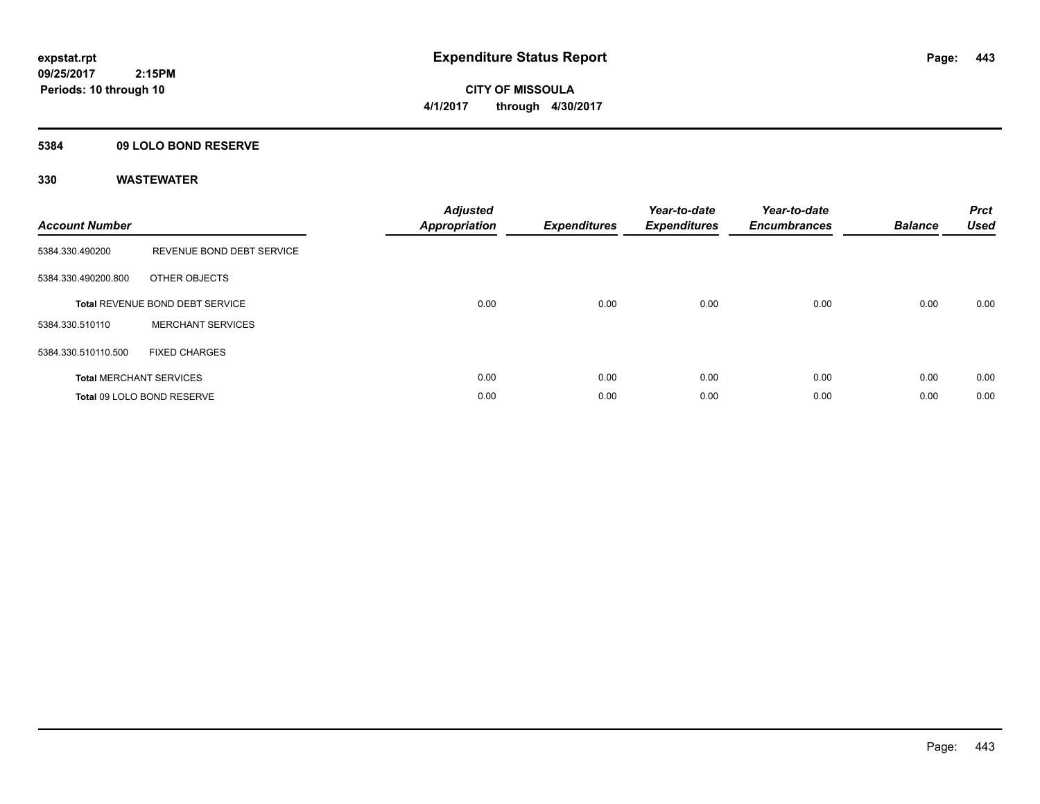# Expenditure Status Report

**expstat.rpt**
**09/25/2017 2:15PM**
**Periods: 10 through 10**

**CITY OF MISSOULA**
**4/1/2017 through 4/30/2017**

## 5384 09 LOLO BOND RESERVE

## 330 WASTEWATER

| Account Number | | Adjusted Appropriation | Expenditures | Year-to-date Expenditures | Year-to-date Encumbrances | Balance | Prct Used |
|---|---|---|---|---|---|---|---|
| 5384.330.490200 | REVENUE BOND DEBT SERVICE | | | | | | |
| 5384.330.490200.800 | OTHER OBJECTS | | | | | | |
| **Total** REVENUE BOND DEBT SERVICE | | 0.00 | 0.00 | 0.00 | 0.00 | 0.00 | 0.00 |
| 5384.330.510110 | MERCHANT SERVICES | | | | | | |
| 5384.330.510110.500 | FIXED CHARGES | | | | | | |
| **Total** MERCHANT SERVICES | | 0.00 | 0.00 | 0.00 | 0.00 | 0.00 | 0.00 |
| **Total** 09 LOLO BOND RESERVE | | 0.00 | 0.00 | 0.00 | 0.00 | 0.00 | 0.00 |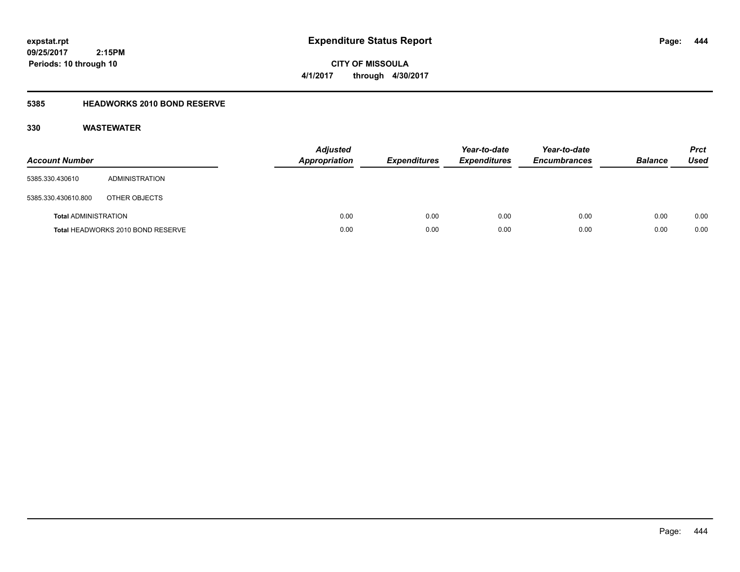**expstat.rpt**
**09/25/2017 2:15PM**
**Periods: 10 through 10**

# Expenditure Status Report

**CITY OF MISSOULA**
**4/1/2017 through 4/30/2017**

## 5385 HEADWORKS 2010 BOND RESERVE

### 330 WASTEWATER

| Account Number | | Adjusted Appropriation | Expenditures | Year-to-date Expenditures | Year-to-date Encumbrances | Balance | Prct Used |
|---|---|---|---|---|---|---|---|
| 5385.330.430610 | ADMINISTRATION | | | | | | |
| 5385.330.430610.800 | OTHER OBJECTS | | | | | | |
| **Total** ADMINISTRATION | | 0.00 | 0.00 | 0.00 | 0.00 | 0.00 | 0.00 |
| **Total** HEADWORKS 2010 BOND RESERVE | | 0.00 | 0.00 | 0.00 | 0.00 | 0.00 | 0.00 |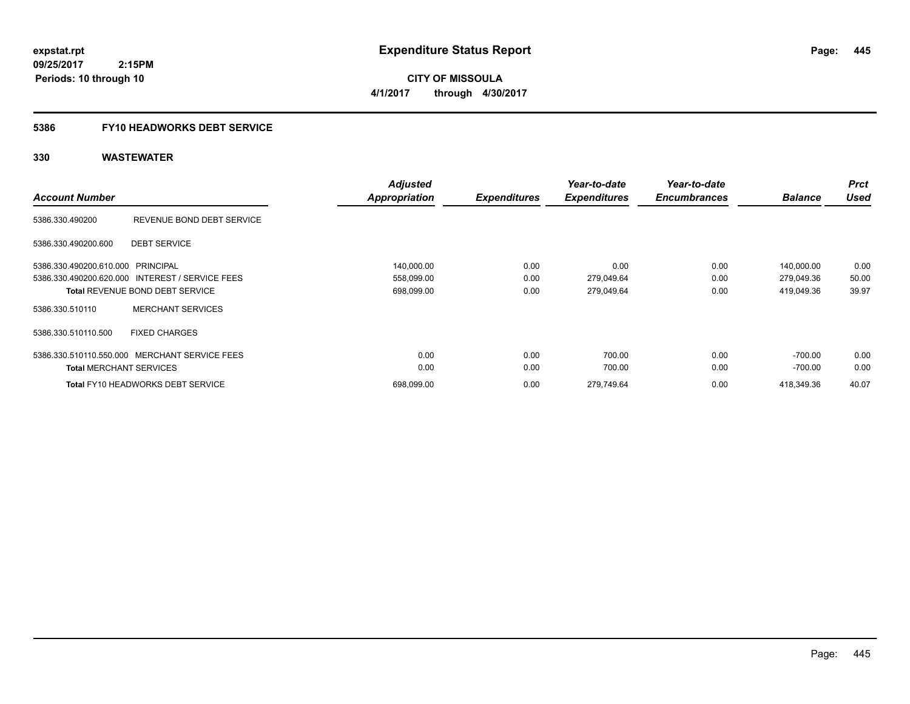**expstat.rpt**
**09/25/2017 2:15PM**
**Periods: 10 through 10**

# Expenditure Status Report

**CITY OF MISSOULA**
**4/1/2017 through 4/30/2017**

## 5386 FY10 HEADWORKS DEBT SERVICE

## 330 WASTEWATER

| Account Number | | Adjusted Appropriation | Expenditures | Year-to-date Expenditures | Year-to-date Encumbrances | Balance | Prct Used |
|---|---|---|---|---|---|---|---|
| 5386.330.490200 | REVENUE BOND DEBT SERVICE | | | | | | |
| 5386.330.490200.600 | DEBT SERVICE | | | | | | |
| 5386.330.490200.610.000 | PRINCIPAL | 140,000.00 | 0.00 | 0.00 | 0.00 | 140,000.00 | 0.00 |
| 5386.330.490200.620.000 | INTEREST / SERVICE FEES | 558,099.00 | 0.00 | 279,049.64 | 0.00 | 279,049.36 | 50.00 |
| **Total** REVENUE BOND DEBT SERVICE | | 698,099.00 | 0.00 | 279,049.64 | 0.00 | 419,049.36 | 39.97 |
| 5386.330.510110 | MERCHANT SERVICES | | | | | | |
| 5386.330.510110.500 | FIXED CHARGES | | | | | | |
| 5386.330.510110.550.000 | MERCHANT SERVICE FEES | 0.00 | 0.00 | 700.00 | 0.00 | -700.00 | 0.00 |
| **Total** MERCHANT SERVICES | | 0.00 | 0.00 | 700.00 | 0.00 | -700.00 | 0.00 |
| **Total** FY10 HEADWORKS DEBT SERVICE | | 698,099.00 | 0.00 | 279,749.64 | 0.00 | 418,349.36 | 40.07 |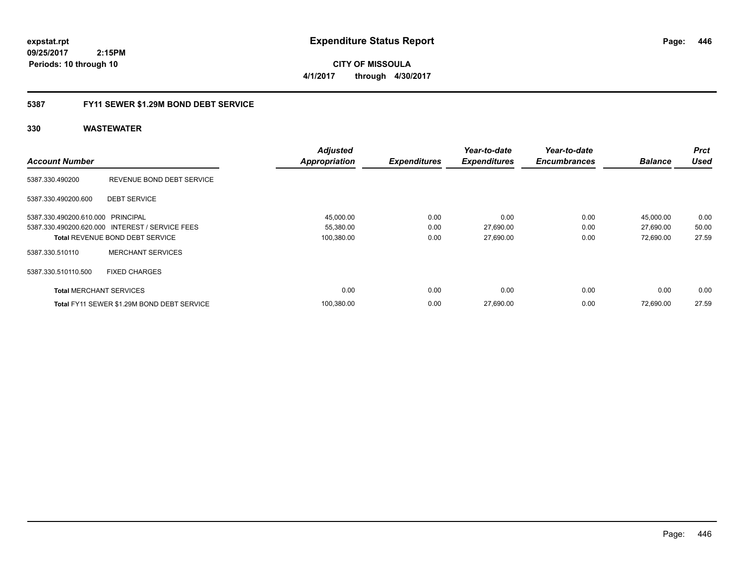# Expenditure Status Report

expstat.rpt
09/25/2017 2:15PM
Periods: 10 through 10

**CITY OF MISSOULA**
**4/1/2017 through 4/30/2017**

## 5387 FY11 SEWER $1.29M BOND DEBT SERVICE

### 330 WASTEWATER

| Account Number | | Adjusted Appropriation | Expenditures | Year-to-date Expenditures | Year-to-date Encumbrances | Balance | Prct Used |
|---|---|---|---|---|---|---|---|
| 5387.330.490200 | REVENUE BOND DEBT SERVICE | | | | | | |
| 5387.330.490200.600 | DEBT SERVICE | | | | | | |
| 5387.330.490200.610.000 | PRINCIPAL | 45,000.00 | 0.00 | 0.00 | 0.00 | 45,000.00 | 0.00 |
| 5387.330.490200.620.000 | INTEREST / SERVICE FEES | 55,380.00 | 0.00 | 27,690.00 | 0.00 | 27,690.00 | 50.00 |
| **Total** REVENUE BOND DEBT SERVICE | | 100,380.00 | 0.00 | 27,690.00 | 0.00 | 72,690.00 | 27.59 |
| 5387.330.510110 | MERCHANT SERVICES | | | | | | |
| 5387.330.510110.500 | FIXED CHARGES | | | | | | |
| **Total** MERCHANT SERVICES | | 0.00 | 0.00 | 0.00 | 0.00 | 0.00 | 0.00 |
| **Total** FY11 SEWER $1.29M BOND DEBT SERVICE | | 100,380.00 | 0.00 | 27,690.00 | 0.00 | 72,690.00 | 27.59 |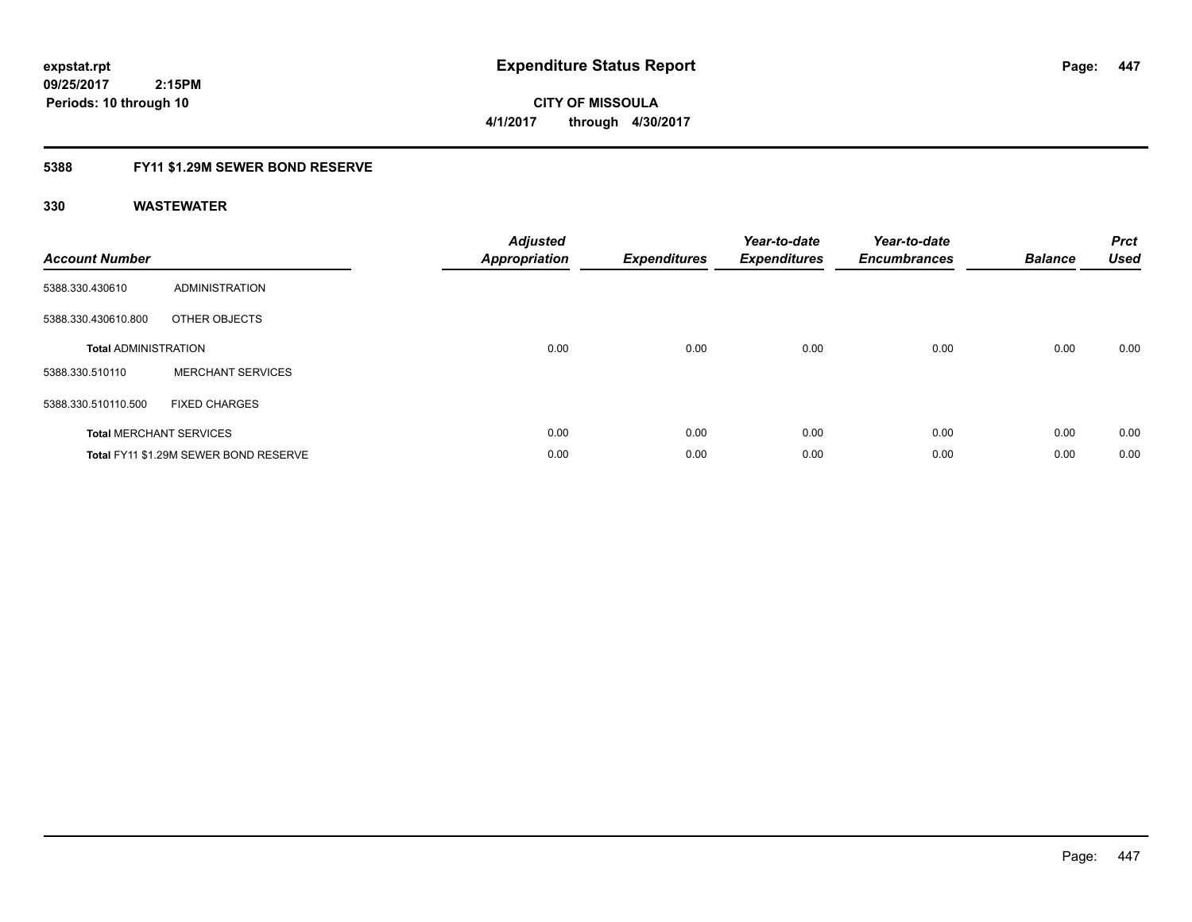**expstat.rpt**
**09/25/2017 2:15PM**
**Periods: 10 through 10**

# Expenditure Status Report

**CITY OF MISSOULA**
**4/1/2017 through 4/30/2017**

## 5388 FY11 $1.29M SEWER BOND RESERVE

### 330 WASTEWATER

| Account Number | | Adjusted Appropriation | Expenditures | Year-to-date Expenditures | Year-to-date Encumbrances | Balance | Prct Used |
|---|---|---|---|---|---|---|---|
| 5388.330.430610 | ADMINISTRATION | | | | | | |
| 5388.330.430610.800 | OTHER OBJECTS | | | | | | |
| **Total** ADMINISTRATION | | 0.00 | 0.00 | 0.00 | 0.00 | 0.00 | 0.00 |
| 5388.330.510110 | MERCHANT SERVICES | | | | | | |
| 5388.330.510110.500 | FIXED CHARGES | | | | | | |
| **Total** MERCHANT SERVICES | | 0.00 | 0.00 | 0.00 | 0.00 | 0.00 | 0.00 |
| **Total** FY11 $1.29M SEWER BOND RESERVE | | 0.00 | 0.00 | 0.00 | 0.00 | 0.00 | 0.00 |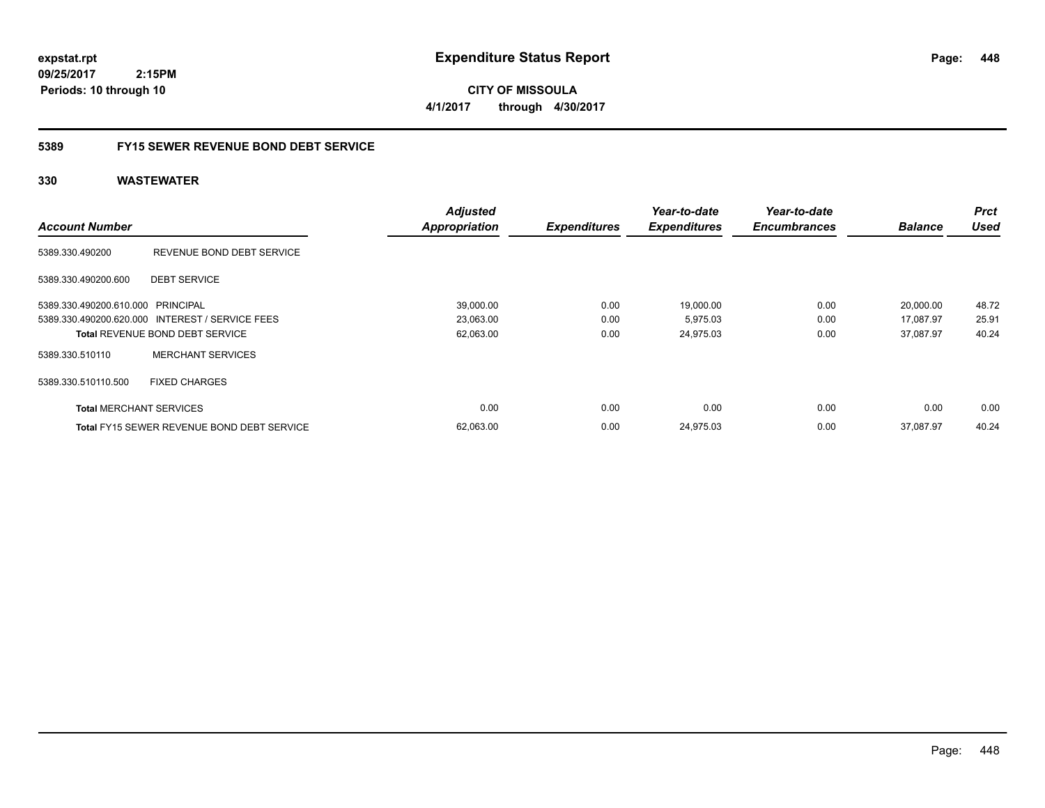# Expenditure Status Report

**CITY OF MISSOULA**

**4/1/2017 through 4/30/2017**

expstat.rpt
09/25/2017 2:15PM
Periods: 10 through 10

## 5389 FY15 SEWER REVENUE BOND DEBT SERVICE

### 330 WASTEWATER

| Account Number | | Adjusted Appropriation | Expenditures | Year-to-date Expenditures | Year-to-date Encumbrances | Balance | Prct Used |
|---|---|---|---|---|---|---|---|
| 5389.330.490200 | REVENUE BOND DEBT SERVICE | | | | | | |
| 5389.330.490200.600 | DEBT SERVICE | | | | | | |
| 5389.330.490200.610.000 | PRINCIPAL | 39,000.00 | 0.00 | 19,000.00 | 0.00 | 20,000.00 | 48.72 |
| 5389.330.490200.620.000 | INTEREST / SERVICE FEES | 23,063.00 | 0.00 | 5,975.03 | 0.00 | 17,087.97 | 25.91 |
| **Total** REVENUE BOND DEBT SERVICE | | 62,063.00 | 0.00 | 24,975.03 | 0.00 | 37,087.97 | 40.24 |
| 5389.330.510110 | MERCHANT SERVICES | | | | | | |
| 5389.330.510110.500 | FIXED CHARGES | | | | | | |
| **Total** MERCHANT SERVICES | | 0.00 | 0.00 | 0.00 | 0.00 | 0.00 | 0.00 |
| **Total** FY15 SEWER REVENUE BOND DEBT SERVICE | | 62,063.00 | 0.00 | 24,975.03 | 0.00 | 37,087.97 | 40.24 |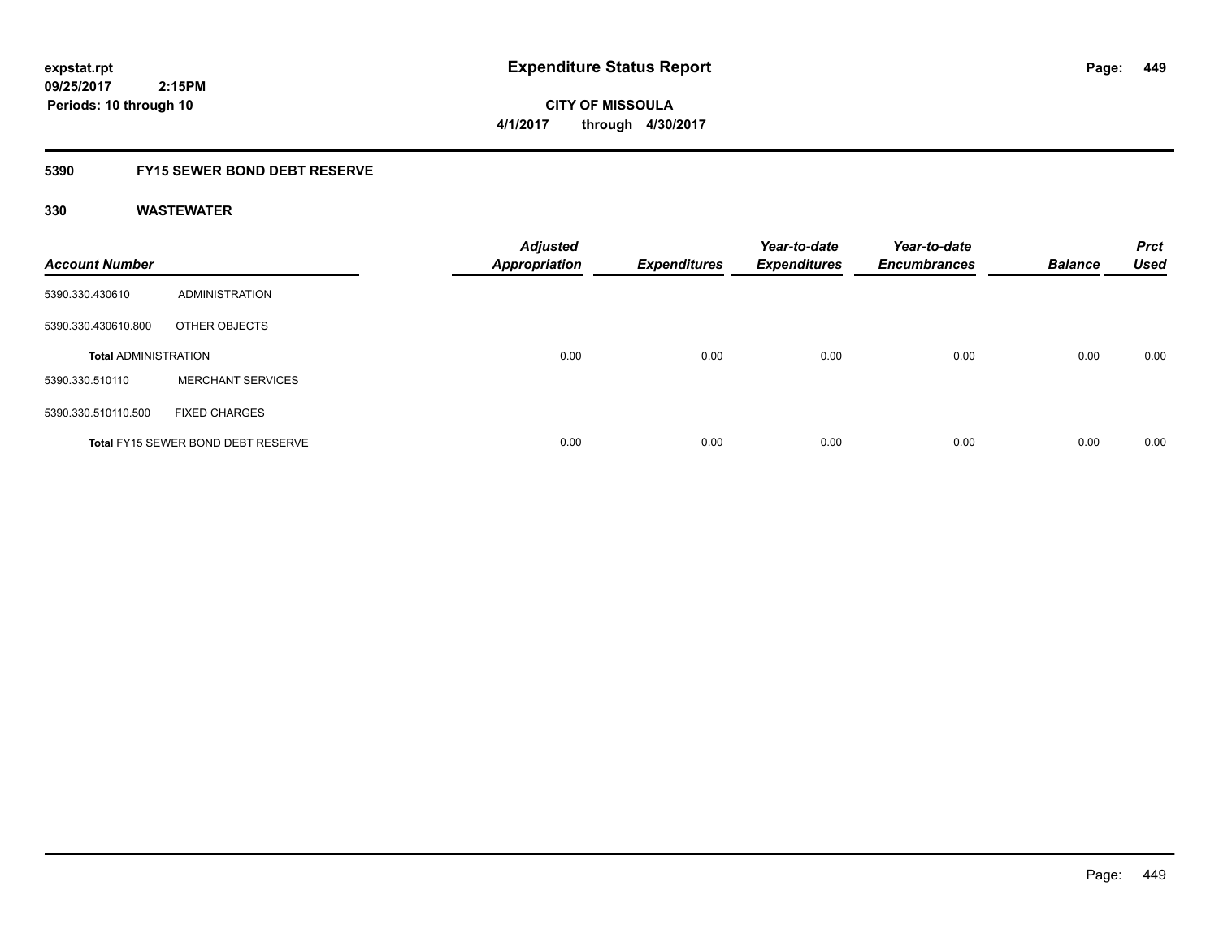**expstat.rpt**
**09/25/2017 2:15PM**
**Periods: 10 through 10**

# Expenditure Status Report

**CITY OF MISSOULA**
**4/1/2017 through 4/30/2017**

## 5390 FY15 SEWER BOND DEBT RESERVE

### 330 WASTEWATER

| Account Number | | Adjusted Appropriation | Expenditures | Year-to-date Expenditures | Year-to-date Encumbrances | Balance | Prct Used |
|---|---|---|---|---|---|---|---|
| 5390.330.430610 | ADMINISTRATION | | | | | | |
| 5390.330.430610.800 | OTHER OBJECTS | | | | | | |
| **Total** ADMINISTRATION | | 0.00 | 0.00 | 0.00 | 0.00 | 0.00 | 0.00 |
| 5390.330.510110 | MERCHANT SERVICES | | | | | | |
| 5390.330.510110.500 | FIXED CHARGES | | | | | | |
| **Total** FY15 SEWER BOND DEBT RESERVE | | 0.00 | 0.00 | 0.00 | 0.00 | 0.00 | 0.00 |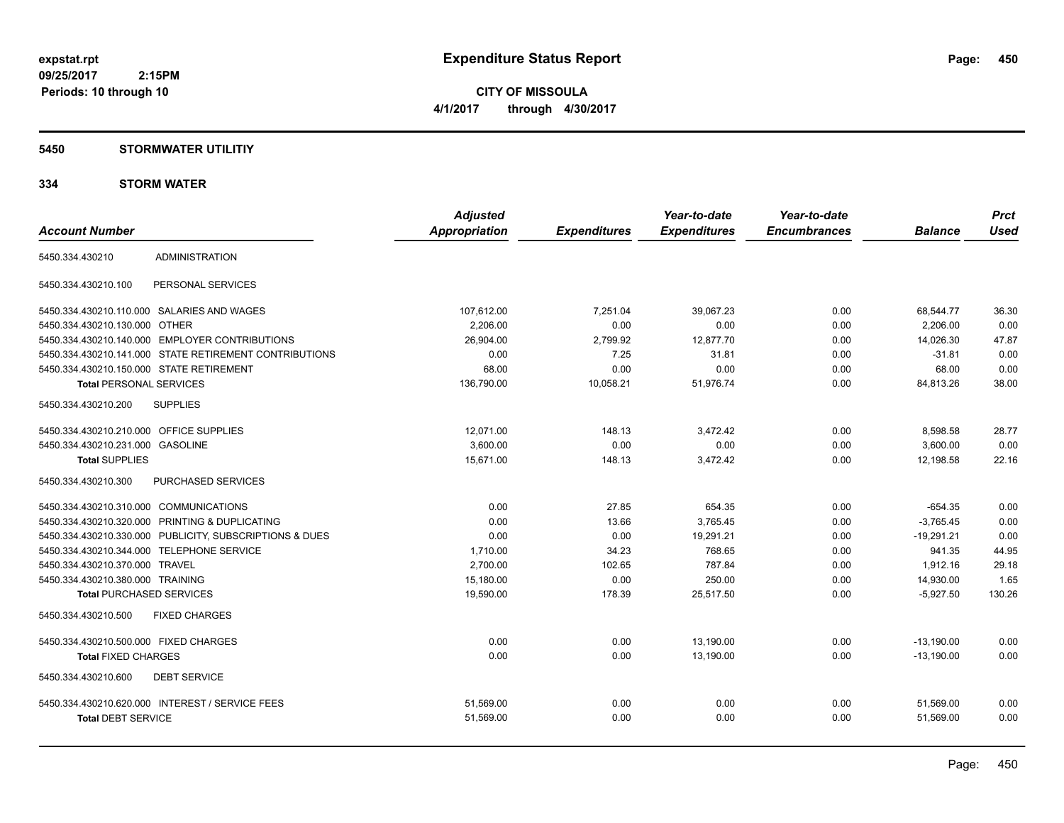**expstat.rpt**
**09/25/2017 2:15PM**
**Periods: 10 through 10**

# Expenditure Status Report

**CITY OF MISSOULA**
**4/1/2017 through 4/30/2017**

## 5450 STORMWATER UTILITIY

### 334 STORM WATER

| Account Number | Adjusted Appropriation | Expenditures | Year-to-date Expenditures | Year-to-date Encumbrances | Balance | Prct Used |
|---|---|---|---|---|---|---|
| 5450.334.430210 ADMINISTRATION | | | | | | |
| 5450.334.430210.100 PERSONAL SERVICES | | | | | | |
| 5450.334.430210.110.000 SALARIES AND WAGES | 107,612.00 | 7,251.04 | 39,067.23 | 0.00 | 68,544.77 | 36.30 |
| 5450.334.430210.130.000 OTHER | 2,206.00 | 0.00 | 0.00 | 0.00 | 2,206.00 | 0.00 |
| 5450.334.430210.140.000 EMPLOYER CONTRIBUTIONS | 26,904.00 | 2,799.92 | 12,877.70 | 0.00 | 14,026.30 | 47.87 |
| 5450.334.430210.141.000 STATE RETIREMENT CONTRIBUTIONS | 0.00 | 7.25 | 31.81 | 0.00 | -31.81 | 0.00 |
| 5450.334.430210.150.000 STATE RETIREMENT | 68.00 | 0.00 | 0.00 | 0.00 | 68.00 | 0.00 |
| **Total** PERSONAL SERVICES | 136,790.00 | 10,058.21 | 51,976.74 | 0.00 | 84,813.26 | 38.00 |
| 5450.334.430210.200 SUPPLIES | | | | | | |
| 5450.334.430210.210.000 OFFICE SUPPLIES | 12,071.00 | 148.13 | 3,472.42 | 0.00 | 8,598.58 | 28.77 |
| 5450.334.430210.231.000 GASOLINE | 3,600.00 | 0.00 | 0.00 | 0.00 | 3,600.00 | 0.00 |
| **Total** SUPPLIES | 15,671.00 | 148.13 | 3,472.42 | 0.00 | 12,198.58 | 22.16 |
| 5450.334.430210.300 PURCHASED SERVICES | | | | | | |
| 5450.334.430210.310.000 COMMUNICATIONS | 0.00 | 27.85 | 654.35 | 0.00 | -654.35 | 0.00 |
| 5450.334.430210.320.000 PRINTING & DUPLICATING | 0.00 | 13.66 | 3,765.45 | 0.00 | -3,765.45 | 0.00 |
| 5450.334.430210.330.000 PUBLICITY, SUBSCRIPTIONS & DUES | 0.00 | 0.00 | 19,291.21 | 0.00 | -19,291.21 | 0.00 |
| 5450.334.430210.344.000 TELEPHONE SERVICE | 1,710.00 | 34.23 | 768.65 | 0.00 | 941.35 | 44.95 |
| 5450.334.430210.370.000 TRAVEL | 2,700.00 | 102.65 | 787.84 | 0.00 | 1,912.16 | 29.18 |
| 5450.334.430210.380.000 TRAINING | 15,180.00 | 0.00 | 250.00 | 0.00 | 14,930.00 | 1.65 |
| **Total** PURCHASED SERVICES | 19,590.00 | 178.39 | 25,517.50 | 0.00 | -5,927.50 | 130.26 |
| 5450.334.430210.500 FIXED CHARGES | | | | | | |
| 5450.334.430210.500.000 FIXED CHARGES | 0.00 | 0.00 | 13,190.00 | 0.00 | -13,190.00 | 0.00 |
| **Total** FIXED CHARGES | 0.00 | 0.00 | 13,190.00 | 0.00 | -13,190.00 | 0.00 |
| 5450.334.430210.600 DEBT SERVICE | | | | | | |
| 5450.334.430210.620.000 INTEREST / SERVICE FEES | 51,569.00 | 0.00 | 0.00 | 0.00 | 51,569.00 | 0.00 |
| **Total** DEBT SERVICE | 51,569.00 | 0.00 | 0.00 | 0.00 | 51,569.00 | 0.00 |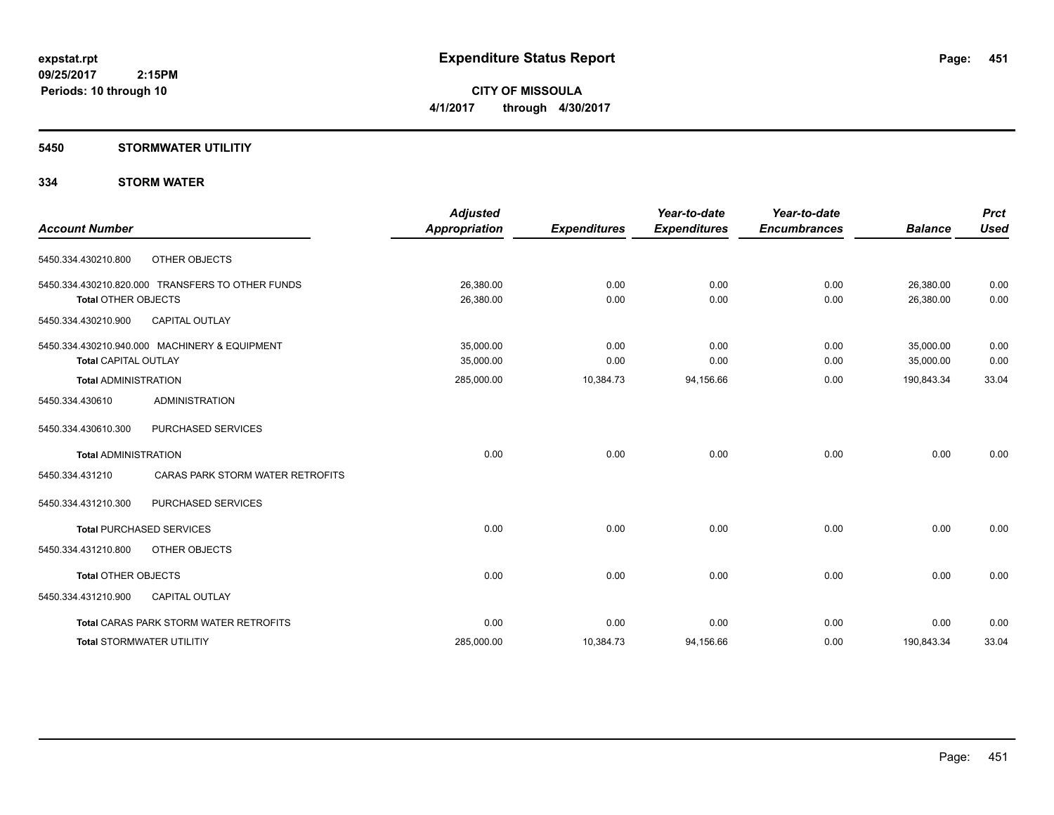expstat.rpt
09/25/2017 2:15PM
Periods: 10 through 10

# Expenditure Status Report

**CITY OF MISSOULA**
**4/1/2017 through 4/30/2017**

## 5450 STORMWATER UTILITIY

## 334 STORM WATER

| Account Number | | Adjusted Appropriation | Expenditures | Year-to-date Expenditures | Year-to-date Encumbrances | Balance | Prct Used |
|---|---|---|---|---|---|---|---|
| 5450.334.430210.800 | OTHER OBJECTS | | | | | | |
| 5450.334.430210.820.000 | TRANSFERS TO OTHER FUNDS | 26,380.00 | 0.00 | 0.00 | 0.00 | 26,380.00 | 0.00 |
| **Total** OTHER OBJECTS | | 26,380.00 | 0.00 | 0.00 | 0.00 | 26,380.00 | 0.00 |
| 5450.334.430210.900 | CAPITAL OUTLAY | | | | | | |
| 5450.334.430210.940.000 | MACHINERY & EQUIPMENT | 35,000.00 | 0.00 | 0.00 | 0.00 | 35,000.00 | 0.00 |
| **Total** CAPITAL OUTLAY | | 35,000.00 | 0.00 | 0.00 | 0.00 | 35,000.00 | 0.00 |
| **Total** ADMINISTRATION | | 285,000.00 | 10,384.73 | 94,156.66 | 0.00 | 190,843.34 | 33.04 |
| 5450.334.430610 | ADMINISTRATION | | | | | | |
| 5450.334.430610.300 | PURCHASED SERVICES | | | | | | |
| **Total** ADMINISTRATION | | 0.00 | 0.00 | 0.00 | 0.00 | 0.00 | 0.00 |
| 5450.334.431210 | CARAS PARK STORM WATER RETROFITS | | | | | | |
| 5450.334.431210.300 | PURCHASED SERVICES | | | | | | |
| **Total** PURCHASED SERVICES | | 0.00 | 0.00 | 0.00 | 0.00 | 0.00 | 0.00 |
| 5450.334.431210.800 | OTHER OBJECTS | | | | | | |
| **Total** OTHER OBJECTS | | 0.00 | 0.00 | 0.00 | 0.00 | 0.00 | 0.00 |
| 5450.334.431210.900 | CAPITAL OUTLAY | | | | | | |
| **Total** CARAS PARK STORM WATER RETROFITS | | 0.00 | 0.00 | 0.00 | 0.00 | 0.00 | 0.00 |
| **Total** STORMWATER UTILITIY | | 285,000.00 | 10,384.73 | 94,156.66 | 0.00 | 190,843.34 | 33.04 |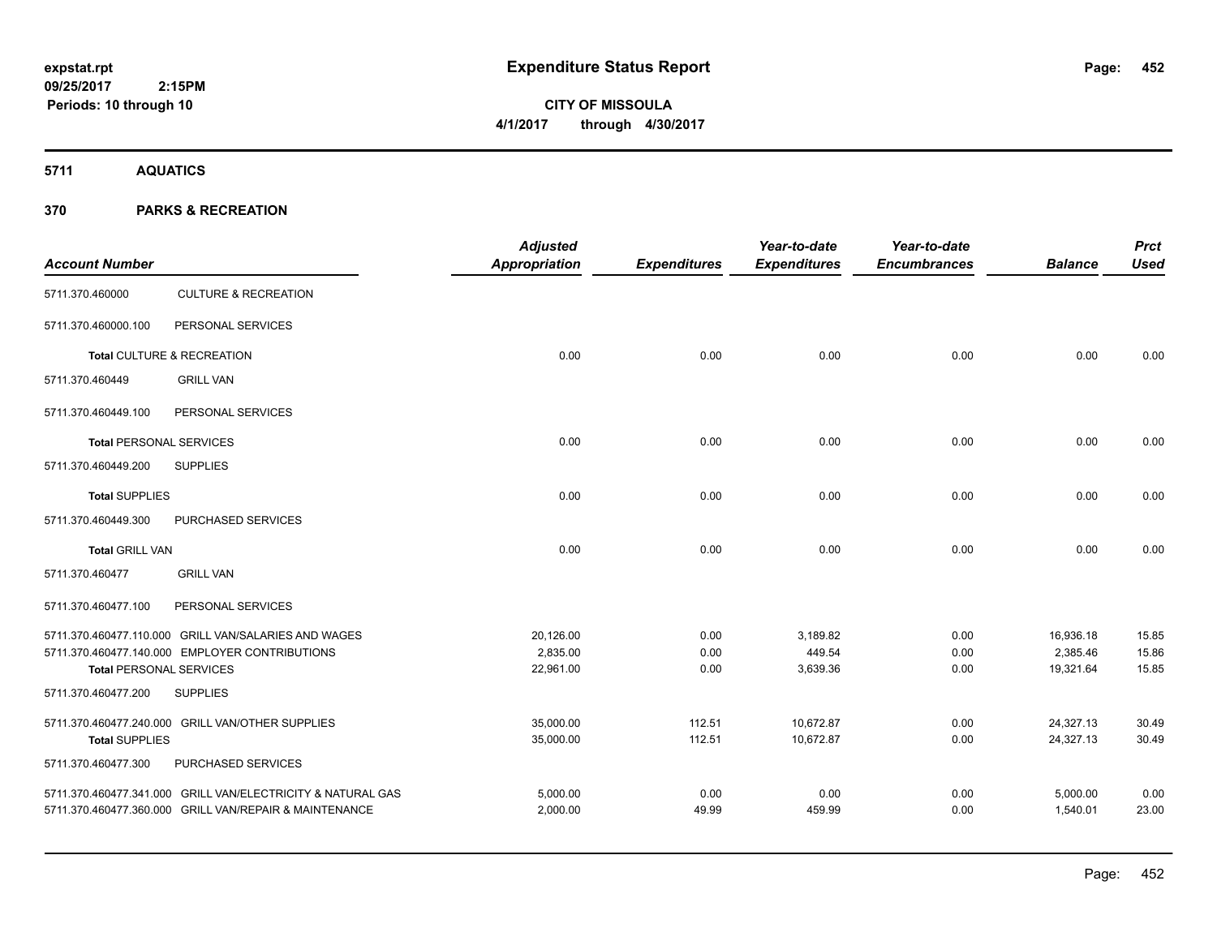**expstat.rpt**
**09/25/2017 2:15PM**
**Periods: 10 through 10**

# Expenditure Status Report

**CITY OF MISSOULA**
**4/1/2017 through 4/30/2017**

## 5711 AQUATICS

## 370 PARKS & RECREATION

| Account Number | | Adjusted Appropriation | Expenditures | Year-to-date Expenditures | Year-to-date Encumbrances | Balance | Prct Used |
|---|---|---|---|---|---|---|---|
| 5711.370.460000 | CULTURE & RECREATION | | | | | | |
| 5711.370.460000.100 | PERSONAL SERVICES | | | | | | |
| **Total** CULTURE & RECREATION | | 0.00 | 0.00 | 0.00 | 0.00 | 0.00 | 0.00 |
| 5711.370.460449 | GRILL VAN | | | | | | |
| 5711.370.460449.100 | PERSONAL SERVICES | | | | | | |
| **Total** PERSONAL SERVICES | | 0.00 | 0.00 | 0.00 | 0.00 | 0.00 | 0.00 |
| 5711.370.460449.200 | SUPPLIES | | | | | | |
| **Total** SUPPLIES | | 0.00 | 0.00 | 0.00 | 0.00 | 0.00 | 0.00 |
| 5711.370.460449.300 | PURCHASED SERVICES | | | | | | |
| **Total** GRILL VAN | | 0.00 | 0.00 | 0.00 | 0.00 | 0.00 | 0.00 |
| 5711.370.460477 | GRILL VAN | | | | | | |
| 5711.370.460477.100 | PERSONAL SERVICES | | | | | | |
| 5711.370.460477.110.000 | GRILL VAN/SALARIES AND WAGES | 20,126.00 | 0.00 | 3,189.82 | 0.00 | 16,936.18 | 15.85 |
| 5711.370.460477.140.000 | EMPLOYER CONTRIBUTIONS | 2,835.00 | 0.00 | 449.54 | 0.00 | 2,385.46 | 15.86 |
| **Total** PERSONAL SERVICES | | 22,961.00 | 0.00 | 3,639.36 | 0.00 | 19,321.64 | 15.85 |
| 5711.370.460477.200 | SUPPLIES | | | | | | |
| 5711.370.460477.240.000 | GRILL VAN/OTHER SUPPLIES | 35,000.00 | 112.51 | 10,672.87 | 0.00 | 24,327.13 | 30.49 |
| **Total** SUPPLIES | | 35,000.00 | 112.51 | 10,672.87 | 0.00 | 24,327.13 | 30.49 |
| 5711.370.460477.300 | PURCHASED SERVICES | | | | | | |
| 5711.370.460477.341.000 | GRILL VAN/ELECTRICITY & NATURAL GAS | 5,000.00 | 0.00 | 0.00 | 0.00 | 5,000.00 | 0.00 |
| 5711.370.460477.360.000 | GRILL VAN/REPAIR & MAINTENANCE | 2,000.00 | 49.99 | 459.99 | 0.00 | 1,540.01 | 23.00 |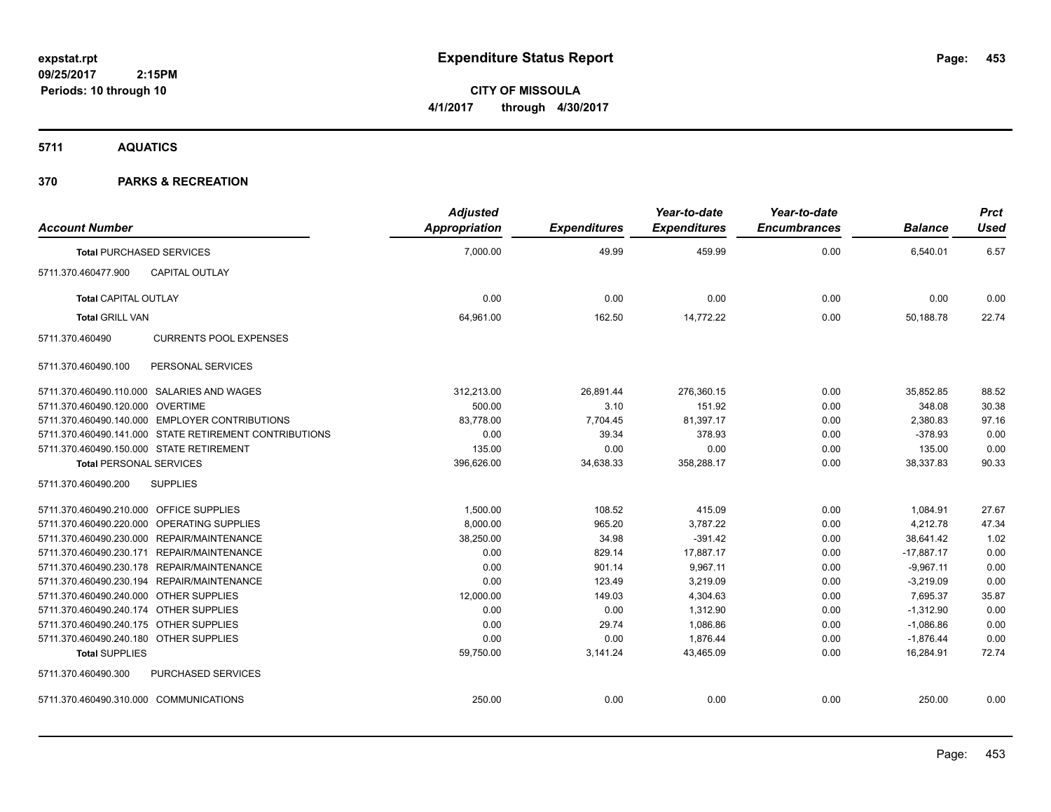**Expenditure Status Report**

**CITY OF MISSOULA**
**4/1/2017 through 4/30/2017**

expstat.rpt
09/25/2017 2:15PM
Periods: 10 through 10

## 5711 AQUATICS

## 370 PARKS & RECREATION

| Account Number | | Adjusted Appropriation | Expenditures | Year-to-date Expenditures | Year-to-date Encumbrances | Balance | Prct Used |
|---|---|---|---|---|---|---|---|
| **Total** PURCHASED SERVICES | | 7,000.00 | 49.99 | 459.99 | 0.00 | 6,540.01 | 6.57 |
| 5711.370.460477.900 | CAPITAL OUTLAY | | | | | | |
| **Total** CAPITAL OUTLAY | | 0.00 | 0.00 | 0.00 | 0.00 | 0.00 | 0.00 |
| **Total** GRILL VAN | | 64,961.00 | 162.50 | 14,772.22 | 0.00 | 50,188.78 | 22.74 |
| 5711.370.460490 | CURRENTS POOL EXPENSES | | | | | | |
| 5711.370.460490.100 | PERSONAL SERVICES | | | | | | |
| 5711.370.460490.110.000 | SALARIES AND WAGES | 312,213.00 | 26,891.44 | 276,360.15 | 0.00 | 35,852.85 | 88.52 |
| 5711.370.460490.120.000 | OVERTIME | 500.00 | 3.10 | 151.92 | 0.00 | 348.08 | 30.38 |
| 5711.370.460490.140.000 | EMPLOYER CONTRIBUTIONS | 83,778.00 | 7,704.45 | 81,397.17 | 0.00 | 2,380.83 | 97.16 |
| 5711.370.460490.141.000 | STATE RETIREMENT CONTRIBUTIONS | 0.00 | 39.34 | 378.93 | 0.00 | -378.93 | 0.00 |
| 5711.370.460490.150.000 | STATE RETIREMENT | 135.00 | 0.00 | 0.00 | 0.00 | 135.00 | 0.00 |
| **Total** PERSONAL SERVICES | | 396,626.00 | 34,638.33 | 358,288.17 | 0.00 | 38,337.83 | 90.33 |
| 5711.370.460490.200 | SUPPLIES | | | | | | |
| 5711.370.460490.210.000 | OFFICE SUPPLIES | 1,500.00 | 108.52 | 415.09 | 0.00 | 1,084.91 | 27.67 |
| 5711.370.460490.220.000 | OPERATING SUPPLIES | 8,000.00 | 965.20 | 3,787.22 | 0.00 | 4,212.78 | 47.34 |
| 5711.370.460490.230.000 | REPAIR/MAINTENANCE | 38,250.00 | 34.98 | -391.42 | 0.00 | 38,641.42 | 1.02 |
| 5711.370.460490.230.171 | REPAIR/MAINTENANCE | 0.00 | 829.14 | 17,887.17 | 0.00 | -17,887.17 | 0.00 |
| 5711.370.460490.230.178 | REPAIR/MAINTENANCE | 0.00 | 901.14 | 9,967.11 | 0.00 | -9,967.11 | 0.00 |
| 5711.370.460490.230.194 | REPAIR/MAINTENANCE | 0.00 | 123.49 | 3,219.09 | 0.00 | -3,219.09 | 0.00 |
| 5711.370.460490.240.000 | OTHER SUPPLIES | 12,000.00 | 149.03 | 4,304.63 | 0.00 | 7,695.37 | 35.87 |
| 5711.370.460490.240.174 | OTHER SUPPLIES | 0.00 | 0.00 | 1,312.90 | 0.00 | -1,312.90 | 0.00 |
| 5711.370.460490.240.175 | OTHER SUPPLIES | 0.00 | 29.74 | 1,086.86 | 0.00 | -1,086.86 | 0.00 |
| 5711.370.460490.240.180 | OTHER SUPPLIES | 0.00 | 0.00 | 1,876.44 | 0.00 | -1,876.44 | 0.00 |
| **Total** SUPPLIES | | 59,750.00 | 3,141.24 | 43,465.09 | 0.00 | 16,284.91 | 72.74 |
| 5711.370.460490.300 | PURCHASED SERVICES | | | | | | |
| 5711.370.460490.310.000 | COMMUNICATIONS | 250.00 | 0.00 | 0.00 | 0.00 | 250.00 | 0.00 |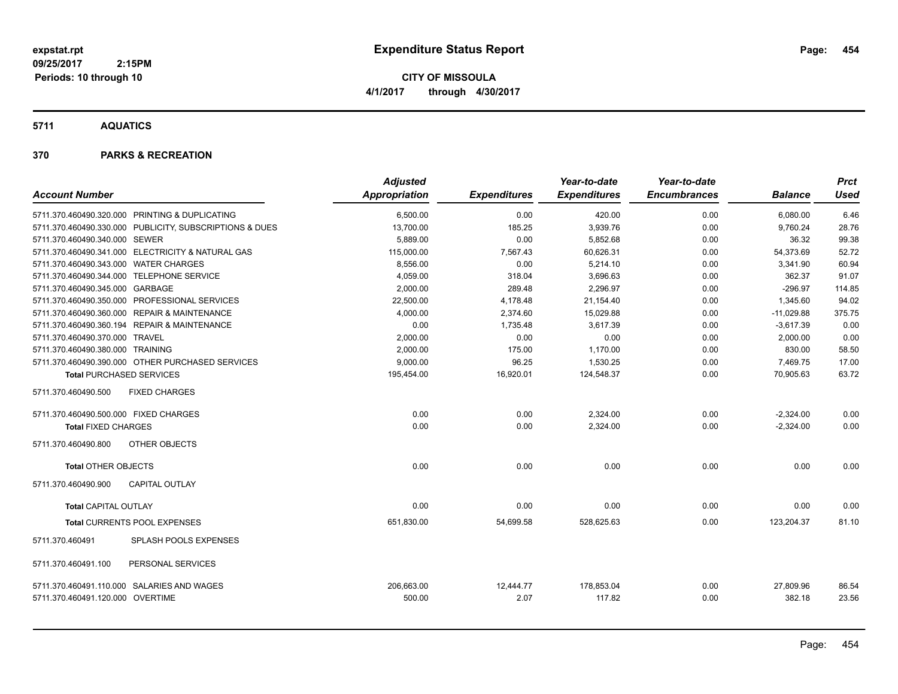**expstat.rpt**
**09/25/2017 2:15PM**
**Periods: 10 through 10**

# Expenditure Status Report

**CITY OF MISSOULA**
**4/1/2017 through 4/30/2017**

## 5711 AQUATICS

## 370 PARKS & RECREATION

| Account Number | | Adjusted Appropriation | Expenditures | Year-to-date Expenditures | Year-to-date Encumbrances | Balance | Prct Used |
|---|---|---|---|---|---|---|---|
| 5711.370.460490.320.000 | PRINTING & DUPLICATING | 6,500.00 | 0.00 | 420.00 | 0.00 | 6,080.00 | 6.46 |
| 5711.370.460490.330.000 | PUBLICITY, SUBSCRIPTIONS & DUES | 13,700.00 | 185.25 | 3,939.76 | 0.00 | 9,760.24 | 28.76 |
| 5711.370.460490.340.000 | SEWER | 5,889.00 | 0.00 | 5,852.68 | 0.00 | 36.32 | 99.38 |
| 5711.370.460490.341.000 | ELECTRICITY & NATURAL GAS | 115,000.00 | 7,567.43 | 60,626.31 | 0.00 | 54,373.69 | 52.72 |
| 5711.370.460490.343.000 | WATER CHARGES | 8,556.00 | 0.00 | 5,214.10 | 0.00 | 3,341.90 | 60.94 |
| 5711.370.460490.344.000 | TELEPHONE SERVICE | 4,059.00 | 318.04 | 3,696.63 | 0.00 | 362.37 | 91.07 |
| 5711.370.460490.345.000 | GARBAGE | 2,000.00 | 289.48 | 2,296.97 | 0.00 | -296.97 | 114.85 |
| 5711.370.460490.350.000 | PROFESSIONAL SERVICES | 22,500.00 | 4,178.48 | 21,154.40 | 0.00 | 1,345.60 | 94.02 |
| 5711.370.460490.360.000 | REPAIR & MAINTENANCE | 4,000.00 | 2,374.60 | 15,029.88 | 0.00 | -11,029.88 | 375.75 |
| 5711.370.460490.360.194 | REPAIR & MAINTENANCE | 0.00 | 1,735.48 | 3,617.39 | 0.00 | -3,617.39 | 0.00 |
| 5711.370.460490.370.000 | TRAVEL | 2,000.00 | 0.00 | 0.00 | 0.00 | 2,000.00 | 0.00 |
| 5711.370.460490.380.000 | TRAINING | 2,000.00 | 175.00 | 1,170.00 | 0.00 | 830.00 | 58.50 |
| 5711.370.460490.390.000 | OTHER PURCHASED SERVICES | 9,000.00 | 96.25 | 1,530.25 | 0.00 | 7,469.75 | 17.00 |
| **Total** PURCHASED SERVICES | | 195,454.00 | 16,920.01 | 124,548.37 | 0.00 | 70,905.63 | 63.72 |
| 5711.370.460490.500 | FIXED CHARGES | | | | | | |
| 5711.370.460490.500.000 | FIXED CHARGES | 0.00 | 0.00 | 2,324.00 | 0.00 | -2,324.00 | 0.00 |
| **Total** FIXED CHARGES | | 0.00 | 0.00 | 2,324.00 | 0.00 | -2,324.00 | 0.00 |
| 5711.370.460490.800 | OTHER OBJECTS | | | | | | |
| **Total** OTHER OBJECTS | | 0.00 | 0.00 | 0.00 | 0.00 | 0.00 | 0.00 |
| 5711.370.460490.900 | CAPITAL OUTLAY | | | | | | |
| **Total** CAPITAL OUTLAY | | 0.00 | 0.00 | 0.00 | 0.00 | 0.00 | 0.00 |
| **Total** CURRENTS POOL EXPENSES | | 651,830.00 | 54,699.58 | 528,625.63 | 0.00 | 123,204.37 | 81.10 |
| 5711.370.460491 | SPLASH POOLS EXPENSES | | | | | | |
| 5711.370.460491.100 | PERSONAL SERVICES | | | | | | |
| 5711.370.460491.110.000 | SALARIES AND WAGES | 206,663.00 | 12,444.77 | 178,853.04 | 0.00 | 27,809.96 | 86.54 |
| 5711.370.460491.120.000 | OVERTIME | 500.00 | 2.07 | 117.82 | 0.00 | 382.18 | 23.56 |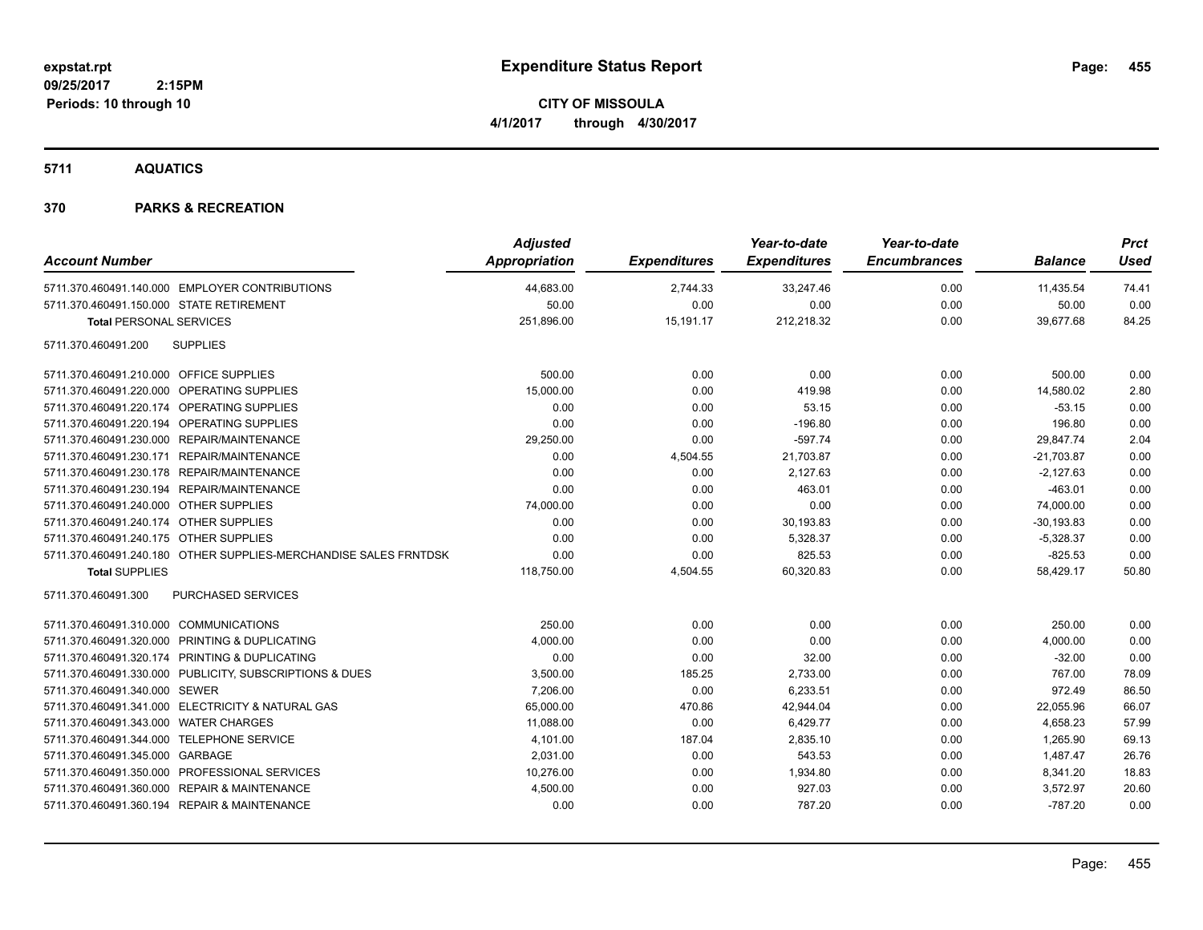**expstat.rpt**
**09/25/2017 2:15PM**
**Periods: 10 through 10**

# Expenditure Status Report

**CITY OF MISSOULA**
**4/1/2017 through 4/30/2017**

## 5711 AQUATICS

## 370 PARKS & RECREATION

| Account Number | | Adjusted Appropriation | Expenditures | Year-to-date Expenditures | Year-to-date Encumbrances | Balance | Prct Used |
|---|---|---|---|---|---|---|---|
| 5711.370.460491.140.000 | EMPLOYER CONTRIBUTIONS | 44,683.00 | 2,744.33 | 33,247.46 | 0.00 | 11,435.54 | 74.41 |
| 5711.370.460491.150.000 | STATE RETIREMENT | 50.00 | 0.00 | 0.00 | 0.00 | 50.00 | 0.00 |
| **Total** PERSONAL SERVICES | | 251,896.00 | 15,191.17 | 212,218.32 | 0.00 | 39,677.68 | 84.25 |
| 5711.370.460491.200 | SUPPLIES | | | | | | |
| 5711.370.460491.210.000 | OFFICE SUPPLIES | 500.00 | 0.00 | 0.00 | 0.00 | 500.00 | 0.00 |
| 5711.370.460491.220.000 | OPERATING SUPPLIES | 15,000.00 | 0.00 | 419.98 | 0.00 | 14,580.02 | 2.80 |
| 5711.370.460491.220.174 | OPERATING SUPPLIES | 0.00 | 0.00 | 53.15 | 0.00 | -53.15 | 0.00 |
| 5711.370.460491.220.194 | OPERATING SUPPLIES | 0.00 | 0.00 | -196.80 | 0.00 | 196.80 | 0.00 |
| 5711.370.460491.230.000 | REPAIR/MAINTENANCE | 29,250.00 | 0.00 | -597.74 | 0.00 | 29,847.74 | 2.04 |
| 5711.370.460491.230.171 | REPAIR/MAINTENANCE | 0.00 | 4,504.55 | 21,703.87 | 0.00 | -21,703.87 | 0.00 |
| 5711.370.460491.230.178 | REPAIR/MAINTENANCE | 0.00 | 0.00 | 2,127.63 | 0.00 | -2,127.63 | 0.00 |
| 5711.370.460491.230.194 | REPAIR/MAINTENANCE | 0.00 | 0.00 | 463.01 | 0.00 | -463.01 | 0.00 |
| 5711.370.460491.240.000 | OTHER SUPPLIES | 74,000.00 | 0.00 | 0.00 | 0.00 | 74,000.00 | 0.00 |
| 5711.370.460491.240.174 | OTHER SUPPLIES | 0.00 | 0.00 | 30,193.83 | 0.00 | -30,193.83 | 0.00 |
| 5711.370.460491.240.175 | OTHER SUPPLIES | 0.00 | 0.00 | 5,328.37 | 0.00 | -5,328.37 | 0.00 |
| 5711.370.460491.240.180 | OTHER SUPPLIES-MERCHANDISE SALES FRNTDSK | 0.00 | 0.00 | 825.53 | 0.00 | -825.53 | 0.00 |
| **Total** SUPPLIES | | 118,750.00 | 4,504.55 | 60,320.83 | 0.00 | 58,429.17 | 50.80 |
| 5711.370.460491.300 | PURCHASED SERVICES | | | | | | |
| 5711.370.460491.310.000 | COMMUNICATIONS | 250.00 | 0.00 | 0.00 | 0.00 | 250.00 | 0.00 |
| 5711.370.460491.320.000 | PRINTING & DUPLICATING | 4,000.00 | 0.00 | 0.00 | 0.00 | 4,000.00 | 0.00 |
| 5711.370.460491.320.174 | PRINTING & DUPLICATING | 0.00 | 0.00 | 32.00 | 0.00 | -32.00 | 0.00 |
| 5711.370.460491.330.000 | PUBLICITY, SUBSCRIPTIONS & DUES | 3,500.00 | 185.25 | 2,733.00 | 0.00 | 767.00 | 78.09 |
| 5711.370.460491.340.000 | SEWER | 7,206.00 | 0.00 | 6,233.51 | 0.00 | 972.49 | 86.50 |
| 5711.370.460491.341.000 | ELECTRICITY & NATURAL GAS | 65,000.00 | 470.86 | 42,944.04 | 0.00 | 22,055.96 | 66.07 |
| 5711.370.460491.343.000 | WATER CHARGES | 11,088.00 | 0.00 | 6,429.77 | 0.00 | 4,658.23 | 57.99 |
| 5711.370.460491.344.000 | TELEPHONE SERVICE | 4,101.00 | 187.04 | 2,835.10 | 0.00 | 1,265.90 | 69.13 |
| 5711.370.460491.345.000 | GARBAGE | 2,031.00 | 0.00 | 543.53 | 0.00 | 1,487.47 | 26.76 |
| 5711.370.460491.350.000 | PROFESSIONAL SERVICES | 10,276.00 | 0.00 | 1,934.80 | 0.00 | 8,341.20 | 18.83 |
| 5711.370.460491.360.000 | REPAIR & MAINTENANCE | 4,500.00 | 0.00 | 927.03 | 0.00 | 3,572.97 | 20.60 |
| 5711.370.460491.360.194 | REPAIR & MAINTENANCE | 0.00 | 0.00 | 787.20 | 0.00 | -787.20 | 0.00 |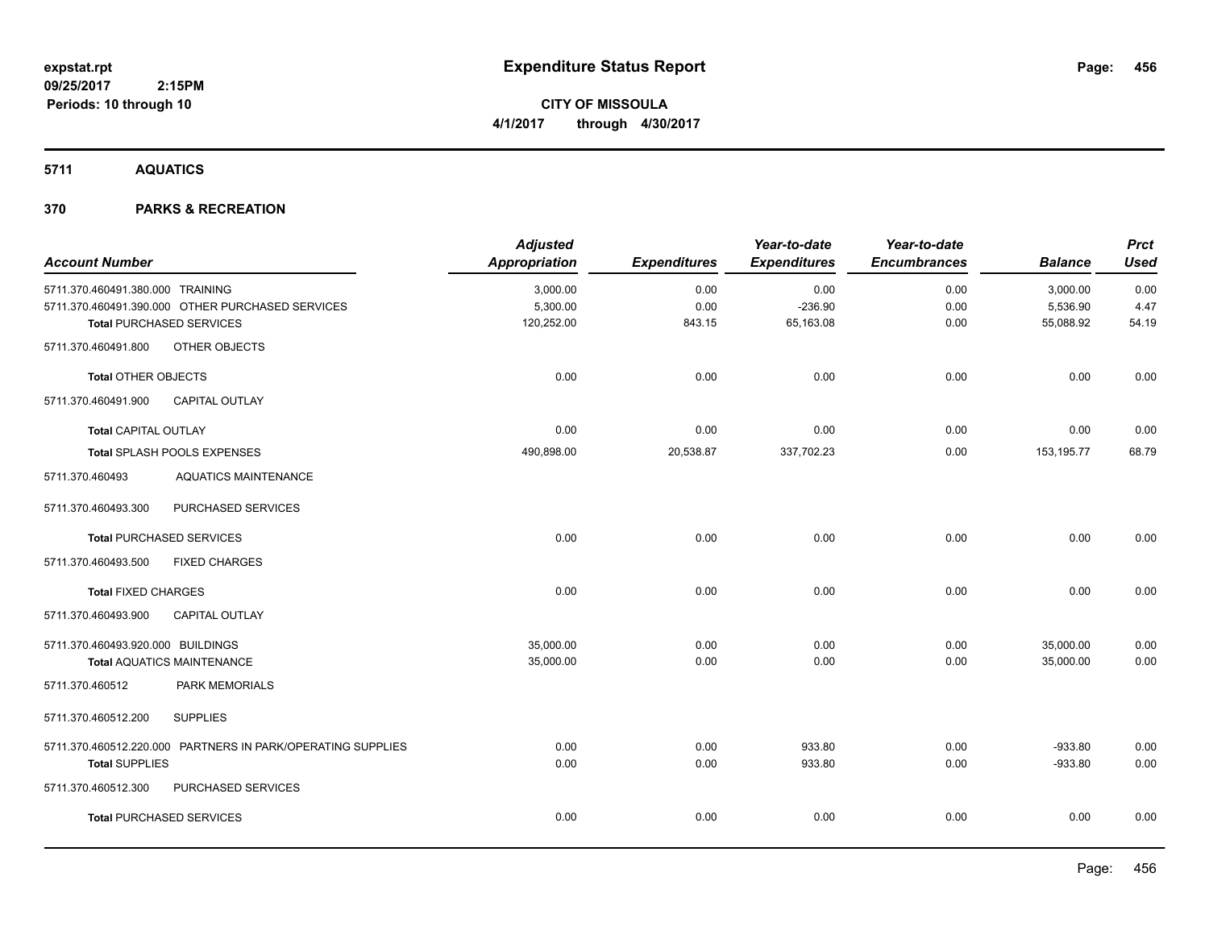# Expenditure Status Report

expstat.rpt
09/25/2017 2:15PM
Periods: 10 through 10

**CITY OF MISSOULA**
**4/1/2017 through 4/30/2017**

## 5711 AQUATICS

## 370 PARKS & RECREATION

| Account Number | Adjusted Appropriation | Expenditures | Year-to-date Expenditures | Year-to-date Encumbrances | Balance | Prct Used |
|---|---|---|---|---|---|---|
| 5711.370.460491.380.000 TRAINING | 3,000.00 | 0.00 | 0.00 | 0.00 | 3,000.00 | 0.00 |
| 5711.370.460491.390.000 OTHER PURCHASED SERVICES | 5,300.00 | 0.00 | -236.90 | 0.00 | 5,536.90 | 4.47 |
| **Total** PURCHASED SERVICES | 120,252.00 | 843.15 | 65,163.08 | 0.00 | 55,088.92 | 54.19 |
| 5711.370.460491.800 OTHER OBJECTS | | | | | | |
| **Total** OTHER OBJECTS | 0.00 | 0.00 | 0.00 | 0.00 | 0.00 | 0.00 |
| 5711.370.460491.900 CAPITAL OUTLAY | | | | | | |
| **Total** CAPITAL OUTLAY | 0.00 | 0.00 | 0.00 | 0.00 | 0.00 | 0.00 |
| **Total** SPLASH POOLS EXPENSES | 490,898.00 | 20,538.87 | 337,702.23 | 0.00 | 153,195.77 | 68.79 |
| 5711.370.460493 AQUATICS MAINTENANCE | | | | | | |
| 5711.370.460493.300 PURCHASED SERVICES | | | | | | |
| **Total** PURCHASED SERVICES | 0.00 | 0.00 | 0.00 | 0.00 | 0.00 | 0.00 |
| 5711.370.460493.500 FIXED CHARGES | | | | | | |
| **Total** FIXED CHARGES | 0.00 | 0.00 | 0.00 | 0.00 | 0.00 | 0.00 |
| 5711.370.460493.900 CAPITAL OUTLAY | | | | | | |
| 5711.370.460493.920.000 BUILDINGS | 35,000.00 | 0.00 | 0.00 | 0.00 | 35,000.00 | 0.00 |
| **Total** AQUATICS MAINTENANCE | 35,000.00 | 0.00 | 0.00 | 0.00 | 35,000.00 | 0.00 |
| 5711.370.460512 PARK MEMORIALS | | | | | | |
| 5711.370.460512.200 SUPPLIES | | | | | | |
| 5711.370.460512.220.000 PARTNERS IN PARK/OPERATING SUPPLIES | 0.00 | 0.00 | 933.80 | 0.00 | -933.80 | 0.00 |
| **Total** SUPPLIES | 0.00 | 0.00 | 933.80 | 0.00 | -933.80 | 0.00 |
| 5711.370.460512.300 PURCHASED SERVICES | | | | | | |
| **Total** PURCHASED SERVICES | 0.00 | 0.00 | 0.00 | 0.00 | 0.00 | 0.00 |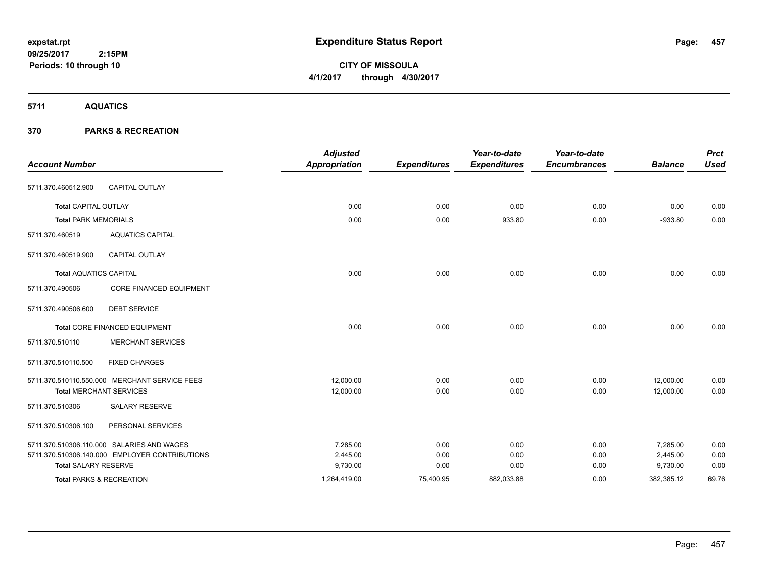**expstat.rpt**
**09/25/2017 2:15PM**
**Periods: 10 through 10**

# Expenditure Status Report

**CITY OF MISSOULA**
**4/1/2017 through 4/30/2017**

## 5711 AQUATICS

## 370 PARKS & RECREATION

| Account Number | | Adjusted Appropriation | Expenditures | Year-to-date Expenditures | Year-to-date Encumbrances | Balance | Prct Used |
|---|---|---|---|---|---|---|---|
| 5711.370.460512.900 | CAPITAL OUTLAY | | | | | | |
| **Total** CAPITAL OUTLAY | | 0.00 | 0.00 | 0.00 | 0.00 | 0.00 | 0.00 |
| **Total** PARK MEMORIALS | | 0.00 | 0.00 | 933.80 | 0.00 | -933.80 | 0.00 |
| 5711.370.460519 | AQUATICS CAPITAL | | | | | | |
| 5711.370.460519.900 | CAPITAL OUTLAY | | | | | | |
| **Total** AQUATICS CAPITAL | | 0.00 | 0.00 | 0.00 | 0.00 | 0.00 | 0.00 |
| 5711.370.490506 | CORE FINANCED EQUIPMENT | | | | | | |
| 5711.370.490506.600 | DEBT SERVICE | | | | | | |
| **Total** CORE FINANCED EQUIPMENT | | 0.00 | 0.00 | 0.00 | 0.00 | 0.00 | 0.00 |
| 5711.370.510110 | MERCHANT SERVICES | | | | | | |
| 5711.370.510110.500 | FIXED CHARGES | | | | | | |
| 5711.370.510110.550.000 | MERCHANT SERVICE FEES | 12,000.00 | 0.00 | 0.00 | 0.00 | 12,000.00 | 0.00 |
| **Total** MERCHANT SERVICES | | 12,000.00 | 0.00 | 0.00 | 0.00 | 12,000.00 | 0.00 |
| 5711.370.510306 | SALARY RESERVE | | | | | | |
| 5711.370.510306.100 | PERSONAL SERVICES | | | | | | |
| 5711.370.510306.110.000 | SALARIES AND WAGES | 7,285.00 | 0.00 | 0.00 | 0.00 | 7,285.00 | 0.00 |
| 5711.370.510306.140.000 | EMPLOYER CONTRIBUTIONS | 2,445.00 | 0.00 | 0.00 | 0.00 | 2,445.00 | 0.00 |
| **Total** SALARY RESERVE | | 9,730.00 | 0.00 | 0.00 | 0.00 | 9,730.00 | 0.00 |
| **Total** PARKS & RECREATION | | 1,264,419.00 | 75,400.95 | 882,033.88 | 0.00 | 382,385.12 | 69.76 |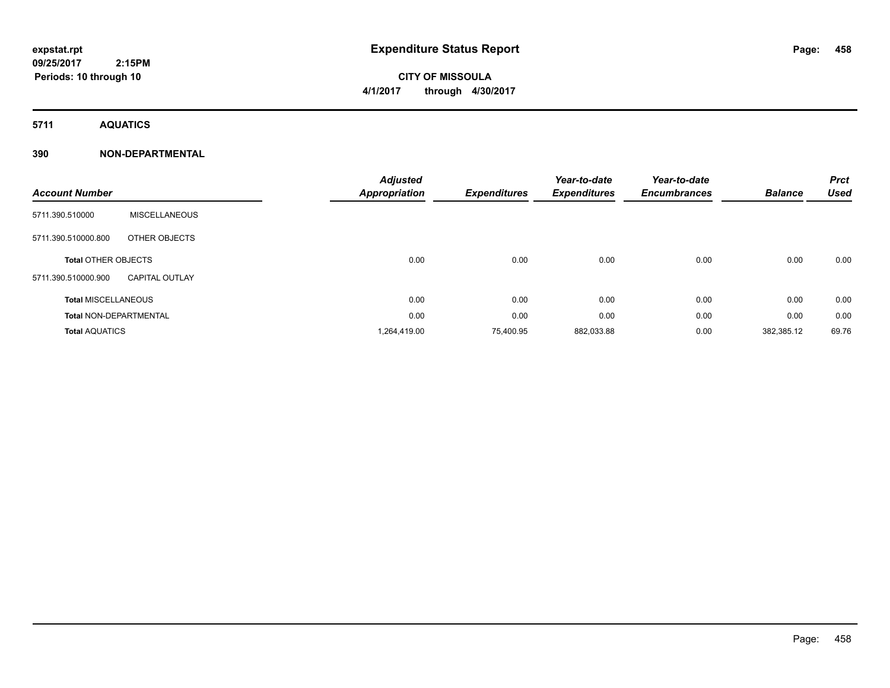**expstat.rpt**
**09/25/2017 2:15PM**
**Periods: 10 through 10**

# Expenditure Status Report

**CITY OF MISSOULA**
**4/1/2017 through 4/30/2017**

## 5711 AQUATICS

## 390 NON-DEPARTMENTAL

| Account Number | | Adjusted Appropriation | Expenditures | Year-to-date Expenditures | Year-to-date Encumbrances | Balance | Prct Used |
|---|---|---|---|---|---|---|---|
| 5711.390.510000 | MISCELLANEOUS | | | | | | |
| 5711.390.510000.800 | OTHER OBJECTS | | | | | | |
| **Total** OTHER OBJECTS | | 0.00 | 0.00 | 0.00 | 0.00 | 0.00 | 0.00 |
| 5711.390.510000.900 | CAPITAL OUTLAY | | | | | | |
| **Total** MISCELLANEOUS | | 0.00 | 0.00 | 0.00 | 0.00 | 0.00 | 0.00 |
| **Total** NON-DEPARTMENTAL | | 0.00 | 0.00 | 0.00 | 0.00 | 0.00 | 0.00 |
| **Total** AQUATICS | | 1,264,419.00 | 75,400.95 | 882,033.88 | 0.00 | 382,385.12 | 69.76 |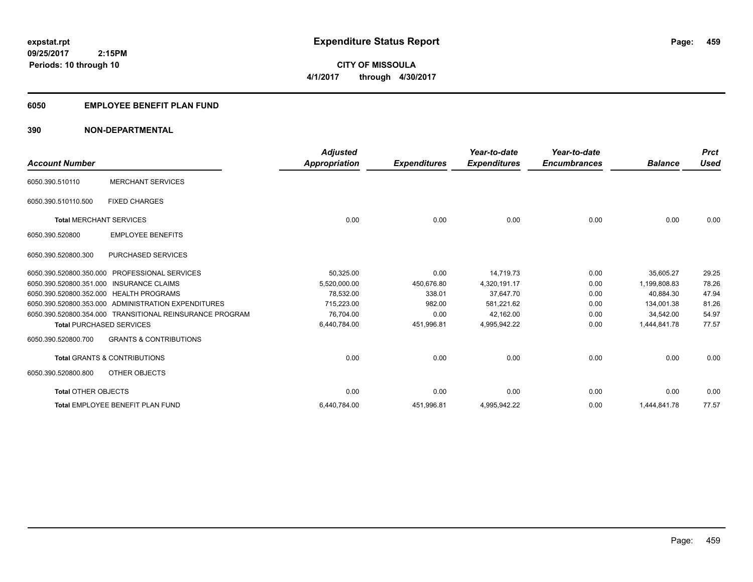**expstat.rpt**
**09/25/2017 2:15PM**
**Periods: 10 through 10**

# Expenditure Status Report

**CITY OF MISSOULA**
**4/1/2017 through 4/30/2017**

## 6050 EMPLOYEE BENEFIT PLAN FUND

## 390 NON-DEPARTMENTAL

| Account Number | | Adjusted Appropriation | Expenditures | Year-to-date Expenditures | Year-to-date Encumbrances | Balance | Prct Used |
|---|---|---|---|---|---|---|---|
| 6050.390.510110 | MERCHANT SERVICES | | | | | | |
| 6050.390.510110.500 | FIXED CHARGES | | | | | | |
| **Total** MERCHANT SERVICES | | 0.00 | 0.00 | 0.00 | 0.00 | 0.00 | 0.00 |
| 6050.390.520800 | EMPLOYEE BENEFITS | | | | | | |
| 6050.390.520800.300 | PURCHASED SERVICES | | | | | | |
| 6050.390.520800.350.000 | PROFESSIONAL SERVICES | 50,325.00 | 0.00 | 14,719.73 | 0.00 | 35,605.27 | 29.25 |
| 6050.390.520800.351.000 | INSURANCE CLAIMS | 5,520,000.00 | 450,676.80 | 4,320,191.17 | 0.00 | 1,199,808.83 | 78.26 |
| 6050.390.520800.352.000 | HEALTH PROGRAMS | 78,532.00 | 338.01 | 37,647.70 | 0.00 | 40,884.30 | 47.94 |
| 6050.390.520800.353.000 | ADMINISTRATION EXPENDITURES | 715,223.00 | 982.00 | 581,221.62 | 0.00 | 134,001.38 | 81.26 |
| 6050.390.520800.354.000 | TRANSITIONAL REINSURANCE PROGRAM | 76,704.00 | 0.00 | 42,162.00 | 0.00 | 34,542.00 | 54.97 |
| **Total** PURCHASED SERVICES | | 6,440,784.00 | 451,996.81 | 4,995,942.22 | 0.00 | 1,444,841.78 | 77.57 |
| 6050.390.520800.700 | GRANTS & CONTRIBUTIONS | | | | | | |
| **Total** GRANTS & CONTRIBUTIONS | | 0.00 | 0.00 | 0.00 | 0.00 | 0.00 | 0.00 |
| 6050.390.520800.800 | OTHER OBJECTS | | | | | | |
| **Total** OTHER OBJECTS | | 0.00 | 0.00 | 0.00 | 0.00 | 0.00 | 0.00 |
| **Total** EMPLOYEE BENEFIT PLAN FUND | | 6,440,784.00 | 451,996.81 | 4,995,942.22 | 0.00 | 1,444,841.78 | 77.57 |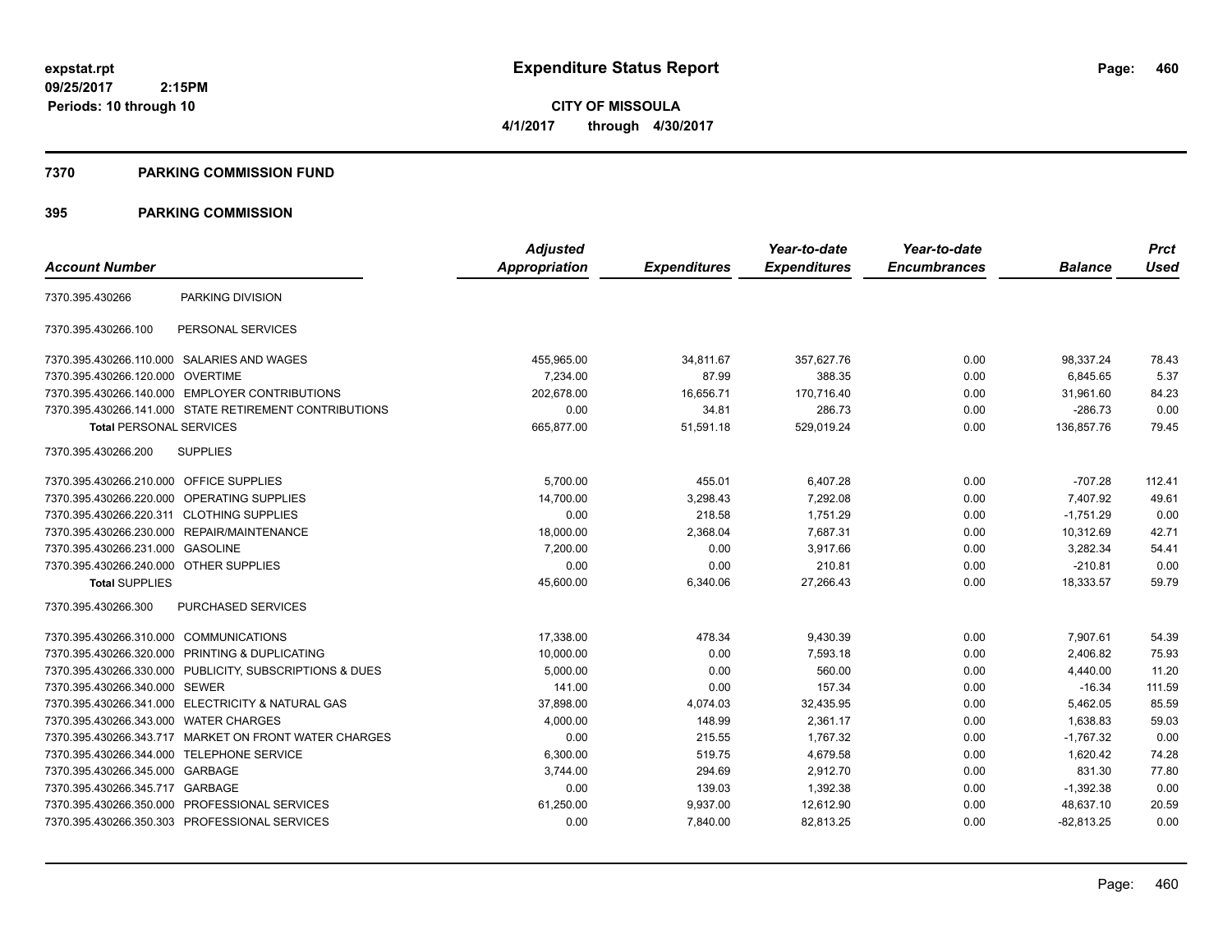expstat.rpt
09/25/2017 2:15PM
Periods: 10 through 10

# Expenditure Status Report

**CITY OF MISSOULA**
**4/1/2017 through 4/30/2017**

## 7370 PARKING COMMISSION FUND

### 395 PARKING COMMISSION

| Account Number | | Adjusted Appropriation | Expenditures | Year-to-date Expenditures | Year-to-date Encumbrances | Balance | Prct Used |
|---|---|---|---|---|---|---|---|
| 7370.395.430266 | PARKING DIVISION | | | | | | |
| 7370.395.430266.100 | PERSONAL SERVICES | | | | | | |
| 7370.395.430266.110.000 | SALARIES AND WAGES | 455,965.00 | 34,811.67 | 357,627.76 | 0.00 | 98,337.24 | 78.43 |
| 7370.395.430266.120.000 | OVERTIME | 7,234.00 | 87.99 | 388.35 | 0.00 | 6,845.65 | 5.37 |
| 7370.395.430266.140.000 | EMPLOYER CONTRIBUTIONS | 202,678.00 | 16,656.71 | 170,716.40 | 0.00 | 31,961.60 | 84.23 |
| 7370.395.430266.141.000 | STATE RETIREMENT CONTRIBUTIONS | 0.00 | 34.81 | 286.73 | 0.00 | -286.73 | 0.00 |
| **Total** PERSONAL SERVICES | | 665,877.00 | 51,591.18 | 529,019.24 | 0.00 | 136,857.76 | 79.45 |
| 7370.395.430266.200 | SUPPLIES | | | | | | |
| 7370.395.430266.210.000 | OFFICE SUPPLIES | 5,700.00 | 455.01 | 6,407.28 | 0.00 | -707.28 | 112.41 |
| 7370.395.430266.220.000 | OPERATING SUPPLIES | 14,700.00 | 3,298.43 | 7,292.08 | 0.00 | 7,407.92 | 49.61 |
| 7370.395.430266.220.311 | CLOTHING SUPPLIES | 0.00 | 218.58 | 1,751.29 | 0.00 | -1,751.29 | 0.00 |
| 7370.395.430266.230.000 | REPAIR/MAINTENANCE | 18,000.00 | 2,368.04 | 7,687.31 | 0.00 | 10,312.69 | 42.71 |
| 7370.395.430266.231.000 | GASOLINE | 7,200.00 | 0.00 | 3,917.66 | 0.00 | 3,282.34 | 54.41 |
| 7370.395.430266.240.000 | OTHER SUPPLIES | 0.00 | 0.00 | 210.81 | 0.00 | -210.81 | 0.00 |
| **Total** SUPPLIES | | 45,600.00 | 6,340.06 | 27,266.43 | 0.00 | 18,333.57 | 59.79 |
| 7370.395.430266.300 | PURCHASED SERVICES | | | | | | |
| 7370.395.430266.310.000 | COMMUNICATIONS | 17,338.00 | 478.34 | 9,430.39 | 0.00 | 7,907.61 | 54.39 |
| 7370.395.430266.320.000 | PRINTING & DUPLICATING | 10,000.00 | 0.00 | 7,593.18 | 0.00 | 2,406.82 | 75.93 |
| 7370.395.430266.330.000 | PUBLICITY, SUBSCRIPTIONS & DUES | 5,000.00 | 0.00 | 560.00 | 0.00 | 4,440.00 | 11.20 |
| 7370.395.430266.340.000 | SEWER | 141.00 | 0.00 | 157.34 | 0.00 | -16.34 | 111.59 |
| 7370.395.430266.341.000 | ELECTRICITY & NATURAL GAS | 37,898.00 | 4,074.03 | 32,435.95 | 0.00 | 5,462.05 | 85.59 |
| 7370.395.430266.343.000 | WATER CHARGES | 4,000.00 | 148.99 | 2,361.17 | 0.00 | 1,638.83 | 59.03 |
| 7370.395.430266.343.717 | MARKET ON FRONT WATER CHARGES | 0.00 | 215.55 | 1,767.32 | 0.00 | -1,767.32 | 0.00 |
| 7370.395.430266.344.000 | TELEPHONE SERVICE | 6,300.00 | 519.75 | 4,679.58 | 0.00 | 1,620.42 | 74.28 |
| 7370.395.430266.345.000 | GARBAGE | 3,744.00 | 294.69 | 2,912.70 | 0.00 | 831.30 | 77.80 |
| 7370.395.430266.345.717 | GARBAGE | 0.00 | 139.03 | 1,392.38 | 0.00 | -1,392.38 | 0.00 |
| 7370.395.430266.350.000 | PROFESSIONAL SERVICES | 61,250.00 | 9,937.00 | 12,612.90 | 0.00 | 48,637.10 | 20.59 |
| 7370.395.430266.350.303 | PROFESSIONAL SERVICES | 0.00 | 7,840.00 | 82,813.25 | 0.00 | -82,813.25 | 0.00 |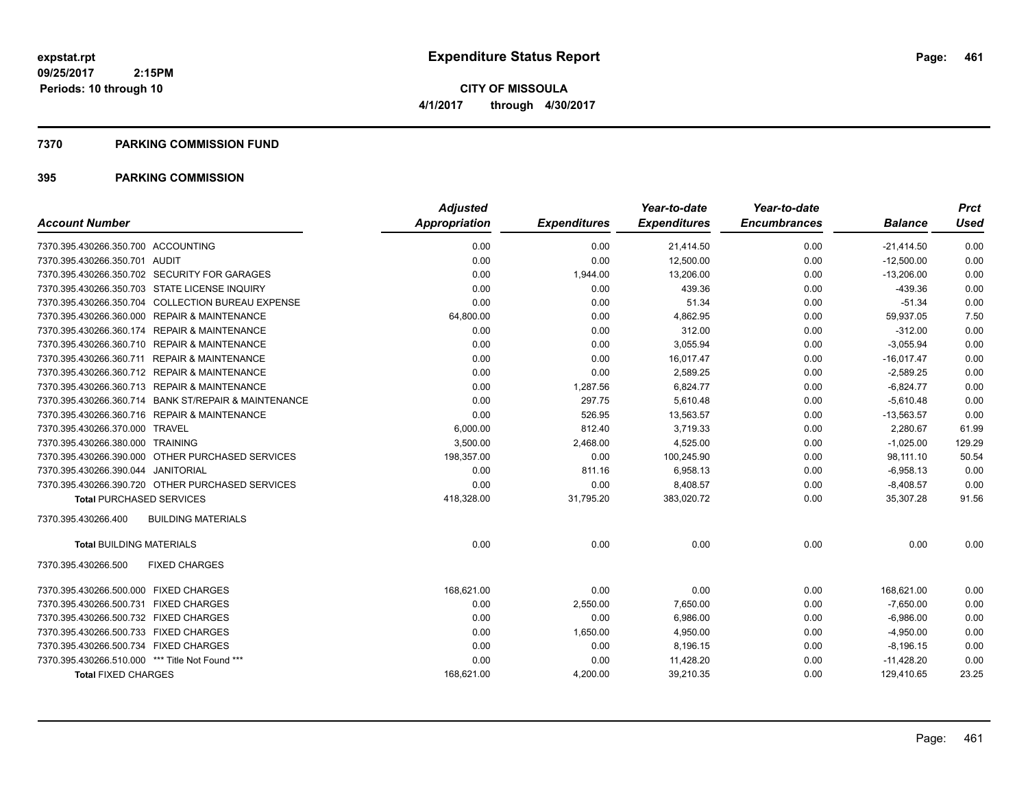**expstat.rpt**
**09/25/2017 2:15PM**
**Periods: 10 through 10**

# Expenditure Status Report

**CITY OF MISSOULA**
**4/1/2017 through 4/30/2017**

## 7370 PARKING COMMISSION FUND

## 395 PARKING COMMISSION

| Account Number | Adjusted Appropriation | Expenditures | Year-to-date Expenditures | Year-to-date Encumbrances | Balance | Prct Used |
|---|---|---|---|---|---|---|
| 7370.395.430266.350.700 ACCOUNTING | 0.00 | 0.00 | 21,414.50 | 0.00 | -21,414.50 | 0.00 |
| 7370.395.430266.350.701 AUDIT | 0.00 | 0.00 | 12,500.00 | 0.00 | -12,500.00 | 0.00 |
| 7370.395.430266.350.702 SECURITY FOR GARAGES | 0.00 | 1,944.00 | 13,206.00 | 0.00 | -13,206.00 | 0.00 |
| 7370.395.430266.350.703 STATE LICENSE INQUIRY | 0.00 | 0.00 | 439.36 | 0.00 | -439.36 | 0.00 |
| 7370.395.430266.350.704 COLLECTION BUREAU EXPENSE | 0.00 | 0.00 | 51.34 | 0.00 | -51.34 | 0.00 |
| 7370.395.430266.360.000 REPAIR & MAINTENANCE | 64,800.00 | 0.00 | 4,862.95 | 0.00 | 59,937.05 | 7.50 |
| 7370.395.430266.360.174 REPAIR & MAINTENANCE | 0.00 | 0.00 | 312.00 | 0.00 | -312.00 | 0.00 |
| 7370.395.430266.360.710 REPAIR & MAINTENANCE | 0.00 | 0.00 | 3,055.94 | 0.00 | -3,055.94 | 0.00 |
| 7370.395.430266.360.711 REPAIR & MAINTENANCE | 0.00 | 0.00 | 16,017.47 | 0.00 | -16,017.47 | 0.00 |
| 7370.395.430266.360.712 REPAIR & MAINTENANCE | 0.00 | 0.00 | 2,589.25 | 0.00 | -2,589.25 | 0.00 |
| 7370.395.430266.360.713 REPAIR & MAINTENANCE | 0.00 | 1,287.56 | 6,824.77 | 0.00 | -6,824.77 | 0.00 |
| 7370.395.430266.360.714 BANK ST/REPAIR & MAINTENANCE | 0.00 | 297.75 | 5,610.48 | 0.00 | -5,610.48 | 0.00 |
| 7370.395.430266.360.716 REPAIR & MAINTENANCE | 0.00 | 526.95 | 13,563.57 | 0.00 | -13,563.57 | 0.00 |
| 7370.395.430266.370.000 TRAVEL | 6,000.00 | 812.40 | 3,719.33 | 0.00 | 2,280.67 | 61.99 |
| 7370.395.430266.380.000 TRAINING | 3,500.00 | 2,468.00 | 4,525.00 | 0.00 | -1,025.00 | 129.29 |
| 7370.395.430266.390.000 OTHER PURCHASED SERVICES | 198,357.00 | 0.00 | 100,245.90 | 0.00 | 98,111.10 | 50.54 |
| 7370.395.430266.390.044 JANITORIAL | 0.00 | 811.16 | 6,958.13 | 0.00 | -6,958.13 | 0.00 |
| 7370.395.430266.390.720 OTHER PURCHASED SERVICES | 0.00 | 0.00 | 8,408.57 | 0.00 | -8,408.57 | 0.00 |
| **Total** PURCHASED SERVICES | 418,328.00 | 31,795.20 | 383,020.72 | 0.00 | 35,307.28 | 91.56 |
| 7370.395.430266.400 BUILDING MATERIALS | | | | | | |
| **Total** BUILDING MATERIALS | 0.00 | 0.00 | 0.00 | 0.00 | 0.00 | 0.00 |
| 7370.395.430266.500 FIXED CHARGES | | | | | | |
| 7370.395.430266.500.000 FIXED CHARGES | 168,621.00 | 0.00 | 0.00 | 0.00 | 168,621.00 | 0.00 |
| 7370.395.430266.500.731 FIXED CHARGES | 0.00 | 2,550.00 | 7,650.00 | 0.00 | -7,650.00 | 0.00 |
| 7370.395.430266.500.732 FIXED CHARGES | 0.00 | 0.00 | 6,986.00 | 0.00 | -6,986.00 | 0.00 |
| 7370.395.430266.500.733 FIXED CHARGES | 0.00 | 1,650.00 | 4,950.00 | 0.00 | -4,950.00 | 0.00 |
| 7370.395.430266.500.734 FIXED CHARGES | 0.00 | 0.00 | 8,196.15 | 0.00 | -8,196.15 | 0.00 |
| 7370.395.430266.510.000 *** Title Not Found *** | 0.00 | 0.00 | 11,428.20 | 0.00 | -11,428.20 | 0.00 |
| **Total** FIXED CHARGES | 168,621.00 | 4,200.00 | 39,210.35 | 0.00 | 129,410.65 | 23.25 |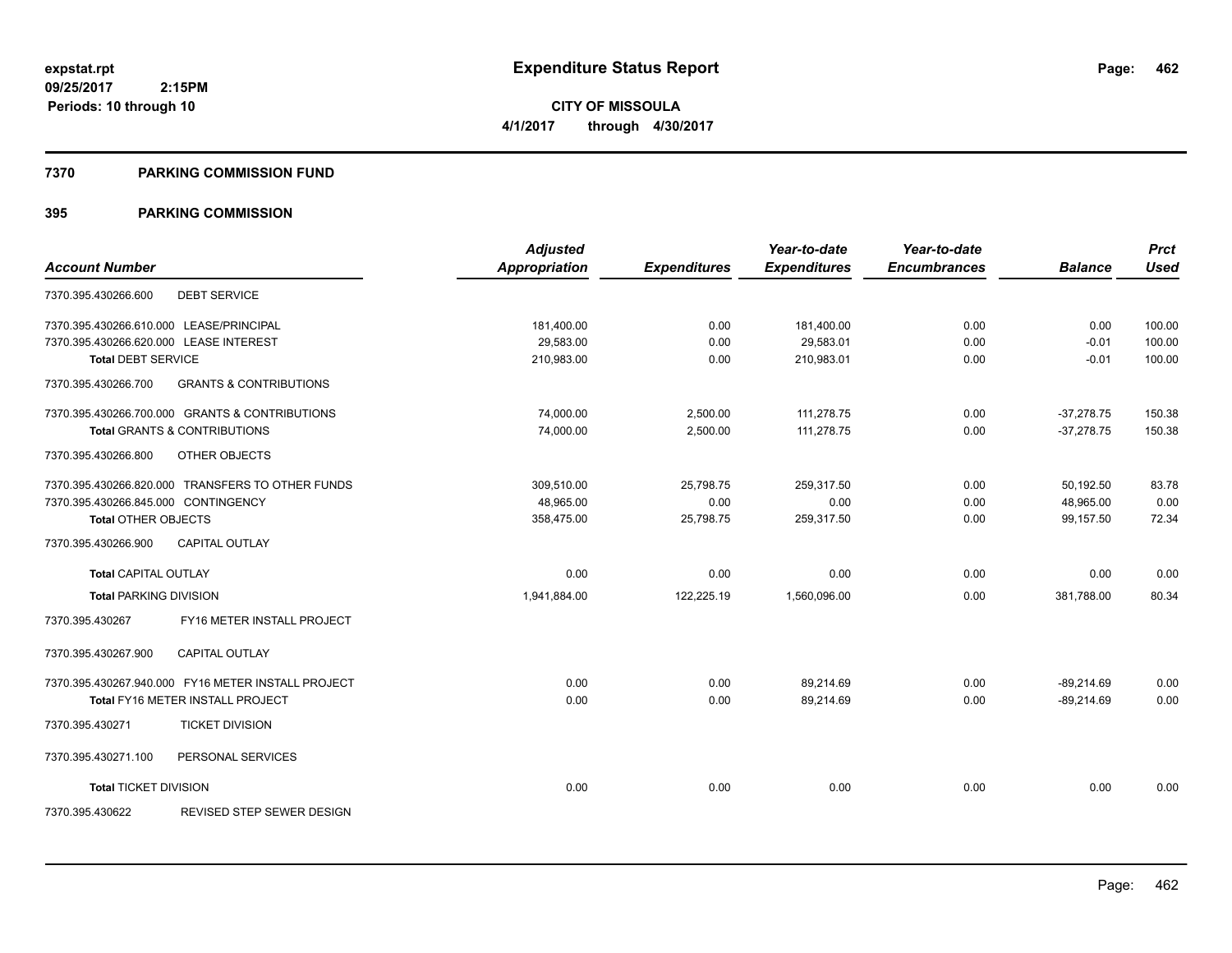**expstat.rpt**
**09/25/2017 2:15PM**
**Periods: 10 through 10**

# Expenditure Status Report

**CITY OF MISSOULA**
**4/1/2017 through 4/30/2017**

## 7370 PARKING COMMISSION FUND

## 395 PARKING COMMISSION

| Account Number | Adjusted Appropriation | Expenditures | Year-to-date Expenditures | Year-to-date Encumbrances | Balance | Prct Used |
|---|---|---|---|---|---|---|
| 7370.395.430266.600 DEBT SERVICE | | | | | | |
| 7370.395.430266.610.000 LEASE/PRINCIPAL | 181,400.00 | 0.00 | 181,400.00 | 0.00 | 0.00 | 100.00 |
| 7370.395.430266.620.000 LEASE INTEREST | 29,583.00 | 0.00 | 29,583.01 | 0.00 | -0.01 | 100.00 |
| **Total** DEBT SERVICE | 210,983.00 | 0.00 | 210,983.01 | 0.00 | -0.01 | 100.00 |
| 7370.395.430266.700 GRANTS & CONTRIBUTIONS | | | | | | |
| 7370.395.430266.700.000 GRANTS & CONTRIBUTIONS | 74,000.00 | 2,500.00 | 111,278.75 | 0.00 | -37,278.75 | 150.38 |
| **Total** GRANTS & CONTRIBUTIONS | 74,000.00 | 2,500.00 | 111,278.75 | 0.00 | -37,278.75 | 150.38 |
| 7370.395.430266.800 OTHER OBJECTS | | | | | | |
| 7370.395.430266.820.000 TRANSFERS TO OTHER FUNDS | 309,510.00 | 25,798.75 | 259,317.50 | 0.00 | 50,192.50 | 83.78 |
| 7370.395.430266.845.000 CONTINGENCY | 48,965.00 | 0.00 | 0.00 | 0.00 | 48,965.00 | 0.00 |
| **Total** OTHER OBJECTS | 358,475.00 | 25,798.75 | 259,317.50 | 0.00 | 99,157.50 | 72.34 |
| 7370.395.430266.900 CAPITAL OUTLAY | | | | | | |
| **Total** CAPITAL OUTLAY | 0.00 | 0.00 | 0.00 | 0.00 | 0.00 | 0.00 |
| **Total** PARKING DIVISION | 1,941,884.00 | 122,225.19 | 1,560,096.00 | 0.00 | 381,788.00 | 80.34 |
| 7370.395.430267 FY16 METER INSTALL PROJECT | | | | | | |
| 7370.395.430267.900 CAPITAL OUTLAY | | | | | | |
| 7370.395.430267.940.000 FY16 METER INSTALL PROJECT | 0.00 | 0.00 | 89,214.69 | 0.00 | -89,214.69 | 0.00 |
| **Total** FY16 METER INSTALL PROJECT | 0.00 | 0.00 | 89,214.69 | 0.00 | -89,214.69 | 0.00 |
| 7370.395.430271 TICKET DIVISION | | | | | | |
| 7370.395.430271.100 PERSONAL SERVICES | | | | | | |
| **Total** TICKET DIVISION | 0.00 | 0.00 | 0.00 | 0.00 | 0.00 | 0.00 |
| 7370.395.430622 REVISED STEP SEWER DESIGN | | | | | | |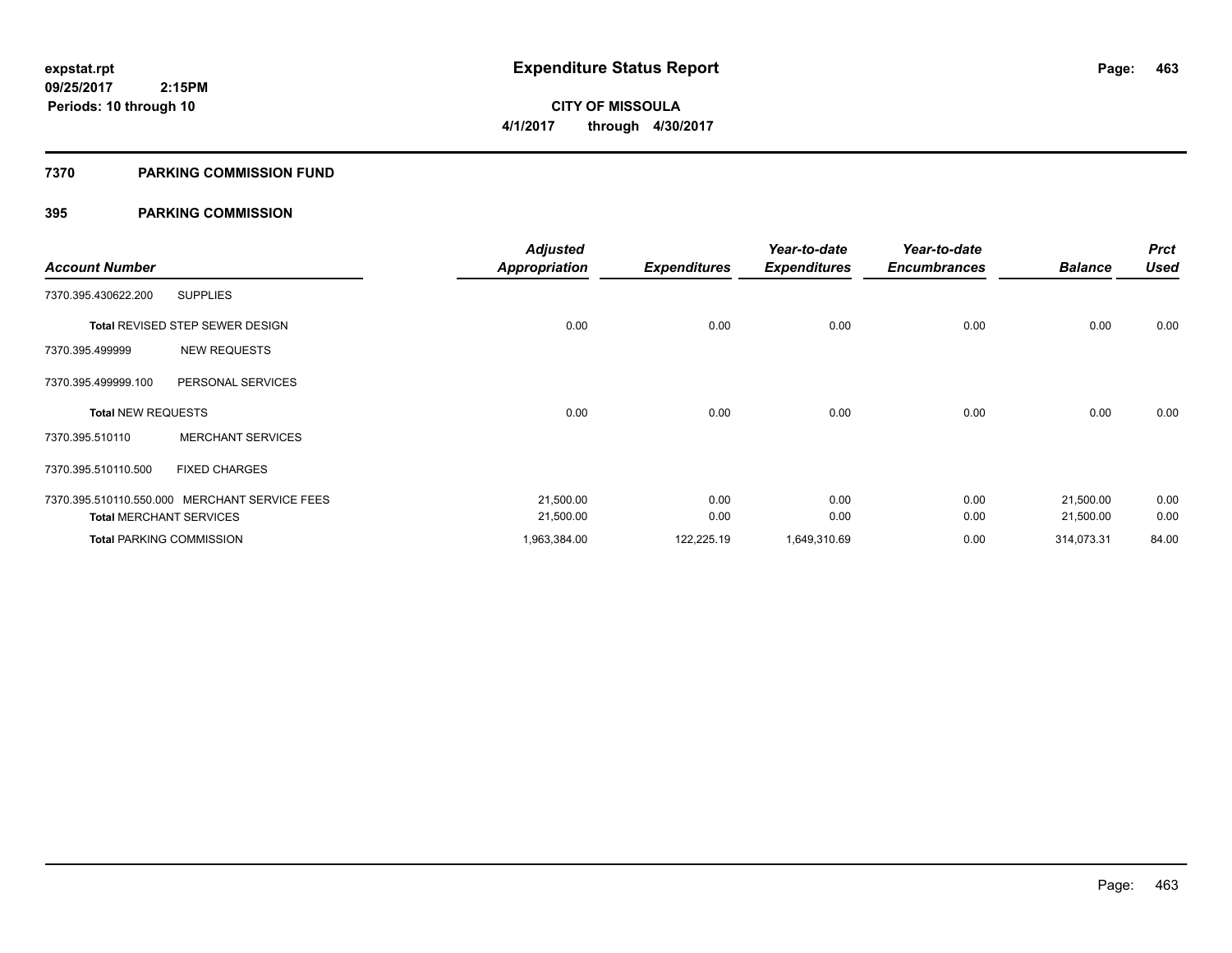**expstat.rpt**
**09/25/2017 2:15PM**
**Periods: 10 through 10**

# Expenditure Status Report

**CITY OF MISSOULA**
**4/1/2017 through 4/30/2017**

## 7370 PARKING COMMISSION FUND

### 395 PARKING COMMISSION

| Account Number | | Adjusted Appropriation | Expenditures | Year-to-date Expenditures | Year-to-date Encumbrances | Balance | Prct Used |
|---|---|---|---|---|---|---|---|
| 7370.395.430622.200 | SUPPLIES | | | | | | |
| **Total** REVISED STEP SEWER DESIGN | | 0.00 | 0.00 | 0.00 | 0.00 | 0.00 | 0.00 |
| 7370.395.499999 | NEW REQUESTS | | | | | | |
| 7370.395.499999.100 | PERSONAL SERVICES | | | | | | |
| **Total** NEW REQUESTS | | 0.00 | 0.00 | 0.00 | 0.00 | 0.00 | 0.00 |
| 7370.395.510110 | MERCHANT SERVICES | | | | | | |
| 7370.395.510110.500 | FIXED CHARGES | | | | | | |
| 7370.395.510110.550.000 | MERCHANT SERVICE FEES | 21,500.00 | 0.00 | 0.00 | 0.00 | 21,500.00 | 0.00 |
| **Total** MERCHANT SERVICES | | 21,500.00 | 0.00 | 0.00 | 0.00 | 21,500.00 | 0.00 |
| **Total** PARKING COMMISSION | | 1,963,384.00 | 122,225.19 | 1,649,310.69 | 0.00 | 314,073.31 | 84.00 |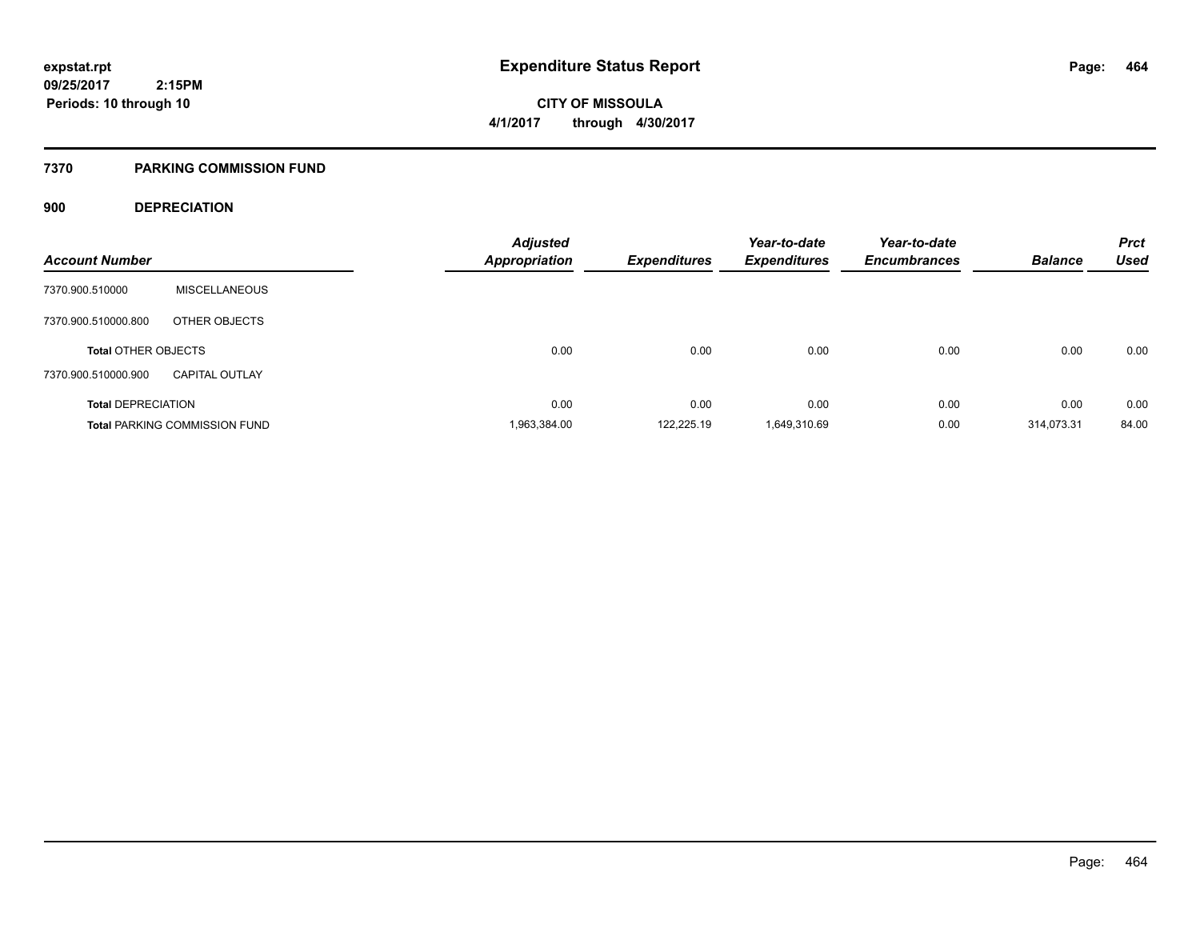# Expenditure Status Report

expstat.rpt
09/25/2017 2:15PM
Periods: 10 through 10

**CITY OF MISSOULA**
**4/1/2017 through 4/30/2017**

## 7370 PARKING COMMISSION FUND

### 900 DEPRECIATION

| Account Number | | Adjusted Appropriation | Expenditures | Year-to-date Expenditures | Year-to-date Encumbrances | Balance | Prct Used |
|---|---|---|---|---|---|---|---|
| 7370.900.510000 | MISCELLANEOUS | | | | | | |
| 7370.900.510000.800 | OTHER OBJECTS | | | | | | |
| **Total** OTHER OBJECTS | | 0.00 | 0.00 | 0.00 | 0.00 | 0.00 | 0.00 |
| 7370.900.510000.900 | CAPITAL OUTLAY | | | | | | |
| **Total** DEPRECIATION | | 0.00 | 0.00 | 0.00 | 0.00 | 0.00 | 0.00 |
| **Total** PARKING COMMISSION FUND | | 1,963,384.00 | 122,225.19 | 1,649,310.69 | 0.00 | 314,073.31 | 84.00 |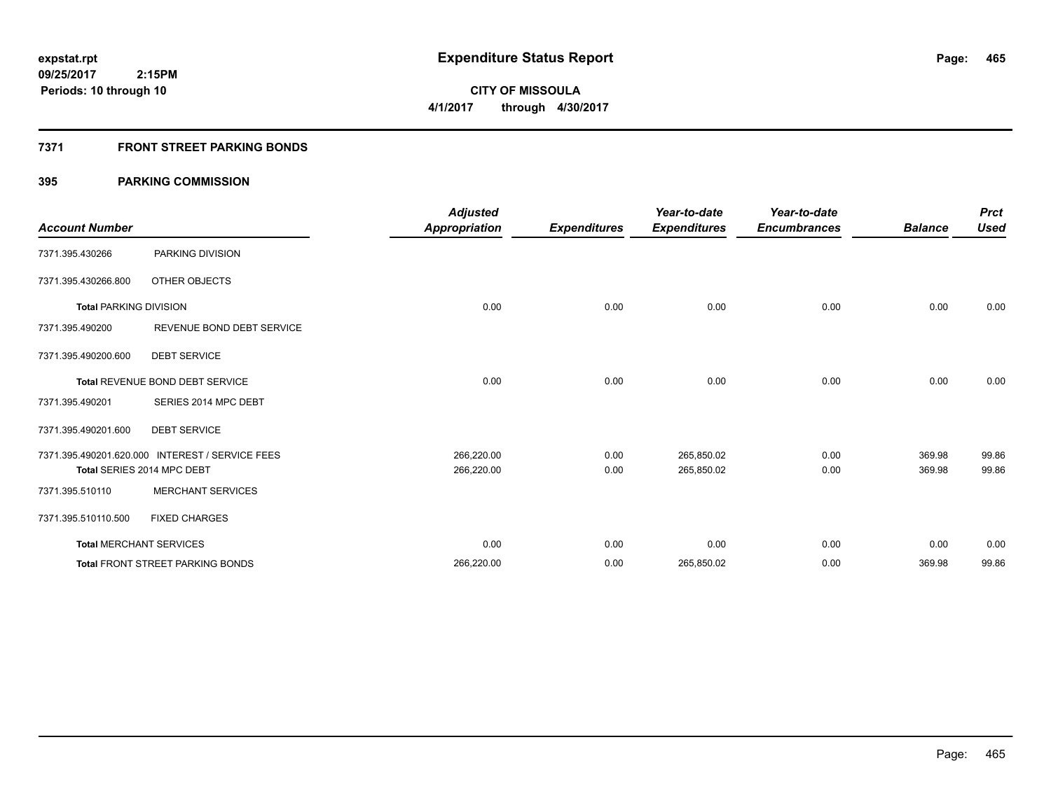expstat.rpt
09/25/2017 2:15PM
Periods: 10 through 10

# Expenditure Status Report

CITY OF MISSOULA
4/1/2017 through 4/30/2017

## 7371 FRONT STREET PARKING BONDS

## 395 PARKING COMMISSION

| Account Number | | Adjusted Appropriation | Expenditures | Year-to-date Expenditures | Year-to-date Encumbrances | Balance | Prct Used |
|---|---|---|---|---|---|---|---|
| 7371.395.430266 | PARKING DIVISION | | | | | | |
| 7371.395.430266.800 | OTHER OBJECTS | | | | | | |
| **Total** PARKING DIVISION | | 0.00 | 0.00 | 0.00 | 0.00 | 0.00 | 0.00 |
| 7371.395.490200 | REVENUE BOND DEBT SERVICE | | | | | | |
| 7371.395.490200.600 | DEBT SERVICE | | | | | | |
| **Total** REVENUE BOND DEBT SERVICE | | 0.00 | 0.00 | 0.00 | 0.00 | 0.00 | 0.00 |
| 7371.395.490201 | SERIES 2014 MPC DEBT | | | | | | |
| 7371.395.490201.600 | DEBT SERVICE | | | | | | |
| 7371.395.490201.620.000 | INTEREST / SERVICE FEES | 266,220.00 | 0.00 | 265,850.02 | 0.00 | 369.98 | 99.86 |
| **Total** SERIES 2014 MPC DEBT | | 266,220.00 | 0.00 | 265,850.02 | 0.00 | 369.98 | 99.86 |
| 7371.395.510110 | MERCHANT SERVICES | | | | | | |
| 7371.395.510110.500 | FIXED CHARGES | | | | | | |
| **Total** MERCHANT SERVICES | | 0.00 | 0.00 | 0.00 | 0.00 | 0.00 | 0.00 |
| **Total** FRONT STREET PARKING BONDS | | 266,220.00 | 0.00 | 265,850.02 | 0.00 | 369.98 | 99.86 |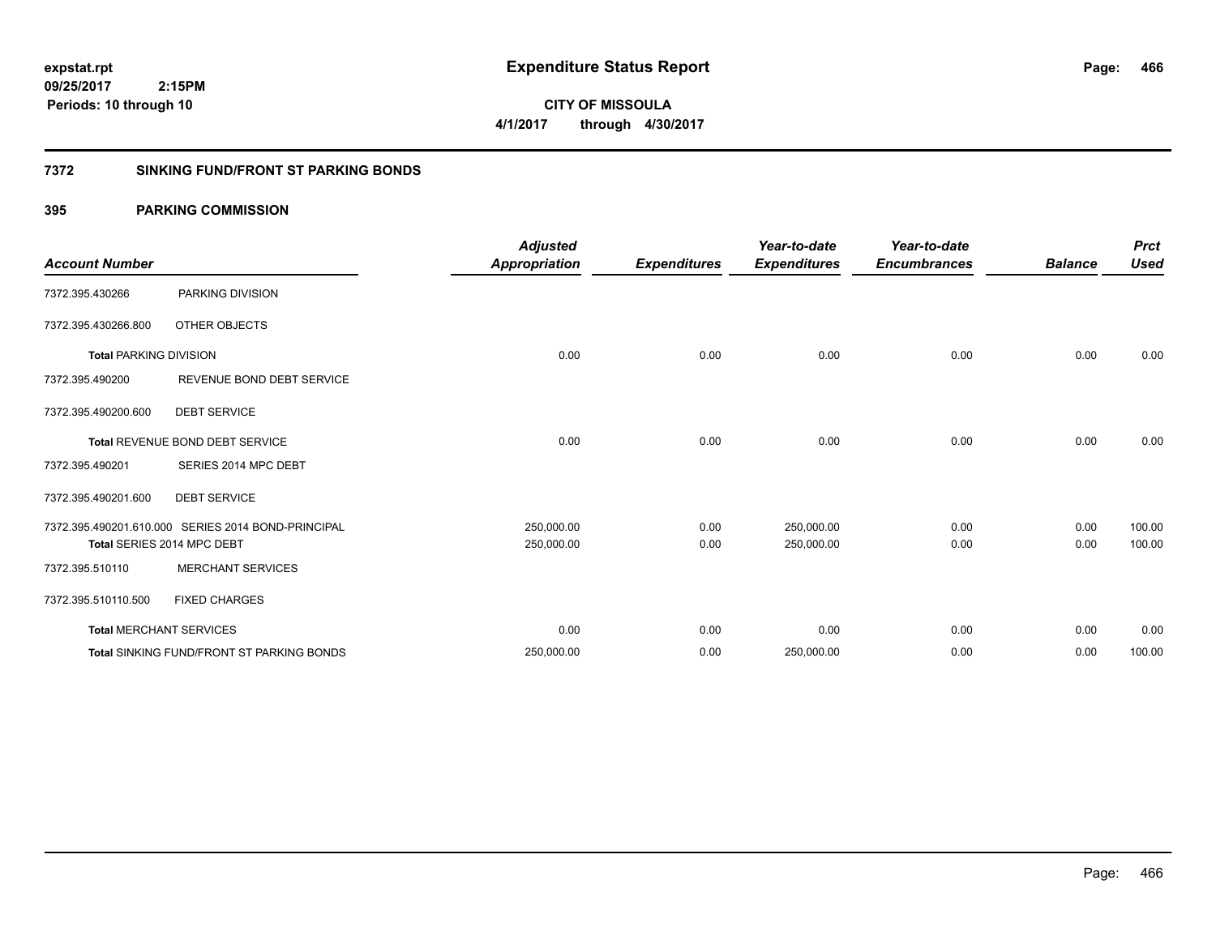**expstat.rpt**
**09/25/2017 2:15PM**
**Periods: 10 through 10**

# Expenditure Status Report

**CITY OF MISSOULA**
**4/1/2017 through 4/30/2017**

## 7372 SINKING FUND/FRONT ST PARKING BONDS

## 395 PARKING COMMISSION

| Account Number | | Adjusted Appropriation | Expenditures | Year-to-date Expenditures | Year-to-date Encumbrances | Balance | Prct Used |
|---|---|---|---|---|---|---|---|
| 7372.395.430266 | PARKING DIVISION | | | | | | |
| 7372.395.430266.800 | OTHER OBJECTS | | | | | | |
| **Total** PARKING DIVISION | | 0.00 | 0.00 | 0.00 | 0.00 | 0.00 | 0.00 |
| 7372.395.490200 | REVENUE BOND DEBT SERVICE | | | | | | |
| 7372.395.490200.600 | DEBT SERVICE | | | | | | |
| **Total** REVENUE BOND DEBT SERVICE | | 0.00 | 0.00 | 0.00 | 0.00 | 0.00 | 0.00 |
| 7372.395.490201 | SERIES 2014 MPC DEBT | | | | | | |
| 7372.395.490201.600 | DEBT SERVICE | | | | | | |
| 7372.395.490201.610.000 | SERIES 2014 BOND-PRINCIPAL | 250,000.00 | 0.00 | 250,000.00 | 0.00 | 0.00 | 100.00 |
| **Total** SERIES 2014 MPC DEBT | | 250,000.00 | 0.00 | 250,000.00 | 0.00 | 0.00 | 100.00 |
| 7372.395.510110 | MERCHANT SERVICES | | | | | | |
| 7372.395.510110.500 | FIXED CHARGES | | | | | | |
| **Total** MERCHANT SERVICES | | 0.00 | 0.00 | 0.00 | 0.00 | 0.00 | 0.00 |
| **Total** SINKING FUND/FRONT ST PARKING BONDS | | 250,000.00 | 0.00 | 250,000.00 | 0.00 | 0.00 | 100.00 |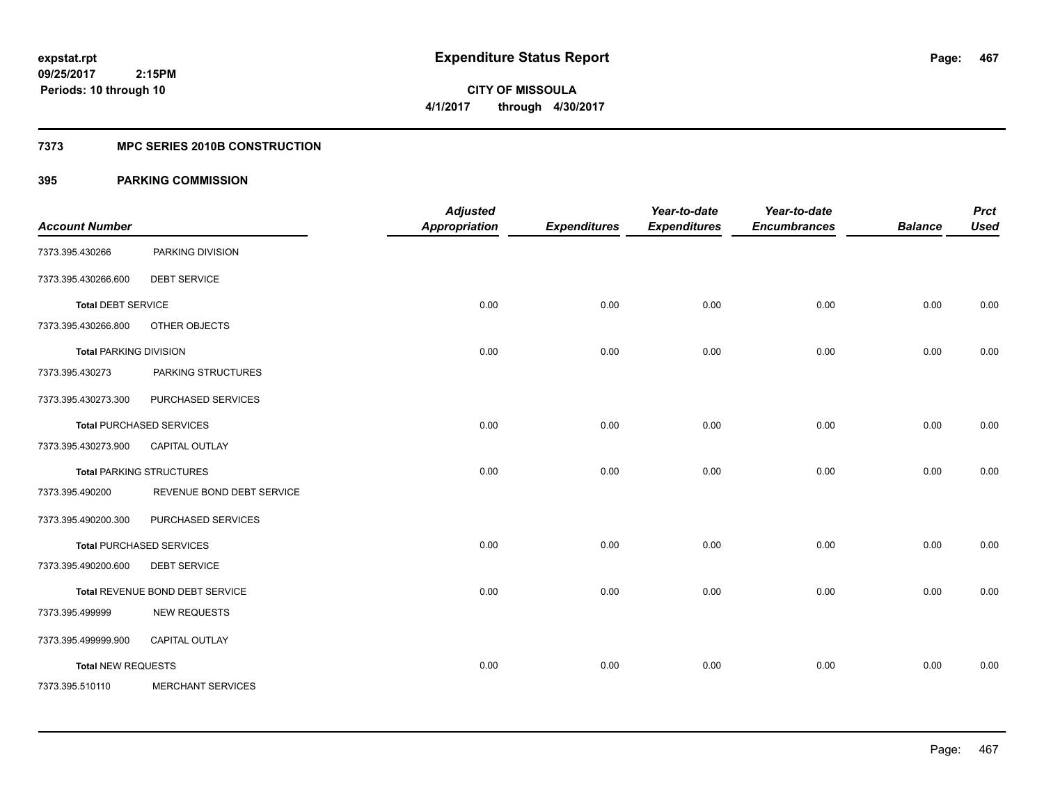**expstat.rpt**
**09/25/2017 2:15PM**
**Periods: 10 through 10**

# Expenditure Status Report

**CITY OF MISSOULA**
**4/1/2017 through 4/30/2017**

## 7373 MPC SERIES 2010B CONSTRUCTION

### 395 PARKING COMMISSION

| Account Number | | Adjusted Appropriation | Expenditures | Year-to-date Expenditures | Year-to-date Encumbrances | Balance | Prct Used |
|---|---|---|---|---|---|---|---|
| 7373.395.430266 | PARKING DIVISION | | | | | | |
| 7373.395.430266.600 | DEBT SERVICE | | | | | | |
| **Total** DEBT SERVICE | | 0.00 | 0.00 | 0.00 | 0.00 | 0.00 | 0.00 |
| 7373.395.430266.800 | OTHER OBJECTS | | | | | | |
| **Total** PARKING DIVISION | | 0.00 | 0.00 | 0.00 | 0.00 | 0.00 | 0.00 |
| 7373.395.430273 | PARKING STRUCTURES | | | | | | |
| 7373.395.430273.300 | PURCHASED SERVICES | | | | | | |
| **Total** PURCHASED SERVICES | | 0.00 | 0.00 | 0.00 | 0.00 | 0.00 | 0.00 |
| 7373.395.430273.900 | CAPITAL OUTLAY | | | | | | |
| **Total** PARKING STRUCTURES | | 0.00 | 0.00 | 0.00 | 0.00 | 0.00 | 0.00 |
| 7373.395.490200 | REVENUE BOND DEBT SERVICE | | | | | | |
| 7373.395.490200.300 | PURCHASED SERVICES | | | | | | |
| **Total** PURCHASED SERVICES | | 0.00 | 0.00 | 0.00 | 0.00 | 0.00 | 0.00 |
| 7373.395.490200.600 | DEBT SERVICE | | | | | | |
| **Total** REVENUE BOND DEBT SERVICE | | 0.00 | 0.00 | 0.00 | 0.00 | 0.00 | 0.00 |
| 7373.395.499999 | NEW REQUESTS | | | | | | |
| 7373.395.499999.900 | CAPITAL OUTLAY | | | | | | |
| **Total** NEW REQUESTS | | 0.00 | 0.00 | 0.00 | 0.00 | 0.00 | 0.00 |
| 7373.395.510110 | MERCHANT SERVICES | | | | | | |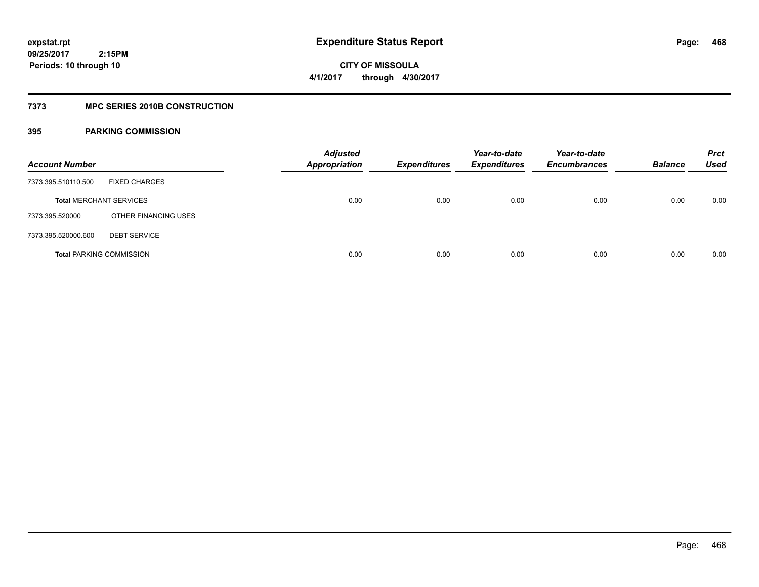**expstat.rpt**
**09/25/2017 2:15PM**
**Periods: 10 through 10**

# Expenditure Status Report

**CITY OF MISSOULA**
**4/1/2017 through 4/30/2017**

## 7373 MPC SERIES 2010B CONSTRUCTION

### 395 PARKING COMMISSION

| Account Number | | Adjusted Appropriation | Expenditures | Year-to-date Expenditures | Year-to-date Encumbrances | Balance | Prct Used |
|---|---|---|---|---|---|---|---|
| 7373.395.510110.500 | FIXED CHARGES | | | | | | |
| **Total** MERCHANT SERVICES | | 0.00 | 0.00 | 0.00 | 0.00 | 0.00 | 0.00 |
| 7373.395.520000 | OTHER FINANCING USES | | | | | | |
| 7373.395.520000.600 | DEBT SERVICE | | | | | | |
| **Total** PARKING COMMISSION | | 0.00 | 0.00 | 0.00 | 0.00 | 0.00 | 0.00 |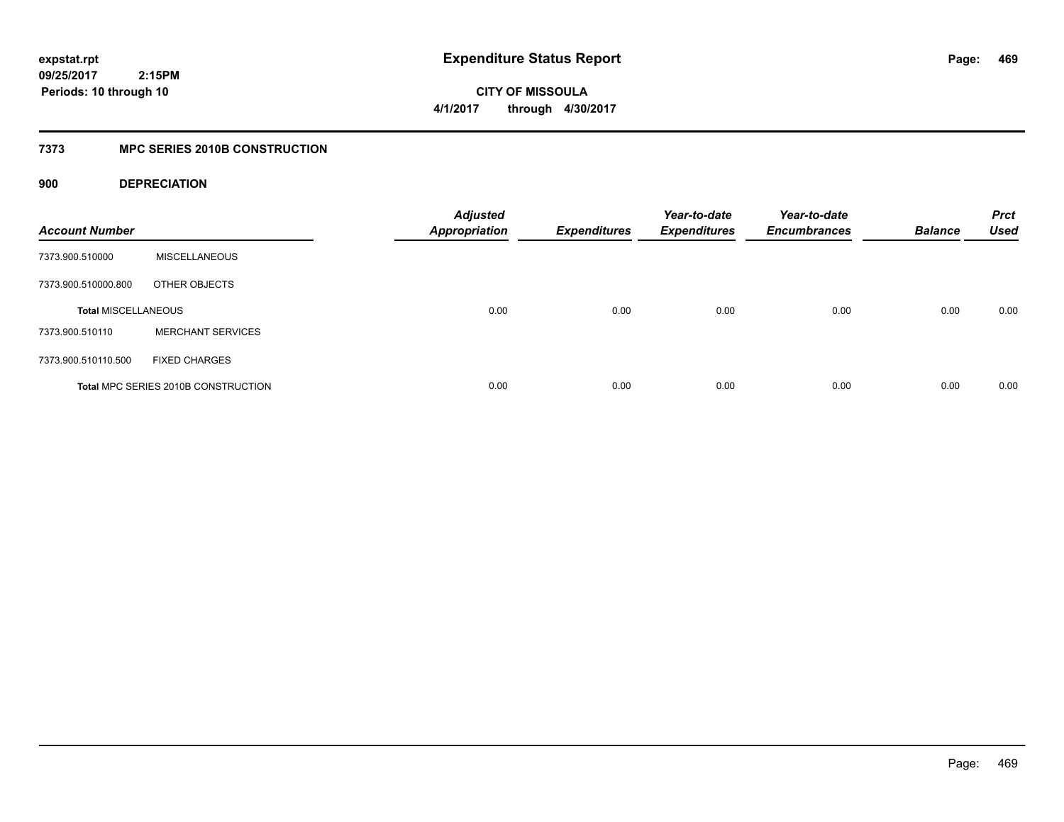# Expenditure Status Report

**expstat.rpt**
**09/25/2017 2:15PM**
**Periods: 10 through 10**

**CITY OF MISSOULA**
**4/1/2017 through 4/30/2017**

## 7373 MPC SERIES 2010B CONSTRUCTION

### 900 DEPRECIATION

| Account Number | | Adjusted Appropriation | Expenditures | Year-to-date Expenditures | Year-to-date Encumbrances | Balance | Prct Used |
|---|---|---|---|---|---|---|---|
| 7373.900.510000 | MISCELLANEOUS | | | | | | |
| 7373.900.510000.800 | OTHER OBJECTS | | | | | | |
| **Total MISCELLANEOUS** | | 0.00 | 0.00 | 0.00 | 0.00 | 0.00 | 0.00 |
| 7373.900.510110 | MERCHANT SERVICES | | | | | | |
| 7373.900.510110.500 | FIXED CHARGES | | | | | | |
| **Total MPC SERIES 2010B CONSTRUCTION** | | 0.00 | 0.00 | 0.00 | 0.00 | 0.00 | 0.00 |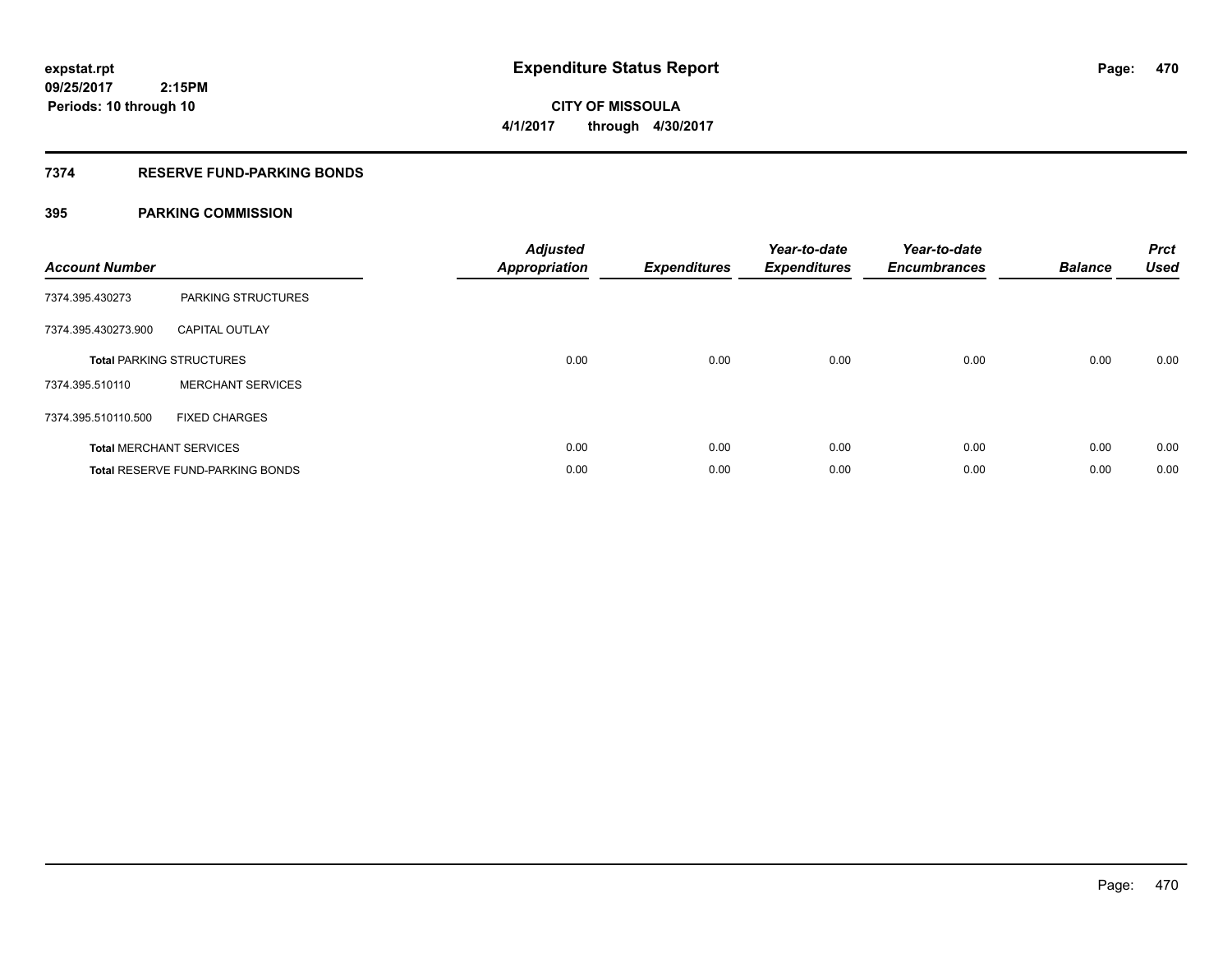**expstat.rpt**
**09/25/2017 2:15PM**
**Periods: 10 through 10**

# Expenditure Status Report

**CITY OF MISSOULA**
**4/1/2017 through 4/30/2017**

## 7374 RESERVE FUND-PARKING BONDS

### 395 PARKING COMMISSION

| Account Number | | Adjusted Appropriation | Expenditures | Year-to-date Expenditures | Year-to-date Encumbrances | Balance | Prct Used |
|---|---|---|---|---|---|---|---|
| 7374.395.430273 | PARKING STRUCTURES | | | | | | |
| 7374.395.430273.900 | CAPITAL OUTLAY | | | | | | |
| **Total** PARKING STRUCTURES | | 0.00 | 0.00 | 0.00 | 0.00 | 0.00 | 0.00 |
| 7374.395.510110 | MERCHANT SERVICES | | | | | | |
| 7374.395.510110.500 | FIXED CHARGES | | | | | | |
| **Total** MERCHANT SERVICES | | 0.00 | 0.00 | 0.00 | 0.00 | 0.00 | 0.00 |
| **Total** RESERVE FUND-PARKING BONDS | | 0.00 | 0.00 | 0.00 | 0.00 | 0.00 | 0.00 |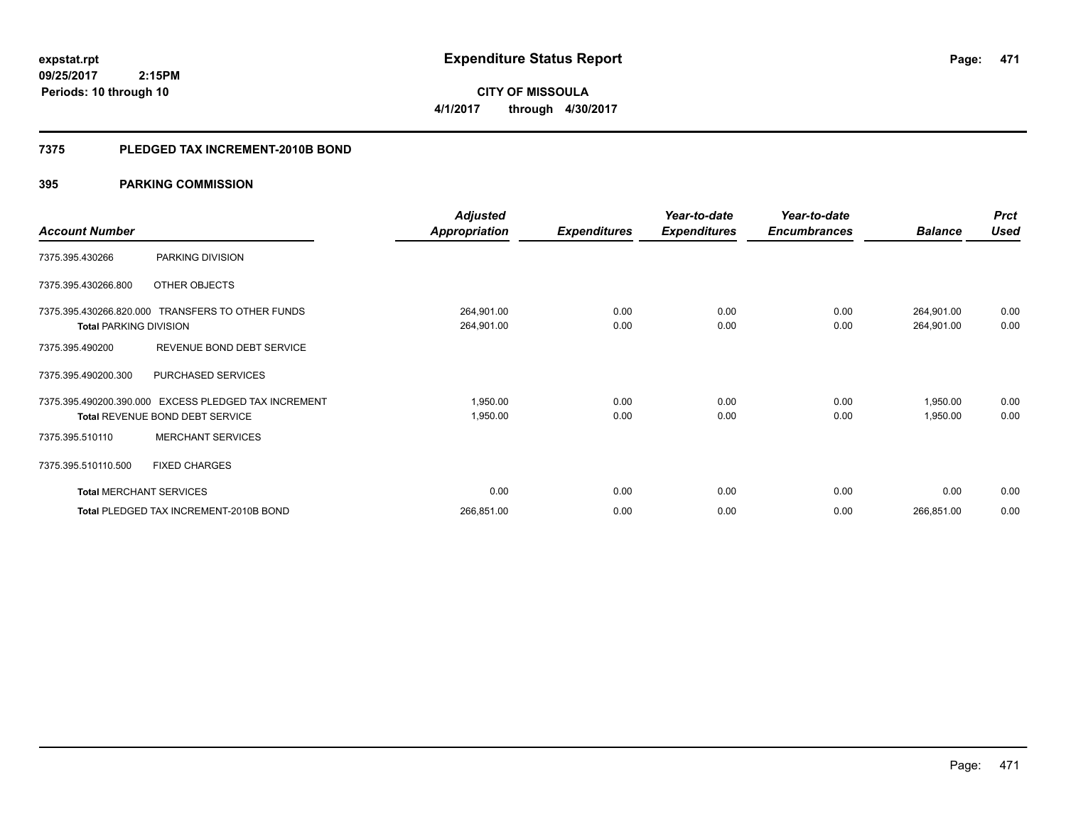expstat.rpt
09/25/2017 2:15PM
Periods: 10 through 10

# Expenditure Status Report

CITY OF MISSOULA
4/1/2017 through 4/30/2017

## 7375 PLEDGED TAX INCREMENT-2010B BOND

## 395 PARKING COMMISSION

| Account Number | | Adjusted Appropriation | Expenditures | Year-to-date Expenditures | Year-to-date Encumbrances | Balance | Prct Used |
|---|---|---|---|---|---|---|---|
| 7375.395.430266 | PARKING DIVISION | | | | | | |
| 7375.395.430266.800 | OTHER OBJECTS | | | | | | |
| 7375.395.430266.820.000 | TRANSFERS TO OTHER FUNDS | 264,901.00 | 0.00 | 0.00 | 0.00 | 264,901.00 | 0.00 |
| **Total** PARKING DIVISION | | 264,901.00 | 0.00 | 0.00 | 0.00 | 264,901.00 | 0.00 |
| 7375.395.490200 | REVENUE BOND DEBT SERVICE | | | | | | |
| 7375.395.490200.300 | PURCHASED SERVICES | | | | | | |
| 7375.395.490200.390.000 | EXCESS PLEDGED TAX INCREMENT | 1,950.00 | 0.00 | 0.00 | 0.00 | 1,950.00 | 0.00 |
| **Total** REVENUE BOND DEBT SERVICE | | 1,950.00 | 0.00 | 0.00 | 0.00 | 1,950.00 | 0.00 |
| 7375.395.510110 | MERCHANT SERVICES | | | | | | |
| 7375.395.510110.500 | FIXED CHARGES | | | | | | |
| **Total** MERCHANT SERVICES | | 0.00 | 0.00 | 0.00 | 0.00 | 0.00 | 0.00 |
| **Total** PLEDGED TAX INCREMENT-2010B BOND | | 266,851.00 | 0.00 | 0.00 | 0.00 | 266,851.00 | 0.00 |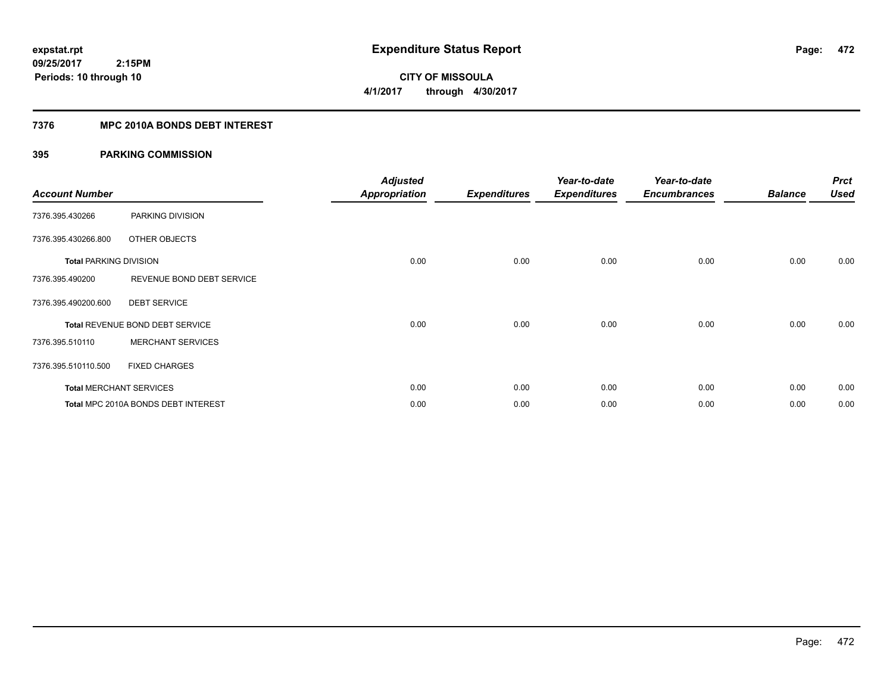**expstat.rpt**
**09/25/2017 2:15PM**
**Periods: 10 through 10**

# Expenditure Status Report

**CITY OF MISSOULA**
**4/1/2017 through 4/30/2017**

## 7376 MPC 2010A BONDS DEBT INTEREST

## 395 PARKING COMMISSION

| Account Number | | Adjusted Appropriation | Expenditures | Year-to-date Expenditures | Year-to-date Encumbrances | Balance | Prct Used |
|---|---|---|---|---|---|---|---|
| 7376.395.430266 | PARKING DIVISION | | | | | | |
| 7376.395.430266.800 | OTHER OBJECTS | | | | | | |
| **Total** PARKING DIVISION | | 0.00 | 0.00 | 0.00 | 0.00 | 0.00 | 0.00 |
| 7376.395.490200 | REVENUE BOND DEBT SERVICE | | | | | | |
| 7376.395.490200.600 | DEBT SERVICE | | | | | | |
| **Total** REVENUE BOND DEBT SERVICE | | 0.00 | 0.00 | 0.00 | 0.00 | 0.00 | 0.00 |
| 7376.395.510110 | MERCHANT SERVICES | | | | | | |
| 7376.395.510110.500 | FIXED CHARGES | | | | | | |
| **Total** MERCHANT SERVICES | | 0.00 | 0.00 | 0.00 | 0.00 | 0.00 | 0.00 |
| **Total** MPC 2010A BONDS DEBT INTEREST | | 0.00 | 0.00 | 0.00 | 0.00 | 0.00 | 0.00 |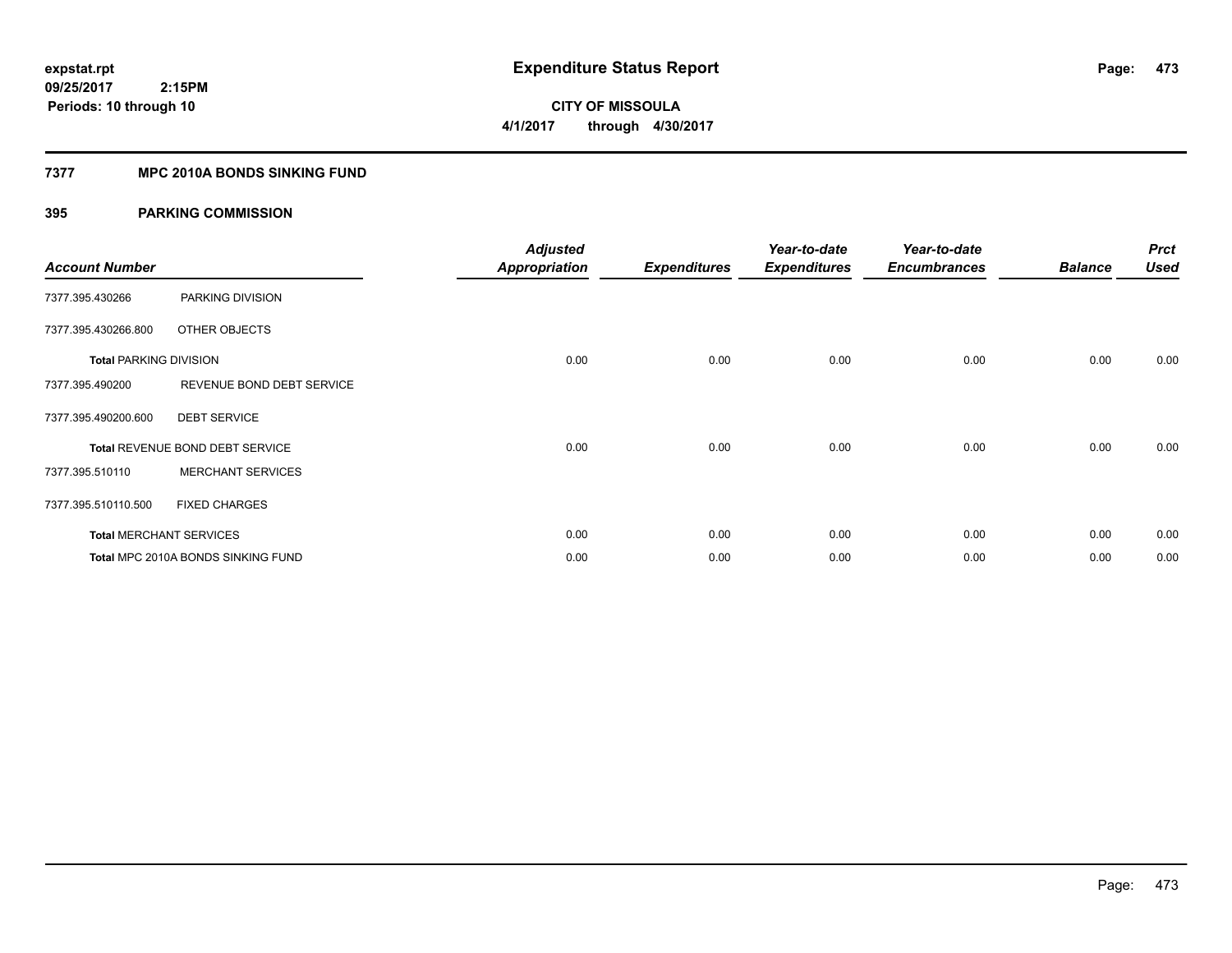# Expenditure Status Report

expstat.rpt
09/25/2017 2:15PM
Periods: 10 through 10

**CITY OF MISSOULA**
**4/1/2017 through 4/30/2017**

## 7377 MPC 2010A BONDS SINKING FUND

### 395 PARKING COMMISSION

| Account Number | | Adjusted Appropriation | Expenditures | Year-to-date Expenditures | Year-to-date Encumbrances | Balance | Prct Used |
|---|---|---|---|---|---|---|---|
| 7377.395.430266 | PARKING DIVISION | | | | | | |
| 7377.395.430266.800 | OTHER OBJECTS | | | | | | |
| **Total** PARKING DIVISION | | 0.00 | 0.00 | 0.00 | 0.00 | 0.00 | 0.00 |
| 7377.395.490200 | REVENUE BOND DEBT SERVICE | | | | | | |
| 7377.395.490200.600 | DEBT SERVICE | | | | | | |
| **Total** REVENUE BOND DEBT SERVICE | | 0.00 | 0.00 | 0.00 | 0.00 | 0.00 | 0.00 |
| 7377.395.510110 | MERCHANT SERVICES | | | | | | |
| 7377.395.510110.500 | FIXED CHARGES | | | | | | |
| **Total** MERCHANT SERVICES | | 0.00 | 0.00 | 0.00 | 0.00 | 0.00 | 0.00 |
| **Total** MPC 2010A BONDS SINKING FUND | | 0.00 | 0.00 | 0.00 | 0.00 | 0.00 | 0.00 |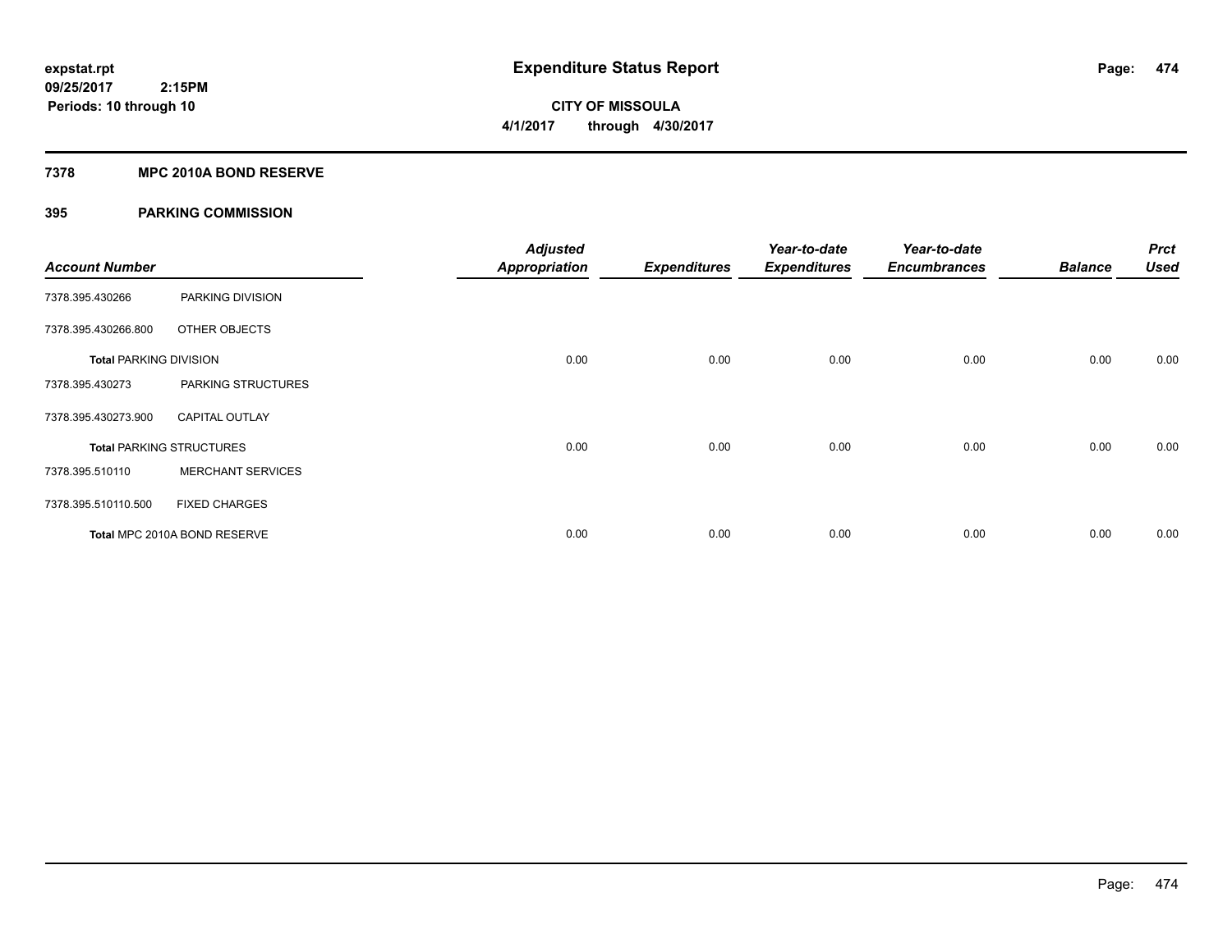expstat.rpt
09/25/2017 2:15PM
Periods: 10 through 10

# Expenditure Status Report

CITY OF MISSOULA
4/1/2017 through 4/30/2017

## 7378 MPC 2010A BOND RESERVE

## 395 PARKING COMMISSION

| Account Number | | Adjusted Appropriation | Expenditures | Year-to-date Expenditures | Year-to-date Encumbrances | Balance | Prct Used |
|---|---|---|---|---|---|---|---|
| 7378.395.430266 | PARKING DIVISION | | | | | | |
| 7378.395.430266.800 | OTHER OBJECTS | | | | | | |
| **Total PARKING DIVISION** | | 0.00 | 0.00 | 0.00 | 0.00 | 0.00 | 0.00 |
| 7378.395.430273 | PARKING STRUCTURES | | | | | | |
| 7378.395.430273.900 | CAPITAL OUTLAY | | | | | | |
| **Total PARKING STRUCTURES** | | 0.00 | 0.00 | 0.00 | 0.00 | 0.00 | 0.00 |
| 7378.395.510110 | MERCHANT SERVICES | | | | | | |
| 7378.395.510110.500 | FIXED CHARGES | | | | | | |
| **Total MPC 2010A BOND RESERVE** | | 0.00 | 0.00 | 0.00 | 0.00 | 0.00 | 0.00 |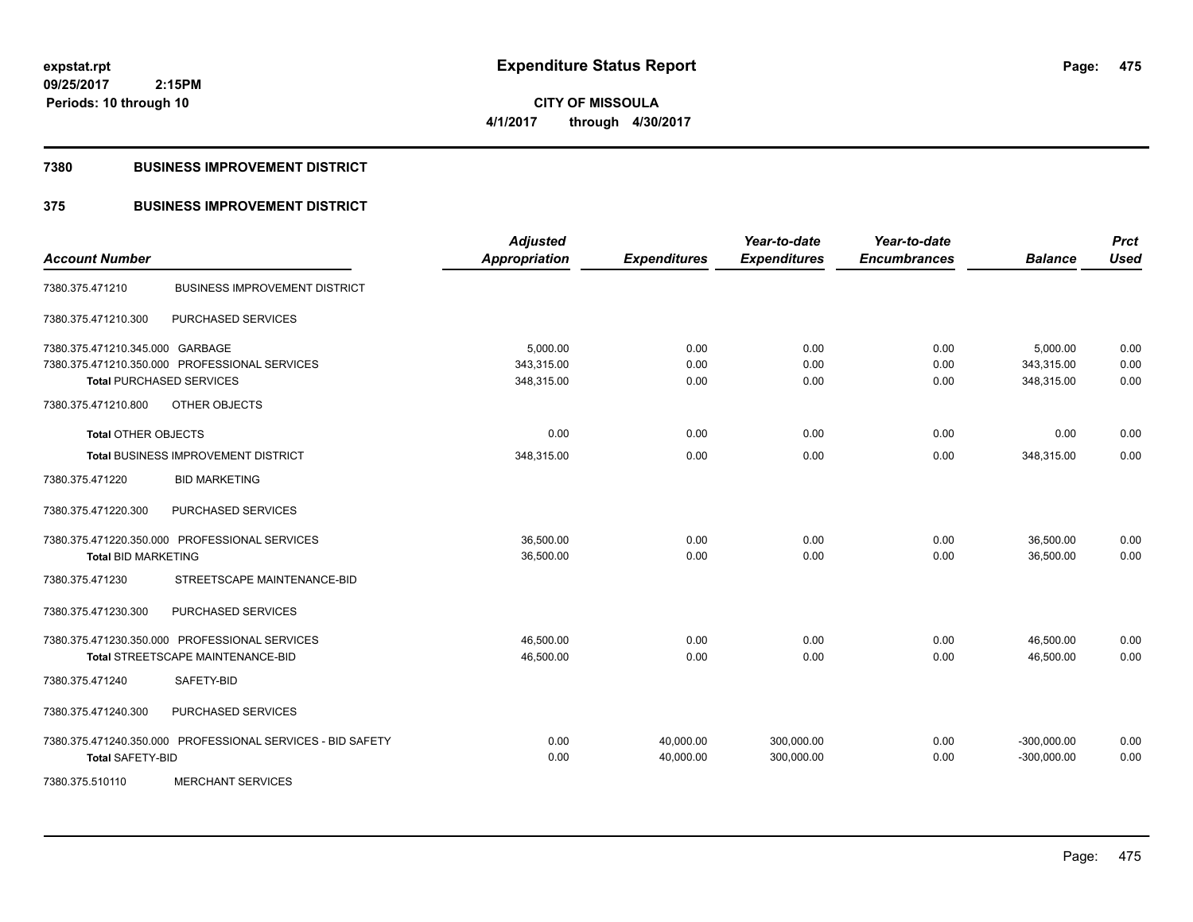expstat.rpt
09/25/2017 2:15PM
Periods: 10 through 10

# Expenditure Status Report

**CITY OF MISSOULA**
**4/1/2017 through 4/30/2017**

## 7380 BUSINESS IMPROVEMENT DISTRICT

## 375 BUSINESS IMPROVEMENT DISTRICT

| Account Number | | Adjusted Appropriation | Expenditures | Year-to-date Expenditures | Year-to-date Encumbrances | Balance | Prct Used |
|---|---|---|---|---|---|---|---|
| 7380.375.471210 | BUSINESS IMPROVEMENT DISTRICT | | | | | | |
| 7380.375.471210.300 | PURCHASED SERVICES | | | | | | |
| 7380.375.471210.345.000 | GARBAGE | 5,000.00 | 0.00 | 0.00 | 0.00 | 5,000.00 | 0.00 |
| 7380.375.471210.350.000 | PROFESSIONAL SERVICES | 343,315.00 | 0.00 | 0.00 | 0.00 | 343,315.00 | 0.00 |
| **Total** PURCHASED SERVICES | | 348,315.00 | 0.00 | 0.00 | 0.00 | 348,315.00 | 0.00 |
| 7380.375.471210.800 | OTHER OBJECTS | | | | | | |
| **Total** OTHER OBJECTS | | 0.00 | 0.00 | 0.00 | 0.00 | 0.00 | 0.00 |
| **Total** BUSINESS IMPROVEMENT DISTRICT | | 348,315.00 | 0.00 | 0.00 | 0.00 | 348,315.00 | 0.00 |
| 7380.375.471220 | BID MARKETING | | | | | | |
| 7380.375.471220.300 | PURCHASED SERVICES | | | | | | |
| 7380.375.471220.350.000 | PROFESSIONAL SERVICES | 36,500.00 | 0.00 | 0.00 | 0.00 | 36,500.00 | 0.00 |
| **Total** BID MARKETING | | 36,500.00 | 0.00 | 0.00 | 0.00 | 36,500.00 | 0.00 |
| 7380.375.471230 | STREETSCAPE MAINTENANCE-BID | | | | | | |
| 7380.375.471230.300 | PURCHASED SERVICES | | | | | | |
| 7380.375.471230.350.000 | PROFESSIONAL SERVICES | 46,500.00 | 0.00 | 0.00 | 0.00 | 46,500.00 | 0.00 |
| **Total** STREETSCAPE MAINTENANCE-BID | | 46,500.00 | 0.00 | 0.00 | 0.00 | 46,500.00 | 0.00 |
| 7380.375.471240 | SAFETY-BID | | | | | | |
| 7380.375.471240.300 | PURCHASED SERVICES | | | | | | |
| 7380.375.471240.350.000 | PROFESSIONAL SERVICES - BID SAFETY | 0.00 | 40,000.00 | 300,000.00 | 0.00 | -300,000.00 | 0.00 |
| **Total** SAFETY-BID | | 0.00 | 40,000.00 | 300,000.00 | 0.00 | -300,000.00 | 0.00 |
| 7380.375.510110 | MERCHANT SERVICES | | | | | | |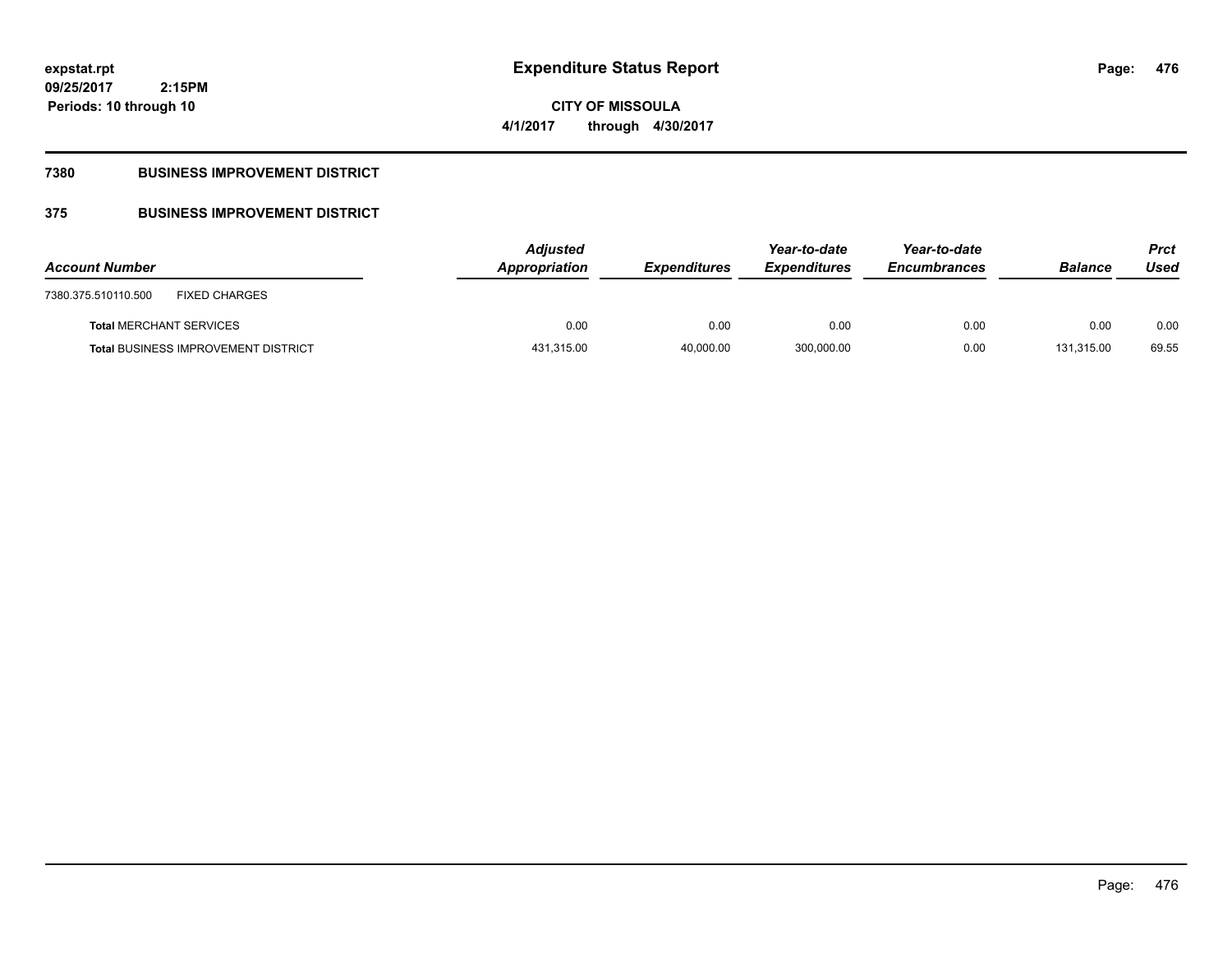expstat.rpt
09/25/2017 2:15PM
Periods: 10 through 10

# Expenditure Status Report

**CITY OF MISSOULA**

**4/1/2017 through 4/30/2017**

## 7380 BUSINESS IMPROVEMENT DISTRICT

## 375 BUSINESS IMPROVEMENT DISTRICT

| Account Number | Adjusted Appropriation | Expenditures | Year-to-date Expenditures | Year-to-date Encumbrances | Balance | Prct Used |
|---|---|---|---|---|---|---|
| 7380.375.510110.500 FIXED CHARGES | | | | | | |
| **Total** MERCHANT SERVICES | 0.00 | 0.00 | 0.00 | 0.00 | 0.00 | 0.00 |
| **Total** BUSINESS IMPROVEMENT DISTRICT | 431,315.00 | 40,000.00 | 300,000.00 | 0.00 | 131,315.00 | 69.55 |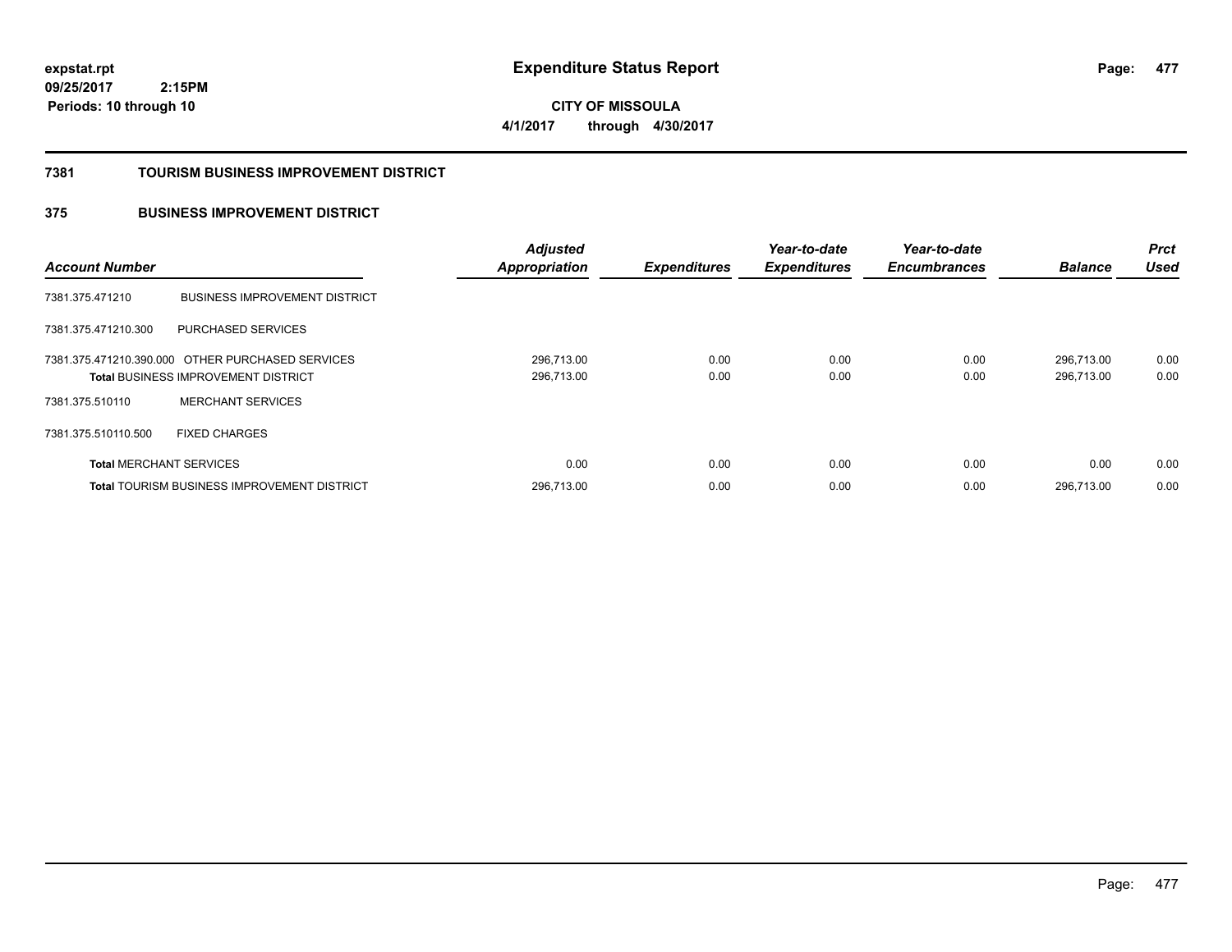**expstat.rpt**
**09/25/2017 2:15PM**
**Periods: 10 through 10**

# Expenditure Status Report

**CITY OF MISSOULA**
**4/1/2017 through 4/30/2017**

## 7381 TOURISM BUSINESS IMPROVEMENT DISTRICT

## 375 BUSINESS IMPROVEMENT DISTRICT

| Account Number | | Adjusted Appropriation | Expenditures | Year-to-date Expenditures | Year-to-date Encumbrances | Balance | Prct Used |
|---|---|---|---|---|---|---|---|
| 7381.375.471210 | BUSINESS IMPROVEMENT DISTRICT | | | | | | |
| 7381.375.471210.300 | PURCHASED SERVICES | | | | | | |
| 7381.375.471210.390.000 | OTHER PURCHASED SERVICES | 296,713.00 | 0.00 | 0.00 | 0.00 | 296,713.00 | 0.00 |
| **Total** BUSINESS IMPROVEMENT DISTRICT | | 296,713.00 | 0.00 | 0.00 | 0.00 | 296,713.00 | 0.00 |
| 7381.375.510110 | MERCHANT SERVICES | | | | | | |
| 7381.375.510110.500 | FIXED CHARGES | | | | | | |
| **Total** MERCHANT SERVICES | | 0.00 | 0.00 | 0.00 | 0.00 | 0.00 | 0.00 |
| **Total** TOURISM BUSINESS IMPROVEMENT DISTRICT | | 296,713.00 | 0.00 | 0.00 | 0.00 | 296,713.00 | 0.00 |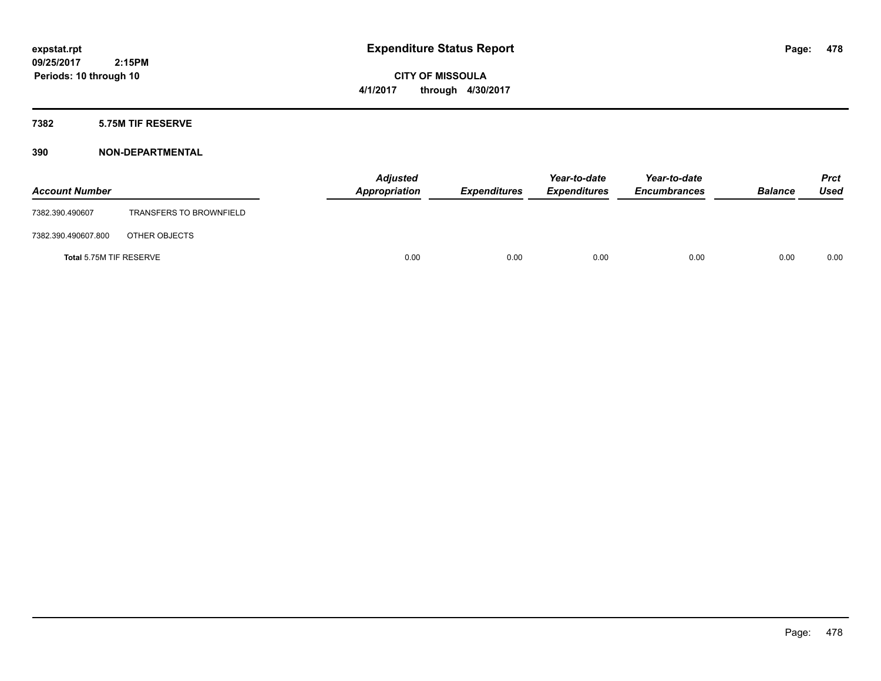# Expenditure Status Report

**CITY OF MISSOULA**

**4/1/2017 through 4/30/2017**

expstat.rpt
09/25/2017 2:15PM
Periods: 10 through 10

**7382 5.75M TIF RESERVE**

**390 NON-DEPARTMENTAL**

| Account Number | | Adjusted Appropriation | Expenditures | Year-to-date Expenditures | Year-to-date Encumbrances | Balance | Prct Used |
|---|---|---|---|---|---|---|---|
| 7382.390.490607 | TRANSFERS TO BROWNFIELD | | | | | | |
| 7382.390.490607.800 | OTHER OBJECTS | | | | | | |
| **Total** 5.75M TIF RESERVE | | 0.00 | 0.00 | 0.00 | 0.00 | 0.00 | 0.00 |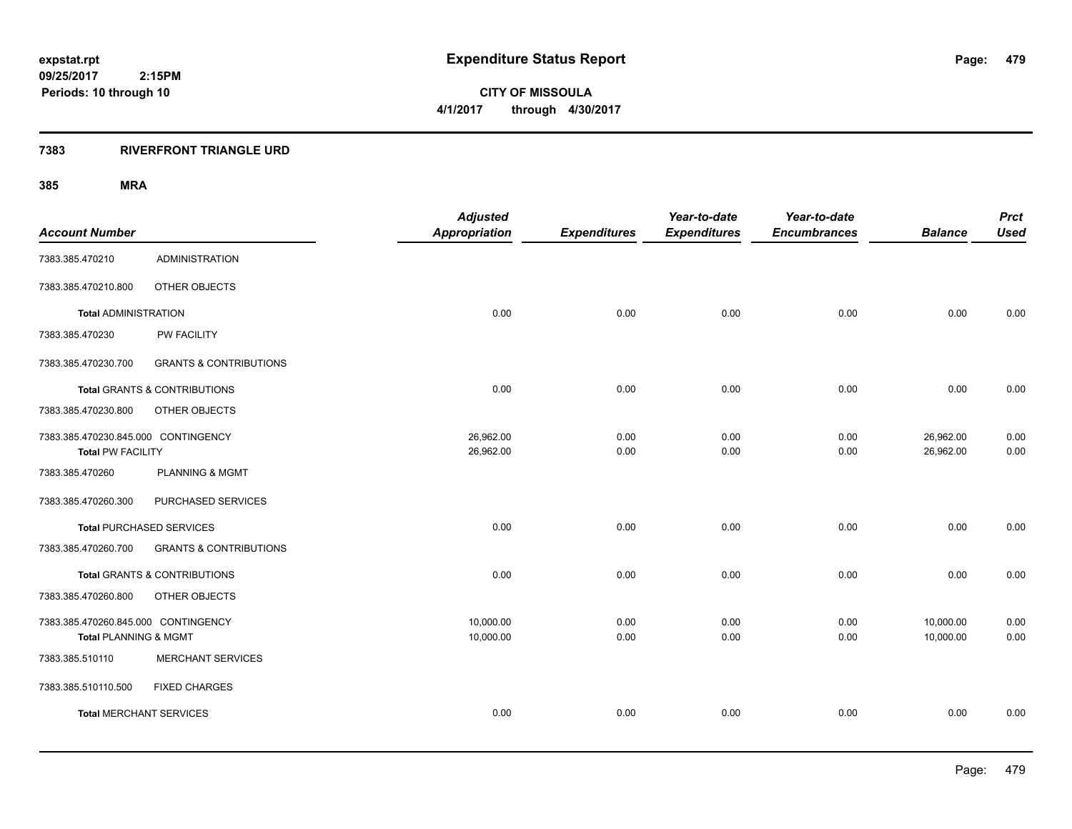# Expenditure Status Report

expstat.rpt
09/25/2017 2:15PM
Periods: 10 through 10

**CITY OF MISSOULA**
**4/1/2017 through 4/30/2017**

## 7383 RIVERFRONT TRIANGLE URD

### 385 MRA

| Account Number | | Adjusted Appropriation | Expenditures | Year-to-date Expenditures | Year-to-date Encumbrances | Balance | Prct Used |
|---|---|---|---|---|---|---|---|
| 7383.385.470210 | ADMINISTRATION | | | | | | |
| 7383.385.470210.800 | OTHER OBJECTS | | | | | | |
| **Total** ADMINISTRATION | | 0.00 | 0.00 | 0.00 | 0.00 | 0.00 | 0.00 |
| 7383.385.470230 | PW FACILITY | | | | | | |
| 7383.385.470230.700 | GRANTS & CONTRIBUTIONS | | | | | | |
| **Total** GRANTS & CONTRIBUTIONS | | 0.00 | 0.00 | 0.00 | 0.00 | 0.00 | 0.00 |
| 7383.385.470230.800 | OTHER OBJECTS | | | | | | |
| 7383.385.470230.845.000 | CONTINGENCY | 26,962.00 | 0.00 | 0.00 | 0.00 | 26,962.00 | 0.00 |
| **Total** PW FACILITY | | 26,962.00 | 0.00 | 0.00 | 0.00 | 26,962.00 | 0.00 |
| 7383.385.470260 | PLANNING & MGMT | | | | | | |
| 7383.385.470260.300 | PURCHASED SERVICES | | | | | | |
| **Total** PURCHASED SERVICES | | 0.00 | 0.00 | 0.00 | 0.00 | 0.00 | 0.00 |
| 7383.385.470260.700 | GRANTS & CONTRIBUTIONS | | | | | | |
| **Total** GRANTS & CONTRIBUTIONS | | 0.00 | 0.00 | 0.00 | 0.00 | 0.00 | 0.00 |
| 7383.385.470260.800 | OTHER OBJECTS | | | | | | |
| 7383.385.470260.845.000 | CONTINGENCY | 10,000.00 | 0.00 | 0.00 | 0.00 | 10,000.00 | 0.00 |
| **Total** PLANNING & MGMT | | 10,000.00 | 0.00 | 0.00 | 0.00 | 10,000.00 | 0.00 |
| 7383.385.510110 | MERCHANT SERVICES | | | | | | |
| 7383.385.510110.500 | FIXED CHARGES | | | | | | |
| **Total** MERCHANT SERVICES | | 0.00 | 0.00 | 0.00 | 0.00 | 0.00 | 0.00 |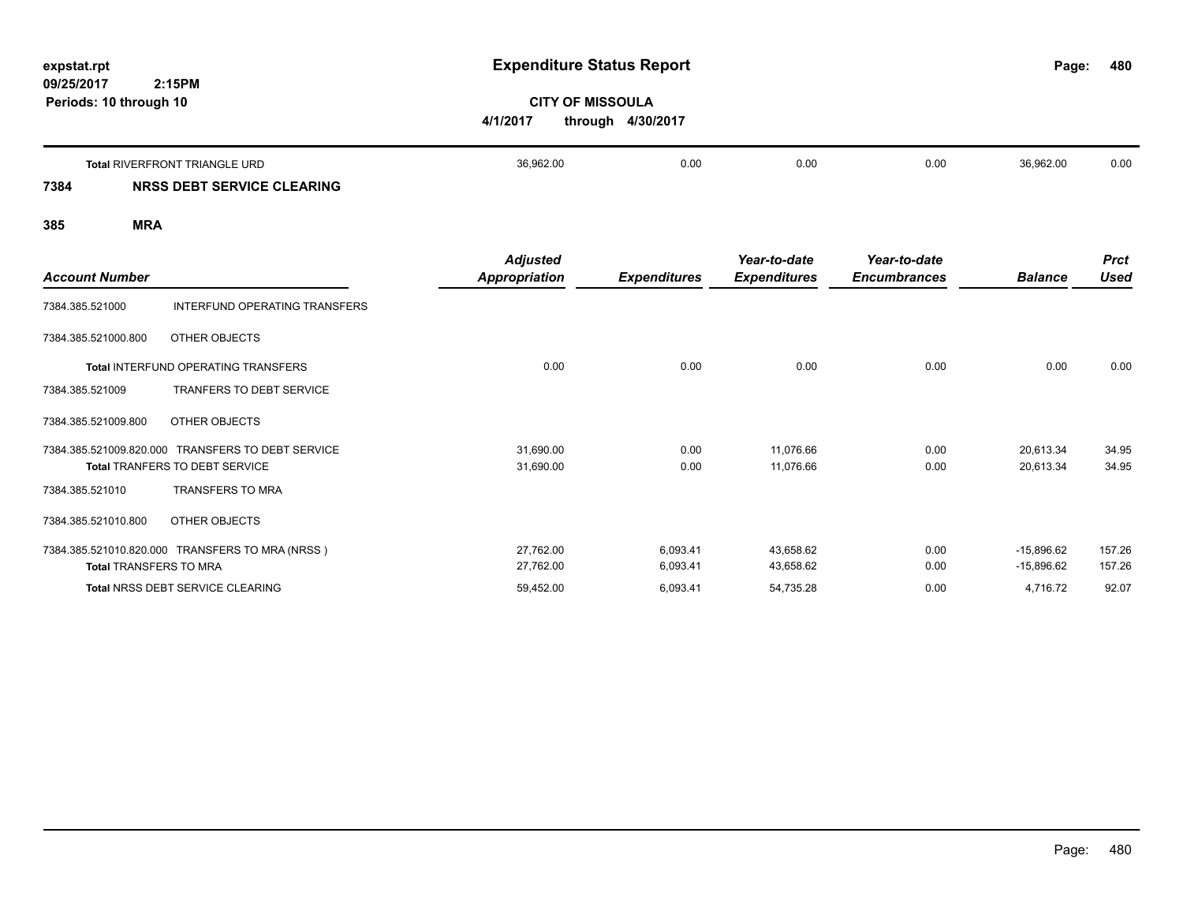# Expenditure Status Report

expstat.rpt
09/25/2017 2:15PM
Periods: 10 through 10

**CITY OF MISSOULA**
**4/1/2017 through 4/30/2017**

| Account Number | | Adjusted Appropriation | Expenditures | Year-to-date Expenditures | Year-to-date Encumbrances | Balance | Prct Used |
|---|---|---|---|---|---|---|---|
| | **Total** RIVERFRONT TRIANGLE URD | 36,962.00 | 0.00 | 0.00 | 0.00 | 36,962.00 | 0.00 |

## 7384 NRSS DEBT SERVICE CLEARING

## 385 MRA

| Account Number | | Adjusted Appropriation | Expenditures | Year-to-date Expenditures | Year-to-date Encumbrances | Balance | Prct Used |
|---|---|---|---|---|---|---|---|
| 7384.385.521000 | INTERFUND OPERATING TRANSFERS | | | | | | |
| 7384.385.521000.800 | OTHER OBJECTS | | | | | | |
| | **Total** INTERFUND OPERATING TRANSFERS | 0.00 | 0.00 | 0.00 | 0.00 | 0.00 | 0.00 |
| 7384.385.521009 | TRANFERS TO DEBT SERVICE | | | | | | |
| 7384.385.521009.800 | OTHER OBJECTS | | | | | | |
| 7384.385.521009.820.000 | TRANSFERS TO DEBT SERVICE | 31,690.00 | 0.00 | 11,076.66 | 0.00 | 20,613.34 | 34.95 |
| | **Total** TRANFERS TO DEBT SERVICE | 31,690.00 | 0.00 | 11,076.66 | 0.00 | 20,613.34 | 34.95 |
| 7384.385.521010 | TRANSFERS TO MRA | | | | | | |
| 7384.385.521010.800 | OTHER OBJECTS | | | | | | |
| 7384.385.521010.820.000 | TRANSFERS TO MRA (NRSS ) | 27,762.00 | 6,093.41 | 43,658.62 | 0.00 | -15,896.62 | 157.26 |
| | **Total** TRANSFERS TO MRA | 27,762.00 | 6,093.41 | 43,658.62 | 0.00 | -15,896.62 | 157.26 |
| | **Total** NRSS DEBT SERVICE CLEARING | 59,452.00 | 6,093.41 | 54,735.28 | 0.00 | 4,716.72 | 92.07 |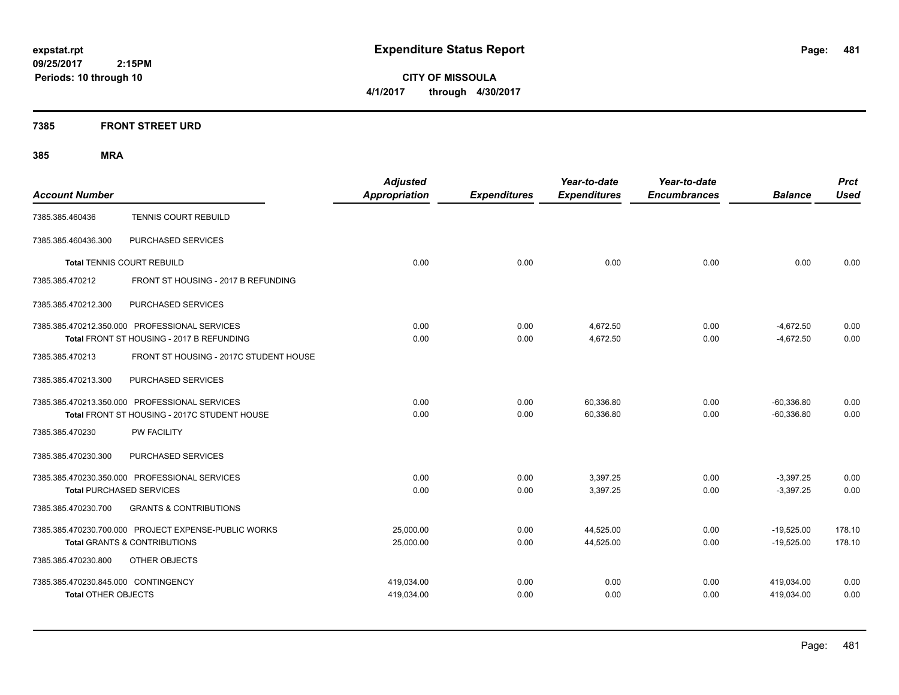**expstat.rpt**
**09/25/2017 2:15PM**
**Periods: 10 through 10**

# Expenditure Status Report

**CITY OF MISSOULA**
**4/1/2017 through 4/30/2017**

## 7385 FRONT STREET URD

## 385 MRA

| Account Number | | Adjusted Appropriation | Expenditures | Year-to-date Expenditures | Year-to-date Encumbrances | Balance | Prct Used |
|---|---|---|---|---|---|---|---|
| 7385.385.460436 | TENNIS COURT REBUILD | | | | | | |
| 7385.385.460436.300 | PURCHASED SERVICES | | | | | | |
| **Total** TENNIS COURT REBUILD | | 0.00 | 0.00 | 0.00 | 0.00 | 0.00 | 0.00 |
| 7385.385.470212 | FRONT ST HOUSING - 2017 B REFUNDING | | | | | | |
| 7385.385.470212.300 | PURCHASED SERVICES | | | | | | |
| 7385.385.470212.350.000 | PROFESSIONAL SERVICES | 0.00 | 0.00 | 4,672.50 | 0.00 | -4,672.50 | 0.00 |
| **Total** FRONT ST HOUSING - 2017 B REFUNDING | | 0.00 | 0.00 | 4,672.50 | 0.00 | -4,672.50 | 0.00 |
| 7385.385.470213 | FRONT ST HOUSING - 2017C STUDENT HOUSE | | | | | | |
| 7385.385.470213.300 | PURCHASED SERVICES | | | | | | |
| 7385.385.470213.350.000 | PROFESSIONAL SERVICES | 0.00 | 0.00 | 60,336.80 | 0.00 | -60,336.80 | 0.00 |
| **Total** FRONT ST HOUSING - 2017C STUDENT HOUSE | | 0.00 | 0.00 | 60,336.80 | 0.00 | -60,336.80 | 0.00 |
| 7385.385.470230 | PW FACILITY | | | | | | |
| 7385.385.470230.300 | PURCHASED SERVICES | | | | | | |
| 7385.385.470230.350.000 | PROFESSIONAL SERVICES | 0.00 | 0.00 | 3,397.25 | 0.00 | -3,397.25 | 0.00 |
| **Total PURCHASED SERVICES** | | 0.00 | 0.00 | 3,397.25 | 0.00 | -3,397.25 | 0.00 |
| 7385.385.470230.700 | GRANTS & CONTRIBUTIONS | | | | | | |
| 7385.385.470230.700.000 | PROJECT EXPENSE-PUBLIC WORKS | 25,000.00 | 0.00 | 44,525.00 | 0.00 | -19,525.00 | 178.10 |
| **Total GRANTS & CONTRIBUTIONS** | | 25,000.00 | 0.00 | 44,525.00 | 0.00 | -19,525.00 | 178.10 |
| 7385.385.470230.800 | OTHER OBJECTS | | | | | | |
| 7385.385.470230.845.000 | CONTINGENCY | 419,034.00 | 0.00 | 0.00 | 0.00 | 419,034.00 | 0.00 |
| **Total OTHER OBJECTS** | | 419,034.00 | 0.00 | 0.00 | 0.00 | 419,034.00 | 0.00 |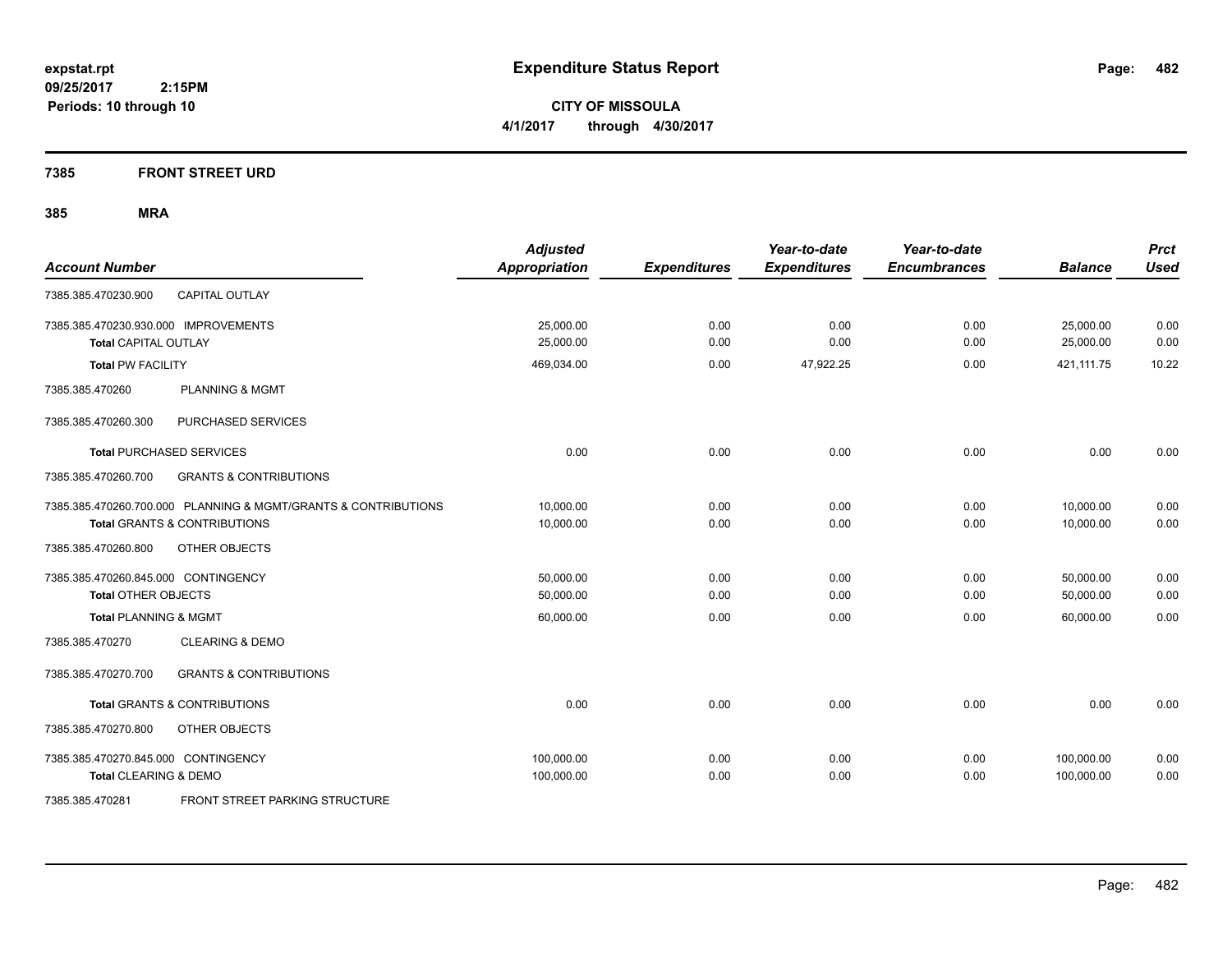**expstat.rpt**
**09/25/2017 2:15PM**
**Periods: 10 through 10**

# Expenditure Status Report

**CITY OF MISSOULA**
**4/1/2017 through 4/30/2017**

## 7385 FRONT STREET URD

### 385 MRA

| Account Number | | Adjusted Appropriation | Expenditures | Year-to-date Expenditures | Year-to-date Encumbrances | Balance | Prct Used |
|---|---|---|---|---|---|---|---|
| 7385.385.470230.900 | CAPITAL OUTLAY | | | | | | |
| 7385.385.470230.930.000 IMPROVEMENTS | | 25,000.00 | 0.00 | 0.00 | 0.00 | 25,000.00 | 0.00 |
| **Total** CAPITAL OUTLAY | | 25,000.00 | 0.00 | 0.00 | 0.00 | 25,000.00 | 0.00 |
| **Total** PW FACILITY | | 469,034.00 | 0.00 | 47,922.25 | 0.00 | 421,111.75 | 10.22 |
| 7385.385.470260 | PLANNING & MGMT | | | | | | |
| 7385.385.470260.300 | PURCHASED SERVICES | | | | | | |
| **Total** PURCHASED SERVICES | | 0.00 | 0.00 | 0.00 | 0.00 | 0.00 | 0.00 |
| 7385.385.470260.700 | GRANTS & CONTRIBUTIONS | | | | | | |
| 7385.385.470260.700.000 PLANNING & MGMT/GRANTS & CONTRIBUTIONS | | 10,000.00 | 0.00 | 0.00 | 0.00 | 10,000.00 | 0.00 |
| **Total** GRANTS & CONTRIBUTIONS | | 10,000.00 | 0.00 | 0.00 | 0.00 | 10,000.00 | 0.00 |
| 7385.385.470260.800 | OTHER OBJECTS | | | | | | |
| 7385.385.470260.845.000 CONTINGENCY | | 50,000.00 | 0.00 | 0.00 | 0.00 | 50,000.00 | 0.00 |
| **Total** OTHER OBJECTS | | 50,000.00 | 0.00 | 0.00 | 0.00 | 50,000.00 | 0.00 |
| **Total** PLANNING & MGMT | | 60,000.00 | 0.00 | 0.00 | 0.00 | 60,000.00 | 0.00 |
| 7385.385.470270 | CLEARING & DEMO | | | | | | |
| 7385.385.470270.700 | GRANTS & CONTRIBUTIONS | | | | | | |
| **Total** GRANTS & CONTRIBUTIONS | | 0.00 | 0.00 | 0.00 | 0.00 | 0.00 | 0.00 |
| 7385.385.470270.800 | OTHER OBJECTS | | | | | | |
| 7385.385.470270.845.000 CONTINGENCY | | 100,000.00 | 0.00 | 0.00 | 0.00 | 100,000.00 | 0.00 |
| **Total** CLEARING & DEMO | | 100,000.00 | 0.00 | 0.00 | 0.00 | 100,000.00 | 0.00 |
| 7385.385.470281 | FRONT STREET PARKING STRUCTURE | | | | | | |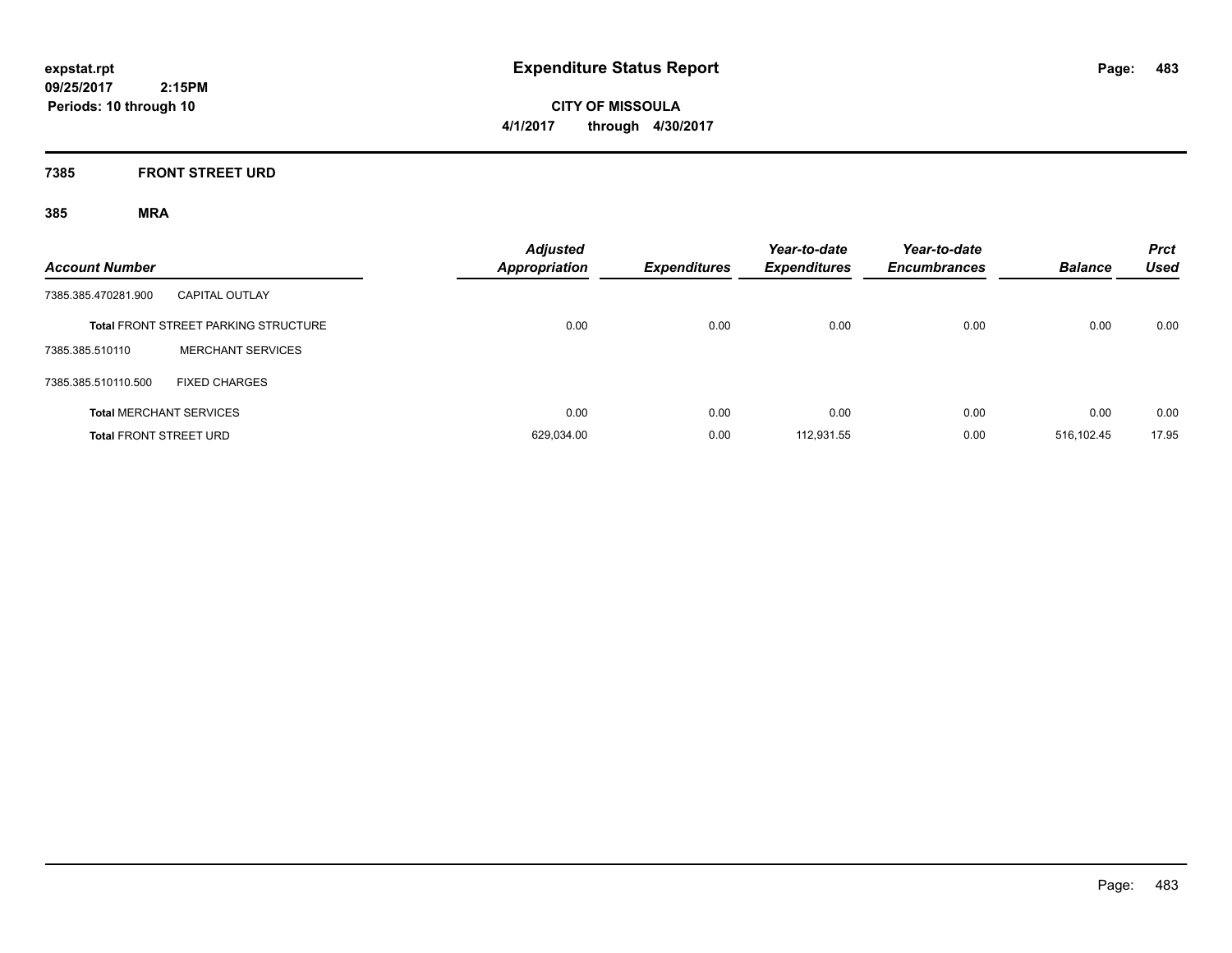**expstat.rpt**
**09/25/2017 2:15PM**
**Periods: 10 through 10**

# Expenditure Status Report

**CITY OF MISSOULA**
**4/1/2017 through 4/30/2017**

## 7385 FRONT STREET URD

### 385 MRA

| Account Number | | Adjusted Appropriation | Expenditures | Year-to-date Expenditures | Year-to-date Encumbrances | Balance | Prct Used |
|---|---|---|---|---|---|---|---|
| 7385.385.470281.900 | CAPITAL OUTLAY | | | | | | |
| **Total** FRONT STREET PARKING STRUCTURE | | 0.00 | 0.00 | 0.00 | 0.00 | 0.00 | 0.00 |
| 7385.385.510110 | MERCHANT SERVICES | | | | | | |
| 7385.385.510110.500 | FIXED CHARGES | | | | | | |
| **Total** MERCHANT SERVICES | | 0.00 | 0.00 | 0.00 | 0.00 | 0.00 | 0.00 |
| **Total** FRONT STREET URD | | 629,034.00 | 0.00 | 112,931.55 | 0.00 | 516,102.45 | 17.95 |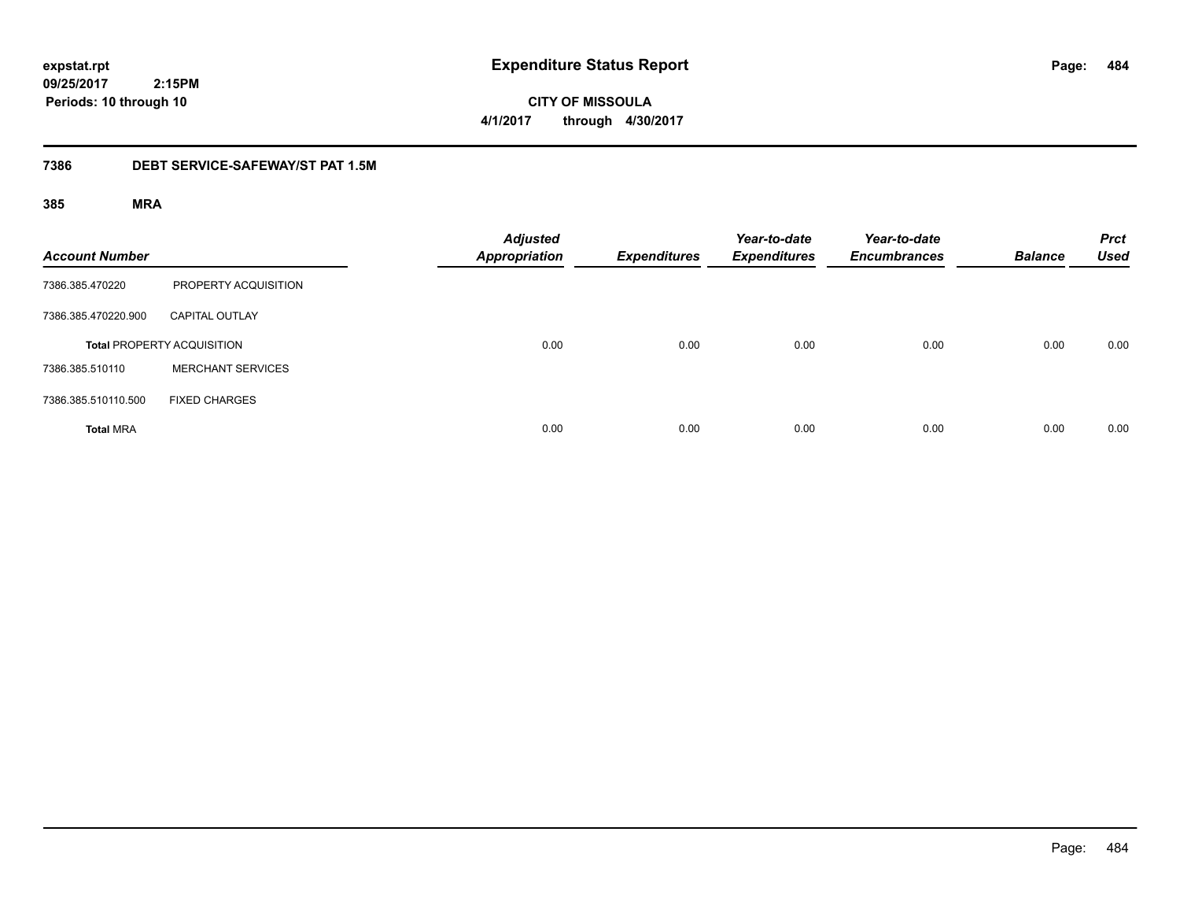**expstat.rpt**
**09/25/2017 2:15PM**
**Periods: 10 through 10**

# Expenditure Status Report

**CITY OF MISSOULA**
**4/1/2017 through 4/30/2017**

## 7386 DEBT SERVICE-SAFEWAY/ST PAT 1.5M

### 385 MRA

| Account Number | | Adjusted Appropriation | Expenditures | Year-to-date Expenditures | Year-to-date Encumbrances | Balance | Prct Used |
|---|---|---|---|---|---|---|---|
| 7386.385.470220 | PROPERTY ACQUISITION | | | | | | |
| 7386.385.470220.900 | CAPITAL OUTLAY | | | | | | |
| **Total** PROPERTY ACQUISITION | | 0.00 | 0.00 | 0.00 | 0.00 | 0.00 | 0.00 |
| 7386.385.510110 | MERCHANT SERVICES | | | | | | |
| 7386.385.510110.500 | FIXED CHARGES | | | | | | |
| **Total** MRA | | 0.00 | 0.00 | 0.00 | 0.00 | 0.00 | 0.00 |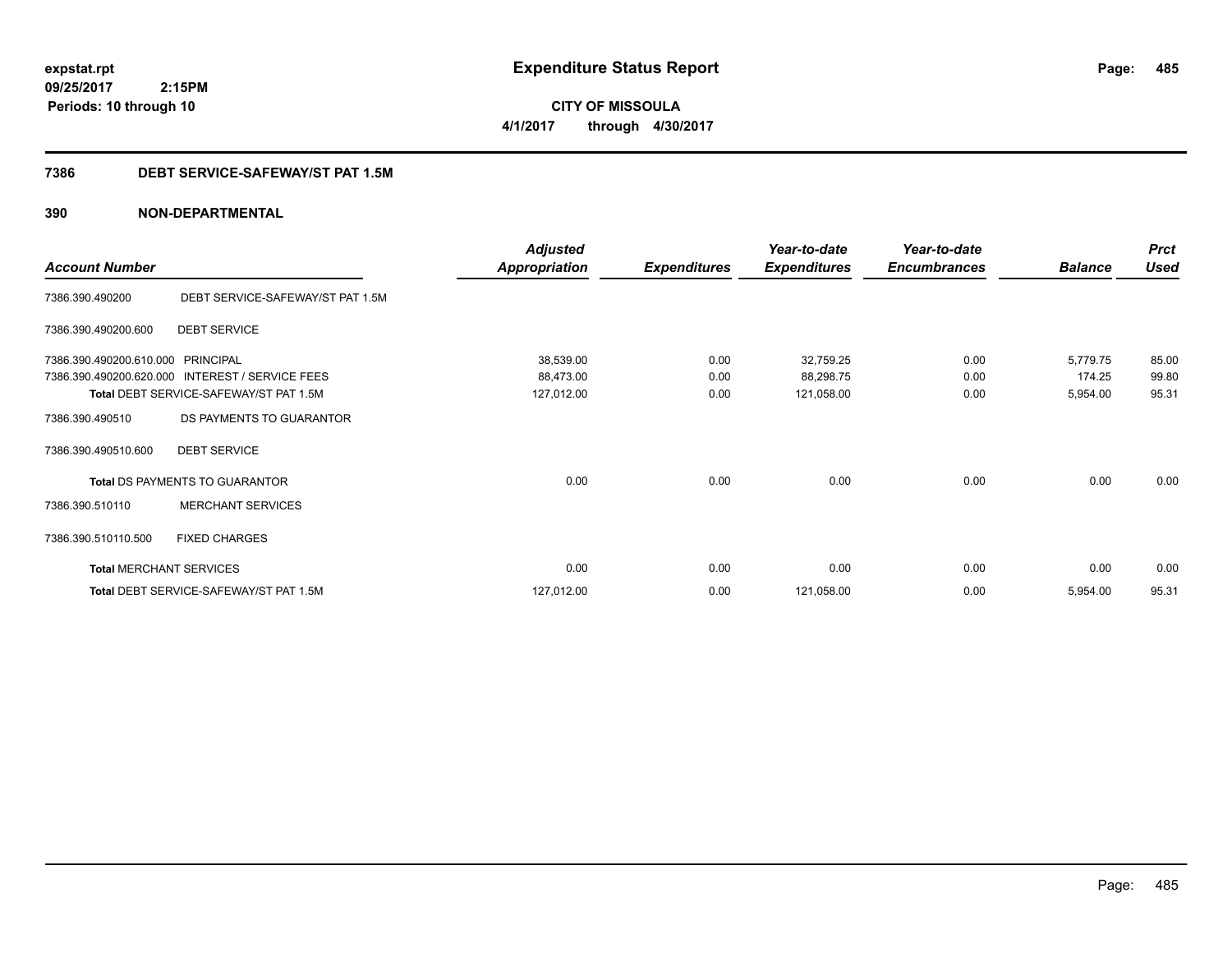expstat.rpt
09/25/2017 2:15PM
Periods: 10 through 10

# Expenditure Status Report

**CITY OF MISSOULA**
**4/1/2017 through 4/30/2017**

## 7386 DEBT SERVICE-SAFEWAY/ST PAT 1.5M

### 390 NON-DEPARTMENTAL

| Account Number | | Adjusted Appropriation | Expenditures | Year-to-date Expenditures | Year-to-date Encumbrances | Balance | Prct Used |
|---|---|---|---|---|---|---|---|
| 7386.390.490200 | DEBT SERVICE-SAFEWAY/ST PAT 1.5M | | | | | | |
| 7386.390.490200.600 | DEBT SERVICE | | | | | | |
| 7386.390.490200.610.000 | PRINCIPAL | 38,539.00 | 0.00 | 32,759.25 | 0.00 | 5,779.75 | 85.00 |
| 7386.390.490200.620.000 | INTEREST / SERVICE FEES | 88,473.00 | 0.00 | 88,298.75 | 0.00 | 174.25 | 99.80 |
| Total DEBT SERVICE-SAFEWAY/ST PAT 1.5M | | 127,012.00 | 0.00 | 121,058.00 | 0.00 | 5,954.00 | 95.31 |
| 7386.390.490510 | DS PAYMENTS TO GUARANTOR | | | | | | |
| 7386.390.490510.600 | DEBT SERVICE | | | | | | |
| Total DS PAYMENTS TO GUARANTOR | | 0.00 | 0.00 | 0.00 | 0.00 | 0.00 | 0.00 |
| 7386.390.510110 | MERCHANT SERVICES | | | | | | |
| 7386.390.510110.500 | FIXED CHARGES | | | | | | |
| Total MERCHANT SERVICES | | 0.00 | 0.00 | 0.00 | 0.00 | 0.00 | 0.00 |
| Total DEBT SERVICE-SAFEWAY/ST PAT 1.5M | | 127,012.00 | 0.00 | 121,058.00 | 0.00 | 5,954.00 | 95.31 |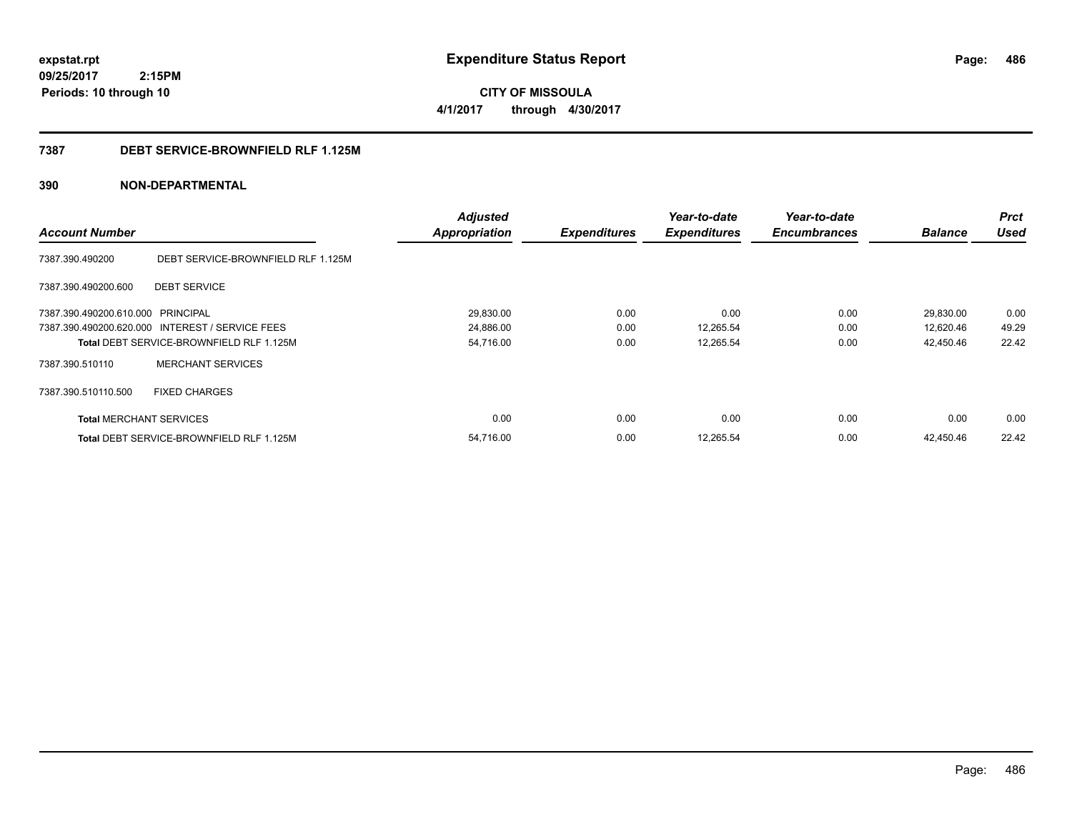expstat.rpt
09/25/2017 2:15PM
Periods: 10 through 10

# Expenditure Status Report

CITY OF MISSOULA
4/1/2017 through 4/30/2017

## 7387 DEBT SERVICE-BROWNFIELD RLF 1.125M

## 390 NON-DEPARTMENTAL

| Account Number | | Adjusted Appropriation | Expenditures | Year-to-date Expenditures | Year-to-date Encumbrances | Balance | Prct Used |
|---|---|---|---|---|---|---|---|
| 7387.390.490200 | DEBT SERVICE-BROWNFIELD RLF 1.125M | | | | | | |
| 7387.390.490200.600 | DEBT SERVICE | | | | | | |
| 7387.390.490200.610.000 | PRINCIPAL | 29,830.00 | 0.00 | 0.00 | 0.00 | 29,830.00 | 0.00 |
| 7387.390.490200.620.000 | INTEREST / SERVICE FEES | 24,886.00 | 0.00 | 12,265.54 | 0.00 | 12,620.46 | 49.29 |
| **Total** DEBT SERVICE-BROWNFIELD RLF 1.125M | | 54,716.00 | 0.00 | 12,265.54 | 0.00 | 42,450.46 | 22.42 |
| 7387.390.510110 | MERCHANT SERVICES | | | | | | |
| 7387.390.510110.500 | FIXED CHARGES | | | | | | |
| **Total** MERCHANT SERVICES | | 0.00 | 0.00 | 0.00 | 0.00 | 0.00 | 0.00 |
| **Total** DEBT SERVICE-BROWNFIELD RLF 1.125M | | 54,716.00 | 0.00 | 12,265.54 | 0.00 | 42,450.46 | 22.42 |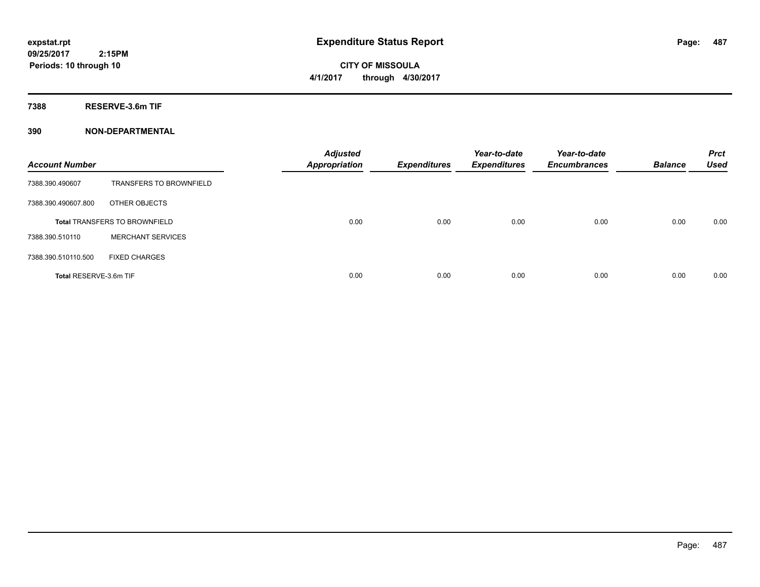# Expenditure Status Report

**CITY OF MISSOULA**

**4/1/2017 through 4/30/2017**

expstat.rpt
09/25/2017 2:15PM
Periods: 10 through 10

## 7388 RESERVE-3.6m TIF

## 390 NON-DEPARTMENTAL

| Account Number | | Adjusted Appropriation | Expenditures | Year-to-date Expenditures | Year-to-date Encumbrances | Balance | Prct Used |
|---|---|---|---|---|---|---|---|
| 7388.390.490607 | TRANSFERS TO BROWNFIELD | | | | | | |
| 7388.390.490607.800 | OTHER OBJECTS | | | | | | |
| Total TRANSFERS TO BROWNFIELD | | 0.00 | 0.00 | 0.00 | 0.00 | 0.00 | 0.00 |
| 7388.390.510110 | MERCHANT SERVICES | | | | | | |
| 7388.390.510110.500 | FIXED CHARGES | | | | | | |
| Total RESERVE-3.6m TIF | | 0.00 | 0.00 | 0.00 | 0.00 | 0.00 | 0.00 |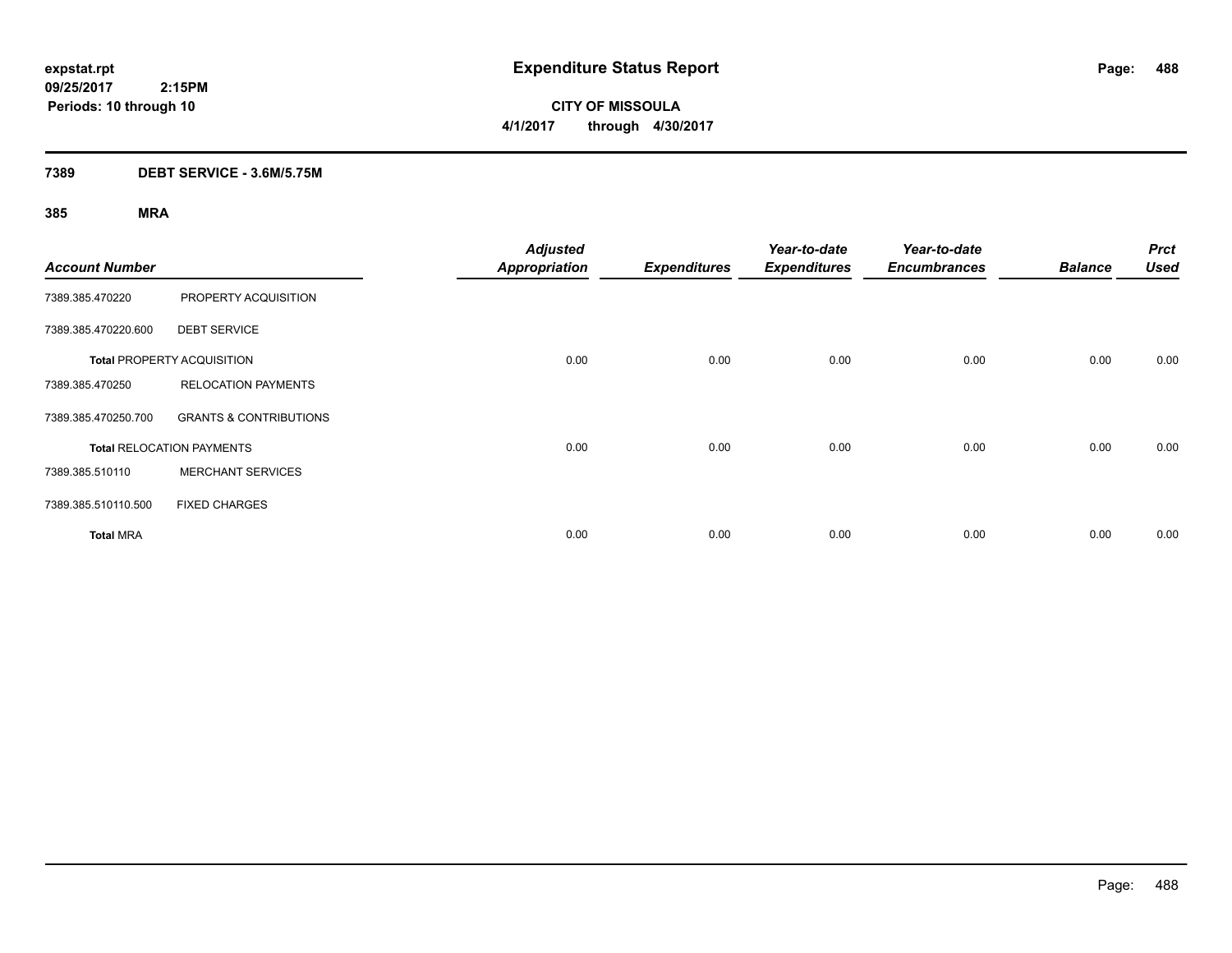# Expenditure Status Report

**CITY OF MISSOULA**

**4/1/2017 through 4/30/2017**

expstat.rpt
09/25/2017 2:15PM
Periods: 10 through 10

## 7389 DEBT SERVICE - 3.6M/5.75M

### 385 MRA

| Account Number | | Adjusted Appropriation | Expenditures | Year-to-date Expenditures | Year-to-date Encumbrances | Balance | Prct Used |
|---|---|---|---|---|---|---|---|
| 7389.385.470220 | PROPERTY ACQUISITION | | | | | | |
| 7389.385.470220.600 | DEBT SERVICE | | | | | | |
| **Total** PROPERTY ACQUISITION | | 0.00 | 0.00 | 0.00 | 0.00 | 0.00 | 0.00 |
| 7389.385.470250 | RELOCATION PAYMENTS | | | | | | |
| 7389.385.470250.700 | GRANTS & CONTRIBUTIONS | | | | | | |
| **Total** RELOCATION PAYMENTS | | 0.00 | 0.00 | 0.00 | 0.00 | 0.00 | 0.00 |
| 7389.385.510110 | MERCHANT SERVICES | | | | | | |
| 7389.385.510110.500 | FIXED CHARGES | | | | | | |
| **Total** MRA | | 0.00 | 0.00 | 0.00 | 0.00 | 0.00 | 0.00 |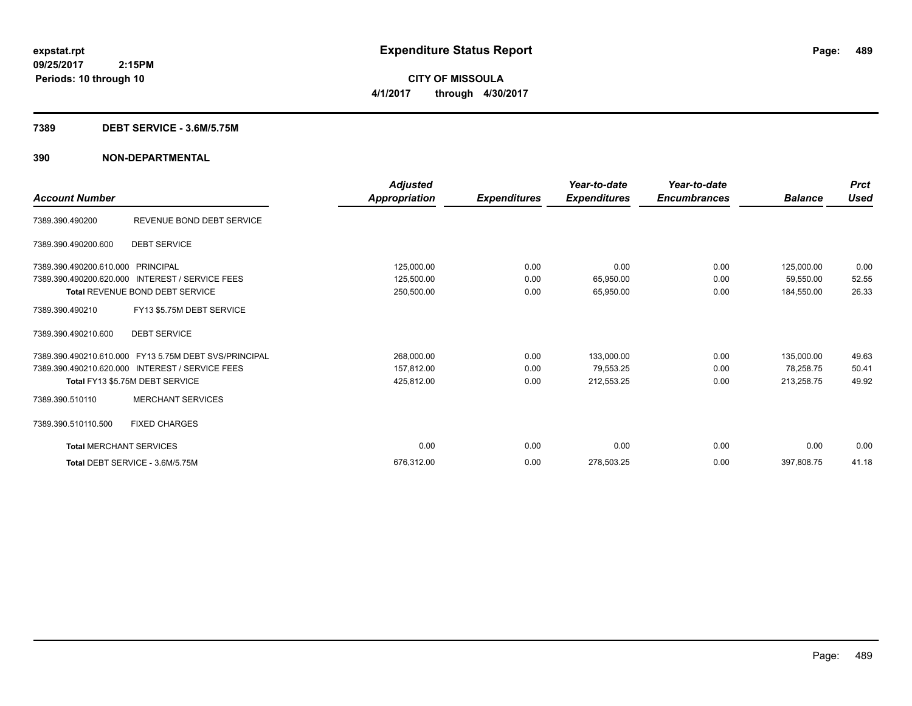**expstat.rpt**
**09/25/2017 2:15PM**
**Periods: 10 through 10**

# Expenditure Status Report

**CITY OF MISSOULA**
**4/1/2017 through 4/30/2017**

## 7389 DEBT SERVICE - 3.6M/5.75M

## 390 NON-DEPARTMENTAL

| Account Number | | Adjusted Appropriation | Expenditures | Year-to-date Expenditures | Year-to-date Encumbrances | Balance | Prct Used |
|---|---|---|---|---|---|---|---|
| 7389.390.490200 | REVENUE BOND DEBT SERVICE | | | | | | |
| 7389.390.490200.600 | DEBT SERVICE | | | | | | |
| 7389.390.490200.610.000 | PRINCIPAL | 125,000.00 | 0.00 | 0.00 | 0.00 | 125,000.00 | 0.00 |
| 7389.390.490200.620.000 | INTEREST / SERVICE FEES | 125,500.00 | 0.00 | 65,950.00 | 0.00 | 59,550.00 | 52.55 |
| | **Total** REVENUE BOND DEBT SERVICE | 250,500.00 | 0.00 | 65,950.00 | 0.00 | 184,550.00 | 26.33 |
| 7389.390.490210 | FY13 $5.75M DEBT SERVICE | | | | | | |
| 7389.390.490210.600 | DEBT SERVICE | | | | | | |
| 7389.390.490210.610.000 | FY13 5.75M DEBT SVS/PRINCIPAL | 268,000.00 | 0.00 | 133,000.00 | 0.00 | 135,000.00 | 49.63 |
| 7389.390.490210.620.000 | INTEREST / SERVICE FEES | 157,812.00 | 0.00 | 79,553.25 | 0.00 | 78,258.75 | 50.41 |
| | **Total** FY13 $5.75M DEBT SERVICE | 425,812.00 | 0.00 | 212,553.25 | 0.00 | 213,258.75 | 49.92 |
| 7389.390.510110 | MERCHANT SERVICES | | | | | | |
| 7389.390.510110.500 | FIXED CHARGES | | | | | | |
| | **Total** MERCHANT SERVICES | 0.00 | 0.00 | 0.00 | 0.00 | 0.00 | 0.00 |
| | **Total** DEBT SERVICE - 3.6M/5.75M | 676,312.00 | 0.00 | 278,503.25 | 0.00 | 397,808.75 | 41.18 |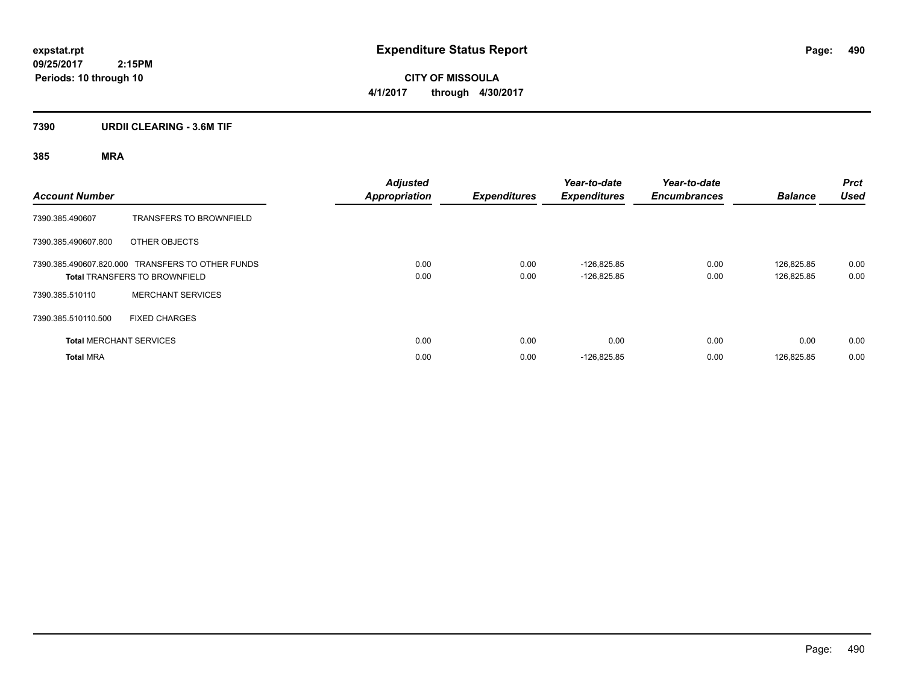expstat.rpt
09/25/2017 2:15PM
Periods: 10 through 10

# Expenditure Status Report

**CITY OF MISSOULA**
**4/1/2017 through 4/30/2017**

## 7390 URDII CLEARING - 3.6M TIF

### 385 MRA

| Account Number | | Adjusted Appropriation | Expenditures | Year-to-date Expenditures | Year-to-date Encumbrances | Balance | Prct Used |
|---|---|---|---|---|---|---|---|
| 7390.385.490607 | TRANSFERS TO BROWNFIELD | | | | | | |
| 7390.385.490607.800 | OTHER OBJECTS | | | | | | |
| 7390.385.490607.820.000 | TRANSFERS TO OTHER FUNDS | 0.00 | 0.00 | -126,825.85 | 0.00 | 126,825.85 | 0.00 |
| **Total** TRANSFERS TO BROWNFIELD | | 0.00 | 0.00 | -126,825.85 | 0.00 | 126,825.85 | 0.00 |
| 7390.385.510110 | MERCHANT SERVICES | | | | | | |
| 7390.385.510110.500 | FIXED CHARGES | | | | | | |
| **Total** MERCHANT SERVICES | | 0.00 | 0.00 | 0.00 | 0.00 | 0.00 | 0.00 |
| **Total** MRA | | 0.00 | 0.00 | -126,825.85 | 0.00 | 126,825.85 | 0.00 |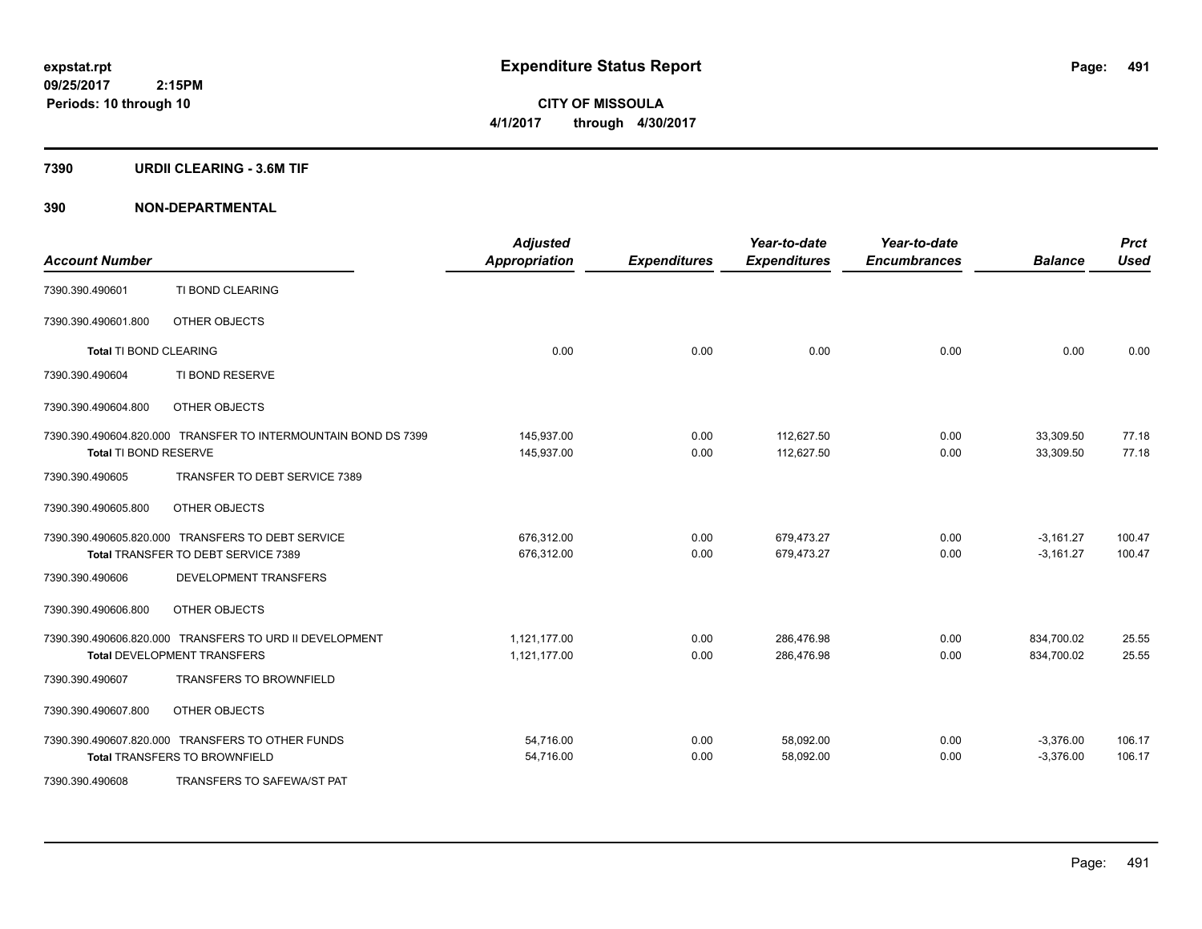**expstat.rpt**
**09/25/2017 2:15PM**
**Periods: 10 through 10**

# Expenditure Status Report

**CITY OF MISSOULA**
**4/1/2017 through 4/30/2017**

## 7390 URDII CLEARING - 3.6M TIF

## 390 NON-DEPARTMENTAL

| Account Number | | Adjusted Appropriation | Expenditures | Year-to-date Expenditures | Year-to-date Encumbrances | Balance | Prct Used |
|---|---|---|---|---|---|---|---|
| 7390.390.490601 | TI BOND CLEARING | | | | | | |
| 7390.390.490601.800 | OTHER OBJECTS | | | | | | |
| **Total** TI BOND CLEARING | | 0.00 | 0.00 | 0.00 | 0.00 | 0.00 | 0.00 |
| 7390.390.490604 | TI BOND RESERVE | | | | | | |
| 7390.390.490604.800 | OTHER OBJECTS | | | | | | |
| 7390.390.490604.820.000 | TRANSFER TO INTERMOUNTAIN BOND DS 7399 | 145,937.00 | 0.00 | 112,627.50 | 0.00 | 33,309.50 | 77.18 |
| **Total** TI BOND RESERVE | | 145,937.00 | 0.00 | 112,627.50 | 0.00 | 33,309.50 | 77.18 |
| 7390.390.490605 | TRANSFER TO DEBT SERVICE 7389 | | | | | | |
| 7390.390.490605.800 | OTHER OBJECTS | | | | | | |
| 7390.390.490605.820.000 | TRANSFERS TO DEBT SERVICE | 676,312.00 | 0.00 | 679,473.27 | 0.00 | -3,161.27 | 100.47 |
| **Total** TRANSFER TO DEBT SERVICE 7389 | | 676,312.00 | 0.00 | 679,473.27 | 0.00 | -3,161.27 | 100.47 |
| 7390.390.490606 | DEVELOPMENT TRANSFERS | | | | | | |
| 7390.390.490606.800 | OTHER OBJECTS | | | | | | |
| 7390.390.490606.820.000 | TRANSFERS TO URD II DEVELOPMENT | 1,121,177.00 | 0.00 | 286,476.98 | 0.00 | 834,700.02 | 25.55 |
| **Total** DEVELOPMENT TRANSFERS | | 1,121,177.00 | 0.00 | 286,476.98 | 0.00 | 834,700.02 | 25.55 |
| 7390.390.490607 | TRANSFERS TO BROWNFIELD | | | | | | |
| 7390.390.490607.800 | OTHER OBJECTS | | | | | | |
| 7390.390.490607.820.000 | TRANSFERS TO OTHER FUNDS | 54,716.00 | 0.00 | 58,092.00 | 0.00 | -3,376.00 | 106.17 |
| **Total** TRANSFERS TO BROWNFIELD | | 54,716.00 | 0.00 | 58,092.00 | 0.00 | -3,376.00 | 106.17 |
| 7390.390.490608 | TRANSFERS TO SAFEWA/ST PAT | | | | | | |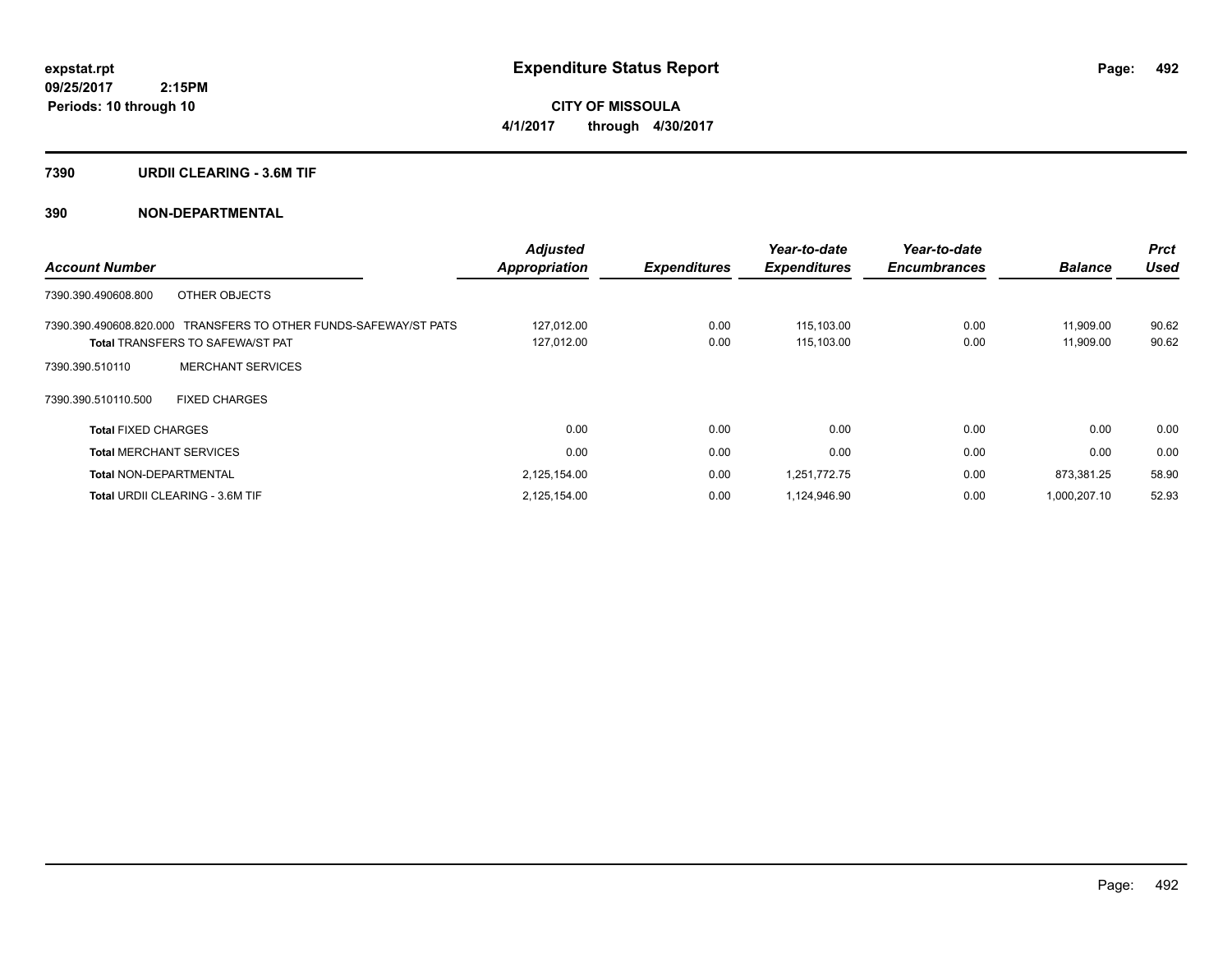**expstat.rpt**
**09/25/2017 2:15PM**
**Periods: 10 through 10**

# Expenditure Status Report

**CITY OF MISSOULA**
**4/1/2017 through 4/30/2017**

## 7390 URDII CLEARING - 3.6M TIF

## 390 NON-DEPARTMENTAL

| Account Number | Adjusted Appropriation | Expenditures | Year-to-date Expenditures | Year-to-date Encumbrances | Balance | Prct Used |
|---|---|---|---|---|---|---|
| 7390.390.490608.800 OTHER OBJECTS | | | | | | |
| 7390.390.490608.820.000 TRANSFERS TO OTHER FUNDS-SAFEWAY/ST PATS | 127,012.00 | 0.00 | 115,103.00 | 0.00 | 11,909.00 | 90.62 |
| **Total** TRANSFERS TO SAFEWA/ST PAT | 127,012.00 | 0.00 | 115,103.00 | 0.00 | 11,909.00 | 90.62 |
| 7390.390.510110 MERCHANT SERVICES | | | | | | |
| 7390.390.510110.500 FIXED CHARGES | | | | | | |
| **Total** FIXED CHARGES | 0.00 | 0.00 | 0.00 | 0.00 | 0.00 | 0.00 |
| **Total** MERCHANT SERVICES | 0.00 | 0.00 | 0.00 | 0.00 | 0.00 | 0.00 |
| **Total** NON-DEPARTMENTAL | 2,125,154.00 | 0.00 | 1,251,772.75 | 0.00 | 873,381.25 | 58.90 |
| **Total** URDII CLEARING - 3.6M TIF | 2,125,154.00 | 0.00 | 1,124,946.90 | 0.00 | 1,000,207.10 | 52.93 |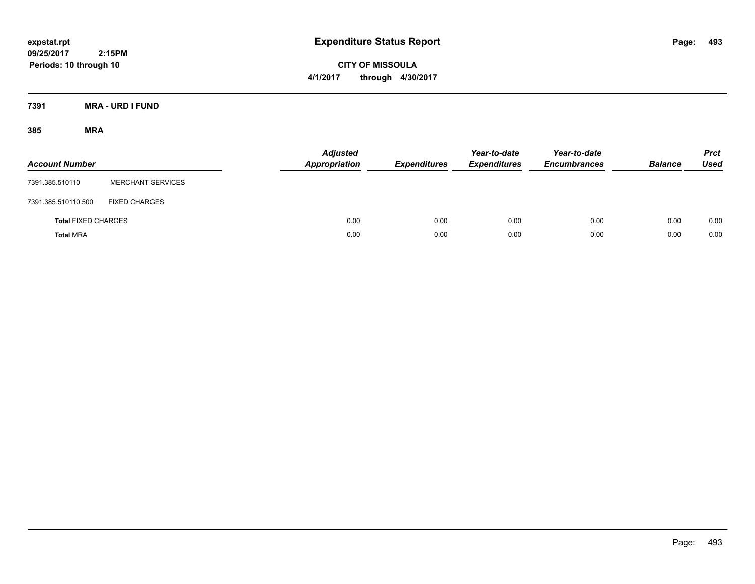**expstat.rpt**
**09/25/2017 2:15PM**
**Periods: 10 through 10**

# Expenditure Status Report

**CITY OF MISSOULA**
**4/1/2017 through 4/30/2017**

## 7391 MRA - URD I FUND

### 385 MRA

| Account Number | | Adjusted Appropriation | Expenditures | Year-to-date Expenditures | Year-to-date Encumbrances | Balance | Prct Used |
|---|---|---|---|---|---|---|---|
| 7391.385.510110 | MERCHANT SERVICES | | | | | | |
| 7391.385.510110.500 | FIXED CHARGES | | | | | | |
| **Total** FIXED CHARGES | | 0.00 | 0.00 | 0.00 | 0.00 | 0.00 | 0.00 |
| **Total** MRA | | 0.00 | 0.00 | 0.00 | 0.00 | 0.00 | 0.00 |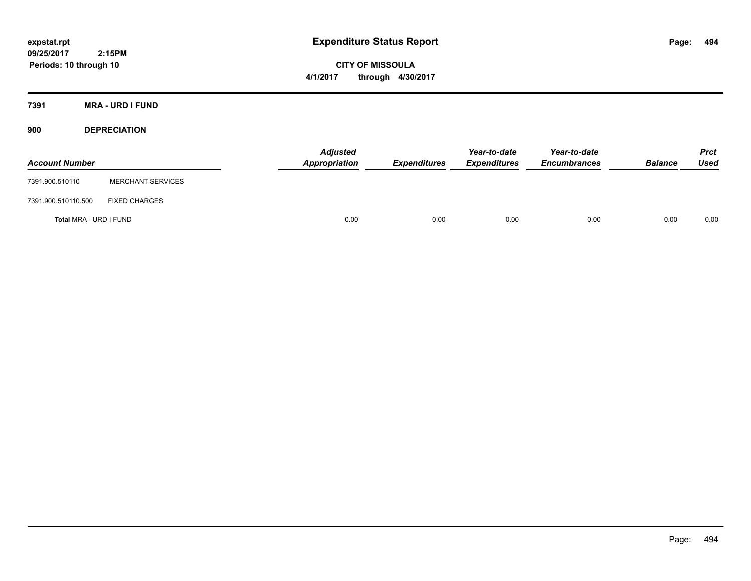# Expenditure Status Report

expstat.rpt
09/25/2017 2:15PM
Periods: 10 through 10

**CITY OF MISSOULA**
**4/1/2017 through 4/30/2017**

## 7391 MRA - URD I FUND

### 900 DEPRECIATION

| Account Number | | Adjusted Appropriation | Expenditures | Year-to-date Expenditures | Year-to-date Encumbrances | Balance | Prct Used |
|---|---|---|---|---|---|---|---|
| 7391.900.510110 | MERCHANT SERVICES | | | | | | |
| 7391.900.510110.500 | FIXED CHARGES | | | | | | |
| **Total** MRA - URD I FUND | | 0.00 | 0.00 | 0.00 | 0.00 | 0.00 | 0.00 |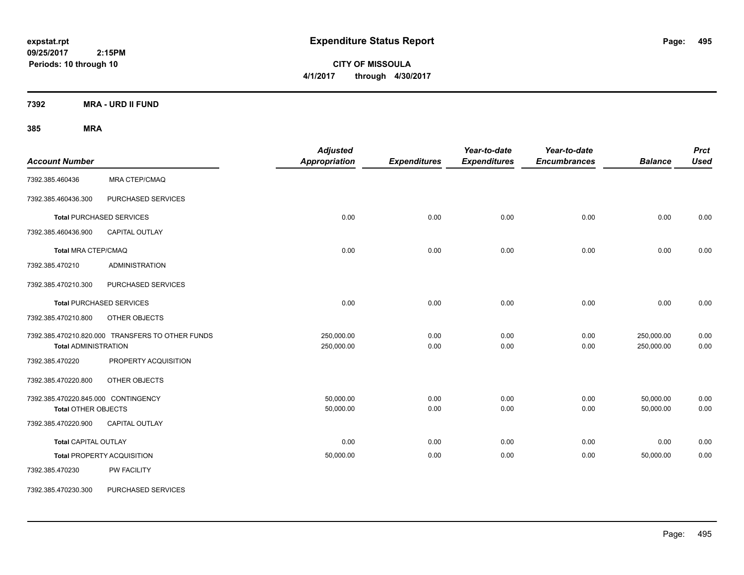# Expenditure Status Report

**expstat.rpt**
**09/25/2017 2:15PM**
**Periods: 10 through 10**

**CITY OF MISSOULA**
**4/1/2017 through 4/30/2017**

## 7392 MRA - URD II FUND

### 385 MRA

| Account Number | | Adjusted Appropriation | Expenditures | Year-to-date Expenditures | Year-to-date Encumbrances | Balance | Prct Used |
|---|---|---|---|---|---|---|---|
| 7392.385.460436 | MRA CTEP/CMAQ | | | | | | |
| 7392.385.460436.300 | PURCHASED SERVICES | | | | | | |
| **Total** PURCHASED SERVICES | | 0.00 | 0.00 | 0.00 | 0.00 | 0.00 | 0.00 |
| 7392.385.460436.900 | CAPITAL OUTLAY | | | | | | |
| **Total** MRA CTEP/CMAQ | | 0.00 | 0.00 | 0.00 | 0.00 | 0.00 | 0.00 |
| 7392.385.470210 | ADMINISTRATION | | | | | | |
| 7392.385.470210.300 | PURCHASED SERVICES | | | | | | |
| **Total** PURCHASED SERVICES | | 0.00 | 0.00 | 0.00 | 0.00 | 0.00 | 0.00 |
| 7392.385.470210.800 | OTHER OBJECTS | | | | | | |
| 7392.385.470210.820.000 | TRANSFERS TO OTHER FUNDS | 250,000.00 | 0.00 | 0.00 | 0.00 | 250,000.00 | 0.00 |
| **Total** ADMINISTRATION | | 250,000.00 | 0.00 | 0.00 | 0.00 | 250,000.00 | 0.00 |
| 7392.385.470220 | PROPERTY ACQUISITION | | | | | | |
| 7392.385.470220.800 | OTHER OBJECTS | | | | | | |
| 7392.385.470220.845.000 | CONTINGENCY | 50,000.00 | 0.00 | 0.00 | 0.00 | 50,000.00 | 0.00 |
| **Total** OTHER OBJECTS | | 50,000.00 | 0.00 | 0.00 | 0.00 | 50,000.00 | 0.00 |
| 7392.385.470220.900 | CAPITAL OUTLAY | | | | | | |
| **Total** CAPITAL OUTLAY | | 0.00 | 0.00 | 0.00 | 0.00 | 0.00 | 0.00 |
| **Total** PROPERTY ACQUISITION | | 50,000.00 | 0.00 | 0.00 | 0.00 | 50,000.00 | 0.00 |
| 7392.385.470230 | PW FACILITY | | | | | | |
| 7392.385.470230.300 | PURCHASED SERVICES | | | | | | |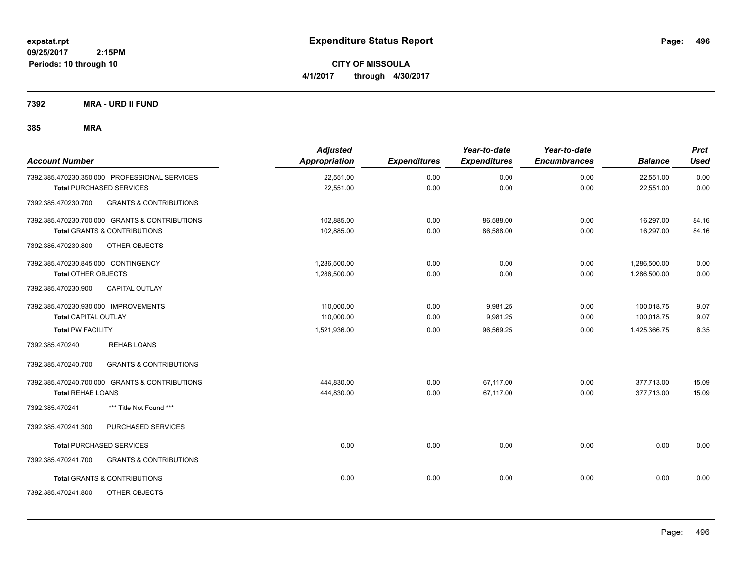# Expenditure Status Report

**CITY OF MISSOULA**

**4/1/2017 through 4/30/2017**

expstat.rpt
09/25/2017 2:15PM
Periods: 10 through 10

## 7392 MRA - URD II FUND

## 385 MRA

| Account Number | Adjusted Appropriation | Expenditures | Year-to-date Expenditures | Year-to-date Encumbrances | Balance | Prct Used |
|---|---|---|---|---|---|---|
| 7392.385.470230.350.000 PROFESSIONAL SERVICES | 22,551.00 | 0.00 | 0.00 | 0.00 | 22,551.00 | 0.00 |
| **Total** PURCHASED SERVICES | 22,551.00 | 0.00 | 0.00 | 0.00 | 22,551.00 | 0.00 |
| 7392.385.470230.700 GRANTS & CONTRIBUTIONS | | | | | | |
| 7392.385.470230.700.000 GRANTS & CONTRIBUTIONS | 102,885.00 | 0.00 | 86,588.00 | 0.00 | 16,297.00 | 84.16 |
| **Total** GRANTS & CONTRIBUTIONS | 102,885.00 | 0.00 | 86,588.00 | 0.00 | 16,297.00 | 84.16 |
| 7392.385.470230.800 OTHER OBJECTS | | | | | | |
| 7392.385.470230.845.000 CONTINGENCY | 1,286,500.00 | 0.00 | 0.00 | 0.00 | 1,286,500.00 | 0.00 |
| **Total** OTHER OBJECTS | 1,286,500.00 | 0.00 | 0.00 | 0.00 | 1,286,500.00 | 0.00 |
| 7392.385.470230.900 CAPITAL OUTLAY | | | | | | |
| 7392.385.470230.930.000 IMPROVEMENTS | 110,000.00 | 0.00 | 9,981.25 | 0.00 | 100,018.75 | 9.07 |
| **Total** CAPITAL OUTLAY | 110,000.00 | 0.00 | 9,981.25 | 0.00 | 100,018.75 | 9.07 |
| **Total** PW FACILITY | 1,521,936.00 | 0.00 | 96,569.25 | 0.00 | 1,425,366.75 | 6.35 |
| 7392.385.470240 REHAB LOANS | | | | | | |
| 7392.385.470240.700 GRANTS & CONTRIBUTIONS | | | | | | |
| 7392.385.470240.700.000 GRANTS & CONTRIBUTIONS | 444,830.00 | 0.00 | 67,117.00 | 0.00 | 377,713.00 | 15.09 |
| **Total** REHAB LOANS | 444,830.00 | 0.00 | 67,117.00 | 0.00 | 377,713.00 | 15.09 |
| 7392.385.470241 *** Title Not Found *** | | | | | | |
| 7392.385.470241.300 PURCHASED SERVICES | | | | | | |
| **Total** PURCHASED SERVICES | 0.00 | 0.00 | 0.00 | 0.00 | 0.00 | 0.00 |
| 7392.385.470241.700 GRANTS & CONTRIBUTIONS | | | | | | |
| **Total** GRANTS & CONTRIBUTIONS | 0.00 | 0.00 | 0.00 | 0.00 | 0.00 | 0.00 |
| 7392.385.470241.800 OTHER OBJECTS | | | | | | |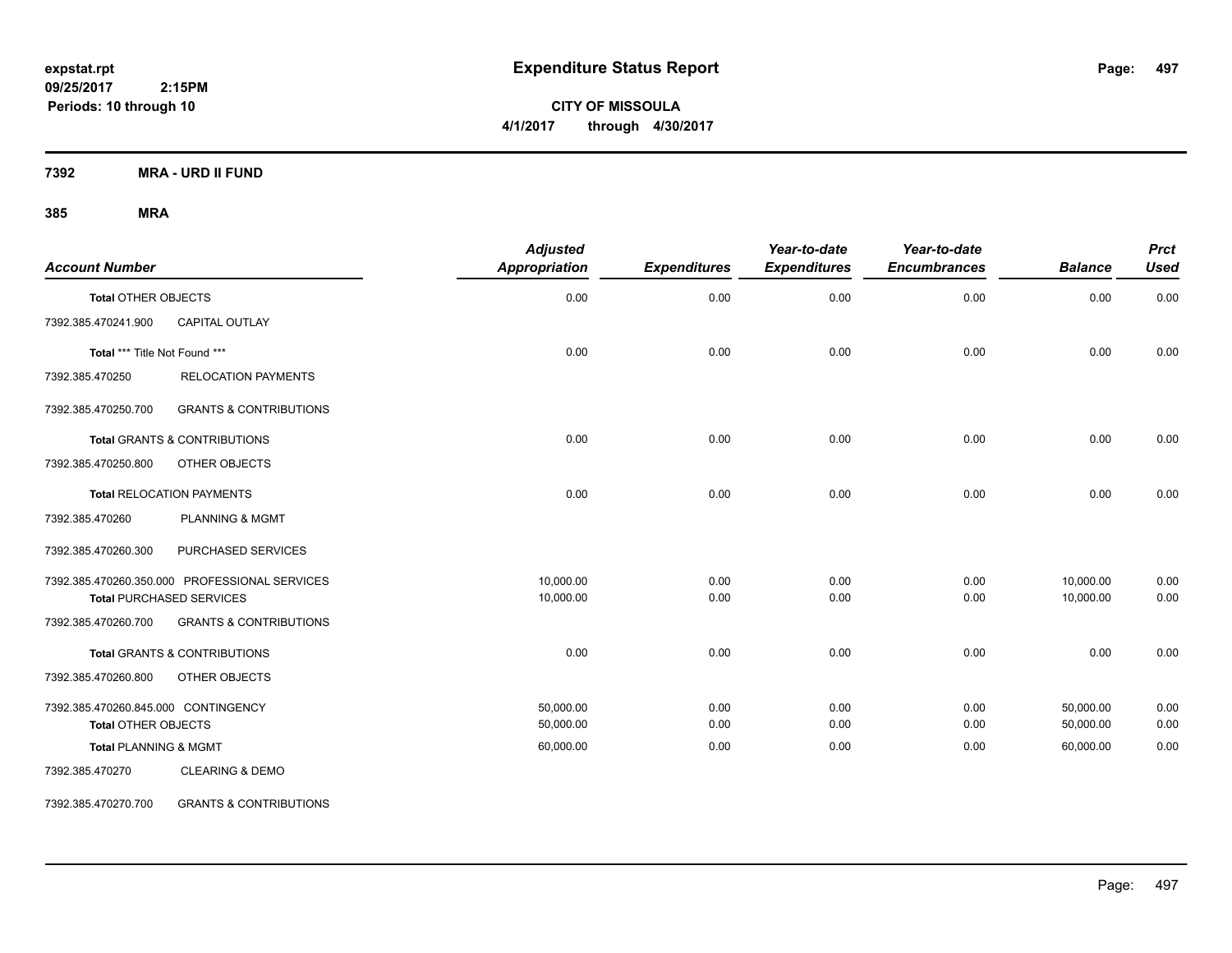**expstat.rpt**
**09/25/2017 2:15PM**
**Periods: 10 through 10**

# Expenditure Status Report

**CITY OF MISSOULA**
**4/1/2017 through 4/30/2017**

**7392 MRA - URD II FUND**

**385 MRA**

| Account Number | | Adjusted Appropriation | Expenditures | Year-to-date Expenditures | Year-to-date Encumbrances | Balance | Prct Used |
|---|---|---|---|---|---|---|---|
| **Total** OTHER OBJECTS | | 0.00 | 0.00 | 0.00 | 0.00 | 0.00 | 0.00 |
| 7392.385.470241.900 | CAPITAL OUTLAY | | | | | | |
| **Total** *** Title Not Found *** | | 0.00 | 0.00 | 0.00 | 0.00 | 0.00 | 0.00 |
| 7392.385.470250 | RELOCATION PAYMENTS | | | | | | |
| 7392.385.470250.700 | GRANTS & CONTRIBUTIONS | | | | | | |
| **Total** GRANTS & CONTRIBUTIONS | | 0.00 | 0.00 | 0.00 | 0.00 | 0.00 | 0.00 |
| 7392.385.470250.800 | OTHER OBJECTS | | | | | | |
| **Total** RELOCATION PAYMENTS | | 0.00 | 0.00 | 0.00 | 0.00 | 0.00 | 0.00 |
| 7392.385.470260 | PLANNING & MGMT | | | | | | |
| 7392.385.470260.300 | PURCHASED SERVICES | | | | | | |
| 7392.385.470260.350.000 | PROFESSIONAL SERVICES | 10,000.00 | 0.00 | 0.00 | 0.00 | 10,000.00 | 0.00 |
| **Total** PURCHASED SERVICES | | 10,000.00 | 0.00 | 0.00 | 0.00 | 10,000.00 | 0.00 |
| 7392.385.470260.700 | GRANTS & CONTRIBUTIONS | | | | | | |
| **Total** GRANTS & CONTRIBUTIONS | | 0.00 | 0.00 | 0.00 | 0.00 | 0.00 | 0.00 |
| 7392.385.470260.800 | OTHER OBJECTS | | | | | | |
| 7392.385.470260.845.000 | CONTINGENCY | 50,000.00 | 0.00 | 0.00 | 0.00 | 50,000.00 | 0.00 |
| **Total** OTHER OBJECTS | | 50,000.00 | 0.00 | 0.00 | 0.00 | 50,000.00 | 0.00 |
| **Total** PLANNING & MGMT | | 60,000.00 | 0.00 | 0.00 | 0.00 | 60,000.00 | 0.00 |
| 7392.385.470270 | CLEARING & DEMO | | | | | | |
| 7392.385.470270.700 | GRANTS & CONTRIBUTIONS | | | | | | |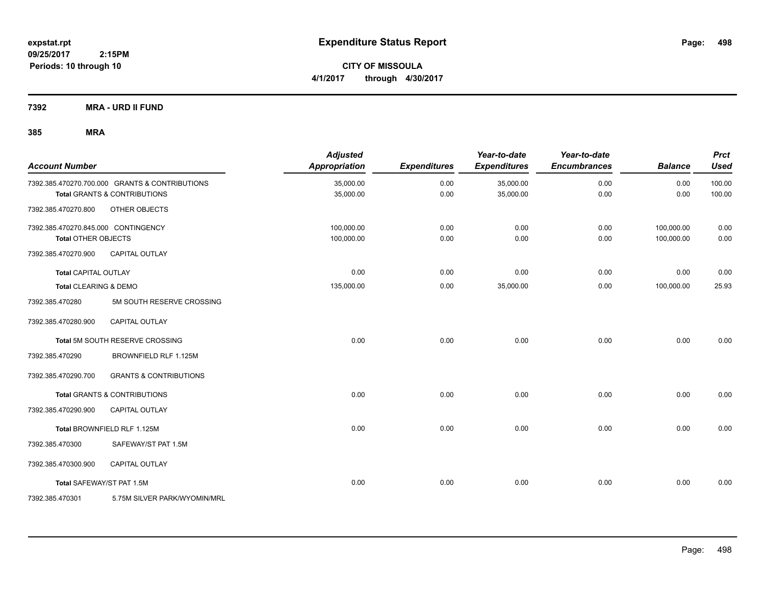**expstat.rpt**
**09/25/2017 2:15PM**
**Periods: 10 through 10**

# Expenditure Status Report

**CITY OF MISSOULA**
**4/1/2017 through 4/30/2017**

## 7392 MRA - URD II FUND

## 385 MRA

| Account Number | | Adjusted Appropriation | Expenditures | Year-to-date Expenditures | Year-to-date Encumbrances | Balance | Prct Used |
|---|---|---|---|---|---|---|---|
| 7392.385.470270.700.000 | GRANTS & CONTRIBUTIONS | 35,000.00 | 0.00 | 35,000.00 | 0.00 | 0.00 | 100.00 |
| **Total** GRANTS & CONTRIBUTIONS | | 35,000.00 | 0.00 | 35,000.00 | 0.00 | 0.00 | 100.00 |
| 7392.385.470270.800 | OTHER OBJECTS | | | | | | |
| 7392.385.470270.845.000 | CONTINGENCY | 100,000.00 | 0.00 | 0.00 | 0.00 | 100,000.00 | 0.00 |
| **Total** OTHER OBJECTS | | 100,000.00 | 0.00 | 0.00 | 0.00 | 100,000.00 | 0.00 |
| 7392.385.470270.900 | CAPITAL OUTLAY | | | | | | |
| **Total** CAPITAL OUTLAY | | 0.00 | 0.00 | 0.00 | 0.00 | 0.00 | 0.00 |
| **Total** CLEARING & DEMO | | 135,000.00 | 0.00 | 35,000.00 | 0.00 | 100,000.00 | 25.93 |
| 7392.385.470280 | 5M SOUTH RESERVE CROSSING | | | | | | |
| 7392.385.470280.900 | CAPITAL OUTLAY | | | | | | |
| **Total** 5M SOUTH RESERVE CROSSING | | 0.00 | 0.00 | 0.00 | 0.00 | 0.00 | 0.00 |
| 7392.385.470290 | BROWNFIELD RLF 1.125M | | | | | | |
| 7392.385.470290.700 | GRANTS & CONTRIBUTIONS | | | | | | |
| **Total** GRANTS & CONTRIBUTIONS | | 0.00 | 0.00 | 0.00 | 0.00 | 0.00 | 0.00 |
| 7392.385.470290.900 | CAPITAL OUTLAY | | | | | | |
| **Total** BROWNFIELD RLF 1.125M | | 0.00 | 0.00 | 0.00 | 0.00 | 0.00 | 0.00 |
| 7392.385.470300 | SAFEWAY/ST PAT 1.5M | | | | | | |
| 7392.385.470300.900 | CAPITAL OUTLAY | | | | | | |
| **Total** SAFEWAY/ST PAT 1.5M | | 0.00 | 0.00 | 0.00 | 0.00 | 0.00 | 0.00 |
| 7392.385.470301 | 5.75M SILVER PARK/WYOMIN/MRL | | | | | | |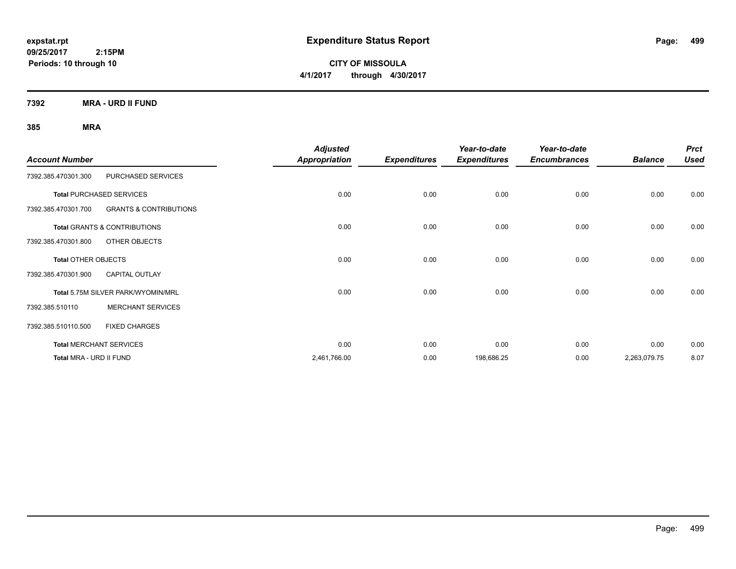**expstat.rpt**
**09/25/2017 2:15PM**
**Periods: 10 through 10**

# Expenditure Status Report

**CITY OF MISSOULA**
**4/1/2017 through 4/30/2017**

## 7392 MRA - URD II FUND

### 385 MRA

| Account Number | | Adjusted Appropriation | Expenditures | Year-to-date Expenditures | Year-to-date Encumbrances | Balance | Prct Used |
|---|---|---|---|---|---|---|---|
| 7392.385.470301.300 | PURCHASED SERVICES | | | | | | |
| **Total** PURCHASED SERVICES | | 0.00 | 0.00 | 0.00 | 0.00 | 0.00 | 0.00 |
| 7392.385.470301.700 | GRANTS & CONTRIBUTIONS | | | | | | |
| **Total** GRANTS & CONTRIBUTIONS | | 0.00 | 0.00 | 0.00 | 0.00 | 0.00 | 0.00 |
| 7392.385.470301.800 | OTHER OBJECTS | | | | | | |
| **Total** OTHER OBJECTS | | 0.00 | 0.00 | 0.00 | 0.00 | 0.00 | 0.00 |
| 7392.385.470301.900 | CAPITAL OUTLAY | | | | | | |
| **Total** 5.75M SILVER PARK/WYOMIN/MRL | | 0.00 | 0.00 | 0.00 | 0.00 | 0.00 | 0.00 |
| 7392.385.510110 | MERCHANT SERVICES | | | | | | |
| 7392.385.510110.500 | FIXED CHARGES | | | | | | |
| **Total** MERCHANT SERVICES | | 0.00 | 0.00 | 0.00 | 0.00 | 0.00 | 0.00 |
| **Total** MRA - URD II FUND | | 2,461,766.00 | 0.00 | 198,686.25 | 0.00 | 2,263,079.75 | 8.07 |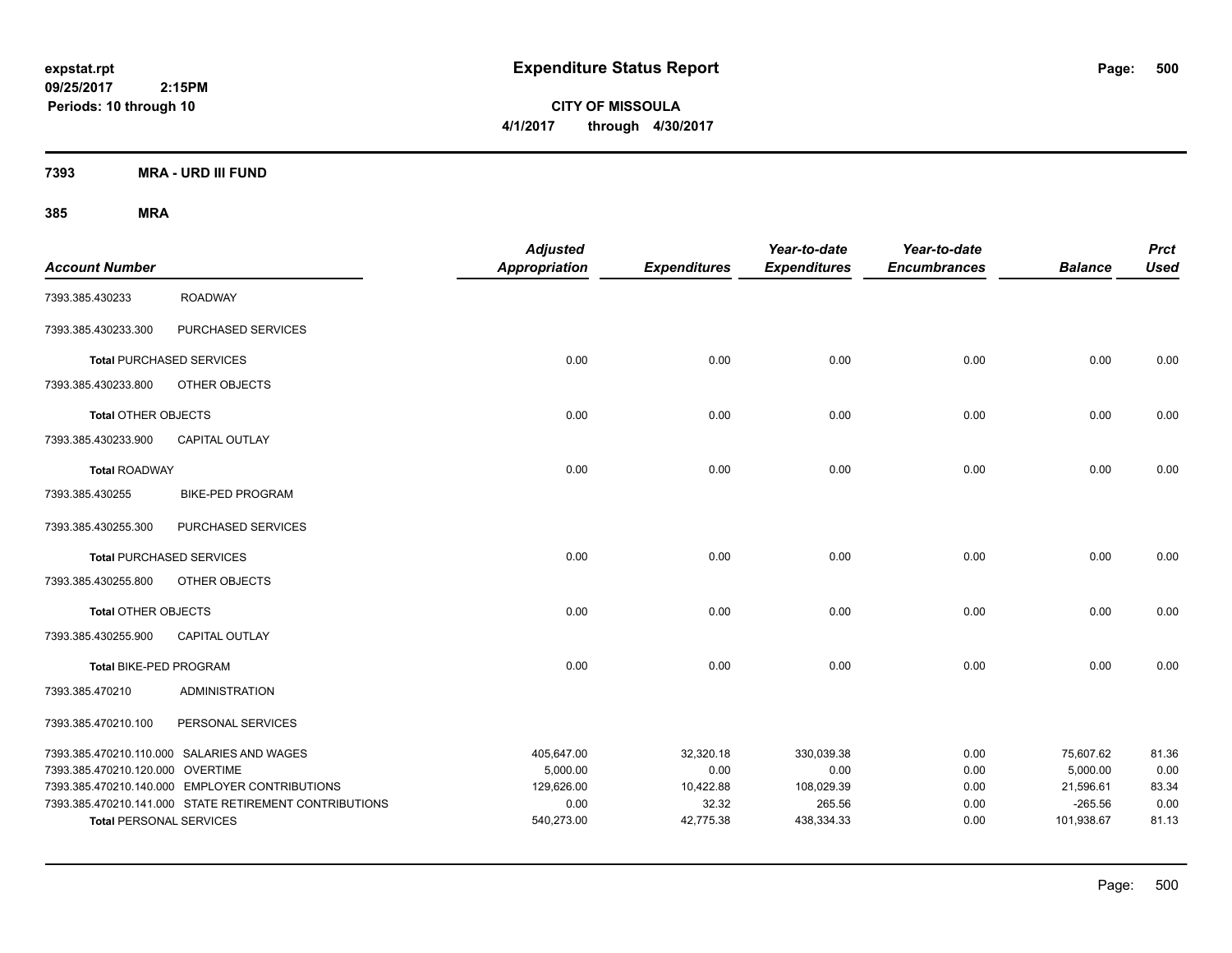expstat.rpt
09/25/2017 2:15PM
Periods: 10 through 10

# Expenditure Status Report

**CITY OF MISSOULA**
**4/1/2017 through 4/30/2017**

## 7393 MRA - URD III FUND

## 385 MRA

| Account Number | | Adjusted Appropriation | Expenditures | Year-to-date Expenditures | Year-to-date Encumbrances | Balance | Prct Used |
|---|---|---|---|---|---|---|---|
| 7393.385.430233 | ROADWAY | | | | | | |
| 7393.385.430233.300 | PURCHASED SERVICES | | | | | | |
| **Total** PURCHASED SERVICES | | 0.00 | 0.00 | 0.00 | 0.00 | 0.00 | 0.00 |
| 7393.385.430233.800 | OTHER OBJECTS | | | | | | |
| **Total** OTHER OBJECTS | | 0.00 | 0.00 | 0.00 | 0.00 | 0.00 | 0.00 |
| 7393.385.430233.900 | CAPITAL OUTLAY | | | | | | |
| **Total** ROADWAY | | 0.00 | 0.00 | 0.00 | 0.00 | 0.00 | 0.00 |
| 7393.385.430255 | BIKE-PED PROGRAM | | | | | | |
| 7393.385.430255.300 | PURCHASED SERVICES | | | | | | |
| **Total** PURCHASED SERVICES | | 0.00 | 0.00 | 0.00 | 0.00 | 0.00 | 0.00 |
| 7393.385.430255.800 | OTHER OBJECTS | | | | | | |
| **Total** OTHER OBJECTS | | 0.00 | 0.00 | 0.00 | 0.00 | 0.00 | 0.00 |
| 7393.385.430255.900 | CAPITAL OUTLAY | | | | | | |
| **Total** BIKE-PED PROGRAM | | 0.00 | 0.00 | 0.00 | 0.00 | 0.00 | 0.00 |
| 7393.385.470210 | ADMINISTRATION | | | | | | |
| 7393.385.470210.100 | PERSONAL SERVICES | | | | | | |
| 7393.385.470210.110.000 | SALARIES AND WAGES | 405,647.00 | 32,320.18 | 330,039.38 | 0.00 | 75,607.62 | 81.36 |
| 7393.385.470210.120.000 | OVERTIME | 5,000.00 | 0.00 | 0.00 | 0.00 | 5,000.00 | 0.00 |
| 7393.385.470210.140.000 | EMPLOYER CONTRIBUTIONS | 129,626.00 | 10,422.88 | 108,029.39 | 0.00 | 21,596.61 | 83.34 |
| 7393.385.470210.141.000 | STATE RETIREMENT CONTRIBUTIONS | 0.00 | 32.32 | 265.56 | 0.00 | -265.56 | 0.00 |
| **Total** PERSONAL SERVICES | | 540,273.00 | 42,775.38 | 438,334.33 | 0.00 | 101,938.67 | 81.13 |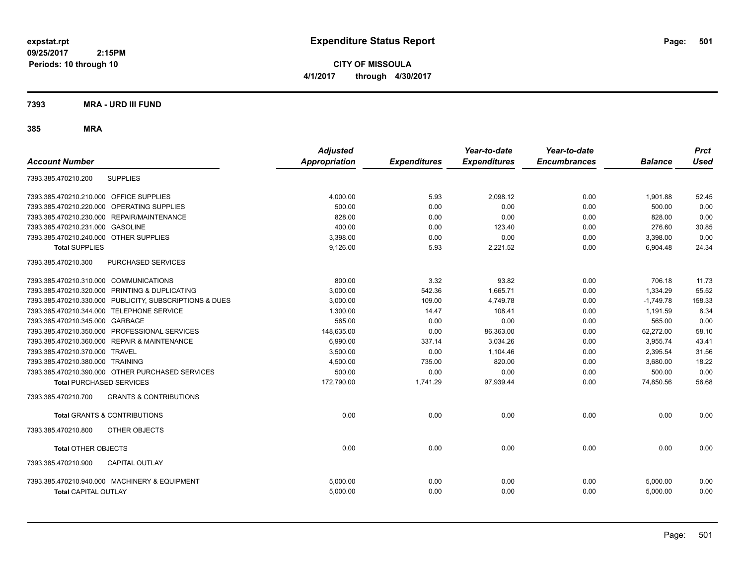# Expenditure Status Report

expstat.rpt
09/25/2017 2:15PM
Periods: 10 through 10

**CITY OF MISSOULA**
**4/1/2017 through 4/30/2017**

## 7393 MRA - URD III FUND

### 385 MRA

| Account Number | | Adjusted Appropriation | Expenditures | Year-to-date Expenditures | Year-to-date Encumbrances | Balance | Prct Used |
|---|---|---|---|---|---|---|---|
| 7393.385.470210.200 | SUPPLIES | | | | | | |
| 7393.385.470210.210.000 | OFFICE SUPPLIES | 4,000.00 | 5.93 | 2,098.12 | 0.00 | 1,901.88 | 52.45 |
| 7393.385.470210.220.000 | OPERATING SUPPLIES | 500.00 | 0.00 | 0.00 | 0.00 | 500.00 | 0.00 |
| 7393.385.470210.230.000 | REPAIR/MAINTENANCE | 828.00 | 0.00 | 0.00 | 0.00 | 828.00 | 0.00 |
| 7393.385.470210.231.000 | GASOLINE | 400.00 | 0.00 | 123.40 | 0.00 | 276.60 | 30.85 |
| 7393.385.470210.240.000 | OTHER SUPPLIES | 3,398.00 | 0.00 | 0.00 | 0.00 | 3,398.00 | 0.00 |
| **Total** SUPPLIES | | 9,126.00 | 5.93 | 2,221.52 | 0.00 | 6,904.48 | 24.34 |
| 7393.385.470210.300 | PURCHASED SERVICES | | | | | | |
| 7393.385.470210.310.000 | COMMUNICATIONS | 800.00 | 3.32 | 93.82 | 0.00 | 706.18 | 11.73 |
| 7393.385.470210.320.000 | PRINTING & DUPLICATING | 3,000.00 | 542.36 | 1,665.71 | 0.00 | 1,334.29 | 55.52 |
| 7393.385.470210.330.000 | PUBLICITY, SUBSCRIPTIONS & DUES | 3,000.00 | 109.00 | 4,749.78 | 0.00 | -1,749.78 | 158.33 |
| 7393.385.470210.344.000 | TELEPHONE SERVICE | 1,300.00 | 14.47 | 108.41 | 0.00 | 1,191.59 | 8.34 |
| 7393.385.470210.345.000 | GARBAGE | 565.00 | 0.00 | 0.00 | 0.00 | 565.00 | 0.00 |
| 7393.385.470210.350.000 | PROFESSIONAL SERVICES | 148,635.00 | 0.00 | 86,363.00 | 0.00 | 62,272.00 | 58.10 |
| 7393.385.470210.360.000 | REPAIR & MAINTENANCE | 6,990.00 | 337.14 | 3,034.26 | 0.00 | 3,955.74 | 43.41 |
| 7393.385.470210.370.000 | TRAVEL | 3,500.00 | 0.00 | 1,104.46 | 0.00 | 2,395.54 | 31.56 |
| 7393.385.470210.380.000 | TRAINING | 4,500.00 | 735.00 | 820.00 | 0.00 | 3,680.00 | 18.22 |
| 7393.385.470210.390.000 | OTHER PURCHASED SERVICES | 500.00 | 0.00 | 0.00 | 0.00 | 500.00 | 0.00 |
| **Total** PURCHASED SERVICES | | 172,790.00 | 1,741.29 | 97,939.44 | 0.00 | 74,850.56 | 56.68 |
| 7393.385.470210.700 | GRANTS & CONTRIBUTIONS | | | | | | |
| **Total** GRANTS & CONTRIBUTIONS | | 0.00 | 0.00 | 0.00 | 0.00 | 0.00 | 0.00 |
| 7393.385.470210.800 | OTHER OBJECTS | | | | | | |
| **Total** OTHER OBJECTS | | 0.00 | 0.00 | 0.00 | 0.00 | 0.00 | 0.00 |
| 7393.385.470210.900 | CAPITAL OUTLAY | | | | | | |
| 7393.385.470210.940.000 | MACHINERY & EQUIPMENT | 5,000.00 | 0.00 | 0.00 | 0.00 | 5,000.00 | 0.00 |
| **Total** CAPITAL OUTLAY | | 5,000.00 | 0.00 | 0.00 | 0.00 | 5,000.00 | 0.00 |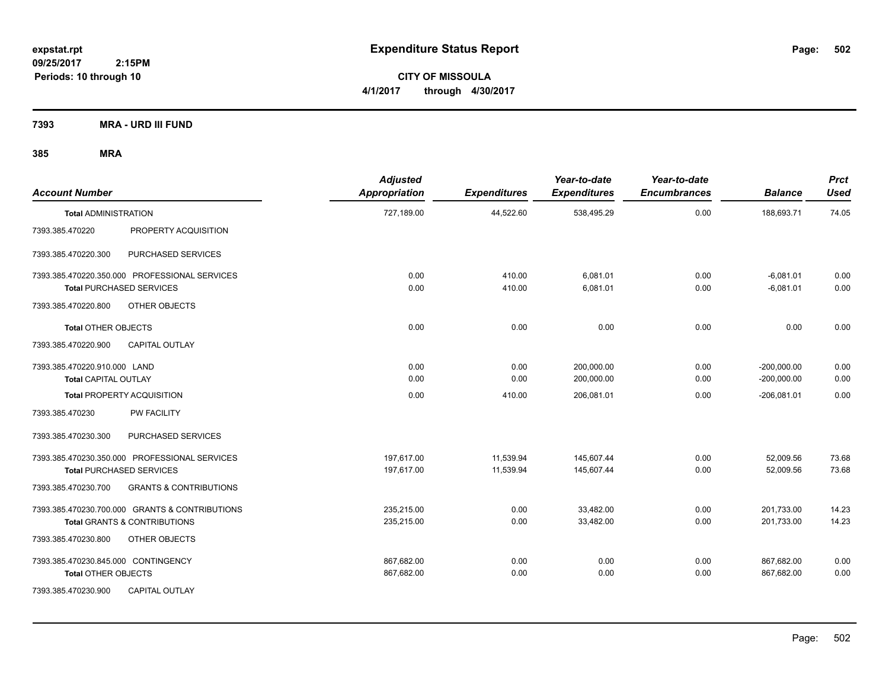# Expenditure Status Report

expstat.rpt
09/25/2017 2:15PM
Periods: 10 through 10

**CITY OF MISSOULA**
**4/1/2017 through 4/30/2017**

**7393 MRA - URD III FUND**

**385 MRA**

| Account Number | | Adjusted Appropriation | Expenditures | Year-to-date Expenditures | Year-to-date Encumbrances | Balance | Prct Used |
|---|---|---|---|---|---|---|---|
| **Total** ADMINISTRATION | | 727,189.00 | 44,522.60 | 538,495.29 | 0.00 | 188,693.71 | 74.05 |
| 7393.385.470220 | PROPERTY ACQUISITION | | | | | | |
| 7393.385.470220.300 | PURCHASED SERVICES | | | | | | |
| 7393.385.470220.350.000 | PROFESSIONAL SERVICES | 0.00 | 410.00 | 6,081.01 | 0.00 | -6,081.01 | 0.00 |
| **Total** PURCHASED SERVICES | | 0.00 | 410.00 | 6,081.01 | 0.00 | -6,081.01 | 0.00 |
| 7393.385.470220.800 | OTHER OBJECTS | | | | | | |
| **Total** OTHER OBJECTS | | 0.00 | 0.00 | 0.00 | 0.00 | 0.00 | 0.00 |
| 7393.385.470220.900 | CAPITAL OUTLAY | | | | | | |
| 7393.385.470220.910.000 | LAND | 0.00 | 0.00 | 200,000.00 | 0.00 | -200,000.00 | 0.00 |
| **Total** CAPITAL OUTLAY | | 0.00 | 0.00 | 200,000.00 | 0.00 | -200,000.00 | 0.00 |
| **Total** PROPERTY ACQUISITION | | 0.00 | 410.00 | 206,081.01 | 0.00 | -206,081.01 | 0.00 |
| 7393.385.470230 | PW FACILITY | | | | | | |
| 7393.385.470230.300 | PURCHASED SERVICES | | | | | | |
| 7393.385.470230.350.000 | PROFESSIONAL SERVICES | 197,617.00 | 11,539.94 | 145,607.44 | 0.00 | 52,009.56 | 73.68 |
| **Total** PURCHASED SERVICES | | 197,617.00 | 11,539.94 | 145,607.44 | 0.00 | 52,009.56 | 73.68 |
| 7393.385.470230.700 | GRANTS & CONTRIBUTIONS | | | | | | |
| 7393.385.470230.700.000 | GRANTS & CONTRIBUTIONS | 235,215.00 | 0.00 | 33,482.00 | 0.00 | 201,733.00 | 14.23 |
| **Total** GRANTS & CONTRIBUTIONS | | 235,215.00 | 0.00 | 33,482.00 | 0.00 | 201,733.00 | 14.23 |
| 7393.385.470230.800 | OTHER OBJECTS | | | | | | |
| 7393.385.470230.845.000 | CONTINGENCY | 867,682.00 | 0.00 | 0.00 | 0.00 | 867,682.00 | 0.00 |
| **Total** OTHER OBJECTS | | 867,682.00 | 0.00 | 0.00 | 0.00 | 867,682.00 | 0.00 |
| 7393.385.470230.900 | CAPITAL OUTLAY | | | | | | |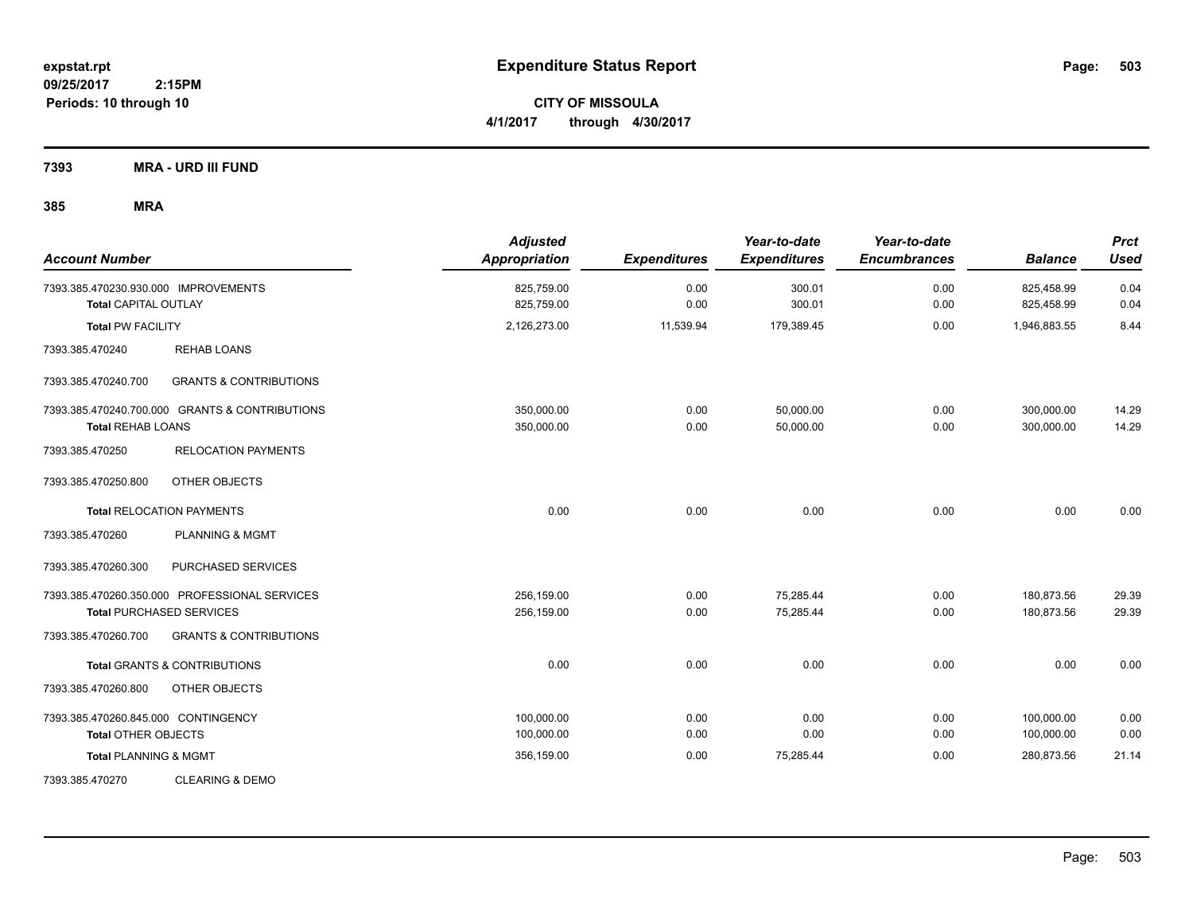# Expenditure Status Report

expstat.rpt
09/25/2017 2:15PM
Periods: 10 through 10

**CITY OF MISSOULA**
**4/1/2017 through 4/30/2017**

**7393 MRA - URD III FUND**

**385 MRA**

| Account Number | | Adjusted Appropriation | Expenditures | Year-to-date Expenditures | Year-to-date Encumbrances | Balance | Prct Used |
|---|---|---|---|---|---|---|---|
| 7393.385.470230.930.000 IMPROVEMENTS | | 825,759.00 | 0.00 | 300.01 | 0.00 | 825,458.99 | 0.04 |
| **Total** CAPITAL OUTLAY | | 825,759.00 | 0.00 | 300.01 | 0.00 | 825,458.99 | 0.04 |
| **Total** PW FACILITY | | 2,126,273.00 | 11,539.94 | 179,389.45 | 0.00 | 1,946,883.55 | 8.44 |
| 7393.385.470240 | REHAB LOANS | | | | | | |
| 7393.385.470240.700 | GRANTS & CONTRIBUTIONS | | | | | | |
| 7393.385.470240.700.000 GRANTS & CONTRIBUTIONS | | 350,000.00 | 0.00 | 50,000.00 | 0.00 | 300,000.00 | 14.29 |
| **Total** REHAB LOANS | | 350,000.00 | 0.00 | 50,000.00 | 0.00 | 300,000.00 | 14.29 |
| 7393.385.470250 | RELOCATION PAYMENTS | | | | | | |
| 7393.385.470250.800 | OTHER OBJECTS | | | | | | |
| **Total** RELOCATION PAYMENTS | | 0.00 | 0.00 | 0.00 | 0.00 | 0.00 | 0.00 |
| 7393.385.470260 | PLANNING & MGMT | | | | | | |
| 7393.385.470260.300 | PURCHASED SERVICES | | | | | | |
| 7393.385.470260.350.000 PROFESSIONAL SERVICES | | 256,159.00 | 0.00 | 75,285.44 | 0.00 | 180,873.56 | 29.39 |
| **Total** PURCHASED SERVICES | | 256,159.00 | 0.00 | 75,285.44 | 0.00 | 180,873.56 | 29.39 |
| 7393.385.470260.700 | GRANTS & CONTRIBUTIONS | | | | | | |
| **Total** GRANTS & CONTRIBUTIONS | | 0.00 | 0.00 | 0.00 | 0.00 | 0.00 | 0.00 |
| 7393.385.470260.800 | OTHER OBJECTS | | | | | | |
| 7393.385.470260.845.000 CONTINGENCY | | 100,000.00 | 0.00 | 0.00 | 0.00 | 100,000.00 | 0.00 |
| **Total** OTHER OBJECTS | | 100,000.00 | 0.00 | 0.00 | 0.00 | 100,000.00 | 0.00 |
| **Total** PLANNING & MGMT | | 356,159.00 | 0.00 | 75,285.44 | 0.00 | 280,873.56 | 21.14 |
| 7393.385.470270 | CLEARING & DEMO | | | | | | |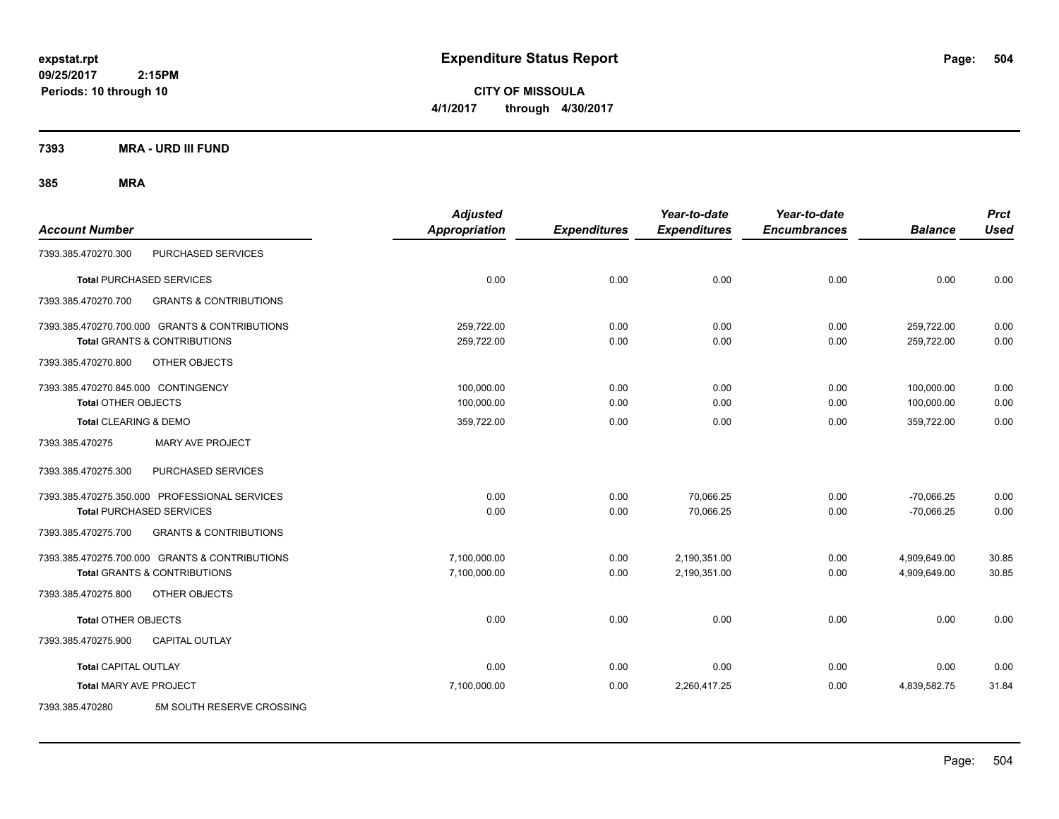# Expenditure Status Report

expstat.rpt
09/25/2017 2:15PM
Periods: 10 through 10

**CITY OF MISSOULA**
**4/1/2017 through 4/30/2017**

## 7393 MRA - URD III FUND

## 385 MRA

| Account Number | | Adjusted Appropriation | Expenditures | Year-to-date Expenditures | Year-to-date Encumbrances | Balance | Prct Used |
|---|---|---|---|---|---|---|---|
| 7393.385.470270.300 | PURCHASED SERVICES | | | | | | |
| **Total** PURCHASED SERVICES | | 0.00 | 0.00 | 0.00 | 0.00 | 0.00 | 0.00 |
| 7393.385.470270.700 | GRANTS & CONTRIBUTIONS | | | | | | |
| 7393.385.470270.700.000 GRANTS & CONTRIBUTIONS | | 259,722.00 | 0.00 | 0.00 | 0.00 | 259,722.00 | 0.00 |
| **Total** GRANTS & CONTRIBUTIONS | | 259,722.00 | 0.00 | 0.00 | 0.00 | 259,722.00 | 0.00 |
| 7393.385.470270.800 | OTHER OBJECTS | | | | | | |
| 7393.385.470270.845.000 CONTINGENCY | | 100,000.00 | 0.00 | 0.00 | 0.00 | 100,000.00 | 0.00 |
| **Total** OTHER OBJECTS | | 100,000.00 | 0.00 | 0.00 | 0.00 | 100,000.00 | 0.00 |
| **Total** CLEARING & DEMO | | 359,722.00 | 0.00 | 0.00 | 0.00 | 359,722.00 | 0.00 |
| 7393.385.470275 | MARY AVE PROJECT | | | | | | |
| 7393.385.470275.300 | PURCHASED SERVICES | | | | | | |
| 7393.385.470275.350.000 PROFESSIONAL SERVICES | | 0.00 | 0.00 | 70,066.25 | 0.00 | -70,066.25 | 0.00 |
| **Total** PURCHASED SERVICES | | 0.00 | 0.00 | 70,066.25 | 0.00 | -70,066.25 | 0.00 |
| 7393.385.470275.700 | GRANTS & CONTRIBUTIONS | | | | | | |
| 7393.385.470275.700.000 GRANTS & CONTRIBUTIONS | | 7,100,000.00 | 0.00 | 2,190,351.00 | 0.00 | 4,909,649.00 | 30.85 |
| **Total** GRANTS & CONTRIBUTIONS | | 7,100,000.00 | 0.00 | 2,190,351.00 | 0.00 | 4,909,649.00 | 30.85 |
| 7393.385.470275.800 | OTHER OBJECTS | | | | | | |
| **Total** OTHER OBJECTS | | 0.00 | 0.00 | 0.00 | 0.00 | 0.00 | 0.00 |
| 7393.385.470275.900 | CAPITAL OUTLAY | | | | | | |
| **Total** CAPITAL OUTLAY | | 0.00 | 0.00 | 0.00 | 0.00 | 0.00 | 0.00 |
| **Total** MARY AVE PROJECT | | 7,100,000.00 | 0.00 | 2,260,417.25 | 0.00 | 4,839,582.75 | 31.84 |
| 7393.385.470280 | 5M SOUTH RESERVE CROSSING | | | | | | |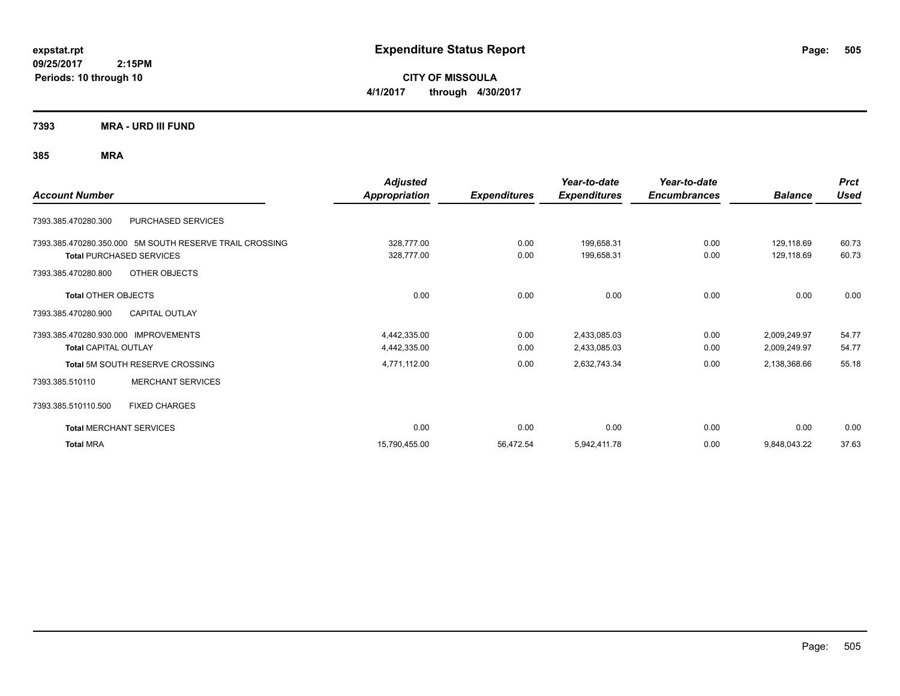# Expenditure Status Report

expstat.rpt
09/25/2017 2:15PM
Periods: 10 through 10

**CITY OF MISSOULA**
**4/1/2017 through 4/30/2017**

## 7393 MRA - URD III FUND

### 385 MRA

| Account Number | | Adjusted Appropriation | Expenditures | Year-to-date Expenditures | Year-to-date Encumbrances | Balance | Prct Used |
|---|---|---|---|---|---|---|---|
| 7393.385.470280.300 | PURCHASED SERVICES | | | | | | |
| 7393.385.470280.350.000 | 5M SOUTH RESERVE TRAIL CROSSING | 328,777.00 | 0.00 | 199,658.31 | 0.00 | 129,118.69 | 60.73 |
| **Total** PURCHASED SERVICES | | 328,777.00 | 0.00 | 199,658.31 | 0.00 | 129,118.69 | 60.73 |
| 7393.385.470280.800 | OTHER OBJECTS | | | | | | |
| **Total** OTHER OBJECTS | | 0.00 | 0.00 | 0.00 | 0.00 | 0.00 | 0.00 |
| 7393.385.470280.900 | CAPITAL OUTLAY | | | | | | |
| 7393.385.470280.930.000 | IMPROVEMENTS | 4,442,335.00 | 0.00 | 2,433,085.03 | 0.00 | 2,009,249.97 | 54.77 |
| **Total** CAPITAL OUTLAY | | 4,442,335.00 | 0.00 | 2,433,085.03 | 0.00 | 2,009,249.97 | 54.77 |
| **Total** 5M SOUTH RESERVE CROSSING | | 4,771,112.00 | 0.00 | 2,632,743.34 | 0.00 | 2,138,368.66 | 55.18 |
| 7393.385.510110 | MERCHANT SERVICES | | | | | | |
| 7393.385.510110.500 | FIXED CHARGES | | | | | | |
| **Total** MERCHANT SERVICES | | 0.00 | 0.00 | 0.00 | 0.00 | 0.00 | 0.00 |
| **Total** MRA | | 15,790,455.00 | 56,472.54 | 5,942,411.78 | 0.00 | 9,848,043.22 | 37.63 |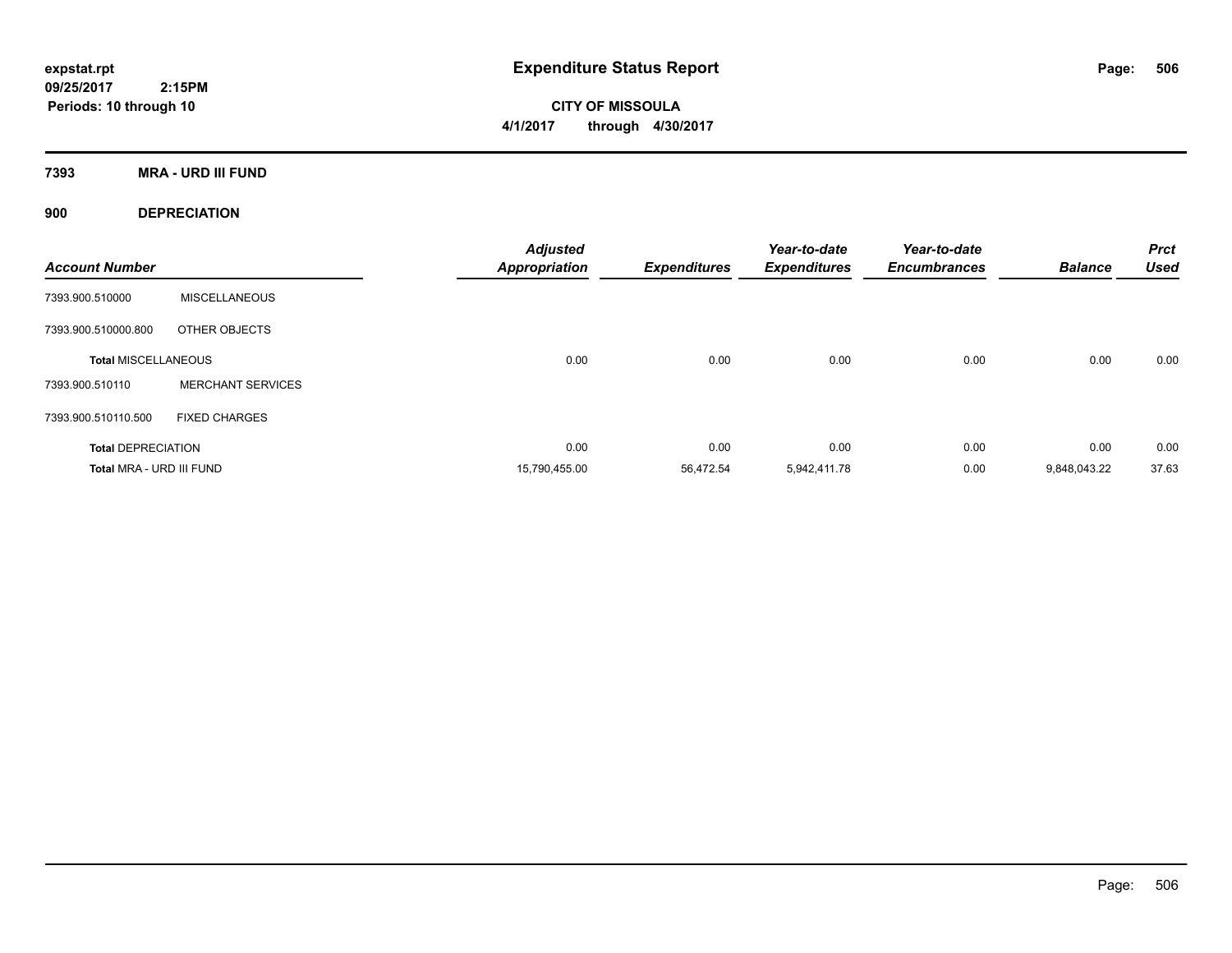**expstat.rpt**
**09/25/2017 2:15PM**
**Periods: 10 through 10**

# Expenditure Status Report

**CITY OF MISSOULA**
**4/1/2017 through 4/30/2017**

## 7393 MRA - URD III FUND

### 900 DEPRECIATION

| Account Number | | Adjusted Appropriation | Expenditures | Year-to-date Expenditures | Year-to-date Encumbrances | Balance | Prct Used |
|---|---|---|---|---|---|---|---|
| 7393.900.510000 | MISCELLANEOUS | | | | | | |
| 7393.900.510000.800 | OTHER OBJECTS | | | | | | |
| **Total MISCELLANEOUS** | | 0.00 | 0.00 | 0.00 | 0.00 | 0.00 | 0.00 |
| 7393.900.510110 | MERCHANT SERVICES | | | | | | |
| 7393.900.510110.500 | FIXED CHARGES | | | | | | |
| **Total DEPRECIATION** | | 0.00 | 0.00 | 0.00 | 0.00 | 0.00 | 0.00 |
| **Total MRA - URD III FUND** | | 15,790,455.00 | 56,472.54 | 5,942,411.78 | 0.00 | 9,848,043.22 | 37.63 |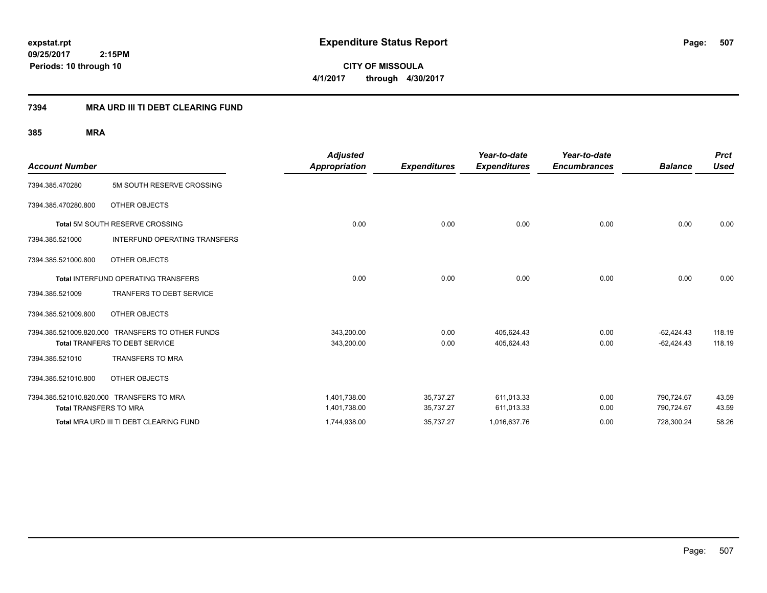# Expenditure Status Report

expstat.rpt
09/25/2017 2:15PM
Periods: 10 through 10

**CITY OF MISSOULA**
**4/1/2017 through 4/30/2017**

## 7394 MRA URD III TI DEBT CLEARING FUND

### 385 MRA

| Account Number | | Adjusted Appropriation | Expenditures | Year-to-date Expenditures | Year-to-date Encumbrances | Balance | Prct Used |
|---|---|---|---|---|---|---|---|
| 7394.385.470280 | 5M SOUTH RESERVE CROSSING | | | | | | |
| 7394.385.470280.800 | OTHER OBJECTS | | | | | | |
| **Total** 5M SOUTH RESERVE CROSSING | | 0.00 | 0.00 | 0.00 | 0.00 | 0.00 | 0.00 |
| 7394.385.521000 | INTERFUND OPERATING TRANSFERS | | | | | | |
| 7394.385.521000.800 | OTHER OBJECTS | | | | | | |
| **Total** INTERFUND OPERATING TRANSFERS | | 0.00 | 0.00 | 0.00 | 0.00 | 0.00 | 0.00 |
| 7394.385.521009 | TRANFERS TO DEBT SERVICE | | | | | | |
| 7394.385.521009.800 | OTHER OBJECTS | | | | | | |
| 7394.385.521009.820.000 | TRANSFERS TO OTHER FUNDS | 343,200.00 | 0.00 | 405,624.43 | 0.00 | -62,424.43 | 118.19 |
| **Total** TRANFERS TO DEBT SERVICE | | 343,200.00 | 0.00 | 405,624.43 | 0.00 | -62,424.43 | 118.19 |
| 7394.385.521010 | TRANSFERS TO MRA | | | | | | |
| 7394.385.521010.800 | OTHER OBJECTS | | | | | | |
| 7394.385.521010.820.000 | TRANSFERS TO MRA | 1,401,738.00 | 35,737.27 | 611,013.33 | 0.00 | 790,724.67 | 43.59 |
| **Total** TRANSFERS TO MRA | | 1,401,738.00 | 35,737.27 | 611,013.33 | 0.00 | 790,724.67 | 43.59 |
| **Total** MRA URD III TI DEBT CLEARING FUND | | 1,744,938.00 | 35,737.27 | 1,016,637.76 | 0.00 | 728,300.24 | 58.26 |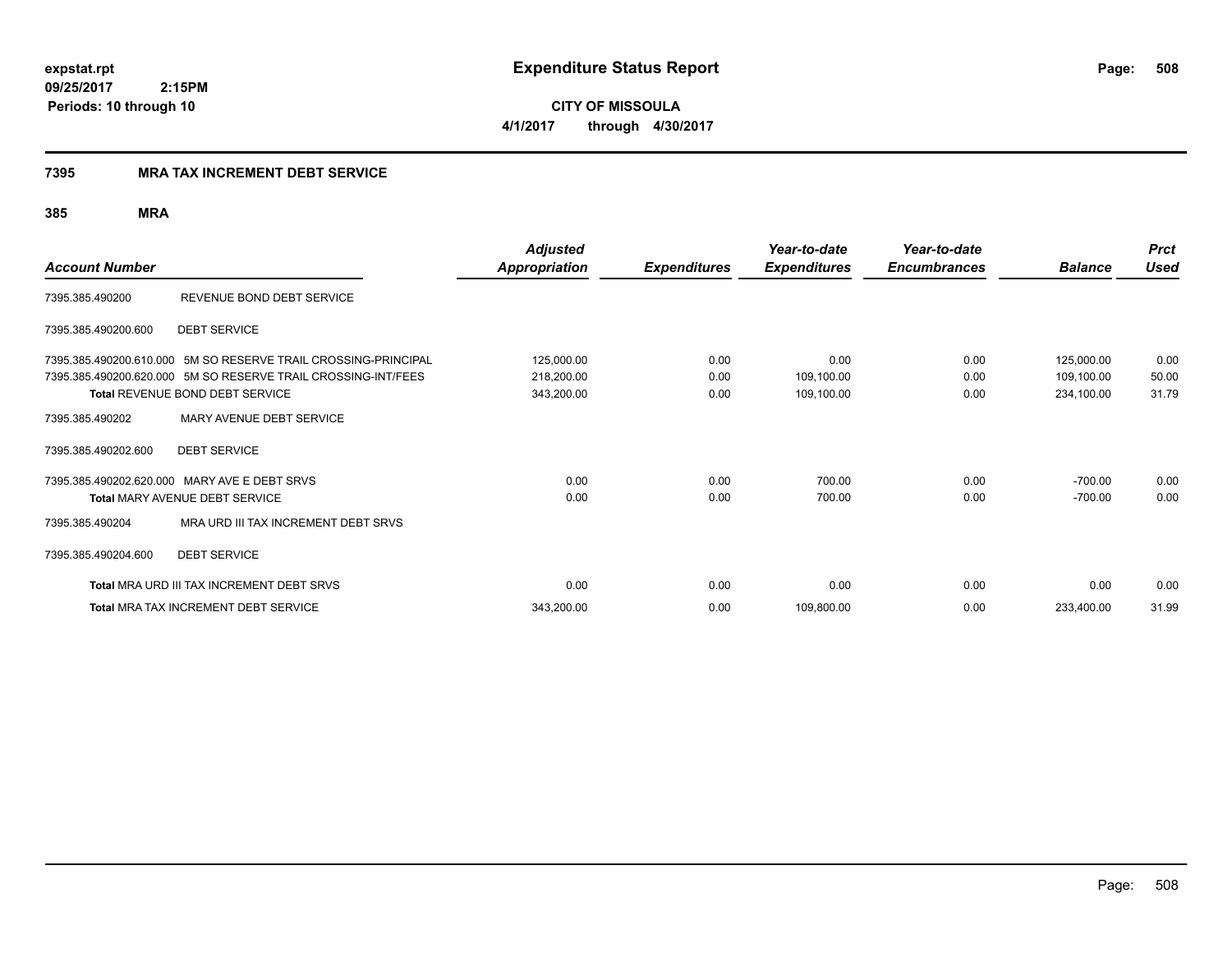# Expenditure Status Report

**expstat.rpt**
**09/25/2017 2:15PM**
**Periods: 10 through 10**

**CITY OF MISSOULA**
**4/1/2017 through 4/30/2017**

## 7395 MRA TAX INCREMENT DEBT SERVICE

### 385 MRA

| Account Number | | Adjusted Appropriation | Expenditures | Year-to-date Expenditures | Year-to-date Encumbrances | Balance | Prct Used |
|---|---|---|---|---|---|---|---|
| 7395.385.490200 | REVENUE BOND DEBT SERVICE | | | | | | |
| 7395.385.490200.600 | DEBT SERVICE | | | | | | |
| 7395.385.490200.610.000 | 5M SO RESERVE TRAIL CROSSING-PRINCIPAL | 125,000.00 | 0.00 | 0.00 | 0.00 | 125,000.00 | 0.00 |
| 7395.385.490200.620.000 | 5M SO RESERVE TRAIL CROSSING-INT/FEES | 218,200.00 | 0.00 | 109,100.00 | 0.00 | 109,100.00 | 50.00 |
| **Total** REVENUE BOND DEBT SERVICE | | 343,200.00 | 0.00 | 109,100.00 | 0.00 | 234,100.00 | 31.79 |
| 7395.385.490202 | MARY AVENUE DEBT SERVICE | | | | | | |
| 7395.385.490202.600 | DEBT SERVICE | | | | | | |
| 7395.385.490202.620.000 | MARY AVE E DEBT SRVS | 0.00 | 0.00 | 700.00 | 0.00 | -700.00 | 0.00 |
| **Total** MARY AVENUE DEBT SERVICE | | 0.00 | 0.00 | 700.00 | 0.00 | -700.00 | 0.00 |
| 7395.385.490204 | MRA URD III TAX INCREMENT DEBT SRVS | | | | | | |
| 7395.385.490204.600 | DEBT SERVICE | | | | | | |
| **Total** MRA URD III TAX INCREMENT DEBT SRVS | | 0.00 | 0.00 | 0.00 | 0.00 | 0.00 | 0.00 |
| **Total** MRA TAX INCREMENT DEBT SERVICE | | 343,200.00 | 0.00 | 109,800.00 | 0.00 | 233,400.00 | 31.99 |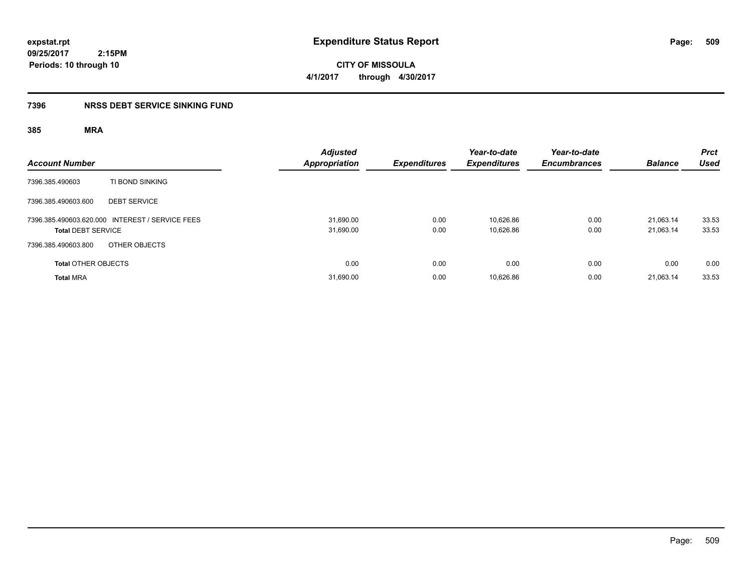# Expenditure Status Report

expstat.rpt
09/25/2017 2:15PM
Periods: 10 through 10

**CITY OF MISSOULA**
**4/1/2017 through 4/30/2017**

## 7396 NRSS DEBT SERVICE SINKING FUND

### 385 MRA

| Account Number | | Adjusted Appropriation | Expenditures | Year-to-date Expenditures | Year-to-date Encumbrances | Balance | Prct Used |
|---|---|---|---|---|---|---|---|
| 7396.385.490603 | TI BOND SINKING | | | | | | |
| 7396.385.490603.600 | DEBT SERVICE | | | | | | |
| 7396.385.490603.620.000 | INTEREST / SERVICE FEES | 31,690.00 | 0.00 | 10,626.86 | 0.00 | 21,063.14 | 33.53 |
| **Total** DEBT SERVICE | | 31,690.00 | 0.00 | 10,626.86 | 0.00 | 21,063.14 | 33.53 |
| 7396.385.490603.800 | OTHER OBJECTS | | | | | | |
| **Total** OTHER OBJECTS | | 0.00 | 0.00 | 0.00 | 0.00 | 0.00 | 0.00 |
| **Total** MRA | | 31,690.00 | 0.00 | 10,626.86 | 0.00 | 21,063.14 | 33.53 |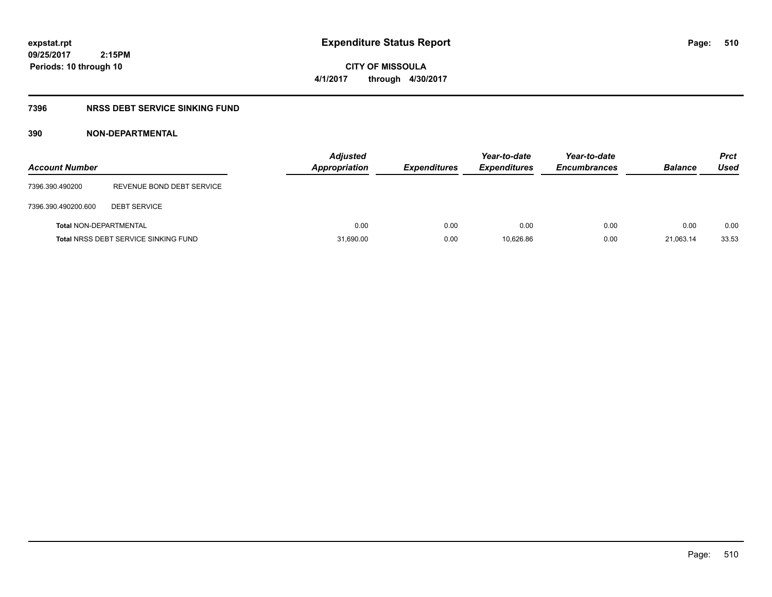**expstat.rpt**
**09/25/2017 2:15PM**
**Periods: 10 through 10**

# Expenditure Status Report

**CITY OF MISSOULA**
**4/1/2017 through 4/30/2017**

## 7396 NRSS DEBT SERVICE SINKING FUND

### 390 NON-DEPARTMENTAL

| Account Number | | Adjusted Appropriation | Expenditures | Year-to-date Expenditures | Year-to-date Encumbrances | Balance | Prct Used |
|---|---|---|---|---|---|---|---|
| 7396.390.490200 | REVENUE BOND DEBT SERVICE | | | | | | |
| 7396.390.490200.600 | DEBT SERVICE | | | | | | |
| **Total** NON-DEPARTMENTAL | | 0.00 | 0.00 | 0.00 | 0.00 | 0.00 | 0.00 |
| **Total** NRSS DEBT SERVICE SINKING FUND | | 31,690.00 | 0.00 | 10,626.86 | 0.00 | 21,063.14 | 33.53 |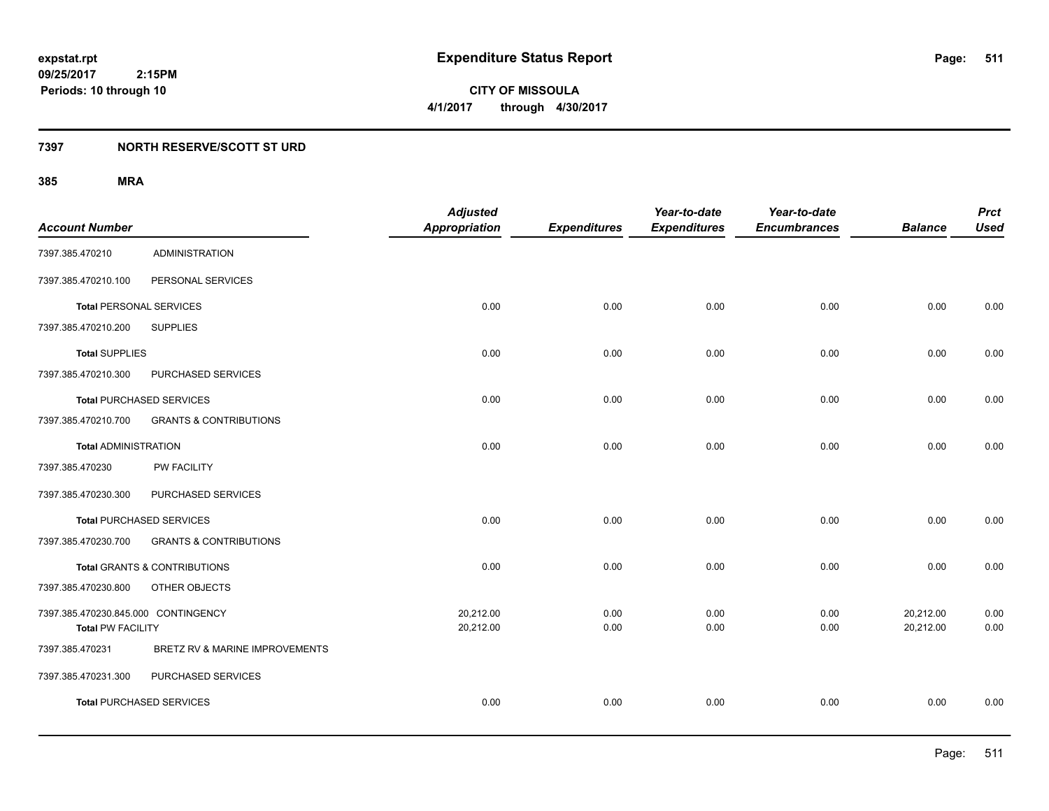# Expenditure Status Report

**CITY OF MISSOULA**

**4/1/2017 through 4/30/2017**

expstat.rpt
09/25/2017 2:15PM
Periods: 10 through 10

## 7397 NORTH RESERVE/SCOTT ST URD

### 385 MRA

| Account Number | | Adjusted Appropriation | Expenditures | Year-to-date Expenditures | Year-to-date Encumbrances | Balance | Prct Used |
|---|---|---|---|---|---|---|---|
| 7397.385.470210 | ADMINISTRATION | | | | | | |
| 7397.385.470210.100 | PERSONAL SERVICES | | | | | | |
| **Total** PERSONAL SERVICES | | 0.00 | 0.00 | 0.00 | 0.00 | 0.00 | 0.00 |
| 7397.385.470210.200 | SUPPLIES | | | | | | |
| **Total** SUPPLIES | | 0.00 | 0.00 | 0.00 | 0.00 | 0.00 | 0.00 |
| 7397.385.470210.300 | PURCHASED SERVICES | | | | | | |
| **Total** PURCHASED SERVICES | | 0.00 | 0.00 | 0.00 | 0.00 | 0.00 | 0.00 |
| 7397.385.470210.700 | GRANTS & CONTRIBUTIONS | | | | | | |
| **Total** ADMINISTRATION | | 0.00 | 0.00 | 0.00 | 0.00 | 0.00 | 0.00 |
| 7397.385.470230 | PW FACILITY | | | | | | |
| 7397.385.470230.300 | PURCHASED SERVICES | | | | | | |
| **Total** PURCHASED SERVICES | | 0.00 | 0.00 | 0.00 | 0.00 | 0.00 | 0.00 |
| 7397.385.470230.700 | GRANTS & CONTRIBUTIONS | | | | | | |
| **Total** GRANTS & CONTRIBUTIONS | | 0.00 | 0.00 | 0.00 | 0.00 | 0.00 | 0.00 |
| 7397.385.470230.800 | OTHER OBJECTS | | | | | | |
| 7397.385.470230.845.000 | CONTINGENCY | 20,212.00 | 0.00 | 0.00 | 0.00 | 20,212.00 | 0.00 |
| **Total** PW FACILITY | | 20,212.00 | 0.00 | 0.00 | 0.00 | 20,212.00 | 0.00 |
| 7397.385.470231 | BRETZ RV & MARINE IMPROVEMENTS | | | | | | |
| 7397.385.470231.300 | PURCHASED SERVICES | | | | | | |
| **Total** PURCHASED SERVICES | | 0.00 | 0.00 | 0.00 | 0.00 | 0.00 | 0.00 |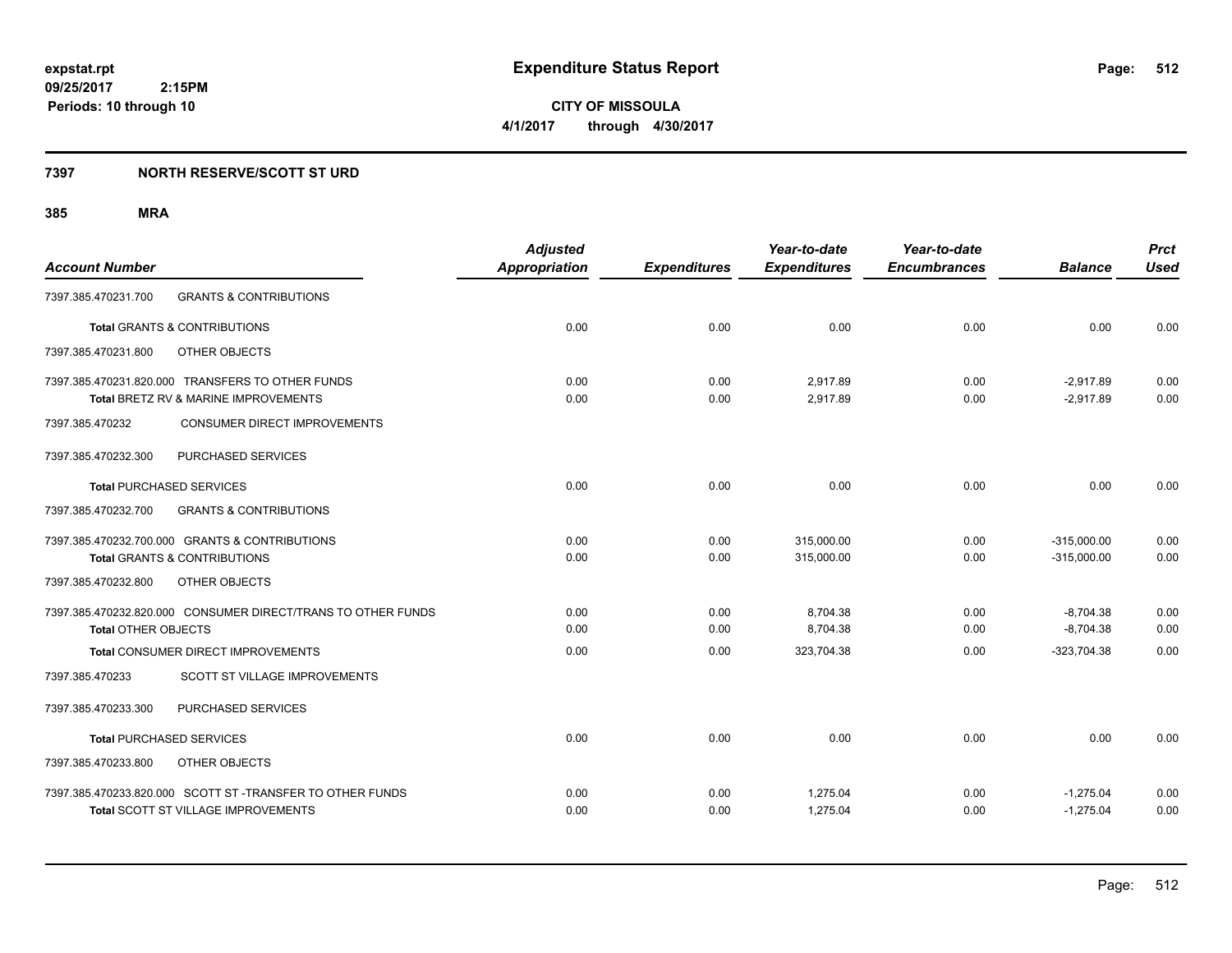**expstat.rpt**
**09/25/2017 2:15PM**
**Periods: 10 through 10**

# Expenditure Status Report

**CITY OF MISSOULA**
**4/1/2017 through 4/30/2017**

## 7397 NORTH RESERVE/SCOTT ST URD

### 385 MRA

| Account Number | | Adjusted Appropriation | Expenditures | Year-to-date Expenditures | Year-to-date Encumbrances | Balance | Prct Used |
|---|---|---|---|---|---|---|---|
| 7397.385.470231.700 | GRANTS & CONTRIBUTIONS | | | | | | |
| Total GRANTS & CONTRIBUTIONS | | 0.00 | 0.00 | 0.00 | 0.00 | 0.00 | 0.00 |
| 7397.385.470231.800 | OTHER OBJECTS | | | | | | |
| 7397.385.470231.820.000 TRANSFERS TO OTHER FUNDS | | 0.00 | 0.00 | 2,917.89 | 0.00 | -2,917.89 | 0.00 |
| Total BRETZ RV & MARINE IMPROVEMENTS | | 0.00 | 0.00 | 2,917.89 | 0.00 | -2,917.89 | 0.00 |
| 7397.385.470232 | CONSUMER DIRECT IMPROVEMENTS | | | | | | |
| 7397.385.470232.300 | PURCHASED SERVICES | | | | | | |
| Total PURCHASED SERVICES | | 0.00 | 0.00 | 0.00 | 0.00 | 0.00 | 0.00 |
| 7397.385.470232.700 | GRANTS & CONTRIBUTIONS | | | | | | |
| 7397.385.470232.700.000 GRANTS & CONTRIBUTIONS | | 0.00 | 0.00 | 315,000.00 | 0.00 | -315,000.00 | 0.00 |
| Total GRANTS & CONTRIBUTIONS | | 0.00 | 0.00 | 315,000.00 | 0.00 | -315,000.00 | 0.00 |
| 7397.385.470232.800 | OTHER OBJECTS | | | | | | |
| 7397.385.470232.820.000 CONSUMER DIRECT/TRANS TO OTHER FUNDS | | 0.00 | 0.00 | 8,704.38 | 0.00 | -8,704.38 | 0.00 |
| Total OTHER OBJECTS | | 0.00 | 0.00 | 8,704.38 | 0.00 | -8,704.38 | 0.00 |
| Total CONSUMER DIRECT IMPROVEMENTS | | 0.00 | 0.00 | 323,704.38 | 0.00 | -323,704.38 | 0.00 |
| 7397.385.470233 | SCOTT ST VILLAGE IMPROVEMENTS | | | | | | |
| 7397.385.470233.300 | PURCHASED SERVICES | | | | | | |
| Total PURCHASED SERVICES | | 0.00 | 0.00 | 0.00 | 0.00 | 0.00 | 0.00 |
| 7397.385.470233.800 | OTHER OBJECTS | | | | | | |
| 7397.385.470233.820.000 SCOTT ST -TRANSFER TO OTHER FUNDS | | 0.00 | 0.00 | 1,275.04 | 0.00 | -1,275.04 | 0.00 |
| Total SCOTT ST VILLAGE IMPROVEMENTS | | 0.00 | 0.00 | 1,275.04 | 0.00 | -1,275.04 | 0.00 |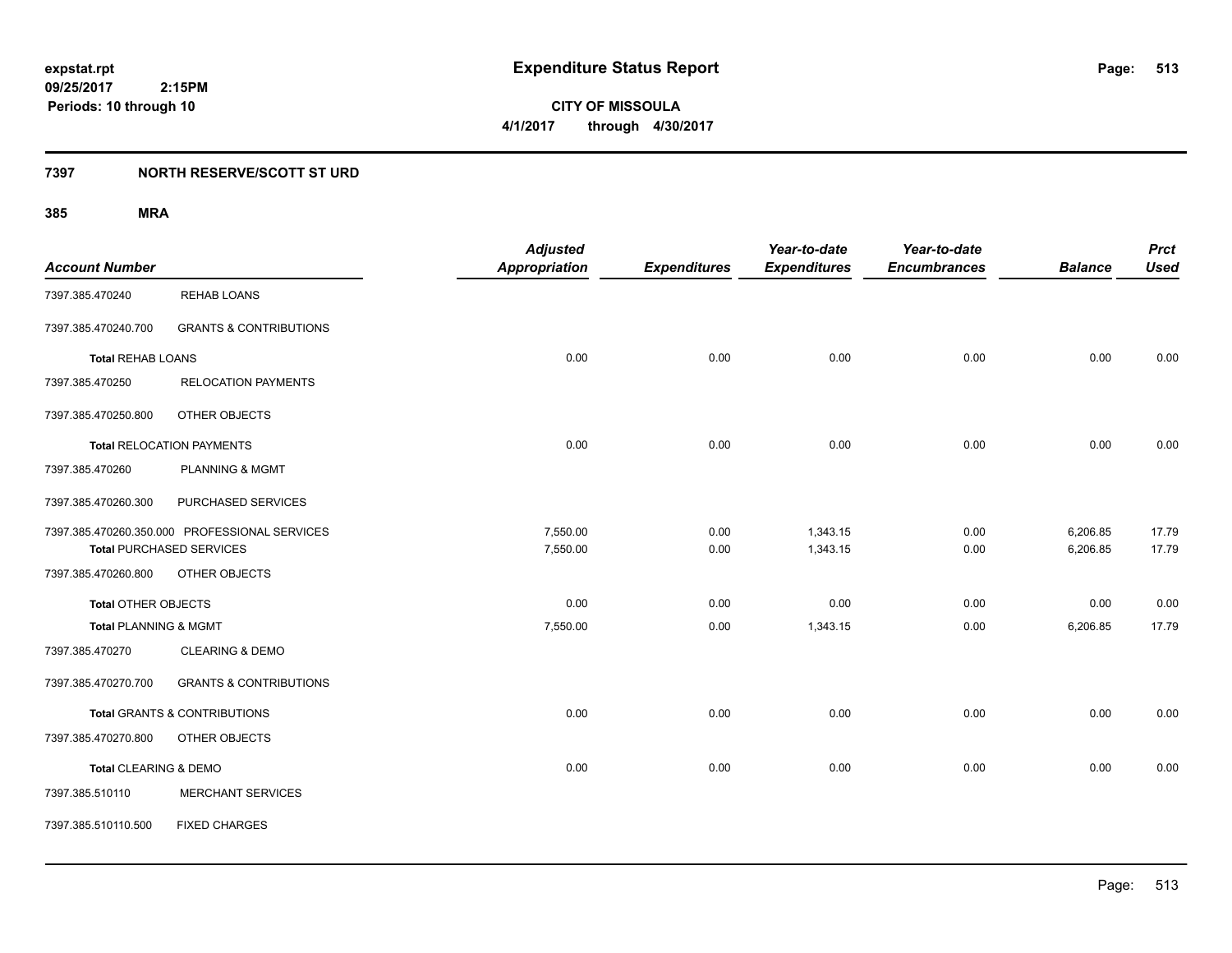# Expenditure Status Report

expstat.rpt
09/25/2017 2:15PM
Periods: 10 through 10

**CITY OF MISSOULA**
**4/1/2017 through 4/30/2017**

## 7397 NORTH RESERVE/SCOTT ST URD

### 385 MRA

| Account Number | | Adjusted Appropriation | Expenditures | Year-to-date Expenditures | Year-to-date Encumbrances | Balance | Prct Used |
|---|---|---|---|---|---|---|---|
| 7397.385.470240 | REHAB LOANS | | | | | | |
| 7397.385.470240.700 | GRANTS & CONTRIBUTIONS | | | | | | |
| **Total** REHAB LOANS | | 0.00 | 0.00 | 0.00 | 0.00 | 0.00 | 0.00 |
| 7397.385.470250 | RELOCATION PAYMENTS | | | | | | |
| 7397.385.470250.800 | OTHER OBJECTS | | | | | | |
| **Total** RELOCATION PAYMENTS | | 0.00 | 0.00 | 0.00 | 0.00 | 0.00 | 0.00 |
| 7397.385.470260 | PLANNING & MGMT | | | | | | |
| 7397.385.470260.300 | PURCHASED SERVICES | | | | | | |
| 7397.385.470260.350.000 | PROFESSIONAL SERVICES | 7,550.00 | 0.00 | 1,343.15 | 0.00 | 6,206.85 | 17.79 |
| **Total** PURCHASED SERVICES | | 7,550.00 | 0.00 | 1,343.15 | 0.00 | 6,206.85 | 17.79 |
| 7397.385.470260.800 | OTHER OBJECTS | | | | | | |
| **Total** OTHER OBJECTS | | 0.00 | 0.00 | 0.00 | 0.00 | 0.00 | 0.00 |
| **Total** PLANNING & MGMT | | 7,550.00 | 0.00 | 1,343.15 | 0.00 | 6,206.85 | 17.79 |
| 7397.385.470270 | CLEARING & DEMO | | | | | | |
| 7397.385.470270.700 | GRANTS & CONTRIBUTIONS | | | | | | |
| **Total** GRANTS & CONTRIBUTIONS | | 0.00 | 0.00 | 0.00 | 0.00 | 0.00 | 0.00 |
| 7397.385.470270.800 | OTHER OBJECTS | | | | | | |
| **Total** CLEARING & DEMO | | 0.00 | 0.00 | 0.00 | 0.00 | 0.00 | 0.00 |
| 7397.385.510110 | MERCHANT SERVICES | | | | | | |
| 7397.385.510110.500 | FIXED CHARGES | | | | | | |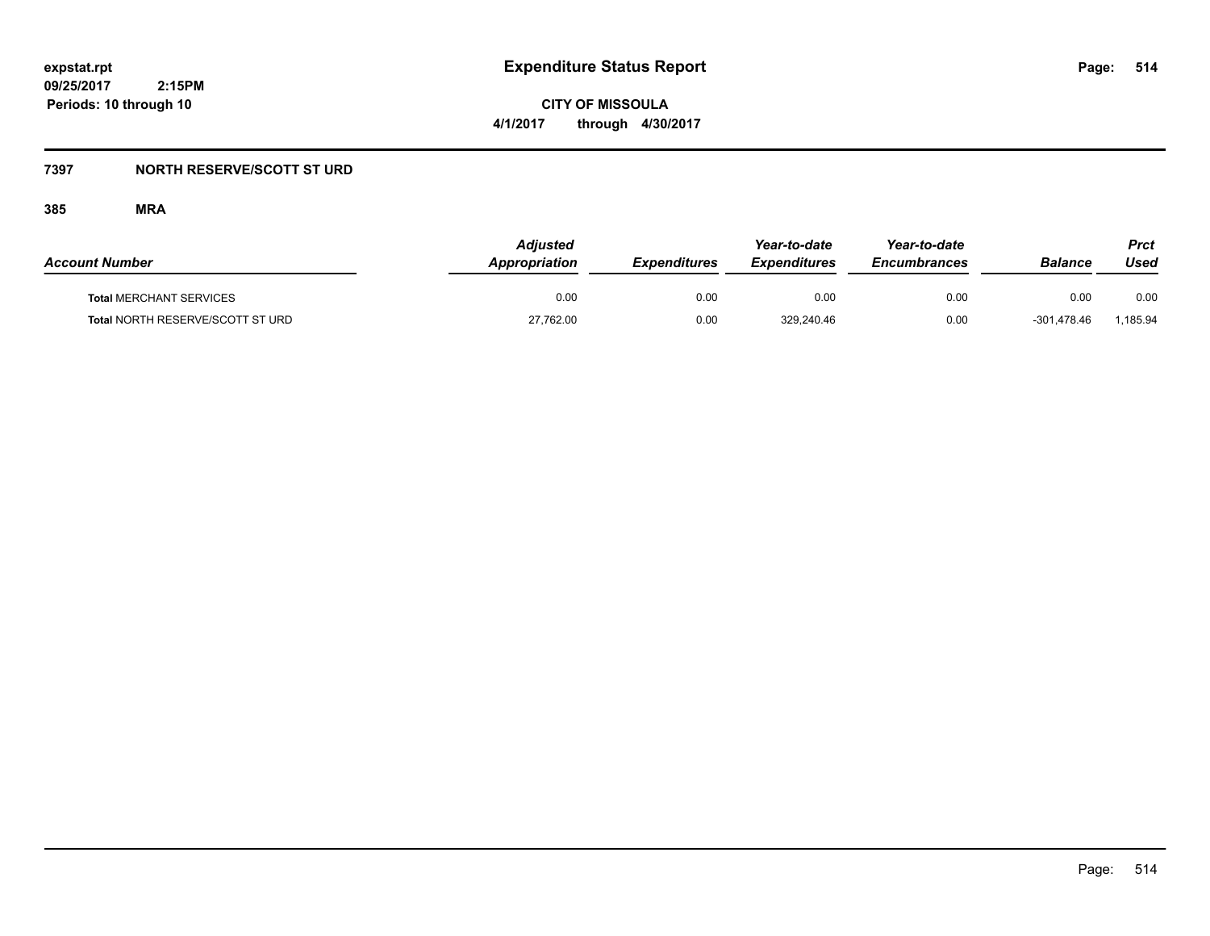# Expenditure Status Report

**CITY OF MISSOULA**

**4/1/2017 through 4/30/2017**

expstat.rpt
09/25/2017 2:15PM
Periods: 10 through 10

## 7397 NORTH RESERVE/SCOTT ST URD

### 385 MRA

| Account Number | Adjusted Appropriation | Expenditures | Year-to-date Expenditures | Year-to-date Encumbrances | Balance | Prct Used |
|---|---|---|---|---|---|---|
| **Total** MERCHANT SERVICES | 0.00 | 0.00 | 0.00 | 0.00 | 0.00 | 0.00 |
| **Total** NORTH RESERVE/SCOTT ST URD | 27,762.00 | 0.00 | 329,240.46 | 0.00 | -301,478.46 | 1,185.94 |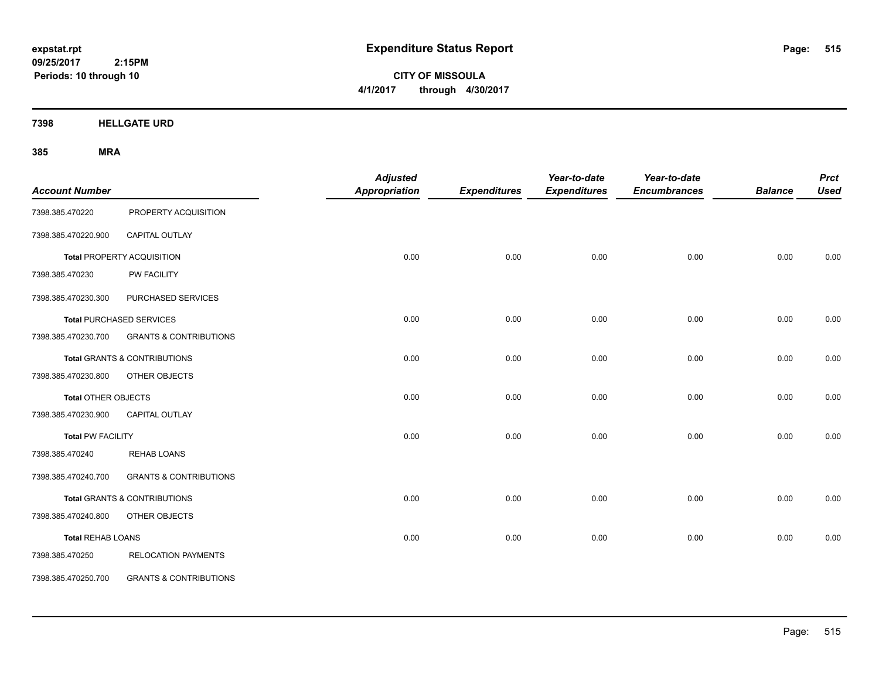**expstat.rpt**
**09/25/2017 2:15PM**
**Periods: 10 through 10**

# Expenditure Status Report

**CITY OF MISSOULA**
**4/1/2017 through 4/30/2017**

## 7398 HELLGATE URD

## 385 MRA

| Account Number | | Adjusted Appropriation | Expenditures | Year-to-date Expenditures | Year-to-date Encumbrances | Balance | Prct Used |
|---|---|---|---|---|---|---|---|
| 7398.385.470220 | PROPERTY ACQUISITION | | | | | | |
| 7398.385.470220.900 | CAPITAL OUTLAY | | | | | | |
| **Total** PROPERTY ACQUISITION | | 0.00 | 0.00 | 0.00 | 0.00 | 0.00 | 0.00 |
| 7398.385.470230 | PW FACILITY | | | | | | |
| 7398.385.470230.300 | PURCHASED SERVICES | | | | | | |
| **Total** PURCHASED SERVICES | | 0.00 | 0.00 | 0.00 | 0.00 | 0.00 | 0.00 |
| 7398.385.470230.700 | GRANTS & CONTRIBUTIONS | | | | | | |
| **Total** GRANTS & CONTRIBUTIONS | | 0.00 | 0.00 | 0.00 | 0.00 | 0.00 | 0.00 |
| 7398.385.470230.800 | OTHER OBJECTS | | | | | | |
| **Total** OTHER OBJECTS | | 0.00 | 0.00 | 0.00 | 0.00 | 0.00 | 0.00 |
| 7398.385.470230.900 | CAPITAL OUTLAY | | | | | | |
| **Total** PW FACILITY | | 0.00 | 0.00 | 0.00 | 0.00 | 0.00 | 0.00 |
| 7398.385.470240 | REHAB LOANS | | | | | | |
| 7398.385.470240.700 | GRANTS & CONTRIBUTIONS | | | | | | |
| **Total** GRANTS & CONTRIBUTIONS | | 0.00 | 0.00 | 0.00 | 0.00 | 0.00 | 0.00 |
| 7398.385.470240.800 | OTHER OBJECTS | | | | | | |
| **Total** REHAB LOANS | | 0.00 | 0.00 | 0.00 | 0.00 | 0.00 | 0.00 |
| 7398.385.470250 | RELOCATION PAYMENTS | | | | | | |
| 7398.385.470250.700 | GRANTS & CONTRIBUTIONS | | | | | | |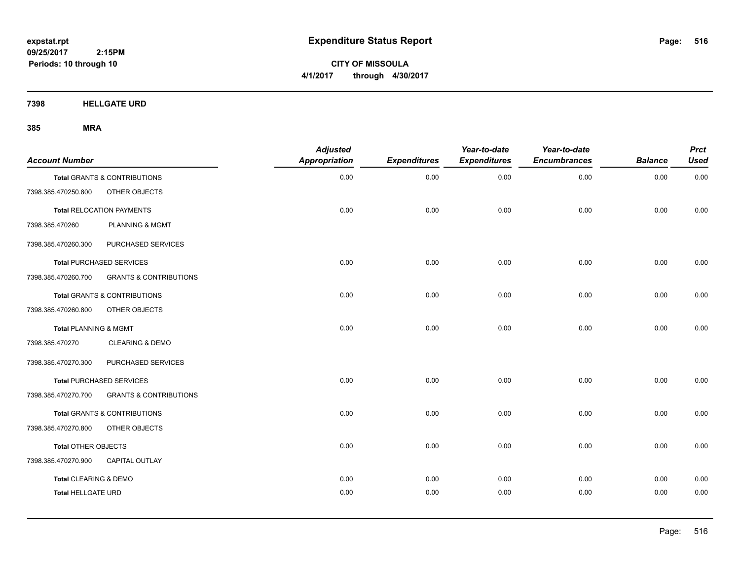**expstat.rpt**
**09/25/2017 2:15PM**
**Periods: 10 through 10**

# Expenditure Status Report

**CITY OF MISSOULA**
**4/1/2017 through 4/30/2017**

## 7398 HELLGATE URD

## 385 MRA

| Account Number | | Adjusted Appropriation | Expenditures | Year-to-date Expenditures | Year-to-date Encumbrances | Balance | Prct Used |
|---|---|---|---|---|---|---|---|
| **Total** GRANTS & CONTRIBUTIONS | | 0.00 | 0.00 | 0.00 | 0.00 | 0.00 | 0.00 |
| 7398.385.470250.800 | OTHER OBJECTS | | | | | | |
| **Total** RELOCATION PAYMENTS | | 0.00 | 0.00 | 0.00 | 0.00 | 0.00 | 0.00 |
| 7398.385.470260 | PLANNING & MGMT | | | | | | |
| 7398.385.470260.300 | PURCHASED SERVICES | | | | | | |
| **Total** PURCHASED SERVICES | | 0.00 | 0.00 | 0.00 | 0.00 | 0.00 | 0.00 |
| 7398.385.470260.700 | GRANTS & CONTRIBUTIONS | | | | | | |
| **Total** GRANTS & CONTRIBUTIONS | | 0.00 | 0.00 | 0.00 | 0.00 | 0.00 | 0.00 |
| 7398.385.470260.800 | OTHER OBJECTS | | | | | | |
| **Total** PLANNING & MGMT | | 0.00 | 0.00 | 0.00 | 0.00 | 0.00 | 0.00 |
| 7398.385.470270 | CLEARING & DEMO | | | | | | |
| 7398.385.470270.300 | PURCHASED SERVICES | | | | | | |
| **Total** PURCHASED SERVICES | | 0.00 | 0.00 | 0.00 | 0.00 | 0.00 | 0.00 |
| 7398.385.470270.700 | GRANTS & CONTRIBUTIONS | | | | | | |
| **Total** GRANTS & CONTRIBUTIONS | | 0.00 | 0.00 | 0.00 | 0.00 | 0.00 | 0.00 |
| 7398.385.470270.800 | OTHER OBJECTS | | | | | | |
| **Total** OTHER OBJECTS | | 0.00 | 0.00 | 0.00 | 0.00 | 0.00 | 0.00 |
| 7398.385.470270.900 | CAPITAL OUTLAY | | | | | | |
| **Total** CLEARING & DEMO | | 0.00 | 0.00 | 0.00 | 0.00 | 0.00 | 0.00 |
| **Total** HELLGATE URD | | 0.00 | 0.00 | 0.00 | 0.00 | 0.00 | 0.00 |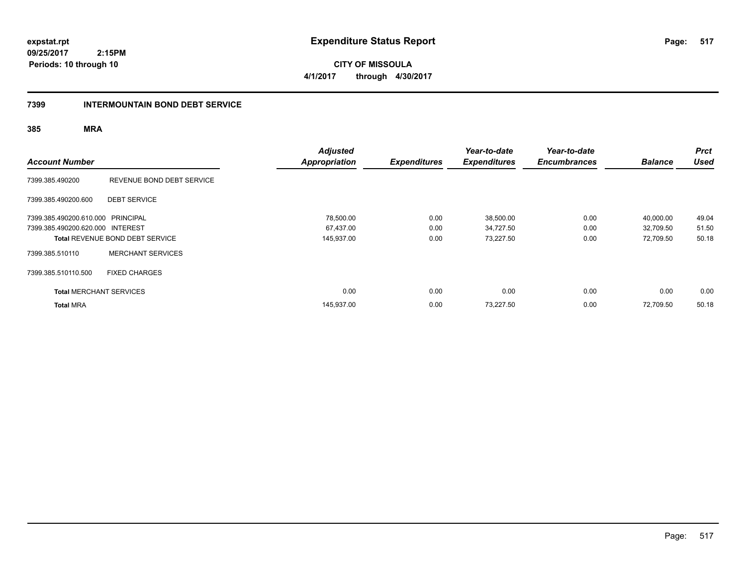**expstat.rpt**
**09/25/2017 2:15PM**
**Periods: 10 through 10**

# Expenditure Status Report

**CITY OF MISSOULA**
**4/1/2017 through 4/30/2017**

## 7399 INTERMOUNTAIN BOND DEBT SERVICE

### 385 MRA

| Account Number | | Adjusted Appropriation | Expenditures | Year-to-date Expenditures | Year-to-date Encumbrances | Balance | Prct Used |
|---|---|---|---|---|---|---|---|
| 7399.385.490200 | REVENUE BOND DEBT SERVICE | | | | | | |
| 7399.385.490200.600 | DEBT SERVICE | | | | | | |
| 7399.385.490200.610.000 | PRINCIPAL | 78,500.00 | 0.00 | 38,500.00 | 0.00 | 40,000.00 | 49.04 |
| 7399.385.490200.620.000 | INTEREST | 67,437.00 | 0.00 | 34,727.50 | 0.00 | 32,709.50 | 51.50 |
| **Total** REVENUE BOND DEBT SERVICE | | 145,937.00 | 0.00 | 73,227.50 | 0.00 | 72,709.50 | 50.18 |
| 7399.385.510110 | MERCHANT SERVICES | | | | | | |
| 7399.385.510110.500 | FIXED CHARGES | | | | | | |
| **Total** MERCHANT SERVICES | | 0.00 | 0.00 | 0.00 | 0.00 | 0.00 | 0.00 |
| **Total** MRA | | 145,937.00 | 0.00 | 73,227.50 | 0.00 | 72,709.50 | 50.18 |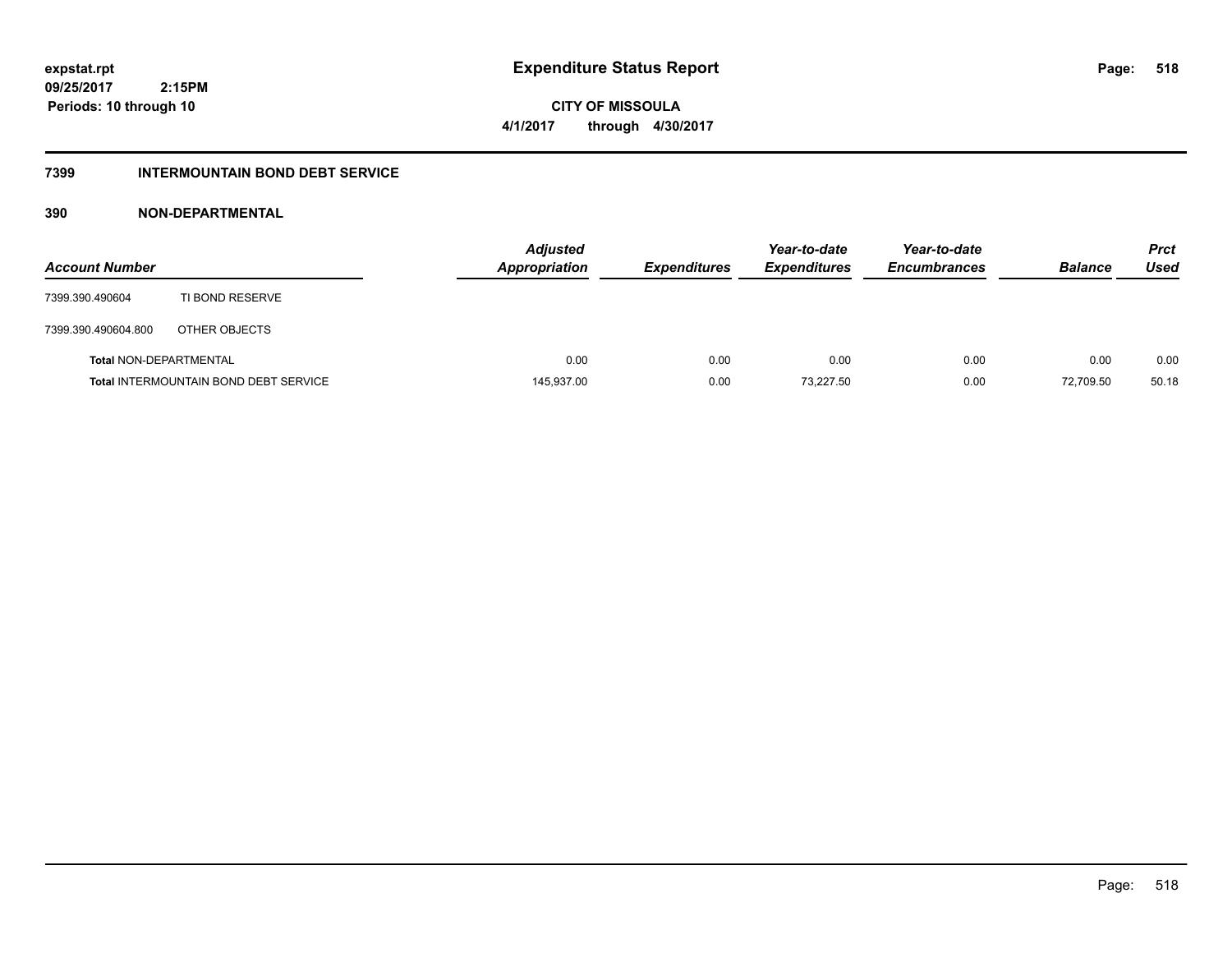**expstat.rpt**
**09/25/2017 2:15PM**
**Periods: 10 through 10**

# Expenditure Status Report

**CITY OF MISSOULA**
**4/1/2017 through 4/30/2017**

## 7399 INTERMOUNTAIN BOND DEBT SERVICE

### 390 NON-DEPARTMENTAL

| Account Number | | Adjusted Appropriation | Expenditures | Year-to-date Expenditures | Year-to-date Encumbrances | Balance | Prct Used |
|---|---|---|---|---|---|---|---|
| 7399.390.490604 | TI BOND RESERVE | | | | | | |
| 7399.390.490604.800 | OTHER OBJECTS | | | | | | |
| **Total** NON-DEPARTMENTAL | | 0.00 | 0.00 | 0.00 | 0.00 | 0.00 | 0.00 |
| **Total** INTERMOUNTAIN BOND DEBT SERVICE | | 145,937.00 | 0.00 | 73,227.50 | 0.00 | 72,709.50 | 50.18 |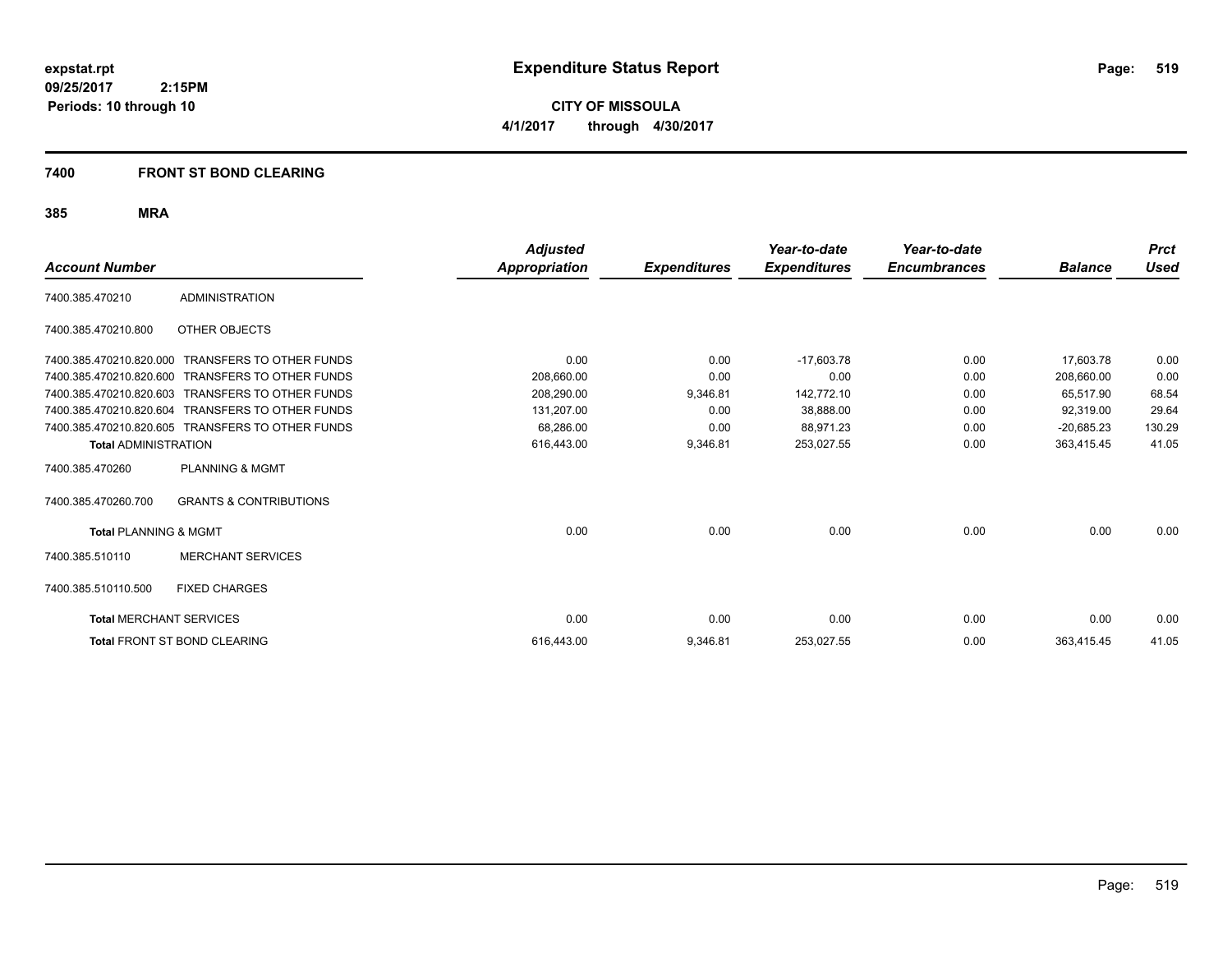expstat.rpt
09/25/2017 2:15PM
Periods: 10 through 10

# Expenditure Status Report

**CITY OF MISSOULA**
**4/1/2017 through 4/30/2017**

## 7400 FRONT ST BOND CLEARING

### 385 MRA

| Account Number | | Adjusted Appropriation | Expenditures | Year-to-date Expenditures | Year-to-date Encumbrances | Balance | Prct Used |
|---|---|---|---|---|---|---|---|
| 7400.385.470210 | ADMINISTRATION | | | | | | |
| 7400.385.470210.800 | OTHER OBJECTS | | | | | | |
| 7400.385.470210.820.000 | TRANSFERS TO OTHER FUNDS | 0.00 | 0.00 | -17,603.78 | 0.00 | 17,603.78 | 0.00 |
| 7400.385.470210.820.600 | TRANSFERS TO OTHER FUNDS | 208,660.00 | 0.00 | 0.00 | 0.00 | 208,660.00 | 0.00 |
| 7400.385.470210.820.603 | TRANSFERS TO OTHER FUNDS | 208,290.00 | 9,346.81 | 142,772.10 | 0.00 | 65,517.90 | 68.54 |
| 7400.385.470210.820.604 | TRANSFERS TO OTHER FUNDS | 131,207.00 | 0.00 | 38,888.00 | 0.00 | 92,319.00 | 29.64 |
| 7400.385.470210.820.605 | TRANSFERS TO OTHER FUNDS | 68,286.00 | 0.00 | 88,971.23 | 0.00 | -20,685.23 | 130.29 |
| **Total** ADMINISTRATION | | 616,443.00 | 9,346.81 | 253,027.55 | 0.00 | 363,415.45 | 41.05 |
| 7400.385.470260 | PLANNING & MGMT | | | | | | |
| 7400.385.470260.700 | GRANTS & CONTRIBUTIONS | | | | | | |
| **Total** PLANNING & MGMT | | 0.00 | 0.00 | 0.00 | 0.00 | 0.00 | 0.00 |
| 7400.385.510110 | MERCHANT SERVICES | | | | | | |
| 7400.385.510110.500 | FIXED CHARGES | | | | | | |
| **Total** MERCHANT SERVICES | | 0.00 | 0.00 | 0.00 | 0.00 | 0.00 | 0.00 |
| **Total** FRONT ST BOND CLEARING | | 616,443.00 | 9,346.81 | 253,027.55 | 0.00 | 363,415.45 | 41.05 |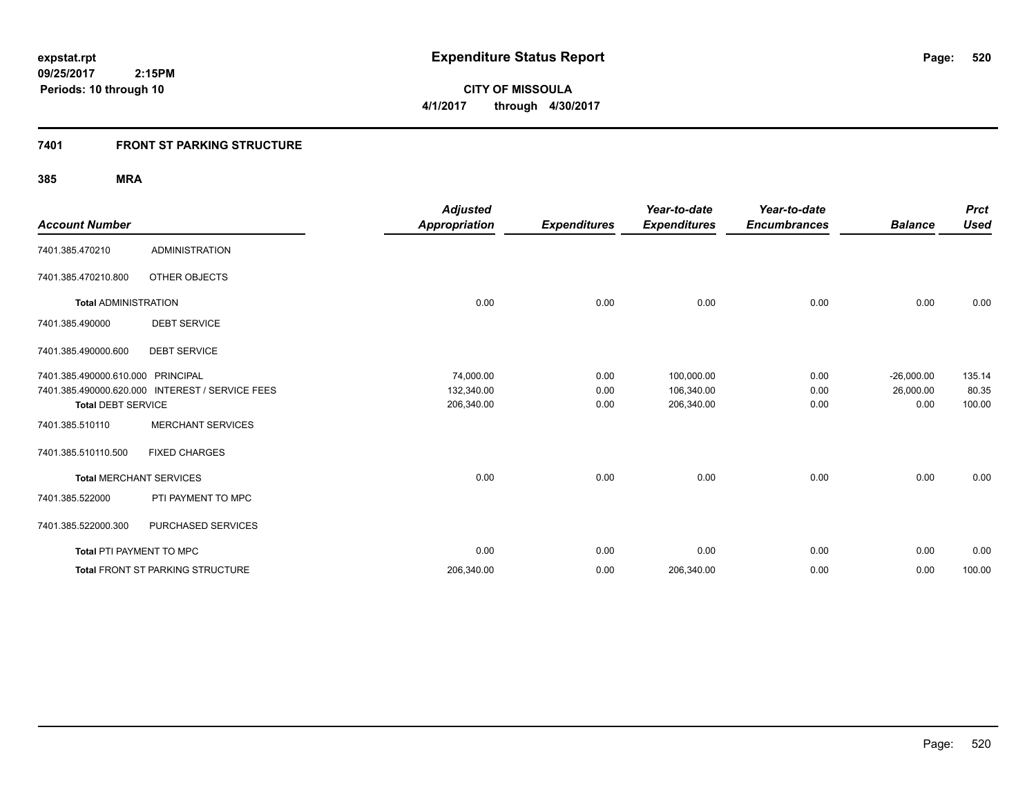# Expenditure Status Report

expstat.rpt
09/25/2017 2:15PM
Periods: 10 through 10

**CITY OF MISSOULA**
**4/1/2017 through 4/30/2017**

## 7401 FRONT ST PARKING STRUCTURE

### 385 MRA

| Account Number | | Adjusted Appropriation | Expenditures | Year-to-date Expenditures | Year-to-date Encumbrances | Balance | Prct Used |
|---|---|---|---|---|---|---|---|
| 7401.385.470210 | ADMINISTRATION | | | | | | |
| 7401.385.470210.800 | OTHER OBJECTS | | | | | | |
| **Total** ADMINISTRATION | | 0.00 | 0.00 | 0.00 | 0.00 | 0.00 | 0.00 |
| 7401.385.490000 | DEBT SERVICE | | | | | | |
| 7401.385.490000.600 | DEBT SERVICE | | | | | | |
| 7401.385.490000.610.000 | PRINCIPAL | 74,000.00 | 0.00 | 100,000.00 | 0.00 | -26,000.00 | 135.14 |
| 7401.385.490000.620.000 | INTEREST / SERVICE FEES | 132,340.00 | 0.00 | 106,340.00 | 0.00 | 26,000.00 | 80.35 |
| **Total** DEBT SERVICE | | 206,340.00 | 0.00 | 206,340.00 | 0.00 | 0.00 | 100.00 |
| 7401.385.510110 | MERCHANT SERVICES | | | | | | |
| 7401.385.510110.500 | FIXED CHARGES | | | | | | |
| **Total** MERCHANT SERVICES | | 0.00 | 0.00 | 0.00 | 0.00 | 0.00 | 0.00 |
| 7401.385.522000 | PTI PAYMENT TO MPC | | | | | | |
| 7401.385.522000.300 | PURCHASED SERVICES | | | | | | |
| **Total** PTI PAYMENT TO MPC | | 0.00 | 0.00 | 0.00 | 0.00 | 0.00 | 0.00 |
| **Total** FRONT ST PARKING STRUCTURE | | 206,340.00 | 0.00 | 206,340.00 | 0.00 | 0.00 | 100.00 |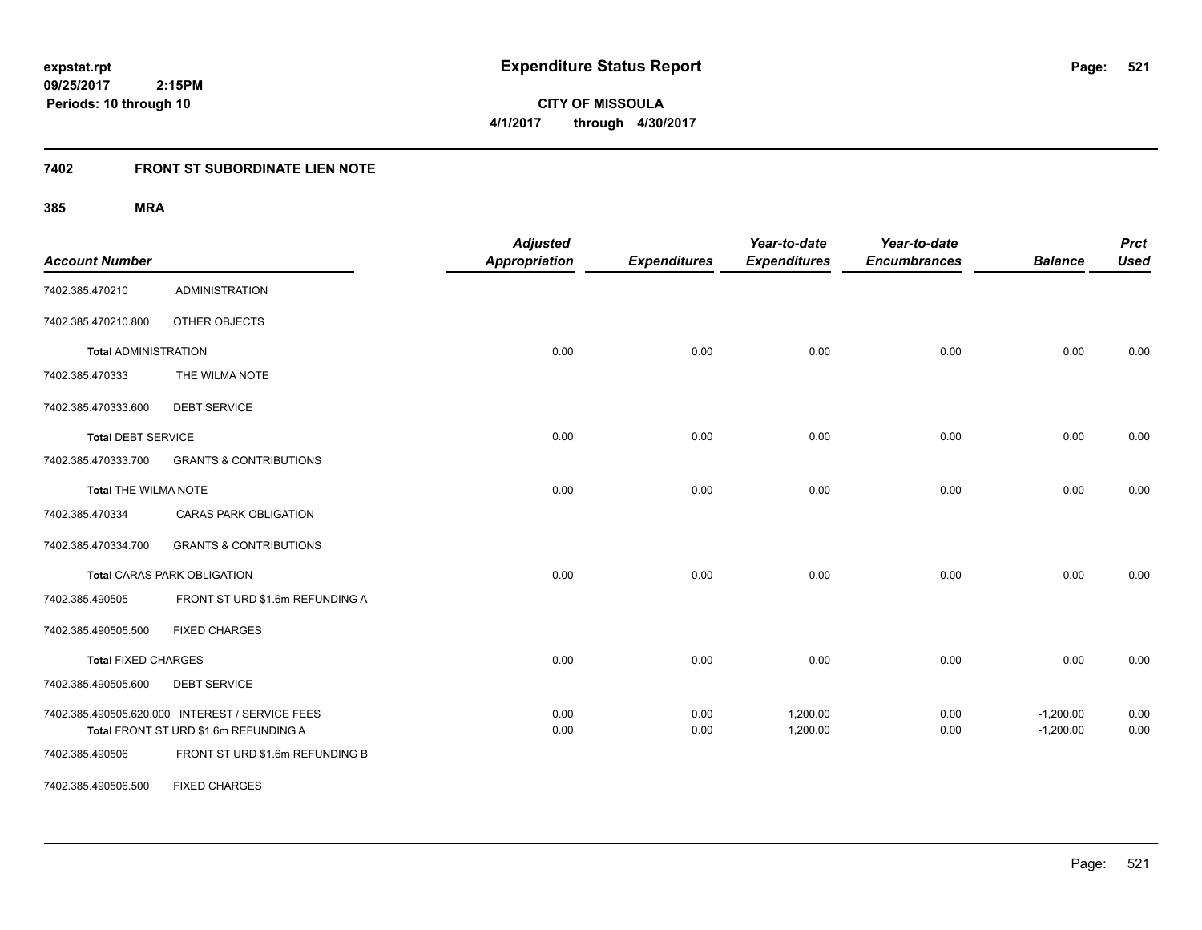# Expenditure Status Report

**CITY OF MISSOULA**

**4/1/2017 through 4/30/2017**

expstat.rpt
09/25/2017 2:15PM
Periods: 10 through 10

## 7402 FRONT ST SUBORDINATE LIEN NOTE

### 385 MRA

| Account Number | | Adjusted Appropriation | Expenditures | Year-to-date Expenditures | Year-to-date Encumbrances | Balance | Prct Used |
|---|---|---|---|---|---|---|---|
| 7402.385.470210 | ADMINISTRATION | | | | | | |
| 7402.385.470210.800 | OTHER OBJECTS | | | | | | |
| **Total** ADMINISTRATION | | 0.00 | 0.00 | 0.00 | 0.00 | 0.00 | 0.00 |
| 7402.385.470333 | THE WILMA NOTE | | | | | | |
| 7402.385.470333.600 | DEBT SERVICE | | | | | | |
| **Total** DEBT SERVICE | | 0.00 | 0.00 | 0.00 | 0.00 | 0.00 | 0.00 |
| 7402.385.470333.700 | GRANTS & CONTRIBUTIONS | | | | | | |
| **Total** THE WILMA NOTE | | 0.00 | 0.00 | 0.00 | 0.00 | 0.00 | 0.00 |
| 7402.385.470334 | CARAS PARK OBLIGATION | | | | | | |
| 7402.385.470334.700 | GRANTS & CONTRIBUTIONS | | | | | | |
| **Total** CARAS PARK OBLIGATION | | 0.00 | 0.00 | 0.00 | 0.00 | 0.00 | 0.00 |
| 7402.385.490505 | FRONT ST URD $1.6m REFUNDING A | | | | | | |
| 7402.385.490505.500 | FIXED CHARGES | | | | | | |
| **Total** FIXED CHARGES | | 0.00 | 0.00 | 0.00 | 0.00 | 0.00 | 0.00 |
| 7402.385.490505.600 | DEBT SERVICE | | | | | | |
| 7402.385.490505.620.000 | INTEREST / SERVICE FEES | 0.00 | 0.00 | 1,200.00 | 0.00 | -1,200.00 | 0.00 |
| **Total** FRONT ST URD $1.6m REFUNDING A | | 0.00 | 0.00 | 1,200.00 | 0.00 | -1,200.00 | 0.00 |
| 7402.385.490506 | FRONT ST URD $1.6m REFUNDING B | | | | | | |
| 7402.385.490506.500 | FIXED CHARGES | | | | | | |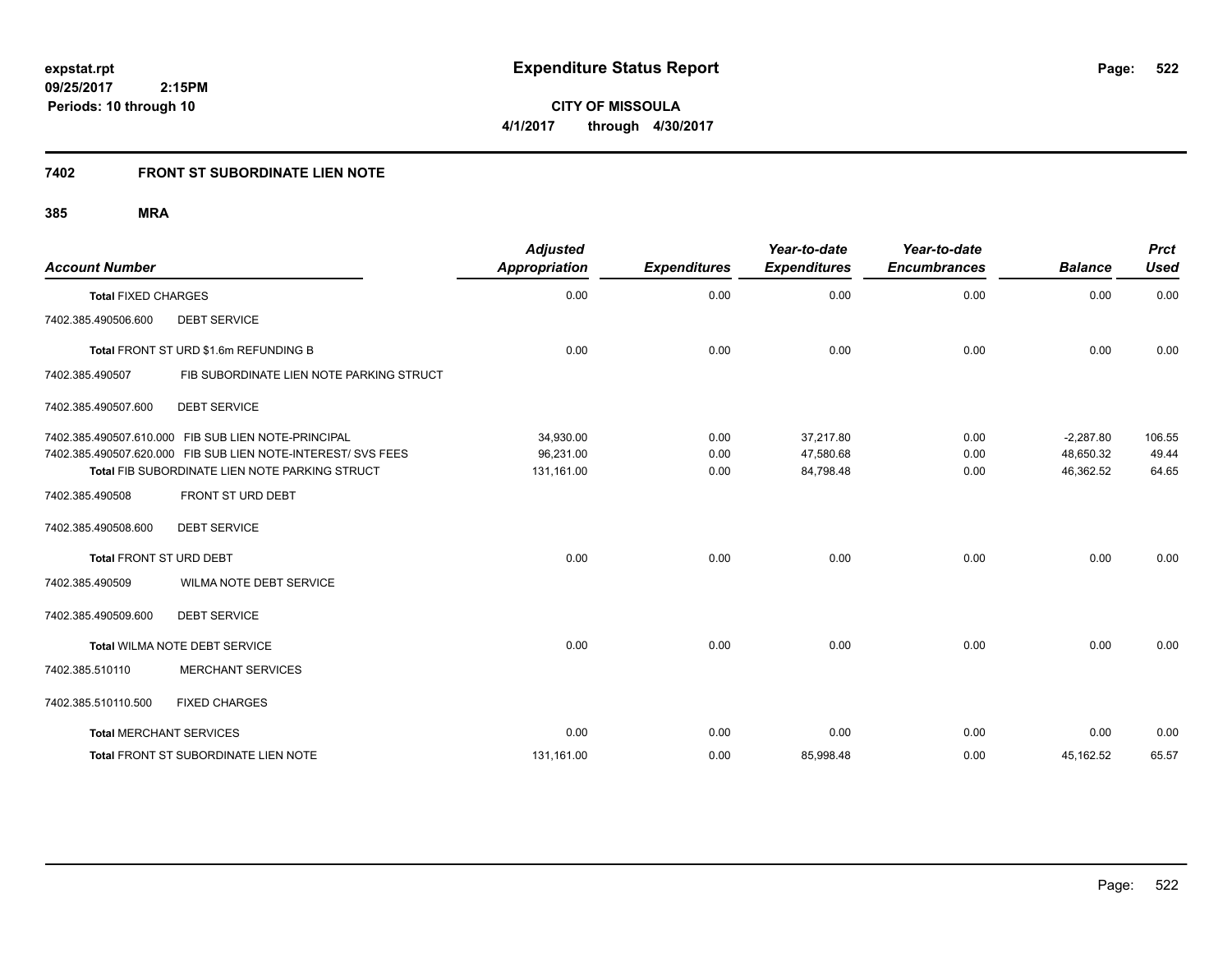**expstat.rpt**
**09/25/2017 2:15PM**
**Periods: 10 through 10**

# Expenditure Status Report

**CITY OF MISSOULA**
**4/1/2017 through 4/30/2017**

## 7402 FRONT ST SUBORDINATE LIEN NOTE

### 385 MRA

| Account Number | | Adjusted Appropriation | Expenditures | Year-to-date Expenditures | Year-to-date Encumbrances | Balance | Prct Used |
|---|---|---|---|---|---|---|---|
| **Total** FIXED CHARGES | | 0.00 | 0.00 | 0.00 | 0.00 | 0.00 | 0.00 |
| 7402.385.490506.600 | DEBT SERVICE | | | | | | |
| **Total** FRONT ST URD $1.6m REFUNDING B | | 0.00 | 0.00 | 0.00 | 0.00 | 0.00 | 0.00 |
| 7402.385.490507 | FIB SUBORDINATE LIEN NOTE PARKING STRUCT | | | | | | |
| 7402.385.490507.600 | DEBT SERVICE | | | | | | |
| 7402.385.490507.610.000 | FIB SUB LIEN NOTE-PRINCIPAL | 34,930.00 | 0.00 | 37,217.80 | 0.00 | -2,287.80 | 106.55 |
| 7402.385.490507.620.000 | FIB SUB LIEN NOTE-INTEREST/ SVS FEES | 96,231.00 | 0.00 | 47,580.68 | 0.00 | 48,650.32 | 49.44 |
| **Total** FIB SUBORDINATE LIEN NOTE PARKING STRUCT | | 131,161.00 | 0.00 | 84,798.48 | 0.00 | 46,362.52 | 64.65 |
| 7402.385.490508 | FRONT ST URD DEBT | | | | | | |
| 7402.385.490508.600 | DEBT SERVICE | | | | | | |
| **Total** FRONT ST URD DEBT | | 0.00 | 0.00 | 0.00 | 0.00 | 0.00 | 0.00 |
| 7402.385.490509 | WILMA NOTE DEBT SERVICE | | | | | | |
| 7402.385.490509.600 | DEBT SERVICE | | | | | | |
| **Total** WILMA NOTE DEBT SERVICE | | 0.00 | 0.00 | 0.00 | 0.00 | 0.00 | 0.00 |
| 7402.385.510110 | MERCHANT SERVICES | | | | | | |
| 7402.385.510110.500 | FIXED CHARGES | | | | | | |
| **Total** MERCHANT SERVICES | | 0.00 | 0.00 | 0.00 | 0.00 | 0.00 | 0.00 |
| **Total** FRONT ST SUBORDINATE LIEN NOTE | | 131,161.00 | 0.00 | 85,998.48 | 0.00 | 45,162.52 | 65.57 |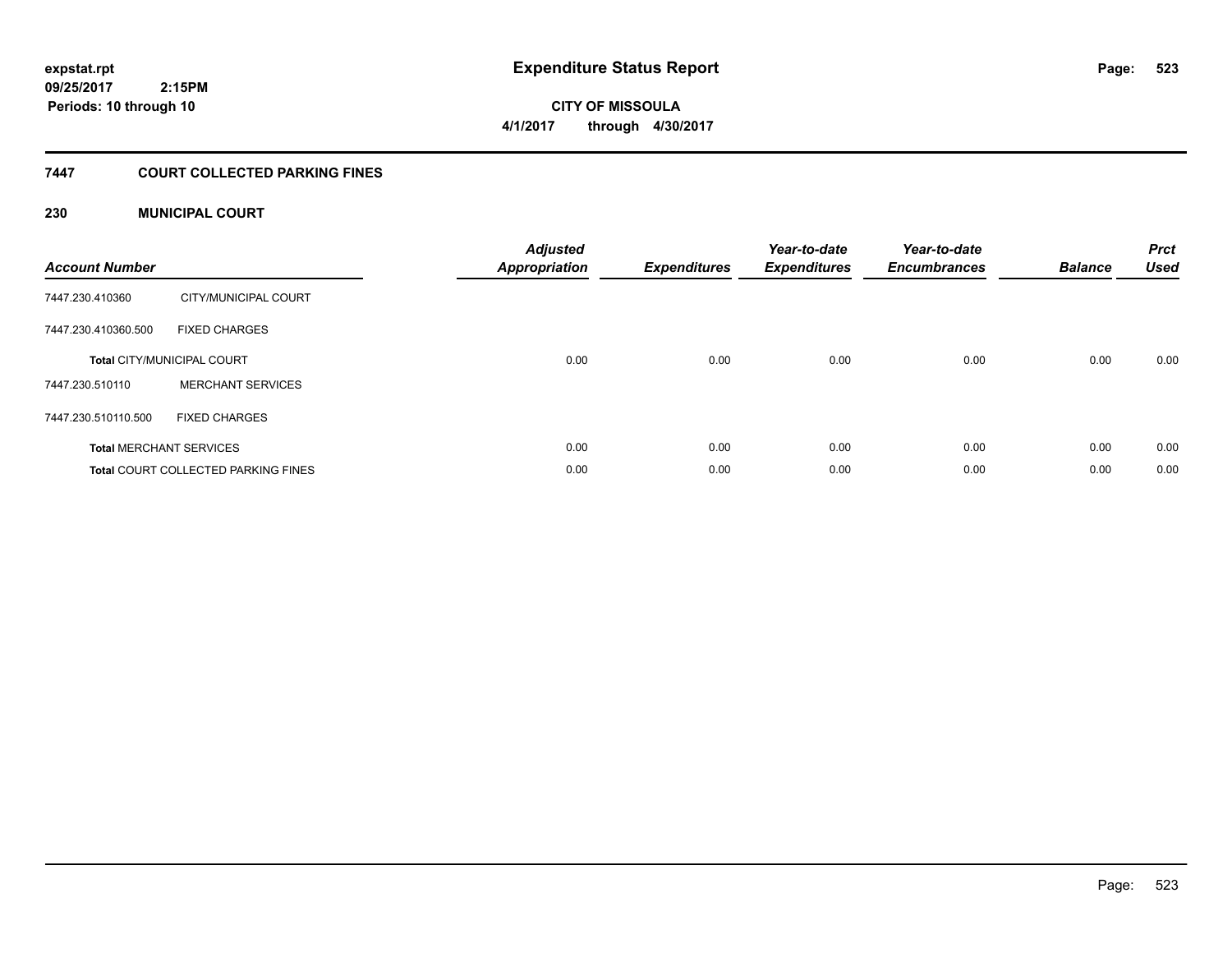# Expenditure Status Report

expstat.rpt
09/25/2017 2:15PM
Periods: 10 through 10

**CITY OF MISSOULA**
**4/1/2017 through 4/30/2017**

## 7447 COURT COLLECTED PARKING FINES

### 230 MUNICIPAL COURT

| Account Number | | Adjusted Appropriation | Expenditures | Year-to-date Expenditures | Year-to-date Encumbrances | Balance | Prct Used |
|---|---|---|---|---|---|---|---|
| 7447.230.410360 | CITY/MUNICIPAL COURT | | | | | | |
| 7447.230.410360.500 | FIXED CHARGES | | | | | | |
| **Total** CITY/MUNICIPAL COURT | | 0.00 | 0.00 | 0.00 | 0.00 | 0.00 | 0.00 |
| 7447.230.510110 | MERCHANT SERVICES | | | | | | |
| 7447.230.510110.500 | FIXED CHARGES | | | | | | |
| **Total** MERCHANT SERVICES | | 0.00 | 0.00 | 0.00 | 0.00 | 0.00 | 0.00 |
| **Total** COURT COLLECTED PARKING FINES | | 0.00 | 0.00 | 0.00 | 0.00 | 0.00 | 0.00 |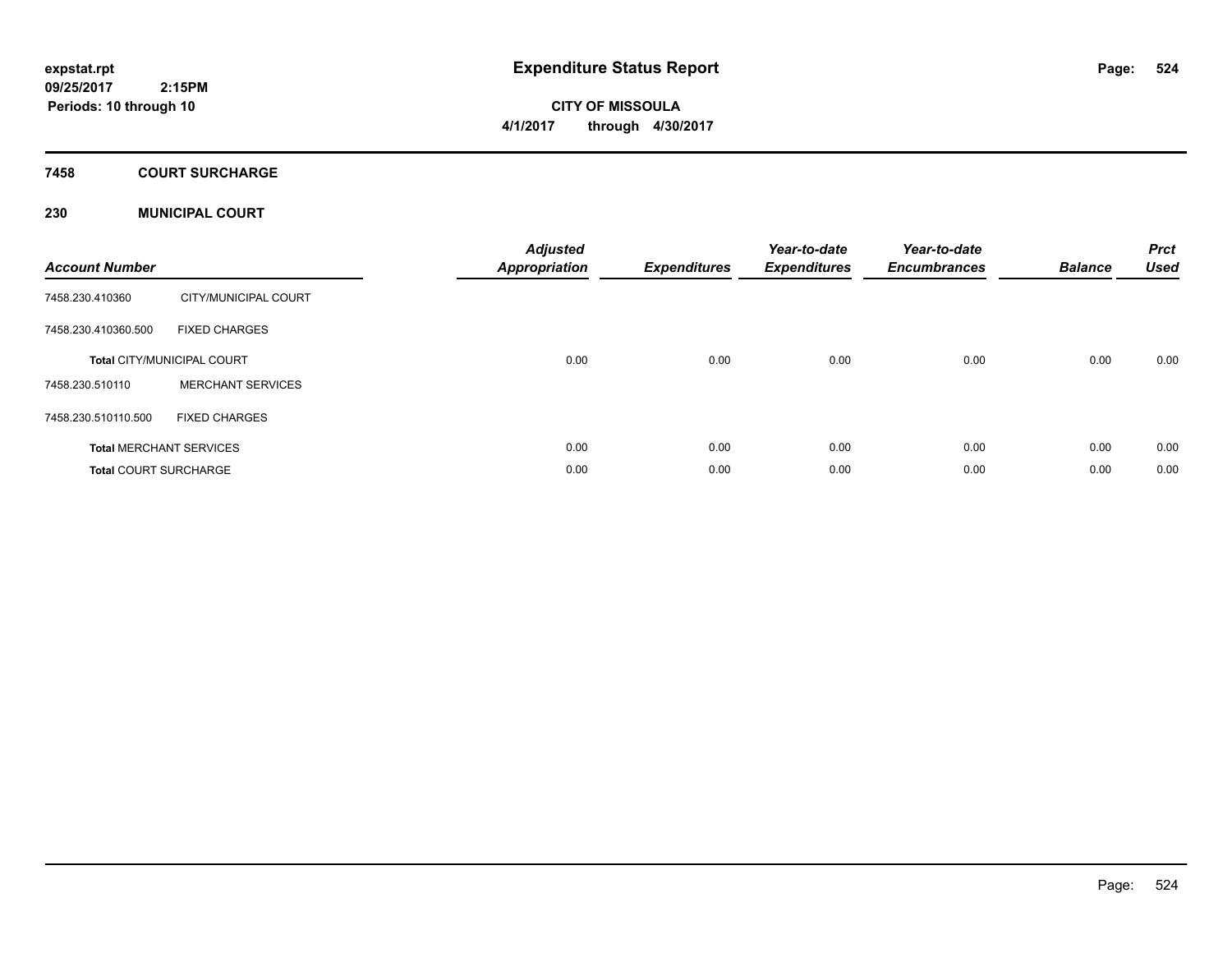# Expenditure Status Report

expstat.rpt
09/25/2017 2:15PM
Periods: 10 through 10

**CITY OF MISSOULA**
**4/1/2017 through 4/30/2017**

## 7458 COURT SURCHARGE

### 230 MUNICIPAL COURT

| Account Number | | Adjusted Appropriation | Expenditures | Year-to-date Expenditures | Year-to-date Encumbrances | Balance | Prct Used |
|---|---|---|---|---|---|---|---|
| 7458.230.410360 | CITY/MUNICIPAL COURT | | | | | | |
| 7458.230.410360.500 | FIXED CHARGES | | | | | | |
| **Total** CITY/MUNICIPAL COURT | | 0.00 | 0.00 | 0.00 | 0.00 | 0.00 | 0.00 |
| 7458.230.510110 | MERCHANT SERVICES | | | | | | |
| 7458.230.510110.500 | FIXED CHARGES | | | | | | |
| **Total** MERCHANT SERVICES | | 0.00 | 0.00 | 0.00 | 0.00 | 0.00 | 0.00 |
| **Total** COURT SURCHARGE | | 0.00 | 0.00 | 0.00 | 0.00 | 0.00 | 0.00 |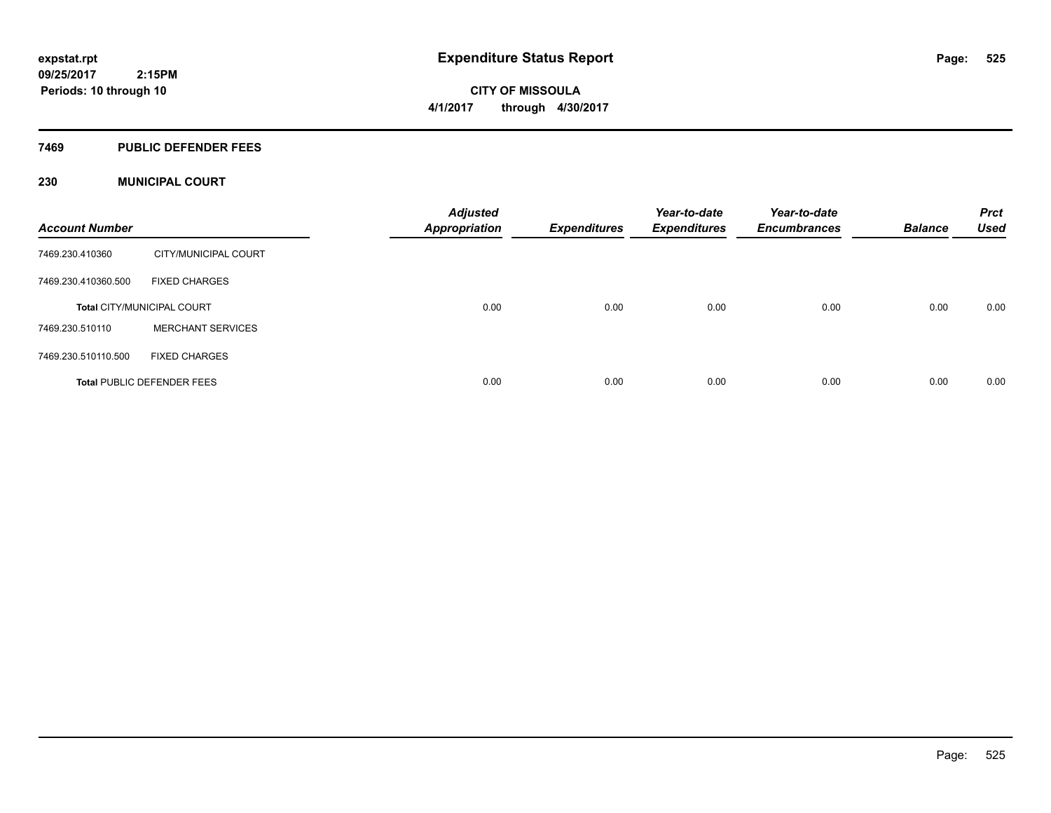**expstat.rpt**
**09/25/2017 2:15PM**
**Periods: 10 through 10**

# Expenditure Status Report

**CITY OF MISSOULA**
**4/1/2017 through 4/30/2017**

## 7469 PUBLIC DEFENDER FEES

### 230 MUNICIPAL COURT

| Account Number | | Adjusted Appropriation | Expenditures | Year-to-date Expenditures | Year-to-date Encumbrances | Balance | Prct Used |
|---|---|---|---|---|---|---|---|
| 7469.230.410360 | CITY/MUNICIPAL COURT | | | | | | |
| 7469.230.410360.500 | FIXED CHARGES | | | | | | |
| **Total** CITY/MUNICIPAL COURT | | 0.00 | 0.00 | 0.00 | 0.00 | 0.00 | 0.00 |
| 7469.230.510110 | MERCHANT SERVICES | | | | | | |
| 7469.230.510110.500 | FIXED CHARGES | | | | | | |
| **Total** PUBLIC DEFENDER FEES | | 0.00 | 0.00 | 0.00 | 0.00 | 0.00 | 0.00 |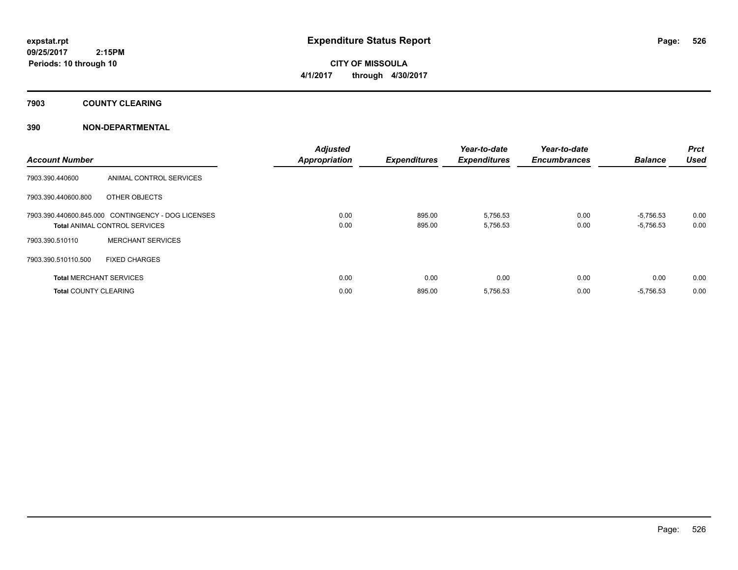# Expenditure Status Report

**expstat.rpt**
**09/25/2017 2:15PM**
**Periods: 10 through 10**

**CITY OF MISSOULA**
**4/1/2017 through 4/30/2017**

## 7903 COUNTY CLEARING

### 390 NON-DEPARTMENTAL

| Account Number | | Adjusted Appropriation | Expenditures | Year-to-date Expenditures | Year-to-date Encumbrances | Balance | Prct Used |
|---|---|---|---|---|---|---|---|
| 7903.390.440600 | ANIMAL CONTROL SERVICES | | | | | | |
| 7903.390.440600.800 | OTHER OBJECTS | | | | | | |
| 7903.390.440600.845.000 | CONTINGENCY - DOG LICENSES | 0.00 | 895.00 | 5,756.53 | 0.00 | -5,756.53 | 0.00 |
| **Total** ANIMAL CONTROL SERVICES | | 0.00 | 895.00 | 5,756.53 | 0.00 | -5,756.53 | 0.00 |
| 7903.390.510110 | MERCHANT SERVICES | | | | | | |
| 7903.390.510110.500 | FIXED CHARGES | | | | | | |
| **Total** MERCHANT SERVICES | | 0.00 | 0.00 | 0.00 | 0.00 | 0.00 | 0.00 |
| **Total** COUNTY CLEARING | | 0.00 | 895.00 | 5,756.53 | 0.00 | -5,756.53 | 0.00 |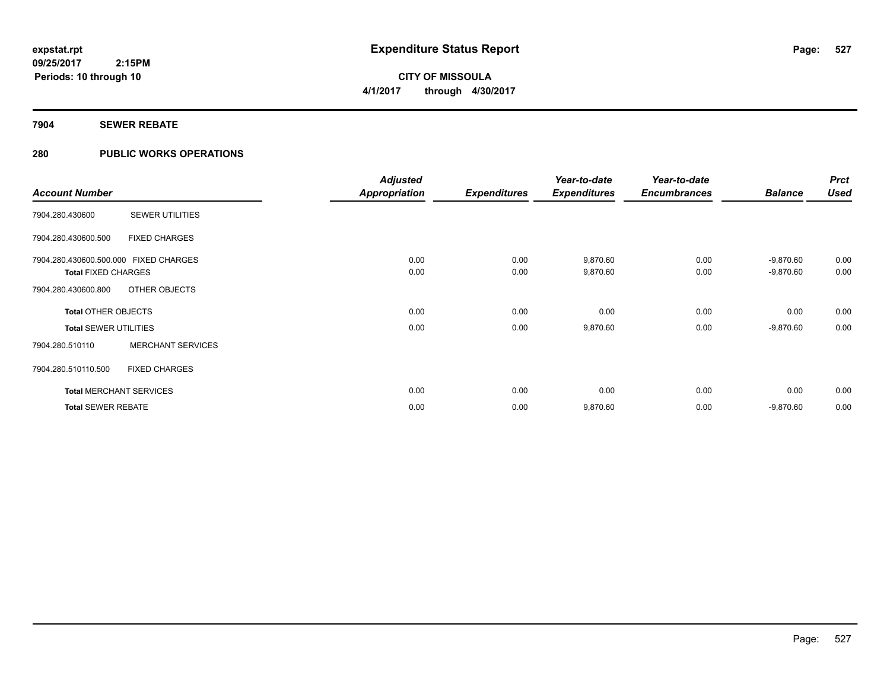**expstat.rpt**
**09/25/2017 2:15PM**
**Periods: 10 through 10**

# Expenditure Status Report

**CITY OF MISSOULA**
**4/1/2017 through 4/30/2017**

## 7904 SEWER REBATE

## 280 PUBLIC WORKS OPERATIONS

| Account Number | | Adjusted Appropriation | Expenditures | Year-to-date Expenditures | Year-to-date Encumbrances | Balance | Prct Used |
|---|---|---|---|---|---|---|---|
| 7904.280.430600 | SEWER UTILITIES | | | | | | |
| 7904.280.430600.500 | FIXED CHARGES | | | | | | |
| 7904.280.430600.500.000 | FIXED CHARGES | 0.00 | 0.00 | 9,870.60 | 0.00 | -9,870.60 | 0.00 |
| **Total** FIXED CHARGES | | 0.00 | 0.00 | 9,870.60 | 0.00 | -9,870.60 | 0.00 |
| 7904.280.430600.800 | OTHER OBJECTS | | | | | | |
| **Total** OTHER OBJECTS | | 0.00 | 0.00 | 0.00 | 0.00 | 0.00 | 0.00 |
| **Total** SEWER UTILITIES | | 0.00 | 0.00 | 9,870.60 | 0.00 | -9,870.60 | 0.00 |
| 7904.280.510110 | MERCHANT SERVICES | | | | | | |
| 7904.280.510110.500 | FIXED CHARGES | | | | | | |
| **Total** MERCHANT SERVICES | | 0.00 | 0.00 | 0.00 | 0.00 | 0.00 | 0.00 |
| **Total** SEWER REBATE | | 0.00 | 0.00 | 9,870.60 | 0.00 | -9,870.60 | 0.00 |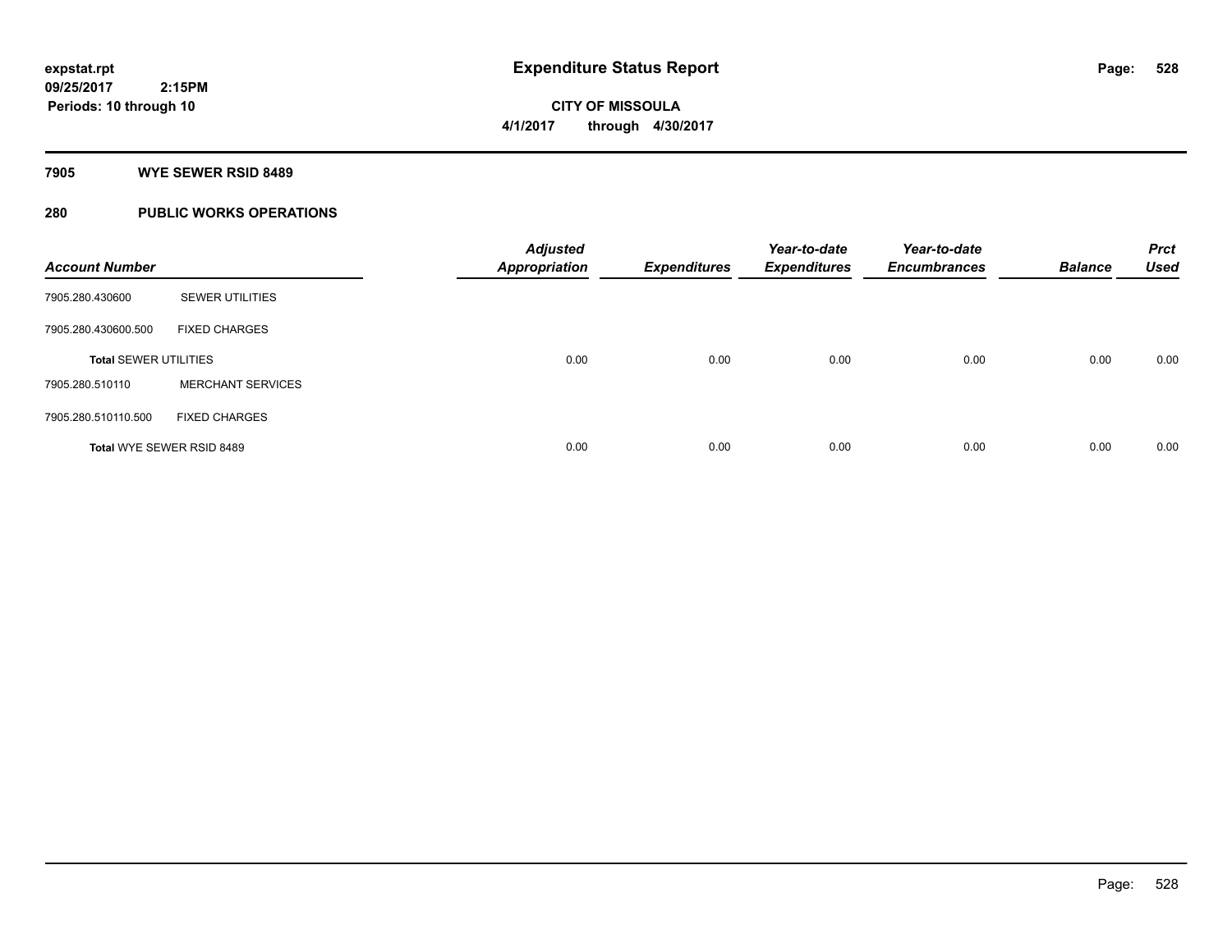**expstat.rpt**
**09/25/2017 2:15PM**
**Periods: 10 through 10**

# Expenditure Status Report

**CITY OF MISSOULA**
**4/1/2017 through 4/30/2017**

## 7905 WYE SEWER RSID 8489

## 280 PUBLIC WORKS OPERATIONS

| Account Number | | Adjusted Appropriation | Expenditures | Year-to-date Expenditures | Year-to-date Encumbrances | Balance | Prct Used |
|---|---|---|---|---|---|---|---|
| 7905.280.430600 | SEWER UTILITIES | | | | | | |
| 7905.280.430600.500 | FIXED CHARGES | | | | | | |
| **Total** SEWER UTILITIES | | 0.00 | 0.00 | 0.00 | 0.00 | 0.00 | 0.00 |
| 7905.280.510110 | MERCHANT SERVICES | | | | | | |
| 7905.280.510110.500 | FIXED CHARGES | | | | | | |
| **Total** WYE SEWER RSID 8489 | | 0.00 | 0.00 | 0.00 | 0.00 | 0.00 | 0.00 |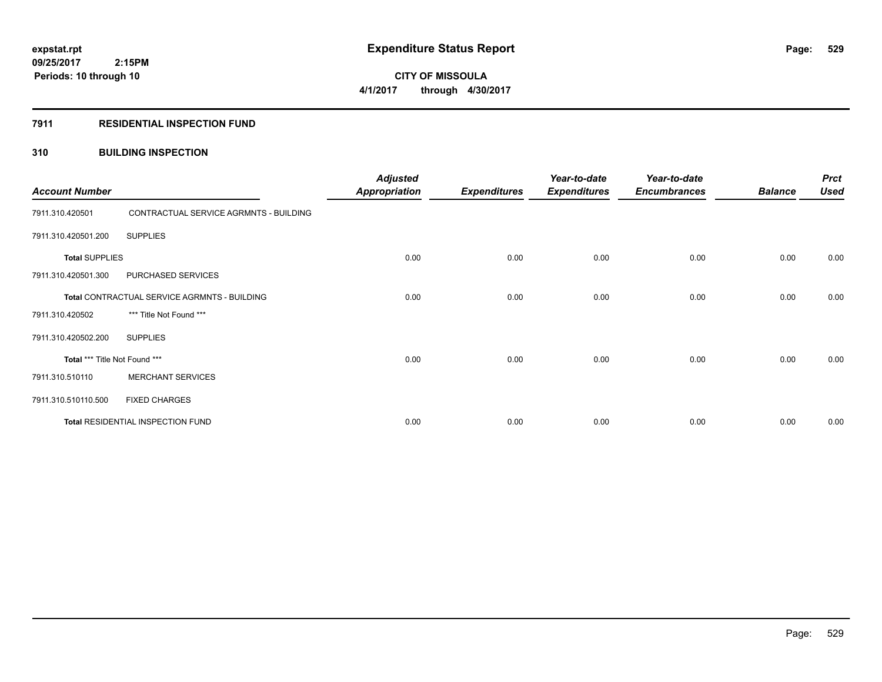**expstat.rpt**
**09/25/2017 2:15PM**
**Periods: 10 through 10**

# Expenditure Status Report

**CITY OF MISSOULA**
**4/1/2017 through 4/30/2017**

## 7911 RESIDENTIAL INSPECTION FUND

### 310 BUILDING INSPECTION

| Account Number | | Adjusted Appropriation | Expenditures | Year-to-date Expenditures | Year-to-date Encumbrances | Balance | Prct Used |
|---|---|---|---|---|---|---|---|
| 7911.310.420501 | CONTRACTUAL SERVICE AGRMNTS - BUILDING | | | | | | |
| 7911.310.420501.200 | SUPPLIES | | | | | | |
| **Total** SUPPLIES | | 0.00 | 0.00 | 0.00 | 0.00 | 0.00 | 0.00 |
| 7911.310.420501.300 | PURCHASED SERVICES | | | | | | |
| **Total** CONTRACTUAL SERVICE AGRMNTS - BUILDING | | 0.00 | 0.00 | 0.00 | 0.00 | 0.00 | 0.00 |
| 7911.310.420502 | *** Title Not Found *** | | | | | | |
| 7911.310.420502.200 | SUPPLIES | | | | | | |
| **Total** *** Title Not Found *** | | 0.00 | 0.00 | 0.00 | 0.00 | 0.00 | 0.00 |
| 7911.310.510110 | MERCHANT SERVICES | | | | | | |
| 7911.310.510110.500 | FIXED CHARGES | | | | | | |
| **Total** RESIDENTIAL INSPECTION FUND | | 0.00 | 0.00 | 0.00 | 0.00 | 0.00 | 0.00 |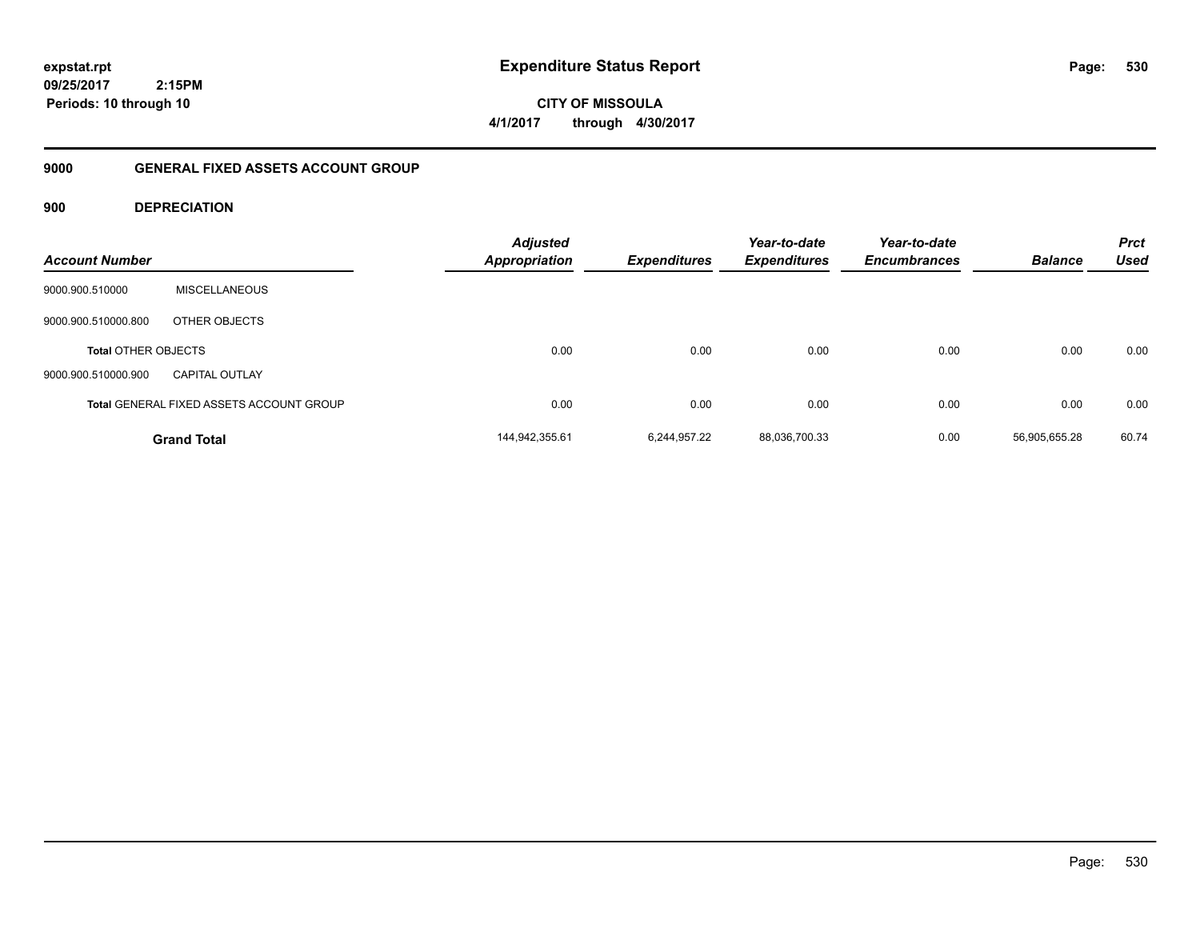# Expenditure Status Report

**CITY OF MISSOULA**

**4/1/2017 through 4/30/2017**

expstat.rpt
09/25/2017 2:15PM
Periods: 10 through 10

## 9000 GENERAL FIXED ASSETS ACCOUNT GROUP

### 900 DEPRECIATION

| Account Number | | Adjusted Appropriation | Expenditures | Year-to-date Expenditures | Year-to-date Encumbrances | Balance | Prct Used |
|---|---|---|---|---|---|---|---|
| 9000.900.510000 | MISCELLANEOUS | | | | | | |
| 9000.900.510000.800 | OTHER OBJECTS | | | | | | |
| **Total** OTHER OBJECTS | | 0.00 | 0.00 | 0.00 | 0.00 | 0.00 | 0.00 |
| 9000.900.510000.900 | CAPITAL OUTLAY | | | | | | |
| **Total** GENERAL FIXED ASSETS ACCOUNT GROUP | | 0.00 | 0.00 | 0.00 | 0.00 | 0.00 | 0.00 |
| **Grand Total** | | 144,942,355.61 | 6,244,957.22 | 88,036,700.33 | 0.00 | 56,905,655.28 | 60.74 |